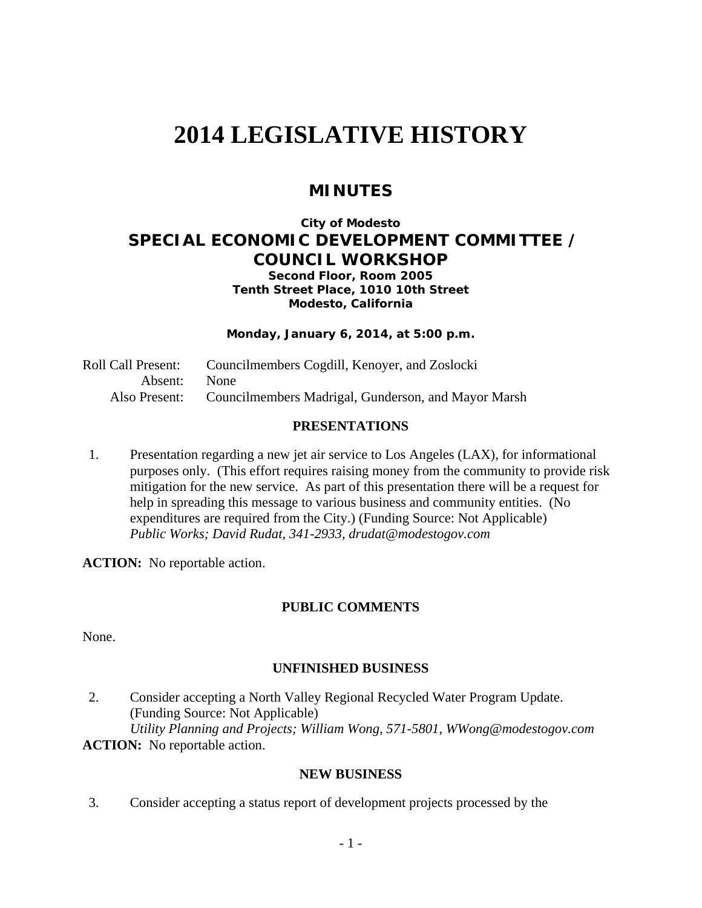# 2014 LEGISLATIVE HISTORY

## MINUTES

**City of Modesto**

### SPECIAL ECONOMIC DEVELOPMENT COMMITTEE / COUNCIL WORKSHOP

**Second Floor, Room 2005**
**Tenth Street Place, 1010 10th Street**
**Modesto, California**

**Monday, January 6, 2014, at 5:00 p.m.**

Roll Call Present: Councilmembers Cogdill, Kenoyer, and Zoslocki
Absent: None
Also Present: Councilmembers Madrigal, Gunderson, and Mayor Marsh

**PRESENTATIONS**

1. Presentation regarding a new jet air service to Los Angeles (LAX), for informational purposes only. (This effort requires raising money from the community to provide risk mitigation for the new service. As part of this presentation there will be a request for help in spreading this message to various business and community entities. (No expenditures are required from the City.) (Funding Source: Not Applicable)
*Public Works; David Rudat, 341-2933, drudat@modestogov.com*

**ACTION:** No reportable action.

**PUBLIC COMMENTS**

None.

**UNFINISHED BUSINESS**

2. Consider accepting a North Valley Regional Recycled Water Program Update. (Funding Source: Not Applicable)
*Utility Planning and Projects; William Wong, 571-5801, WWong@modestogov.com*

**ACTION:** No reportable action.

**NEW BUSINESS**

3. Consider accepting a status report of development projects processed by the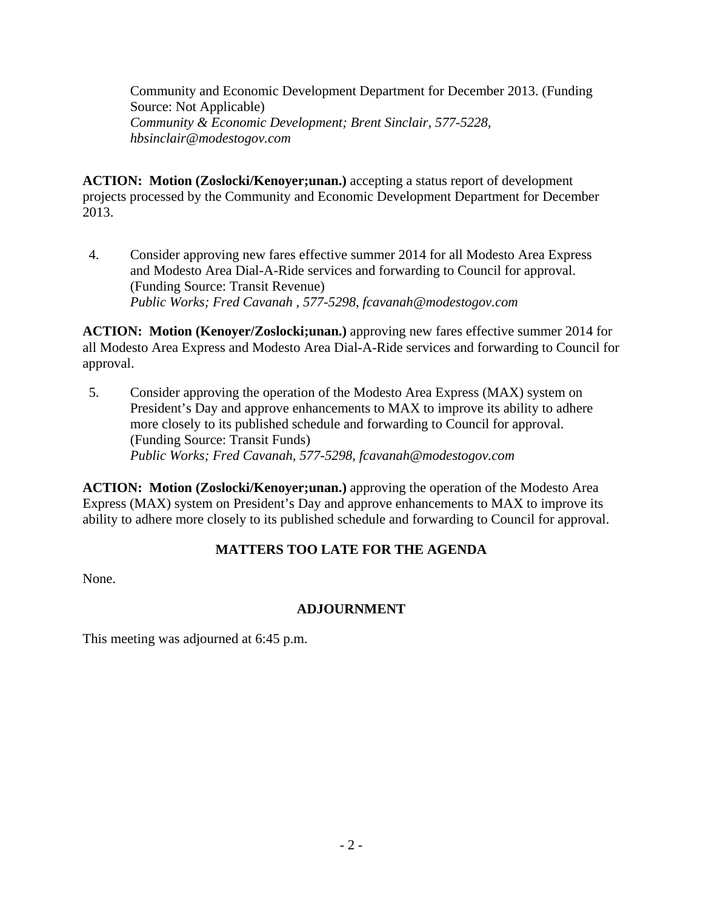Community and Economic Development Department for December 2013. (Funding Source: Not Applicable)
*Community & Economic Development; Brent Sinclair, 577-5228, hbsinclair@modestogov.com*

**ACTION: Motion (Zoslocki/Kenoyer;unan.)** accepting a status report of development projects processed by the Community and Economic Development Department for December 2013.

4. Consider approving new fares effective summer 2014 for all Modesto Area Express and Modesto Area Dial-A-Ride services and forwarding to Council for approval. (Funding Source: Transit Revenue)
*Public Works; Fred Cavanah , 577-5298, fcavanah@modestogov.com*

**ACTION: Motion (Kenoyer/Zoslocki;unan.)** approving new fares effective summer 2014 for all Modesto Area Express and Modesto Area Dial-A-Ride services and forwarding to Council for approval.

5. Consider approving the operation of the Modesto Area Express (MAX) system on President's Day and approve enhancements to MAX to improve its ability to adhere more closely to its published schedule and forwarding to Council for approval. (Funding Source: Transit Funds)
*Public Works; Fred Cavanah, 577-5298, fcavanah@modestogov.com*

**ACTION: Motion (Zoslocki/Kenoyer;unan.)** approving the operation of the Modesto Area Express (MAX) system on President's Day and approve enhancements to MAX to improve its ability to adhere more closely to its published schedule and forwarding to Council for approval.

## MATTERS TOO LATE FOR THE AGENDA

None.

## ADJOURNMENT

This meeting was adjourned at 6:45 p.m.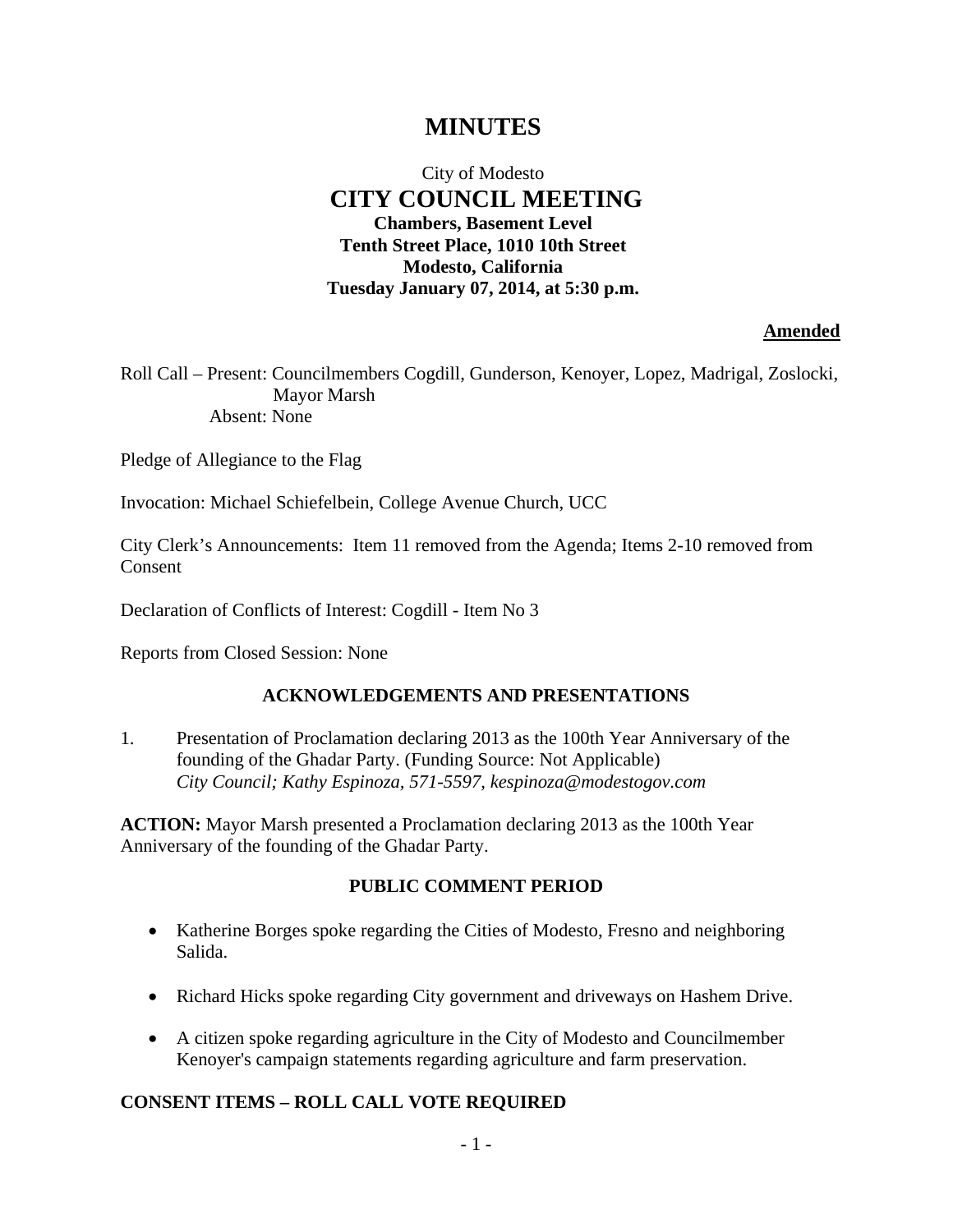# MINUTES

City of Modesto

## CITY COUNCIL MEETING

**Chambers, Basement Level**
**Tenth Street Place, 1010 10th Street**
**Modesto, California**
**Tuesday January 07, 2014, at 5:30 p.m.**

**Amended**

Roll Call – Present: Councilmembers Cogdill, Gunderson, Kenoyer, Lopez, Madrigal, Zoslocki, Mayor Marsh
Absent: None

Pledge of Allegiance to the Flag

Invocation: Michael Schiefelbein, College Avenue Church, UCC

City Clerk's Announcements: Item 11 removed from the Agenda; Items 2-10 removed from Consent

Declaration of Conflicts of Interest: Cogdill - Item No 3

Reports from Closed Session: None

### ACKNOWLEDGEMENTS AND PRESENTATIONS

1. Presentation of Proclamation declaring 2013 as the 100th Year Anniversary of the founding of the Ghadar Party. (Funding Source: Not Applicable)
   *City Council; Kathy Espinoza, 571-5597, kespinoza@modestogov.com*

**ACTION:** Mayor Marsh presented a Proclamation declaring 2013 as the 100th Year Anniversary of the founding of the Ghadar Party.

### PUBLIC COMMENT PERIOD

- Katherine Borges spoke regarding the Cities of Modesto, Fresno and neighboring Salida.
- Richard Hicks spoke regarding City government and driveways on Hashem Drive.
- A citizen spoke regarding agriculture in the City of Modesto and Councilmember Kenoyer's campaign statements regarding agriculture and farm preservation.

### CONSENT ITEMS – ROLL CALL VOTE REQUIRED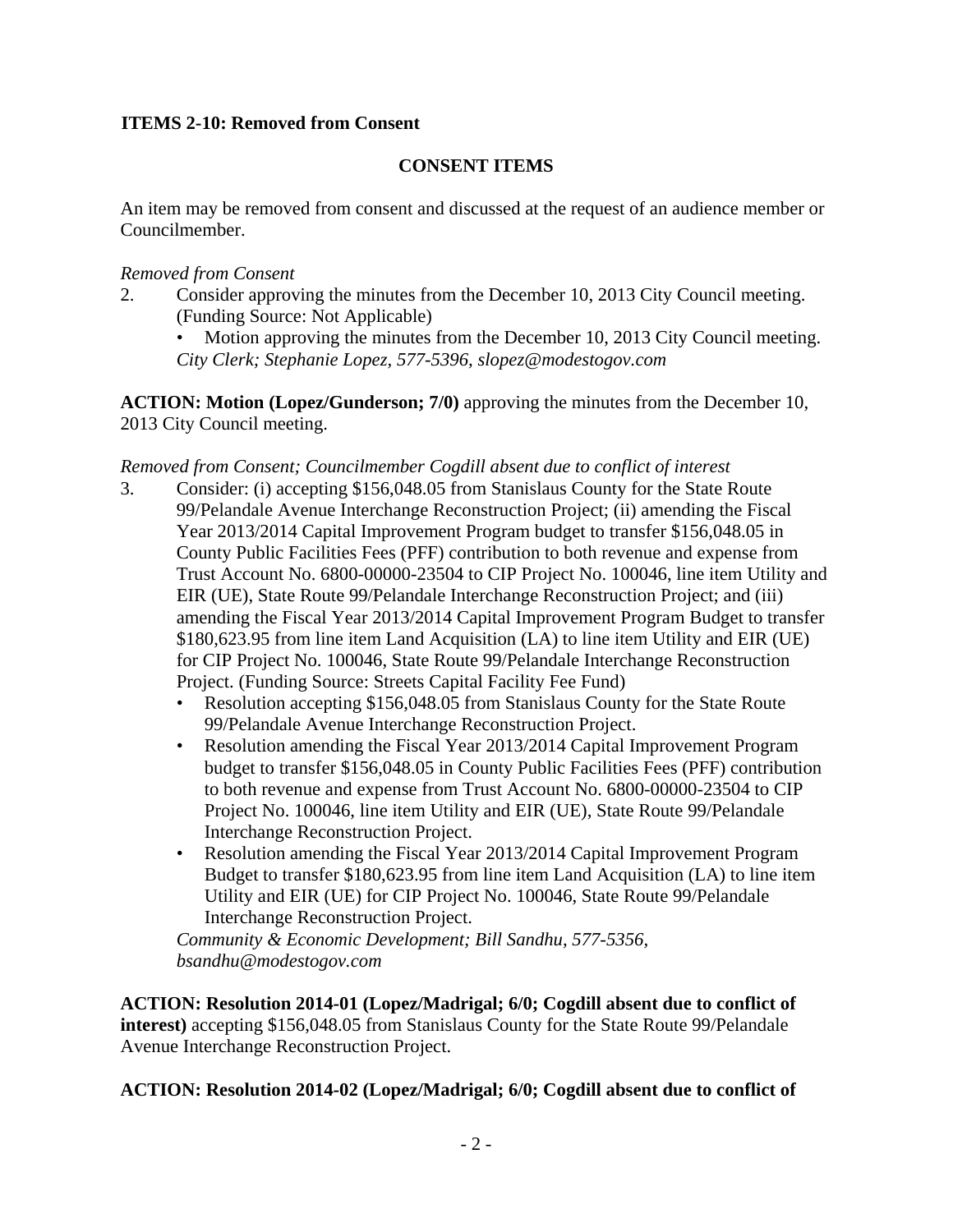**ITEMS 2-10: Removed from Consent**

**CONSENT ITEMS**

An item may be removed from consent and discussed at the request of an audience member or Councilmember.

*Removed from Consent*

2. Consider approving the minutes from the December 10, 2013 City Council meeting. (Funding Source: Not Applicable)
   - Motion approving the minutes from the December 10, 2013 City Council meeting.

   *City Clerk; Stephanie Lopez, 577-5396, slopez@modestogov.com*

**ACTION: Motion (Lopez/Gunderson; 7/0)** approving the minutes from the December 10, 2013 City Council meeting.

*Removed from Consent; Councilmember Cogdill absent due to conflict of interest*

3. Consider: (i) accepting $156,048.05 from Stanislaus County for the State Route 99/Pelandale Avenue Interchange Reconstruction Project; (ii) amending the Fiscal Year 2013/2014 Capital Improvement Program budget to transfer $156,048.05 in County Public Facilities Fees (PFF) contribution to both revenue and expense from Trust Account No. 6800-00000-23504 to CIP Project No. 100046, line item Utility and EIR (UE), State Route 99/Pelandale Interchange Reconstruction Project; and (iii) amending the Fiscal Year 2013/2014 Capital Improvement Program Budget to transfer $180,623.95 from line item Land Acquisition (LA) to line item Utility and EIR (UE) for CIP Project No. 100046, State Route 99/Pelandale Interchange Reconstruction Project. (Funding Source: Streets Capital Facility Fee Fund)
   - Resolution accepting $156,048.05 from Stanislaus County for the State Route 99/Pelandale Avenue Interchange Reconstruction Project.
   - Resolution amending the Fiscal Year 2013/2014 Capital Improvement Program budget to transfer $156,048.05 in County Public Facilities Fees (PFF) contribution to both revenue and expense from Trust Account No. 6800-00000-23504 to CIP Project No. 100046, line item Utility and EIR (UE), State Route 99/Pelandale Interchange Reconstruction Project.
   - Resolution amending the Fiscal Year 2013/2014 Capital Improvement Program Budget to transfer $180,623.95 from line item Land Acquisition (LA) to line item Utility and EIR (UE) for CIP Project No. 100046, State Route 99/Pelandale Interchange Reconstruction Project.

   *Community & Economic Development; Bill Sandhu, 577-5356, bsandhu@modestogov.com*

**ACTION: Resolution 2014-01 (Lopez/Madrigal; 6/0; Cogdill absent due to conflict of interest)** accepting $156,048.05 from Stanislaus County for the State Route 99/Pelandale Avenue Interchange Reconstruction Project.

**ACTION: Resolution 2014-02 (Lopez/Madrigal; 6/0; Cogdill absent due to conflict of**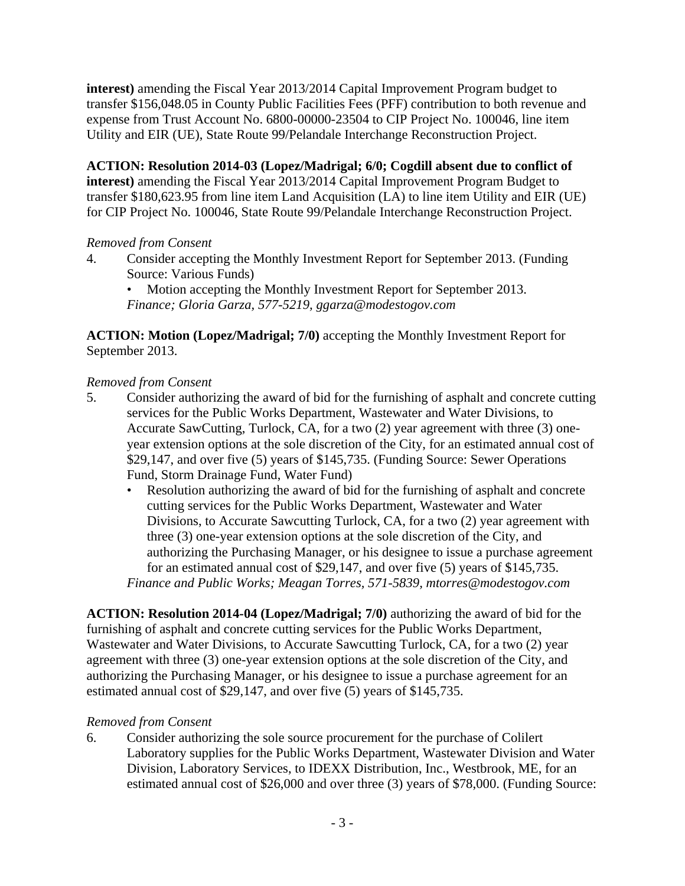**interest)** amending the Fiscal Year 2013/2014 Capital Improvement Program budget to transfer $156,048.05 in County Public Facilities Fees (PFF) contribution to both revenue and expense from Trust Account No. 6800-00000-23504 to CIP Project No. 100046, line item Utility and EIR (UE), State Route 99/Pelandale Interchange Reconstruction Project.

**ACTION: Resolution 2014-03 (Lopez/Madrigal; 6/0; Cogdill absent due to conflict of interest)** amending the Fiscal Year 2013/2014 Capital Improvement Program Budget to transfer $180,623.95 from line item Land Acquisition (LA) to line item Utility and EIR (UE) for CIP Project No. 100046, State Route 99/Pelandale Interchange Reconstruction Project.

*Removed from Consent*

4. Consider accepting the Monthly Investment Report for September 2013. (Funding Source: Various Funds)
   - Motion accepting the Monthly Investment Report for September 2013.

   *Finance; Gloria Garza, 577-5219, ggarza@modestogov.com*

**ACTION: Motion (Lopez/Madrigal; 7/0)** accepting the Monthly Investment Report for September 2013.

*Removed from Consent*

5. Consider authorizing the award of bid for the furnishing of asphalt and concrete cutting services for the Public Works Department, Wastewater and Water Divisions, to Accurate SawCutting, Turlock, CA, for a two (2) year agreement with three (3) one-year extension options at the sole discretion of the City, for an estimated annual cost of $29,147, and over five (5) years of $145,735. (Funding Source: Sewer Operations Fund, Storm Drainage Fund, Water Fund)
   - Resolution authorizing the award of bid for the furnishing of asphalt and concrete cutting services for the Public Works Department, Wastewater and Water Divisions, to Accurate Sawcutting Turlock, CA, for a two (2) year agreement with three (3) one-year extension options at the sole discretion of the City, and authorizing the Purchasing Manager, or his designee to issue a purchase agreement for an estimated annual cost of $29,147, and over five (5) years of $145,735.

   *Finance and Public Works; Meagan Torres, 571-5839, mtorres@modestogov.com*

**ACTION: Resolution 2014-04 (Lopez/Madrigal; 7/0)** authorizing the award of bid for the furnishing of asphalt and concrete cutting services for the Public Works Department, Wastewater and Water Divisions, to Accurate Sawcutting Turlock, CA, for a two (2) year agreement with three (3) one-year extension options at the sole discretion of the City, and authorizing the Purchasing Manager, or his designee to issue a purchase agreement for an estimated annual cost of $29,147, and over five (5) years of $145,735.

*Removed from Consent*

6. Consider authorizing the sole source procurement for the purchase of Colilert Laboratory supplies for the Public Works Department, Wastewater Division and Water Division, Laboratory Services, to IDEXX Distribution, Inc., Westbrook, ME, for an estimated annual cost of $26,000 and over three (3) years of $78,000. (Funding Source: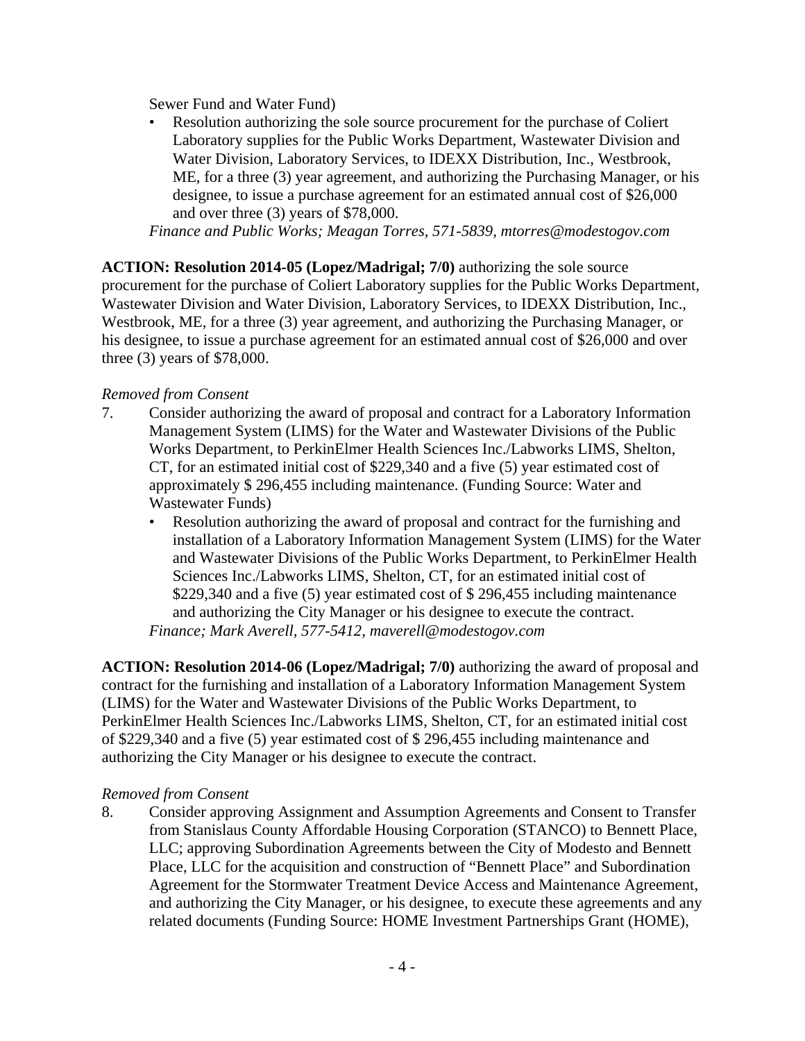Sewer Fund and Water Fund)

- Resolution authorizing the sole source procurement for the purchase of Coliert Laboratory supplies for the Public Works Department, Wastewater Division and Water Division, Laboratory Services, to IDEXX Distribution, Inc., Westbrook, ME, for a three (3) year agreement, and authorizing the Purchasing Manager, or his designee, to issue a purchase agreement for an estimated annual cost of $26,000 and over three (3) years of $78,000.

*Finance and Public Works; Meagan Torres, 571-5839, mtorres@modestogov.com*

**ACTION: Resolution 2014-05 (Lopez/Madrigal; 7/0)** authorizing the sole source procurement for the purchase of Coliert Laboratory supplies for the Public Works Department, Wastewater Division and Water Division, Laboratory Services, to IDEXX Distribution, Inc., Westbrook, ME, for a three (3) year agreement, and authorizing the Purchasing Manager, or his designee, to issue a purchase agreement for an estimated annual cost of $26,000 and over three (3) years of $78,000.

*Removed from Consent*

7. Consider authorizing the award of proposal and contract for a Laboratory Information Management System (LIMS) for the Water and Wastewater Divisions of the Public Works Department, to PerkinElmer Health Sciences Inc./Labworks LIMS, Shelton, CT, for an estimated initial cost of $229,340 and a five (5) year estimated cost of approximately $ 296,455 including maintenance. (Funding Source: Water and Wastewater Funds)
   - Resolution authorizing the award of proposal and contract for the furnishing and installation of a Laboratory Information Management System (LIMS) for the Water and Wastewater Divisions of the Public Works Department, to PerkinElmer Health Sciences Inc./Labworks LIMS, Shelton, CT, for an estimated initial cost of $229,340 and a five (5) year estimated cost of $ 296,455 including maintenance and authorizing the City Manager or his designee to execute the contract.

   *Finance; Mark Averell, 577-5412, maverell@modestogov.com*

**ACTION: Resolution 2014-06 (Lopez/Madrigal; 7/0)** authorizing the award of proposal and contract for the furnishing and installation of a Laboratory Information Management System (LIMS) for the Water and Wastewater Divisions of the Public Works Department, to PerkinElmer Health Sciences Inc./Labworks LIMS, Shelton, CT, for an estimated initial cost of $229,340 and a five (5) year estimated cost of $ 296,455 including maintenance and authorizing the City Manager or his designee to execute the contract.

*Removed from Consent*

8. Consider approving Assignment and Assumption Agreements and Consent to Transfer from Stanislaus County Affordable Housing Corporation (STANCO) to Bennett Place, LLC; approving Subordination Agreements between the City of Modesto and Bennett Place, LLC for the acquisition and construction of "Bennett Place" and Subordination Agreement for the Stormwater Treatment Device Access and Maintenance Agreement, and authorizing the City Manager, or his designee, to execute these agreements and any related documents (Funding Source: HOME Investment Partnerships Grant (HOME),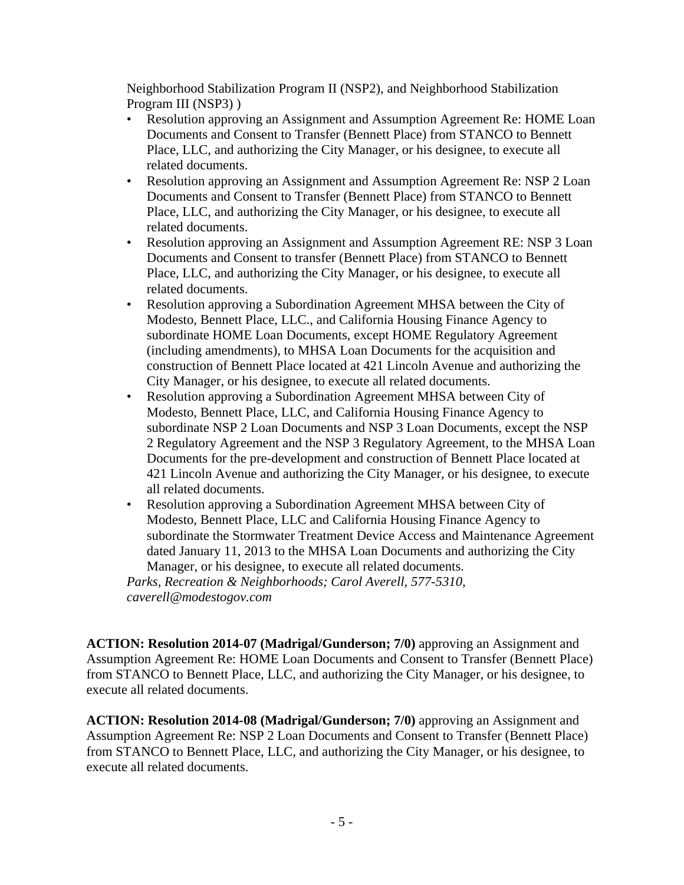Neighborhood Stabilization Program II (NSP2), and Neighborhood Stabilization Program III (NSP3) )

- Resolution approving an Assignment and Assumption Agreement Re: HOME Loan Documents and Consent to Transfer (Bennett Place) from STANCO to Bennett Place, LLC, and authorizing the City Manager, or his designee, to execute all related documents.
- Resolution approving an Assignment and Assumption Agreement Re: NSP 2 Loan Documents and Consent to Transfer (Bennett Place) from STANCO to Bennett Place, LLC, and authorizing the City Manager, or his designee, to execute all related documents.
- Resolution approving an Assignment and Assumption Agreement RE: NSP 3 Loan Documents and Consent to transfer (Bennett Place) from STANCO to Bennett Place, LLC, and authorizing the City Manager, or his designee, to execute all related documents.
- Resolution approving a Subordination Agreement MHSA between the City of Modesto, Bennett Place, LLC., and California Housing Finance Agency to subordinate HOME Loan Documents, except HOME Regulatory Agreement (including amendments), to MHSA Loan Documents for the acquisition and construction of Bennett Place located at 421 Lincoln Avenue and authorizing the City Manager, or his designee, to execute all related documents.
- Resolution approving a Subordination Agreement MHSA between City of Modesto, Bennett Place, LLC, and California Housing Finance Agency to subordinate NSP 2 Loan Documents and NSP 3 Loan Documents, except the NSP 2 Regulatory Agreement and the NSP 3 Regulatory Agreement, to the MHSA Loan Documents for the pre-development and construction of Bennett Place located at 421 Lincoln Avenue and authorizing the City Manager, or his designee, to execute all related documents.
- Resolution approving a Subordination Agreement MHSA between City of Modesto, Bennett Place, LLC and California Housing Finance Agency to subordinate the Stormwater Treatment Device Access and Maintenance Agreement dated January 11, 2013 to the MHSA Loan Documents and authorizing the City Manager, or his designee, to execute all related documents.

*Parks, Recreation & Neighborhoods; Carol Averell, 577-5310, caverell@modestogov.com*

**ACTION: Resolution 2014-07 (Madrigal/Gunderson; 7/0)** approving an Assignment and Assumption Agreement Re: HOME Loan Documents and Consent to Transfer (Bennett Place) from STANCO to Bennett Place, LLC, and authorizing the City Manager, or his designee, to execute all related documents.

**ACTION: Resolution 2014-08 (Madrigal/Gunderson; 7/0)** approving an Assignment and Assumption Agreement Re: NSP 2 Loan Documents and Consent to Transfer (Bennett Place) from STANCO to Bennett Place, LLC, and authorizing the City Manager, or his designee, to execute all related documents.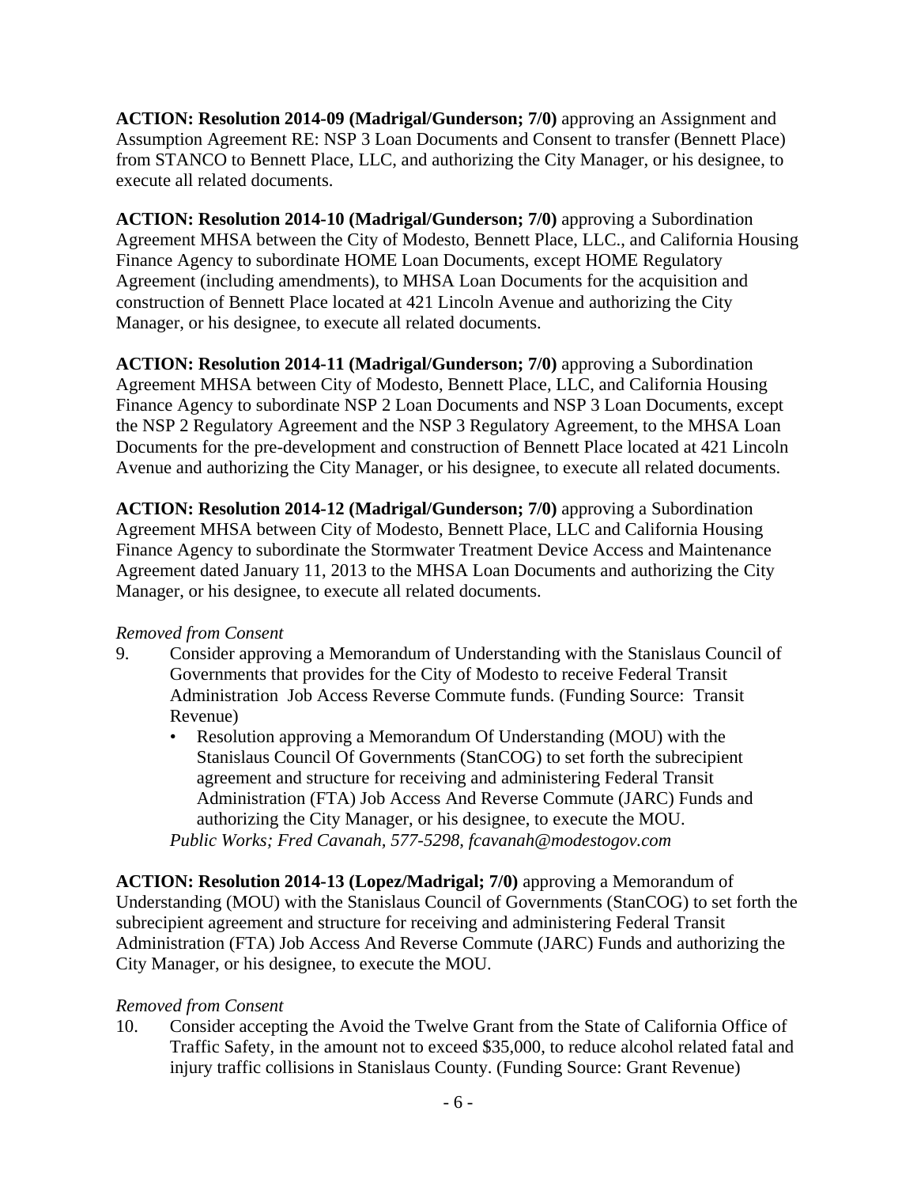**ACTION: Resolution 2014-09 (Madrigal/Gunderson; 7/0)** approving an Assignment and Assumption Agreement RE: NSP 3 Loan Documents and Consent to transfer (Bennett Place) from STANCO to Bennett Place, LLC, and authorizing the City Manager, or his designee, to execute all related documents.

**ACTION: Resolution 2014-10 (Madrigal/Gunderson; 7/0)** approving a Subordination Agreement MHSA between the City of Modesto, Bennett Place, LLC., and California Housing Finance Agency to subordinate HOME Loan Documents, except HOME Regulatory Agreement (including amendments), to MHSA Loan Documents for the acquisition and construction of Bennett Place located at 421 Lincoln Avenue and authorizing the City Manager, or his designee, to execute all related documents.

**ACTION: Resolution 2014-11 (Madrigal/Gunderson; 7/0)** approving a Subordination Agreement MHSA between City of Modesto, Bennett Place, LLC, and California Housing Finance Agency to subordinate NSP 2 Loan Documents and NSP 3 Loan Documents, except the NSP 2 Regulatory Agreement and the NSP 3 Regulatory Agreement, to the MHSA Loan Documents for the pre-development and construction of Bennett Place located at 421 Lincoln Avenue and authorizing the City Manager, or his designee, to execute all related documents.

**ACTION: Resolution 2014-12 (Madrigal/Gunderson; 7/0)** approving a Subordination Agreement MHSA between City of Modesto, Bennett Place, LLC and California Housing Finance Agency to subordinate the Stormwater Treatment Device Access and Maintenance Agreement dated January 11, 2013 to the MHSA Loan Documents and authorizing the City Manager, or his designee, to execute all related documents.

*Removed from Consent*

9. Consider approving a Memorandum of Understanding with the Stanislaus Council of Governments that provides for the City of Modesto to receive Federal Transit Administration Job Access Reverse Commute funds. (Funding Source: Transit Revenue)
   - Resolution approving a Memorandum Of Understanding (MOU) with the Stanislaus Council Of Governments (StanCOG) to set forth the subrecipient agreement and structure for receiving and administering Federal Transit Administration (FTA) Job Access And Reverse Commute (JARC) Funds and authorizing the City Manager, or his designee, to execute the MOU.

   *Public Works; Fred Cavanah, 577-5298, fcavanah@modestogov.com*

**ACTION: Resolution 2014-13 (Lopez/Madrigal; 7/0)** approving a Memorandum of Understanding (MOU) with the Stanislaus Council of Governments (StanCOG) to set forth the subrecipient agreement and structure for receiving and administering Federal Transit Administration (FTA) Job Access And Reverse Commute (JARC) Funds and authorizing the City Manager, or his designee, to execute the MOU.

*Removed from Consent*

10. Consider accepting the Avoid the Twelve Grant from the State of California Office of Traffic Safety, in the amount not to exceed $35,000, to reduce alcohol related fatal and injury traffic collisions in Stanislaus County. (Funding Source: Grant Revenue)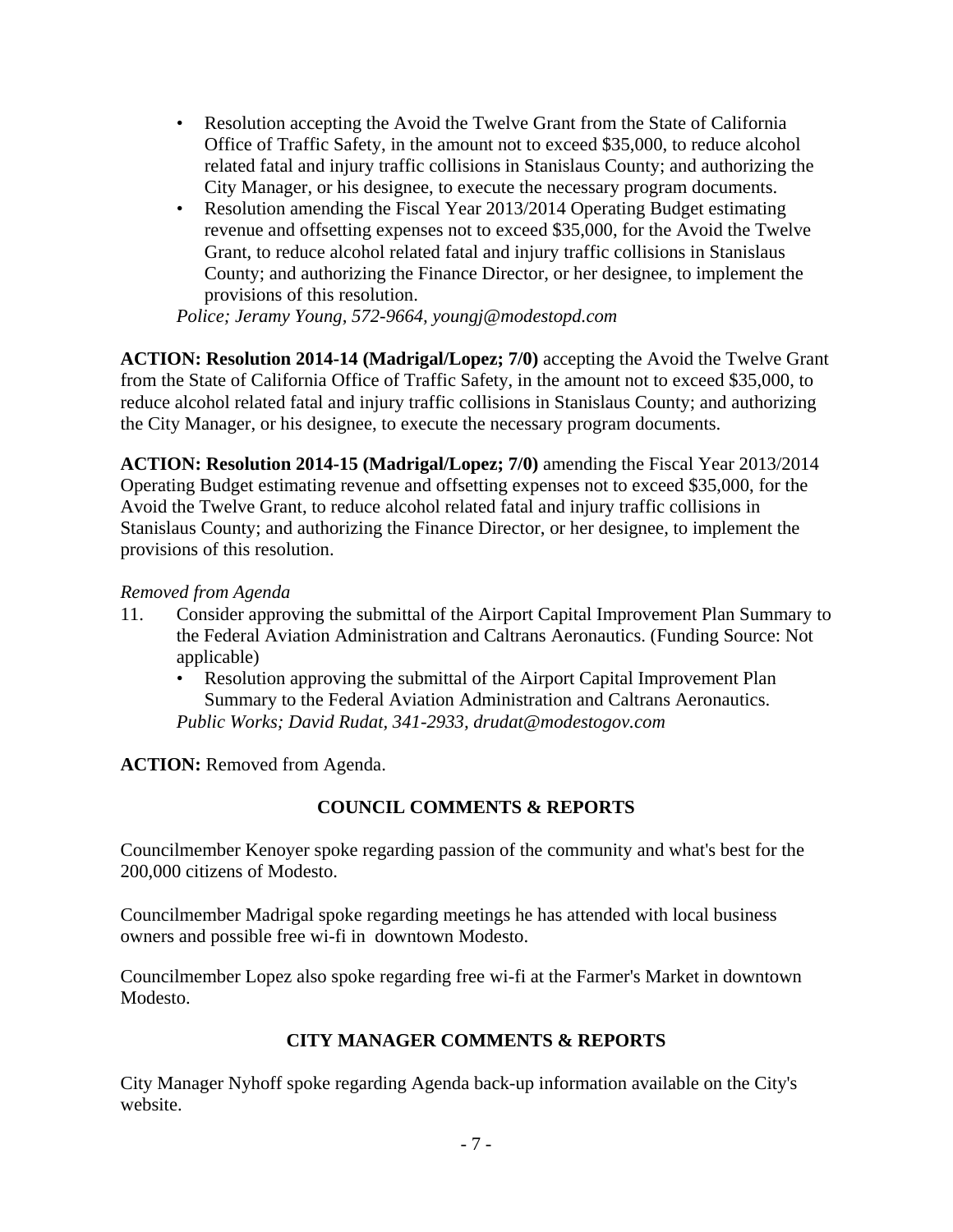- Resolution accepting the Avoid the Twelve Grant from the State of California Office of Traffic Safety, in the amount not to exceed $35,000, to reduce alcohol related fatal and injury traffic collisions in Stanislaus County; and authorizing the City Manager, or his designee, to execute the necessary program documents.
- Resolution amending the Fiscal Year 2013/2014 Operating Budget estimating revenue and offsetting expenses not to exceed $35,000, for the Avoid the Twelve Grant, to reduce alcohol related fatal and injury traffic collisions in Stanislaus County; and authorizing the Finance Director, or her designee, to implement the provisions of this resolution.

*Police; Jeramy Young, 572-9664, youngj@modestopd.com*

**ACTION: Resolution 2014-14 (Madrigal/Lopez; 7/0)** accepting the Avoid the Twelve Grant from the State of California Office of Traffic Safety, in the amount not to exceed $35,000, to reduce alcohol related fatal and injury traffic collisions in Stanislaus County; and authorizing the City Manager, or his designee, to execute the necessary program documents.

**ACTION: Resolution 2014-15 (Madrigal/Lopez; 7/0)** amending the Fiscal Year 2013/2014 Operating Budget estimating revenue and offsetting expenses not to exceed $35,000, for the Avoid the Twelve Grant, to reduce alcohol related fatal and injury traffic collisions in Stanislaus County; and authorizing the Finance Director, or her designee, to implement the provisions of this resolution.

*Removed from Agenda*

11. Consider approving the submittal of the Airport Capital Improvement Plan Summary to the Federal Aviation Administration and Caltrans Aeronautics. (Funding Source: Not applicable)
    - Resolution approving the submittal of the Airport Capital Improvement Plan Summary to the Federal Aviation Administration and Caltrans Aeronautics.

    *Public Works; David Rudat, 341-2933, drudat@modestogov.com*

**ACTION:** Removed from Agenda.

## COUNCIL COMMENTS & REPORTS

Councilmember Kenoyer spoke regarding passion of the community and what's best for the 200,000 citizens of Modesto.

Councilmember Madrigal spoke regarding meetings he has attended with local business owners and possible free wi-fi in downtown Modesto.

Councilmember Lopez also spoke regarding free wi-fi at the Farmer's Market in downtown Modesto.

## CITY MANAGER COMMENTS & REPORTS

City Manager Nyhoff spoke regarding Agenda back-up information available on the City's website.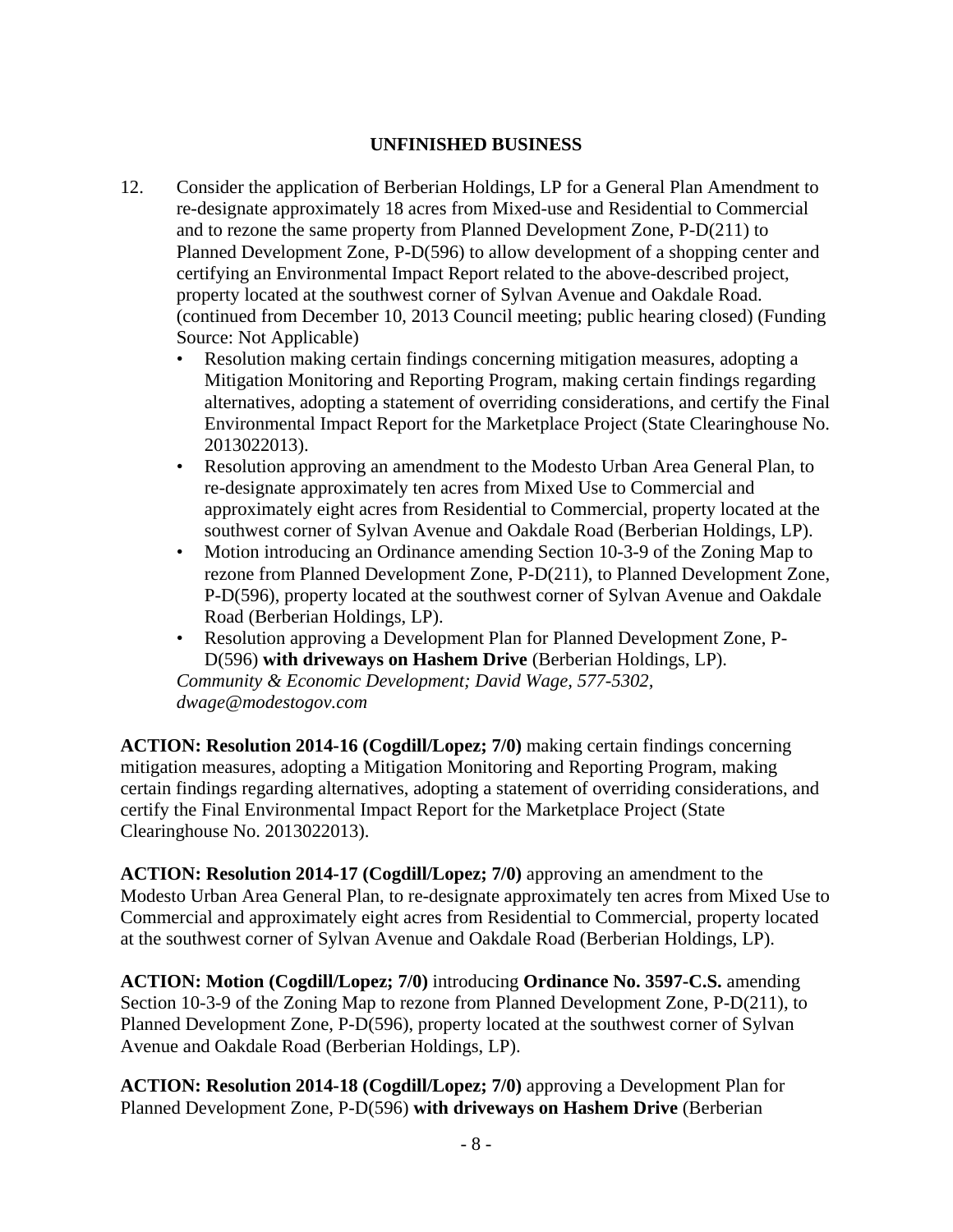## UNFINISHED BUSINESS

12. Consider the application of Berberian Holdings, LP for a General Plan Amendment to re-designate approximately 18 acres from Mixed-use and Residential to Commercial and to rezone the same property from Planned Development Zone, P-D(211) to Planned Development Zone, P-D(596) to allow development of a shopping center and certifying an Environmental Impact Report related to the above-described project, property located at the southwest corner of Sylvan Avenue and Oakdale Road. (continued from December 10, 2013 Council meeting; public hearing closed) (Funding Source: Not Applicable)
    - Resolution making certain findings concerning mitigation measures, adopting a Mitigation Monitoring and Reporting Program, making certain findings regarding alternatives, adopting a statement of overriding considerations, and certify the Final Environmental Impact Report for the Marketplace Project (State Clearinghouse No. 2013022013).
    - Resolution approving an amendment to the Modesto Urban Area General Plan, to re-designate approximately ten acres from Mixed Use to Commercial and approximately eight acres from Residential to Commercial, property located at the southwest corner of Sylvan Avenue and Oakdale Road (Berberian Holdings, LP).
    - Motion introducing an Ordinance amending Section 10-3-9 of the Zoning Map to rezone from Planned Development Zone, P-D(211), to Planned Development Zone, P-D(596), property located at the southwest corner of Sylvan Avenue and Oakdale Road (Berberian Holdings, LP).
    - Resolution approving a Development Plan for Planned Development Zone, P-D(596) **with driveways on Hashem Drive** (Berberian Holdings, LP).

    *Community & Economic Development; David Wage, 577-5302, dwage@modestogov.com*

**ACTION: Resolution 2014-16 (Cogdill/Lopez; 7/0)** making certain findings concerning mitigation measures, adopting a Mitigation Monitoring and Reporting Program, making certain findings regarding alternatives, adopting a statement of overriding considerations, and certify the Final Environmental Impact Report for the Marketplace Project (State Clearinghouse No. 2013022013).

**ACTION: Resolution 2014-17 (Cogdill/Lopez; 7/0)** approving an amendment to the Modesto Urban Area General Plan, to re-designate approximately ten acres from Mixed Use to Commercial and approximately eight acres from Residential to Commercial, property located at the southwest corner of Sylvan Avenue and Oakdale Road (Berberian Holdings, LP).

**ACTION: Motion (Cogdill/Lopez; 7/0)** introducing **Ordinance No. 3597-C.S.** amending Section 10-3-9 of the Zoning Map to rezone from Planned Development Zone, P-D(211), to Planned Development Zone, P-D(596), property located at the southwest corner of Sylvan Avenue and Oakdale Road (Berberian Holdings, LP).

**ACTION: Resolution 2014-18 (Cogdill/Lopez; 7/0)** approving a Development Plan for Planned Development Zone, P-D(596) **with driveways on Hashem Drive** (Berberian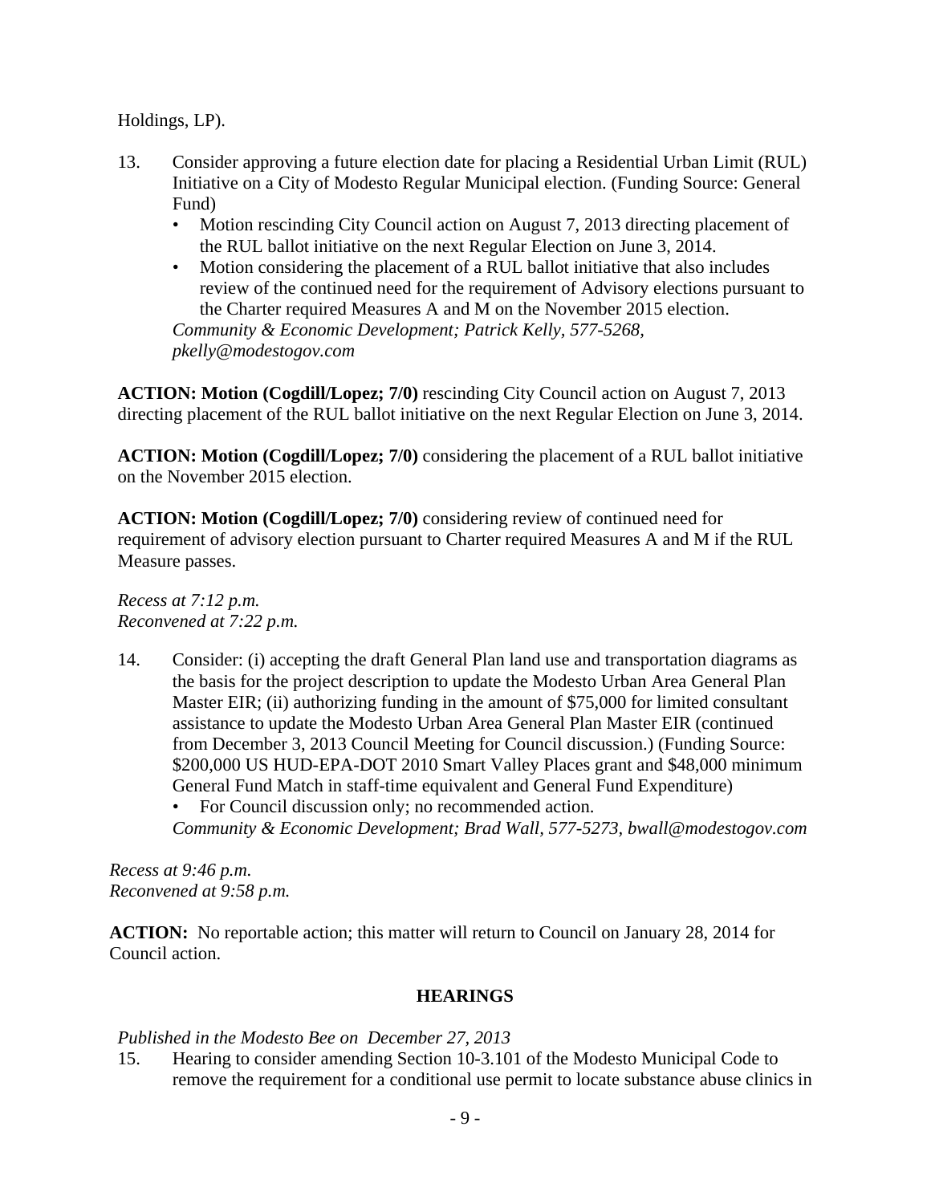Holdings, LP).

13. Consider approving a future election date for placing a Residential Urban Limit (RUL) Initiative on a City of Modesto Regular Municipal election. (Funding Source: General Fund)
    - Motion rescinding City Council action on August 7, 2013 directing placement of the RUL ballot initiative on the next Regular Election on June 3, 2014.
    - Motion considering the placement of a RUL ballot initiative that also includes review of the continued need for the requirement of Advisory elections pursuant to the Charter required Measures A and M on the November 2015 election.

    *Community & Economic Development; Patrick Kelly, 577-5268, pkelly@modestogov.com*

**ACTION: Motion (Cogdill/Lopez; 7/0)** rescinding City Council action on August 7, 2013 directing placement of the RUL ballot initiative on the next Regular Election on June 3, 2014.

**ACTION: Motion (Cogdill/Lopez; 7/0)** considering the placement of a RUL ballot initiative on the November 2015 election.

**ACTION: Motion (Cogdill/Lopez; 7/0)** considering review of continued need for requirement of advisory election pursuant to Charter required Measures A and M if the RUL Measure passes.

*Recess at 7:12 p.m.*
*Reconvened at 7:22 p.m.*

14. Consider: (i) accepting the draft General Plan land use and transportation diagrams as the basis for the project description to update the Modesto Urban Area General Plan Master EIR; (ii) authorizing funding in the amount of $75,000 for limited consultant assistance to update the Modesto Urban Area General Plan Master EIR (continued from December 3, 2013 Council Meeting for Council discussion.) (Funding Source: $200,000 US HUD-EPA-DOT 2010 Smart Valley Places grant and $48,000 minimum General Fund Match in staff-time equivalent and General Fund Expenditure)
    - For Council discussion only; no recommended action.

    *Community & Economic Development; Brad Wall, 577-5273, bwall@modestogov.com*

*Recess at 9:46 p.m.*
*Reconvened at 9:58 p.m.*

**ACTION:** No reportable action; this matter will return to Council on January 28, 2014 for Council action.

## HEARINGS

*Published in the Modesto Bee on December 27, 2013*

15. Hearing to consider amending Section 10-3.101 of the Modesto Municipal Code to remove the requirement for a conditional use permit to locate substance abuse clinics in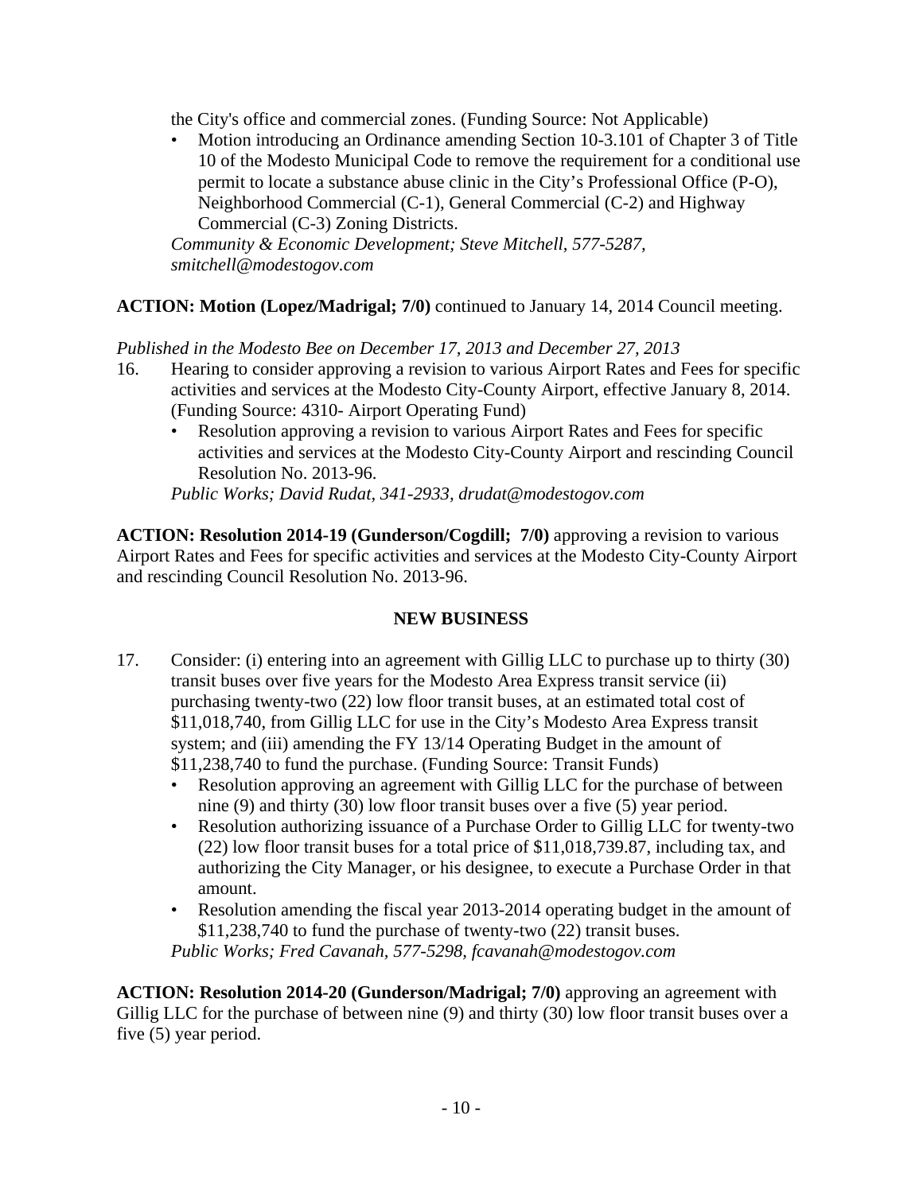the City's office and commercial zones. (Funding Source: Not Applicable)

- Motion introducing an Ordinance amending Section 10-3.101 of Chapter 3 of Title 10 of the Modesto Municipal Code to remove the requirement for a conditional use permit to locate a substance abuse clinic in the City's Professional Office (P-O), Neighborhood Commercial (C-1), General Commercial (C-2) and Highway Commercial (C-3) Zoning Districts.

*Community & Economic Development; Steve Mitchell, 577-5287, smitchell@modestogov.com*

**ACTION: Motion (Lopez/Madrigal; 7/0)** continued to January 14, 2014 Council meeting.

*Published in the Modesto Bee on December 17, 2013 and December 27, 2013*

16. Hearing to consider approving a revision to various Airport Rates and Fees for specific activities and services at the Modesto City-County Airport, effective January 8, 2014. (Funding Source: 4310- Airport Operating Fund)
    - Resolution approving a revision to various Airport Rates and Fees for specific activities and services at the Modesto City-County Airport and rescinding Council Resolution No. 2013-96.

    *Public Works; David Rudat, 341-2933, drudat@modestogov.com*

**ACTION: Resolution 2014-19 (Gunderson/Cogdill; 7/0)** approving a revision to various Airport Rates and Fees for specific activities and services at the Modesto City-County Airport and rescinding Council Resolution No. 2013-96.

## NEW BUSINESS

17. Consider: (i) entering into an agreement with Gillig LLC to purchase up to thirty (30) transit buses over five years for the Modesto Area Express transit service (ii) purchasing twenty-two (22) low floor transit buses, at an estimated total cost of \$11,018,740, from Gillig LLC for use in the City's Modesto Area Express transit system; and (iii) amending the FY 13/14 Operating Budget in the amount of \$11,238,740 to fund the purchase. (Funding Source: Transit Funds)
    - Resolution approving an agreement with Gillig LLC for the purchase of between nine (9) and thirty (30) low floor transit buses over a five (5) year period.
    - Resolution authorizing issuance of a Purchase Order to Gillig LLC for twenty-two (22) low floor transit buses for a total price of \$11,018,739.87, including tax, and authorizing the City Manager, or his designee, to execute a Purchase Order in that amount.
    - Resolution amending the fiscal year 2013-2014 operating budget in the amount of \$11,238,740 to fund the purchase of twenty-two (22) transit buses.

    *Public Works; Fred Cavanah, 577-5298, fcavanah@modestogov.com*

**ACTION: Resolution 2014-20 (Gunderson/Madrigal; 7/0)** approving an agreement with Gillig LLC for the purchase of between nine (9) and thirty (30) low floor transit buses over a five (5) year period.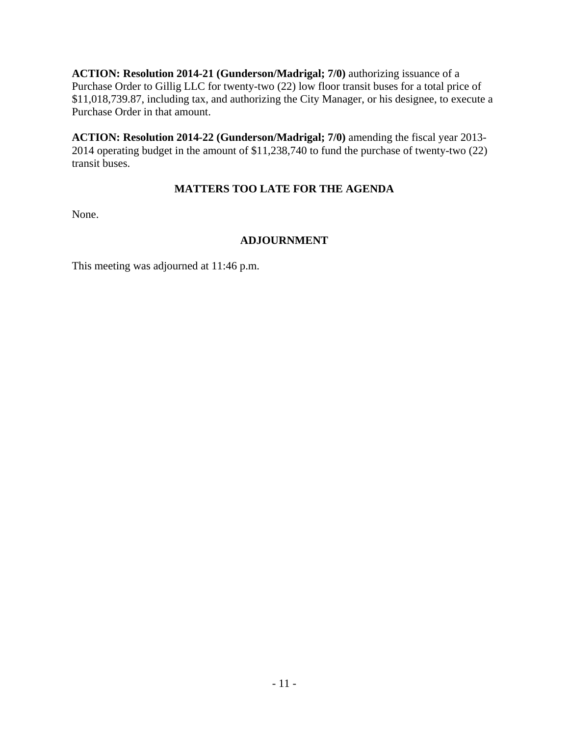**ACTION: Resolution 2014-21 (Gunderson/Madrigal; 7/0)** authorizing issuance of a Purchase Order to Gillig LLC for twenty-two (22) low floor transit buses for a total price of $11,018,739.87, including tax, and authorizing the City Manager, or his designee, to execute a Purchase Order in that amount.

**ACTION: Resolution 2014-22 (Gunderson/Madrigal; 7/0)** amending the fiscal year 2013-2014 operating budget in the amount of $11,238,740 to fund the purchase of twenty-two (22) transit buses.

## MATTERS TOO LATE FOR THE AGENDA

None.

## ADJOURNMENT

This meeting was adjourned at 11:46 p.m.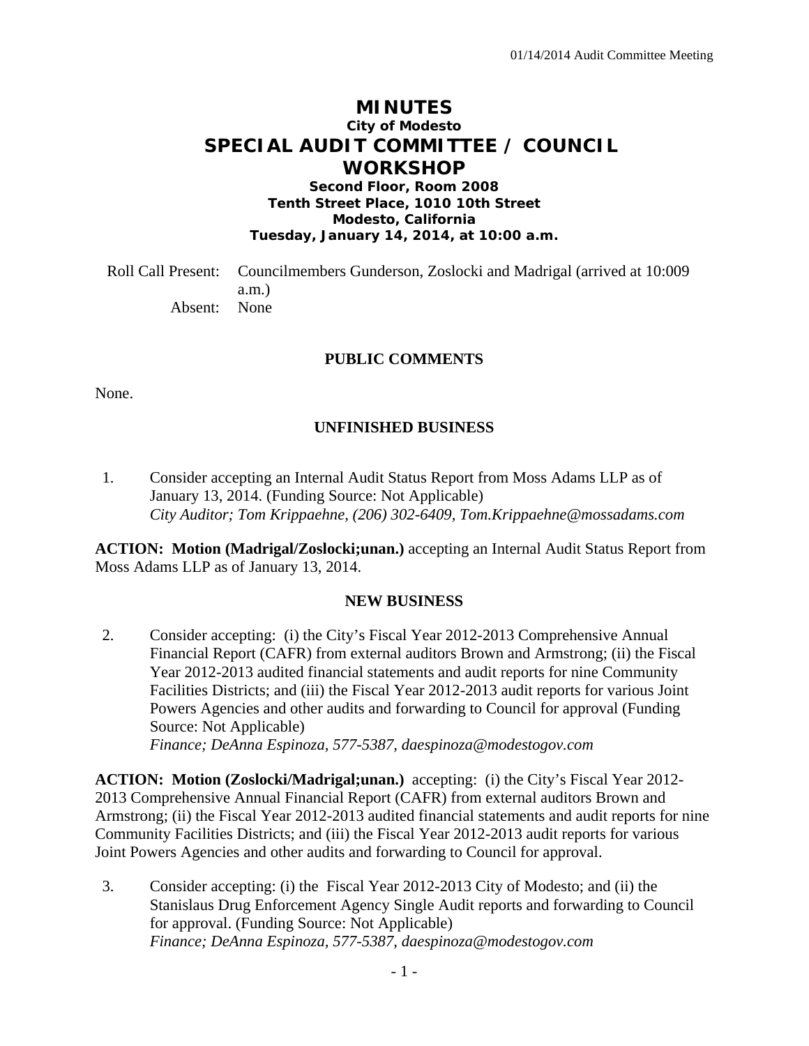# MINUTES

**City of Modesto**

## SPECIAL AUDIT COMMITTEE / COUNCIL WORKSHOP

**Second Floor, Room 2008**
**Tenth Street Place, 1010 10th Street**
**Modesto, California**
**Tuesday, January 14, 2014, at 10:00 a.m.**

Roll Call Present: Councilmembers Gunderson, Zoslocki and Madrigal (arrived at 10:009 a.m.)
Absent: None

### PUBLIC COMMENTS

None.

### UNFINISHED BUSINESS

1. Consider accepting an Internal Audit Status Report from Moss Adams LLP as of January 13, 2014. (Funding Source: Not Applicable)
   *City Auditor; Tom Krippaehne, (206) 302-6409, Tom.Krippaehne@mossadams.com*

**ACTION: Motion (Madrigal/Zoslocki;unan.)** accepting an Internal Audit Status Report from Moss Adams LLP as of January 13, 2014.

### NEW BUSINESS

2. Consider accepting: (i) the City's Fiscal Year 2012-2013 Comprehensive Annual Financial Report (CAFR) from external auditors Brown and Armstrong; (ii) the Fiscal Year 2012-2013 audited financial statements and audit reports for nine Community Facilities Districts; and (iii) the Fiscal Year 2012-2013 audit reports for various Joint Powers Agencies and other audits and forwarding to Council for approval (Funding Source: Not Applicable)
   *Finance; DeAnna Espinoza, 577-5387, daespinoza@modestogov.com*

**ACTION: Motion (Zoslocki/Madrigal;unan.)** accepting: (i) the City's Fiscal Year 2012-2013 Comprehensive Annual Financial Report (CAFR) from external auditors Brown and Armstrong; (ii) the Fiscal Year 2012-2013 audited financial statements and audit reports for nine Community Facilities Districts; and (iii) the Fiscal Year 2012-2013 audit reports for various Joint Powers Agencies and other audits and forwarding to Council for approval.

3. Consider accepting: (i) the Fiscal Year 2012-2013 City of Modesto; and (ii) the Stanislaus Drug Enforcement Agency Single Audit reports and forwarding to Council for approval. (Funding Source: Not Applicable)
   *Finance; DeAnna Espinoza, 577-5387, daespinoza@modestogov.com*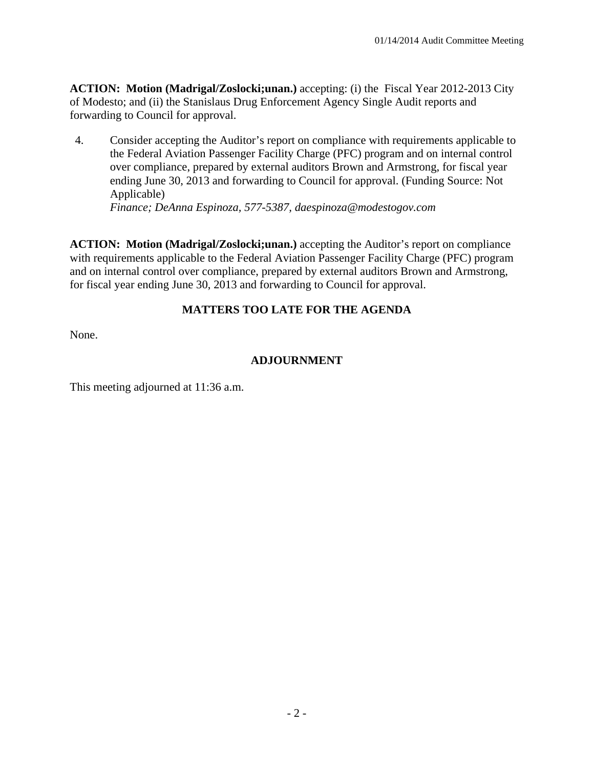**ACTION: Motion (Madrigal/Zoslocki;unan.)** accepting: (i) the Fiscal Year 2012-2013 City of Modesto; and (ii) the Stanislaus Drug Enforcement Agency Single Audit reports and forwarding to Council for approval.

4. Consider accepting the Auditor's report on compliance with requirements applicable to the Federal Aviation Passenger Facility Charge (PFC) program and on internal control over compliance, prepared by external auditors Brown and Armstrong, for fiscal year ending June 30, 2013 and forwarding to Council for approval. (Funding Source: Not Applicable)
   *Finance; DeAnna Espinoza, 577-5387, daespinoza@modestogov.com*

**ACTION: Motion (Madrigal/Zoslocki;unan.)** accepting the Auditor's report on compliance with requirements applicable to the Federal Aviation Passenger Facility Charge (PFC) program and on internal control over compliance, prepared by external auditors Brown and Armstrong, for fiscal year ending June 30, 2013 and forwarding to Council for approval.

## MATTERS TOO LATE FOR THE AGENDA

None.

## ADJOURNMENT

This meeting adjourned at 11:36 a.m.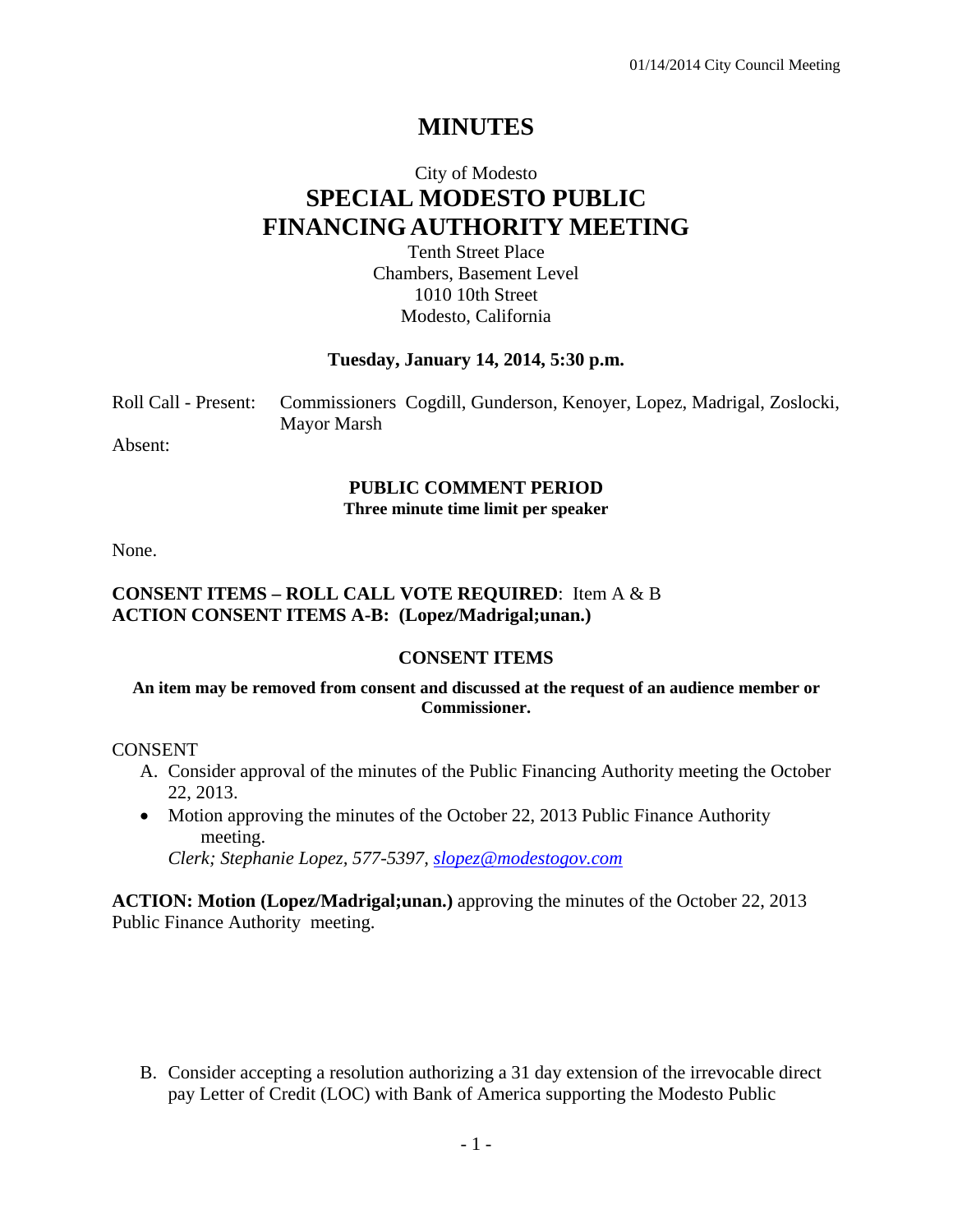# MINUTES

City of Modesto

## SPECIAL MODESTO PUBLIC FINANCING AUTHORITY MEETING

Tenth Street Place
Chambers, Basement Level
1010 10th Street
Modesto, California

**Tuesday, January 14, 2014, 5:30 p.m.**

Roll Call - Present: Commissioners Cogdill, Gunderson, Kenoyer, Lopez, Madrigal, Zoslocki, Mayor Marsh

Absent:

### PUBLIC COMMENT PERIOD

**Three minute time limit per speaker**

None.

**CONSENT ITEMS – ROLL CALL VOTE REQUIRED**: Item A & B
**ACTION CONSENT ITEMS A-B: (Lopez/Madrigal;unan.)**

### CONSENT ITEMS

**An item may be removed from consent and discussed at the request of an audience member or Commissioner.**

CONSENT

A. Consider approval of the minutes of the Public Financing Authority meeting the October 22, 2013.

- Motion approving the minutes of the October 22, 2013 Public Finance Authority meeting.
  *Clerk; Stephanie Lopez, 577-5397, slopez@modestogov.com*

**ACTION: Motion (Lopez/Madrigal;unan.)** approving the minutes of the October 22, 2013 Public Finance Authority meeting.

B. Consider accepting a resolution authorizing a 31 day extension of the irrevocable direct pay Letter of Credit (LOC) with Bank of America supporting the Modesto Public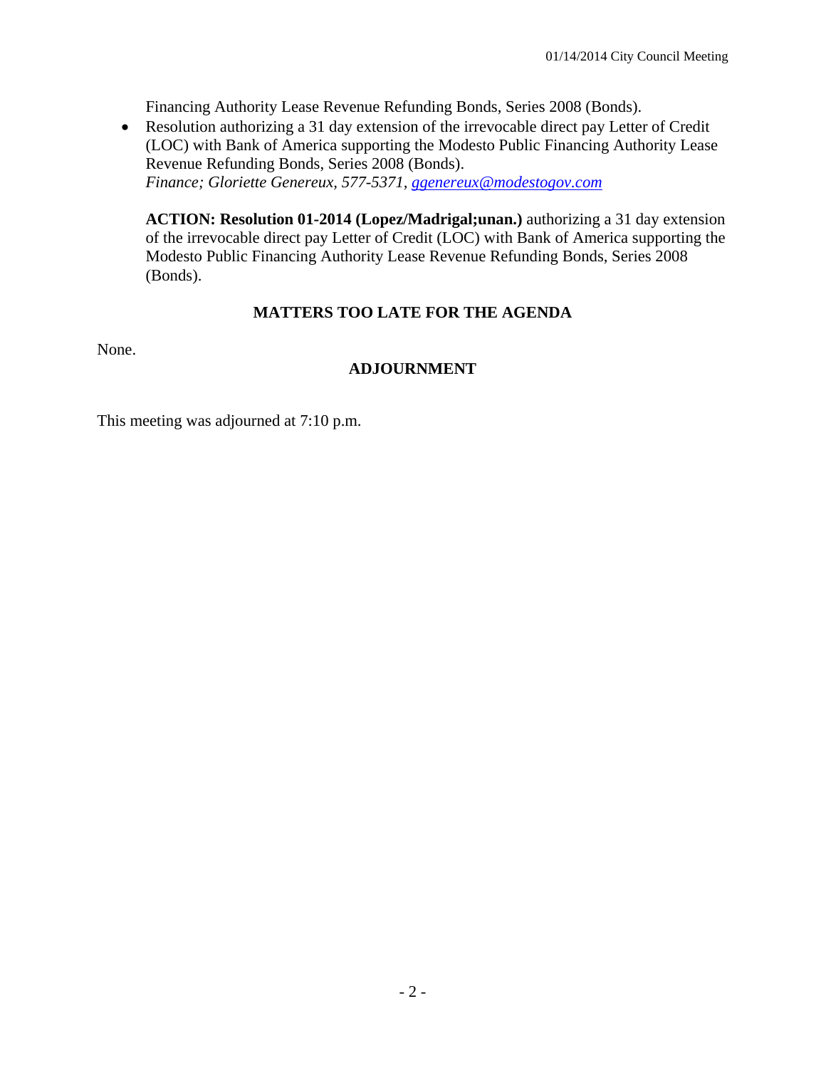Financing Authority Lease Revenue Refunding Bonds, Series 2008 (Bonds).

- Resolution authorizing a 31 day extension of the irrevocable direct pay Letter of Credit (LOC) with Bank of America supporting the Modesto Public Financing Authority Lease Revenue Refunding Bonds, Series 2008 (Bonds).
  *Finance; Gloriette Genereux, 577-5371, ggenereux@modestogov.com*

**ACTION: Resolution 01-2014 (Lopez/Madrigal;unan.)** authorizing a 31 day extension of the irrevocable direct pay Letter of Credit (LOC) with Bank of America supporting the Modesto Public Financing Authority Lease Revenue Refunding Bonds, Series 2008 (Bonds).

## MATTERS TOO LATE FOR THE AGENDA

None.

## ADJOURNMENT

This meeting was adjourned at 7:10 p.m.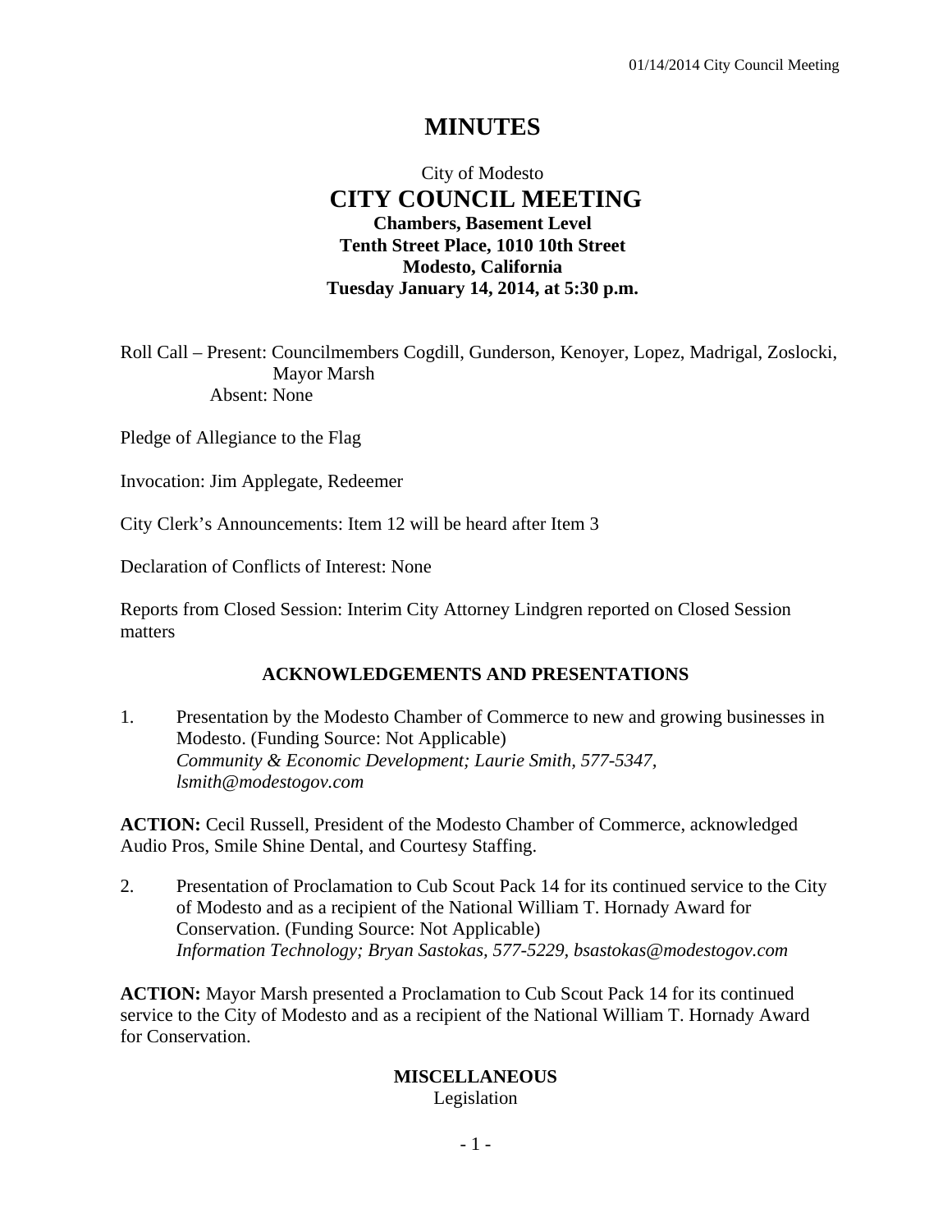# MINUTES

City of Modesto

## CITY COUNCIL MEETING

**Chambers, Basement Level**
**Tenth Street Place, 1010 10th Street**
**Modesto, California**
**Tuesday January 14, 2014, at 5:30 p.m.**

Roll Call – Present: Councilmembers Cogdill, Gunderson, Kenoyer, Lopez, Madrigal, Zoslocki, Mayor Marsh
Absent: None

Pledge of Allegiance to the Flag

Invocation: Jim Applegate, Redeemer

City Clerk's Announcements: Item 12 will be heard after Item 3

Declaration of Conflicts of Interest: None

Reports from Closed Session: Interim City Attorney Lindgren reported on Closed Session matters

### ACKNOWLEDGEMENTS AND PRESENTATIONS

1. Presentation by the Modesto Chamber of Commerce to new and growing businesses in Modesto. (Funding Source: Not Applicable)
   *Community & Economic Development; Laurie Smith, 577-5347, lsmith@modestogov.com*

**ACTION:** Cecil Russell, President of the Modesto Chamber of Commerce, acknowledged Audio Pros, Smile Shine Dental, and Courtesy Staffing.

2. Presentation of Proclamation to Cub Scout Pack 14 for its continued service to the City of Modesto and as a recipient of the National William T. Hornady Award for Conservation. (Funding Source: Not Applicable)
   *Information Technology; Bryan Sastokas, 577-5229, bsastokas@modestogov.com*

**ACTION:** Mayor Marsh presented a Proclamation to Cub Scout Pack 14 for its continued service to the City of Modesto and as a recipient of the National William T. Hornady Award for Conservation.

### MISCELLANEOUS

Legislation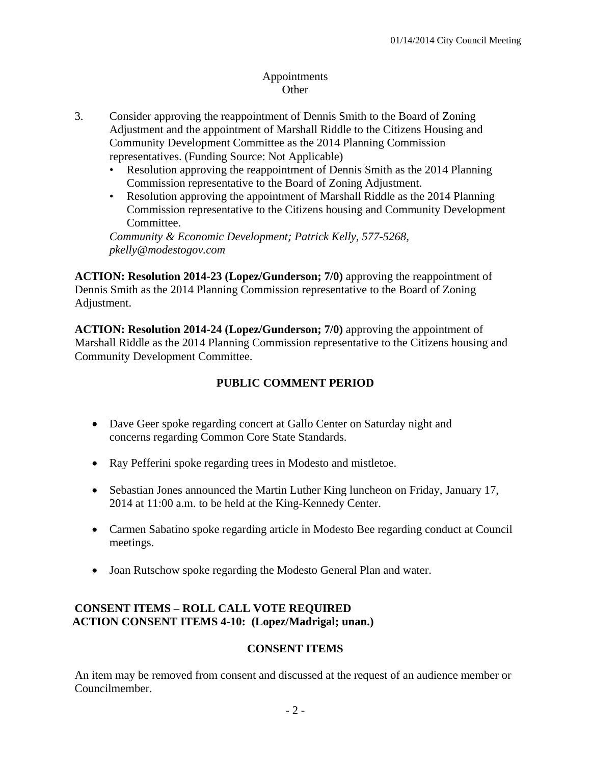Appointments
Other

3. Consider approving the reappointment of Dennis Smith to the Board of Zoning Adjustment and the appointment of Marshall Riddle to the Citizens Housing and Community Development Committee as the 2014 Planning Commission representatives. (Funding Source: Not Applicable)
   - Resolution approving the reappointment of Dennis Smith as the 2014 Planning Commission representative to the Board of Zoning Adjustment.
   - Resolution approving the appointment of Marshall Riddle as the 2014 Planning Commission representative to the Citizens housing and Community Development Committee.

   *Community & Economic Development; Patrick Kelly, 577-5268, pkelly@modestogov.com*

**ACTION: Resolution 2014-23 (Lopez/Gunderson; 7/0)** approving the reappointment of Dennis Smith as the 2014 Planning Commission representative to the Board of Zoning Adjustment.

**ACTION: Resolution 2014-24 (Lopez/Gunderson; 7/0)** approving the appointment of Marshall Riddle as the 2014 Planning Commission representative to the Citizens housing and Community Development Committee.

## PUBLIC COMMENT PERIOD

- Dave Geer spoke regarding concert at Gallo Center on Saturday night and concerns regarding Common Core State Standards.
- Ray Pefferini spoke regarding trees in Modesto and mistletoe.
- Sebastian Jones announced the Martin Luther King luncheon on Friday, January 17, 2014 at 11:00 a.m. to be held at the King-Kennedy Center.
- Carmen Sabatino spoke regarding article in Modesto Bee regarding conduct at Council meetings.
- Joan Rutschow spoke regarding the Modesto General Plan and water.

**CONSENT ITEMS – ROLL CALL VOTE REQUIRED**
**ACTION CONSENT ITEMS 4-10: (Lopez/Madrigal; unan.)**

## CONSENT ITEMS

An item may be removed from consent and discussed at the request of an audience member or Councilmember.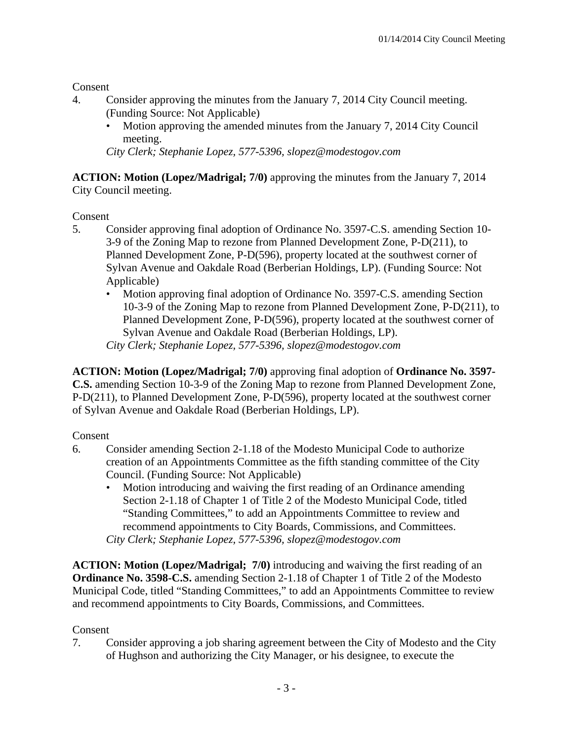Consent

4. Consider approving the minutes from the January 7, 2014 City Council meeting. (Funding Source: Not Applicable)
   - Motion approving the amended minutes from the January 7, 2014 City Council meeting.

   *City Clerk; Stephanie Lopez, 577-5396, slopez@modestogov.com*

**ACTION: Motion (Lopez/Madrigal; 7/0)** approving the minutes from the January 7, 2014 City Council meeting.

Consent

5. Consider approving final adoption of Ordinance No. 3597-C.S. amending Section 10-3-9 of the Zoning Map to rezone from Planned Development Zone, P-D(211), to Planned Development Zone, P-D(596), property located at the southwest corner of Sylvan Avenue and Oakdale Road (Berberian Holdings, LP). (Funding Source: Not Applicable)
   - Motion approving final adoption of Ordinance No. 3597-C.S. amending Section 10-3-9 of the Zoning Map to rezone from Planned Development Zone, P-D(211), to Planned Development Zone, P-D(596), property located at the southwest corner of Sylvan Avenue and Oakdale Road (Berberian Holdings, LP).

   *City Clerk; Stephanie Lopez, 577-5396, slopez@modestogov.com*

**ACTION: Motion (Lopez/Madrigal; 7/0)** approving final adoption of **Ordinance No. 3597-C.S.** amending Section 10-3-9 of the Zoning Map to rezone from Planned Development Zone, P-D(211), to Planned Development Zone, P-D(596), property located at the southwest corner of Sylvan Avenue and Oakdale Road (Berberian Holdings, LP).

Consent

6. Consider amending Section 2-1.18 of the Modesto Municipal Code to authorize creation of an Appointments Committee as the fifth standing committee of the City Council. (Funding Source: Not Applicable)
   - Motion introducing and waiving the first reading of an Ordinance amending Section 2-1.18 of Chapter 1 of Title 2 of the Modesto Municipal Code, titled "Standing Committees," to add an Appointments Committee to review and recommend appointments to City Boards, Commissions, and Committees.

   *City Clerk; Stephanie Lopez, 577-5396, slopez@modestogov.com*

**ACTION: Motion (Lopez/Madrigal; 7/0)** introducing and waiving the first reading of an **Ordinance No. 3598-C.S.** amending Section 2-1.18 of Chapter 1 of Title 2 of the Modesto Municipal Code, titled "Standing Committees," to add an Appointments Committee to review and recommend appointments to City Boards, Commissions, and Committees.

Consent

7. Consider approving a job sharing agreement between the City of Modesto and the City of Hughson and authorizing the City Manager, or his designee, to execute the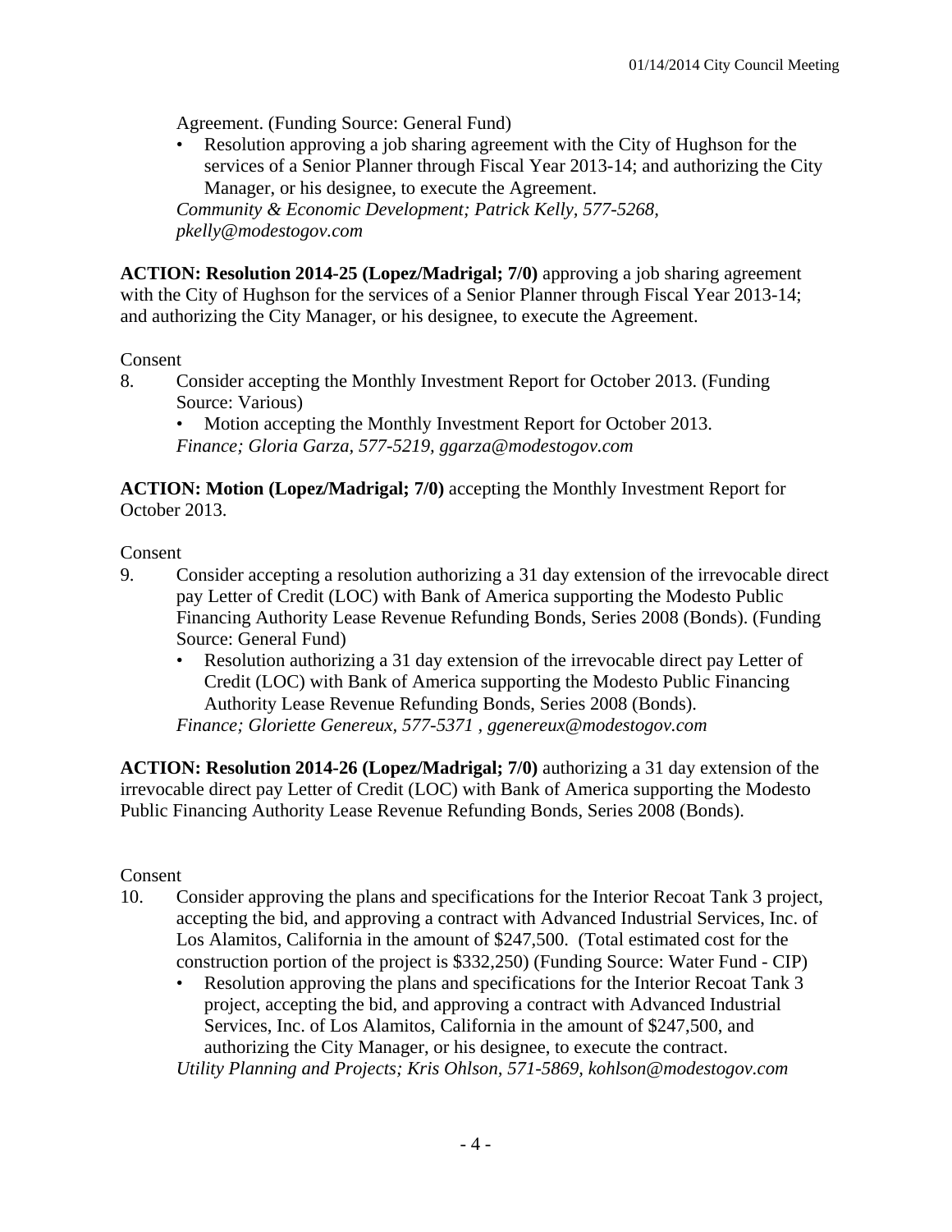Agreement. (Funding Source: General Fund)

- Resolution approving a job sharing agreement with the City of Hughson for the services of a Senior Planner through Fiscal Year 2013-14; and authorizing the City Manager, or his designee, to execute the Agreement.

*Community & Economic Development; Patrick Kelly, 577-5268, pkelly@modestogov.com*

**ACTION: Resolution 2014-25 (Lopez/Madrigal; 7/0)** approving a job sharing agreement with the City of Hughson for the services of a Senior Planner through Fiscal Year 2013-14; and authorizing the City Manager, or his designee, to execute the Agreement.

Consent

8. Consider accepting the Monthly Investment Report for October 2013. (Funding Source: Various)
   - Motion accepting the Monthly Investment Report for October 2013.

   *Finance; Gloria Garza, 577-5219, ggarza@modestogov.com*

**ACTION: Motion (Lopez/Madrigal; 7/0)** accepting the Monthly Investment Report for October 2013.

Consent

9. Consider accepting a resolution authorizing a 31 day extension of the irrevocable direct pay Letter of Credit (LOC) with Bank of America supporting the Modesto Public Financing Authority Lease Revenue Refunding Bonds, Series 2008 (Bonds). (Funding Source: General Fund)
   - Resolution authorizing a 31 day extension of the irrevocable direct pay Letter of Credit (LOC) with Bank of America supporting the Modesto Public Financing Authority Lease Revenue Refunding Bonds, Series 2008 (Bonds).

   *Finance; Gloriette Genereux, 577-5371 , ggenereux@modestogov.com*

**ACTION: Resolution 2014-26 (Lopez/Madrigal; 7/0)** authorizing a 31 day extension of the irrevocable direct pay Letter of Credit (LOC) with Bank of America supporting the Modesto Public Financing Authority Lease Revenue Refunding Bonds, Series 2008 (Bonds).

Consent

10. Consider approving the plans and specifications for the Interior Recoat Tank 3 project, accepting the bid, and approving a contract with Advanced Industrial Services, Inc. of Los Alamitos, California in the amount of $247,500. (Total estimated cost for the construction portion of the project is $332,250) (Funding Source: Water Fund - CIP)
    - Resolution approving the plans and specifications for the Interior Recoat Tank 3 project, accepting the bid, and approving a contract with Advanced Industrial Services, Inc. of Los Alamitos, California in the amount of $247,500, and authorizing the City Manager, or his designee, to execute the contract.

    *Utility Planning and Projects; Kris Ohlson, 571-5869, kohlson@modestogov.com*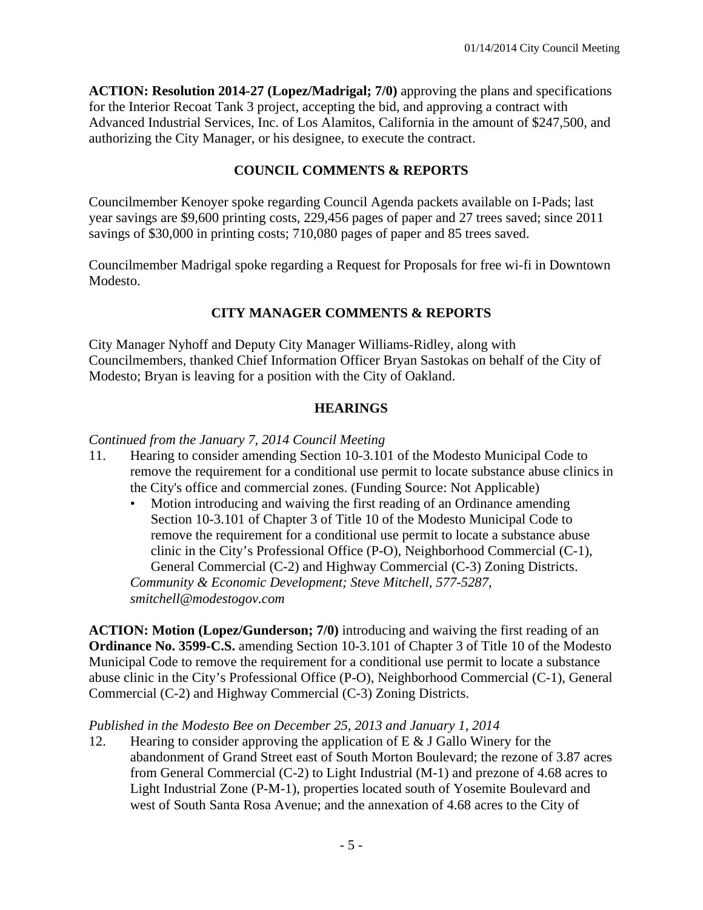**ACTION: Resolution 2014-27 (Lopez/Madrigal; 7/0)** approving the plans and specifications for the Interior Recoat Tank 3 project, accepting the bid, and approving a contract with Advanced Industrial Services, Inc. of Los Alamitos, California in the amount of $247,500, and authorizing the City Manager, or his designee, to execute the contract.

## COUNCIL COMMENTS & REPORTS

Councilmember Kenoyer spoke regarding Council Agenda packets available on I-Pads; last year savings are $9,600 printing costs, 229,456 pages of paper and 27 trees saved; since 2011 savings of $30,000 in printing costs; 710,080 pages of paper and 85 trees saved.

Councilmember Madrigal spoke regarding a Request for Proposals for free wi-fi in Downtown Modesto.

## CITY MANAGER COMMENTS & REPORTS

City Manager Nyhoff and Deputy City Manager Williams-Ridley, along with Councilmembers, thanked Chief Information Officer Bryan Sastokas on behalf of the City of Modesto; Bryan is leaving for a position with the City of Oakland.

## HEARINGS

*Continued from the January 7, 2014 Council Meeting*

11. Hearing to consider amending Section 10-3.101 of the Modesto Municipal Code to remove the requirement for a conditional use permit to locate substance abuse clinics in the City's office and commercial zones. (Funding Source: Not Applicable)
    - Motion introducing and waiving the first reading of an Ordinance amending Section 10-3.101 of Chapter 3 of Title 10 of the Modesto Municipal Code to remove the requirement for a conditional use permit to locate a substance abuse clinic in the City's Professional Office (P-O), Neighborhood Commercial (C-1), General Commercial (C-2) and Highway Commercial (C-3) Zoning Districts.

    *Community & Economic Development; Steve Mitchell, 577-5287, smitchell@modestogov.com*

**ACTION: Motion (Lopez/Gunderson; 7/0)** introducing and waiving the first reading of an **Ordinance No. 3599-C.S.** amending Section 10-3.101 of Chapter 3 of Title 10 of the Modesto Municipal Code to remove the requirement for a conditional use permit to locate a substance abuse clinic in the City's Professional Office (P-O), Neighborhood Commercial (C-1), General Commercial (C-2) and Highway Commercial (C-3) Zoning Districts.

*Published in the Modesto Bee on December 25, 2013 and January 1, 2014*

12. Hearing to consider approving the application of E & J Gallo Winery for the abandonment of Grand Street east of South Morton Boulevard; the rezone of 3.87 acres from General Commercial (C-2) to Light Industrial (M-1) and prezone of 4.68 acres to Light Industrial Zone (P-M-1), properties located south of Yosemite Boulevard and west of South Santa Rosa Avenue; and the annexation of 4.68 acres to the City of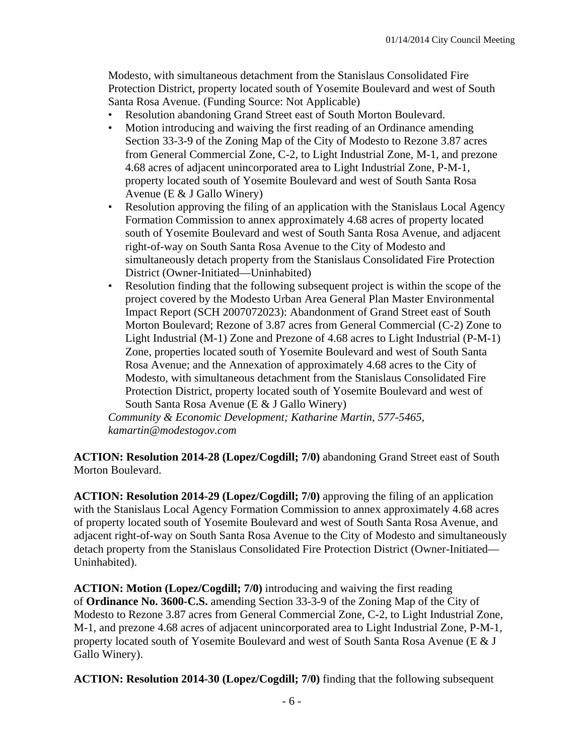Modesto, with simultaneous detachment from the Stanislaus Consolidated Fire Protection District, property located south of Yosemite Boulevard and west of South Santa Rosa Avenue. (Funding Source: Not Applicable)

- Resolution abandoning Grand Street east of South Morton Boulevard.
- Motion introducing and waiving the first reading of an Ordinance amending Section 33-3-9 of the Zoning Map of the City of Modesto to Rezone 3.87 acres from General Commercial Zone, C-2, to Light Industrial Zone, M-1, and prezone 4.68 acres of adjacent unincorporated area to Light Industrial Zone, P-M-1, property located south of Yosemite Boulevard and west of South Santa Rosa Avenue (E & J Gallo Winery)
- Resolution approving the filing of an application with the Stanislaus Local Agency Formation Commission to annex approximately 4.68 acres of property located south of Yosemite Boulevard and west of South Santa Rosa Avenue, and adjacent right-of-way on South Santa Rosa Avenue to the City of Modesto and simultaneously detach property from the Stanislaus Consolidated Fire Protection District (Owner-Initiated—Uninhabited)
- Resolution finding that the following subsequent project is within the scope of the project covered by the Modesto Urban Area General Plan Master Environmental Impact Report (SCH 2007072023): Abandonment of Grand Street east of South Morton Boulevard; Rezone of 3.87 acres from General Commercial (C-2) Zone to Light Industrial (M-1) Zone and Prezone of 4.68 acres to Light Industrial (P-M-1) Zone, properties located south of Yosemite Boulevard and west of South Santa Rosa Avenue; and the Annexation of approximately 4.68 acres to the City of Modesto, with simultaneous detachment from the Stanislaus Consolidated Fire Protection District, property located south of Yosemite Boulevard and west of South Santa Rosa Avenue (E & J Gallo Winery)

*Community & Economic Development; Katharine Martin, 577-5465, kamartin@modestogov.com*

**ACTION: Resolution 2014-28 (Lopez/Cogdill; 7/0)** abandoning Grand Street east of South Morton Boulevard.

**ACTION: Resolution 2014-29 (Lopez/Cogdill; 7/0)** approving the filing of an application with the Stanislaus Local Agency Formation Commission to annex approximately 4.68 acres of property located south of Yosemite Boulevard and west of South Santa Rosa Avenue, and adjacent right-of-way on South Santa Rosa Avenue to the City of Modesto and simultaneously detach property from the Stanislaus Consolidated Fire Protection District (Owner-Initiated—Uninhabited).

**ACTION: Motion (Lopez/Cogdill; 7/0)** introducing and waiving the first reading of **Ordinance No. 3600-C.S.** amending Section 33-3-9 of the Zoning Map of the City of Modesto to Rezone 3.87 acres from General Commercial Zone, C-2, to Light Industrial Zone, M-1, and prezone 4.68 acres of adjacent unincorporated area to Light Industrial Zone, P-M-1, property located south of Yosemite Boulevard and west of South Santa Rosa Avenue (E & J Gallo Winery).

**ACTION: Resolution 2014-30 (Lopez/Cogdill; 7/0)** finding that the following subsequent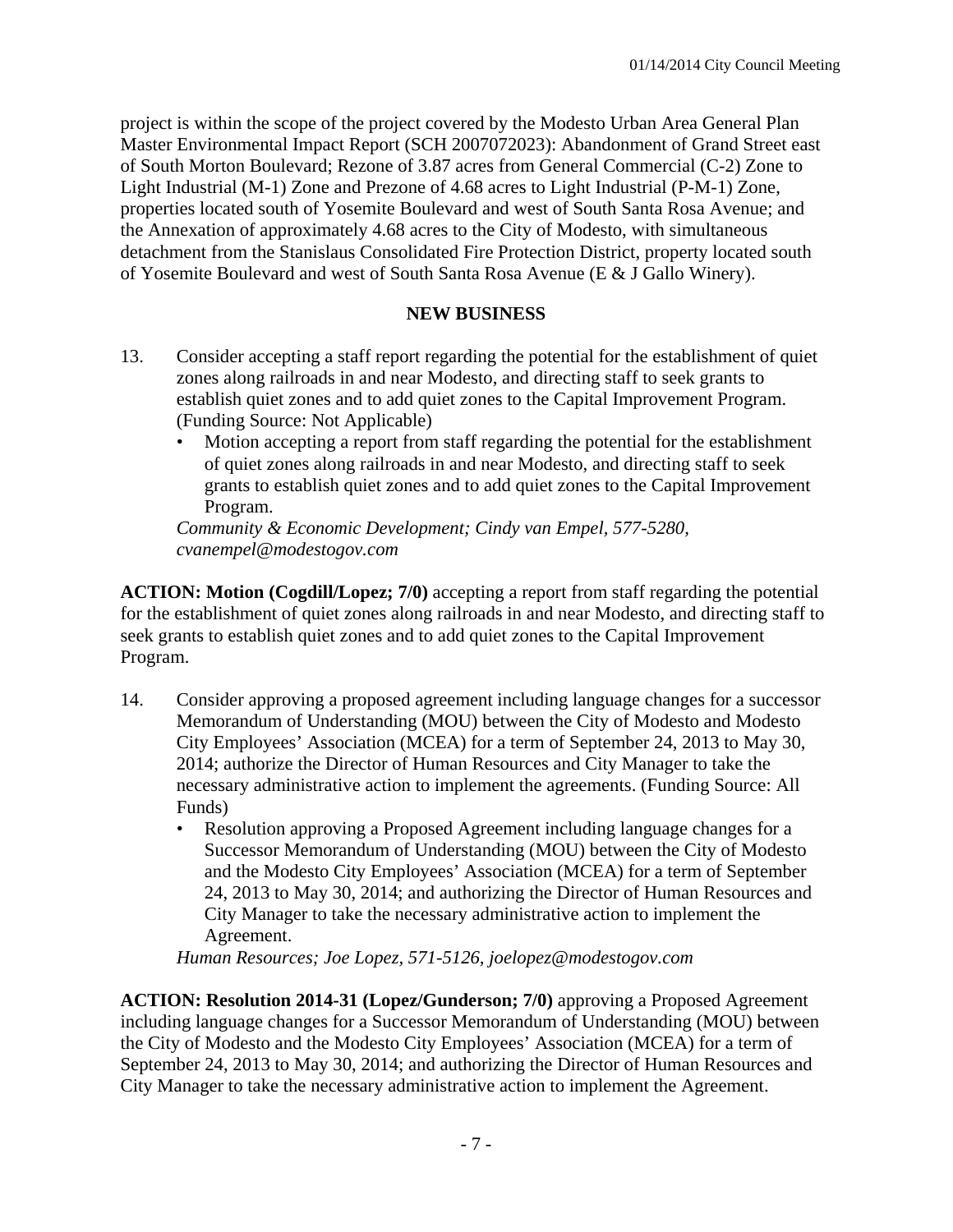project is within the scope of the project covered by the Modesto Urban Area General Plan Master Environmental Impact Report (SCH 2007072023): Abandonment of Grand Street east of South Morton Boulevard; Rezone of 3.87 acres from General Commercial (C-2) Zone to Light Industrial (M-1) Zone and Prezone of 4.68 acres to Light Industrial (P-M-1) Zone, properties located south of Yosemite Boulevard and west of South Santa Rosa Avenue; and the Annexation of approximately 4.68 acres to the City of Modesto, with simultaneous detachment from the Stanislaus Consolidated Fire Protection District, property located south of Yosemite Boulevard and west of South Santa Rosa Avenue (E & J Gallo Winery).

**NEW BUSINESS**

13. Consider accepting a staff report regarding the potential for the establishment of quiet zones along railroads in and near Modesto, and directing staff to seek grants to establish quiet zones and to add quiet zones to the Capital Improvement Program. (Funding Source: Not Applicable)
    - Motion accepting a report from staff regarding the potential for the establishment of quiet zones along railroads in and near Modesto, and directing staff to seek grants to establish quiet zones and to add quiet zones to the Capital Improvement Program.

    *Community & Economic Development; Cindy van Empel, 577-5280, cvanempel@modestogov.com*

**ACTION: Motion (Cogdill/Lopez; 7/0)** accepting a report from staff regarding the potential for the establishment of quiet zones along railroads in and near Modesto, and directing staff to seek grants to establish quiet zones and to add quiet zones to the Capital Improvement Program.

14. Consider approving a proposed agreement including language changes for a successor Memorandum of Understanding (MOU) between the City of Modesto and Modesto City Employees' Association (MCEA) for a term of September 24, 2013 to May 30, 2014; authorize the Director of Human Resources and City Manager to take the necessary administrative action to implement the agreements. (Funding Source: All Funds)
    - Resolution approving a Proposed Agreement including language changes for a Successor Memorandum of Understanding (MOU) between the City of Modesto and the Modesto City Employees' Association (MCEA) for a term of September 24, 2013 to May 30, 2014; and authorizing the Director of Human Resources and City Manager to take the necessary administrative action to implement the Agreement.

    *Human Resources; Joe Lopez, 571-5126, joelopez@modestogov.com*

**ACTION: Resolution 2014-31 (Lopez/Gunderson; 7/0)** approving a Proposed Agreement including language changes for a Successor Memorandum of Understanding (MOU) between the City of Modesto and the Modesto City Employees' Association (MCEA) for a term of September 24, 2013 to May 30, 2014; and authorizing the Director of Human Resources and City Manager to take the necessary administrative action to implement the Agreement.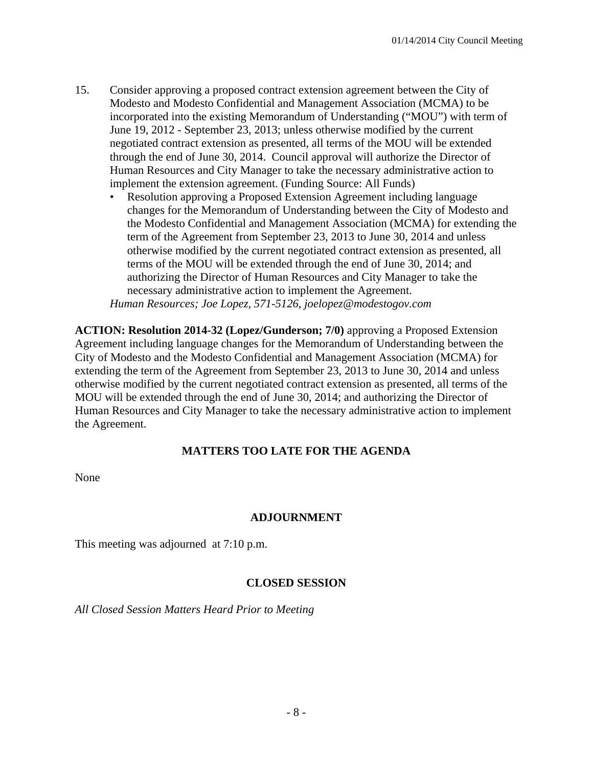15. Consider approving a proposed contract extension agreement between the City of Modesto and Modesto Confidential and Management Association (MCMA) to be incorporated into the existing Memorandum of Understanding ("MOU") with term of June 19, 2012 - September 23, 2013; unless otherwise modified by the current negotiated contract extension as presented, all terms of the MOU will be extended through the end of June 30, 2014. Council approval will authorize the Director of Human Resources and City Manager to take the necessary administrative action to implement the extension agreement. (Funding Source: All Funds)
    - Resolution approving a Proposed Extension Agreement including language changes for the Memorandum of Understanding between the City of Modesto and the Modesto Confidential and Management Association (MCMA) for extending the term of the Agreement from September 23, 2013 to June 30, 2014 and unless otherwise modified by the current negotiated contract extension as presented, all terms of the MOU will be extended through the end of June 30, 2014; and authorizing the Director of Human Resources and City Manager to take the necessary administrative action to implement the Agreement.

    *Human Resources; Joe Lopez, 571-5126, joelopez@modestogov.com*

**ACTION: Resolution 2014-32 (Lopez/Gunderson; 7/0)** approving a Proposed Extension Agreement including language changes for the Memorandum of Understanding between the City of Modesto and the Modesto Confidential and Management Association (MCMA) for extending the term of the Agreement from September 23, 2013 to June 30, 2014 and unless otherwise modified by the current negotiated contract extension as presented, all terms of the MOU will be extended through the end of June 30, 2014; and authorizing the Director of Human Resources and City Manager to take the necessary administrative action to implement the Agreement.

## MATTERS TOO LATE FOR THE AGENDA

None

## ADJOURNMENT

This meeting was adjourned at 7:10 p.m.

## CLOSED SESSION

*All Closed Session Matters Heard Prior to Meeting*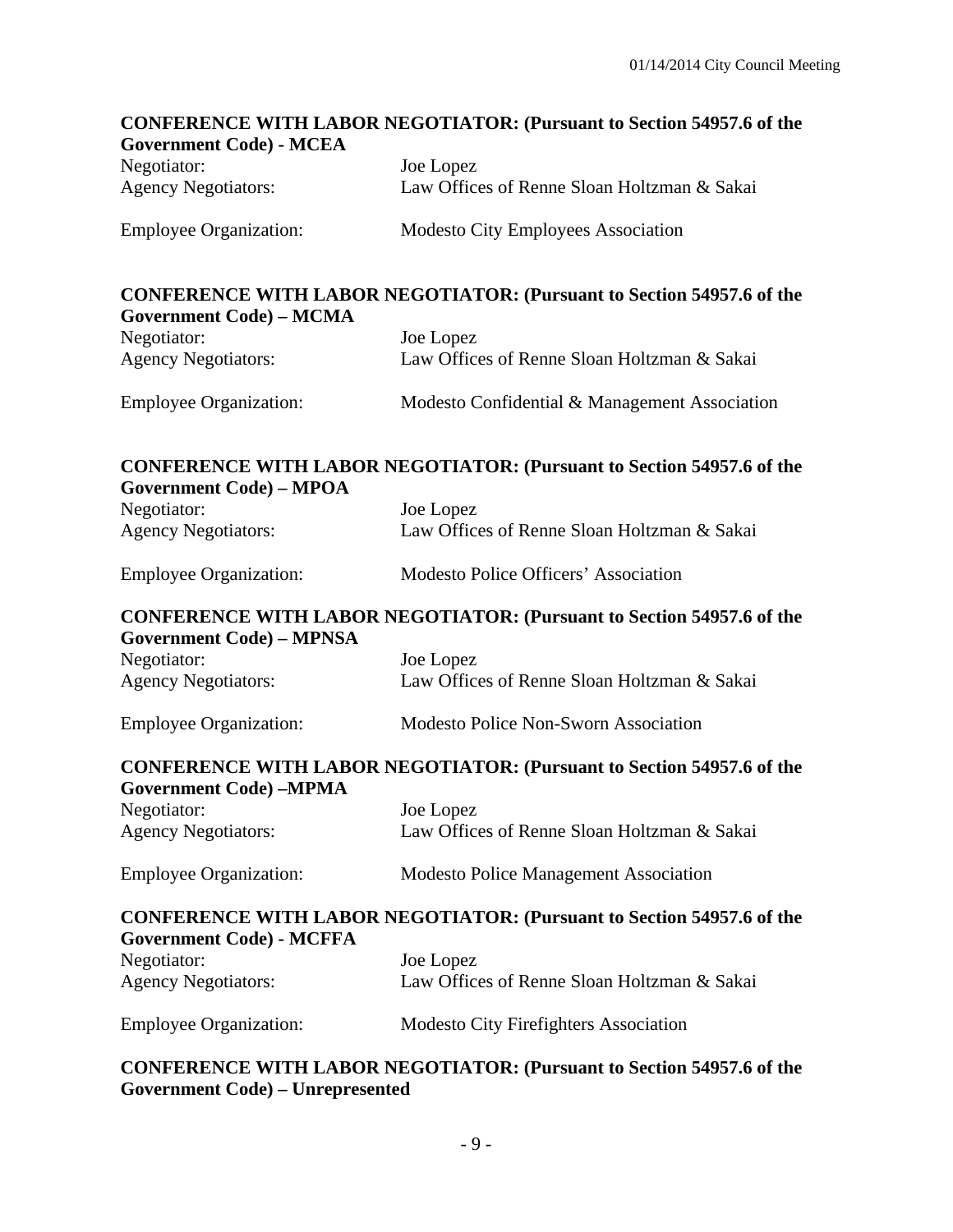**CONFERENCE WITH LABOR NEGOTIATOR: (Pursuant to Section 54957.6 of the Government Code) - MCEA**

Negotiator: Joe Lopez
Agency Negotiators: Law Offices of Renne Sloan Holtzman & Sakai

Employee Organization: Modesto City Employees Association

**CONFERENCE WITH LABOR NEGOTIATOR: (Pursuant to Section 54957.6 of the Government Code) – MCMA**

Negotiator: Joe Lopez
Agency Negotiators: Law Offices of Renne Sloan Holtzman & Sakai

Employee Organization: Modesto Confidential & Management Association

**CONFERENCE WITH LABOR NEGOTIATOR: (Pursuant to Section 54957.6 of the Government Code) – MPOA**

Negotiator: Joe Lopez
Agency Negotiators: Law Offices of Renne Sloan Holtzman & Sakai

Employee Organization: Modesto Police Officers' Association

**CONFERENCE WITH LABOR NEGOTIATOR: (Pursuant to Section 54957.6 of the Government Code) – MPNSA**

Negotiator: Joe Lopez
Agency Negotiators: Law Offices of Renne Sloan Holtzman & Sakai

Employee Organization: Modesto Police Non-Sworn Association

**CONFERENCE WITH LABOR NEGOTIATOR: (Pursuant to Section 54957.6 of the Government Code) –MPMA**

Negotiator: Joe Lopez
Agency Negotiators: Law Offices of Renne Sloan Holtzman & Sakai

Employee Organization: Modesto Police Management Association

**CONFERENCE WITH LABOR NEGOTIATOR: (Pursuant to Section 54957.6 of the Government Code) - MCFFA**

Negotiator: Joe Lopez
Agency Negotiators: Law Offices of Renne Sloan Holtzman & Sakai

Employee Organization: Modesto City Firefighters Association

**CONFERENCE WITH LABOR NEGOTIATOR: (Pursuant to Section 54957.6 of the Government Code) – Unrepresented**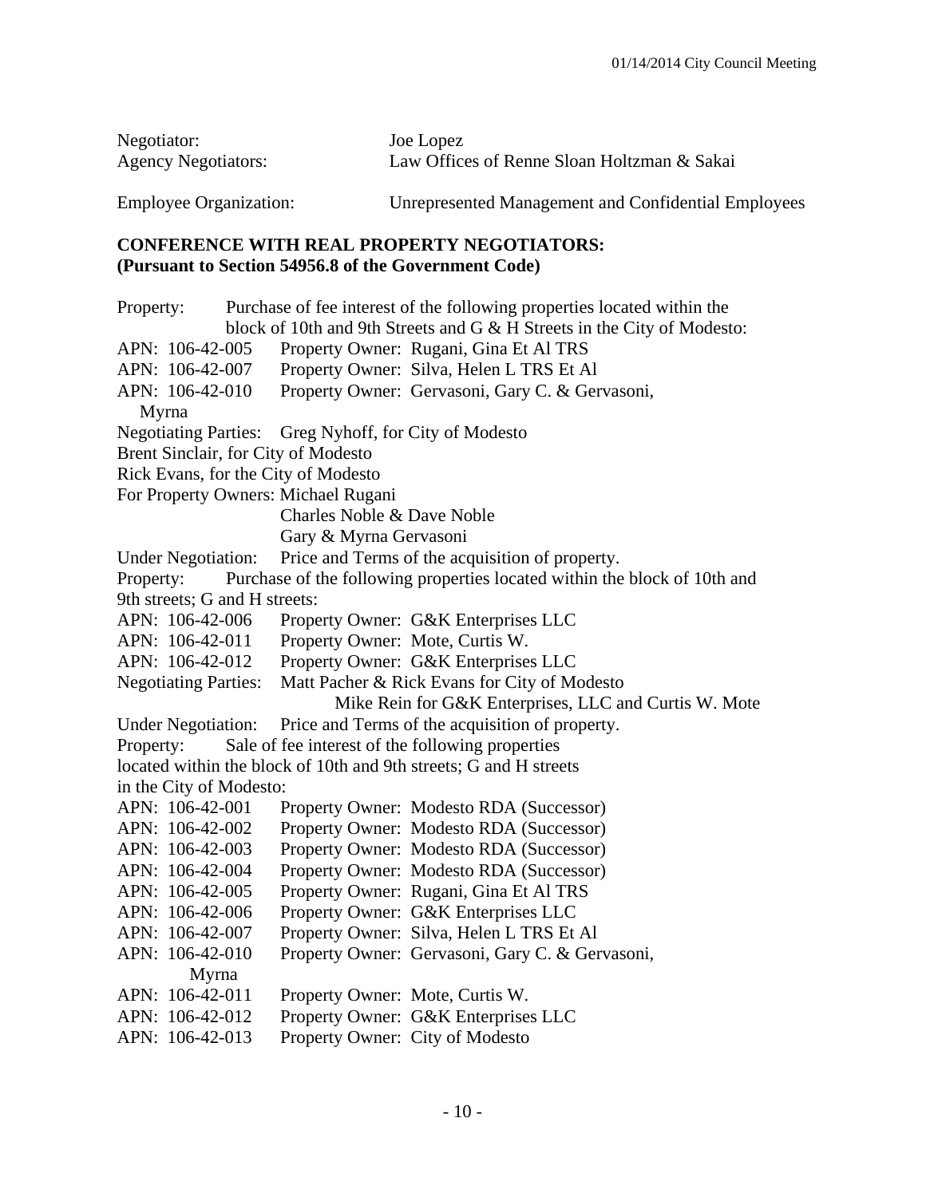Negotiator: Joe Lopez
Agency Negotiators: Law Offices of Renne Sloan Holtzman & Sakai

Employee Organization: Unrepresented Management and Confidential Employees

**CONFERENCE WITH REAL PROPERTY NEGOTIATORS:**
**(Pursuant to Section 54956.8 of the Government Code)**

Property: Purchase of fee interest of the following properties located within the block of 10th and 9th Streets and G & H Streets in the City of Modesto:
APN: 106-42-005 Property Owner: Rugani, Gina Et Al TRS
APN: 106-42-007 Property Owner: Silva, Helen L TRS Et Al
APN: 106-42-010 Property Owner: Gervasoni, Gary C. & Gervasoni, Myrna
Negotiating Parties: Greg Nyhoff, for City of Modesto
Brent Sinclair, for City of Modesto
Rick Evans, for the City of Modesto
For Property Owners: Michael Rugani
Charles Noble & Dave Noble
Gary & Myrna Gervasoni
Under Negotiation: Price and Terms of the acquisition of property.
Property: Purchase of the following properties located within the block of 10th and 9th streets; G and H streets:
APN: 106-42-006 Property Owner: G&K Enterprises LLC
APN: 106-42-011 Property Owner: Mote, Curtis W.
APN: 106-42-012 Property Owner: G&K Enterprises LLC
Negotiating Parties: Matt Pacher & Rick Evans for City of Modesto
Mike Rein for G&K Enterprises, LLC and Curtis W. Mote
Under Negotiation: Price and Terms of the acquisition of property.
Property: Sale of fee interest of the following properties located within the block of 10th and 9th streets; G and H streets in the City of Modesto:
APN: 106-42-001 Property Owner: Modesto RDA (Successor)
APN: 106-42-002 Property Owner: Modesto RDA (Successor)
APN: 106-42-003 Property Owner: Modesto RDA (Successor)
APN: 106-42-004 Property Owner: Modesto RDA (Successor)
APN: 106-42-005 Property Owner: Rugani, Gina Et Al TRS
APN: 106-42-006 Property Owner: G&K Enterprises LLC
APN: 106-42-007 Property Owner: Silva, Helen L TRS Et Al
APN: 106-42-010 Property Owner: Gervasoni, Gary C. & Gervasoni, Myrna
APN: 106-42-011 Property Owner: Mote, Curtis W.
APN: 106-42-012 Property Owner: G&K Enterprises LLC
APN: 106-42-013 Property Owner: City of Modesto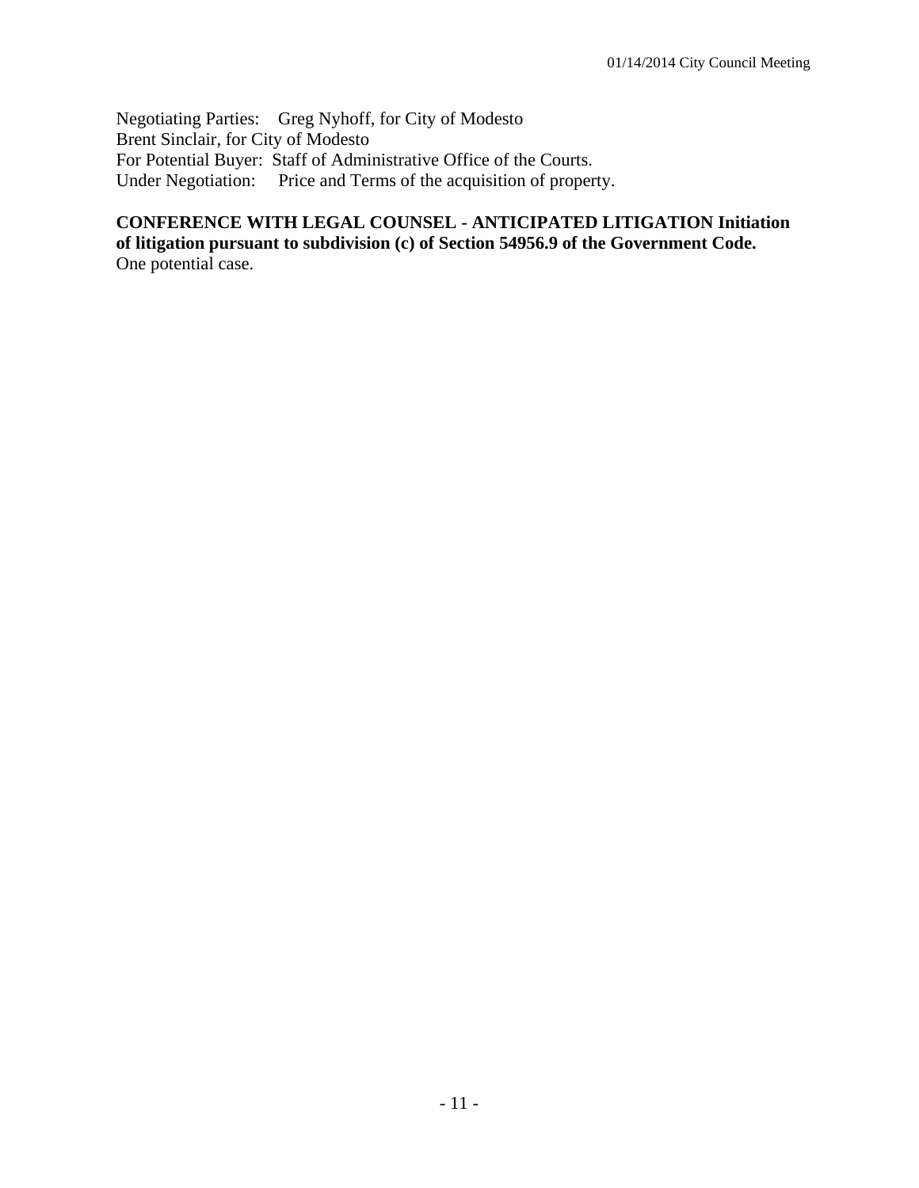Negotiating Parties: Greg Nyhoff, for City of Modesto
Brent Sinclair, for City of Modesto
For Potential Buyer: Staff of Administrative Office of the Courts.
Under Negotiation: Price and Terms of the acquisition of property.

**CONFERENCE WITH LEGAL COUNSEL - ANTICIPATED LITIGATION Initiation of litigation pursuant to subdivision (c) of Section 54956.9 of the Government Code.**
One potential case.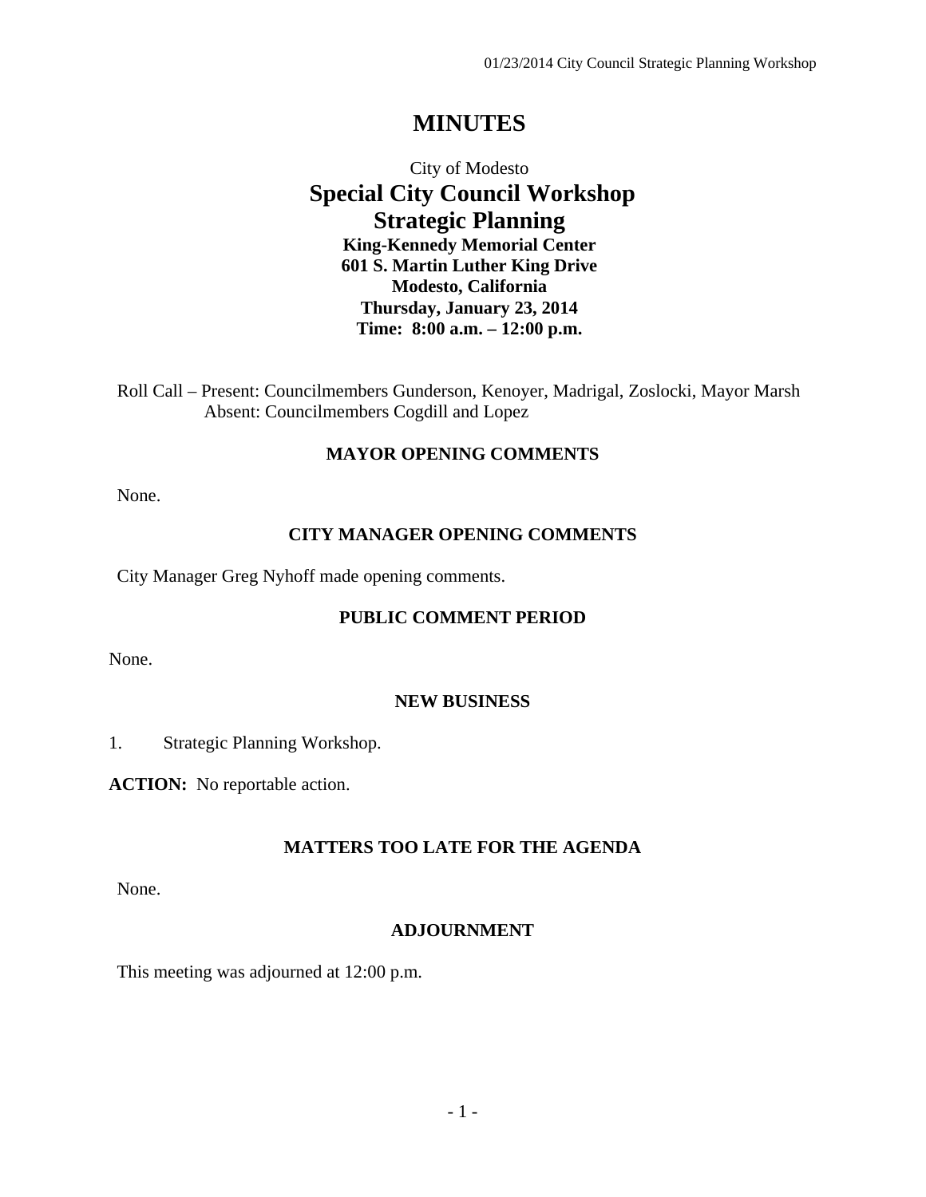# MINUTES

City of Modesto

## Special City Council Workshop
## Strategic Planning

**King-Kennedy Memorial Center**
**601 S. Martin Luther King Drive**
**Modesto, California**
**Thursday, January 23, 2014**
**Time: 8:00 a.m. – 12:00 p.m.**

Roll Call – Present: Councilmembers Gunderson, Kenoyer, Madrigal, Zoslocki, Mayor Marsh
Absent: Councilmembers Cogdill and Lopez

### MAYOR OPENING COMMENTS

None.

### CITY MANAGER OPENING COMMENTS

City Manager Greg Nyhoff made opening comments.

### PUBLIC COMMENT PERIOD

None.

### NEW BUSINESS

1. Strategic Planning Workshop.

**ACTION:** No reportable action.

### MATTERS TOO LATE FOR THE AGENDA

None.

### ADJOURNMENT

This meeting was adjourned at 12:00 p.m.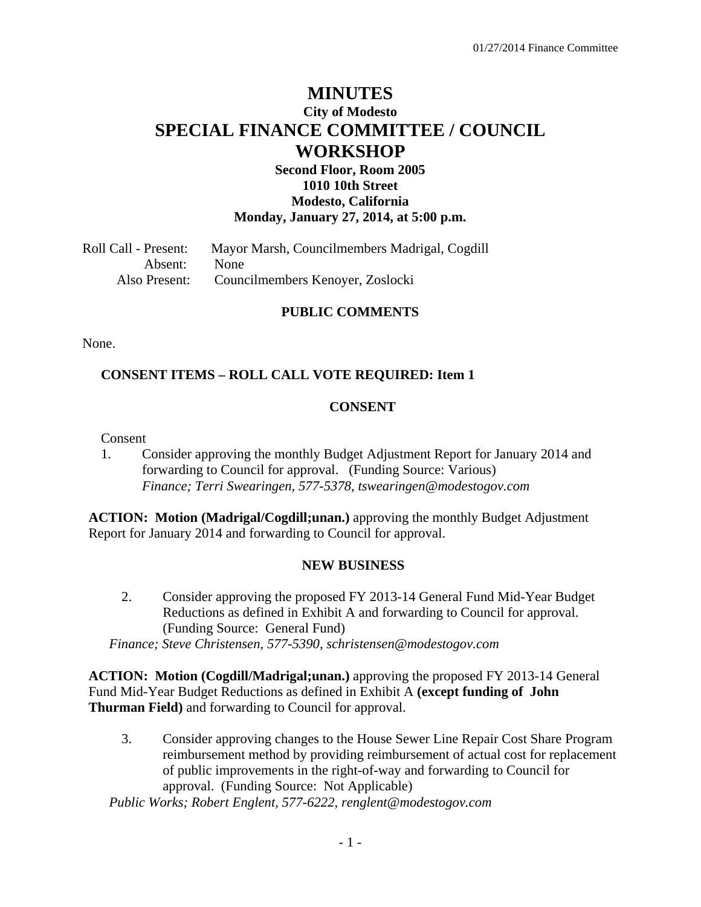# MINUTES

## City of Modesto

# SPECIAL FINANCE COMMITTEE / COUNCIL WORKSHOP

**Second Floor, Room 2005**
**1010 10th Street**
**Modesto, California**
**Monday, January 27, 2014, at 5:00 p.m.**

Roll Call - Present: Mayor Marsh, Councilmembers Madrigal, Cogdill
Absent: None
Also Present: Councilmembers Kenoyer, Zoslocki

### PUBLIC COMMENTS

None.

### CONSENT ITEMS – ROLL CALL VOTE REQUIRED: Item 1

### CONSENT

Consent

1. Consider approving the monthly Budget Adjustment Report for January 2014 and forwarding to Council for approval. (Funding Source: Various)
*Finance; Terri Swearingen, 577-5378, tswearingen@modestogov.com*

**ACTION: Motion (Madrigal/Cogdill;unan.)** approving the monthly Budget Adjustment Report for January 2014 and forwarding to Council for approval.

### NEW BUSINESS

2. Consider approving the proposed FY 2013-14 General Fund Mid-Year Budget Reductions as defined in Exhibit A and forwarding to Council for approval. (Funding Source: General Fund)
*Finance; Steve Christensen, 577-5390, schristensen@modestogov.com*

**ACTION: Motion (Cogdill/Madrigal;unan.)** approving the proposed FY 2013-14 General Fund Mid-Year Budget Reductions as defined in Exhibit A **(except funding of John Thurman Field)** and forwarding to Council for approval.

3. Consider approving changes to the House Sewer Line Repair Cost Share Program reimbursement method by providing reimbursement of actual cost for replacement of public improvements in the right-of-way and forwarding to Council for approval. (Funding Source: Not Applicable)
*Public Works; Robert Englent, 577-6222, renglent@modestogov.com*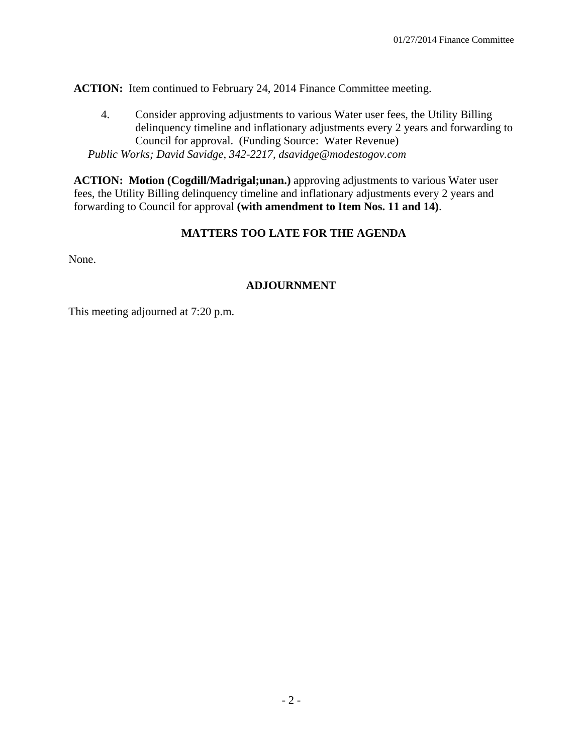**ACTION:** Item continued to February 24, 2014 Finance Committee meeting.

4. Consider approving adjustments to various Water user fees, the Utility Billing delinquency timeline and inflationary adjustments every 2 years and forwarding to Council for approval. (Funding Source: Water Revenue)
*Public Works; David Savidge, 342-2217, dsavidge@modestogov.com*

**ACTION: Motion (Cogdill/Madrigal;unan.)** approving adjustments to various Water user fees, the Utility Billing delinquency timeline and inflationary adjustments every 2 years and forwarding to Council for approval **(with amendment to Item Nos. 11 and 14)**.

## MATTERS TOO LATE FOR THE AGENDA

None.

## ADJOURNMENT

This meeting adjourned at 7:20 p.m.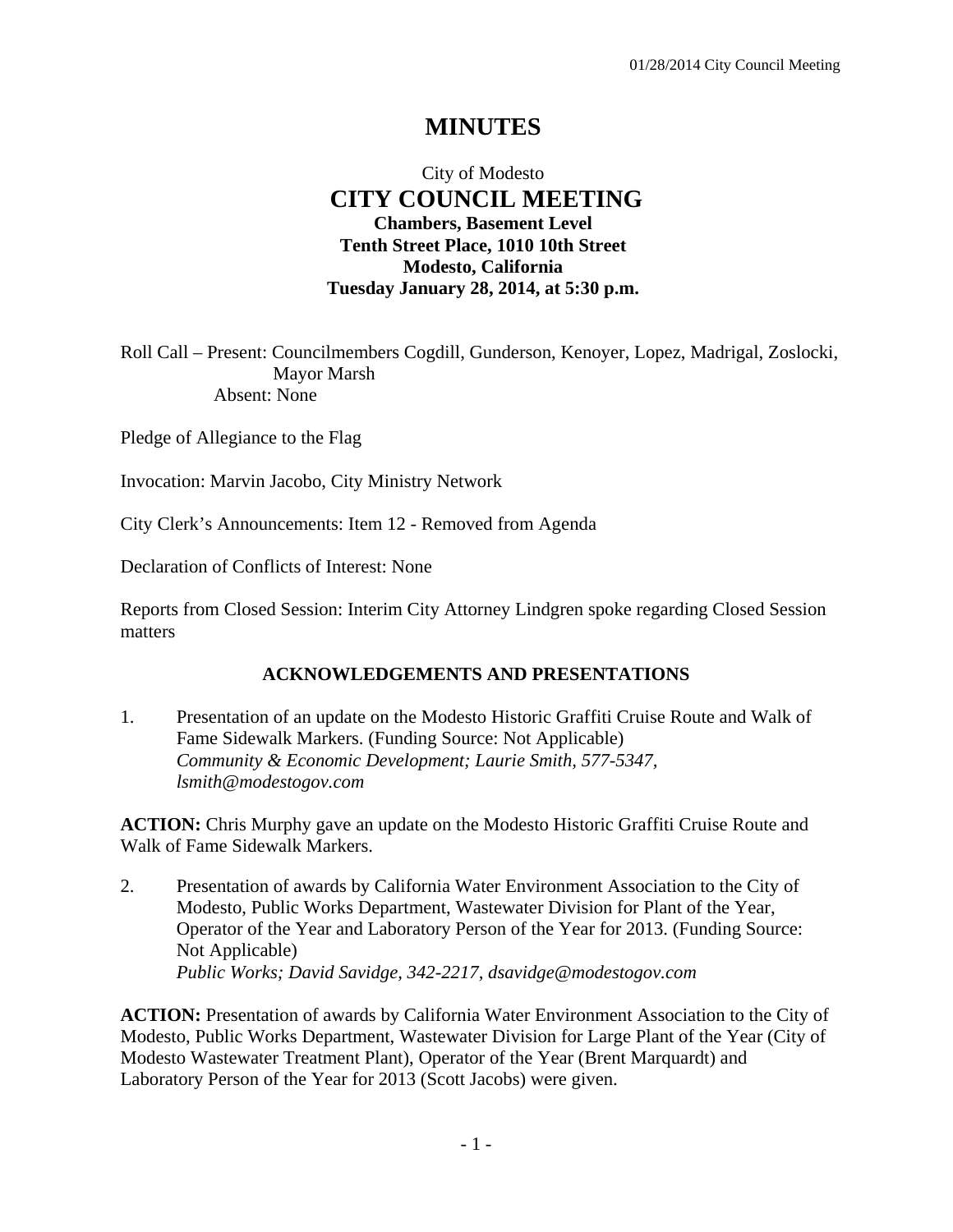# MINUTES

City of Modesto
**CITY COUNCIL MEETING**
**Chambers, Basement Level**
**Tenth Street Place, 1010 10th Street**
**Modesto, California**
**Tuesday January 28, 2014, at 5:30 p.m.**

Roll Call – Present: Councilmembers Cogdill, Gunderson, Kenoyer, Lopez, Madrigal, Zoslocki, Mayor Marsh
Absent: None

Pledge of Allegiance to the Flag

Invocation: Marvin Jacobo, City Ministry Network

City Clerk's Announcements: Item 12 - Removed from Agenda

Declaration of Conflicts of Interest: None

Reports from Closed Session: Interim City Attorney Lindgren spoke regarding Closed Session matters

## ACKNOWLEDGEMENTS AND PRESENTATIONS

1. Presentation of an update on the Modesto Historic Graffiti Cruise Route and Walk of Fame Sidewalk Markers. (Funding Source: Not Applicable)
*Community & Economic Development; Laurie Smith, 577-5347, lsmith@modestogov.com*

**ACTION:** Chris Murphy gave an update on the Modesto Historic Graffiti Cruise Route and Walk of Fame Sidewalk Markers.

2. Presentation of awards by California Water Environment Association to the City of Modesto, Public Works Department, Wastewater Division for Plant of the Year, Operator of the Year and Laboratory Person of the Year for 2013. (Funding Source: Not Applicable)
*Public Works; David Savidge, 342-2217, dsavidge@modestogov.com*

**ACTION:** Presentation of awards by California Water Environment Association to the City of Modesto, Public Works Department, Wastewater Division for Large Plant of the Year (City of Modesto Wastewater Treatment Plant), Operator of the Year (Brent Marquardt) and Laboratory Person of the Year for 2013 (Scott Jacobs) were given.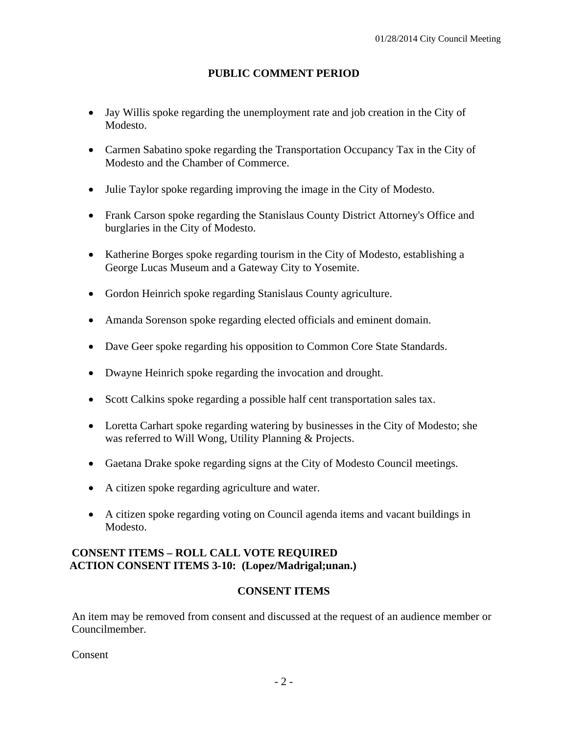## PUBLIC COMMENT PERIOD

- Jay Willis spoke regarding the unemployment rate and job creation in the City of Modesto.
- Carmen Sabatino spoke regarding the Transportation Occupancy Tax in the City of Modesto and the Chamber of Commerce.
- Julie Taylor spoke regarding improving the image in the City of Modesto.
- Frank Carson spoke regarding the Stanislaus County District Attorney's Office and burglaries in the City of Modesto.
- Katherine Borges spoke regarding tourism in the City of Modesto, establishing a George Lucas Museum and a Gateway City to Yosemite.
- Gordon Heinrich spoke regarding Stanislaus County agriculture.
- Amanda Sorenson spoke regarding elected officials and eminent domain.
- Dave Geer spoke regarding his opposition to Common Core State Standards.
- Dwayne Heinrich spoke regarding the invocation and drought.
- Scott Calkins spoke regarding a possible half cent transportation sales tax.
- Loretta Carhart spoke regarding watering by businesses in the City of Modesto; she was referred to Will Wong, Utility Planning & Projects.
- Gaetana Drake spoke regarding signs at the City of Modesto Council meetings.
- A citizen spoke regarding agriculture and water.
- A citizen spoke regarding voting on Council agenda items and vacant buildings in Modesto.

**CONSENT ITEMS – ROLL CALL VOTE REQUIRED**
**ACTION CONSENT ITEMS 3-10: (Lopez/Madrigal;unan.)**

## CONSENT ITEMS

An item may be removed from consent and discussed at the request of an audience member or Councilmember.

Consent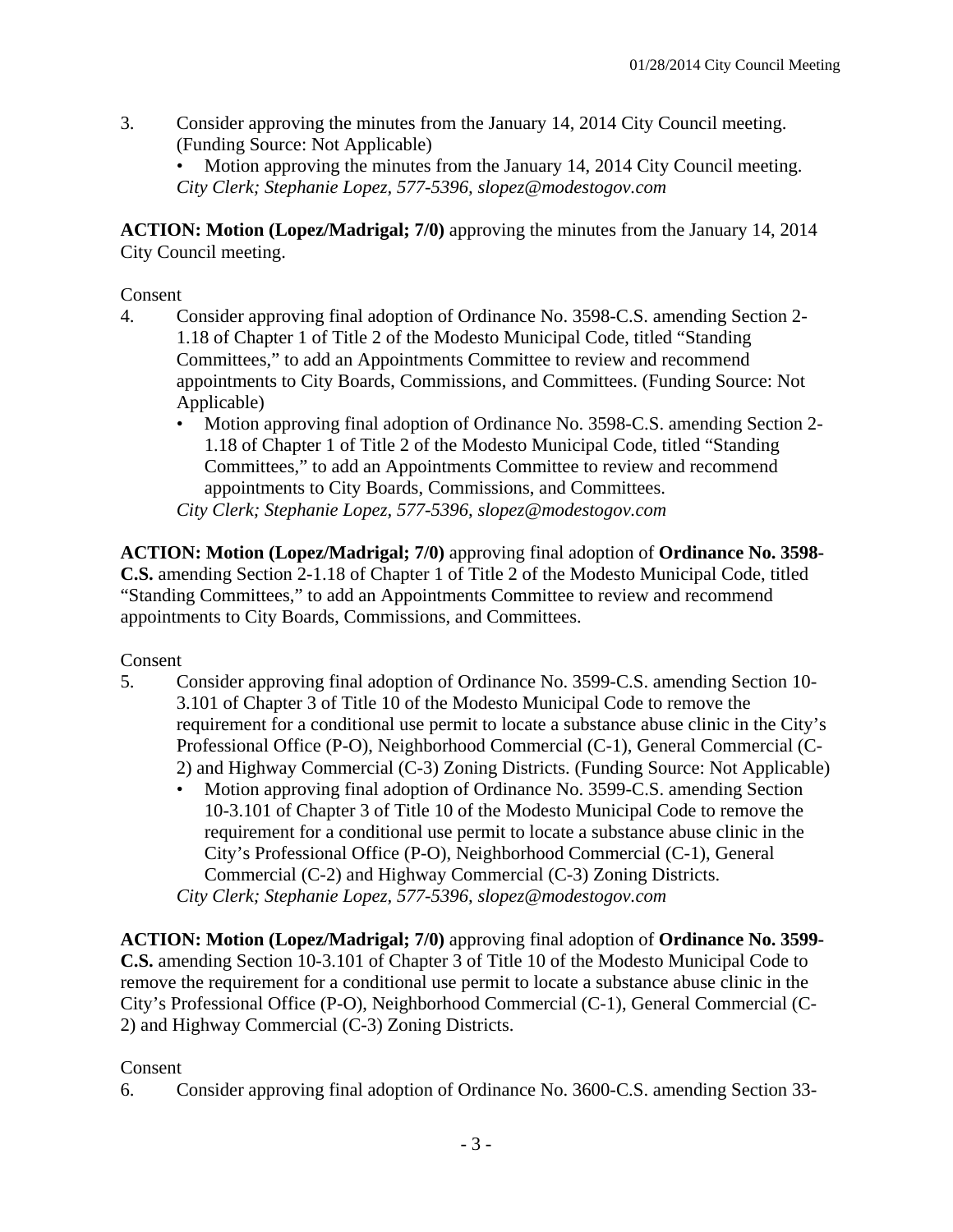3. Consider approving the minutes from the January 14, 2014 City Council meeting. (Funding Source: Not Applicable)
   - Motion approving the minutes from the January 14, 2014 City Council meeting.

   *City Clerk; Stephanie Lopez, 577-5396, slopez@modestogov.com*

**ACTION: Motion (Lopez/Madrigal; 7/0)** approving the minutes from the January 14, 2014 City Council meeting.

Consent

4. Consider approving final adoption of Ordinance No. 3598-C.S. amending Section 2-1.18 of Chapter 1 of Title 2 of the Modesto Municipal Code, titled "Standing Committees," to add an Appointments Committee to review and recommend appointments to City Boards, Commissions, and Committees. (Funding Source: Not Applicable)
   - Motion approving final adoption of Ordinance No. 3598-C.S. amending Section 2-1.18 of Chapter 1 of Title 2 of the Modesto Municipal Code, titled "Standing Committees," to add an Appointments Committee to review and recommend appointments to City Boards, Commissions, and Committees.

   *City Clerk; Stephanie Lopez, 577-5396, slopez@modestogov.com*

**ACTION: Motion (Lopez/Madrigal; 7/0)** approving final adoption of **Ordinance No. 3598-C.S.** amending Section 2-1.18 of Chapter 1 of Title 2 of the Modesto Municipal Code, titled "Standing Committees," to add an Appointments Committee to review and recommend appointments to City Boards, Commissions, and Committees.

Consent

5. Consider approving final adoption of Ordinance No. 3599-C.S. amending Section 10-3.101 of Chapter 3 of Title 10 of the Modesto Municipal Code to remove the requirement for a conditional use permit to locate a substance abuse clinic in the City's Professional Office (P-O), Neighborhood Commercial (C-1), General Commercial (C-2) and Highway Commercial (C-3) Zoning Districts. (Funding Source: Not Applicable)
   - Motion approving final adoption of Ordinance No. 3599-C.S. amending Section 10-3.101 of Chapter 3 of Title 10 of the Modesto Municipal Code to remove the requirement for a conditional use permit to locate a substance abuse clinic in the City's Professional Office (P-O), Neighborhood Commercial (C-1), General Commercial (C-2) and Highway Commercial (C-3) Zoning Districts.

   *City Clerk; Stephanie Lopez, 577-5396, slopez@modestogov.com*

**ACTION: Motion (Lopez/Madrigal; 7/0)** approving final adoption of **Ordinance No. 3599-C.S.** amending Section 10-3.101 of Chapter 3 of Title 10 of the Modesto Municipal Code to remove the requirement for a conditional use permit to locate a substance abuse clinic in the City's Professional Office (P-O), Neighborhood Commercial (C-1), General Commercial (C-2) and Highway Commercial (C-3) Zoning Districts.

Consent

6. Consider approving final adoption of Ordinance No. 3600-C.S. amending Section 33-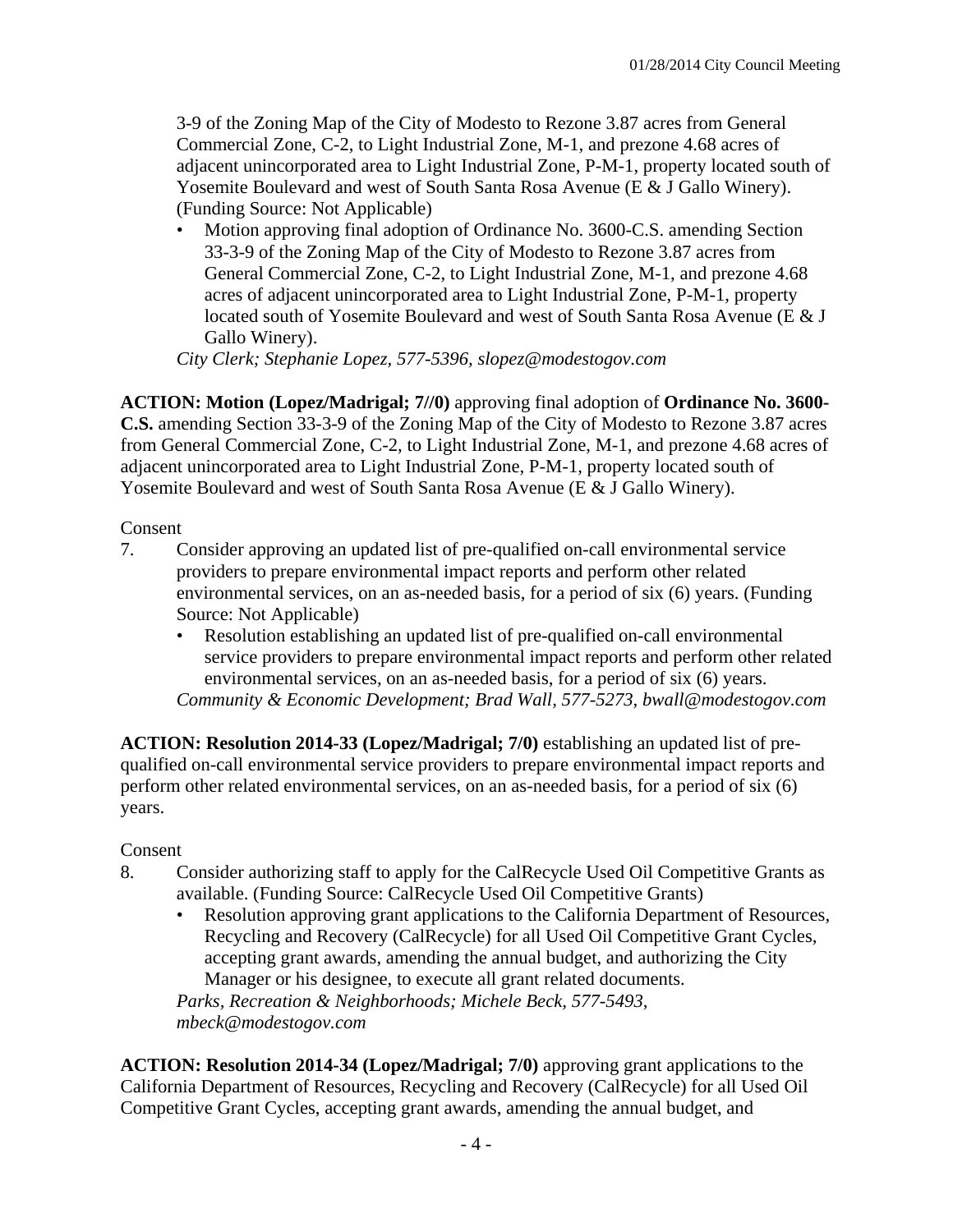3-9 of the Zoning Map of the City of Modesto to Rezone 3.87 acres from General Commercial Zone, C-2, to Light Industrial Zone, M-1, and prezone 4.68 acres of adjacent unincorporated area to Light Industrial Zone, P-M-1, property located south of Yosemite Boulevard and west of South Santa Rosa Avenue (E & J Gallo Winery). (Funding Source: Not Applicable)

- Motion approving final adoption of Ordinance No. 3600-C.S. amending Section 33-3-9 of the Zoning Map of the City of Modesto to Rezone 3.87 acres from General Commercial Zone, C-2, to Light Industrial Zone, M-1, and prezone 4.68 acres of adjacent unincorporated area to Light Industrial Zone, P-M-1, property located south of Yosemite Boulevard and west of South Santa Rosa Avenue (E & J Gallo Winery).

*City Clerk; Stephanie Lopez, 577-5396, slopez@modestogov.com*

**ACTION: Motion (Lopez/Madrigal; 7//0)** approving final adoption of **Ordinance No. 3600-C.S.** amending Section 33-3-9 of the Zoning Map of the City of Modesto to Rezone 3.87 acres from General Commercial Zone, C-2, to Light Industrial Zone, M-1, and prezone 4.68 acres of adjacent unincorporated area to Light Industrial Zone, P-M-1, property located south of Yosemite Boulevard and west of South Santa Rosa Avenue (E & J Gallo Winery).

Consent

7. Consider approving an updated list of pre-qualified on-call environmental service providers to prepare environmental impact reports and perform other related environmental services, on an as-needed basis, for a period of six (6) years. (Funding Source: Not Applicable)
   - Resolution establishing an updated list of pre-qualified on-call environmental service providers to prepare environmental impact reports and perform other related environmental services, on an as-needed basis, for a period of six (6) years.

   *Community & Economic Development; Brad Wall, 577-5273, bwall@modestogov.com*

**ACTION: Resolution 2014-33 (Lopez/Madrigal; 7/0)** establishing an updated list of pre-qualified on-call environmental service providers to prepare environmental impact reports and perform other related environmental services, on an as-needed basis, for a period of six (6) years.

Consent

8. Consider authorizing staff to apply for the CalRecycle Used Oil Competitive Grants as available. (Funding Source: CalRecycle Used Oil Competitive Grants)
   - Resolution approving grant applications to the California Department of Resources, Recycling and Recovery (CalRecycle) for all Used Oil Competitive Grant Cycles, accepting grant awards, amending the annual budget, and authorizing the City Manager or his designee, to execute all grant related documents.

   *Parks, Recreation & Neighborhoods; Michele Beck, 577-5493, mbeck@modestogov.com*

**ACTION: Resolution 2014-34 (Lopez/Madrigal; 7/0)** approving grant applications to the California Department of Resources, Recycling and Recovery (CalRecycle) for all Used Oil Competitive Grant Cycles, accepting grant awards, amending the annual budget, and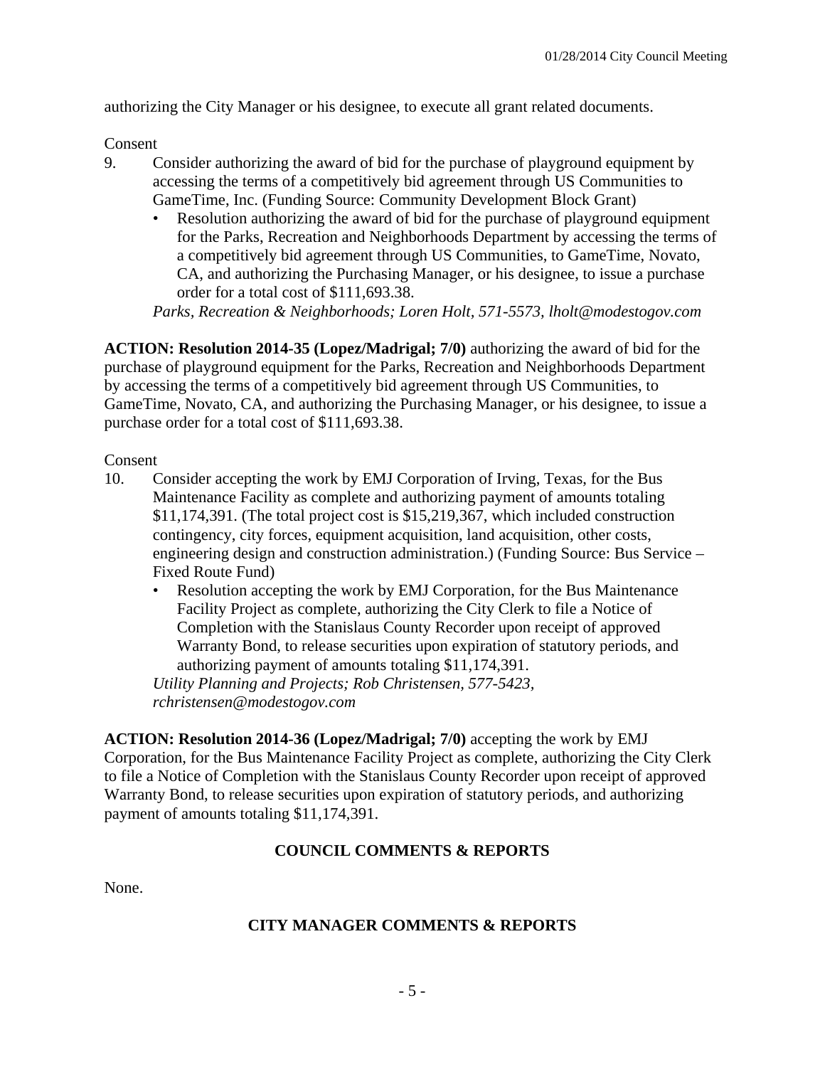authorizing the City Manager or his designee, to execute all grant related documents.

Consent

9. Consider authorizing the award of bid for the purchase of playground equipment by accessing the terms of a competitively bid agreement through US Communities to GameTime, Inc. (Funding Source: Community Development Block Grant)
   - Resolution authorizing the award of bid for the purchase of playground equipment for the Parks, Recreation and Neighborhoods Department by accessing the terms of a competitively bid agreement through US Communities, to GameTime, Novato, CA, and authorizing the Purchasing Manager, or his designee, to issue a purchase order for a total cost of $111,693.38.

   *Parks, Recreation & Neighborhoods; Loren Holt, 571-5573, lholt@modestogov.com*

**ACTION: Resolution 2014-35 (Lopez/Madrigal; 7/0)** authorizing the award of bid for the purchase of playground equipment for the Parks, Recreation and Neighborhoods Department by accessing the terms of a competitively bid agreement through US Communities, to GameTime, Novato, CA, and authorizing the Purchasing Manager, or his designee, to issue a purchase order for a total cost of $111,693.38.

Consent

10. Consider accepting the work by EMJ Corporation of Irving, Texas, for the Bus Maintenance Facility as complete and authorizing payment of amounts totaling $11,174,391. (The total project cost is $15,219,367, which included construction contingency, city forces, equipment acquisition, land acquisition, other costs, engineering design and construction administration.) (Funding Source: Bus Service – Fixed Route Fund)
    - Resolution accepting the work by EMJ Corporation, for the Bus Maintenance Facility Project as complete, authorizing the City Clerk to file a Notice of Completion with the Stanislaus County Recorder upon receipt of approved Warranty Bond, to release securities upon expiration of statutory periods, and authorizing payment of amounts totaling $11,174,391.

    *Utility Planning and Projects; Rob Christensen, 577-5423, rchristensen@modestogov.com*

**ACTION: Resolution 2014-36 (Lopez/Madrigal; 7/0)** accepting the work by EMJ Corporation, for the Bus Maintenance Facility Project as complete, authorizing the City Clerk to file a Notice of Completion with the Stanislaus County Recorder upon receipt of approved Warranty Bond, to release securities upon expiration of statutory periods, and authorizing payment of amounts totaling $11,174,391.

## COUNCIL COMMENTS & REPORTS

None.

## CITY MANAGER COMMENTS & REPORTS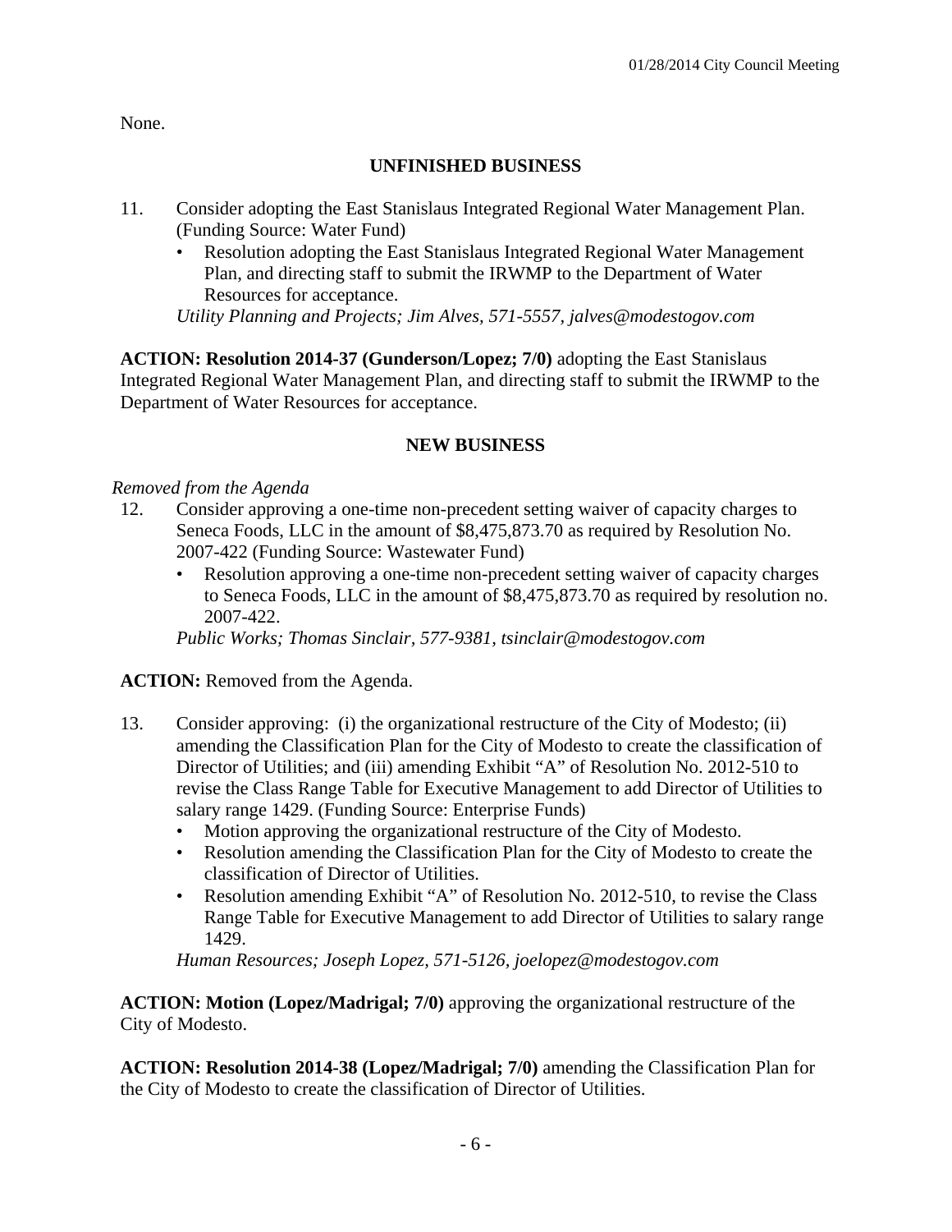None.

## UNFINISHED BUSINESS

11. Consider adopting the East Stanislaus Integrated Regional Water Management Plan. (Funding Source: Water Fund)
    - Resolution adopting the East Stanislaus Integrated Regional Water Management Plan, and directing staff to submit the IRWMP to the Department of Water Resources for acceptance.

    *Utility Planning and Projects; Jim Alves, 571-5557, jalves@modestogov.com*

**ACTION: Resolution 2014-37 (Gunderson/Lopez; 7/0)** adopting the East Stanislaus Integrated Regional Water Management Plan, and directing staff to submit the IRWMP to the Department of Water Resources for acceptance.

## NEW BUSINESS

*Removed from the Agenda*

12. Consider approving a one-time non-precedent setting waiver of capacity charges to Seneca Foods, LLC in the amount of $8,475,873.70 as required by Resolution No. 2007-422 (Funding Source: Wastewater Fund)
    - Resolution approving a one-time non-precedent setting waiver of capacity charges to Seneca Foods, LLC in the amount of $8,475,873.70 as required by resolution no. 2007-422.

    *Public Works; Thomas Sinclair, 577-9381, tsinclair@modestogov.com*

**ACTION:** Removed from the Agenda.

13. Consider approving: (i) the organizational restructure of the City of Modesto; (ii) amending the Classification Plan for the City of Modesto to create the classification of Director of Utilities; and (iii) amending Exhibit "A" of Resolution No. 2012-510 to revise the Class Range Table for Executive Management to add Director of Utilities to salary range 1429. (Funding Source: Enterprise Funds)
    - Motion approving the organizational restructure of the City of Modesto.
    - Resolution amending the Classification Plan for the City of Modesto to create the classification of Director of Utilities.
    - Resolution amending Exhibit "A" of Resolution No. 2012-510, to revise the Class Range Table for Executive Management to add Director of Utilities to salary range 1429.

    *Human Resources; Joseph Lopez, 571-5126, joelopez@modestogov.com*

**ACTION: Motion (Lopez/Madrigal; 7/0)** approving the organizational restructure of the City of Modesto.

**ACTION: Resolution 2014-38 (Lopez/Madrigal; 7/0)** amending the Classification Plan for the City of Modesto to create the classification of Director of Utilities.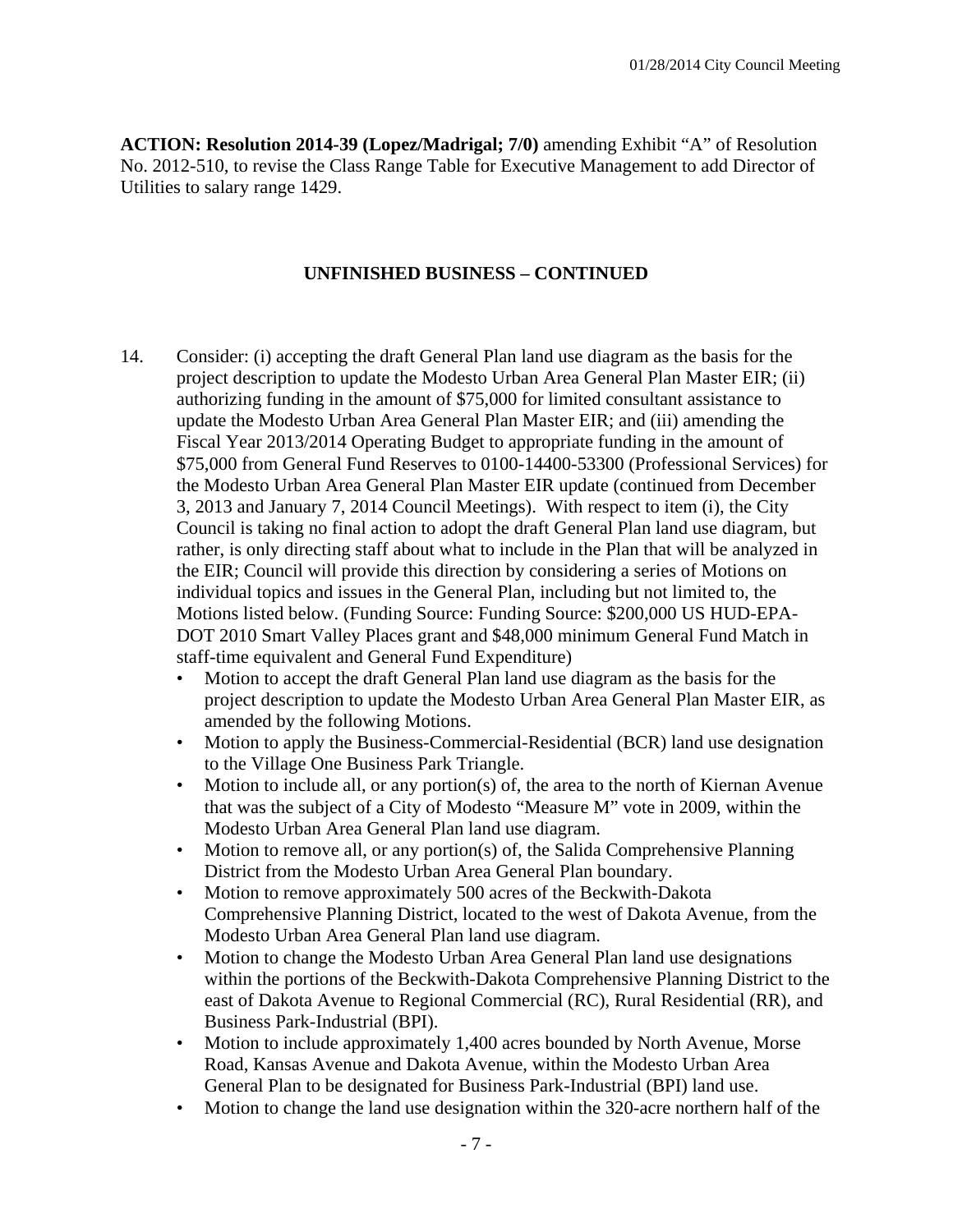**ACTION: Resolution 2014-39 (Lopez/Madrigal; 7/0)** amending Exhibit "A" of Resolution No. 2012-510, to revise the Class Range Table for Executive Management to add Director of Utilities to salary range 1429.

## UNFINISHED BUSINESS – CONTINUED

14. Consider: (i) accepting the draft General Plan land use diagram as the basis for the project description to update the Modesto Urban Area General Plan Master EIR; (ii) authorizing funding in the amount of $75,000 for limited consultant assistance to update the Modesto Urban Area General Plan Master EIR; and (iii) amending the Fiscal Year 2013/2014 Operating Budget to appropriate funding in the amount of $75,000 from General Fund Reserves to 0100-14400-53300 (Professional Services) for the Modesto Urban Area General Plan Master EIR update (continued from December 3, 2013 and January 7, 2014 Council Meetings). With respect to item (i), the City Council is taking no final action to adopt the draft General Plan land use diagram, but rather, is only directing staff about what to include in the Plan that will be analyzed in the EIR; Council will provide this direction by considering a series of Motions on individual topics and issues in the General Plan, including but not limited to, the Motions listed below. (Funding Source: Funding Source: $200,000 US HUD-EPA-DOT 2010 Smart Valley Places grant and $48,000 minimum General Fund Match in staff-time equivalent and General Fund Expenditure)
    - Motion to accept the draft General Plan land use diagram as the basis for the project description to update the Modesto Urban Area General Plan Master EIR, as amended by the following Motions.
    - Motion to apply the Business-Commercial-Residential (BCR) land use designation to the Village One Business Park Triangle.
    - Motion to include all, or any portion(s) of, the area to the north of Kiernan Avenue that was the subject of a City of Modesto "Measure M" vote in 2009, within the Modesto Urban Area General Plan land use diagram.
    - Motion to remove all, or any portion(s) of, the Salida Comprehensive Planning District from the Modesto Urban Area General Plan boundary.
    - Motion to remove approximately 500 acres of the Beckwith-Dakota Comprehensive Planning District, located to the west of Dakota Avenue, from the Modesto Urban Area General Plan land use diagram.
    - Motion to change the Modesto Urban Area General Plan land use designations within the portions of the Beckwith-Dakota Comprehensive Planning District to the east of Dakota Avenue to Regional Commercial (RC), Rural Residential (RR), and Business Park-Industrial (BPI).
    - Motion to include approximately 1,400 acres bounded by North Avenue, Morse Road, Kansas Avenue and Dakota Avenue, within the Modesto Urban Area General Plan to be designated for Business Park-Industrial (BPI) land use.
    - Motion to change the land use designation within the 320-acre northern half of the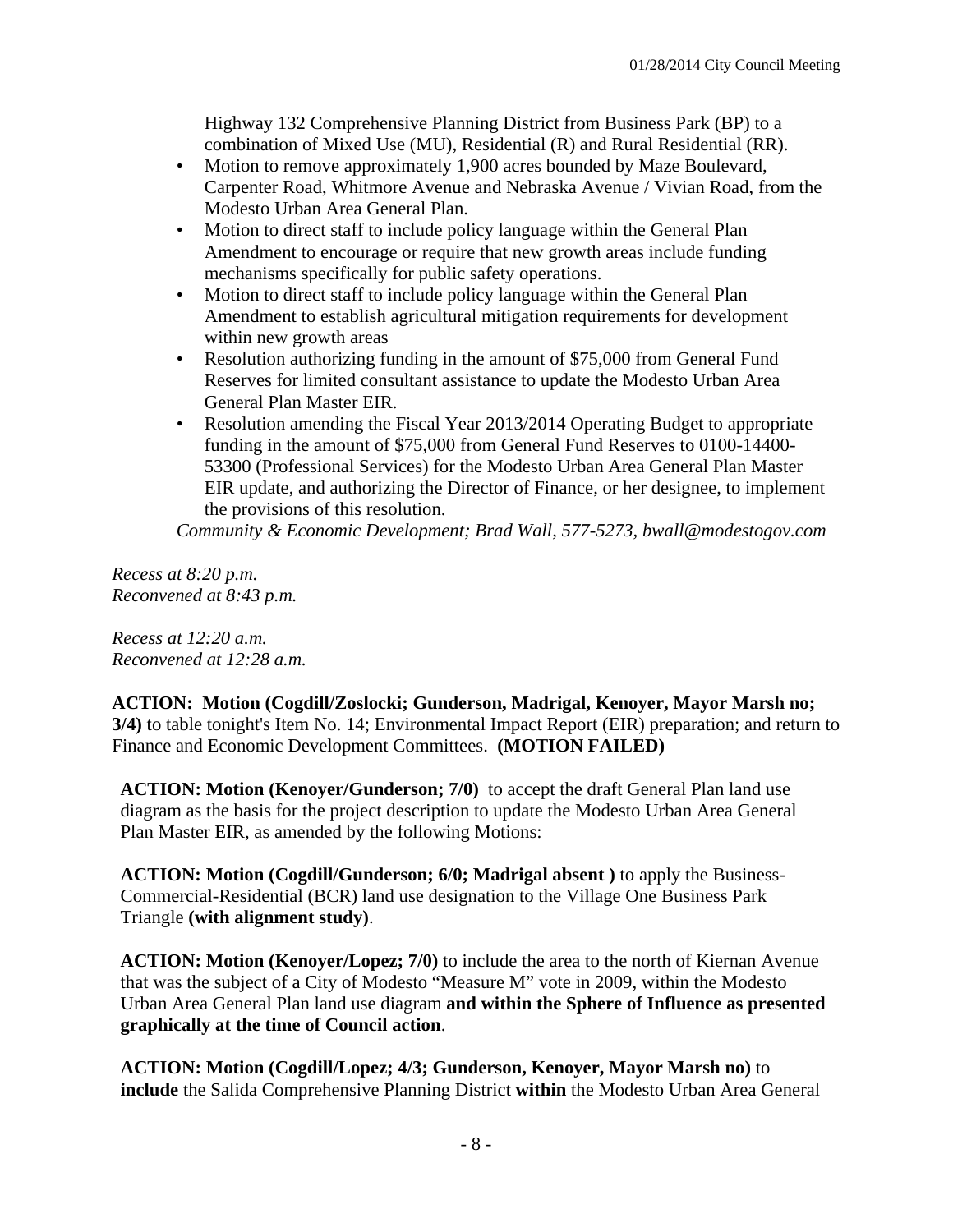Highway 132 Comprehensive Planning District from Business Park (BP) to a combination of Mixed Use (MU), Residential (R) and Rural Residential (RR).

- Motion to remove approximately 1,900 acres bounded by Maze Boulevard, Carpenter Road, Whitmore Avenue and Nebraska Avenue / Vivian Road, from the Modesto Urban Area General Plan.
- Motion to direct staff to include policy language within the General Plan Amendment to encourage or require that new growth areas include funding mechanisms specifically for public safety operations.
- Motion to direct staff to include policy language within the General Plan Amendment to establish agricultural mitigation requirements for development within new growth areas
- Resolution authorizing funding in the amount of $75,000 from General Fund Reserves for limited consultant assistance to update the Modesto Urban Area General Plan Master EIR.
- Resolution amending the Fiscal Year 2013/2014 Operating Budget to appropriate funding in the amount of $75,000 from General Fund Reserves to 0100-14400-53300 (Professional Services) for the Modesto Urban Area General Plan Master EIR update, and authorizing the Director of Finance, or her designee, to implement the provisions of this resolution.

*Community & Economic Development; Brad Wall, 577-5273, bwall@modestogov.com*

*Recess at 8:20 p.m.*
*Reconvened at 8:43 p.m.*

*Recess at 12:20 a.m.*
*Reconvened at 12:28 a.m.*

**ACTION: Motion (Cogdill/Zoslocki; Gunderson, Madrigal, Kenoyer, Mayor Marsh no; 3/4)** to table tonight's Item No. 14; Environmental Impact Report (EIR) preparation; and return to Finance and Economic Development Committees. **(MOTION FAILED)**

**ACTION: Motion (Kenoyer/Gunderson; 7/0)** to accept the draft General Plan land use diagram as the basis for the project description to update the Modesto Urban Area General Plan Master EIR, as amended by the following Motions:

**ACTION: Motion (Cogdill/Gunderson; 6/0; Madrigal absent )** to apply the Business-Commercial-Residential (BCR) land use designation to the Village One Business Park Triangle **(with alignment study)**.

**ACTION: Motion (Kenoyer/Lopez; 7/0)** to include the area to the north of Kiernan Avenue that was the subject of a City of Modesto "Measure M" vote in 2009, within the Modesto Urban Area General Plan land use diagram **and within the Sphere of Influence as presented graphically at the time of Council action**.

**ACTION: Motion (Cogdill/Lopez; 4/3; Gunderson, Kenoyer, Mayor Marsh no)** to **include** the Salida Comprehensive Planning District **within** the Modesto Urban Area General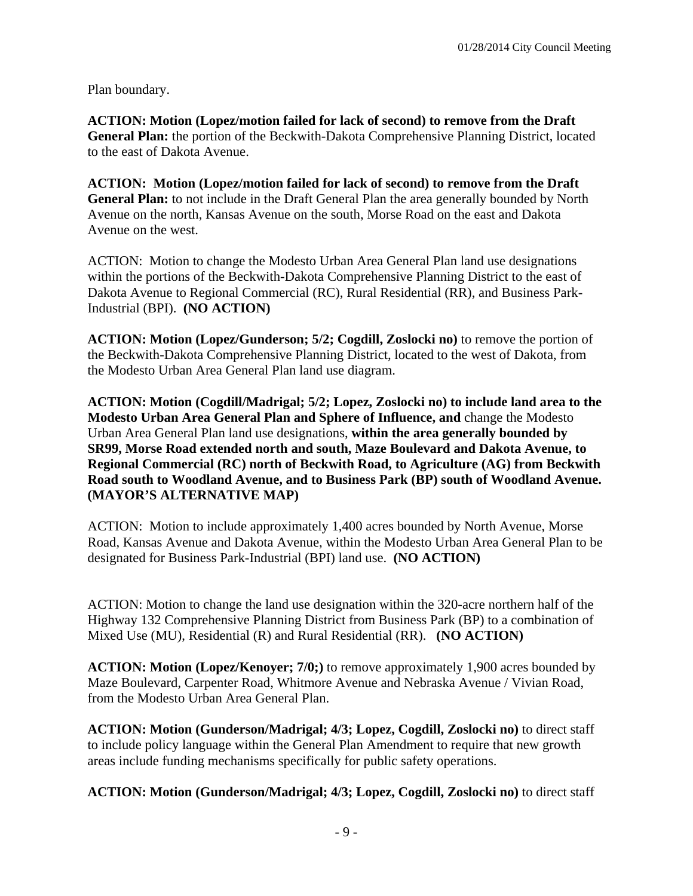Plan boundary.

**ACTION: Motion (Lopez/motion failed for lack of second) to remove from the Draft General Plan:** the portion of the Beckwith-Dakota Comprehensive Planning District, located to the east of Dakota Avenue.

**ACTION: Motion (Lopez/motion failed for lack of second) to remove from the Draft General Plan:** to not include in the Draft General Plan the area generally bounded by North Avenue on the north, Kansas Avenue on the south, Morse Road on the east and Dakota Avenue on the west.

ACTION: Motion to change the Modesto Urban Area General Plan land use designations within the portions of the Beckwith-Dakota Comprehensive Planning District to the east of Dakota Avenue to Regional Commercial (RC), Rural Residential (RR), and Business Park-Industrial (BPI). **(NO ACTION)**

**ACTION: Motion (Lopez/Gunderson; 5/2; Cogdill, Zoslocki no)** to remove the portion of the Beckwith-Dakota Comprehensive Planning District, located to the west of Dakota, from the Modesto Urban Area General Plan land use diagram.

**ACTION: Motion (Cogdill/Madrigal; 5/2; Lopez, Zoslocki no) to include land area to the Modesto Urban Area General Plan and Sphere of Influence, and** change the Modesto Urban Area General Plan land use designations, **within the area generally bounded by SR99, Morse Road extended north and south, Maze Boulevard and Dakota Avenue, to Regional Commercial (RC) north of Beckwith Road, to Agriculture (AG) from Beckwith Road south to Woodland Avenue, and to Business Park (BP) south of Woodland Avenue. (MAYOR'S ALTERNATIVE MAP)**

ACTION: Motion to include approximately 1,400 acres bounded by North Avenue, Morse Road, Kansas Avenue and Dakota Avenue, within the Modesto Urban Area General Plan to be designated for Business Park-Industrial (BPI) land use. **(NO ACTION)**

ACTION: Motion to change the land use designation within the 320-acre northern half of the Highway 132 Comprehensive Planning District from Business Park (BP) to a combination of Mixed Use (MU), Residential (R) and Rural Residential (RR). **(NO ACTION)**

**ACTION: Motion (Lopez/Kenoyer; 7/0;)** to remove approximately 1,900 acres bounded by Maze Boulevard, Carpenter Road, Whitmore Avenue and Nebraska Avenue / Vivian Road, from the Modesto Urban Area General Plan.

**ACTION: Motion (Gunderson/Madrigal; 4/3; Lopez, Cogdill, Zoslocki no)** to direct staff to include policy language within the General Plan Amendment to require that new growth areas include funding mechanisms specifically for public safety operations.

**ACTION: Motion (Gunderson/Madrigal; 4/3; Lopez, Cogdill, Zoslocki no)** to direct staff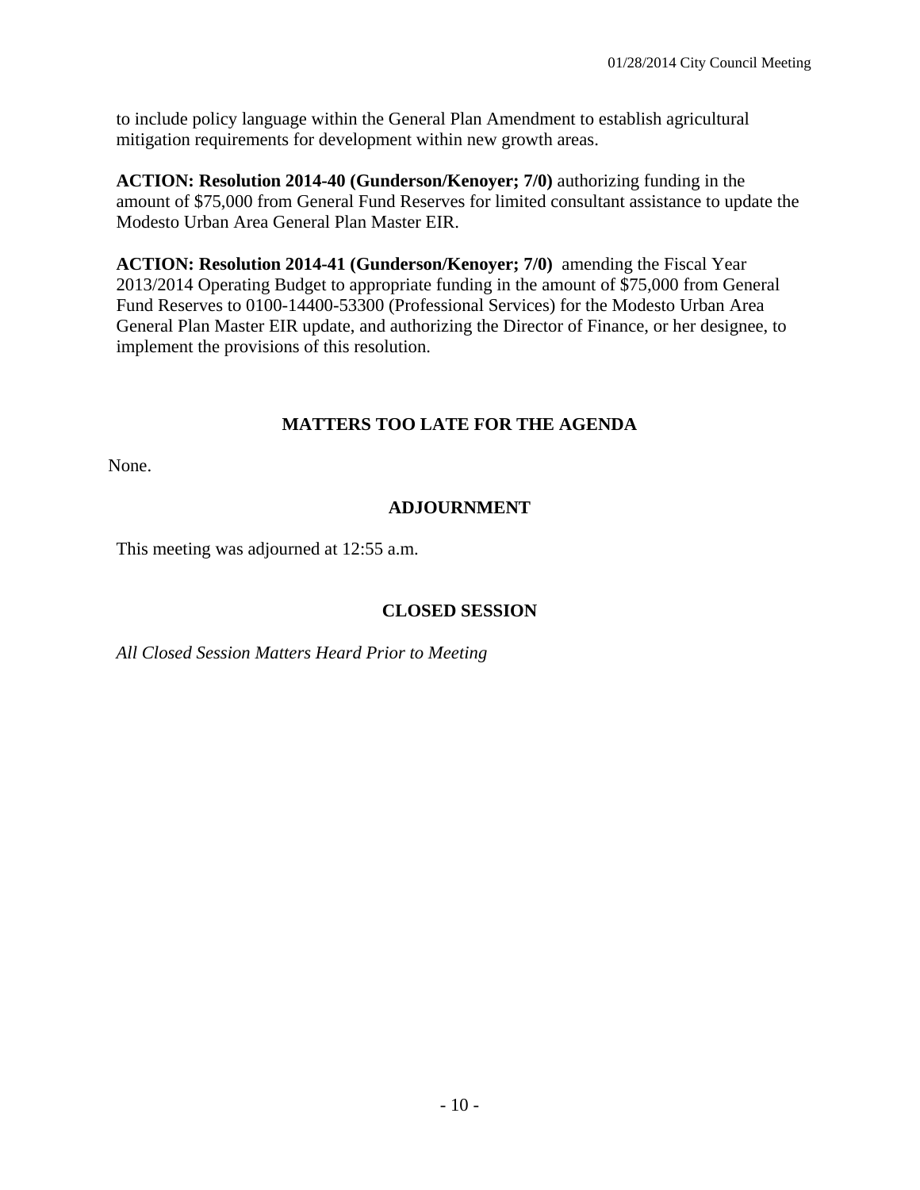to include policy language within the General Plan Amendment to establish agricultural mitigation requirements for development within new growth areas.

**ACTION: Resolution 2014-40 (Gunderson/Kenoyer; 7/0)** authorizing funding in the amount of $75,000 from General Fund Reserves for limited consultant assistance to update the Modesto Urban Area General Plan Master EIR.

**ACTION: Resolution 2014-41 (Gunderson/Kenoyer; 7/0)** amending the Fiscal Year 2013/2014 Operating Budget to appropriate funding in the amount of $75,000 from General Fund Reserves to 0100-14400-53300 (Professional Services) for the Modesto Urban Area General Plan Master EIR update, and authorizing the Director of Finance, or her designee, to implement the provisions of this resolution.

## MATTERS TOO LATE FOR THE AGENDA

None.

## ADJOURNMENT

This meeting was adjourned at 12:55 a.m.

## CLOSED SESSION

*All Closed Session Matters Heard Prior to Meeting*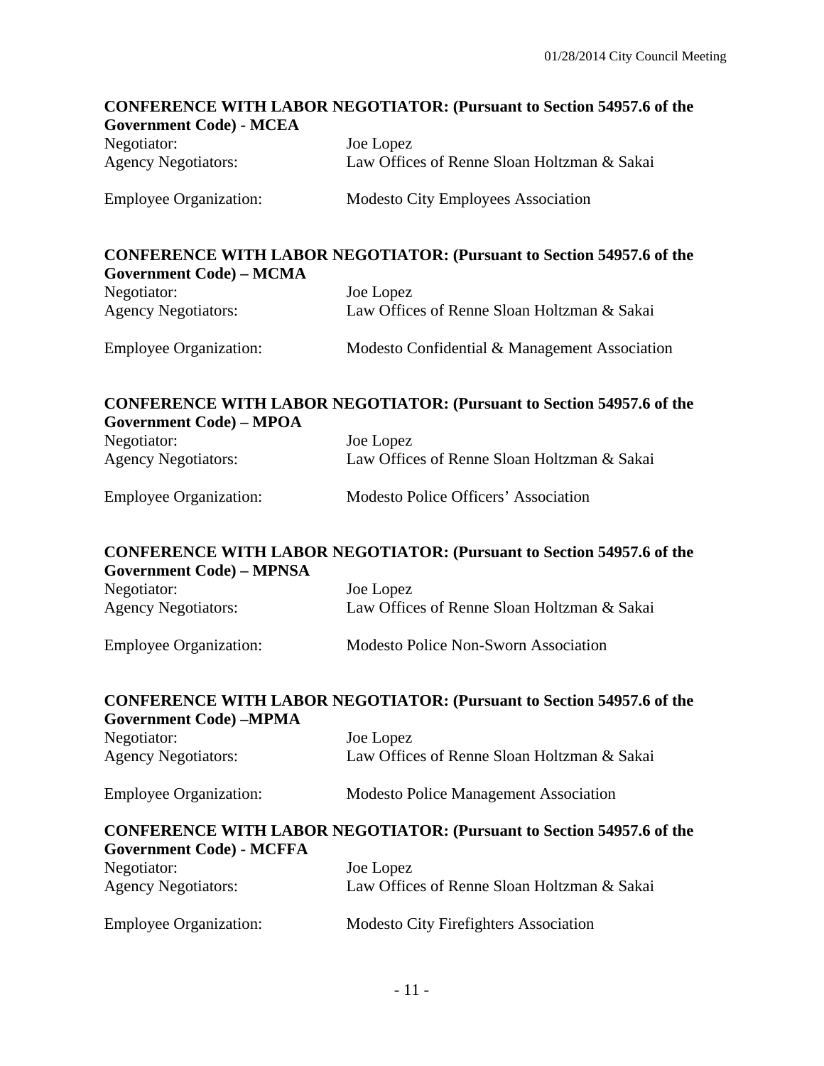**CONFERENCE WITH LABOR NEGOTIATOR: (Pursuant to Section 54957.6 of the Government Code) - MCEA**

Negotiator: Joe Lopez
Agency Negotiators: Law Offices of Renne Sloan Holtzman & Sakai

Employee Organization: Modesto City Employees Association

**CONFERENCE WITH LABOR NEGOTIATOR: (Pursuant to Section 54957.6 of the Government Code) – MCMA**

Negotiator: Joe Lopez
Agency Negotiators: Law Offices of Renne Sloan Holtzman & Sakai

Employee Organization: Modesto Confidential & Management Association

**CONFERENCE WITH LABOR NEGOTIATOR: (Pursuant to Section 54957.6 of the Government Code) – MPOA**

Negotiator: Joe Lopez
Agency Negotiators: Law Offices of Renne Sloan Holtzman & Sakai

Employee Organization: Modesto Police Officers' Association

**CONFERENCE WITH LABOR NEGOTIATOR: (Pursuant to Section 54957.6 of the Government Code) – MPNSA**

Negotiator: Joe Lopez
Agency Negotiators: Law Offices of Renne Sloan Holtzman & Sakai

Employee Organization: Modesto Police Non-Sworn Association

**CONFERENCE WITH LABOR NEGOTIATOR: (Pursuant to Section 54957.6 of the Government Code) –MPMA**

Negotiator: Joe Lopez
Agency Negotiators: Law Offices of Renne Sloan Holtzman & Sakai

Employee Organization: Modesto Police Management Association

**CONFERENCE WITH LABOR NEGOTIATOR: (Pursuant to Section 54957.6 of the Government Code) - MCFFA**

Negotiator: Joe Lopez
Agency Negotiators: Law Offices of Renne Sloan Holtzman & Sakai

Employee Organization: Modesto City Firefighters Association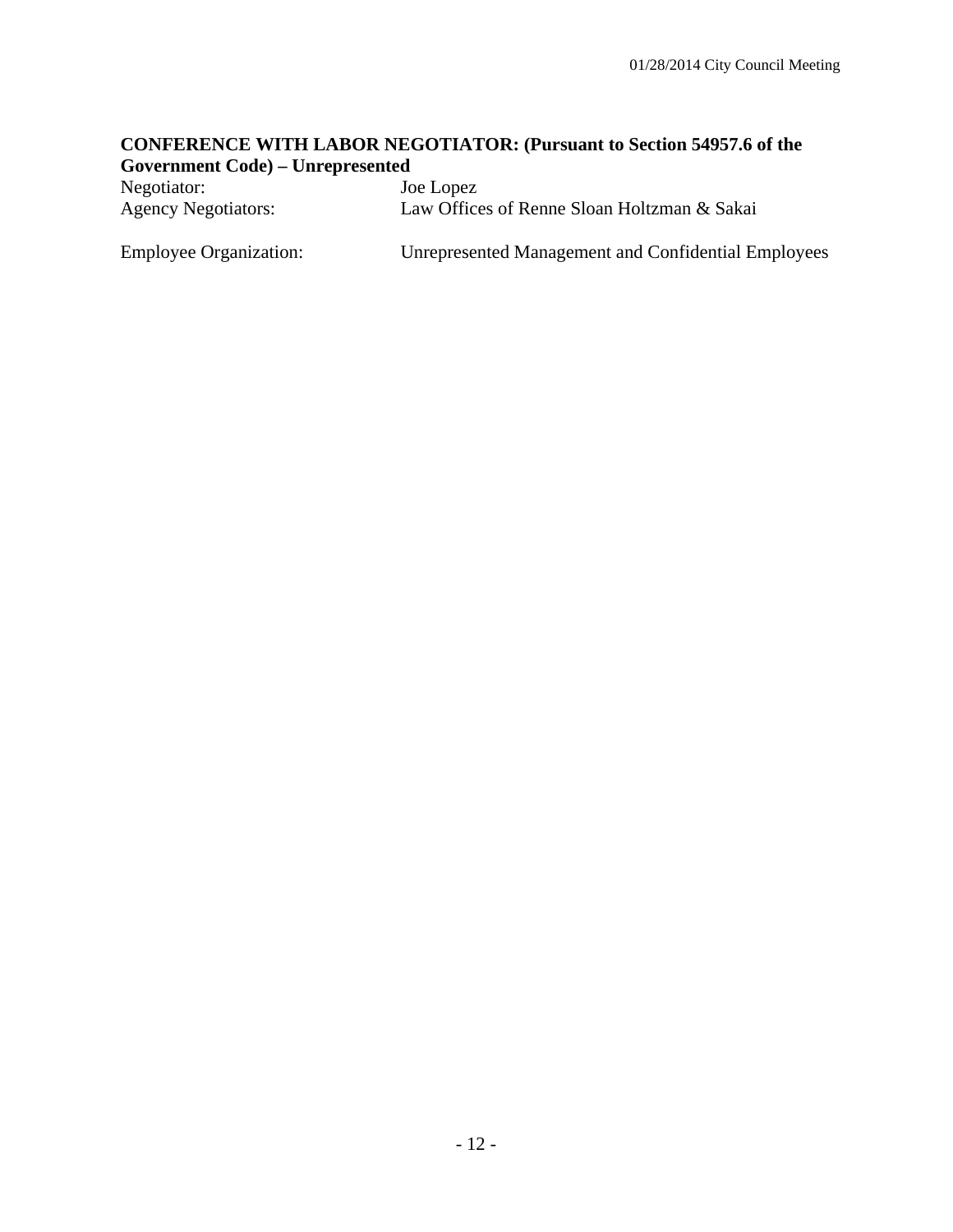**CONFERENCE WITH LABOR NEGOTIATOR: (Pursuant to Section 54957.6 of the Government Code) – Unrepresented**

Negotiator: Joe Lopez
Agency Negotiators: Law Offices of Renne Sloan Holtzman & Sakai

Employee Organization: Unrepresented Management and Confidential Employees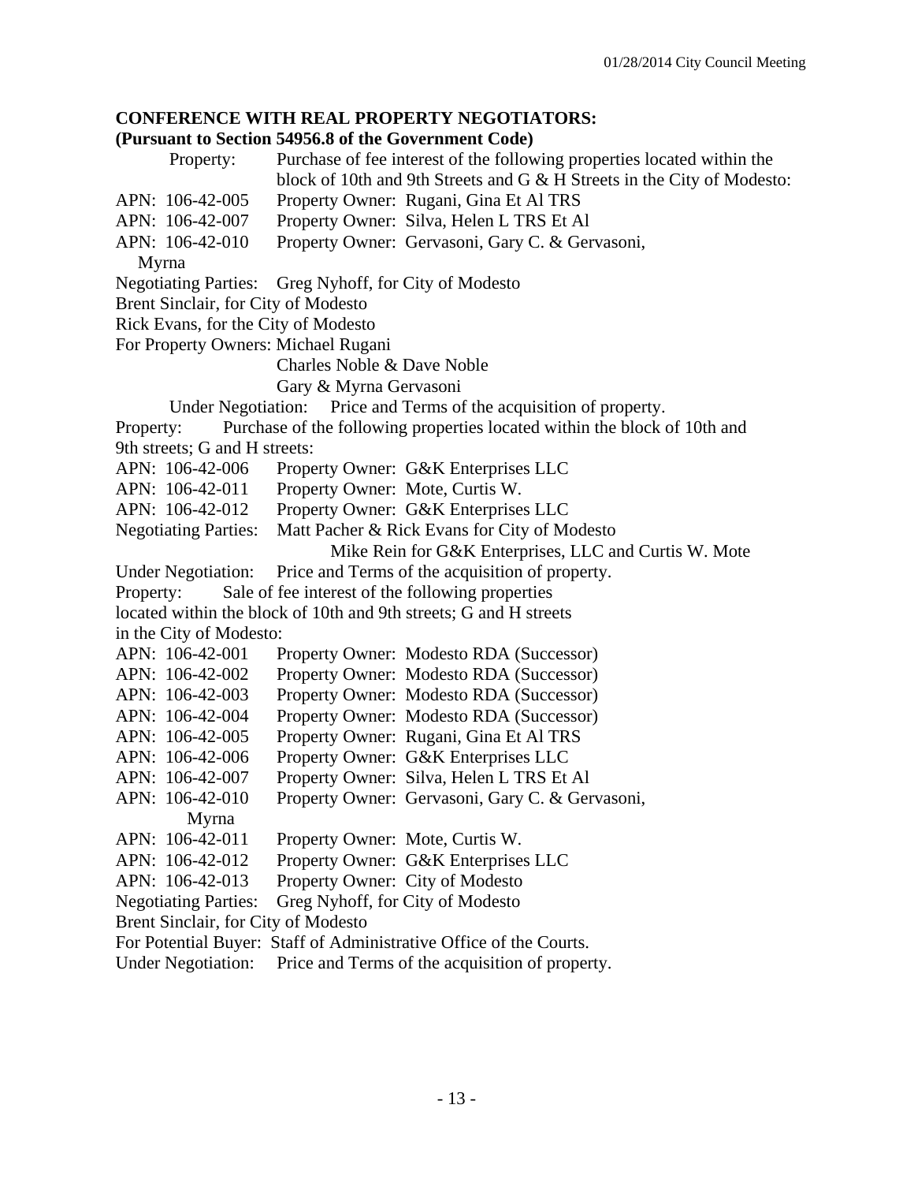**CONFERENCE WITH REAL PROPERTY NEGOTIATORS:**
**(Pursuant to Section 54956.8 of the Government Code)**

Property: Purchase of fee interest of the following properties located within the block of 10th and 9th Streets and G & H Streets in the City of Modesto:

APN: 106-42-005 Property Owner: Rugani, Gina Et Al TRS
APN: 106-42-007 Property Owner: Silva, Helen L TRS Et Al
APN: 106-42-010 Property Owner: Gervasoni, Gary C. & Gervasoni, Myrna

Negotiating Parties: Greg Nyhoff, for City of Modesto
Brent Sinclair, for City of Modesto
Rick Evans, for the City of Modesto
For Property Owners: Michael Rugani
Charles Noble & Dave Noble
Gary & Myrna Gervasoni

Under Negotiation: Price and Terms of the acquisition of property.

Property: Purchase of the following properties located within the block of 10th and 9th streets; G and H streets:

APN: 106-42-006 Property Owner: G&K Enterprises LLC
APN: 106-42-011 Property Owner: Mote, Curtis W.
APN: 106-42-012 Property Owner: G&K Enterprises LLC

Negotiating Parties: Matt Pacher & Rick Evans for City of Modesto
Mike Rein for G&K Enterprises, LLC and Curtis W. Mote

Under Negotiation: Price and Terms of the acquisition of property.

Property: Sale of fee interest of the following properties located within the block of 10th and 9th streets; G and H streets in the City of Modesto:

APN: 106-42-001 Property Owner: Modesto RDA (Successor)
APN: 106-42-002 Property Owner: Modesto RDA (Successor)
APN: 106-42-003 Property Owner: Modesto RDA (Successor)
APN: 106-42-004 Property Owner: Modesto RDA (Successor)
APN: 106-42-005 Property Owner: Rugani, Gina Et Al TRS
APN: 106-42-006 Property Owner: G&K Enterprises LLC
APN: 106-42-007 Property Owner: Silva, Helen L TRS Et Al
APN: 106-42-010 Property Owner: Gervasoni, Gary C. & Gervasoni, Myrna
APN: 106-42-011 Property Owner: Mote, Curtis W.
APN: 106-42-012 Property Owner: G&K Enterprises LLC
APN: 106-42-013 Property Owner: City of Modesto

Negotiating Parties: Greg Nyhoff, for City of Modesto
Brent Sinclair, for City of Modesto
For Potential Buyer: Staff of Administrative Office of the Courts.

Under Negotiation: Price and Terms of the acquisition of property.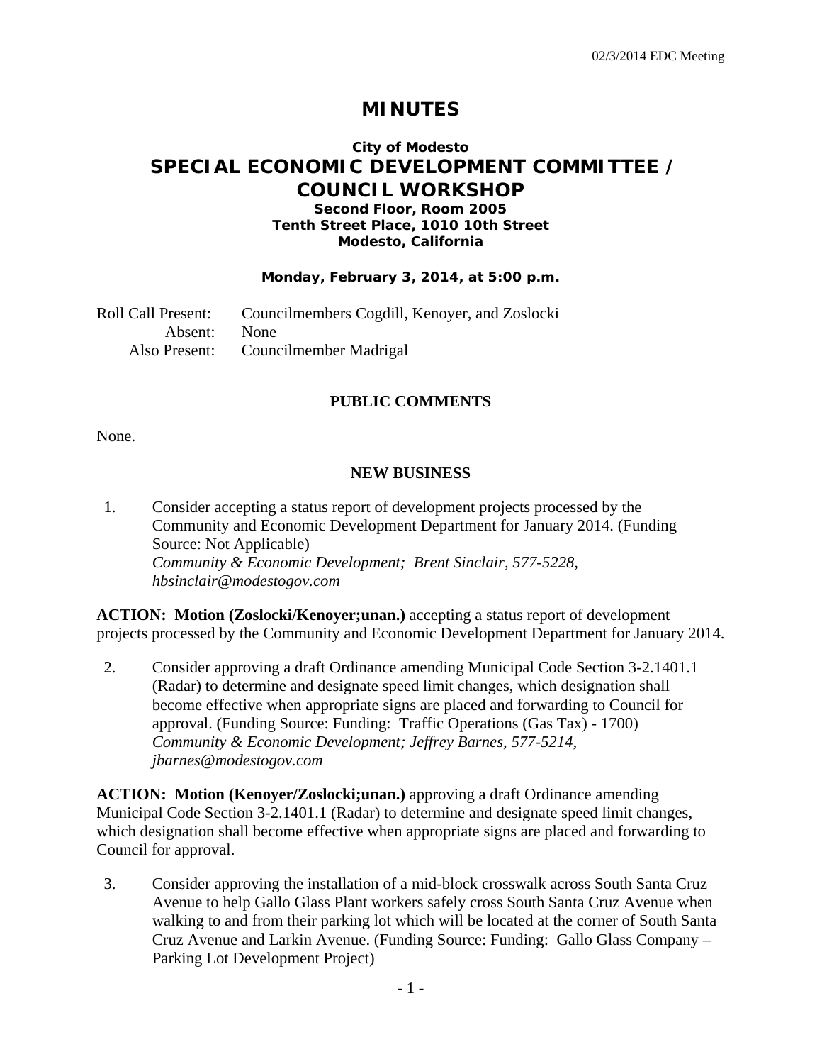# MINUTES

## City of Modesto
## SPECIAL ECONOMIC DEVELOPMENT COMMITTEE / COUNCIL WORKSHOP

**Second Floor, Room 2005**
**Tenth Street Place, 1010 10th Street**
**Modesto, California**

**Monday, February 3, 2014, at 5:00 p.m.**

Roll Call Present: Councilmembers Cogdill, Kenoyer, and Zoslocki
Absent: None
Also Present: Councilmember Madrigal

### PUBLIC COMMENTS

None.

### NEW BUSINESS

1. Consider accepting a status report of development projects processed by the Community and Economic Development Department for January 2014. (Funding Source: Not Applicable)
   *Community & Economic Development; Brent Sinclair, 577-5228, hbsinclair@modestogov.com*

**ACTION: Motion (Zoslocki/Kenoyer;unan.)** accepting a status report of development projects processed by the Community and Economic Development Department for January 2014.

2. Consider approving a draft Ordinance amending Municipal Code Section 3-2.1401.1 (Radar) to determine and designate speed limit changes, which designation shall become effective when appropriate signs are placed and forwarding to Council for approval. (Funding Source: Funding: Traffic Operations (Gas Tax) - 1700)
   *Community & Economic Development; Jeffrey Barnes, 577-5214, jbarnes@modestogov.com*

**ACTION: Motion (Kenoyer/Zoslocki;unan.)** approving a draft Ordinance amending Municipal Code Section 3-2.1401.1 (Radar) to determine and designate speed limit changes, which designation shall become effective when appropriate signs are placed and forwarding to Council for approval.

3. Consider approving the installation of a mid-block crosswalk across South Santa Cruz Avenue to help Gallo Glass Plant workers safely cross South Santa Cruz Avenue when walking to and from their parking lot which will be located at the corner of South Santa Cruz Avenue and Larkin Avenue. (Funding Source: Funding: Gallo Glass Company – Parking Lot Development Project)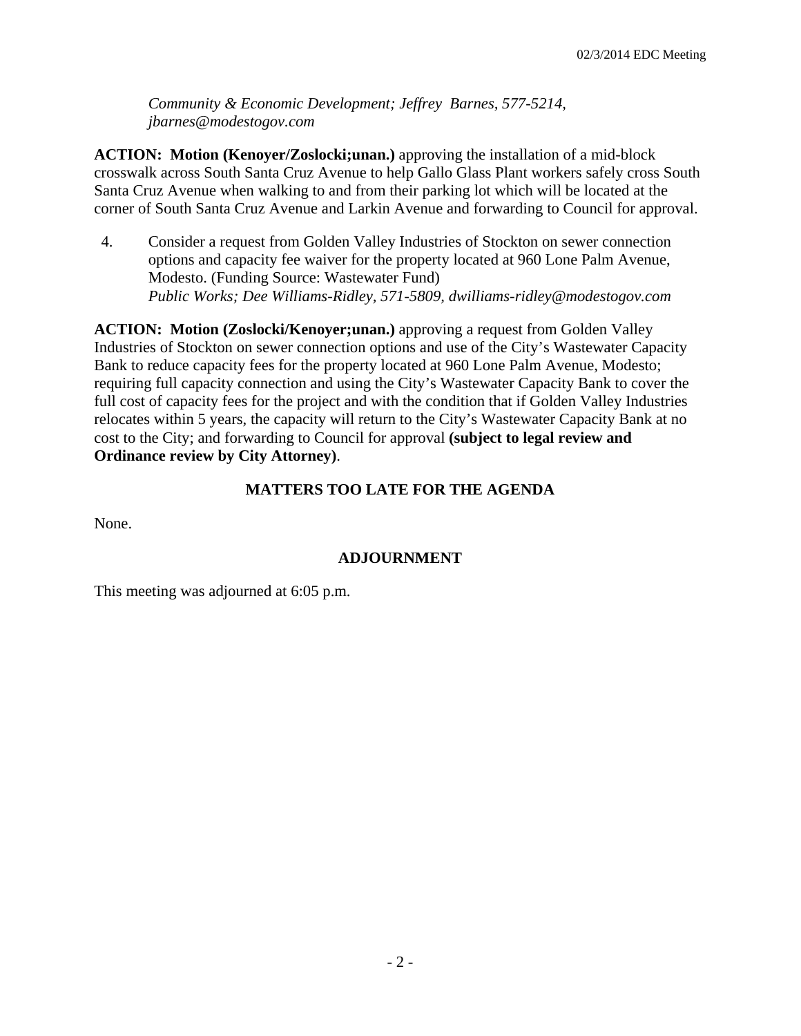*Community & Economic Development; Jeffrey Barnes, 577-5214, jbarnes@modestogov.com*

**ACTION: Motion (Kenoyer/Zoslocki;unan.)** approving the installation of a mid-block crosswalk across South Santa Cruz Avenue to help Gallo Glass Plant workers safely cross South Santa Cruz Avenue when walking to and from their parking lot which will be located at the corner of South Santa Cruz Avenue and Larkin Avenue and forwarding to Council for approval.

4. Consider a request from Golden Valley Industries of Stockton on sewer connection options and capacity fee waiver for the property located at 960 Lone Palm Avenue, Modesto. (Funding Source: Wastewater Fund)
   *Public Works; Dee Williams-Ridley, 571-5809, dwilliams-ridley@modestogov.com*

**ACTION: Motion (Zoslocki/Kenoyer;unan.)** approving a request from Golden Valley Industries of Stockton on sewer connection options and use of the City's Wastewater Capacity Bank to reduce capacity fees for the property located at 960 Lone Palm Avenue, Modesto; requiring full capacity connection and using the City's Wastewater Capacity Bank to cover the full cost of capacity fees for the project and with the condition that if Golden Valley Industries relocates within 5 years, the capacity will return to the City's Wastewater Capacity Bank at no cost to the City; and forwarding to Council for approval **(subject to legal review and Ordinance review by City Attorney)**.

## MATTERS TOO LATE FOR THE AGENDA

None.

## ADJOURNMENT

This meeting was adjourned at 6:05 p.m.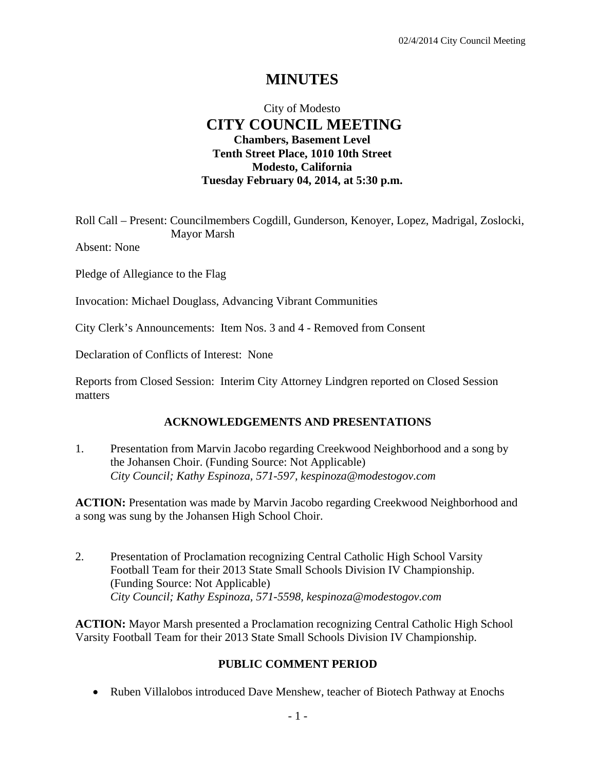# MINUTES

City of Modesto
## CITY COUNCIL MEETING
**Chambers, Basement Level**
**Tenth Street Place, 1010 10th Street**
**Modesto, California**
**Tuesday February 04, 2014, at 5:30 p.m.**

Roll Call – Present: Councilmembers Cogdill, Gunderson, Kenoyer, Lopez, Madrigal, Zoslocki, Mayor Marsh

Absent: None

Pledge of Allegiance to the Flag

Invocation: Michael Douglass, Advancing Vibrant Communities

City Clerk's Announcements: Item Nos. 3 and 4 - Removed from Consent

Declaration of Conflicts of Interest: None

Reports from Closed Session: Interim City Attorney Lindgren reported on Closed Session matters

### ACKNOWLEDGEMENTS AND PRESENTATIONS

1. Presentation from Marvin Jacobo regarding Creekwood Neighborhood and a song by the Johansen Choir. (Funding Source: Not Applicable)
   *City Council; Kathy Espinoza, 571-597, kespinoza@modestogov.com*

**ACTION:** Presentation was made by Marvin Jacobo regarding Creekwood Neighborhood and a song was sung by the Johansen High School Choir.

2. Presentation of Proclamation recognizing Central Catholic High School Varsity Football Team for their 2013 State Small Schools Division IV Championship. (Funding Source: Not Applicable)
   *City Council; Kathy Espinoza, 571-5598, kespinoza@modestogov.com*

**ACTION:** Mayor Marsh presented a Proclamation recognizing Central Catholic High School Varsity Football Team for their 2013 State Small Schools Division IV Championship.

### PUBLIC COMMENT PERIOD

- Ruben Villalobos introduced Dave Menshew, teacher of Biotech Pathway at Enochs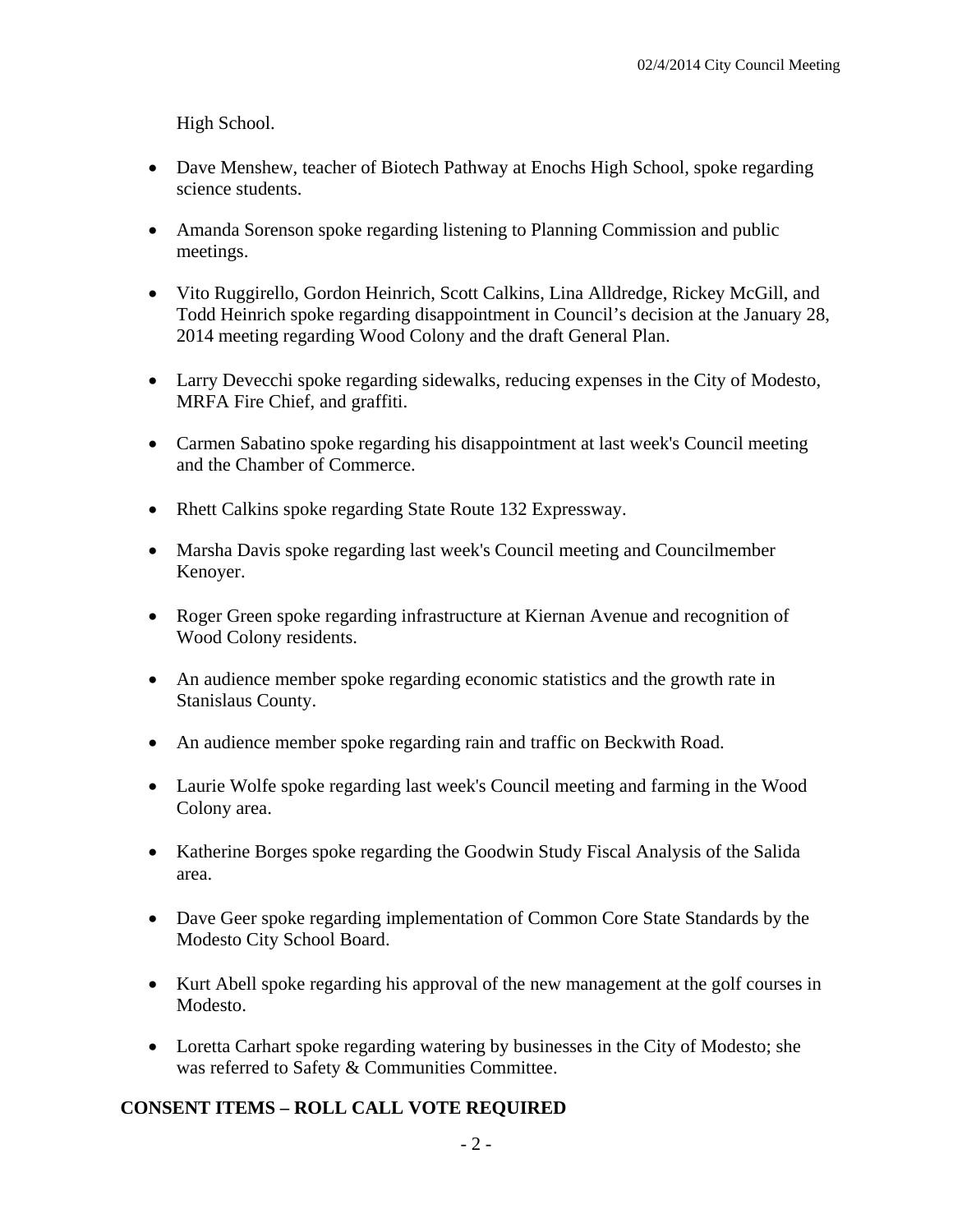High School.

- Dave Menshew, teacher of Biotech Pathway at Enochs High School, spoke regarding science students.
- Amanda Sorenson spoke regarding listening to Planning Commission and public meetings.
- Vito Ruggirello, Gordon Heinrich, Scott Calkins, Lina Alldredge, Rickey McGill, and Todd Heinrich spoke regarding disappointment in Council's decision at the January 28, 2014 meeting regarding Wood Colony and the draft General Plan.
- Larry Devecchi spoke regarding sidewalks, reducing expenses in the City of Modesto, MRFA Fire Chief, and graffiti.
- Carmen Sabatino spoke regarding his disappointment at last week's Council meeting and the Chamber of Commerce.
- Rhett Calkins spoke regarding State Route 132 Expressway.
- Marsha Davis spoke regarding last week's Council meeting and Councilmember Kenoyer.
- Roger Green spoke regarding infrastructure at Kiernan Avenue and recognition of Wood Colony residents.
- An audience member spoke regarding economic statistics and the growth rate in Stanislaus County.
- An audience member spoke regarding rain and traffic on Beckwith Road.
- Laurie Wolfe spoke regarding last week's Council meeting and farming in the Wood Colony area.
- Katherine Borges spoke regarding the Goodwin Study Fiscal Analysis of the Salida area.
- Dave Geer spoke regarding implementation of Common Core State Standards by the Modesto City School Board.
- Kurt Abell spoke regarding his approval of the new management at the golf courses in Modesto.
- Loretta Carhart spoke regarding watering by businesses in the City of Modesto; she was referred to Safety & Communities Committee.

**CONSENT ITEMS – ROLL CALL VOTE REQUIRED**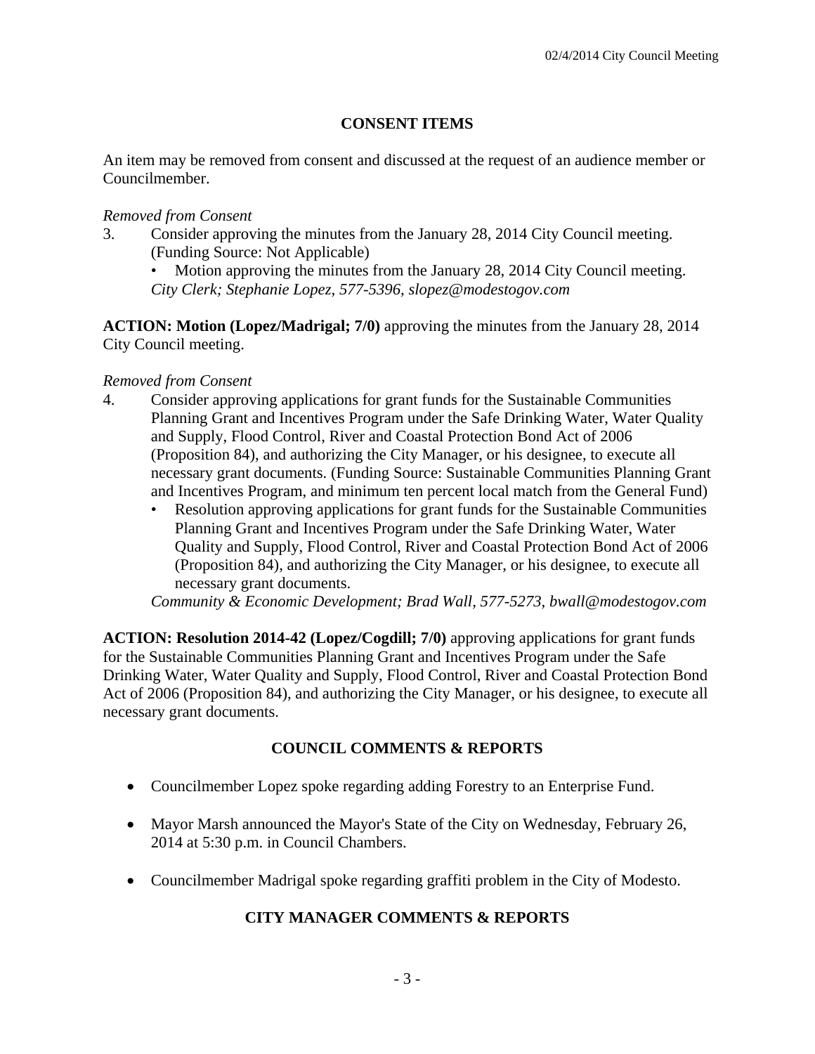## CONSENT ITEMS

An item may be removed from consent and discussed at the request of an audience member or Councilmember.

*Removed from Consent*

3. Consider approving the minutes from the January 28, 2014 City Council meeting. (Funding Source: Not Applicable)
   - Motion approving the minutes from the January 28, 2014 City Council meeting.

   *City Clerk; Stephanie Lopez, 577-5396, slopez@modestogov.com*

**ACTION: Motion (Lopez/Madrigal; 7/0)** approving the minutes from the January 28, 2014 City Council meeting.

*Removed from Consent*

4. Consider approving applications for grant funds for the Sustainable Communities Planning Grant and Incentives Program under the Safe Drinking Water, Water Quality and Supply, Flood Control, River and Coastal Protection Bond Act of 2006 (Proposition 84), and authorizing the City Manager, or his designee, to execute all necessary grant documents. (Funding Source: Sustainable Communities Planning Grant and Incentives Program, and minimum ten percent local match from the General Fund)
   - Resolution approving applications for grant funds for the Sustainable Communities Planning Grant and Incentives Program under the Safe Drinking Water, Water Quality and Supply, Flood Control, River and Coastal Protection Bond Act of 2006 (Proposition 84), and authorizing the City Manager, or his designee, to execute all necessary grant documents.

   *Community & Economic Development; Brad Wall, 577-5273, bwall@modestogov.com*

**ACTION: Resolution 2014-42 (Lopez/Cogdill; 7/0)** approving applications for grant funds for the Sustainable Communities Planning Grant and Incentives Program under the Safe Drinking Water, Water Quality and Supply, Flood Control, River and Coastal Protection Bond Act of 2006 (Proposition 84), and authorizing the City Manager, or his designee, to execute all necessary grant documents.

## COUNCIL COMMENTS & REPORTS

- Councilmember Lopez spoke regarding adding Forestry to an Enterprise Fund.
- Mayor Marsh announced the Mayor's State of the City on Wednesday, February 26, 2014 at 5:30 p.m. in Council Chambers.
- Councilmember Madrigal spoke regarding graffiti problem in the City of Modesto.

## CITY MANAGER COMMENTS & REPORTS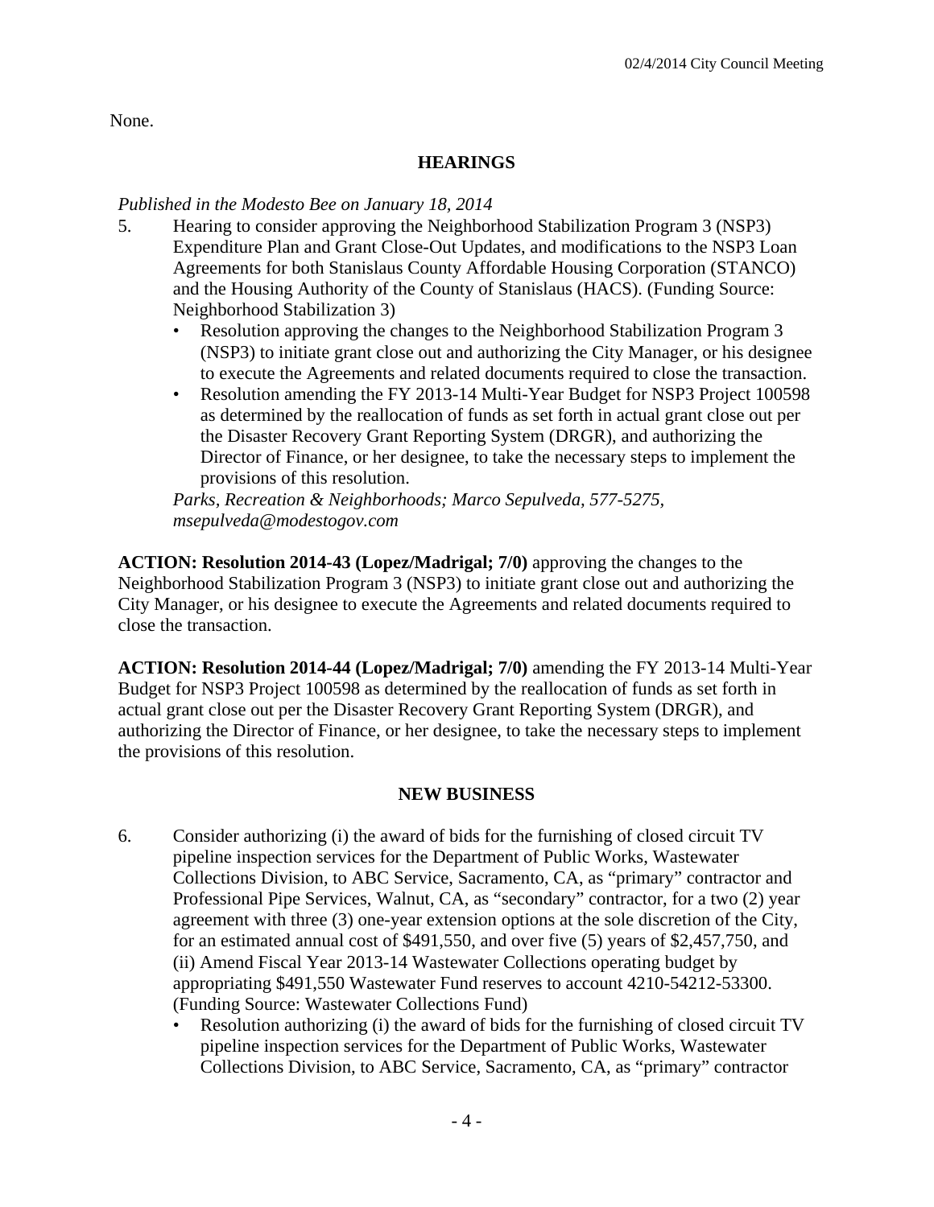None.

## HEARINGS

*Published in the Modesto Bee on January 18, 2014*

5. Hearing to consider approving the Neighborhood Stabilization Program 3 (NSP3) Expenditure Plan and Grant Close-Out Updates, and modifications to the NSP3 Loan Agreements for both Stanislaus County Affordable Housing Corporation (STANCO) and the Housing Authority of the County of Stanislaus (HACS). (Funding Source: Neighborhood Stabilization 3)
   - Resolution approving the changes to the Neighborhood Stabilization Program 3 (NSP3) to initiate grant close out and authorizing the City Manager, or his designee to execute the Agreements and related documents required to close the transaction.
   - Resolution amending the FY 2013-14 Multi-Year Budget for NSP3 Project 100598 as determined by the reallocation of funds as set forth in actual grant close out per the Disaster Recovery Grant Reporting System (DRGR), and authorizing the Director of Finance, or her designee, to take the necessary steps to implement the provisions of this resolution.

   *Parks, Recreation & Neighborhoods; Marco Sepulveda, 577-5275, msepulveda@modestogov.com*

**ACTION: Resolution 2014-43 (Lopez/Madrigal; 7/0)** approving the changes to the Neighborhood Stabilization Program 3 (NSP3) to initiate grant close out and authorizing the City Manager, or his designee to execute the Agreements and related documents required to close the transaction.

**ACTION: Resolution 2014-44 (Lopez/Madrigal; 7/0)** amending the FY 2013-14 Multi-Year Budget for NSP3 Project 100598 as determined by the reallocation of funds as set forth in actual grant close out per the Disaster Recovery Grant Reporting System (DRGR), and authorizing the Director of Finance, or her designee, to take the necessary steps to implement the provisions of this resolution.

## NEW BUSINESS

6. Consider authorizing (i) the award of bids for the furnishing of closed circuit TV pipeline inspection services for the Department of Public Works, Wastewater Collections Division, to ABC Service, Sacramento, CA, as "primary" contractor and Professional Pipe Services, Walnut, CA, as "secondary" contractor, for a two (2) year agreement with three (3) one-year extension options at the sole discretion of the City, for an estimated annual cost of $491,550, and over five (5) years of $2,457,750, and (ii) Amend Fiscal Year 2013-14 Wastewater Collections operating budget by appropriating $491,550 Wastewater Fund reserves to account 4210-54212-53300. (Funding Source: Wastewater Collections Fund)
   - Resolution authorizing (i) the award of bids for the furnishing of closed circuit TV pipeline inspection services for the Department of Public Works, Wastewater Collections Division, to ABC Service, Sacramento, CA, as "primary" contractor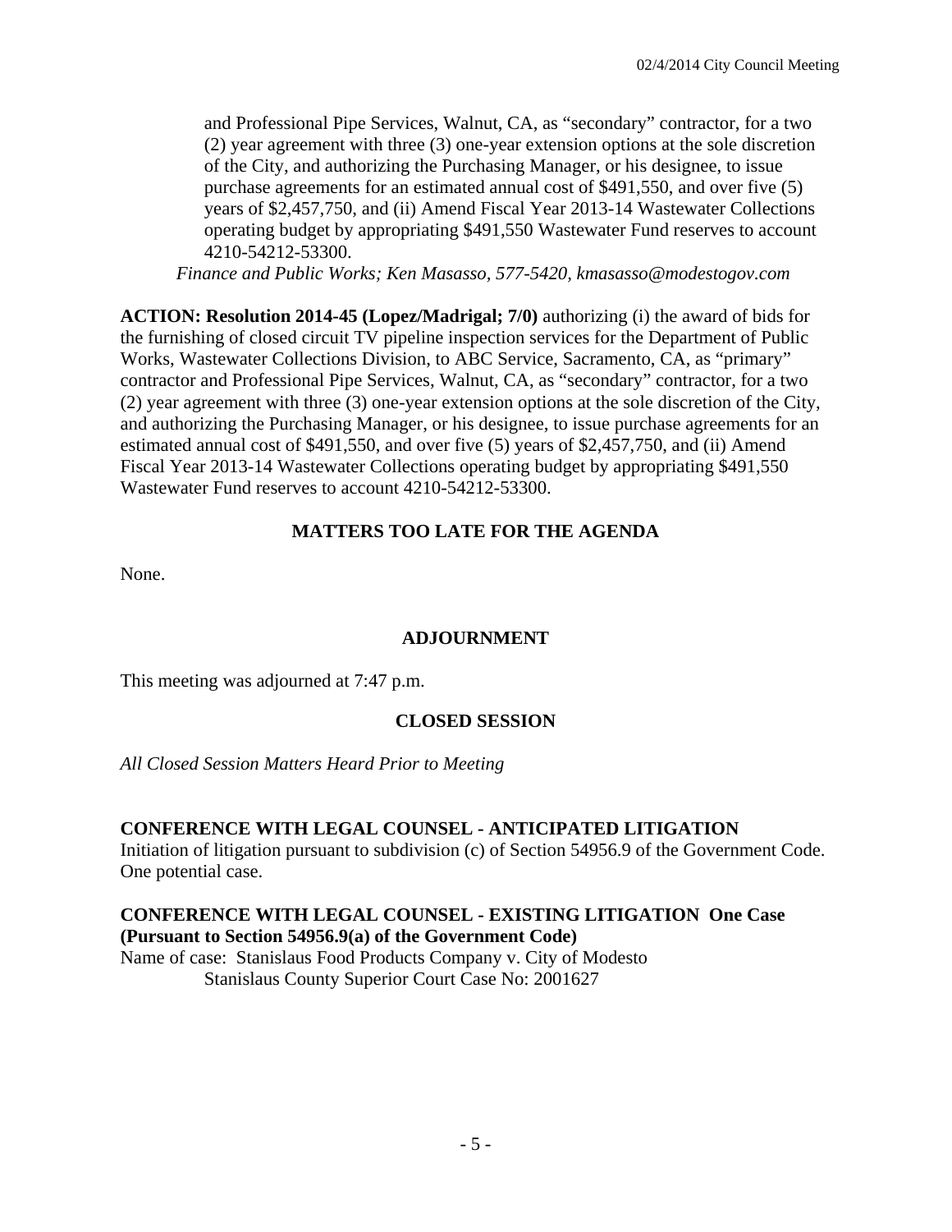and Professional Pipe Services, Walnut, CA, as "secondary" contractor, for a two (2) year agreement with three (3) one-year extension options at the sole discretion of the City, and authorizing the Purchasing Manager, or his designee, to issue purchase agreements for an estimated annual cost of $491,550, and over five (5) years of $2,457,750, and (ii) Amend Fiscal Year 2013-14 Wastewater Collections operating budget by appropriating $491,550 Wastewater Fund reserves to account 4210-54212-53300.

*Finance and Public Works; Ken Masasso, 577-5420, kmasasso@modestogov.com*

**ACTION: Resolution 2014-45 (Lopez/Madrigal; 7/0)** authorizing (i) the award of bids for the furnishing of closed circuit TV pipeline inspection services for the Department of Public Works, Wastewater Collections Division, to ABC Service, Sacramento, CA, as "primary" contractor and Professional Pipe Services, Walnut, CA, as "secondary" contractor, for a two (2) year agreement with three (3) one-year extension options at the sole discretion of the City, and authorizing the Purchasing Manager, or his designee, to issue purchase agreements for an estimated annual cost of $491,550, and over five (5) years of $2,457,750, and (ii) Amend Fiscal Year 2013-14 Wastewater Collections operating budget by appropriating $491,550 Wastewater Fund reserves to account 4210-54212-53300.

## MATTERS TOO LATE FOR THE AGENDA

None.

## ADJOURNMENT

This meeting was adjourned at 7:47 p.m.

## CLOSED SESSION

*All Closed Session Matters Heard Prior to Meeting*

**CONFERENCE WITH LEGAL COUNSEL - ANTICIPATED LITIGATION**
Initiation of litigation pursuant to subdivision (c) of Section 54956.9 of the Government Code. One potential case.

**CONFERENCE WITH LEGAL COUNSEL - EXISTING LITIGATION One Case (Pursuant to Section 54956.9(a) of the Government Code)**
Name of case: Stanislaus Food Products Company v. City of Modesto
Stanislaus County Superior Court Case No: 2001627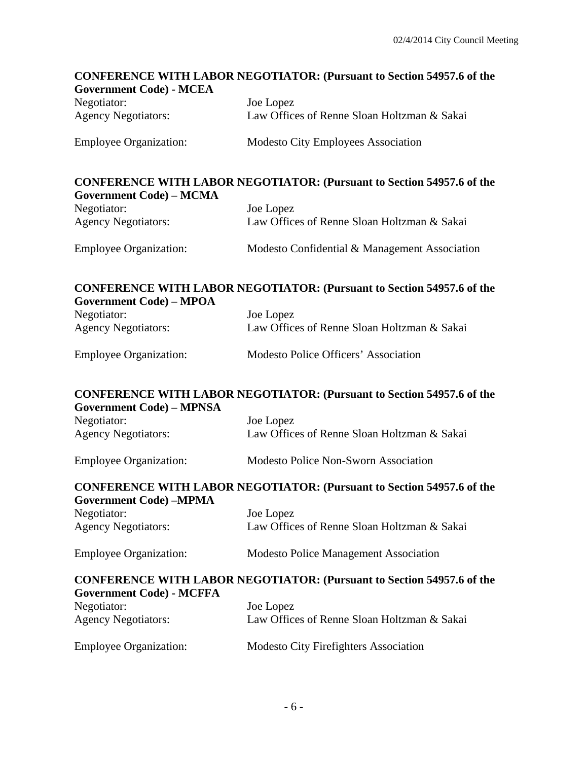**CONFERENCE WITH LABOR NEGOTIATOR: (Pursuant to Section 54957.6 of the Government Code) - MCEA**

Negotiator: Joe Lopez
Agency Negotiators: Law Offices of Renne Sloan Holtzman & Sakai

Employee Organization: Modesto City Employees Association

**CONFERENCE WITH LABOR NEGOTIATOR: (Pursuant to Section 54957.6 of the Government Code) – MCMA**

Negotiator: Joe Lopez
Agency Negotiators: Law Offices of Renne Sloan Holtzman & Sakai

Employee Organization: Modesto Confidential & Management Association

**CONFERENCE WITH LABOR NEGOTIATOR: (Pursuant to Section 54957.6 of the Government Code) – MPOA**

Negotiator: Joe Lopez
Agency Negotiators: Law Offices of Renne Sloan Holtzman & Sakai

Employee Organization: Modesto Police Officers' Association

**CONFERENCE WITH LABOR NEGOTIATOR: (Pursuant to Section 54957.6 of the Government Code) – MPNSA**

Negotiator: Joe Lopez
Agency Negotiators: Law Offices of Renne Sloan Holtzman & Sakai

Employee Organization: Modesto Police Non-Sworn Association

**CONFERENCE WITH LABOR NEGOTIATOR: (Pursuant to Section 54957.6 of the Government Code) –MPMA**

Negotiator: Joe Lopez
Agency Negotiators: Law Offices of Renne Sloan Holtzman & Sakai

Employee Organization: Modesto Police Management Association

**CONFERENCE WITH LABOR NEGOTIATOR: (Pursuant to Section 54957.6 of the Government Code) - MCFFA**

Negotiator: Joe Lopez
Agency Negotiators: Law Offices of Renne Sloan Holtzman & Sakai

Employee Organization: Modesto City Firefighters Association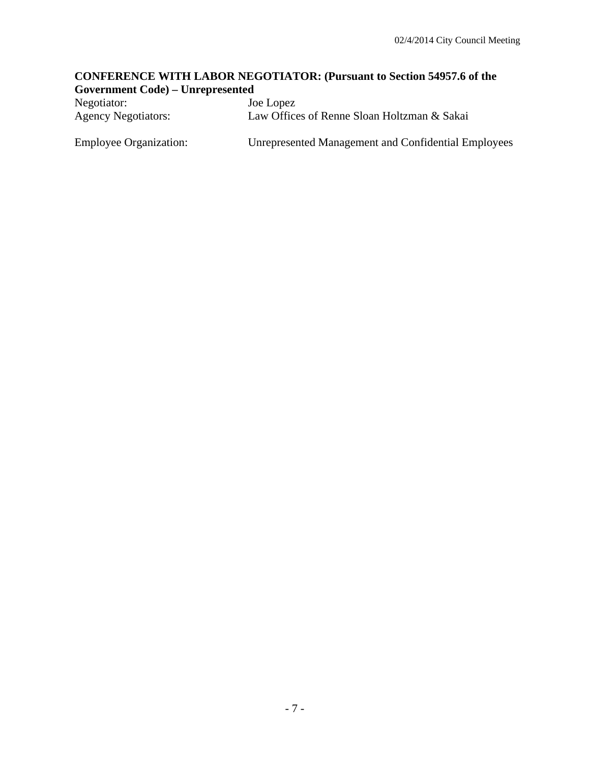**CONFERENCE WITH LABOR NEGOTIATOR: (Pursuant to Section 54957.6 of the Government Code) – Unrepresented**

Negotiator: Joe Lopez
Agency Negotiators: Law Offices of Renne Sloan Holtzman & Sakai

Employee Organization: Unrepresented Management and Confidential Employees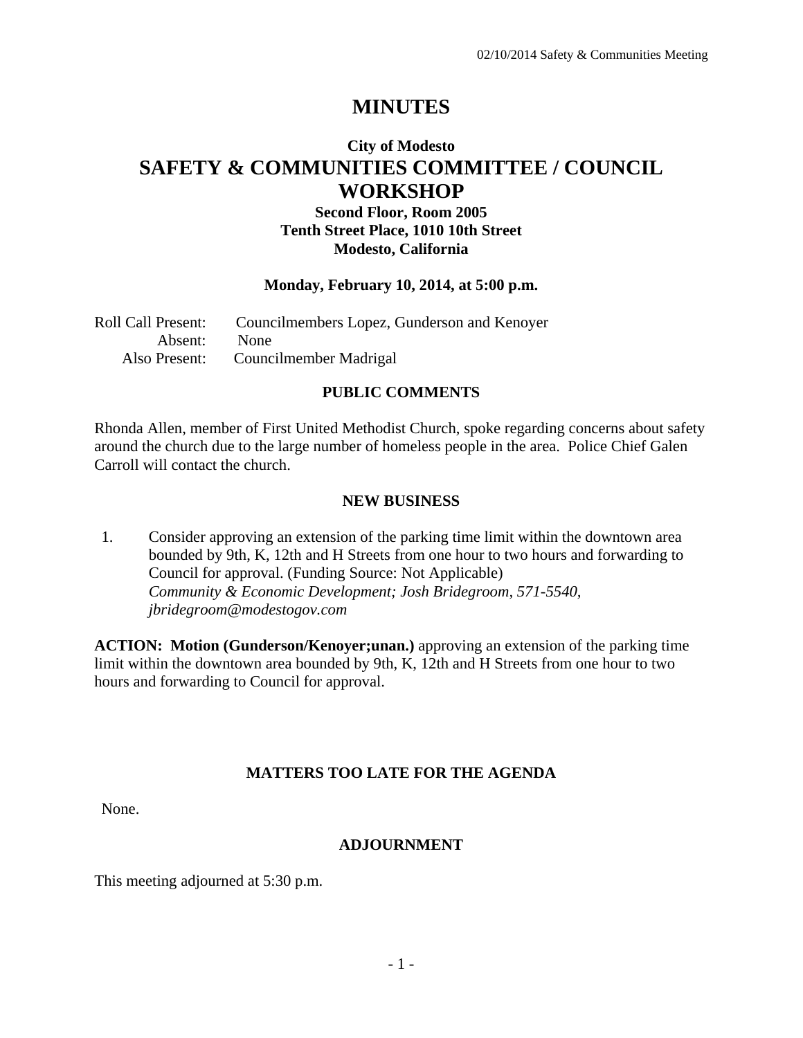# MINUTES

## City of Modesto

## SAFETY & COMMUNITIES COMMITTEE / COUNCIL WORKSHOP

**Second Floor, Room 2005**
**Tenth Street Place, 1010 10th Street**
**Modesto, California**

**Monday, February 10, 2014, at 5:00 p.m.**

Roll Call Present: Councilmembers Lopez, Gunderson and Kenoyer
Absent: None
Also Present: Councilmember Madrigal

### PUBLIC COMMENTS

Rhonda Allen, member of First United Methodist Church, spoke regarding concerns about safety around the church due to the large number of homeless people in the area. Police Chief Galen Carroll will contact the church.

### NEW BUSINESS

1. Consider approving an extension of the parking time limit within the downtown area bounded by 9th, K, 12th and H Streets from one hour to two hours and forwarding to Council for approval. (Funding Source: Not Applicable)
   *Community & Economic Development; Josh Bridegroom, 571-5540, jbridegroom@modestogov.com*

**ACTION: Motion (Gunderson/Kenoyer;unan.)** approving an extension of the parking time limit within the downtown area bounded by 9th, K, 12th and H Streets from one hour to two hours and forwarding to Council for approval.

### MATTERS TOO LATE FOR THE AGENDA

None.

### ADJOURNMENT

This meeting adjourned at 5:30 p.m.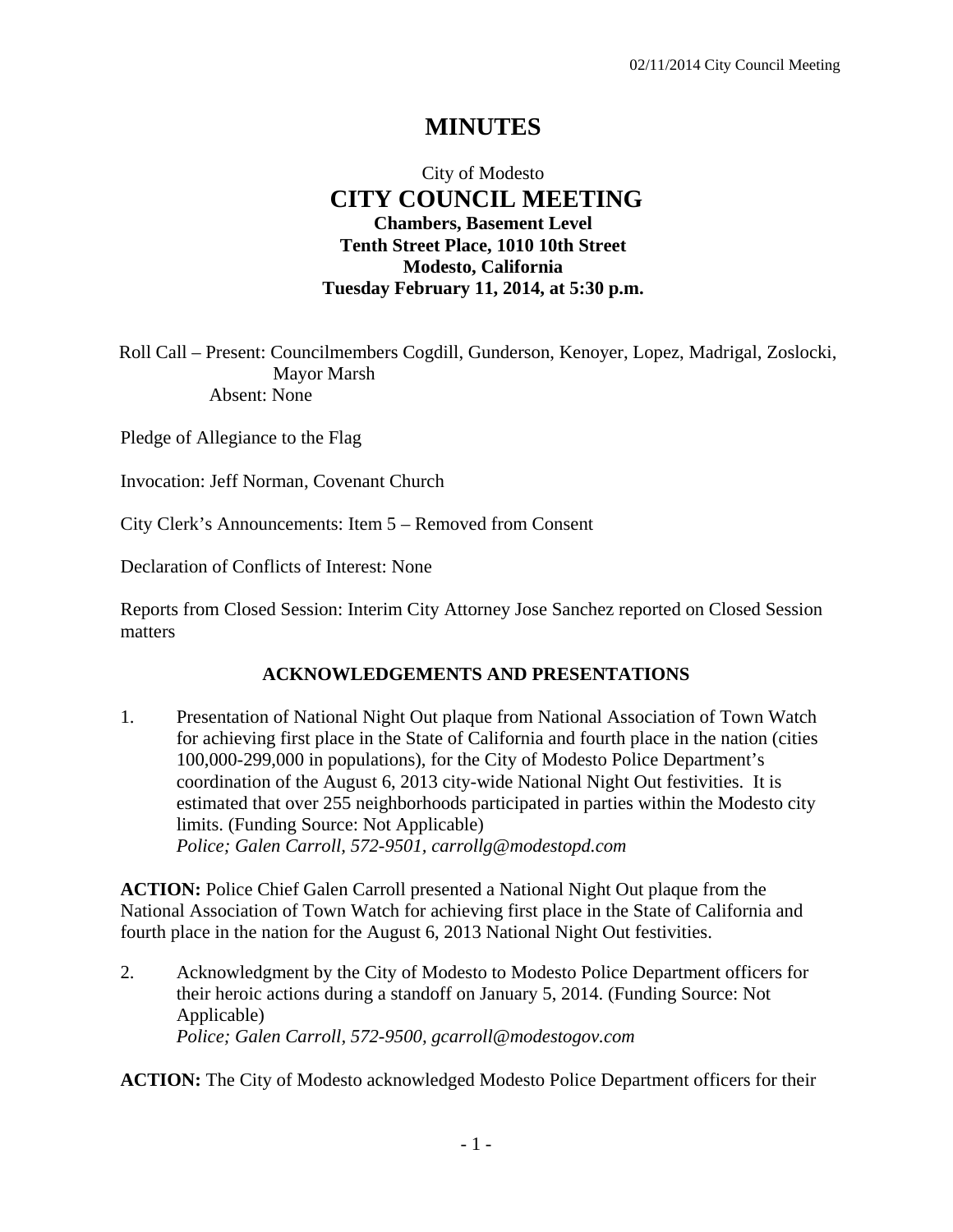# MINUTES

City of Modesto
## CITY COUNCIL MEETING
**Chambers, Basement Level**
**Tenth Street Place, 1010 10th Street**
**Modesto, California**
**Tuesday February 11, 2014, at 5:30 p.m.**

Roll Call – Present: Councilmembers Cogdill, Gunderson, Kenoyer, Lopez, Madrigal, Zoslocki, Mayor Marsh
Absent: None

Pledge of Allegiance to the Flag

Invocation: Jeff Norman, Covenant Church

City Clerk's Announcements: Item 5 – Removed from Consent

Declaration of Conflicts of Interest: None

Reports from Closed Session: Interim City Attorney Jose Sanchez reported on Closed Session matters

### ACKNOWLEDGEMENTS AND PRESENTATIONS

1. Presentation of National Night Out plaque from National Association of Town Watch for achieving first place in the State of California and fourth place in the nation (cities 100,000-299,000 in populations), for the City of Modesto Police Department's coordination of the August 6, 2013 city-wide National Night Out festivities. It is estimated that over 255 neighborhoods participated in parties within the Modesto city limits. (Funding Source: Not Applicable)
   *Police; Galen Carroll, 572-9501, carrollg@modestopd.com*

**ACTION:** Police Chief Galen Carroll presented a National Night Out plaque from the National Association of Town Watch for achieving first place in the State of California and fourth place in the nation for the August 6, 2013 National Night Out festivities.

2. Acknowledgment by the City of Modesto to Modesto Police Department officers for their heroic actions during a standoff on January 5, 2014. (Funding Source: Not Applicable)
   *Police; Galen Carroll, 572-9500, gcarroll@modestogov.com*

**ACTION:** The City of Modesto acknowledged Modesto Police Department officers for their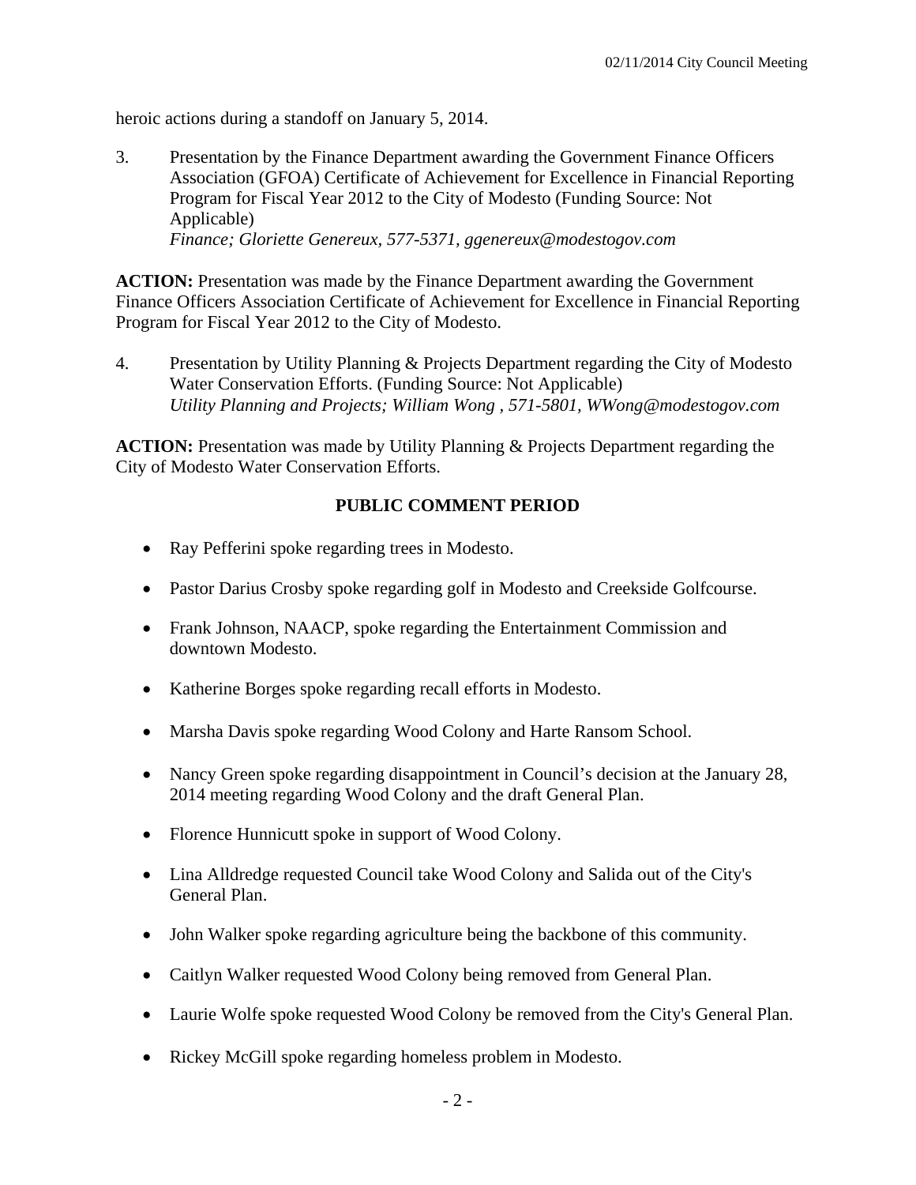heroic actions during a standoff on January 5, 2014.

3. Presentation by the Finance Department awarding the Government Finance Officers Association (GFOA) Certificate of Achievement for Excellence in Financial Reporting Program for Fiscal Year 2012 to the City of Modesto (Funding Source: Not Applicable)
   *Finance; Gloriette Genereux, 577-5371, ggenereux@modestogov.com*

**ACTION:** Presentation was made by the Finance Department awarding the Government Finance Officers Association Certificate of Achievement for Excellence in Financial Reporting Program for Fiscal Year 2012 to the City of Modesto.

4. Presentation by Utility Planning & Projects Department regarding the City of Modesto Water Conservation Efforts. (Funding Source: Not Applicable)
   *Utility Planning and Projects; William Wong , 571-5801, WWong@modestogov.com*

**ACTION:** Presentation was made by Utility Planning & Projects Department regarding the City of Modesto Water Conservation Efforts.

## PUBLIC COMMENT PERIOD

- Ray Pefferini spoke regarding trees in Modesto.
- Pastor Darius Crosby spoke regarding golf in Modesto and Creekside Golfcourse.
- Frank Johnson, NAACP, spoke regarding the Entertainment Commission and downtown Modesto.
- Katherine Borges spoke regarding recall efforts in Modesto.
- Marsha Davis spoke regarding Wood Colony and Harte Ransom School.
- Nancy Green spoke regarding disappointment in Council's decision at the January 28, 2014 meeting regarding Wood Colony and the draft General Plan.
- Florence Hunnicutt spoke in support of Wood Colony.
- Lina Alldredge requested Council take Wood Colony and Salida out of the City's General Plan.
- John Walker spoke regarding agriculture being the backbone of this community.
- Caitlyn Walker requested Wood Colony being removed from General Plan.
- Laurie Wolfe spoke requested Wood Colony be removed from the City's General Plan.
- Rickey McGill spoke regarding homeless problem in Modesto.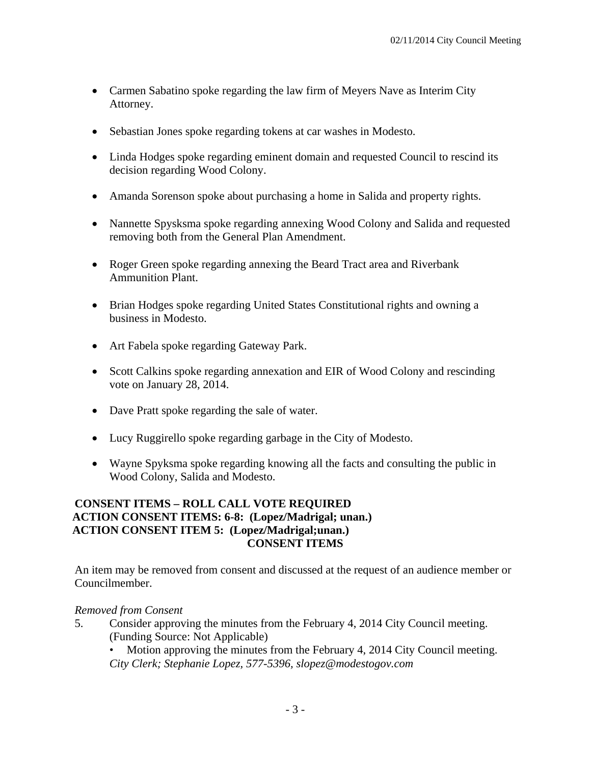- Carmen Sabatino spoke regarding the law firm of Meyers Nave as Interim City Attorney.
- Sebastian Jones spoke regarding tokens at car washes in Modesto.
- Linda Hodges spoke regarding eminent domain and requested Council to rescind its decision regarding Wood Colony.
- Amanda Sorenson spoke about purchasing a home in Salida and property rights.
- Nannette Spysksma spoke regarding annexing Wood Colony and Salida and requested removing both from the General Plan Amendment.
- Roger Green spoke regarding annexing the Beard Tract area and Riverbank Ammunition Plant.
- Brian Hodges spoke regarding United States Constitutional rights and owning a business in Modesto.
- Art Fabela spoke regarding Gateway Park.
- Scott Calkins spoke regarding annexation and EIR of Wood Colony and rescinding vote on January 28, 2014.
- Dave Pratt spoke regarding the sale of water.
- Lucy Ruggirello spoke regarding garbage in the City of Modesto.
- Wayne Spyksma spoke regarding knowing all the facts and consulting the public in Wood Colony, Salida and Modesto.

**CONSENT ITEMS – ROLL CALL VOTE REQUIRED**
**ACTION CONSENT ITEMS: 6-8: (Lopez/Madrigal; unan.)**
**ACTION CONSENT ITEM 5: (Lopez/Madrigal;unan.)**

**CONSENT ITEMS**

An item may be removed from consent and discussed at the request of an audience member or Councilmember.

*Removed from Consent*

5. Consider approving the minutes from the February 4, 2014 City Council meeting. (Funding Source: Not Applicable)
   - Motion approving the minutes from the February 4, 2014 City Council meeting.

   *City Clerk; Stephanie Lopez, 577-5396, slopez@modestogov.com*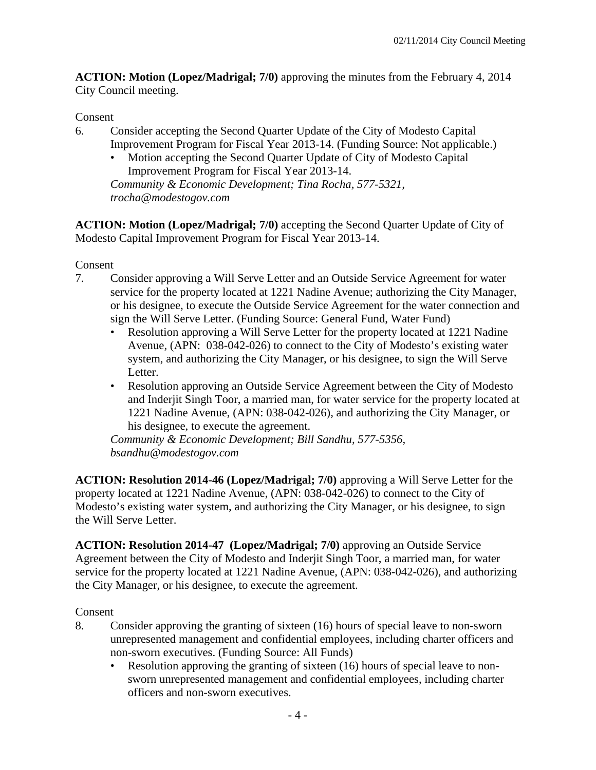**ACTION: Motion (Lopez/Madrigal; 7/0)** approving the minutes from the February 4, 2014 City Council meeting.

Consent

6. Consider accepting the Second Quarter Update of the City of Modesto Capital Improvement Program for Fiscal Year 2013-14. (Funding Source: Not applicable.)
   - Motion accepting the Second Quarter Update of City of Modesto Capital Improvement Program for Fiscal Year 2013-14.

   *Community & Economic Development; Tina Rocha, 577-5321, trocha@modestogov.com*

**ACTION: Motion (Lopez/Madrigal; 7/0)** accepting the Second Quarter Update of City of Modesto Capital Improvement Program for Fiscal Year 2013-14.

Consent

7. Consider approving a Will Serve Letter and an Outside Service Agreement for water service for the property located at 1221 Nadine Avenue; authorizing the City Manager, or his designee, to execute the Outside Service Agreement for the water connection and sign the Will Serve Letter. (Funding Source: General Fund, Water Fund)
   - Resolution approving a Will Serve Letter for the property located at 1221 Nadine Avenue, (APN: 038-042-026) to connect to the City of Modesto's existing water system, and authorizing the City Manager, or his designee, to sign the Will Serve Letter.
   - Resolution approving an Outside Service Agreement between the City of Modesto and Inderjit Singh Toor, a married man, for water service for the property located at 1221 Nadine Avenue, (APN: 038-042-026), and authorizing the City Manager, or his designee, to execute the agreement.

   *Community & Economic Development; Bill Sandhu, 577-5356, bsandhu@modestogov.com*

**ACTION: Resolution 2014-46 (Lopez/Madrigal; 7/0)** approving a Will Serve Letter for the property located at 1221 Nadine Avenue, (APN: 038-042-026) to connect to the City of Modesto's existing water system, and authorizing the City Manager, or his designee, to sign the Will Serve Letter.

**ACTION: Resolution 2014-47 (Lopez/Madrigal; 7/0)** approving an Outside Service Agreement between the City of Modesto and Inderjit Singh Toor, a married man, for water service for the property located at 1221 Nadine Avenue, (APN: 038-042-026), and authorizing the City Manager, or his designee, to execute the agreement.

Consent

8. Consider approving the granting of sixteen (16) hours of special leave to non-sworn unrepresented management and confidential employees, including charter officers and non-sworn executives. (Funding Source: All Funds)
   - Resolution approving the granting of sixteen (16) hours of special leave to non-sworn unrepresented management and confidential employees, including charter officers and non-sworn executives.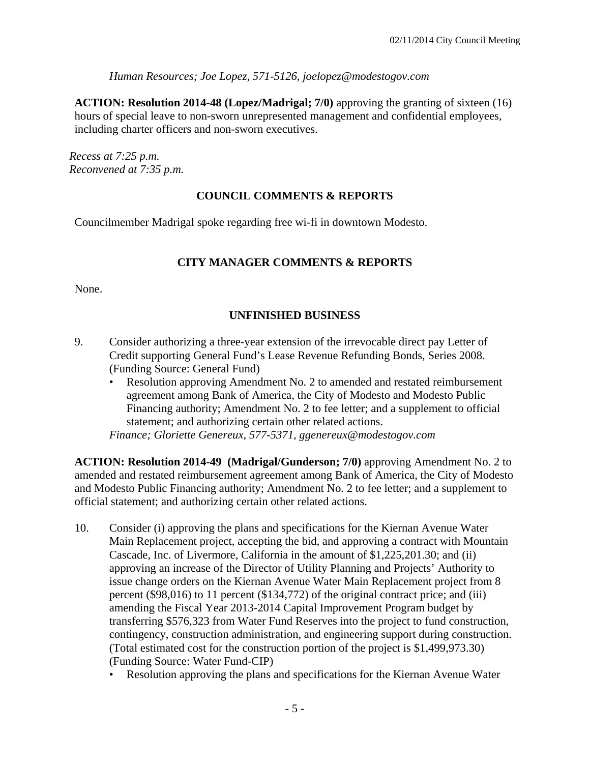*Human Resources; Joe Lopez, 571-5126, joelopez@modestogov.com*

**ACTION: Resolution 2014-48 (Lopez/Madrigal; 7/0)** approving the granting of sixteen (16) hours of special leave to non-sworn unrepresented management and confidential employees, including charter officers and non-sworn executives.

*Recess at 7:25 p.m.*
*Reconvened at 7:35 p.m.*

## COUNCIL COMMENTS & REPORTS

Councilmember Madrigal spoke regarding free wi-fi in downtown Modesto.

## CITY MANAGER COMMENTS & REPORTS

None.

## UNFINISHED BUSINESS

9. Consider authorizing a three-year extension of the irrevocable direct pay Letter of Credit supporting General Fund's Lease Revenue Refunding Bonds, Series 2008. (Funding Source: General Fund)
   - Resolution approving Amendment No. 2 to amended and restated reimbursement agreement among Bank of America, the City of Modesto and Modesto Public Financing authority; Amendment No. 2 to fee letter; and a supplement to official statement; and authorizing certain other related actions.

   *Finance; Gloriette Genereux, 577-5371, ggenereux@modestogov.com*

**ACTION: Resolution 2014-49 (Madrigal/Gunderson; 7/0)** approving Amendment No. 2 to amended and restated reimbursement agreement among Bank of America, the City of Modesto and Modesto Public Financing authority; Amendment No. 2 to fee letter; and a supplement to official statement; and authorizing certain other related actions.

10. Consider (i) approving the plans and specifications for the Kiernan Avenue Water Main Replacement project, accepting the bid, and approving a contract with Mountain Cascade, Inc. of Livermore, California in the amount of $1,225,201.30; and (ii) approving an increase of the Director of Utility Planning and Projects' Authority to issue change orders on the Kiernan Avenue Water Main Replacement project from 8 percent ($98,016) to 11 percent ($134,772) of the original contract price; and (iii) amending the Fiscal Year 2013-2014 Capital Improvement Program budget by transferring $576,323 from Water Fund Reserves into the project to fund construction, contingency, construction administration, and engineering support during construction. (Total estimated cost for the construction portion of the project is $1,499,973.30) (Funding Source: Water Fund-CIP)
    - Resolution approving the plans and specifications for the Kiernan Avenue Water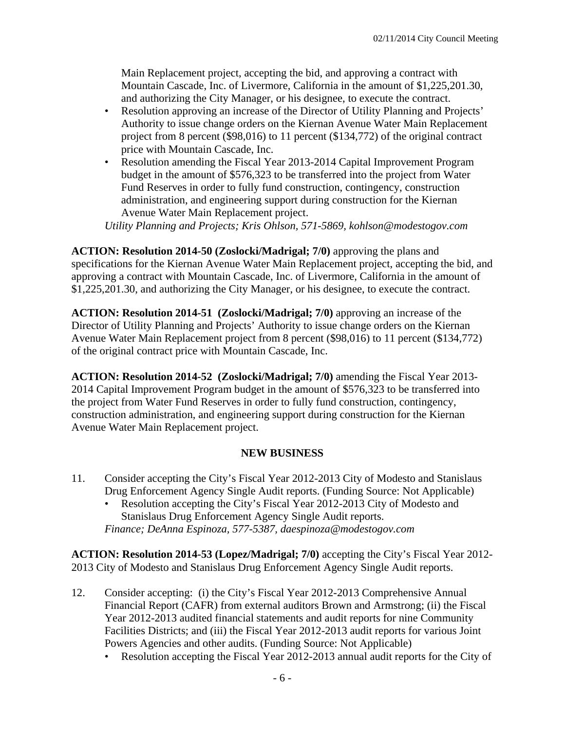Main Replacement project, accepting the bid, and approving a contract with Mountain Cascade, Inc. of Livermore, California in the amount of $1,225,201.30, and authorizing the City Manager, or his designee, to execute the contract.

- Resolution approving an increase of the Director of Utility Planning and Projects' Authority to issue change orders on the Kiernan Avenue Water Main Replacement project from 8 percent ($98,016) to 11 percent ($134,772) of the original contract price with Mountain Cascade, Inc.
- Resolution amending the Fiscal Year 2013-2014 Capital Improvement Program budget in the amount of $576,323 to be transferred into the project from Water Fund Reserves in order to fully fund construction, contingency, construction administration, and engineering support during construction for the Kiernan Avenue Water Main Replacement project.

*Utility Planning and Projects; Kris Ohlson, 571-5869, kohlson@modestogov.com*

**ACTION: Resolution 2014-50 (Zoslocki/Madrigal; 7/0)** approving the plans and specifications for the Kiernan Avenue Water Main Replacement project, accepting the bid, and approving a contract with Mountain Cascade, Inc. of Livermore, California in the amount of $1,225,201.30, and authorizing the City Manager, or his designee, to execute the contract.

**ACTION: Resolution 2014-51 (Zoslocki/Madrigal; 7/0)** approving an increase of the Director of Utility Planning and Projects' Authority to issue change orders on the Kiernan Avenue Water Main Replacement project from 8 percent ($98,016) to 11 percent ($134,772) of the original contract price with Mountain Cascade, Inc.

**ACTION: Resolution 2014-52 (Zoslocki/Madrigal; 7/0)** amending the Fiscal Year 2013-2014 Capital Improvement Program budget in the amount of $576,323 to be transferred into the project from Water Fund Reserves in order to fully fund construction, contingency, construction administration, and engineering support during construction for the Kiernan Avenue Water Main Replacement project.

## NEW BUSINESS

11. Consider accepting the City's Fiscal Year 2012-2013 City of Modesto and Stanislaus Drug Enforcement Agency Single Audit reports. (Funding Source: Not Applicable)
    - Resolution accepting the City's Fiscal Year 2012-2013 City of Modesto and Stanislaus Drug Enforcement Agency Single Audit reports.

    *Finance; DeAnna Espinoza, 577-5387, daespinoza@modestogov.com*

**ACTION: Resolution 2014-53 (Lopez/Madrigal; 7/0)** accepting the City's Fiscal Year 2012-2013 City of Modesto and Stanislaus Drug Enforcement Agency Single Audit reports.

12. Consider accepting: (i) the City's Fiscal Year 2012-2013 Comprehensive Annual Financial Report (CAFR) from external auditors Brown and Armstrong; (ii) the Fiscal Year 2012-2013 audited financial statements and audit reports for nine Community Facilities Districts; and (iii) the Fiscal Year 2012-2013 audit reports for various Joint Powers Agencies and other audits. (Funding Source: Not Applicable)
    - Resolution accepting the Fiscal Year 2012-2013 annual audit reports for the City of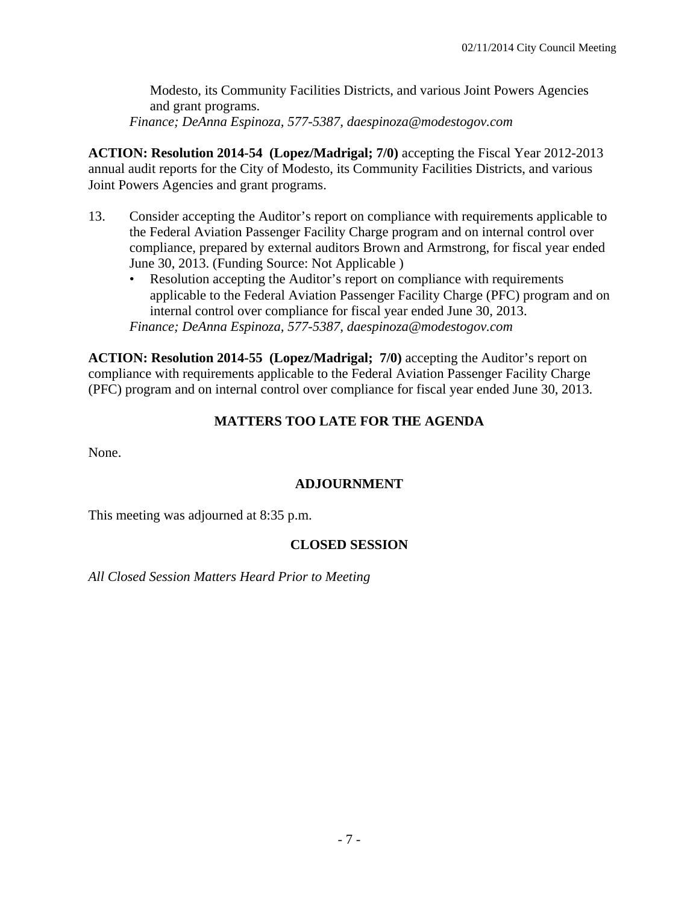Modesto, its Community Facilities Districts, and various Joint Powers Agencies and grant programs.
*Finance; DeAnna Espinoza, 577-5387, daespinoza@modestogov.com*

**ACTION: Resolution 2014-54 (Lopez/Madrigal; 7/0)** accepting the Fiscal Year 2012-2013 annual audit reports for the City of Modesto, its Community Facilities Districts, and various Joint Powers Agencies and grant programs.

13. Consider accepting the Auditor's report on compliance with requirements applicable to the Federal Aviation Passenger Facility Charge program and on internal control over compliance, prepared by external auditors Brown and Armstrong, for fiscal year ended June 30, 2013. (Funding Source: Not Applicable )
    - Resolution accepting the Auditor's report on compliance with requirements applicable to the Federal Aviation Passenger Facility Charge (PFC) program and on internal control over compliance for fiscal year ended June 30, 2013.

    *Finance; DeAnna Espinoza, 577-5387, daespinoza@modestogov.com*

**ACTION: Resolution 2014-55 (Lopez/Madrigal; 7/0)** accepting the Auditor's report on compliance with requirements applicable to the Federal Aviation Passenger Facility Charge (PFC) program and on internal control over compliance for fiscal year ended June 30, 2013.

## MATTERS TOO LATE FOR THE AGENDA

None.

## ADJOURNMENT

This meeting was adjourned at 8:35 p.m.

## CLOSED SESSION

*All Closed Session Matters Heard Prior to Meeting*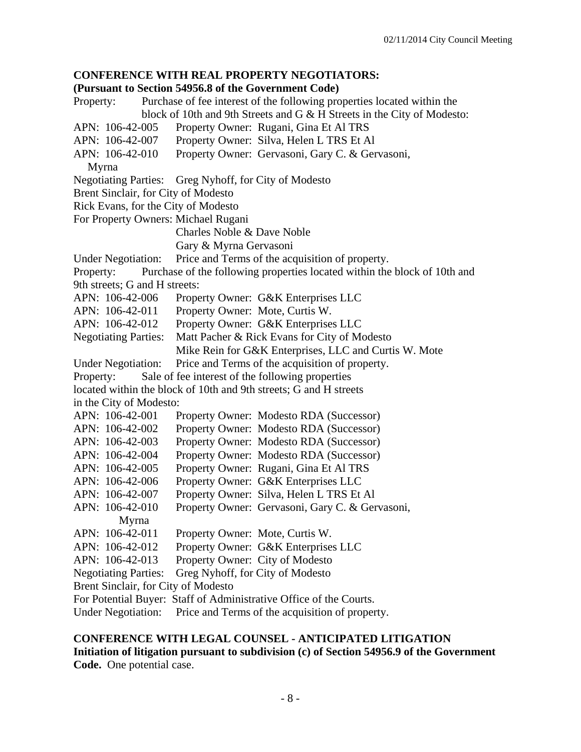**CONFERENCE WITH REAL PROPERTY NEGOTIATORS:**
**(Pursuant to Section 54956.8 of the Government Code)**

Property: Purchase of fee interest of the following properties located within the block of 10th and 9th Streets and G & H Streets in the City of Modesto:

APN: 106-42-005 Property Owner: Rugani, Gina Et Al TRS
APN: 106-42-007 Property Owner: Silva, Helen L TRS Et Al
APN: 106-42-010 Property Owner: Gervasoni, Gary C. & Gervasoni, Myrna

Negotiating Parties: Greg Nyhoff, for City of Modesto
Brent Sinclair, for City of Modesto
Rick Evans, for the City of Modesto
For Property Owners: Michael Rugani
Charles Noble & Dave Noble
Gary & Myrna Gervasoni

Under Negotiation: Price and Terms of the acquisition of property.

Property: Purchase of the following properties located within the block of 10th and 9th streets; G and H streets:

APN: 106-42-006 Property Owner: G&K Enterprises LLC
APN: 106-42-011 Property Owner: Mote, Curtis W.
APN: 106-42-012 Property Owner: G&K Enterprises LLC

Negotiating Parties: Matt Pacher & Rick Evans for City of Modesto
Mike Rein for G&K Enterprises, LLC and Curtis W. Mote

Under Negotiation: Price and Terms of the acquisition of property.

Property: Sale of fee interest of the following properties located within the block of 10th and 9th streets; G and H streets in the City of Modesto:

APN: 106-42-001 Property Owner: Modesto RDA (Successor)
APN: 106-42-002 Property Owner: Modesto RDA (Successor)
APN: 106-42-003 Property Owner: Modesto RDA (Successor)
APN: 106-42-004 Property Owner: Modesto RDA (Successor)
APN: 106-42-005 Property Owner: Rugani, Gina Et Al TRS
APN: 106-42-006 Property Owner: G&K Enterprises LLC
APN: 106-42-007 Property Owner: Silva, Helen L TRS Et Al
APN: 106-42-010 Property Owner: Gervasoni, Gary C. & Gervasoni, Myrna
APN: 106-42-011 Property Owner: Mote, Curtis W.
APN: 106-42-012 Property Owner: G&K Enterprises LLC
APN: 106-42-013 Property Owner: City of Modesto

Negotiating Parties: Greg Nyhoff, for City of Modesto
Brent Sinclair, for City of Modesto
For Potential Buyer: Staff of Administrative Office of the Courts.

Under Negotiation: Price and Terms of the acquisition of property.

**CONFERENCE WITH LEGAL COUNSEL - ANTICIPATED LITIGATION**
**Initiation of litigation pursuant to subdivision (c) of Section 54956.9 of the Government Code.** One potential case.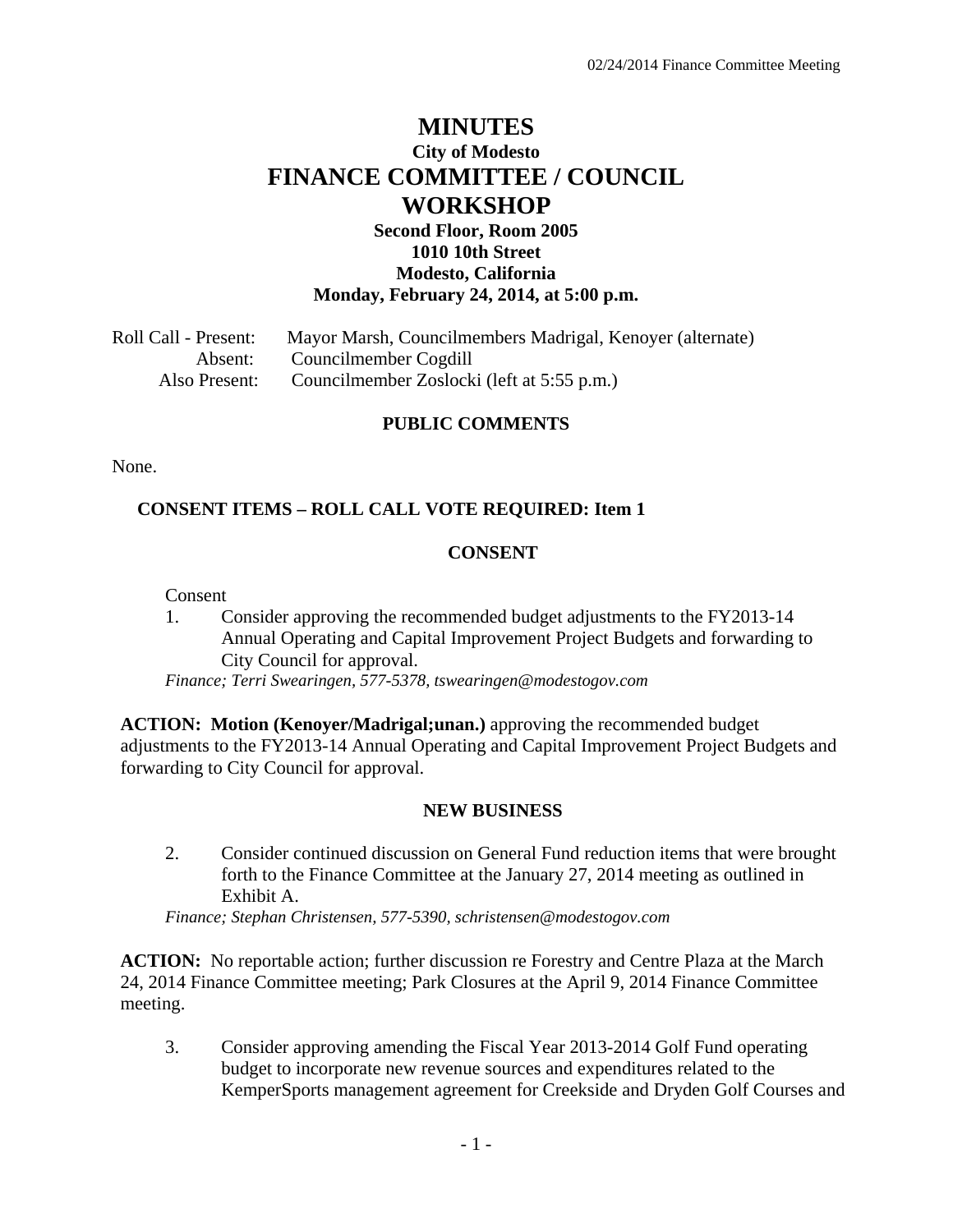# MINUTES

## City of Modesto

# FINANCE COMMITTEE / COUNCIL WORKSHOP

**Second Floor, Room 2005**
**1010 10th Street**
**Modesto, California**
**Monday, February 24, 2014, at 5:00 p.m.**

Roll Call - Present: Mayor Marsh, Councilmembers Madrigal, Kenoyer (alternate)
Absent: Councilmember Cogdill
Also Present: Councilmember Zoslocki (left at 5:55 p.m.)

### PUBLIC COMMENTS

None.

### CONSENT ITEMS – ROLL CALL VOTE REQUIRED: Item 1

### CONSENT

Consent

1. Consider approving the recommended budget adjustments to the FY2013-14 Annual Operating and Capital Improvement Project Budgets and forwarding to City Council for approval.

*Finance; Terri Swearingen, 577-5378, tswearingen@modestogov.com*

**ACTION: Motion (Kenoyer/Madrigal;unan.)** approving the recommended budget adjustments to the FY2013-14 Annual Operating and Capital Improvement Project Budgets and forwarding to City Council for approval.

### NEW BUSINESS

2. Consider continued discussion on General Fund reduction items that were brought forth to the Finance Committee at the January 27, 2014 meeting as outlined in Exhibit A.

*Finance; Stephan Christensen, 577-5390, schristensen@modestogov.com*

**ACTION:** No reportable action; further discussion re Forestry and Centre Plaza at the March 24, 2014 Finance Committee meeting; Park Closures at the April 9, 2014 Finance Committee meeting.

3. Consider approving amending the Fiscal Year 2013-2014 Golf Fund operating budget to incorporate new revenue sources and expenditures related to the KemperSports management agreement for Creekside and Dryden Golf Courses and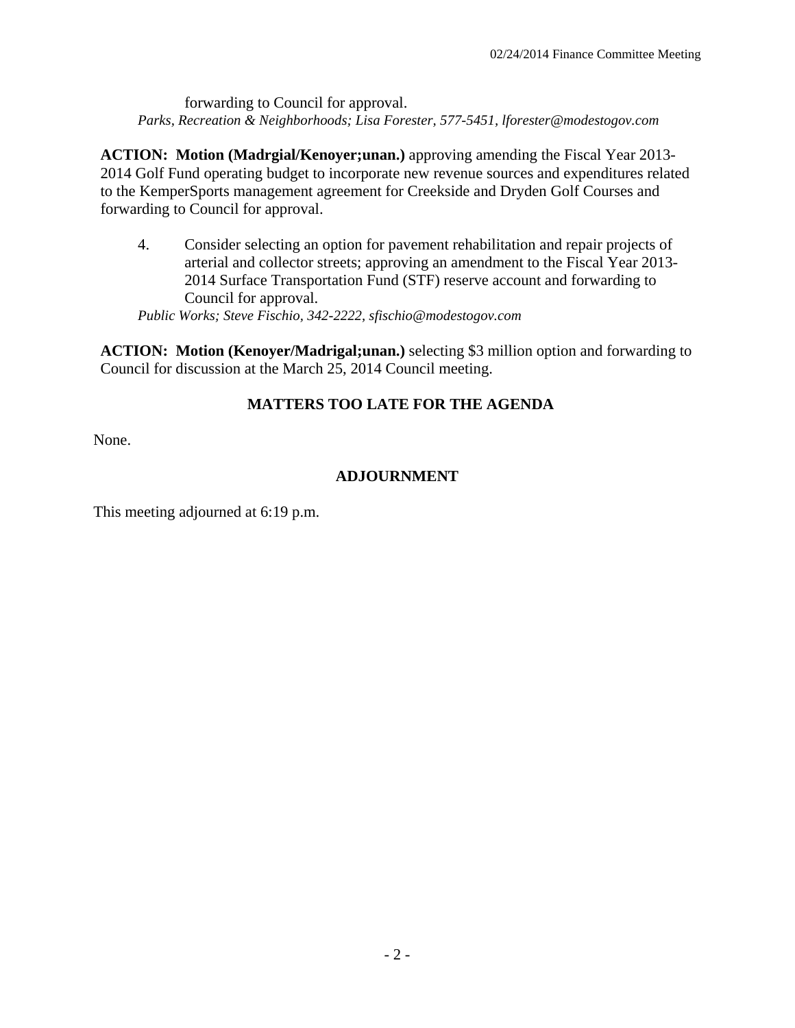forwarding to Council for approval.

*Parks, Recreation & Neighborhoods; Lisa Forester, 577-5451, lforester@modestogov.com*

**ACTION: Motion (Madrgial/Kenoyer;unan.)** approving amending the Fiscal Year 2013-2014 Golf Fund operating budget to incorporate new revenue sources and expenditures related to the KemperSports management agreement for Creekside and Dryden Golf Courses and forwarding to Council for approval.

4. Consider selecting an option for pavement rehabilitation and repair projects of arterial and collector streets; approving an amendment to the Fiscal Year 2013-2014 Surface Transportation Fund (STF) reserve account and forwarding to Council for approval.

*Public Works; Steve Fischio, 342-2222, sfischio@modestogov.com*

**ACTION: Motion (Kenoyer/Madrigal;unan.)** selecting $3 million option and forwarding to Council for discussion at the March 25, 2014 Council meeting.

## MATTERS TOO LATE FOR THE AGENDA

None.

## ADJOURNMENT

This meeting adjourned at 6:19 p.m.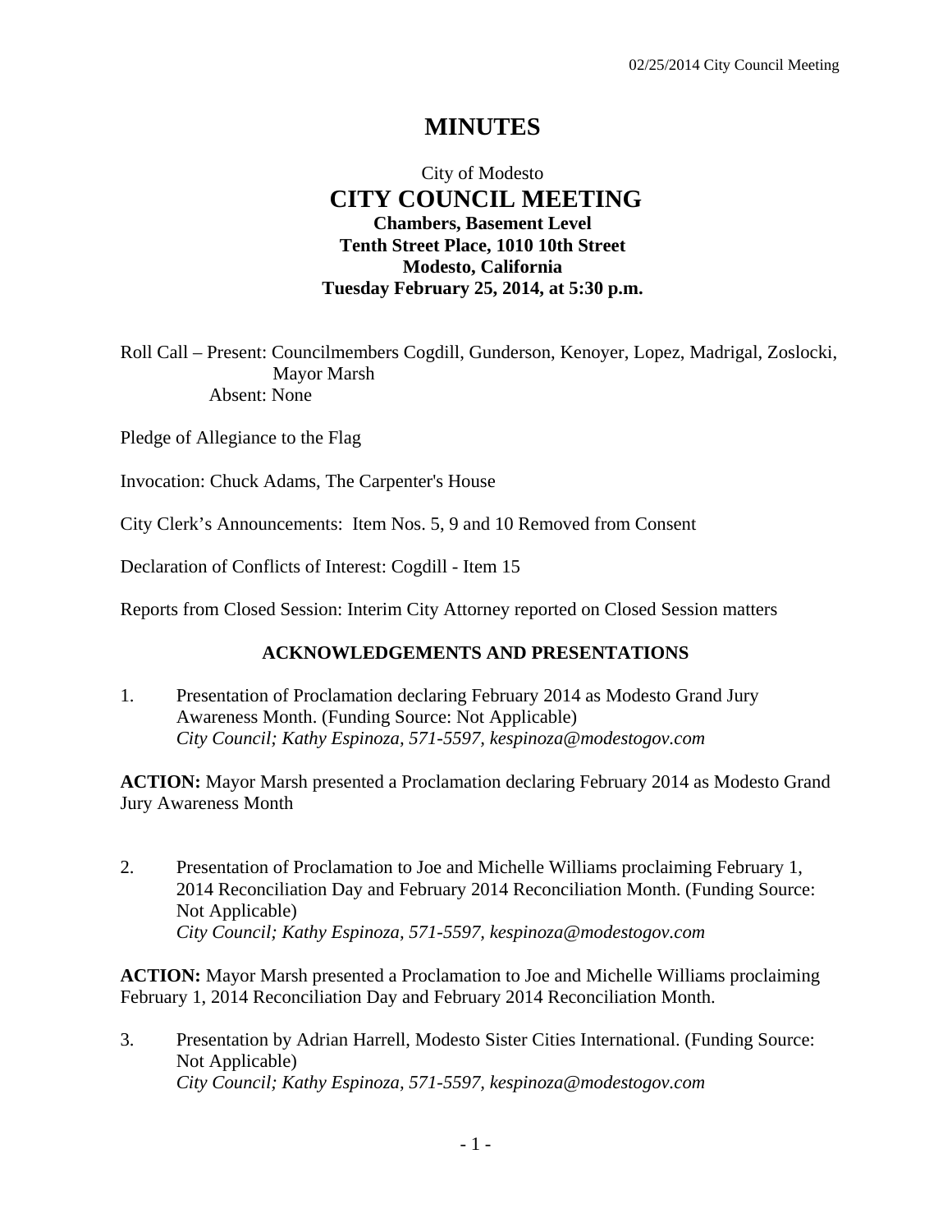# MINUTES

City of Modesto
## CITY COUNCIL MEETING
**Chambers, Basement Level**
**Tenth Street Place, 1010 10th Street**
**Modesto, California**
**Tuesday February 25, 2014, at 5:30 p.m.**

Roll Call – Present: Councilmembers Cogdill, Gunderson, Kenoyer, Lopez, Madrigal, Zoslocki, Mayor Marsh
Absent: None

Pledge of Allegiance to the Flag

Invocation: Chuck Adams, The Carpenter's House

City Clerk's Announcements: Item Nos. 5, 9 and 10 Removed from Consent

Declaration of Conflicts of Interest: Cogdill - Item 15

Reports from Closed Session: Interim City Attorney reported on Closed Session matters

### ACKNOWLEDGEMENTS AND PRESENTATIONS

1. Presentation of Proclamation declaring February 2014 as Modesto Grand Jury Awareness Month. (Funding Source: Not Applicable)
   *City Council; Kathy Espinoza, 571-5597, kespinoza@modestogov.com*

**ACTION:** Mayor Marsh presented a Proclamation declaring February 2014 as Modesto Grand Jury Awareness Month

2. Presentation of Proclamation to Joe and Michelle Williams proclaiming February 1, 2014 Reconciliation Day and February 2014 Reconciliation Month. (Funding Source: Not Applicable)
   *City Council; Kathy Espinoza, 571-5597, kespinoza@modestogov.com*

**ACTION:** Mayor Marsh presented a Proclamation to Joe and Michelle Williams proclaiming February 1, 2014 Reconciliation Day and February 2014 Reconciliation Month.

3. Presentation by Adrian Harrell, Modesto Sister Cities International. (Funding Source: Not Applicable)
   *City Council; Kathy Espinoza, 571-5597, kespinoza@modestogov.com*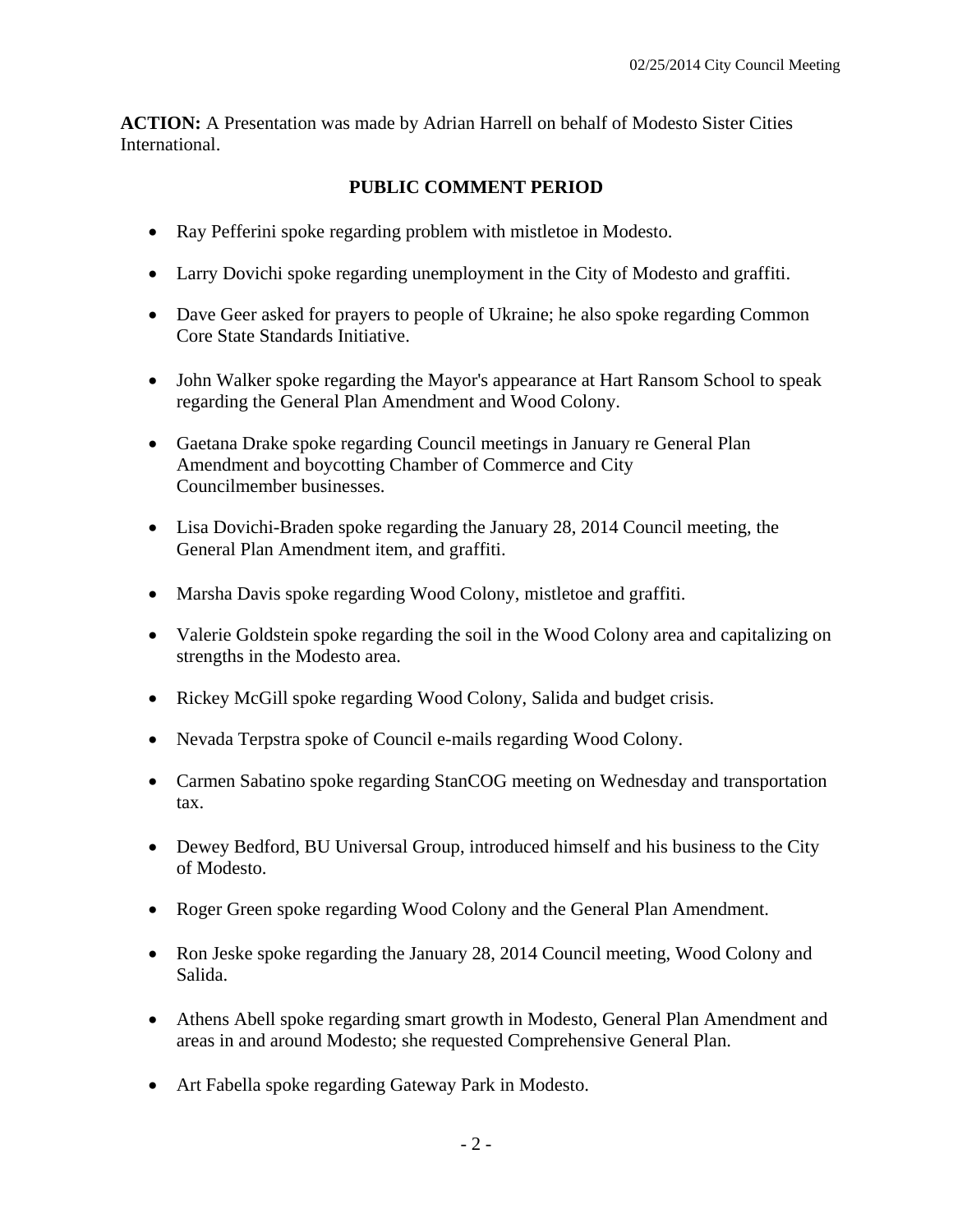**ACTION:** A Presentation was made by Adrian Harrell on behalf of Modesto Sister Cities International.

## PUBLIC COMMENT PERIOD

- Ray Pefferini spoke regarding problem with mistletoe in Modesto.
- Larry Dovichi spoke regarding unemployment in the City of Modesto and graffiti.
- Dave Geer asked for prayers to people of Ukraine; he also spoke regarding Common Core State Standards Initiative.
- John Walker spoke regarding the Mayor's appearance at Hart Ransom School to speak regarding the General Plan Amendment and Wood Colony.
- Gaetana Drake spoke regarding Council meetings in January re General Plan Amendment and boycotting Chamber of Commerce and City Councilmember businesses.
- Lisa Dovichi-Braden spoke regarding the January 28, 2014 Council meeting, the General Plan Amendment item, and graffiti.
- Marsha Davis spoke regarding Wood Colony, mistletoe and graffiti.
- Valerie Goldstein spoke regarding the soil in the Wood Colony area and capitalizing on strengths in the Modesto area.
- Rickey McGill spoke regarding Wood Colony, Salida and budget crisis.
- Nevada Terpstra spoke of Council e-mails regarding Wood Colony.
- Carmen Sabatino spoke regarding StanCOG meeting on Wednesday and transportation tax.
- Dewey Bedford, BU Universal Group, introduced himself and his business to the City of Modesto.
- Roger Green spoke regarding Wood Colony and the General Plan Amendment.
- Ron Jeske spoke regarding the January 28, 2014 Council meeting, Wood Colony and Salida.
- Athens Abell spoke regarding smart growth in Modesto, General Plan Amendment and areas in and around Modesto; she requested Comprehensive General Plan.
- Art Fabella spoke regarding Gateway Park in Modesto.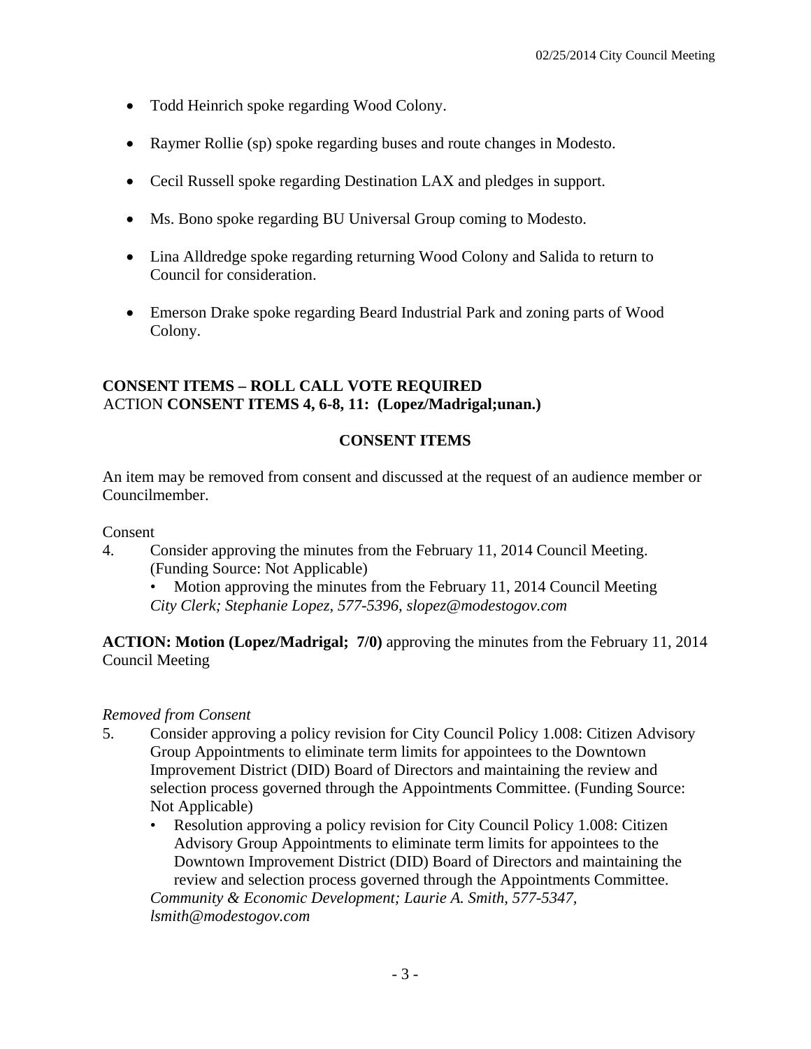- Todd Heinrich spoke regarding Wood Colony.
- Raymer Rollie (sp) spoke regarding buses and route changes in Modesto.
- Cecil Russell spoke regarding Destination LAX and pledges in support.
- Ms. Bono spoke regarding BU Universal Group coming to Modesto.
- Lina Alldredge spoke regarding returning Wood Colony and Salida to return to Council for consideration.
- Emerson Drake spoke regarding Beard Industrial Park and zoning parts of Wood Colony.

**CONSENT ITEMS – ROLL CALL VOTE REQUIRED**
ACTION **CONSENT ITEMS 4, 6-8, 11: (Lopez/Madrigal;unan.)**

**CONSENT ITEMS**

An item may be removed from consent and discussed at the request of an audience member or Councilmember.

Consent

4. Consider approving the minutes from the February 11, 2014 Council Meeting. (Funding Source: Not Applicable)
   - Motion approving the minutes from the February 11, 2014 Council Meeting

   *City Clerk; Stephanie Lopez, 577-5396, slopez@modestogov.com*

**ACTION: Motion (Lopez/Madrigal; 7/0)** approving the minutes from the February 11, 2014 Council Meeting

*Removed from Consent*

5. Consider approving a policy revision for City Council Policy 1.008: Citizen Advisory Group Appointments to eliminate term limits for appointees to the Downtown Improvement District (DID) Board of Directors and maintaining the review and selection process governed through the Appointments Committee. (Funding Source: Not Applicable)
   - Resolution approving a policy revision for City Council Policy 1.008: Citizen Advisory Group Appointments to eliminate term limits for appointees to the Downtown Improvement District (DID) Board of Directors and maintaining the review and selection process governed through the Appointments Committee.

   *Community & Economic Development; Laurie A. Smith, 577-5347, lsmith@modestogov.com*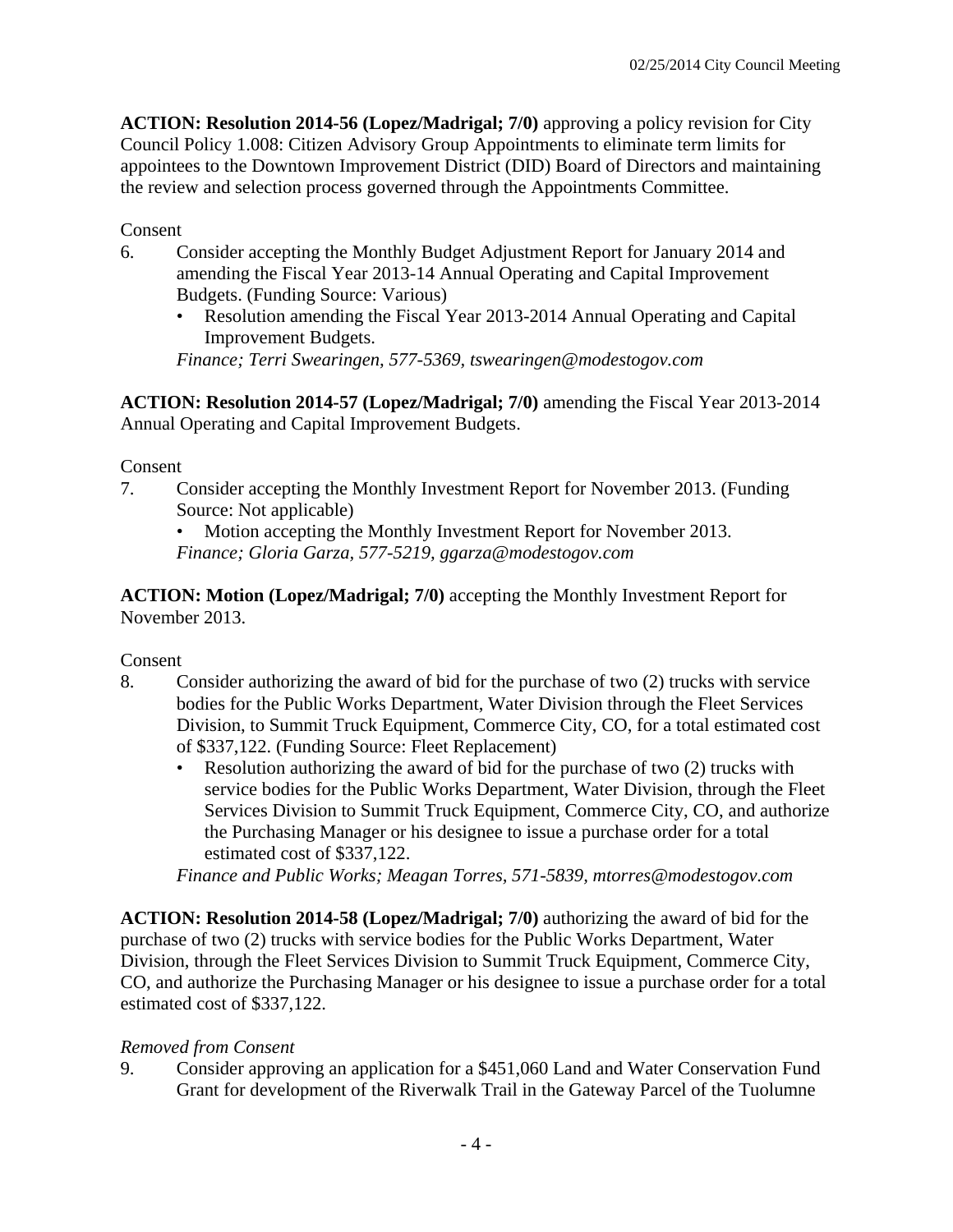**ACTION: Resolution 2014-56 (Lopez/Madrigal; 7/0)** approving a policy revision for City Council Policy 1.008: Citizen Advisory Group Appointments to eliminate term limits for appointees to the Downtown Improvement District (DID) Board of Directors and maintaining the review and selection process governed through the Appointments Committee.

Consent

6. Consider accepting the Monthly Budget Adjustment Report for January 2014 and amending the Fiscal Year 2013-14 Annual Operating and Capital Improvement Budgets. (Funding Source: Various)
   - Resolution amending the Fiscal Year 2013-2014 Annual Operating and Capital Improvement Budgets.

   *Finance; Terri Swearingen, 577-5369, tswearingen@modestogov.com*

**ACTION: Resolution 2014-57 (Lopez/Madrigal; 7/0)** amending the Fiscal Year 2013-2014 Annual Operating and Capital Improvement Budgets.

Consent

7. Consider accepting the Monthly Investment Report for November 2013. (Funding Source: Not applicable)
   - Motion accepting the Monthly Investment Report for November 2013.

   *Finance; Gloria Garza, 577-5219, ggarza@modestogov.com*

**ACTION: Motion (Lopez/Madrigal; 7/0)** accepting the Monthly Investment Report for November 2013.

Consent

8. Consider authorizing the award of bid for the purchase of two (2) trucks with service bodies for the Public Works Department, Water Division through the Fleet Services Division, to Summit Truck Equipment, Commerce City, CO, for a total estimated cost of $337,122. (Funding Source: Fleet Replacement)
   - Resolution authorizing the award of bid for the purchase of two (2) trucks with service bodies for the Public Works Department, Water Division, through the Fleet Services Division to Summit Truck Equipment, Commerce City, CO, and authorize the Purchasing Manager or his designee to issue a purchase order for a total estimated cost of $337,122.

   *Finance and Public Works; Meagan Torres, 571-5839, mtorres@modestogov.com*

**ACTION: Resolution 2014-58 (Lopez/Madrigal; 7/0)** authorizing the award of bid for the purchase of two (2) trucks with service bodies for the Public Works Department, Water Division, through the Fleet Services Division to Summit Truck Equipment, Commerce City, CO, and authorize the Purchasing Manager or his designee to issue a purchase order for a total estimated cost of $337,122.

*Removed from Consent*

9. Consider approving an application for a $451,060 Land and Water Conservation Fund Grant for development of the Riverwalk Trail in the Gateway Parcel of the Tuolumne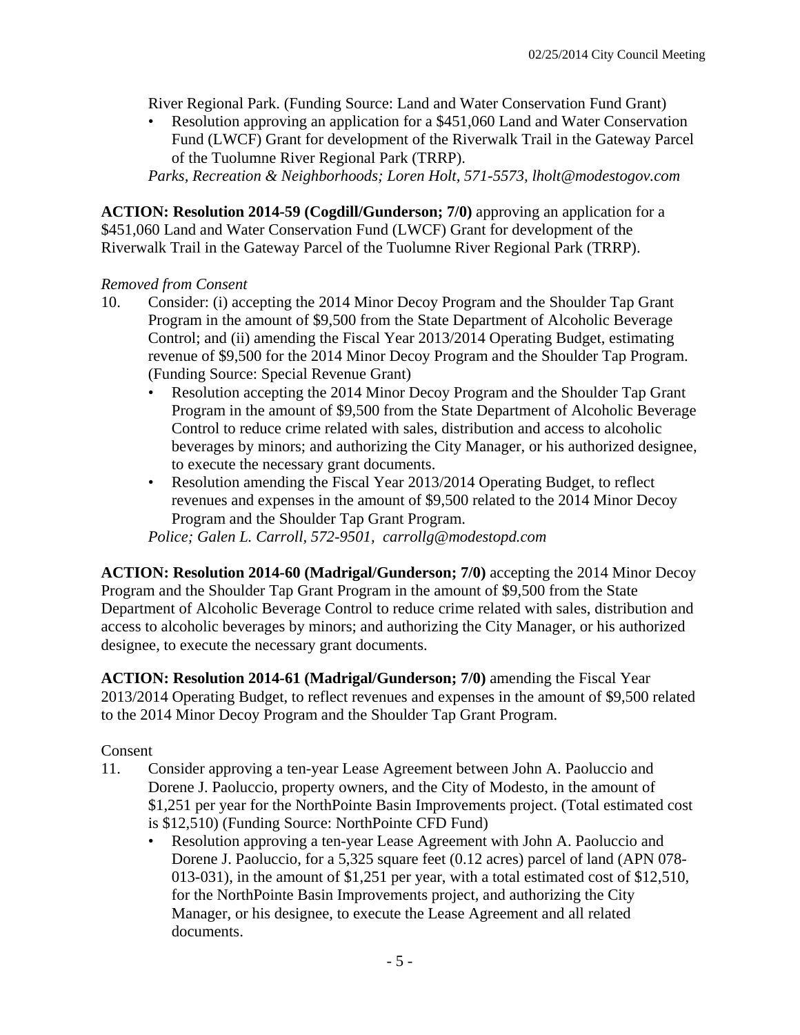River Regional Park. (Funding Source: Land and Water Conservation Fund Grant)

- Resolution approving an application for a $451,060 Land and Water Conservation Fund (LWCF) Grant for development of the Riverwalk Trail in the Gateway Parcel of the Tuolumne River Regional Park (TRRP).

*Parks, Recreation & Neighborhoods; Loren Holt, 571-5573, lholt@modestogov.com*

**ACTION: Resolution 2014-59 (Cogdill/Gunderson; 7/0)** approving an application for a $451,060 Land and Water Conservation Fund (LWCF) Grant for development of the Riverwalk Trail in the Gateway Parcel of the Tuolumne River Regional Park (TRRP).

*Removed from Consent*

10. Consider: (i) accepting the 2014 Minor Decoy Program and the Shoulder Tap Grant Program in the amount of $9,500 from the State Department of Alcoholic Beverage Control; and (ii) amending the Fiscal Year 2013/2014 Operating Budget, estimating revenue of $9,500 for the 2014 Minor Decoy Program and the Shoulder Tap Program. (Funding Source: Special Revenue Grant)
    - Resolution accepting the 2014 Minor Decoy Program and the Shoulder Tap Grant Program in the amount of $9,500 from the State Department of Alcoholic Beverage Control to reduce crime related with sales, distribution and access to alcoholic beverages by minors; and authorizing the City Manager, or his authorized designee, to execute the necessary grant documents.
    - Resolution amending the Fiscal Year 2013/2014 Operating Budget, to reflect revenues and expenses in the amount of $9,500 related to the 2014 Minor Decoy Program and the Shoulder Tap Grant Program.

    *Police; Galen L. Carroll, 572-9501, carrollg@modestopd.com*

**ACTION: Resolution 2014-60 (Madrigal/Gunderson; 7/0)** accepting the 2014 Minor Decoy Program and the Shoulder Tap Grant Program in the amount of $9,500 from the State Department of Alcoholic Beverage Control to reduce crime related with sales, distribution and access to alcoholic beverages by minors; and authorizing the City Manager, or his authorized designee, to execute the necessary grant documents.

**ACTION: Resolution 2014-61 (Madrigal/Gunderson; 7/0)** amending the Fiscal Year 2013/2014 Operating Budget, to reflect revenues and expenses in the amount of $9,500 related to the 2014 Minor Decoy Program and the Shoulder Tap Grant Program.

Consent

11. Consider approving a ten-year Lease Agreement between John A. Paoluccio and Dorene J. Paoluccio, property owners, and the City of Modesto, in the amount of $1,251 per year for the NorthPointe Basin Improvements project. (Total estimated cost is $12,510) (Funding Source: NorthPointe CFD Fund)
    - Resolution approving a ten-year Lease Agreement with John A. Paoluccio and Dorene J. Paoluccio, for a 5,325 square feet (0.12 acres) parcel of land (APN 078-013-031), in the amount of $1,251 per year, with a total estimated cost of $12,510, for the NorthPointe Basin Improvements project, and authorizing the City Manager, or his designee, to execute the Lease Agreement and all related documents.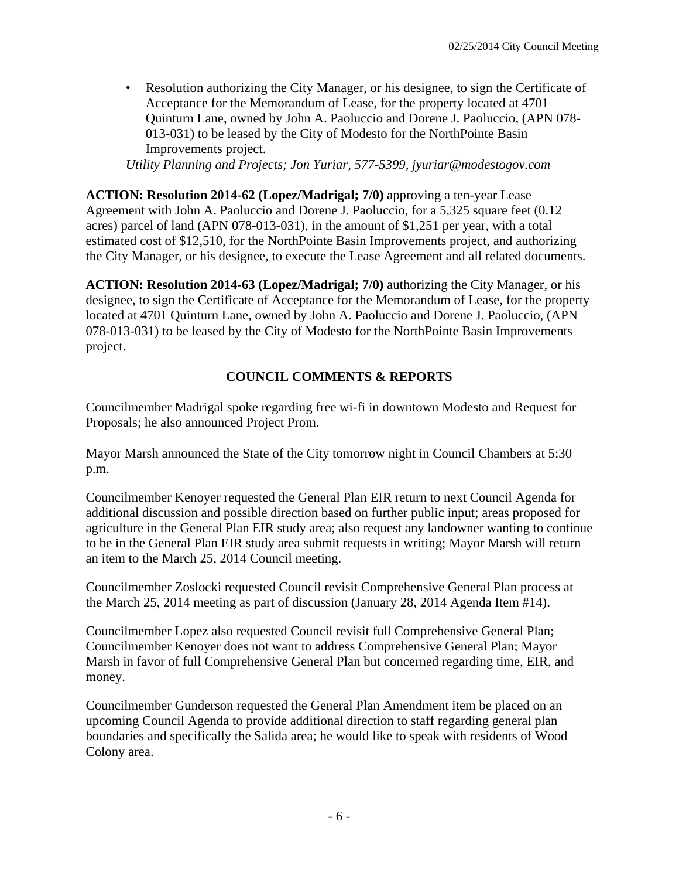- Resolution authorizing the City Manager, or his designee, to sign the Certificate of Acceptance for the Memorandum of Lease, for the property located at 4701 Quinturn Lane, owned by John A. Paoluccio and Dorene J. Paoluccio, (APN 078-013-031) to be leased by the City of Modesto for the NorthPointe Basin Improvements project.

*Utility Planning and Projects; Jon Yuriar, 577-5399, jyuriar@modestogov.com*

**ACTION: Resolution 2014-62 (Lopez/Madrigal; 7/0)** approving a ten-year Lease Agreement with John A. Paoluccio and Dorene J. Paoluccio, for a 5,325 square feet (0.12 acres) parcel of land (APN 078-013-031), in the amount of $1,251 per year, with a total estimated cost of $12,510, for the NorthPointe Basin Improvements project, and authorizing the City Manager, or his designee, to execute the Lease Agreement and all related documents.

**ACTION: Resolution 2014-63 (Lopez/Madrigal; 7/0)** authorizing the City Manager, or his designee, to sign the Certificate of Acceptance for the Memorandum of Lease, for the property located at 4701 Quinturn Lane, owned by John A. Paoluccio and Dorene J. Paoluccio, (APN 078-013-031) to be leased by the City of Modesto for the NorthPointe Basin Improvements project.

## COUNCIL COMMENTS & REPORTS

Councilmember Madrigal spoke regarding free wi-fi in downtown Modesto and Request for Proposals; he also announced Project Prom.

Mayor Marsh announced the State of the City tomorrow night in Council Chambers at 5:30 p.m.

Councilmember Kenoyer requested the General Plan EIR return to next Council Agenda for additional discussion and possible direction based on further public input; areas proposed for agriculture in the General Plan EIR study area; also request any landowner wanting to continue to be in the General Plan EIR study area submit requests in writing; Mayor Marsh will return an item to the March 25, 2014 Council meeting.

Councilmember Zoslocki requested Council revisit Comprehensive General Plan process at the March 25, 2014 meeting as part of discussion (January 28, 2014 Agenda Item #14).

Councilmember Lopez also requested Council revisit full Comprehensive General Plan; Councilmember Kenoyer does not want to address Comprehensive General Plan; Mayor Marsh in favor of full Comprehensive General Plan but concerned regarding time, EIR, and money.

Councilmember Gunderson requested the General Plan Amendment item be placed on an upcoming Council Agenda to provide additional direction to staff regarding general plan boundaries and specifically the Salida area; he would like to speak with residents of Wood Colony area.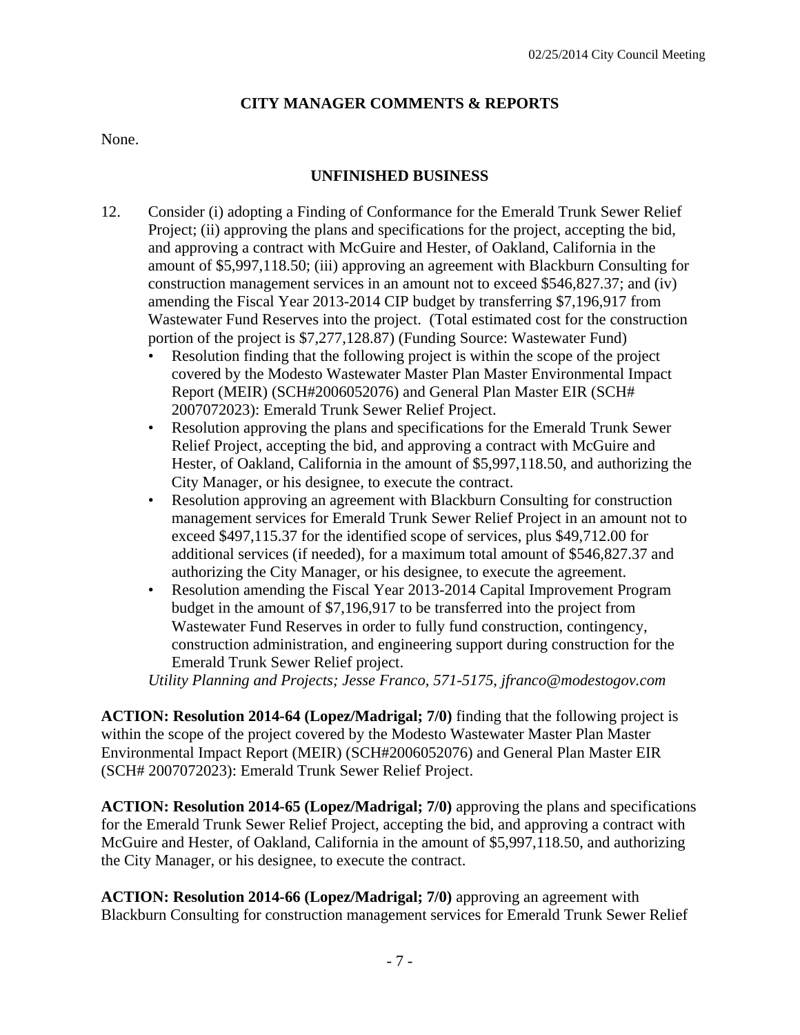## CITY MANAGER COMMENTS & REPORTS

None.

## UNFINISHED BUSINESS

12. Consider (i) adopting a Finding of Conformance for the Emerald Trunk Sewer Relief Project; (ii) approving the plans and specifications for the project, accepting the bid, and approving a contract with McGuire and Hester, of Oakland, California in the amount of $5,997,118.50; (iii) approving an agreement with Blackburn Consulting for construction management services in an amount not to exceed $546,827.37; and (iv) amending the Fiscal Year 2013-2014 CIP budget by transferring $7,196,917 from Wastewater Fund Reserves into the project. (Total estimated cost for the construction portion of the project is $7,277,128.87) (Funding Source: Wastewater Fund)
    - Resolution finding that the following project is within the scope of the project covered by the Modesto Wastewater Master Plan Master Environmental Impact Report (MEIR) (SCH#2006052076) and General Plan Master EIR (SCH# 2007072023): Emerald Trunk Sewer Relief Project.
    - Resolution approving the plans and specifications for the Emerald Trunk Sewer Relief Project, accepting the bid, and approving a contract with McGuire and Hester, of Oakland, California in the amount of $5,997,118.50, and authorizing the City Manager, or his designee, to execute the contract.
    - Resolution approving an agreement with Blackburn Consulting for construction management services for Emerald Trunk Sewer Relief Project in an amount not to exceed $497,115.37 for the identified scope of services, plus $49,712.00 for additional services (if needed), for a maximum total amount of $546,827.37 and authorizing the City Manager, or his designee, to execute the agreement.
    - Resolution amending the Fiscal Year 2013-2014 Capital Improvement Program budget in the amount of $7,196,917 to be transferred into the project from Wastewater Fund Reserves in order to fully fund construction, contingency, construction administration, and engineering support during construction for the Emerald Trunk Sewer Relief project.

    *Utility Planning and Projects; Jesse Franco, 571-5175, jfranco@modestogov.com*

**ACTION: Resolution 2014-64 (Lopez/Madrigal; 7/0)** finding that the following project is within the scope of the project covered by the Modesto Wastewater Master Plan Master Environmental Impact Report (MEIR) (SCH#2006052076) and General Plan Master EIR (SCH# 2007072023): Emerald Trunk Sewer Relief Project.

**ACTION: Resolution 2014-65 (Lopez/Madrigal; 7/0)** approving the plans and specifications for the Emerald Trunk Sewer Relief Project, accepting the bid, and approving a contract with McGuire and Hester, of Oakland, California in the amount of $5,997,118.50, and authorizing the City Manager, or his designee, to execute the contract.

**ACTION: Resolution 2014-66 (Lopez/Madrigal; 7/0)** approving an agreement with Blackburn Consulting for construction management services for Emerald Trunk Sewer Relief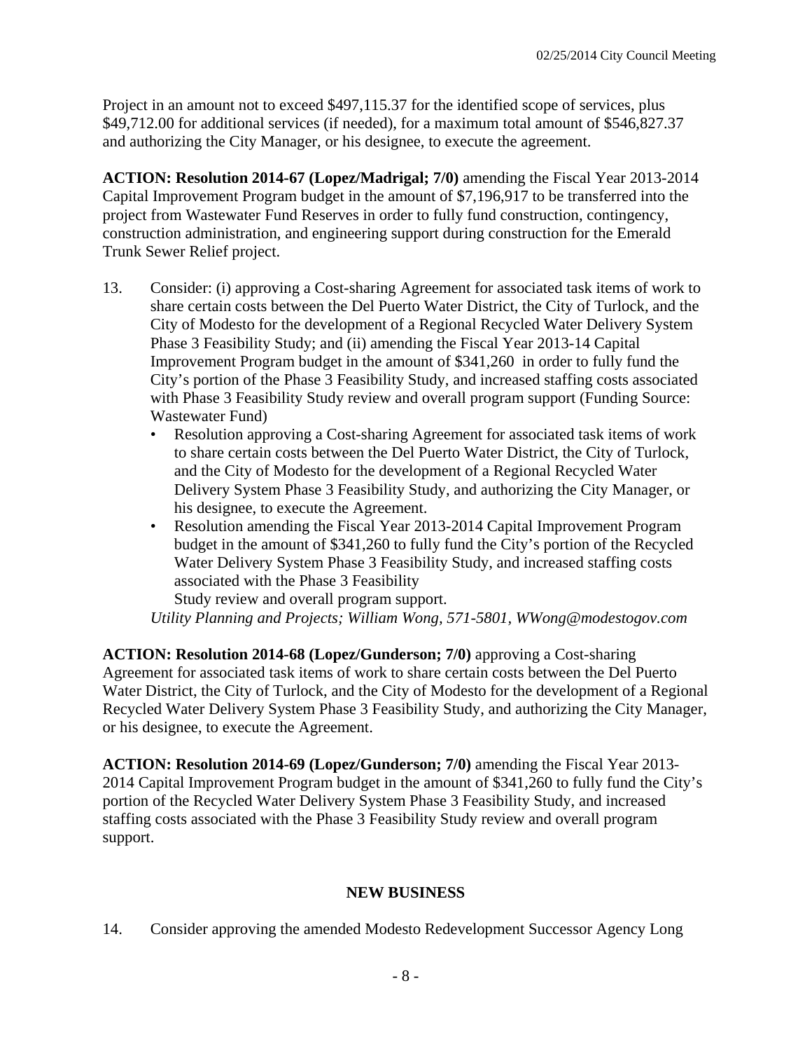Project in an amount not to exceed $497,115.37 for the identified scope of services, plus $49,712.00 for additional services (if needed), for a maximum total amount of $546,827.37 and authorizing the City Manager, or his designee, to execute the agreement.

**ACTION: Resolution 2014-67 (Lopez/Madrigal; 7/0)** amending the Fiscal Year 2013-2014 Capital Improvement Program budget in the amount of $7,196,917 to be transferred into the project from Wastewater Fund Reserves in order to fully fund construction, contingency, construction administration, and engineering support during construction for the Emerald Trunk Sewer Relief project.

13. Consider: (i) approving a Cost-sharing Agreement for associated task items of work to share certain costs between the Del Puerto Water District, the City of Turlock, and the City of Modesto for the development of a Regional Recycled Water Delivery System Phase 3 Feasibility Study; and (ii) amending the Fiscal Year 2013-14 Capital Improvement Program budget in the amount of $341,260 in order to fully fund the City's portion of the Phase 3 Feasibility Study, and increased staffing costs associated with Phase 3 Feasibility Study review and overall program support (Funding Source: Wastewater Fund)
    - Resolution approving a Cost-sharing Agreement for associated task items of work to share certain costs between the Del Puerto Water District, the City of Turlock, and the City of Modesto for the development of a Regional Recycled Water Delivery System Phase 3 Feasibility Study, and authorizing the City Manager, or his designee, to execute the Agreement.
    - Resolution amending the Fiscal Year 2013-2014 Capital Improvement Program budget in the amount of $341,260 to fully fund the City's portion of the Recycled Water Delivery System Phase 3 Feasibility Study, and increased staffing costs associated with the Phase 3 Feasibility Study review and overall program support.

    *Utility Planning and Projects; William Wong, 571-5801, WWong@modestogov.com*

**ACTION: Resolution 2014-68 (Lopez/Gunderson; 7/0)** approving a Cost-sharing Agreement for associated task items of work to share certain costs between the Del Puerto Water District, the City of Turlock, and the City of Modesto for the development of a Regional Recycled Water Delivery System Phase 3 Feasibility Study, and authorizing the City Manager, or his designee, to execute the Agreement.

**ACTION: Resolution 2014-69 (Lopez/Gunderson; 7/0)** amending the Fiscal Year 2013-2014 Capital Improvement Program budget in the amount of $341,260 to fully fund the City's portion of the Recycled Water Delivery System Phase 3 Feasibility Study, and increased staffing costs associated with the Phase 3 Feasibility Study review and overall program support.

## NEW BUSINESS

14. Consider approving the amended Modesto Redevelopment Successor Agency Long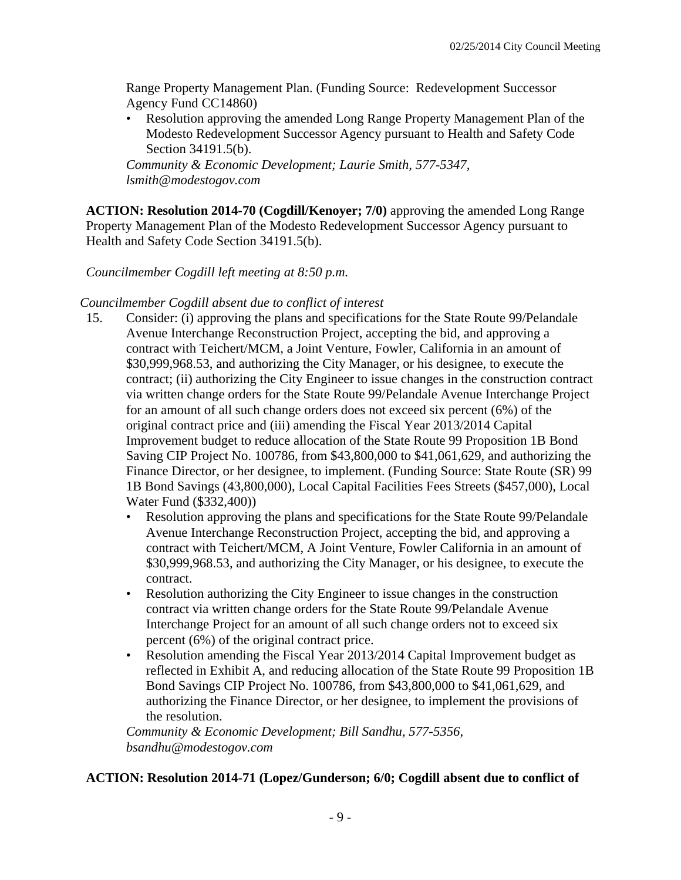Range Property Management Plan. (Funding Source: Redevelopment Successor Agency Fund CC14860)

- Resolution approving the amended Long Range Property Management Plan of the Modesto Redevelopment Successor Agency pursuant to Health and Safety Code Section 34191.5(b).

*Community & Economic Development; Laurie Smith, 577-5347, lsmith@modestogov.com*

**ACTION: Resolution 2014-70 (Cogdill/Kenoyer; 7/0)** approving the amended Long Range Property Management Plan of the Modesto Redevelopment Successor Agency pursuant to Health and Safety Code Section 34191.5(b).

*Councilmember Cogdill left meeting at 8:50 p.m.*

*Councilmember Cogdill absent due to conflict of interest*

15. Consider: (i) approving the plans and specifications for the State Route 99/Pelandale Avenue Interchange Reconstruction Project, accepting the bid, and approving a contract with Teichert/MCM, a Joint Venture, Fowler, California in an amount of $30,999,968.53, and authorizing the City Manager, or his designee, to execute the contract; (ii) authorizing the City Engineer to issue changes in the construction contract via written change orders for the State Route 99/Pelandale Avenue Interchange Project for an amount of all such change orders does not exceed six percent (6%) of the original contract price and (iii) amending the Fiscal Year 2013/2014 Capital Improvement budget to reduce allocation of the State Route 99 Proposition 1B Bond Saving CIP Project No. 100786, from $43,800,000 to $41,061,629, and authorizing the Finance Director, or her designee, to implement. (Funding Source: State Route (SR) 99 1B Bond Savings (43,800,000), Local Capital Facilities Fees Streets ($457,000), Local Water Fund ($332,400))
   - Resolution approving the plans and specifications for the State Route 99/Pelandale Avenue Interchange Reconstruction Project, accepting the bid, and approving a contract with Teichert/MCM, A Joint Venture, Fowler California in an amount of $30,999,968.53, and authorizing the City Manager, or his designee, to execute the contract.
   - Resolution authorizing the City Engineer to issue changes in the construction contract via written change orders for the State Route 99/Pelandale Avenue Interchange Project for an amount of all such change orders not to exceed six percent (6%) of the original contract price.
   - Resolution amending the Fiscal Year 2013/2014 Capital Improvement budget as reflected in Exhibit A, and reducing allocation of the State Route 99 Proposition 1B Bond Savings CIP Project No. 100786, from $43,800,000 to $41,061,629, and authorizing the Finance Director, or her designee, to implement the provisions of the resolution.

   *Community & Economic Development; Bill Sandhu, 577-5356, bsandhu@modestogov.com*

**ACTION: Resolution 2014-71 (Lopez/Gunderson; 6/0; Cogdill absent due to conflict of**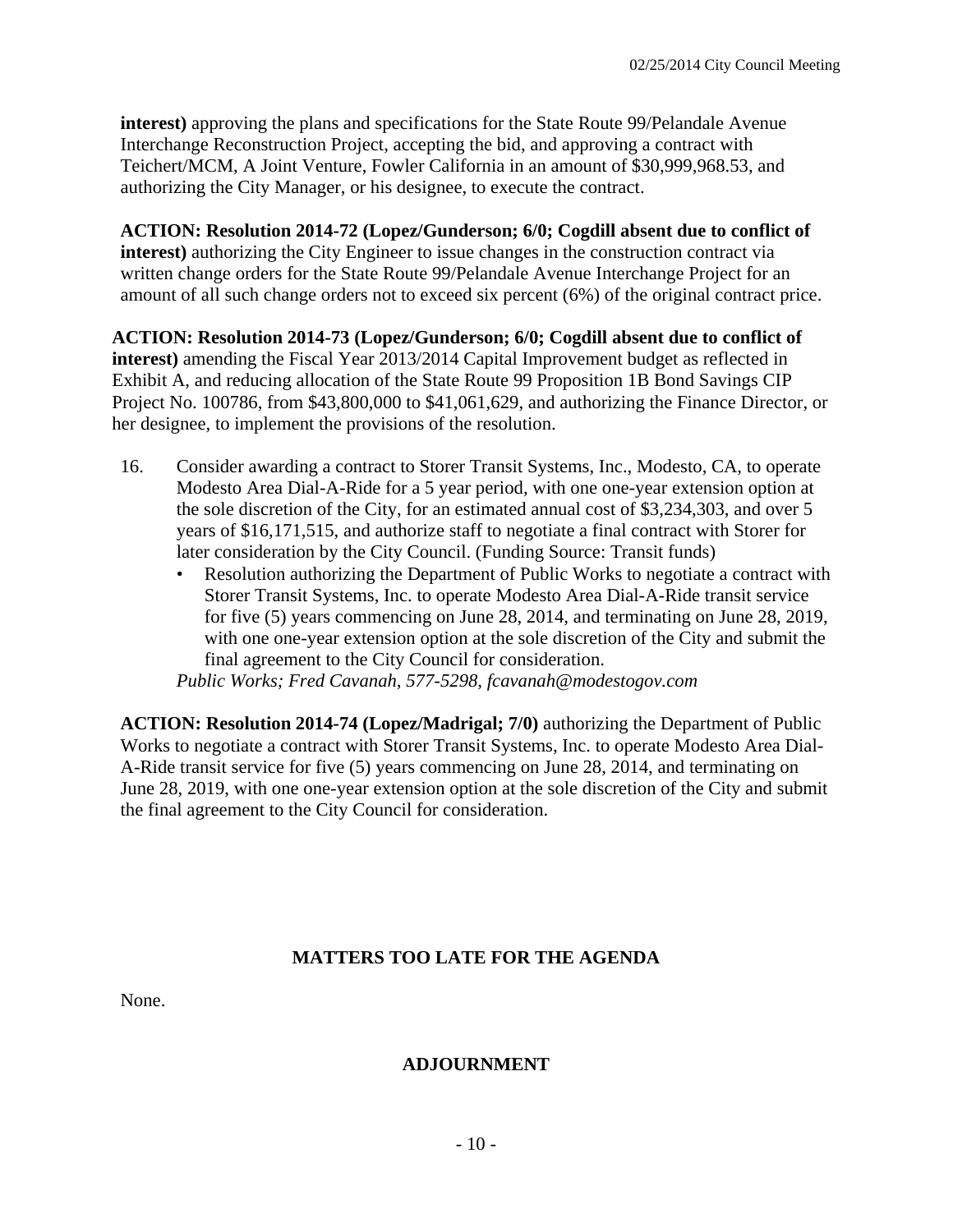**interest)** approving the plans and specifications for the State Route 99/Pelandale Avenue Interchange Reconstruction Project, accepting the bid, and approving a contract with Teichert/MCM, A Joint Venture, Fowler California in an amount of $30,999,968.53, and authorizing the City Manager, or his designee, to execute the contract.

**ACTION: Resolution 2014-72 (Lopez/Gunderson; 6/0; Cogdill absent due to conflict of interest)** authorizing the City Engineer to issue changes in the construction contract via written change orders for the State Route 99/Pelandale Avenue Interchange Project for an amount of all such change orders not to exceed six percent (6%) of the original contract price.

**ACTION: Resolution 2014-73 (Lopez/Gunderson; 6/0; Cogdill absent due to conflict of interest)** amending the Fiscal Year 2013/2014 Capital Improvement budget as reflected in Exhibit A, and reducing allocation of the State Route 99 Proposition 1B Bond Savings CIP Project No. 100786, from $43,800,000 to $41,061,629, and authorizing the Finance Director, or her designee, to implement the provisions of the resolution.

16. Consider awarding a contract to Storer Transit Systems, Inc., Modesto, CA, to operate Modesto Area Dial-A-Ride for a 5 year period, with one one-year extension option at the sole discretion of the City, for an estimated annual cost of $3,234,303, and over 5 years of $16,171,515, and authorize staff to negotiate a final contract with Storer for later consideration by the City Council. (Funding Source: Transit funds)
    - Resolution authorizing the Department of Public Works to negotiate a contract with Storer Transit Systems, Inc. to operate Modesto Area Dial-A-Ride transit service for five (5) years commencing on June 28, 2014, and terminating on June 28, 2019, with one one-year extension option at the sole discretion of the City and submit the final agreement to the City Council for consideration.

    *Public Works; Fred Cavanah, 577-5298, fcavanah@modestogov.com*

**ACTION: Resolution 2014-74 (Lopez/Madrigal; 7/0)** authorizing the Department of Public Works to negotiate a contract with Storer Transit Systems, Inc. to operate Modesto Area Dial-A-Ride transit service for five (5) years commencing on June 28, 2014, and terminating on June 28, 2019, with one one-year extension option at the sole discretion of the City and submit the final agreement to the City Council for consideration.

## MATTERS TOO LATE FOR THE AGENDA

None.

## ADJOURNMENT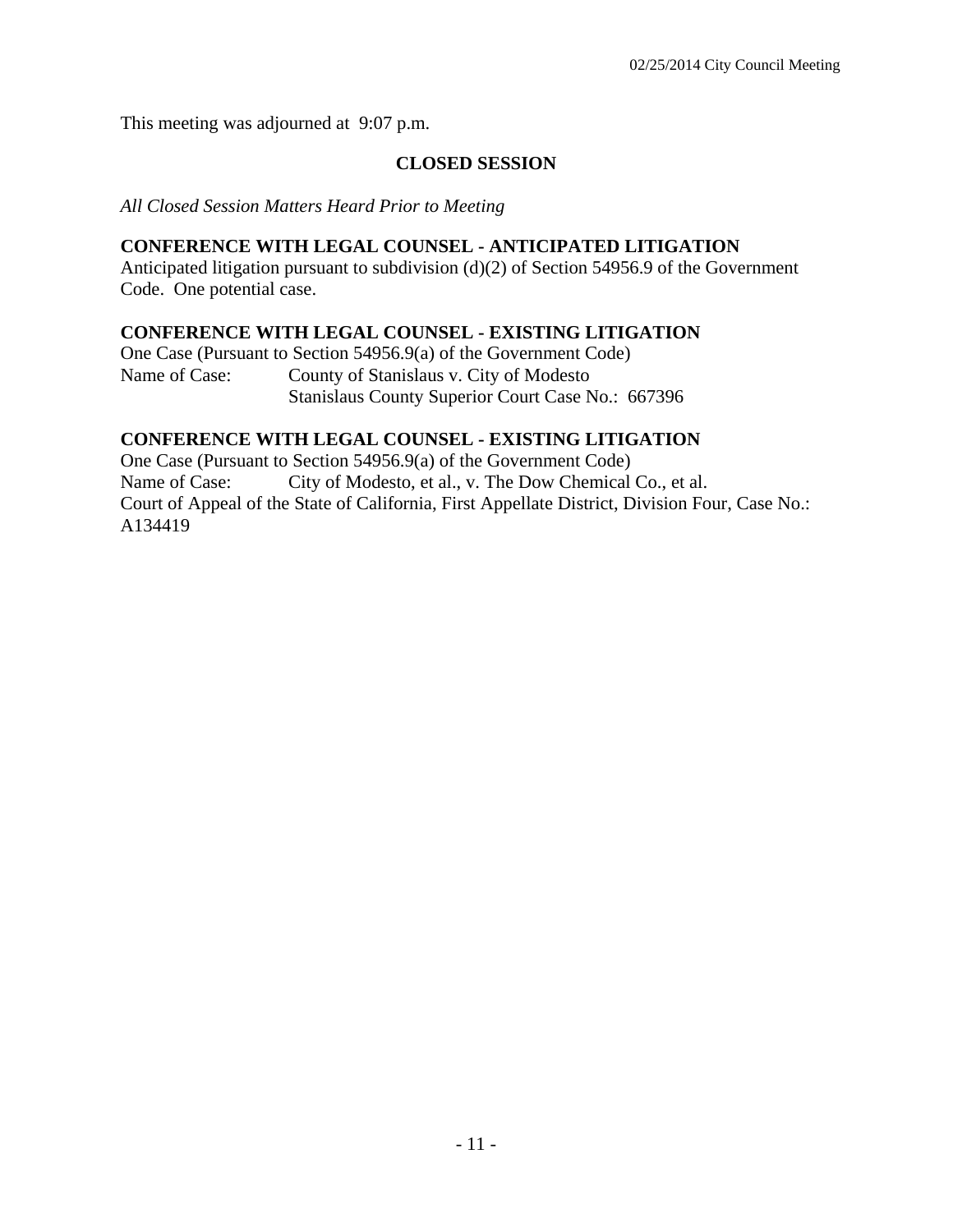This meeting was adjourned at 9:07 p.m.

## CLOSED SESSION

*All Closed Session Matters Heard Prior to Meeting*

**CONFERENCE WITH LEGAL COUNSEL - ANTICIPATED LITIGATION**
Anticipated litigation pursuant to subdivision (d)(2) of Section 54956.9 of the Government Code. One potential case.

**CONFERENCE WITH LEGAL COUNSEL - EXISTING LITIGATION**
One Case (Pursuant to Section 54956.9(a) of the Government Code)
Name of Case: County of Stanislaus v. City of Modesto
Stanislaus County Superior Court Case No.: 667396

**CONFERENCE WITH LEGAL COUNSEL - EXISTING LITIGATION**
One Case (Pursuant to Section 54956.9(a) of the Government Code)
Name of Case: City of Modesto, et al., v. The Dow Chemical Co., et al.
Court of Appeal of the State of California, First Appellate District, Division Four, Case No.: A134419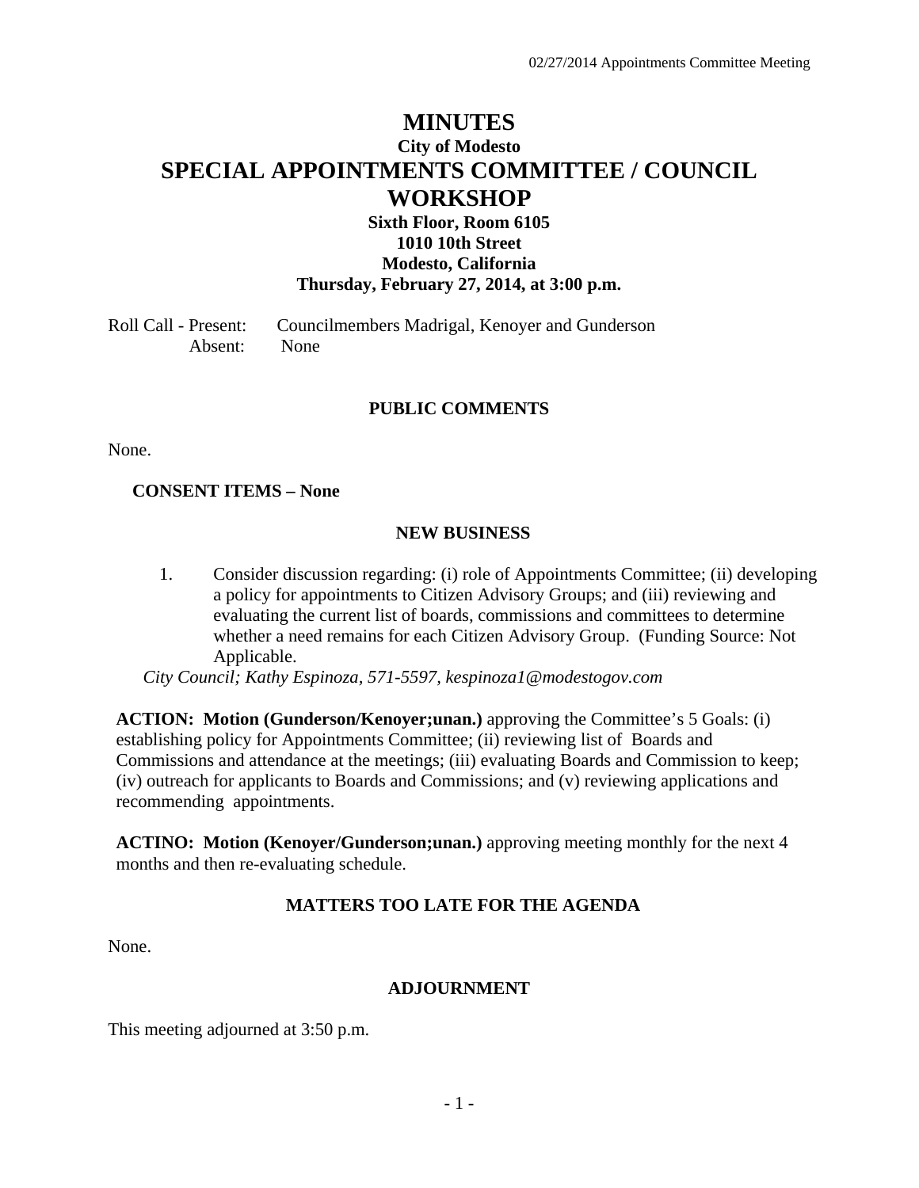# MINUTES

## City of Modesto

# SPECIAL APPOINTMENTS COMMITTEE / COUNCIL WORKSHOP

### Sixth Floor, Room 6105
### 1010 10th Street
### Modesto, California
### Thursday, February 27, 2014, at 3:00 p.m.

Roll Call - Present: Councilmembers Madrigal, Kenoyer and Gunderson
Absent: None

## PUBLIC COMMENTS

None.

**CONSENT ITEMS – None**

## NEW BUSINESS

1. Consider discussion regarding: (i) role of Appointments Committee; (ii) developing a policy for appointments to Citizen Advisory Groups; and (iii) reviewing and evaluating the current list of boards, commissions and committees to determine whether a need remains for each Citizen Advisory Group. (Funding Source: Not Applicable.

*City Council; Kathy Espinoza, 571-5597, kespinoza1@modestogov.com*

**ACTION: Motion (Gunderson/Kenoyer;unan.)** approving the Committee's 5 Goals: (i) establishing policy for Appointments Committee; (ii) reviewing list of Boards and Commissions and attendance at the meetings; (iii) evaluating Boards and Commission to keep; (iv) outreach for applicants to Boards and Commissions; and (v) reviewing applications and recommending appointments.

**ACTINO: Motion (Kenoyer/Gunderson;unan.)** approving meeting monthly for the next 4 months and then re-evaluating schedule.

## MATTERS TOO LATE FOR THE AGENDA

None.

## ADJOURNMENT

This meeting adjourned at 3:50 p.m.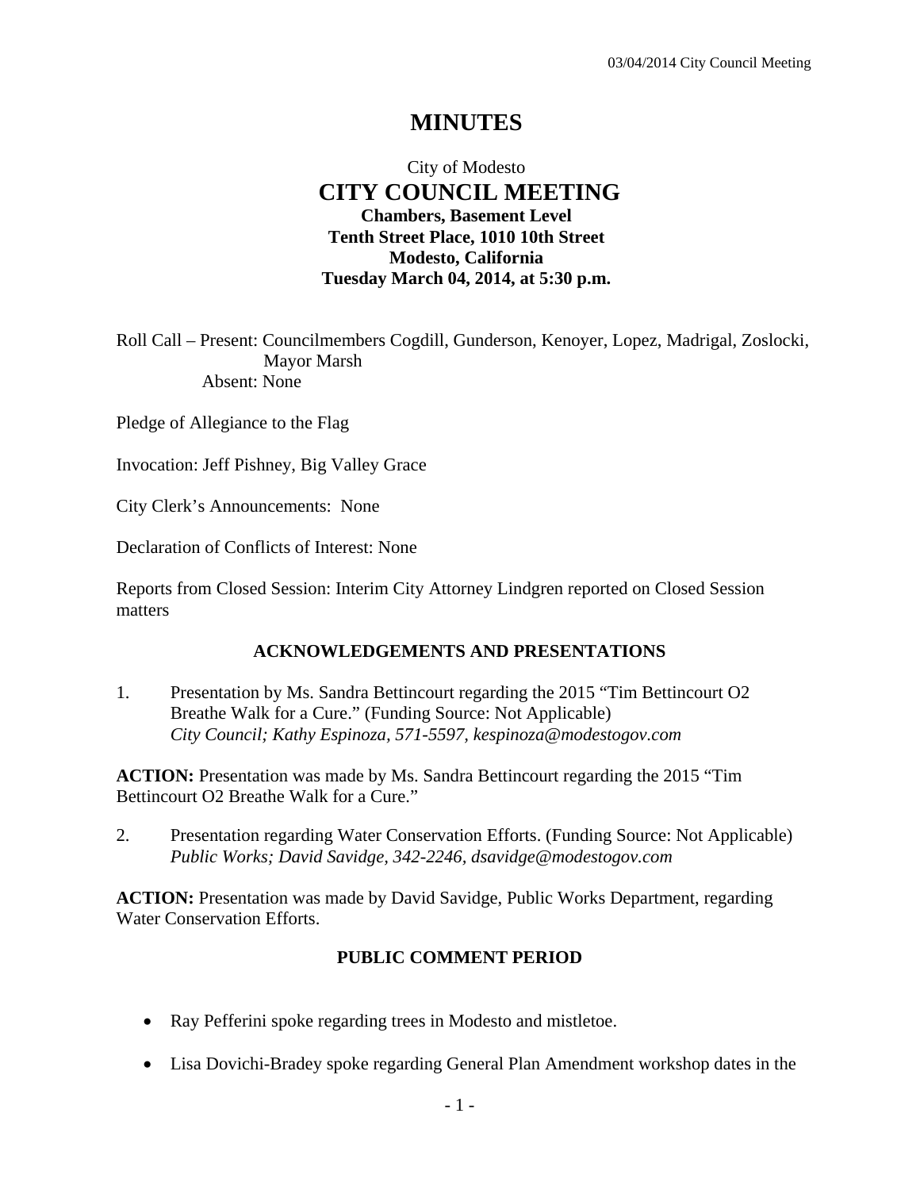# MINUTES

City of Modesto
**CITY COUNCIL MEETING**
**Chambers, Basement Level**
**Tenth Street Place, 1010 10th Street**
**Modesto, California**
**Tuesday March 04, 2014, at 5:30 p.m.**

Roll Call – Present: Councilmembers Cogdill, Gunderson, Kenoyer, Lopez, Madrigal, Zoslocki, Mayor Marsh
Absent: None

Pledge of Allegiance to the Flag

Invocation: Jeff Pishney, Big Valley Grace

City Clerk's Announcements: None

Declaration of Conflicts of Interest: None

Reports from Closed Session: Interim City Attorney Lindgren reported on Closed Session matters

## ACKNOWLEDGEMENTS AND PRESENTATIONS

1. Presentation by Ms. Sandra Bettincourt regarding the 2015 "Tim Bettincourt O2 Breathe Walk for a Cure." (Funding Source: Not Applicable)
*City Council; Kathy Espinoza, 571-5597, kespinoza@modestogov.com*

**ACTION:** Presentation was made by Ms. Sandra Bettincourt regarding the 2015 "Tim Bettincourt O2 Breathe Walk for a Cure."

2. Presentation regarding Water Conservation Efforts. (Funding Source: Not Applicable)
*Public Works; David Savidge, 342-2246, dsavidge@modestogov.com*

**ACTION:** Presentation was made by David Savidge, Public Works Department, regarding Water Conservation Efforts.

## PUBLIC COMMENT PERIOD

- Ray Pefferini spoke regarding trees in Modesto and mistletoe.
- Lisa Dovichi-Bradey spoke regarding General Plan Amendment workshop dates in the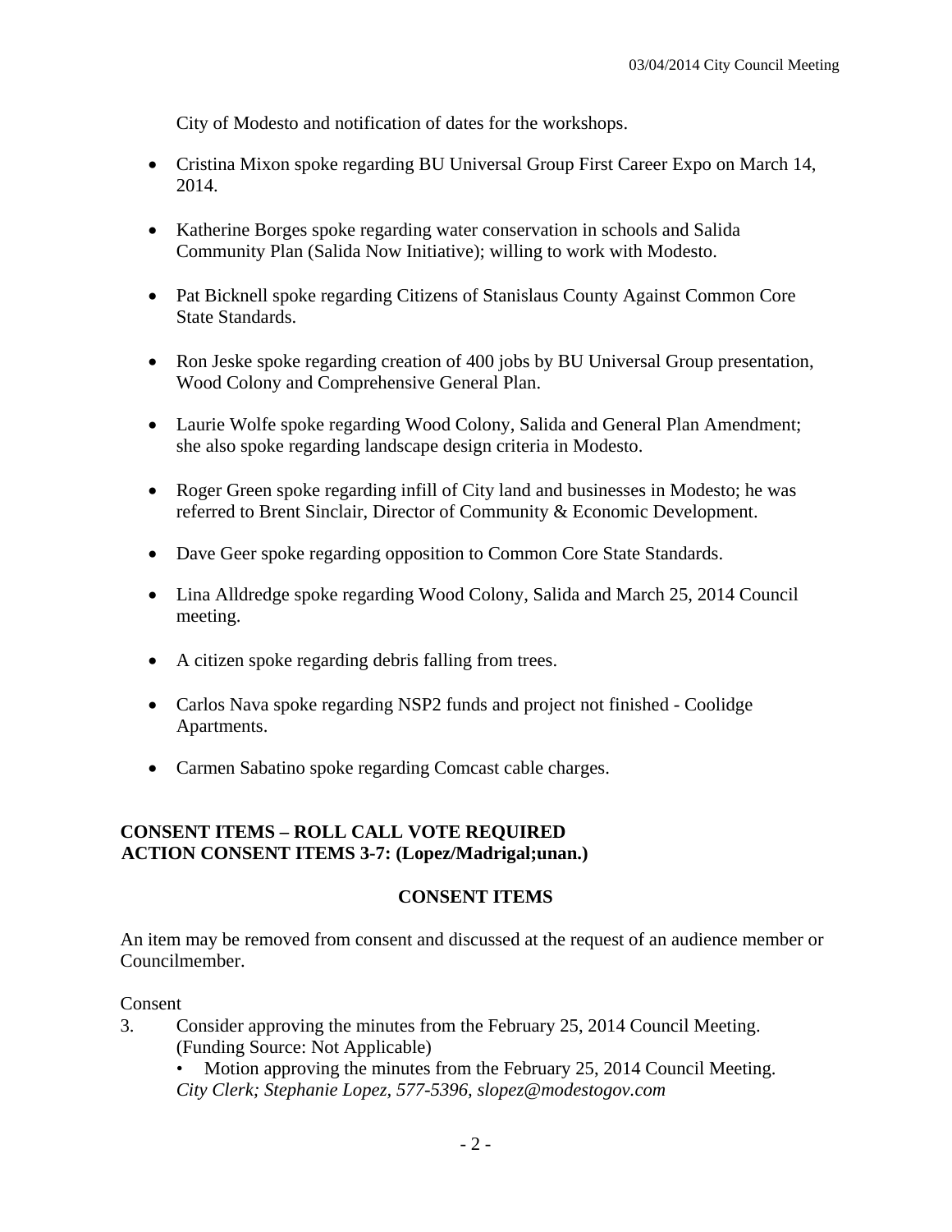City of Modesto and notification of dates for the workshops.

- Cristina Mixon spoke regarding BU Universal Group First Career Expo on March 14, 2014.
- Katherine Borges spoke regarding water conservation in schools and Salida Community Plan (Salida Now Initiative); willing to work with Modesto.
- Pat Bicknell spoke regarding Citizens of Stanislaus County Against Common Core State Standards.
- Ron Jeske spoke regarding creation of 400 jobs by BU Universal Group presentation, Wood Colony and Comprehensive General Plan.
- Laurie Wolfe spoke regarding Wood Colony, Salida and General Plan Amendment; she also spoke regarding landscape design criteria in Modesto.
- Roger Green spoke regarding infill of City land and businesses in Modesto; he was referred to Brent Sinclair, Director of Community & Economic Development.
- Dave Geer spoke regarding opposition to Common Core State Standards.
- Lina Alldredge spoke regarding Wood Colony, Salida and March 25, 2014 Council meeting.
- A citizen spoke regarding debris falling from trees.
- Carlos Nava spoke regarding NSP2 funds and project not finished - Coolidge Apartments.
- Carmen Sabatino spoke regarding Comcast cable charges.

**CONSENT ITEMS – ROLL CALL VOTE REQUIRED**
**ACTION CONSENT ITEMS 3-7: (Lopez/Madrigal;unan.)**

**CONSENT ITEMS**

An item may be removed from consent and discussed at the request of an audience member or Councilmember.

Consent

3. Consider approving the minutes from the February 25, 2014 Council Meeting. (Funding Source: Not Applicable)
   • Motion approving the minutes from the February 25, 2014 Council Meeting.
   *City Clerk; Stephanie Lopez, 577-5396, slopez@modestogov.com*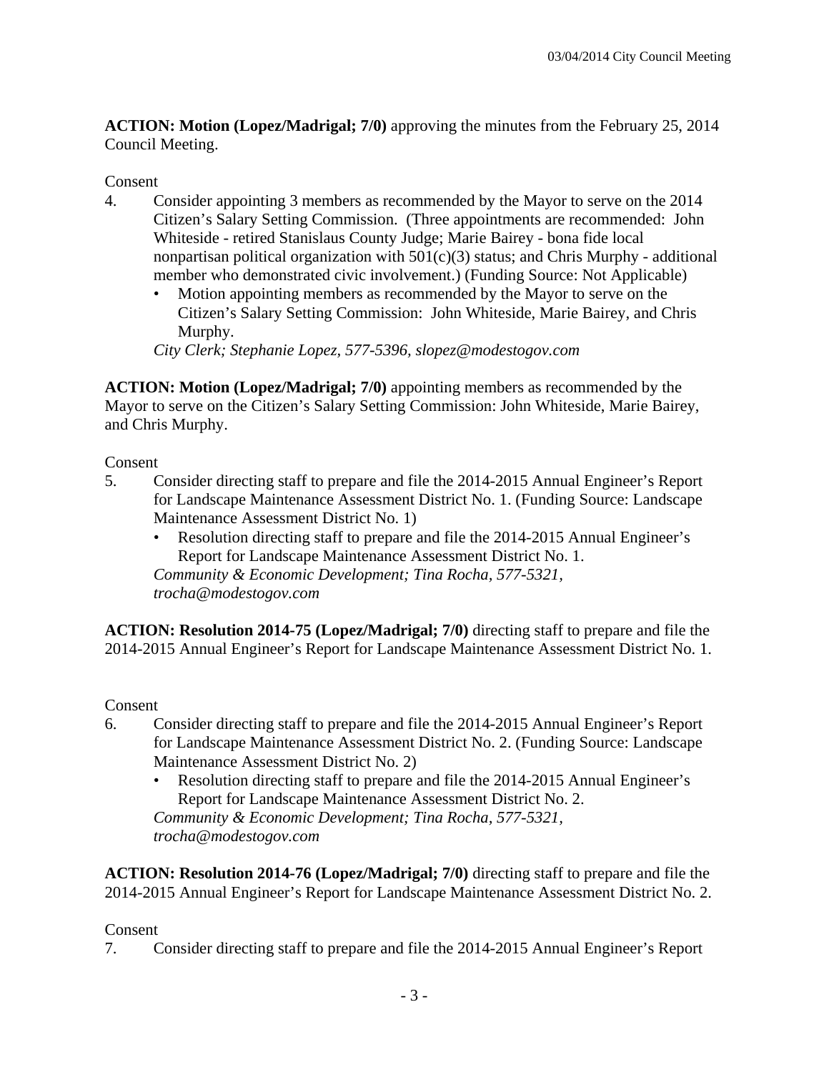**ACTION: Motion (Lopez/Madrigal; 7/0)** approving the minutes from the February 25, 2014 Council Meeting.

Consent

4. Consider appointing 3 members as recommended by the Mayor to serve on the 2014 Citizen's Salary Setting Commission. (Three appointments are recommended: John Whiteside - retired Stanislaus County Judge; Marie Bairey - bona fide local nonpartisan political organization with 501(c)(3) status; and Chris Murphy - additional member who demonstrated civic involvement.) (Funding Source: Not Applicable)
   - Motion appointing members as recommended by the Mayor to serve on the Citizen's Salary Setting Commission: John Whiteside, Marie Bairey, and Chris Murphy.

   *City Clerk; Stephanie Lopez, 577-5396, slopez@modestogov.com*

**ACTION: Motion (Lopez/Madrigal; 7/0)** appointing members as recommended by the Mayor to serve on the Citizen's Salary Setting Commission: John Whiteside, Marie Bairey, and Chris Murphy.

Consent

5. Consider directing staff to prepare and file the 2014-2015 Annual Engineer's Report for Landscape Maintenance Assessment District No. 1. (Funding Source: Landscape Maintenance Assessment District No. 1)
   - Resolution directing staff to prepare and file the 2014-2015 Annual Engineer's Report for Landscape Maintenance Assessment District No. 1.

   *Community & Economic Development; Tina Rocha, 577-5321, trocha@modestogov.com*

**ACTION: Resolution 2014-75 (Lopez/Madrigal; 7/0)** directing staff to prepare and file the 2014-2015 Annual Engineer's Report for Landscape Maintenance Assessment District No. 1.

Consent

6. Consider directing staff to prepare and file the 2014-2015 Annual Engineer's Report for Landscape Maintenance Assessment District No. 2. (Funding Source: Landscape Maintenance Assessment District No. 2)
   - Resolution directing staff to prepare and file the 2014-2015 Annual Engineer's Report for Landscape Maintenance Assessment District No. 2.

   *Community & Economic Development; Tina Rocha, 577-5321, trocha@modestogov.com*

**ACTION: Resolution 2014-76 (Lopez/Madrigal; 7/0)** directing staff to prepare and file the 2014-2015 Annual Engineer's Report for Landscape Maintenance Assessment District No. 2.

Consent

7. Consider directing staff to prepare and file the 2014-2015 Annual Engineer's Report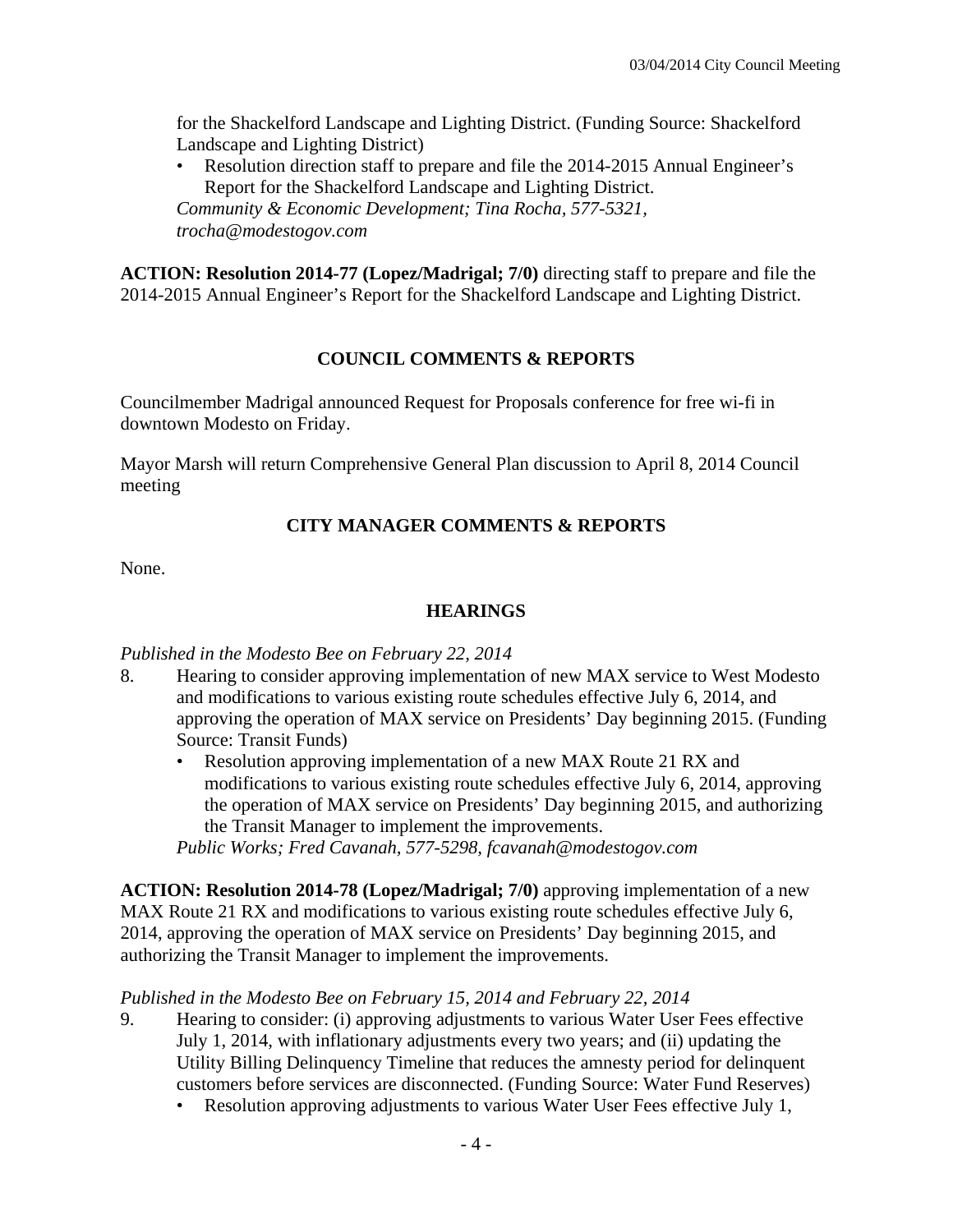for the Shackelford Landscape and Lighting District. (Funding Source: Shackelford Landscape and Lighting District)

- Resolution direction staff to prepare and file the 2014-2015 Annual Engineer's Report for the Shackelford Landscape and Lighting District.

*Community & Economic Development; Tina Rocha, 577-5321, trocha@modestogov.com*

**ACTION: Resolution 2014-77 (Lopez/Madrigal; 7/0)** directing staff to prepare and file the 2014-2015 Annual Engineer's Report for the Shackelford Landscape and Lighting District.

## COUNCIL COMMENTS & REPORTS

Councilmember Madrigal announced Request for Proposals conference for free wi-fi in downtown Modesto on Friday.

Mayor Marsh will return Comprehensive General Plan discussion to April 8, 2014 Council meeting

## CITY MANAGER COMMENTS & REPORTS

None.

## HEARINGS

*Published in the Modesto Bee on February 22, 2014*

8. Hearing to consider approving implementation of new MAX service to West Modesto and modifications to various existing route schedules effective July 6, 2014, and approving the operation of MAX service on Presidents' Day beginning 2015. (Funding Source: Transit Funds)
   - Resolution approving implementation of a new MAX Route 21 RX and modifications to various existing route schedules effective July 6, 2014, approving the operation of MAX service on Presidents' Day beginning 2015, and authorizing the Transit Manager to implement the improvements.

   *Public Works; Fred Cavanah, 577-5298, fcavanah@modestogov.com*

**ACTION: Resolution 2014-78 (Lopez/Madrigal; 7/0)** approving implementation of a new MAX Route 21 RX and modifications to various existing route schedules effective July 6, 2014, approving the operation of MAX service on Presidents' Day beginning 2015, and authorizing the Transit Manager to implement the improvements.

*Published in the Modesto Bee on February 15, 2014 and February 22, 2014*

9. Hearing to consider: (i) approving adjustments to various Water User Fees effective July 1, 2014, with inflationary adjustments every two years; and (ii) updating the Utility Billing Delinquency Timeline that reduces the amnesty period for delinquent customers before services are disconnected. (Funding Source: Water Fund Reserves)
   - Resolution approving adjustments to various Water User Fees effective July 1,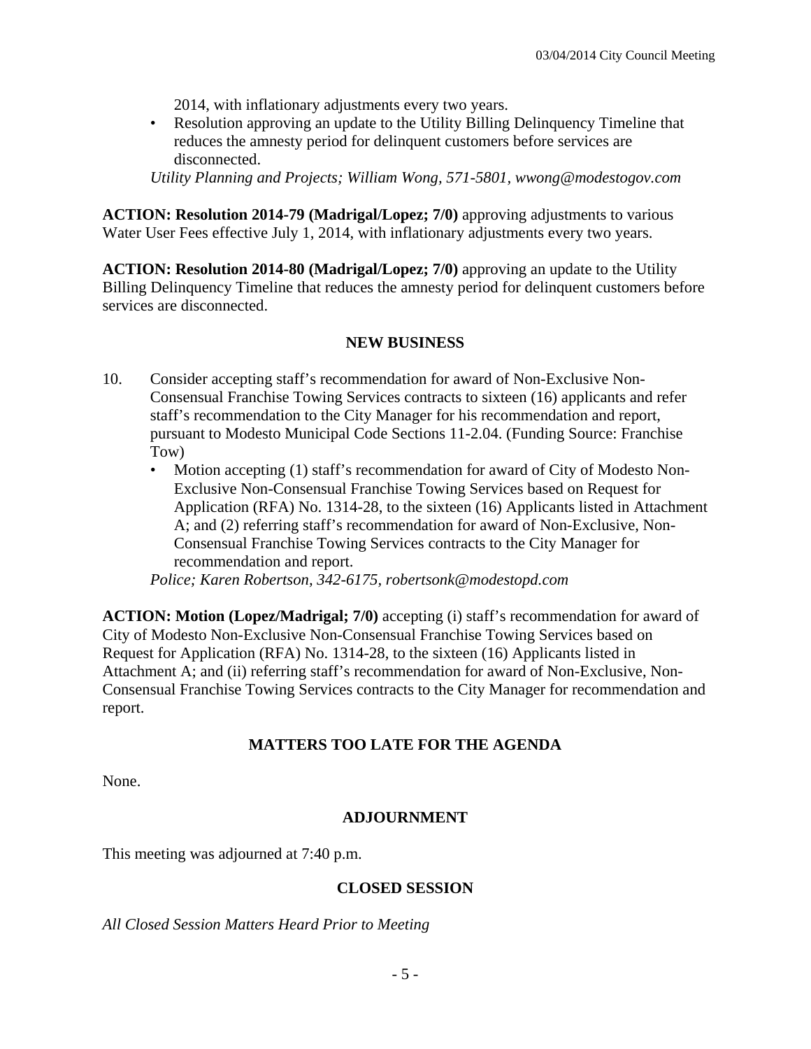2014, with inflationary adjustments every two years.

- Resolution approving an update to the Utility Billing Delinquency Timeline that reduces the amnesty period for delinquent customers before services are disconnected.

*Utility Planning and Projects; William Wong, 571-5801, wwong@modestogov.com*

**ACTION: Resolution 2014-79 (Madrigal/Lopez; 7/0)** approving adjustments to various Water User Fees effective July 1, 2014, with inflationary adjustments every two years.

**ACTION: Resolution 2014-80 (Madrigal/Lopez; 7/0)** approving an update to the Utility Billing Delinquency Timeline that reduces the amnesty period for delinquent customers before services are disconnected.

## NEW BUSINESS

10. Consider accepting staff's recommendation for award of Non-Exclusive Non-Consensual Franchise Towing Services contracts to sixteen (16) applicants and refer staff's recommendation to the City Manager for his recommendation and report, pursuant to Modesto Municipal Code Sections 11-2.04. (Funding Source: Franchise Tow)
    - Motion accepting (1) staff's recommendation for award of City of Modesto Non-Exclusive Non-Consensual Franchise Towing Services based on Request for Application (RFA) No. 1314-28, to the sixteen (16) Applicants listed in Attachment A; and (2) referring staff's recommendation for award of Non-Exclusive, Non-Consensual Franchise Towing Services contracts to the City Manager for recommendation and report.

    *Police; Karen Robertson, 342-6175, robertsonk@modestopd.com*

**ACTION: Motion (Lopez/Madrigal; 7/0)** accepting (i) staff's recommendation for award of City of Modesto Non-Exclusive Non-Consensual Franchise Towing Services based on Request for Application (RFA) No. 1314-28, to the sixteen (16) Applicants listed in Attachment A; and (ii) referring staff's recommendation for award of Non-Exclusive, Non-Consensual Franchise Towing Services contracts to the City Manager for recommendation and report.

## MATTERS TOO LATE FOR THE AGENDA

None.

## ADJOURNMENT

This meeting was adjourned at 7:40 p.m.

## CLOSED SESSION

*All Closed Session Matters Heard Prior to Meeting*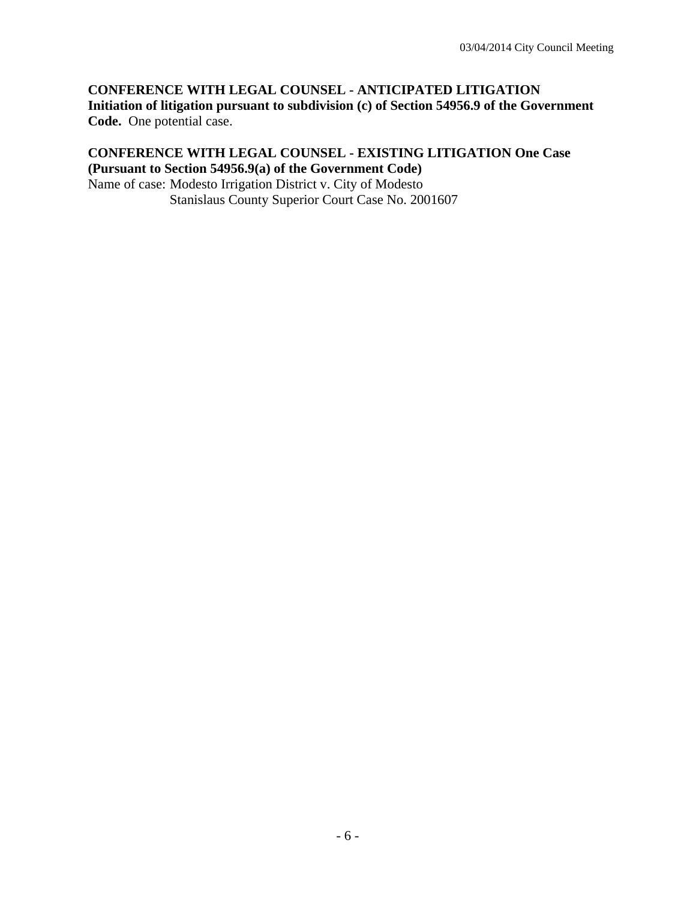**CONFERENCE WITH LEGAL COUNSEL - ANTICIPATED LITIGATION Initiation of litigation pursuant to subdivision (c) of Section 54956.9 of the Government Code.** One potential case.

**CONFERENCE WITH LEGAL COUNSEL - EXISTING LITIGATION One Case (Pursuant to Section 54956.9(a) of the Government Code)**

Name of case: Modesto Irrigation District v. City of Modesto
Stanislaus County Superior Court Case No. 2001607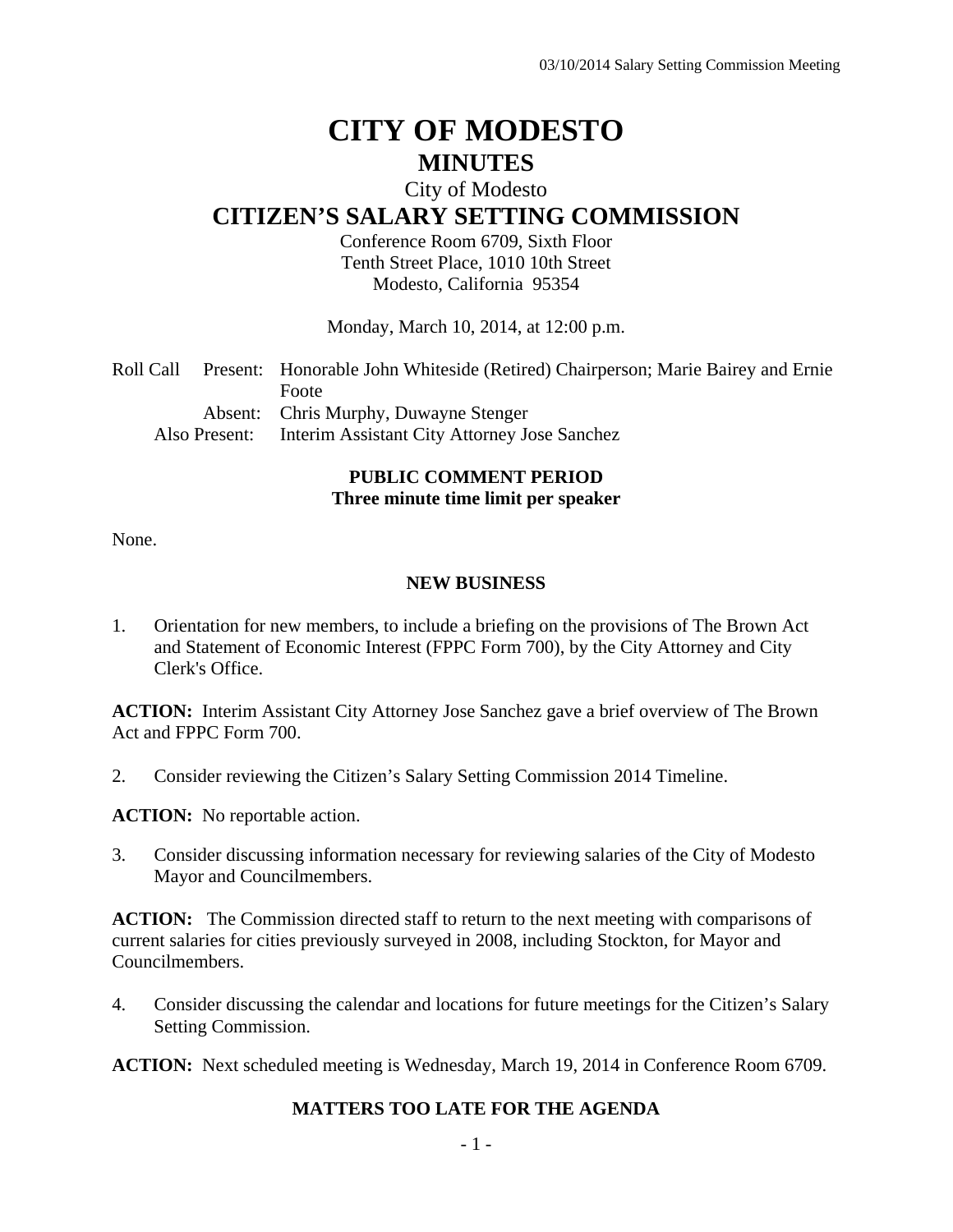# CITY OF MODESTO

## MINUTES

City of Modesto

## CITIZEN'S SALARY SETTING COMMISSION

Conference Room 6709, Sixth Floor
Tenth Street Place, 1010 10th Street
Modesto, California 95354

Monday, March 10, 2014, at 12:00 p.m.

Roll Call Present: Honorable John Whiteside (Retired) Chairperson; Marie Bairey and Ernie Foote
Absent: Chris Murphy, Duwayne Stenger
Also Present: Interim Assistant City Attorney Jose Sanchez

### PUBLIC COMMENT PERIOD
**Three minute time limit per speaker**

None.

### NEW BUSINESS

1. Orientation for new members, to include a briefing on the provisions of The Brown Act and Statement of Economic Interest (FPPC Form 700), by the City Attorney and City Clerk's Office.

**ACTION:** Interim Assistant City Attorney Jose Sanchez gave a brief overview of The Brown Act and FPPC Form 700.

2. Consider reviewing the Citizen's Salary Setting Commission 2014 Timeline.

**ACTION:** No reportable action.

3. Consider discussing information necessary for reviewing salaries of the City of Modesto Mayor and Councilmembers.

**ACTION:** The Commission directed staff to return to the next meeting with comparisons of current salaries for cities previously surveyed in 2008, including Stockton, for Mayor and Councilmembers.

4. Consider discussing the calendar and locations for future meetings for the Citizen's Salary Setting Commission.

**ACTION:** Next scheduled meeting is Wednesday, March 19, 2014 in Conference Room 6709.

### MATTERS TOO LATE FOR THE AGENDA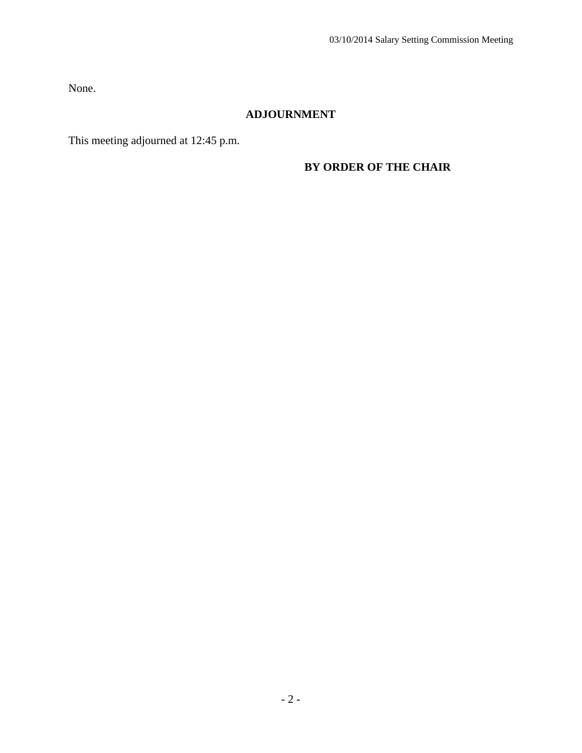None.

## ADJOURNMENT

This meeting adjourned at 12:45 p.m.

**BY ORDER OF THE CHAIR**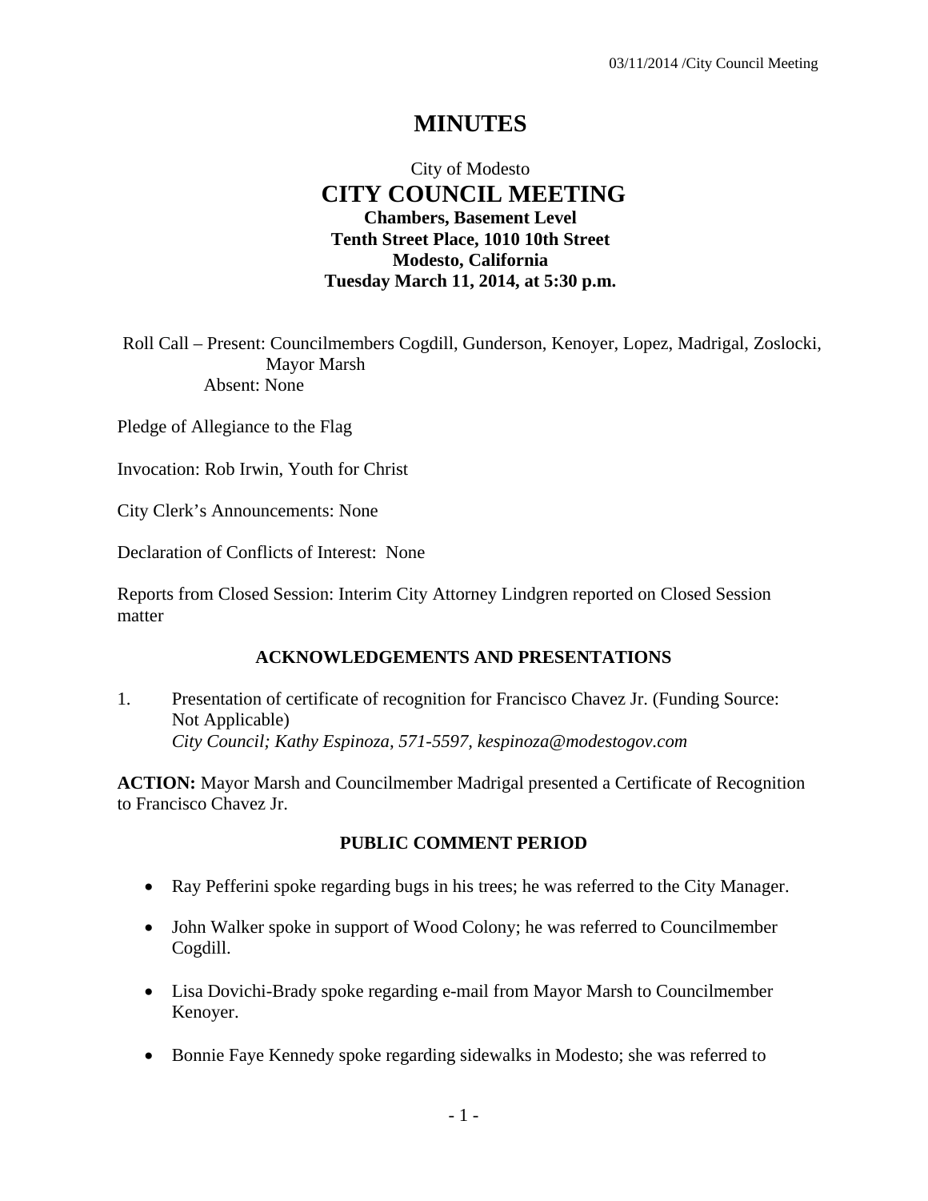# MINUTES

City of Modesto

## CITY COUNCIL MEETING

**Chambers, Basement Level**
**Tenth Street Place, 1010 10th Street**
**Modesto, California**
**Tuesday March 11, 2014, at 5:30 p.m.**

Roll Call – Present: Councilmembers Cogdill, Gunderson, Kenoyer, Lopez, Madrigal, Zoslocki, Mayor Marsh
Absent: None

Pledge of Allegiance to the Flag

Invocation: Rob Irwin, Youth for Christ

City Clerk's Announcements: None

Declaration of Conflicts of Interest: None

Reports from Closed Session: Interim City Attorney Lindgren reported on Closed Session matter

### ACKNOWLEDGEMENTS AND PRESENTATIONS

1. Presentation of certificate of recognition for Francisco Chavez Jr. (Funding Source: Not Applicable)
   *City Council; Kathy Espinoza, 571-5597, kespinoza@modestogov.com*

**ACTION:** Mayor Marsh and Councilmember Madrigal presented a Certificate of Recognition to Francisco Chavez Jr.

### PUBLIC COMMENT PERIOD

- Ray Pefferini spoke regarding bugs in his trees; he was referred to the City Manager.
- John Walker spoke in support of Wood Colony; he was referred to Councilmember Cogdill.
- Lisa Dovichi-Brady spoke regarding e-mail from Mayor Marsh to Councilmember Kenoyer.
- Bonnie Faye Kennedy spoke regarding sidewalks in Modesto; she was referred to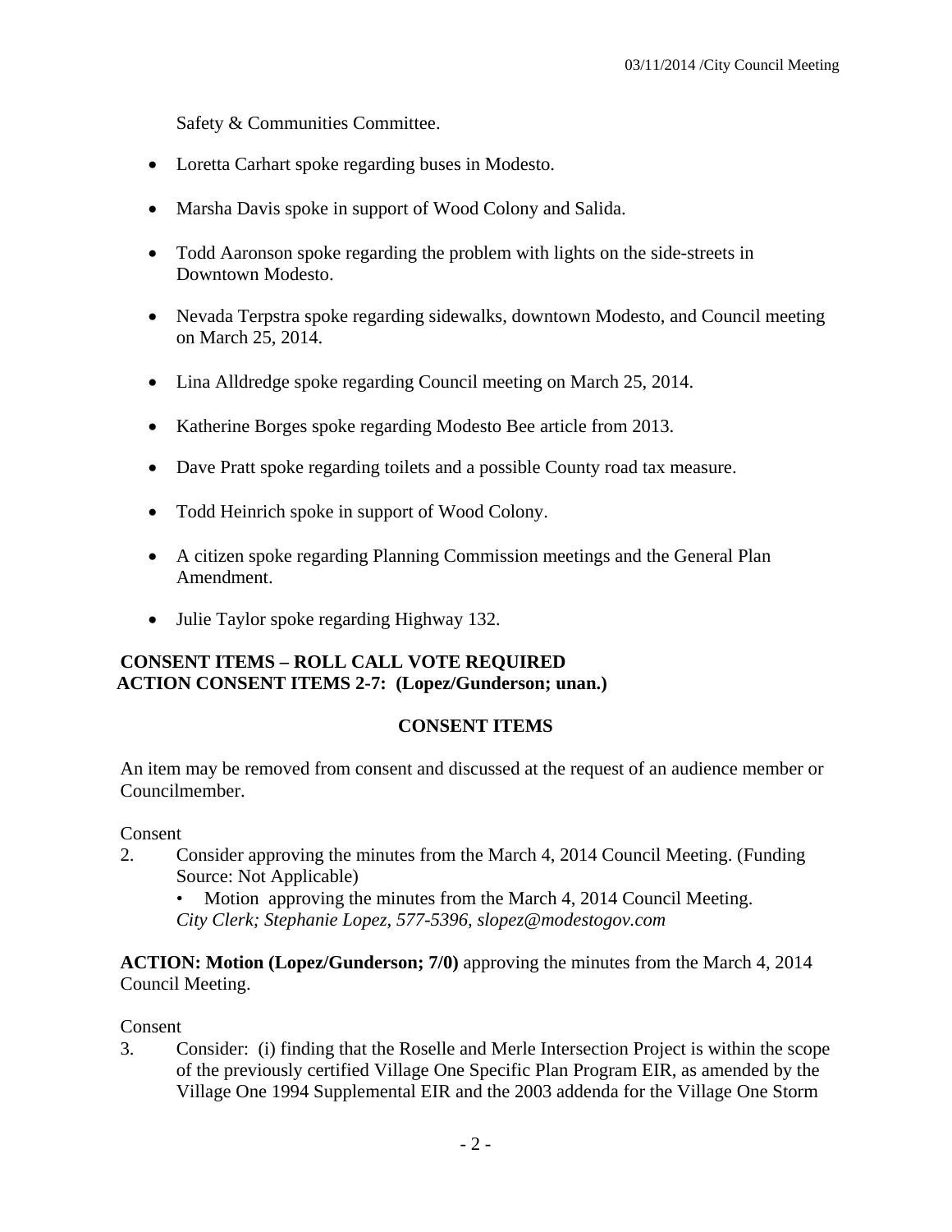Safety & Communities Committee.

- Loretta Carhart spoke regarding buses in Modesto.
- Marsha Davis spoke in support of Wood Colony and Salida.
- Todd Aaronson spoke regarding the problem with lights on the side-streets in Downtown Modesto.
- Nevada Terpstra spoke regarding sidewalks, downtown Modesto, and Council meeting on March 25, 2014.
- Lina Alldredge spoke regarding Council meeting on March 25, 2014.
- Katherine Borges spoke regarding Modesto Bee article from 2013.
- Dave Pratt spoke regarding toilets and a possible County road tax measure.
- Todd Heinrich spoke in support of Wood Colony.
- A citizen spoke regarding Planning Commission meetings and the General Plan Amendment.
- Julie Taylor spoke regarding Highway 132.

**CONSENT ITEMS – ROLL CALL VOTE REQUIRED**
**ACTION CONSENT ITEMS 2-7: (Lopez/Gunderson; unan.)**

## CONSENT ITEMS

An item may be removed from consent and discussed at the request of an audience member or Councilmember.

Consent

2. Consider approving the minutes from the March 4, 2014 Council Meeting. (Funding Source: Not Applicable)
   - Motion approving the minutes from the March 4, 2014 Council Meeting.

   *City Clerk; Stephanie Lopez, 577-5396, slopez@modestogov.com*

**ACTION: Motion (Lopez/Gunderson; 7/0)** approving the minutes from the March 4, 2014 Council Meeting.

Consent

3. Consider: (i) finding that the Roselle and Merle Intersection Project is within the scope of the previously certified Village One Specific Plan Program EIR, as amended by the Village One 1994 Supplemental EIR and the 2003 addenda for the Village One Storm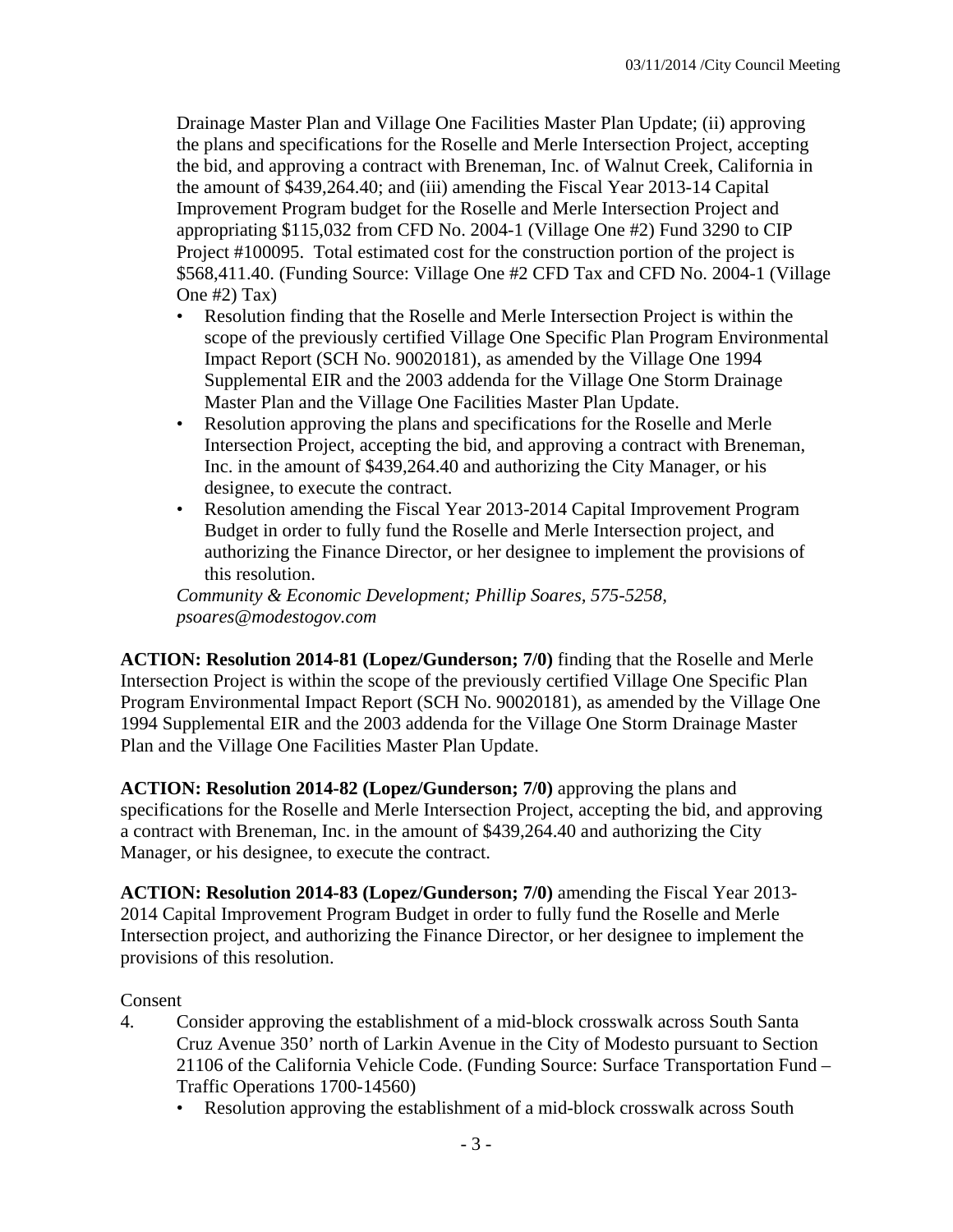Drainage Master Plan and Village One Facilities Master Plan Update; (ii) approving the plans and specifications for the Roselle and Merle Intersection Project, accepting the bid, and approving a contract with Breneman, Inc. of Walnut Creek, California in the amount of $439,264.40; and (iii) amending the Fiscal Year 2013-14 Capital Improvement Program budget for the Roselle and Merle Intersection Project and appropriating $115,032 from CFD No. 2004-1 (Village One #2) Fund 3290 to CIP Project #100095. Total estimated cost for the construction portion of the project is $568,411.40. (Funding Source: Village One #2 CFD Tax and CFD No. 2004-1 (Village One #2) Tax)

- Resolution finding that the Roselle and Merle Intersection Project is within the scope of the previously certified Village One Specific Plan Program Environmental Impact Report (SCH No. 90020181), as amended by the Village One 1994 Supplemental EIR and the 2003 addenda for the Village One Storm Drainage Master Plan and the Village One Facilities Master Plan Update.
- Resolution approving the plans and specifications for the Roselle and Merle Intersection Project, accepting the bid, and approving a contract with Breneman, Inc. in the amount of $439,264.40 and authorizing the City Manager, or his designee, to execute the contract.
- Resolution amending the Fiscal Year 2013-2014 Capital Improvement Program Budget in order to fully fund the Roselle and Merle Intersection project, and authorizing the Finance Director, or her designee to implement the provisions of this resolution.

*Community & Economic Development; Phillip Soares, 575-5258, psoares@modestogov.com*

**ACTION: Resolution 2014-81 (Lopez/Gunderson; 7/0)** finding that the Roselle and Merle Intersection Project is within the scope of the previously certified Village One Specific Plan Program Environmental Impact Report (SCH No. 90020181), as amended by the Village One 1994 Supplemental EIR and the 2003 addenda for the Village One Storm Drainage Master Plan and the Village One Facilities Master Plan Update.

**ACTION: Resolution 2014-82 (Lopez/Gunderson; 7/0)** approving the plans and specifications for the Roselle and Merle Intersection Project, accepting the bid, and approving a contract with Breneman, Inc. in the amount of $439,264.40 and authorizing the City Manager, or his designee, to execute the contract.

**ACTION: Resolution 2014-83 (Lopez/Gunderson; 7/0)** amending the Fiscal Year 2013-2014 Capital Improvement Program Budget in order to fully fund the Roselle and Merle Intersection project, and authorizing the Finance Director, or her designee to implement the provisions of this resolution.

Consent

4. Consider approving the establishment of a mid-block crosswalk across South Santa Cruz Avenue 350' north of Larkin Avenue in the City of Modesto pursuant to Section 21106 of the California Vehicle Code. (Funding Source: Surface Transportation Fund – Traffic Operations 1700-14560)
   - Resolution approving the establishment of a mid-block crosswalk across South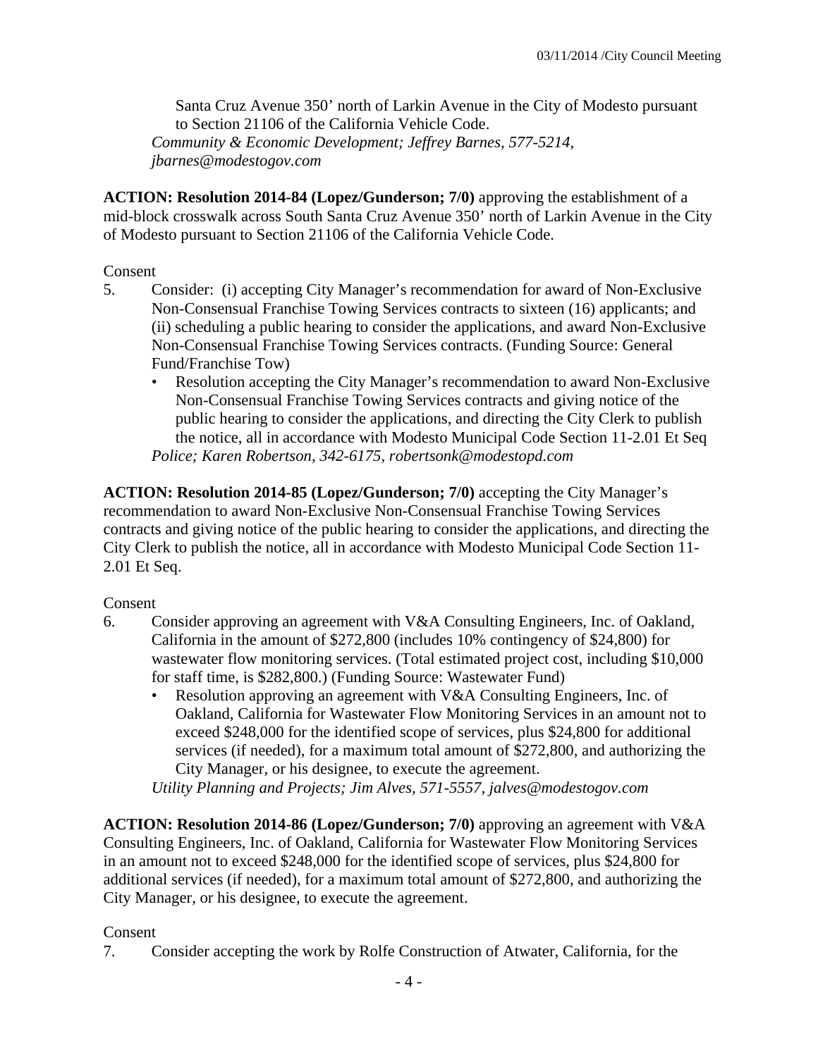Santa Cruz Avenue 350’ north of Larkin Avenue in the City of Modesto pursuant to Section 21106 of the California Vehicle Code.
*Community & Economic Development; Jeffrey Barnes, 577-5214, jbarnes@modestogov.com*

**ACTION: Resolution 2014-84 (Lopez/Gunderson; 7/0)** approving the establishment of a mid-block crosswalk across South Santa Cruz Avenue 350’ north of Larkin Avenue in the City of Modesto pursuant to Section 21106 of the California Vehicle Code.

Consent

5. Consider: (i) accepting City Manager’s recommendation for award of Non-Exclusive Non-Consensual Franchise Towing Services contracts to sixteen (16) applicants; and (ii) scheduling a public hearing to consider the applications, and award Non-Exclusive Non-Consensual Franchise Towing Services contracts. (Funding Source: General Fund/Franchise Tow)
   - Resolution accepting the City Manager’s recommendation to award Non-Exclusive Non-Consensual Franchise Towing Services contracts and giving notice of the public hearing to consider the applications, and directing the City Clerk to publish the notice, all in accordance with Modesto Municipal Code Section 11-2.01 Et Seq

   *Police; Karen Robertson, 342-6175, robertsonk@modestopd.com*

**ACTION: Resolution 2014-85 (Lopez/Gunderson; 7/0)** accepting the City Manager’s recommendation to award Non-Exclusive Non-Consensual Franchise Towing Services contracts and giving notice of the public hearing to consider the applications, and directing the City Clerk to publish the notice, all in accordance with Modesto Municipal Code Section 11-2.01 Et Seq.

Consent

6. Consider approving an agreement with V&A Consulting Engineers, Inc. of Oakland, California in the amount of $272,800 (includes 10% contingency of $24,800) for wastewater flow monitoring services. (Total estimated project cost, including $10,000 for staff time, is $282,800.) (Funding Source: Wastewater Fund)
   - Resolution approving an agreement with V&A Consulting Engineers, Inc. of Oakland, California for Wastewater Flow Monitoring Services in an amount not to exceed $248,000 for the identified scope of services, plus $24,800 for additional services (if needed), for a maximum total amount of $272,800, and authorizing the City Manager, or his designee, to execute the agreement.

   *Utility Planning and Projects; Jim Alves, 571-5557, jalves@modestogov.com*

**ACTION: Resolution 2014-86 (Lopez/Gunderson; 7/0)** approving an agreement with V&A Consulting Engineers, Inc. of Oakland, California for Wastewater Flow Monitoring Services in an amount not to exceed $248,000 for the identified scope of services, plus $24,800 for additional services (if needed), for a maximum total amount of $272,800, and authorizing the City Manager, or his designee, to execute the agreement.

Consent

7. Consider accepting the work by Rolfe Construction of Atwater, California, for the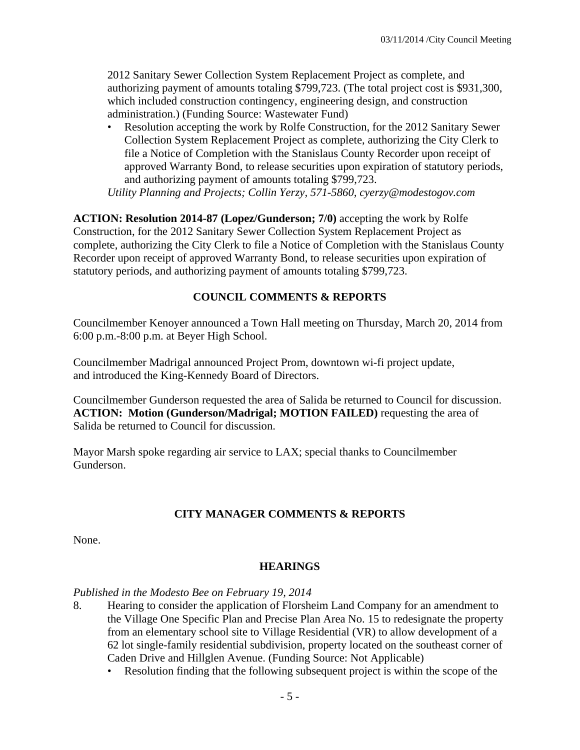2012 Sanitary Sewer Collection System Replacement Project as complete, and authorizing payment of amounts totaling $799,723. (The total project cost is $931,300, which included construction contingency, engineering design, and construction administration.) (Funding Source: Wastewater Fund)

- Resolution accepting the work by Rolfe Construction, for the 2012 Sanitary Sewer Collection System Replacement Project as complete, authorizing the City Clerk to file a Notice of Completion with the Stanislaus County Recorder upon receipt of approved Warranty Bond, to release securities upon expiration of statutory periods, and authorizing payment of amounts totaling $799,723.

*Utility Planning and Projects; Collin Yerzy, 571-5860, cyerzy@modestogov.com*

**ACTION: Resolution 2014-87 (Lopez/Gunderson; 7/0)** accepting the work by Rolfe Construction, for the 2012 Sanitary Sewer Collection System Replacement Project as complete, authorizing the City Clerk to file a Notice of Completion with the Stanislaus County Recorder upon receipt of approved Warranty Bond, to release securities upon expiration of statutory periods, and authorizing payment of amounts totaling $799,723.

## COUNCIL COMMENTS & REPORTS

Councilmember Kenoyer announced a Town Hall meeting on Thursday, March 20, 2014 from 6:00 p.m.-8:00 p.m. at Beyer High School.

Councilmember Madrigal announced Project Prom, downtown wi-fi project update, and introduced the King-Kennedy Board of Directors.

Councilmember Gunderson requested the area of Salida be returned to Council for discussion.
**ACTION: Motion (Gunderson/Madrigal; MOTION FAILED)** requesting the area of Salida be returned to Council for discussion.

Mayor Marsh spoke regarding air service to LAX; special thanks to Councilmember Gunderson.

## CITY MANAGER COMMENTS & REPORTS

None.

## HEARINGS

*Published in the Modesto Bee on February 19, 2014*

8. Hearing to consider the application of Florsheim Land Company for an amendment to the Village One Specific Plan and Precise Plan Area No. 15 to redesignate the property from an elementary school site to Village Residential (VR) to allow development of a 62 lot single-family residential subdivision, property located on the southeast corner of Caden Drive and Hillglen Avenue. (Funding Source: Not Applicable)
   - Resolution finding that the following subsequent project is within the scope of the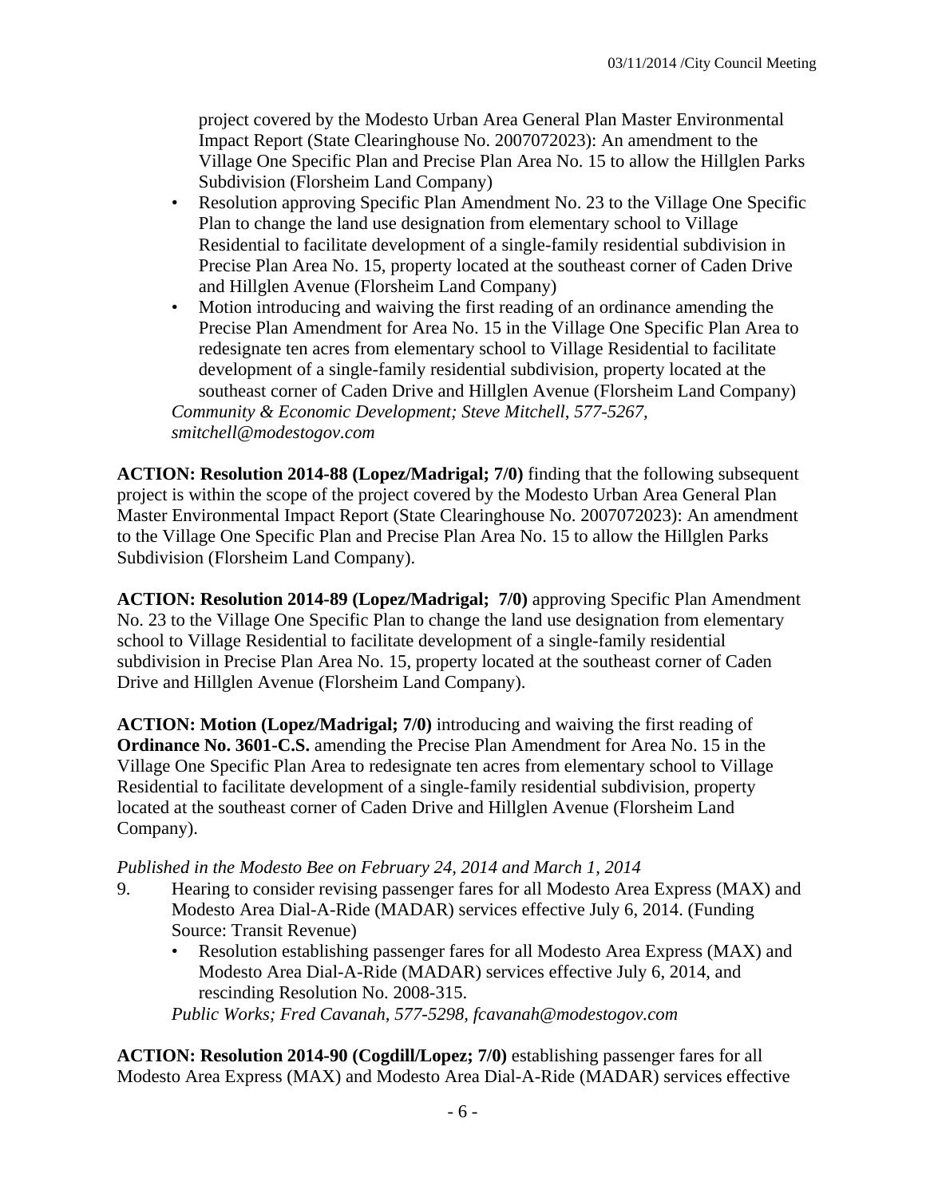project covered by the Modesto Urban Area General Plan Master Environmental Impact Report (State Clearinghouse No. 2007072023): An amendment to the Village One Specific Plan and Precise Plan Area No. 15 to allow the Hillglen Parks Subdivision (Florsheim Land Company)

- Resolution approving Specific Plan Amendment No. 23 to the Village One Specific Plan to change the land use designation from elementary school to Village Residential to facilitate development of a single-family residential subdivision in Precise Plan Area No. 15, property located at the southeast corner of Caden Drive and Hillglen Avenue (Florsheim Land Company)
- Motion introducing and waiving the first reading of an ordinance amending the Precise Plan Amendment for Area No. 15 in the Village One Specific Plan Area to redesignate ten acres from elementary school to Village Residential to facilitate development of a single-family residential subdivision, property located at the southeast corner of Caden Drive and Hillglen Avenue (Florsheim Land Company)

*Community & Economic Development; Steve Mitchell, 577-5267, smitchell@modestogov.com*

**ACTION: Resolution 2014-88 (Lopez/Madrigal; 7/0)** finding that the following subsequent project is within the scope of the project covered by the Modesto Urban Area General Plan Master Environmental Impact Report (State Clearinghouse No. 2007072023): An amendment to the Village One Specific Plan and Precise Plan Area No. 15 to allow the Hillglen Parks Subdivision (Florsheim Land Company).

**ACTION: Resolution 2014-89 (Lopez/Madrigal; 7/0)** approving Specific Plan Amendment No. 23 to the Village One Specific Plan to change the land use designation from elementary school to Village Residential to facilitate development of a single-family residential subdivision in Precise Plan Area No. 15, property located at the southeast corner of Caden Drive and Hillglen Avenue (Florsheim Land Company).

**ACTION: Motion (Lopez/Madrigal; 7/0)** introducing and waiving the first reading of **Ordinance No. 3601-C.S.** amending the Precise Plan Amendment for Area No. 15 in the Village One Specific Plan Area to redesignate ten acres from elementary school to Village Residential to facilitate development of a single-family residential subdivision, property located at the southeast corner of Caden Drive and Hillglen Avenue (Florsheim Land Company).

*Published in the Modesto Bee on February 24, 2014 and March 1, 2014*

9. Hearing to consider revising passenger fares for all Modesto Area Express (MAX) and Modesto Area Dial-A-Ride (MADAR) services effective July 6, 2014. (Funding Source: Transit Revenue)
   - Resolution establishing passenger fares for all Modesto Area Express (MAX) and Modesto Area Dial-A-Ride (MADAR) services effective July 6, 2014, and rescinding Resolution No. 2008-315.

   *Public Works; Fred Cavanah, 577-5298, fcavanah@modestogov.com*

**ACTION: Resolution 2014-90 (Cogdill/Lopez; 7/0)** establishing passenger fares for all Modesto Area Express (MAX) and Modesto Area Dial-A-Ride (MADAR) services effective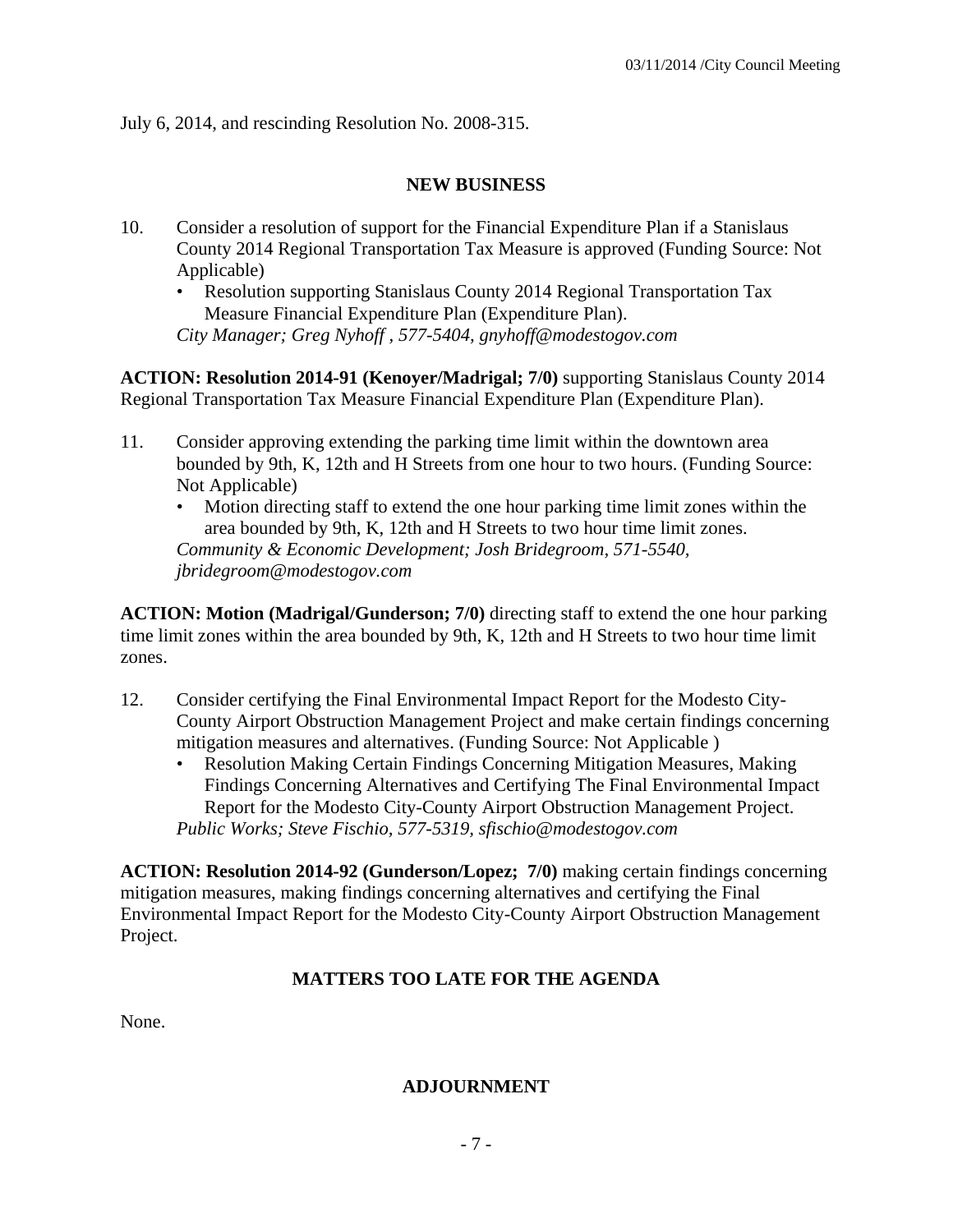July 6, 2014, and rescinding Resolution No. 2008-315.

## NEW BUSINESS

10. Consider a resolution of support for the Financial Expenditure Plan if a Stanislaus County 2014 Regional Transportation Tax Measure is approved (Funding Source: Not Applicable)
    - Resolution supporting Stanislaus County 2014 Regional Transportation Tax Measure Financial Expenditure Plan (Expenditure Plan).

    *City Manager; Greg Nyhoff , 577-5404, gnyhoff@modestogov.com*

**ACTION: Resolution 2014-91 (Kenoyer/Madrigal; 7/0)** supporting Stanislaus County 2014 Regional Transportation Tax Measure Financial Expenditure Plan (Expenditure Plan).

11. Consider approving extending the parking time limit within the downtown area bounded by 9th, K, 12th and H Streets from one hour to two hours. (Funding Source: Not Applicable)
    - Motion directing staff to extend the one hour parking time limit zones within the area bounded by 9th, K, 12th and H Streets to two hour time limit zones.

    *Community & Economic Development; Josh Bridegroom, 571-5540, jbridegroom@modestogov.com*

**ACTION: Motion (Madrigal/Gunderson; 7/0)** directing staff to extend the one hour parking time limit zones within the area bounded by 9th, K, 12th and H Streets to two hour time limit zones.

12. Consider certifying the Final Environmental Impact Report for the Modesto City-County Airport Obstruction Management Project and make certain findings concerning mitigation measures and alternatives. (Funding Source: Not Applicable )
    - Resolution Making Certain Findings Concerning Mitigation Measures, Making Findings Concerning Alternatives and Certifying The Final Environmental Impact Report for the Modesto City-County Airport Obstruction Management Project.

    *Public Works; Steve Fischio, 577-5319, sfischio@modestogov.com*

**ACTION: Resolution 2014-92 (Gunderson/Lopez; 7/0)** making certain findings concerning mitigation measures, making findings concerning alternatives and certifying the Final Environmental Impact Report for the Modesto City-County Airport Obstruction Management Project.

## MATTERS TOO LATE FOR THE AGENDA

None.

## ADJOURNMENT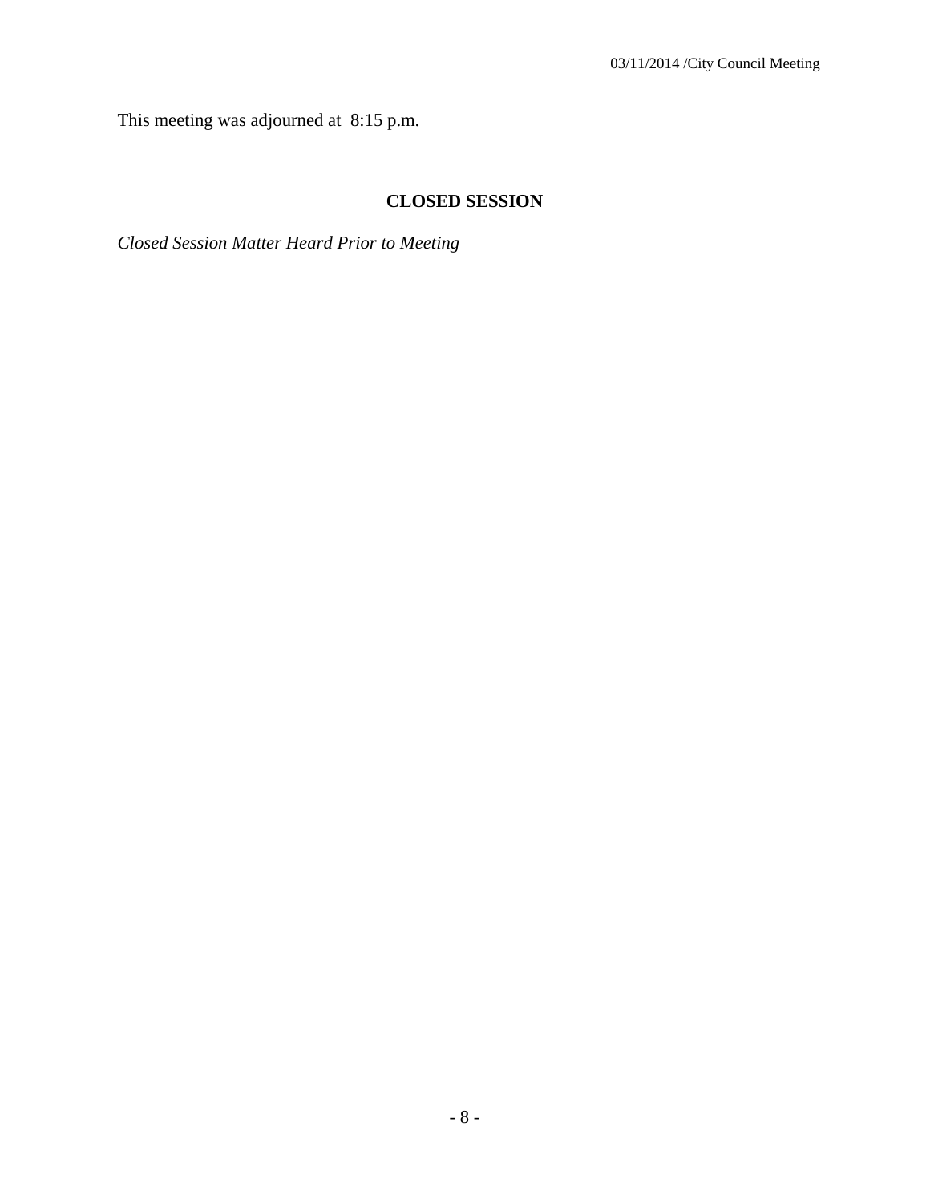This meeting was adjourned at 8:15 p.m.

## CLOSED SESSION

*Closed Session Matter Heard Prior to Meeting*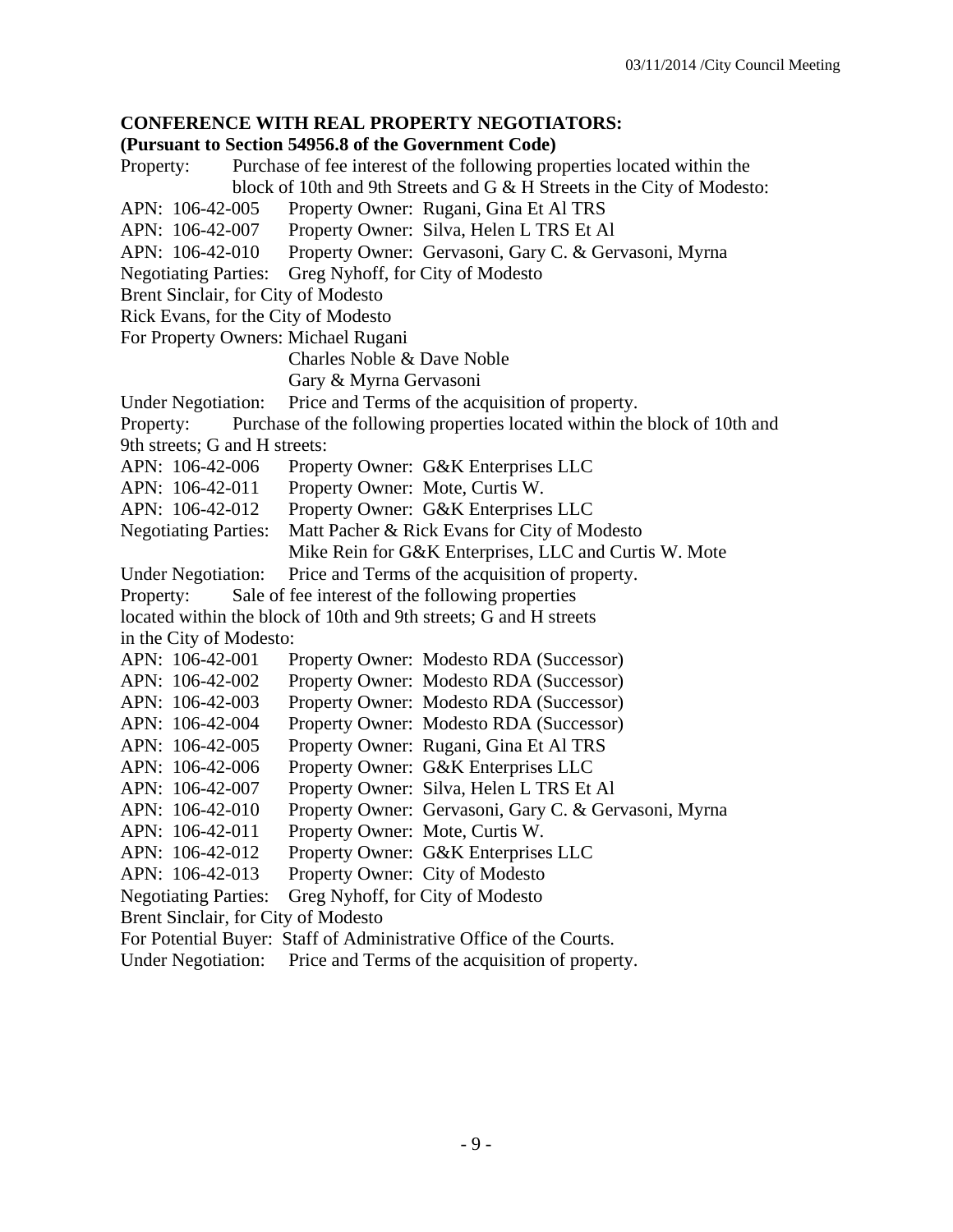**CONFERENCE WITH REAL PROPERTY NEGOTIATORS:**
**(Pursuant to Section 54956.8 of the Government Code)**

Property: Purchase of fee interest of the following properties located within the block of 10th and 9th Streets and G & H Streets in the City of Modesto:

APN: 106-42-005 Property Owner: Rugani, Gina Et Al TRS
APN: 106-42-007 Property Owner: Silva, Helen L TRS Et Al
APN: 106-42-010 Property Owner: Gervasoni, Gary C. & Gervasoni, Myrna

Negotiating Parties: Greg Nyhoff, for City of Modesto
Brent Sinclair, for City of Modesto
Rick Evans, for the City of Modesto
For Property Owners: Michael Rugani
Charles Noble & Dave Noble
Gary & Myrna Gervasoni

Under Negotiation: Price and Terms of the acquisition of property.

Property: Purchase of the following properties located within the block of 10th and 9th streets; G and H streets:

APN: 106-42-006 Property Owner: G&K Enterprises LLC
APN: 106-42-011 Property Owner: Mote, Curtis W.
APN: 106-42-012 Property Owner: G&K Enterprises LLC

Negotiating Parties: Matt Pacher & Rick Evans for City of Modesto
Mike Rein for G&K Enterprises, LLC and Curtis W. Mote

Under Negotiation: Price and Terms of the acquisition of property.

Property: Sale of fee interest of the following properties located within the block of 10th and 9th streets; G and H streets in the City of Modesto:

APN: 106-42-001 Property Owner: Modesto RDA (Successor)
APN: 106-42-002 Property Owner: Modesto RDA (Successor)
APN: 106-42-003 Property Owner: Modesto RDA (Successor)
APN: 106-42-004 Property Owner: Modesto RDA (Successor)
APN: 106-42-005 Property Owner: Rugani, Gina Et Al TRS
APN: 106-42-006 Property Owner: G&K Enterprises LLC
APN: 106-42-007 Property Owner: Silva, Helen L TRS Et Al
APN: 106-42-010 Property Owner: Gervasoni, Gary C. & Gervasoni, Myrna
APN: 106-42-011 Property Owner: Mote, Curtis W.
APN: 106-42-012 Property Owner: G&K Enterprises LLC
APN: 106-42-013 Property Owner: City of Modesto

Negotiating Parties: Greg Nyhoff, for City of Modesto
Brent Sinclair, for City of Modesto
For Potential Buyer: Staff of Administrative Office of the Courts.

Under Negotiation: Price and Terms of the acquisition of property.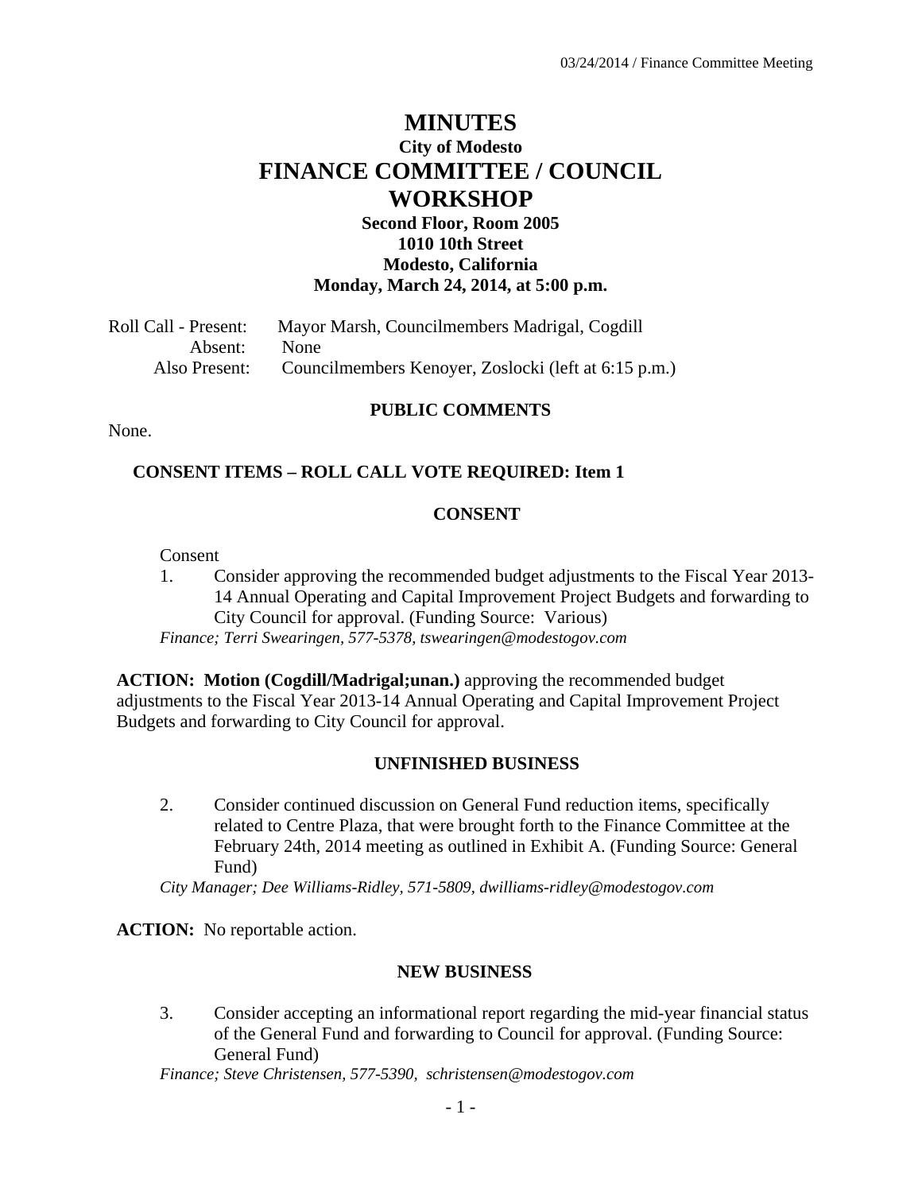# MINUTES

## City of Modesto

# FINANCE COMMITTEE / COUNCIL WORKSHOP

### Second Floor, Room 2005
### 1010 10th Street
### Modesto, California
### Monday, March 24, 2014, at 5:00 p.m.

Roll Call - Present: Mayor Marsh, Councilmembers Madrigal, Cogdill
Absent: None
Also Present: Councilmembers Kenoyer, Zoslocki (left at 6:15 p.m.)

**PUBLIC COMMENTS**

None.

**CONSENT ITEMS – ROLL CALL VOTE REQUIRED: Item 1**

**CONSENT**

Consent

1. Consider approving the recommended budget adjustments to the Fiscal Year 2013-14 Annual Operating and Capital Improvement Project Budgets and forwarding to City Council for approval. (Funding Source: Various)

*Finance; Terri Swearingen, 577-5378, tswearingen@modestogov.com*

**ACTION: Motion (Cogdill/Madrigal;unan.)** approving the recommended budget adjustments to the Fiscal Year 2013-14 Annual Operating and Capital Improvement Project Budgets and forwarding to City Council for approval.

**UNFINISHED BUSINESS**

2. Consider continued discussion on General Fund reduction items, specifically related to Centre Plaza, that were brought forth to the Finance Committee at the February 24th, 2014 meeting as outlined in Exhibit A. (Funding Source: General Fund)

*City Manager; Dee Williams-Ridley, 571-5809, dwilliams-ridley@modestogov.com*

**ACTION:** No reportable action.

**NEW BUSINESS**

3. Consider accepting an informational report regarding the mid-year financial status of the General Fund and forwarding to Council for approval. (Funding Source: General Fund)

*Finance; Steve Christensen, 577-5390, schristensen@modestogov.com*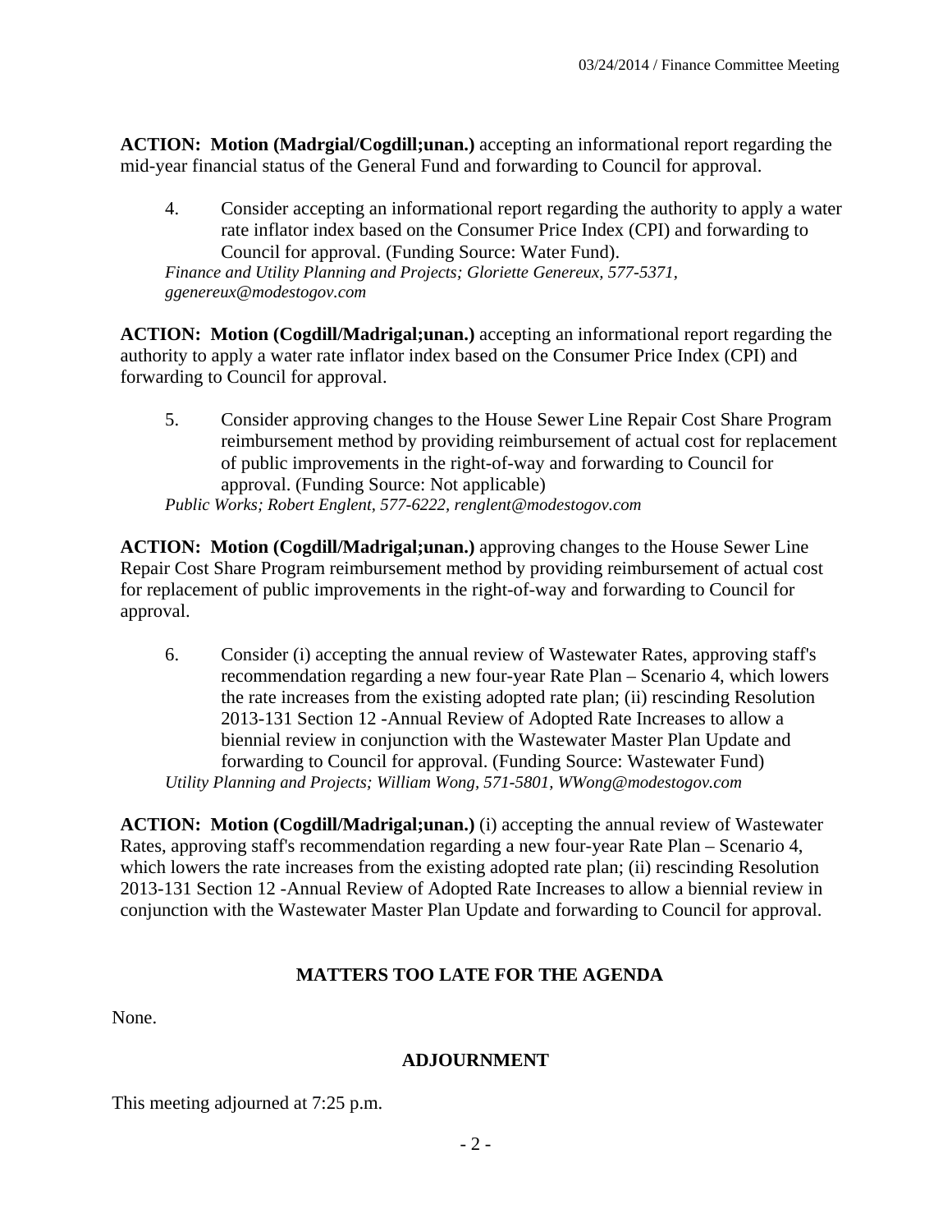**ACTION: Motion (Madrgial/Cogdill;unan.)** accepting an informational report regarding the mid-year financial status of the General Fund and forwarding to Council for approval.

4. Consider accepting an informational report regarding the authority to apply a water rate inflator index based on the Consumer Price Index (CPI) and forwarding to Council for approval. (Funding Source: Water Fund).

*Finance and Utility Planning and Projects; Gloriette Genereux, 577-5371, ggenereux@modestogov.com*

**ACTION: Motion (Cogdill/Madrigal;unan.)** accepting an informational report regarding the authority to apply a water rate inflator index based on the Consumer Price Index (CPI) and forwarding to Council for approval.

5. Consider approving changes to the House Sewer Line Repair Cost Share Program reimbursement method by providing reimbursement of actual cost for replacement of public improvements in the right-of-way and forwarding to Council for approval. (Funding Source: Not applicable)

*Public Works; Robert Englent, 577-6222, renglent@modestogov.com*

**ACTION: Motion (Cogdill/Madrigal;unan.)** approving changes to the House Sewer Line Repair Cost Share Program reimbursement method by providing reimbursement of actual cost for replacement of public improvements in the right-of-way and forwarding to Council for approval.

6. Consider (i) accepting the annual review of Wastewater Rates, approving staff's recommendation regarding a new four-year Rate Plan – Scenario 4, which lowers the rate increases from the existing adopted rate plan; (ii) rescinding Resolution 2013-131 Section 12 -Annual Review of Adopted Rate Increases to allow a biennial review in conjunction with the Wastewater Master Plan Update and forwarding to Council for approval. (Funding Source: Wastewater Fund)

*Utility Planning and Projects; William Wong, 571-5801, WWong@modestogov.com*

**ACTION: Motion (Cogdill/Madrigal;unan.)** (i) accepting the annual review of Wastewater Rates, approving staff's recommendation regarding a new four-year Rate Plan – Scenario 4, which lowers the rate increases from the existing adopted rate plan; (ii) rescinding Resolution 2013-131 Section 12 -Annual Review of Adopted Rate Increases to allow a biennial review in conjunction with the Wastewater Master Plan Update and forwarding to Council for approval.

## MATTERS TOO LATE FOR THE AGENDA

None.

## ADJOURNMENT

This meeting adjourned at 7:25 p.m.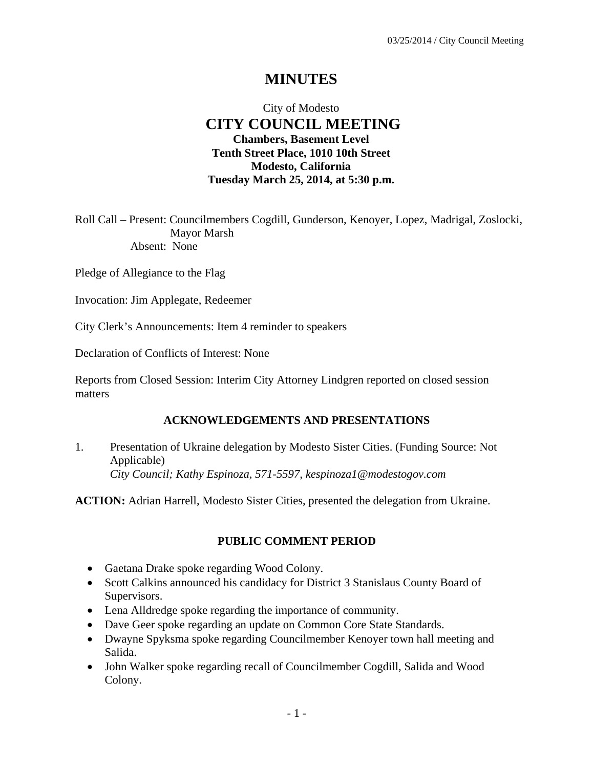# MINUTES

City of Modesto
## CITY COUNCIL MEETING
**Chambers, Basement Level**
**Tenth Street Place, 1010 10th Street**
**Modesto, California**
**Tuesday March 25, 2014, at 5:30 p.m.**

Roll Call – Present: Councilmembers Cogdill, Gunderson, Kenoyer, Lopez, Madrigal, Zoslocki, Mayor Marsh
Absent: None

Pledge of Allegiance to the Flag

Invocation: Jim Applegate, Redeemer

City Clerk's Announcements: Item 4 reminder to speakers

Declaration of Conflicts of Interest: None

Reports from Closed Session: Interim City Attorney Lindgren reported on closed session matters

### ACKNOWLEDGEMENTS AND PRESENTATIONS

1. Presentation of Ukraine delegation by Modesto Sister Cities. (Funding Source: Not Applicable)
   *City Council; Kathy Espinoza, 571-5597, kespinoza1@modestogov.com*

**ACTION:** Adrian Harrell, Modesto Sister Cities, presented the delegation from Ukraine.

### PUBLIC COMMENT PERIOD

- Gaetana Drake spoke regarding Wood Colony.
- Scott Calkins announced his candidacy for District 3 Stanislaus County Board of Supervisors.
- Lena Alldredge spoke regarding the importance of community.
- Dave Geer spoke regarding an update on Common Core State Standards.
- Dwayne Spyksma spoke regarding Councilmember Kenoyer town hall meeting and Salida.
- John Walker spoke regarding recall of Councilmember Cogdill, Salida and Wood Colony.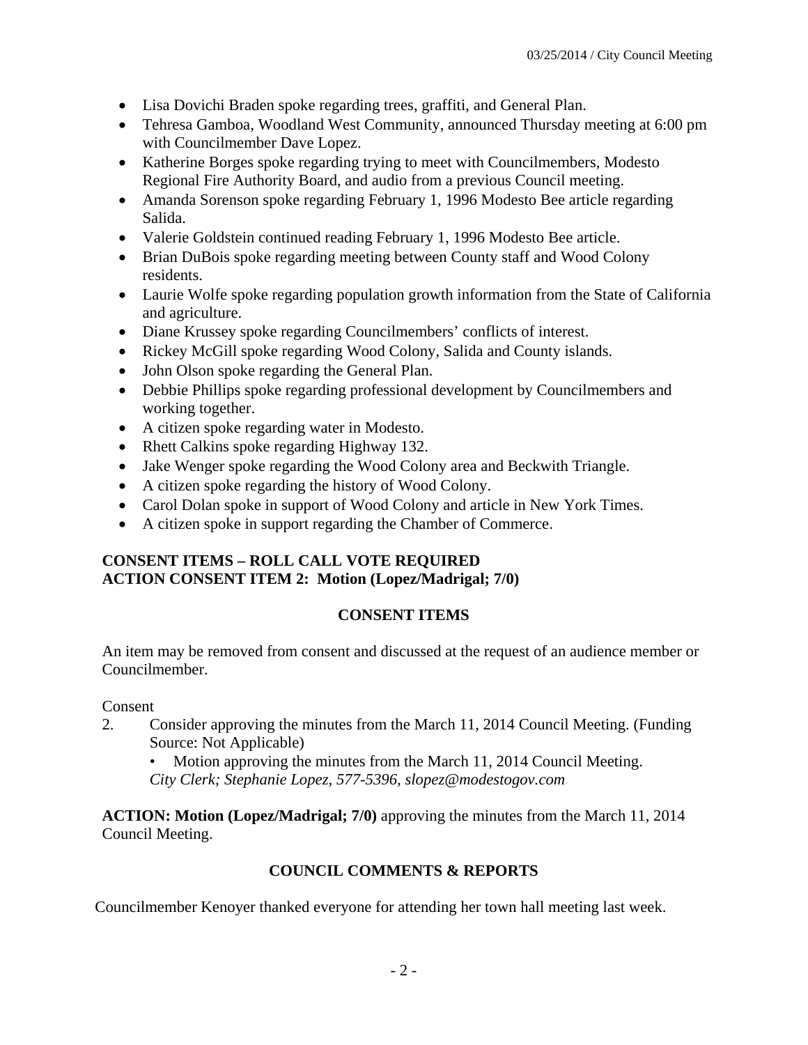- Lisa Dovichi Braden spoke regarding trees, graffiti, and General Plan.
- Tehresa Gamboa, Woodland West Community, announced Thursday meeting at 6:00 pm with Councilmember Dave Lopez.
- Katherine Borges spoke regarding trying to meet with Councilmembers, Modesto Regional Fire Authority Board, and audio from a previous Council meeting.
- Amanda Sorenson spoke regarding February 1, 1996 Modesto Bee article regarding Salida.
- Valerie Goldstein continued reading February 1, 1996 Modesto Bee article.
- Brian DuBois spoke regarding meeting between County staff and Wood Colony residents.
- Laurie Wolfe spoke regarding population growth information from the State of California and agriculture.
- Diane Krussey spoke regarding Councilmembers' conflicts of interest.
- Rickey McGill spoke regarding Wood Colony, Salida and County islands.
- John Olson spoke regarding the General Plan.
- Debbie Phillips spoke regarding professional development by Councilmembers and working together.
- A citizen spoke regarding water in Modesto.
- Rhett Calkins spoke regarding Highway 132.
- Jake Wenger spoke regarding the Wood Colony area and Beckwith Triangle.
- A citizen spoke regarding the history of Wood Colony.
- Carol Dolan spoke in support of Wood Colony and article in New York Times.
- A citizen spoke in support regarding the Chamber of Commerce.

**CONSENT ITEMS – ROLL CALL VOTE REQUIRED**
**ACTION CONSENT ITEM 2: Motion (Lopez/Madrigal; 7/0)**

## CONSENT ITEMS

An item may be removed from consent and discussed at the request of an audience member or Councilmember.

Consent

2. Consider approving the minutes from the March 11, 2014 Council Meeting. (Funding Source: Not Applicable)
   - Motion approving the minutes from the March 11, 2014 Council Meeting.

   *City Clerk; Stephanie Lopez, 577-5396, slopez@modestogov.com*

**ACTION: Motion (Lopez/Madrigal; 7/0)** approving the minutes from the March 11, 2014 Council Meeting.

## COUNCIL COMMENTS & REPORTS

Councilmember Kenoyer thanked everyone for attending her town hall meeting last week.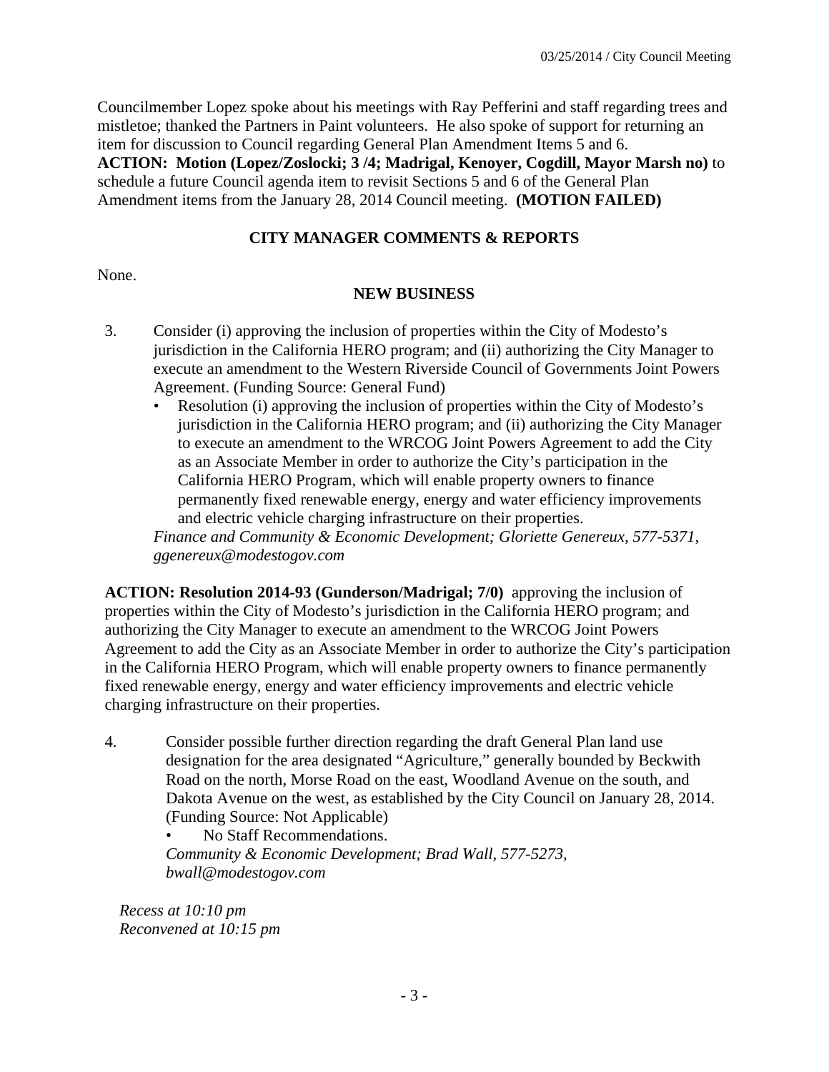Councilmember Lopez spoke about his meetings with Ray Pefferini and staff regarding trees and mistletoe; thanked the Partners in Paint volunteers. He also spoke of support for returning an item for discussion to Council regarding General Plan Amendment Items 5 and 6.

**ACTION: Motion (Lopez/Zoslocki; 3 /4; Madrigal, Kenoyer, Cogdill, Mayor Marsh no)** to schedule a future Council agenda item to revisit Sections 5 and 6 of the General Plan Amendment items from the January 28, 2014 Council meeting. **(MOTION FAILED)**

## CITY MANAGER COMMENTS & REPORTS

None.

## NEW BUSINESS

3. Consider (i) approving the inclusion of properties within the City of Modesto's jurisdiction in the California HERO program; and (ii) authorizing the City Manager to execute an amendment to the Western Riverside Council of Governments Joint Powers Agreement. (Funding Source: General Fund)
   - Resolution (i) approving the inclusion of properties within the City of Modesto's jurisdiction in the California HERO program; and (ii) authorizing the City Manager to execute an amendment to the WRCOG Joint Powers Agreement to add the City as an Associate Member in order to authorize the City's participation in the California HERO Program, which will enable property owners to finance permanently fixed renewable energy, energy and water efficiency improvements and electric vehicle charging infrastructure on their properties.

   *Finance and Community & Economic Development; Gloriette Genereux, 577-5371, ggenereux@modestogov.com*

**ACTION: Resolution 2014-93 (Gunderson/Madrigal; 7/0)** approving the inclusion of properties within the City of Modesto's jurisdiction in the California HERO program; and authorizing the City Manager to execute an amendment to the WRCOG Joint Powers Agreement to add the City as an Associate Member in order to authorize the City's participation in the California HERO Program, which will enable property owners to finance permanently fixed renewable energy, energy and water efficiency improvements and electric vehicle charging infrastructure on their properties.

4. Consider possible further direction regarding the draft General Plan land use designation for the area designated "Agriculture," generally bounded by Beckwith Road on the north, Morse Road on the east, Woodland Avenue on the south, and Dakota Avenue on the west, as established by the City Council on January 28, 2014. (Funding Source: Not Applicable)
   - No Staff Recommendations.

   *Community & Economic Development; Brad Wall, 577-5273, bwall@modestogov.com*

*Recess at 10:10 pm*
*Reconvened at 10:15 pm*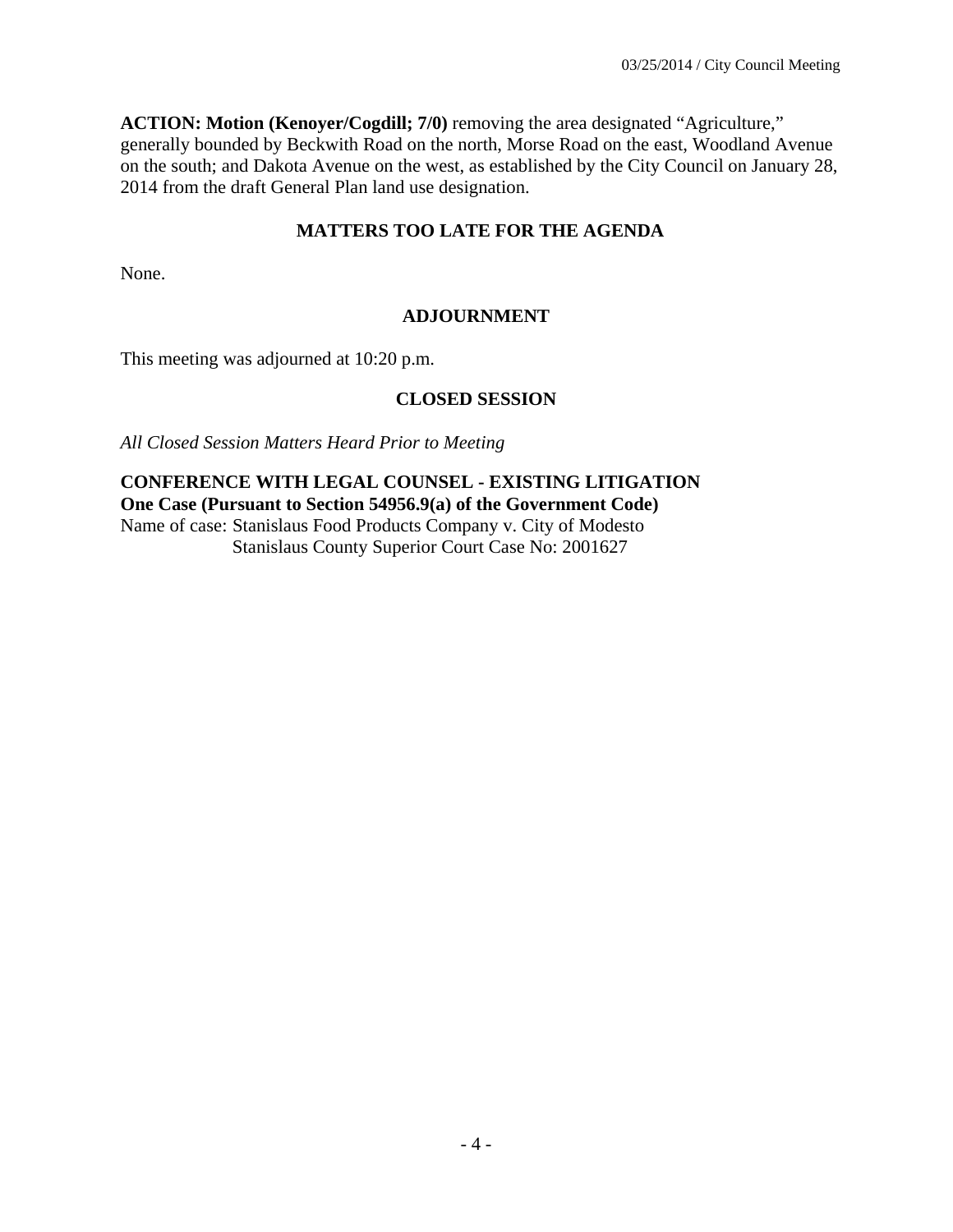**ACTION: Motion (Kenoyer/Cogdill; 7/0)** removing the area designated "Agriculture," generally bounded by Beckwith Road on the north, Morse Road on the east, Woodland Avenue on the south; and Dakota Avenue on the west, as established by the City Council on January 28, 2014 from the draft General Plan land use designation.

## MATTERS TOO LATE FOR THE AGENDA

None.

## ADJOURNMENT

This meeting was adjourned at 10:20 p.m.

## CLOSED SESSION

*All Closed Session Matters Heard Prior to Meeting*

**CONFERENCE WITH LEGAL COUNSEL - EXISTING LITIGATION**
**One Case (Pursuant to Section 54956.9(a) of the Government Code)**
Name of case: Stanislaus Food Products Company v. City of Modesto
Stanislaus County Superior Court Case No: 2001627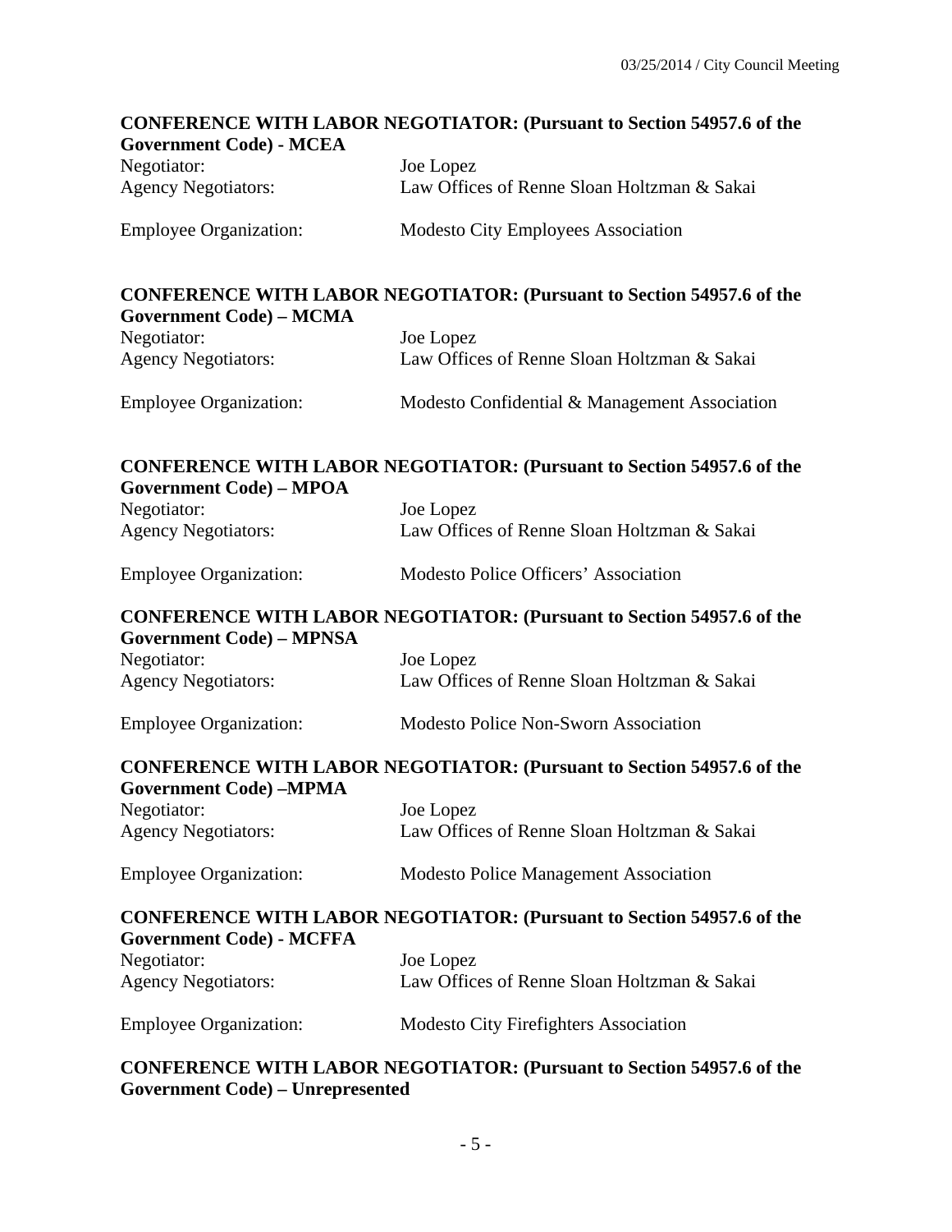**CONFERENCE WITH LABOR NEGOTIATOR: (Pursuant to Section 54957.6 of the Government Code) - MCEA**

Negotiator: Joe Lopez
Agency Negotiators: Law Offices of Renne Sloan Holtzman & Sakai

Employee Organization: Modesto City Employees Association

**CONFERENCE WITH LABOR NEGOTIATOR: (Pursuant to Section 54957.6 of the Government Code) – MCMA**

Negotiator: Joe Lopez
Agency Negotiators: Law Offices of Renne Sloan Holtzman & Sakai

Employee Organization: Modesto Confidential & Management Association

**CONFERENCE WITH LABOR NEGOTIATOR: (Pursuant to Section 54957.6 of the Government Code) – MPOA**

Negotiator: Joe Lopez
Agency Negotiators: Law Offices of Renne Sloan Holtzman & Sakai

Employee Organization: Modesto Police Officers' Association

**CONFERENCE WITH LABOR NEGOTIATOR: (Pursuant to Section 54957.6 of the Government Code) – MPNSA**

Negotiator: Joe Lopez
Agency Negotiators: Law Offices of Renne Sloan Holtzman & Sakai

Employee Organization: Modesto Police Non-Sworn Association

**CONFERENCE WITH LABOR NEGOTIATOR: (Pursuant to Section 54957.6 of the Government Code) –MPMA**

Negotiator: Joe Lopez
Agency Negotiators: Law Offices of Renne Sloan Holtzman & Sakai

Employee Organization: Modesto Police Management Association

**CONFERENCE WITH LABOR NEGOTIATOR: (Pursuant to Section 54957.6 of the Government Code) - MCFFA**

Negotiator: Joe Lopez
Agency Negotiators: Law Offices of Renne Sloan Holtzman & Sakai

Employee Organization: Modesto City Firefighters Association

**CONFERENCE WITH LABOR NEGOTIATOR: (Pursuant to Section 54957.6 of the Government Code) – Unrepresented**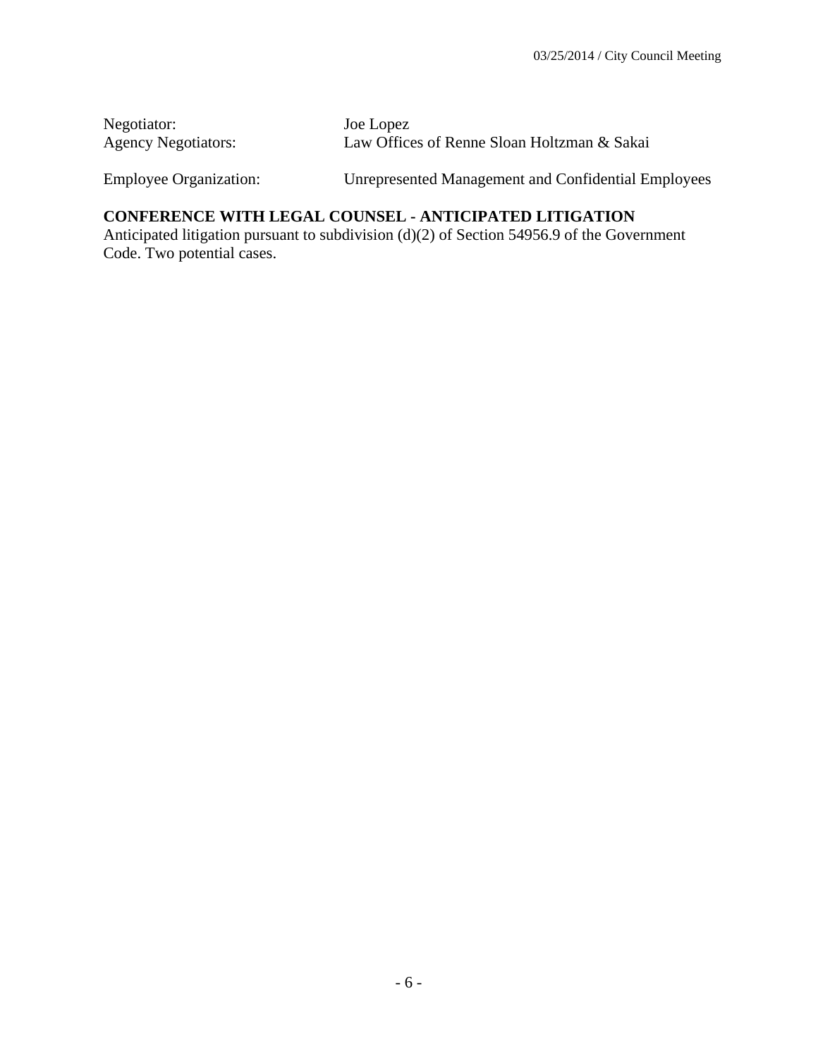Negotiator: Joe Lopez
Agency Negotiators: Law Offices of Renne Sloan Holtzman & Sakai

Employee Organization: Unrepresented Management and Confidential Employees

**CONFERENCE WITH LEGAL COUNSEL - ANTICIPATED LITIGATION**
Anticipated litigation pursuant to subdivision (d)(2) of Section 54956.9 of the Government Code. Two potential cases.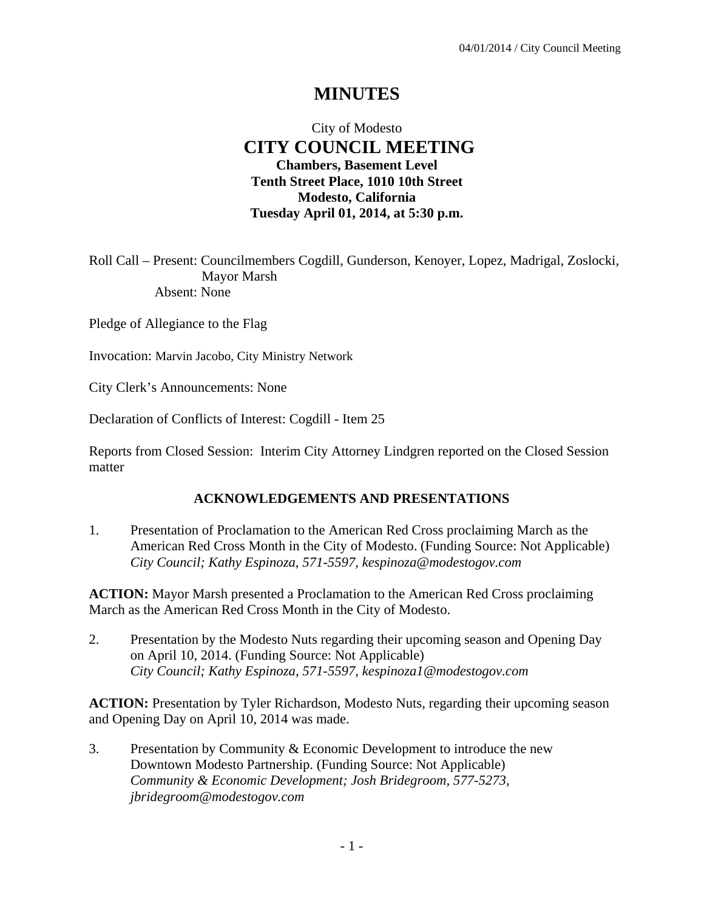# MINUTES

City of Modesto

## CITY COUNCIL MEETING

**Chambers, Basement Level**
**Tenth Street Place, 1010 10th Street**
**Modesto, California**
**Tuesday April 01, 2014, at 5:30 p.m.**

Roll Call – Present: Councilmembers Cogdill, Gunderson, Kenoyer, Lopez, Madrigal, Zoslocki, Mayor Marsh
Absent: None

Pledge of Allegiance to the Flag

Invocation: Marvin Jacobo, City Ministry Network

City Clerk's Announcements: None

Declaration of Conflicts of Interest: Cogdill - Item 25

Reports from Closed Session: Interim City Attorney Lindgren reported on the Closed Session matter

### ACKNOWLEDGEMENTS AND PRESENTATIONS

1. Presentation of Proclamation to the American Red Cross proclaiming March as the American Red Cross Month in the City of Modesto. (Funding Source: Not Applicable)
*City Council; Kathy Espinoza, 571-5597, kespinoza@modestogov.com*

**ACTION:** Mayor Marsh presented a Proclamation to the American Red Cross proclaiming March as the American Red Cross Month in the City of Modesto.

2. Presentation by the Modesto Nuts regarding their upcoming season and Opening Day on April 10, 2014. (Funding Source: Not Applicable)
*City Council; Kathy Espinoza, 571-5597, kespinoza1@modestogov.com*

**ACTION:** Presentation by Tyler Richardson, Modesto Nuts, regarding their upcoming season and Opening Day on April 10, 2014 was made.

3. Presentation by Community & Economic Development to introduce the new Downtown Modesto Partnership. (Funding Source: Not Applicable)
*Community & Economic Development; Josh Bridegroom, 577-5273, jbridegroom@modestogov.com*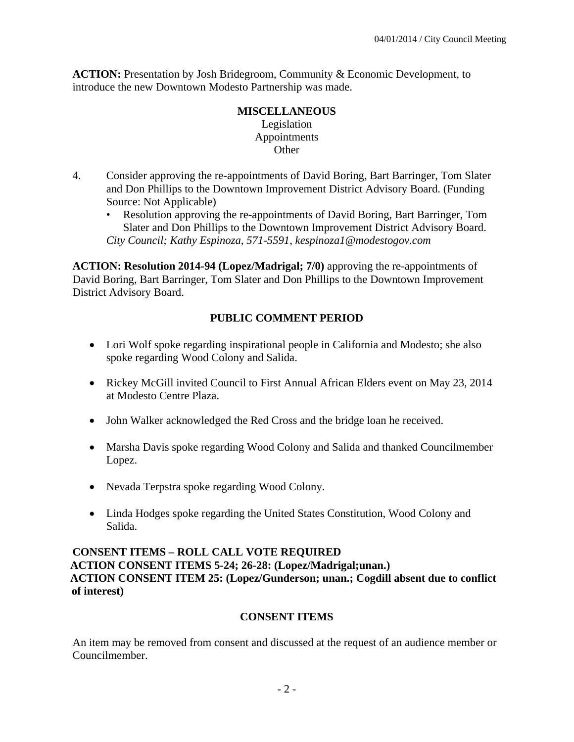**ACTION:** Presentation by Josh Bridegroom, Community & Economic Development, to introduce the new Downtown Modesto Partnership was made.

**MISCELLANEOUS**
Legislation
Appointments
Other

4. Consider approving the re-appointments of David Boring, Bart Barringer, Tom Slater and Don Phillips to the Downtown Improvement District Advisory Board. (Funding Source: Not Applicable)
   - Resolution approving the re-appointments of David Boring, Bart Barringer, Tom Slater and Don Phillips to the Downtown Improvement District Advisory Board.

   *City Council; Kathy Espinoza, 571-5591, kespinoza1@modestogov.com*

**ACTION: Resolution 2014-94 (Lopez/Madrigal; 7/0)** approving the re-appointments of David Boring, Bart Barringer, Tom Slater and Don Phillips to the Downtown Improvement District Advisory Board.

**PUBLIC COMMENT PERIOD**

- Lori Wolf spoke regarding inspirational people in California and Modesto; she also spoke regarding Wood Colony and Salida.
- Rickey McGill invited Council to First Annual African Elders event on May 23, 2014 at Modesto Centre Plaza.
- John Walker acknowledged the Red Cross and the bridge loan he received.
- Marsha Davis spoke regarding Wood Colony and Salida and thanked Councilmember Lopez.
- Nevada Terpstra spoke regarding Wood Colony.
- Linda Hodges spoke regarding the United States Constitution, Wood Colony and Salida.

**CONSENT ITEMS – ROLL CALL VOTE REQUIRED**
**ACTION CONSENT ITEMS 5-24; 26-28: (Lopez/Madrigal;unan.)**
**ACTION CONSENT ITEM 25: (Lopez/Gunderson; unan.; Cogdill absent due to conflict of interest)**

**CONSENT ITEMS**

An item may be removed from consent and discussed at the request of an audience member or Councilmember.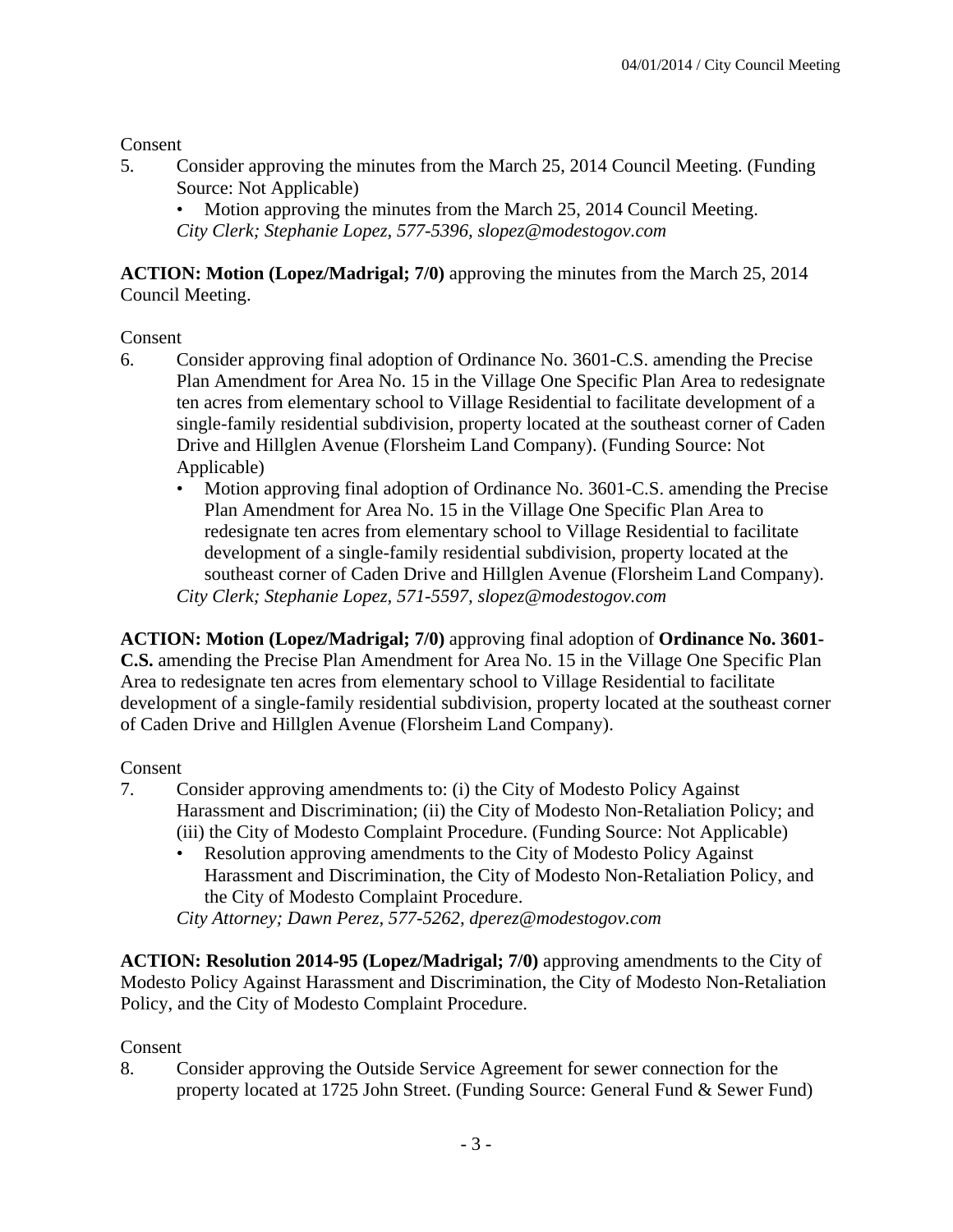Consent

5. Consider approving the minutes from the March 25, 2014 Council Meeting. (Funding Source: Not Applicable)
   - Motion approving the minutes from the March 25, 2014 Council Meeting.

   *City Clerk; Stephanie Lopez, 577-5396, slopez@modestogov.com*

**ACTION: Motion (Lopez/Madrigal; 7/0)** approving the minutes from the March 25, 2014 Council Meeting.

Consent

6. Consider approving final adoption of Ordinance No. 3601-C.S. amending the Precise Plan Amendment for Area No. 15 in the Village One Specific Plan Area to redesignate ten acres from elementary school to Village Residential to facilitate development of a single-family residential subdivision, property located at the southeast corner of Caden Drive and Hillglen Avenue (Florsheim Land Company). (Funding Source: Not Applicable)
   - Motion approving final adoption of Ordinance No. 3601-C.S. amending the Precise Plan Amendment for Area No. 15 in the Village One Specific Plan Area to redesignate ten acres from elementary school to Village Residential to facilitate development of a single-family residential subdivision, property located at the southeast corner of Caden Drive and Hillglen Avenue (Florsheim Land Company).

   *City Clerk; Stephanie Lopez, 571-5597, slopez@modestogov.com*

**ACTION: Motion (Lopez/Madrigal; 7/0)** approving final adoption of **Ordinance No. 3601-C.S.** amending the Precise Plan Amendment for Area No. 15 in the Village One Specific Plan Area to redesignate ten acres from elementary school to Village Residential to facilitate development of a single-family residential subdivision, property located at the southeast corner of Caden Drive and Hillglen Avenue (Florsheim Land Company).

Consent

7. Consider approving amendments to: (i) the City of Modesto Policy Against Harassment and Discrimination; (ii) the City of Modesto Non-Retaliation Policy; and (iii) the City of Modesto Complaint Procedure. (Funding Source: Not Applicable)
   - Resolution approving amendments to the City of Modesto Policy Against Harassment and Discrimination, the City of Modesto Non-Retaliation Policy, and the City of Modesto Complaint Procedure.

   *City Attorney; Dawn Perez, 577-5262, dperez@modestogov.com*

**ACTION: Resolution 2014-95 (Lopez/Madrigal; 7/0)** approving amendments to the City of Modesto Policy Against Harassment and Discrimination, the City of Modesto Non-Retaliation Policy, and the City of Modesto Complaint Procedure.

Consent

8. Consider approving the Outside Service Agreement for sewer connection for the property located at 1725 John Street. (Funding Source: General Fund & Sewer Fund)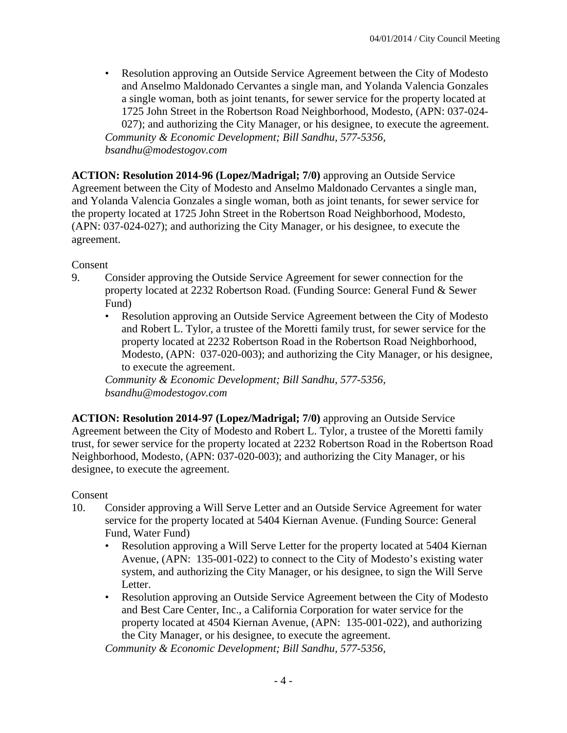- Resolution approving an Outside Service Agreement between the City of Modesto and Anselmo Maldonado Cervantes a single man, and Yolanda Valencia Gonzales a single woman, both as joint tenants, for sewer service for the property located at 1725 John Street in the Robertson Road Neighborhood, Modesto, (APN: 037-024-027); and authorizing the City Manager, or his designee, to execute the agreement.

*Community & Economic Development; Bill Sandhu, 577-5356, bsandhu@modestogov.com*

**ACTION: Resolution 2014-96 (Lopez/Madrigal; 7/0)** approving an Outside Service Agreement between the City of Modesto and Anselmo Maldonado Cervantes a single man, and Yolanda Valencia Gonzales a single woman, both as joint tenants, for sewer service for the property located at 1725 John Street in the Robertson Road Neighborhood, Modesto, (APN: 037-024-027); and authorizing the City Manager, or his designee, to execute the agreement.

Consent

9. Consider approving the Outside Service Agreement for sewer connection for the property located at 2232 Robertson Road. (Funding Source: General Fund & Sewer Fund)
   - Resolution approving an Outside Service Agreement between the City of Modesto and Robert L. Tylor, a trustee of the Moretti family trust, for sewer service for the property located at 2232 Robertson Road in the Robertson Road Neighborhood, Modesto, (APN: 037-020-003); and authorizing the City Manager, or his designee, to execute the agreement.

   *Community & Economic Development; Bill Sandhu, 577-5356, bsandhu@modestogov.com*

**ACTION: Resolution 2014-97 (Lopez/Madrigal; 7/0)** approving an Outside Service Agreement between the City of Modesto and Robert L. Tylor, a trustee of the Moretti family trust, for sewer service for the property located at 2232 Robertson Road in the Robertson Road Neighborhood, Modesto, (APN: 037-020-003); and authorizing the City Manager, or his designee, to execute the agreement.

Consent

10. Consider approving a Will Serve Letter and an Outside Service Agreement for water service for the property located at 5404 Kiernan Avenue. (Funding Source: General Fund, Water Fund)
    - Resolution approving a Will Serve Letter for the property located at 5404 Kiernan Avenue, (APN: 135-001-022) to connect to the City of Modesto's existing water system, and authorizing the City Manager, or his designee, to sign the Will Serve Letter.
    - Resolution approving an Outside Service Agreement between the City of Modesto and Best Care Center, Inc., a California Corporation for water service for the property located at 4504 Kiernan Avenue, (APN: 135-001-022), and authorizing the City Manager, or his designee, to execute the agreement.

    *Community & Economic Development; Bill Sandhu, 577-5356,*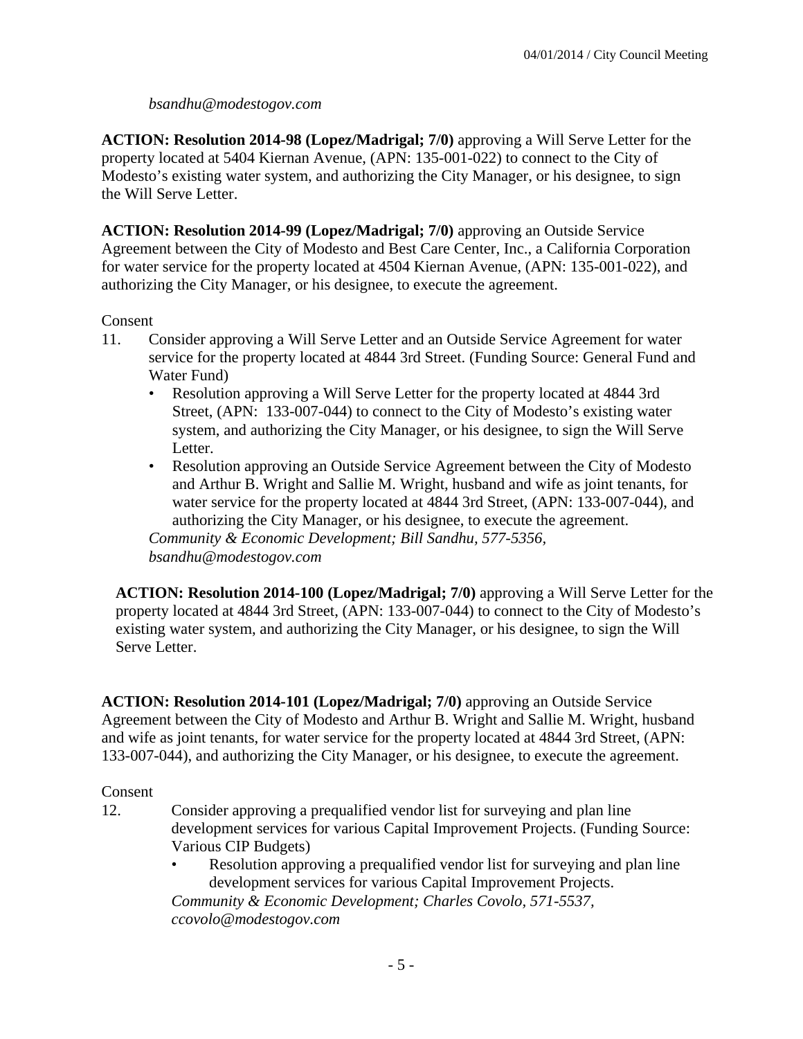*bsandhu@modestogov.com*

**ACTION: Resolution 2014-98 (Lopez/Madrigal; 7/0)** approving a Will Serve Letter for the property located at 5404 Kiernan Avenue, (APN: 135-001-022) to connect to the City of Modesto's existing water system, and authorizing the City Manager, or his designee, to sign the Will Serve Letter.

**ACTION: Resolution 2014-99 (Lopez/Madrigal; 7/0)** approving an Outside Service Agreement between the City of Modesto and Best Care Center, Inc., a California Corporation for water service for the property located at 4504 Kiernan Avenue, (APN: 135-001-022), and authorizing the City Manager, or his designee, to execute the agreement.

Consent

11. Consider approving a Will Serve Letter and an Outside Service Agreement for water service for the property located at 4844 3rd Street. (Funding Source: General Fund and Water Fund)
    - Resolution approving a Will Serve Letter for the property located at 4844 3rd Street, (APN: 133-007-044) to connect to the City of Modesto's existing water system, and authorizing the City Manager, or his designee, to sign the Will Serve Letter.
    - Resolution approving an Outside Service Agreement between the City of Modesto and Arthur B. Wright and Sallie M. Wright, husband and wife as joint tenants, for water service for the property located at 4844 3rd Street, (APN: 133-007-044), and authorizing the City Manager, or his designee, to execute the agreement.

    *Community & Economic Development; Bill Sandhu, 577-5356, bsandhu@modestogov.com*

**ACTION: Resolution 2014-100 (Lopez/Madrigal; 7/0)** approving a Will Serve Letter for the property located at 4844 3rd Street, (APN: 133-007-044) to connect to the City of Modesto's existing water system, and authorizing the City Manager, or his designee, to sign the Will Serve Letter.

**ACTION: Resolution 2014-101 (Lopez/Madrigal; 7/0)** approving an Outside Service Agreement between the City of Modesto and Arthur B. Wright and Sallie M. Wright, husband and wife as joint tenants, for water service for the property located at 4844 3rd Street, (APN: 133-007-044), and authorizing the City Manager, or his designee, to execute the agreement.

Consent

12. Consider approving a prequalified vendor list for surveying and plan line development services for various Capital Improvement Projects. (Funding Source: Various CIP Budgets)
    - Resolution approving a prequalified vendor list for surveying and plan line development services for various Capital Improvement Projects.

    *Community & Economic Development; Charles Covolo, 571-5537, ccovolo@modestogov.com*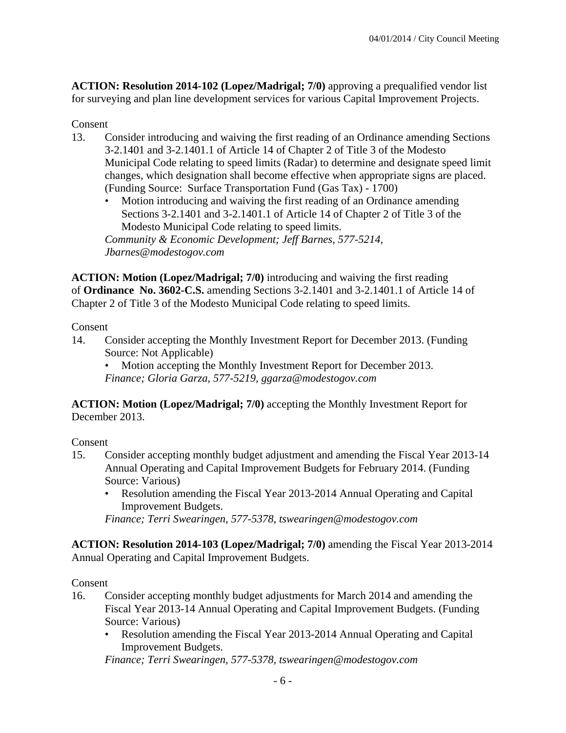**ACTION: Resolution 2014-102 (Lopez/Madrigal; 7/0)** approving a prequalified vendor list for surveying and plan line development services for various Capital Improvement Projects.

Consent

13. Consider introducing and waiving the first reading of an Ordinance amending Sections 3-2.1401 and 3-2.1401.1 of Article 14 of Chapter 2 of Title 3 of the Modesto Municipal Code relating to speed limits (Radar) to determine and designate speed limit changes, which designation shall become effective when appropriate signs are placed. (Funding Source: Surface Transportation Fund (Gas Tax) - 1700)
    - Motion introducing and waiving the first reading of an Ordinance amending Sections 3-2.1401 and 3-2.1401.1 of Article 14 of Chapter 2 of Title 3 of the Modesto Municipal Code relating to speed limits.

    *Community & Economic Development; Jeff Barnes, 577-5214, Jbarnes@modestogov.com*

**ACTION: Motion (Lopez/Madrigal; 7/0)** introducing and waiving the first reading of **Ordinance No. 3602-C.S.** amending Sections 3-2.1401 and 3-2.1401.1 of Article 14 of Chapter 2 of Title 3 of the Modesto Municipal Code relating to speed limits.

Consent

14. Consider accepting the Monthly Investment Report for December 2013. (Funding Source: Not Applicable)
    - Motion accepting the Monthly Investment Report for December 2013.

    *Finance; Gloria Garza, 577-5219, ggarza@modestogov.com*

**ACTION: Motion (Lopez/Madrigal; 7/0)** accepting the Monthly Investment Report for December 2013.

Consent

15. Consider accepting monthly budget adjustment and amending the Fiscal Year 2013-14 Annual Operating and Capital Improvement Budgets for February 2014. (Funding Source: Various)
    - Resolution amending the Fiscal Year 2013-2014 Annual Operating and Capital Improvement Budgets.

    *Finance; Terri Swearingen, 577-5378, tswearingen@modestogov.com*

**ACTION: Resolution 2014-103 (Lopez/Madrigal; 7/0)** amending the Fiscal Year 2013-2014 Annual Operating and Capital Improvement Budgets.

Consent

16. Consider accepting monthly budget adjustments for March 2014 and amending the Fiscal Year 2013-14 Annual Operating and Capital Improvement Budgets. (Funding Source: Various)
    - Resolution amending the Fiscal Year 2013-2014 Annual Operating and Capital Improvement Budgets.

    *Finance; Terri Swearingen, 577-5378, tswearingen@modestogov.com*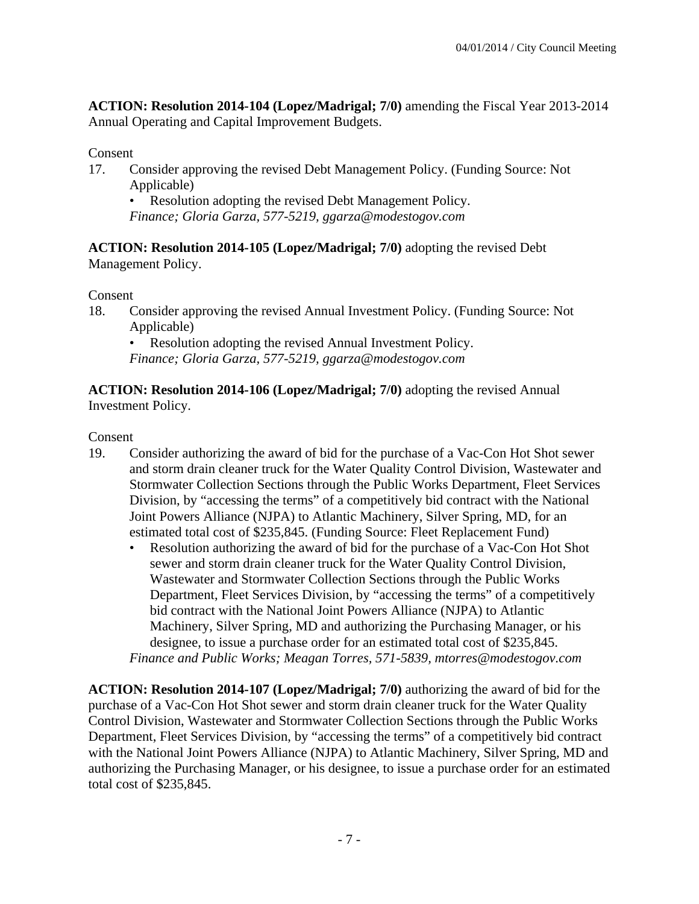**ACTION: Resolution 2014-104 (Lopez/Madrigal; 7/0)** amending the Fiscal Year 2013-2014 Annual Operating and Capital Improvement Budgets.

Consent

17. Consider approving the revised Debt Management Policy. (Funding Source: Not Applicable)
    - Resolution adopting the revised Debt Management Policy.

    *Finance; Gloria Garza, 577-5219, ggarza@modestogov.com*

**ACTION: Resolution 2014-105 (Lopez/Madrigal; 7/0)** adopting the revised Debt Management Policy.

Consent

18. Consider approving the revised Annual Investment Policy. (Funding Source: Not Applicable)
    - Resolution adopting the revised Annual Investment Policy.

    *Finance; Gloria Garza, 577-5219, ggarza@modestogov.com*

**ACTION: Resolution 2014-106 (Lopez/Madrigal; 7/0)** adopting the revised Annual Investment Policy.

Consent

19. Consider authorizing the award of bid for the purchase of a Vac-Con Hot Shot sewer and storm drain cleaner truck for the Water Quality Control Division, Wastewater and Stormwater Collection Sections through the Public Works Department, Fleet Services Division, by "accessing the terms" of a competitively bid contract with the National Joint Powers Alliance (NJPA) to Atlantic Machinery, Silver Spring, MD, for an estimated total cost of $235,845. (Funding Source: Fleet Replacement Fund)
    - Resolution authorizing the award of bid for the purchase of a Vac-Con Hot Shot sewer and storm drain cleaner truck for the Water Quality Control Division, Wastewater and Stormwater Collection Sections through the Public Works Department, Fleet Services Division, by "accessing the terms" of a competitively bid contract with the National Joint Powers Alliance (NJPA) to Atlantic Machinery, Silver Spring, MD and authorizing the Purchasing Manager, or his designee, to issue a purchase order for an estimated total cost of $235,845.

    *Finance and Public Works; Meagan Torres, 571-5839, mtorres@modestogov.com*

**ACTION: Resolution 2014-107 (Lopez/Madrigal; 7/0)** authorizing the award of bid for the purchase of a Vac-Con Hot Shot sewer and storm drain cleaner truck for the Water Quality Control Division, Wastewater and Stormwater Collection Sections through the Public Works Department, Fleet Services Division, by "accessing the terms" of a competitively bid contract with the National Joint Powers Alliance (NJPA) to Atlantic Machinery, Silver Spring, MD and authorizing the Purchasing Manager, or his designee, to issue a purchase order for an estimated total cost of $235,845.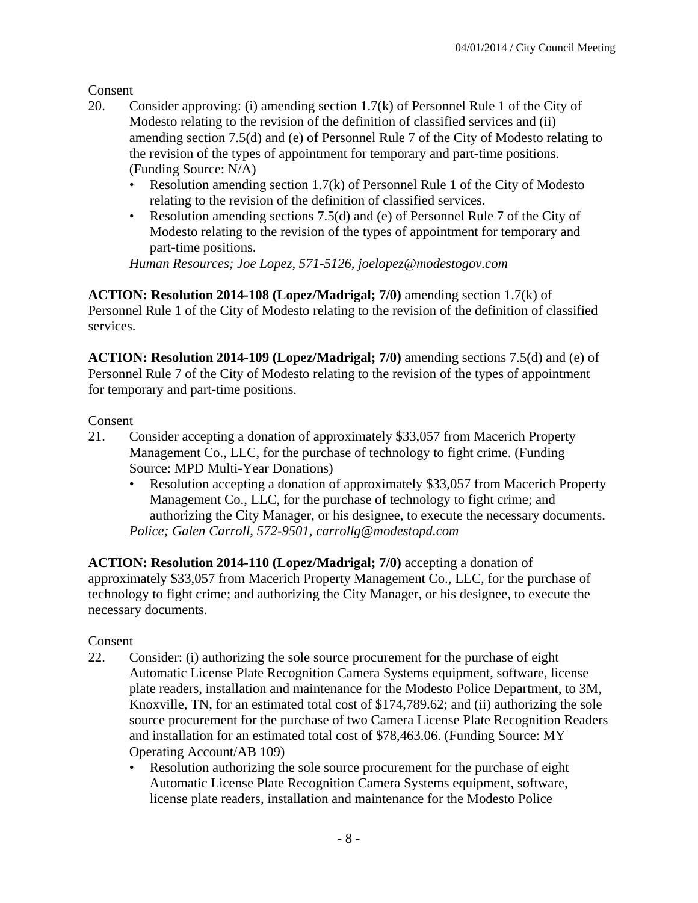Consent

20. Consider approving: (i) amending section 1.7(k) of Personnel Rule 1 of the City of Modesto relating to the revision of the definition of classified services and (ii) amending section 7.5(d) and (e) of Personnel Rule 7 of the City of Modesto relating to the revision of the types of appointment for temporary and part-time positions. (Funding Source: N/A)
    - Resolution amending section 1.7(k) of Personnel Rule 1 of the City of Modesto relating to the revision of the definition of classified services.
    - Resolution amending sections 7.5(d) and (e) of Personnel Rule 7 of the City of Modesto relating to the revision of the types of appointment for temporary and part-time positions.

    *Human Resources; Joe Lopez, 571-5126, joelopez@modestogov.com*

**ACTION: Resolution 2014-108 (Lopez/Madrigal; 7/0)** amending section 1.7(k) of Personnel Rule 1 of the City of Modesto relating to the revision of the definition of classified services.

**ACTION: Resolution 2014-109 (Lopez/Madrigal; 7/0)** amending sections 7.5(d) and (e) of Personnel Rule 7 of the City of Modesto relating to the revision of the types of appointment for temporary and part-time positions.

Consent

21. Consider accepting a donation of approximately $33,057 from Macerich Property Management Co., LLC, for the purchase of technology to fight crime. (Funding Source: MPD Multi-Year Donations)
    - Resolution accepting a donation of approximately $33,057 from Macerich Property Management Co., LLC, for the purchase of technology to fight crime; and authorizing the City Manager, or his designee, to execute the necessary documents.

    *Police; Galen Carroll, 572-9501, carrollg@modestopd.com*

**ACTION: Resolution 2014-110 (Lopez/Madrigal; 7/0)** accepting a donation of approximately $33,057 from Macerich Property Management Co., LLC, for the purchase of technology to fight crime; and authorizing the City Manager, or his designee, to execute the necessary documents.

Consent

22. Consider: (i) authorizing the sole source procurement for the purchase of eight Automatic License Plate Recognition Camera Systems equipment, software, license plate readers, installation and maintenance for the Modesto Police Department, to 3M, Knoxville, TN, for an estimated total cost of $174,789.62; and (ii) authorizing the sole source procurement for the purchase of two Camera License Plate Recognition Readers and installation for an estimated total cost of $78,463.06. (Funding Source: MY Operating Account/AB 109)
    - Resolution authorizing the sole source procurement for the purchase of eight Automatic License Plate Recognition Camera Systems equipment, software, license plate readers, installation and maintenance for the Modesto Police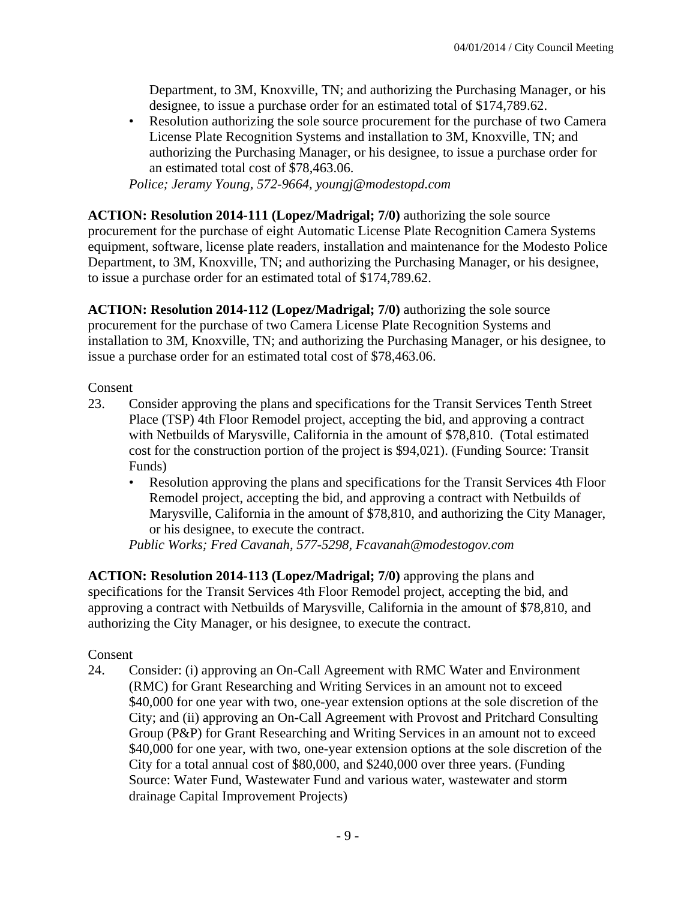Department, to 3M, Knoxville, TN; and authorizing the Purchasing Manager, or his designee, to issue a purchase order for an estimated total of $174,789.62.

- Resolution authorizing the sole source procurement for the purchase of two Camera License Plate Recognition Systems and installation to 3M, Knoxville, TN; and authorizing the Purchasing Manager, or his designee, to issue a purchase order for an estimated total cost of $78,463.06.

*Police; Jeramy Young, 572-9664, youngj@modestopd.com*

**ACTION: Resolution 2014-111 (Lopez/Madrigal; 7/0)** authorizing the sole source procurement for the purchase of eight Automatic License Plate Recognition Camera Systems equipment, software, license plate readers, installation and maintenance for the Modesto Police Department, to 3M, Knoxville, TN; and authorizing the Purchasing Manager, or his designee, to issue a purchase order for an estimated total of $174,789.62.

**ACTION: Resolution 2014-112 (Lopez/Madrigal; 7/0)** authorizing the sole source procurement for the purchase of two Camera License Plate Recognition Systems and installation to 3M, Knoxville, TN; and authorizing the Purchasing Manager, or his designee, to issue a purchase order for an estimated total cost of $78,463.06.

Consent

23. Consider approving the plans and specifications for the Transit Services Tenth Street Place (TSP) 4th Floor Remodel project, accepting the bid, and approving a contract with Netbuilds of Marysville, California in the amount of $78,810. (Total estimated cost for the construction portion of the project is $94,021). (Funding Source: Transit Funds)
    - Resolution approving the plans and specifications for the Transit Services 4th Floor Remodel project, accepting the bid, and approving a contract with Netbuilds of Marysville, California in the amount of $78,810, and authorizing the City Manager, or his designee, to execute the contract.

    *Public Works; Fred Cavanah, 577-5298, Fcavanah@modestogov.com*

**ACTION: Resolution 2014-113 (Lopez/Madrigal; 7/0)** approving the plans and specifications for the Transit Services 4th Floor Remodel project, accepting the bid, and approving a contract with Netbuilds of Marysville, California in the amount of $78,810, and authorizing the City Manager, or his designee, to execute the contract.

Consent

24. Consider: (i) approving an On-Call Agreement with RMC Water and Environment (RMC) for Grant Researching and Writing Services in an amount not to exceed $40,000 for one year with two, one-year extension options at the sole discretion of the City; and (ii) approving an On-Call Agreement with Provost and Pritchard Consulting Group (P&P) for Grant Researching and Writing Services in an amount not to exceed $40,000 for one year, with two, one-year extension options at the sole discretion of the City for a total annual cost of $80,000, and $240,000 over three years. (Funding Source: Water Fund, Wastewater Fund and various water, wastewater and storm drainage Capital Improvement Projects)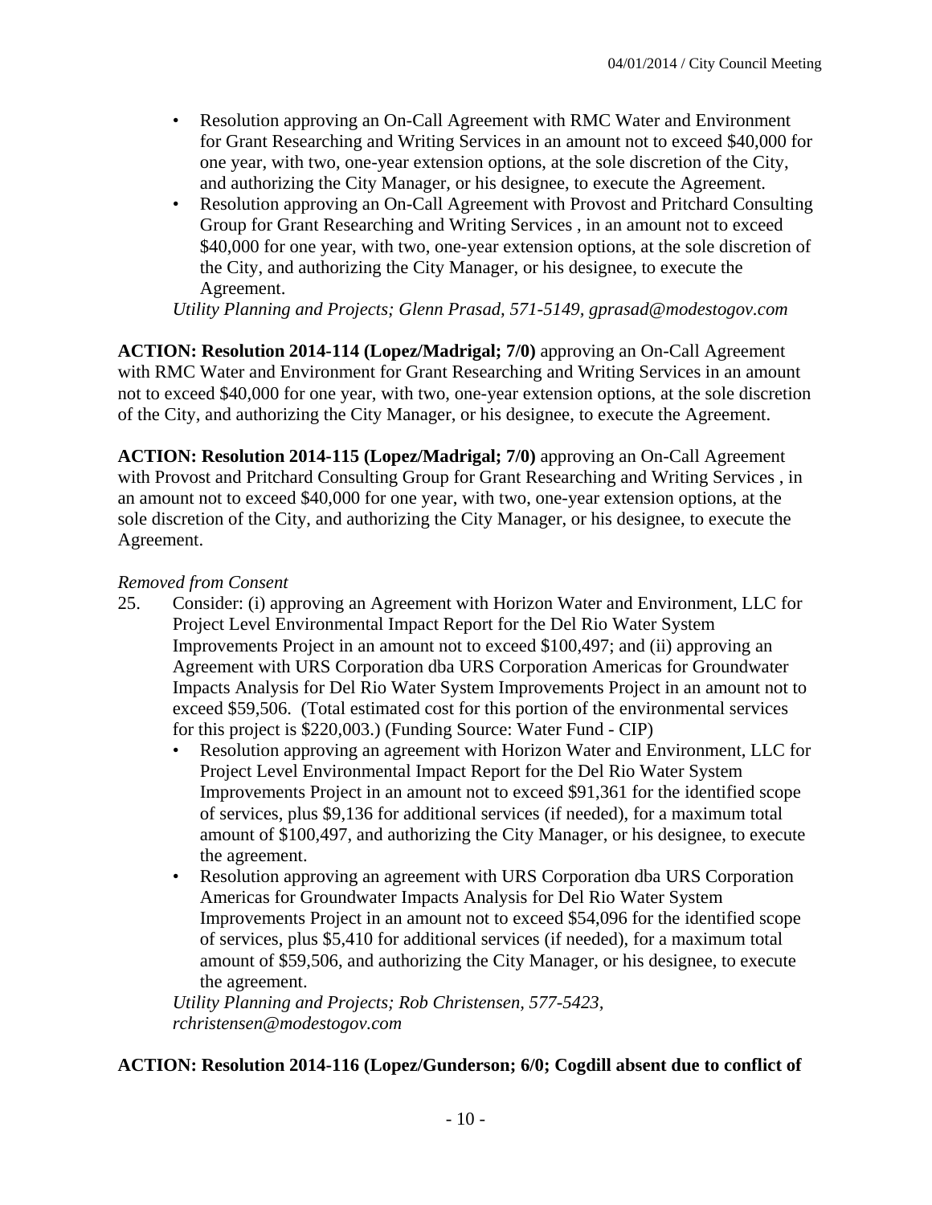- Resolution approving an On-Call Agreement with RMC Water and Environment for Grant Researching and Writing Services in an amount not to exceed $40,000 for one year, with two, one-year extension options, at the sole discretion of the City, and authorizing the City Manager, or his designee, to execute the Agreement.
- Resolution approving an On-Call Agreement with Provost and Pritchard Consulting Group for Grant Researching and Writing Services , in an amount not to exceed $40,000 for one year, with two, one-year extension options, at the sole discretion of the City, and authorizing the City Manager, or his designee, to execute the Agreement.

*Utility Planning and Projects; Glenn Prasad, 571-5149, gprasad@modestogov.com*

**ACTION: Resolution 2014-114 (Lopez/Madrigal; 7/0)** approving an On-Call Agreement with RMC Water and Environment for Grant Researching and Writing Services in an amount not to exceed $40,000 for one year, with two, one-year extension options, at the sole discretion of the City, and authorizing the City Manager, or his designee, to execute the Agreement.

**ACTION: Resolution 2014-115 (Lopez/Madrigal; 7/0)** approving an On-Call Agreement with Provost and Pritchard Consulting Group for Grant Researching and Writing Services , in an amount not to exceed $40,000 for one year, with two, one-year extension options, at the sole discretion of the City, and authorizing the City Manager, or his designee, to execute the Agreement.

*Removed from Consent*

25. Consider: (i) approving an Agreement with Horizon Water and Environment, LLC for Project Level Environmental Impact Report for the Del Rio Water System Improvements Project in an amount not to exceed $100,497; and (ii) approving an Agreement with URS Corporation dba URS Corporation Americas for Groundwater Impacts Analysis for Del Rio Water System Improvements Project in an amount not to exceed $59,506. (Total estimated cost for this portion of the environmental services for this project is $220,003.) (Funding Source: Water Fund - CIP)
    - Resolution approving an agreement with Horizon Water and Environment, LLC for Project Level Environmental Impact Report for the Del Rio Water System Improvements Project in an amount not to exceed $91,361 for the identified scope of services, plus $9,136 for additional services (if needed), for a maximum total amount of $100,497, and authorizing the City Manager, or his designee, to execute the agreement.
    - Resolution approving an agreement with URS Corporation dba URS Corporation Americas for Groundwater Impacts Analysis for Del Rio Water System Improvements Project in an amount not to exceed $54,096 for the identified scope of services, plus $5,410 for additional services (if needed), for a maximum total amount of $59,506, and authorizing the City Manager, or his designee, to execute the agreement.

    *Utility Planning and Projects; Rob Christensen, 577-5423, rchristensen@modestogov.com*

**ACTION: Resolution 2014-116 (Lopez/Gunderson; 6/0; Cogdill absent due to conflict of**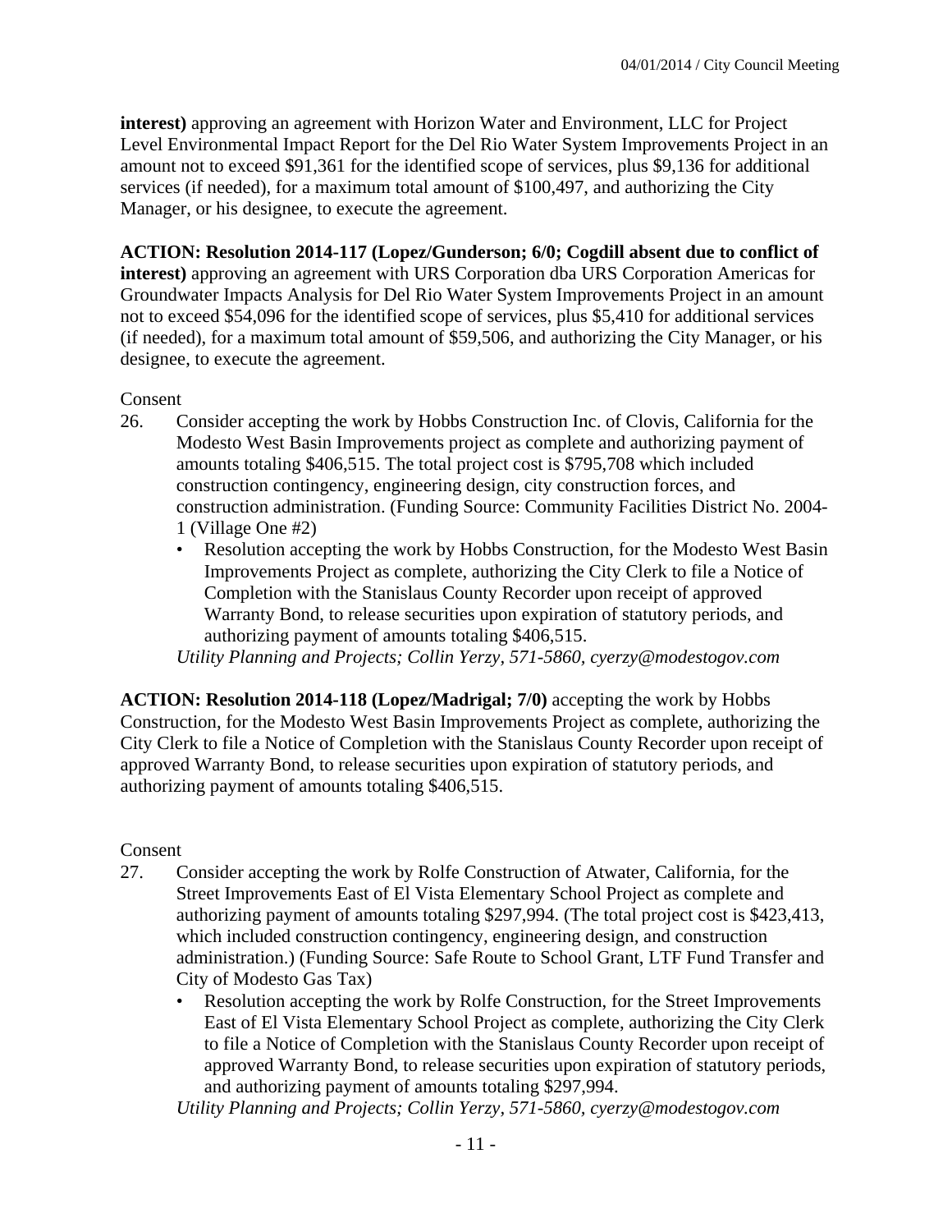**interest)** approving an agreement with Horizon Water and Environment, LLC for Project Level Environmental Impact Report for the Del Rio Water System Improvements Project in an amount not to exceed $91,361 for the identified scope of services, plus $9,136 for additional services (if needed), for a maximum total amount of $100,497, and authorizing the City Manager, or his designee, to execute the agreement.

**ACTION: Resolution 2014-117 (Lopez/Gunderson; 6/0; Cogdill absent due to conflict of interest)** approving an agreement with URS Corporation dba URS Corporation Americas for Groundwater Impacts Analysis for Del Rio Water System Improvements Project in an amount not to exceed $54,096 for the identified scope of services, plus $5,410 for additional services (if needed), for a maximum total amount of $59,506, and authorizing the City Manager, or his designee, to execute the agreement.

Consent

26. Consider accepting the work by Hobbs Construction Inc. of Clovis, California for the Modesto West Basin Improvements project as complete and authorizing payment of amounts totaling $406,515. The total project cost is $795,708 which included construction contingency, engineering design, city construction forces, and construction administration. (Funding Source: Community Facilities District No. 2004-1 (Village One #2)
    - Resolution accepting the work by Hobbs Construction, for the Modesto West Basin Improvements Project as complete, authorizing the City Clerk to file a Notice of Completion with the Stanislaus County Recorder upon receipt of approved Warranty Bond, to release securities upon expiration of statutory periods, and authorizing payment of amounts totaling $406,515.

    *Utility Planning and Projects; Collin Yerzy, 571-5860, cyerzy@modestogov.com*

**ACTION: Resolution 2014-118 (Lopez/Madrigal; 7/0)** accepting the work by Hobbs Construction, for the Modesto West Basin Improvements Project as complete, authorizing the City Clerk to file a Notice of Completion with the Stanislaus County Recorder upon receipt of approved Warranty Bond, to release securities upon expiration of statutory periods, and authorizing payment of amounts totaling $406,515.

Consent

27. Consider accepting the work by Rolfe Construction of Atwater, California, for the Street Improvements East of El Vista Elementary School Project as complete and authorizing payment of amounts totaling $297,994. (The total project cost is $423,413, which included construction contingency, engineering design, and construction administration.) (Funding Source: Safe Route to School Grant, LTF Fund Transfer and City of Modesto Gas Tax)
    - Resolution accepting the work by Rolfe Construction, for the Street Improvements East of El Vista Elementary School Project as complete, authorizing the City Clerk to file a Notice of Completion with the Stanislaus County Recorder upon receipt of approved Warranty Bond, to release securities upon expiration of statutory periods, and authorizing payment of amounts totaling $297,994.

    *Utility Planning and Projects; Collin Yerzy, 571-5860, cyerzy@modestogov.com*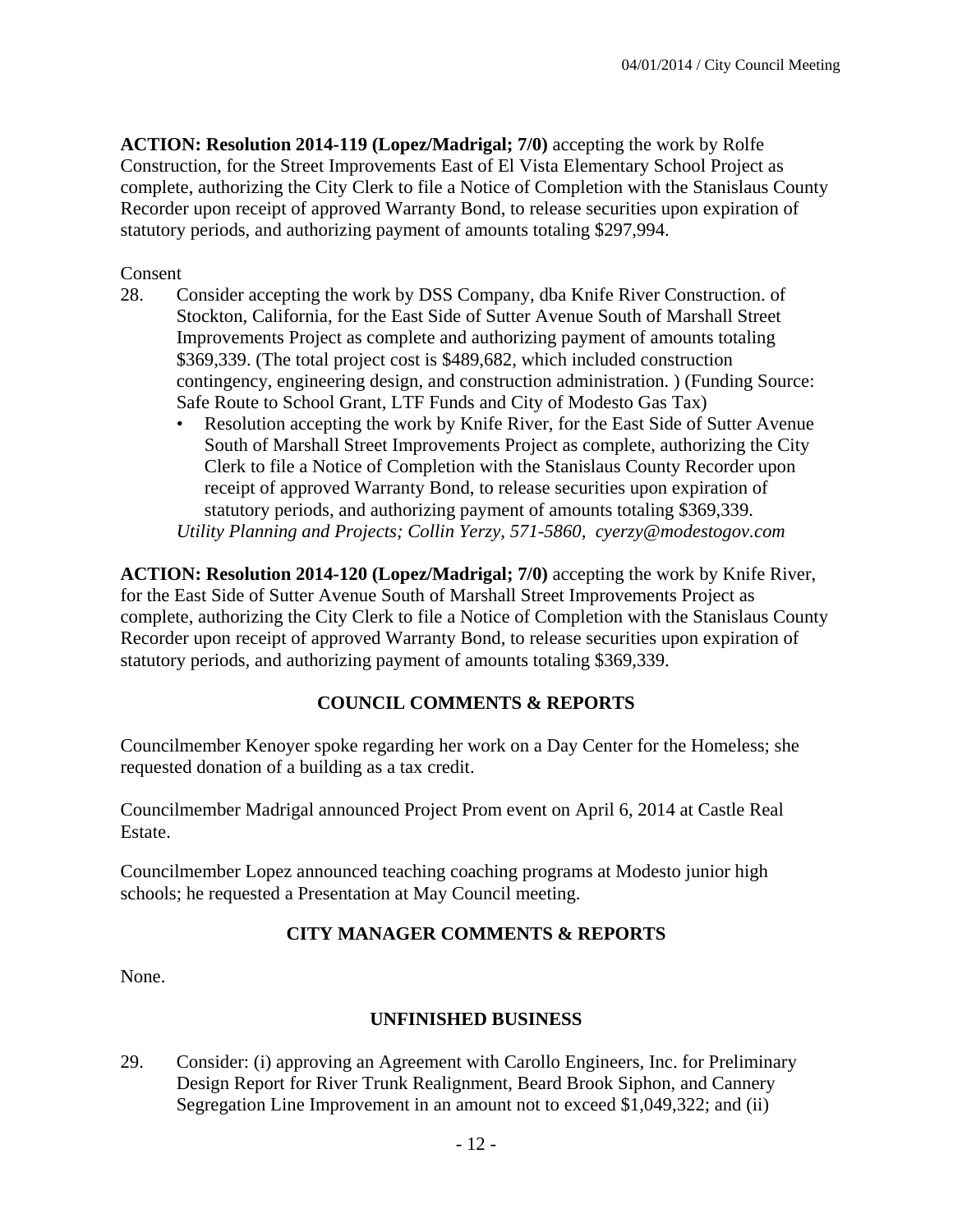**ACTION: Resolution 2014-119 (Lopez/Madrigal; 7/0)** accepting the work by Rolfe Construction, for the Street Improvements East of El Vista Elementary School Project as complete, authorizing the City Clerk to file a Notice of Completion with the Stanislaus County Recorder upon receipt of approved Warranty Bond, to release securities upon expiration of statutory periods, and authorizing payment of amounts totaling $297,994.

Consent

28. Consider accepting the work by DSS Company, dba Knife River Construction. of Stockton, California, for the East Side of Sutter Avenue South of Marshall Street Improvements Project as complete and authorizing payment of amounts totaling $369,339. (The total project cost is $489,682, which included construction contingency, engineering design, and construction administration. ) (Funding Source: Safe Route to School Grant, LTF Funds and City of Modesto Gas Tax)
    - Resolution accepting the work by Knife River, for the East Side of Sutter Avenue South of Marshall Street Improvements Project as complete, authorizing the City Clerk to file a Notice of Completion with the Stanislaus County Recorder upon receipt of approved Warranty Bond, to release securities upon expiration of statutory periods, and authorizing payment of amounts totaling $369,339.

    *Utility Planning and Projects; Collin Yerzy, 571-5860, cyerzy@modestogov.com*

**ACTION: Resolution 2014-120 (Lopez/Madrigal; 7/0)** accepting the work by Knife River, for the East Side of Sutter Avenue South of Marshall Street Improvements Project as complete, authorizing the City Clerk to file a Notice of Completion with the Stanislaus County Recorder upon receipt of approved Warranty Bond, to release securities upon expiration of statutory periods, and authorizing payment of amounts totaling $369,339.

## COUNCIL COMMENTS & REPORTS

Councilmember Kenoyer spoke regarding her work on a Day Center for the Homeless; she requested donation of a building as a tax credit.

Councilmember Madrigal announced Project Prom event on April 6, 2014 at Castle Real Estate.

Councilmember Lopez announced teaching coaching programs at Modesto junior high schools; he requested a Presentation at May Council meeting.

## CITY MANAGER COMMENTS & REPORTS

None.

## UNFINISHED BUSINESS

29. Consider: (i) approving an Agreement with Carollo Engineers, Inc. for Preliminary Design Report for River Trunk Realignment, Beard Brook Siphon, and Cannery Segregation Line Improvement in an amount not to exceed $1,049,322; and (ii)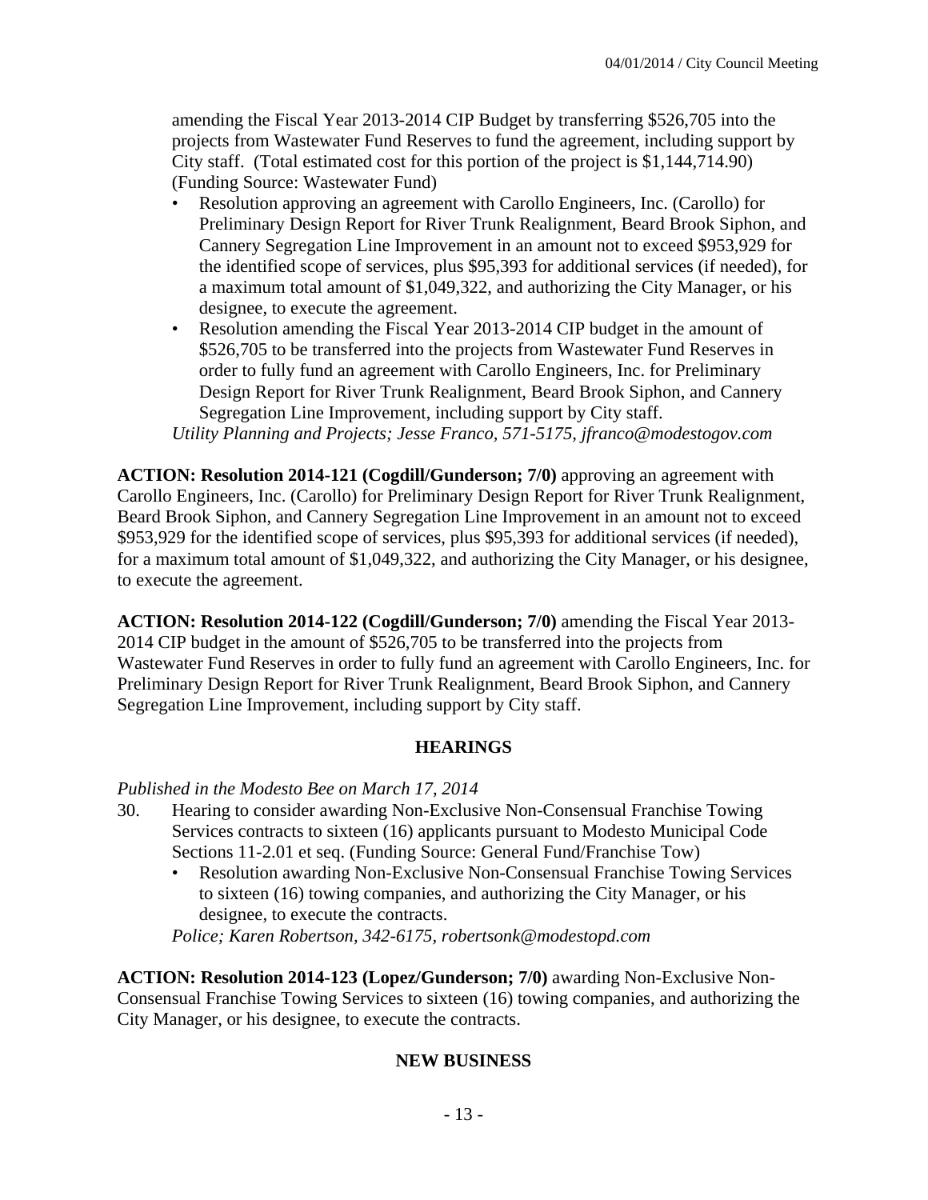amending the Fiscal Year 2013-2014 CIP Budget by transferring $526,705 into the projects from Wastewater Fund Reserves to fund the agreement, including support by City staff. (Total estimated cost for this portion of the project is $1,144,714.90) (Funding Source: Wastewater Fund)

- Resolution approving an agreement with Carollo Engineers, Inc. (Carollo) for Preliminary Design Report for River Trunk Realignment, Beard Brook Siphon, and Cannery Segregation Line Improvement in an amount not to exceed $953,929 for the identified scope of services, plus $95,393 for additional services (if needed), for a maximum total amount of $1,049,322, and authorizing the City Manager, or his designee, to execute the agreement.
- Resolution amending the Fiscal Year 2013-2014 CIP budget in the amount of $526,705 to be transferred into the projects from Wastewater Fund Reserves in order to fully fund an agreement with Carollo Engineers, Inc. for Preliminary Design Report for River Trunk Realignment, Beard Brook Siphon, and Cannery Segregation Line Improvement, including support by City staff.

*Utility Planning and Projects; Jesse Franco, 571-5175, jfranco@modestogov.com*

**ACTION: Resolution 2014-121 (Cogdill/Gunderson; 7/0)** approving an agreement with Carollo Engineers, Inc. (Carollo) for Preliminary Design Report for River Trunk Realignment, Beard Brook Siphon, and Cannery Segregation Line Improvement in an amount not to exceed $953,929 for the identified scope of services, plus $95,393 for additional services (if needed), for a maximum total amount of $1,049,322, and authorizing the City Manager, or his designee, to execute the agreement.

**ACTION: Resolution 2014-122 (Cogdill/Gunderson; 7/0)** amending the Fiscal Year 2013-2014 CIP budget in the amount of $526,705 to be transferred into the projects from Wastewater Fund Reserves in order to fully fund an agreement with Carollo Engineers, Inc. for Preliminary Design Report for River Trunk Realignment, Beard Brook Siphon, and Cannery Segregation Line Improvement, including support by City staff.

## HEARINGS

*Published in the Modesto Bee on March 17, 2014*

30. Hearing to consider awarding Non-Exclusive Non-Consensual Franchise Towing Services contracts to sixteen (16) applicants pursuant to Modesto Municipal Code Sections 11-2.01 et seq. (Funding Source: General Fund/Franchise Tow)
    - Resolution awarding Non-Exclusive Non-Consensual Franchise Towing Services to sixteen (16) towing companies, and authorizing the City Manager, or his designee, to execute the contracts.

    *Police; Karen Robertson, 342-6175, robertsonk@modestopd.com*

**ACTION: Resolution 2014-123 (Lopez/Gunderson; 7/0)** awarding Non-Exclusive Non-Consensual Franchise Towing Services to sixteen (16) towing companies, and authorizing the City Manager, or his designee, to execute the contracts.

## NEW BUSINESS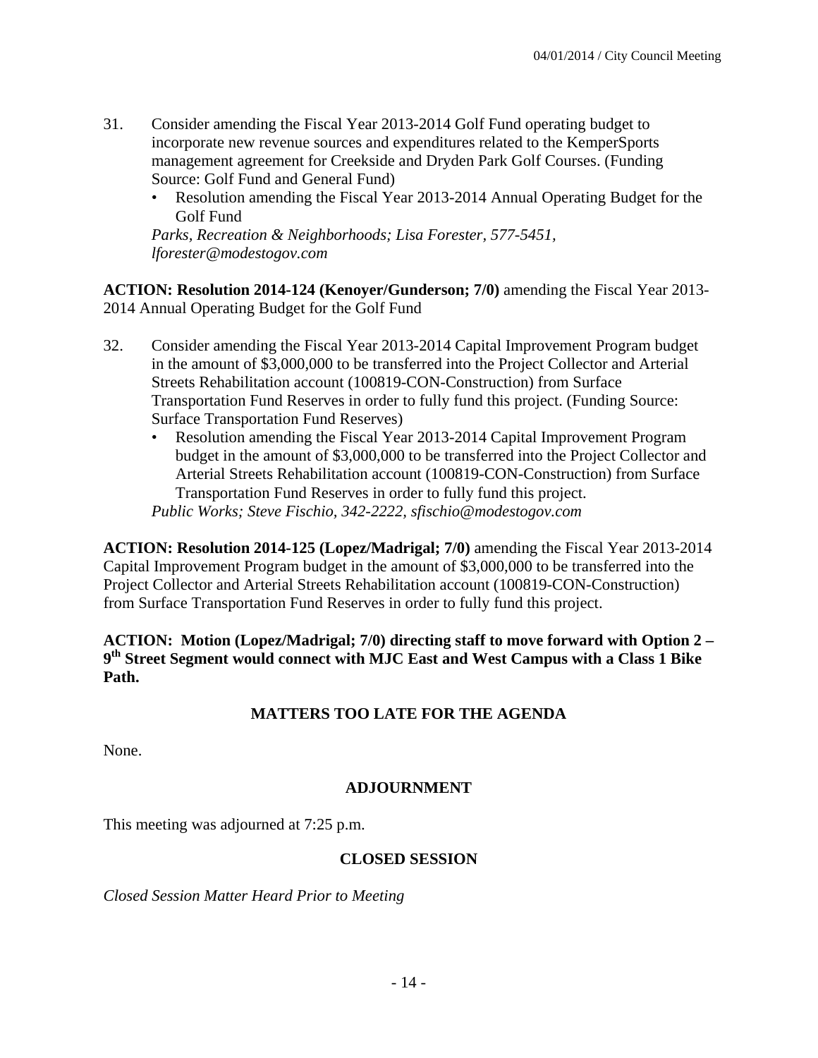31. Consider amending the Fiscal Year 2013-2014 Golf Fund operating budget to incorporate new revenue sources and expenditures related to the KemperSports management agreement for Creekside and Dryden Park Golf Courses. (Funding Source: Golf Fund and General Fund)
    - Resolution amending the Fiscal Year 2013-2014 Annual Operating Budget for the Golf Fund

    *Parks, Recreation & Neighborhoods; Lisa Forester, 577-5451, lforester@modestogov.com*

**ACTION: Resolution 2014-124 (Kenoyer/Gunderson; 7/0)** amending the Fiscal Year 2013-2014 Annual Operating Budget for the Golf Fund

32. Consider amending the Fiscal Year 2013-2014 Capital Improvement Program budget in the amount of $3,000,000 to be transferred into the Project Collector and Arterial Streets Rehabilitation account (100819-CON-Construction) from Surface Transportation Fund Reserves in order to fully fund this project. (Funding Source: Surface Transportation Fund Reserves)
    - Resolution amending the Fiscal Year 2013-2014 Capital Improvement Program budget in the amount of $3,000,000 to be transferred into the Project Collector and Arterial Streets Rehabilitation account (100819-CON-Construction) from Surface Transportation Fund Reserves in order to fully fund this project.

    *Public Works; Steve Fischio, 342-2222, sfischio@modestogov.com*

**ACTION: Resolution 2014-125 (Lopez/Madrigal; 7/0)** amending the Fiscal Year 2013-2014 Capital Improvement Program budget in the amount of $3,000,000 to be transferred into the Project Collector and Arterial Streets Rehabilitation account (100819-CON-Construction) from Surface Transportation Fund Reserves in order to fully fund this project.

**ACTION: Motion (Lopez/Madrigal; 7/0) directing staff to move forward with Option 2 – 9th Street Segment would connect with MJC East and West Campus with a Class 1 Bike Path.**

## MATTERS TOO LATE FOR THE AGENDA

None.

## ADJOURNMENT

This meeting was adjourned at 7:25 p.m.

## CLOSED SESSION

*Closed Session Matter Heard Prior to Meeting*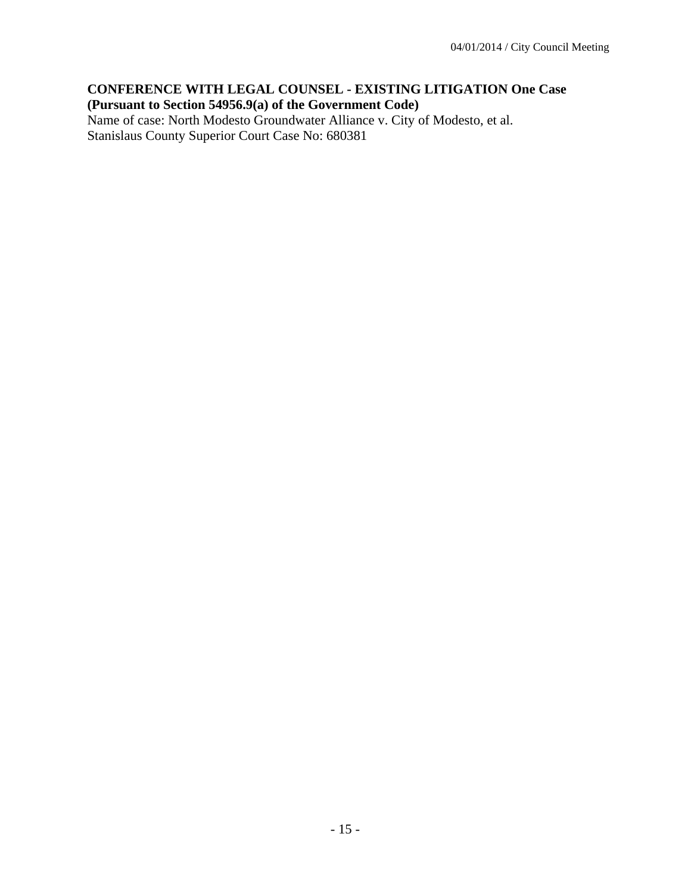**CONFERENCE WITH LEGAL COUNSEL - EXISTING LITIGATION One Case (Pursuant to Section 54956.9(a) of the Government Code)**

Name of case: North Modesto Groundwater Alliance v. City of Modesto, et al.
Stanislaus County Superior Court Case No: 680381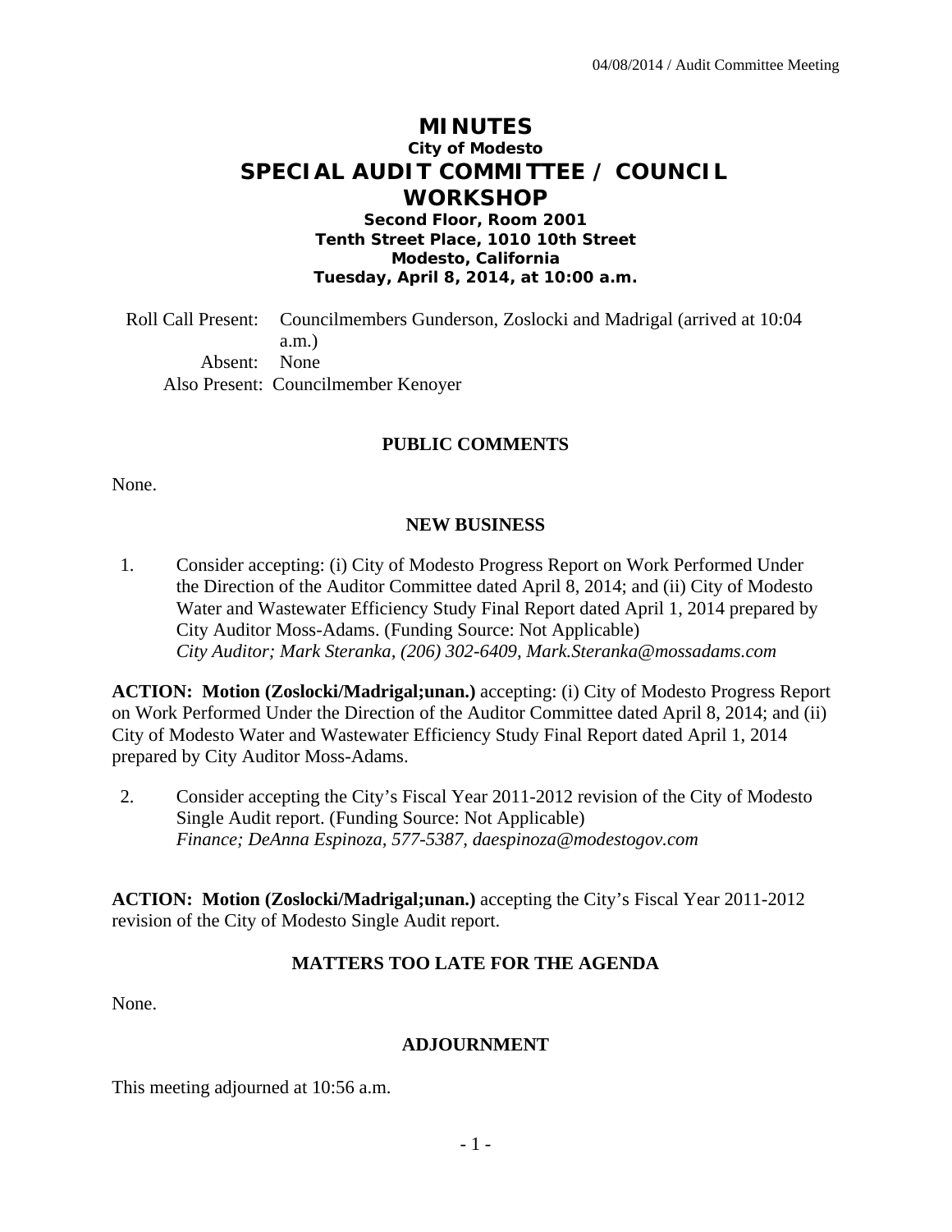# MINUTES

**City of Modesto**

## SPECIAL AUDIT COMMITTEE / COUNCIL WORKSHOP

**Second Floor, Room 2001**
**Tenth Street Place, 1010 10th Street**
**Modesto, California**
**Tuesday, April 8, 2014, at 10:00 a.m.**

Roll Call Present: Councilmembers Gunderson, Zoslocki and Madrigal (arrived at 10:04 a.m.)
Absent: None
Also Present: Councilmember Kenoyer

### PUBLIC COMMENTS

None.

### NEW BUSINESS

1. Consider accepting: (i) City of Modesto Progress Report on Work Performed Under the Direction of the Auditor Committee dated April 8, 2014; and (ii) City of Modesto Water and Wastewater Efficiency Study Final Report dated April 1, 2014 prepared by City Auditor Moss-Adams. (Funding Source: Not Applicable)
   *City Auditor; Mark Steranka, (206) 302-6409, Mark.Steranka@mossadams.com*

**ACTION: Motion (Zoslocki/Madrigal;unan.)** accepting: (i) City of Modesto Progress Report on Work Performed Under the Direction of the Auditor Committee dated April 8, 2014; and (ii) City of Modesto Water and Wastewater Efficiency Study Final Report dated April 1, 2014 prepared by City Auditor Moss-Adams.

2. Consider accepting the City's Fiscal Year 2011-2012 revision of the City of Modesto Single Audit report. (Funding Source: Not Applicable)
   *Finance; DeAnna Espinoza, 577-5387, daespinoza@modestogov.com*

**ACTION: Motion (Zoslocki/Madrigal;unan.)** accepting the City's Fiscal Year 2011-2012 revision of the City of Modesto Single Audit report.

### MATTERS TOO LATE FOR THE AGENDA

None.

### ADJOURNMENT

This meeting adjourned at 10:56 a.m.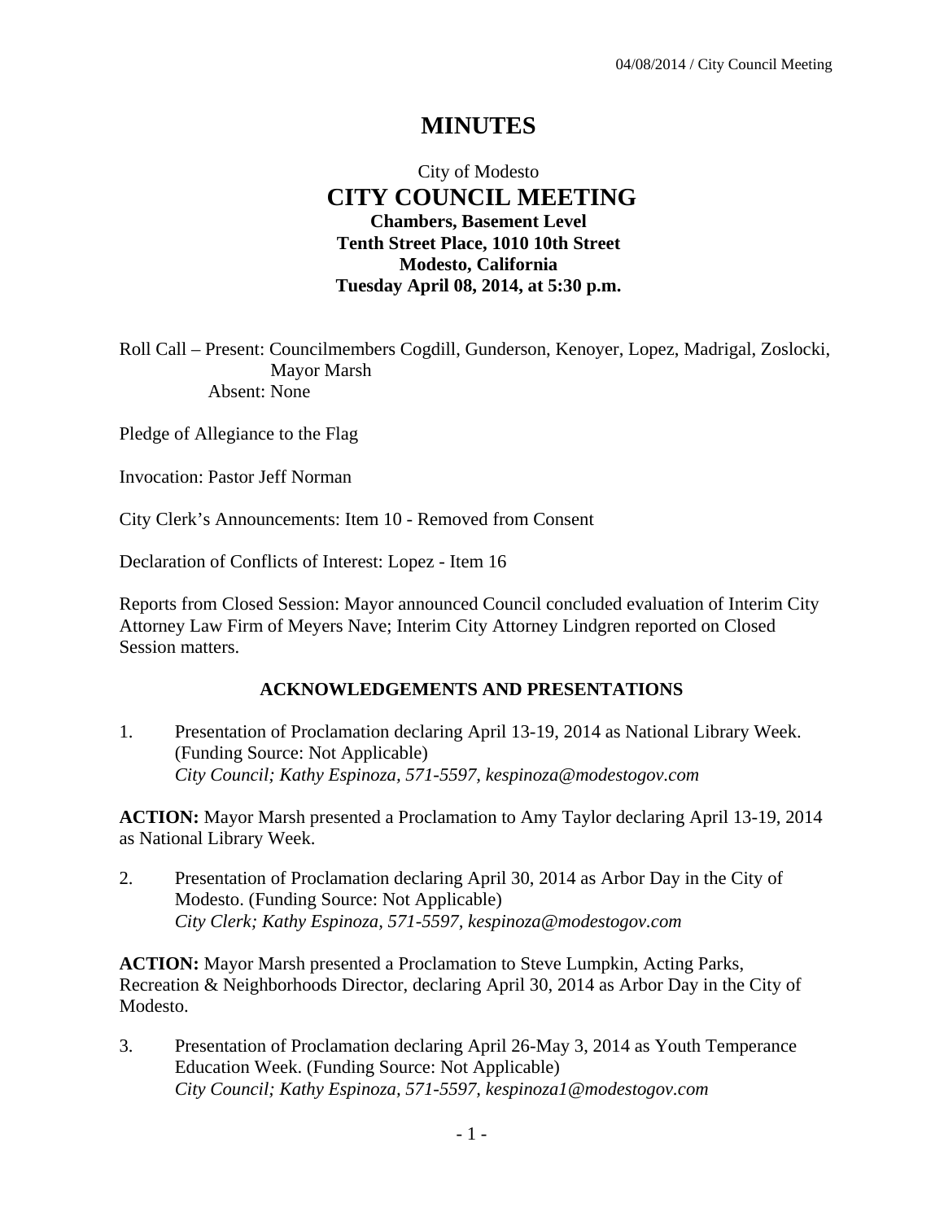# MINUTES

City of Modesto

## CITY COUNCIL MEETING

**Chambers, Basement Level**
**Tenth Street Place, 1010 10th Street**
**Modesto, California**
**Tuesday April 08, 2014, at 5:30 p.m.**

Roll Call – Present: Councilmembers Cogdill, Gunderson, Kenoyer, Lopez, Madrigal, Zoslocki, Mayor Marsh
Absent: None

Pledge of Allegiance to the Flag

Invocation: Pastor Jeff Norman

City Clerk's Announcements: Item 10 - Removed from Consent

Declaration of Conflicts of Interest: Lopez - Item 16

Reports from Closed Session: Mayor announced Council concluded evaluation of Interim City Attorney Law Firm of Meyers Nave; Interim City Attorney Lindgren reported on Closed Session matters.

### ACKNOWLEDGEMENTS AND PRESENTATIONS

1. Presentation of Proclamation declaring April 13-19, 2014 as National Library Week. (Funding Source: Not Applicable)
   *City Council; Kathy Espinoza, 571-5597, kespinoza@modestogov.com*

**ACTION:** Mayor Marsh presented a Proclamation to Amy Taylor declaring April 13-19, 2014 as National Library Week.

2. Presentation of Proclamation declaring April 30, 2014 as Arbor Day in the City of Modesto. (Funding Source: Not Applicable)
   *City Clerk; Kathy Espinoza, 571-5597, kespinoza@modestogov.com*

**ACTION:** Mayor Marsh presented a Proclamation to Steve Lumpkin, Acting Parks, Recreation & Neighborhoods Director, declaring April 30, 2014 as Arbor Day in the City of Modesto.

3. Presentation of Proclamation declaring April 26-May 3, 2014 as Youth Temperance Education Week. (Funding Source: Not Applicable)
   *City Council; Kathy Espinoza, 571-5597, kespinoza1@modestogov.com*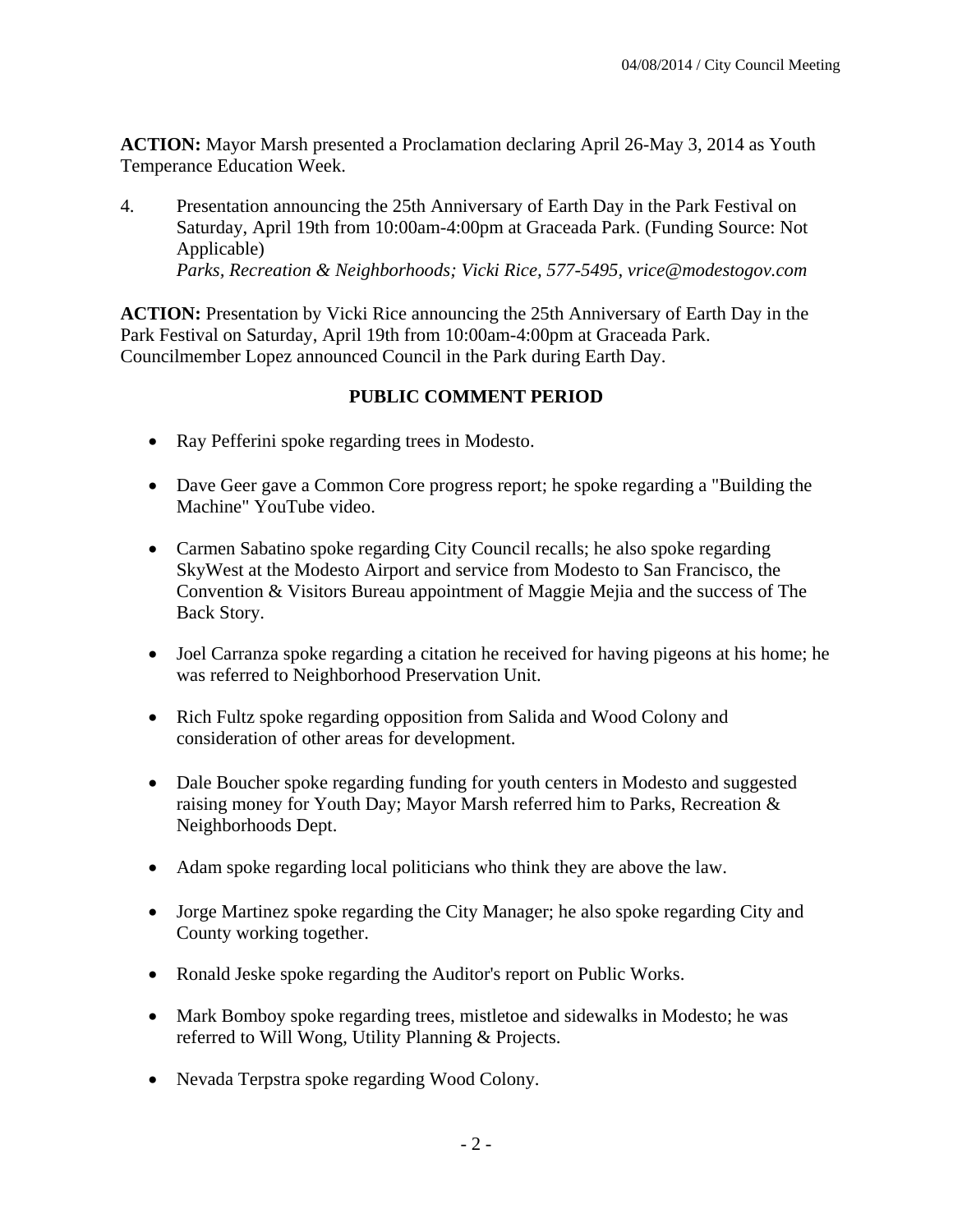**ACTION:** Mayor Marsh presented a Proclamation declaring April 26-May 3, 2014 as Youth Temperance Education Week.

4. Presentation announcing the 25th Anniversary of Earth Day in the Park Festival on Saturday, April 19th from 10:00am-4:00pm at Graceada Park. (Funding Source: Not Applicable)
   *Parks, Recreation & Neighborhoods; Vicki Rice, 577-5495, vrice@modestogov.com*

**ACTION:** Presentation by Vicki Rice announcing the 25th Anniversary of Earth Day in the Park Festival on Saturday, April 19th from 10:00am-4:00pm at Graceada Park. Councilmember Lopez announced Council in the Park during Earth Day.

**PUBLIC COMMENT PERIOD**

- Ray Pefferini spoke regarding trees in Modesto.
- Dave Geer gave a Common Core progress report; he spoke regarding a "Building the Machine" YouTube video.
- Carmen Sabatino spoke regarding City Council recalls; he also spoke regarding SkyWest at the Modesto Airport and service from Modesto to San Francisco, the Convention & Visitors Bureau appointment of Maggie Mejia and the success of The Back Story.
- Joel Carranza spoke regarding a citation he received for having pigeons at his home; he was referred to Neighborhood Preservation Unit.
- Rich Fultz spoke regarding opposition from Salida and Wood Colony and consideration of other areas for development.
- Dale Boucher spoke regarding funding for youth centers in Modesto and suggested raising money for Youth Day; Mayor Marsh referred him to Parks, Recreation & Neighborhoods Dept.
- Adam spoke regarding local politicians who think they are above the law.
- Jorge Martinez spoke regarding the City Manager; he also spoke regarding City and County working together.
- Ronald Jeske spoke regarding the Auditor's report on Public Works.
- Mark Bomboy spoke regarding trees, mistletoe and sidewalks in Modesto; he was referred to Will Wong, Utility Planning & Projects.
- Nevada Terpstra spoke regarding Wood Colony.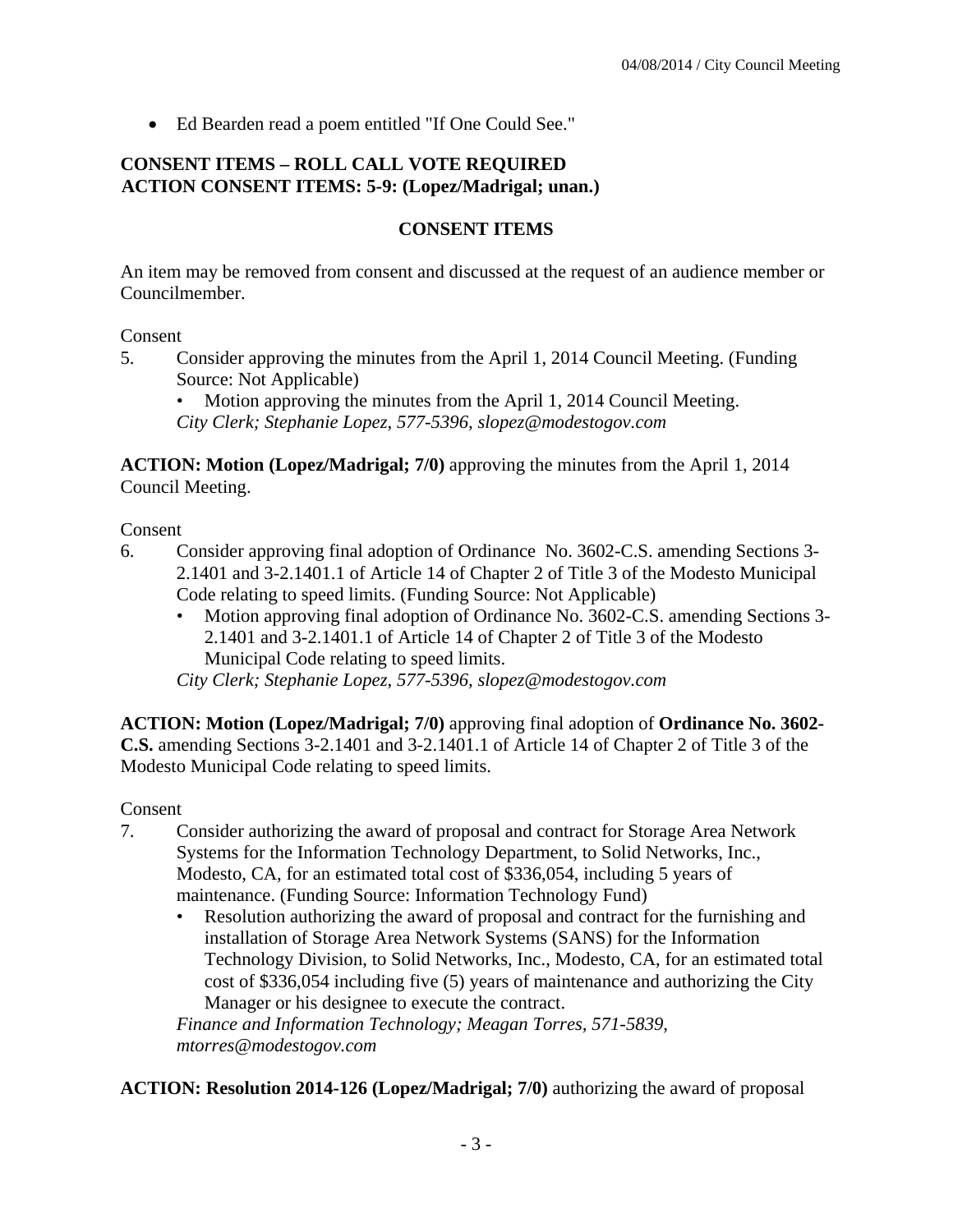- Ed Bearden read a poem entitled "If One Could See."

**CONSENT ITEMS – ROLL CALL VOTE REQUIRED**
**ACTION CONSENT ITEMS: 5-9: (Lopez/Madrigal; unan.)**

**CONSENT ITEMS**

An item may be removed from consent and discussed at the request of an audience member or Councilmember.

Consent

5. Consider approving the minutes from the April 1, 2014 Council Meeting. (Funding Source: Not Applicable)
   - Motion approving the minutes from the April 1, 2014 Council Meeting.

   *City Clerk; Stephanie Lopez, 577-5396, slopez@modestogov.com*

**ACTION: Motion (Lopez/Madrigal; 7/0)** approving the minutes from the April 1, 2014 Council Meeting.

Consent

6. Consider approving final adoption of Ordinance No. 3602-C.S. amending Sections 3-2.1401 and 3-2.1401.1 of Article 14 of Chapter 2 of Title 3 of the Modesto Municipal Code relating to speed limits. (Funding Source: Not Applicable)
   - Motion approving final adoption of Ordinance No. 3602-C.S. amending Sections 3-2.1401 and 3-2.1401.1 of Article 14 of Chapter 2 of Title 3 of the Modesto Municipal Code relating to speed limits.

   *City Clerk; Stephanie Lopez, 577-5396, slopez@modestogov.com*

**ACTION: Motion (Lopez/Madrigal; 7/0)** approving final adoption of **Ordinance No. 3602-C.S.** amending Sections 3-2.1401 and 3-2.1401.1 of Article 14 of Chapter 2 of Title 3 of the Modesto Municipal Code relating to speed limits.

Consent

7. Consider authorizing the award of proposal and contract for Storage Area Network Systems for the Information Technology Department, to Solid Networks, Inc., Modesto, CA, for an estimated total cost of $336,054, including 5 years of maintenance. (Funding Source: Information Technology Fund)
   - Resolution authorizing the award of proposal and contract for the furnishing and installation of Storage Area Network Systems (SANS) for the Information Technology Division, to Solid Networks, Inc., Modesto, CA, for an estimated total cost of $336,054 including five (5) years of maintenance and authorizing the City Manager or his designee to execute the contract.

   *Finance and Information Technology; Meagan Torres, 571-5839, mtorres@modestogov.com*

**ACTION: Resolution 2014-126 (Lopez/Madrigal; 7/0)** authorizing the award of proposal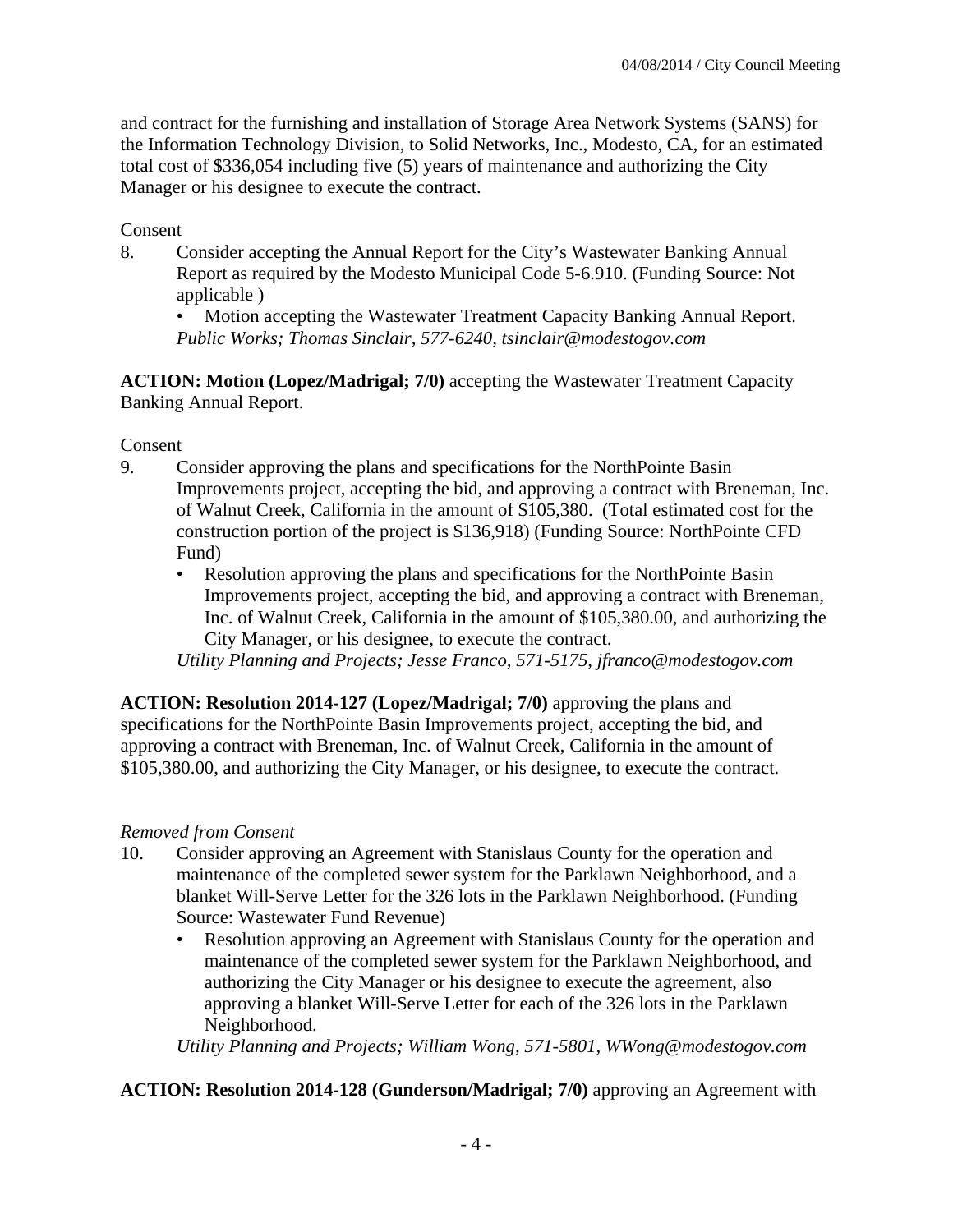and contract for the furnishing and installation of Storage Area Network Systems (SANS) for the Information Technology Division, to Solid Networks, Inc., Modesto, CA, for an estimated total cost of $336,054 including five (5) years of maintenance and authorizing the City Manager or his designee to execute the contract.

Consent

8. Consider accepting the Annual Report for the City's Wastewater Banking Annual Report as required by the Modesto Municipal Code 5-6.910. (Funding Source: Not applicable )
   - Motion accepting the Wastewater Treatment Capacity Banking Annual Report.

   *Public Works; Thomas Sinclair, 577-6240, tsinclair@modestogov.com*

**ACTION: Motion (Lopez/Madrigal; 7/0)** accepting the Wastewater Treatment Capacity Banking Annual Report.

Consent

9. Consider approving the plans and specifications for the NorthPointe Basin Improvements project, accepting the bid, and approving a contract with Breneman, Inc. of Walnut Creek, California in the amount of $105,380. (Total estimated cost for the construction portion of the project is $136,918) (Funding Source: NorthPointe CFD Fund)
   - Resolution approving the plans and specifications for the NorthPointe Basin Improvements project, accepting the bid, and approving a contract with Breneman, Inc. of Walnut Creek, California in the amount of $105,380.00, and authorizing the City Manager, or his designee, to execute the contract.

   *Utility Planning and Projects; Jesse Franco, 571-5175, jfranco@modestogov.com*

**ACTION: Resolution 2014-127 (Lopez/Madrigal; 7/0)** approving the plans and specifications for the NorthPointe Basin Improvements project, accepting the bid, and approving a contract with Breneman, Inc. of Walnut Creek, California in the amount of $105,380.00, and authorizing the City Manager, or his designee, to execute the contract.

*Removed from Consent*

10. Consider approving an Agreement with Stanislaus County for the operation and maintenance of the completed sewer system for the Parklawn Neighborhood, and a blanket Will-Serve Letter for the 326 lots in the Parklawn Neighborhood. (Funding Source: Wastewater Fund Revenue)
    - Resolution approving an Agreement with Stanislaus County for the operation and maintenance of the completed sewer system for the Parklawn Neighborhood, and authorizing the City Manager or his designee to execute the agreement, also approving a blanket Will-Serve Letter for each of the 326 lots in the Parklawn Neighborhood.

    *Utility Planning and Projects; William Wong, 571-5801, WWong@modestogov.com*

**ACTION: Resolution 2014-128 (Gunderson/Madrigal; 7/0)** approving an Agreement with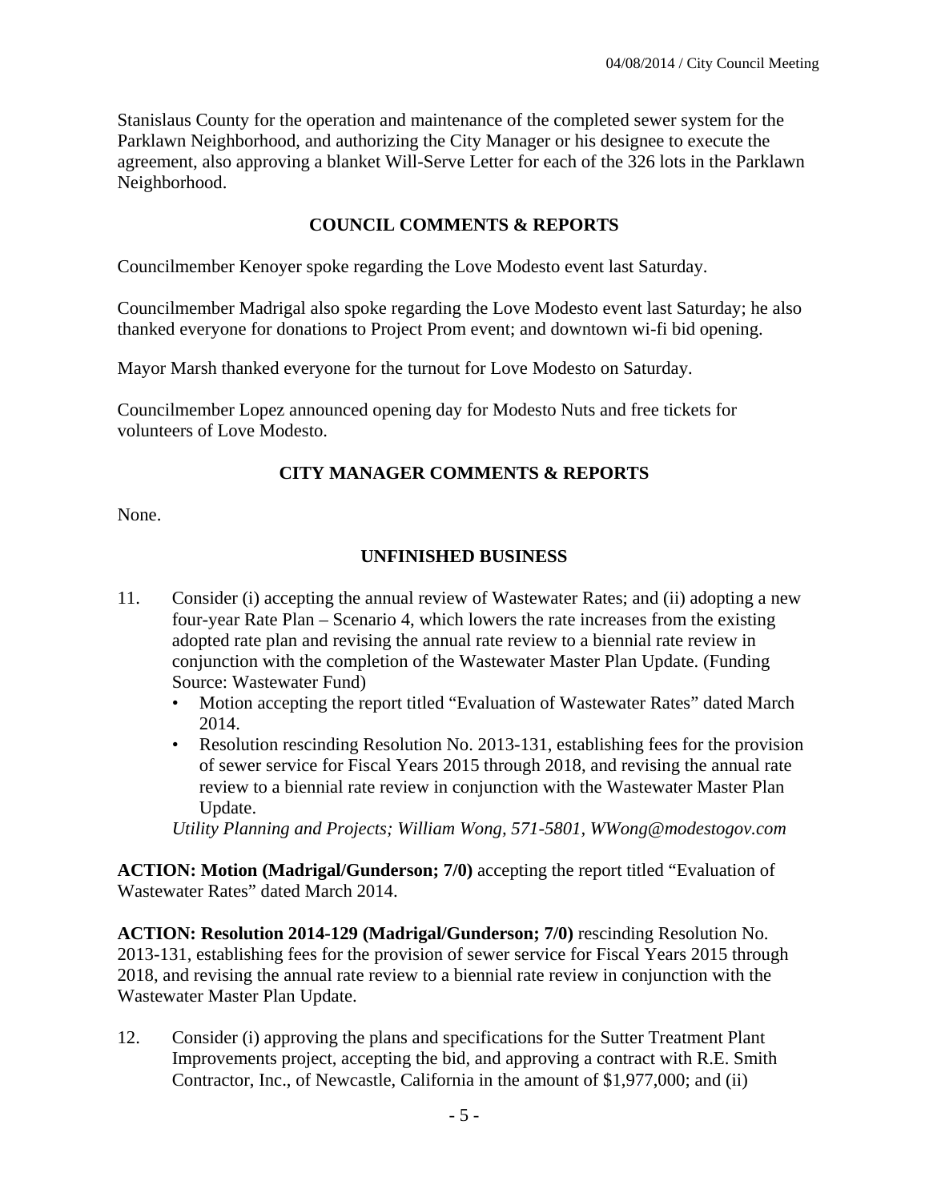Stanislaus County for the operation and maintenance of the completed sewer system for the Parklawn Neighborhood, and authorizing the City Manager or his designee to execute the agreement, also approving a blanket Will-Serve Letter for each of the 326 lots in the Parklawn Neighborhood.

## COUNCIL COMMENTS & REPORTS

Councilmember Kenoyer spoke regarding the Love Modesto event last Saturday.

Councilmember Madrigal also spoke regarding the Love Modesto event last Saturday; he also thanked everyone for donations to Project Prom event; and downtown wi-fi bid opening.

Mayor Marsh thanked everyone for the turnout for Love Modesto on Saturday.

Councilmember Lopez announced opening day for Modesto Nuts and free tickets for volunteers of Love Modesto.

## CITY MANAGER COMMENTS & REPORTS

None.

## UNFINISHED BUSINESS

11. Consider (i) accepting the annual review of Wastewater Rates; and (ii) adopting a new four-year Rate Plan – Scenario 4, which lowers the rate increases from the existing adopted rate plan and revising the annual rate review to a biennial rate review in conjunction with the completion of the Wastewater Master Plan Update. (Funding Source: Wastewater Fund)
    - Motion accepting the report titled "Evaluation of Wastewater Rates" dated March 2014.
    - Resolution rescinding Resolution No. 2013-131, establishing fees for the provision of sewer service for Fiscal Years 2015 through 2018, and revising the annual rate review to a biennial rate review in conjunction with the Wastewater Master Plan Update.

    *Utility Planning and Projects; William Wong, 571-5801, WWong@modestogov.com*

**ACTION: Motion (Madrigal/Gunderson; 7/0)** accepting the report titled "Evaluation of Wastewater Rates" dated March 2014.

**ACTION: Resolution 2014-129 (Madrigal/Gunderson; 7/0)** rescinding Resolution No. 2013-131, establishing fees for the provision of sewer service for Fiscal Years 2015 through 2018, and revising the annual rate review to a biennial rate review in conjunction with the Wastewater Master Plan Update.

12. Consider (i) approving the plans and specifications for the Sutter Treatment Plant Improvements project, accepting the bid, and approving a contract with R.E. Smith Contractor, Inc., of Newcastle, California in the amount of $1,977,000; and (ii)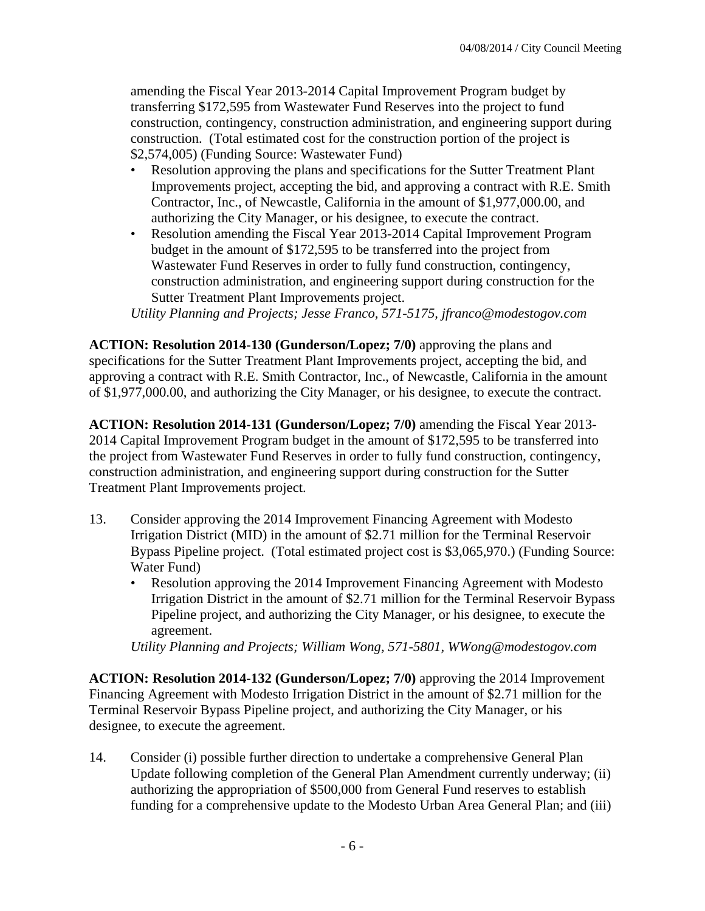amending the Fiscal Year 2013-2014 Capital Improvement Program budget by transferring $172,595 from Wastewater Fund Reserves into the project to fund construction, contingency, construction administration, and engineering support during construction. (Total estimated cost for the construction portion of the project is $2,574,005) (Funding Source: Wastewater Fund)

- Resolution approving the plans and specifications for the Sutter Treatment Plant Improvements project, accepting the bid, and approving a contract with R.E. Smith Contractor, Inc., of Newcastle, California in the amount of $1,977,000.00, and authorizing the City Manager, or his designee, to execute the contract.
- Resolution amending the Fiscal Year 2013-2014 Capital Improvement Program budget in the amount of $172,595 to be transferred into the project from Wastewater Fund Reserves in order to fully fund construction, contingency, construction administration, and engineering support during construction for the Sutter Treatment Plant Improvements project.

*Utility Planning and Projects; Jesse Franco, 571-5175, jfranco@modestogov.com*

**ACTION: Resolution 2014-130 (Gunderson/Lopez; 7/0)** approving the plans and specifications for the Sutter Treatment Plant Improvements project, accepting the bid, and approving a contract with R.E. Smith Contractor, Inc., of Newcastle, California in the amount of $1,977,000.00, and authorizing the City Manager, or his designee, to execute the contract.

**ACTION: Resolution 2014-131 (Gunderson/Lopez; 7/0)** amending the Fiscal Year 2013-2014 Capital Improvement Program budget in the amount of $172,595 to be transferred into the project from Wastewater Fund Reserves in order to fully fund construction, contingency, construction administration, and engineering support during construction for the Sutter Treatment Plant Improvements project.

13. Consider approving the 2014 Improvement Financing Agreement with Modesto Irrigation District (MID) in the amount of $2.71 million for the Terminal Reservoir Bypass Pipeline project. (Total estimated project cost is $3,065,970.) (Funding Source: Water Fund)

    - Resolution approving the 2014 Improvement Financing Agreement with Modesto Irrigation District in the amount of $2.71 million for the Terminal Reservoir Bypass Pipeline project, and authorizing the City Manager, or his designee, to execute the agreement.

    *Utility Planning and Projects; William Wong, 571-5801, WWong@modestogov.com*

**ACTION: Resolution 2014-132 (Gunderson/Lopez; 7/0)** approving the 2014 Improvement Financing Agreement with Modesto Irrigation District in the amount of $2.71 million for the Terminal Reservoir Bypass Pipeline project, and authorizing the City Manager, or his designee, to execute the agreement.

14. Consider (i) possible further direction to undertake a comprehensive General Plan Update following completion of the General Plan Amendment currently underway; (ii) authorizing the appropriation of $500,000 from General Fund reserves to establish funding for a comprehensive update to the Modesto Urban Area General Plan; and (iii)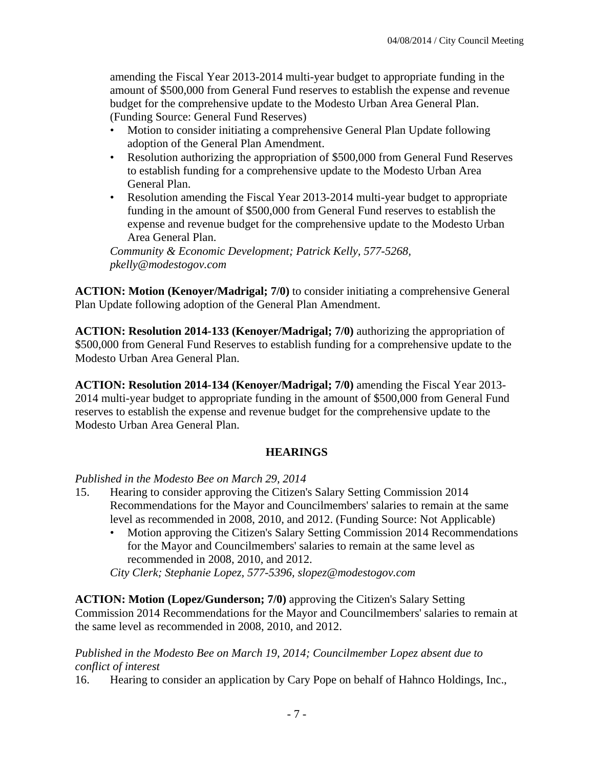amending the Fiscal Year 2013-2014 multi-year budget to appropriate funding in the amount of $500,000 from General Fund reserves to establish the expense and revenue budget for the comprehensive update to the Modesto Urban Area General Plan. (Funding Source: General Fund Reserves)

- Motion to consider initiating a comprehensive General Plan Update following adoption of the General Plan Amendment.
- Resolution authorizing the appropriation of $500,000 from General Fund Reserves to establish funding for a comprehensive update to the Modesto Urban Area General Plan.
- Resolution amending the Fiscal Year 2013-2014 multi-year budget to appropriate funding in the amount of $500,000 from General Fund reserves to establish the expense and revenue budget for the comprehensive update to the Modesto Urban Area General Plan.

*Community & Economic Development; Patrick Kelly, 577-5268, pkelly@modestogov.com*

**ACTION: Motion (Kenoyer/Madrigal; 7/0)** to consider initiating a comprehensive General Plan Update following adoption of the General Plan Amendment.

**ACTION: Resolution 2014-133 (Kenoyer/Madrigal; 7/0)** authorizing the appropriation of $500,000 from General Fund Reserves to establish funding for a comprehensive update to the Modesto Urban Area General Plan.

**ACTION: Resolution 2014-134 (Kenoyer/Madrigal; 7/0)** amending the Fiscal Year 2013-2014 multi-year budget to appropriate funding in the amount of $500,000 from General Fund reserves to establish the expense and revenue budget for the comprehensive update to the Modesto Urban Area General Plan.

## HEARINGS

*Published in the Modesto Bee on March 29, 2014*

15. Hearing to consider approving the Citizen's Salary Setting Commission 2014 Recommendations for the Mayor and Councilmembers' salaries to remain at the same level as recommended in 2008, 2010, and 2012. (Funding Source: Not Applicable)
    - Motion approving the Citizen's Salary Setting Commission 2014 Recommendations for the Mayor and Councilmembers' salaries to remain at the same level as recommended in 2008, 2010, and 2012.

    *City Clerk; Stephanie Lopez, 577-5396, slopez@modestogov.com*

**ACTION: Motion (Lopez/Gunderson; 7/0)** approving the Citizen's Salary Setting Commission 2014 Recommendations for the Mayor and Councilmembers' salaries to remain at the same level as recommended in 2008, 2010, and 2012.

*Published in the Modesto Bee on March 19, 2014; Councilmember Lopez absent due to conflict of interest*

16. Hearing to consider an application by Cary Pope on behalf of Hahnco Holdings, Inc.,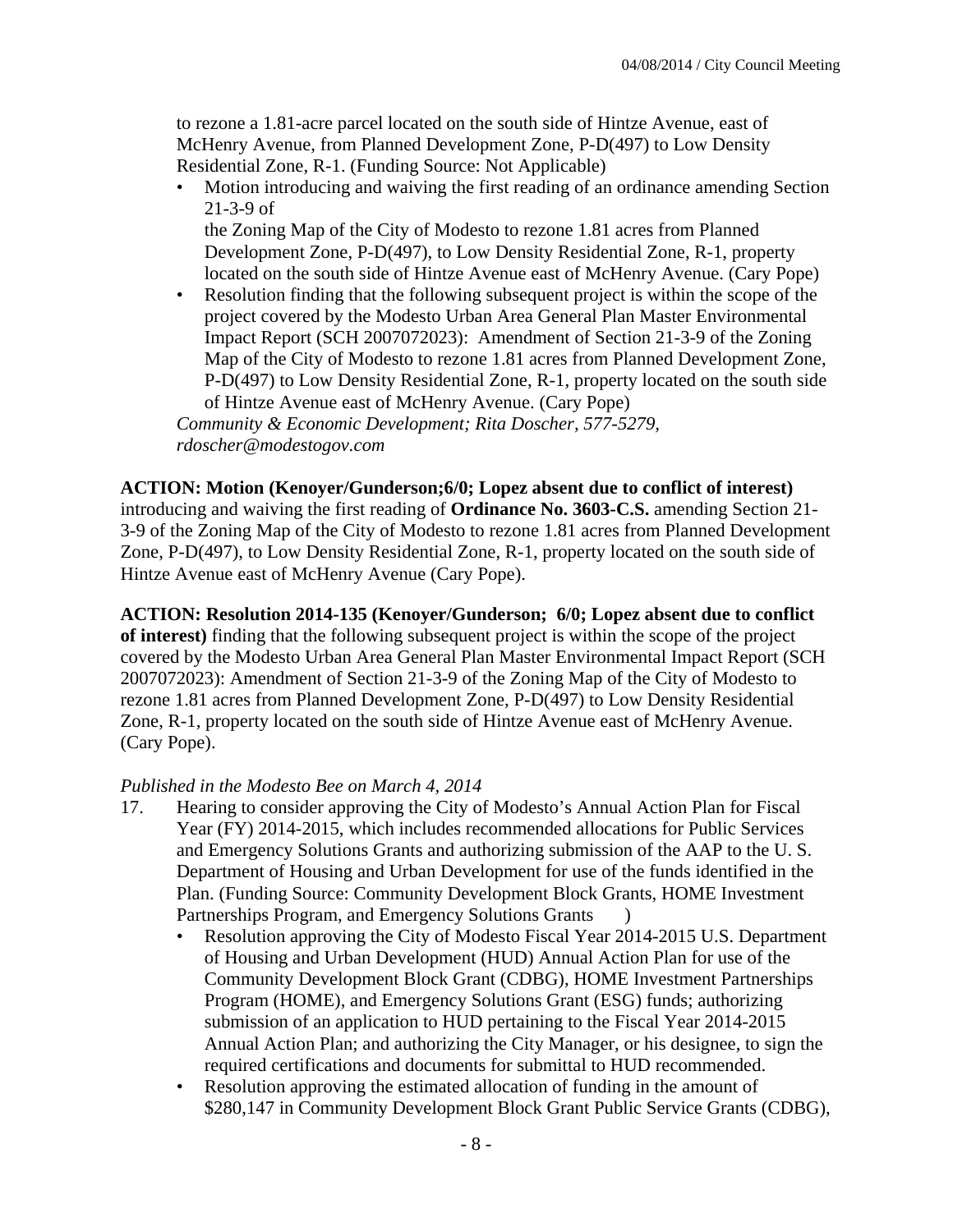to rezone a 1.81-acre parcel located on the south side of Hintze Avenue, east of McHenry Avenue, from Planned Development Zone, P-D(497) to Low Density Residential Zone, R-1. (Funding Source: Not Applicable)

- Motion introducing and waiving the first reading of an ordinance amending Section 21-3-9 of
  the Zoning Map of the City of Modesto to rezone 1.81 acres from Planned Development Zone, P-D(497), to Low Density Residential Zone, R-1, property located on the south side of Hintze Avenue east of McHenry Avenue. (Cary Pope)
- Resolution finding that the following subsequent project is within the scope of the project covered by the Modesto Urban Area General Plan Master Environmental Impact Report (SCH 2007072023): Amendment of Section 21-3-9 of the Zoning Map of the City of Modesto to rezone 1.81 acres from Planned Development Zone, P-D(497) to Low Density Residential Zone, R-1, property located on the south side of Hintze Avenue east of McHenry Avenue. (Cary Pope)

*Community & Economic Development; Rita Doscher, 577-5279, rdoscher@modestogov.com*

**ACTION: Motion (Kenoyer/Gunderson;6/0; Lopez absent due to conflict of interest)** introducing and waiving the first reading of **Ordinance No. 3603-C.S.** amending Section 21-3-9 of the Zoning Map of the City of Modesto to rezone 1.81 acres from Planned Development Zone, P-D(497), to Low Density Residential Zone, R-1, property located on the south side of Hintze Avenue east of McHenry Avenue (Cary Pope).

**ACTION: Resolution 2014-135 (Kenoyer/Gunderson; 6/0; Lopez absent due to conflict of interest)** finding that the following subsequent project is within the scope of the project covered by the Modesto Urban Area General Plan Master Environmental Impact Report (SCH 2007072023): Amendment of Section 21-3-9 of the Zoning Map of the City of Modesto to rezone 1.81 acres from Planned Development Zone, P-D(497) to Low Density Residential Zone, R-1, property located on the south side of Hintze Avenue east of McHenry Avenue. (Cary Pope).

*Published in the Modesto Bee on March 4, 2014*

17. Hearing to consider approving the City of Modesto's Annual Action Plan for Fiscal Year (FY) 2014-2015, which includes recommended allocations for Public Services and Emergency Solutions Grants and authorizing submission of the AAP to the U. S. Department of Housing and Urban Development for use of the funds identified in the Plan. (Funding Source: Community Development Block Grants, HOME Investment Partnerships Program, and Emergency Solutions Grants )
    - Resolution approving the City of Modesto Fiscal Year 2014-2015 U.S. Department of Housing and Urban Development (HUD) Annual Action Plan for use of the Community Development Block Grant (CDBG), HOME Investment Partnerships Program (HOME), and Emergency Solutions Grant (ESG) funds; authorizing submission of an application to HUD pertaining to the Fiscal Year 2014-2015 Annual Action Plan; and authorizing the City Manager, or his designee, to sign the required certifications and documents for submittal to HUD recommended.
    - Resolution approving the estimated allocation of funding in the amount of $280,147 in Community Development Block Grant Public Service Grants (CDBG),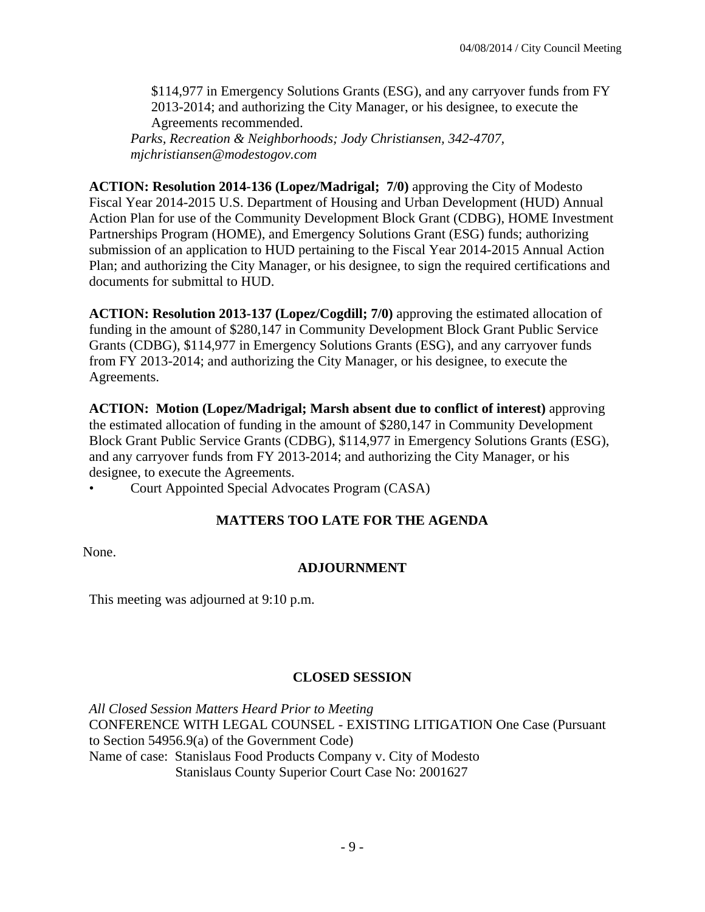$114,977 in Emergency Solutions Grants (ESG), and any carryover funds from FY 2013-2014; and authorizing the City Manager, or his designee, to execute the Agreements recommended.

*Parks, Recreation & Neighborhoods; Jody Christiansen, 342-4707, mjchristiansen@modestogov.com*

**ACTION: Resolution 2014-136 (Lopez/Madrigal; 7/0)** approving the City of Modesto Fiscal Year 2014-2015 U.S. Department of Housing and Urban Development (HUD) Annual Action Plan for use of the Community Development Block Grant (CDBG), HOME Investment Partnerships Program (HOME), and Emergency Solutions Grant (ESG) funds; authorizing submission of an application to HUD pertaining to the Fiscal Year 2014-2015 Annual Action Plan; and authorizing the City Manager, or his designee, to sign the required certifications and documents for submittal to HUD.

**ACTION: Resolution 2013-137 (Lopez/Cogdill; 7/0)** approving the estimated allocation of funding in the amount of $280,147 in Community Development Block Grant Public Service Grants (CDBG), $114,977 in Emergency Solutions Grants (ESG), and any carryover funds from FY 2013-2014; and authorizing the City Manager, or his designee, to execute the Agreements.

**ACTION: Motion (Lopez/Madrigal; Marsh absent due to conflict of interest)** approving the estimated allocation of funding in the amount of $280,147 in Community Development Block Grant Public Service Grants (CDBG), $114,977 in Emergency Solutions Grants (ESG), and any carryover funds from FY 2013-2014; and authorizing the City Manager, or his designee, to execute the Agreements.

- Court Appointed Special Advocates Program (CASA)

## MATTERS TOO LATE FOR THE AGENDA

None.

## ADJOURNMENT

This meeting was adjourned at 9:10 p.m.

## CLOSED SESSION

*All Closed Session Matters Heard Prior to Meeting*

CONFERENCE WITH LEGAL COUNSEL - EXISTING LITIGATION One Case (Pursuant to Section 54956.9(a) of the Government Code)

Name of case: Stanislaus Food Products Company v. City of Modesto
Stanislaus County Superior Court Case No: 2001627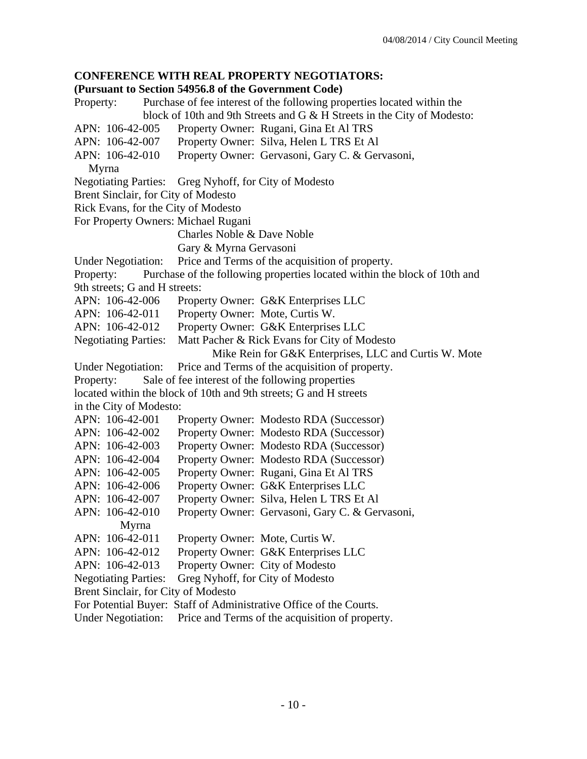**CONFERENCE WITH REAL PROPERTY NEGOTIATORS:**
**(Pursuant to Section 54956.8 of the Government Code)**

Property: Purchase of fee interest of the following properties located within the block of 10th and 9th Streets and G & H Streets in the City of Modesto:

APN: 106-42-005 Property Owner: Rugani, Gina Et Al TRS
APN: 106-42-007 Property Owner: Silva, Helen L TRS Et Al
APN: 106-42-010 Property Owner: Gervasoni, Gary C. & Gervasoni, Myrna

Negotiating Parties: Greg Nyhoff, for City of Modesto
Brent Sinclair, for City of Modesto
Rick Evans, for the City of Modesto
For Property Owners: Michael Rugani
Charles Noble & Dave Noble
Gary & Myrna Gervasoni

Under Negotiation: Price and Terms of the acquisition of property.

Property: Purchase of the following properties located within the block of 10th and 9th streets; G and H streets:

APN: 106-42-006 Property Owner: G&K Enterprises LLC
APN: 106-42-011 Property Owner: Mote, Curtis W.
APN: 106-42-012 Property Owner: G&K Enterprises LLC

Negotiating Parties: Matt Pacher & Rick Evans for City of Modesto
Mike Rein for G&K Enterprises, LLC and Curtis W. Mote

Under Negotiation: Price and Terms of the acquisition of property.

Property: Sale of fee interest of the following properties located within the block of 10th and 9th streets; G and H streets in the City of Modesto:

APN: 106-42-001 Property Owner: Modesto RDA (Successor)
APN: 106-42-002 Property Owner: Modesto RDA (Successor)
APN: 106-42-003 Property Owner: Modesto RDA (Successor)
APN: 106-42-004 Property Owner: Modesto RDA (Successor)
APN: 106-42-005 Property Owner: Rugani, Gina Et Al TRS
APN: 106-42-006 Property Owner: G&K Enterprises LLC
APN: 106-42-007 Property Owner: Silva, Helen L TRS Et Al
APN: 106-42-010 Property Owner: Gervasoni, Gary C. & Gervasoni, Myrna
APN: 106-42-011 Property Owner: Mote, Curtis W.
APN: 106-42-012 Property Owner: G&K Enterprises LLC
APN: 106-42-013 Property Owner: City of Modesto

Negotiating Parties: Greg Nyhoff, for City of Modesto
Brent Sinclair, for City of Modesto
For Potential Buyer: Staff of Administrative Office of the Courts.

Under Negotiation: Price and Terms of the acquisition of property.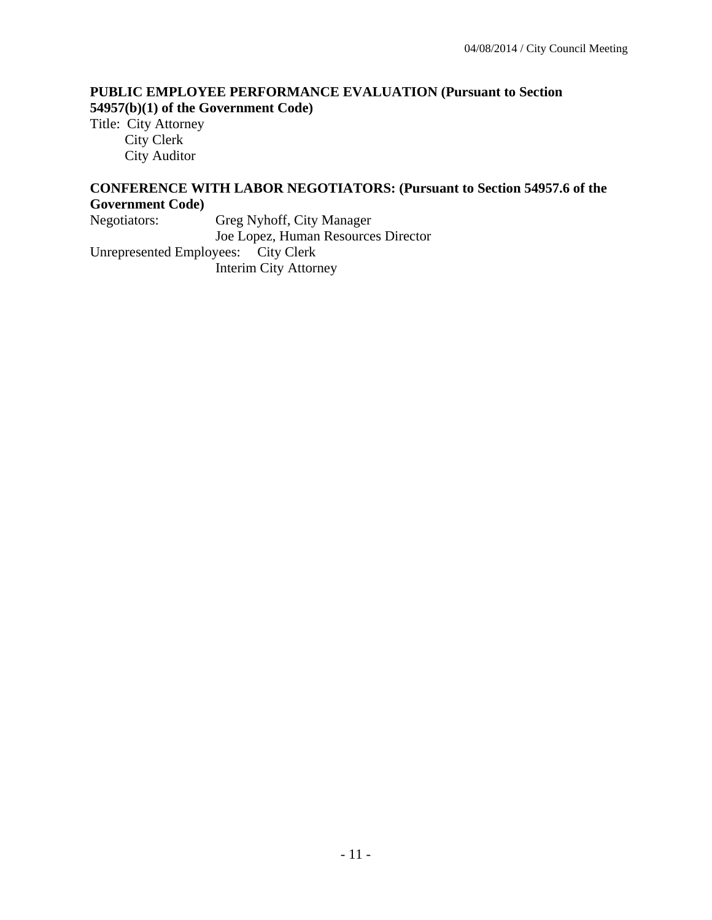**PUBLIC EMPLOYEE PERFORMANCE EVALUATION (Pursuant to Section 54957(b)(1) of the Government Code)**

Title: City Attorney
City Clerk
City Auditor

**CONFERENCE WITH LABOR NEGOTIATORS: (Pursuant to Section 54957.6 of the Government Code)**

Negotiators: Greg Nyhoff, City Manager
Joe Lopez, Human Resources Director

Unrepresented Employees: City Clerk
Interim City Attorney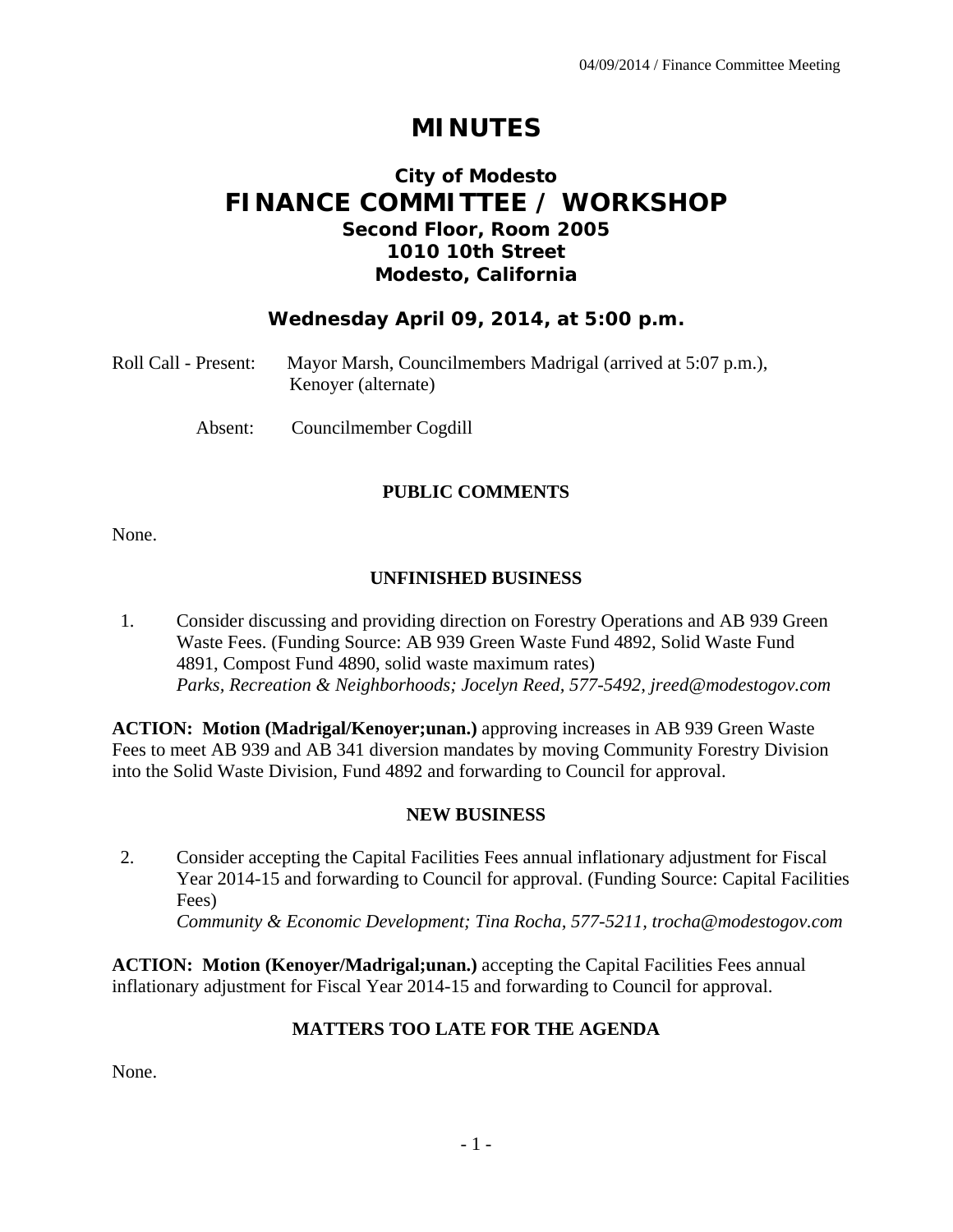# MINUTES

## City of Modesto
## FINANCE COMMITTEE / WORKSHOP
### Second Floor, Room 2005
### 1010 10th Street
### Modesto, California

**Wednesday April 09, 2014, at 5:00 p.m.**

Roll Call - Present: Mayor Marsh, Councilmembers Madrigal (arrived at 5:07 p.m.), Kenoyer (alternate)

Absent: Councilmember Cogdill

**PUBLIC COMMENTS**

None.

**UNFINISHED BUSINESS**

1. Consider discussing and providing direction on Forestry Operations and AB 939 Green Waste Fees. (Funding Source: AB 939 Green Waste Fund 4892, Solid Waste Fund 4891, Compost Fund 4890, solid waste maximum rates)
*Parks, Recreation & Neighborhoods; Jocelyn Reed, 577-5492, jreed@modestogov.com*

**ACTION: Motion (Madrigal/Kenoyer;unan.)** approving increases in AB 939 Green Waste Fees to meet AB 939 and AB 341 diversion mandates by moving Community Forestry Division into the Solid Waste Division, Fund 4892 and forwarding to Council for approval.

**NEW BUSINESS**

2. Consider accepting the Capital Facilities Fees annual inflationary adjustment for Fiscal Year 2014-15 and forwarding to Council for approval. (Funding Source: Capital Facilities Fees)
*Community & Economic Development; Tina Rocha, 577-5211, trocha@modestogov.com*

**ACTION: Motion (Kenoyer/Madrigal;unan.)** accepting the Capital Facilities Fees annual inflationary adjustment for Fiscal Year 2014-15 and forwarding to Council for approval.

**MATTERS TOO LATE FOR THE AGENDA**

None.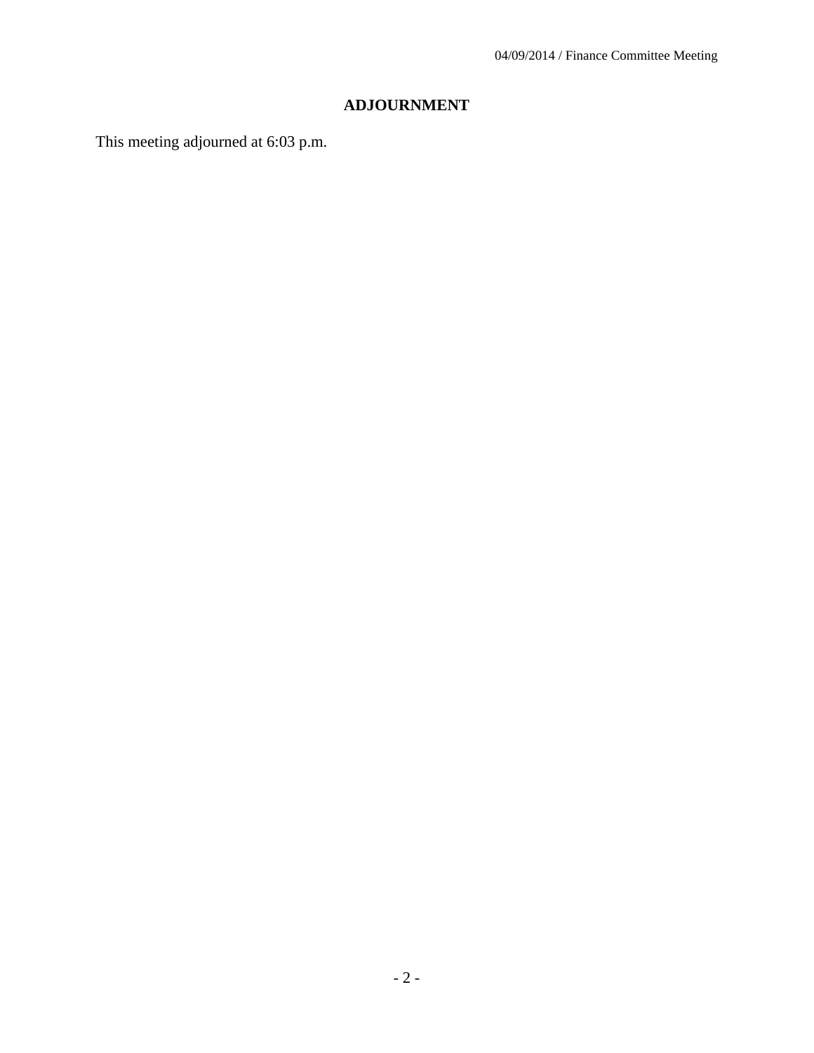## ADJOURNMENT

This meeting adjourned at 6:03 p.m.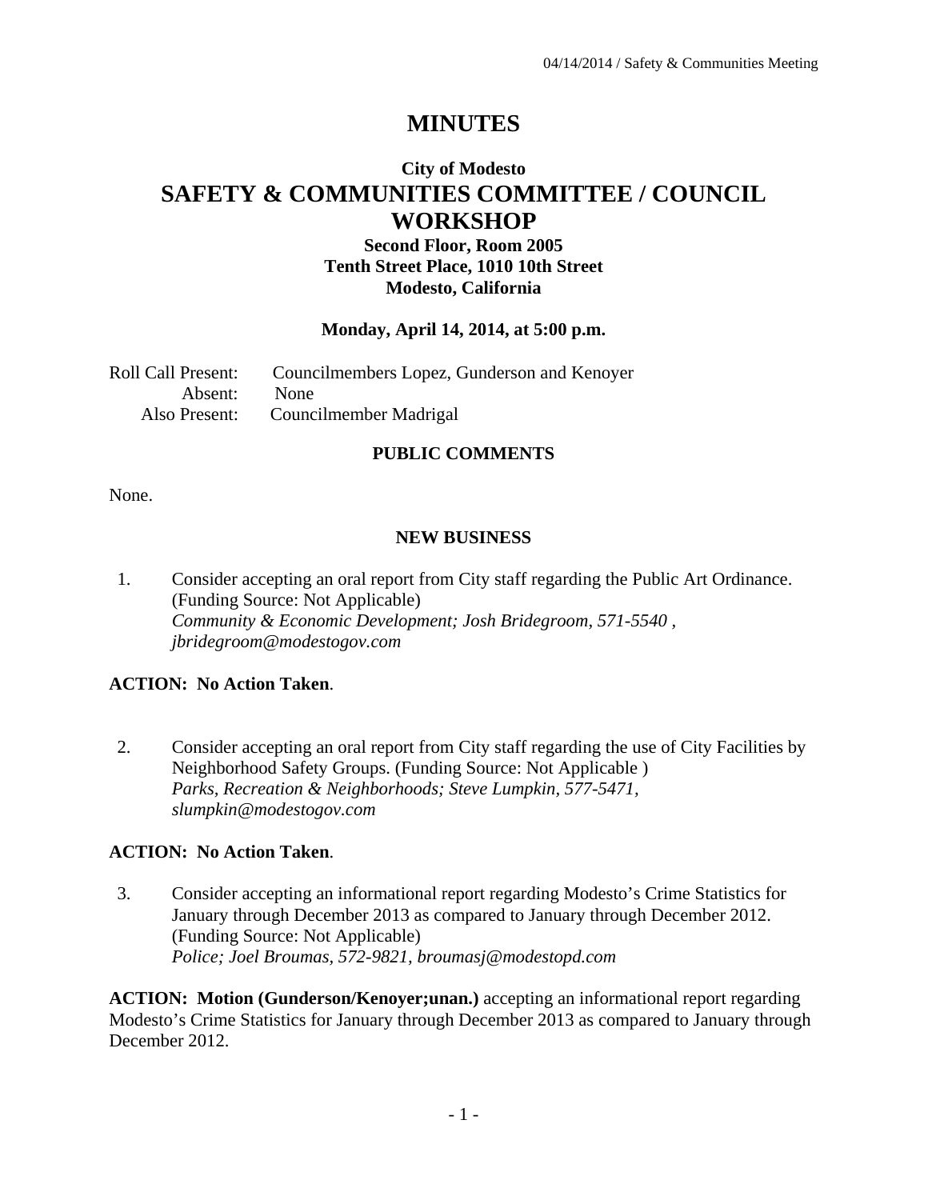# MINUTES

**City of Modesto**

## SAFETY & COMMUNITIES COMMITTEE / COUNCIL WORKSHOP

**Second Floor, Room 2005**
**Tenth Street Place, 1010 10th Street**
**Modesto, California**

**Monday, April 14, 2014, at 5:00 p.m.**

Roll Call Present: Councilmembers Lopez, Gunderson and Kenoyer
Absent: None
Also Present: Councilmember Madrigal

### PUBLIC COMMENTS

None.

### NEW BUSINESS

1. Consider accepting an oral report from City staff regarding the Public Art Ordinance. (Funding Source: Not Applicable)
   *Community & Economic Development; Josh Bridegroom, 571-5540 , jbridegroom@modestogov.com*

**ACTION: No Action Taken**.

2. Consider accepting an oral report from City staff regarding the use of City Facilities by Neighborhood Safety Groups. (Funding Source: Not Applicable )
   *Parks, Recreation & Neighborhoods; Steve Lumpkin, 577-5471, slumpkin@modestogov.com*

**ACTION: No Action Taken**.

3. Consider accepting an informational report regarding Modesto's Crime Statistics for January through December 2013 as compared to January through December 2012. (Funding Source: Not Applicable)
   *Police; Joel Broumas, 572-9821, broumasj@modestopd.com*

**ACTION: Motion (Gunderson/Kenoyer;unan.)** accepting an informational report regarding Modesto's Crime Statistics for January through December 2013 as compared to January through December 2012.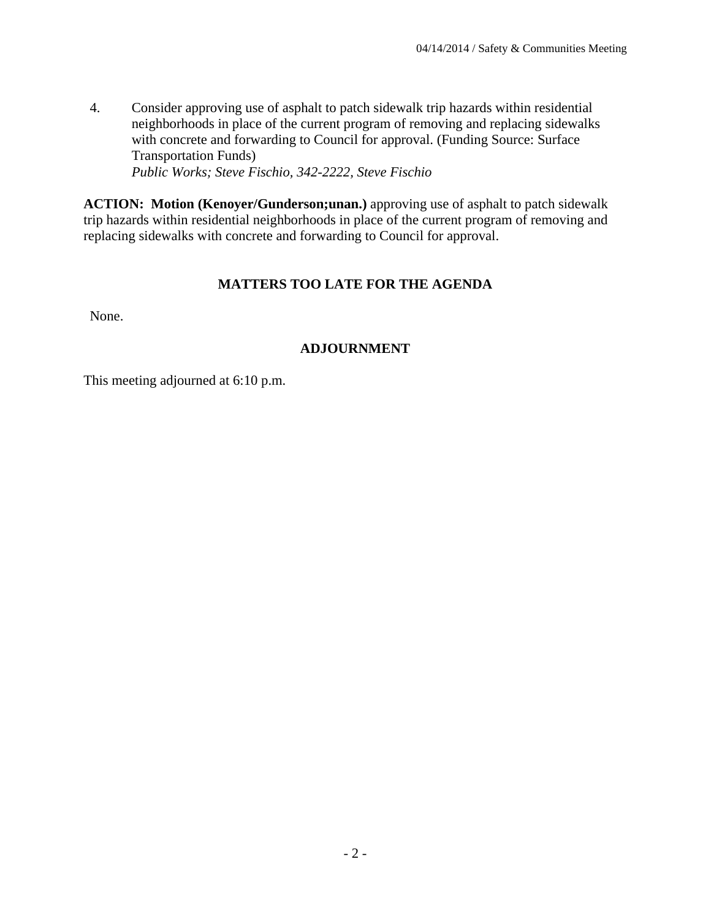4. Consider approving use of asphalt to patch sidewalk trip hazards within residential neighborhoods in place of the current program of removing and replacing sidewalks with concrete and forwarding to Council for approval. (Funding Source: Surface Transportation Funds)
   *Public Works; Steve Fischio, 342-2222, Steve Fischio*

**ACTION: Motion (Kenoyer/Gunderson;unan.)** approving use of asphalt to patch sidewalk trip hazards within residential neighborhoods in place of the current program of removing and replacing sidewalks with concrete and forwarding to Council for approval.

## MATTERS TOO LATE FOR THE AGENDA

None.

## ADJOURNMENT

This meeting adjourned at 6:10 p.m.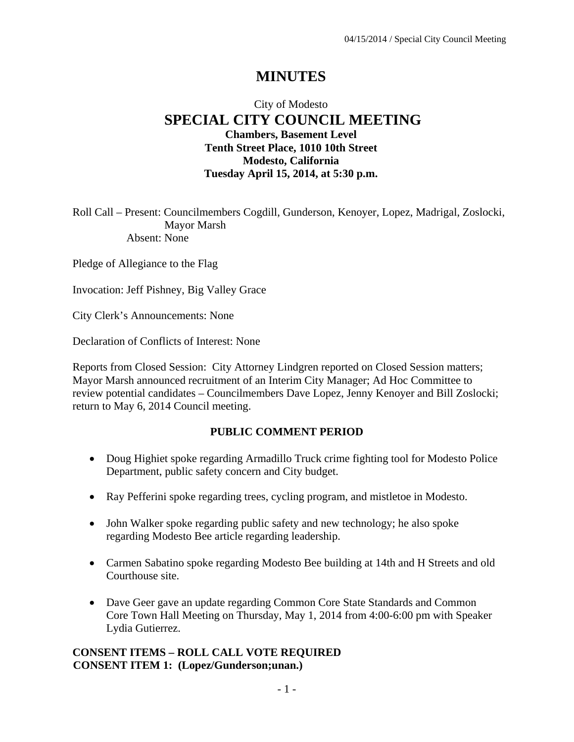# MINUTES

City of Modesto

## SPECIAL CITY COUNCIL MEETING

**Chambers, Basement Level**
**Tenth Street Place, 1010 10th Street**
**Modesto, California**
**Tuesday April 15, 2014, at 5:30 p.m.**

Roll Call – Present: Councilmembers Cogdill, Gunderson, Kenoyer, Lopez, Madrigal, Zoslocki, Mayor Marsh
Absent: None

Pledge of Allegiance to the Flag

Invocation: Jeff Pishney, Big Valley Grace

City Clerk's Announcements: None

Declaration of Conflicts of Interest: None

Reports from Closed Session: City Attorney Lindgren reported on Closed Session matters; Mayor Marsh announced recruitment of an Interim City Manager; Ad Hoc Committee to review potential candidates – Councilmembers Dave Lopez, Jenny Kenoyer and Bill Zoslocki; return to May 6, 2014 Council meeting.

### PUBLIC COMMENT PERIOD

- Doug Highiet spoke regarding Armadillo Truck crime fighting tool for Modesto Police Department, public safety concern and City budget.
- Ray Pefferini spoke regarding trees, cycling program, and mistletoe in Modesto.
- John Walker spoke regarding public safety and new technology; he also spoke regarding Modesto Bee article regarding leadership.
- Carmen Sabatino spoke regarding Modesto Bee building at 14th and H Streets and old Courthouse site.
- Dave Geer gave an update regarding Common Core State Standards and Common Core Town Hall Meeting on Thursday, May 1, 2014 from 4:00-6:00 pm with Speaker Lydia Gutierrez.

**CONSENT ITEMS – ROLL CALL VOTE REQUIRED**
**CONSENT ITEM 1: (Lopez/Gunderson;unan.)**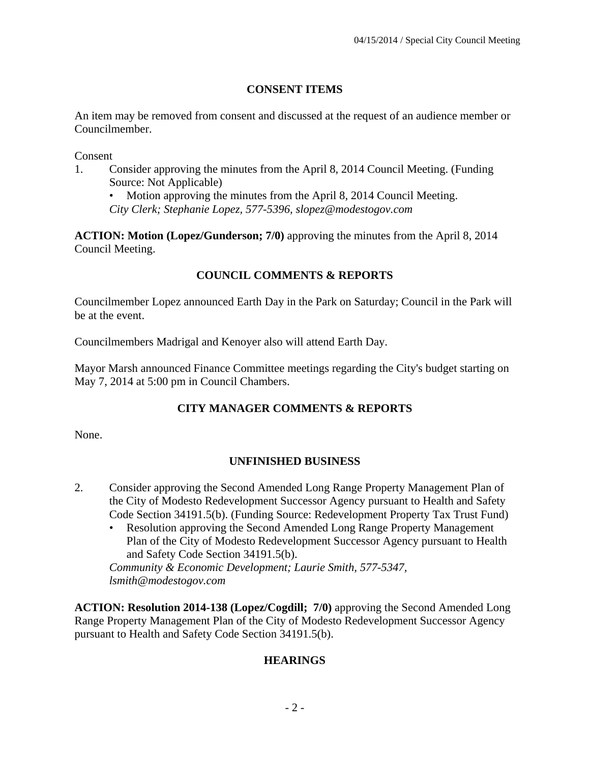## CONSENT ITEMS

An item may be removed from consent and discussed at the request of an audience member or Councilmember.

Consent

1. Consider approving the minutes from the April 8, 2014 Council Meeting. (Funding Source: Not Applicable)
   - Motion approving the minutes from the April 8, 2014 Council Meeting.

   *City Clerk; Stephanie Lopez, 577-5396, slopez@modestogov.com*

**ACTION: Motion (Lopez/Gunderson; 7/0)** approving the minutes from the April 8, 2014 Council Meeting.

## COUNCIL COMMENTS & REPORTS

Councilmember Lopez announced Earth Day in the Park on Saturday; Council in the Park will be at the event.

Councilmembers Madrigal and Kenoyer also will attend Earth Day.

Mayor Marsh announced Finance Committee meetings regarding the City's budget starting on May 7, 2014 at 5:00 pm in Council Chambers.

## CITY MANAGER COMMENTS & REPORTS

None.

## UNFINISHED BUSINESS

2. Consider approving the Second Amended Long Range Property Management Plan of the City of Modesto Redevelopment Successor Agency pursuant to Health and Safety Code Section 34191.5(b). (Funding Source: Redevelopment Property Tax Trust Fund)
   - Resolution approving the Second Amended Long Range Property Management Plan of the City of Modesto Redevelopment Successor Agency pursuant to Health and Safety Code Section 34191.5(b).

   *Community & Economic Development; Laurie Smith, 577-5347, lsmith@modestogov.com*

**ACTION: Resolution 2014-138 (Lopez/Cogdill; 7/0)** approving the Second Amended Long Range Property Management Plan of the City of Modesto Redevelopment Successor Agency pursuant to Health and Safety Code Section 34191.5(b).

## HEARINGS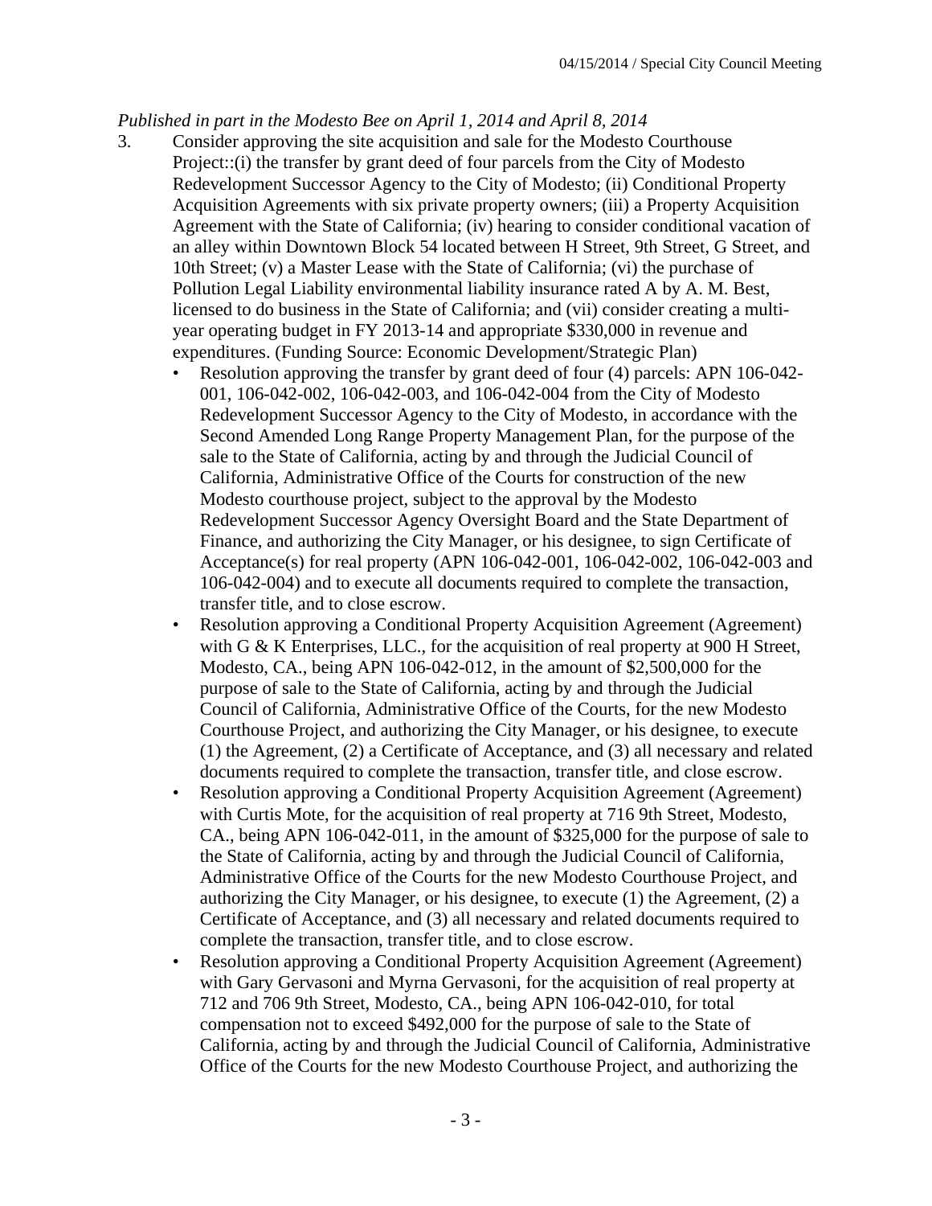*Published in part in the Modesto Bee on April 1, 2014 and April 8, 2014*

3. Consider approving the site acquisition and sale for the Modesto Courthouse Project::(i) the transfer by grant deed of four parcels from the City of Modesto Redevelopment Successor Agency to the City of Modesto; (ii) Conditional Property Acquisition Agreements with six private property owners; (iii) a Property Acquisition Agreement with the State of California; (iv) hearing to consider conditional vacation of an alley within Downtown Block 54 located between H Street, 9th Street, G Street, and 10th Street; (v) a Master Lease with the State of California; (vi) the purchase of Pollution Legal Liability environmental liability insurance rated A by A. M. Best, licensed to do business in the State of California; and (vii) consider creating a multi-year operating budget in FY 2013-14 and appropriate $330,000 in revenue and expenditures. (Funding Source: Economic Development/Strategic Plan)
   - Resolution approving the transfer by grant deed of four (4) parcels: APN 106-042-001, 106-042-002, 106-042-003, and 106-042-004 from the City of Modesto Redevelopment Successor Agency to the City of Modesto, in accordance with the Second Amended Long Range Property Management Plan, for the purpose of the sale to the State of California, acting by and through the Judicial Council of California, Administrative Office of the Courts for construction of the new Modesto courthouse project, subject to the approval by the Modesto Redevelopment Successor Agency Oversight Board and the State Department of Finance, and authorizing the City Manager, or his designee, to sign Certificate of Acceptance(s) for real property (APN 106-042-001, 106-042-002, 106-042-003 and 106-042-004) and to execute all documents required to complete the transaction, transfer title, and to close escrow.
   - Resolution approving a Conditional Property Acquisition Agreement (Agreement) with G & K Enterprises, LLC., for the acquisition of real property at 900 H Street, Modesto, CA., being APN 106-042-012, in the amount of $2,500,000 for the purpose of sale to the State of California, acting by and through the Judicial Council of California, Administrative Office of the Courts, for the new Modesto Courthouse Project, and authorizing the City Manager, or his designee, to execute (1) the Agreement, (2) a Certificate of Acceptance, and (3) all necessary and related documents required to complete the transaction, transfer title, and close escrow.
   - Resolution approving a Conditional Property Acquisition Agreement (Agreement) with Curtis Mote, for the acquisition of real property at 716 9th Street, Modesto, CA., being APN 106-042-011, in the amount of $325,000 for the purpose of sale to the State of California, acting by and through the Judicial Council of California, Administrative Office of the Courts for the new Modesto Courthouse Project, and authorizing the City Manager, or his designee, to execute (1) the Agreement, (2) a Certificate of Acceptance, and (3) all necessary and related documents required to complete the transaction, transfer title, and to close escrow.
   - Resolution approving a Conditional Property Acquisition Agreement (Agreement) with Gary Gervasoni and Myrna Gervasoni, for the acquisition of real property at 712 and 706 9th Street, Modesto, CA., being APN 106-042-010, for total compensation not to exceed $492,000 for the purpose of sale to the State of California, acting by and through the Judicial Council of California, Administrative Office of the Courts for the new Modesto Courthouse Project, and authorizing the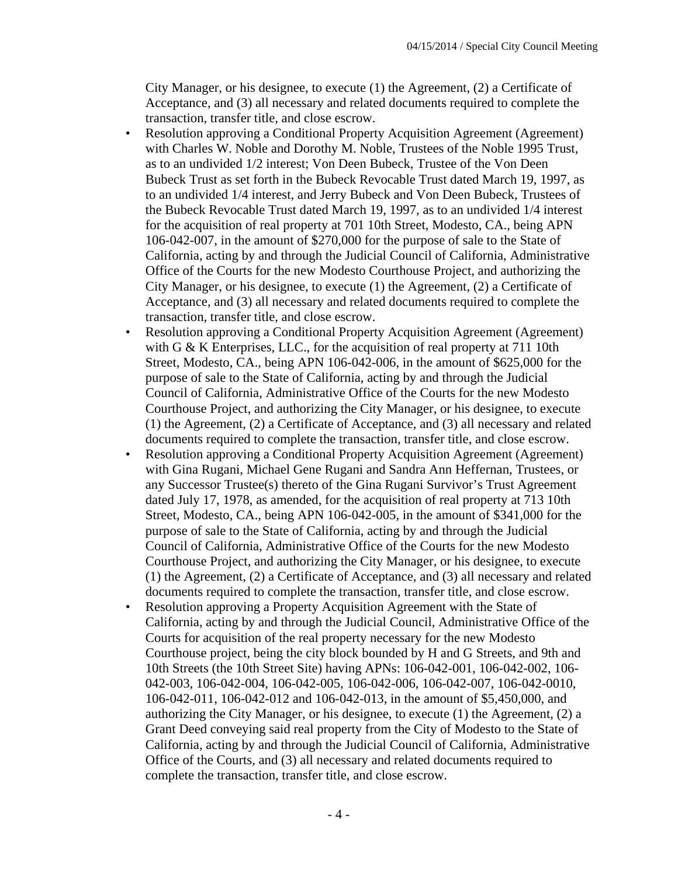City Manager, or his designee, to execute (1) the Agreement, (2) a Certificate of Acceptance, and (3) all necessary and related documents required to complete the transaction, transfer title, and close escrow.

- Resolution approving a Conditional Property Acquisition Agreement (Agreement) with Charles W. Noble and Dorothy M. Noble, Trustees of the Noble 1995 Trust, as to an undivided 1/2 interest; Von Deen Bubeck, Trustee of the Von Deen Bubeck Trust as set forth in the Bubeck Revocable Trust dated March 19, 1997, as to an undivided 1/4 interest, and Jerry Bubeck and Von Deen Bubeck, Trustees of the Bubeck Revocable Trust dated March 19, 1997, as to an undivided 1/4 interest for the acquisition of real property at 701 10th Street, Modesto, CA., being APN 106-042-007, in the amount of $270,000 for the purpose of sale to the State of California, acting by and through the Judicial Council of California, Administrative Office of the Courts for the new Modesto Courthouse Project, and authorizing the City Manager, or his designee, to execute (1) the Agreement, (2) a Certificate of Acceptance, and (3) all necessary and related documents required to complete the transaction, transfer title, and close escrow.
- Resolution approving a Conditional Property Acquisition Agreement (Agreement) with G & K Enterprises, LLC., for the acquisition of real property at 711 10th Street, Modesto, CA., being APN 106-042-006, in the amount of $625,000 for the purpose of sale to the State of California, acting by and through the Judicial Council of California, Administrative Office of the Courts for the new Modesto Courthouse Project, and authorizing the City Manager, or his designee, to execute (1) the Agreement, (2) a Certificate of Acceptance, and (3) all necessary and related documents required to complete the transaction, transfer title, and close escrow.
- Resolution approving a Conditional Property Acquisition Agreement (Agreement) with Gina Rugani, Michael Gene Rugani and Sandra Ann Heffernan, Trustees, or any Successor Trustee(s) thereto of the Gina Rugani Survivor's Trust Agreement dated July 17, 1978, as amended, for the acquisition of real property at 713 10th Street, Modesto, CA., being APN 106-042-005, in the amount of $341,000 for the purpose of sale to the State of California, acting by and through the Judicial Council of California, Administrative Office of the Courts for the new Modesto Courthouse Project, and authorizing the City Manager, or his designee, to execute (1) the Agreement, (2) a Certificate of Acceptance, and (3) all necessary and related documents required to complete the transaction, transfer title, and close escrow.
- Resolution approving a Property Acquisition Agreement with the State of California, acting by and through the Judicial Council, Administrative Office of the Courts for acquisition of the real property necessary for the new Modesto Courthouse project, being the city block bounded by H and G Streets, and 9th and 10th Streets (the 10th Street Site) having APNs: 106-042-001, 106-042-002, 106-042-003, 106-042-004, 106-042-005, 106-042-006, 106-042-007, 106-042-0010, 106-042-011, 106-042-012 and 106-042-013, in the amount of $5,450,000, and authorizing the City Manager, or his designee, to execute (1) the Agreement, (2) a Grant Deed conveying said real property from the City of Modesto to the State of California, acting by and through the Judicial Council of California, Administrative Office of the Courts, and (3) all necessary and related documents required to complete the transaction, transfer title, and close escrow.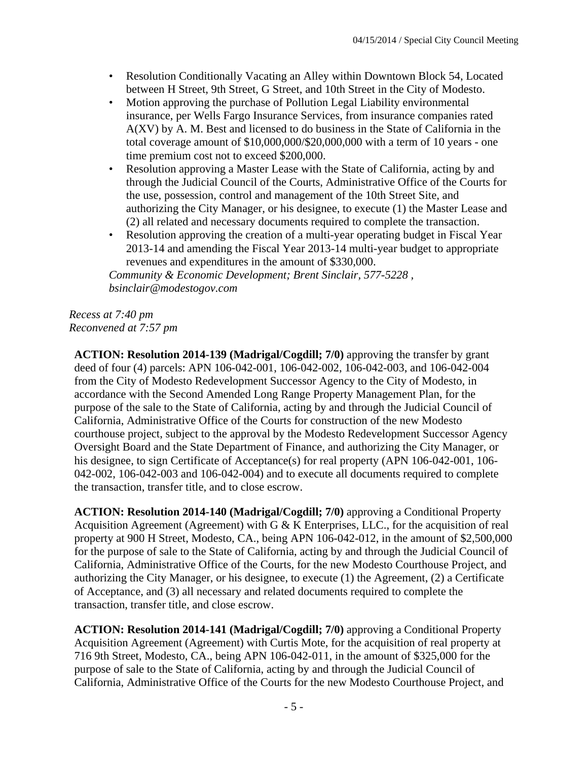- Resolution Conditionally Vacating an Alley within Downtown Block 54, Located between H Street, 9th Street, G Street, and 10th Street in the City of Modesto.
- Motion approving the purchase of Pollution Legal Liability environmental insurance, per Wells Fargo Insurance Services, from insurance companies rated A(XV) by A. M. Best and licensed to do business in the State of California in the total coverage amount of $10,000,000/$20,000,000 with a term of 10 years - one time premium cost not to exceed $200,000.
- Resolution approving a Master Lease with the State of California, acting by and through the Judicial Council of the Courts, Administrative Office of the Courts for the use, possession, control and management of the 10th Street Site, and authorizing the City Manager, or his designee, to execute (1) the Master Lease and (2) all related and necessary documents required to complete the transaction.
- Resolution approving the creation of a multi-year operating budget in Fiscal Year 2013-14 and amending the Fiscal Year 2013-14 multi-year budget to appropriate revenues and expenditures in the amount of $330,000.

*Community & Economic Development; Brent Sinclair, 577-5228 , bsinclair@modestogov.com*

*Recess at 7:40 pm*
*Reconvened at 7:57 pm*

**ACTION: Resolution 2014-139 (Madrigal/Cogdill; 7/0)** approving the transfer by grant deed of four (4) parcels: APN 106-042-001, 106-042-002, 106-042-003, and 106-042-004 from the City of Modesto Redevelopment Successor Agency to the City of Modesto, in accordance with the Second Amended Long Range Property Management Plan, for the purpose of the sale to the State of California, acting by and through the Judicial Council of California, Administrative Office of the Courts for construction of the new Modesto courthouse project, subject to the approval by the Modesto Redevelopment Successor Agency Oversight Board and the State Department of Finance, and authorizing the City Manager, or his designee, to sign Certificate of Acceptance(s) for real property (APN 106-042-001, 106-042-002, 106-042-003 and 106-042-004) and to execute all documents required to complete the transaction, transfer title, and to close escrow.

**ACTION: Resolution 2014-140 (Madrigal/Cogdill; 7/0)** approving a Conditional Property Acquisition Agreement (Agreement) with G & K Enterprises, LLC., for the acquisition of real property at 900 H Street, Modesto, CA., being APN 106-042-012, in the amount of $2,500,000 for the purpose of sale to the State of California, acting by and through the Judicial Council of California, Administrative Office of the Courts, for the new Modesto Courthouse Project, and authorizing the City Manager, or his designee, to execute (1) the Agreement, (2) a Certificate of Acceptance, and (3) all necessary and related documents required to complete the transaction, transfer title, and close escrow.

**ACTION: Resolution 2014-141 (Madrigal/Cogdill; 7/0)** approving a Conditional Property Acquisition Agreement (Agreement) with Curtis Mote, for the acquisition of real property at 716 9th Street, Modesto, CA., being APN 106-042-011, in the amount of $325,000 for the purpose of sale to the State of California, acting by and through the Judicial Council of California, Administrative Office of the Courts for the new Modesto Courthouse Project, and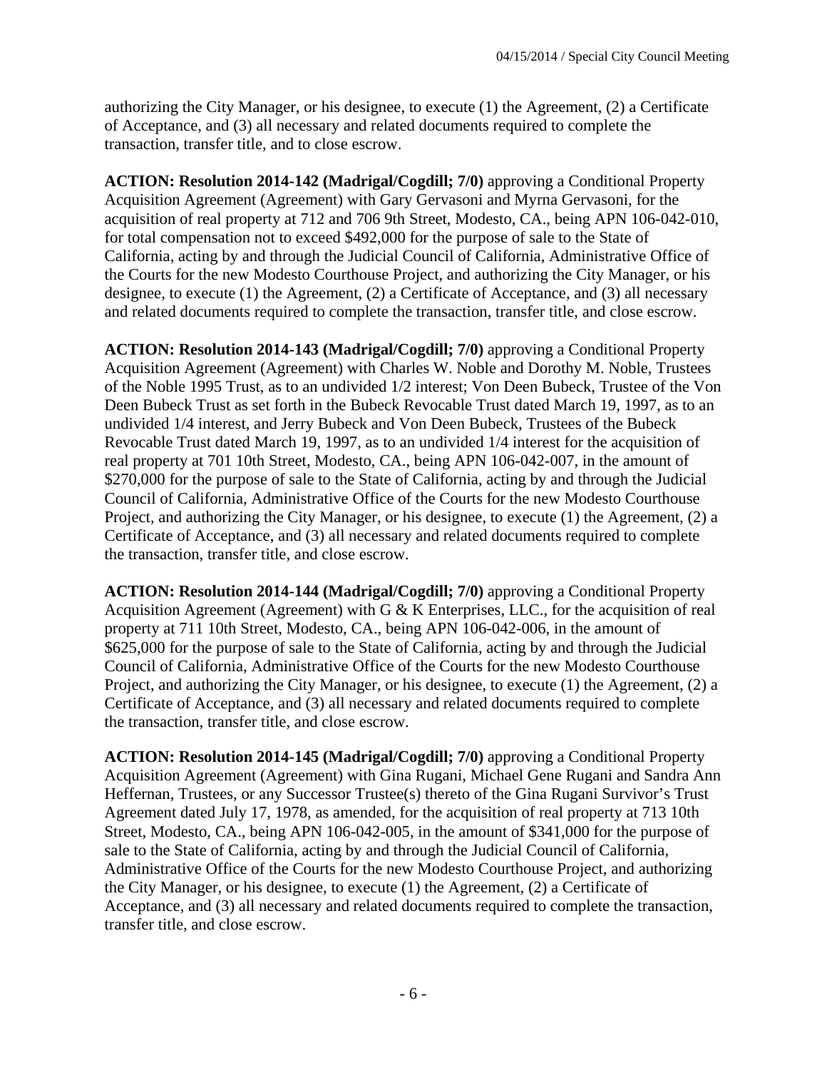authorizing the City Manager, or his designee, to execute (1) the Agreement, (2) a Certificate of Acceptance, and (3) all necessary and related documents required to complete the transaction, transfer title, and to close escrow.

**ACTION: Resolution 2014-142 (Madrigal/Cogdill; 7/0)** approving a Conditional Property Acquisition Agreement (Agreement) with Gary Gervasoni and Myrna Gervasoni, for the acquisition of real property at 712 and 706 9th Street, Modesto, CA., being APN 106-042-010, for total compensation not to exceed $492,000 for the purpose of sale to the State of California, acting by and through the Judicial Council of California, Administrative Office of the Courts for the new Modesto Courthouse Project, and authorizing the City Manager, or his designee, to execute (1) the Agreement, (2) a Certificate of Acceptance, and (3) all necessary and related documents required to complete the transaction, transfer title, and close escrow.

**ACTION: Resolution 2014-143 (Madrigal/Cogdill; 7/0)** approving a Conditional Property Acquisition Agreement (Agreement) with Charles W. Noble and Dorothy M. Noble, Trustees of the Noble 1995 Trust, as to an undivided 1/2 interest; Von Deen Bubeck, Trustee of the Von Deen Bubeck Trust as set forth in the Bubeck Revocable Trust dated March 19, 1997, as to an undivided 1/4 interest, and Jerry Bubeck and Von Deen Bubeck, Trustees of the Bubeck Revocable Trust dated March 19, 1997, as to an undivided 1/4 interest for the acquisition of real property at 701 10th Street, Modesto, CA., being APN 106-042-007, in the amount of $270,000 for the purpose of sale to the State of California, acting by and through the Judicial Council of California, Administrative Office of the Courts for the new Modesto Courthouse Project, and authorizing the City Manager, or his designee, to execute (1) the Agreement, (2) a Certificate of Acceptance, and (3) all necessary and related documents required to complete the transaction, transfer title, and close escrow.

**ACTION: Resolution 2014-144 (Madrigal/Cogdill; 7/0)** approving a Conditional Property Acquisition Agreement (Agreement) with G & K Enterprises, LLC., for the acquisition of real property at 711 10th Street, Modesto, CA., being APN 106-042-006, in the amount of $625,000 for the purpose of sale to the State of California, acting by and through the Judicial Council of California, Administrative Office of the Courts for the new Modesto Courthouse Project, and authorizing the City Manager, or his designee, to execute (1) the Agreement, (2) a Certificate of Acceptance, and (3) all necessary and related documents required to complete the transaction, transfer title, and close escrow.

**ACTION: Resolution 2014-145 (Madrigal/Cogdill; 7/0)** approving a Conditional Property Acquisition Agreement (Agreement) with Gina Rugani, Michael Gene Rugani and Sandra Ann Heffernan, Trustees, or any Successor Trustee(s) thereto of the Gina Rugani Survivor's Trust Agreement dated July 17, 1978, as amended, for the acquisition of real property at 713 10th Street, Modesto, CA., being APN 106-042-005, in the amount of $341,000 for the purpose of sale to the State of California, acting by and through the Judicial Council of California, Administrative Office of the Courts for the new Modesto Courthouse Project, and authorizing the City Manager, or his designee, to execute (1) the Agreement, (2) a Certificate of Acceptance, and (3) all necessary and related documents required to complete the transaction, transfer title, and close escrow.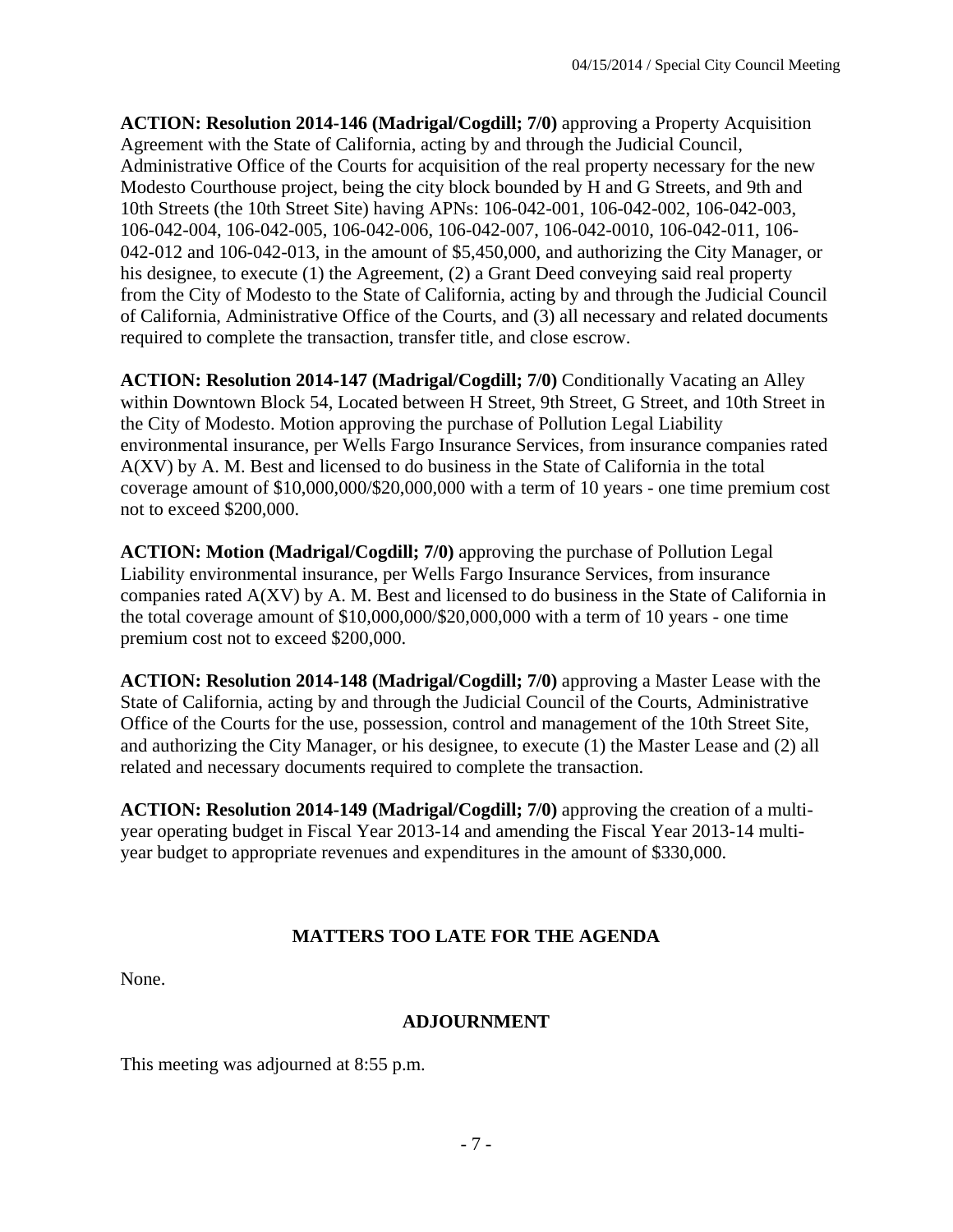**ACTION: Resolution 2014-146 (Madrigal/Cogdill; 7/0)** approving a Property Acquisition Agreement with the State of California, acting by and through the Judicial Council, Administrative Office of the Courts for acquisition of the real property necessary for the new Modesto Courthouse project, being the city block bounded by H and G Streets, and 9th and 10th Streets (the 10th Street Site) having APNs: 106-042-001, 106-042-002, 106-042-003, 106-042-004, 106-042-005, 106-042-006, 106-042-007, 106-042-0010, 106-042-011, 106-042-012 and 106-042-013, in the amount of $5,450,000, and authorizing the City Manager, or his designee, to execute (1) the Agreement, (2) a Grant Deed conveying said real property from the City of Modesto to the State of California, acting by and through the Judicial Council of California, Administrative Office of the Courts, and (3) all necessary and related documents required to complete the transaction, transfer title, and close escrow.

**ACTION: Resolution 2014-147 (Madrigal/Cogdill; 7/0)** Conditionally Vacating an Alley within Downtown Block 54, Located between H Street, 9th Street, G Street, and 10th Street in the City of Modesto. Motion approving the purchase of Pollution Legal Liability environmental insurance, per Wells Fargo Insurance Services, from insurance companies rated A(XV) by A. M. Best and licensed to do business in the State of California in the total coverage amount of $10,000,000/$20,000,000 with a term of 10 years - one time premium cost not to exceed $200,000.

**ACTION: Motion (Madrigal/Cogdill; 7/0)** approving the purchase of Pollution Legal Liability environmental insurance, per Wells Fargo Insurance Services, from insurance companies rated A(XV) by A. M. Best and licensed to do business in the State of California in the total coverage amount of $10,000,000/$20,000,000 with a term of 10 years - one time premium cost not to exceed $200,000.

**ACTION: Resolution 2014-148 (Madrigal/Cogdill; 7/0)** approving a Master Lease with the State of California, acting by and through the Judicial Council of the Courts, Administrative Office of the Courts for the use, possession, control and management of the 10th Street Site, and authorizing the City Manager, or his designee, to execute (1) the Master Lease and (2) all related and necessary documents required to complete the transaction.

**ACTION: Resolution 2014-149 (Madrigal/Cogdill; 7/0)** approving the creation of a multi-year operating budget in Fiscal Year 2013-14 and amending the Fiscal Year 2013-14 multi-year budget to appropriate revenues and expenditures in the amount of $330,000.

## MATTERS TOO LATE FOR THE AGENDA

None.

## ADJOURNMENT

This meeting was adjourned at 8:55 p.m.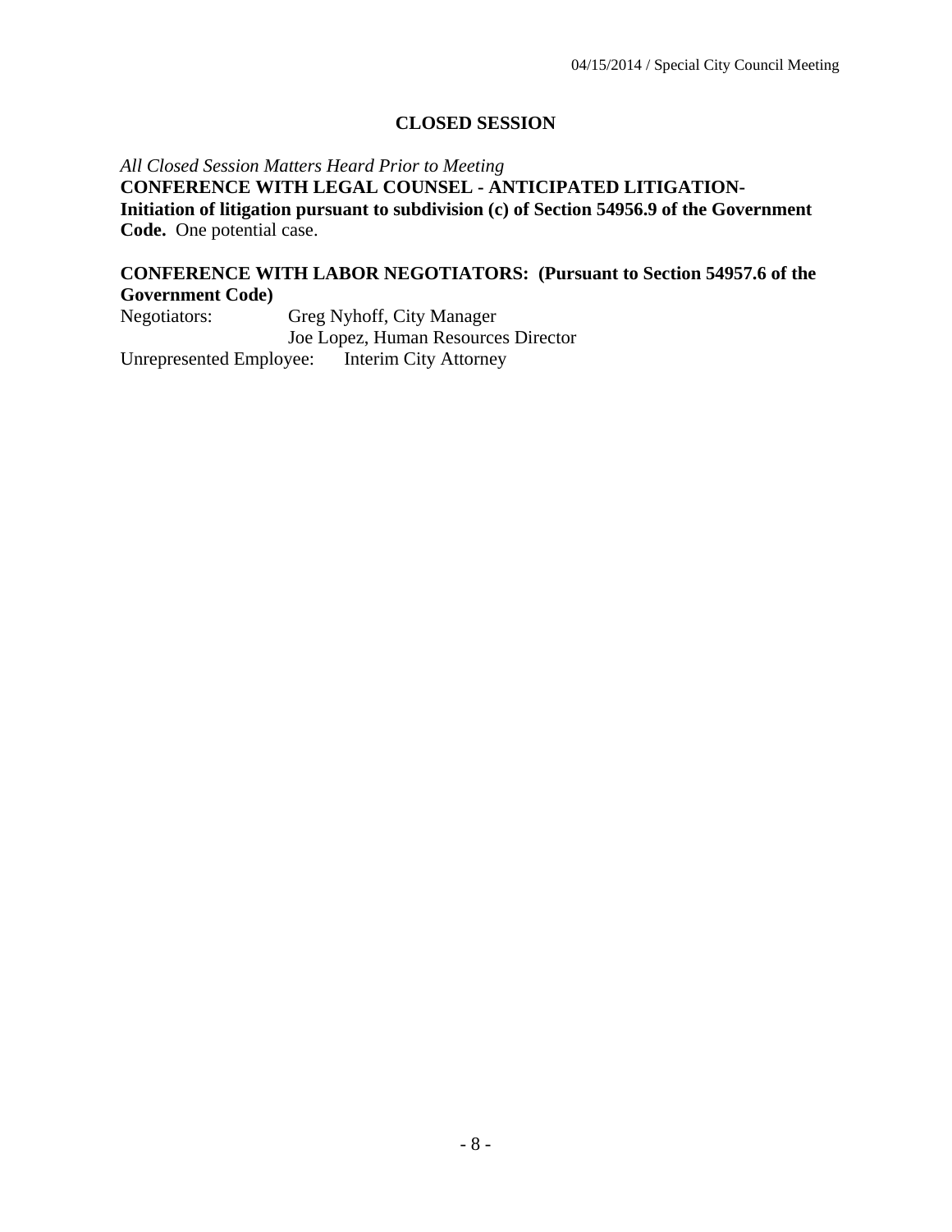## CLOSED SESSION

*All Closed Session Matters Heard Prior to Meeting*

**CONFERENCE WITH LEGAL COUNSEL - ANTICIPATED LITIGATION-Initiation of litigation pursuant to subdivision (c) of Section 54956.9 of the Government Code.** One potential case.

**CONFERENCE WITH LABOR NEGOTIATORS: (Pursuant to Section 54957.6 of the Government Code)**

Negotiators: Greg Nyhoff, City Manager
Joe Lopez, Human Resources Director

Unrepresented Employee: Interim City Attorney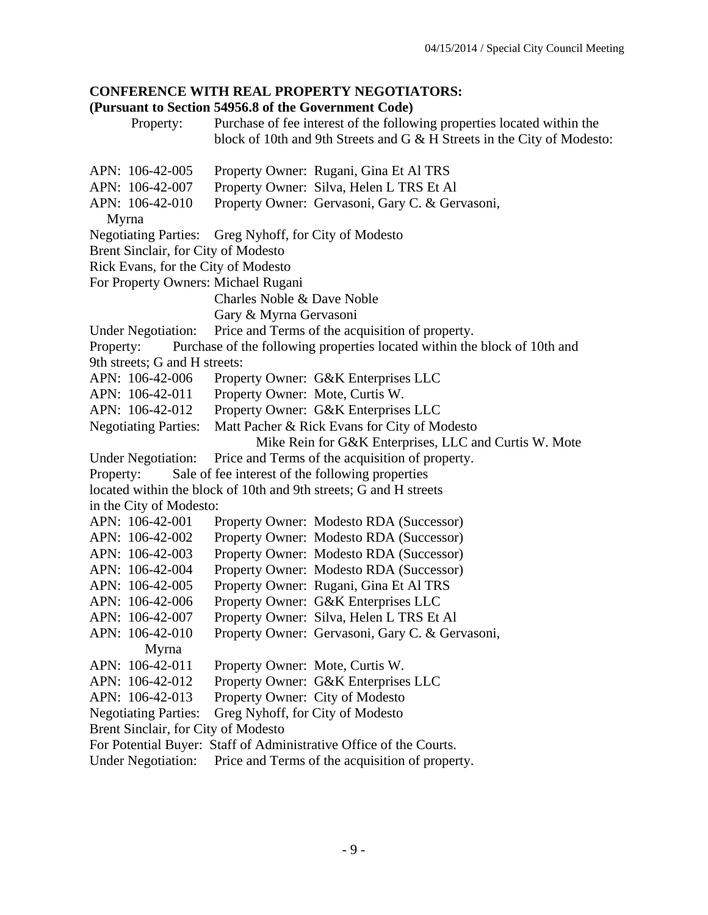**CONFERENCE WITH REAL PROPERTY NEGOTIATORS:**
**(Pursuant to Section 54956.8 of the Government Code)**

Property: Purchase of fee interest of the following properties located within the block of 10th and 9th Streets and G & H Streets in the City of Modesto:

APN: 106-42-005 Property Owner: Rugani, Gina Et Al TRS
APN: 106-42-007 Property Owner: Silva, Helen L TRS Et Al
APN: 106-42-010 Property Owner: Gervasoni, Gary C. & Gervasoni, Myrna

Negotiating Parties: Greg Nyhoff, for City of Modesto
Brent Sinclair, for City of Modesto
Rick Evans, for the City of Modesto
For Property Owners: Michael Rugani
Charles Noble & Dave Noble
Gary & Myrna Gervasoni

Under Negotiation: Price and Terms of the acquisition of property.

Property: Purchase of the following properties located within the block of 10th and 9th streets; G and H streets:

APN: 106-42-006 Property Owner: G&K Enterprises LLC
APN: 106-42-011 Property Owner: Mote, Curtis W.
APN: 106-42-012 Property Owner: G&K Enterprises LLC

Negotiating Parties: Matt Pacher & Rick Evans for City of Modesto
Mike Rein for G&K Enterprises, LLC and Curtis W. Mote

Under Negotiation: Price and Terms of the acquisition of property.

Property: Sale of fee interest of the following properties located within the block of 10th and 9th streets; G and H streets in the City of Modesto:

APN: 106-42-001 Property Owner: Modesto RDA (Successor)
APN: 106-42-002 Property Owner: Modesto RDA (Successor)
APN: 106-42-003 Property Owner: Modesto RDA (Successor)
APN: 106-42-004 Property Owner: Modesto RDA (Successor)
APN: 106-42-005 Property Owner: Rugani, Gina Et Al TRS
APN: 106-42-006 Property Owner: G&K Enterprises LLC
APN: 106-42-007 Property Owner: Silva, Helen L TRS Et Al
APN: 106-42-010 Property Owner: Gervasoni, Gary C. & Gervasoni, Myrna
APN: 106-42-011 Property Owner: Mote, Curtis W.
APN: 106-42-012 Property Owner: G&K Enterprises LLC
APN: 106-42-013 Property Owner: City of Modesto

Negotiating Parties: Greg Nyhoff, for City of Modesto
Brent Sinclair, for City of Modesto
For Potential Buyer: Staff of Administrative Office of the Courts.

Under Negotiation: Price and Terms of the acquisition of property.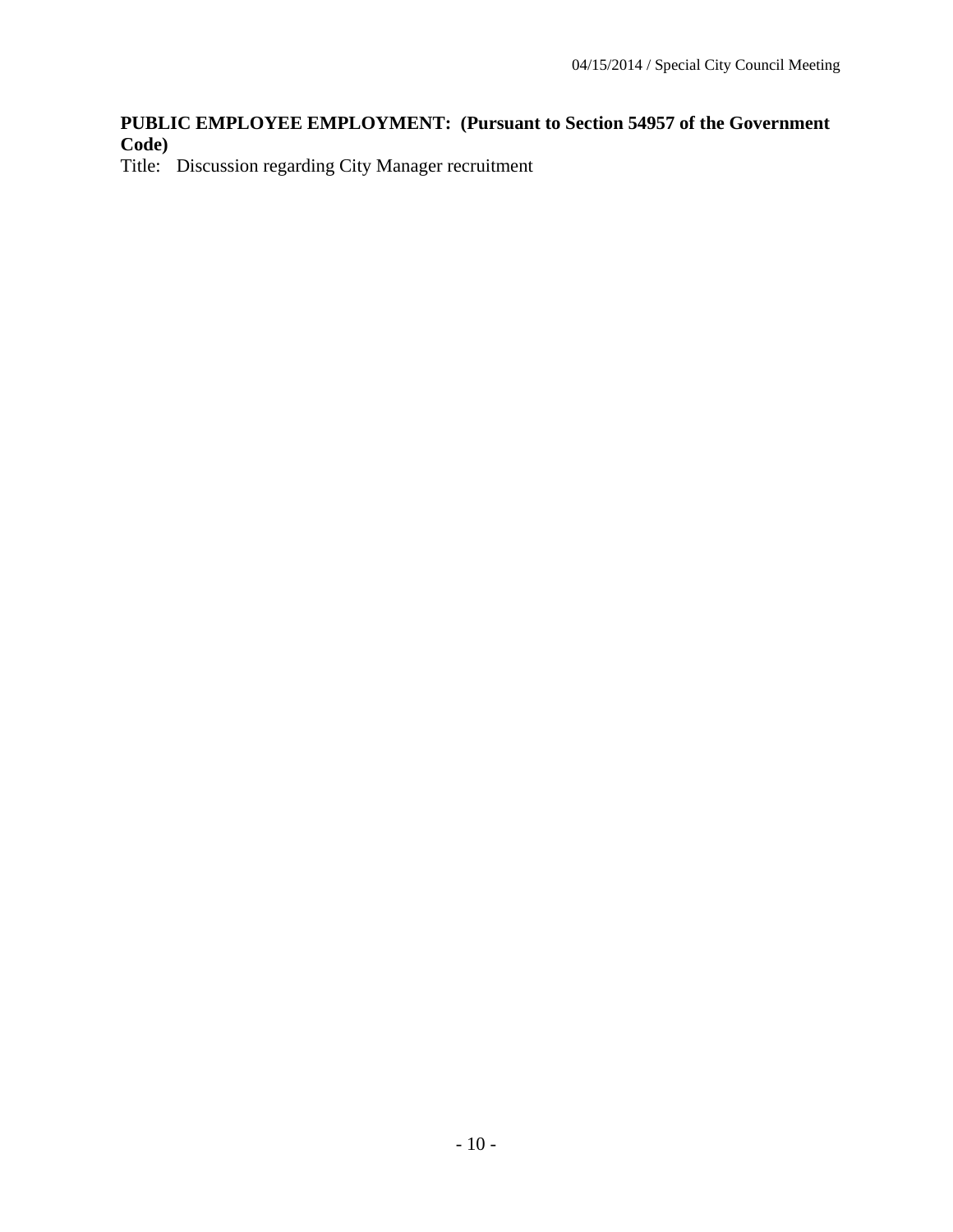**PUBLIC EMPLOYEE EMPLOYMENT: (Pursuant to Section 54957 of the Government Code)**

Title: Discussion regarding City Manager recruitment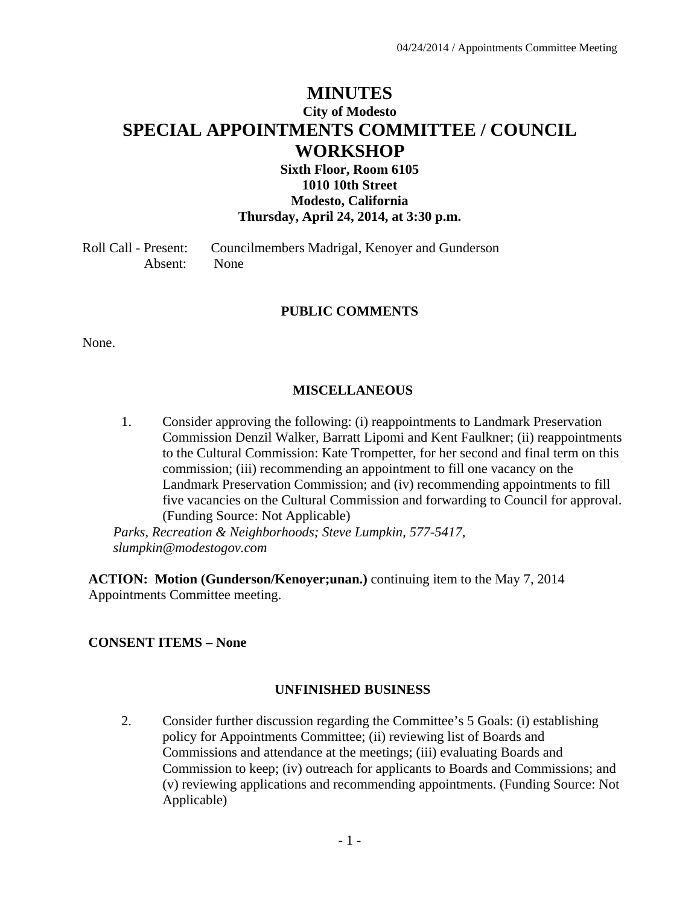# MINUTES

## City of Modesto

# SPECIAL APPOINTMENTS COMMITTEE / COUNCIL WORKSHOP

### Sixth Floor, Room 6105
### 1010 10th Street
### Modesto, California
### Thursday, April 24, 2014, at 3:30 p.m.

Roll Call - Present: Councilmembers Madrigal, Kenoyer and Gunderson
Absent: None

## PUBLIC COMMENTS

None.

## MISCELLANEOUS

1. Consider approving the following: (i) reappointments to Landmark Preservation Commission Denzil Walker, Barratt Lipomi and Kent Faulkner; (ii) reappointments to the Cultural Commission: Kate Trompetter, for her second and final term on this commission; (iii) recommending an appointment to fill one vacancy on the Landmark Preservation Commission; and (iv) recommending appointments to fill five vacancies on the Cultural Commission and forwarding to Council for approval. (Funding Source: Not Applicable)

*Parks, Recreation & Neighborhoods; Steve Lumpkin, 577-5417, slumpkin@modestogov.com*

**ACTION: Motion (Gunderson/Kenoyer;unan.)** continuing item to the May 7, 2014 Appointments Committee meeting.

**CONSENT ITEMS – None**

## UNFINISHED BUSINESS

2. Consider further discussion regarding the Committee's 5 Goals: (i) establishing policy for Appointments Committee; (ii) reviewing list of Boards and Commissions and attendance at the meetings; (iii) evaluating Boards and Commission to keep; (iv) outreach for applicants to Boards and Commissions; and (v) reviewing applications and recommending appointments. (Funding Source: Not Applicable)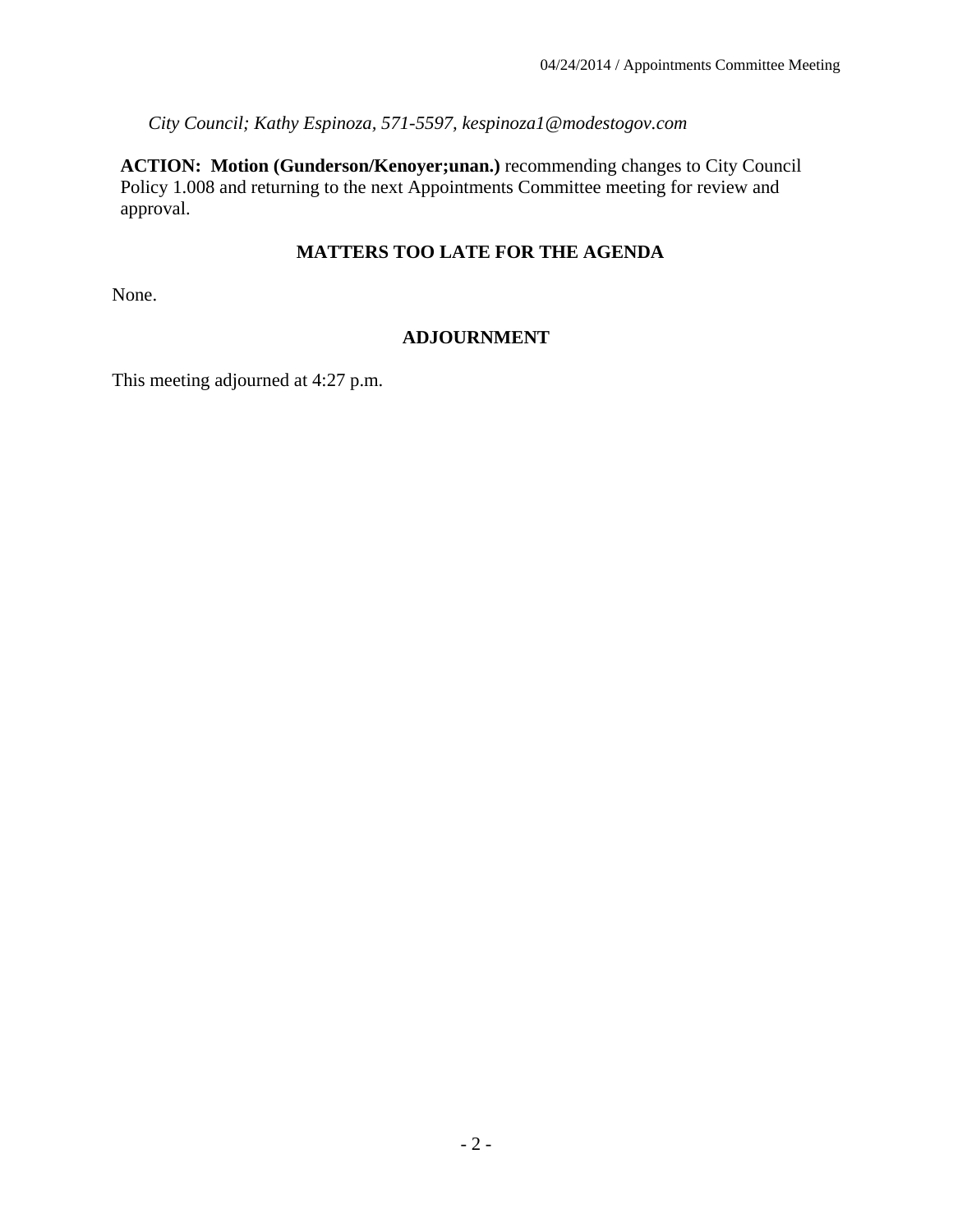*City Council; Kathy Espinoza, 571-5597, kespinoza1@modestogov.com*

**ACTION: Motion (Gunderson/Kenoyer;unan.)** recommending changes to City Council Policy 1.008 and returning to the next Appointments Committee meeting for review and approval.

## MATTERS TOO LATE FOR THE AGENDA

None.

## ADJOURNMENT

This meeting adjourned at 4:27 p.m.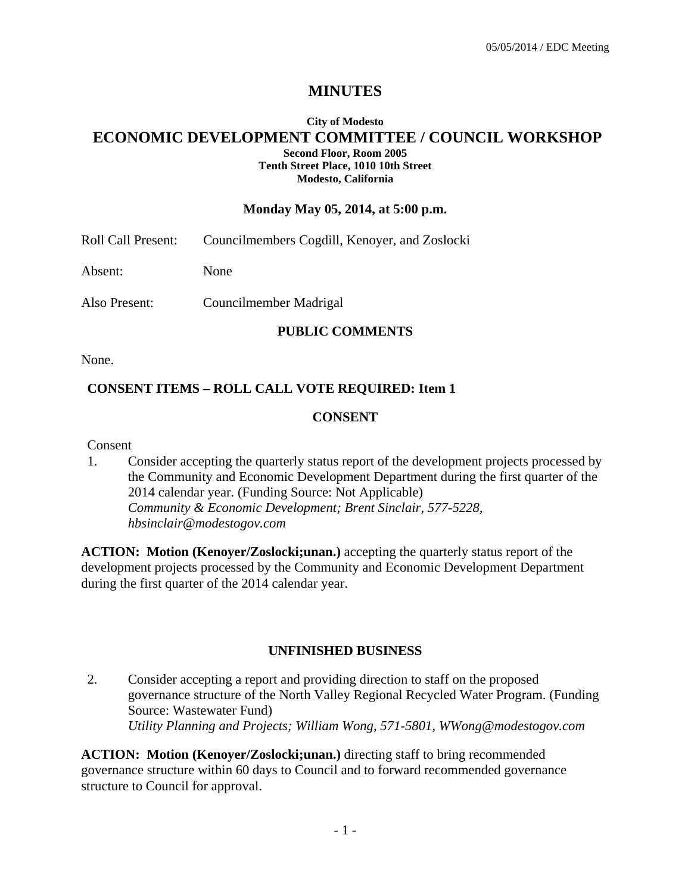# MINUTES

**City of Modesto**

## ECONOMIC DEVELOPMENT COMMITTEE / COUNCIL WORKSHOP

**Second Floor, Room 2005**
**Tenth Street Place, 1010 10th Street**
**Modesto, California**

**Monday May 05, 2014, at 5:00 p.m.**

Roll Call Present: Councilmembers Cogdill, Kenoyer, and Zoslocki

Absent: None

Also Present: Councilmember Madrigal

**PUBLIC COMMENTS**

None.

**CONSENT ITEMS – ROLL CALL VOTE REQUIRED: Item 1**

**CONSENT**

Consent

1. Consider accepting the quarterly status report of the development projects processed by the Community and Economic Development Department during the first quarter of the 2014 calendar year. (Funding Source: Not Applicable)
   *Community & Economic Development; Brent Sinclair, 577-5228, hbsinclair@modestogov.com*

**ACTION: Motion (Kenoyer/Zoslocki;unan.)** accepting the quarterly status report of the development projects processed by the Community and Economic Development Department during the first quarter of the 2014 calendar year.

**UNFINISHED BUSINESS**

2. Consider accepting a report and providing direction to staff on the proposed governance structure of the North Valley Regional Recycled Water Program. (Funding Source: Wastewater Fund)
   *Utility Planning and Projects; William Wong, 571-5801, WWong@modestogov.com*

**ACTION: Motion (Kenoyer/Zoslocki;unan.)** directing staff to bring recommended governance structure within 60 days to Council and to forward recommended governance structure to Council for approval.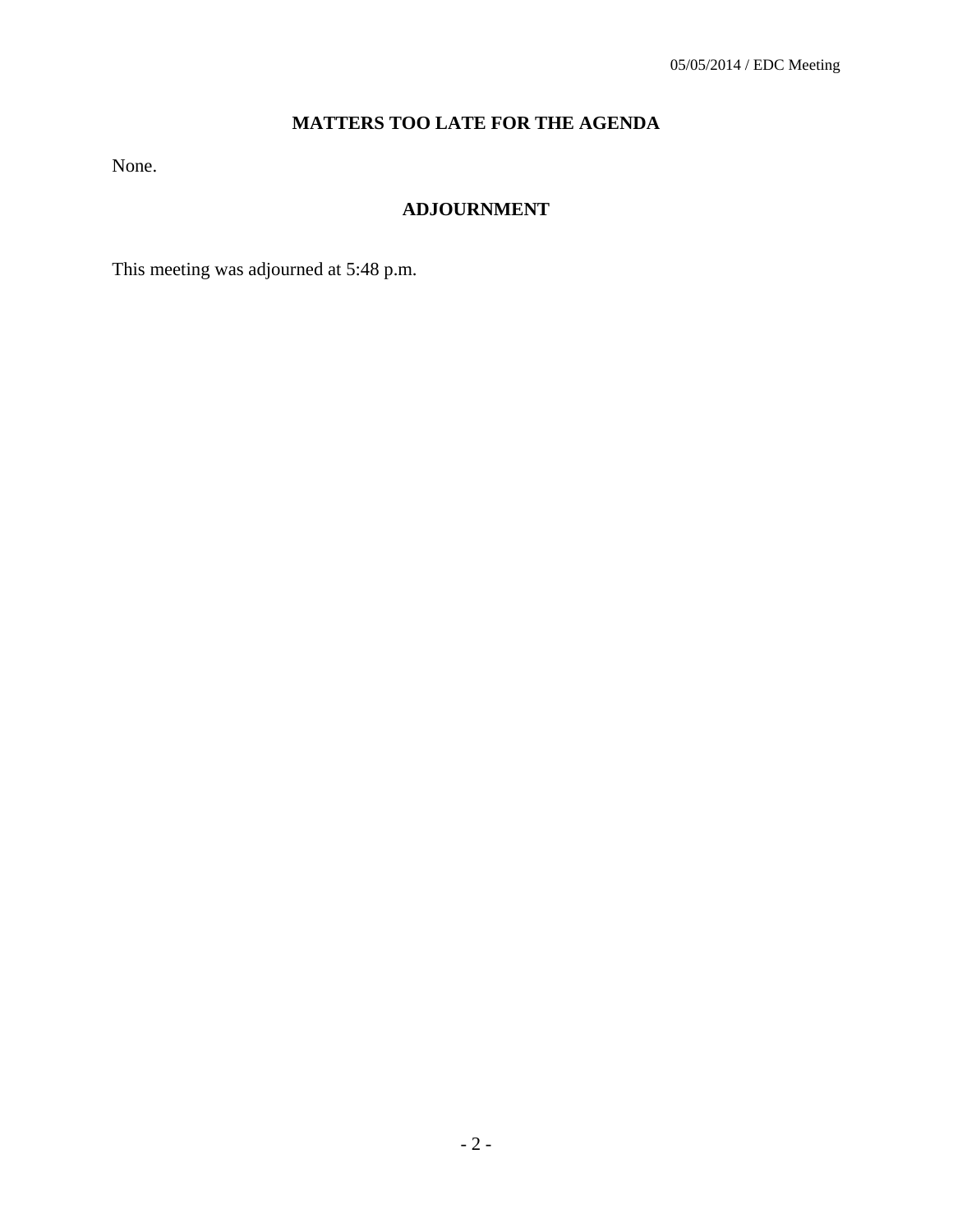## MATTERS TOO LATE FOR THE AGENDA

None.

## ADJOURNMENT

This meeting was adjourned at 5:48 p.m.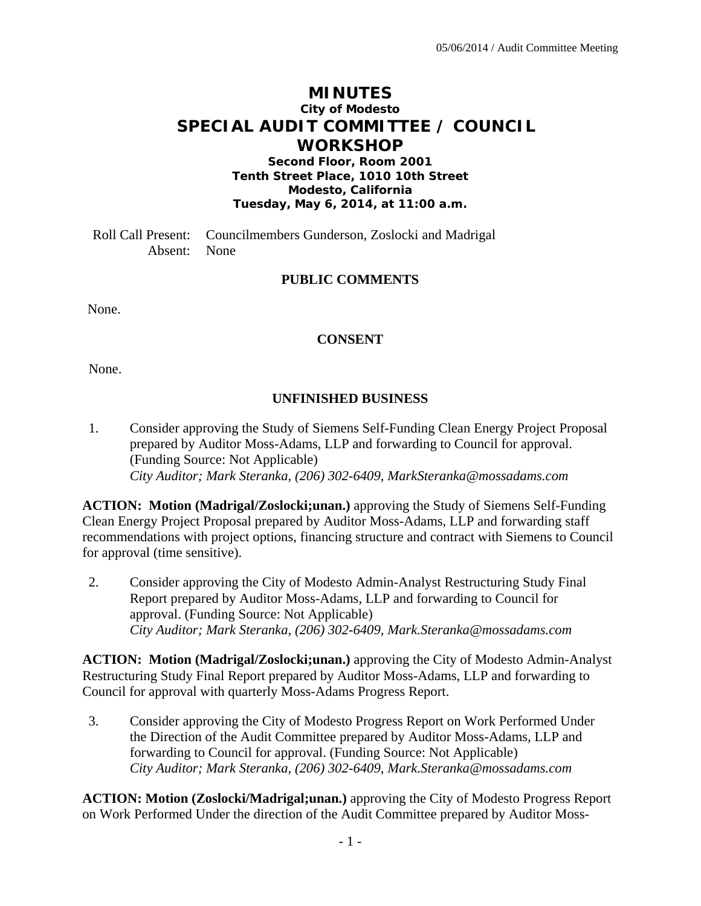# MINUTES

### City of Modesto

## SPECIAL AUDIT COMMITTEE / COUNCIL WORKSHOP

**Second Floor, Room 2001**
**Tenth Street Place, 1010 10th Street**
**Modesto, California**
**Tuesday, May 6, 2014, at 11:00 a.m.**

Roll Call Present: Councilmembers Gunderson, Zoslocki and Madrigal
Absent: None

**PUBLIC COMMENTS**

None.

**CONSENT**

None.

**UNFINISHED BUSINESS**

1. Consider approving the Study of Siemens Self-Funding Clean Energy Project Proposal prepared by Auditor Moss-Adams, LLP and forwarding to Council for approval. (Funding Source: Not Applicable)
*City Auditor; Mark Steranka, (206) 302-6409, MarkSteranka@mossadams.com*

**ACTION: Motion (Madrigal/Zoslocki;unan.)** approving the Study of Siemens Self-Funding Clean Energy Project Proposal prepared by Auditor Moss-Adams, LLP and forwarding staff recommendations with project options, financing structure and contract with Siemens to Council for approval (time sensitive).

2. Consider approving the City of Modesto Admin-Analyst Restructuring Study Final Report prepared by Auditor Moss-Adams, LLP and forwarding to Council for approval. (Funding Source: Not Applicable)
*City Auditor; Mark Steranka, (206) 302-6409, Mark.Steranka@mossadams.com*

**ACTION: Motion (Madrigal/Zoslocki;unan.)** approving the City of Modesto Admin-Analyst Restructuring Study Final Report prepared by Auditor Moss-Adams, LLP and forwarding to Council for approval with quarterly Moss-Adams Progress Report.

3. Consider approving the City of Modesto Progress Report on Work Performed Under the Direction of the Audit Committee prepared by Auditor Moss-Adams, LLP and forwarding to Council for approval. (Funding Source: Not Applicable)
*City Auditor; Mark Steranka, (206) 302-6409, Mark.Steranka@mossadams.com*

**ACTION: Motion (Zoslocki/Madrigal;unan.)** approving the City of Modesto Progress Report on Work Performed Under the direction of the Audit Committee prepared by Auditor Moss-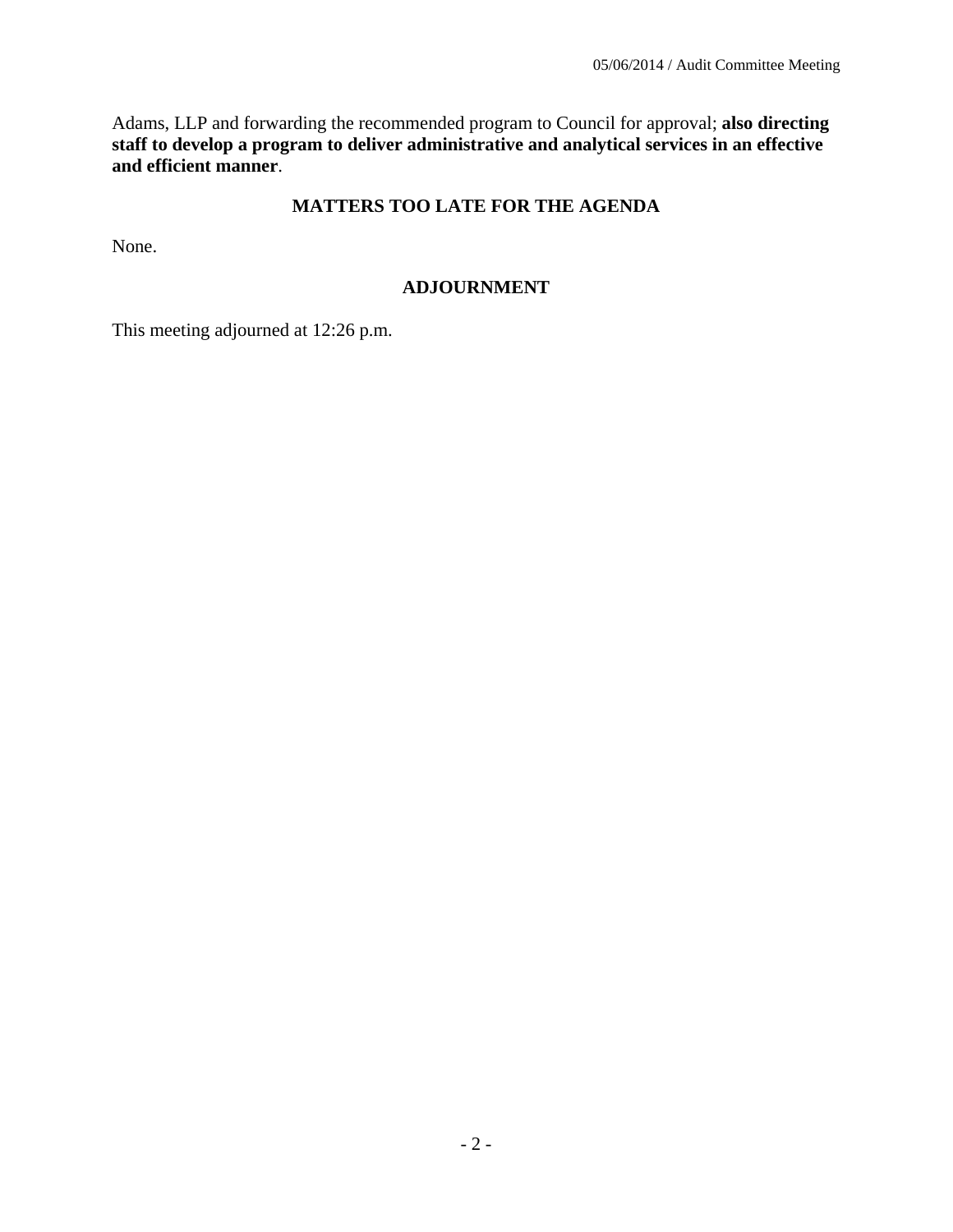Adams, LLP and forwarding the recommended program to Council for approval; **also directing staff to develop a program to deliver administrative and analytical services in an effective and efficient manner**.

## MATTERS TOO LATE FOR THE AGENDA

None.

## ADJOURNMENT

This meeting adjourned at 12:26 p.m.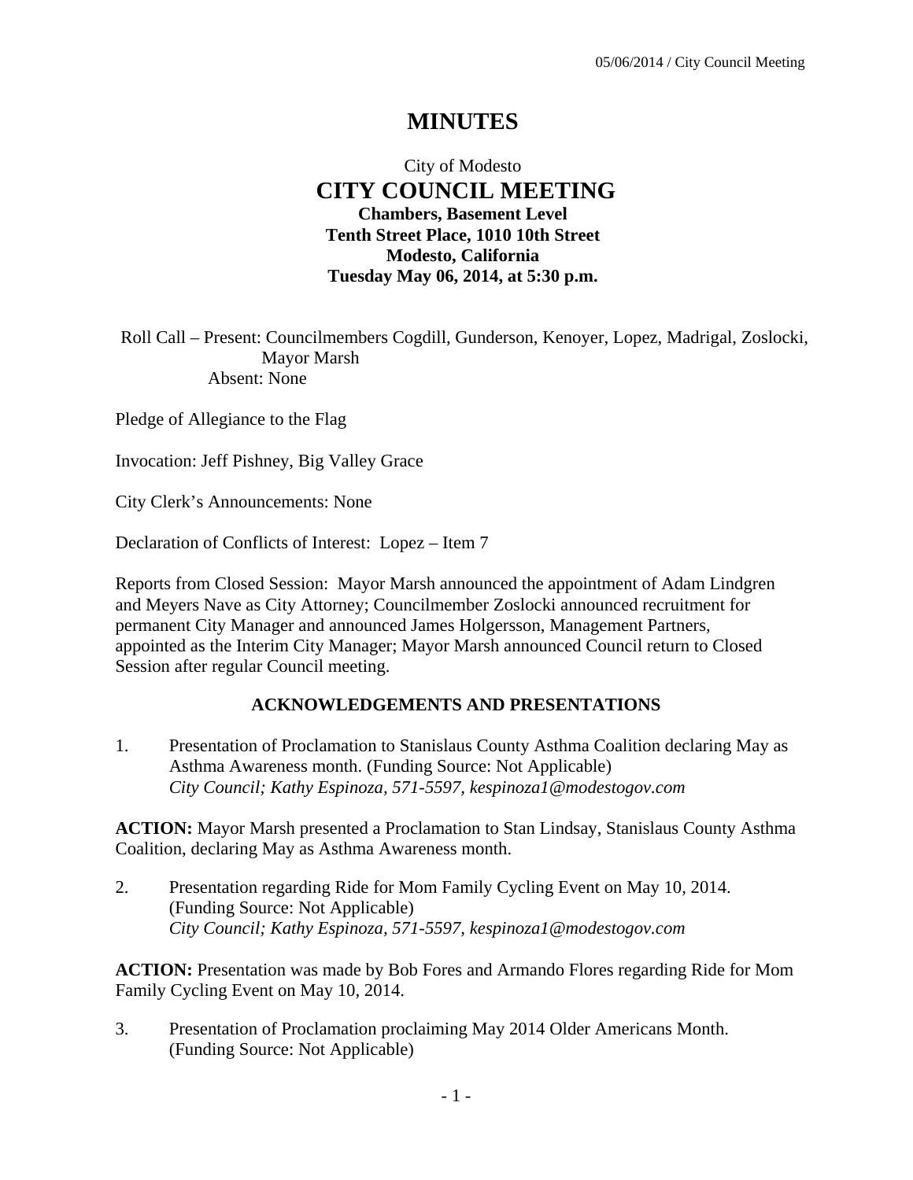# MINUTES

City of Modesto

## CITY COUNCIL MEETING

**Chambers, Basement Level**
**Tenth Street Place, 1010 10th Street**
**Modesto, California**
**Tuesday May 06, 2014, at 5:30 p.m.**

Roll Call – Present: Councilmembers Cogdill, Gunderson, Kenoyer, Lopez, Madrigal, Zoslocki, Mayor Marsh
Absent: None

Pledge of Allegiance to the Flag

Invocation: Jeff Pishney, Big Valley Grace

City Clerk's Announcements: None

Declaration of Conflicts of Interest: Lopez – Item 7

Reports from Closed Session: Mayor Marsh announced the appointment of Adam Lindgren and Meyers Nave as City Attorney; Councilmember Zoslocki announced recruitment for permanent City Manager and announced James Holgersson, Management Partners, appointed as the Interim City Manager; Mayor Marsh announced Council return to Closed Session after regular Council meeting.

### ACKNOWLEDGEMENTS AND PRESENTATIONS

1. Presentation of Proclamation to Stanislaus County Asthma Coalition declaring May as Asthma Awareness month. (Funding Source: Not Applicable)
*City Council; Kathy Espinoza, 571-5597, kespinoza1@modestogov.com*

**ACTION:** Mayor Marsh presented a Proclamation to Stan Lindsay, Stanislaus County Asthma Coalition, declaring May as Asthma Awareness month.

2. Presentation regarding Ride for Mom Family Cycling Event on May 10, 2014. (Funding Source: Not Applicable)
*City Council; Kathy Espinoza, 571-5597, kespinoza1@modestogov.com*

**ACTION:** Presentation was made by Bob Fores and Armando Flores regarding Ride for Mom Family Cycling Event on May 10, 2014.

3. Presentation of Proclamation proclaiming May 2014 Older Americans Month. (Funding Source: Not Applicable)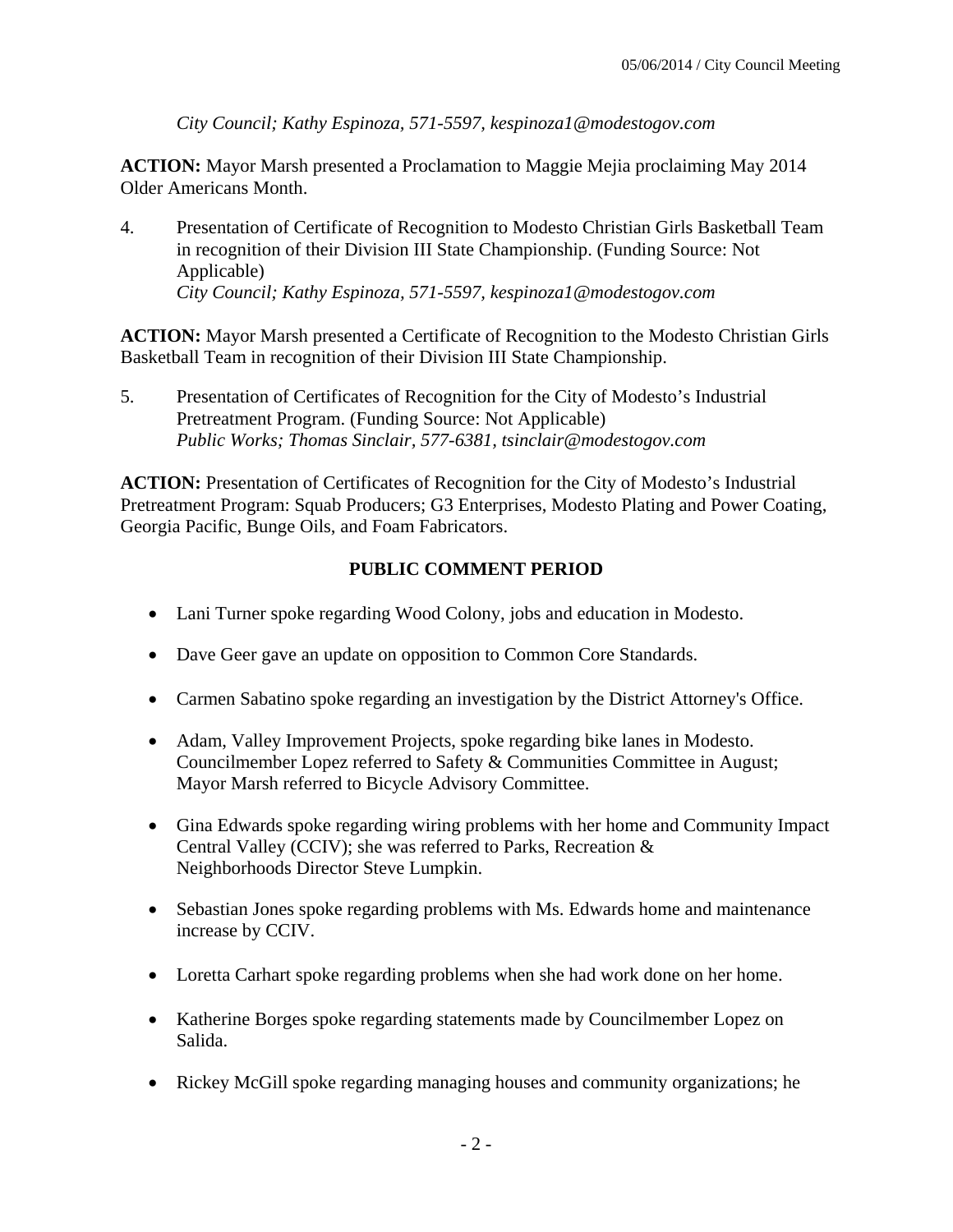*City Council; Kathy Espinoza, 571-5597, kespinoza1@modestogov.com*

**ACTION:** Mayor Marsh presented a Proclamation to Maggie Mejia proclaiming May 2014 Older Americans Month.

4. Presentation of Certificate of Recognition to Modesto Christian Girls Basketball Team in recognition of their Division III State Championship. (Funding Source: Not Applicable)
   *City Council; Kathy Espinoza, 571-5597, kespinoza1@modestogov.com*

**ACTION:** Mayor Marsh presented a Certificate of Recognition to the Modesto Christian Girls Basketball Team in recognition of their Division III State Championship.

5. Presentation of Certificates of Recognition for the City of Modesto's Industrial Pretreatment Program. (Funding Source: Not Applicable)
   *Public Works; Thomas Sinclair, 577-6381, tsinclair@modestogov.com*

**ACTION:** Presentation of Certificates of Recognition for the City of Modesto's Industrial Pretreatment Program: Squab Producers; G3 Enterprises, Modesto Plating and Power Coating, Georgia Pacific, Bunge Oils, and Foam Fabricators.

## PUBLIC COMMENT PERIOD

- Lani Turner spoke regarding Wood Colony, jobs and education in Modesto.
- Dave Geer gave an update on opposition to Common Core Standards.
- Carmen Sabatino spoke regarding an investigation by the District Attorney's Office.
- Adam, Valley Improvement Projects, spoke regarding bike lanes in Modesto. Councilmember Lopez referred to Safety & Communities Committee in August; Mayor Marsh referred to Bicycle Advisory Committee.
- Gina Edwards spoke regarding wiring problems with her home and Community Impact Central Valley (CCIV); she was referred to Parks, Recreation & Neighborhoods Director Steve Lumpkin.
- Sebastian Jones spoke regarding problems with Ms. Edwards home and maintenance increase by CCIV.
- Loretta Carhart spoke regarding problems when she had work done on her home.
- Katherine Borges spoke regarding statements made by Councilmember Lopez on Salida.
- Rickey McGill spoke regarding managing houses and community organizations; he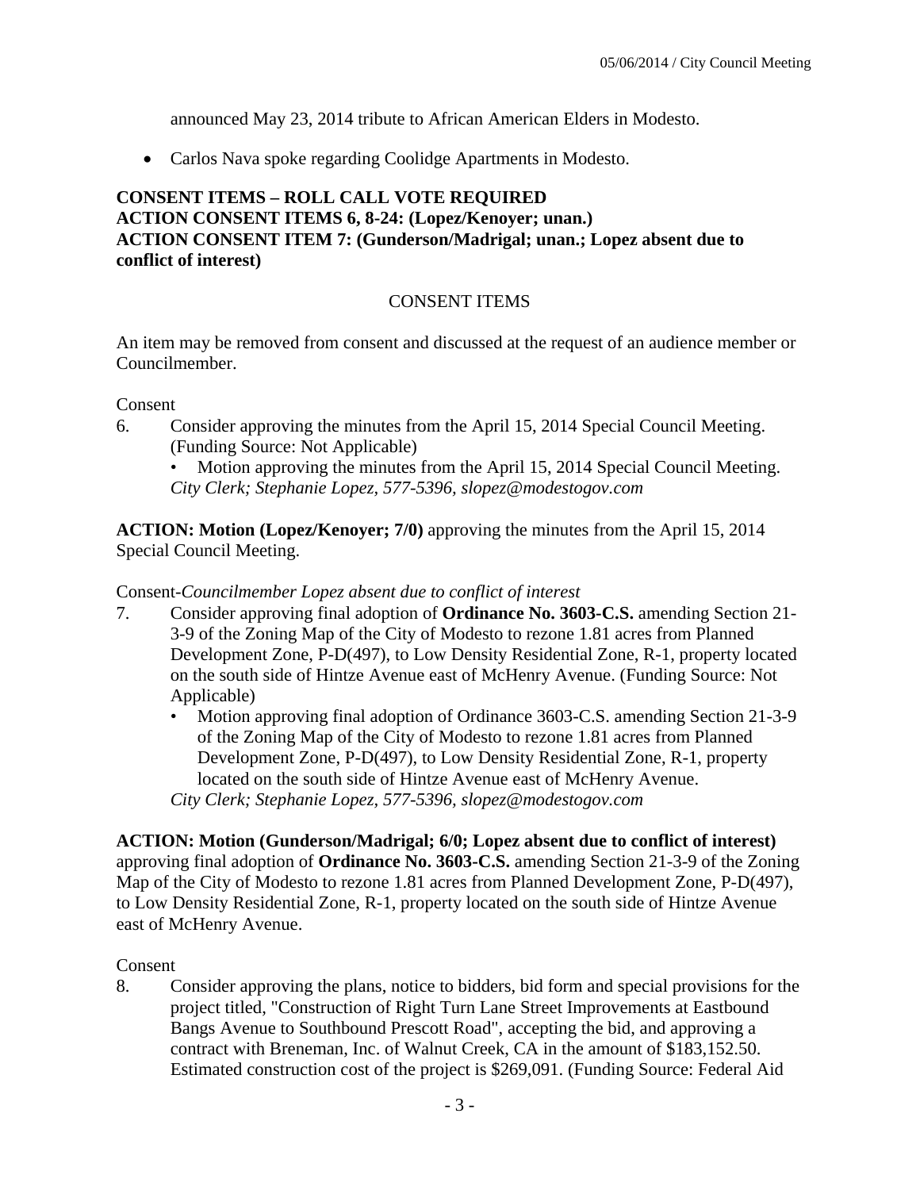announced May 23, 2014 tribute to African American Elders in Modesto.

- Carlos Nava spoke regarding Coolidge Apartments in Modesto.

**CONSENT ITEMS – ROLL CALL VOTE REQUIRED**
**ACTION CONSENT ITEMS 6, 8-24: (Lopez/Kenoyer; unan.)**
**ACTION CONSENT ITEM 7: (Gunderson/Madrigal; unan.; Lopez absent due to conflict of interest)**

CONSENT ITEMS

An item may be removed from consent and discussed at the request of an audience member or Councilmember.

Consent

6. Consider approving the minutes from the April 15, 2014 Special Council Meeting. (Funding Source: Not Applicable)
   - Motion approving the minutes from the April 15, 2014 Special Council Meeting.

   *City Clerk; Stephanie Lopez, 577-5396, slopez@modestogov.com*

**ACTION: Motion (Lopez/Kenoyer; 7/0)** approving the minutes from the April 15, 2014 Special Council Meeting.

Consent-*Councilmember Lopez absent due to conflict of interest*

7. Consider approving final adoption of **Ordinance No. 3603-C.S.** amending Section 21-3-9 of the Zoning Map of the City of Modesto to rezone 1.81 acres from Planned Development Zone, P-D(497), to Low Density Residential Zone, R-1, property located on the south side of Hintze Avenue east of McHenry Avenue. (Funding Source: Not Applicable)
   - Motion approving final adoption of Ordinance 3603-C.S. amending Section 21-3-9 of the Zoning Map of the City of Modesto to rezone 1.81 acres from Planned Development Zone, P-D(497), to Low Density Residential Zone, R-1, property located on the south side of Hintze Avenue east of McHenry Avenue.

   *City Clerk; Stephanie Lopez, 577-5396, slopez@modestogov.com*

**ACTION: Motion (Gunderson/Madrigal; 6/0; Lopez absent due to conflict of interest)** approving final adoption of **Ordinance No. 3603-C.S.** amending Section 21-3-9 of the Zoning Map of the City of Modesto to rezone 1.81 acres from Planned Development Zone, P-D(497), to Low Density Residential Zone, R-1, property located on the south side of Hintze Avenue east of McHenry Avenue.

Consent

8. Consider approving the plans, notice to bidders, bid form and special provisions for the project titled, "Construction of Right Turn Lane Street Improvements at Eastbound Bangs Avenue to Southbound Prescott Road", accepting the bid, and approving a contract with Breneman, Inc. of Walnut Creek, CA in the amount of $183,152.50. Estimated construction cost of the project is $269,091. (Funding Source: Federal Aid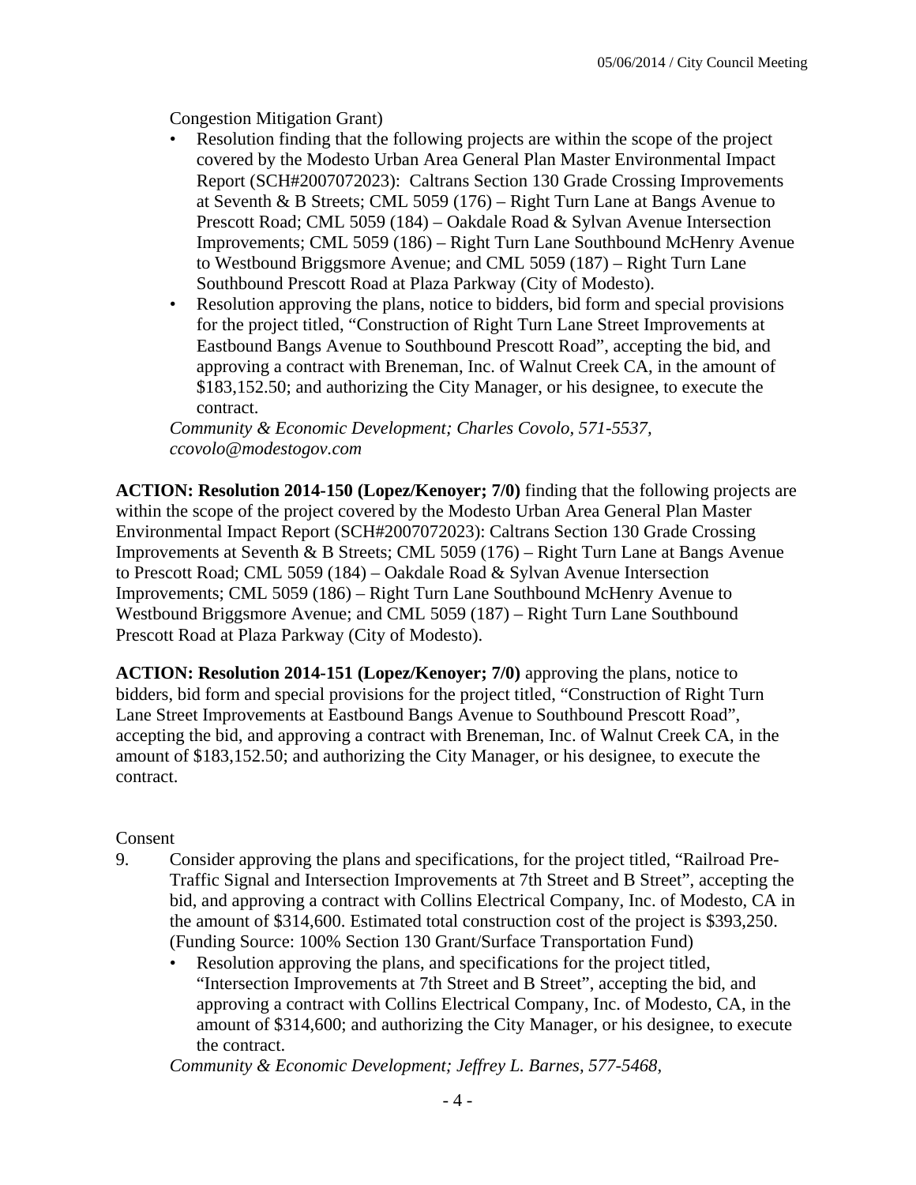Congestion Mitigation Grant)

- Resolution finding that the following projects are within the scope of the project covered by the Modesto Urban Area General Plan Master Environmental Impact Report (SCH#2007072023): Caltrans Section 130 Grade Crossing Improvements at Seventh & B Streets; CML 5059 (176) – Right Turn Lane at Bangs Avenue to Prescott Road; CML 5059 (184) – Oakdale Road & Sylvan Avenue Intersection Improvements; CML 5059 (186) – Right Turn Lane Southbound McHenry Avenue to Westbound Briggsmore Avenue; and CML 5059 (187) – Right Turn Lane Southbound Prescott Road at Plaza Parkway (City of Modesto).
- Resolution approving the plans, notice to bidders, bid form and special provisions for the project titled, "Construction of Right Turn Lane Street Improvements at Eastbound Bangs Avenue to Southbound Prescott Road", accepting the bid, and approving a contract with Breneman, Inc. of Walnut Creek CA, in the amount of $183,152.50; and authorizing the City Manager, or his designee, to execute the contract.

*Community & Economic Development; Charles Covolo, 571-5537, ccovolo@modestogov.com*

**ACTION: Resolution 2014-150 (Lopez/Kenoyer; 7/0)** finding that the following projects are within the scope of the project covered by the Modesto Urban Area General Plan Master Environmental Impact Report (SCH#2007072023): Caltrans Section 130 Grade Crossing Improvements at Seventh & B Streets; CML 5059 (176) – Right Turn Lane at Bangs Avenue to Prescott Road; CML 5059 (184) – Oakdale Road & Sylvan Avenue Intersection Improvements; CML 5059 (186) – Right Turn Lane Southbound McHenry Avenue to Westbound Briggsmore Avenue; and CML 5059 (187) – Right Turn Lane Southbound Prescott Road at Plaza Parkway (City of Modesto).

**ACTION: Resolution 2014-151 (Lopez/Kenoyer; 7/0)** approving the plans, notice to bidders, bid form and special provisions for the project titled, "Construction of Right Turn Lane Street Improvements at Eastbound Bangs Avenue to Southbound Prescott Road", accepting the bid, and approving a contract with Breneman, Inc. of Walnut Creek CA, in the amount of $183,152.50; and authorizing the City Manager, or his designee, to execute the contract.

Consent

9. Consider approving the plans and specifications, for the project titled, "Railroad Pre-Traffic Signal and Intersection Improvements at 7th Street and B Street", accepting the bid, and approving a contract with Collins Electrical Company, Inc. of Modesto, CA in the amount of $314,600. Estimated total construction cost of the project is $393,250. (Funding Source: 100% Section 130 Grant/Surface Transportation Fund)
   - Resolution approving the plans, and specifications for the project titled, "Intersection Improvements at 7th Street and B Street", accepting the bid, and approving a contract with Collins Electrical Company, Inc. of Modesto, CA, in the amount of $314,600; and authorizing the City Manager, or his designee, to execute the contract.

   *Community & Economic Development; Jeffrey L. Barnes, 577-5468,*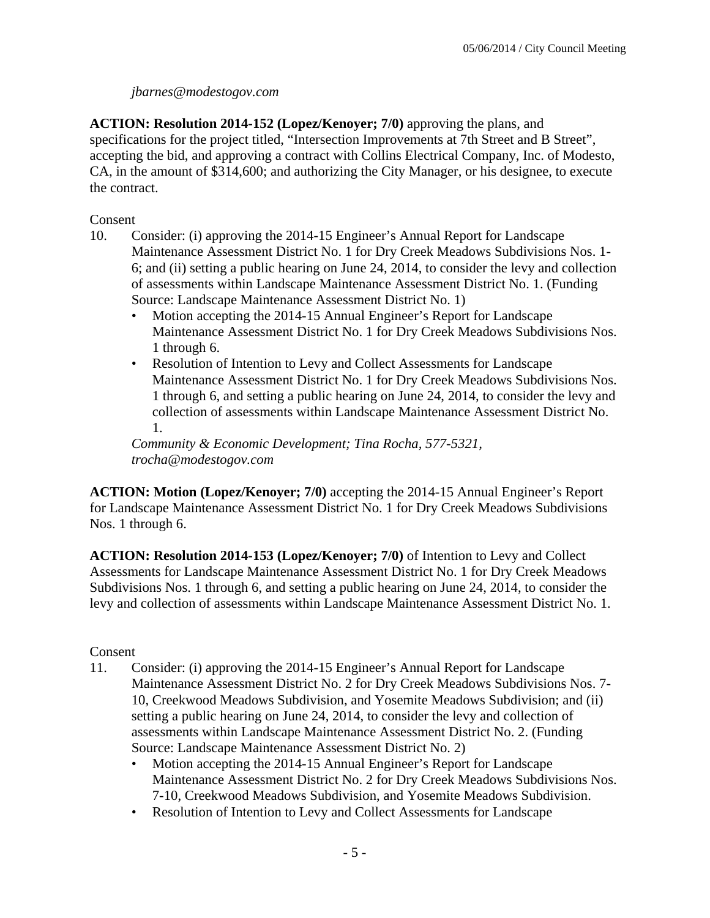*jbarnes@modestogov.com*

**ACTION: Resolution 2014-152 (Lopez/Kenoyer; 7/0)** approving the plans, and specifications for the project titled, "Intersection Improvements at 7th Street and B Street", accepting the bid, and approving a contract with Collins Electrical Company, Inc. of Modesto, CA, in the amount of $314,600; and authorizing the City Manager, or his designee, to execute the contract.

Consent

10. Consider: (i) approving the 2014-15 Engineer's Annual Report for Landscape Maintenance Assessment District No. 1 for Dry Creek Meadows Subdivisions Nos. 1-6; and (ii) setting a public hearing on June 24, 2014, to consider the levy and collection of assessments within Landscape Maintenance Assessment District No. 1. (Funding Source: Landscape Maintenance Assessment District No. 1)
    - Motion accepting the 2014-15 Annual Engineer's Report for Landscape Maintenance Assessment District No. 1 for Dry Creek Meadows Subdivisions Nos. 1 through 6.
    - Resolution of Intention to Levy and Collect Assessments for Landscape Maintenance Assessment District No. 1 for Dry Creek Meadows Subdivisions Nos. 1 through 6, and setting a public hearing on June 24, 2014, to consider the levy and collection of assessments within Landscape Maintenance Assessment District No. 1.

    *Community & Economic Development; Tina Rocha, 577-5321, trocha@modestogov.com*

**ACTION: Motion (Lopez/Kenoyer; 7/0)** accepting the 2014-15 Annual Engineer's Report for Landscape Maintenance Assessment District No. 1 for Dry Creek Meadows Subdivisions Nos. 1 through 6.

**ACTION: Resolution 2014-153 (Lopez/Kenoyer; 7/0)** of Intention to Levy and Collect Assessments for Landscape Maintenance Assessment District No. 1 for Dry Creek Meadows Subdivisions Nos. 1 through 6, and setting a public hearing on June 24, 2014, to consider the levy and collection of assessments within Landscape Maintenance Assessment District No. 1.

Consent

11. Consider: (i) approving the 2014-15 Engineer's Annual Report for Landscape Maintenance Assessment District No. 2 for Dry Creek Meadows Subdivisions Nos. 7-10, Creekwood Meadows Subdivision, and Yosemite Meadows Subdivision; and (ii) setting a public hearing on June 24, 2014, to consider the levy and collection of assessments within Landscape Maintenance Assessment District No. 2. (Funding Source: Landscape Maintenance Assessment District No. 2)
    - Motion accepting the 2014-15 Annual Engineer's Report for Landscape Maintenance Assessment District No. 2 for Dry Creek Meadows Subdivisions Nos. 7-10, Creekwood Meadows Subdivision, and Yosemite Meadows Subdivision.
    - Resolution of Intention to Levy and Collect Assessments for Landscape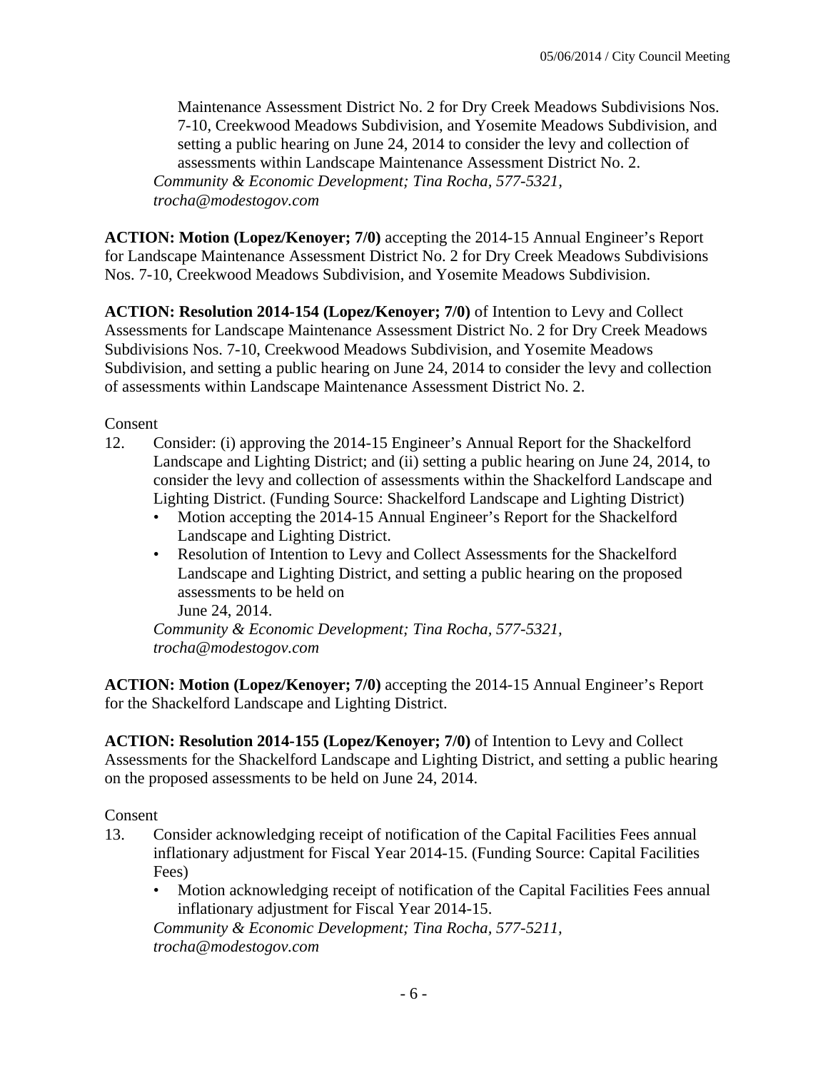Maintenance Assessment District No. 2 for Dry Creek Meadows Subdivisions Nos. 7-10, Creekwood Meadows Subdivision, and Yosemite Meadows Subdivision, and setting a public hearing on June 24, 2014 to consider the levy and collection of assessments within Landscape Maintenance Assessment District No. 2.
*Community & Economic Development; Tina Rocha, 577-5321, trocha@modestogov.com*

**ACTION: Motion (Lopez/Kenoyer; 7/0)** accepting the 2014-15 Annual Engineer's Report for Landscape Maintenance Assessment District No. 2 for Dry Creek Meadows Subdivisions Nos. 7-10, Creekwood Meadows Subdivision, and Yosemite Meadows Subdivision.

**ACTION: Resolution 2014-154 (Lopez/Kenoyer; 7/0)** of Intention to Levy and Collect Assessments for Landscape Maintenance Assessment District No. 2 for Dry Creek Meadows Subdivisions Nos. 7-10, Creekwood Meadows Subdivision, and Yosemite Meadows Subdivision, and setting a public hearing on June 24, 2014 to consider the levy and collection of assessments within Landscape Maintenance Assessment District No. 2.

Consent

12. Consider: (i) approving the 2014-15 Engineer's Annual Report for the Shackelford Landscape and Lighting District; and (ii) setting a public hearing on June 24, 2014, to consider the levy and collection of assessments within the Shackelford Landscape and Lighting District. (Funding Source: Shackelford Landscape and Lighting District)
    - Motion accepting the 2014-15 Annual Engineer's Report for the Shackelford Landscape and Lighting District.
    - Resolution of Intention to Levy and Collect Assessments for the Shackelford Landscape and Lighting District, and setting a public hearing on the proposed assessments to be held on June 24, 2014.

    *Community & Economic Development; Tina Rocha, 577-5321, trocha@modestogov.com*

**ACTION: Motion (Lopez/Kenoyer; 7/0)** accepting the 2014-15 Annual Engineer's Report for the Shackelford Landscape and Lighting District.

**ACTION: Resolution 2014-155 (Lopez/Kenoyer; 7/0)** of Intention to Levy and Collect Assessments for the Shackelford Landscape and Lighting District, and setting a public hearing on the proposed assessments to be held on June 24, 2014.

Consent

13. Consider acknowledging receipt of notification of the Capital Facilities Fees annual inflationary adjustment for Fiscal Year 2014-15. (Funding Source: Capital Facilities Fees)
    - Motion acknowledging receipt of notification of the Capital Facilities Fees annual inflationary adjustment for Fiscal Year 2014-15.

    *Community & Economic Development; Tina Rocha, 577-5211, trocha@modestogov.com*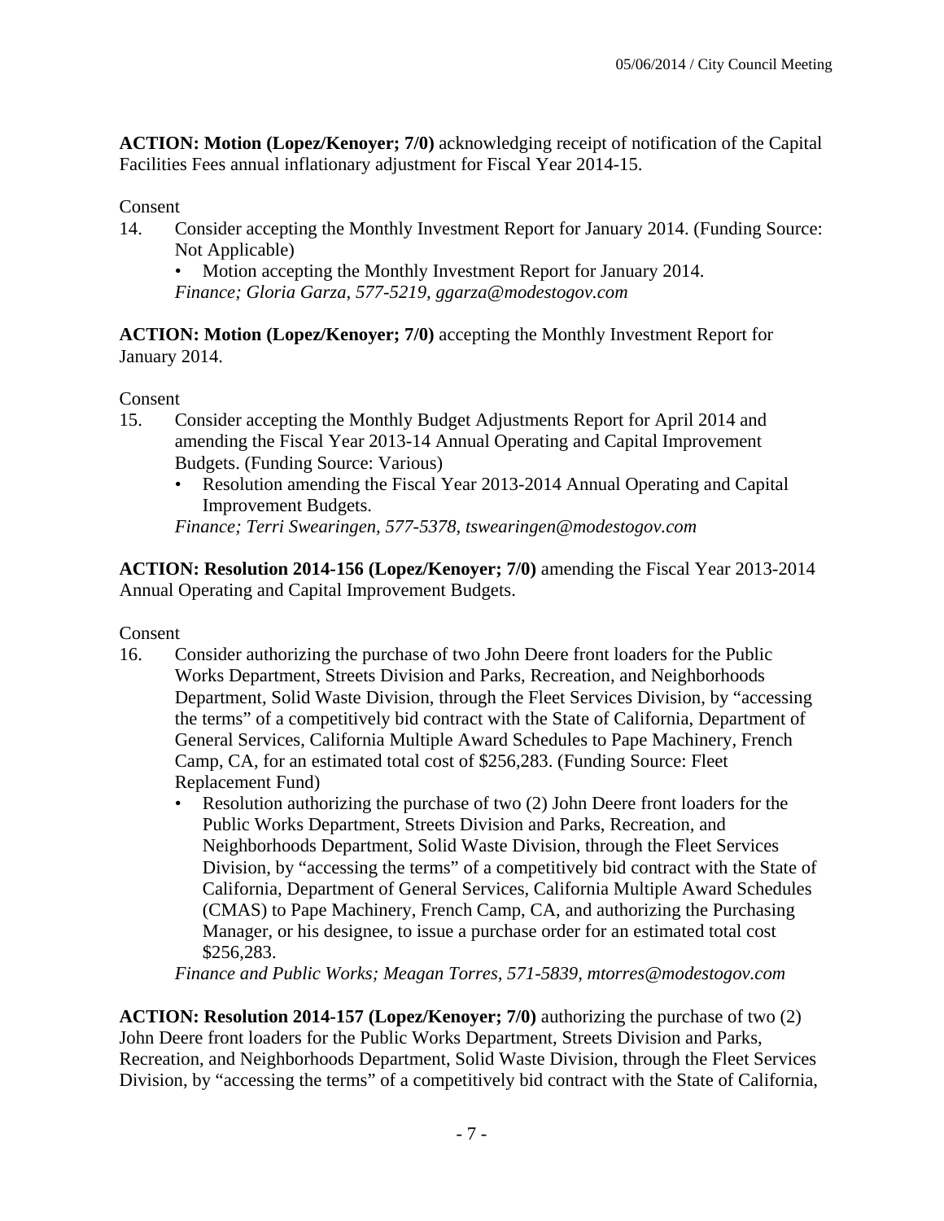**ACTION: Motion (Lopez/Kenoyer; 7/0)** acknowledging receipt of notification of the Capital Facilities Fees annual inflationary adjustment for Fiscal Year 2014-15.

Consent

14. Consider accepting the Monthly Investment Report for January 2014. (Funding Source: Not Applicable)
    - Motion accepting the Monthly Investment Report for January 2014.

    *Finance; Gloria Garza, 577-5219, ggarza@modestogov.com*

**ACTION: Motion (Lopez/Kenoyer; 7/0)** accepting the Monthly Investment Report for January 2014.

Consent

15. Consider accepting the Monthly Budget Adjustments Report for April 2014 and amending the Fiscal Year 2013-14 Annual Operating and Capital Improvement Budgets. (Funding Source: Various)
    - Resolution amending the Fiscal Year 2013-2014 Annual Operating and Capital Improvement Budgets.

    *Finance; Terri Swearingen, 577-5378, tswearingen@modestogov.com*

**ACTION: Resolution 2014-156 (Lopez/Kenoyer; 7/0)** amending the Fiscal Year 2013-2014 Annual Operating and Capital Improvement Budgets.

Consent

16. Consider authorizing the purchase of two John Deere front loaders for the Public Works Department, Streets Division and Parks, Recreation, and Neighborhoods Department, Solid Waste Division, through the Fleet Services Division, by "accessing the terms" of a competitively bid contract with the State of California, Department of General Services, California Multiple Award Schedules to Pape Machinery, French Camp, CA, for an estimated total cost of $256,283. (Funding Source: Fleet Replacement Fund)
    - Resolution authorizing the purchase of two (2) John Deere front loaders for the Public Works Department, Streets Division and Parks, Recreation, and Neighborhoods Department, Solid Waste Division, through the Fleet Services Division, by "accessing the terms" of a competitively bid contract with the State of California, Department of General Services, California Multiple Award Schedules (CMAS) to Pape Machinery, French Camp, CA, and authorizing the Purchasing Manager, or his designee, to issue a purchase order for an estimated total cost $256,283.

    *Finance and Public Works; Meagan Torres, 571-5839, mtorres@modestogov.com*

**ACTION: Resolution 2014-157 (Lopez/Kenoyer; 7/0)** authorizing the purchase of two (2) John Deere front loaders for the Public Works Department, Streets Division and Parks, Recreation, and Neighborhoods Department, Solid Waste Division, through the Fleet Services Division, by "accessing the terms" of a competitively bid contract with the State of California,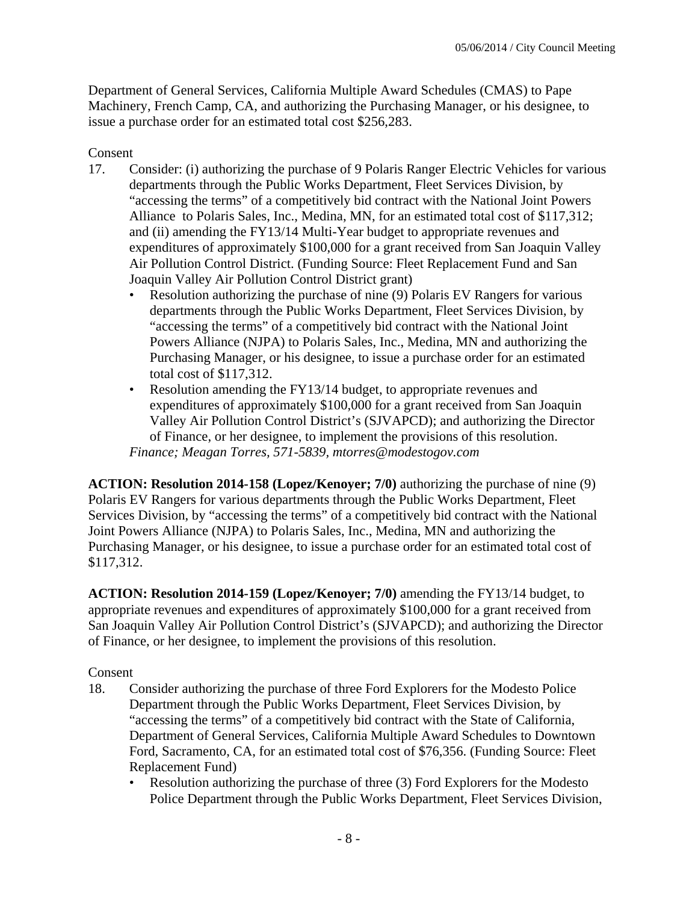Department of General Services, California Multiple Award Schedules (CMAS) to Pape Machinery, French Camp, CA, and authorizing the Purchasing Manager, or his designee, to issue a purchase order for an estimated total cost $256,283.

Consent

17. Consider: (i) authorizing the purchase of 9 Polaris Ranger Electric Vehicles for various departments through the Public Works Department, Fleet Services Division, by "accessing the terms" of a competitively bid contract with the National Joint Powers Alliance to Polaris Sales, Inc., Medina, MN, for an estimated total cost of $117,312; and (ii) amending the FY13/14 Multi-Year budget to appropriate revenues and expenditures of approximately $100,000 for a grant received from San Joaquin Valley Air Pollution Control District. (Funding Source: Fleet Replacement Fund and San Joaquin Valley Air Pollution Control District grant)
    - Resolution authorizing the purchase of nine (9) Polaris EV Rangers for various departments through the Public Works Department, Fleet Services Division, by "accessing the terms" of a competitively bid contract with the National Joint Powers Alliance (NJPA) to Polaris Sales, Inc., Medina, MN and authorizing the Purchasing Manager, or his designee, to issue a purchase order for an estimated total cost of $117,312.
    - Resolution amending the FY13/14 budget, to appropriate revenues and expenditures of approximately $100,000 for a grant received from San Joaquin Valley Air Pollution Control District's (SJVAPCD); and authorizing the Director of Finance, or her designee, to implement the provisions of this resolution.

    *Finance; Meagan Torres, 571-5839, mtorres@modestogov.com*

**ACTION: Resolution 2014-158 (Lopez/Kenoyer; 7/0)** authorizing the purchase of nine (9) Polaris EV Rangers for various departments through the Public Works Department, Fleet Services Division, by "accessing the terms" of a competitively bid contract with the National Joint Powers Alliance (NJPA) to Polaris Sales, Inc., Medina, MN and authorizing the Purchasing Manager, or his designee, to issue a purchase order for an estimated total cost of $117,312.

**ACTION: Resolution 2014-159 (Lopez/Kenoyer; 7/0)** amending the FY13/14 budget, to appropriate revenues and expenditures of approximately $100,000 for a grant received from San Joaquin Valley Air Pollution Control District's (SJVAPCD); and authorizing the Director of Finance, or her designee, to implement the provisions of this resolution.

Consent

18. Consider authorizing the purchase of three Ford Explorers for the Modesto Police Department through the Public Works Department, Fleet Services Division, by "accessing the terms" of a competitively bid contract with the State of California, Department of General Services, California Multiple Award Schedules to Downtown Ford, Sacramento, CA, for an estimated total cost of $76,356. (Funding Source: Fleet Replacement Fund)
    - Resolution authorizing the purchase of three (3) Ford Explorers for the Modesto Police Department through the Public Works Department, Fleet Services Division,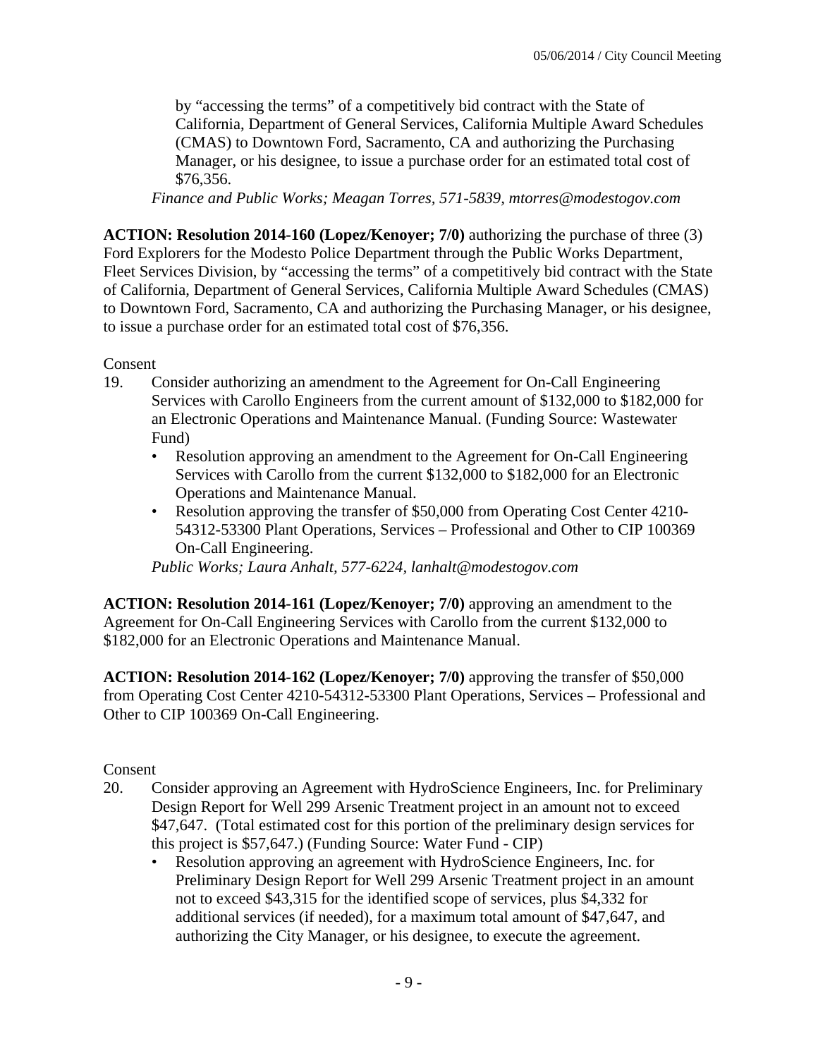by "accessing the terms" of a competitively bid contract with the State of California, Department of General Services, California Multiple Award Schedules (CMAS) to Downtown Ford, Sacramento, CA and authorizing the Purchasing Manager, or his designee, to issue a purchase order for an estimated total cost of $76,356.

*Finance and Public Works; Meagan Torres, 571-5839, mtorres@modestogov.com*

**ACTION: Resolution 2014-160 (Lopez/Kenoyer; 7/0)** authorizing the purchase of three (3) Ford Explorers for the Modesto Police Department through the Public Works Department, Fleet Services Division, by "accessing the terms" of a competitively bid contract with the State of California, Department of General Services, California Multiple Award Schedules (CMAS) to Downtown Ford, Sacramento, CA and authorizing the Purchasing Manager, or his designee, to issue a purchase order for an estimated total cost of $76,356.

Consent

19. Consider authorizing an amendment to the Agreement for On-Call Engineering Services with Carollo Engineers from the current amount of $132,000 to $182,000 for an Electronic Operations and Maintenance Manual. (Funding Source: Wastewater Fund)
    - Resolution approving an amendment to the Agreement for On-Call Engineering Services with Carollo from the current $132,000 to $182,000 for an Electronic Operations and Maintenance Manual.
    - Resolution approving the transfer of $50,000 from Operating Cost Center 4210-54312-53300 Plant Operations, Services – Professional and Other to CIP 100369 On-Call Engineering.

    *Public Works; Laura Anhalt, 577-6224, lanhalt@modestogov.com*

**ACTION: Resolution 2014-161 (Lopez/Kenoyer; 7/0)** approving an amendment to the Agreement for On-Call Engineering Services with Carollo from the current $132,000 to $182,000 for an Electronic Operations and Maintenance Manual.

**ACTION: Resolution 2014-162 (Lopez/Kenoyer; 7/0)** approving the transfer of $50,000 from Operating Cost Center 4210-54312-53300 Plant Operations, Services – Professional and Other to CIP 100369 On-Call Engineering.

Consent

20. Consider approving an Agreement with HydroScience Engineers, Inc. for Preliminary Design Report for Well 299 Arsenic Treatment project in an amount not to exceed $47,647. (Total estimated cost for this portion of the preliminary design services for this project is $57,647.) (Funding Source: Water Fund - CIP)
    - Resolution approving an agreement with HydroScience Engineers, Inc. for Preliminary Design Report for Well 299 Arsenic Treatment project in an amount not to exceed $43,315 for the identified scope of services, plus $4,332 for additional services (if needed), for a maximum total amount of $47,647, and authorizing the City Manager, or his designee, to execute the agreement.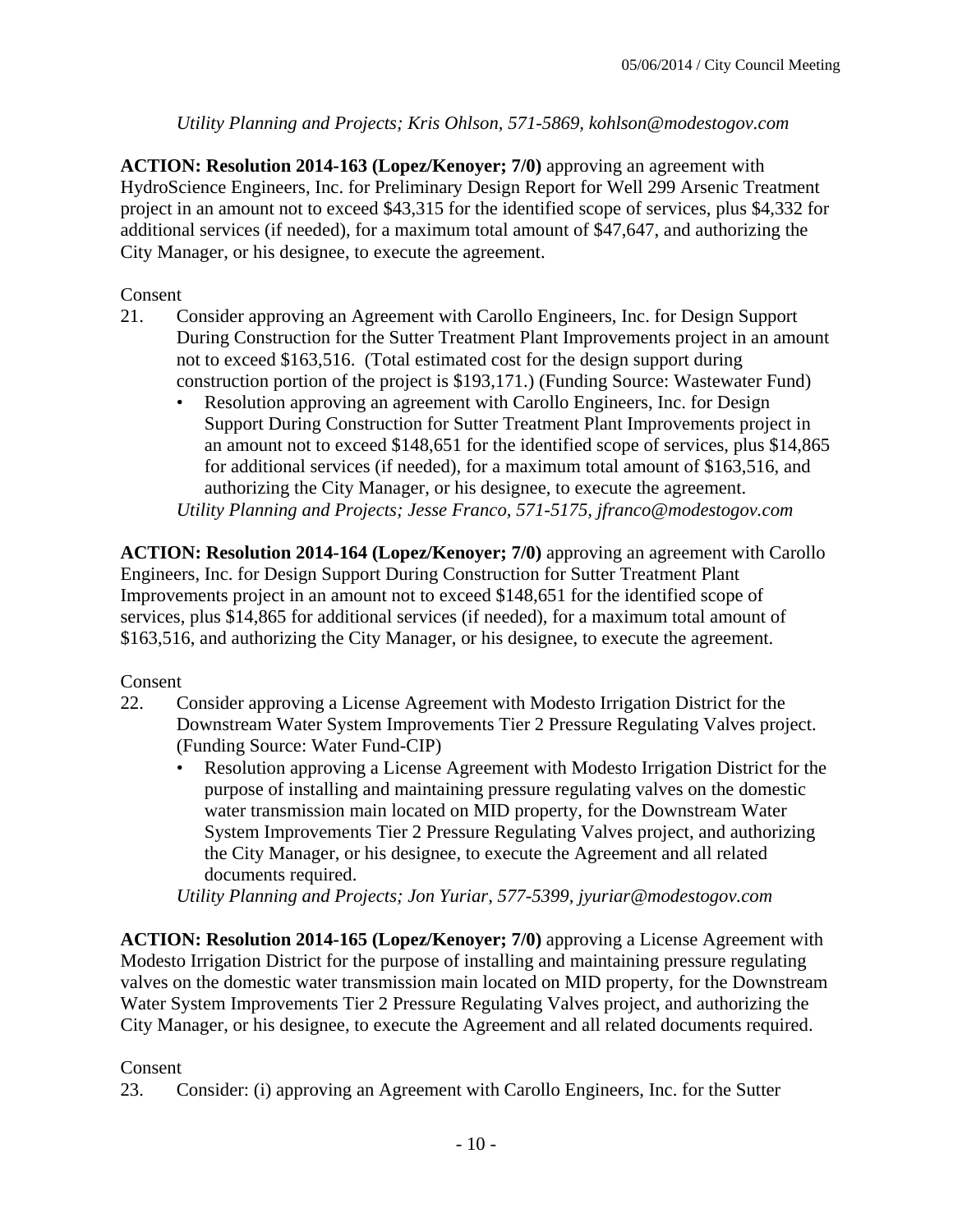*Utility Planning and Projects; Kris Ohlson, 571-5869, kohlson@modestogov.com*

**ACTION: Resolution 2014-163 (Lopez/Kenoyer; 7/0)** approving an agreement with HydroScience Engineers, Inc. for Preliminary Design Report for Well 299 Arsenic Treatment project in an amount not to exceed $43,315 for the identified scope of services, plus $4,332 for additional services (if needed), for a maximum total amount of $47,647, and authorizing the City Manager, or his designee, to execute the agreement.

Consent

21. Consider approving an Agreement with Carollo Engineers, Inc. for Design Support During Construction for the Sutter Treatment Plant Improvements project in an amount not to exceed $163,516. (Total estimated cost for the design support during construction portion of the project is $193,171.) (Funding Source: Wastewater Fund)
    - Resolution approving an agreement with Carollo Engineers, Inc. for Design Support During Construction for Sutter Treatment Plant Improvements project in an amount not to exceed $148,651 for the identified scope of services, plus $14,865 for additional services (if needed), for a maximum total amount of $163,516, and authorizing the City Manager, or his designee, to execute the agreement.

    *Utility Planning and Projects; Jesse Franco, 571-5175, jfranco@modestogov.com*

**ACTION: Resolution 2014-164 (Lopez/Kenoyer; 7/0)** approving an agreement with Carollo Engineers, Inc. for Design Support During Construction for Sutter Treatment Plant Improvements project in an amount not to exceed $148,651 for the identified scope of services, plus $14,865 for additional services (if needed), for a maximum total amount of $163,516, and authorizing the City Manager, or his designee, to execute the agreement.

Consent

22. Consider approving a License Agreement with Modesto Irrigation District for the Downstream Water System Improvements Tier 2 Pressure Regulating Valves project. (Funding Source: Water Fund-CIP)
    - Resolution approving a License Agreement with Modesto Irrigation District for the purpose of installing and maintaining pressure regulating valves on the domestic water transmission main located on MID property, for the Downstream Water System Improvements Tier 2 Pressure Regulating Valves project, and authorizing the City Manager, or his designee, to execute the Agreement and all related documents required.

    *Utility Planning and Projects; Jon Yuriar, 577-5399, jyuriar@modestogov.com*

**ACTION: Resolution 2014-165 (Lopez/Kenoyer; 7/0)** approving a License Agreement with Modesto Irrigation District for the purpose of installing and maintaining pressure regulating valves on the domestic water transmission main located on MID property, for the Downstream Water System Improvements Tier 2 Pressure Regulating Valves project, and authorizing the City Manager, or his designee, to execute the Agreement and all related documents required.

Consent

23. Consider: (i) approving an Agreement with Carollo Engineers, Inc. for the Sutter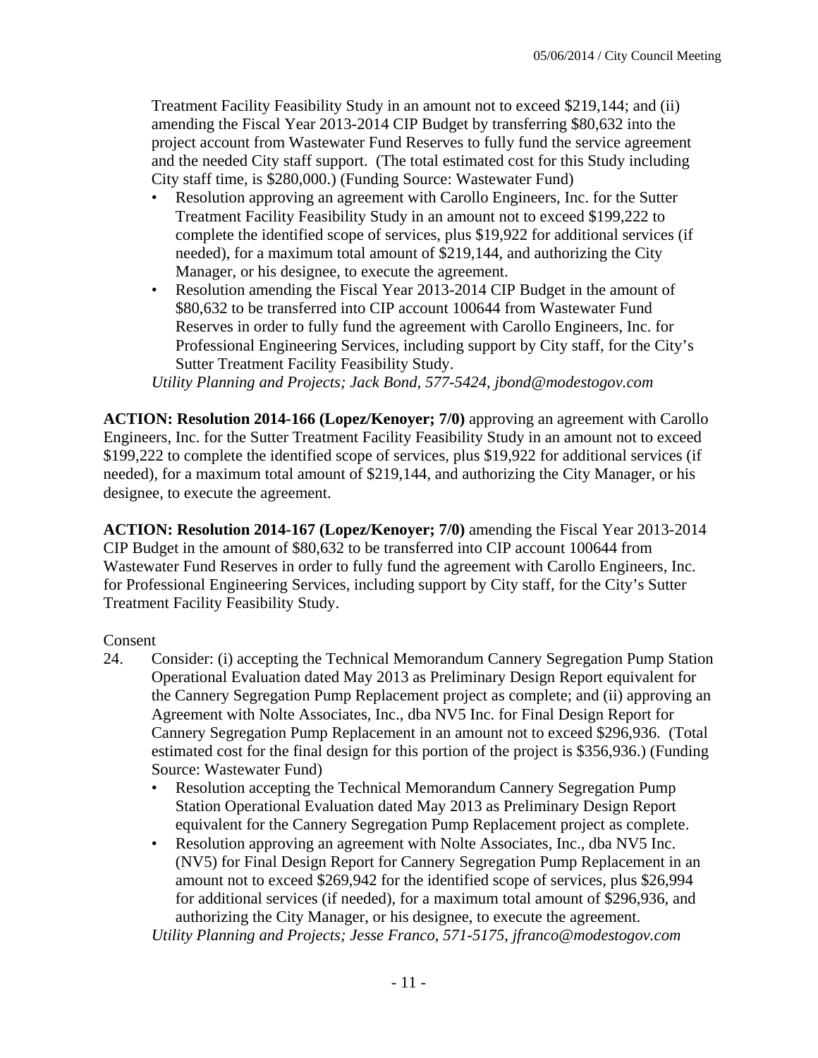Treatment Facility Feasibility Study in an amount not to exceed $219,144; and (ii) amending the Fiscal Year 2013-2014 CIP Budget by transferring $80,632 into the project account from Wastewater Fund Reserves to fully fund the service agreement and the needed City staff support. (The total estimated cost for this Study including City staff time, is $280,000.) (Funding Source: Wastewater Fund)

- Resolution approving an agreement with Carollo Engineers, Inc. for the Sutter Treatment Facility Feasibility Study in an amount not to exceed $199,222 to complete the identified scope of services, plus $19,922 for additional services (if needed), for a maximum total amount of $219,144, and authorizing the City Manager, or his designee, to execute the agreement.
- Resolution amending the Fiscal Year 2013-2014 CIP Budget in the amount of $80,632 to be transferred into CIP account 100644 from Wastewater Fund Reserves in order to fully fund the agreement with Carollo Engineers, Inc. for Professional Engineering Services, including support by City staff, for the City's Sutter Treatment Facility Feasibility Study.

*Utility Planning and Projects; Jack Bond, 577-5424, jbond@modestogov.com*

**ACTION: Resolution 2014-166 (Lopez/Kenoyer; 7/0)** approving an agreement with Carollo Engineers, Inc. for the Sutter Treatment Facility Feasibility Study in an amount not to exceed $199,222 to complete the identified scope of services, plus $19,922 for additional services (if needed), for a maximum total amount of $219,144, and authorizing the City Manager, or his designee, to execute the agreement.

**ACTION: Resolution 2014-167 (Lopez/Kenoyer; 7/0)** amending the Fiscal Year 2013-2014 CIP Budget in the amount of $80,632 to be transferred into CIP account 100644 from Wastewater Fund Reserves in order to fully fund the agreement with Carollo Engineers, Inc. for Professional Engineering Services, including support by City staff, for the City's Sutter Treatment Facility Feasibility Study.

Consent

24. Consider: (i) accepting the Technical Memorandum Cannery Segregation Pump Station Operational Evaluation dated May 2013 as Preliminary Design Report equivalent for the Cannery Segregation Pump Replacement project as complete; and (ii) approving an Agreement with Nolte Associates, Inc., dba NV5 Inc. for Final Design Report for Cannery Segregation Pump Replacement in an amount not to exceed $296,936. (Total estimated cost for the final design for this portion of the project is $356,936.) (Funding Source: Wastewater Fund)
    - Resolution accepting the Technical Memorandum Cannery Segregation Pump Station Operational Evaluation dated May 2013 as Preliminary Design Report equivalent for the Cannery Segregation Pump Replacement project as complete.
    - Resolution approving an agreement with Nolte Associates, Inc., dba NV5 Inc. (NV5) for Final Design Report for Cannery Segregation Pump Replacement in an amount not to exceed $269,942 for the identified scope of services, plus $26,994 for additional services (if needed), for a maximum total amount of $296,936, and authorizing the City Manager, or his designee, to execute the agreement.

    *Utility Planning and Projects; Jesse Franco, 571-5175, jfranco@modestogov.com*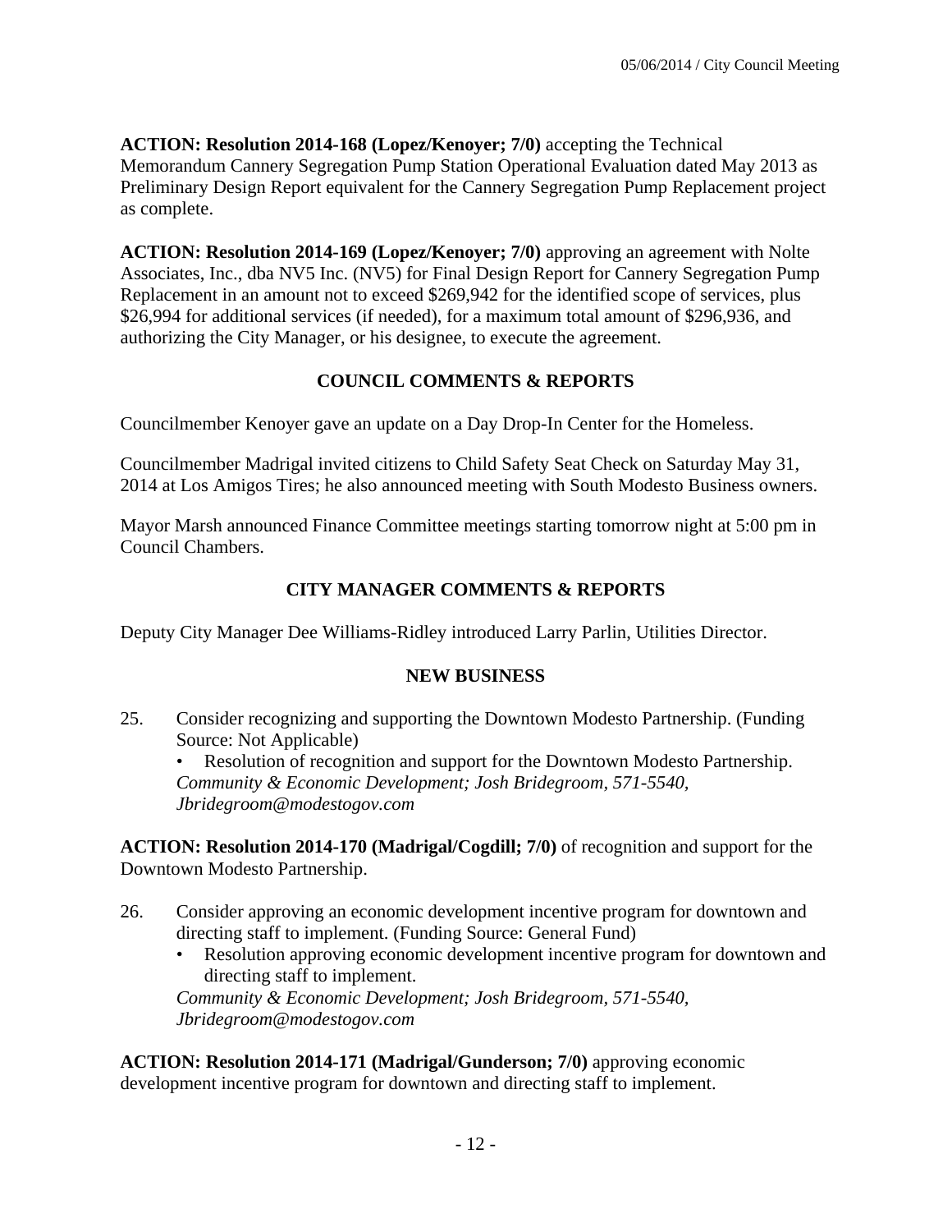**ACTION: Resolution 2014-168 (Lopez/Kenoyer; 7/0)** accepting the Technical Memorandum Cannery Segregation Pump Station Operational Evaluation dated May 2013 as Preliminary Design Report equivalent for the Cannery Segregation Pump Replacement project as complete.

**ACTION: Resolution 2014-169 (Lopez/Kenoyer; 7/0)** approving an agreement with Nolte Associates, Inc., dba NV5 Inc. (NV5) for Final Design Report for Cannery Segregation Pump Replacement in an amount not to exceed $269,942 for the identified scope of services, plus $26,994 for additional services (if needed), for a maximum total amount of $296,936, and authorizing the City Manager, or his designee, to execute the agreement.

## COUNCIL COMMENTS & REPORTS

Councilmember Kenoyer gave an update on a Day Drop-In Center for the Homeless.

Councilmember Madrigal invited citizens to Child Safety Seat Check on Saturday May 31, 2014 at Los Amigos Tires; he also announced meeting with South Modesto Business owners.

Mayor Marsh announced Finance Committee meetings starting tomorrow night at 5:00 pm in Council Chambers.

## CITY MANAGER COMMENTS & REPORTS

Deputy City Manager Dee Williams-Ridley introduced Larry Parlin, Utilities Director.

## NEW BUSINESS

25. Consider recognizing and supporting the Downtown Modesto Partnership. (Funding Source: Not Applicable)
    - Resolution of recognition and support for the Downtown Modesto Partnership.

    *Community & Economic Development; Josh Bridegroom, 571-5540, Jbridegroom@modestogov.com*

**ACTION: Resolution 2014-170 (Madrigal/Cogdill; 7/0)** of recognition and support for the Downtown Modesto Partnership.

26. Consider approving an economic development incentive program for downtown and directing staff to implement. (Funding Source: General Fund)
    - Resolution approving economic development incentive program for downtown and directing staff to implement.

    *Community & Economic Development; Josh Bridegroom, 571-5540, Jbridegroom@modestogov.com*

**ACTION: Resolution 2014-171 (Madrigal/Gunderson; 7/0)** approving economic development incentive program for downtown and directing staff to implement.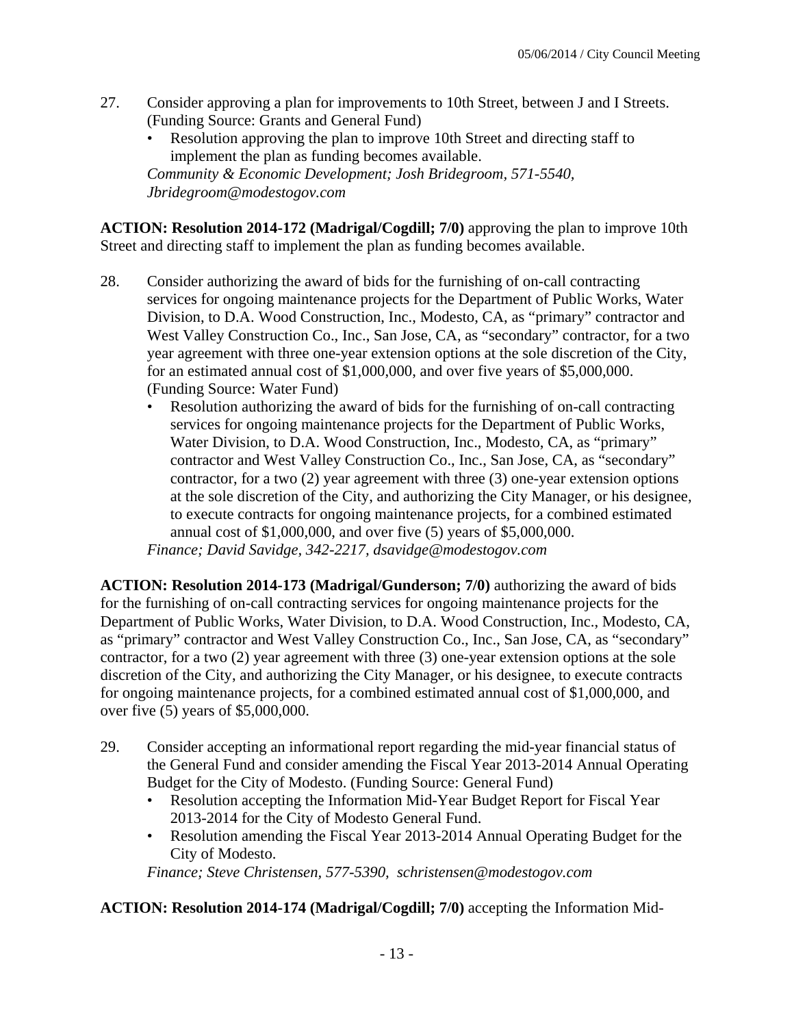27. Consider approving a plan for improvements to 10th Street, between J and I Streets. (Funding Source: Grants and General Fund)
    - Resolution approving the plan to improve 10th Street and directing staff to implement the plan as funding becomes available.

    *Community & Economic Development; Josh Bridegroom, 571-5540, Jbridegroom@modestogov.com*

**ACTION: Resolution 2014-172 (Madrigal/Cogdill; 7/0)** approving the plan to improve 10th Street and directing staff to implement the plan as funding becomes available.

28. Consider authorizing the award of bids for the furnishing of on-call contracting services for ongoing maintenance projects for the Department of Public Works, Water Division, to D.A. Wood Construction, Inc., Modesto, CA, as "primary" contractor and West Valley Construction Co., Inc., San Jose, CA, as "secondary" contractor, for a two year agreement with three one-year extension options at the sole discretion of the City, for an estimated annual cost of $1,000,000, and over five years of $5,000,000. (Funding Source: Water Fund)
    - Resolution authorizing the award of bids for the furnishing of on-call contracting services for ongoing maintenance projects for the Department of Public Works, Water Division, to D.A. Wood Construction, Inc., Modesto, CA, as "primary" contractor and West Valley Construction Co., Inc., San Jose, CA, as "secondary" contractor, for a two (2) year agreement with three (3) one-year extension options at the sole discretion of the City, and authorizing the City Manager, or his designee, to execute contracts for ongoing maintenance projects, for a combined estimated annual cost of $1,000,000, and over five (5) years of $5,000,000.

    *Finance; David Savidge, 342-2217, dsavidge@modestogov.com*

**ACTION: Resolution 2014-173 (Madrigal/Gunderson; 7/0)** authorizing the award of bids for the furnishing of on-call contracting services for ongoing maintenance projects for the Department of Public Works, Water Division, to D.A. Wood Construction, Inc., Modesto, CA, as "primary" contractor and West Valley Construction Co., Inc., San Jose, CA, as "secondary" contractor, for a two (2) year agreement with three (3) one-year extension options at the sole discretion of the City, and authorizing the City Manager, or his designee, to execute contracts for ongoing maintenance projects, for a combined estimated annual cost of $1,000,000, and over five (5) years of $5,000,000.

29. Consider accepting an informational report regarding the mid-year financial status of the General Fund and consider amending the Fiscal Year 2013-2014 Annual Operating Budget for the City of Modesto. (Funding Source: General Fund)
    - Resolution accepting the Information Mid-Year Budget Report for Fiscal Year 2013-2014 for the City of Modesto General Fund.
    - Resolution amending the Fiscal Year 2013-2014 Annual Operating Budget for the City of Modesto.

    *Finance; Steve Christensen, 577-5390, schristensen@modestogov.com*

**ACTION: Resolution 2014-174 (Madrigal/Cogdill; 7/0)** accepting the Information Mid-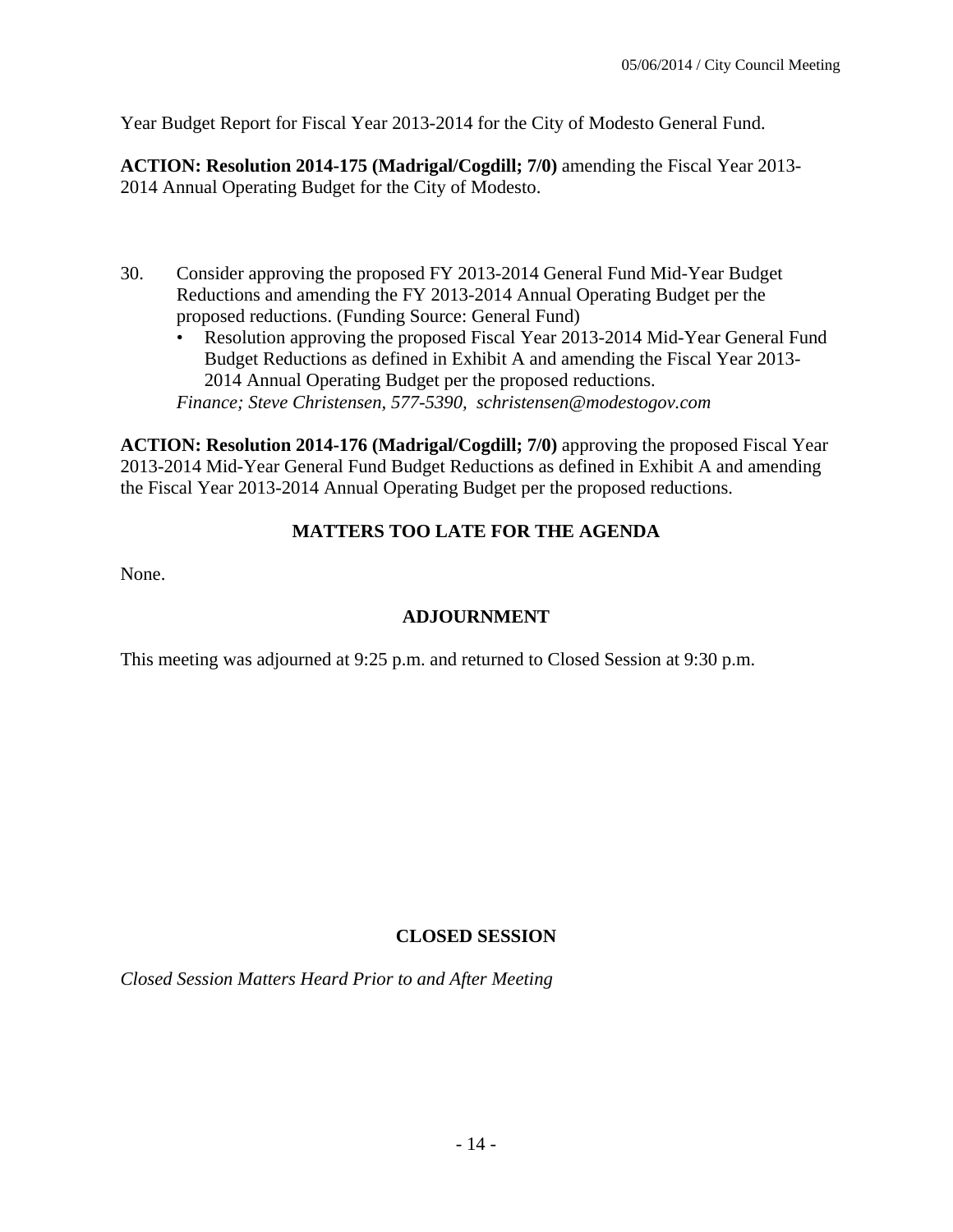Year Budget Report for Fiscal Year 2013-2014 for the City of Modesto General Fund.

**ACTION: Resolution 2014-175 (Madrigal/Cogdill; 7/0)** amending the Fiscal Year 2013-2014 Annual Operating Budget for the City of Modesto.

30. Consider approving the proposed FY 2013-2014 General Fund Mid-Year Budget Reductions and amending the FY 2013-2014 Annual Operating Budget per the proposed reductions. (Funding Source: General Fund)
    - Resolution approving the proposed Fiscal Year 2013-2014 Mid-Year General Fund Budget Reductions as defined in Exhibit A and amending the Fiscal Year 2013-2014 Annual Operating Budget per the proposed reductions.

    *Finance; Steve Christensen, 577-5390, schristensen@modestogov.com*

**ACTION: Resolution 2014-176 (Madrigal/Cogdill; 7/0)** approving the proposed Fiscal Year 2013-2014 Mid-Year General Fund Budget Reductions as defined in Exhibit A and amending the Fiscal Year 2013-2014 Annual Operating Budget per the proposed reductions.

## MATTERS TOO LATE FOR THE AGENDA

None.

## ADJOURNMENT

This meeting was adjourned at 9:25 p.m. and returned to Closed Session at 9:30 p.m.

## CLOSED SESSION

*Closed Session Matters Heard Prior to and After Meeting*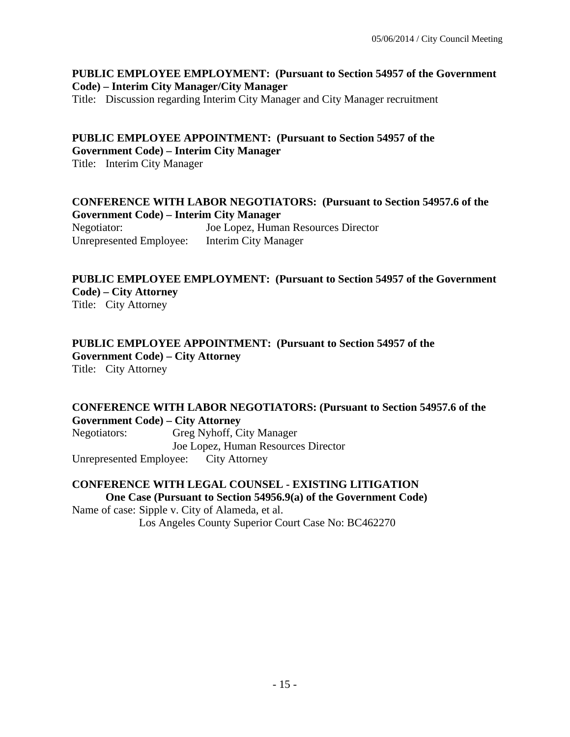**PUBLIC EMPLOYEE EMPLOYMENT: (Pursuant to Section 54957 of the Government Code) – Interim City Manager/City Manager**
Title: Discussion regarding Interim City Manager and City Manager recruitment

**PUBLIC EMPLOYEE APPOINTMENT: (Pursuant to Section 54957 of the Government Code) – Interim City Manager**
Title: Interim City Manager

**CONFERENCE WITH LABOR NEGOTIATORS: (Pursuant to Section 54957.6 of the Government Code) – Interim City Manager**
Negotiator: Joe Lopez, Human Resources Director
Unrepresented Employee: Interim City Manager

**PUBLIC EMPLOYEE EMPLOYMENT: (Pursuant to Section 54957 of the Government Code) – City Attorney**
Title: City Attorney

**PUBLIC EMPLOYEE APPOINTMENT: (Pursuant to Section 54957 of the Government Code) – City Attorney**
Title: City Attorney

**CONFERENCE WITH LABOR NEGOTIATORS: (Pursuant to Section 54957.6 of the Government Code) – City Attorney**
Negotiators: Greg Nyhoff, City Manager
Joe Lopez, Human Resources Director
Unrepresented Employee: City Attorney

**CONFERENCE WITH LEGAL COUNSEL - EXISTING LITIGATION**
**One Case (Pursuant to Section 54956.9(a) of the Government Code)**
Name of case: Sipple v. City of Alameda, et al.
Los Angeles County Superior Court Case No: BC462270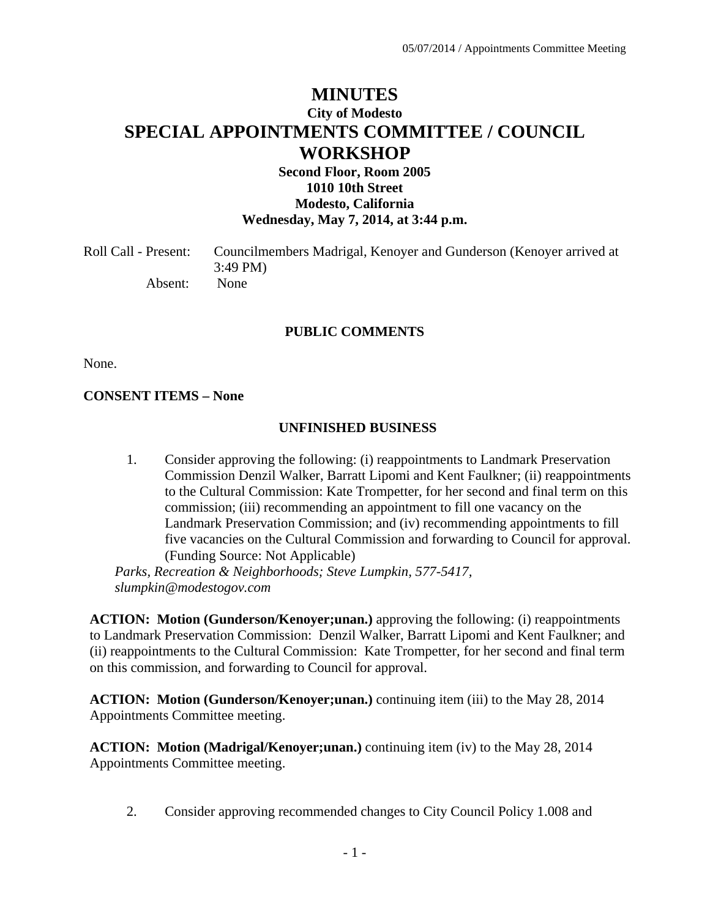# MINUTES

## City of Modesto

# SPECIAL APPOINTMENTS COMMITTEE / COUNCIL WORKSHOP

**Second Floor, Room 2005**
**1010 10th Street**
**Modesto, California**
**Wednesday, May 7, 2014, at 3:44 p.m.**

Roll Call - Present: Councilmembers Madrigal, Kenoyer and Gunderson (Kenoyer arrived at 3:49 PM)

Absent: None

### PUBLIC COMMENTS

None.

### CONSENT ITEMS – None

### UNFINISHED BUSINESS

1. Consider approving the following: (i) reappointments to Landmark Preservation Commission Denzil Walker, Barratt Lipomi and Kent Faulkner; (ii) reappointments to the Cultural Commission: Kate Trompetter, for her second and final term on this commission; (iii) recommending an appointment to fill one vacancy on the Landmark Preservation Commission; and (iv) recommending appointments to fill five vacancies on the Cultural Commission and forwarding to Council for approval. (Funding Source: Not Applicable)

*Parks, Recreation & Neighborhoods; Steve Lumpkin, 577-5417, slumpkin@modestogov.com*

**ACTION: Motion (Gunderson/Kenoyer;unan.)** approving the following: (i) reappointments to Landmark Preservation Commission: Denzil Walker, Barratt Lipomi and Kent Faulkner; and (ii) reappointments to the Cultural Commission: Kate Trompetter, for her second and final term on this commission, and forwarding to Council for approval.

**ACTION: Motion (Gunderson/Kenoyer;unan.)** continuing item (iii) to the May 28, 2014 Appointments Committee meeting.

**ACTION: Motion (Madrigal/Kenoyer;unan.)** continuing item (iv) to the May 28, 2014 Appointments Committee meeting.

2. Consider approving recommended changes to City Council Policy 1.008 and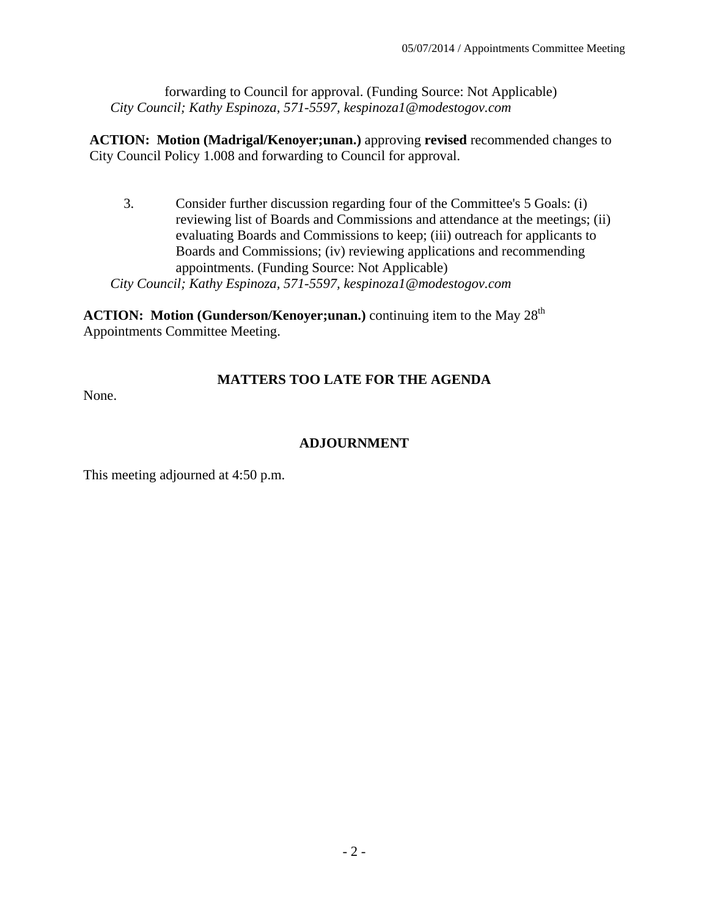forwarding to Council for approval. (Funding Source: Not Applicable)
*City Council; Kathy Espinoza, 571-5597, kespinoza1@modestogov.com*

**ACTION: Motion (Madrigal/Kenoyer;unan.)** approving **revised** recommended changes to City Council Policy 1.008 and forwarding to Council for approval.

3. Consider further discussion regarding four of the Committee's 5 Goals: (i) reviewing list of Boards and Commissions and attendance at the meetings; (ii) evaluating Boards and Commissions to keep; (iii) outreach for applicants to Boards and Commissions; (iv) reviewing applications and recommending appointments. (Funding Source: Not Applicable)
*City Council; Kathy Espinoza, 571-5597, kespinoza1@modestogov.com*

**ACTION: Motion (Gunderson/Kenoyer;unan.)** continuing item to the May 28th Appointments Committee Meeting.

## MATTERS TOO LATE FOR THE AGENDA

None.

## ADJOURNMENT

This meeting adjourned at 4:50 p.m.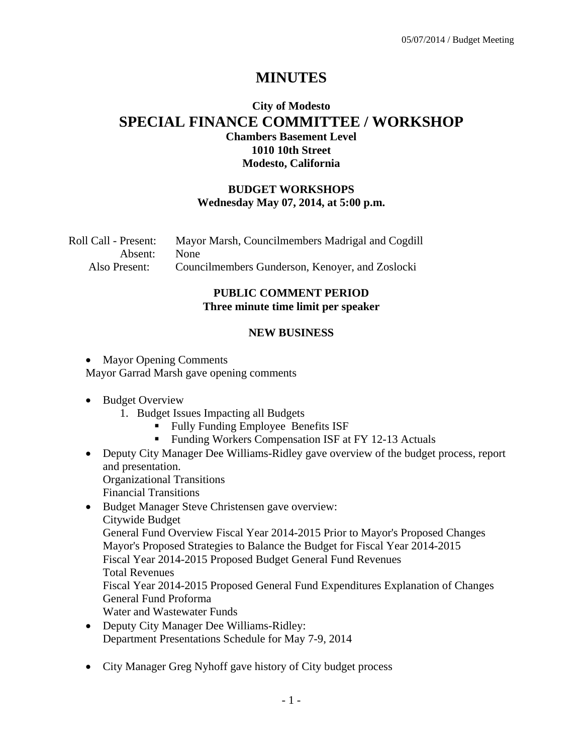# MINUTES

## City of Modesto
## SPECIAL FINANCE COMMITTEE / WORKSHOP
### Chambers Basement Level
### 1010 10th Street
### Modesto, California

### BUDGET WORKSHOPS
### Wednesday May 07, 2014, at 5:00 p.m.

Roll Call - Present: Mayor Marsh, Councilmembers Madrigal and Cogdill
Absent: None
Also Present: Councilmembers Gunderson, Kenoyer, and Zoslocki

### PUBLIC COMMENT PERIOD
### Three minute time limit per speaker

### NEW BUSINESS

- Mayor Opening Comments

Mayor Garrad Marsh gave opening comments

- Budget Overview
  1. Budget Issues Impacting all Budgets
     - Fully Funding Employee Benefits ISF
     - Funding Workers Compensation ISF at FY 12-13 Actuals
- Deputy City Manager Dee Williams-Ridley gave overview of the budget process, report and presentation.
  Organizational Transitions
  Financial Transitions
- Budget Manager Steve Christensen gave overview:
  Citywide Budget
  General Fund Overview Fiscal Year 2014-2015 Prior to Mayor's Proposed Changes
  Mayor's Proposed Strategies to Balance the Budget for Fiscal Year 2014-2015
  Fiscal Year 2014-2015 Proposed Budget General Fund Revenues
  Total Revenues
  Fiscal Year 2014-2015 Proposed General Fund Expenditures Explanation of Changes
  General Fund Proforma
  Water and Wastewater Funds
- Deputy City Manager Dee Williams-Ridley:
  Department Presentations Schedule for May 7-9, 2014

- City Manager Greg Nyhoff gave history of City budget process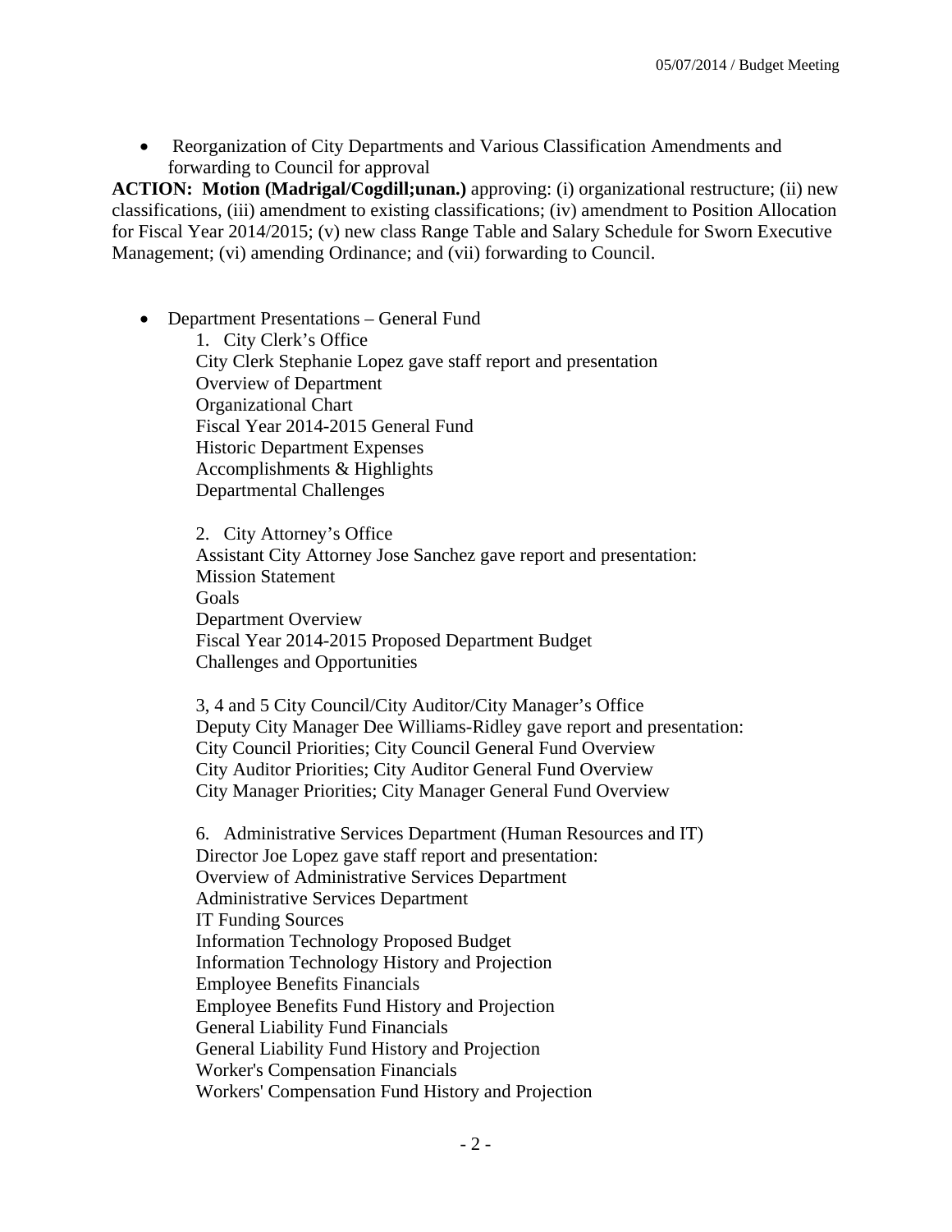- Reorganization of City Departments and Various Classification Amendments and forwarding to Council for approval

**ACTION: Motion (Madrigal/Cogdill;unan.)** approving: (i) organizational restructure; (ii) new classifications, (iii) amendment to existing classifications; (iv) amendment to Position Allocation for Fiscal Year 2014/2015; (v) new class Range Table and Salary Schedule for Sworn Executive Management; (vi) amending Ordinance; and (vii) forwarding to Council.

- Department Presentations – General Fund

  1. City Clerk's Office
  City Clerk Stephanie Lopez gave staff report and presentation
  Overview of Department
  Organizational Chart
  Fiscal Year 2014-2015 General Fund
  Historic Department Expenses
  Accomplishments & Highlights
  Departmental Challenges

  2. City Attorney's Office
  Assistant City Attorney Jose Sanchez gave report and presentation:
  Mission Statement
  Goals
  Department Overview
  Fiscal Year 2014-2015 Proposed Department Budget
  Challenges and Opportunities

  3, 4 and 5 City Council/City Auditor/City Manager's Office
  Deputy City Manager Dee Williams-Ridley gave report and presentation:
  City Council Priorities; City Council General Fund Overview
  City Auditor Priorities; City Auditor General Fund Overview
  City Manager Priorities; City Manager General Fund Overview

  6. Administrative Services Department (Human Resources and IT)
  Director Joe Lopez gave staff report and presentation:
  Overview of Administrative Services Department
  Administrative Services Department
  IT Funding Sources
  Information Technology Proposed Budget
  Information Technology History and Projection
  Employee Benefits Financials
  Employee Benefits Fund History and Projection
  General Liability Fund Financials
  General Liability Fund History and Projection
  Worker's Compensation Financials
  Workers' Compensation Fund History and Projection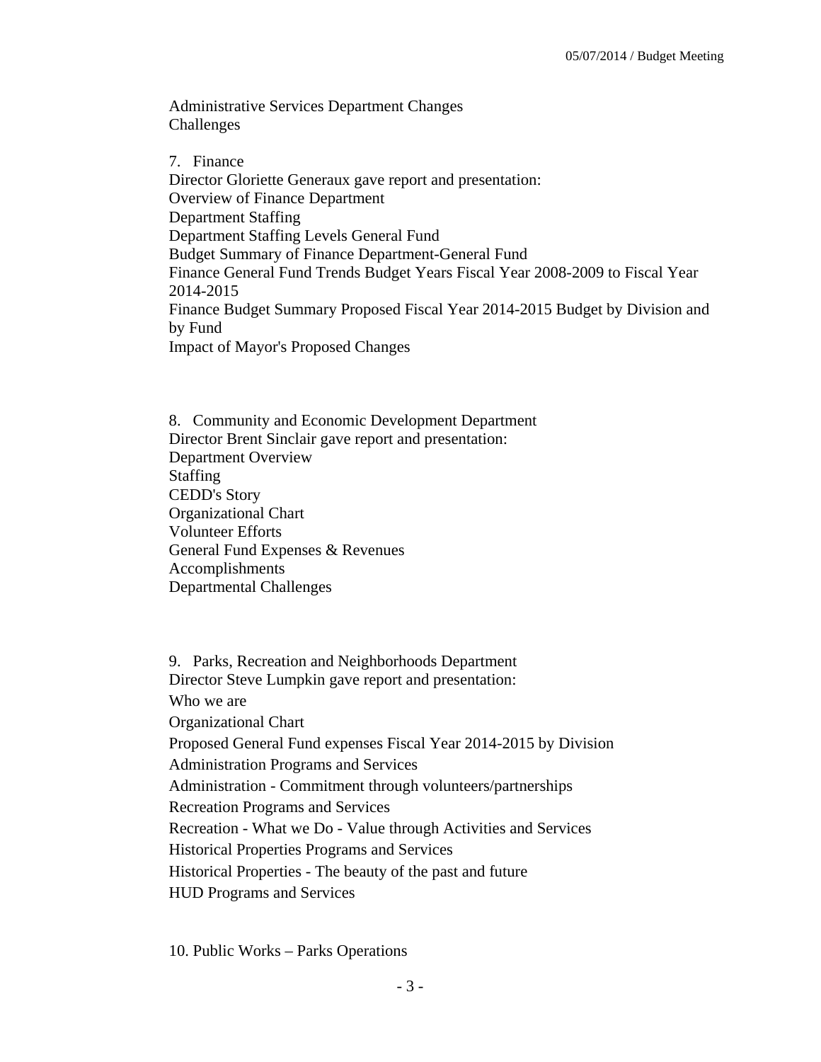Administrative Services Department Changes
Challenges

7. Finance

Director Gloriette Generaux gave report and presentation:
Overview of Finance Department
Department Staffing
Department Staffing Levels General Fund
Budget Summary of Finance Department-General Fund
Finance General Fund Trends Budget Years Fiscal Year 2008-2009 to Fiscal Year 2014-2015
Finance Budget Summary Proposed Fiscal Year 2014-2015 Budget by Division and by Fund
Impact of Mayor's Proposed Changes

8. Community and Economic Development Department

Director Brent Sinclair gave report and presentation:
Department Overview
Staffing
CEDD's Story
Organizational Chart
Volunteer Efforts
General Fund Expenses & Revenues
Accomplishments
Departmental Challenges

9. Parks, Recreation and Neighborhoods Department

Director Steve Lumpkin gave report and presentation:
Who we are
Organizational Chart
Proposed General Fund expenses Fiscal Year 2014-2015 by Division
Administration Programs and Services
Administration - Commitment through volunteers/partnerships
Recreation Programs and Services
Recreation - What we Do - Value through Activities and Services
Historical Properties Programs and Services
Historical Properties - The beauty of the past and future
HUD Programs and Services

10. Public Works – Parks Operations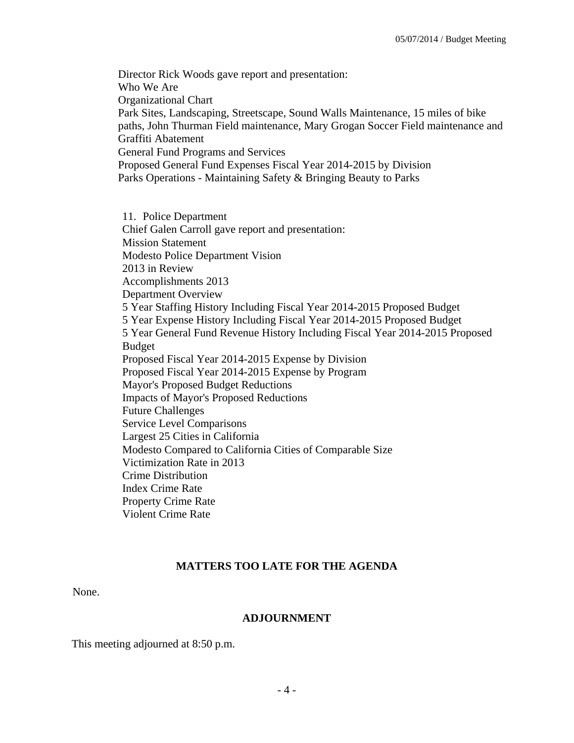Director Rick Woods gave report and presentation:
Who We Are
Organizational Chart
Park Sites, Landscaping, Streetscape, Sound Walls Maintenance, 15 miles of bike paths, John Thurman Field maintenance, Mary Grogan Soccer Field maintenance and Graffiti Abatement
General Fund Programs and Services
Proposed General Fund Expenses Fiscal Year 2014-2015 by Division
Parks Operations - Maintaining Safety & Bringing Beauty to Parks

11. Police Department
Chief Galen Carroll gave report and presentation:
Mission Statement
Modesto Police Department Vision
2013 in Review
Accomplishments 2013
Department Overview
5 Year Staffing History Including Fiscal Year 2014-2015 Proposed Budget
5 Year Expense History Including Fiscal Year 2014-2015 Proposed Budget
5 Year General Fund Revenue History Including Fiscal Year 2014-2015 Proposed Budget
Proposed Fiscal Year 2014-2015 Expense by Division
Proposed Fiscal Year 2014-2015 Expense by Program
Mayor's Proposed Budget Reductions
Impacts of Mayor's Proposed Reductions
Future Challenges
Service Level Comparisons
Largest 25 Cities in California
Modesto Compared to California Cities of Comparable Size
Victimization Rate in 2013
Crime Distribution
Index Crime Rate
Property Crime Rate
Violent Crime Rate

**MATTERS TOO LATE FOR THE AGENDA**

None.

**ADJOURNMENT**

This meeting adjourned at 8:50 p.m.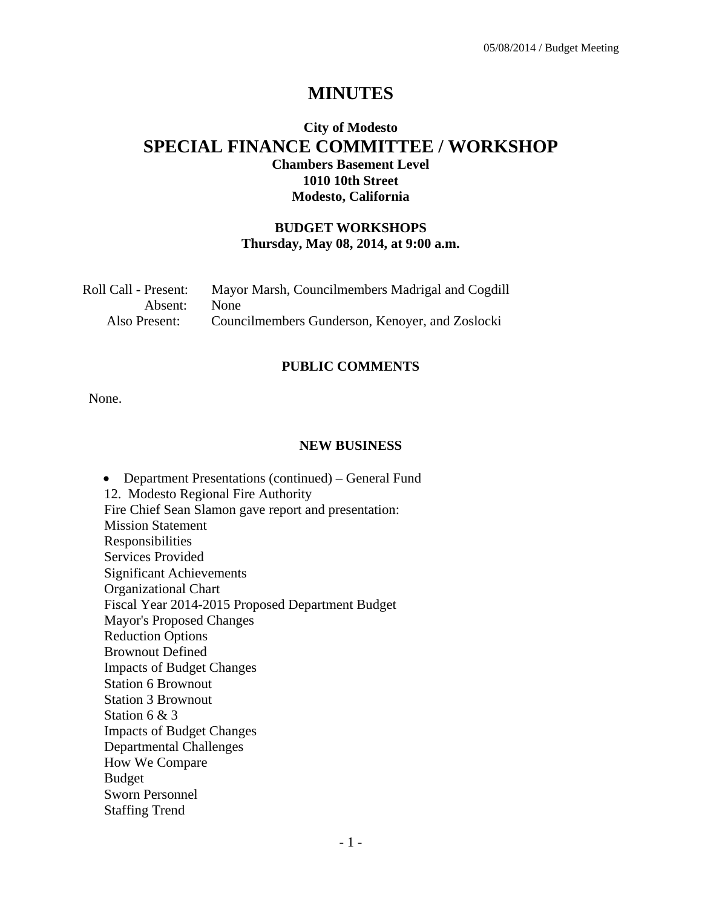# MINUTES

### City of Modesto

## SPECIAL FINANCE COMMITTEE / WORKSHOP

**Chambers Basement Level**
**1010 10th Street**
**Modesto, California**

**BUDGET WORKSHOPS**
**Thursday, May 08, 2014, at 9:00 a.m.**

Roll Call - Present: Mayor Marsh, Councilmembers Madrigal and Cogdill
Absent: None
Also Present: Councilmembers Gunderson, Kenoyer, and Zoslocki

### PUBLIC COMMENTS

None.

### NEW BUSINESS

- Department Presentations (continued) – General Fund

12. Modesto Regional Fire Authority
Fire Chief Sean Slamon gave report and presentation:
Mission Statement
Responsibilities
Services Provided
Significant Achievements
Organizational Chart
Fiscal Year 2014-2015 Proposed Department Budget
Mayor's Proposed Changes
Reduction Options
Brownout Defined
Impacts of Budget Changes
Station 6 Brownout
Station 3 Brownout
Station 6 & 3
Impacts of Budget Changes
Departmental Challenges
How We Compare
Budget
Sworn Personnel
Staffing Trend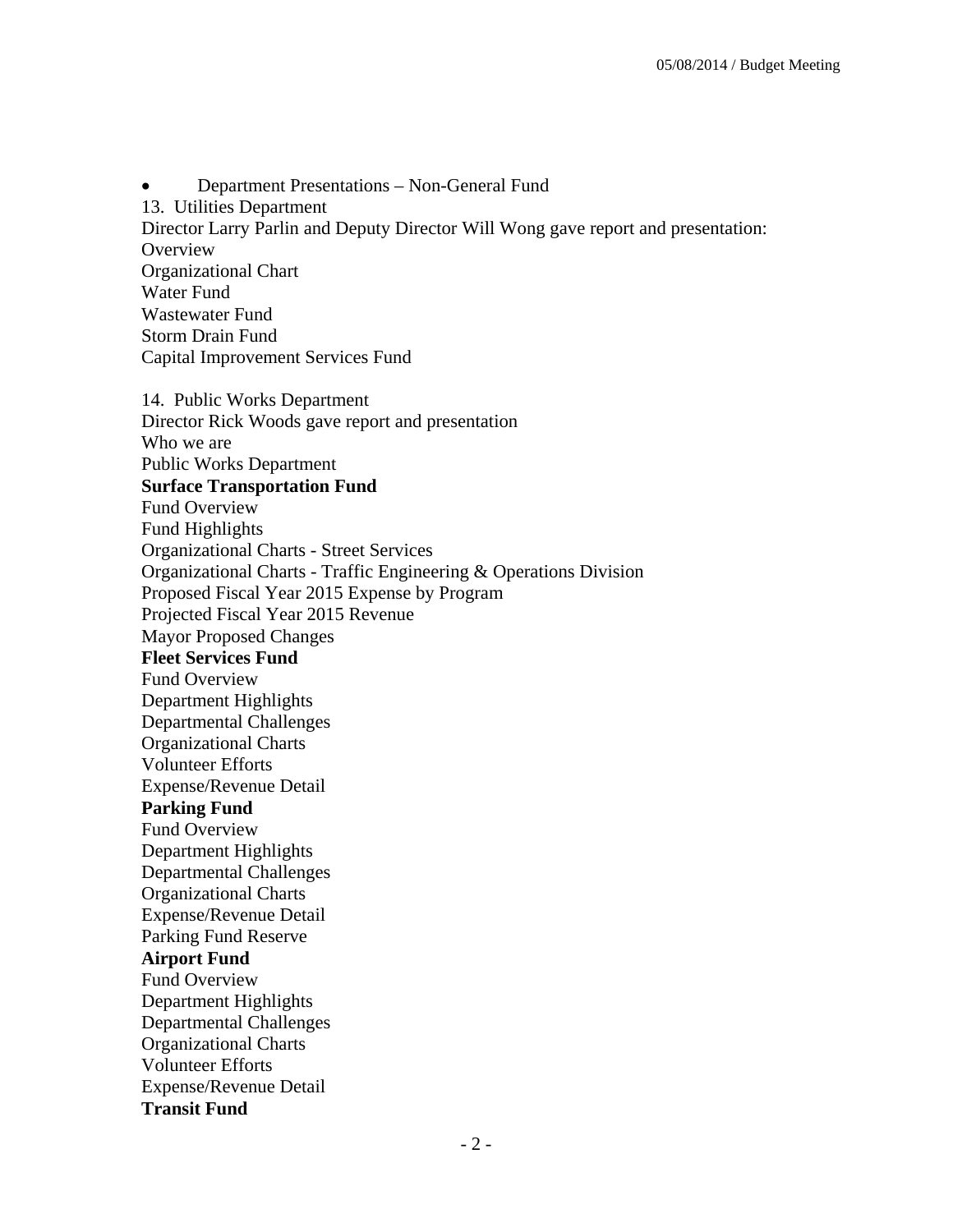- Department Presentations – Non-General Fund

13. Utilities Department
Director Larry Parlin and Deputy Director Will Wong gave report and presentation:
Overview
Organizational Chart
Water Fund
Wastewater Fund
Storm Drain Fund
Capital Improvement Services Fund

14. Public Works Department
Director Rick Woods gave report and presentation
Who we are
Public Works Department
**Surface Transportation Fund**
Fund Overview
Fund Highlights
Organizational Charts - Street Services
Organizational Charts - Traffic Engineering & Operations Division
Proposed Fiscal Year 2015 Expense by Program
Projected Fiscal Year 2015 Revenue
Mayor Proposed Changes
**Fleet Services Fund**
Fund Overview
Department Highlights
Departmental Challenges
Organizational Charts
Volunteer Efforts
Expense/Revenue Detail
**Parking Fund**
Fund Overview
Department Highlights
Departmental Challenges
Organizational Charts
Expense/Revenue Detail
Parking Fund Reserve
**Airport Fund**
Fund Overview
Department Highlights
Departmental Challenges
Organizational Charts
Volunteer Efforts
Expense/Revenue Detail
**Transit Fund**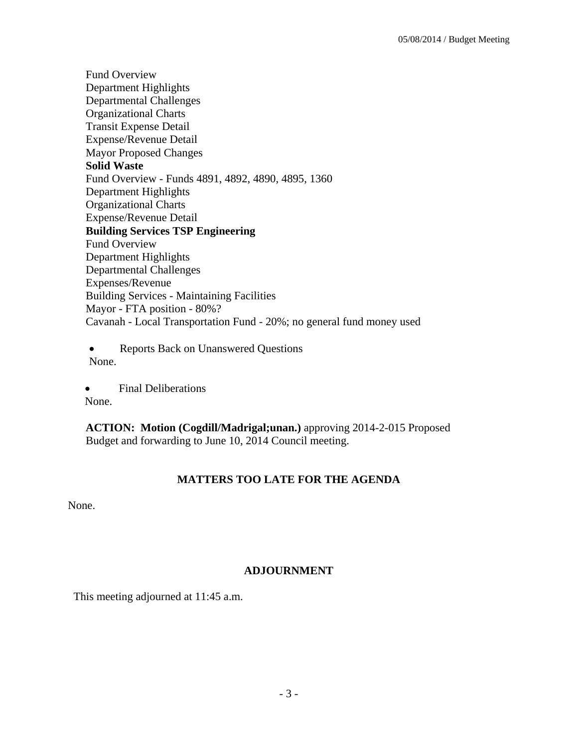Fund Overview
Department Highlights
Departmental Challenges
Organizational Charts
Transit Expense Detail
Expense/Revenue Detail
Mayor Proposed Changes
**Solid Waste**
Fund Overview - Funds 4891, 4892, 4890, 4895, 1360
Department Highlights
Organizational Charts
Expense/Revenue Detail
**Building Services TSP Engineering**
Fund Overview
Department Highlights
Departmental Challenges
Expenses/Revenue
Building Services - Maintaining Facilities
Mayor - FTA position - 80%?
Cavanah - Local Transportation Fund - 20%; no general fund money used

- Reports Back on Unanswered Questions

None.

- Final Deliberations

None.

**ACTION: Motion (Cogdill/Madrigal;unan.)** approving 2014-2-015 Proposed Budget and forwarding to June 10, 2014 Council meeting.

## MATTERS TOO LATE FOR THE AGENDA

None.

## ADJOURNMENT

This meeting adjourned at 11:45 a.m.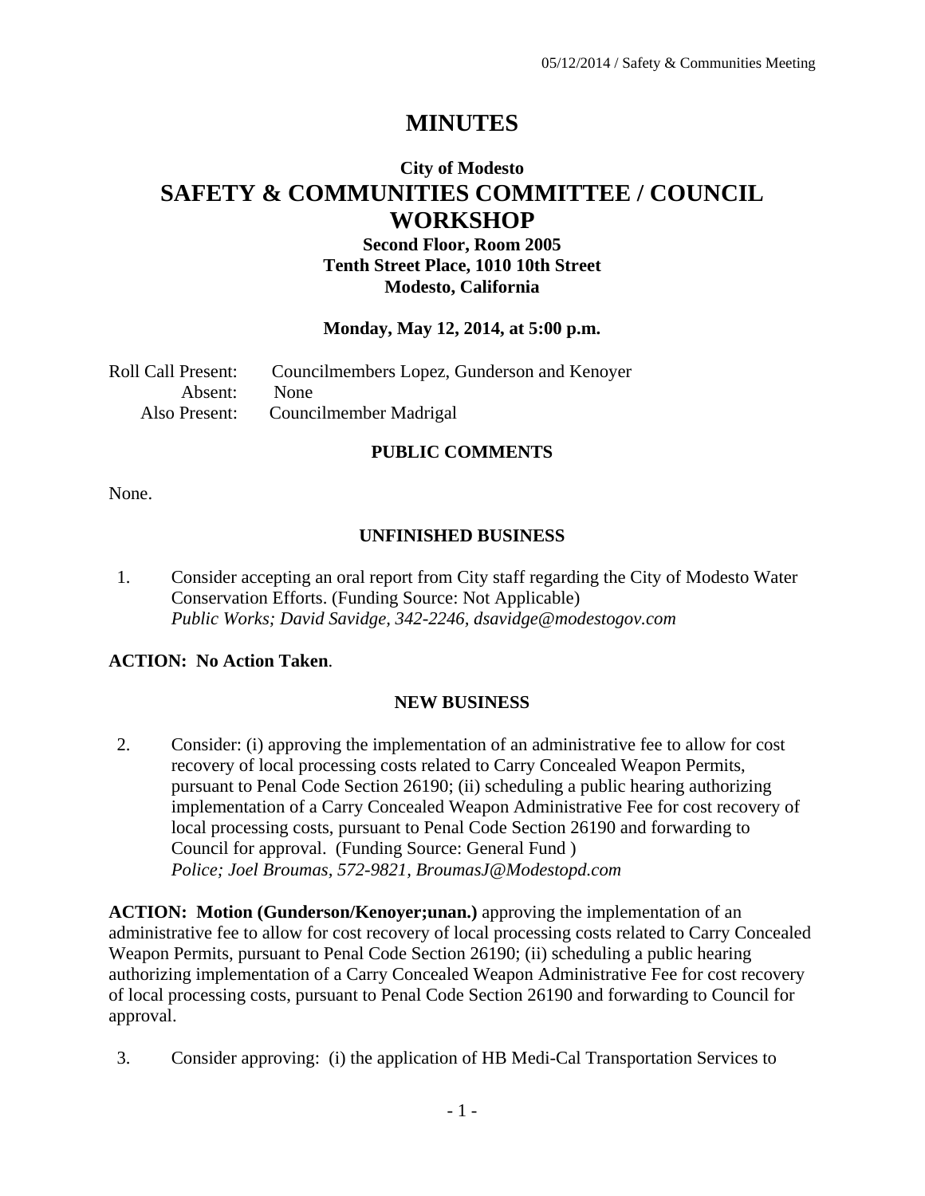# MINUTES

## City of Modesto
# SAFETY & COMMUNITIES COMMITTEE / COUNCIL WORKSHOP

**Second Floor, Room 2005**
**Tenth Street Place, 1010 10th Street**
**Modesto, California**

**Monday, May 12, 2014, at 5:00 p.m.**

Roll Call Present: Councilmembers Lopez, Gunderson and Kenoyer
Absent: None
Also Present: Councilmember Madrigal

### PUBLIC COMMENTS

None.

### UNFINISHED BUSINESS

1. Consider accepting an oral report from City staff regarding the City of Modesto Water Conservation Efforts. (Funding Source: Not Applicable)
*Public Works; David Savidge, 342-2246, dsavidge@modestogov.com*

**ACTION: No Action Taken**.

### NEW BUSINESS

2. Consider: (i) approving the implementation of an administrative fee to allow for cost recovery of local processing costs related to Carry Concealed Weapon Permits, pursuant to Penal Code Section 26190; (ii) scheduling a public hearing authorizing implementation of a Carry Concealed Weapon Administrative Fee for cost recovery of local processing costs, pursuant to Penal Code Section 26190 and forwarding to Council for approval. (Funding Source: General Fund )
*Police; Joel Broumas, 572-9821, BroumasJ@Modestopd.com*

**ACTION: Motion (Gunderson/Kenoyer;unan.)** approving the implementation of an administrative fee to allow for cost recovery of local processing costs related to Carry Concealed Weapon Permits, pursuant to Penal Code Section 26190; (ii) scheduling a public hearing authorizing implementation of a Carry Concealed Weapon Administrative Fee for cost recovery of local processing costs, pursuant to Penal Code Section 26190 and forwarding to Council for approval.

3. Consider approving: (i) the application of HB Medi-Cal Transportation Services to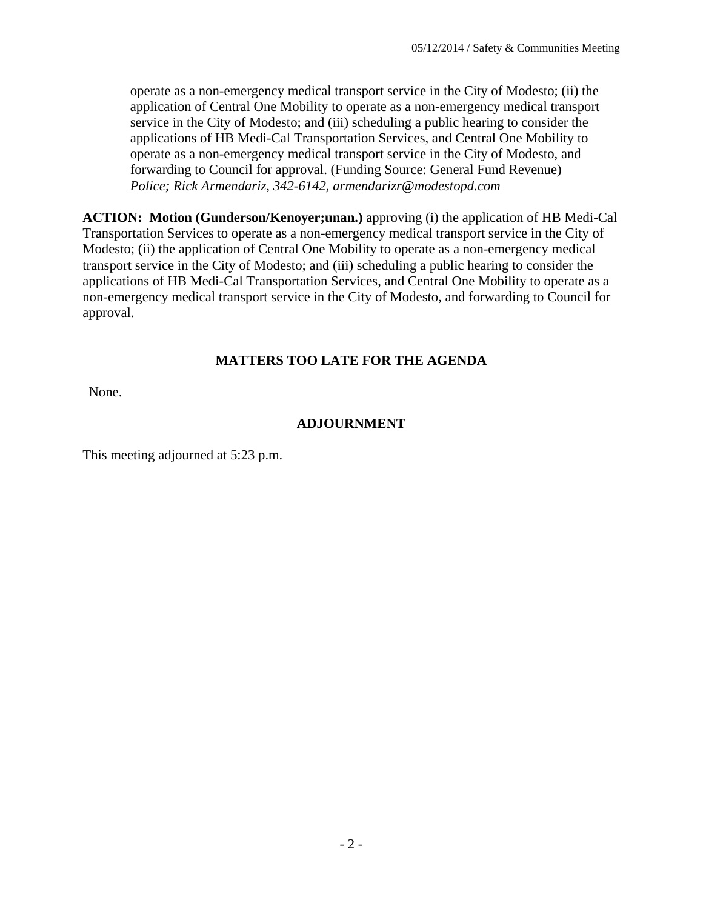operate as a non-emergency medical transport service in the City of Modesto; (ii) the application of Central One Mobility to operate as a non-emergency medical transport service in the City of Modesto; and (iii) scheduling a public hearing to consider the applications of HB Medi-Cal Transportation Services, and Central One Mobility to operate as a non-emergency medical transport service in the City of Modesto, and forwarding to Council for approval. (Funding Source: General Fund Revenue) *Police; Rick Armendariz, 342-6142, armendarizr@modestopd.com*

**ACTION: Motion (Gunderson/Kenoyer;unan.)** approving (i) the application of HB Medi-Cal Transportation Services to operate as a non-emergency medical transport service in the City of Modesto; (ii) the application of Central One Mobility to operate as a non-emergency medical transport service in the City of Modesto; and (iii) scheduling a public hearing to consider the applications of HB Medi-Cal Transportation Services, and Central One Mobility to operate as a non-emergency medical transport service in the City of Modesto, and forwarding to Council for approval.

## MATTERS TOO LATE FOR THE AGENDA

None.

## ADJOURNMENT

This meeting adjourned at 5:23 p.m.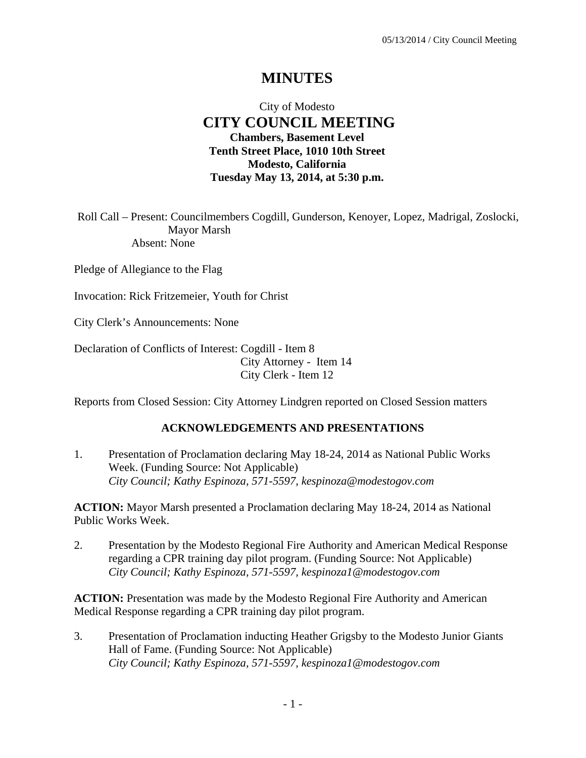# MINUTES

City of Modesto

## CITY COUNCIL MEETING

**Chambers, Basement Level**
**Tenth Street Place, 1010 10th Street**
**Modesto, California**
**Tuesday May 13, 2014, at 5:30 p.m.**

Roll Call – Present: Councilmembers Cogdill, Gunderson, Kenoyer, Lopez, Madrigal, Zoslocki, Mayor Marsh
Absent: None

Pledge of Allegiance to the Flag

Invocation: Rick Fritzemeier, Youth for Christ

City Clerk's Announcements: None

Declaration of Conflicts of Interest: Cogdill - Item 8
City Attorney - Item 14
City Clerk - Item 12

Reports from Closed Session: City Attorney Lindgren reported on Closed Session matters

### ACKNOWLEDGEMENTS AND PRESENTATIONS

1. Presentation of Proclamation declaring May 18-24, 2014 as National Public Works Week. (Funding Source: Not Applicable)
   *City Council; Kathy Espinoza, 571-5597, kespinoza@modestogov.com*

**ACTION:** Mayor Marsh presented a Proclamation declaring May 18-24, 2014 as National Public Works Week.

2. Presentation by the Modesto Regional Fire Authority and American Medical Response regarding a CPR training day pilot program. (Funding Source: Not Applicable)
   *City Council; Kathy Espinoza, 571-5597, kespinoza1@modestogov.com*

**ACTION:** Presentation was made by the Modesto Regional Fire Authority and American Medical Response regarding a CPR training day pilot program.

3. Presentation of Proclamation inducting Heather Grigsby to the Modesto Junior Giants Hall of Fame. (Funding Source: Not Applicable)
   *City Council; Kathy Espinoza, 571-5597, kespinoza1@modestogov.com*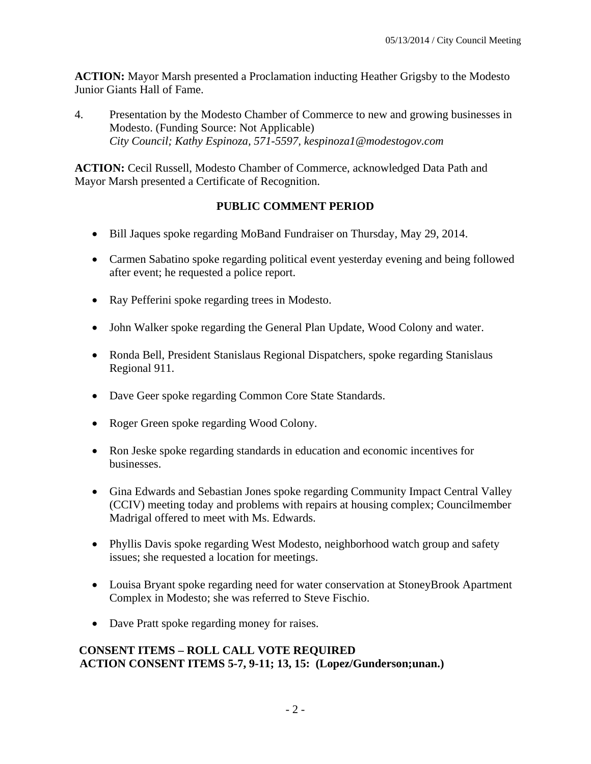**ACTION:** Mayor Marsh presented a Proclamation inducting Heather Grigsby to the Modesto Junior Giants Hall of Fame.

4. Presentation by the Modesto Chamber of Commerce to new and growing businesses in Modesto. (Funding Source: Not Applicable)
   *City Council; Kathy Espinoza, 571-5597, kespinoza1@modestogov.com*

**ACTION:** Cecil Russell, Modesto Chamber of Commerce, acknowledged Data Path and Mayor Marsh presented a Certificate of Recognition.

**PUBLIC COMMENT PERIOD**

- Bill Jaques spoke regarding MoBand Fundraiser on Thursday, May 29, 2014.
- Carmen Sabatino spoke regarding political event yesterday evening and being followed after event; he requested a police report.
- Ray Pefferini spoke regarding trees in Modesto.
- John Walker spoke regarding the General Plan Update, Wood Colony and water.
- Ronda Bell, President Stanislaus Regional Dispatchers, spoke regarding Stanislaus Regional 911.
- Dave Geer spoke regarding Common Core State Standards.
- Roger Green spoke regarding Wood Colony.
- Ron Jeske spoke regarding standards in education and economic incentives for businesses.
- Gina Edwards and Sebastian Jones spoke regarding Community Impact Central Valley (CCIV) meeting today and problems with repairs at housing complex; Councilmember Madrigal offered to meet with Ms. Edwards.
- Phyllis Davis spoke regarding West Modesto, neighborhood watch group and safety issues; she requested a location for meetings.
- Louisa Bryant spoke regarding need for water conservation at StoneyBrook Apartment Complex in Modesto; she was referred to Steve Fischio.
- Dave Pratt spoke regarding money for raises.

**CONSENT ITEMS – ROLL CALL VOTE REQUIRED**
**ACTION CONSENT ITEMS 5-7, 9-11; 13, 15: (Lopez/Gunderson;unan.)**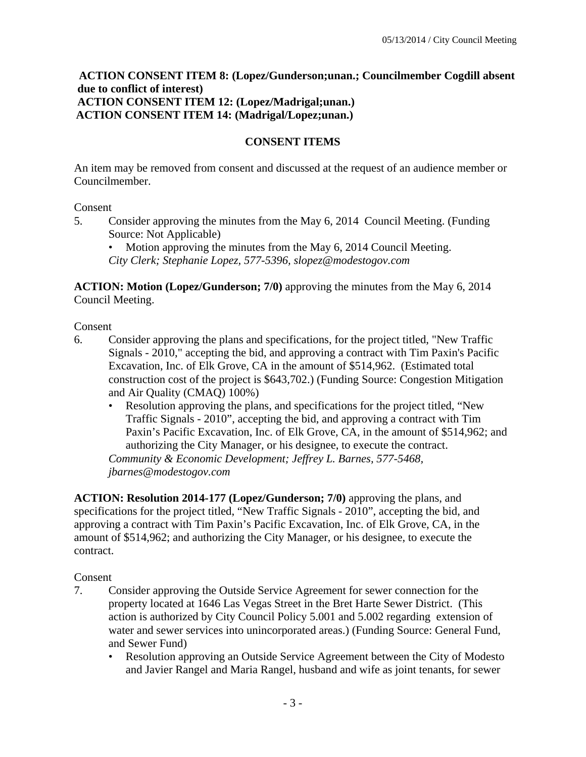**ACTION CONSENT ITEM 8: (Lopez/Gunderson;unan.; Councilmember Cogdill absent due to conflict of interest)**
**ACTION CONSENT ITEM 12: (Lopez/Madrigal;unan.)**
**ACTION CONSENT ITEM 14: (Madrigal/Lopez;unan.)**

## CONSENT ITEMS

An item may be removed from consent and discussed at the request of an audience member or Councilmember.

Consent

5. Consider approving the minutes from the May 6, 2014 Council Meeting. (Funding Source: Not Applicable)
   - Motion approving the minutes from the May 6, 2014 Council Meeting.

   *City Clerk; Stephanie Lopez, 577-5396, slopez@modestogov.com*

**ACTION: Motion (Lopez/Gunderson; 7/0)** approving the minutes from the May 6, 2014 Council Meeting.

Consent

6. Consider approving the plans and specifications, for the project titled, "New Traffic Signals - 2010," accepting the bid, and approving a contract with Tim Paxin's Pacific Excavation, Inc. of Elk Grove, CA in the amount of $514,962. (Estimated total construction cost of the project is $643,702.) (Funding Source: Congestion Mitigation and Air Quality (CMAQ) 100%)
   - Resolution approving the plans, and specifications for the project titled, "New Traffic Signals - 2010", accepting the bid, and approving a contract with Tim Paxin's Pacific Excavation, Inc. of Elk Grove, CA, in the amount of $514,962; and authorizing the City Manager, or his designee, to execute the contract.

   *Community & Economic Development; Jeffrey L. Barnes, 577-5468, jbarnes@modestogov.com*

**ACTION: Resolution 2014-177 (Lopez/Gunderson; 7/0)** approving the plans, and specifications for the project titled, "New Traffic Signals - 2010", accepting the bid, and approving a contract with Tim Paxin's Pacific Excavation, Inc. of Elk Grove, CA, in the amount of $514,962; and authorizing the City Manager, or his designee, to execute the contract.

Consent

7. Consider approving the Outside Service Agreement for sewer connection for the property located at 1646 Las Vegas Street in the Bret Harte Sewer District. (This action is authorized by City Council Policy 5.001 and 5.002 regarding extension of water and sewer services into unincorporated areas.) (Funding Source: General Fund, and Sewer Fund)
   - Resolution approving an Outside Service Agreement between the City of Modesto and Javier Rangel and Maria Rangel, husband and wife as joint tenants, for sewer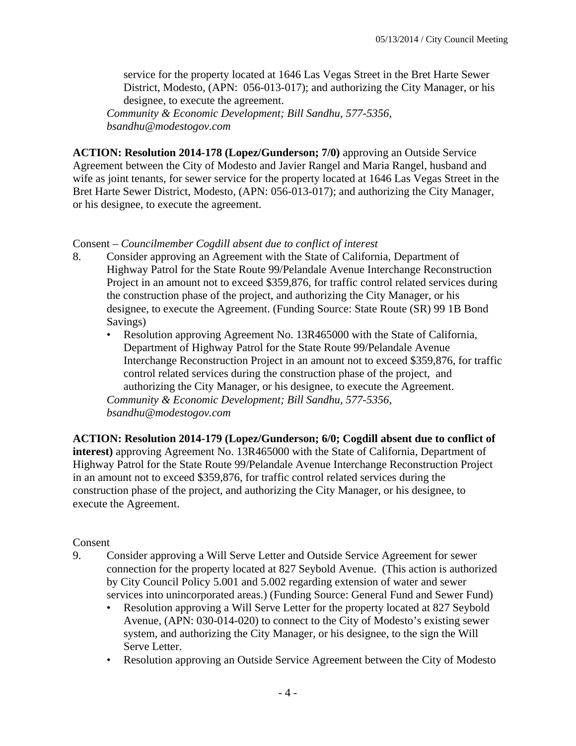service for the property located at 1646 Las Vegas Street in the Bret Harte Sewer District, Modesto, (APN: 056-013-017); and authorizing the City Manager, or his designee, to execute the agreement.
*Community & Economic Development; Bill Sandhu, 577-5356, bsandhu@modestogov.com*

**ACTION: Resolution 2014-178 (Lopez/Gunderson; 7/0)** approving an Outside Service Agreement between the City of Modesto and Javier Rangel and Maria Rangel, husband and wife as joint tenants, for sewer service for the property located at 1646 Las Vegas Street in the Bret Harte Sewer District, Modesto, (APN: 056-013-017); and authorizing the City Manager, or his designee, to execute the agreement.

Consent – *Councilmember Cogdill absent due to conflict of interest*

8. Consider approving an Agreement with the State of California, Department of Highway Patrol for the State Route 99/Pelandale Avenue Interchange Reconstruction Project in an amount not to exceed $359,876, for traffic control related services during the construction phase of the project, and authorizing the City Manager, or his designee, to execute the Agreement. (Funding Source: State Route (SR) 99 1B Bond Savings)
   - Resolution approving Agreement No. 13R465000 with the State of California, Department of Highway Patrol for the State Route 99/Pelandale Avenue Interchange Reconstruction Project in an amount not to exceed $359,876, for traffic control related services during the construction phase of the project, and authorizing the City Manager, or his designee, to execute the Agreement.

   *Community & Economic Development; Bill Sandhu, 577-5356, bsandhu@modestogov.com*

**ACTION: Resolution 2014-179 (Lopez/Gunderson; 6/0; Cogdill absent due to conflict of interest)** approving Agreement No. 13R465000 with the State of California, Department of Highway Patrol for the State Route 99/Pelandale Avenue Interchange Reconstruction Project in an amount not to exceed $359,876, for traffic control related services during the construction phase of the project, and authorizing the City Manager, or his designee, to execute the Agreement.

Consent

9. Consider approving a Will Serve Letter and Outside Service Agreement for sewer connection for the property located at 827 Seybold Avenue. (This action is authorized by City Council Policy 5.001 and 5.002 regarding extension of water and sewer services into unincorporated areas.) (Funding Source: General Fund and Sewer Fund)
   - Resolution approving a Will Serve Letter for the property located at 827 Seybold Avenue, (APN: 030-014-020) to connect to the City of Modesto's existing sewer system, and authorizing the City Manager, or his designee, to the sign the Will Serve Letter.
   - Resolution approving an Outside Service Agreement between the City of Modesto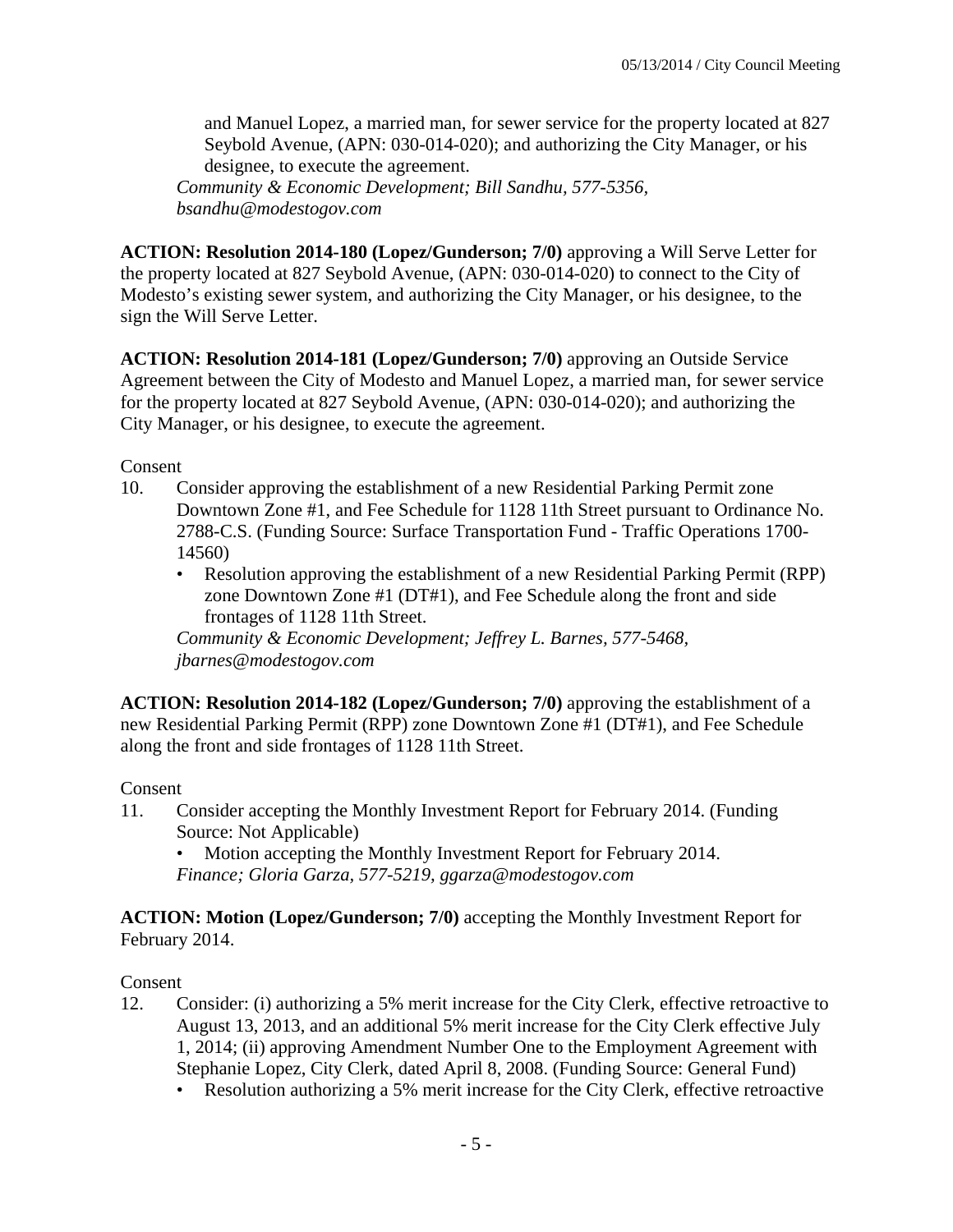and Manuel Lopez, a married man, for sewer service for the property located at 827 Seybold Avenue, (APN: 030-014-020); and authorizing the City Manager, or his designee, to execute the agreement.
*Community & Economic Development; Bill Sandhu, 577-5356, bsandhu@modestogov.com*

**ACTION: Resolution 2014-180 (Lopez/Gunderson; 7/0)** approving a Will Serve Letter for the property located at 827 Seybold Avenue, (APN: 030-014-020) to connect to the City of Modesto's existing sewer system, and authorizing the City Manager, or his designee, to the sign the Will Serve Letter.

**ACTION: Resolution 2014-181 (Lopez/Gunderson; 7/0)** approving an Outside Service Agreement between the City of Modesto and Manuel Lopez, a married man, for sewer service for the property located at 827 Seybold Avenue, (APN: 030-014-020); and authorizing the City Manager, or his designee, to execute the agreement.

Consent

10. Consider approving the establishment of a new Residential Parking Permit zone Downtown Zone #1, and Fee Schedule for 1128 11th Street pursuant to Ordinance No. 2788-C.S. (Funding Source: Surface Transportation Fund - Traffic Operations 1700-14560)
    - Resolution approving the establishment of a new Residential Parking Permit (RPP) zone Downtown Zone #1 (DT#1), and Fee Schedule along the front and side frontages of 1128 11th Street.

    *Community & Economic Development; Jeffrey L. Barnes, 577-5468, jbarnes@modestogov.com*

**ACTION: Resolution 2014-182 (Lopez/Gunderson; 7/0)** approving the establishment of a new Residential Parking Permit (RPP) zone Downtown Zone #1 (DT#1), and Fee Schedule along the front and side frontages of 1128 11th Street.

Consent

11. Consider accepting the Monthly Investment Report for February 2014. (Funding Source: Not Applicable)
    - Motion accepting the Monthly Investment Report for February 2014.

    *Finance; Gloria Garza, 577-5219, ggarza@modestogov.com*

**ACTION: Motion (Lopez/Gunderson; 7/0)** accepting the Monthly Investment Report for February 2014.

Consent

12. Consider: (i) authorizing a 5% merit increase for the City Clerk, effective retroactive to August 13, 2013, and an additional 5% merit increase for the City Clerk effective July 1, 2014; (ii) approving Amendment Number One to the Employment Agreement with Stephanie Lopez, City Clerk, dated April 8, 2008. (Funding Source: General Fund)
    - Resolution authorizing a 5% merit increase for the City Clerk, effective retroactive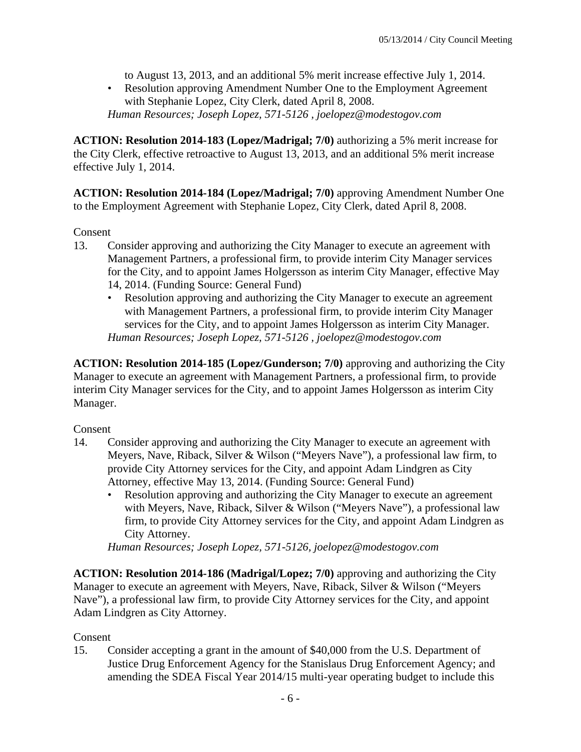to August 13, 2013, and an additional 5% merit increase effective July 1, 2014.

- Resolution approving Amendment Number One to the Employment Agreement with Stephanie Lopez, City Clerk, dated April 8, 2008.

*Human Resources; Joseph Lopez, 571-5126 , joelopez@modestogov.com*

**ACTION: Resolution 2014-183 (Lopez/Madrigal; 7/0)** authorizing a 5% merit increase for the City Clerk, effective retroactive to August 13, 2013, and an additional 5% merit increase effective July 1, 2014.

**ACTION: Resolution 2014-184 (Lopez/Madrigal; 7/0)** approving Amendment Number One to the Employment Agreement with Stephanie Lopez, City Clerk, dated April 8, 2008.

Consent

13. Consider approving and authorizing the City Manager to execute an agreement with Management Partners, a professional firm, to provide interim City Manager services for the City, and to appoint James Holgersson as interim City Manager, effective May 14, 2014. (Funding Source: General Fund)
    - Resolution approving and authorizing the City Manager to execute an agreement with Management Partners, a professional firm, to provide interim City Manager services for the City, and to appoint James Holgersson as interim City Manager.

    *Human Resources; Joseph Lopez, 571-5126 , joelopez@modestogov.com*

**ACTION: Resolution 2014-185 (Lopez/Gunderson; 7/0)** approving and authorizing the City Manager to execute an agreement with Management Partners, a professional firm, to provide interim City Manager services for the City, and to appoint James Holgersson as interim City Manager.

Consent

14. Consider approving and authorizing the City Manager to execute an agreement with Meyers, Nave, Riback, Silver & Wilson ("Meyers Nave"), a professional law firm, to provide City Attorney services for the City, and appoint Adam Lindgren as City Attorney, effective May 13, 2014. (Funding Source: General Fund)
    - Resolution approving and authorizing the City Manager to execute an agreement with Meyers, Nave, Riback, Silver & Wilson ("Meyers Nave"), a professional law firm, to provide City Attorney services for the City, and appoint Adam Lindgren as City Attorney.

    *Human Resources; Joseph Lopez, 571-5126, joelopez@modestogov.com*

**ACTION: Resolution 2014-186 (Madrigal/Lopez; 7/0)** approving and authorizing the City Manager to execute an agreement with Meyers, Nave, Riback, Silver & Wilson ("Meyers Nave"), a professional law firm, to provide City Attorney services for the City, and appoint Adam Lindgren as City Attorney.

Consent

15. Consider accepting a grant in the amount of $40,000 from the U.S. Department of Justice Drug Enforcement Agency for the Stanislaus Drug Enforcement Agency; and amending the SDEA Fiscal Year 2014/15 multi-year operating budget to include this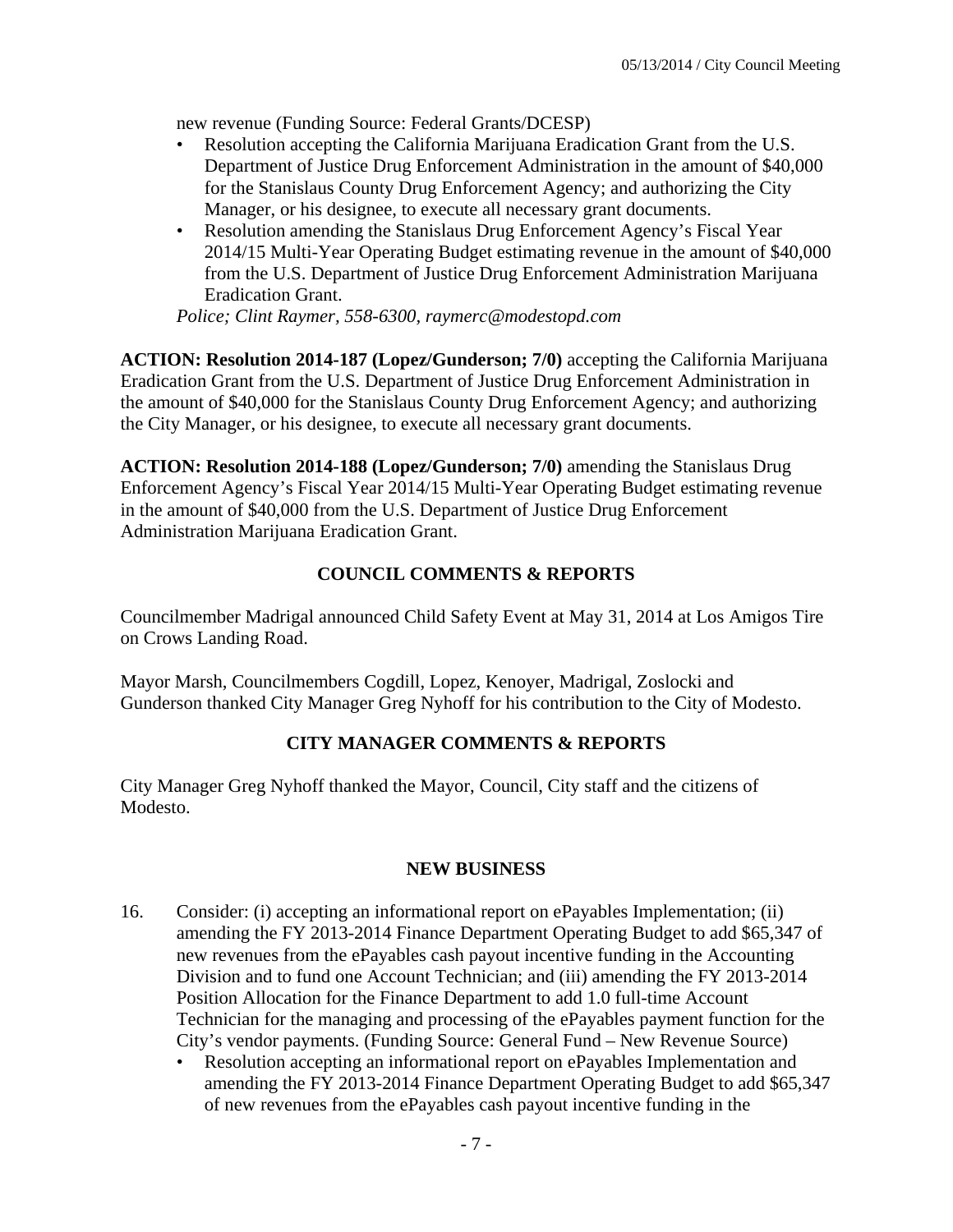new revenue (Funding Source: Federal Grants/DCESP)

- Resolution accepting the California Marijuana Eradication Grant from the U.S. Department of Justice Drug Enforcement Administration in the amount of $40,000 for the Stanislaus County Drug Enforcement Agency; and authorizing the City Manager, or his designee, to execute all necessary grant documents.
- Resolution amending the Stanislaus Drug Enforcement Agency's Fiscal Year 2014/15 Multi-Year Operating Budget estimating revenue in the amount of $40,000 from the U.S. Department of Justice Drug Enforcement Administration Marijuana Eradication Grant.

*Police; Clint Raymer, 558-6300, raymerc@modestopd.com*

**ACTION: Resolution 2014-187 (Lopez/Gunderson; 7/0)** accepting the California Marijuana Eradication Grant from the U.S. Department of Justice Drug Enforcement Administration in the amount of $40,000 for the Stanislaus County Drug Enforcement Agency; and authorizing the City Manager, or his designee, to execute all necessary grant documents.

**ACTION: Resolution 2014-188 (Lopez/Gunderson; 7/0)** amending the Stanislaus Drug Enforcement Agency's Fiscal Year 2014/15 Multi-Year Operating Budget estimating revenue in the amount of $40,000 from the U.S. Department of Justice Drug Enforcement Administration Marijuana Eradication Grant.

## COUNCIL COMMENTS & REPORTS

Councilmember Madrigal announced Child Safety Event at May 31, 2014 at Los Amigos Tire on Crows Landing Road.

Mayor Marsh, Councilmembers Cogdill, Lopez, Kenoyer, Madrigal, Zoslocki and Gunderson thanked City Manager Greg Nyhoff for his contribution to the City of Modesto.

## CITY MANAGER COMMENTS & REPORTS

City Manager Greg Nyhoff thanked the Mayor, Council, City staff and the citizens of Modesto.

## NEW BUSINESS

16. Consider: (i) accepting an informational report on ePayables Implementation; (ii) amending the FY 2013-2014 Finance Department Operating Budget to add $65,347 of new revenues from the ePayables cash payout incentive funding in the Accounting Division and to fund one Account Technician; and (iii) amending the FY 2013-2014 Position Allocation for the Finance Department to add 1.0 full-time Account Technician for the managing and processing of the ePayables payment function for the City's vendor payments. (Funding Source: General Fund – New Revenue Source)
    - Resolution accepting an informational report on ePayables Implementation and amending the FY 2013-2014 Finance Department Operating Budget to add $65,347 of new revenues from the ePayables cash payout incentive funding in the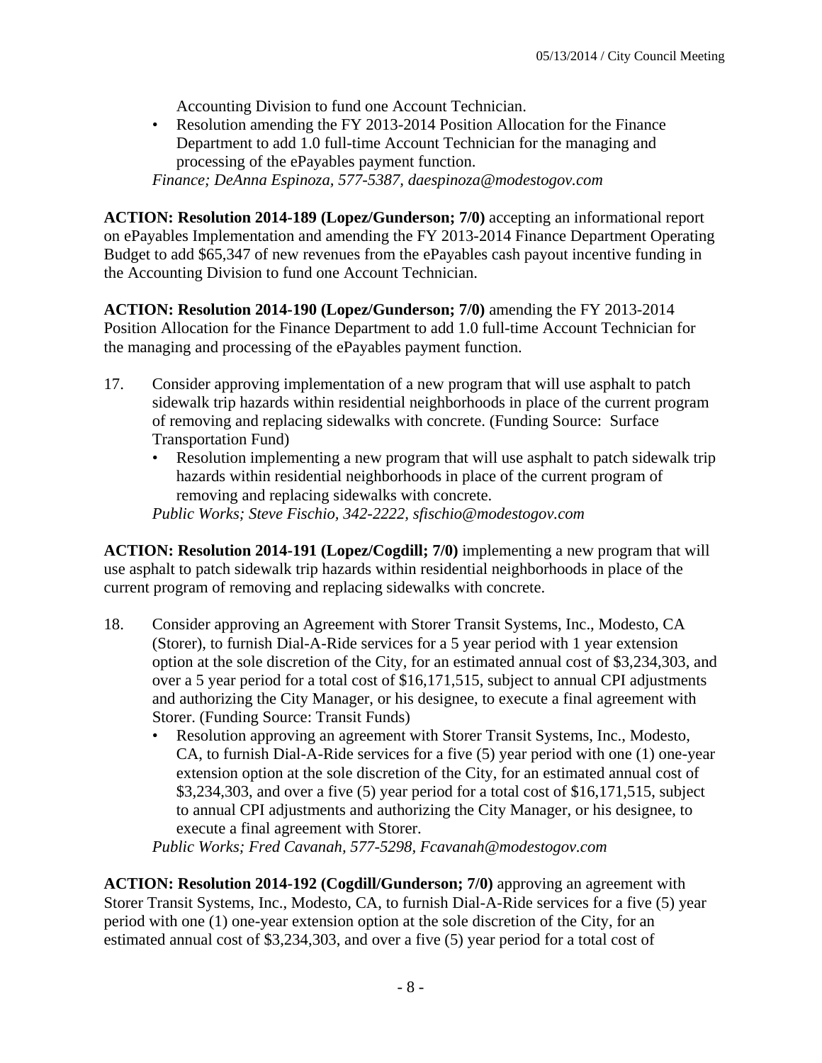Accounting Division to fund one Account Technician.

- Resolution amending the FY 2013-2014 Position Allocation for the Finance Department to add 1.0 full-time Account Technician for the managing and processing of the ePayables payment function.

*Finance; DeAnna Espinoza, 577-5387, daespinoza@modestogov.com*

**ACTION: Resolution 2014-189 (Lopez/Gunderson; 7/0)** accepting an informational report on ePayables Implementation and amending the FY 2013-2014 Finance Department Operating Budget to add $65,347 of new revenues from the ePayables cash payout incentive funding in the Accounting Division to fund one Account Technician.

**ACTION: Resolution 2014-190 (Lopez/Gunderson; 7/0)** amending the FY 2013-2014 Position Allocation for the Finance Department to add 1.0 full-time Account Technician for the managing and processing of the ePayables payment function.

17. Consider approving implementation of a new program that will use asphalt to patch sidewalk trip hazards within residential neighborhoods in place of the current program of removing and replacing sidewalks with concrete. (Funding Source: Surface Transportation Fund)
    - Resolution implementing a new program that will use asphalt to patch sidewalk trip hazards within residential neighborhoods in place of the current program of removing and replacing sidewalks with concrete.

    *Public Works; Steve Fischio, 342-2222, sfischio@modestogov.com*

**ACTION: Resolution 2014-191 (Lopez/Cogdill; 7/0)** implementing a new program that will use asphalt to patch sidewalk trip hazards within residential neighborhoods in place of the current program of removing and replacing sidewalks with concrete.

18. Consider approving an Agreement with Storer Transit Systems, Inc., Modesto, CA (Storer), to furnish Dial-A-Ride services for a 5 year period with 1 year extension option at the sole discretion of the City, for an estimated annual cost of $3,234,303, and over a 5 year period for a total cost of $16,171,515, subject to annual CPI adjustments and authorizing the City Manager, or his designee, to execute a final agreement with Storer. (Funding Source: Transit Funds)
    - Resolution approving an agreement with Storer Transit Systems, Inc., Modesto, CA, to furnish Dial-A-Ride services for a five (5) year period with one (1) one-year extension option at the sole discretion of the City, for an estimated annual cost of $3,234,303, and over a five (5) year period for a total cost of $16,171,515, subject to annual CPI adjustments and authorizing the City Manager, or his designee, to execute a final agreement with Storer.

    *Public Works; Fred Cavanah, 577-5298, Fcavanah@modestogov.com*

**ACTION: Resolution 2014-192 (Cogdill/Gunderson; 7/0)** approving an agreement with Storer Transit Systems, Inc., Modesto, CA, to furnish Dial-A-Ride services for a five (5) year period with one (1) one-year extension option at the sole discretion of the City, for an estimated annual cost of $3,234,303, and over a five (5) year period for a total cost of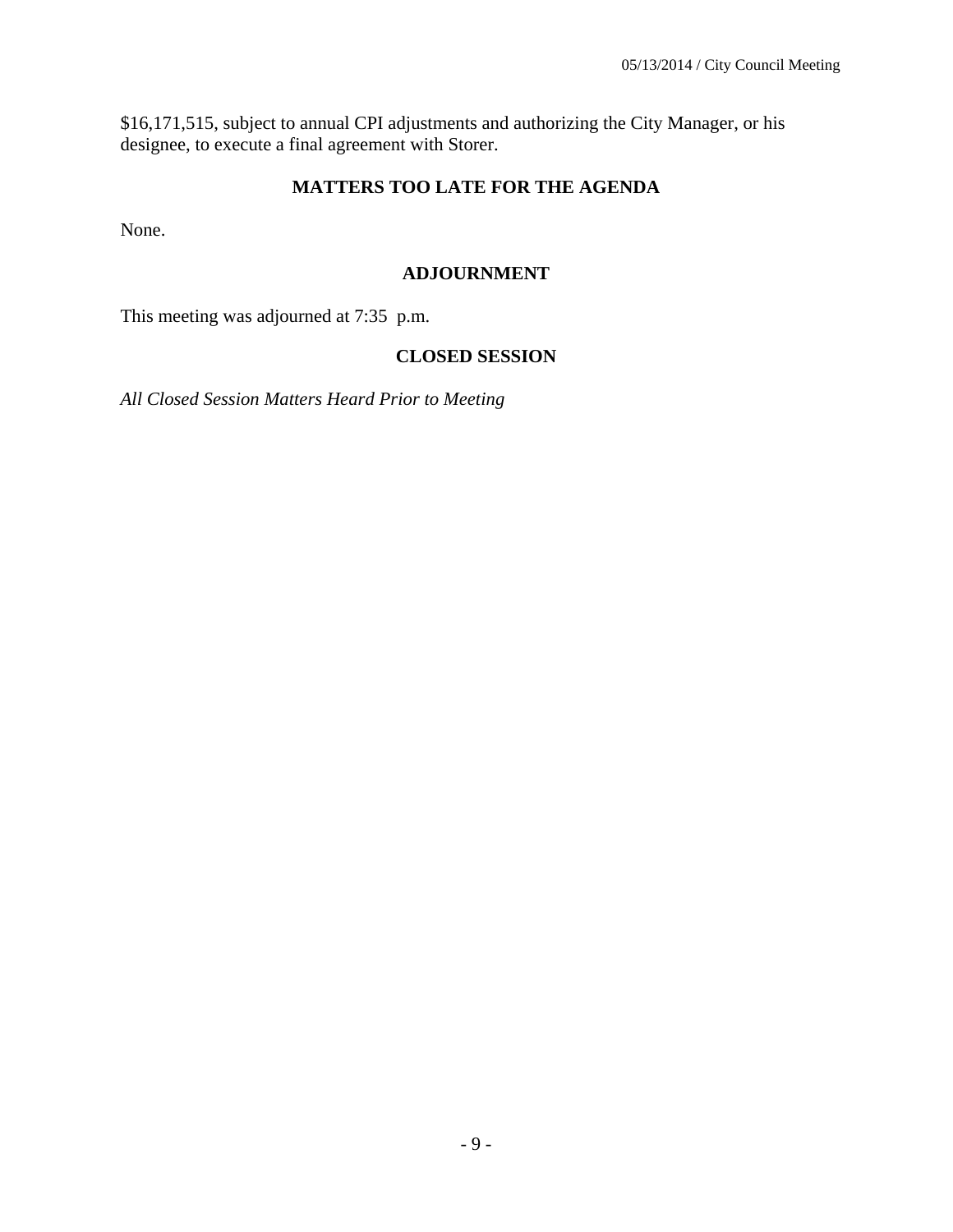$16,171,515, subject to annual CPI adjustments and authorizing the City Manager, or his designee, to execute a final agreement with Storer.

## MATTERS TOO LATE FOR THE AGENDA

None.

## ADJOURNMENT

This meeting was adjourned at 7:35 p.m.

## CLOSED SESSION

*All Closed Session Matters Heard Prior to Meeting*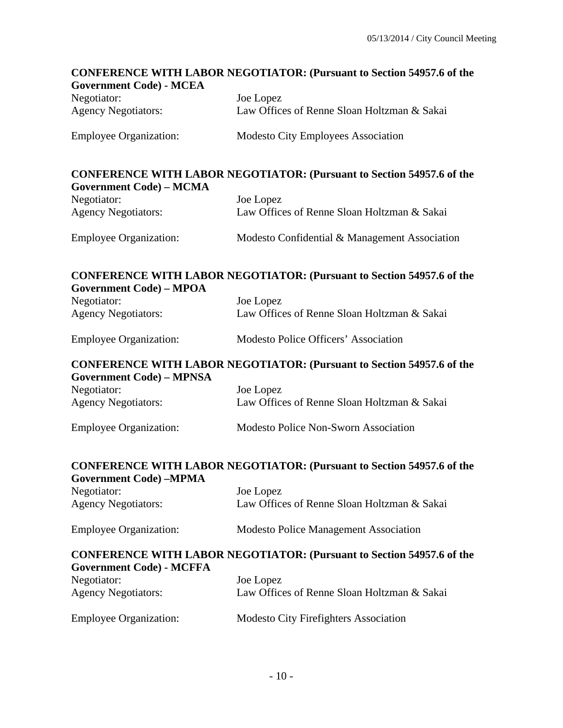**CONFERENCE WITH LABOR NEGOTIATOR: (Pursuant to Section 54957.6 of the Government Code) - MCEA**

Negotiator: Joe Lopez
Agency Negotiators: Law Offices of Renne Sloan Holtzman & Sakai

Employee Organization: Modesto City Employees Association

**CONFERENCE WITH LABOR NEGOTIATOR: (Pursuant to Section 54957.6 of the Government Code) – MCMA**

Negotiator: Joe Lopez
Agency Negotiators: Law Offices of Renne Sloan Holtzman & Sakai

Employee Organization: Modesto Confidential & Management Association

**CONFERENCE WITH LABOR NEGOTIATOR: (Pursuant to Section 54957.6 of the Government Code) – MPOA**

Negotiator: Joe Lopez
Agency Negotiators: Law Offices of Renne Sloan Holtzman & Sakai

Employee Organization: Modesto Police Officers' Association

**CONFERENCE WITH LABOR NEGOTIATOR: (Pursuant to Section 54957.6 of the Government Code) – MPNSA**

Negotiator: Joe Lopez
Agency Negotiators: Law Offices of Renne Sloan Holtzman & Sakai

Employee Organization: Modesto Police Non-Sworn Association

**CONFERENCE WITH LABOR NEGOTIATOR: (Pursuant to Section 54957.6 of the Government Code) –MPMA**

Negotiator: Joe Lopez
Agency Negotiators: Law Offices of Renne Sloan Holtzman & Sakai

Employee Organization: Modesto Police Management Association

**CONFERENCE WITH LABOR NEGOTIATOR: (Pursuant to Section 54957.6 of the Government Code) - MCFFA**

Negotiator: Joe Lopez
Agency Negotiators: Law Offices of Renne Sloan Holtzman & Sakai

Employee Organization: Modesto City Firefighters Association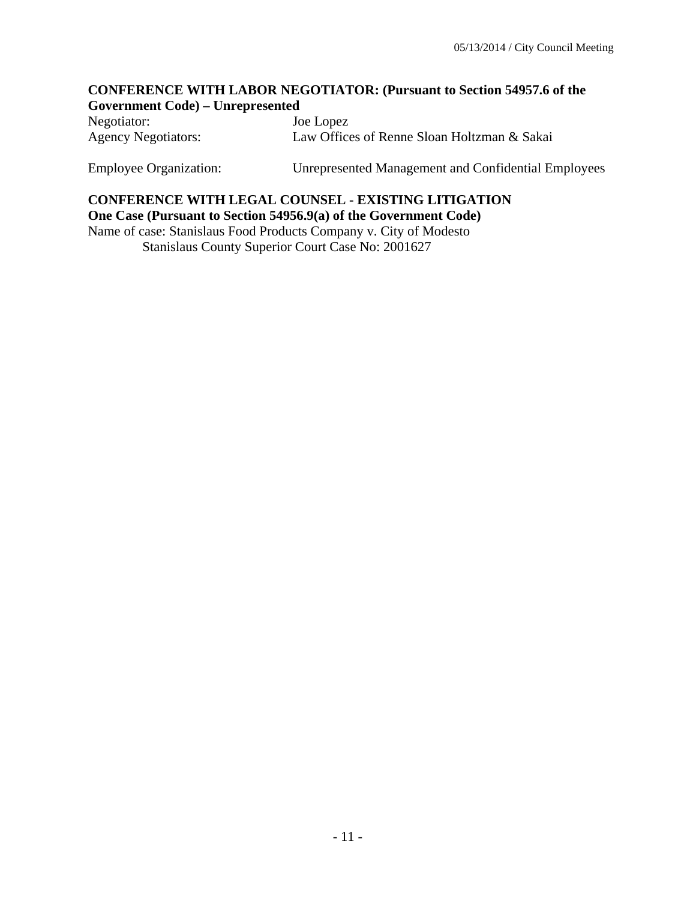**CONFERENCE WITH LABOR NEGOTIATOR: (Pursuant to Section 54957.6 of the Government Code) – Unrepresented**

Negotiator: Joe Lopez
Agency Negotiators: Law Offices of Renne Sloan Holtzman & Sakai

Employee Organization: Unrepresented Management and Confidential Employees

**CONFERENCE WITH LEGAL COUNSEL - EXISTING LITIGATION**
**One Case (Pursuant to Section 54956.9(a) of the Government Code)**

Name of case: Stanislaus Food Products Company v. City of Modesto
Stanislaus County Superior Court Case No: 2001627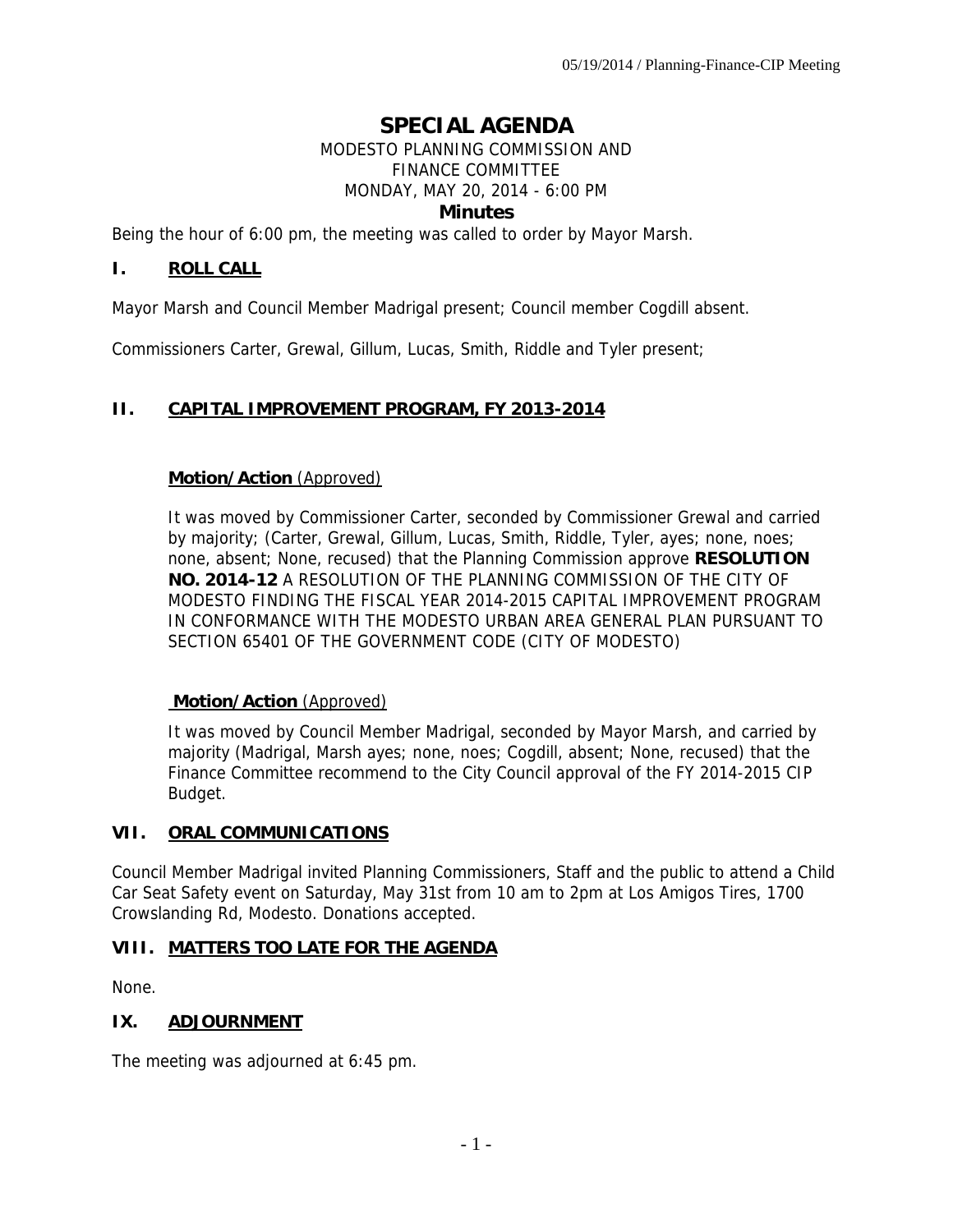# SPECIAL AGENDA

MODESTO PLANNING COMMISSION AND
FINANCE COMMITTEE
MONDAY, MAY 20, 2014 - 6:00 PM

**Minutes**

Being the hour of 6:00 pm, the meeting was called to order by Mayor Marsh.

## I. ROLL CALL

Mayor Marsh and Council Member Madrigal present; Council member Cogdill absent.

Commissioners Carter, Grewal, Gillum, Lucas, Smith, Riddle and Tyler present;

## II. CAPITAL IMPROVEMENT PROGRAM, FY 2013-2014

**Motion/Action** (Approved)

It was moved by Commissioner Carter, seconded by Commissioner Grewal and carried by majority; (Carter, Grewal, Gillum, Lucas, Smith, Riddle, Tyler, ayes; none, noes; none, absent; None, recused) that the Planning Commission approve **RESOLUTION NO. 2014-12** A RESOLUTION OF THE PLANNING COMMISSION OF THE CITY OF MODESTO FINDING THE FISCAL YEAR 2014-2015 CAPITAL IMPROVEMENT PROGRAM IN CONFORMANCE WITH THE MODESTO URBAN AREA GENERAL PLAN PURSUANT TO SECTION 65401 OF THE GOVERNMENT CODE (CITY OF MODESTO)

**Motion/Action** (Approved)

It was moved by Council Member Madrigal, seconded by Mayor Marsh, and carried by majority (Madrigal, Marsh ayes; none, noes; Cogdill, absent; None, recused) that the Finance Committee recommend to the City Council approval of the FY 2014-2015 CIP Budget.

## VII. ORAL COMMUNICATIONS

Council Member Madrigal invited Planning Commissioners, Staff and the public to attend a Child Car Seat Safety event on Saturday, May 31st from 10 am to 2pm at Los Amigos Tires, 1700 Crowslanding Rd, Modesto. Donations accepted.

## VIII. MATTERS TOO LATE FOR THE AGENDA

None.

## IX. ADJOURNMENT

The meeting was adjourned at 6:45 pm.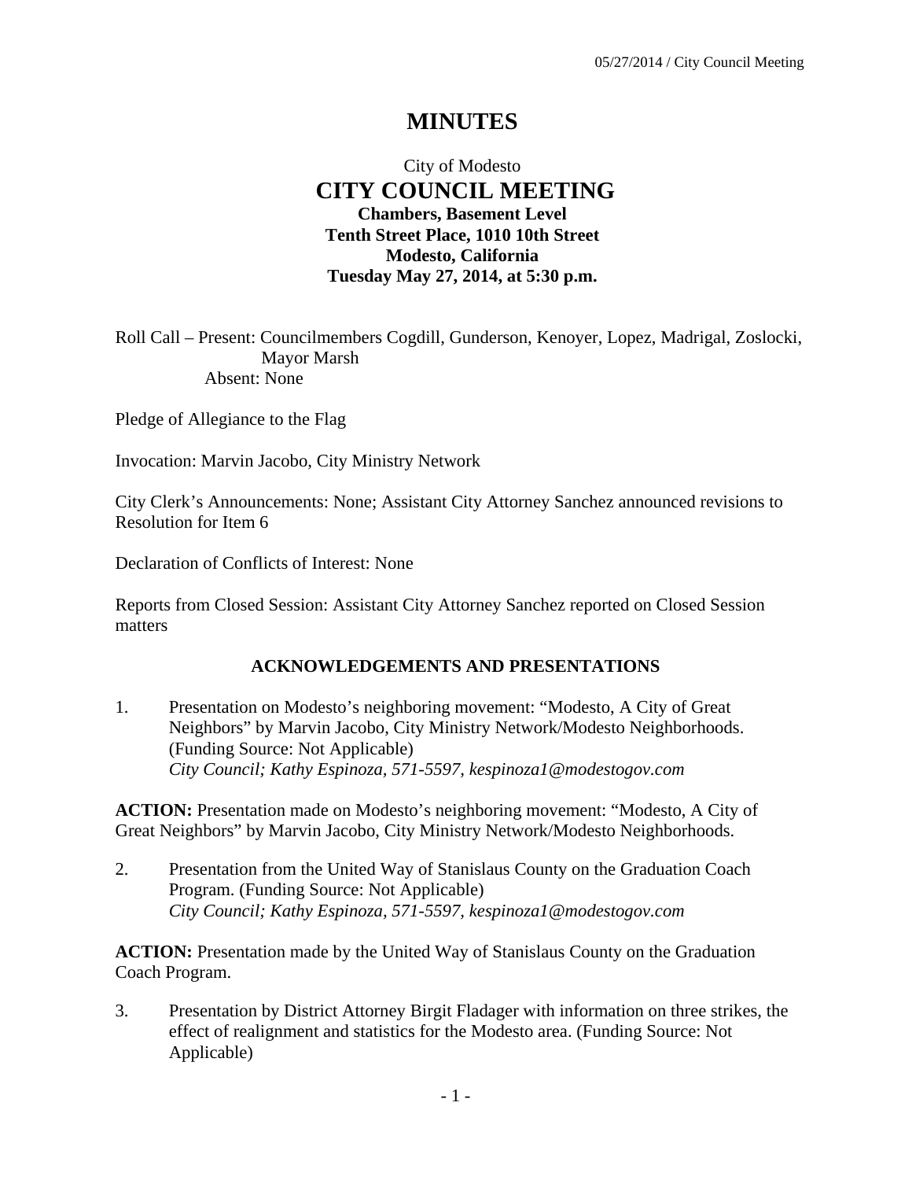# MINUTES

City of Modesto
## CITY COUNCIL MEETING
**Chambers, Basement Level**
**Tenth Street Place, 1010 10th Street**
**Modesto, California**
**Tuesday May 27, 2014, at 5:30 p.m.**

Roll Call – Present: Councilmembers Cogdill, Gunderson, Kenoyer, Lopez, Madrigal, Zoslocki, Mayor Marsh
Absent: None

Pledge of Allegiance to the Flag

Invocation: Marvin Jacobo, City Ministry Network

City Clerk's Announcements: None; Assistant City Attorney Sanchez announced revisions to Resolution for Item 6

Declaration of Conflicts of Interest: None

Reports from Closed Session: Assistant City Attorney Sanchez reported on Closed Session matters

### ACKNOWLEDGEMENTS AND PRESENTATIONS

1. Presentation on Modesto's neighboring movement: "Modesto, A City of Great Neighbors" by Marvin Jacobo, City Ministry Network/Modesto Neighborhoods. (Funding Source: Not Applicable)
*City Council; Kathy Espinoza, 571-5597, kespinoza1@modestogov.com*

**ACTION:** Presentation made on Modesto's neighboring movement: "Modesto, A City of Great Neighbors" by Marvin Jacobo, City Ministry Network/Modesto Neighborhoods.

2. Presentation from the United Way of Stanislaus County on the Graduation Coach Program. (Funding Source: Not Applicable)
*City Council; Kathy Espinoza, 571-5597, kespinoza1@modestogov.com*

**ACTION:** Presentation made by the United Way of Stanislaus County on the Graduation Coach Program.

3. Presentation by District Attorney Birgit Fladager with information on three strikes, the effect of realignment and statistics for the Modesto area. (Funding Source: Not Applicable)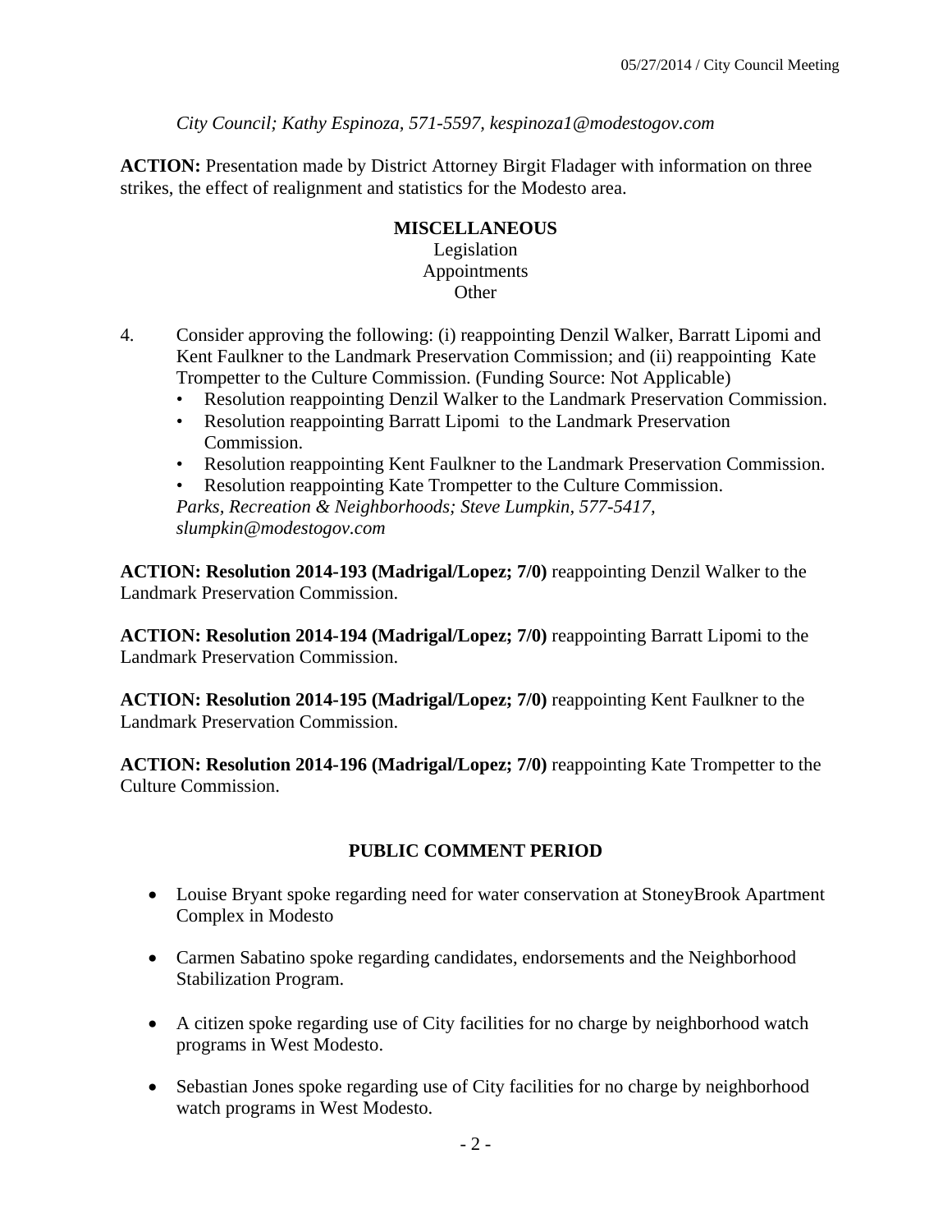*City Council; Kathy Espinoza, 571-5597, kespinoza1@modestogov.com*

**ACTION:** Presentation made by District Attorney Birgit Fladager with information on three strikes, the effect of realignment and statistics for the Modesto area.

**MISCELLANEOUS**
Legislation
Appointments
Other

4. Consider approving the following: (i) reappointing Denzil Walker, Barratt Lipomi and Kent Faulkner to the Landmark Preservation Commission; and (ii) reappointing Kate Trompetter to the Culture Commission. (Funding Source: Not Applicable)
   - Resolution reappointing Denzil Walker to the Landmark Preservation Commission.
   - Resolution reappointing Barratt Lipomi to the Landmark Preservation Commission.
   - Resolution reappointing Kent Faulkner to the Landmark Preservation Commission.
   - Resolution reappointing Kate Trompetter to the Culture Commission.

   *Parks, Recreation & Neighborhoods; Steve Lumpkin, 577-5417, slumpkin@modestogov.com*

**ACTION: Resolution 2014-193 (Madrigal/Lopez; 7/0)** reappointing Denzil Walker to the Landmark Preservation Commission.

**ACTION: Resolution 2014-194 (Madrigal/Lopez; 7/0)** reappointing Barratt Lipomi to the Landmark Preservation Commission.

**ACTION: Resolution 2014-195 (Madrigal/Lopez; 7/0)** reappointing Kent Faulkner to the Landmark Preservation Commission.

**ACTION: Resolution 2014-196 (Madrigal/Lopez; 7/0)** reappointing Kate Trompetter to the Culture Commission.

**PUBLIC COMMENT PERIOD**

- Louise Bryant spoke regarding need for water conservation at StoneyBrook Apartment Complex in Modesto
- Carmen Sabatino spoke regarding candidates, endorsements and the Neighborhood Stabilization Program.
- A citizen spoke regarding use of City facilities for no charge by neighborhood watch programs in West Modesto.
- Sebastian Jones spoke regarding use of City facilities for no charge by neighborhood watch programs in West Modesto.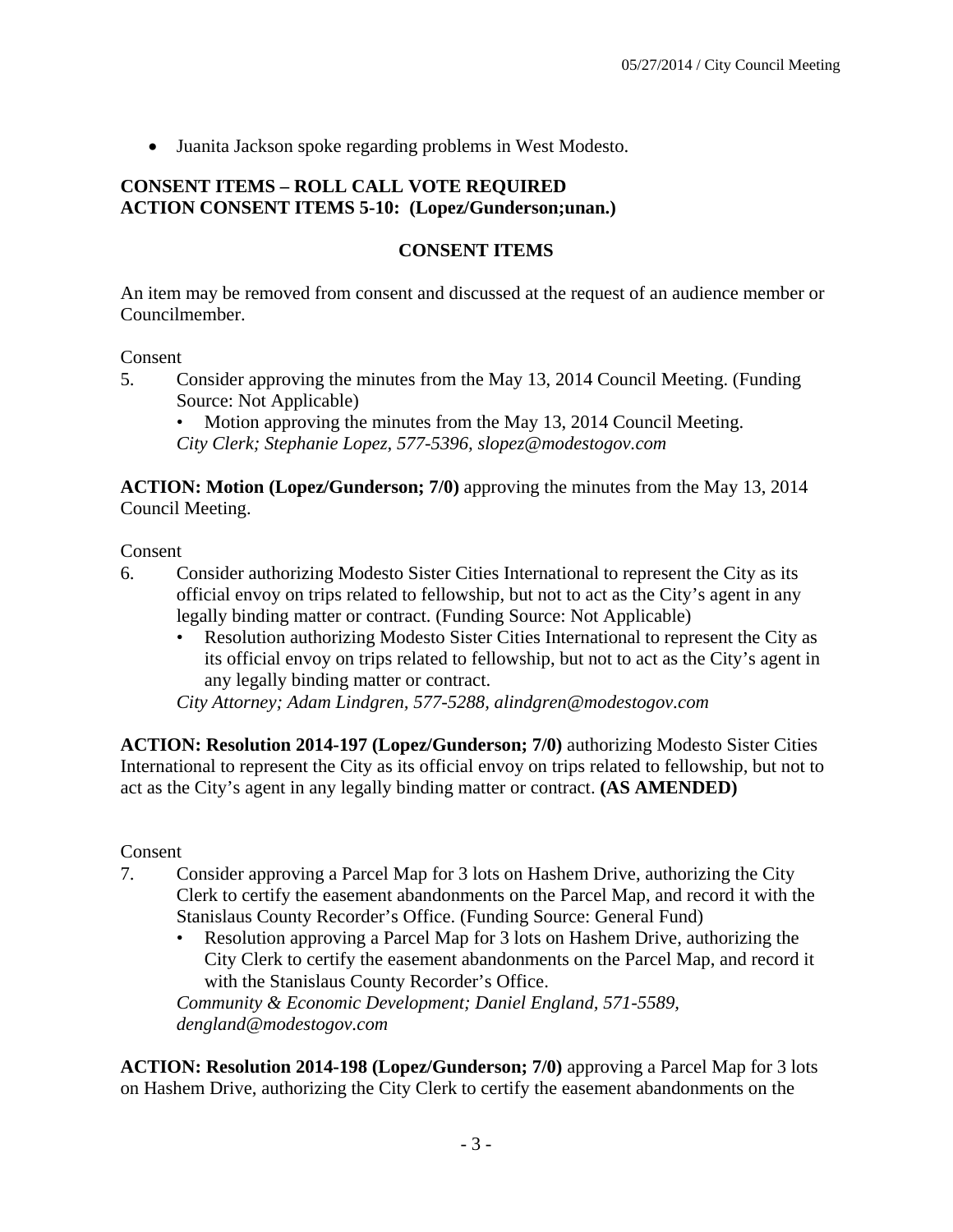- Juanita Jackson spoke regarding problems in West Modesto.

**CONSENT ITEMS – ROLL CALL VOTE REQUIRED**
**ACTION CONSENT ITEMS 5-10: (Lopez/Gunderson;unan.)**

**CONSENT ITEMS**

An item may be removed from consent and discussed at the request of an audience member or Councilmember.

Consent

5. Consider approving the minutes from the May 13, 2014 Council Meeting. (Funding Source: Not Applicable)
   • Motion approving the minutes from the May 13, 2014 Council Meeting.
   *City Clerk; Stephanie Lopez, 577-5396, slopez@modestogov.com*

**ACTION: Motion (Lopez/Gunderson; 7/0)** approving the minutes from the May 13, 2014 Council Meeting.

Consent

6. Consider authorizing Modesto Sister Cities International to represent the City as its official envoy on trips related to fellowship, but not to act as the City's agent in any legally binding matter or contract. (Funding Source: Not Applicable)
   • Resolution authorizing Modesto Sister Cities International to represent the City as its official envoy on trips related to fellowship, but not to act as the City's agent in any legally binding matter or contract.
   *City Attorney; Adam Lindgren, 577-5288, alindgren@modestogov.com*

**ACTION: Resolution 2014-197 (Lopez/Gunderson; 7/0)** authorizing Modesto Sister Cities International to represent the City as its official envoy on trips related to fellowship, but not to act as the City's agent in any legally binding matter or contract. **(AS AMENDED)**

Consent

7. Consider approving a Parcel Map for 3 lots on Hashem Drive, authorizing the City Clerk to certify the easement abandonments on the Parcel Map, and record it with the Stanislaus County Recorder's Office. (Funding Source: General Fund)
   • Resolution approving a Parcel Map for 3 lots on Hashem Drive, authorizing the City Clerk to certify the easement abandonments on the Parcel Map, and record it with the Stanislaus County Recorder's Office.
   *Community & Economic Development; Daniel England, 571-5589, dengland@modestogov.com*

**ACTION: Resolution 2014-198 (Lopez/Gunderson; 7/0)** approving a Parcel Map for 3 lots on Hashem Drive, authorizing the City Clerk to certify the easement abandonments on the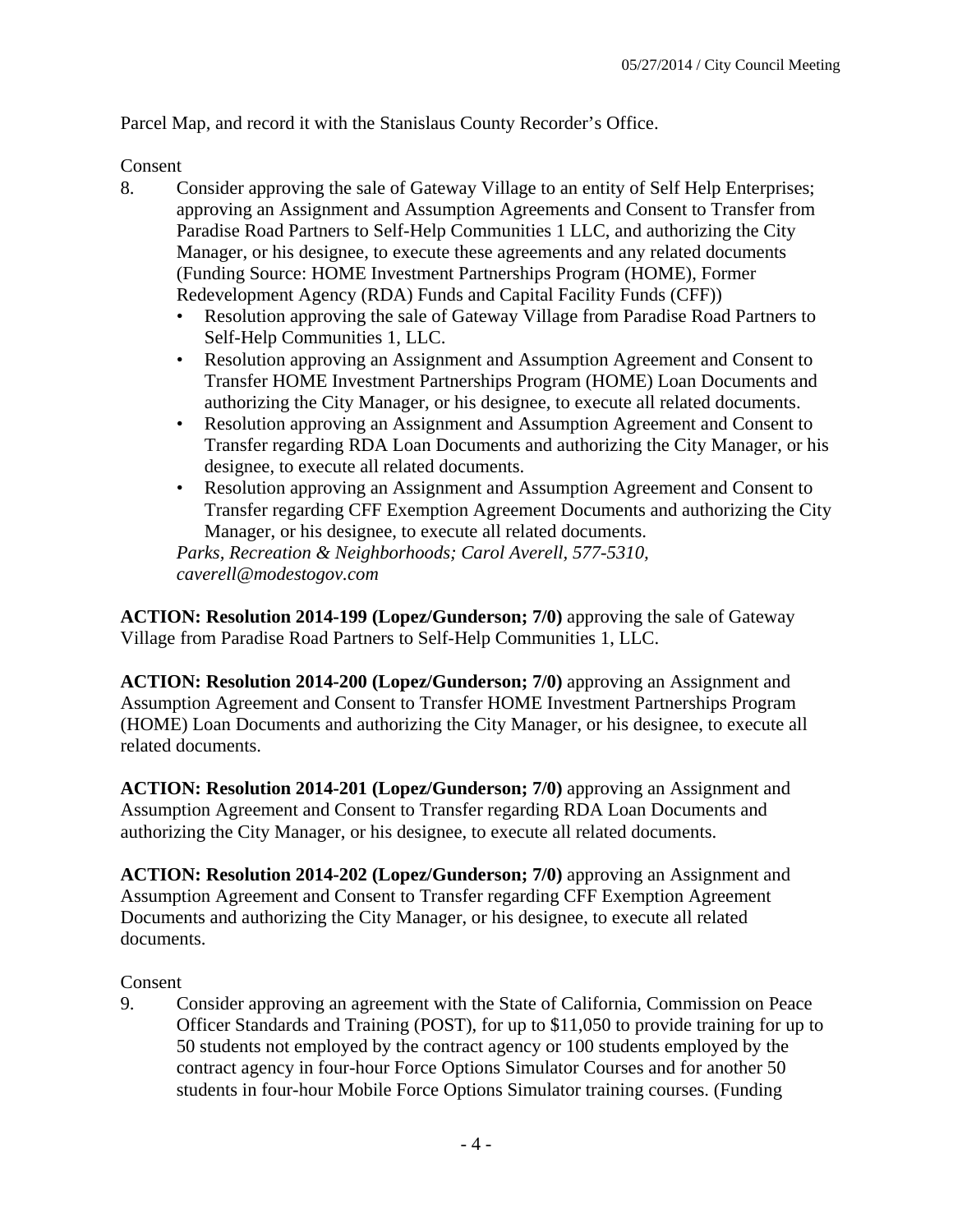Parcel Map, and record it with the Stanislaus County Recorder's Office.

Consent

8. Consider approving the sale of Gateway Village to an entity of Self Help Enterprises; approving an Assignment and Assumption Agreements and Consent to Transfer from Paradise Road Partners to Self-Help Communities 1 LLC, and authorizing the City Manager, or his designee, to execute these agreements and any related documents (Funding Source: HOME Investment Partnerships Program (HOME), Former Redevelopment Agency (RDA) Funds and Capital Facility Funds (CFF))
   - Resolution approving the sale of Gateway Village from Paradise Road Partners to Self-Help Communities 1, LLC.
   - Resolution approving an Assignment and Assumption Agreement and Consent to Transfer HOME Investment Partnerships Program (HOME) Loan Documents and authorizing the City Manager, or his designee, to execute all related documents.
   - Resolution approving an Assignment and Assumption Agreement and Consent to Transfer regarding RDA Loan Documents and authorizing the City Manager, or his designee, to execute all related documents.
   - Resolution approving an Assignment and Assumption Agreement and Consent to Transfer regarding CFF Exemption Agreement Documents and authorizing the City Manager, or his designee, to execute all related documents.

   *Parks, Recreation & Neighborhoods; Carol Averell, 577-5310, caverell@modestogov.com*

**ACTION: Resolution 2014-199 (Lopez/Gunderson; 7/0)** approving the sale of Gateway Village from Paradise Road Partners to Self-Help Communities 1, LLC.

**ACTION: Resolution 2014-200 (Lopez/Gunderson; 7/0)** approving an Assignment and Assumption Agreement and Consent to Transfer HOME Investment Partnerships Program (HOME) Loan Documents and authorizing the City Manager, or his designee, to execute all related documents.

**ACTION: Resolution 2014-201 (Lopez/Gunderson; 7/0)** approving an Assignment and Assumption Agreement and Consent to Transfer regarding RDA Loan Documents and authorizing the City Manager, or his designee, to execute all related documents.

**ACTION: Resolution 2014-202 (Lopez/Gunderson; 7/0)** approving an Assignment and Assumption Agreement and Consent to Transfer regarding CFF Exemption Agreement Documents and authorizing the City Manager, or his designee, to execute all related documents.

Consent

9. Consider approving an agreement with the State of California, Commission on Peace Officer Standards and Training (POST), for up to $11,050 to provide training for up to 50 students not employed by the contract agency or 100 students employed by the contract agency in four-hour Force Options Simulator Courses and for another 50 students in four-hour Mobile Force Options Simulator training courses. (Funding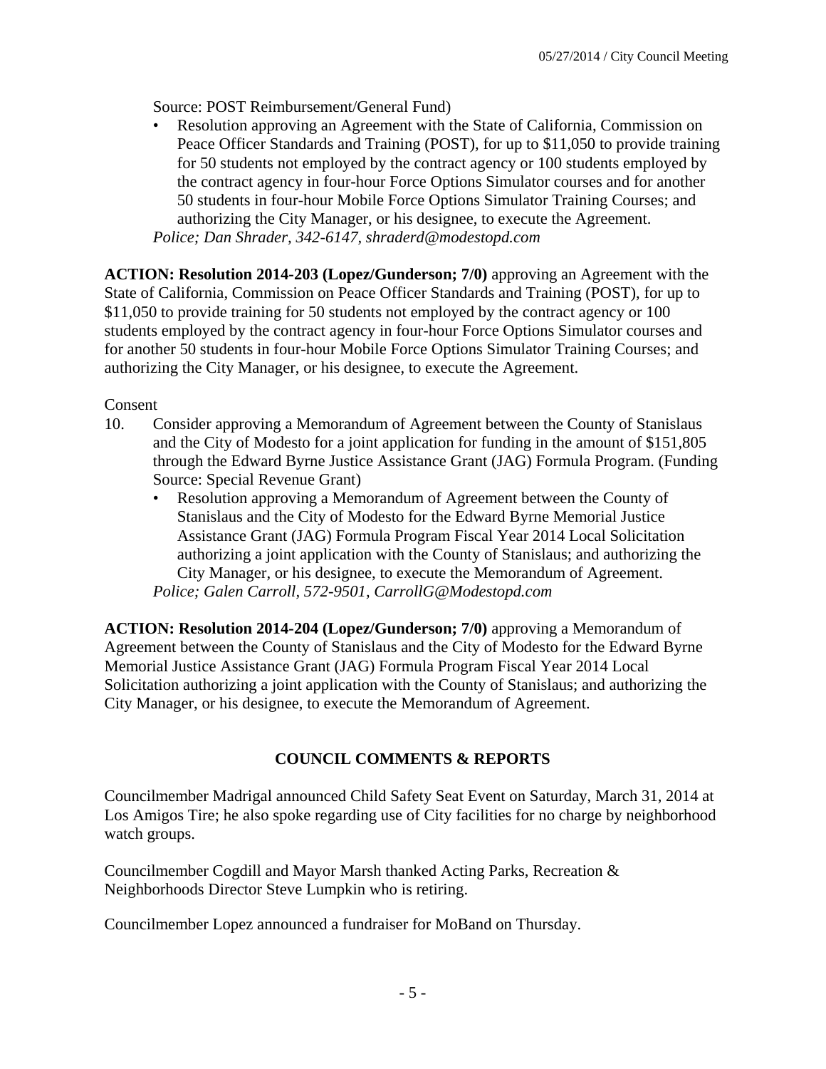Source: POST Reimbursement/General Fund)

- Resolution approving an Agreement with the State of California, Commission on Peace Officer Standards and Training (POST), for up to $11,050 to provide training for 50 students not employed by the contract agency or 100 students employed by the contract agency in four-hour Force Options Simulator courses and for another 50 students in four-hour Mobile Force Options Simulator Training Courses; and authorizing the City Manager, or his designee, to execute the Agreement.

*Police; Dan Shrader, 342-6147, shraderd@modestopd.com*

**ACTION: Resolution 2014-203 (Lopez/Gunderson; 7/0)** approving an Agreement with the State of California, Commission on Peace Officer Standards and Training (POST), for up to $11,050 to provide training for 50 students not employed by the contract agency or 100 students employed by the contract agency in four-hour Force Options Simulator courses and for another 50 students in four-hour Mobile Force Options Simulator Training Courses; and authorizing the City Manager, or his designee, to execute the Agreement.

Consent

10. Consider approving a Memorandum of Agreement between the County of Stanislaus and the City of Modesto for a joint application for funding in the amount of $151,805 through the Edward Byrne Justice Assistance Grant (JAG) Formula Program. (Funding Source: Special Revenue Grant)
    - Resolution approving a Memorandum of Agreement between the County of Stanislaus and the City of Modesto for the Edward Byrne Memorial Justice Assistance Grant (JAG) Formula Program Fiscal Year 2014 Local Solicitation authorizing a joint application with the County of Stanislaus; and authorizing the City Manager, or his designee, to execute the Memorandum of Agreement.

    *Police; Galen Carroll, 572-9501, CarrollG@Modestopd.com*

**ACTION: Resolution 2014-204 (Lopez/Gunderson; 7/0)** approving a Memorandum of Agreement between the County of Stanislaus and the City of Modesto for the Edward Byrne Memorial Justice Assistance Grant (JAG) Formula Program Fiscal Year 2014 Local Solicitation authorizing a joint application with the County of Stanislaus; and authorizing the City Manager, or his designee, to execute the Memorandum of Agreement.

## COUNCIL COMMENTS & REPORTS

Councilmember Madrigal announced Child Safety Seat Event on Saturday, March 31, 2014 at Los Amigos Tire; he also spoke regarding use of City facilities for no charge by neighborhood watch groups.

Councilmember Cogdill and Mayor Marsh thanked Acting Parks, Recreation & Neighborhoods Director Steve Lumpkin who is retiring.

Councilmember Lopez announced a fundraiser for MoBand on Thursday.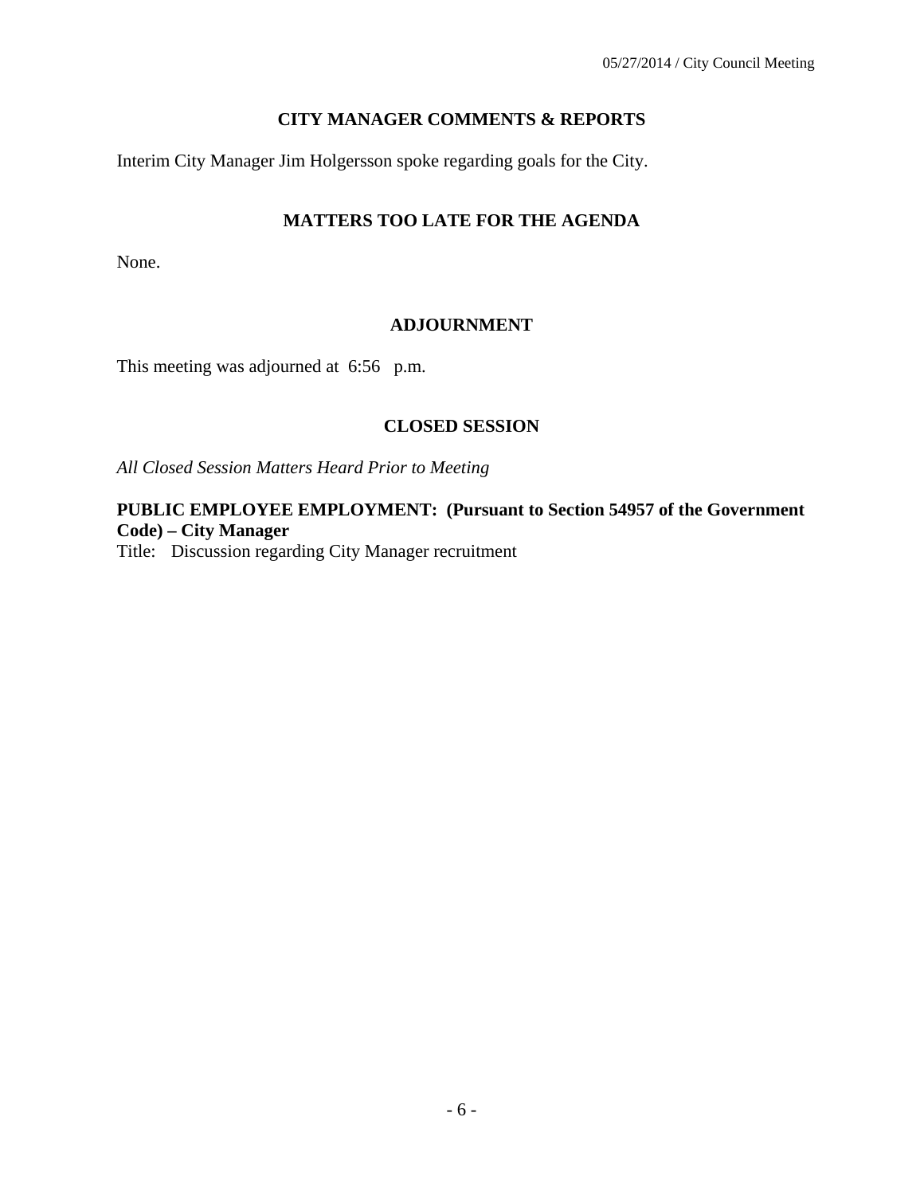## CITY MANAGER COMMENTS & REPORTS

Interim City Manager Jim Holgersson spoke regarding goals for the City.

## MATTERS TOO LATE FOR THE AGENDA

None.

## ADJOURNMENT

This meeting was adjourned at 6:56 p.m.

## CLOSED SESSION

*All Closed Session Matters Heard Prior to Meeting*

**PUBLIC EMPLOYEE EMPLOYMENT: (Pursuant to Section 54957 of the Government Code) – City Manager**
Title: Discussion regarding City Manager recruitment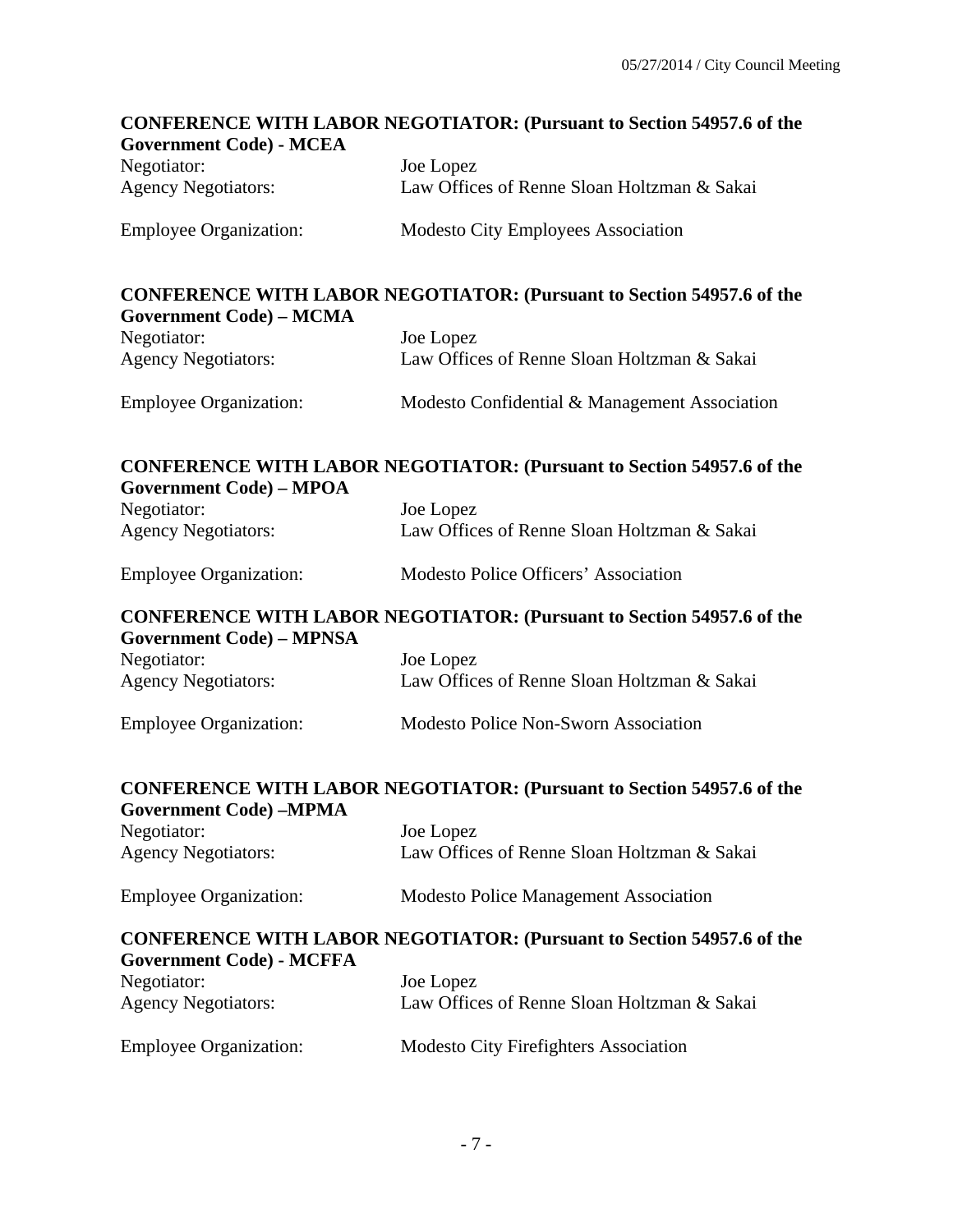**CONFERENCE WITH LABOR NEGOTIATOR: (Pursuant to Section 54957.6 of the Government Code) - MCEA**

Negotiator: Joe Lopez
Agency Negotiators: Law Offices of Renne Sloan Holtzman & Sakai

Employee Organization: Modesto City Employees Association

**CONFERENCE WITH LABOR NEGOTIATOR: (Pursuant to Section 54957.6 of the Government Code) – MCMA**

Negotiator: Joe Lopez
Agency Negotiators: Law Offices of Renne Sloan Holtzman & Sakai

Employee Organization: Modesto Confidential & Management Association

**CONFERENCE WITH LABOR NEGOTIATOR: (Pursuant to Section 54957.6 of the Government Code) – MPOA**

Negotiator: Joe Lopez
Agency Negotiators: Law Offices of Renne Sloan Holtzman & Sakai

Employee Organization: Modesto Police Officers' Association

**CONFERENCE WITH LABOR NEGOTIATOR: (Pursuant to Section 54957.6 of the Government Code) – MPNSA**

Negotiator: Joe Lopez
Agency Negotiators: Law Offices of Renne Sloan Holtzman & Sakai

Employee Organization: Modesto Police Non-Sworn Association

**CONFERENCE WITH LABOR NEGOTIATOR: (Pursuant to Section 54957.6 of the Government Code) –MPMA**

Negotiator: Joe Lopez
Agency Negotiators: Law Offices of Renne Sloan Holtzman & Sakai

Employee Organization: Modesto Police Management Association

**CONFERENCE WITH LABOR NEGOTIATOR: (Pursuant to Section 54957.6 of the Government Code) - MCFFA**

Negotiator: Joe Lopez
Agency Negotiators: Law Offices of Renne Sloan Holtzman & Sakai

Employee Organization: Modesto City Firefighters Association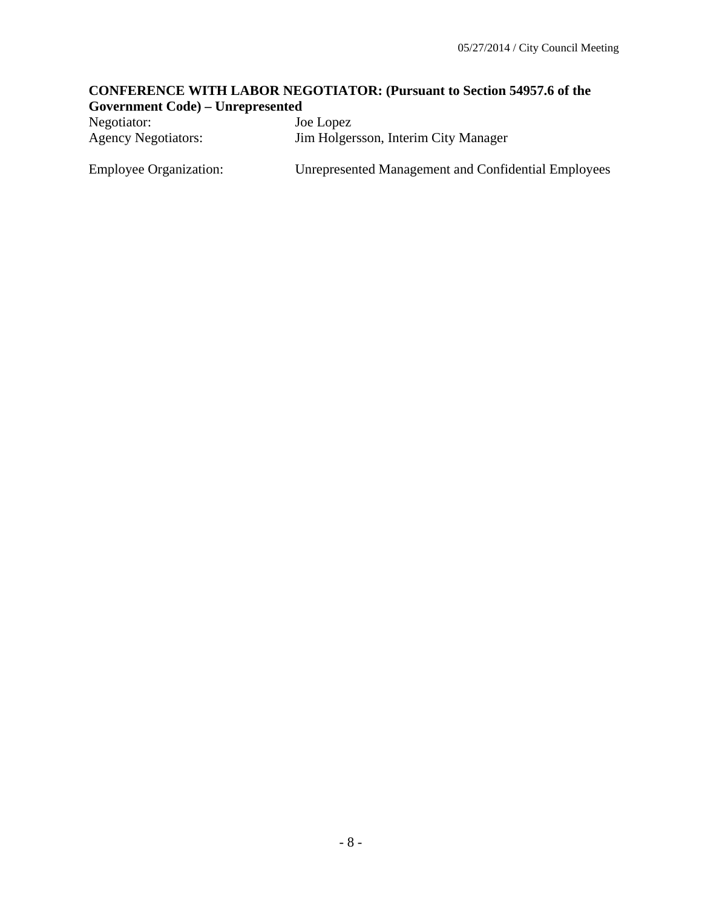**CONFERENCE WITH LABOR NEGOTIATOR: (Pursuant to Section 54957.6 of the Government Code) – Unrepresented**

Negotiator: Joe Lopez

Agency Negotiators: Jim Holgersson, Interim City Manager

Employee Organization: Unrepresented Management and Confidential Employees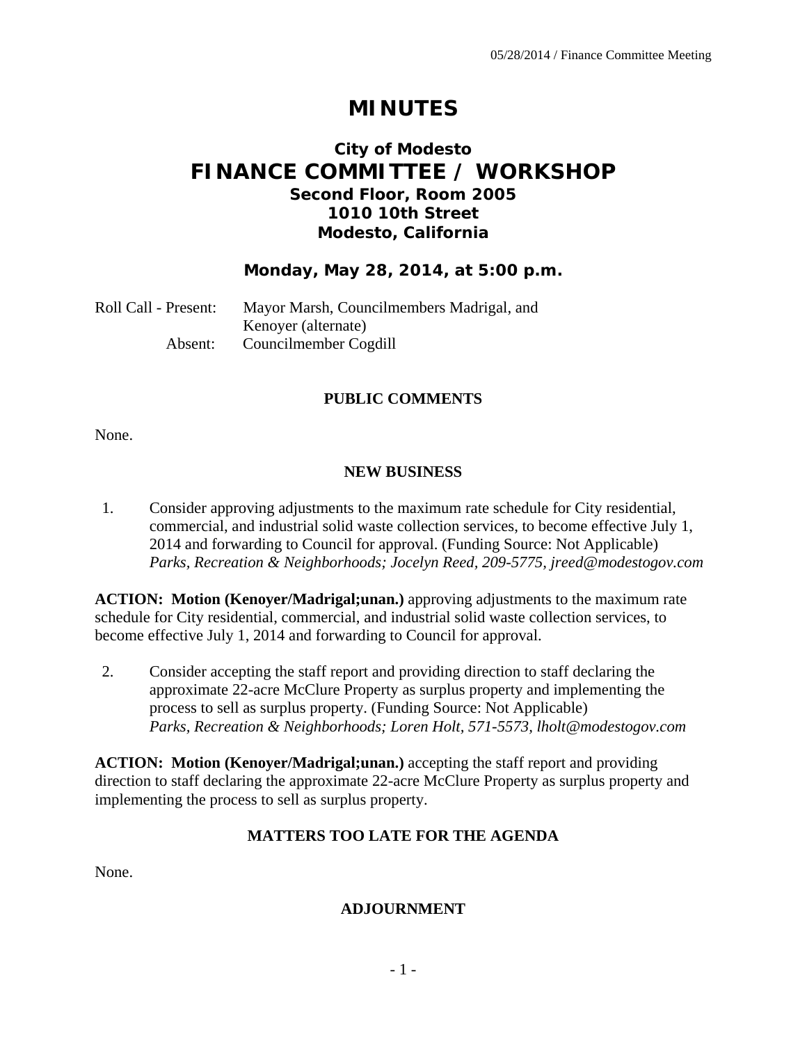# MINUTES

## City of Modesto
# FINANCE COMMITTEE / WORKSHOP
### Second Floor, Room 2005
### 1010 10th Street
### Modesto, California

### Monday, May 28, 2014, at 5:00 p.m.

Roll Call - Present: Mayor Marsh, Councilmembers Madrigal, and Kenoyer (alternate)
Absent: Councilmember Cogdill

**PUBLIC COMMENTS**

None.

**NEW BUSINESS**

1. Consider approving adjustments to the maximum rate schedule for City residential, commercial, and industrial solid waste collection services, to become effective July 1, 2014 and forwarding to Council for approval. (Funding Source: Not Applicable)
*Parks, Recreation & Neighborhoods; Jocelyn Reed, 209-5775, jreed@modestogov.com*

**ACTION: Motion (Kenoyer/Madrigal;unan.)** approving adjustments to the maximum rate schedule for City residential, commercial, and industrial solid waste collection services, to become effective July 1, 2014 and forwarding to Council for approval.

2. Consider accepting the staff report and providing direction to staff declaring the approximate 22-acre McClure Property as surplus property and implementing the process to sell as surplus property. (Funding Source: Not Applicable)
*Parks, Recreation & Neighborhoods; Loren Holt, 571-5573, lholt@modestogov.com*

**ACTION: Motion (Kenoyer/Madrigal;unan.)** accepting the staff report and providing direction to staff declaring the approximate 22-acre McClure Property as surplus property and implementing the process to sell as surplus property.

**MATTERS TOO LATE FOR THE AGENDA**

None.

**ADJOURNMENT**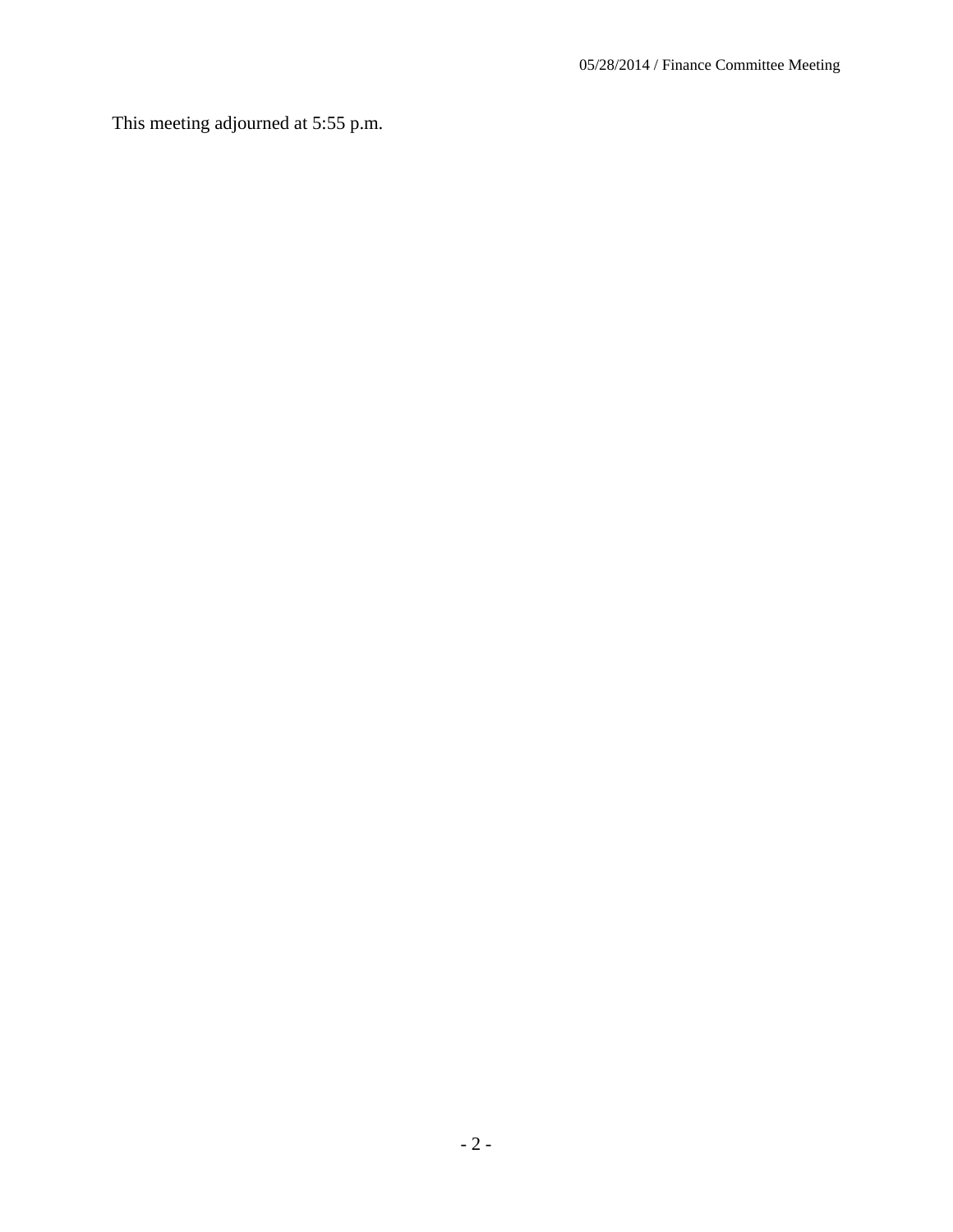This meeting adjourned at 5:55 p.m.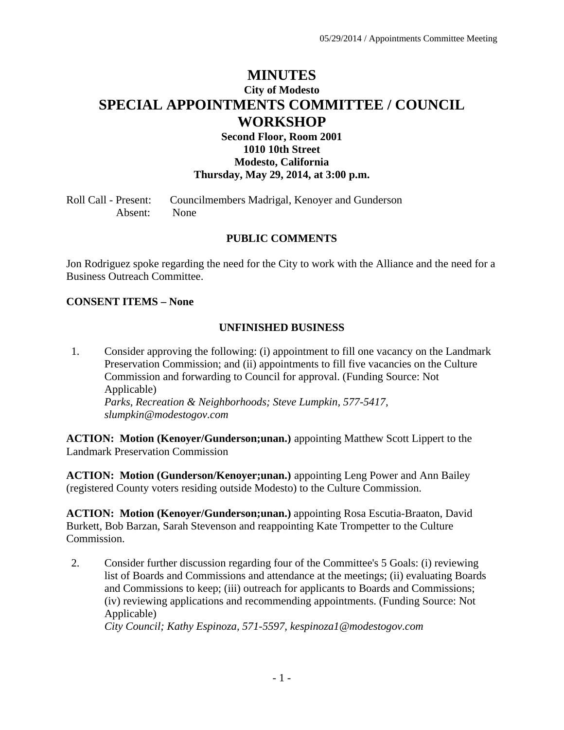# MINUTES

### City of Modesto

## SPECIAL APPOINTMENTS COMMITTEE / COUNCIL WORKSHOP

**Second Floor, Room 2001**
**1010 10th Street**
**Modesto, California**
**Thursday, May 29, 2014, at 3:00 p.m.**

Roll Call - Present: Councilmembers Madrigal, Kenoyer and Gunderson
Absent: None

**PUBLIC COMMENTS**

Jon Rodriguez spoke regarding the need for the City to work with the Alliance and the need for a Business Outreach Committee.

**CONSENT ITEMS – None**

**UNFINISHED BUSINESS**

1. Consider approving the following: (i) appointment to fill one vacancy on the Landmark Preservation Commission; and (ii) appointments to fill five vacancies on the Culture Commission and forwarding to Council for approval. (Funding Source: Not Applicable)
   *Parks, Recreation & Neighborhoods; Steve Lumpkin, 577-5417, slumpkin@modestogov.com*

**ACTION: Motion (Kenoyer/Gunderson;unan.)** appointing Matthew Scott Lippert to the Landmark Preservation Commission

**ACTION: Motion (Gunderson/Kenoyer;unan.)** appointing Leng Power and Ann Bailey (registered County voters residing outside Modesto) to the Culture Commission.

**ACTION: Motion (Kenoyer/Gunderson;unan.)** appointing Rosa Escutia-Braaton, David Burkett, Bob Barzan, Sarah Stevenson and reappointing Kate Trompetter to the Culture Commission.

2. Consider further discussion regarding four of the Committee's 5 Goals: (i) reviewing list of Boards and Commissions and attendance at the meetings; (ii) evaluating Boards and Commissions to keep; (iii) outreach for applicants to Boards and Commissions; (iv) reviewing applications and recommending appointments. (Funding Source: Not Applicable)
   *City Council; Kathy Espinoza, 571-5597, kespinoza1@modestogov.com*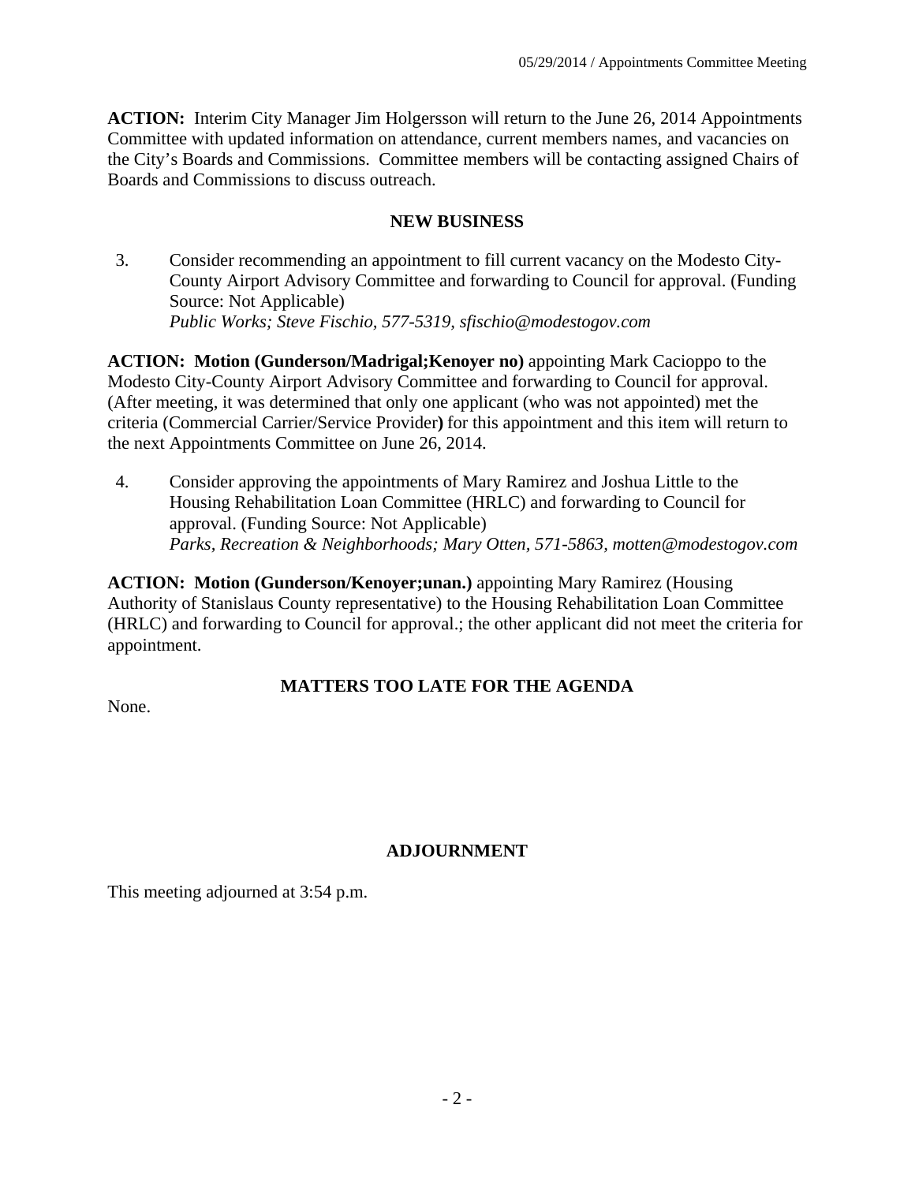**ACTION:** Interim City Manager Jim Holgersson will return to the June 26, 2014 Appointments Committee with updated information on attendance, current members names, and vacancies on the City's Boards and Commissions. Committee members will be contacting assigned Chairs of Boards and Commissions to discuss outreach.

## NEW BUSINESS

3. Consider recommending an appointment to fill current vacancy on the Modesto City-County Airport Advisory Committee and forwarding to Council for approval. (Funding Source: Not Applicable)
   *Public Works; Steve Fischio, 577-5319, sfischio@modestogov.com*

**ACTION: Motion (Gunderson/Madrigal;Kenoyer no)** appointing Mark Cacioppo to the Modesto City-County Airport Advisory Committee and forwarding to Council for approval. (After meeting, it was determined that only one applicant (who was not appointed) met the criteria (Commercial Carrier/Service Provider**)** for this appointment and this item will return to the next Appointments Committee on June 26, 2014.

4. Consider approving the appointments of Mary Ramirez and Joshua Little to the Housing Rehabilitation Loan Committee (HRLC) and forwarding to Council for approval. (Funding Source: Not Applicable)
   *Parks, Recreation & Neighborhoods; Mary Otten, 571-5863, motten@modestogov.com*

**ACTION: Motion (Gunderson/Kenoyer;unan.)** appointing Mary Ramirez (Housing Authority of Stanislaus County representative) to the Housing Rehabilitation Loan Committee (HRLC) and forwarding to Council for approval.; the other applicant did not meet the criteria for appointment.

## MATTERS TOO LATE FOR THE AGENDA

None.

## ADJOURNMENT

This meeting adjourned at 3:54 p.m.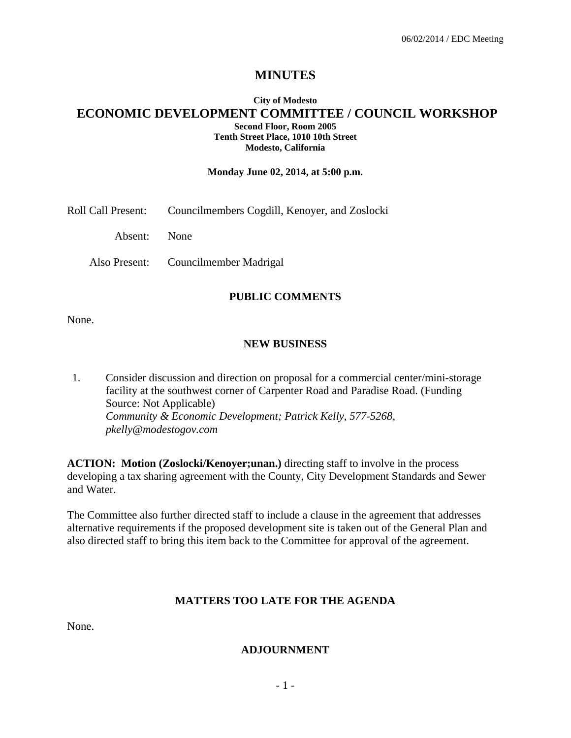# MINUTES

**City of Modesto**

## ECONOMIC DEVELOPMENT COMMITTEE / COUNCIL WORKSHOP

**Second Floor, Room 2005**
**Tenth Street Place, 1010 10th Street**
**Modesto, California**

**Monday June 02, 2014, at 5:00 p.m.**

Roll Call Present: Councilmembers Cogdill, Kenoyer, and Zoslocki

Absent: None

Also Present: Councilmember Madrigal

### PUBLIC COMMENTS

None.

### NEW BUSINESS

1. Consider discussion and direction on proposal for a commercial center/mini-storage facility at the southwest corner of Carpenter Road and Paradise Road. (Funding Source: Not Applicable)
*Community & Economic Development; Patrick Kelly, 577-5268, pkelly@modestogov.com*

**ACTION: Motion (Zoslocki/Kenoyer;unan.)** directing staff to involve in the process developing a tax sharing agreement with the County, City Development Standards and Sewer and Water.

The Committee also further directed staff to include a clause in the agreement that addresses alternative requirements if the proposed development site is taken out of the General Plan and also directed staff to bring this item back to the Committee for approval of the agreement.

### MATTERS TOO LATE FOR THE AGENDA

None.

### ADJOURNMENT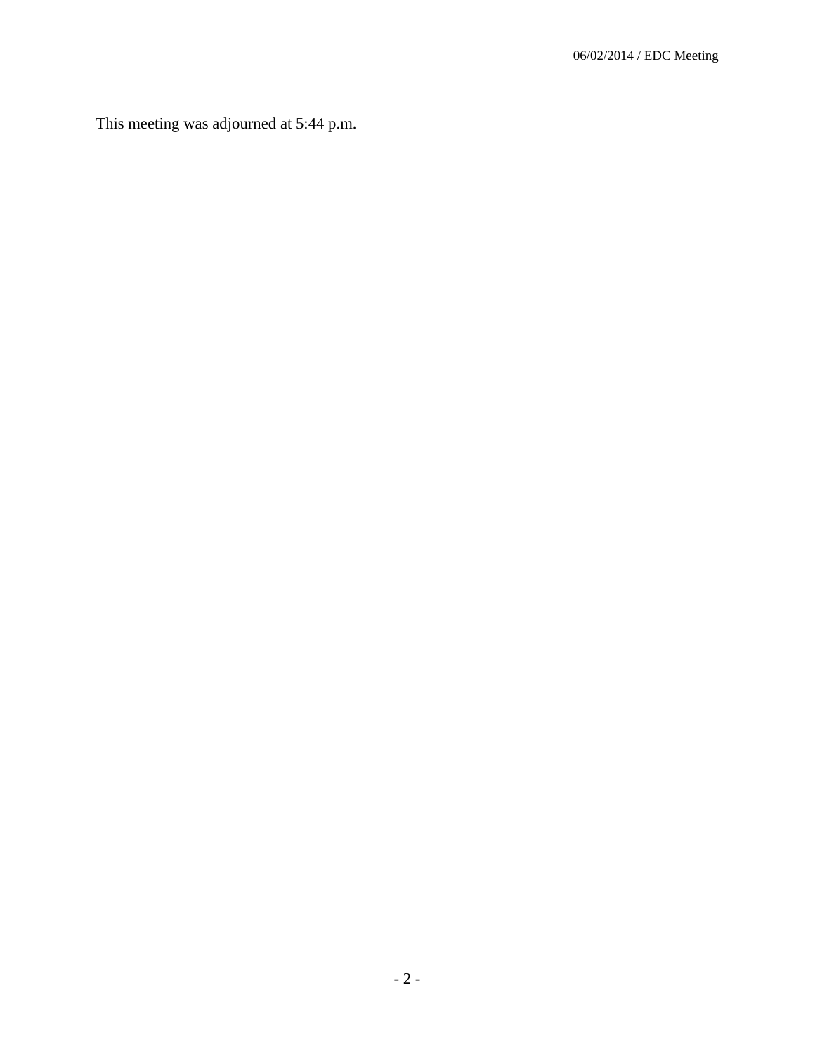This meeting was adjourned at 5:44 p.m.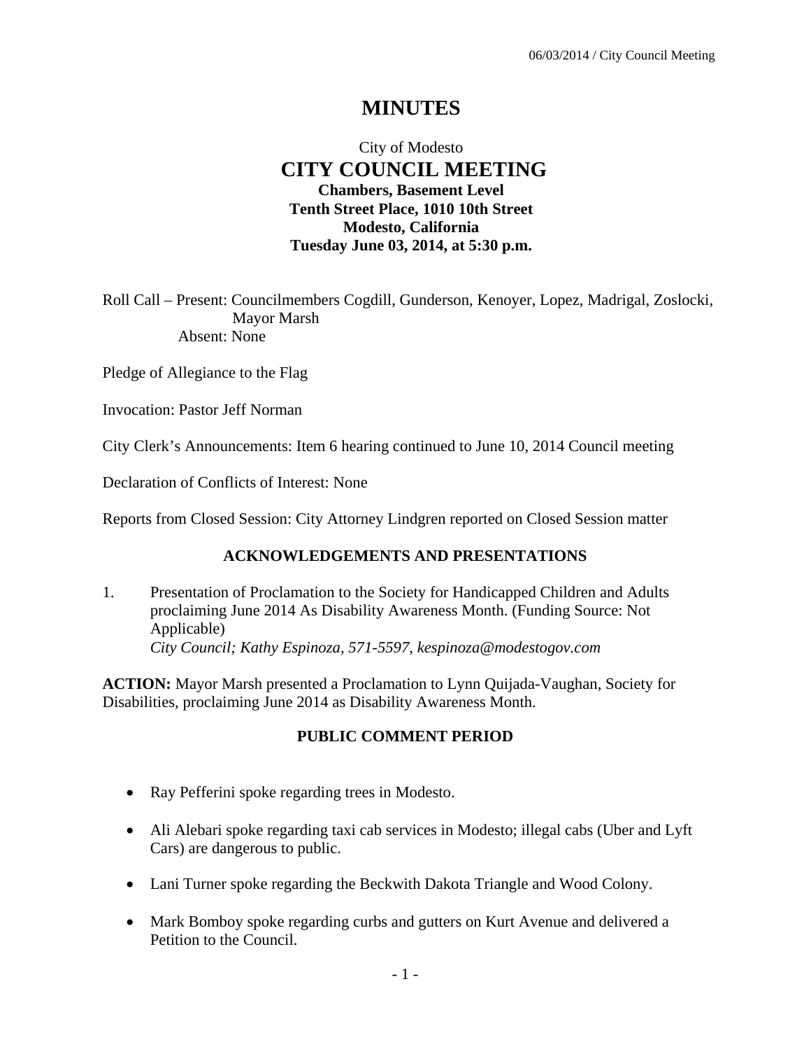# MINUTES

City of Modesto

## CITY COUNCIL MEETING

**Chambers, Basement Level**
**Tenth Street Place, 1010 10th Street**
**Modesto, California**
**Tuesday June 03, 2014, at 5:30 p.m.**

Roll Call – Present: Councilmembers Cogdill, Gunderson, Kenoyer, Lopez, Madrigal, Zoslocki, Mayor Marsh
Absent: None

Pledge of Allegiance to the Flag

Invocation: Pastor Jeff Norman

City Clerk's Announcements: Item 6 hearing continued to June 10, 2014 Council meeting

Declaration of Conflicts of Interest: None

Reports from Closed Session: City Attorney Lindgren reported on Closed Session matter

### ACKNOWLEDGEMENTS AND PRESENTATIONS

1. Presentation of Proclamation to the Society for Handicapped Children and Adults proclaiming June 2014 As Disability Awareness Month. (Funding Source: Not Applicable)
*City Council; Kathy Espinoza, 571-5597, kespinoza@modestogov.com*

**ACTION:** Mayor Marsh presented a Proclamation to Lynn Quijada-Vaughan, Society for Disabilities, proclaiming June 2014 as Disability Awareness Month.

### PUBLIC COMMENT PERIOD

- Ray Pefferini spoke regarding trees in Modesto.
- Ali Alebari spoke regarding taxi cab services in Modesto; illegal cabs (Uber and Lyft Cars) are dangerous to public.
- Lani Turner spoke regarding the Beckwith Dakota Triangle and Wood Colony.
- Mark Bomboy spoke regarding curbs and gutters on Kurt Avenue and delivered a Petition to the Council.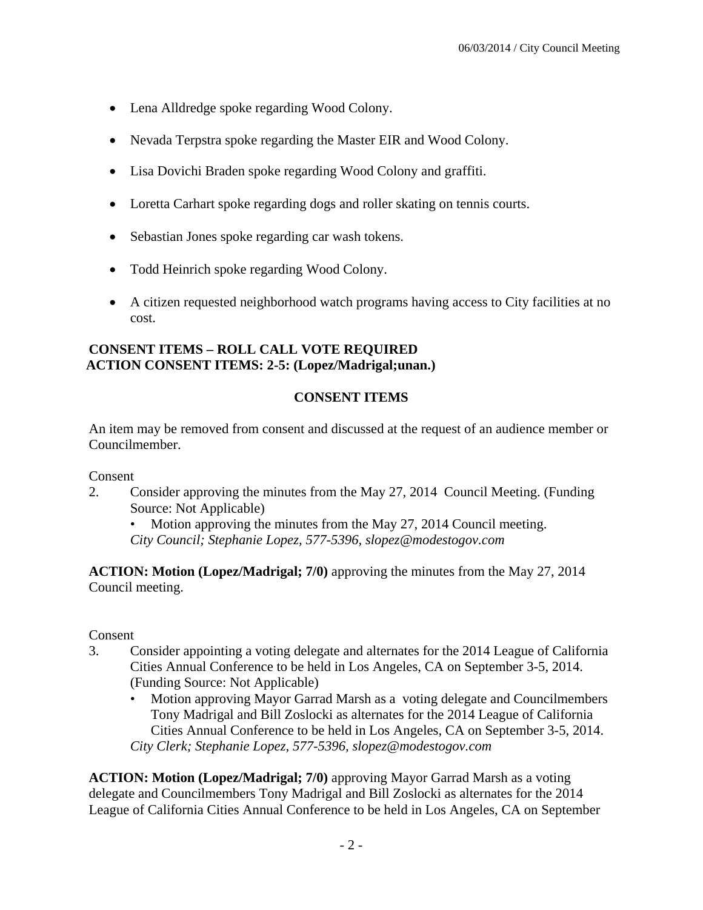- Lena Alldredge spoke regarding Wood Colony.
- Nevada Terpstra spoke regarding the Master EIR and Wood Colony.
- Lisa Dovichi Braden spoke regarding Wood Colony and graffiti.
- Loretta Carhart spoke regarding dogs and roller skating on tennis courts.
- Sebastian Jones spoke regarding car wash tokens.
- Todd Heinrich spoke regarding Wood Colony.
- A citizen requested neighborhood watch programs having access to City facilities at no cost.

**CONSENT ITEMS – ROLL CALL VOTE REQUIRED**
**ACTION CONSENT ITEMS: 2-5: (Lopez/Madrigal;unan.)**

## CONSENT ITEMS

An item may be removed from consent and discussed at the request of an audience member or Councilmember.

Consent

2. Consider approving the minutes from the May 27, 2014 Council Meeting. (Funding Source: Not Applicable)
   - Motion approving the minutes from the May 27, 2014 Council meeting.

   *City Council; Stephanie Lopez, 577-5396, slopez@modestogov.com*

**ACTION: Motion (Lopez/Madrigal; 7/0)** approving the minutes from the May 27, 2014 Council meeting.

Consent

3. Consider appointing a voting delegate and alternates for the 2014 League of California Cities Annual Conference to be held in Los Angeles, CA on September 3-5, 2014. (Funding Source: Not Applicable)
   - Motion approving Mayor Garrad Marsh as a voting delegate and Councilmembers Tony Madrigal and Bill Zoslocki as alternates for the 2014 League of California Cities Annual Conference to be held in Los Angeles, CA on September 3-5, 2014.

   *City Clerk; Stephanie Lopez, 577-5396, slopez@modestogov.com*

**ACTION: Motion (Lopez/Madrigal; 7/0)** approving Mayor Garrad Marsh as a voting delegate and Councilmembers Tony Madrigal and Bill Zoslocki as alternates for the 2014 League of California Cities Annual Conference to be held in Los Angeles, CA on September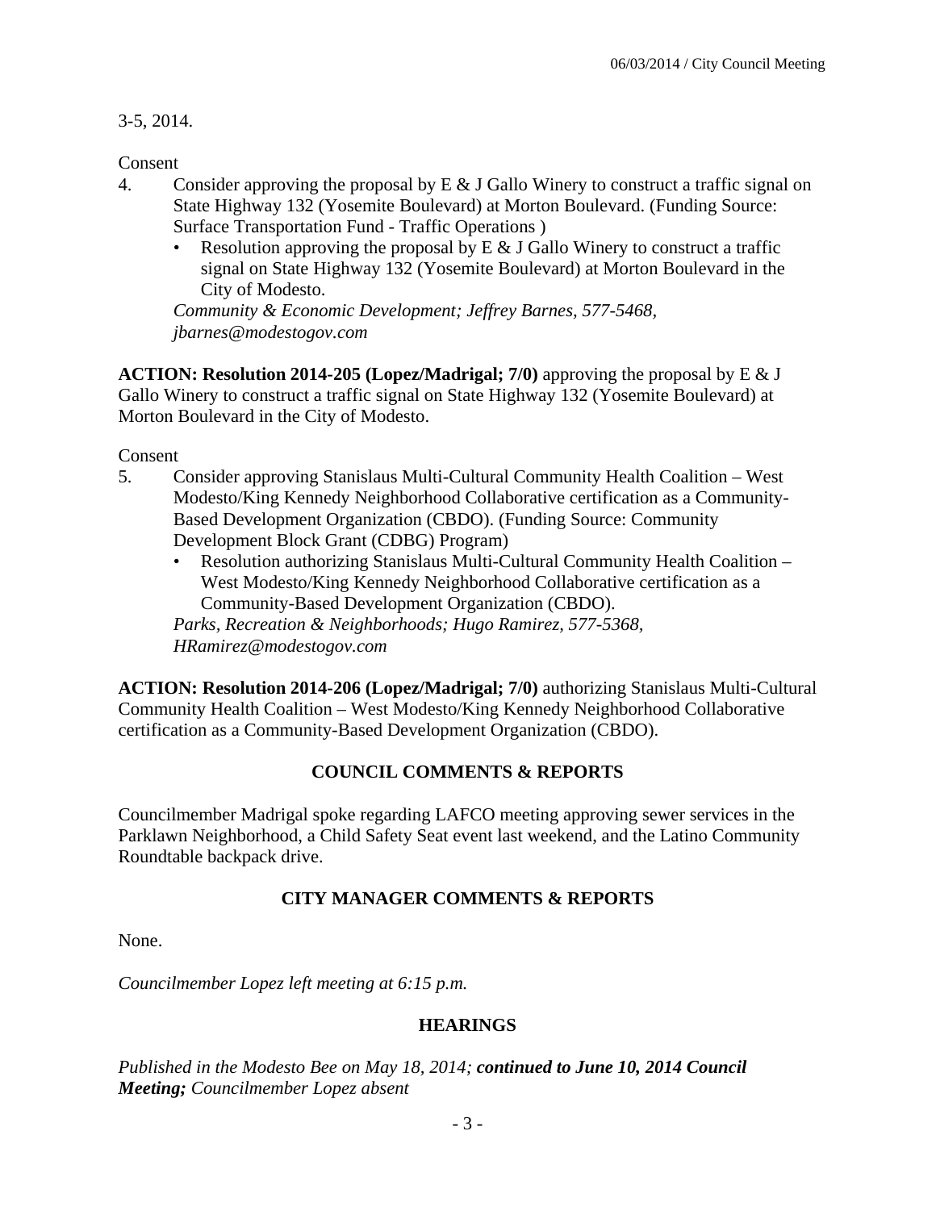3-5, 2014.

Consent

4. Consider approving the proposal by E & J Gallo Winery to construct a traffic signal on State Highway 132 (Yosemite Boulevard) at Morton Boulevard. (Funding Source: Surface Transportation Fund - Traffic Operations )
   - Resolution approving the proposal by E & J Gallo Winery to construct a traffic signal on State Highway 132 (Yosemite Boulevard) at Morton Boulevard in the City of Modesto.

   *Community & Economic Development; Jeffrey Barnes, 577-5468, jbarnes@modestogov.com*

**ACTION: Resolution 2014-205 (Lopez/Madrigal; 7/0)** approving the proposal by E & J Gallo Winery to construct a traffic signal on State Highway 132 (Yosemite Boulevard) at Morton Boulevard in the City of Modesto.

Consent

5. Consider approving Stanislaus Multi-Cultural Community Health Coalition – West Modesto/King Kennedy Neighborhood Collaborative certification as a Community-Based Development Organization (CBDO). (Funding Source: Community Development Block Grant (CDBG) Program)
   - Resolution authorizing Stanislaus Multi-Cultural Community Health Coalition – West Modesto/King Kennedy Neighborhood Collaborative certification as a Community-Based Development Organization (CBDO).

   *Parks, Recreation & Neighborhoods; Hugo Ramirez, 577-5368, HRamirez@modestogov.com*

**ACTION: Resolution 2014-206 (Lopez/Madrigal; 7/0)** authorizing Stanislaus Multi-Cultural Community Health Coalition – West Modesto/King Kennedy Neighborhood Collaborative certification as a Community-Based Development Organization (CBDO).

## COUNCIL COMMENTS & REPORTS

Councilmember Madrigal spoke regarding LAFCO meeting approving sewer services in the Parklawn Neighborhood, a Child Safety Seat event last weekend, and the Latino Community Roundtable backpack drive.

## CITY MANAGER COMMENTS & REPORTS

None.

*Councilmember Lopez left meeting at 6:15 p.m.*

## HEARINGS

*Published in the Modesto Bee on May 18, 2014;* ***continued to June 10, 2014 Council Meeting;*** *Councilmember Lopez absent*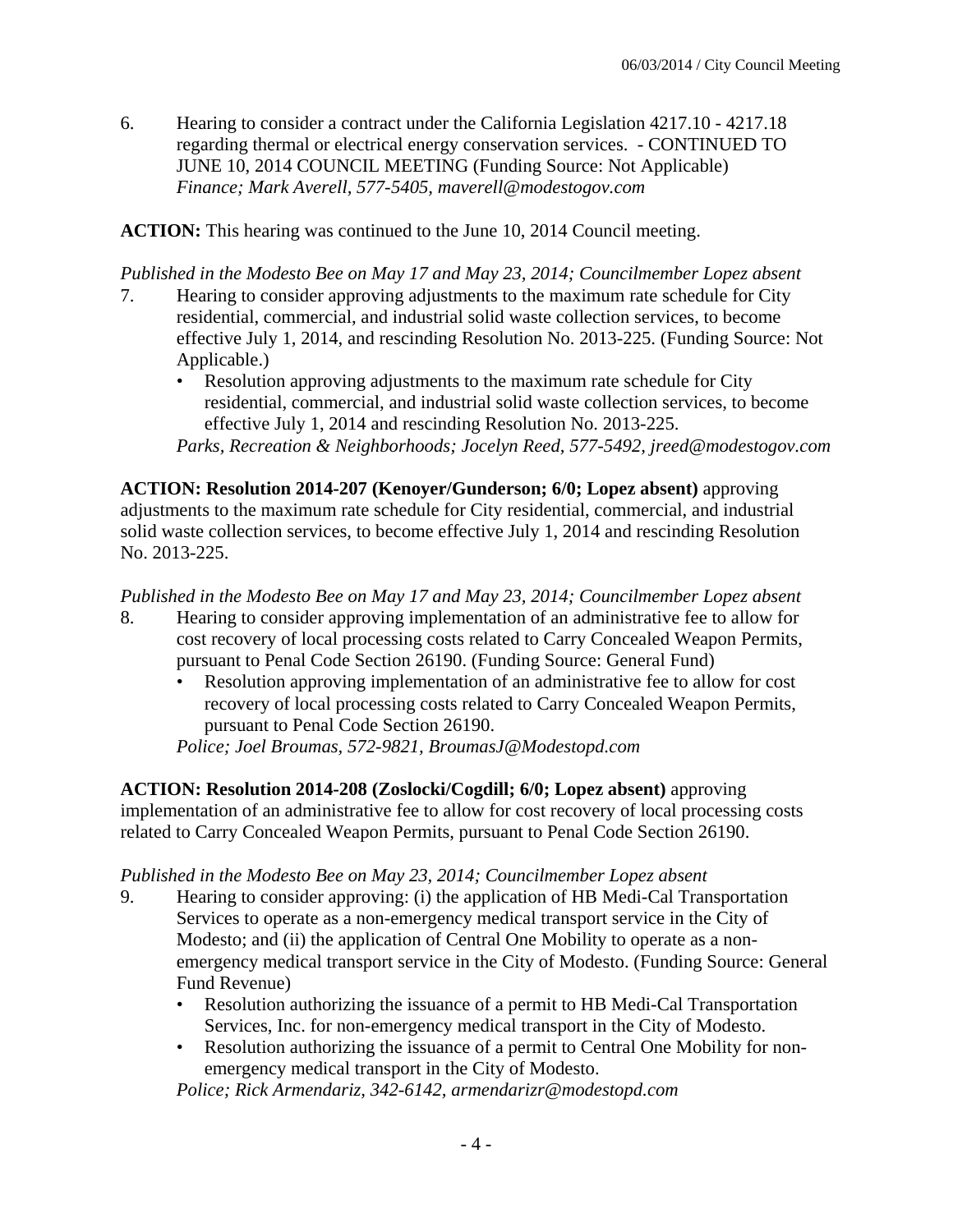6. Hearing to consider a contract under the California Legislation 4217.10 - 4217.18 regarding thermal or electrical energy conservation services. - CONTINUED TO JUNE 10, 2014 COUNCIL MEETING (Funding Source: Not Applicable)
   *Finance; Mark Averell, 577-5405, maverell@modestogov.com*

**ACTION:** This hearing was continued to the June 10, 2014 Council meeting.

*Published in the Modesto Bee on May 17 and May 23, 2014; Councilmember Lopez absent*

7. Hearing to consider approving adjustments to the maximum rate schedule for City residential, commercial, and industrial solid waste collection services, to become effective July 1, 2014, and rescinding Resolution No. 2013-225. (Funding Source: Not Applicable.)
   - Resolution approving adjustments to the maximum rate schedule for City residential, commercial, and industrial solid waste collection services, to become effective July 1, 2014 and rescinding Resolution No. 2013-225.

   *Parks, Recreation & Neighborhoods; Jocelyn Reed, 577-5492, jreed@modestogov.com*

**ACTION: Resolution 2014-207 (Kenoyer/Gunderson; 6/0; Lopez absent)** approving adjustments to the maximum rate schedule for City residential, commercial, and industrial solid waste collection services, to become effective July 1, 2014 and rescinding Resolution No. 2013-225.

*Published in the Modesto Bee on May 17 and May 23, 2014; Councilmember Lopez absent*

8. Hearing to consider approving implementation of an administrative fee to allow for cost recovery of local processing costs related to Carry Concealed Weapon Permits, pursuant to Penal Code Section 26190. (Funding Source: General Fund)
   - Resolution approving implementation of an administrative fee to allow for cost recovery of local processing costs related to Carry Concealed Weapon Permits, pursuant to Penal Code Section 26190.

   *Police; Joel Broumas, 572-9821, BroumasJ@Modestopd.com*

**ACTION: Resolution 2014-208 (Zoslocki/Cogdill; 6/0; Lopez absent)** approving implementation of an administrative fee to allow for cost recovery of local processing costs related to Carry Concealed Weapon Permits, pursuant to Penal Code Section 26190.

*Published in the Modesto Bee on May 23, 2014; Councilmember Lopez absent*

9. Hearing to consider approving: (i) the application of HB Medi-Cal Transportation Services to operate as a non-emergency medical transport service in the City of Modesto; and (ii) the application of Central One Mobility to operate as a non-emergency medical transport service in the City of Modesto. (Funding Source: General Fund Revenue)
   - Resolution authorizing the issuance of a permit to HB Medi-Cal Transportation Services, Inc. for non-emergency medical transport in the City of Modesto.
   - Resolution authorizing the issuance of a permit to Central One Mobility for non-emergency medical transport in the City of Modesto.

   *Police; Rick Armendariz, 342-6142, armendarizr@modestopd.com*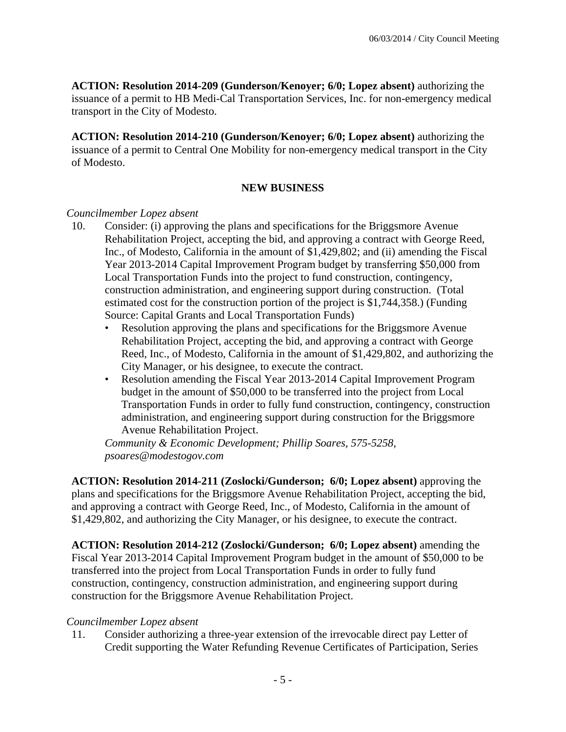**ACTION: Resolution 2014-209 (Gunderson/Kenoyer; 6/0; Lopez absent)** authorizing the issuance of a permit to HB Medi-Cal Transportation Services, Inc. for non-emergency medical transport in the City of Modesto.

**ACTION: Resolution 2014-210 (Gunderson/Kenoyer; 6/0; Lopez absent)** authorizing the issuance of a permit to Central One Mobility for non-emergency medical transport in the City of Modesto.

## NEW BUSINESS

*Councilmember Lopez absent*

10. Consider: (i) approving the plans and specifications for the Briggsmore Avenue Rehabilitation Project, accepting the bid, and approving a contract with George Reed, Inc., of Modesto, California in the amount of $1,429,802; and (ii) amending the Fiscal Year 2013-2014 Capital Improvement Program budget by transferring $50,000 from Local Transportation Funds into the project to fund construction, contingency, construction administration, and engineering support during construction. (Total estimated cost for the construction portion of the project is $1,744,358.) (Funding Source: Capital Grants and Local Transportation Funds)
    - Resolution approving the plans and specifications for the Briggsmore Avenue Rehabilitation Project, accepting the bid, and approving a contract with George Reed, Inc., of Modesto, California in the amount of $1,429,802, and authorizing the City Manager, or his designee, to execute the contract.
    - Resolution amending the Fiscal Year 2013-2014 Capital Improvement Program budget in the amount of $50,000 to be transferred into the project from Local Transportation Funds in order to fully fund construction, contingency, construction administration, and engineering support during construction for the Briggsmore Avenue Rehabilitation Project.

    *Community & Economic Development; Phillip Soares, 575-5258, psoares@modestogov.com*

**ACTION: Resolution 2014-211 (Zoslocki/Gunderson; 6/0; Lopez absent)** approving the plans and specifications for the Briggsmore Avenue Rehabilitation Project, accepting the bid, and approving a contract with George Reed, Inc., of Modesto, California in the amount of $1,429,802, and authorizing the City Manager, or his designee, to execute the contract.

**ACTION: Resolution 2014-212 (Zoslocki/Gunderson; 6/0; Lopez absent)** amending the Fiscal Year 2013-2014 Capital Improvement Program budget in the amount of $50,000 to be transferred into the project from Local Transportation Funds in order to fully fund construction, contingency, construction administration, and engineering support during construction for the Briggsmore Avenue Rehabilitation Project.

*Councilmember Lopez absent*

11. Consider authorizing a three-year extension of the irrevocable direct pay Letter of Credit supporting the Water Refunding Revenue Certificates of Participation, Series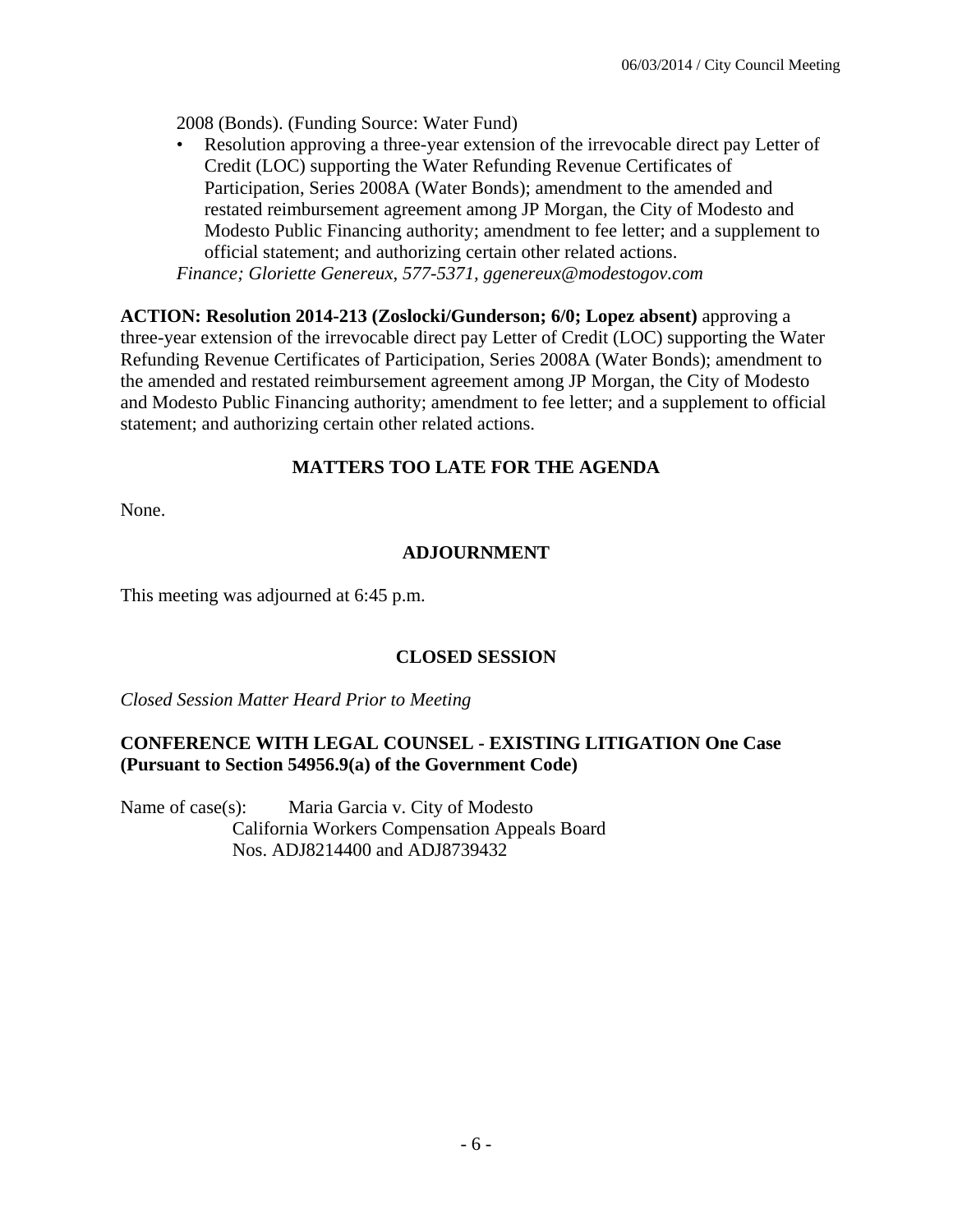2008 (Bonds). (Funding Source: Water Fund)

- Resolution approving a three-year extension of the irrevocable direct pay Letter of Credit (LOC) supporting the Water Refunding Revenue Certificates of Participation, Series 2008A (Water Bonds); amendment to the amended and restated reimbursement agreement among JP Morgan, the City of Modesto and Modesto Public Financing authority; amendment to fee letter; and a supplement to official statement; and authorizing certain other related actions.

*Finance; Gloriette Genereux, 577-5371, ggenereux@modestogov.com*

**ACTION: Resolution 2014-213 (Zoslocki/Gunderson; 6/0; Lopez absent)** approving a three-year extension of the irrevocable direct pay Letter of Credit (LOC) supporting the Water Refunding Revenue Certificates of Participation, Series 2008A (Water Bonds); amendment to the amended and restated reimbursement agreement among JP Morgan, the City of Modesto and Modesto Public Financing authority; amendment to fee letter; and a supplement to official statement; and authorizing certain other related actions.

## MATTERS TOO LATE FOR THE AGENDA

None.

## ADJOURNMENT

This meeting was adjourned at 6:45 p.m.

## CLOSED SESSION

*Closed Session Matter Heard Prior to Meeting*

**CONFERENCE WITH LEGAL COUNSEL - EXISTING LITIGATION One Case (Pursuant to Section 54956.9(a) of the Government Code)**

Name of case(s): Maria Garcia v. City of Modesto
California Workers Compensation Appeals Board
Nos. ADJ8214400 and ADJ8739432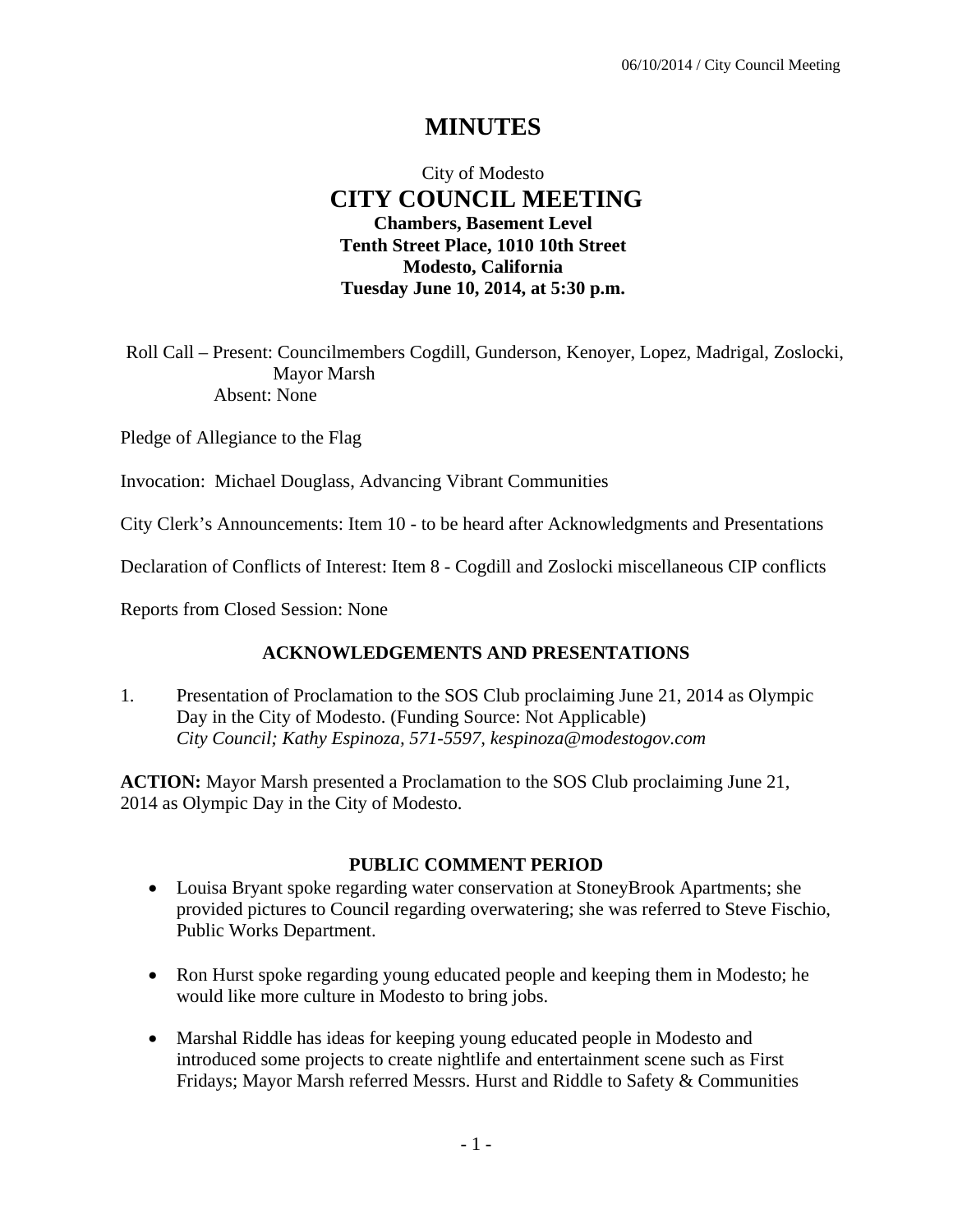# MINUTES

City of Modesto
## CITY COUNCIL MEETING
**Chambers, Basement Level**
**Tenth Street Place, 1010 10th Street**
**Modesto, California**
**Tuesday June 10, 2014, at 5:30 p.m.**

Roll Call – Present: Councilmembers Cogdill, Gunderson, Kenoyer, Lopez, Madrigal, Zoslocki, Mayor Marsh
Absent: None

Pledge of Allegiance to the Flag

Invocation: Michael Douglass, Advancing Vibrant Communities

City Clerk's Announcements: Item 10 - to be heard after Acknowledgments and Presentations

Declaration of Conflicts of Interest: Item 8 - Cogdill and Zoslocki miscellaneous CIP conflicts

Reports from Closed Session: None

### ACKNOWLEDGEMENTS AND PRESENTATIONS

1. Presentation of Proclamation to the SOS Club proclaiming June 21, 2014 as Olympic Day in the City of Modesto. (Funding Source: Not Applicable)
*City Council; Kathy Espinoza, 571-5597, kespinoza@modestogov.com*

**ACTION:** Mayor Marsh presented a Proclamation to the SOS Club proclaiming June 21, 2014 as Olympic Day in the City of Modesto.

### PUBLIC COMMENT PERIOD

- Louisa Bryant spoke regarding water conservation at StoneyBrook Apartments; she provided pictures to Council regarding overwatering; she was referred to Steve Fischio, Public Works Department.
- Ron Hurst spoke regarding young educated people and keeping them in Modesto; he would like more culture in Modesto to bring jobs.
- Marshal Riddle has ideas for keeping young educated people in Modesto and introduced some projects to create nightlife and entertainment scene such as First Fridays; Mayor Marsh referred Messrs. Hurst and Riddle to Safety & Communities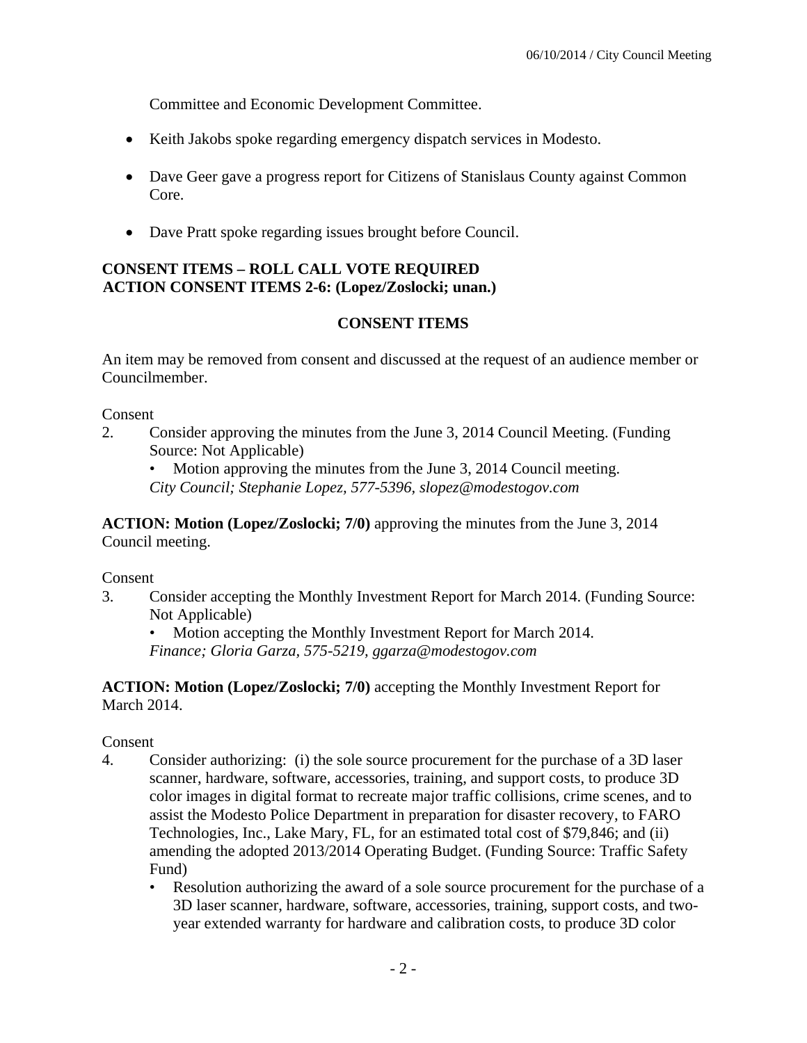Committee and Economic Development Committee.

- Keith Jakobs spoke regarding emergency dispatch services in Modesto.
- Dave Geer gave a progress report for Citizens of Stanislaus County against Common Core.
- Dave Pratt spoke regarding issues brought before Council.

**CONSENT ITEMS – ROLL CALL VOTE REQUIRED**
**ACTION CONSENT ITEMS 2-6: (Lopez/Zoslocki; unan.)**

**CONSENT ITEMS**

An item may be removed from consent and discussed at the request of an audience member or Councilmember.

Consent

2. Consider approving the minutes from the June 3, 2014 Council Meeting. (Funding Source: Not Applicable)
   - Motion approving the minutes from the June 3, 2014 Council meeting.

   *City Council; Stephanie Lopez, 577-5396, slopez@modestogov.com*

**ACTION: Motion (Lopez/Zoslocki; 7/0)** approving the minutes from the June 3, 2014 Council meeting.

Consent

3. Consider accepting the Monthly Investment Report for March 2014. (Funding Source: Not Applicable)
   - Motion accepting the Monthly Investment Report for March 2014.

   *Finance; Gloria Garza, 575-5219, ggarza@modestogov.com*

**ACTION: Motion (Lopez/Zoslocki; 7/0)** accepting the Monthly Investment Report for March 2014.

Consent

4. Consider authorizing: (i) the sole source procurement for the purchase of a 3D laser scanner, hardware, software, accessories, training, and support costs, to produce 3D color images in digital format to recreate major traffic collisions, crime scenes, and to assist the Modesto Police Department in preparation for disaster recovery, to FARO Technologies, Inc., Lake Mary, FL, for an estimated total cost of $79,846; and (ii) amending the adopted 2013/2014 Operating Budget. (Funding Source: Traffic Safety Fund)
   - Resolution authorizing the award of a sole source procurement for the purchase of a 3D laser scanner, hardware, software, accessories, training, support costs, and two-year extended warranty for hardware and calibration costs, to produce 3D color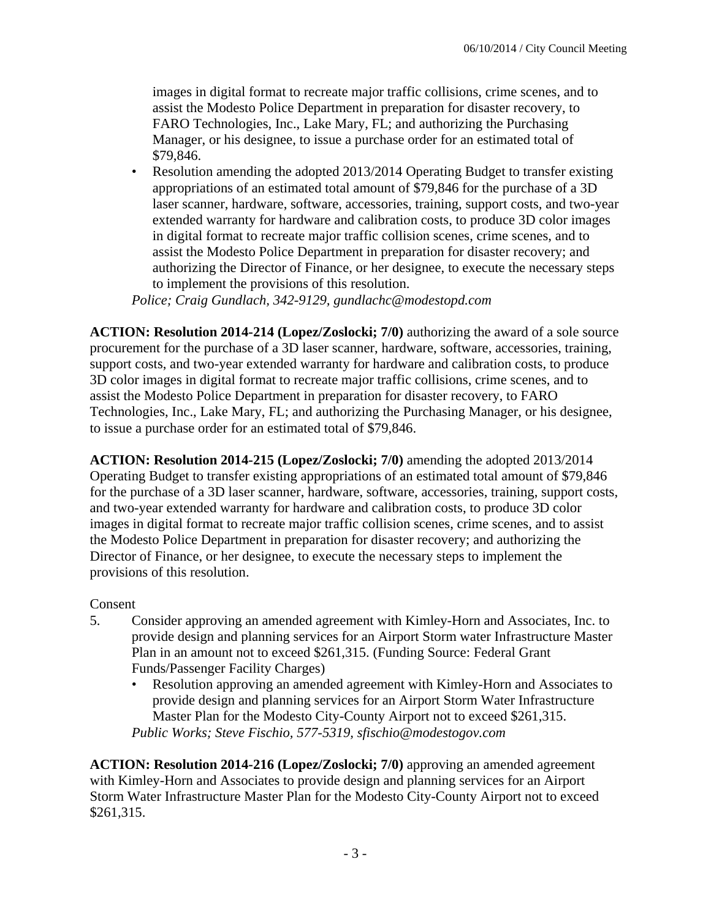images in digital format to recreate major traffic collisions, crime scenes, and to assist the Modesto Police Department in preparation for disaster recovery, to FARO Technologies, Inc., Lake Mary, FL; and authorizing the Purchasing Manager, or his designee, to issue a purchase order for an estimated total of $79,846.

- Resolution amending the adopted 2013/2014 Operating Budget to transfer existing appropriations of an estimated total amount of $79,846 for the purchase of a 3D laser scanner, hardware, software, accessories, training, support costs, and two-year extended warranty for hardware and calibration costs, to produce 3D color images in digital format to recreate major traffic collision scenes, crime scenes, and to assist the Modesto Police Department in preparation for disaster recovery; and authorizing the Director of Finance, or her designee, to execute the necessary steps to implement the provisions of this resolution.

*Police; Craig Gundlach, 342-9129, gundlachc@modestopd.com*

**ACTION: Resolution 2014-214 (Lopez/Zoslocki; 7/0)** authorizing the award of a sole source procurement for the purchase of a 3D laser scanner, hardware, software, accessories, training, support costs, and two-year extended warranty for hardware and calibration costs, to produce 3D color images in digital format to recreate major traffic collisions, crime scenes, and to assist the Modesto Police Department in preparation for disaster recovery, to FARO Technologies, Inc., Lake Mary, FL; and authorizing the Purchasing Manager, or his designee, to issue a purchase order for an estimated total of $79,846.

**ACTION: Resolution 2014-215 (Lopez/Zoslocki; 7/0)** amending the adopted 2013/2014 Operating Budget to transfer existing appropriations of an estimated total amount of $79,846 for the purchase of a 3D laser scanner, hardware, software, accessories, training, support costs, and two-year extended warranty for hardware and calibration costs, to produce 3D color images in digital format to recreate major traffic collision scenes, crime scenes, and to assist the Modesto Police Department in preparation for disaster recovery; and authorizing the Director of Finance, or her designee, to execute the necessary steps to implement the provisions of this resolution.

Consent

5. Consider approving an amended agreement with Kimley-Horn and Associates, Inc. to provide design and planning services for an Airport Storm water Infrastructure Master Plan in an amount not to exceed $261,315. (Funding Source: Federal Grant Funds/Passenger Facility Charges)
   - Resolution approving an amended agreement with Kimley-Horn and Associates to provide design and planning services for an Airport Storm Water Infrastructure Master Plan for the Modesto City-County Airport not to exceed $261,315.

   *Public Works; Steve Fischio, 577-5319, sfischio@modestogov.com*

**ACTION: Resolution 2014-216 (Lopez/Zoslocki; 7/0)** approving an amended agreement with Kimley-Horn and Associates to provide design and planning services for an Airport Storm Water Infrastructure Master Plan for the Modesto City-County Airport not to exceed $261,315.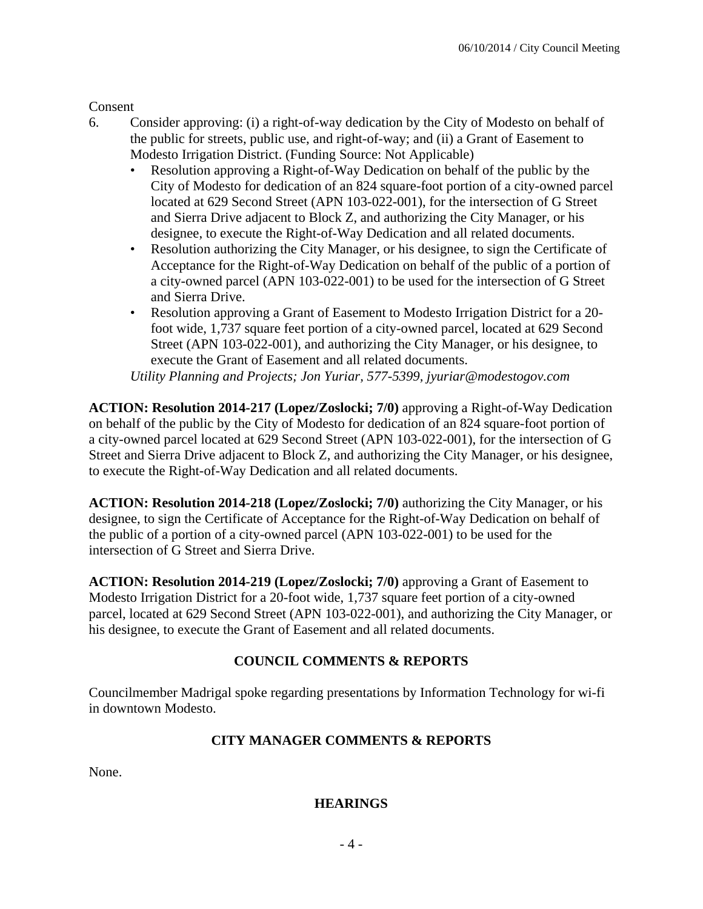Consent

6. Consider approving: (i) a right-of-way dedication by the City of Modesto on behalf of the public for streets, public use, and right-of-way; and (ii) a Grant of Easement to Modesto Irrigation District. (Funding Source: Not Applicable)
   - Resolution approving a Right-of-Way Dedication on behalf of the public by the City of Modesto for dedication of an 824 square-foot portion of a city-owned parcel located at 629 Second Street (APN 103-022-001), for the intersection of G Street and Sierra Drive adjacent to Block Z, and authorizing the City Manager, or his designee, to execute the Right-of-Way Dedication and all related documents.
   - Resolution authorizing the City Manager, or his designee, to sign the Certificate of Acceptance for the Right-of-Way Dedication on behalf of the public of a portion of a city-owned parcel (APN 103-022-001) to be used for the intersection of G Street and Sierra Drive.
   - Resolution approving a Grant of Easement to Modesto Irrigation District for a 20-foot wide, 1,737 square feet portion of a city-owned parcel, located at 629 Second Street (APN 103-022-001), and authorizing the City Manager, or his designee, to execute the Grant of Easement and all related documents.

   *Utility Planning and Projects; Jon Yuriar, 577-5399, jyuriar@modestogov.com*

**ACTION: Resolution 2014-217 (Lopez/Zoslocki; 7/0)** approving a Right-of-Way Dedication on behalf of the public by the City of Modesto for dedication of an 824 square-foot portion of a city-owned parcel located at 629 Second Street (APN 103-022-001), for the intersection of G Street and Sierra Drive adjacent to Block Z, and authorizing the City Manager, or his designee, to execute the Right-of-Way Dedication and all related documents.

**ACTION: Resolution 2014-218 (Lopez/Zoslocki; 7/0)** authorizing the City Manager, or his designee, to sign the Certificate of Acceptance for the Right-of-Way Dedication on behalf of the public of a portion of a city-owned parcel (APN 103-022-001) to be used for the intersection of G Street and Sierra Drive.

**ACTION: Resolution 2014-219 (Lopez/Zoslocki; 7/0)** approving a Grant of Easement to Modesto Irrigation District for a 20-foot wide, 1,737 square feet portion of a city-owned parcel, located at 629 Second Street (APN 103-022-001), and authorizing the City Manager, or his designee, to execute the Grant of Easement and all related documents.

## COUNCIL COMMENTS & REPORTS

Councilmember Madrigal spoke regarding presentations by Information Technology for wi-fi in downtown Modesto.

## CITY MANAGER COMMENTS & REPORTS

None.

## HEARINGS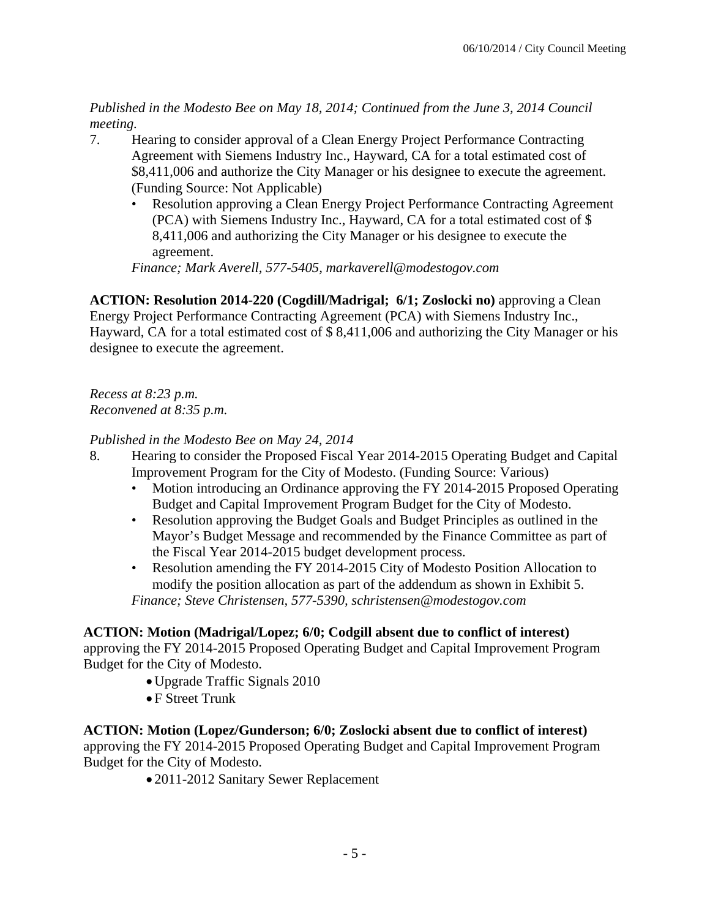*Published in the Modesto Bee on May 18, 2014; Continued from the June 3, 2014 Council meeting.*

7. Hearing to consider approval of a Clean Energy Project Performance Contracting Agreement with Siemens Industry Inc., Hayward, CA for a total estimated cost of $8,411,006 and authorize the City Manager or his designee to execute the agreement. (Funding Source: Not Applicable)
   - Resolution approving a Clean Energy Project Performance Contracting Agreement (PCA) with Siemens Industry Inc., Hayward, CA for a total estimated cost of $ 8,411,006 and authorizing the City Manager or his designee to execute the agreement.

   *Finance; Mark Averell, 577-5405, markaverell@modestogov.com*

**ACTION: Resolution 2014-220 (Cogdill/Madrigal; 6/1; Zoslocki no)** approving a Clean Energy Project Performance Contracting Agreement (PCA) with Siemens Industry Inc., Hayward, CA for a total estimated cost of $ 8,411,006 and authorizing the City Manager or his designee to execute the agreement.

*Recess at 8:23 p.m.*
*Reconvened at 8:35 p.m.*

*Published in the Modesto Bee on May 24, 2014*

8. Hearing to consider the Proposed Fiscal Year 2014-2015 Operating Budget and Capital Improvement Program for the City of Modesto. (Funding Source: Various)
   - Motion introducing an Ordinance approving the FY 2014-2015 Proposed Operating Budget and Capital Improvement Program Budget for the City of Modesto.
   - Resolution approving the Budget Goals and Budget Principles as outlined in the Mayor's Budget Message and recommended by the Finance Committee as part of the Fiscal Year 2014-2015 budget development process.
   - Resolution amending the FY 2014-2015 City of Modesto Position Allocation to modify the position allocation as part of the addendum as shown in Exhibit 5.

   *Finance; Steve Christensen, 577-5390, schristensen@modestogov.com*

**ACTION: Motion (Madrigal/Lopez; 6/0; Codgill absent due to conflict of interest)** approving the FY 2014-2015 Proposed Operating Budget and Capital Improvement Program Budget for the City of Modesto.

- Upgrade Traffic Signals 2010
- F Street Trunk

**ACTION: Motion (Lopez/Gunderson; 6/0; Zoslocki absent due to conflict of interest)** approving the FY 2014-2015 Proposed Operating Budget and Capital Improvement Program Budget for the City of Modesto.

- 2011-2012 Sanitary Sewer Replacement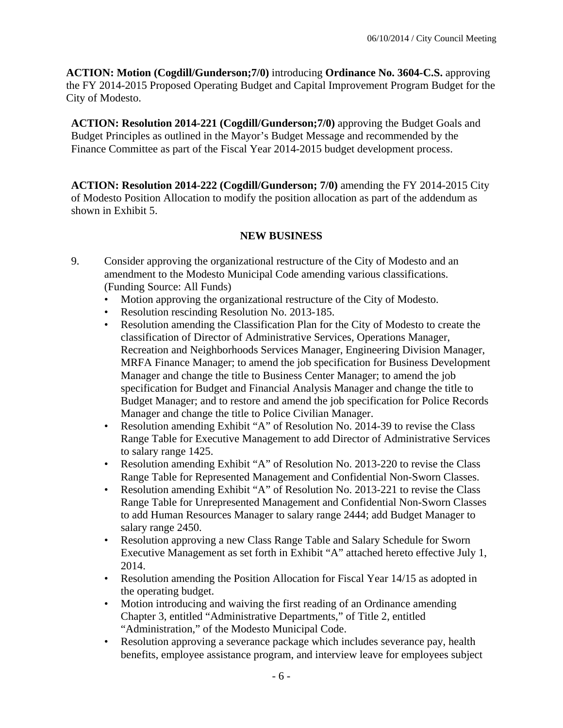**ACTION: Motion (Cogdill/Gunderson;7/0)** introducing **Ordinance No. 3604-C.S.** approving the FY 2014-2015 Proposed Operating Budget and Capital Improvement Program Budget for the City of Modesto.

**ACTION: Resolution 2014-221 (Cogdill/Gunderson;7/0)** approving the Budget Goals and Budget Principles as outlined in the Mayor's Budget Message and recommended by the Finance Committee as part of the Fiscal Year 2014-2015 budget development process.

**ACTION: Resolution 2014-222 (Cogdill/Gunderson; 7/0)** amending the FY 2014-2015 City of Modesto Position Allocation to modify the position allocation as part of the addendum as shown in Exhibit 5.

## NEW BUSINESS

9. Consider approving the organizational restructure of the City of Modesto and an amendment to the Modesto Municipal Code amending various classifications. (Funding Source: All Funds)
   - Motion approving the organizational restructure of the City of Modesto.
   - Resolution rescinding Resolution No. 2013-185.
   - Resolution amending the Classification Plan for the City of Modesto to create the classification of Director of Administrative Services, Operations Manager, Recreation and Neighborhoods Services Manager, Engineering Division Manager, MRFA Finance Manager; to amend the job specification for Business Development Manager and change the title to Business Center Manager; to amend the job specification for Budget and Financial Analysis Manager and change the title to Budget Manager; and to restore and amend the job specification for Police Records Manager and change the title to Police Civilian Manager.
   - Resolution amending Exhibit "A" of Resolution No. 2014-39 to revise the Class Range Table for Executive Management to add Director of Administrative Services to salary range 1425.
   - Resolution amending Exhibit "A" of Resolution No. 2013-220 to revise the Class Range Table for Represented Management and Confidential Non-Sworn Classes.
   - Resolution amending Exhibit "A" of Resolution No. 2013-221 to revise the Class Range Table for Unrepresented Management and Confidential Non-Sworn Classes to add Human Resources Manager to salary range 2444; add Budget Manager to salary range 2450.
   - Resolution approving a new Class Range Table and Salary Schedule for Sworn Executive Management as set forth in Exhibit "A" attached hereto effective July 1, 2014.
   - Resolution amending the Position Allocation for Fiscal Year 14/15 as adopted in the operating budget.
   - Motion introducing and waiving the first reading of an Ordinance amending Chapter 3, entitled "Administrative Departments," of Title 2, entitled "Administration," of the Modesto Municipal Code.
   - Resolution approving a severance package which includes severance pay, health benefits, employee assistance program, and interview leave for employees subject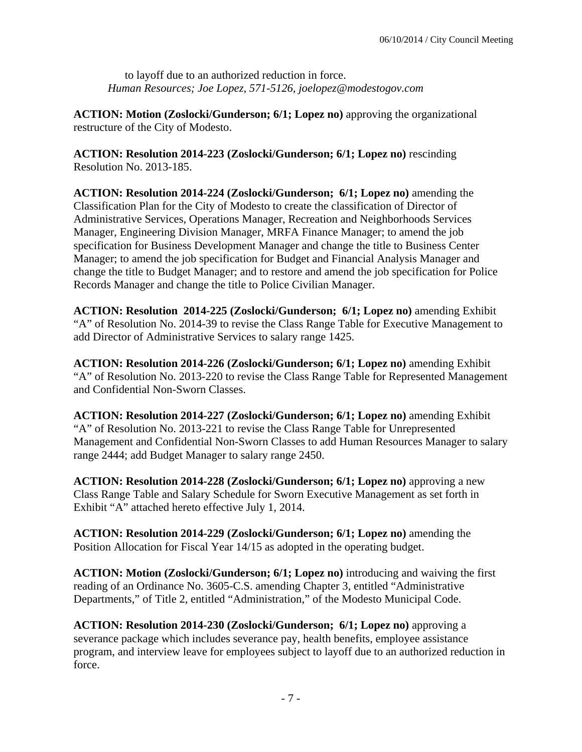to layoff due to an authorized reduction in force.
*Human Resources; Joe Lopez, 571-5126, joelopez@modestogov.com*

**ACTION: Motion (Zoslocki/Gunderson; 6/1; Lopez no)** approving the organizational restructure of the City of Modesto.

**ACTION: Resolution 2014-223 (Zoslocki/Gunderson; 6/1; Lopez no)** rescinding Resolution No. 2013-185.

**ACTION: Resolution 2014-224 (Zoslocki/Gunderson; 6/1; Lopez no)** amending the Classification Plan for the City of Modesto to create the classification of Director of Administrative Services, Operations Manager, Recreation and Neighborhoods Services Manager, Engineering Division Manager, MRFA Finance Manager; to amend the job specification for Business Development Manager and change the title to Business Center Manager; to amend the job specification for Budget and Financial Analysis Manager and change the title to Budget Manager; and to restore and amend the job specification for Police Records Manager and change the title to Police Civilian Manager.

**ACTION: Resolution 2014-225 (Zoslocki/Gunderson; 6/1; Lopez no)** amending Exhibit "A" of Resolution No. 2014-39 to revise the Class Range Table for Executive Management to add Director of Administrative Services to salary range 1425.

**ACTION: Resolution 2014-226 (Zoslocki/Gunderson; 6/1; Lopez no)** amending Exhibit "A" of Resolution No. 2013-220 to revise the Class Range Table for Represented Management and Confidential Non-Sworn Classes.

**ACTION: Resolution 2014-227 (Zoslocki/Gunderson; 6/1; Lopez no)** amending Exhibit "A" of Resolution No. 2013-221 to revise the Class Range Table for Unrepresented Management and Confidential Non-Sworn Classes to add Human Resources Manager to salary range 2444; add Budget Manager to salary range 2450.

**ACTION: Resolution 2014-228 (Zoslocki/Gunderson; 6/1; Lopez no)** approving a new Class Range Table and Salary Schedule for Sworn Executive Management as set forth in Exhibit "A" attached hereto effective July 1, 2014.

**ACTION: Resolution 2014-229 (Zoslocki/Gunderson; 6/1; Lopez no)** amending the Position Allocation for Fiscal Year 14/15 as adopted in the operating budget.

**ACTION: Motion (Zoslocki/Gunderson; 6/1; Lopez no)** introducing and waiving the first reading of an Ordinance No. 3605-C.S. amending Chapter 3, entitled "Administrative Departments," of Title 2, entitled "Administration," of the Modesto Municipal Code.

**ACTION: Resolution 2014-230 (Zoslocki/Gunderson; 6/1; Lopez no)** approving a severance package which includes severance pay, health benefits, employee assistance program, and interview leave for employees subject to layoff due to an authorized reduction in force.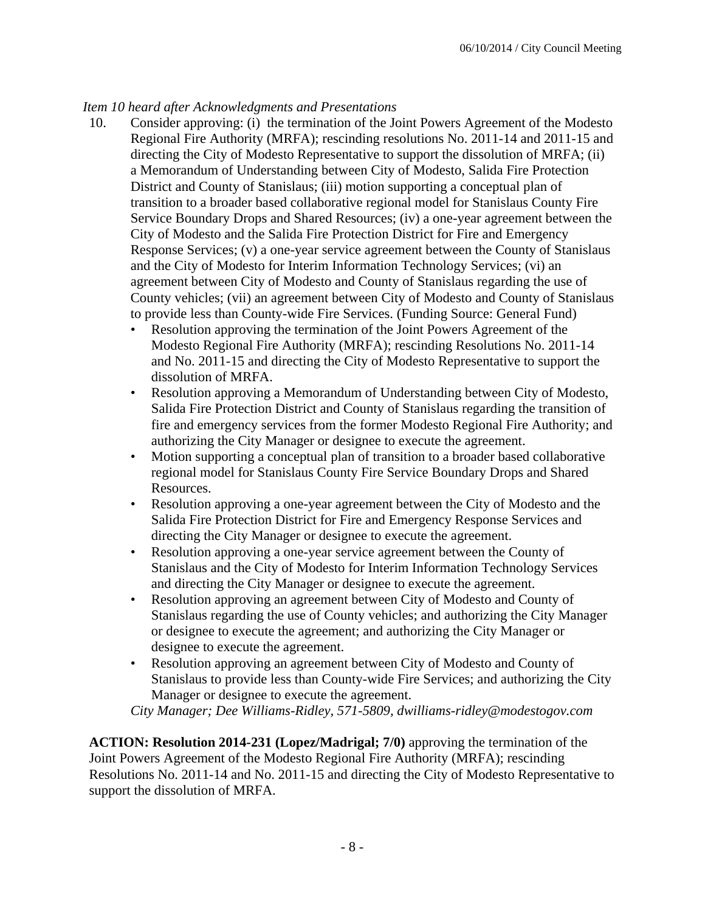*Item 10 heard after Acknowledgments and Presentations*

10. Consider approving: (i) the termination of the Joint Powers Agreement of the Modesto Regional Fire Authority (MRFA); rescinding resolutions No. 2011-14 and 2011-15 and directing the City of Modesto Representative to support the dissolution of MRFA; (ii) a Memorandum of Understanding between City of Modesto, Salida Fire Protection District and County of Stanislaus; (iii) motion supporting a conceptual plan of transition to a broader based collaborative regional model for Stanislaus County Fire Service Boundary Drops and Shared Resources; (iv) a one-year agreement between the City of Modesto and the Salida Fire Protection District for Fire and Emergency Response Services; (v) a one-year service agreement between the County of Stanislaus and the City of Modesto for Interim Information Technology Services; (vi) an agreement between City of Modesto and County of Stanislaus regarding the use of County vehicles; (vii) an agreement between City of Modesto and County of Stanislaus to provide less than County-wide Fire Services. (Funding Source: General Fund)
    - Resolution approving the termination of the Joint Powers Agreement of the Modesto Regional Fire Authority (MRFA); rescinding Resolutions No. 2011-14 and No. 2011-15 and directing the City of Modesto Representative to support the dissolution of MRFA.
    - Resolution approving a Memorandum of Understanding between City of Modesto, Salida Fire Protection District and County of Stanislaus regarding the transition of fire and emergency services from the former Modesto Regional Fire Authority; and authorizing the City Manager or designee to execute the agreement.
    - Motion supporting a conceptual plan of transition to a broader based collaborative regional model for Stanislaus County Fire Service Boundary Drops and Shared Resources.
    - Resolution approving a one-year agreement between the City of Modesto and the Salida Fire Protection District for Fire and Emergency Response Services and directing the City Manager or designee to execute the agreement.
    - Resolution approving a one-year service agreement between the County of Stanislaus and the City of Modesto for Interim Information Technology Services and directing the City Manager or designee to execute the agreement.
    - Resolution approving an agreement between City of Modesto and County of Stanislaus regarding the use of County vehicles; and authorizing the City Manager or designee to execute the agreement; and authorizing the City Manager or designee to execute the agreement.
    - Resolution approving an agreement between City of Modesto and County of Stanislaus to provide less than County-wide Fire Services; and authorizing the City Manager or designee to execute the agreement.

    *City Manager; Dee Williams-Ridley, 571-5809, dwilliams-ridley@modestogov.com*

**ACTION: Resolution 2014-231 (Lopez/Madrigal; 7/0)** approving the termination of the Joint Powers Agreement of the Modesto Regional Fire Authority (MRFA); rescinding Resolutions No. 2011-14 and No. 2011-15 and directing the City of Modesto Representative to support the dissolution of MRFA.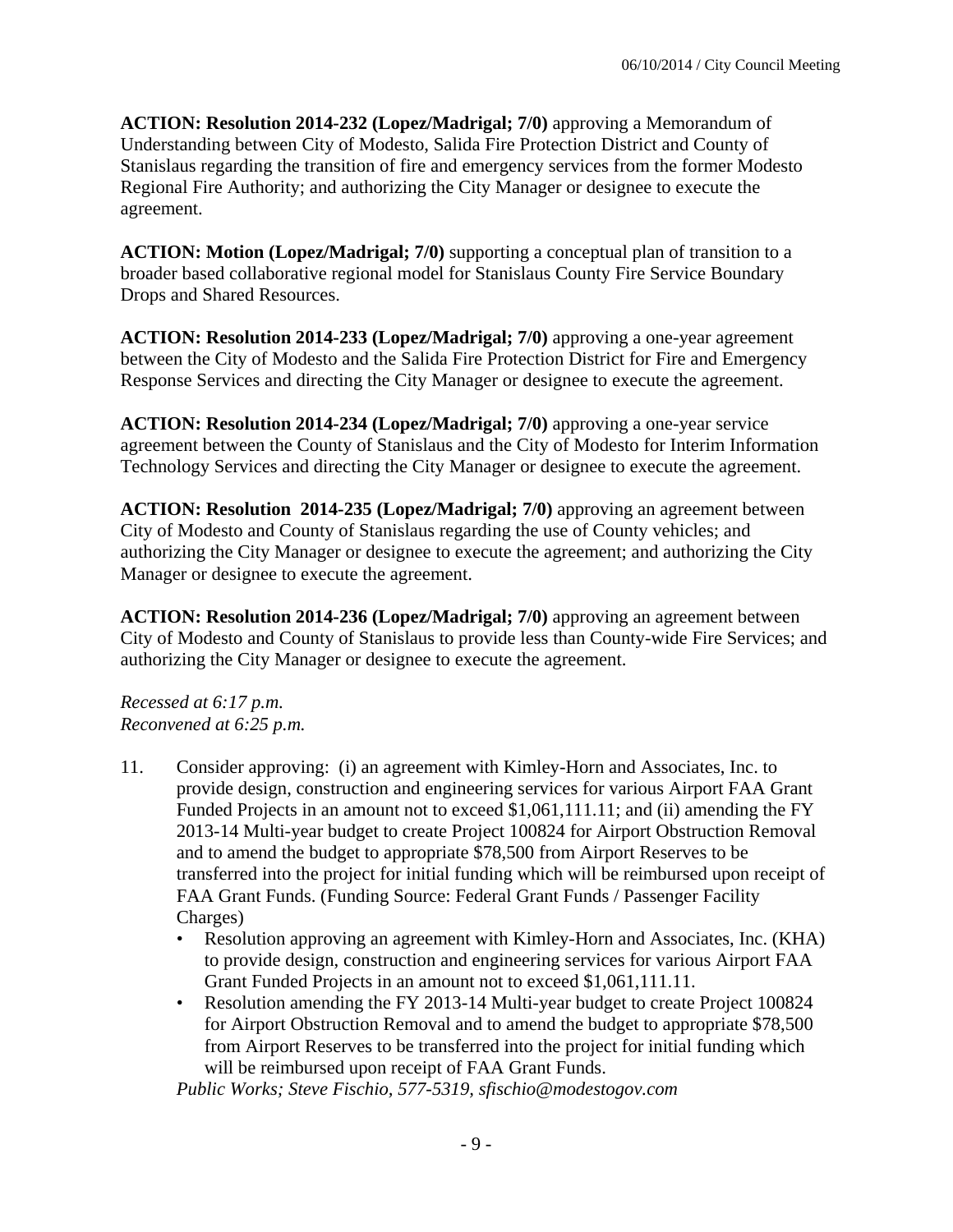**ACTION: Resolution 2014-232 (Lopez/Madrigal; 7/0)** approving a Memorandum of Understanding between City of Modesto, Salida Fire Protection District and County of Stanislaus regarding the transition of fire and emergency services from the former Modesto Regional Fire Authority; and authorizing the City Manager or designee to execute the agreement.

**ACTION: Motion (Lopez/Madrigal; 7/0)** supporting a conceptual plan of transition to a broader based collaborative regional model for Stanislaus County Fire Service Boundary Drops and Shared Resources.

**ACTION: Resolution 2014-233 (Lopez/Madrigal; 7/0)** approving a one-year agreement between the City of Modesto and the Salida Fire Protection District for Fire and Emergency Response Services and directing the City Manager or designee to execute the agreement.

**ACTION: Resolution 2014-234 (Lopez/Madrigal; 7/0)** approving a one-year service agreement between the County of Stanislaus and the City of Modesto for Interim Information Technology Services and directing the City Manager or designee to execute the agreement.

**ACTION: Resolution 2014-235 (Lopez/Madrigal; 7/0)** approving an agreement between City of Modesto and County of Stanislaus regarding the use of County vehicles; and authorizing the City Manager or designee to execute the agreement; and authorizing the City Manager or designee to execute the agreement.

**ACTION: Resolution 2014-236 (Lopez/Madrigal; 7/0)** approving an agreement between City of Modesto and County of Stanislaus to provide less than County-wide Fire Services; and authorizing the City Manager or designee to execute the agreement.

*Recessed at 6:17 p.m.*
*Reconvened at 6:25 p.m.*

11. Consider approving: (i) an agreement with Kimley-Horn and Associates, Inc. to provide design, construction and engineering services for various Airport FAA Grant Funded Projects in an amount not to exceed $1,061,111.11; and (ii) amending the FY 2013-14 Multi-year budget to create Project 100824 for Airport Obstruction Removal and to amend the budget to appropriate $78,500 from Airport Reserves to be transferred into the project for initial funding which will be reimbursed upon receipt of FAA Grant Funds. (Funding Source: Federal Grant Funds / Passenger Facility Charges)
    - Resolution approving an agreement with Kimley-Horn and Associates, Inc. (KHA) to provide design, construction and engineering services for various Airport FAA Grant Funded Projects in an amount not to exceed $1,061,111.11.
    - Resolution amending the FY 2013-14 Multi-year budget to create Project 100824 for Airport Obstruction Removal and to amend the budget to appropriate $78,500 from Airport Reserves to be transferred into the project for initial funding which will be reimbursed upon receipt of FAA Grant Funds.

    *Public Works; Steve Fischio, 577-5319, sfischio@modestogov.com*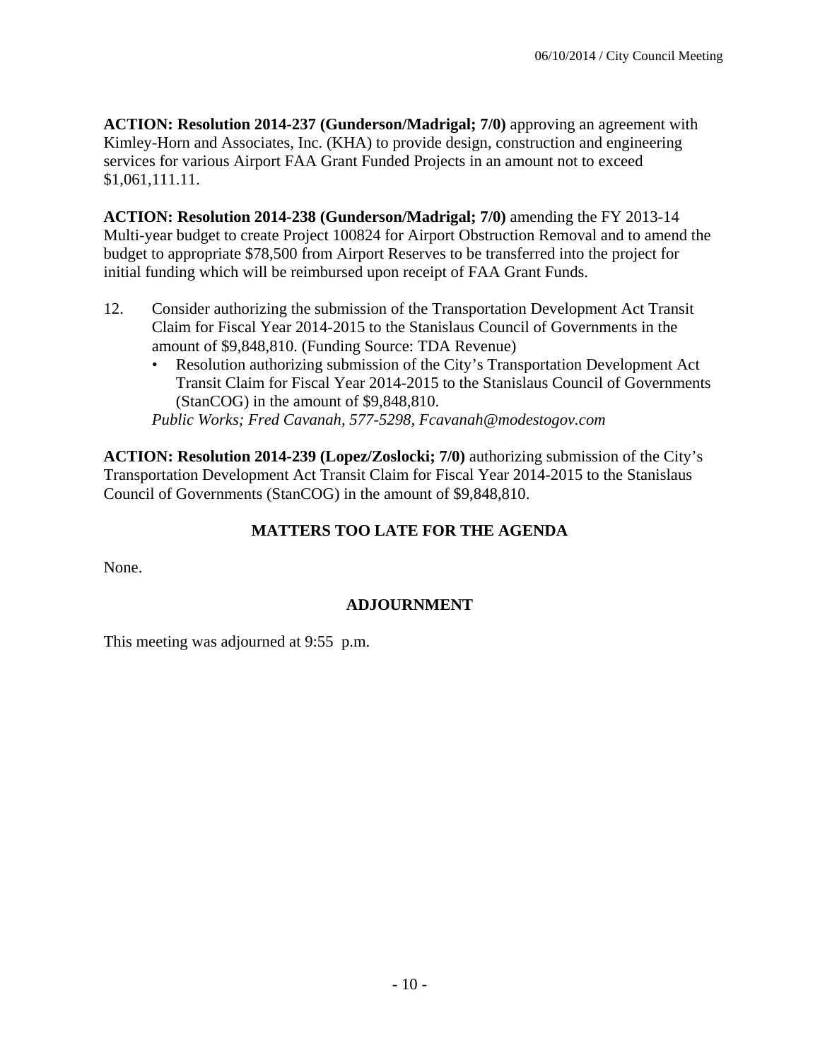**ACTION: Resolution 2014-237 (Gunderson/Madrigal; 7/0)** approving an agreement with Kimley-Horn and Associates, Inc. (KHA) to provide design, construction and engineering services for various Airport FAA Grant Funded Projects in an amount not to exceed $1,061,111.11.

**ACTION: Resolution 2014-238 (Gunderson/Madrigal; 7/0)** amending the FY 2013-14 Multi-year budget to create Project 100824 for Airport Obstruction Removal and to amend the budget to appropriate $78,500 from Airport Reserves to be transferred into the project for initial funding which will be reimbursed upon receipt of FAA Grant Funds.

12. Consider authorizing the submission of the Transportation Development Act Transit Claim for Fiscal Year 2014-2015 to the Stanislaus Council of Governments in the amount of $9,848,810. (Funding Source: TDA Revenue)
    - Resolution authorizing submission of the City's Transportation Development Act Transit Claim for Fiscal Year 2014-2015 to the Stanislaus Council of Governments (StanCOG) in the amount of $9,848,810.

    *Public Works; Fred Cavanah, 577-5298, Fcavanah@modestogov.com*

**ACTION: Resolution 2014-239 (Lopez/Zoslocki; 7/0)** authorizing submission of the City's Transportation Development Act Transit Claim for Fiscal Year 2014-2015 to the Stanislaus Council of Governments (StanCOG) in the amount of $9,848,810.

## MATTERS TOO LATE FOR THE AGENDA

None.

## ADJOURNMENT

This meeting was adjourned at 9:55 p.m.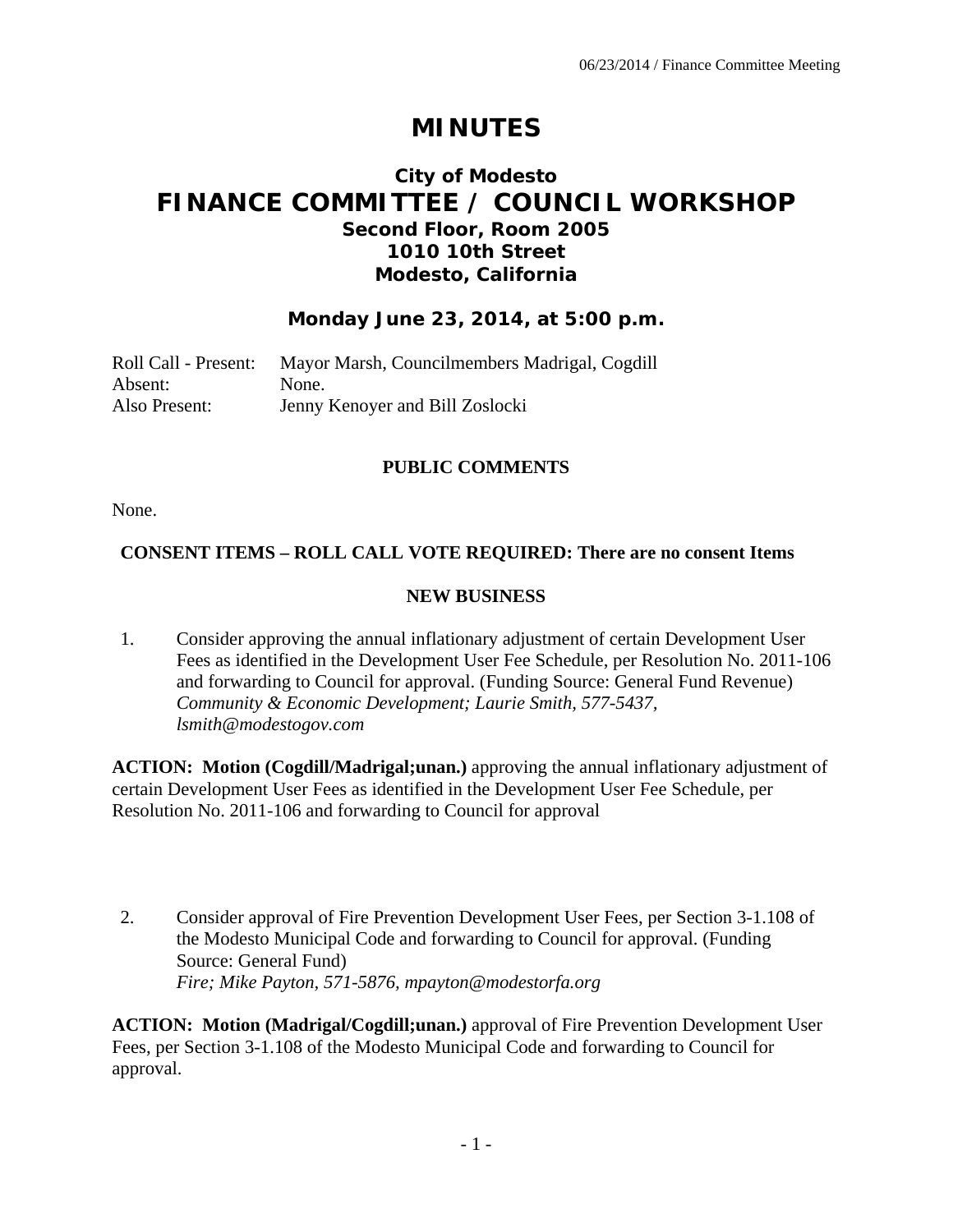# MINUTES

## City of Modesto
# FINANCE COMMITTEE / COUNCIL WORKSHOP
### Second Floor, Room 2005
### 1010 10th Street
### Modesto, California

### Monday June 23, 2014, at 5:00 p.m.

Roll Call - Present: Mayor Marsh, Councilmembers Madrigal, Cogdill
Absent: None.
Also Present: Jenny Kenoyer and Bill Zoslocki

**PUBLIC COMMENTS**

None.

**CONSENT ITEMS – ROLL CALL VOTE REQUIRED: There are no consent Items**

**NEW BUSINESS**

1. Consider approving the annual inflationary adjustment of certain Development User Fees as identified in the Development User Fee Schedule, per Resolution No. 2011-106 and forwarding to Council for approval. (Funding Source: General Fund Revenue)
*Community & Economic Development; Laurie Smith, 577-5437, lsmith@modestogov.com*

**ACTION: Motion (Cogdill/Madrigal;unan.)** approving the annual inflationary adjustment of certain Development User Fees as identified in the Development User Fee Schedule, per Resolution No. 2011-106 and forwarding to Council for approval

2. Consider approval of Fire Prevention Development User Fees, per Section 3-1.108 of the Modesto Municipal Code and forwarding to Council for approval. (Funding Source: General Fund)
*Fire; Mike Payton, 571-5876, mpayton@modestorfa.org*

**ACTION: Motion (Madrigal/Cogdill;unan.)** approval of Fire Prevention Development User Fees, per Section 3-1.108 of the Modesto Municipal Code and forwarding to Council for approval.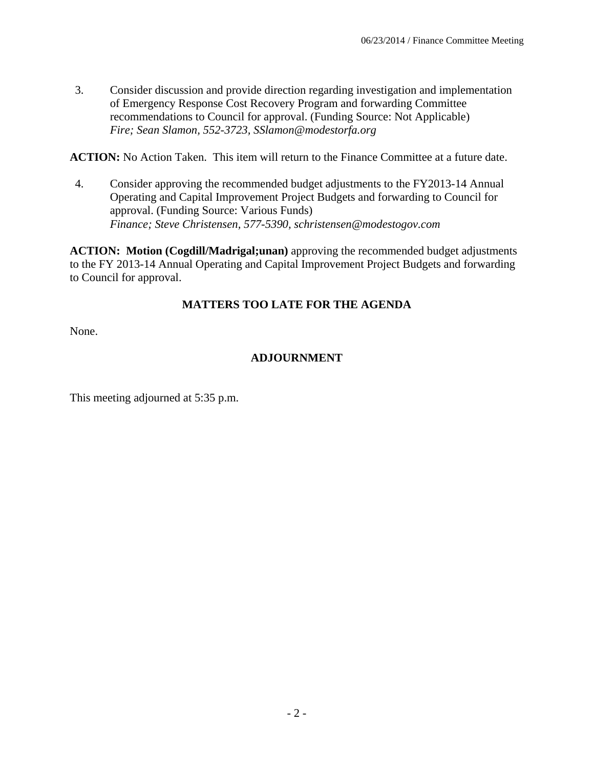3. Consider discussion and provide direction regarding investigation and implementation of Emergency Response Cost Recovery Program and forwarding Committee recommendations to Council for approval. (Funding Source: Not Applicable)
*Fire; Sean Slamon, 552-3723, SSlamon@modestorfa.org*

**ACTION:** No Action Taken. This item will return to the Finance Committee at a future date.

4. Consider approving the recommended budget adjustments to the FY2013-14 Annual Operating and Capital Improvement Project Budgets and forwarding to Council for approval. (Funding Source: Various Funds)
*Finance; Steve Christensen, 577-5390, schristensen@modestogov.com*

**ACTION: Motion (Cogdill/Madrigal;unan)** approving the recommended budget adjustments to the FY 2013-14 Annual Operating and Capital Improvement Project Budgets and forwarding to Council for approval.

## MATTERS TOO LATE FOR THE AGENDA

None.

## ADJOURNMENT

This meeting adjourned at 5:35 p.m.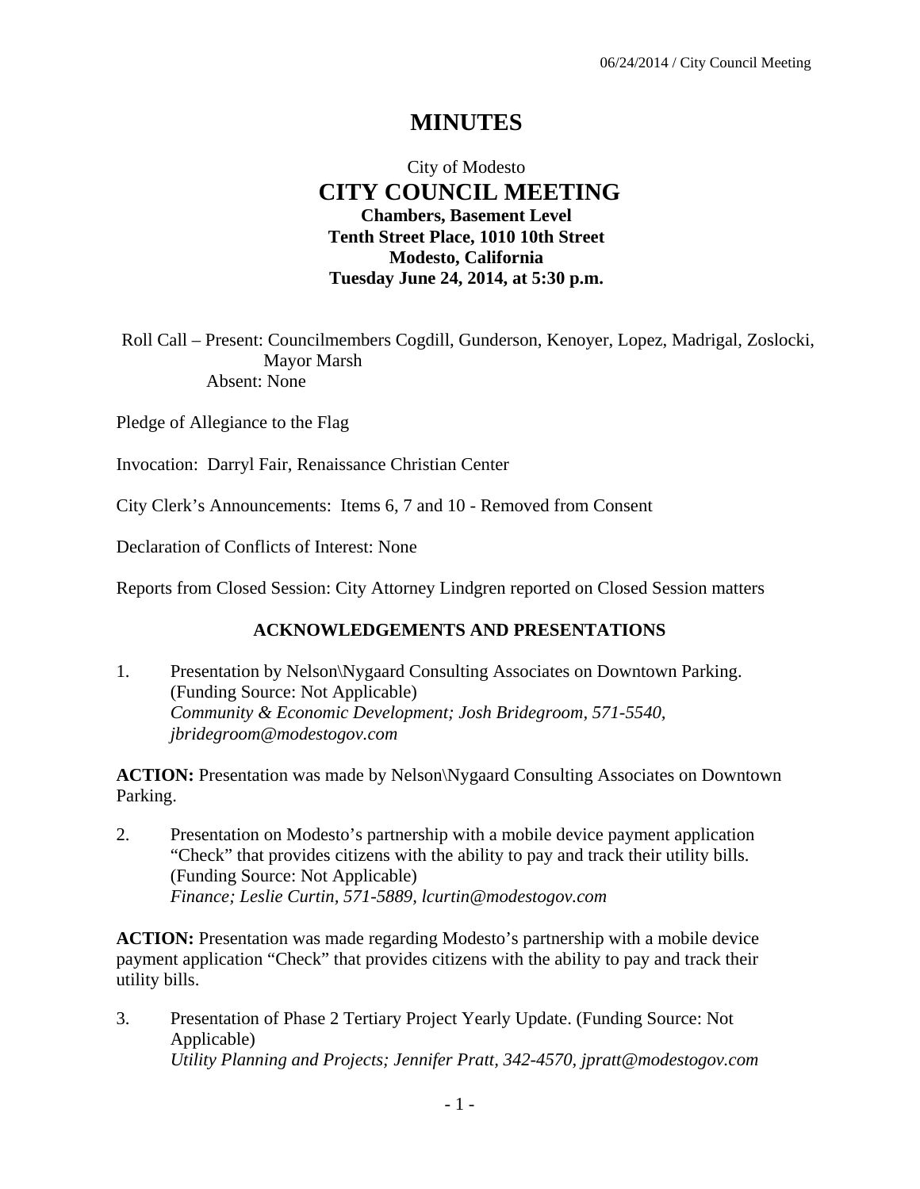# MINUTES

City of Modesto
## CITY COUNCIL MEETING
**Chambers, Basement Level**
**Tenth Street Place, 1010 10th Street**
**Modesto, California**
**Tuesday June 24, 2014, at 5:30 p.m.**

Roll Call – Present: Councilmembers Cogdill, Gunderson, Kenoyer, Lopez, Madrigal, Zoslocki, Mayor Marsh
Absent: None

Pledge of Allegiance to the Flag

Invocation: Darryl Fair, Renaissance Christian Center

City Clerk's Announcements: Items 6, 7 and 10 - Removed from Consent

Declaration of Conflicts of Interest: None

Reports from Closed Session: City Attorney Lindgren reported on Closed Session matters

### ACKNOWLEDGEMENTS AND PRESENTATIONS

1. Presentation by Nelson\Nygaard Consulting Associates on Downtown Parking. (Funding Source: Not Applicable)
   *Community & Economic Development; Josh Bridegroom, 571-5540, jbridegroom@modestogov.com*

**ACTION:** Presentation was made by Nelson\Nygaard Consulting Associates on Downtown Parking.

2. Presentation on Modesto's partnership with a mobile device payment application "Check" that provides citizens with the ability to pay and track their utility bills. (Funding Source: Not Applicable)
   *Finance; Leslie Curtin, 571-5889, lcurtin@modestogov.com*

**ACTION:** Presentation was made regarding Modesto's partnership with a mobile device payment application "Check" that provides citizens with the ability to pay and track their utility bills.

3. Presentation of Phase 2 Tertiary Project Yearly Update. (Funding Source: Not Applicable)
   *Utility Planning and Projects; Jennifer Pratt, 342-4570, jpratt@modestogov.com*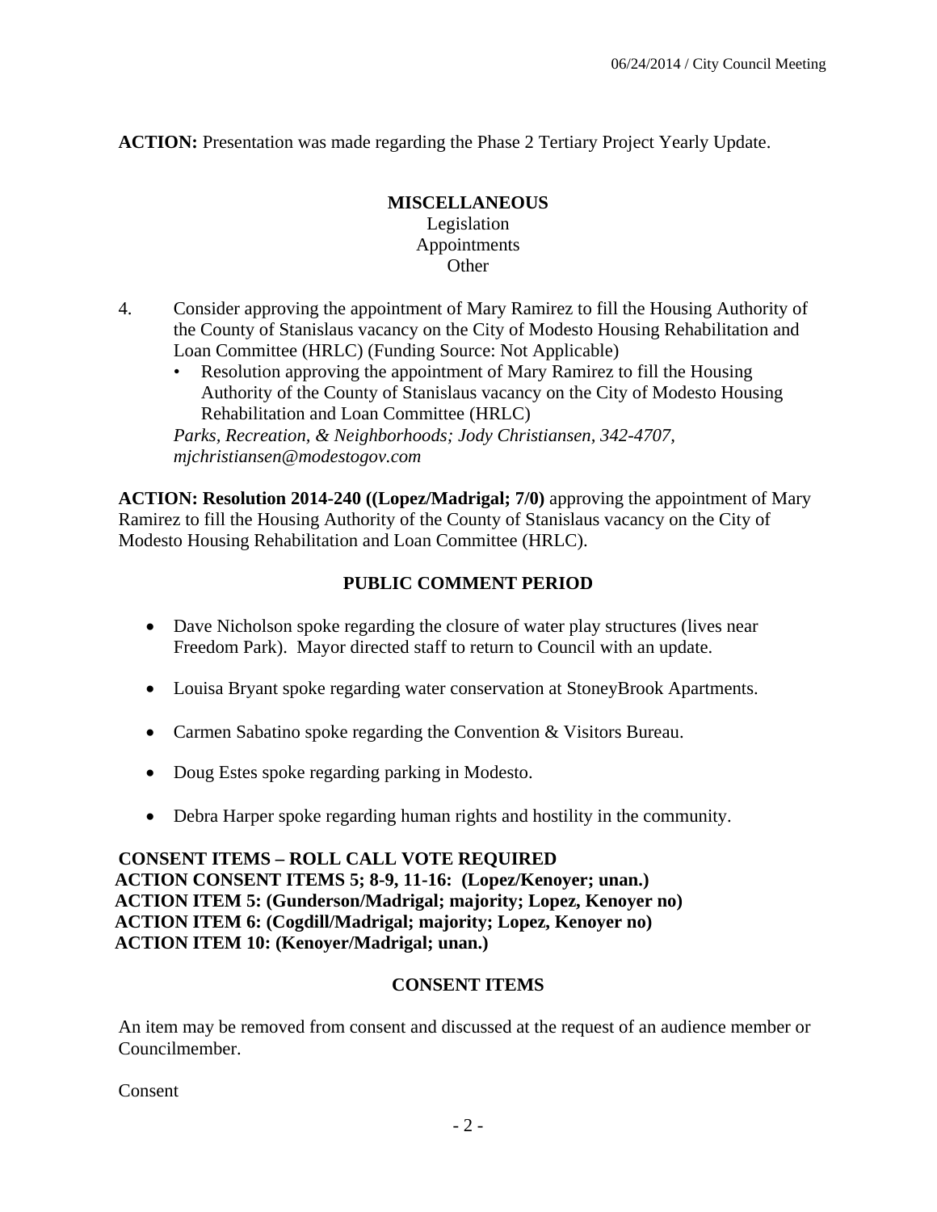**ACTION:** Presentation was made regarding the Phase 2 Tertiary Project Yearly Update.

**MISCELLANEOUS**
Legislation
Appointments
Other

4. Consider approving the appointment of Mary Ramirez to fill the Housing Authority of the County of Stanislaus vacancy on the City of Modesto Housing Rehabilitation and Loan Committee (HRLC) (Funding Source: Not Applicable)
   - Resolution approving the appointment of Mary Ramirez to fill the Housing Authority of the County of Stanislaus vacancy on the City of Modesto Housing Rehabilitation and Loan Committee (HRLC)

   *Parks, Recreation, & Neighborhoods; Jody Christiansen, 342-4707, mjchristiansen@modestogov.com*

**ACTION: Resolution 2014-240 ((Lopez/Madrigal; 7/0)** approving the appointment of Mary Ramirez to fill the Housing Authority of the County of Stanislaus vacancy on the City of Modesto Housing Rehabilitation and Loan Committee (HRLC).

**PUBLIC COMMENT PERIOD**

- Dave Nicholson spoke regarding the closure of water play structures (lives near Freedom Park). Mayor directed staff to return to Council with an update.
- Louisa Bryant spoke regarding water conservation at StoneyBrook Apartments.
- Carmen Sabatino spoke regarding the Convention & Visitors Bureau.
- Doug Estes spoke regarding parking in Modesto.
- Debra Harper spoke regarding human rights and hostility in the community.

**CONSENT ITEMS – ROLL CALL VOTE REQUIRED**
**ACTION CONSENT ITEMS 5; 8-9, 11-16: (Lopez/Kenoyer; unan.)**
**ACTION ITEM 5: (Gunderson/Madrigal; majority; Lopez, Kenoyer no)**
**ACTION ITEM 6: (Cogdill/Madrigal; majority; Lopez, Kenoyer no)**
**ACTION ITEM 10: (Kenoyer/Madrigal; unan.)**

**CONSENT ITEMS**

An item may be removed from consent and discussed at the request of an audience member or Councilmember.

Consent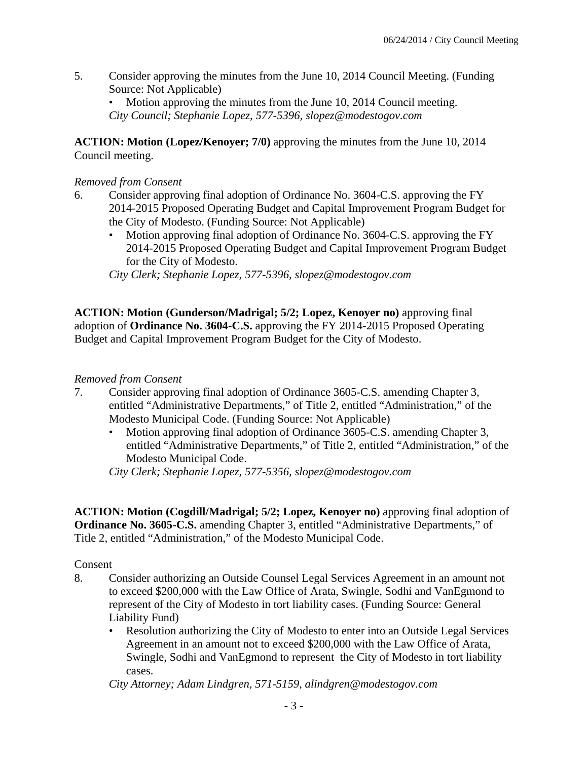5. Consider approving the minutes from the June 10, 2014 Council Meeting. (Funding Source: Not Applicable)
   - Motion approving the minutes from the June 10, 2014 Council meeting.

   *City Council; Stephanie Lopez, 577-5396, slopez@modestogov.com*

**ACTION: Motion (Lopez/Kenoyer; 7/0)** approving the minutes from the June 10, 2014 Council meeting.

*Removed from Consent*

6. Consider approving final adoption of Ordinance No. 3604-C.S. approving the FY 2014-2015 Proposed Operating Budget and Capital Improvement Program Budget for the City of Modesto. (Funding Source: Not Applicable)
   - Motion approving final adoption of Ordinance No. 3604-C.S. approving the FY 2014-2015 Proposed Operating Budget and Capital Improvement Program Budget for the City of Modesto.

   *City Clerk; Stephanie Lopez, 577-5396, slopez@modestogov.com*

**ACTION: Motion (Gunderson/Madrigal; 5/2; Lopez, Kenoyer no)** approving final adoption of **Ordinance No. 3604-C.S.** approving the FY 2014-2015 Proposed Operating Budget and Capital Improvement Program Budget for the City of Modesto.

*Removed from Consent*

7. Consider approving final adoption of Ordinance 3605-C.S. amending Chapter 3, entitled "Administrative Departments," of Title 2, entitled "Administration," of the Modesto Municipal Code. (Funding Source: Not Applicable)
   - Motion approving final adoption of Ordinance 3605-C.S. amending Chapter 3, entitled "Administrative Departments," of Title 2, entitled "Administration," of the Modesto Municipal Code.

   *City Clerk; Stephanie Lopez, 577-5356, slopez@modestogov.com*

**ACTION: Motion (Cogdill/Madrigal; 5/2; Lopez, Kenoyer no)** approving final adoption of **Ordinance No. 3605-C.S.** amending Chapter 3, entitled "Administrative Departments," of Title 2, entitled "Administration," of the Modesto Municipal Code.

Consent

8. Consider authorizing an Outside Counsel Legal Services Agreement in an amount not to exceed $200,000 with the Law Office of Arata, Swingle, Sodhi and VanEgmond to represent of the City of Modesto in tort liability cases. (Funding Source: General Liability Fund)
   - Resolution authorizing the City of Modesto to enter into an Outside Legal Services Agreement in an amount not to exceed $200,000 with the Law Office of Arata, Swingle, Sodhi and VanEgmond to represent the City of Modesto in tort liability cases.

   *City Attorney; Adam Lindgren, 571-5159, alindgren@modestogov.com*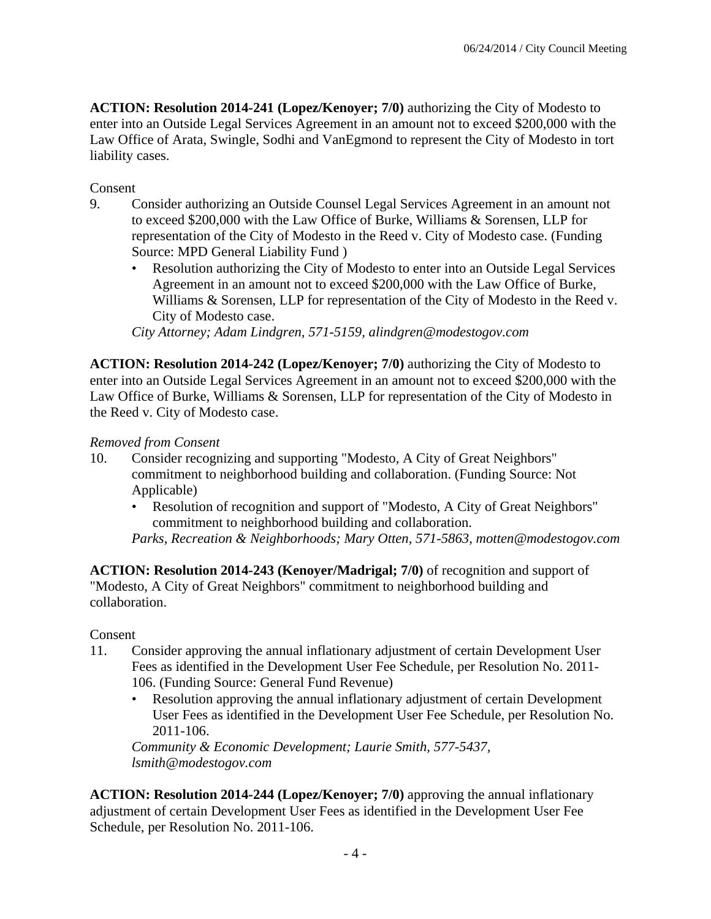**ACTION: Resolution 2014-241 (Lopez/Kenoyer; 7/0)** authorizing the City of Modesto to enter into an Outside Legal Services Agreement in an amount not to exceed $200,000 with the Law Office of Arata, Swingle, Sodhi and VanEgmond to represent the City of Modesto in tort liability cases.

Consent

9. Consider authorizing an Outside Counsel Legal Services Agreement in an amount not to exceed $200,000 with the Law Office of Burke, Williams & Sorensen, LLP for representation of the City of Modesto in the Reed v. City of Modesto case. (Funding Source: MPD General Liability Fund )
   - Resolution authorizing the City of Modesto to enter into an Outside Legal Services Agreement in an amount not to exceed $200,000 with the Law Office of Burke, Williams & Sorensen, LLP for representation of the City of Modesto in the Reed v. City of Modesto case.

   *City Attorney; Adam Lindgren, 571-5159, alindgren@modestogov.com*

**ACTION: Resolution 2014-242 (Lopez/Kenoyer; 7/0)** authorizing the City of Modesto to enter into an Outside Legal Services Agreement in an amount not to exceed $200,000 with the Law Office of Burke, Williams & Sorensen, LLP for representation of the City of Modesto in the Reed v. City of Modesto case.

*Removed from Consent*

10. Consider recognizing and supporting "Modesto, A City of Great Neighbors" commitment to neighborhood building and collaboration. (Funding Source: Not Applicable)
    - Resolution of recognition and support of "Modesto, A City of Great Neighbors" commitment to neighborhood building and collaboration.

    *Parks, Recreation & Neighborhoods; Mary Otten, 571-5863, motten@modestogov.com*

**ACTION: Resolution 2014-243 (Kenoyer/Madrigal; 7/0)** of recognition and support of "Modesto, A City of Great Neighbors" commitment to neighborhood building and collaboration.

Consent

11. Consider approving the annual inflationary adjustment of certain Development User Fees as identified in the Development User Fee Schedule, per Resolution No. 2011-106. (Funding Source: General Fund Revenue)
    - Resolution approving the annual inflationary adjustment of certain Development User Fees as identified in the Development User Fee Schedule, per Resolution No. 2011-106.

    *Community & Economic Development; Laurie Smith, 577-5437, lsmith@modestogov.com*

**ACTION: Resolution 2014-244 (Lopez/Kenoyer; 7/0)** approving the annual inflationary adjustment of certain Development User Fees as identified in the Development User Fee Schedule, per Resolution No. 2011-106.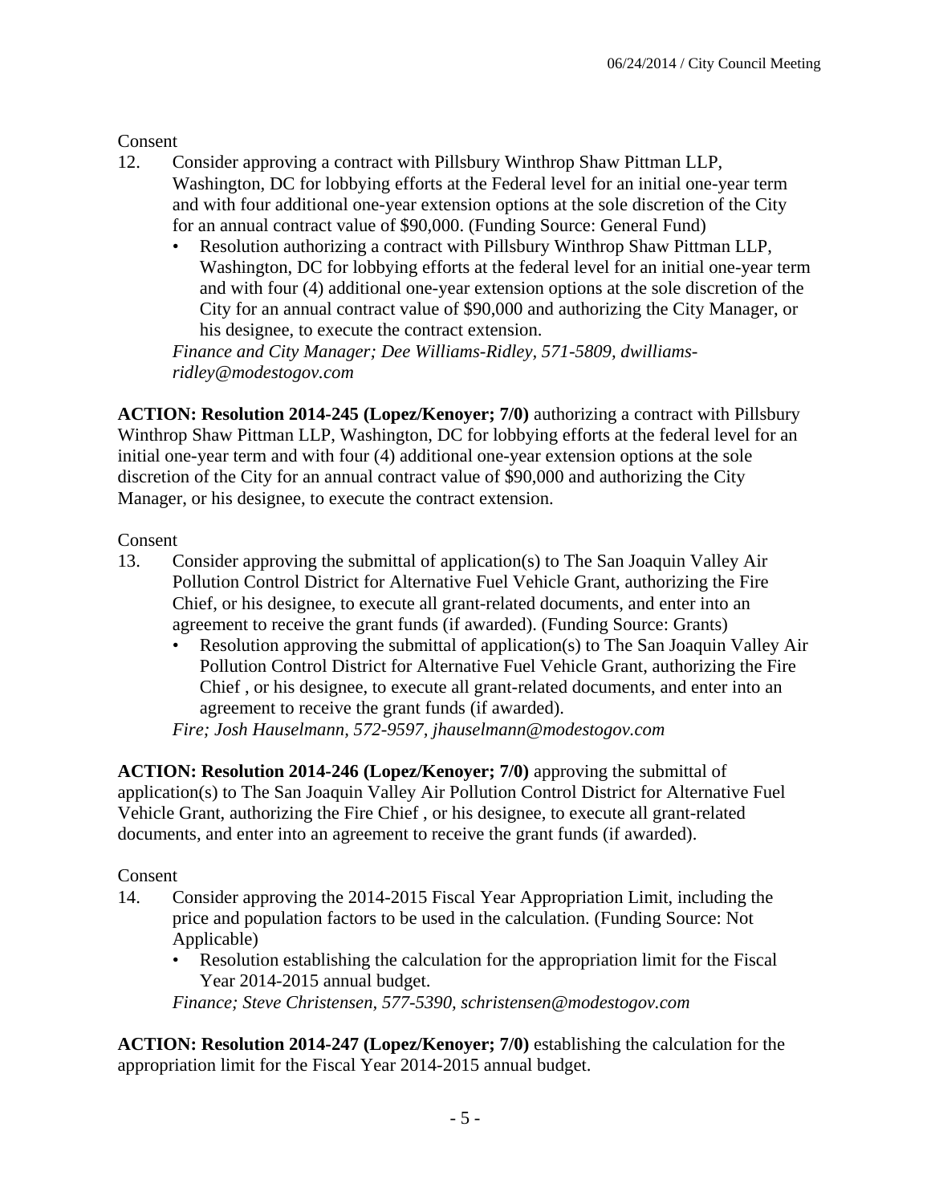Consent

12. Consider approving a contract with Pillsbury Winthrop Shaw Pittman LLP, Washington, DC for lobbying efforts at the Federal level for an initial one-year term and with four additional one-year extension options at the sole discretion of the City for an annual contract value of $90,000. (Funding Source: General Fund)
    - Resolution authorizing a contract with Pillsbury Winthrop Shaw Pittman LLP, Washington, DC for lobbying efforts at the federal level for an initial one-year term and with four (4) additional one-year extension options at the sole discretion of the City for an annual contract value of $90,000 and authorizing the City Manager, or his designee, to execute the contract extension.

    *Finance and City Manager; Dee Williams-Ridley, 571-5809, dwilliams-ridley@modestogov.com*

**ACTION: Resolution 2014-245 (Lopez/Kenoyer; 7/0)** authorizing a contract with Pillsbury Winthrop Shaw Pittman LLP, Washington, DC for lobbying efforts at the federal level for an initial one-year term and with four (4) additional one-year extension options at the sole discretion of the City for an annual contract value of $90,000 and authorizing the City Manager, or his designee, to execute the contract extension.

Consent

13. Consider approving the submittal of application(s) to The San Joaquin Valley Air Pollution Control District for Alternative Fuel Vehicle Grant, authorizing the Fire Chief, or his designee, to execute all grant-related documents, and enter into an agreement to receive the grant funds (if awarded). (Funding Source: Grants)
    - Resolution approving the submittal of application(s) to The San Joaquin Valley Air Pollution Control District for Alternative Fuel Vehicle Grant, authorizing the Fire Chief , or his designee, to execute all grant-related documents, and enter into an agreement to receive the grant funds (if awarded).

    *Fire; Josh Hauselmann, 572-9597, jhauselmann@modestogov.com*

**ACTION: Resolution 2014-246 (Lopez/Kenoyer; 7/0)** approving the submittal of application(s) to The San Joaquin Valley Air Pollution Control District for Alternative Fuel Vehicle Grant, authorizing the Fire Chief , or his designee, to execute all grant-related documents, and enter into an agreement to receive the grant funds (if awarded).

Consent

14. Consider approving the 2014-2015 Fiscal Year Appropriation Limit, including the price and population factors to be used in the calculation. (Funding Source: Not Applicable)
    - Resolution establishing the calculation for the appropriation limit for the Fiscal Year 2014-2015 annual budget.

    *Finance; Steve Christensen, 577-5390, schristensen@modestogov.com*

**ACTION: Resolution 2014-247 (Lopez/Kenoyer; 7/0)** establishing the calculation for the appropriation limit for the Fiscal Year 2014-2015 annual budget.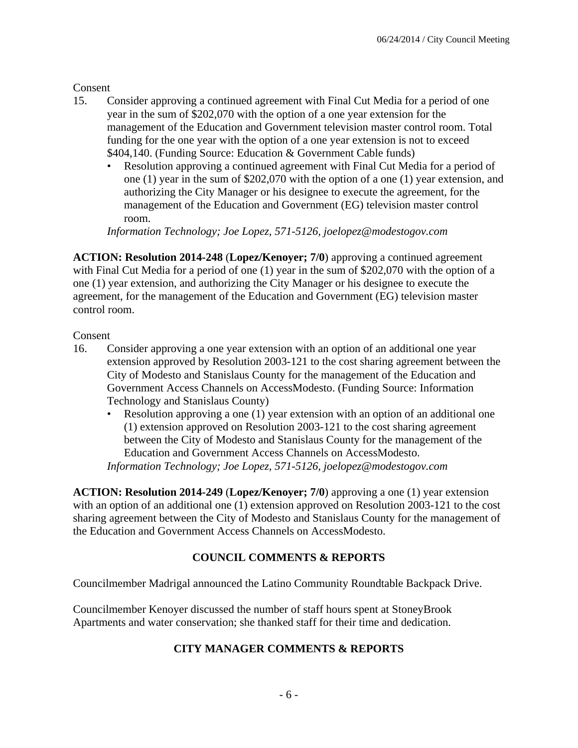Consent

15. Consider approving a continued agreement with Final Cut Media for a period of one year in the sum of $202,070 with the option of a one year extension for the management of the Education and Government television master control room. Total funding for the one year with the option of a one year extension is not to exceed $404,140. (Funding Source: Education & Government Cable funds)
    - Resolution approving a continued agreement with Final Cut Media for a period of one (1) year in the sum of $202,070 with the option of a one (1) year extension, and authorizing the City Manager or his designee to execute the agreement, for the management of the Education and Government (EG) television master control room.

    *Information Technology; Joe Lopez, 571-5126, joelopez@modestogov.com*

**ACTION: Resolution 2014-248** (**Lopez/Kenoyer; 7/0**) approving a continued agreement with Final Cut Media for a period of one (1) year in the sum of $202,070 with the option of a one (1) year extension, and authorizing the City Manager or his designee to execute the agreement, for the management of the Education and Government (EG) television master control room.

Consent

16. Consider approving a one year extension with an option of an additional one year extension approved by Resolution 2003-121 to the cost sharing agreement between the City of Modesto and Stanislaus County for the management of the Education and Government Access Channels on AccessModesto. (Funding Source: Information Technology and Stanislaus County)
    - Resolution approving a one (1) year extension with an option of an additional one (1) extension approved on Resolution 2003-121 to the cost sharing agreement between the City of Modesto and Stanislaus County for the management of the Education and Government Access Channels on AccessModesto.

    *Information Technology; Joe Lopez, 571-5126, joelopez@modestogov.com*

**ACTION: Resolution 2014-249** (**Lopez/Kenoyer; 7/0**) approving a one (1) year extension with an option of an additional one (1) extension approved on Resolution 2003-121 to the cost sharing agreement between the City of Modesto and Stanislaus County for the management of the Education and Government Access Channels on AccessModesto.

## COUNCIL COMMENTS & REPORTS

Councilmember Madrigal announced the Latino Community Roundtable Backpack Drive.

Councilmember Kenoyer discussed the number of staff hours spent at StoneyBrook Apartments and water conservation; she thanked staff for their time and dedication.

## CITY MANAGER COMMENTS & REPORTS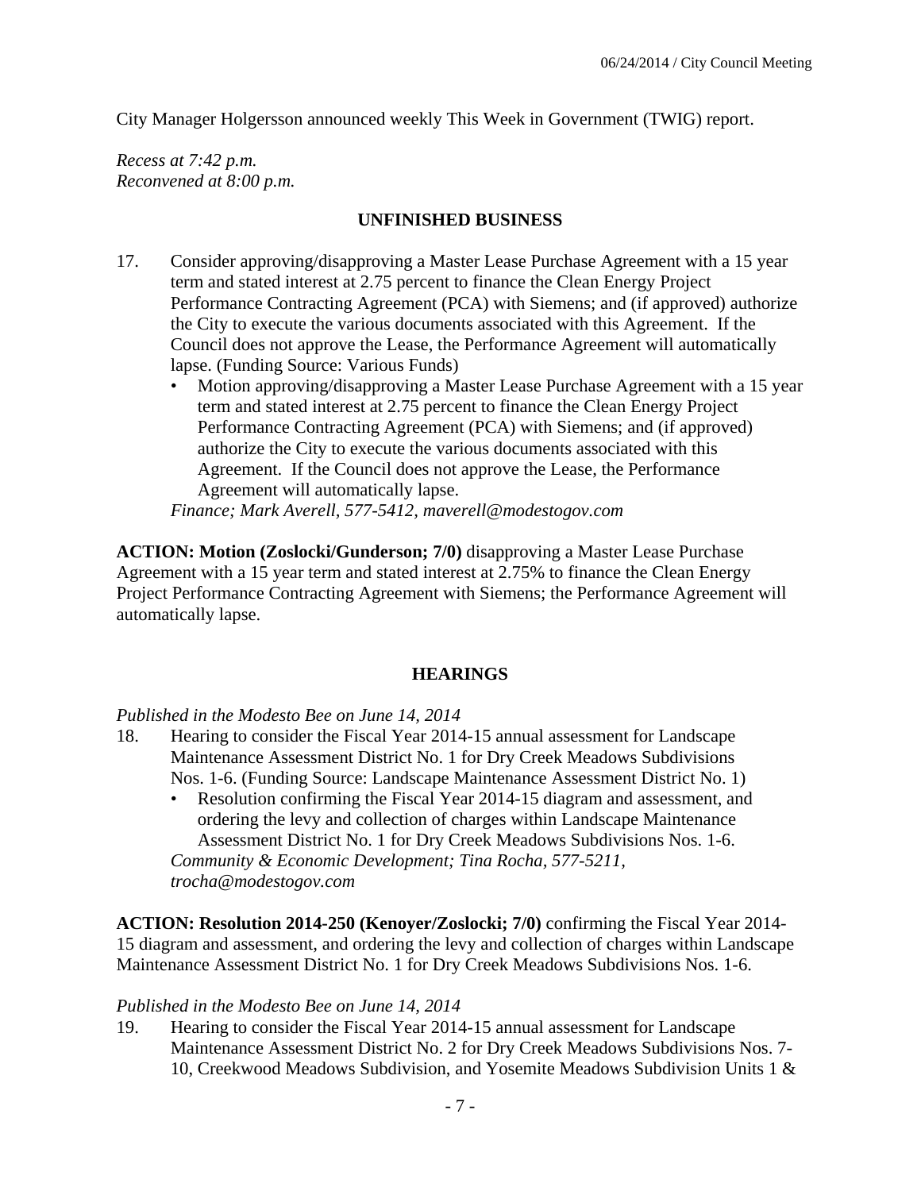City Manager Holgersson announced weekly This Week in Government (TWIG) report.

*Recess at 7:42 p.m.*
*Reconvened at 8:00 p.m.*

## UNFINISHED BUSINESS

17. Consider approving/disapproving a Master Lease Purchase Agreement with a 15 year term and stated interest at 2.75 percent to finance the Clean Energy Project Performance Contracting Agreement (PCA) with Siemens; and (if approved) authorize the City to execute the various documents associated with this Agreement. If the Council does not approve the Lease, the Performance Agreement will automatically lapse. (Funding Source: Various Funds)
    - Motion approving/disapproving a Master Lease Purchase Agreement with a 15 year term and stated interest at 2.75 percent to finance the Clean Energy Project Performance Contracting Agreement (PCA) with Siemens; and (if approved) authorize the City to execute the various documents associated with this Agreement. If the Council does not approve the Lease, the Performance Agreement will automatically lapse.

    *Finance; Mark Averell, 577-5412, maverell@modestogov.com*

**ACTION: Motion (Zoslocki/Gunderson; 7/0)** disapproving a Master Lease Purchase Agreement with a 15 year term and stated interest at 2.75% to finance the Clean Energy Project Performance Contracting Agreement with Siemens; the Performance Agreement will automatically lapse.

## HEARINGS

*Published in the Modesto Bee on June 14, 2014*

18. Hearing to consider the Fiscal Year 2014-15 annual assessment for Landscape Maintenance Assessment District No. 1 for Dry Creek Meadows Subdivisions Nos. 1-6. (Funding Source: Landscape Maintenance Assessment District No. 1)
    - Resolution confirming the Fiscal Year 2014-15 diagram and assessment, and ordering the levy and collection of charges within Landscape Maintenance Assessment District No. 1 for Dry Creek Meadows Subdivisions Nos. 1-6.

    *Community & Economic Development; Tina Rocha, 577-5211, trocha@modestogov.com*

**ACTION: Resolution 2014-250 (Kenoyer/Zoslocki; 7/0)** confirming the Fiscal Year 2014-15 diagram and assessment, and ordering the levy and collection of charges within Landscape Maintenance Assessment District No. 1 for Dry Creek Meadows Subdivisions Nos. 1-6.

*Published in the Modesto Bee on June 14, 2014*

19. Hearing to consider the Fiscal Year 2014-15 annual assessment for Landscape Maintenance Assessment District No. 2 for Dry Creek Meadows Subdivisions Nos. 7-10, Creekwood Meadows Subdivision, and Yosemite Meadows Subdivision Units 1 &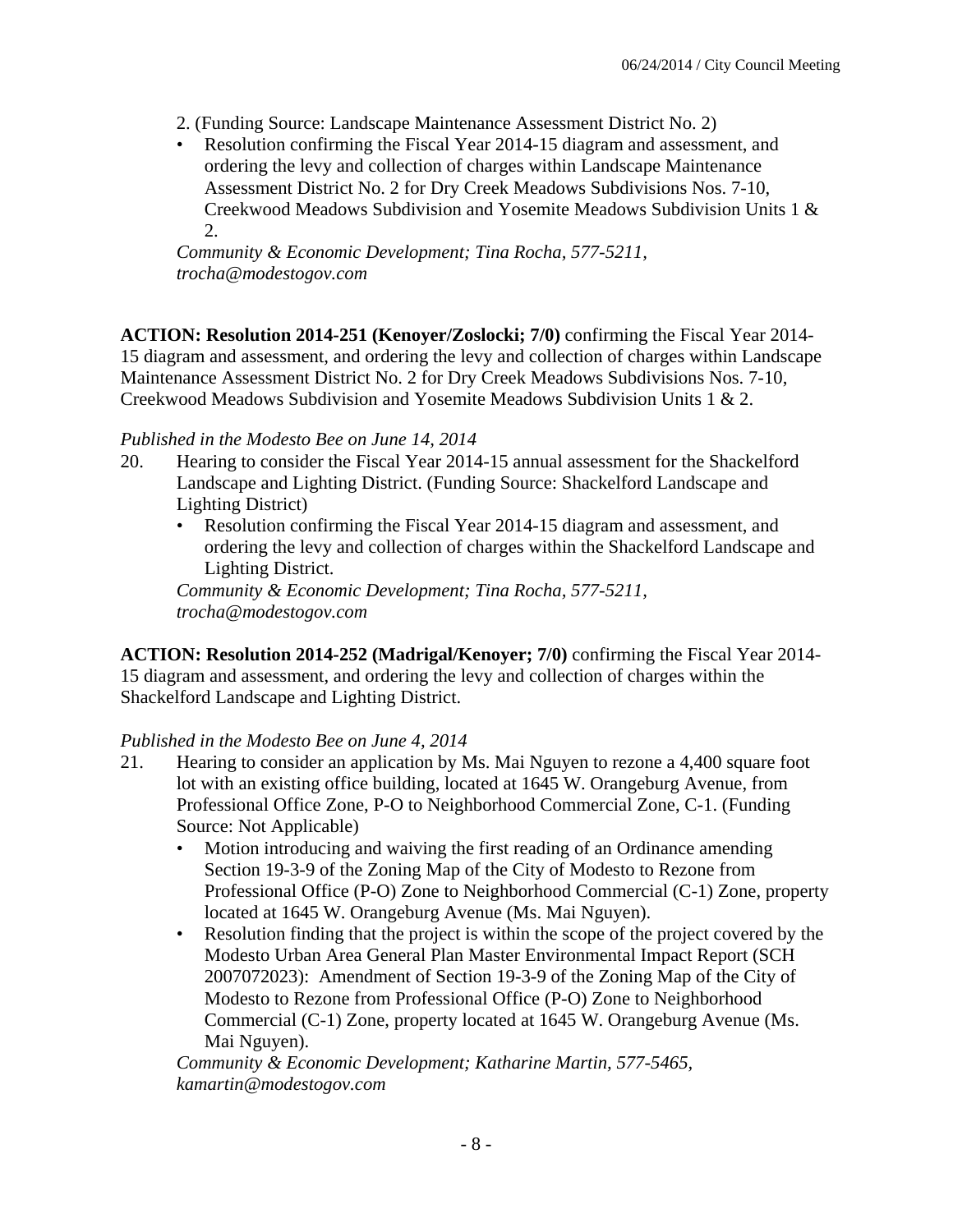2. (Funding Source: Landscape Maintenance Assessment District No. 2)

- Resolution confirming the Fiscal Year 2014-15 diagram and assessment, and ordering the levy and collection of charges within Landscape Maintenance Assessment District No. 2 for Dry Creek Meadows Subdivisions Nos. 7-10, Creekwood Meadows Subdivision and Yosemite Meadows Subdivision Units 1 & 2.

*Community & Economic Development; Tina Rocha, 577-5211, trocha@modestogov.com*

**ACTION: Resolution 2014-251 (Kenoyer/Zoslocki; 7/0)** confirming the Fiscal Year 2014-15 diagram and assessment, and ordering the levy and collection of charges within Landscape Maintenance Assessment District No. 2 for Dry Creek Meadows Subdivisions Nos. 7-10, Creekwood Meadows Subdivision and Yosemite Meadows Subdivision Units 1 & 2.

*Published in the Modesto Bee on June 14, 2014*

20. Hearing to consider the Fiscal Year 2014-15 annual assessment for the Shackelford Landscape and Lighting District. (Funding Source: Shackelford Landscape and Lighting District)
    - Resolution confirming the Fiscal Year 2014-15 diagram and assessment, and ordering the levy and collection of charges within the Shackelford Landscape and Lighting District.

    *Community & Economic Development; Tina Rocha, 577-5211, trocha@modestogov.com*

**ACTION: Resolution 2014-252 (Madrigal/Kenoyer; 7/0)** confirming the Fiscal Year 2014-15 diagram and assessment, and ordering the levy and collection of charges within the Shackelford Landscape and Lighting District.

*Published in the Modesto Bee on June 4, 2014*

21. Hearing to consider an application by Ms. Mai Nguyen to rezone a 4,400 square foot lot with an existing office building, located at 1645 W. Orangeburg Avenue, from Professional Office Zone, P-O to Neighborhood Commercial Zone, C-1. (Funding Source: Not Applicable)
    - Motion introducing and waiving the first reading of an Ordinance amending Section 19-3-9 of the Zoning Map of the City of Modesto to Rezone from Professional Office (P-O) Zone to Neighborhood Commercial (C-1) Zone, property located at 1645 W. Orangeburg Avenue (Ms. Mai Nguyen).
    - Resolution finding that the project is within the scope of the project covered by the Modesto Urban Area General Plan Master Environmental Impact Report (SCH 2007072023): Amendment of Section 19-3-9 of the Zoning Map of the City of Modesto to Rezone from Professional Office (P-O) Zone to Neighborhood Commercial (C-1) Zone, property located at 1645 W. Orangeburg Avenue (Ms. Mai Nguyen).

    *Community & Economic Development; Katharine Martin, 577-5465, kamartin@modestogov.com*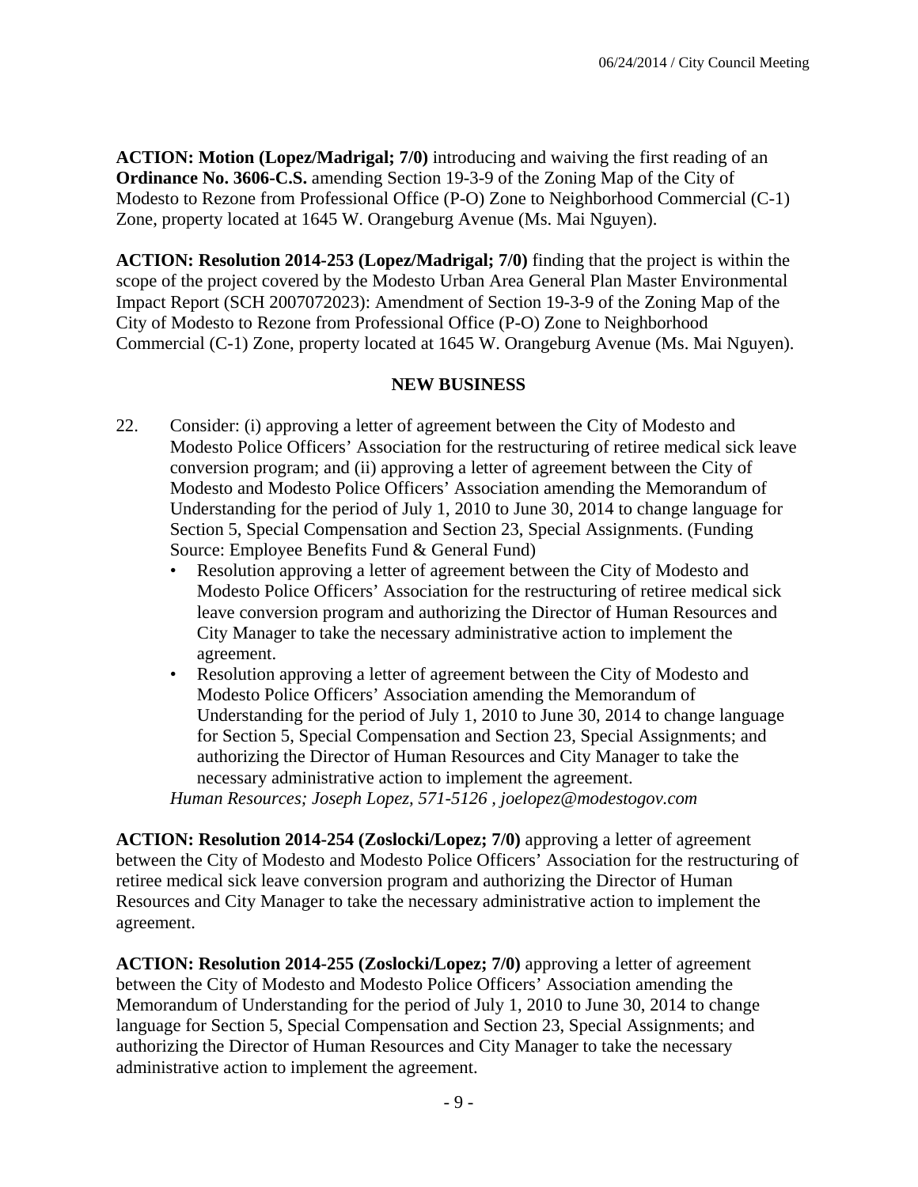**ACTION: Motion (Lopez/Madrigal; 7/0)** introducing and waiving the first reading of an **Ordinance No. 3606-C.S.** amending Section 19-3-9 of the Zoning Map of the City of Modesto to Rezone from Professional Office (P-O) Zone to Neighborhood Commercial (C-1) Zone, property located at 1645 W. Orangeburg Avenue (Ms. Mai Nguyen).

**ACTION: Resolution 2014-253 (Lopez/Madrigal; 7/0)** finding that the project is within the scope of the project covered by the Modesto Urban Area General Plan Master Environmental Impact Report (SCH 2007072023): Amendment of Section 19-3-9 of the Zoning Map of the City of Modesto to Rezone from Professional Office (P-O) Zone to Neighborhood Commercial (C-1) Zone, property located at 1645 W. Orangeburg Avenue (Ms. Mai Nguyen).

## NEW BUSINESS

22. Consider: (i) approving a letter of agreement between the City of Modesto and Modesto Police Officers' Association for the restructuring of retiree medical sick leave conversion program; and (ii) approving a letter of agreement between the City of Modesto and Modesto Police Officers' Association amending the Memorandum of Understanding for the period of July 1, 2010 to June 30, 2014 to change language for Section 5, Special Compensation and Section 23, Special Assignments. (Funding Source: Employee Benefits Fund & General Fund)
    - Resolution approving a letter of agreement between the City of Modesto and Modesto Police Officers' Association for the restructuring of retiree medical sick leave conversion program and authorizing the Director of Human Resources and City Manager to take the necessary administrative action to implement the agreement.
    - Resolution approving a letter of agreement between the City of Modesto and Modesto Police Officers' Association amending the Memorandum of Understanding for the period of July 1, 2010 to June 30, 2014 to change language for Section 5, Special Compensation and Section 23, Special Assignments; and authorizing the Director of Human Resources and City Manager to take the necessary administrative action to implement the agreement.

    *Human Resources; Joseph Lopez, 571-5126 , joelopez@modestogov.com*

**ACTION: Resolution 2014-254 (Zoslocki/Lopez; 7/0)** approving a letter of agreement between the City of Modesto and Modesto Police Officers' Association for the restructuring of retiree medical sick leave conversion program and authorizing the Director of Human Resources and City Manager to take the necessary administrative action to implement the agreement.

**ACTION: Resolution 2014-255 (Zoslocki/Lopez; 7/0)** approving a letter of agreement between the City of Modesto and Modesto Police Officers' Association amending the Memorandum of Understanding for the period of July 1, 2010 to June 30, 2014 to change language for Section 5, Special Compensation and Section 23, Special Assignments; and authorizing the Director of Human Resources and City Manager to take the necessary administrative action to implement the agreement.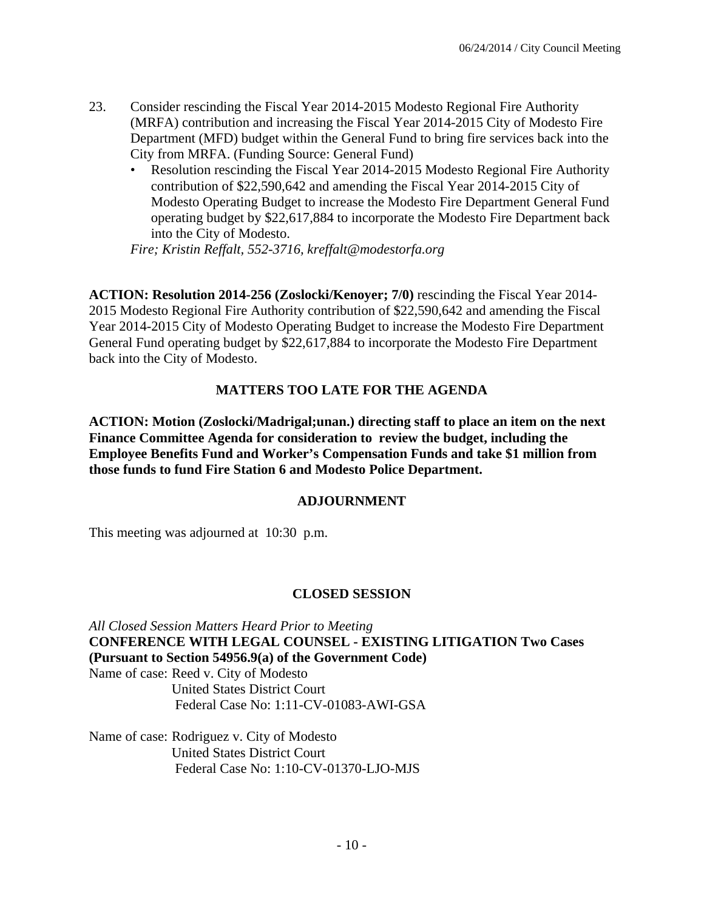23. Consider rescinding the Fiscal Year 2014-2015 Modesto Regional Fire Authority (MRFA) contribution and increasing the Fiscal Year 2014-2015 City of Modesto Fire Department (MFD) budget within the General Fund to bring fire services back into the City from MRFA. (Funding Source: General Fund)
    - Resolution rescinding the Fiscal Year 2014-2015 Modesto Regional Fire Authority contribution of $22,590,642 and amending the Fiscal Year 2014-2015 City of Modesto Operating Budget to increase the Modesto Fire Department General Fund operating budget by $22,617,884 to incorporate the Modesto Fire Department back into the City of Modesto.

    *Fire; Kristin Reffalt, 552-3716, kreffalt@modestorfa.org*

**ACTION: Resolution 2014-256 (Zoslocki/Kenoyer; 7/0)** rescinding the Fiscal Year 2014-2015 Modesto Regional Fire Authority contribution of $22,590,642 and amending the Fiscal Year 2014-2015 City of Modesto Operating Budget to increase the Modesto Fire Department General Fund operating budget by $22,617,884 to incorporate the Modesto Fire Department back into the City of Modesto.

## MATTERS TOO LATE FOR THE AGENDA

**ACTION: Motion (Zoslocki/Madrigal;unan.) directing staff to place an item on the next Finance Committee Agenda for consideration to review the budget, including the Employee Benefits Fund and Worker's Compensation Funds and take $1 million from those funds to fund Fire Station 6 and Modesto Police Department.**

## ADJOURNMENT

This meeting was adjourned at 10:30 p.m.

## CLOSED SESSION

*All Closed Session Matters Heard Prior to Meeting*

**CONFERENCE WITH LEGAL COUNSEL - EXISTING LITIGATION Two Cases (Pursuant to Section 54956.9(a) of the Government Code)**

Name of case: Reed v. City of Modesto
United States District Court
Federal Case No: 1:11-CV-01083-AWI-GSA

Name of case: Rodriguez v. City of Modesto
United States District Court
Federal Case No: 1:10-CV-01370-LJO-MJS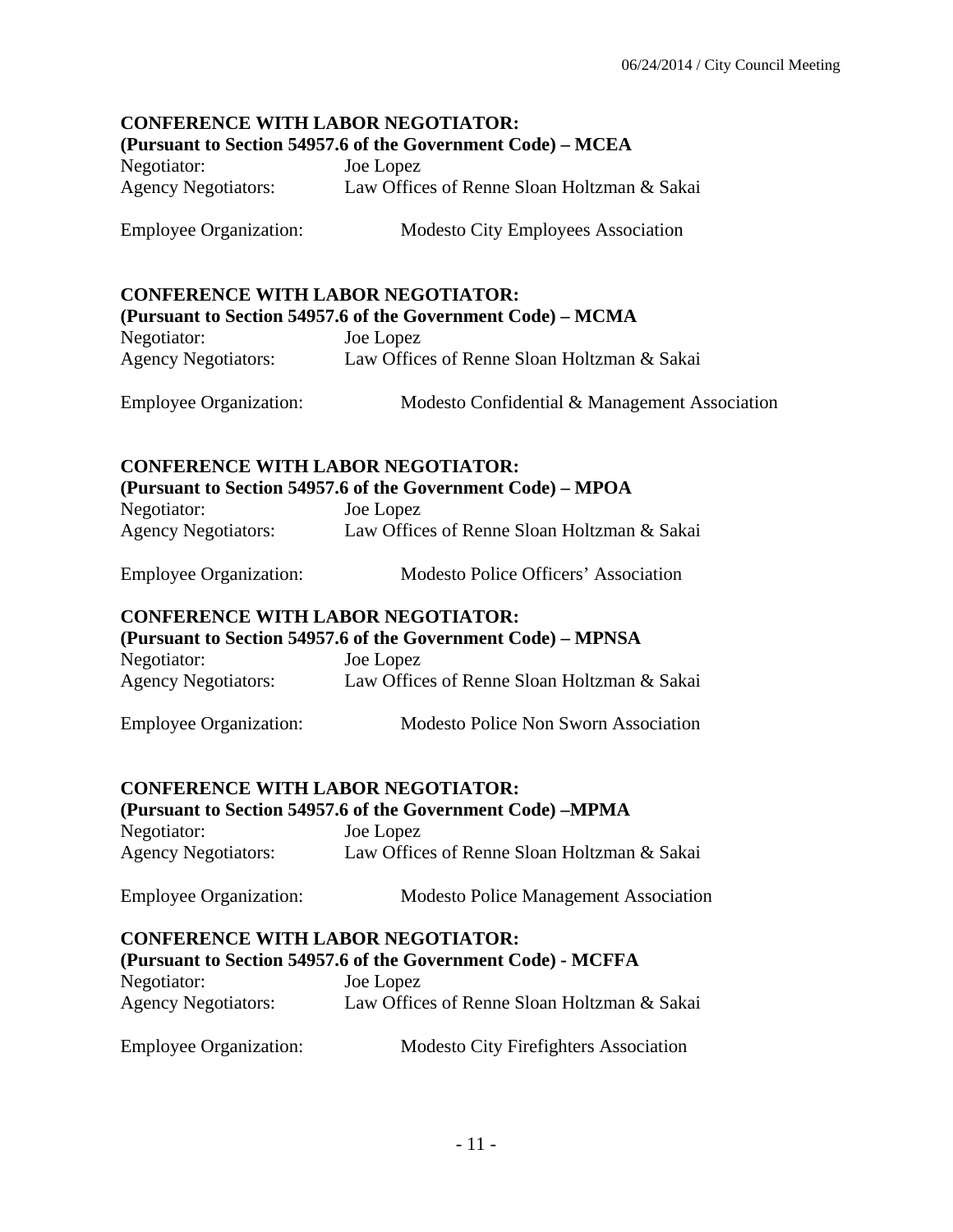**CONFERENCE WITH LABOR NEGOTIATOR:**
**(Pursuant to Section 54957.6 of the Government Code) – MCEA**

Negotiator: Joe Lopez
Agency Negotiators: Law Offices of Renne Sloan Holtzman & Sakai

Employee Organization: Modesto City Employees Association

**CONFERENCE WITH LABOR NEGOTIATOR:**
**(Pursuant to Section 54957.6 of the Government Code) – MCMA**

Negotiator: Joe Lopez
Agency Negotiators: Law Offices of Renne Sloan Holtzman & Sakai

Employee Organization: Modesto Confidential & Management Association

**CONFERENCE WITH LABOR NEGOTIATOR:**
**(Pursuant to Section 54957.6 of the Government Code) – MPOA**

Negotiator: Joe Lopez
Agency Negotiators: Law Offices of Renne Sloan Holtzman & Sakai

Employee Organization: Modesto Police Officers' Association

**CONFERENCE WITH LABOR NEGOTIATOR:**
**(Pursuant to Section 54957.6 of the Government Code) – MPNSA**

Negotiator: Joe Lopez
Agency Negotiators: Law Offices of Renne Sloan Holtzman & Sakai

Employee Organization: Modesto Police Non Sworn Association

**CONFERENCE WITH LABOR NEGOTIATOR:**
**(Pursuant to Section 54957.6 of the Government Code) –MPMA**

Negotiator: Joe Lopez
Agency Negotiators: Law Offices of Renne Sloan Holtzman & Sakai

Employee Organization: Modesto Police Management Association

**CONFERENCE WITH LABOR NEGOTIATOR:**
**(Pursuant to Section 54957.6 of the Government Code) - MCFFA**

Negotiator: Joe Lopez
Agency Negotiators: Law Offices of Renne Sloan Holtzman & Sakai

Employee Organization: Modesto City Firefighters Association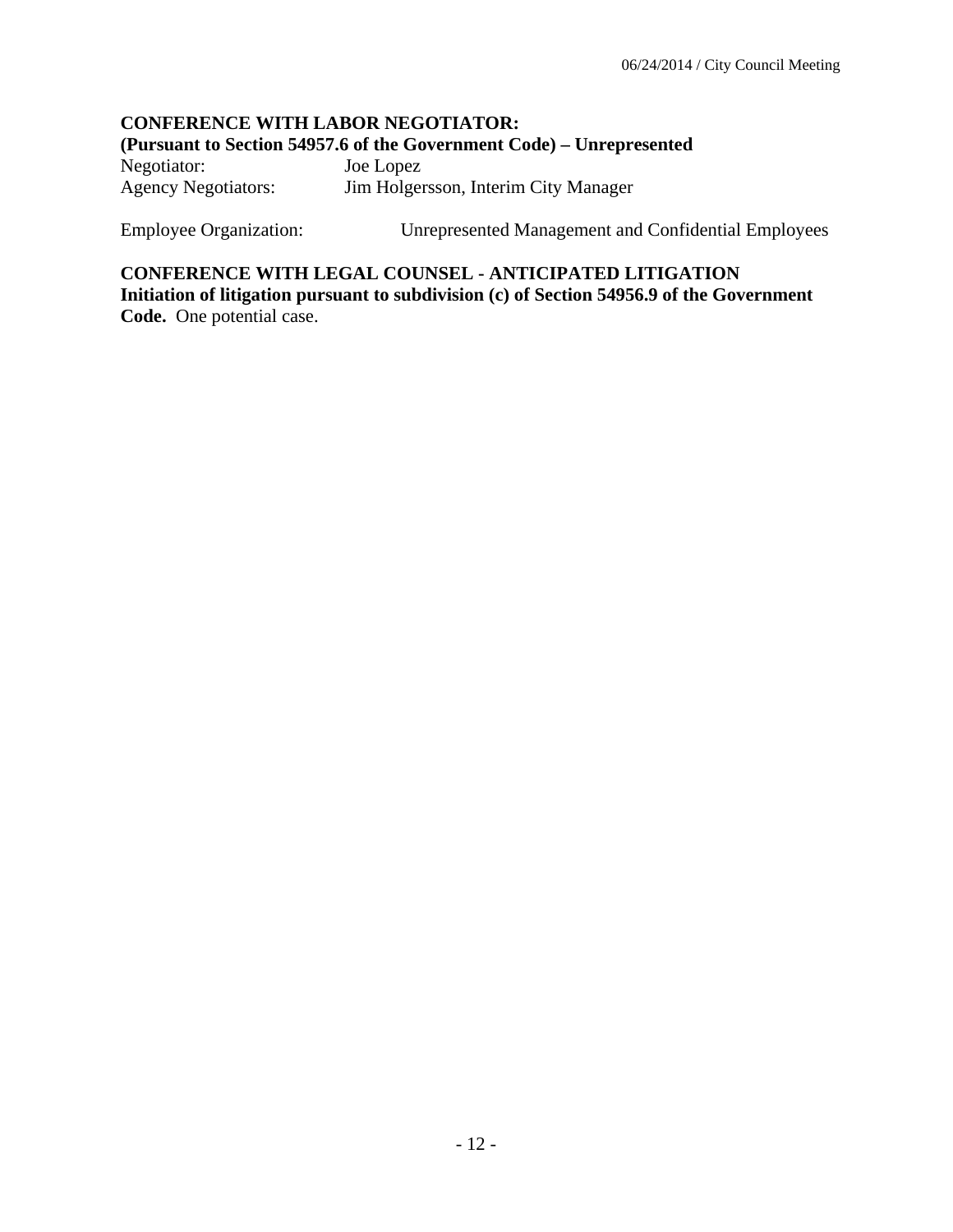**CONFERENCE WITH LABOR NEGOTIATOR:**
**(Pursuant to Section 54957.6 of the Government Code) – Unrepresented**

Negotiator: Joe Lopez
Agency Negotiators: Jim Holgersson, Interim City Manager

Employee Organization: Unrepresented Management and Confidential Employees

**CONFERENCE WITH LEGAL COUNSEL - ANTICIPATED LITIGATION**
**Initiation of litigation pursuant to subdivision (c) of Section 54956.9 of the Government Code.** One potential case.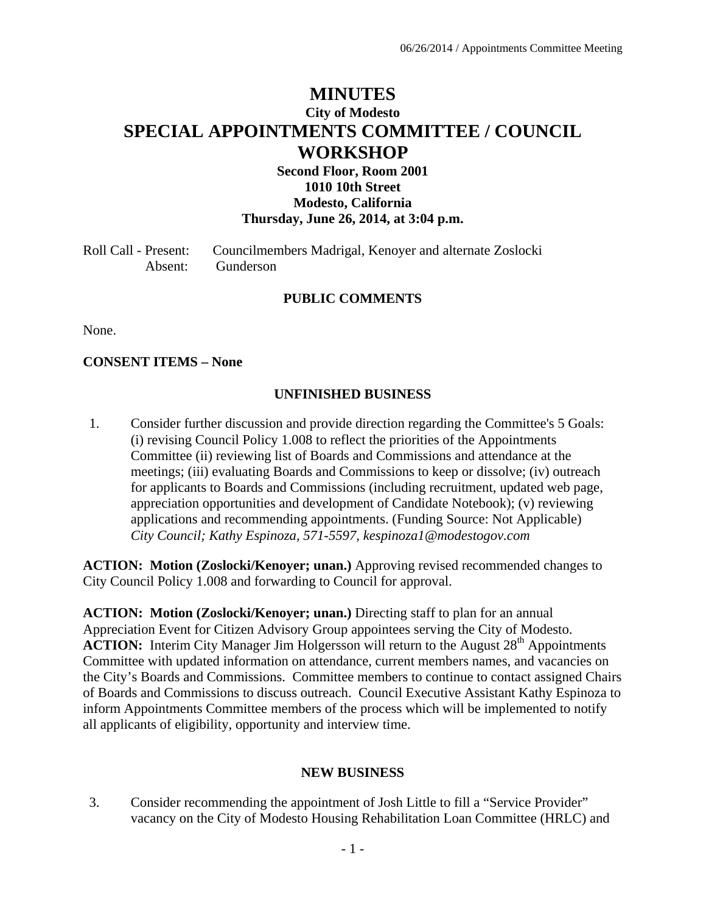# MINUTES

## City of Modesto

# SPECIAL APPOINTMENTS COMMITTEE / COUNCIL WORKSHOP

### Second Floor, Room 2001
### 1010 10th Street
### Modesto, California
### Thursday, June 26, 2014, at 3:04 p.m.

Roll Call - Present: Councilmembers Madrigal, Kenoyer and alternate Zoslocki
Absent: Gunderson

## PUBLIC COMMENTS

None.

**CONSENT ITEMS – None**

## UNFINISHED BUSINESS

1. Consider further discussion and provide direction regarding the Committee's 5 Goals: (i) revising Council Policy 1.008 to reflect the priorities of the Appointments Committee (ii) reviewing list of Boards and Commissions and attendance at the meetings; (iii) evaluating Boards and Commissions to keep or dissolve; (iv) outreach for applicants to Boards and Commissions (including recruitment, updated web page, appreciation opportunities and development of Candidate Notebook); (v) reviewing applications and recommending appointments. (Funding Source: Not Applicable) *City Council; Kathy Espinoza, 571-5597, kespinoza1@modestogov.com*

**ACTION: Motion (Zoslocki/Kenoyer; unan.)** Approving revised recommended changes to City Council Policy 1.008 and forwarding to Council for approval.

**ACTION: Motion (Zoslocki/Kenoyer; unan.)** Directing staff to plan for an annual Appreciation Event for Citizen Advisory Group appointees serving the City of Modesto.
**ACTION:** Interim City Manager Jim Holgersson will return to the August 28th Appointments Committee with updated information on attendance, current members names, and vacancies on the City's Boards and Commissions. Committee members to continue to contact assigned Chairs of Boards and Commissions to discuss outreach. Council Executive Assistant Kathy Espinoza to inform Appointments Committee members of the process which will be implemented to notify all applicants of eligibility, opportunity and interview time.

## NEW BUSINESS

3. Consider recommending the appointment of Josh Little to fill a "Service Provider" vacancy on the City of Modesto Housing Rehabilitation Loan Committee (HRLC) and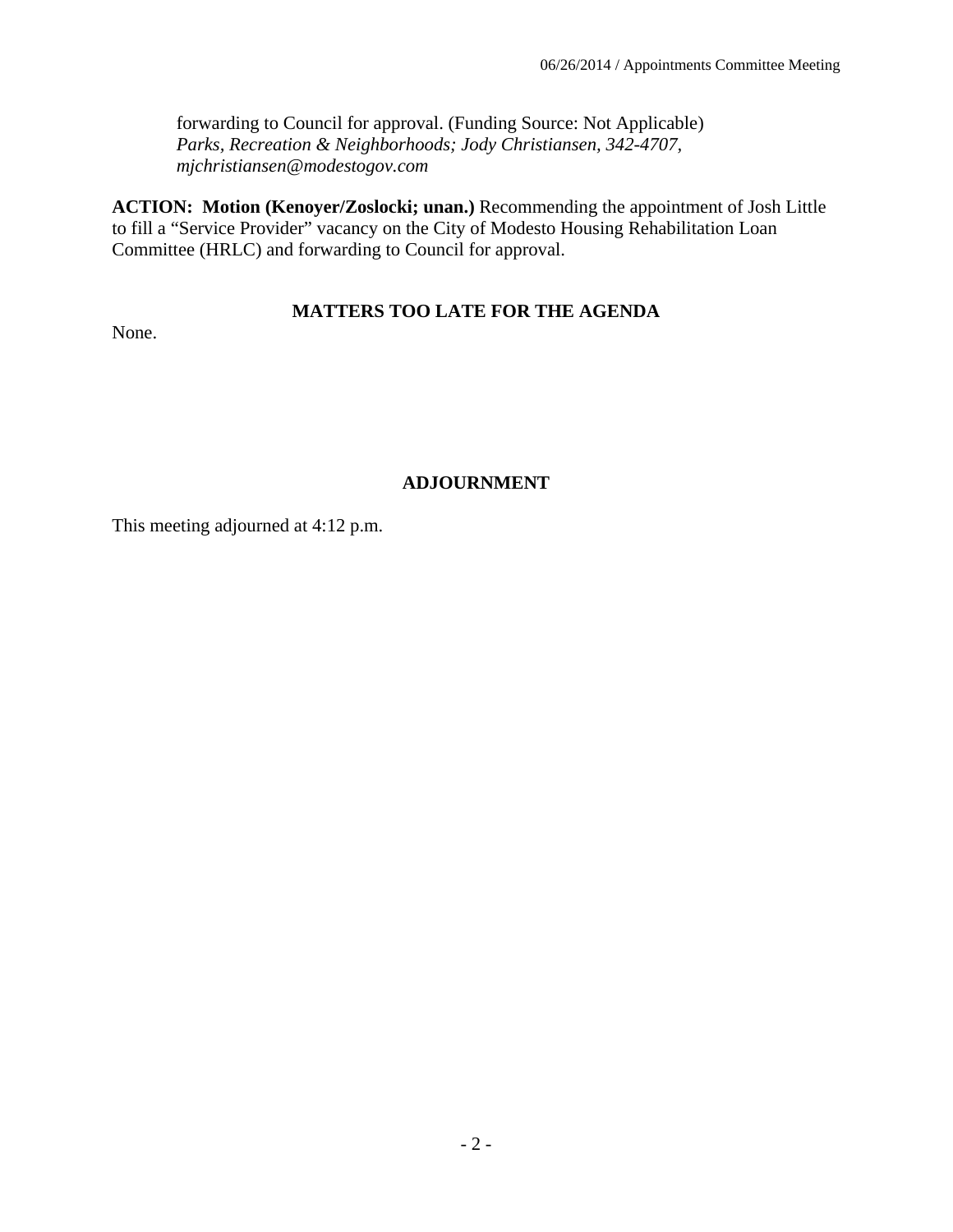forwarding to Council for approval. (Funding Source: Not Applicable)
*Parks, Recreation & Neighborhoods; Jody Christiansen, 342-4707, mjchristiansen@modestogov.com*

**ACTION: Motion (Kenoyer/Zoslocki; unan.)** Recommending the appointment of Josh Little to fill a "Service Provider" vacancy on the City of Modesto Housing Rehabilitation Loan Committee (HRLC) and forwarding to Council for approval.

## MATTERS TOO LATE FOR THE AGENDA

None.

## ADJOURNMENT

This meeting adjourned at 4:12 p.m.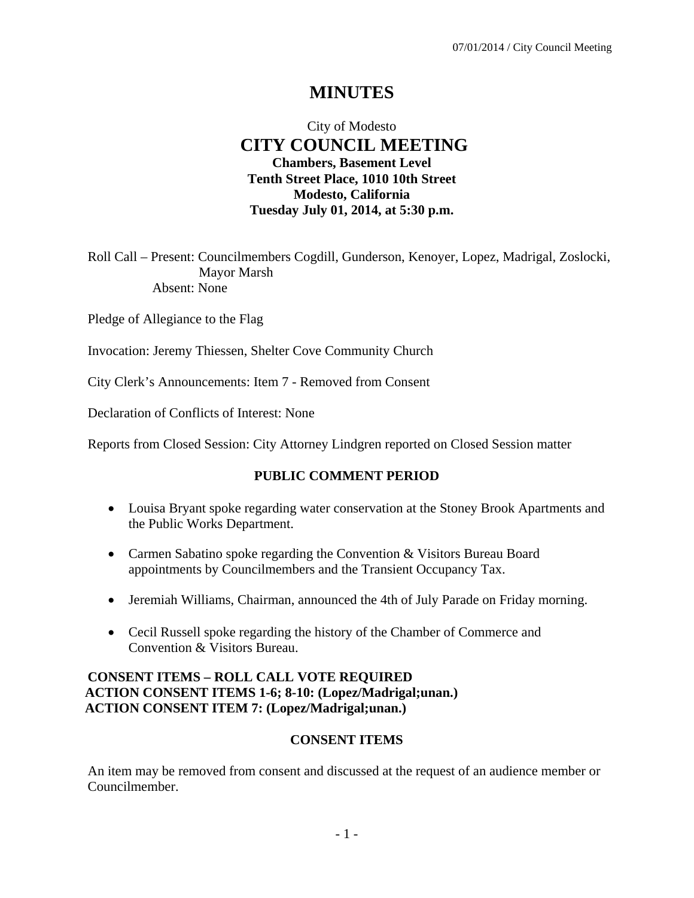# MINUTES

City of Modesto

## CITY COUNCIL MEETING

**Chambers, Basement Level**
**Tenth Street Place, 1010 10th Street**
**Modesto, California**
**Tuesday July 01, 2014, at 5:30 p.m.**

Roll Call – Present: Councilmembers Cogdill, Gunderson, Kenoyer, Lopez, Madrigal, Zoslocki, Mayor Marsh
Absent: None

Pledge of Allegiance to the Flag

Invocation: Jeremy Thiessen, Shelter Cove Community Church

City Clerk's Announcements: Item 7 - Removed from Consent

Declaration of Conflicts of Interest: None

Reports from Closed Session: City Attorney Lindgren reported on Closed Session matter

### PUBLIC COMMENT PERIOD

- Louisa Bryant spoke regarding water conservation at the Stoney Brook Apartments and the Public Works Department.
- Carmen Sabatino spoke regarding the Convention & Visitors Bureau Board appointments by Councilmembers and the Transient Occupancy Tax.
- Jeremiah Williams, Chairman, announced the 4th of July Parade on Friday morning.
- Cecil Russell spoke regarding the history of the Chamber of Commerce and Convention & Visitors Bureau.

**CONSENT ITEMS – ROLL CALL VOTE REQUIRED**
**ACTION CONSENT ITEMS 1-6; 8-10: (Lopez/Madrigal;unan.)**
**ACTION CONSENT ITEM 7: (Lopez/Madrigal;unan.)**

### CONSENT ITEMS

An item may be removed from consent and discussed at the request of an audience member or Councilmember.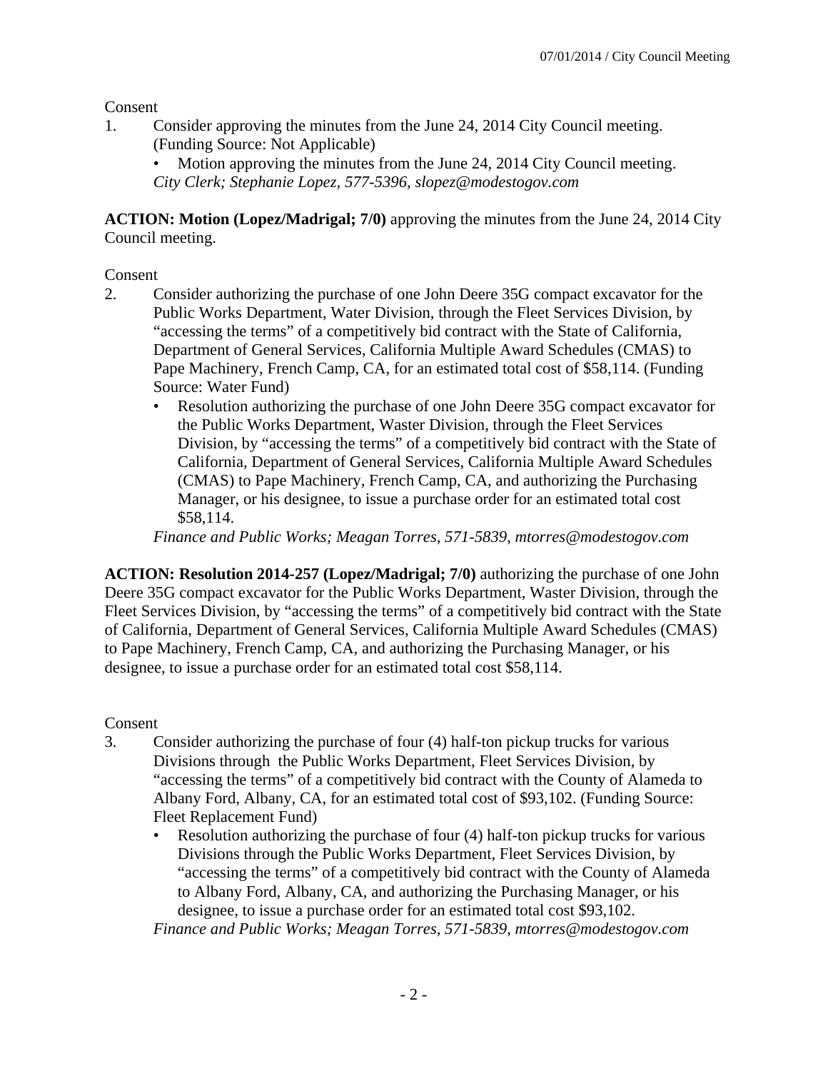Consent

1. Consider approving the minutes from the June 24, 2014 City Council meeting. (Funding Source: Not Applicable)
   - Motion approving the minutes from the June 24, 2014 City Council meeting.

   *City Clerk; Stephanie Lopez, 577-5396, slopez@modestogov.com*

**ACTION: Motion (Lopez/Madrigal; 7/0)** approving the minutes from the June 24, 2014 City Council meeting.

Consent

2. Consider authorizing the purchase of one John Deere 35G compact excavator for the Public Works Department, Water Division, through the Fleet Services Division, by "accessing the terms" of a competitively bid contract with the State of California, Department of General Services, California Multiple Award Schedules (CMAS) to Pape Machinery, French Camp, CA, for an estimated total cost of $58,114. (Funding Source: Water Fund)
   - Resolution authorizing the purchase of one John Deere 35G compact excavator for the Public Works Department, Waster Division, through the Fleet Services Division, by "accessing the terms" of a competitively bid contract with the State of California, Department of General Services, California Multiple Award Schedules (CMAS) to Pape Machinery, French Camp, CA, and authorizing the Purchasing Manager, or his designee, to issue a purchase order for an estimated total cost $58,114.

   *Finance and Public Works; Meagan Torres, 571-5839, mtorres@modestogov.com*

**ACTION: Resolution 2014-257 (Lopez/Madrigal; 7/0)** authorizing the purchase of one John Deere 35G compact excavator for the Public Works Department, Waster Division, through the Fleet Services Division, by "accessing the terms" of a competitively bid contract with the State of California, Department of General Services, California Multiple Award Schedules (CMAS) to Pape Machinery, French Camp, CA, and authorizing the Purchasing Manager, or his designee, to issue a purchase order for an estimated total cost $58,114.

Consent

3. Consider authorizing the purchase of four (4) half-ton pickup trucks for various Divisions through the Public Works Department, Fleet Services Division, by "accessing the terms" of a competitively bid contract with the County of Alameda to Albany Ford, Albany, CA, for an estimated total cost of $93,102. (Funding Source: Fleet Replacement Fund)
   - Resolution authorizing the purchase of four (4) half-ton pickup trucks for various Divisions through the Public Works Department, Fleet Services Division, by "accessing the terms" of a competitively bid contract with the County of Alameda to Albany Ford, Albany, CA, and authorizing the Purchasing Manager, or his designee, to issue a purchase order for an estimated total cost $93,102.

   *Finance and Public Works; Meagan Torres, 571-5839, mtorres@modestogov.com*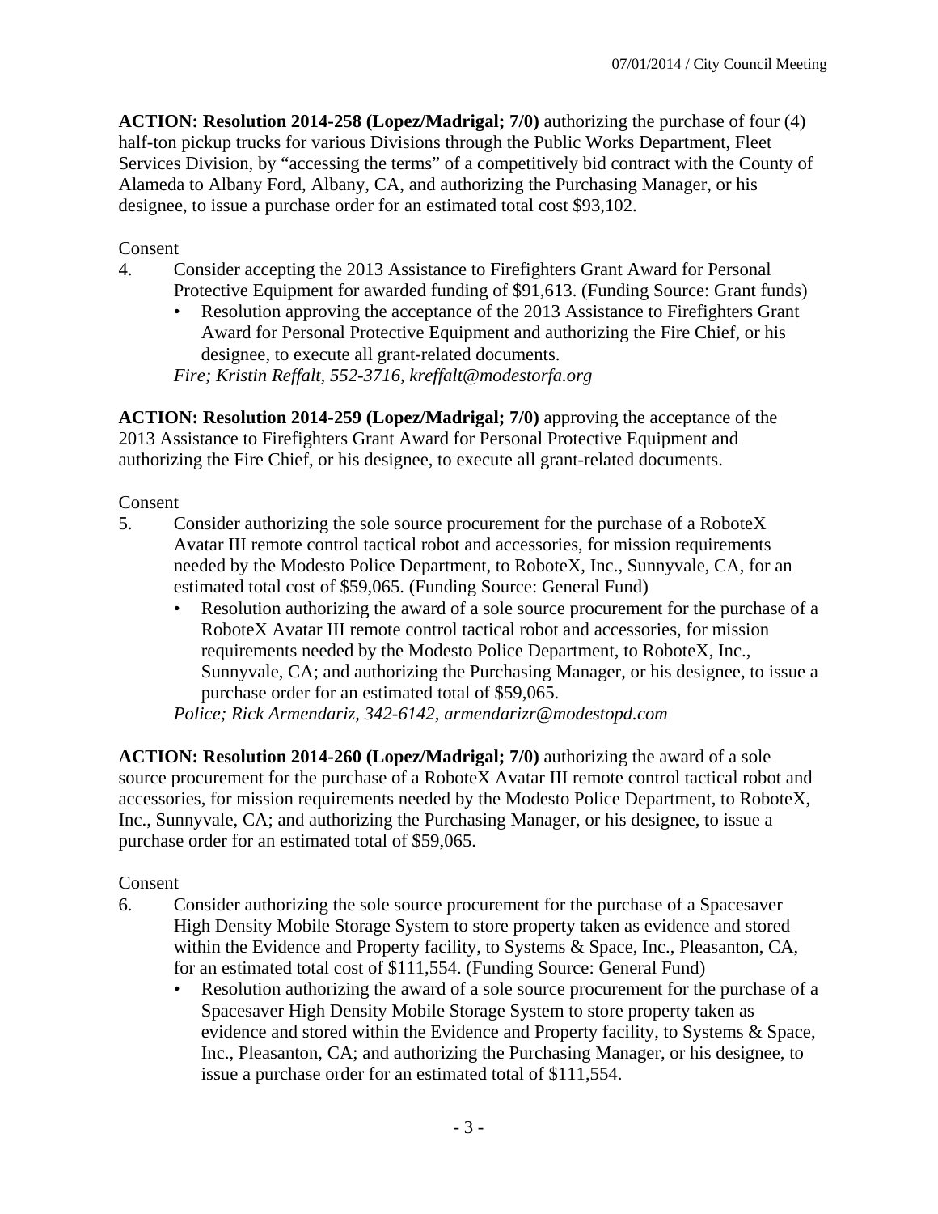**ACTION: Resolution 2014-258 (Lopez/Madrigal; 7/0)** authorizing the purchase of four (4) half-ton pickup trucks for various Divisions through the Public Works Department, Fleet Services Division, by "accessing the terms" of a competitively bid contract with the County of Alameda to Albany Ford, Albany, CA, and authorizing the Purchasing Manager, or his designee, to issue a purchase order for an estimated total cost $93,102.

Consent

4. Consider accepting the 2013 Assistance to Firefighters Grant Award for Personal Protective Equipment for awarded funding of $91,613. (Funding Source: Grant funds)
   - Resolution approving the acceptance of the 2013 Assistance to Firefighters Grant Award for Personal Protective Equipment and authorizing the Fire Chief, or his designee, to execute all grant-related documents.

   *Fire; Kristin Reffalt, 552-3716, kreffalt@modestorfa.org*

**ACTION: Resolution 2014-259 (Lopez/Madrigal; 7/0)** approving the acceptance of the 2013 Assistance to Firefighters Grant Award for Personal Protective Equipment and authorizing the Fire Chief, or his designee, to execute all grant-related documents.

Consent

5. Consider authorizing the sole source procurement for the purchase of a RoboteX Avatar III remote control tactical robot and accessories, for mission requirements needed by the Modesto Police Department, to RoboteX, Inc., Sunnyvale, CA, for an estimated total cost of $59,065. (Funding Source: General Fund)
   - Resolution authorizing the award of a sole source procurement for the purchase of a RoboteX Avatar III remote control tactical robot and accessories, for mission requirements needed by the Modesto Police Department, to RoboteX, Inc., Sunnyvale, CA; and authorizing the Purchasing Manager, or his designee, to issue a purchase order for an estimated total of $59,065.

   *Police; Rick Armendariz, 342-6142, armendarizr@modestopd.com*

**ACTION: Resolution 2014-260 (Lopez/Madrigal; 7/0)** authorizing the award of a sole source procurement for the purchase of a RoboteX Avatar III remote control tactical robot and accessories, for mission requirements needed by the Modesto Police Department, to RoboteX, Inc., Sunnyvale, CA; and authorizing the Purchasing Manager, or his designee, to issue a purchase order for an estimated total of $59,065.

Consent

6. Consider authorizing the sole source procurement for the purchase of a Spacesaver High Density Mobile Storage System to store property taken as evidence and stored within the Evidence and Property facility, to Systems & Space, Inc., Pleasanton, CA, for an estimated total cost of $111,554. (Funding Source: General Fund)
   - Resolution authorizing the award of a sole source procurement for the purchase of a Spacesaver High Density Mobile Storage System to store property taken as evidence and stored within the Evidence and Property facility, to Systems & Space, Inc., Pleasanton, CA; and authorizing the Purchasing Manager, or his designee, to issue a purchase order for an estimated total of $111,554.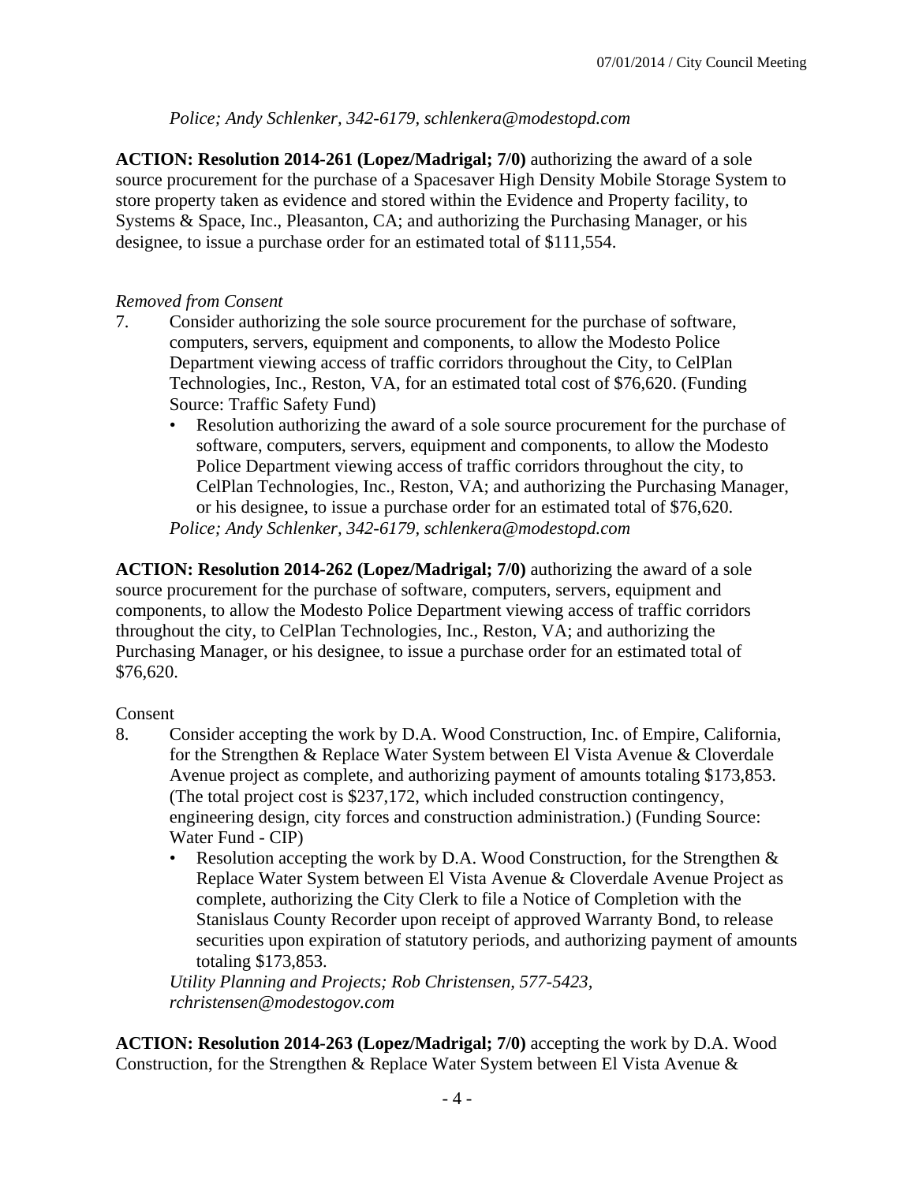*Police; Andy Schlenker, 342-6179, schlenkera@modestopd.com*

**ACTION: Resolution 2014-261 (Lopez/Madrigal; 7/0)** authorizing the award of a sole source procurement for the purchase of a Spacesaver High Density Mobile Storage System to store property taken as evidence and stored within the Evidence and Property facility, to Systems & Space, Inc., Pleasanton, CA; and authorizing the Purchasing Manager, or his designee, to issue a purchase order for an estimated total of $111,554.

*Removed from Consent*

7. Consider authorizing the sole source procurement for the purchase of software, computers, servers, equipment and components, to allow the Modesto Police Department viewing access of traffic corridors throughout the City, to CelPlan Technologies, Inc., Reston, VA, for an estimated total cost of $76,620. (Funding Source: Traffic Safety Fund)
   - Resolution authorizing the award of a sole source procurement for the purchase of software, computers, servers, equipment and components, to allow the Modesto Police Department viewing access of traffic corridors throughout the city, to CelPlan Technologies, Inc., Reston, VA; and authorizing the Purchasing Manager, or his designee, to issue a purchase order for an estimated total of $76,620.

   *Police; Andy Schlenker, 342-6179, schlenkera@modestopd.com*

**ACTION: Resolution 2014-262 (Lopez/Madrigal; 7/0)** authorizing the award of a sole source procurement for the purchase of software, computers, servers, equipment and components, to allow the Modesto Police Department viewing access of traffic corridors throughout the city, to CelPlan Technologies, Inc., Reston, VA; and authorizing the Purchasing Manager, or his designee, to issue a purchase order for an estimated total of $76,620.

Consent

8. Consider accepting the work by D.A. Wood Construction, Inc. of Empire, California, for the Strengthen & Replace Water System between El Vista Avenue & Cloverdale Avenue project as complete, and authorizing payment of amounts totaling $173,853. (The total project cost is $237,172, which included construction contingency, engineering design, city forces and construction administration.) (Funding Source: Water Fund - CIP)
   - Resolution accepting the work by D.A. Wood Construction, for the Strengthen & Replace Water System between El Vista Avenue & Cloverdale Avenue Project as complete, authorizing the City Clerk to file a Notice of Completion with the Stanislaus County Recorder upon receipt of approved Warranty Bond, to release securities upon expiration of statutory periods, and authorizing payment of amounts totaling $173,853.

   *Utility Planning and Projects; Rob Christensen, 577-5423, rchristensen@modestogov.com*

**ACTION: Resolution 2014-263 (Lopez/Madrigal; 7/0)** accepting the work by D.A. Wood Construction, for the Strengthen & Replace Water System between El Vista Avenue &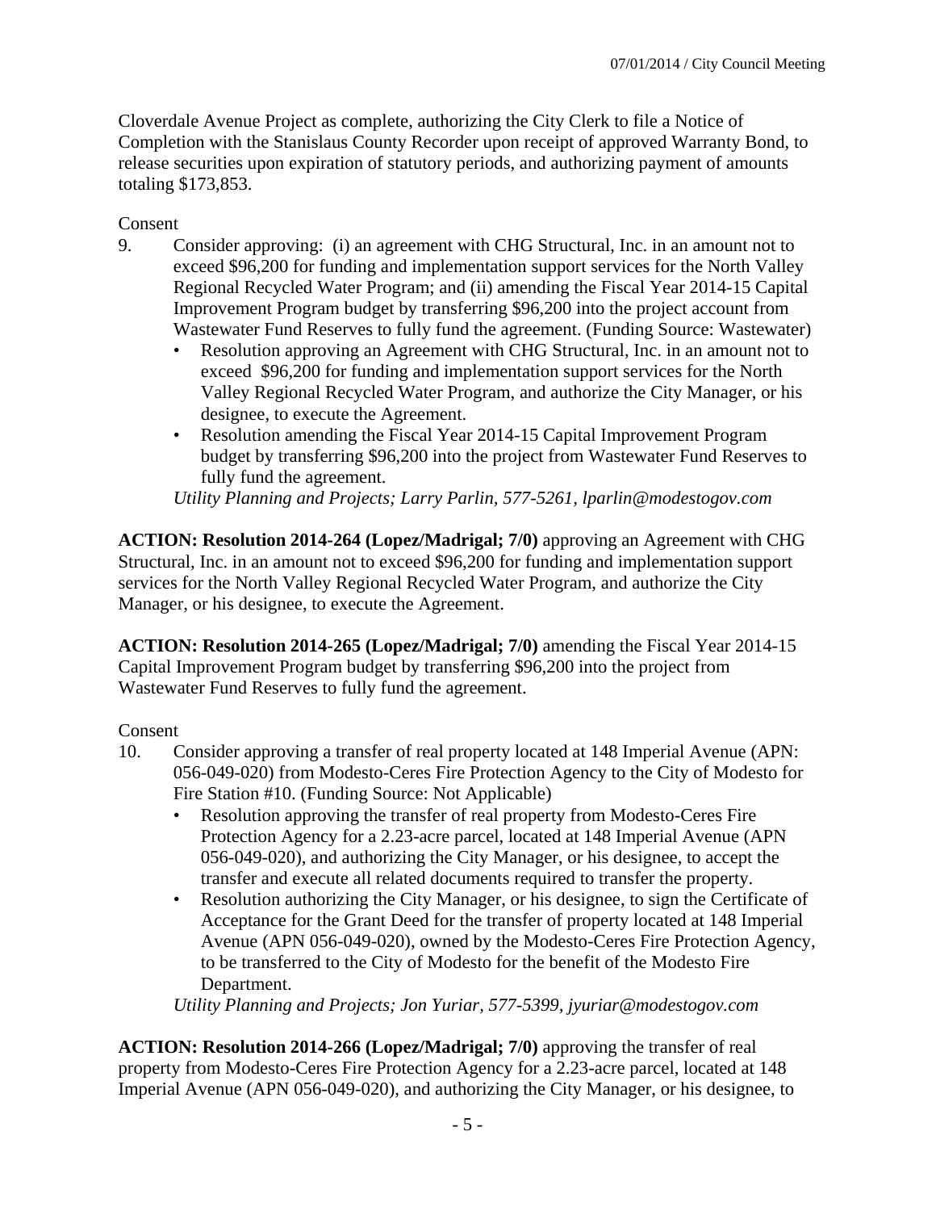Cloverdale Avenue Project as complete, authorizing the City Clerk to file a Notice of Completion with the Stanislaus County Recorder upon receipt of approved Warranty Bond, to release securities upon expiration of statutory periods, and authorizing payment of amounts totaling $173,853.

Consent

9. Consider approving: (i) an agreement with CHG Structural, Inc. in an amount not to exceed $96,200 for funding and implementation support services for the North Valley Regional Recycled Water Program; and (ii) amending the Fiscal Year 2014-15 Capital Improvement Program budget by transferring $96,200 into the project account from Wastewater Fund Reserves to fully fund the agreement. (Funding Source: Wastewater)
   - Resolution approving an Agreement with CHG Structural, Inc. in an amount not to exceed $96,200 for funding and implementation support services for the North Valley Regional Recycled Water Program, and authorize the City Manager, or his designee, to execute the Agreement.
   - Resolution amending the Fiscal Year 2014-15 Capital Improvement Program budget by transferring $96,200 into the project from Wastewater Fund Reserves to fully fund the agreement.

   *Utility Planning and Projects; Larry Parlin, 577-5261, lparlin@modestogov.com*

**ACTION: Resolution 2014-264 (Lopez/Madrigal; 7/0)** approving an Agreement with CHG Structural, Inc. in an amount not to exceed $96,200 for funding and implementation support services for the North Valley Regional Recycled Water Program, and authorize the City Manager, or his designee, to execute the Agreement.

**ACTION: Resolution 2014-265 (Lopez/Madrigal; 7/0)** amending the Fiscal Year 2014-15 Capital Improvement Program budget by transferring $96,200 into the project from Wastewater Fund Reserves to fully fund the agreement.

Consent

10. Consider approving a transfer of real property located at 148 Imperial Avenue (APN: 056-049-020) from Modesto-Ceres Fire Protection Agency to the City of Modesto for Fire Station #10. (Funding Source: Not Applicable)
    - Resolution approving the transfer of real property from Modesto-Ceres Fire Protection Agency for a 2.23-acre parcel, located at 148 Imperial Avenue (APN 056-049-020), and authorizing the City Manager, or his designee, to accept the transfer and execute all related documents required to transfer the property.
    - Resolution authorizing the City Manager, or his designee, to sign the Certificate of Acceptance for the Grant Deed for the transfer of property located at 148 Imperial Avenue (APN 056-049-020), owned by the Modesto-Ceres Fire Protection Agency, to be transferred to the City of Modesto for the benefit of the Modesto Fire Department.

    *Utility Planning and Projects; Jon Yuriar, 577-5399, jyuriar@modestogov.com*

**ACTION: Resolution 2014-266 (Lopez/Madrigal; 7/0)** approving the transfer of real property from Modesto-Ceres Fire Protection Agency for a 2.23-acre parcel, located at 148 Imperial Avenue (APN 056-049-020), and authorizing the City Manager, or his designee, to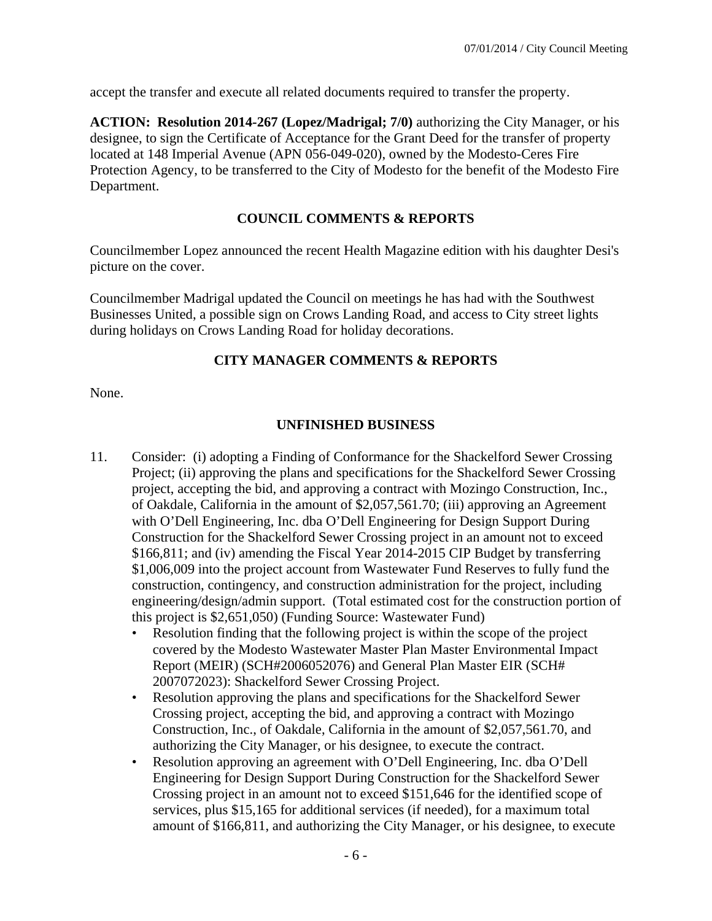accept the transfer and execute all related documents required to transfer the property.

**ACTION: Resolution 2014-267 (Lopez/Madrigal; 7/0)** authorizing the City Manager, or his designee, to sign the Certificate of Acceptance for the Grant Deed for the transfer of property located at 148 Imperial Avenue (APN 056-049-020), owned by the Modesto-Ceres Fire Protection Agency, to be transferred to the City of Modesto for the benefit of the Modesto Fire Department.

## COUNCIL COMMENTS & REPORTS

Councilmember Lopez announced the recent Health Magazine edition with his daughter Desi's picture on the cover.

Councilmember Madrigal updated the Council on meetings he has had with the Southwest Businesses United, a possible sign on Crows Landing Road, and access to City street lights during holidays on Crows Landing Road for holiday decorations.

## CITY MANAGER COMMENTS & REPORTS

None.

## UNFINISHED BUSINESS

11. Consider: (i) adopting a Finding of Conformance for the Shackelford Sewer Crossing Project; (ii) approving the plans and specifications for the Shackelford Sewer Crossing project, accepting the bid, and approving a contract with Mozingo Construction, Inc., of Oakdale, California in the amount of $2,057,561.70; (iii) approving an Agreement with O'Dell Engineering, Inc. dba O'Dell Engineering for Design Support During Construction for the Shackelford Sewer Crossing project in an amount not to exceed $166,811; and (iv) amending the Fiscal Year 2014-2015 CIP Budget by transferring $1,006,009 into the project account from Wastewater Fund Reserves to fully fund the construction, contingency, and construction administration for the project, including engineering/design/admin support. (Total estimated cost for the construction portion of this project is $2,651,050) (Funding Source: Wastewater Fund)
    - Resolution finding that the following project is within the scope of the project covered by the Modesto Wastewater Master Plan Master Environmental Impact Report (MEIR) (SCH#2006052076) and General Plan Master EIR (SCH# 2007072023): Shackelford Sewer Crossing Project.
    - Resolution approving the plans and specifications for the Shackelford Sewer Crossing project, accepting the bid, and approving a contract with Mozingo Construction, Inc., of Oakdale, California in the amount of $2,057,561.70, and authorizing the City Manager, or his designee, to execute the contract.
    - Resolution approving an agreement with O'Dell Engineering, Inc. dba O'Dell Engineering for Design Support During Construction for the Shackelford Sewer Crossing project in an amount not to exceed $151,646 for the identified scope of services, plus $15,165 for additional services (if needed), for a maximum total amount of $166,811, and authorizing the City Manager, or his designee, to execute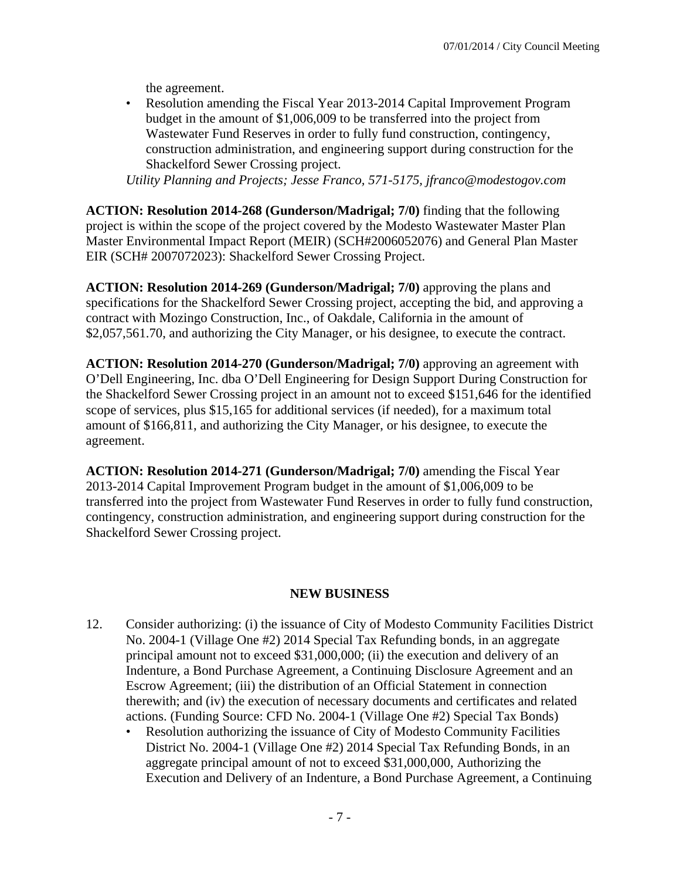the agreement.

- Resolution amending the Fiscal Year 2013-2014 Capital Improvement Program budget in the amount of $1,006,009 to be transferred into the project from Wastewater Fund Reserves in order to fully fund construction, contingency, construction administration, and engineering support during construction for the Shackelford Sewer Crossing project.

*Utility Planning and Projects; Jesse Franco, 571-5175, jfranco@modestogov.com*

**ACTION: Resolution 2014-268 (Gunderson/Madrigal; 7/0)** finding that the following project is within the scope of the project covered by the Modesto Wastewater Master Plan Master Environmental Impact Report (MEIR) (SCH#2006052076) and General Plan Master EIR (SCH# 2007072023): Shackelford Sewer Crossing Project.

**ACTION: Resolution 2014-269 (Gunderson/Madrigal; 7/0)** approving the plans and specifications for the Shackelford Sewer Crossing project, accepting the bid, and approving a contract with Mozingo Construction, Inc., of Oakdale, California in the amount of $2,057,561.70, and authorizing the City Manager, or his designee, to execute the contract.

**ACTION: Resolution 2014-270 (Gunderson/Madrigal; 7/0)** approving an agreement with O'Dell Engineering, Inc. dba O'Dell Engineering for Design Support During Construction for the Shackelford Sewer Crossing project in an amount not to exceed $151,646 for the identified scope of services, plus $15,165 for additional services (if needed), for a maximum total amount of $166,811, and authorizing the City Manager, or his designee, to execute the agreement.

**ACTION: Resolution 2014-271 (Gunderson/Madrigal; 7/0)** amending the Fiscal Year 2013-2014 Capital Improvement Program budget in the amount of $1,006,009 to be transferred into the project from Wastewater Fund Reserves in order to fully fund construction, contingency, construction administration, and engineering support during construction for the Shackelford Sewer Crossing project.

## NEW BUSINESS

12. Consider authorizing: (i) the issuance of City of Modesto Community Facilities District No. 2004-1 (Village One #2) 2014 Special Tax Refunding bonds, in an aggregate principal amount not to exceed $31,000,000; (ii) the execution and delivery of an Indenture, a Bond Purchase Agreement, a Continuing Disclosure Agreement and an Escrow Agreement; (iii) the distribution of an Official Statement in connection therewith; and (iv) the execution of necessary documents and certificates and related actions. (Funding Source: CFD No. 2004-1 (Village One #2) Special Tax Bonds)
    - Resolution authorizing the issuance of City of Modesto Community Facilities District No. 2004-1 (Village One #2) 2014 Special Tax Refunding Bonds, in an aggregate principal amount of not to exceed $31,000,000, Authorizing the Execution and Delivery of an Indenture, a Bond Purchase Agreement, a Continuing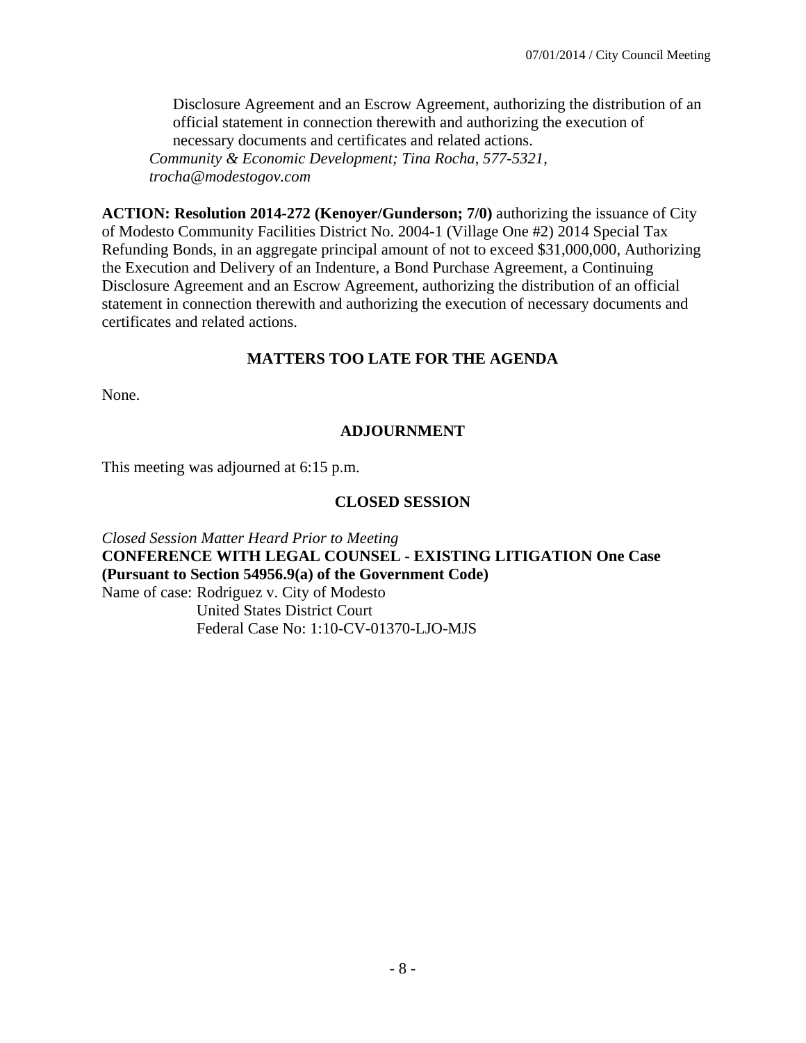Disclosure Agreement and an Escrow Agreement, authorizing the distribution of an official statement in connection therewith and authorizing the execution of necessary documents and certificates and related actions.

*Community & Economic Development; Tina Rocha, 577-5321, trocha@modestogov.com*

**ACTION: Resolution 2014-272 (Kenoyer/Gunderson; 7/0)** authorizing the issuance of City of Modesto Community Facilities District No. 2004-1 (Village One #2) 2014 Special Tax Refunding Bonds, in an aggregate principal amount of not to exceed $31,000,000, Authorizing the Execution and Delivery of an Indenture, a Bond Purchase Agreement, a Continuing Disclosure Agreement and an Escrow Agreement, authorizing the distribution of an official statement in connection therewith and authorizing the execution of necessary documents and certificates and related actions.

## MATTERS TOO LATE FOR THE AGENDA

None.

## ADJOURNMENT

This meeting was adjourned at 6:15 p.m.

## CLOSED SESSION

*Closed Session Matter Heard Prior to Meeting*

**CONFERENCE WITH LEGAL COUNSEL - EXISTING LITIGATION One Case (Pursuant to Section 54956.9(a) of the Government Code)**

Name of case: Rodriguez v. City of Modesto
United States District Court
Federal Case No: 1:10-CV-01370-LJO-MJS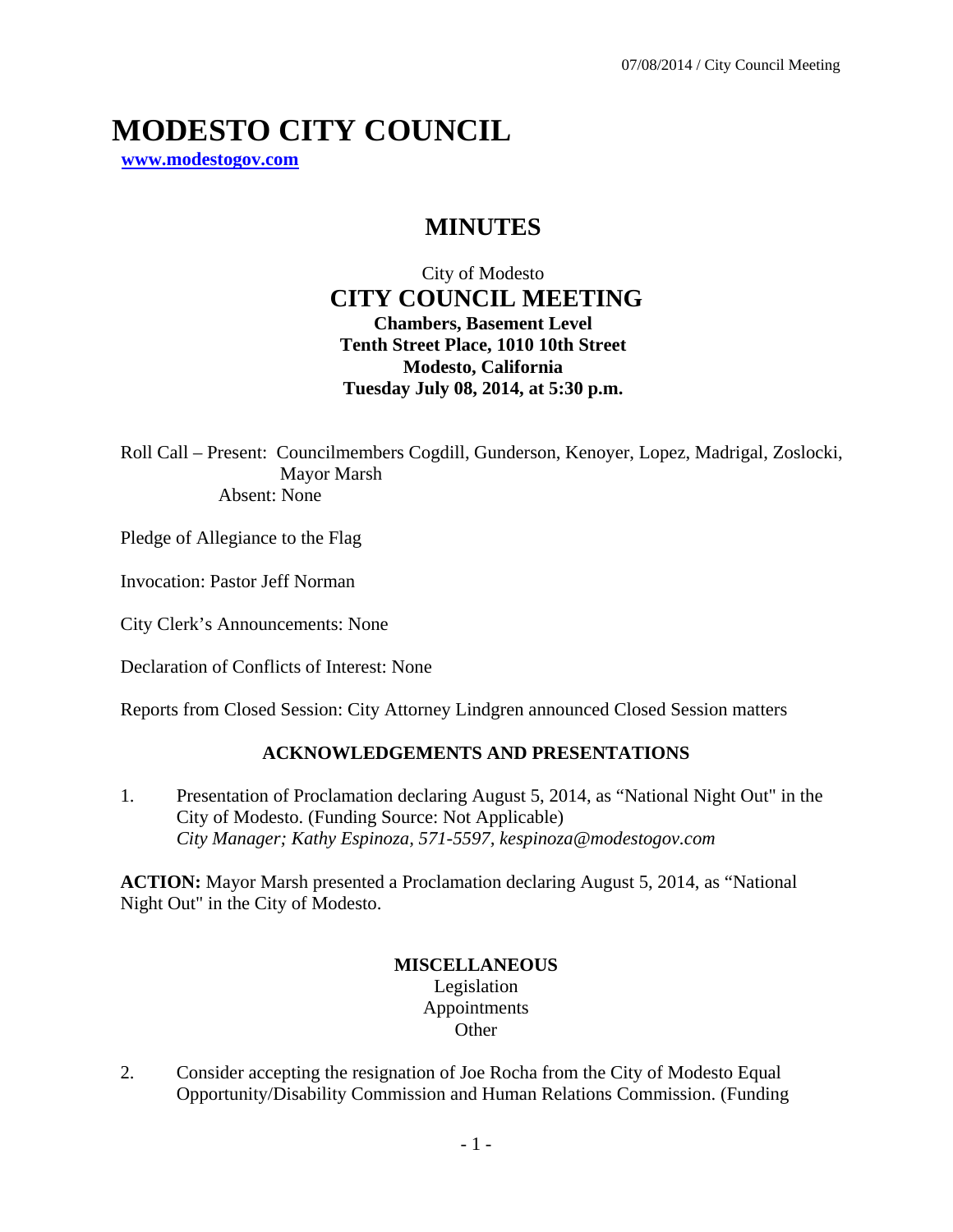# MODESTO CITY COUNCIL

**www.modestogov.com**

## MINUTES

City of Modesto

**CITY COUNCIL MEETING**

**Chambers, Basement Level**
**Tenth Street Place, 1010 10th Street**
**Modesto, California**
**Tuesday July 08, 2014, at 5:30 p.m.**

Roll Call – Present: Councilmembers Cogdill, Gunderson, Kenoyer, Lopez, Madrigal, Zoslocki, Mayor Marsh
Absent: None

Pledge of Allegiance to the Flag

Invocation: Pastor Jeff Norman

City Clerk's Announcements: None

Declaration of Conflicts of Interest: None

Reports from Closed Session: City Attorney Lindgren announced Closed Session matters

**ACKNOWLEDGEMENTS AND PRESENTATIONS**

1. Presentation of Proclamation declaring August 5, 2014, as "National Night Out" in the City of Modesto. (Funding Source: Not Applicable)
   *City Manager; Kathy Espinoza, 571-5597, kespinoza@modestogov.com*

**ACTION:** Mayor Marsh presented a Proclamation declaring August 5, 2014, as "National Night Out" in the City of Modesto.

**MISCELLANEOUS**
Legislation
Appointments
Other

2. Consider accepting the resignation of Joe Rocha from the City of Modesto Equal Opportunity/Disability Commission and Human Relations Commission. (Funding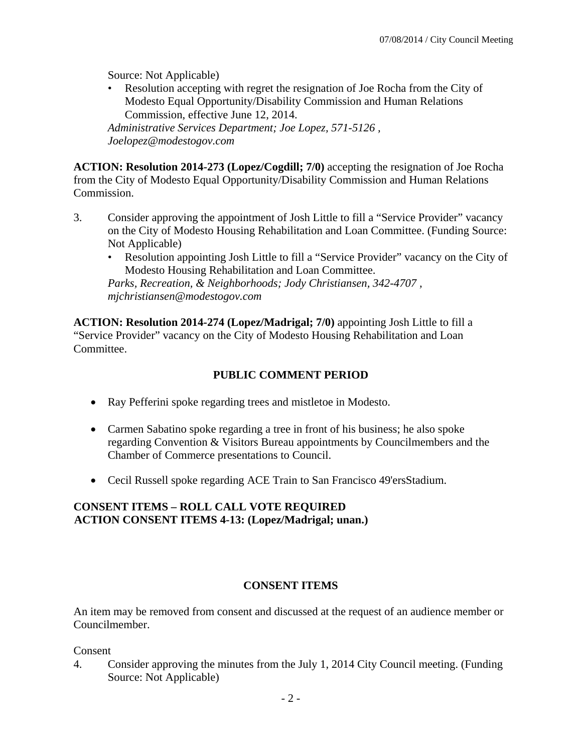Source: Not Applicable)

- Resolution accepting with regret the resignation of Joe Rocha from the City of Modesto Equal Opportunity/Disability Commission and Human Relations Commission, effective June 12, 2014.

*Administrative Services Department; Joe Lopez, 571-5126 , Joelopez@modestogov.com*

**ACTION: Resolution 2014-273 (Lopez/Cogdill; 7/0)** accepting the resignation of Joe Rocha from the City of Modesto Equal Opportunity/Disability Commission and Human Relations Commission.

3. Consider approving the appointment of Josh Little to fill a "Service Provider" vacancy on the City of Modesto Housing Rehabilitation and Loan Committee. (Funding Source: Not Applicable)
   - Resolution appointing Josh Little to fill a "Service Provider" vacancy on the City of Modesto Housing Rehabilitation and Loan Committee.

   *Parks, Recreation, & Neighborhoods; Jody Christiansen, 342-4707 , mjchristiansen@modestogov.com*

**ACTION: Resolution 2014-274 (Lopez/Madrigal; 7/0)** appointing Josh Little to fill a "Service Provider" vacancy on the City of Modesto Housing Rehabilitation and Loan Committee.

## PUBLIC COMMENT PERIOD

- Ray Pefferini spoke regarding trees and mistletoe in Modesto.
- Carmen Sabatino spoke regarding a tree in front of his business; he also spoke regarding Convention & Visitors Bureau appointments by Councilmembers and the Chamber of Commerce presentations to Council.
- Cecil Russell spoke regarding ACE Train to San Francisco 49'ersStadium.

**CONSENT ITEMS – ROLL CALL VOTE REQUIRED**
**ACTION CONSENT ITEMS 4-13: (Lopez/Madrigal; unan.)**

## CONSENT ITEMS

An item may be removed from consent and discussed at the request of an audience member or Councilmember.

Consent

4. Consider approving the minutes from the July 1, 2014 City Council meeting. (Funding Source: Not Applicable)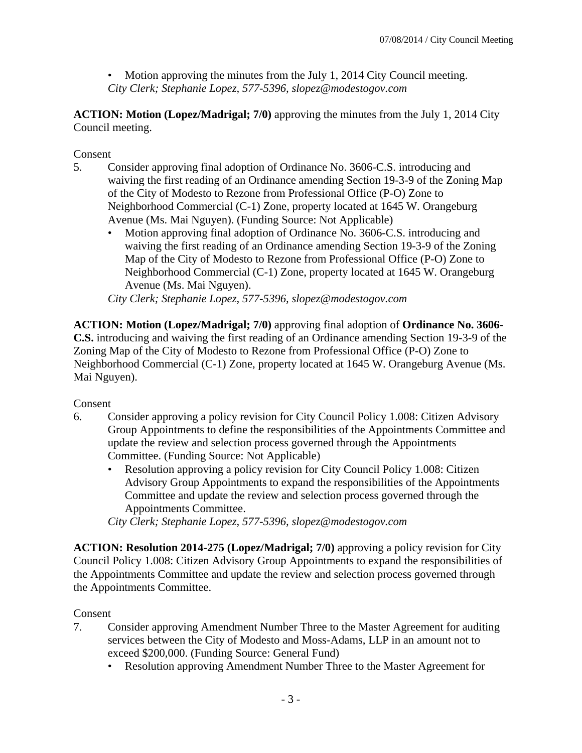- Motion approving the minutes from the July 1, 2014 City Council meeting.

*City Clerk; Stephanie Lopez, 577-5396, slopez@modestogov.com*

**ACTION: Motion (Lopez/Madrigal; 7/0)** approving the minutes from the July 1, 2014 City Council meeting.

Consent

5. Consider approving final adoption of Ordinance No. 3606-C.S. introducing and waiving the first reading of an Ordinance amending Section 19-3-9 of the Zoning Map of the City of Modesto to Rezone from Professional Office (P-O) Zone to Neighborhood Commercial (C-1) Zone, property located at 1645 W. Orangeburg Avenue (Ms. Mai Nguyen). (Funding Source: Not Applicable)
   - Motion approving final adoption of Ordinance No. 3606-C.S. introducing and waiving the first reading of an Ordinance amending Section 19-3-9 of the Zoning Map of the City of Modesto to Rezone from Professional Office (P-O) Zone to Neighborhood Commercial (C-1) Zone, property located at 1645 W. Orangeburg Avenue (Ms. Mai Nguyen).

   *City Clerk; Stephanie Lopez, 577-5396, slopez@modestogov.com*

**ACTION: Motion (Lopez/Madrigal; 7/0)** approving final adoption of **Ordinance No. 3606-C.S.** introducing and waiving the first reading of an Ordinance amending Section 19-3-9 of the Zoning Map of the City of Modesto to Rezone from Professional Office (P-O) Zone to Neighborhood Commercial (C-1) Zone, property located at 1645 W. Orangeburg Avenue (Ms. Mai Nguyen).

Consent

6. Consider approving a policy revision for City Council Policy 1.008: Citizen Advisory Group Appointments to define the responsibilities of the Appointments Committee and update the review and selection process governed through the Appointments Committee. (Funding Source: Not Applicable)
   - Resolution approving a policy revision for City Council Policy 1.008: Citizen Advisory Group Appointments to expand the responsibilities of the Appointments Committee and update the review and selection process governed through the Appointments Committee.

   *City Clerk; Stephanie Lopez, 577-5396, slopez@modestogov.com*

**ACTION: Resolution 2014-275 (Lopez/Madrigal; 7/0)** approving a policy revision for City Council Policy 1.008: Citizen Advisory Group Appointments to expand the responsibilities of the Appointments Committee and update the review and selection process governed through the Appointments Committee.

Consent

7. Consider approving Amendment Number Three to the Master Agreement for auditing services between the City of Modesto and Moss-Adams, LLP in an amount not to exceed $200,000. (Funding Source: General Fund)
   - Resolution approving Amendment Number Three to the Master Agreement for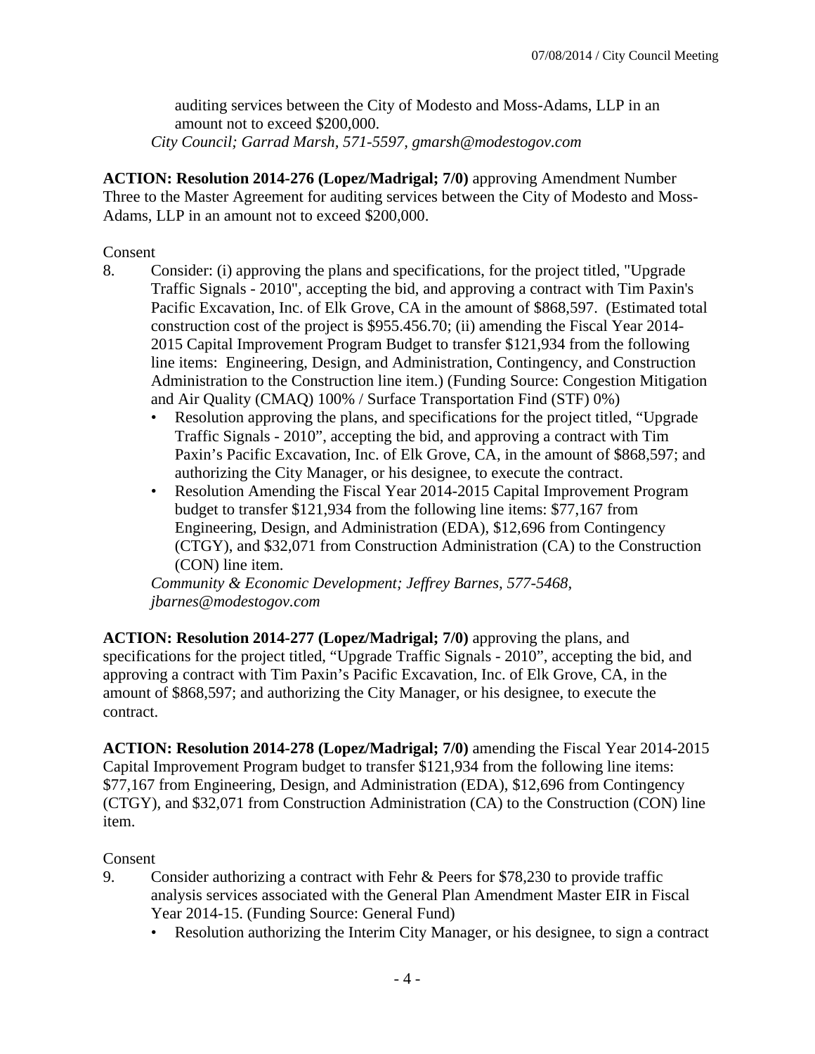auditing services between the City of Modesto and Moss-Adams, LLP in an amount not to exceed $200,000.
*City Council; Garrad Marsh, 571-5597, gmarsh@modestogov.com*

**ACTION: Resolution 2014-276 (Lopez/Madrigal; 7/0)** approving Amendment Number Three to the Master Agreement for auditing services between the City of Modesto and Moss-Adams, LLP in an amount not to exceed $200,000.

Consent

8. Consider: (i) approving the plans and specifications, for the project titled, "Upgrade Traffic Signals - 2010", accepting the bid, and approving a contract with Tim Paxin's Pacific Excavation, Inc. of Elk Grove, CA in the amount of $868,597. (Estimated total construction cost of the project is $955.456.70; (ii) amending the Fiscal Year 2014-2015 Capital Improvement Program Budget to transfer $121,934 from the following line items: Engineering, Design, and Administration, Contingency, and Construction Administration to the Construction line item.) (Funding Source: Congestion Mitigation and Air Quality (CMAQ) 100% / Surface Transportation Find (STF) 0%)
   - Resolution approving the plans, and specifications for the project titled, "Upgrade Traffic Signals - 2010", accepting the bid, and approving a contract with Tim Paxin's Pacific Excavation, Inc. of Elk Grove, CA, in the amount of $868,597; and authorizing the City Manager, or his designee, to execute the contract.
   - Resolution Amending the Fiscal Year 2014-2015 Capital Improvement Program budget to transfer $121,934 from the following line items: $77,167 from Engineering, Design, and Administration (EDA), $12,696 from Contingency (CTGY), and $32,071 from Construction Administration (CA) to the Construction (CON) line item.

   *Community & Economic Development; Jeffrey Barnes, 577-5468, jbarnes@modestogov.com*

**ACTION: Resolution 2014-277 (Lopez/Madrigal; 7/0)** approving the plans, and specifications for the project titled, "Upgrade Traffic Signals - 2010", accepting the bid, and approving a contract with Tim Paxin's Pacific Excavation, Inc. of Elk Grove, CA, in the amount of $868,597; and authorizing the City Manager, or his designee, to execute the contract.

**ACTION: Resolution 2014-278 (Lopez/Madrigal; 7/0)** amending the Fiscal Year 2014-2015 Capital Improvement Program budget to transfer $121,934 from the following line items: $77,167 from Engineering, Design, and Administration (EDA), $12,696 from Contingency (CTGY), and $32,071 from Construction Administration (CA) to the Construction (CON) line item.

Consent

9. Consider authorizing a contract with Fehr & Peers for $78,230 to provide traffic analysis services associated with the General Plan Amendment Master EIR in Fiscal Year 2014-15. (Funding Source: General Fund)
   - Resolution authorizing the Interim City Manager, or his designee, to sign a contract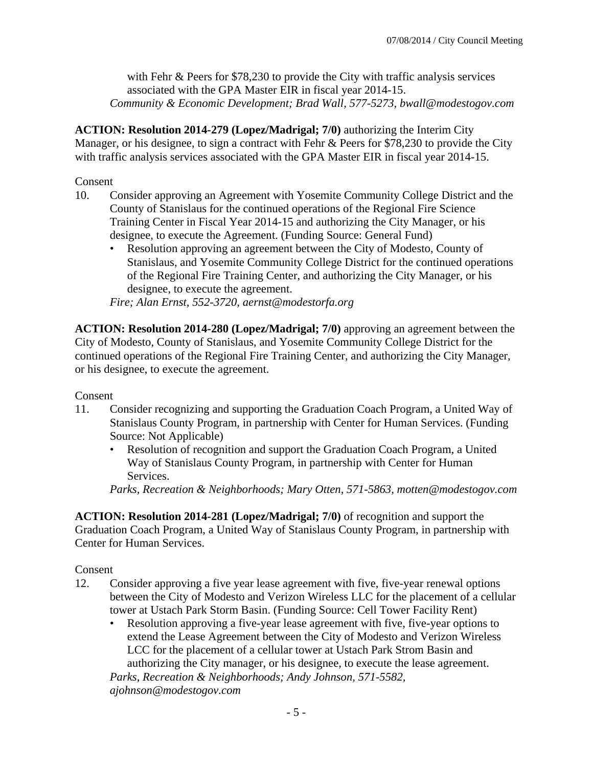with Fehr & Peers for $78,230 to provide the City with traffic analysis services associated with the GPA Master EIR in fiscal year 2014-15.
*Community & Economic Development; Brad Wall, 577-5273, bwall@modestogov.com*

**ACTION: Resolution 2014-279 (Lopez/Madrigal; 7/0)** authorizing the Interim City Manager, or his designee, to sign a contract with Fehr & Peers for $78,230 to provide the City with traffic analysis services associated with the GPA Master EIR in fiscal year 2014-15.

Consent

10. Consider approving an Agreement with Yosemite Community College District and the County of Stanislaus for the continued operations of the Regional Fire Science Training Center in Fiscal Year 2014-15 and authorizing the City Manager, or his designee, to execute the Agreement. (Funding Source: General Fund)
    - Resolution approving an agreement between the City of Modesto, County of Stanislaus, and Yosemite Community College District for the continued operations of the Regional Fire Training Center, and authorizing the City Manager, or his designee, to execute the agreement.

    *Fire; Alan Ernst, 552-3720, aernst@modestorfa.org*

**ACTION: Resolution 2014-280 (Lopez/Madrigal; 7/0)** approving an agreement between the City of Modesto, County of Stanislaus, and Yosemite Community College District for the continued operations of the Regional Fire Training Center, and authorizing the City Manager, or his designee, to execute the agreement.

Consent

11. Consider recognizing and supporting the Graduation Coach Program, a United Way of Stanislaus County Program, in partnership with Center for Human Services. (Funding Source: Not Applicable)
    - Resolution of recognition and support the Graduation Coach Program, a United Way of Stanislaus County Program, in partnership with Center for Human Services.

    *Parks, Recreation & Neighborhoods; Mary Otten, 571-5863, motten@modestogov.com*

**ACTION: Resolution 2014-281 (Lopez/Madrigal; 7/0)** of recognition and support the Graduation Coach Program, a United Way of Stanislaus County Program, in partnership with Center for Human Services.

Consent

12. Consider approving a five year lease agreement with five, five-year renewal options between the City of Modesto and Verizon Wireless LLC for the placement of a cellular tower at Ustach Park Storm Basin. (Funding Source: Cell Tower Facility Rent)
    - Resolution approving a five-year lease agreement with five, five-year options to extend the Lease Agreement between the City of Modesto and Verizon Wireless LCC for the placement of a cellular tower at Ustach Park Strom Basin and authorizing the City manager, or his designee, to execute the lease agreement.

    *Parks, Recreation & Neighborhoods; Andy Johnson, 571-5582, ajohnson@modestogov.com*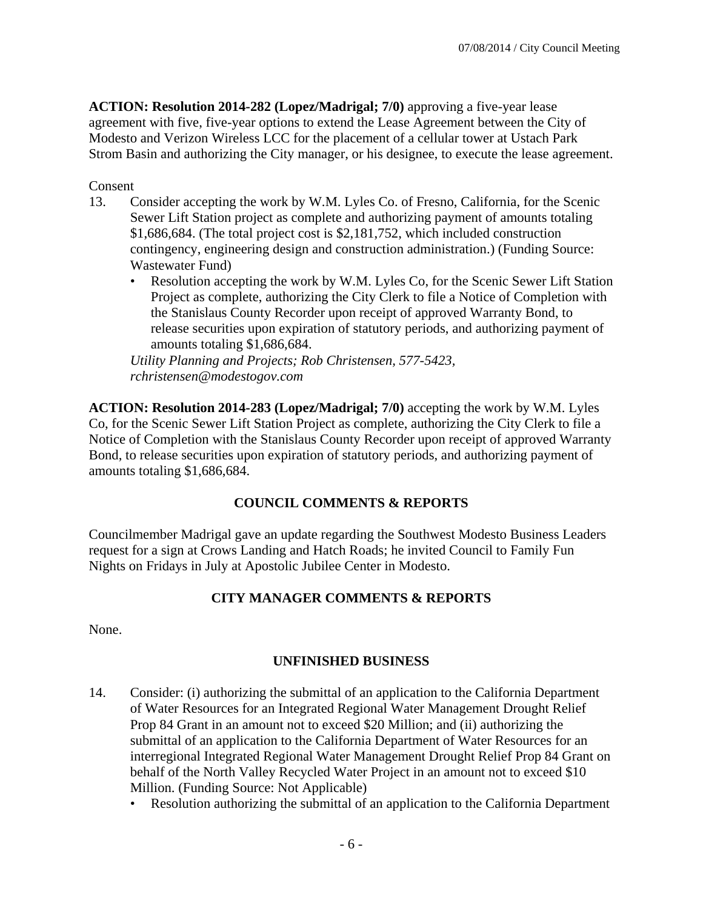**ACTION: Resolution 2014-282 (Lopez/Madrigal; 7/0)** approving a five-year lease agreement with five, five-year options to extend the Lease Agreement between the City of Modesto and Verizon Wireless LCC for the placement of a cellular tower at Ustach Park Strom Basin and authorizing the City manager, or his designee, to execute the lease agreement.

Consent

13. Consider accepting the work by W.M. Lyles Co. of Fresno, California, for the Scenic Sewer Lift Station project as complete and authorizing payment of amounts totaling $1,686,684. (The total project cost is $2,181,752, which included construction contingency, engineering design and construction administration.) (Funding Source: Wastewater Fund)
    - Resolution accepting the work by W.M. Lyles Co, for the Scenic Sewer Lift Station Project as complete, authorizing the City Clerk to file a Notice of Completion with the Stanislaus County Recorder upon receipt of approved Warranty Bond, to release securities upon expiration of statutory periods, and authorizing payment of amounts totaling $1,686,684.

    *Utility Planning and Projects; Rob Christensen, 577-5423, rchristensen@modestogov.com*

**ACTION: Resolution 2014-283 (Lopez/Madrigal; 7/0)** accepting the work by W.M. Lyles Co, for the Scenic Sewer Lift Station Project as complete, authorizing the City Clerk to file a Notice of Completion with the Stanislaus County Recorder upon receipt of approved Warranty Bond, to release securities upon expiration of statutory periods, and authorizing payment of amounts totaling $1,686,684.

## COUNCIL COMMENTS & REPORTS

Councilmember Madrigal gave an update regarding the Southwest Modesto Business Leaders request for a sign at Crows Landing and Hatch Roads; he invited Council to Family Fun Nights on Fridays in July at Apostolic Jubilee Center in Modesto.

## CITY MANAGER COMMENTS & REPORTS

None.

## UNFINISHED BUSINESS

14. Consider: (i) authorizing the submittal of an application to the California Department of Water Resources for an Integrated Regional Water Management Drought Relief Prop 84 Grant in an amount not to exceed $20 Million; and (ii) authorizing the submittal of an application to the California Department of Water Resources for an interregional Integrated Regional Water Management Drought Relief Prop 84 Grant on behalf of the North Valley Recycled Water Project in an amount not to exceed $10 Million. (Funding Source: Not Applicable)
    - Resolution authorizing the submittal of an application to the California Department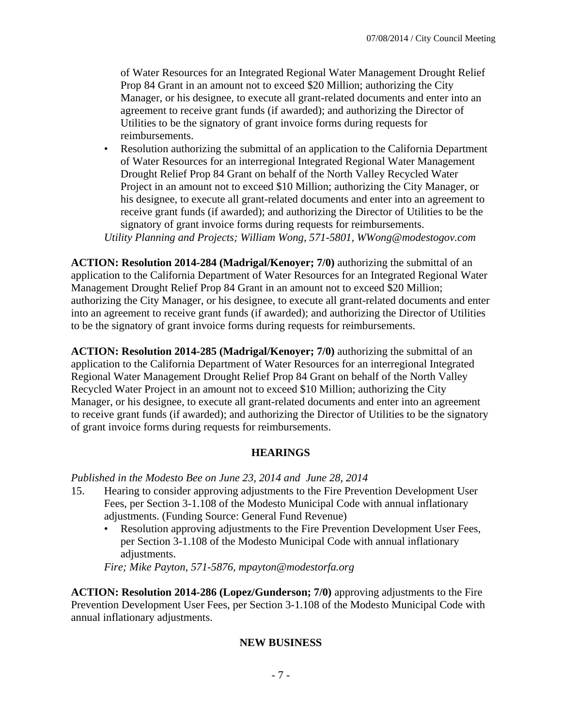of Water Resources for an Integrated Regional Water Management Drought Relief Prop 84 Grant in an amount not to exceed $20 Million; authorizing the City Manager, or his designee, to execute all grant-related documents and enter into an agreement to receive grant funds (if awarded); and authorizing the Director of Utilities to be the signatory of grant invoice forms during requests for reimbursements.

- Resolution authorizing the submittal of an application to the California Department of Water Resources for an interregional Integrated Regional Water Management Drought Relief Prop 84 Grant on behalf of the North Valley Recycled Water Project in an amount not to exceed $10 Million; authorizing the City Manager, or his designee, to execute all grant-related documents and enter into an agreement to receive grant funds (if awarded); and authorizing the Director of Utilities to be the signatory of grant invoice forms during requests for reimbursements.

*Utility Planning and Projects; William Wong, 571-5801, WWong@modestogov.com*

**ACTION: Resolution 2014-284 (Madrigal/Kenoyer; 7/0)** authorizing the submittal of an application to the California Department of Water Resources for an Integrated Regional Water Management Drought Relief Prop 84 Grant in an amount not to exceed $20 Million; authorizing the City Manager, or his designee, to execute all grant-related documents and enter into an agreement to receive grant funds (if awarded); and authorizing the Director of Utilities to be the signatory of grant invoice forms during requests for reimbursements.

**ACTION: Resolution 2014-285 (Madrigal/Kenoyer; 7/0)** authorizing the submittal of an application to the California Department of Water Resources for an interregional Integrated Regional Water Management Drought Relief Prop 84 Grant on behalf of the North Valley Recycled Water Project in an amount not to exceed $10 Million; authorizing the City Manager, or his designee, to execute all grant-related documents and enter into an agreement to receive grant funds (if awarded); and authorizing the Director of Utilities to be the signatory of grant invoice forms during requests for reimbursements.

## HEARINGS

*Published in the Modesto Bee on June 23, 2014 and June 28, 2014*

15. Hearing to consider approving adjustments to the Fire Prevention Development User Fees, per Section 3-1.108 of the Modesto Municipal Code with annual inflationary adjustments. (Funding Source: General Fund Revenue)
    - Resolution approving adjustments to the Fire Prevention Development User Fees, per Section 3-1.108 of the Modesto Municipal Code with annual inflationary adjustments.

    *Fire; Mike Payton, 571-5876, mpayton@modestorfa.org*

**ACTION: Resolution 2014-286 (Lopez/Gunderson; 7/0)** approving adjustments to the Fire Prevention Development User Fees, per Section 3-1.108 of the Modesto Municipal Code with annual inflationary adjustments.

## NEW BUSINESS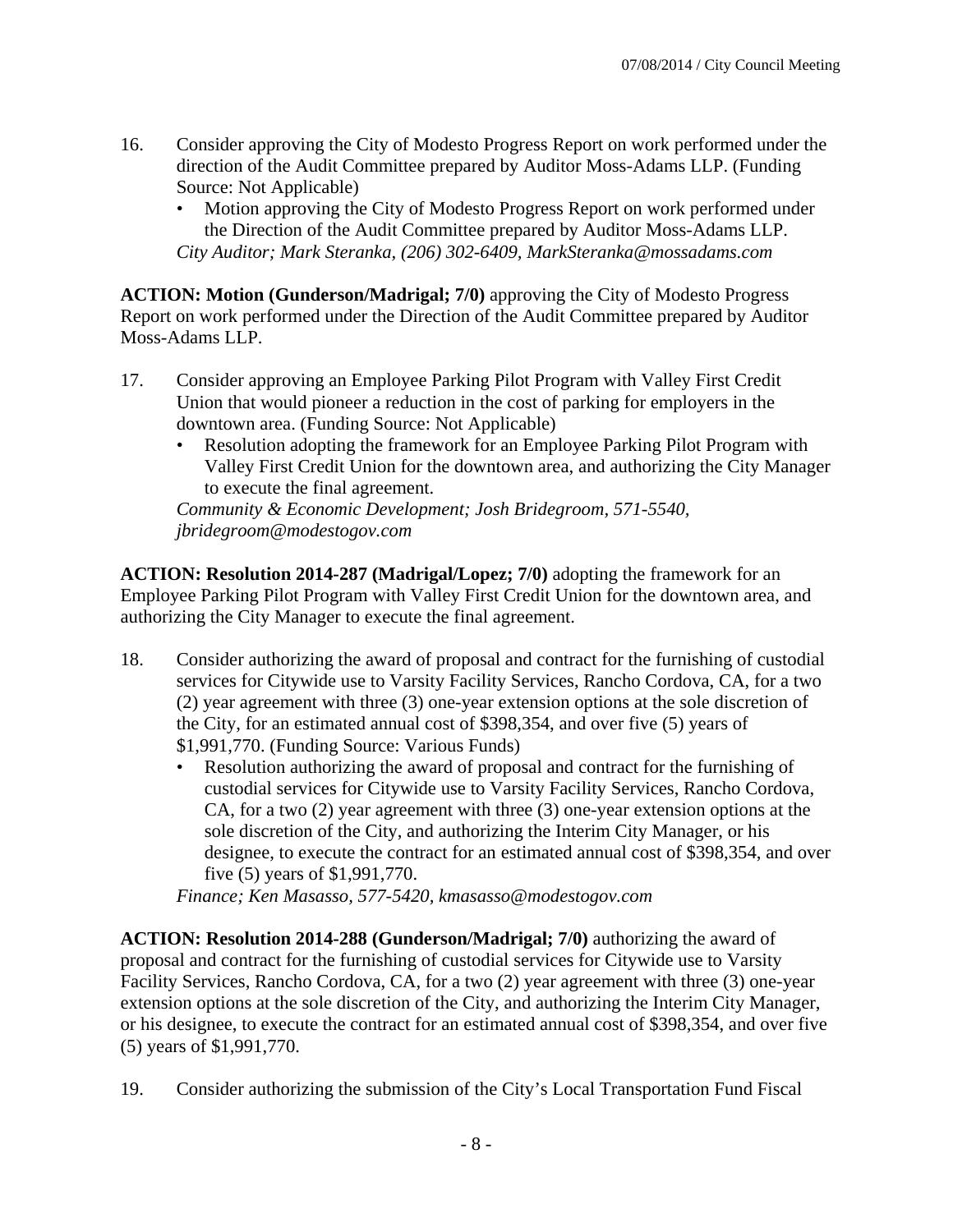16. Consider approving the City of Modesto Progress Report on work performed under the direction of the Audit Committee prepared by Auditor Moss-Adams LLP. (Funding Source: Not Applicable)
    - Motion approving the City of Modesto Progress Report on work performed under the Direction of the Audit Committee prepared by Auditor Moss-Adams LLP.

    *City Auditor; Mark Steranka, (206) 302-6409, MarkSteranka@mossadams.com*

**ACTION: Motion (Gunderson/Madrigal; 7/0)** approving the City of Modesto Progress Report on work performed under the Direction of the Audit Committee prepared by Auditor Moss-Adams LLP.

17. Consider approving an Employee Parking Pilot Program with Valley First Credit Union that would pioneer a reduction in the cost of parking for employers in the downtown area. (Funding Source: Not Applicable)
    - Resolution adopting the framework for an Employee Parking Pilot Program with Valley First Credit Union for the downtown area, and authorizing the City Manager to execute the final agreement.

    *Community & Economic Development; Josh Bridegroom, 571-5540, jbridegroom@modestogov.com*

**ACTION: Resolution 2014-287 (Madrigal/Lopez; 7/0)** adopting the framework for an Employee Parking Pilot Program with Valley First Credit Union for the downtown area, and authorizing the City Manager to execute the final agreement.

18. Consider authorizing the award of proposal and contract for the furnishing of custodial services for Citywide use to Varsity Facility Services, Rancho Cordova, CA, for a two (2) year agreement with three (3) one-year extension options at the sole discretion of the City, for an estimated annual cost of $398,354, and over five (5) years of $1,991,770. (Funding Source: Various Funds)
    - Resolution authorizing the award of proposal and contract for the furnishing of custodial services for Citywide use to Varsity Facility Services, Rancho Cordova, CA, for a two (2) year agreement with three (3) one-year extension options at the sole discretion of the City, and authorizing the Interim City Manager, or his designee, to execute the contract for an estimated annual cost of $398,354, and over five (5) years of $1,991,770.

    *Finance; Ken Masasso, 577-5420, kmasasso@modestogov.com*

**ACTION: Resolution 2014-288 (Gunderson/Madrigal; 7/0)** authorizing the award of proposal and contract for the furnishing of custodial services for Citywide use to Varsity Facility Services, Rancho Cordova, CA, for a two (2) year agreement with three (3) one-year extension options at the sole discretion of the City, and authorizing the Interim City Manager, or his designee, to execute the contract for an estimated annual cost of $398,354, and over five (5) years of $1,991,770.

19. Consider authorizing the submission of the City's Local Transportation Fund Fiscal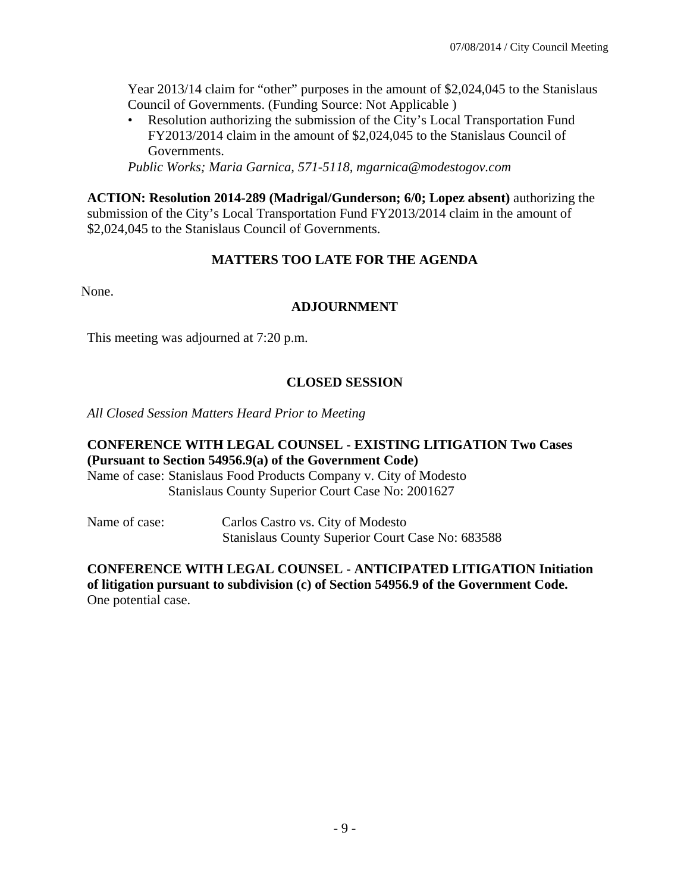Year 2013/14 claim for "other" purposes in the amount of $2,024,045 to the Stanislaus Council of Governments. (Funding Source: Not Applicable )

- Resolution authorizing the submission of the City's Local Transportation Fund FY2013/2014 claim in the amount of $2,024,045 to the Stanislaus Council of Governments.

*Public Works; Maria Garnica, 571-5118, mgarnica@modestogov.com*

**ACTION: Resolution 2014-289 (Madrigal/Gunderson; 6/0; Lopez absent)** authorizing the submission of the City's Local Transportation Fund FY2013/2014 claim in the amount of $2,024,045 to the Stanislaus Council of Governments.

## MATTERS TOO LATE FOR THE AGENDA

None.

## ADJOURNMENT

This meeting was adjourned at 7:20 p.m.

## CLOSED SESSION

*All Closed Session Matters Heard Prior to Meeting*

**CONFERENCE WITH LEGAL COUNSEL - EXISTING LITIGATION Two Cases (Pursuant to Section 54956.9(a) of the Government Code)**
Name of case: Stanislaus Food Products Company v. City of Modesto
Stanislaus County Superior Court Case No: 2001627

Name of case: Carlos Castro vs. City of Modesto
Stanislaus County Superior Court Case No: 683588

**CONFERENCE WITH LEGAL COUNSEL - ANTICIPATED LITIGATION Initiation of litigation pursuant to subdivision (c) of Section 54956.9 of the Government Code.**
One potential case.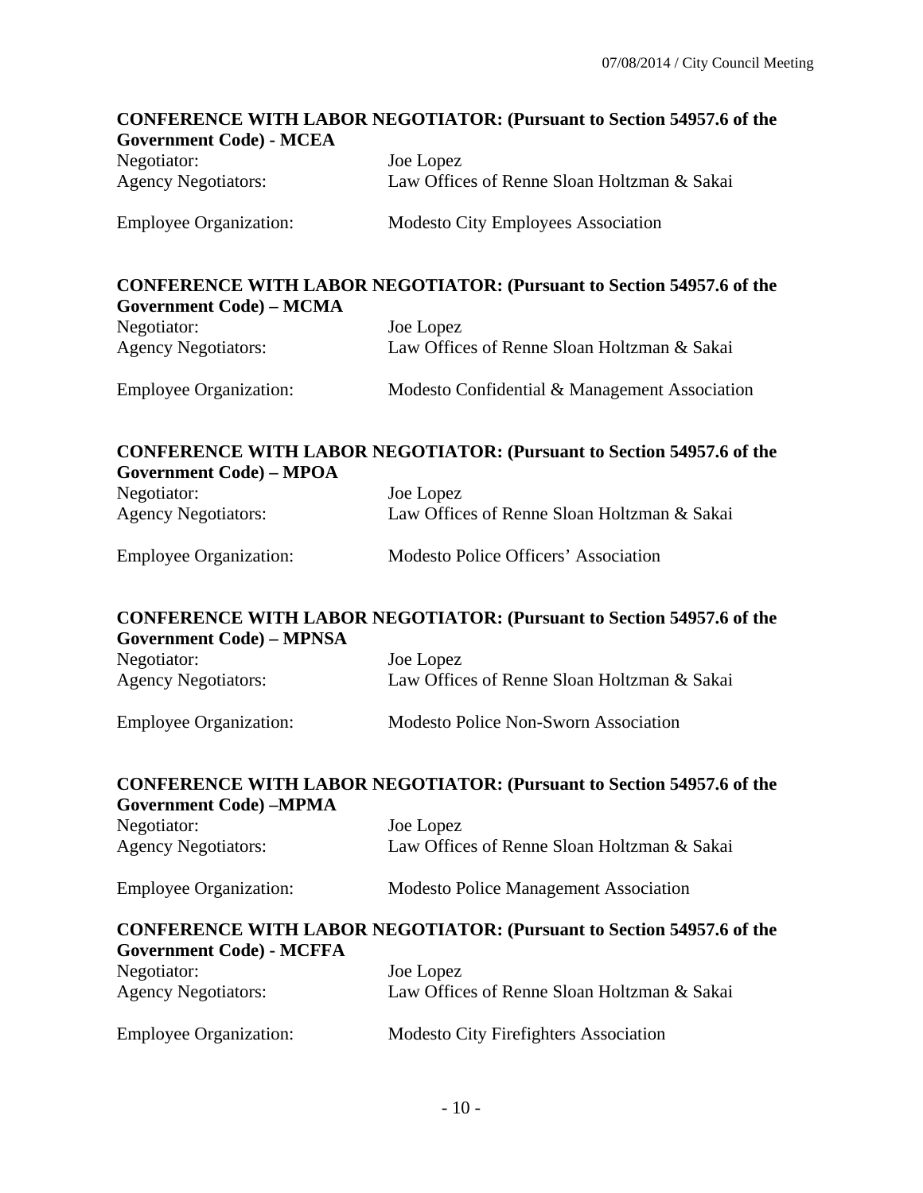**CONFERENCE WITH LABOR NEGOTIATOR: (Pursuant to Section 54957.6 of the Government Code) - MCEA**

Negotiator: Joe Lopez
Agency Negotiators: Law Offices of Renne Sloan Holtzman & Sakai

Employee Organization: Modesto City Employees Association

**CONFERENCE WITH LABOR NEGOTIATOR: (Pursuant to Section 54957.6 of the Government Code) – MCMA**

Negotiator: Joe Lopez
Agency Negotiators: Law Offices of Renne Sloan Holtzman & Sakai

Employee Organization: Modesto Confidential & Management Association

**CONFERENCE WITH LABOR NEGOTIATOR: (Pursuant to Section 54957.6 of the Government Code) – MPOA**

Negotiator: Joe Lopez
Agency Negotiators: Law Offices of Renne Sloan Holtzman & Sakai

Employee Organization: Modesto Police Officers' Association

**CONFERENCE WITH LABOR NEGOTIATOR: (Pursuant to Section 54957.6 of the Government Code) – MPNSA**

Negotiator: Joe Lopez
Agency Negotiators: Law Offices of Renne Sloan Holtzman & Sakai

Employee Organization: Modesto Police Non-Sworn Association

**CONFERENCE WITH LABOR NEGOTIATOR: (Pursuant to Section 54957.6 of the Government Code) –MPMA**

Negotiator: Joe Lopez
Agency Negotiators: Law Offices of Renne Sloan Holtzman & Sakai

Employee Organization: Modesto Police Management Association

**CONFERENCE WITH LABOR NEGOTIATOR: (Pursuant to Section 54957.6 of the Government Code) - MCFFA**

Negotiator: Joe Lopez
Agency Negotiators: Law Offices of Renne Sloan Holtzman & Sakai

Employee Organization: Modesto City Firefighters Association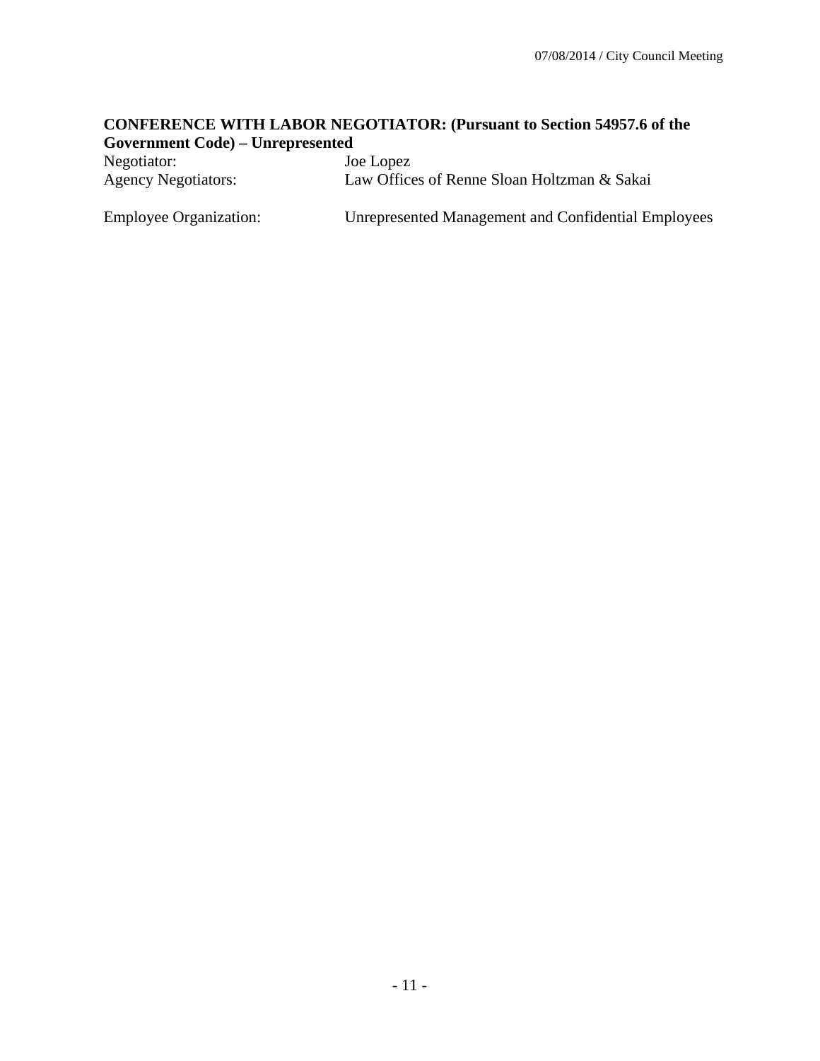**CONFERENCE WITH LABOR NEGOTIATOR: (Pursuant to Section 54957.6 of the Government Code) – Unrepresented**

Negotiator: Joe Lopez
Agency Negotiators: Law Offices of Renne Sloan Holtzman & Sakai

Employee Organization: Unrepresented Management and Confidential Employees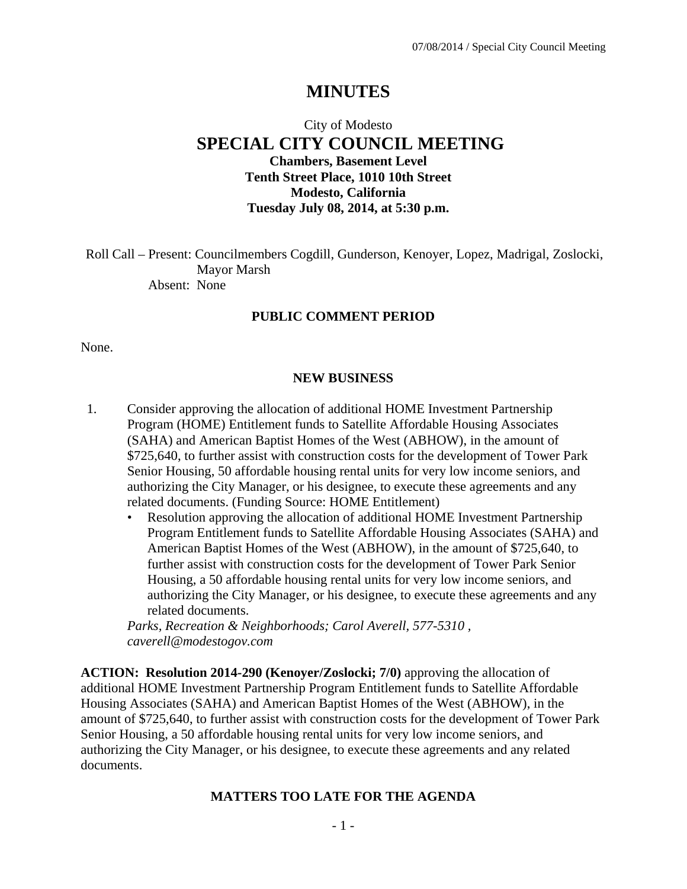# MINUTES

City of Modesto

## SPECIAL CITY COUNCIL MEETING

**Chambers, Basement Level**
**Tenth Street Place, 1010 10th Street**
**Modesto, California**
**Tuesday July 08, 2014, at 5:30 p.m.**

Roll Call – Present: Councilmembers Cogdill, Gunderson, Kenoyer, Lopez, Madrigal, Zoslocki, Mayor Marsh
Absent: None

### PUBLIC COMMENT PERIOD

None.

### NEW BUSINESS

1. Consider approving the allocation of additional HOME Investment Partnership Program (HOME) Entitlement funds to Satellite Affordable Housing Associates (SAHA) and American Baptist Homes of the West (ABHOW), in the amount of $725,640, to further assist with construction costs for the development of Tower Park Senior Housing, 50 affordable housing rental units for very low income seniors, and authorizing the City Manager, or his designee, to execute these agreements and any related documents. (Funding Source: HOME Entitlement)
   - Resolution approving the allocation of additional HOME Investment Partnership Program Entitlement funds to Satellite Affordable Housing Associates (SAHA) and American Baptist Homes of the West (ABHOW), in the amount of $725,640, to further assist with construction costs for the development of Tower Park Senior Housing, a 50 affordable housing rental units for very low income seniors, and authorizing the City Manager, or his designee, to execute these agreements and any related documents.

   *Parks, Recreation & Neighborhoods; Carol Averell, 577-5310 , caverell@modestogov.com*

**ACTION: Resolution 2014-290 (Kenoyer/Zoslocki; 7/0)** approving the allocation of additional HOME Investment Partnership Program Entitlement funds to Satellite Affordable Housing Associates (SAHA) and American Baptist Homes of the West (ABHOW), in the amount of $725,640, to further assist with construction costs for the development of Tower Park Senior Housing, a 50 affordable housing rental units for very low income seniors, and authorizing the City Manager, or his designee, to execute these agreements and any related documents.

### MATTERS TOO LATE FOR THE AGENDA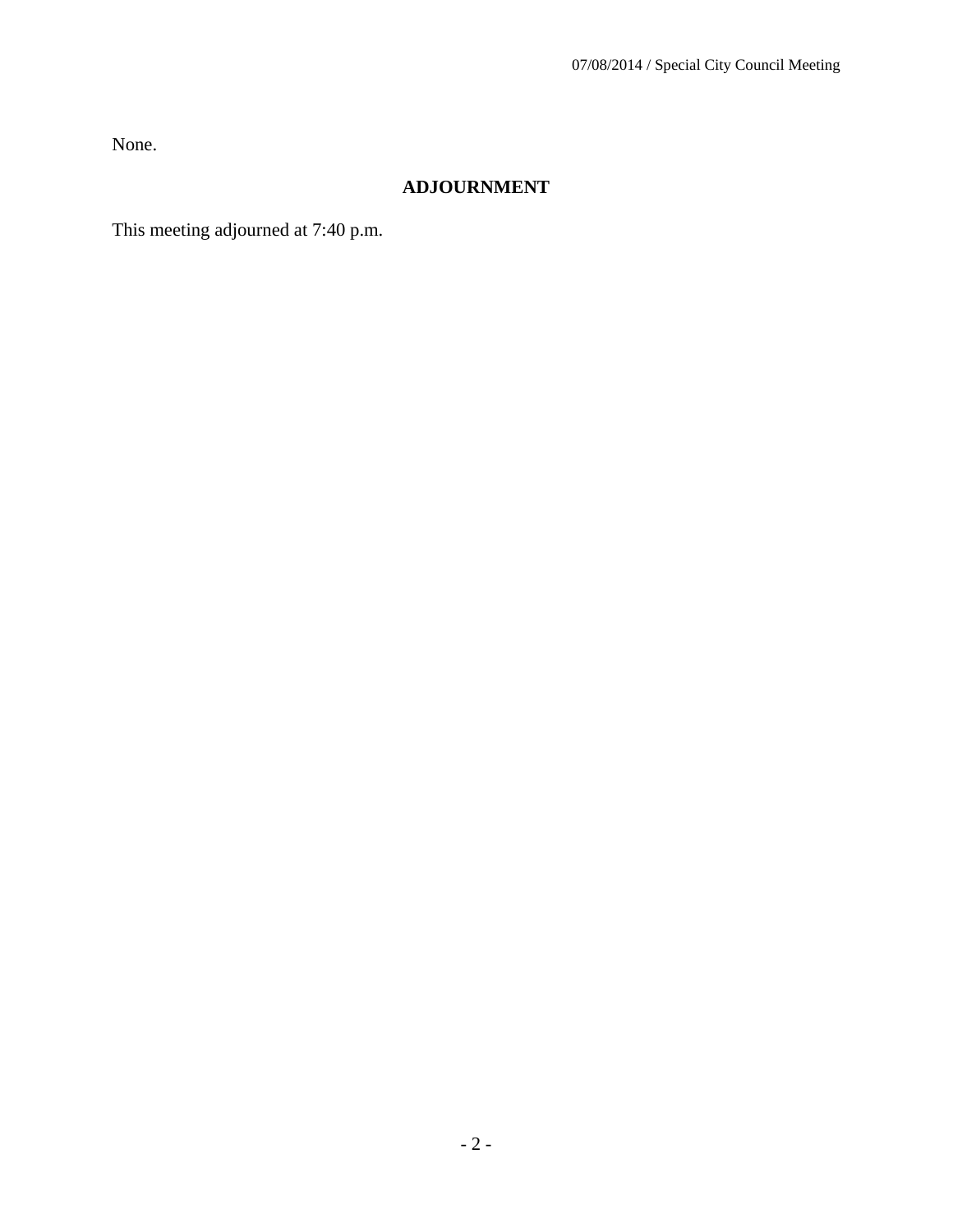None.

## ADJOURNMENT

This meeting adjourned at 7:40 p.m.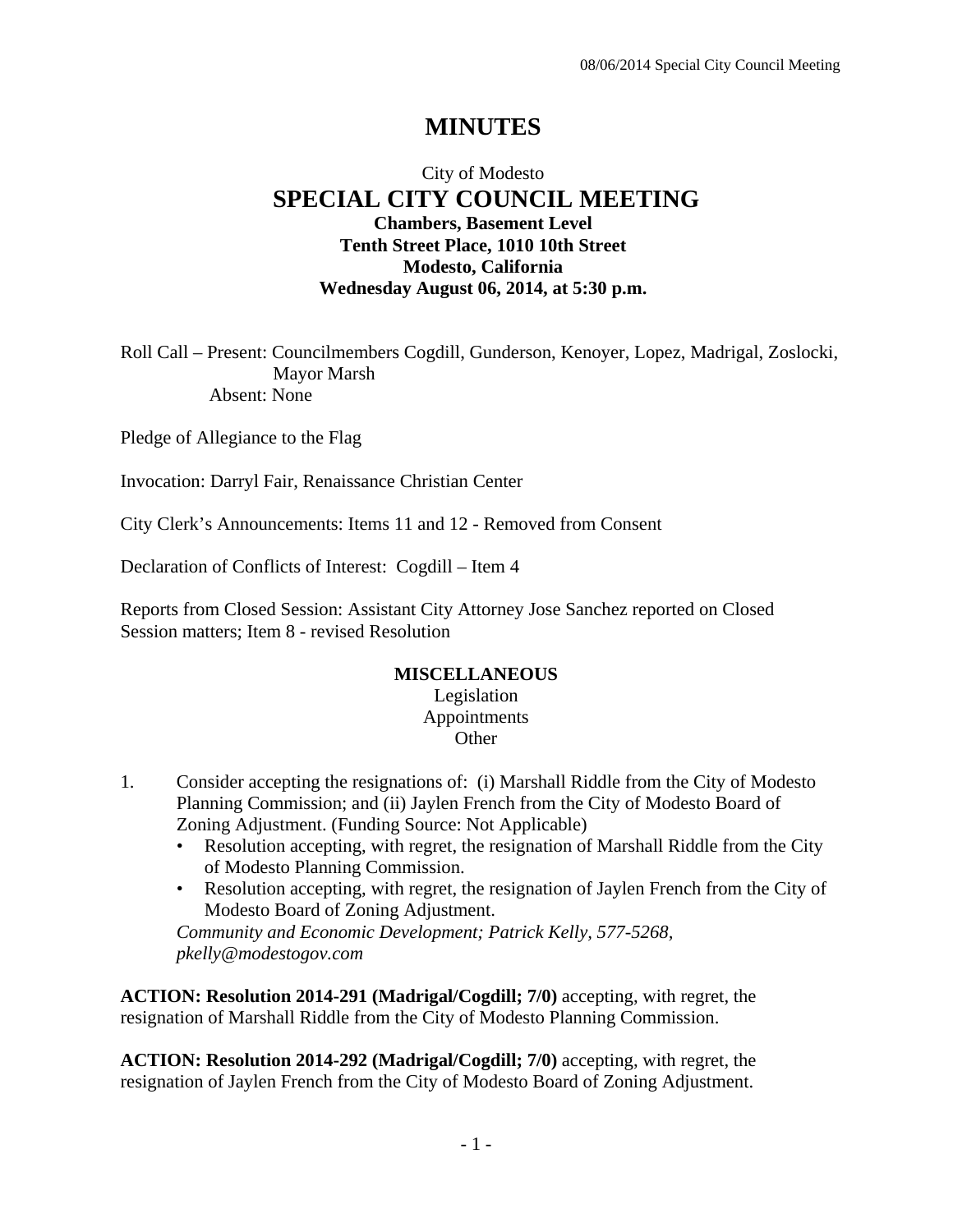# MINUTES

City of Modesto

## SPECIAL CITY COUNCIL MEETING

**Chambers, Basement Level**
**Tenth Street Place, 1010 10th Street**
**Modesto, California**
**Wednesday August 06, 2014, at 5:30 p.m.**

Roll Call – Present: Councilmembers Cogdill, Gunderson, Kenoyer, Lopez, Madrigal, Zoslocki, Mayor Marsh
Absent: None

Pledge of Allegiance to the Flag

Invocation: Darryl Fair, Renaissance Christian Center

City Clerk's Announcements: Items 11 and 12 - Removed from Consent

Declaration of Conflicts of Interest: Cogdill – Item 4

Reports from Closed Session: Assistant City Attorney Jose Sanchez reported on Closed Session matters; Item 8 - revised Resolution

**MISCELLANEOUS**

Legislation
Appointments
Other

1. Consider accepting the resignations of: (i) Marshall Riddle from the City of Modesto Planning Commission; and (ii) Jaylen French from the City of Modesto Board of Zoning Adjustment. (Funding Source: Not Applicable)
   - Resolution accepting, with regret, the resignation of Marshall Riddle from the City of Modesto Planning Commission.
   - Resolution accepting, with regret, the resignation of Jaylen French from the City of Modesto Board of Zoning Adjustment.

   *Community and Economic Development; Patrick Kelly, 577-5268, pkelly@modestogov.com*

**ACTION: Resolution 2014-291 (Madrigal/Cogdill; 7/0)** accepting, with regret, the resignation of Marshall Riddle from the City of Modesto Planning Commission.

**ACTION: Resolution 2014-292 (Madrigal/Cogdill; 7/0)** accepting, with regret, the resignation of Jaylen French from the City of Modesto Board of Zoning Adjustment.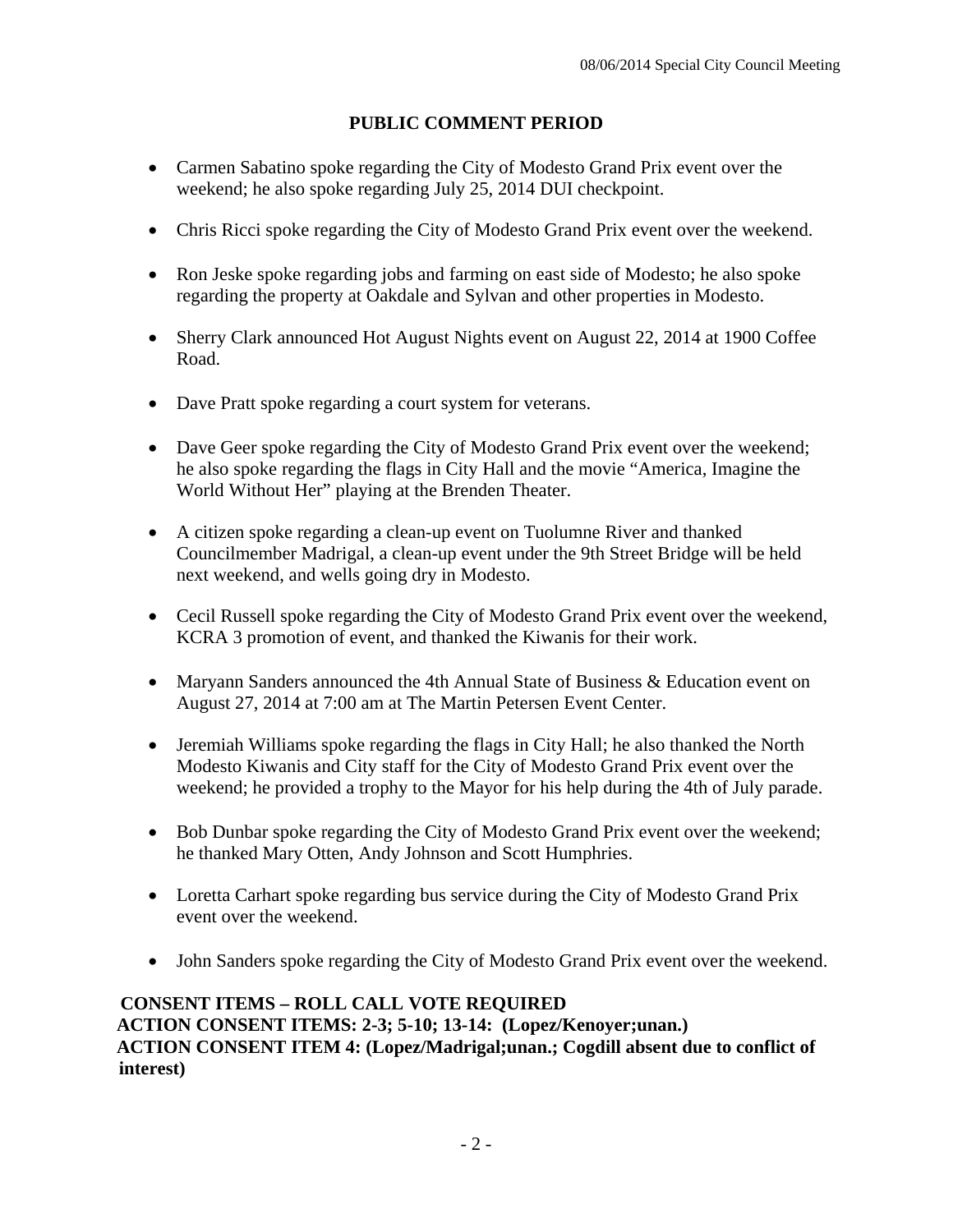## PUBLIC COMMENT PERIOD

- Carmen Sabatino spoke regarding the City of Modesto Grand Prix event over the weekend; he also spoke regarding July 25, 2014 DUI checkpoint.
- Chris Ricci spoke regarding the City of Modesto Grand Prix event over the weekend.
- Ron Jeske spoke regarding jobs and farming on east side of Modesto; he also spoke regarding the property at Oakdale and Sylvan and other properties in Modesto.
- Sherry Clark announced Hot August Nights event on August 22, 2014 at 1900 Coffee Road.
- Dave Pratt spoke regarding a court system for veterans.
- Dave Geer spoke regarding the City of Modesto Grand Prix event over the weekend; he also spoke regarding the flags in City Hall and the movie "America, Imagine the World Without Her" playing at the Brenden Theater.
- A citizen spoke regarding a clean-up event on Tuolumne River and thanked Councilmember Madrigal, a clean-up event under the 9th Street Bridge will be held next weekend, and wells going dry in Modesto.
- Cecil Russell spoke regarding the City of Modesto Grand Prix event over the weekend, KCRA 3 promotion of event, and thanked the Kiwanis for their work.
- Maryann Sanders announced the 4th Annual State of Business & Education event on August 27, 2014 at 7:00 am at The Martin Petersen Event Center.
- Jeremiah Williams spoke regarding the flags in City Hall; he also thanked the North Modesto Kiwanis and City staff for the City of Modesto Grand Prix event over the weekend; he provided a trophy to the Mayor for his help during the 4th of July parade.
- Bob Dunbar spoke regarding the City of Modesto Grand Prix event over the weekend; he thanked Mary Otten, Andy Johnson and Scott Humphries.
- Loretta Carhart spoke regarding bus service during the City of Modesto Grand Prix event over the weekend.
- John Sanders spoke regarding the City of Modesto Grand Prix event over the weekend.

**CONSENT ITEMS – ROLL CALL VOTE REQUIRED**
**ACTION CONSENT ITEMS: 2-3; 5-10; 13-14: (Lopez/Kenoyer;unan.)**
**ACTION CONSENT ITEM 4: (Lopez/Madrigal;unan.; Cogdill absent due to conflict of interest)**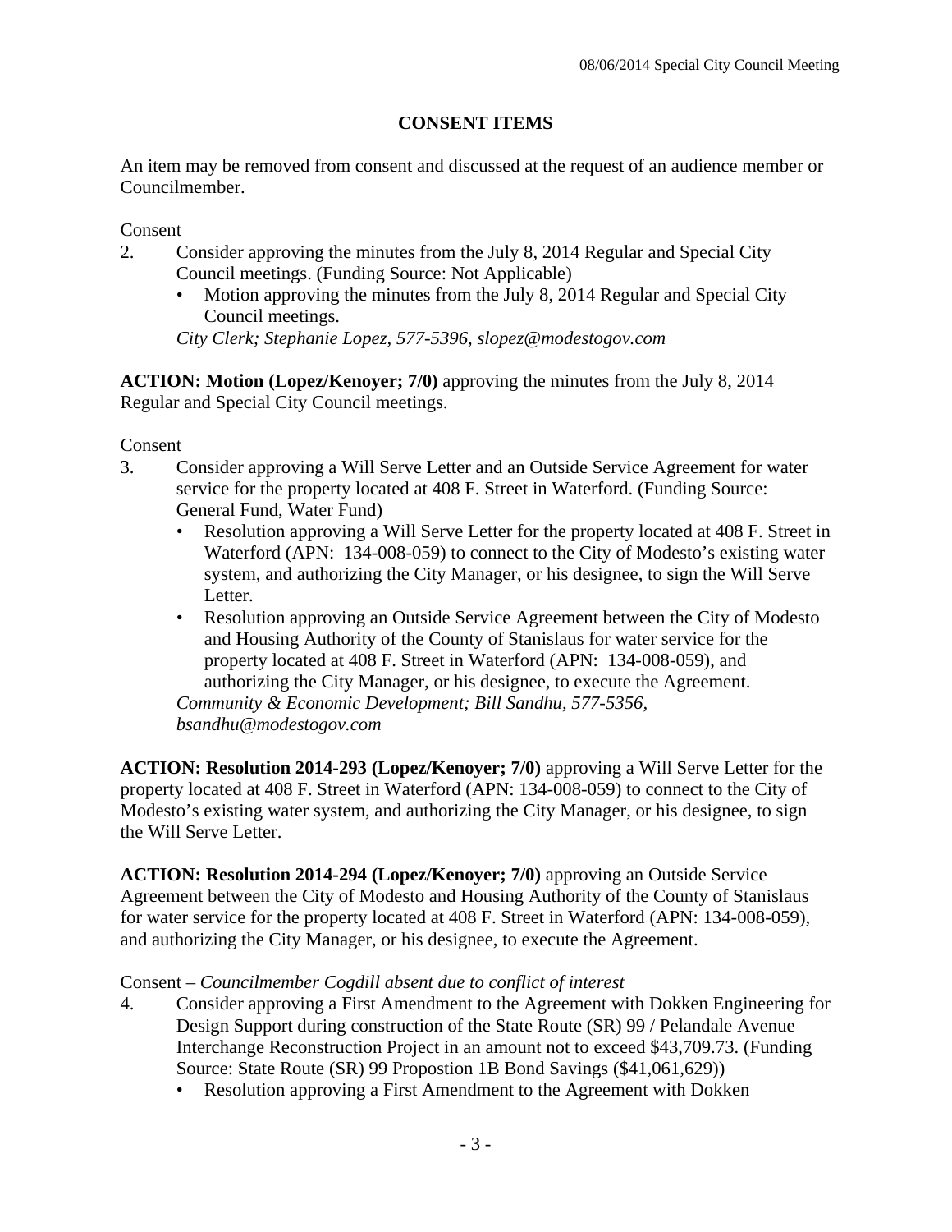## CONSENT ITEMS

An item may be removed from consent and discussed at the request of an audience member or Councilmember.

Consent

2. Consider approving the minutes from the July 8, 2014 Regular and Special City Council meetings. (Funding Source: Not Applicable)
   - Motion approving the minutes from the July 8, 2014 Regular and Special City Council meetings.

   *City Clerk; Stephanie Lopez, 577-5396, slopez@modestogov.com*

**ACTION: Motion (Lopez/Kenoyer; 7/0)** approving the minutes from the July 8, 2014 Regular and Special City Council meetings.

Consent

3. Consider approving a Will Serve Letter and an Outside Service Agreement for water service for the property located at 408 F. Street in Waterford. (Funding Source: General Fund, Water Fund)
   - Resolution approving a Will Serve Letter for the property located at 408 F. Street in Waterford (APN: 134-008-059) to connect to the City of Modesto's existing water system, and authorizing the City Manager, or his designee, to sign the Will Serve Letter.
   - Resolution approving an Outside Service Agreement between the City of Modesto and Housing Authority of the County of Stanislaus for water service for the property located at 408 F. Street in Waterford (APN: 134-008-059), and authorizing the City Manager, or his designee, to execute the Agreement.

   *Community & Economic Development; Bill Sandhu, 577-5356, bsandhu@modestogov.com*

**ACTION: Resolution 2014-293 (Lopez/Kenoyer; 7/0)** approving a Will Serve Letter for the property located at 408 F. Street in Waterford (APN: 134-008-059) to connect to the City of Modesto's existing water system, and authorizing the City Manager, or his designee, to sign the Will Serve Letter.

**ACTION: Resolution 2014-294 (Lopez/Kenoyer; 7/0)** approving an Outside Service Agreement between the City of Modesto and Housing Authority of the County of Stanislaus for water service for the property located at 408 F. Street in Waterford (APN: 134-008-059), and authorizing the City Manager, or his designee, to execute the Agreement.

Consent – *Councilmember Cogdill absent due to conflict of interest*

4. Consider approving a First Amendment to the Agreement with Dokken Engineering for Design Support during construction of the State Route (SR) 99 / Pelandale Avenue Interchange Reconstruction Project in an amount not to exceed $43,709.73. (Funding Source: State Route (SR) 99 Propostion 1B Bond Savings ($41,061,629))
   - Resolution approving a First Amendment to the Agreement with Dokken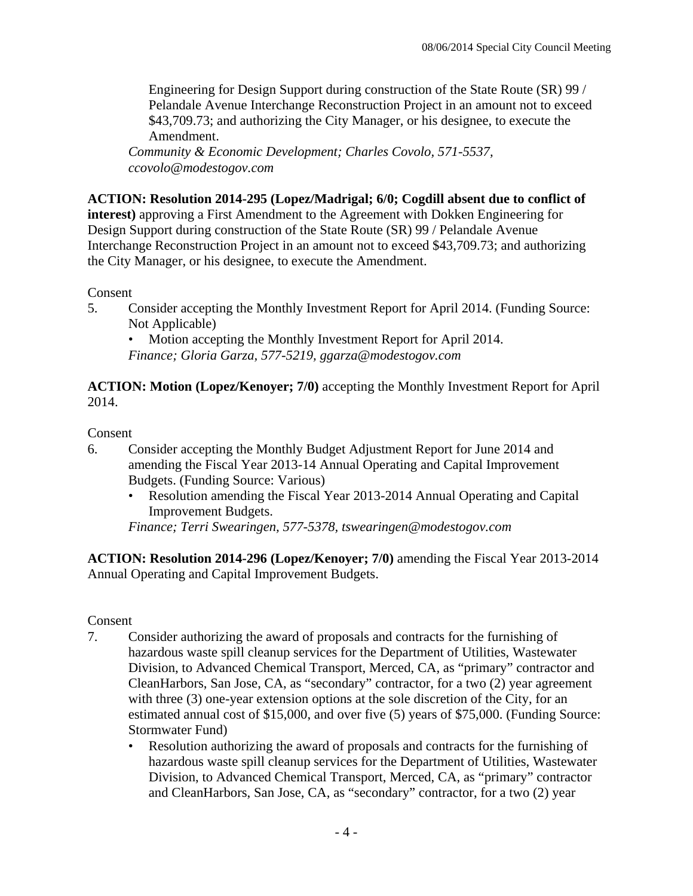Engineering for Design Support during construction of the State Route (SR) 99 / Pelandale Avenue Interchange Reconstruction Project in an amount not to exceed $43,709.73; and authorizing the City Manager, or his designee, to execute the Amendment.

*Community & Economic Development; Charles Covolo, 571-5537, ccovolo@modestogov.com*

**ACTION: Resolution 2014-295 (Lopez/Madrigal; 6/0; Cogdill absent due to conflict of interest)** approving a First Amendment to the Agreement with Dokken Engineering for Design Support during construction of the State Route (SR) 99 / Pelandale Avenue Interchange Reconstruction Project in an amount not to exceed $43,709.73; and authorizing the City Manager, or his designee, to execute the Amendment.

Consent

5. Consider accepting the Monthly Investment Report for April 2014. (Funding Source: Not Applicable)
   - Motion accepting the Monthly Investment Report for April 2014.

   *Finance; Gloria Garza, 577-5219, ggarza@modestogov.com*

**ACTION: Motion (Lopez/Kenoyer; 7/0)** accepting the Monthly Investment Report for April 2014.

Consent

6. Consider accepting the Monthly Budget Adjustment Report for June 2014 and amending the Fiscal Year 2013-14 Annual Operating and Capital Improvement Budgets. (Funding Source: Various)
   - Resolution amending the Fiscal Year 2013-2014 Annual Operating and Capital Improvement Budgets.

   *Finance; Terri Swearingen, 577-5378, tswearingen@modestogov.com*

**ACTION: Resolution 2014-296 (Lopez/Kenoyer; 7/0)** amending the Fiscal Year 2013-2014 Annual Operating and Capital Improvement Budgets.

Consent

7. Consider authorizing the award of proposals and contracts for the furnishing of hazardous waste spill cleanup services for the Department of Utilities, Wastewater Division, to Advanced Chemical Transport, Merced, CA, as "primary" contractor and CleanHarbors, San Jose, CA, as "secondary" contractor, for a two (2) year agreement with three (3) one-year extension options at the sole discretion of the City, for an estimated annual cost of $15,000, and over five (5) years of $75,000. (Funding Source: Stormwater Fund)
   - Resolution authorizing the award of proposals and contracts for the furnishing of hazardous waste spill cleanup services for the Department of Utilities, Wastewater Division, to Advanced Chemical Transport, Merced, CA, as "primary" contractor and CleanHarbors, San Jose, CA, as "secondary" contractor, for a two (2) year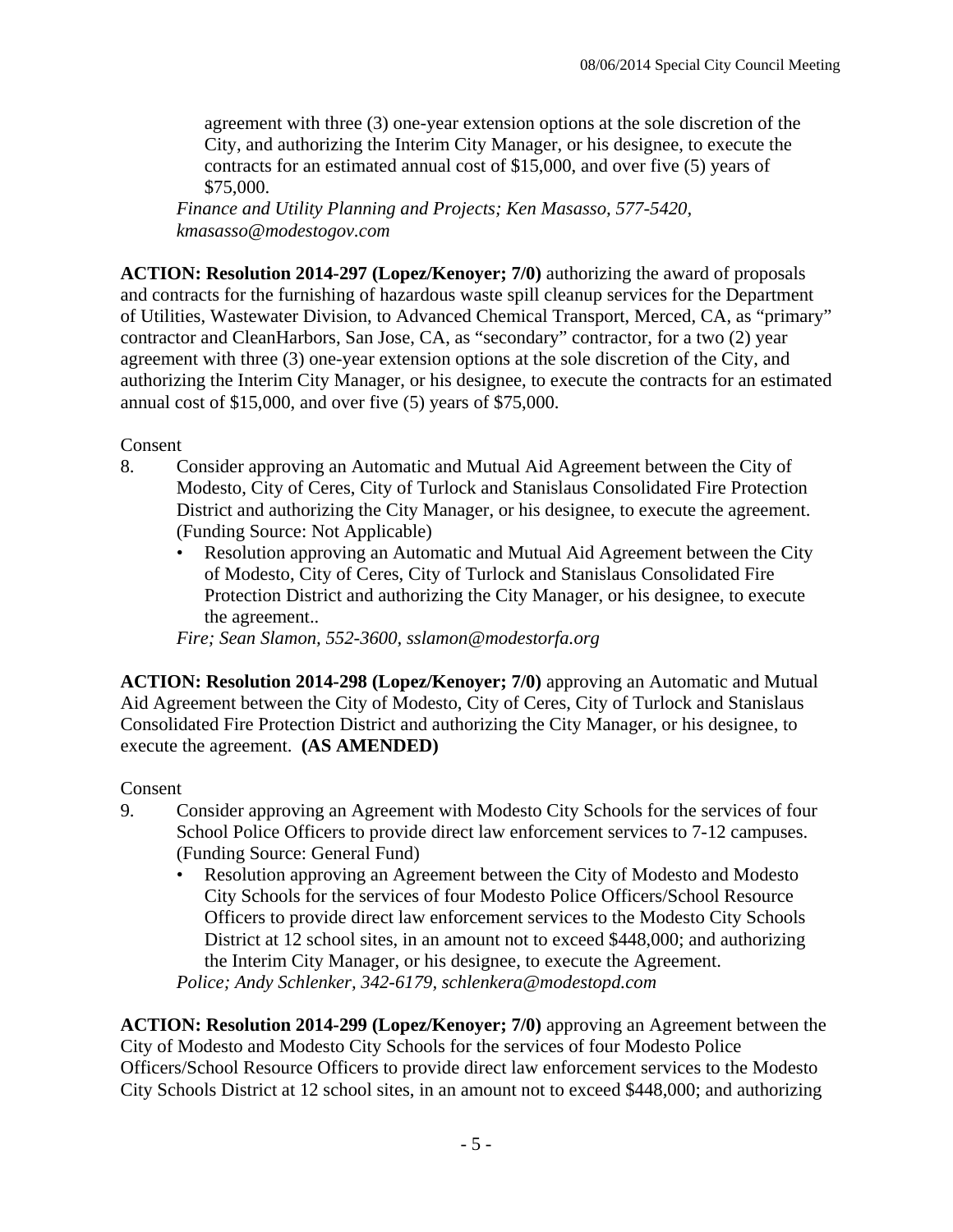agreement with three (3) one-year extension options at the sole discretion of the City, and authorizing the Interim City Manager, or his designee, to execute the contracts for an estimated annual cost of $15,000, and over five (5) years of $75,000.

*Finance and Utility Planning and Projects; Ken Masasso, 577-5420, kmasasso@modestogov.com*

**ACTION: Resolution 2014-297 (Lopez/Kenoyer; 7/0)** authorizing the award of proposals and contracts for the furnishing of hazardous waste spill cleanup services for the Department of Utilities, Wastewater Division, to Advanced Chemical Transport, Merced, CA, as "primary" contractor and CleanHarbors, San Jose, CA, as "secondary" contractor, for a two (2) year agreement with three (3) one-year extension options at the sole discretion of the City, and authorizing the Interim City Manager, or his designee, to execute the contracts for an estimated annual cost of $15,000, and over five (5) years of $75,000.

Consent

8. Consider approving an Automatic and Mutual Aid Agreement between the City of Modesto, City of Ceres, City of Turlock and Stanislaus Consolidated Fire Protection District and authorizing the City Manager, or his designee, to execute the agreement. (Funding Source: Not Applicable)
   - Resolution approving an Automatic and Mutual Aid Agreement between the City of Modesto, City of Ceres, City of Turlock and Stanislaus Consolidated Fire Protection District and authorizing the City Manager, or his designee, to execute the agreement..

   *Fire; Sean Slamon, 552-3600, sslamon@modestorfa.org*

**ACTION: Resolution 2014-298 (Lopez/Kenoyer; 7/0)** approving an Automatic and Mutual Aid Agreement between the City of Modesto, City of Ceres, City of Turlock and Stanislaus Consolidated Fire Protection District and authorizing the City Manager, or his designee, to execute the agreement. **(AS AMENDED)**

Consent

9. Consider approving an Agreement with Modesto City Schools for the services of four School Police Officers to provide direct law enforcement services to 7-12 campuses. (Funding Source: General Fund)
   - Resolution approving an Agreement between the City of Modesto and Modesto City Schools for the services of four Modesto Police Officers/School Resource Officers to provide direct law enforcement services to the Modesto City Schools District at 12 school sites, in an amount not to exceed $448,000; and authorizing the Interim City Manager, or his designee, to execute the Agreement.

   *Police; Andy Schlenker, 342-6179, schlenkera@modestopd.com*

**ACTION: Resolution 2014-299 (Lopez/Kenoyer; 7/0)** approving an Agreement between the City of Modesto and Modesto City Schools for the services of four Modesto Police Officers/School Resource Officers to provide direct law enforcement services to the Modesto City Schools District at 12 school sites, in an amount not to exceed $448,000; and authorizing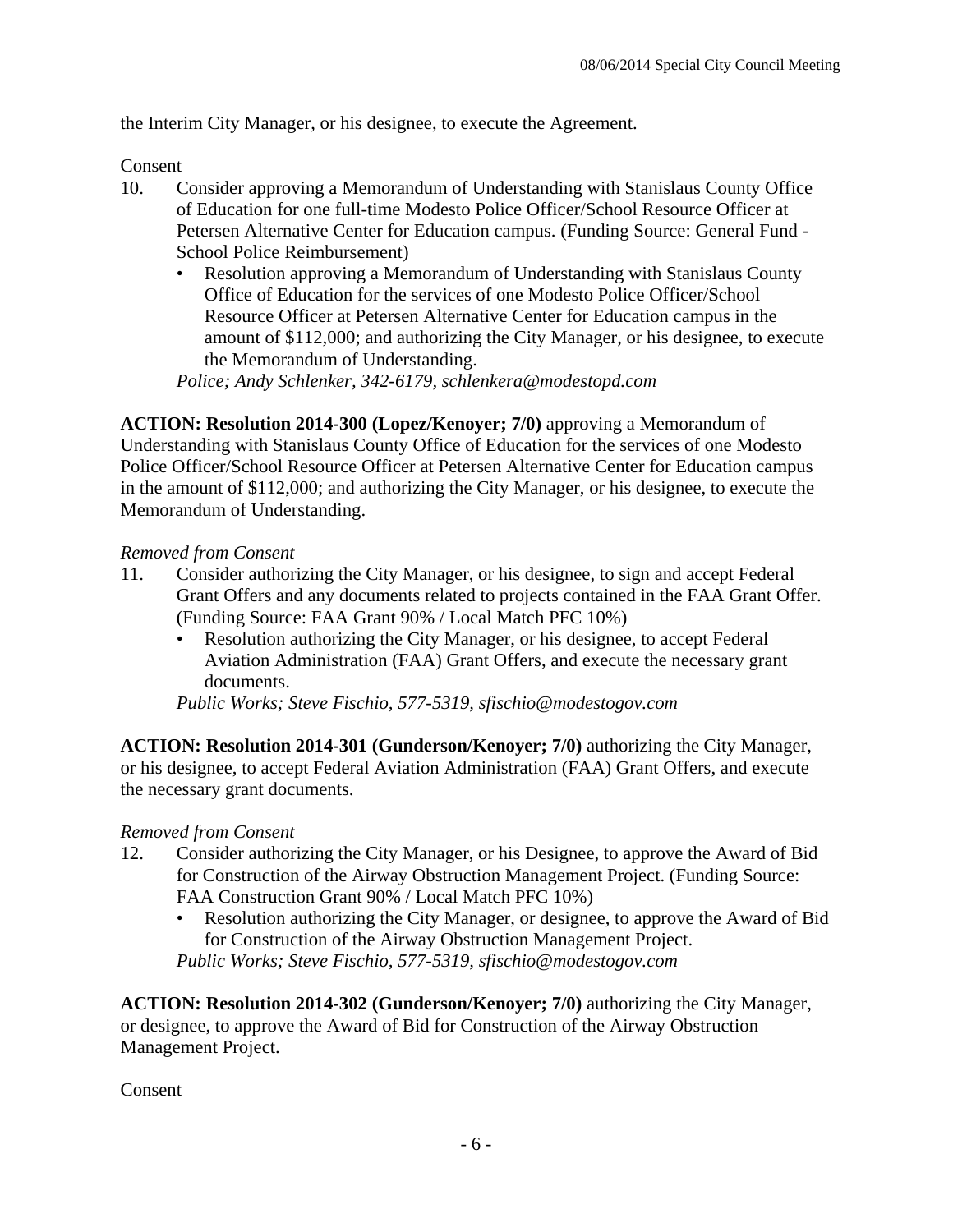the Interim City Manager, or his designee, to execute the Agreement.

Consent

10. Consider approving a Memorandum of Understanding with Stanislaus County Office of Education for one full-time Modesto Police Officer/School Resource Officer at Petersen Alternative Center for Education campus. (Funding Source: General Fund - School Police Reimbursement)
    - Resolution approving a Memorandum of Understanding with Stanislaus County Office of Education for the services of one Modesto Police Officer/School Resource Officer at Petersen Alternative Center for Education campus in the amount of $112,000; and authorizing the City Manager, or his designee, to execute the Memorandum of Understanding.

    *Police; Andy Schlenker, 342-6179, schlenkera@modestopd.com*

**ACTION: Resolution 2014-300 (Lopez/Kenoyer; 7/0)** approving a Memorandum of Understanding with Stanislaus County Office of Education for the services of one Modesto Police Officer/School Resource Officer at Petersen Alternative Center for Education campus in the amount of $112,000; and authorizing the City Manager, or his designee, to execute the Memorandum of Understanding.

*Removed from Consent*

11. Consider authorizing the City Manager, or his designee, to sign and accept Federal Grant Offers and any documents related to projects contained in the FAA Grant Offer. (Funding Source: FAA Grant 90% / Local Match PFC 10%)
    - Resolution authorizing the City Manager, or his designee, to accept Federal Aviation Administration (FAA) Grant Offers, and execute the necessary grant documents.

    *Public Works; Steve Fischio, 577-5319, sfischio@modestogov.com*

**ACTION: Resolution 2014-301 (Gunderson/Kenoyer; 7/0)** authorizing the City Manager, or his designee, to accept Federal Aviation Administration (FAA) Grant Offers, and execute the necessary grant documents.

*Removed from Consent*

12. Consider authorizing the City Manager, or his Designee, to approve the Award of Bid for Construction of the Airway Obstruction Management Project. (Funding Source: FAA Construction Grant 90% / Local Match PFC 10%)
    - Resolution authorizing the City Manager, or designee, to approve the Award of Bid for Construction of the Airway Obstruction Management Project.

    *Public Works; Steve Fischio, 577-5319, sfischio@modestogov.com*

**ACTION: Resolution 2014-302 (Gunderson/Kenoyer; 7/0)** authorizing the City Manager, or designee, to approve the Award of Bid for Construction of the Airway Obstruction Management Project.

Consent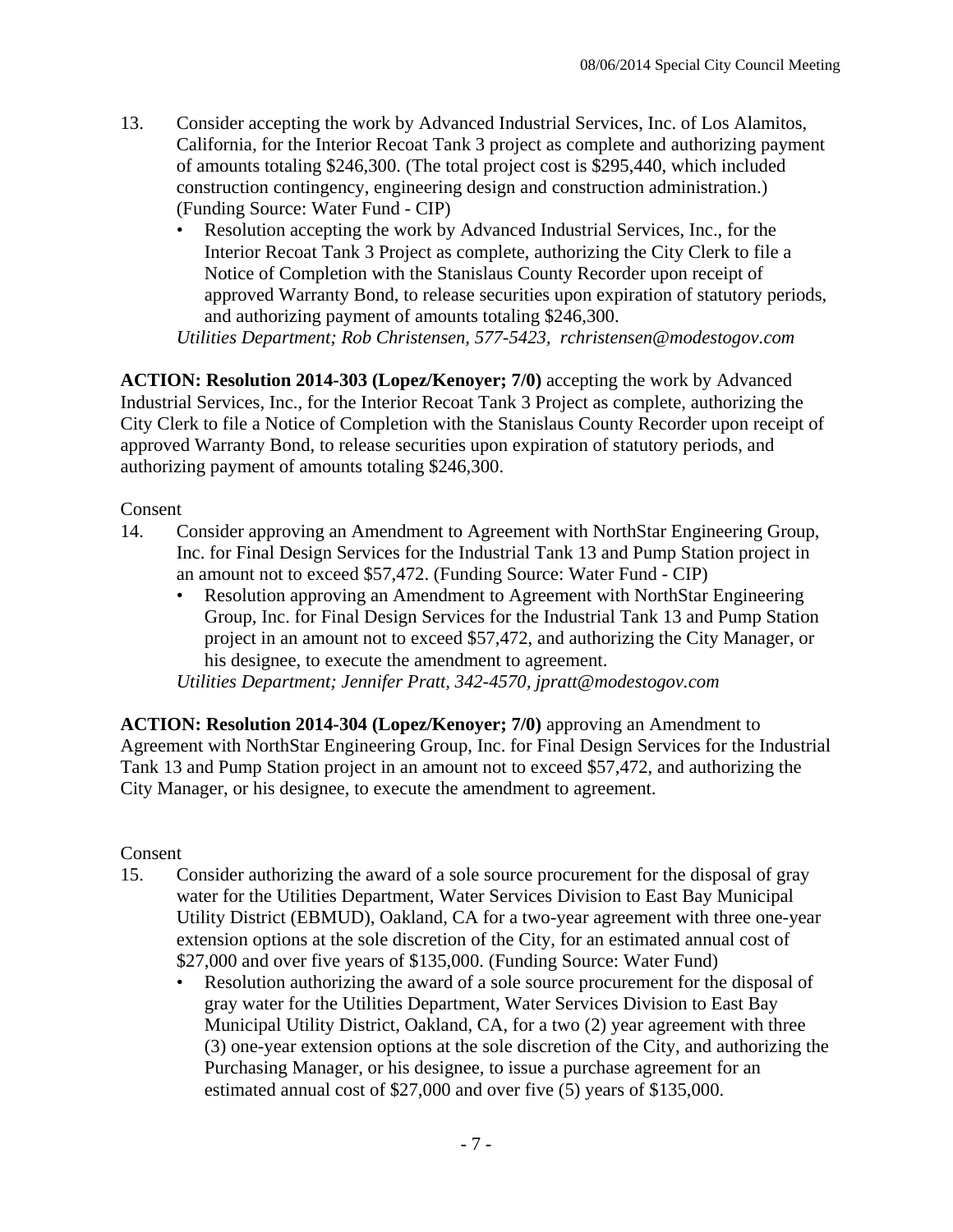13. Consider accepting the work by Advanced Industrial Services, Inc. of Los Alamitos, California, for the Interior Recoat Tank 3 project as complete and authorizing payment of amounts totaling $246,300. (The total project cost is $295,440, which included construction contingency, engineering design and construction administration.) (Funding Source: Water Fund - CIP)
    - Resolution accepting the work by Advanced Industrial Services, Inc., for the Interior Recoat Tank 3 Project as complete, authorizing the City Clerk to file a Notice of Completion with the Stanislaus County Recorder upon receipt of approved Warranty Bond, to release securities upon expiration of statutory periods, and authorizing payment of amounts totaling $246,300.

    *Utilities Department; Rob Christensen, 577-5423, rchristensen@modestogov.com*

**ACTION: Resolution 2014-303 (Lopez/Kenoyer; 7/0)** accepting the work by Advanced Industrial Services, Inc., for the Interior Recoat Tank 3 Project as complete, authorizing the City Clerk to file a Notice of Completion with the Stanislaus County Recorder upon receipt of approved Warranty Bond, to release securities upon expiration of statutory periods, and authorizing payment of amounts totaling $246,300.

Consent

14. Consider approving an Amendment to Agreement with NorthStar Engineering Group, Inc. for Final Design Services for the Industrial Tank 13 and Pump Station project in an amount not to exceed $57,472. (Funding Source: Water Fund - CIP)
    - Resolution approving an Amendment to Agreement with NorthStar Engineering Group, Inc. for Final Design Services for the Industrial Tank 13 and Pump Station project in an amount not to exceed $57,472, and authorizing the City Manager, or his designee, to execute the amendment to agreement.

    *Utilities Department; Jennifer Pratt, 342-4570, jpratt@modestogov.com*

**ACTION: Resolution 2014-304 (Lopez/Kenoyer; 7/0)** approving an Amendment to Agreement with NorthStar Engineering Group, Inc. for Final Design Services for the Industrial Tank 13 and Pump Station project in an amount not to exceed $57,472, and authorizing the City Manager, or his designee, to execute the amendment to agreement.

Consent

15. Consider authorizing the award of a sole source procurement for the disposal of gray water for the Utilities Department, Water Services Division to East Bay Municipal Utility District (EBMUD), Oakland, CA for a two-year agreement with three one-year extension options at the sole discretion of the City, for an estimated annual cost of $27,000 and over five years of $135,000. (Funding Source: Water Fund)
    - Resolution authorizing the award of a sole source procurement for the disposal of gray water for the Utilities Department, Water Services Division to East Bay Municipal Utility District, Oakland, CA, for a two (2) year agreement with three (3) one-year extension options at the sole discretion of the City, and authorizing the Purchasing Manager, or his designee, to issue a purchase agreement for an estimated annual cost of $27,000 and over five (5) years of $135,000.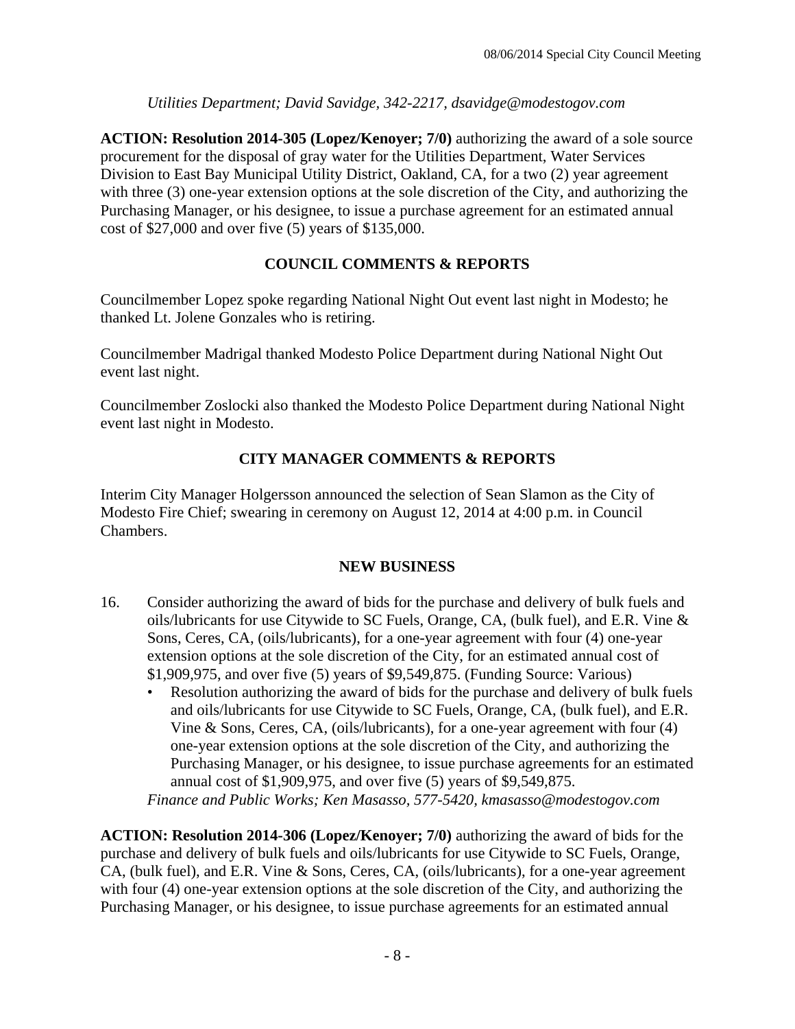*Utilities Department; David Savidge, 342-2217, dsavidge@modestogov.com*

**ACTION: Resolution 2014-305 (Lopez/Kenoyer; 7/0)** authorizing the award of a sole source procurement for the disposal of gray water for the Utilities Department, Water Services Division to East Bay Municipal Utility District, Oakland, CA, for a two (2) year agreement with three (3) one-year extension options at the sole discretion of the City, and authorizing the Purchasing Manager, or his designee, to issue a purchase agreement for an estimated annual cost of $27,000 and over five (5) years of $135,000.

## COUNCIL COMMENTS & REPORTS

Councilmember Lopez spoke regarding National Night Out event last night in Modesto; he thanked Lt. Jolene Gonzales who is retiring.

Councilmember Madrigal thanked Modesto Police Department during National Night Out event last night.

Councilmember Zoslocki also thanked the Modesto Police Department during National Night event last night in Modesto.

## CITY MANAGER COMMENTS & REPORTS

Interim City Manager Holgersson announced the selection of Sean Slamon as the City of Modesto Fire Chief; swearing in ceremony on August 12, 2014 at 4:00 p.m. in Council Chambers.

## NEW BUSINESS

16. Consider authorizing the award of bids for the purchase and delivery of bulk fuels and oils/lubricants for use Citywide to SC Fuels, Orange, CA, (bulk fuel), and E.R. Vine & Sons, Ceres, CA, (oils/lubricants), for a one-year agreement with four (4) one-year extension options at the sole discretion of the City, for an estimated annual cost of $1,909,975, and over five (5) years of $9,549,875. (Funding Source: Various)
    - Resolution authorizing the award of bids for the purchase and delivery of bulk fuels and oils/lubricants for use Citywide to SC Fuels, Orange, CA, (bulk fuel), and E.R. Vine & Sons, Ceres, CA, (oils/lubricants), for a one-year agreement with four (4) one-year extension options at the sole discretion of the City, and authorizing the Purchasing Manager, or his designee, to issue purchase agreements for an estimated annual cost of $1,909,975, and over five (5) years of $9,549,875.

    *Finance and Public Works; Ken Masasso, 577-5420, kmasasso@modestogov.com*

**ACTION: Resolution 2014-306 (Lopez/Kenoyer; 7/0)** authorizing the award of bids for the purchase and delivery of bulk fuels and oils/lubricants for use Citywide to SC Fuels, Orange, CA, (bulk fuel), and E.R. Vine & Sons, Ceres, CA, (oils/lubricants), for a one-year agreement with four (4) one-year extension options at the sole discretion of the City, and authorizing the Purchasing Manager, or his designee, to issue purchase agreements for an estimated annual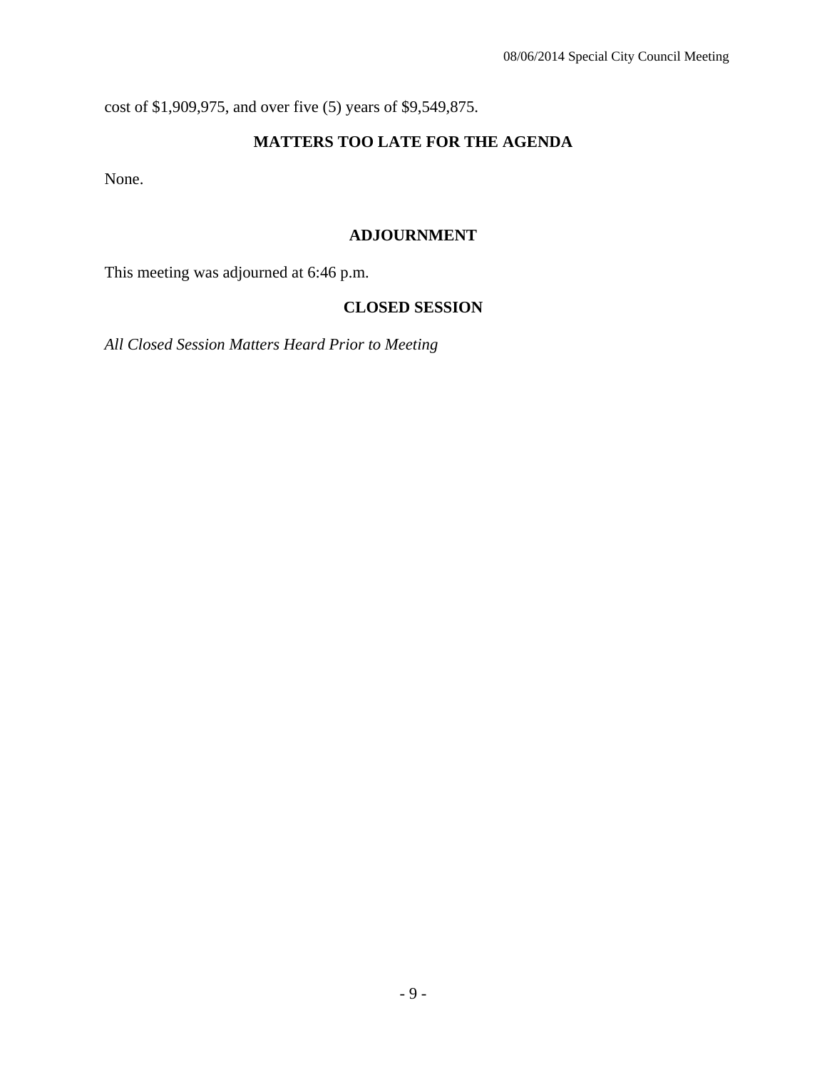cost of $1,909,975, and over five (5) years of $9,549,875.

## MATTERS TOO LATE FOR THE AGENDA

None.

## ADJOURNMENT

This meeting was adjourned at 6:46 p.m.

## CLOSED SESSION

*All Closed Session Matters Heard Prior to Meeting*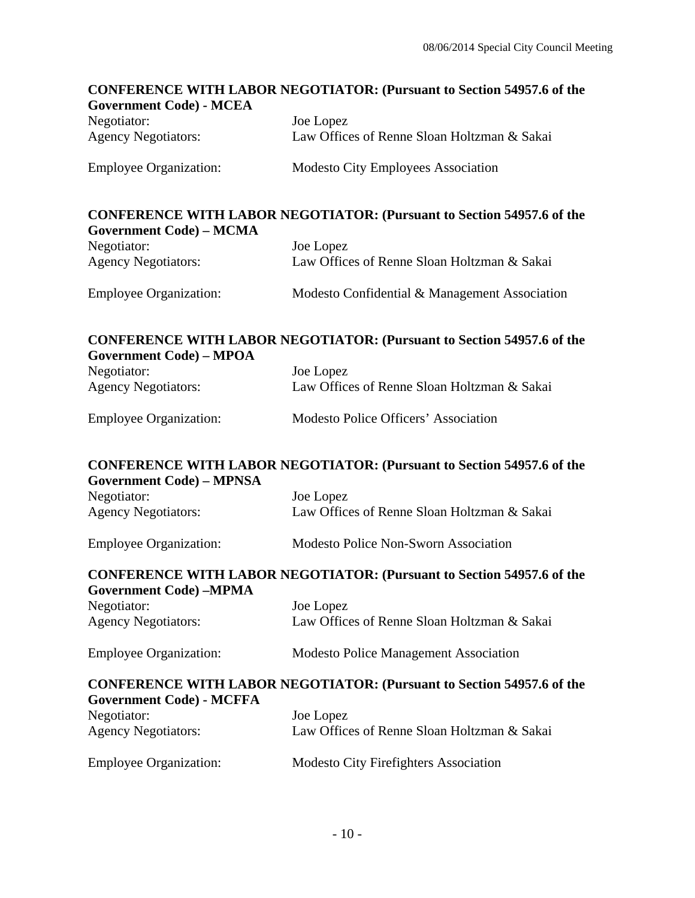**CONFERENCE WITH LABOR NEGOTIATOR: (Pursuant to Section 54957.6 of the Government Code) - MCEA**

Negotiator: Joe Lopez
Agency Negotiators: Law Offices of Renne Sloan Holtzman & Sakai

Employee Organization: Modesto City Employees Association

**CONFERENCE WITH LABOR NEGOTIATOR: (Pursuant to Section 54957.6 of the Government Code) – MCMA**

Negotiator: Joe Lopez
Agency Negotiators: Law Offices of Renne Sloan Holtzman & Sakai

Employee Organization: Modesto Confidential & Management Association

**CONFERENCE WITH LABOR NEGOTIATOR: (Pursuant to Section 54957.6 of the Government Code) – MPOA**

Negotiator: Joe Lopez
Agency Negotiators: Law Offices of Renne Sloan Holtzman & Sakai

Employee Organization: Modesto Police Officers' Association

**CONFERENCE WITH LABOR NEGOTIATOR: (Pursuant to Section 54957.6 of the Government Code) – MPNSA**

Negotiator: Joe Lopez
Agency Negotiators: Law Offices of Renne Sloan Holtzman & Sakai

Employee Organization: Modesto Police Non-Sworn Association

**CONFERENCE WITH LABOR NEGOTIATOR: (Pursuant to Section 54957.6 of the Government Code) –MPMA**

Negotiator: Joe Lopez
Agency Negotiators: Law Offices of Renne Sloan Holtzman & Sakai

Employee Organization: Modesto Police Management Association

**CONFERENCE WITH LABOR NEGOTIATOR: (Pursuant to Section 54957.6 of the Government Code) - MCFFA**

Negotiator: Joe Lopez
Agency Negotiators: Law Offices of Renne Sloan Holtzman & Sakai

Employee Organization: Modesto City Firefighters Association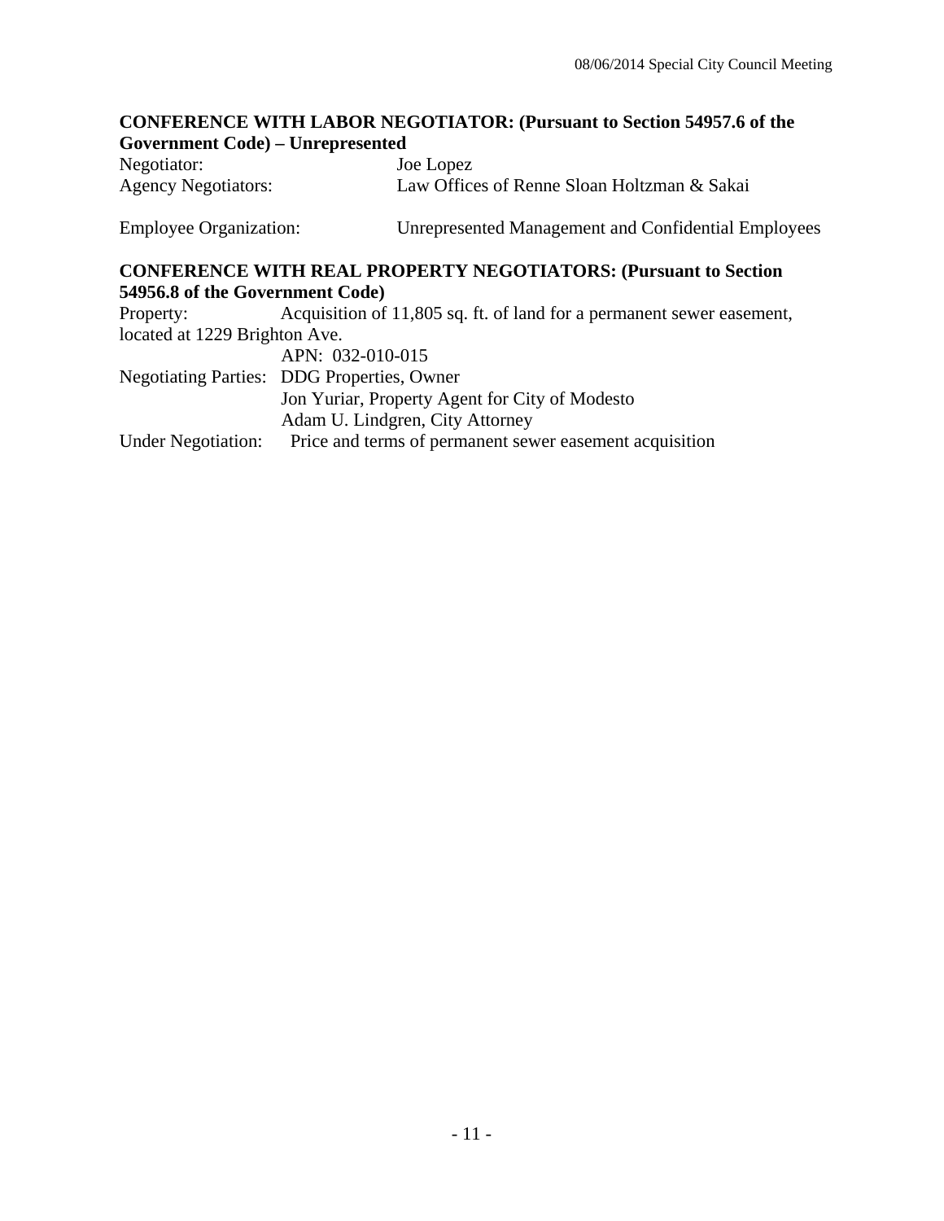**CONFERENCE WITH LABOR NEGOTIATOR: (Pursuant to Section 54957.6 of the Government Code) – Unrepresented**

Negotiator: Joe Lopez
Agency Negotiators: Law Offices of Renne Sloan Holtzman & Sakai

Employee Organization: Unrepresented Management and Confidential Employees

**CONFERENCE WITH REAL PROPERTY NEGOTIATORS: (Pursuant to Section 54956.8 of the Government Code)**

Property: Acquisition of 11,805 sq. ft. of land for a permanent sewer easement, located at 1229 Brighton Ave.
APN: 032-010-015

Negotiating Parties: DDG Properties, Owner
Jon Yuriar, Property Agent for City of Modesto
Adam U. Lindgren, City Attorney

Under Negotiation: Price and terms of permanent sewer easement acquisition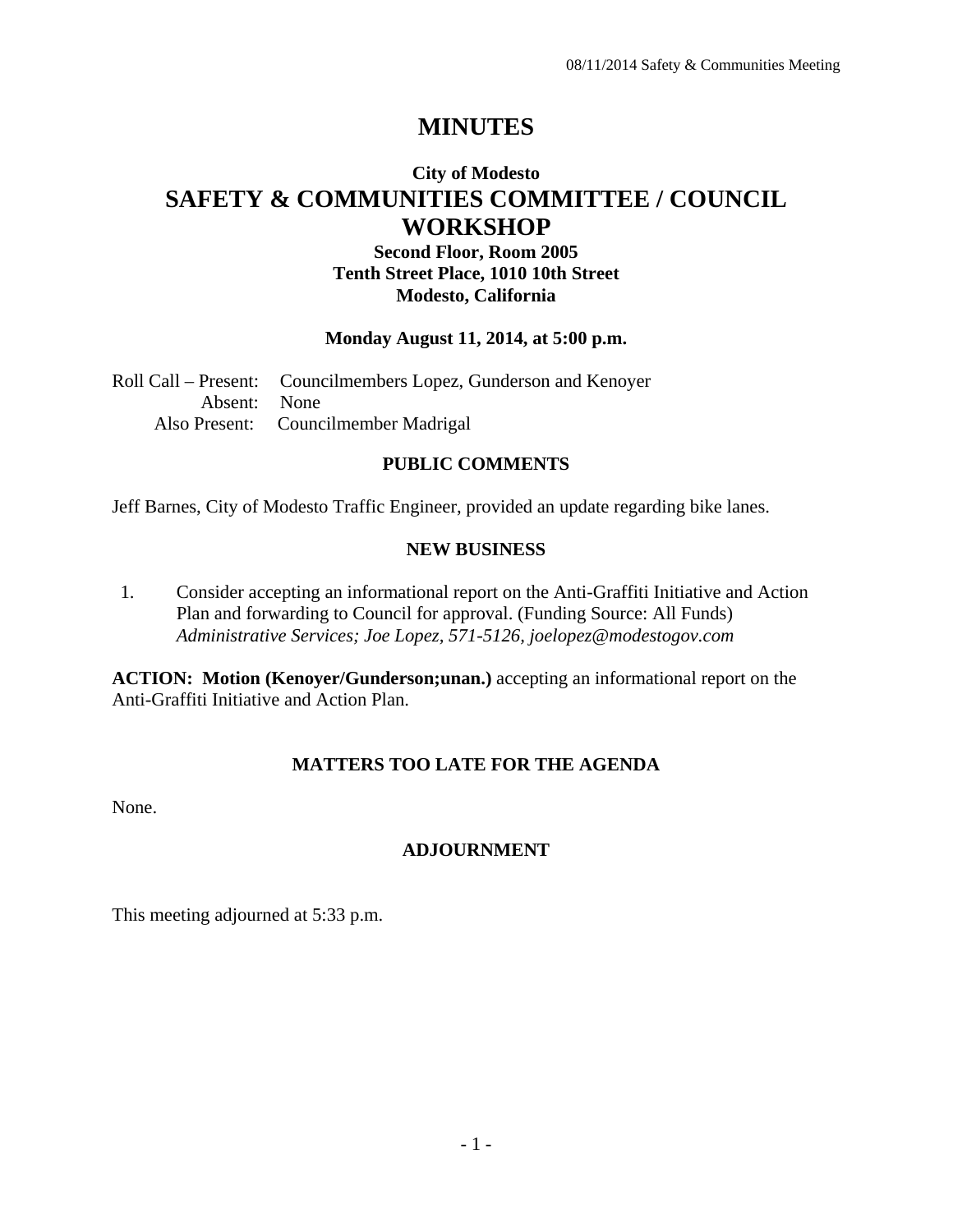# MINUTES

## City of Modesto
# SAFETY & COMMUNITIES COMMITTEE / COUNCIL WORKSHOP

**Second Floor, Room 2005**
**Tenth Street Place, 1010 10th Street**
**Modesto, California**

**Monday August 11, 2014, at 5:00 p.m.**

Roll Call – Present: Councilmembers Lopez, Gunderson and Kenoyer
Absent: None
Also Present: Councilmember Madrigal

### PUBLIC COMMENTS

Jeff Barnes, City of Modesto Traffic Engineer, provided an update regarding bike lanes.

### NEW BUSINESS

1. Consider accepting an informational report on the Anti-Graffiti Initiative and Action Plan and forwarding to Council for approval. (Funding Source: All Funds)
   *Administrative Services; Joe Lopez, 571-5126, joelopez@modestogov.com*

**ACTION: Motion (Kenoyer/Gunderson;unan.)** accepting an informational report on the Anti-Graffiti Initiative and Action Plan.

### MATTERS TOO LATE FOR THE AGENDA

None.

### ADJOURNMENT

This meeting adjourned at 5:33 p.m.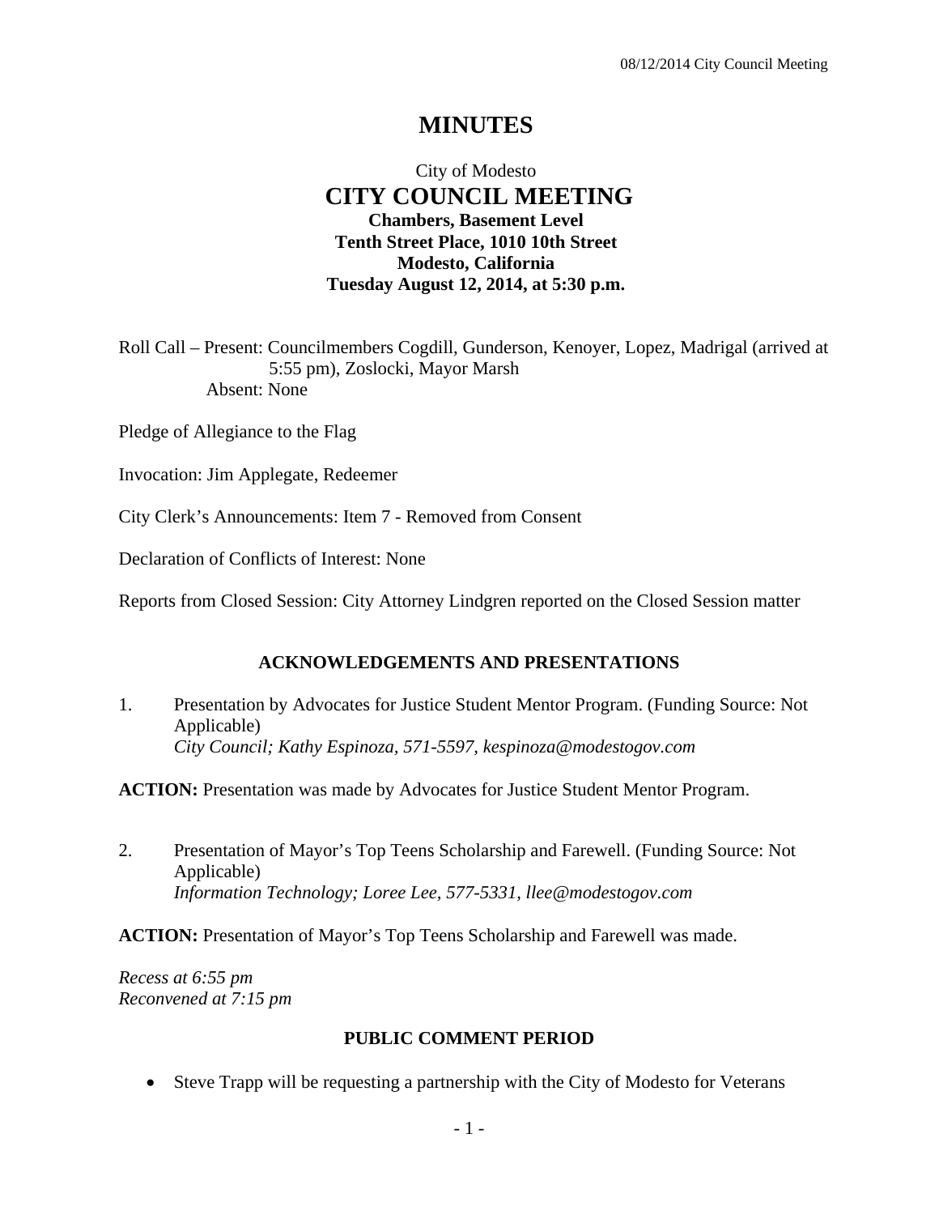# MINUTES

City of Modesto

## CITY COUNCIL MEETING

**Chambers, Basement Level**
**Tenth Street Place, 1010 10th Street**
**Modesto, California**
**Tuesday August 12, 2014, at 5:30 p.m.**

Roll Call – Present: Councilmembers Cogdill, Gunderson, Kenoyer, Lopez, Madrigal (arrived at 5:55 pm), Zoslocki, Mayor Marsh
Absent: None

Pledge of Allegiance to the Flag

Invocation: Jim Applegate, Redeemer

City Clerk's Announcements: Item 7 - Removed from Consent

Declaration of Conflicts of Interest: None

Reports from Closed Session: City Attorney Lindgren reported on the Closed Session matter

### ACKNOWLEDGEMENTS AND PRESENTATIONS

1. Presentation by Advocates for Justice Student Mentor Program. (Funding Source: Not Applicable)
   *City Council; Kathy Espinoza, 571-5597, kespinoza@modestogov.com*

**ACTION:** Presentation was made by Advocates for Justice Student Mentor Program.

2. Presentation of Mayor's Top Teens Scholarship and Farewell. (Funding Source: Not Applicable)
   *Information Technology; Loree Lee, 577-5331, llee@modestogov.com*

**ACTION:** Presentation of Mayor's Top Teens Scholarship and Farewell was made.

*Recess at 6:55 pm*
*Reconvened at 7:15 pm*

### PUBLIC COMMENT PERIOD

- Steve Trapp will be requesting a partnership with the City of Modesto for Veterans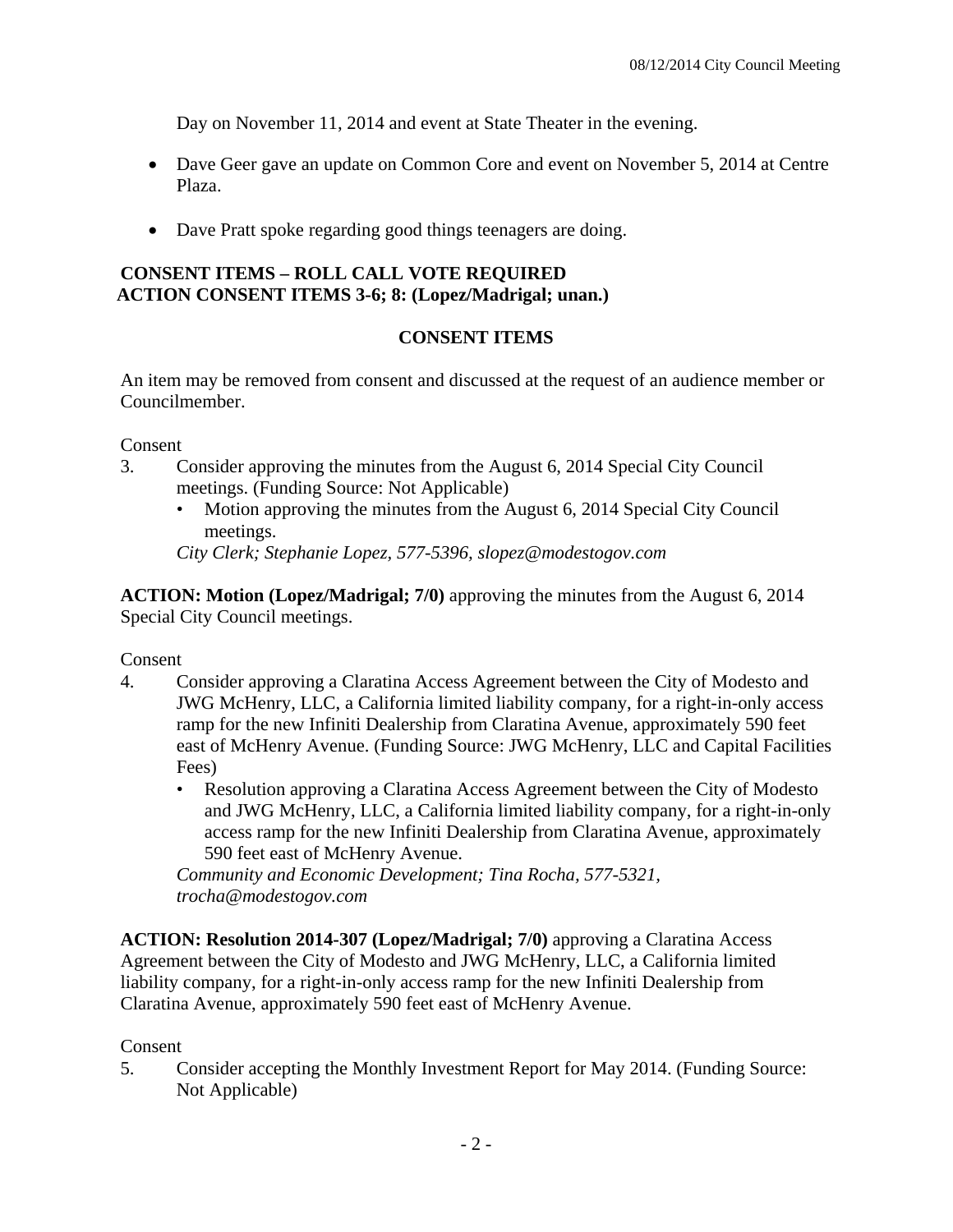Day on November 11, 2014 and event at State Theater in the evening.

- Dave Geer gave an update on Common Core and event on November 5, 2014 at Centre Plaza.
- Dave Pratt spoke regarding good things teenagers are doing.

**CONSENT ITEMS – ROLL CALL VOTE REQUIRED**
**ACTION CONSENT ITEMS 3-6; 8: (Lopez/Madrigal; unan.)**

**CONSENT ITEMS**

An item may be removed from consent and discussed at the request of an audience member or Councilmember.

Consent

3. Consider approving the minutes from the August 6, 2014 Special City Council meetings. (Funding Source: Not Applicable)
   - Motion approving the minutes from the August 6, 2014 Special City Council meetings.

   *City Clerk; Stephanie Lopez, 577-5396, slopez@modestogov.com*

**ACTION: Motion (Lopez/Madrigal; 7/0)** approving the minutes from the August 6, 2014 Special City Council meetings.

Consent

4. Consider approving a Claratina Access Agreement between the City of Modesto and JWG McHenry, LLC, a California limited liability company, for a right-in-only access ramp for the new Infiniti Dealership from Claratina Avenue, approximately 590 feet east of McHenry Avenue. (Funding Source: JWG McHenry, LLC and Capital Facilities Fees)
   - Resolution approving a Claratina Access Agreement between the City of Modesto and JWG McHenry, LLC, a California limited liability company, for a right-in-only access ramp for the new Infiniti Dealership from Claratina Avenue, approximately 590 feet east of McHenry Avenue.

   *Community and Economic Development; Tina Rocha, 577-5321, trocha@modestogov.com*

**ACTION: Resolution 2014-307 (Lopez/Madrigal; 7/0)** approving a Claratina Access Agreement between the City of Modesto and JWG McHenry, LLC, a California limited liability company, for a right-in-only access ramp for the new Infiniti Dealership from Claratina Avenue, approximately 590 feet east of McHenry Avenue.

Consent

5. Consider accepting the Monthly Investment Report for May 2014. (Funding Source: Not Applicable)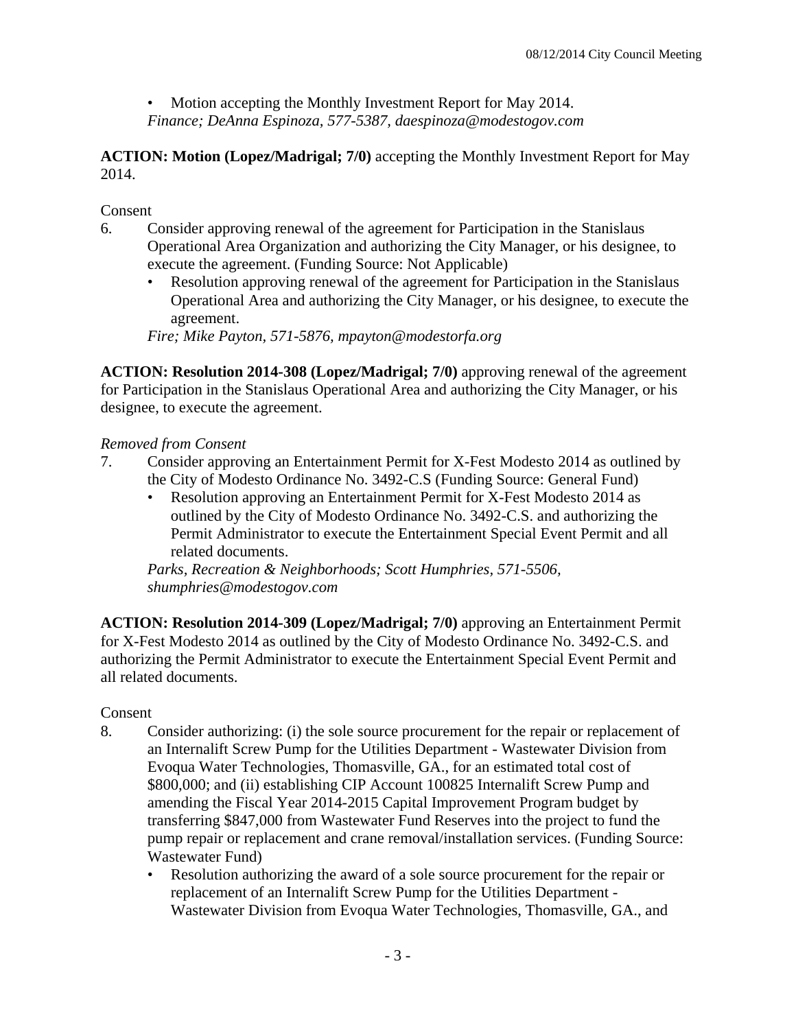- Motion accepting the Monthly Investment Report for May 2014.

*Finance; DeAnna Espinoza, 577-5387, daespinoza@modestogov.com*

**ACTION: Motion (Lopez/Madrigal; 7/0)** accepting the Monthly Investment Report for May 2014.

Consent

6. Consider approving renewal of the agreement for Participation in the Stanislaus Operational Area Organization and authorizing the City Manager, or his designee, to execute the agreement. (Funding Source: Not Applicable)
   - Resolution approving renewal of the agreement for Participation in the Stanislaus Operational Area and authorizing the City Manager, or his designee, to execute the agreement.

   *Fire; Mike Payton, 571-5876, mpayton@modestorfa.org*

**ACTION: Resolution 2014-308 (Lopez/Madrigal; 7/0)** approving renewal of the agreement for Participation in the Stanislaus Operational Area and authorizing the City Manager, or his designee, to execute the agreement.

*Removed from Consent*

7. Consider approving an Entertainment Permit for X-Fest Modesto 2014 as outlined by the City of Modesto Ordinance No. 3492-C.S (Funding Source: General Fund)
   - Resolution approving an Entertainment Permit for X-Fest Modesto 2014 as outlined by the City of Modesto Ordinance No. 3492-C.S. and authorizing the Permit Administrator to execute the Entertainment Special Event Permit and all related documents.

   *Parks, Recreation & Neighborhoods; Scott Humphries, 571-5506, shumphries@modestogov.com*

**ACTION: Resolution 2014-309 (Lopez/Madrigal; 7/0)** approving an Entertainment Permit for X-Fest Modesto 2014 as outlined by the City of Modesto Ordinance No. 3492-C.S. and authorizing the Permit Administrator to execute the Entertainment Special Event Permit and all related documents.

Consent

8. Consider authorizing: (i) the sole source procurement for the repair or replacement of an Internalift Screw Pump for the Utilities Department - Wastewater Division from Evoqua Water Technologies, Thomasville, GA., for an estimated total cost of $800,000; and (ii) establishing CIP Account 100825 Internalift Screw Pump and amending the Fiscal Year 2014-2015 Capital Improvement Program budget by transferring $847,000 from Wastewater Fund Reserves into the project to fund the pump repair or replacement and crane removal/installation services. (Funding Source: Wastewater Fund)
   - Resolution authorizing the award of a sole source procurement for the repair or replacement of an Internalift Screw Pump for the Utilities Department - Wastewater Division from Evoqua Water Technologies, Thomasville, GA., and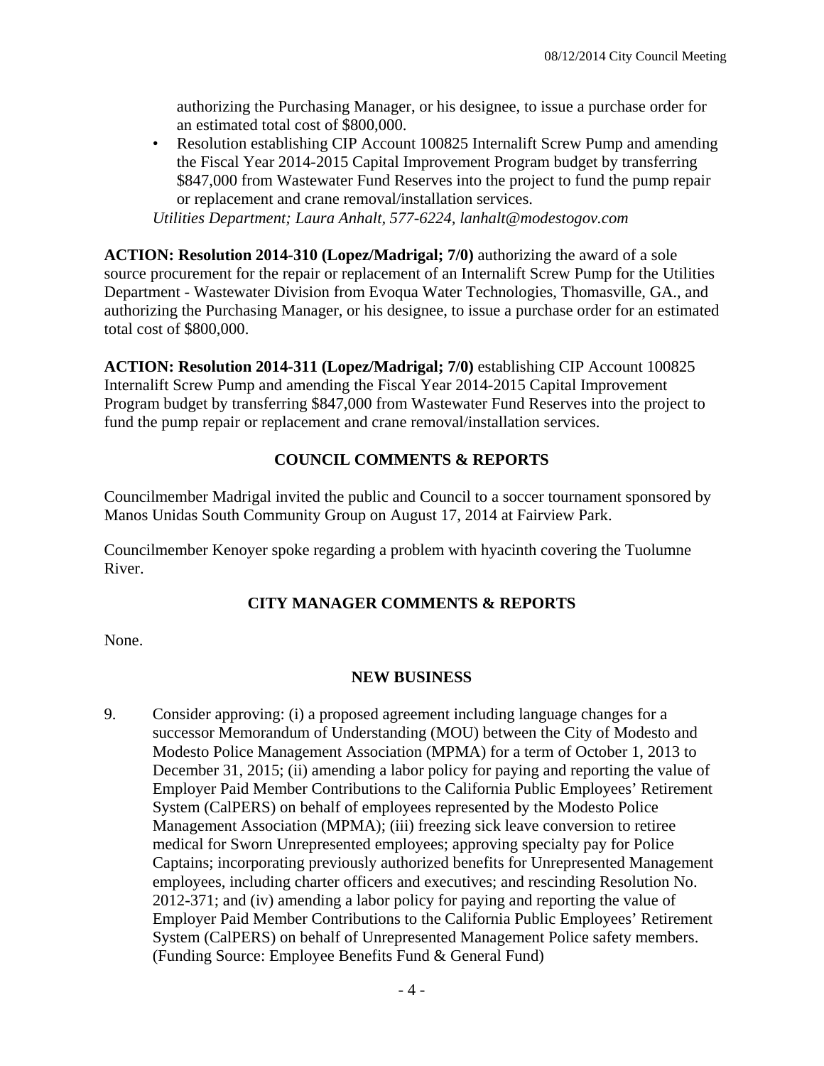authorizing the Purchasing Manager, or his designee, to issue a purchase order for an estimated total cost of $800,000.

- Resolution establishing CIP Account 100825 Internalift Screw Pump and amending the Fiscal Year 2014-2015 Capital Improvement Program budget by transferring $847,000 from Wastewater Fund Reserves into the project to fund the pump repair or replacement and crane removal/installation services.

*Utilities Department; Laura Anhalt, 577-6224, lanhalt@modestogov.com*

**ACTION: Resolution 2014-310 (Lopez/Madrigal; 7/0)** authorizing the award of a sole source procurement for the repair or replacement of an Internalift Screw Pump for the Utilities Department - Wastewater Division from Evoqua Water Technologies, Thomasville, GA., and authorizing the Purchasing Manager, or his designee, to issue a purchase order for an estimated total cost of $800,000.

**ACTION: Resolution 2014-311 (Lopez/Madrigal; 7/0)** establishing CIP Account 100825 Internalift Screw Pump and amending the Fiscal Year 2014-2015 Capital Improvement Program budget by transferring $847,000 from Wastewater Fund Reserves into the project to fund the pump repair or replacement and crane removal/installation services.

## COUNCIL COMMENTS & REPORTS

Councilmember Madrigal invited the public and Council to a soccer tournament sponsored by Manos Unidas South Community Group on August 17, 2014 at Fairview Park.

Councilmember Kenoyer spoke regarding a problem with hyacinth covering the Tuolumne River.

## CITY MANAGER COMMENTS & REPORTS

None.

## NEW BUSINESS

9. Consider approving: (i) a proposed agreement including language changes for a successor Memorandum of Understanding (MOU) between the City of Modesto and Modesto Police Management Association (MPMA) for a term of October 1, 2013 to December 31, 2015; (ii) amending a labor policy for paying and reporting the value of Employer Paid Member Contributions to the California Public Employees' Retirement System (CalPERS) on behalf of employees represented by the Modesto Police Management Association (MPMA); (iii) freezing sick leave conversion to retiree medical for Sworn Unrepresented employees; approving specialty pay for Police Captains; incorporating previously authorized benefits for Unrepresented Management employees, including charter officers and executives; and rescinding Resolution No. 2012-371; and (iv) amending a labor policy for paying and reporting the value of Employer Paid Member Contributions to the California Public Employees' Retirement System (CalPERS) on behalf of Unrepresented Management Police safety members. (Funding Source: Employee Benefits Fund & General Fund)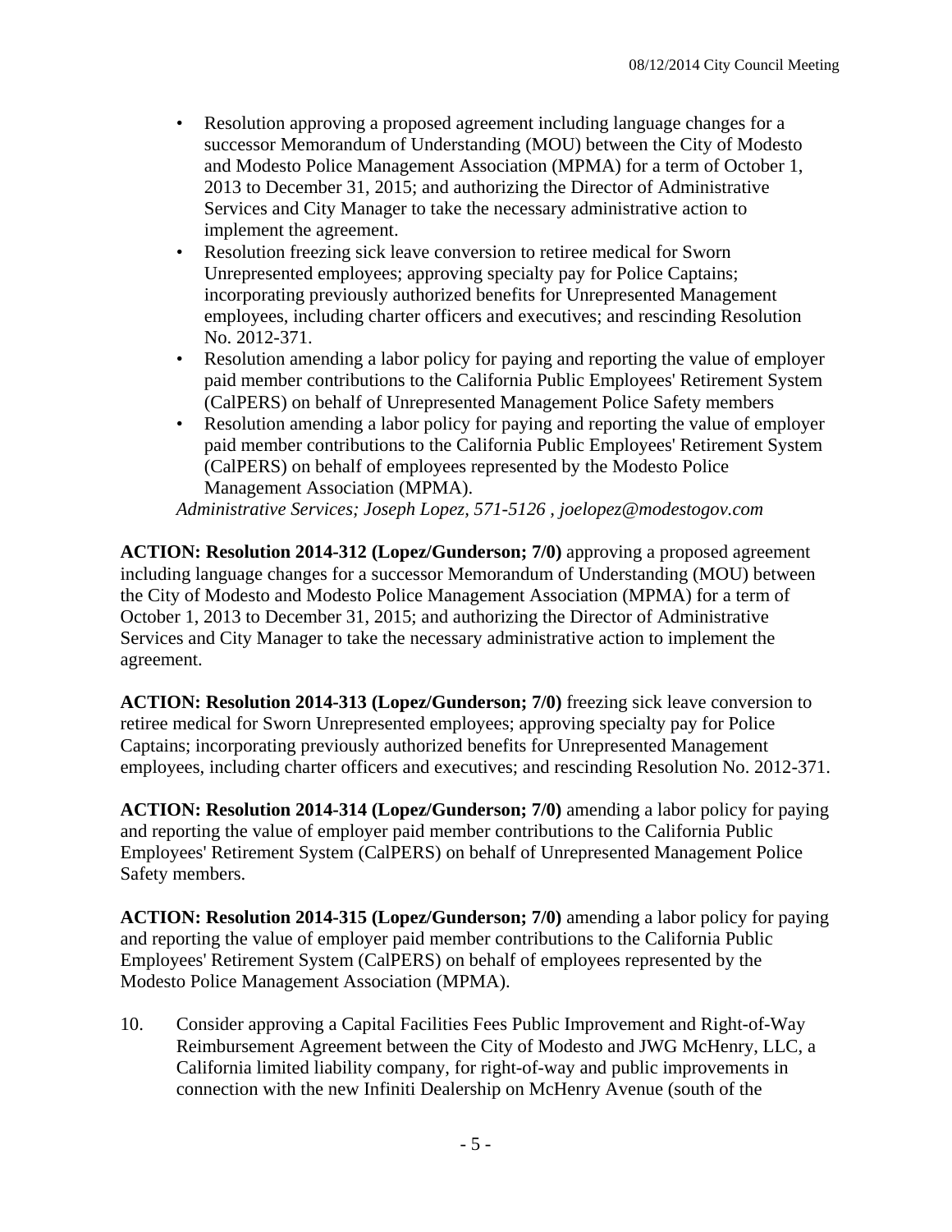- Resolution approving a proposed agreement including language changes for a successor Memorandum of Understanding (MOU) between the City of Modesto and Modesto Police Management Association (MPMA) for a term of October 1, 2013 to December 31, 2015; and authorizing the Director of Administrative Services and City Manager to take the necessary administrative action to implement the agreement.
- Resolution freezing sick leave conversion to retiree medical for Sworn Unrepresented employees; approving specialty pay for Police Captains; incorporating previously authorized benefits for Unrepresented Management employees, including charter officers and executives; and rescinding Resolution No. 2012-371.
- Resolution amending a labor policy for paying and reporting the value of employer paid member contributions to the California Public Employees' Retirement System (CalPERS) on behalf of Unrepresented Management Police Safety members
- Resolution amending a labor policy for paying and reporting the value of employer paid member contributions to the California Public Employees' Retirement System (CalPERS) on behalf of employees represented by the Modesto Police Management Association (MPMA).

*Administrative Services; Joseph Lopez, 571-5126 , joelopez@modestogov.com*

**ACTION: Resolution 2014-312 (Lopez/Gunderson; 7/0)** approving a proposed agreement including language changes for a successor Memorandum of Understanding (MOU) between the City of Modesto and Modesto Police Management Association (MPMA) for a term of October 1, 2013 to December 31, 2015; and authorizing the Director of Administrative Services and City Manager to take the necessary administrative action to implement the agreement.

**ACTION: Resolution 2014-313 (Lopez/Gunderson; 7/0)** freezing sick leave conversion to retiree medical for Sworn Unrepresented employees; approving specialty pay for Police Captains; incorporating previously authorized benefits for Unrepresented Management employees, including charter officers and executives; and rescinding Resolution No. 2012-371.

**ACTION: Resolution 2014-314 (Lopez/Gunderson; 7/0)** amending a labor policy for paying and reporting the value of employer paid member contributions to the California Public Employees' Retirement System (CalPERS) on behalf of Unrepresented Management Police Safety members.

**ACTION: Resolution 2014-315 (Lopez/Gunderson; 7/0)** amending a labor policy for paying and reporting the value of employer paid member contributions to the California Public Employees' Retirement System (CalPERS) on behalf of employees represented by the Modesto Police Management Association (MPMA).

10. Consider approving a Capital Facilities Fees Public Improvement and Right-of-Way Reimbursement Agreement between the City of Modesto and JWG McHenry, LLC, a California limited liability company, for right-of-way and public improvements in connection with the new Infiniti Dealership on McHenry Avenue (south of the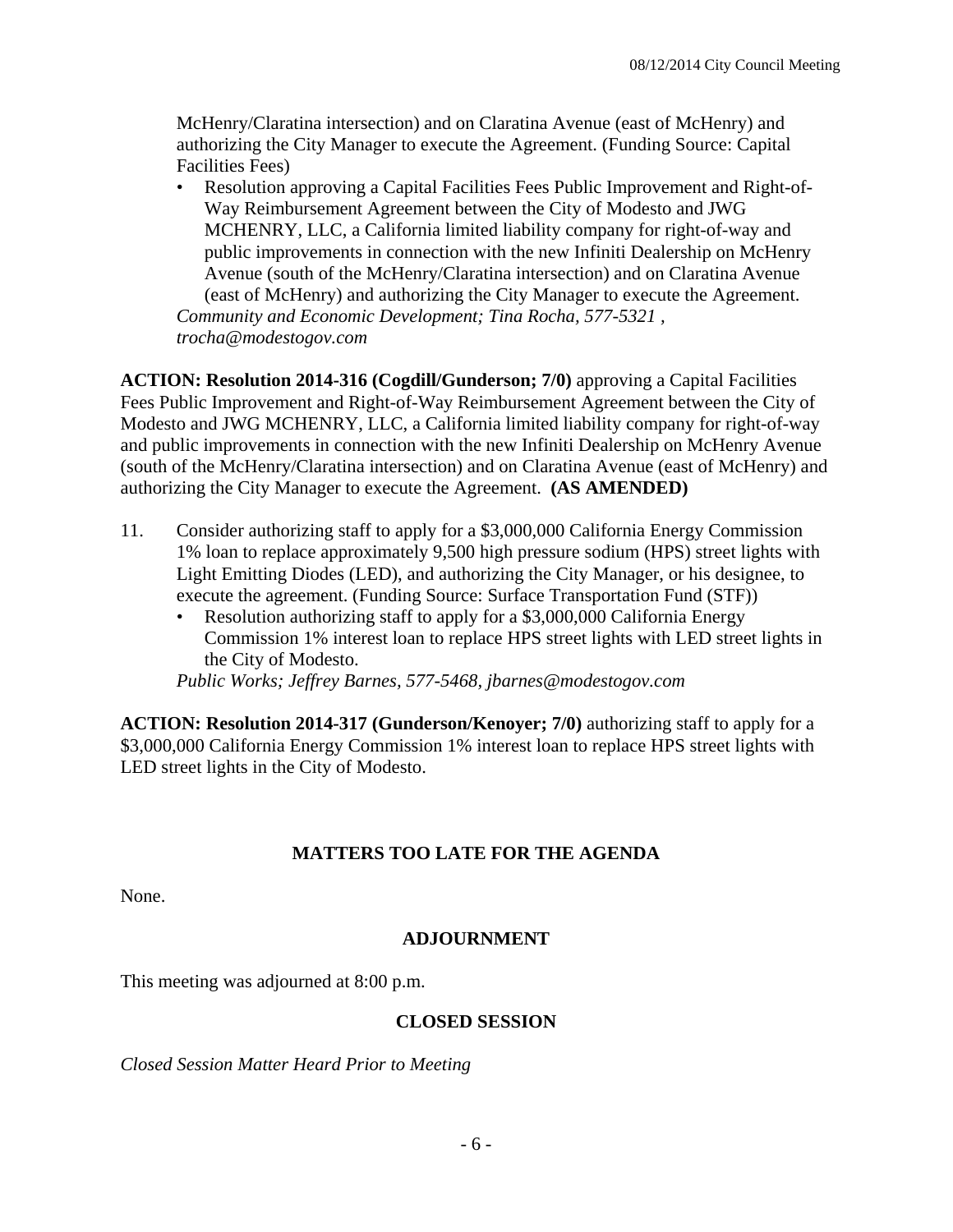McHenry/Claratina intersection) and on Claratina Avenue (east of McHenry) and authorizing the City Manager to execute the Agreement. (Funding Source: Capital Facilities Fees)

- Resolution approving a Capital Facilities Fees Public Improvement and Right-of-Way Reimbursement Agreement between the City of Modesto and JWG MCHENRY, LLC, a California limited liability company for right-of-way and public improvements in connection with the new Infiniti Dealership on McHenry Avenue (south of the McHenry/Claratina intersection) and on Claratina Avenue (east of McHenry) and authorizing the City Manager to execute the Agreement.

*Community and Economic Development; Tina Rocha, 577-5321 , trocha@modestogov.com*

**ACTION: Resolution 2014-316 (Cogdill/Gunderson; 7/0)** approving a Capital Facilities Fees Public Improvement and Right-of-Way Reimbursement Agreement between the City of Modesto and JWG MCHENRY, LLC, a California limited liability company for right-of-way and public improvements in connection with the new Infiniti Dealership on McHenry Avenue (south of the McHenry/Claratina intersection) and on Claratina Avenue (east of McHenry) and authorizing the City Manager to execute the Agreement. **(AS AMENDED)**

11. Consider authorizing staff to apply for a $3,000,000 California Energy Commission 1% loan to replace approximately 9,500 high pressure sodium (HPS) street lights with Light Emitting Diodes (LED), and authorizing the City Manager, or his designee, to execute the agreement. (Funding Source: Surface Transportation Fund (STF))
    - Resolution authorizing staff to apply for a $3,000,000 California Energy Commission 1% interest loan to replace HPS street lights with LED street lights in the City of Modesto.

    *Public Works; Jeffrey Barnes, 577-5468, jbarnes@modestogov.com*

**ACTION: Resolution 2014-317 (Gunderson/Kenoyer; 7/0)** authorizing staff to apply for a $3,000,000 California Energy Commission 1% interest loan to replace HPS street lights with LED street lights in the City of Modesto.

## MATTERS TOO LATE FOR THE AGENDA

None.

## ADJOURNMENT

This meeting was adjourned at 8:00 p.m.

## CLOSED SESSION

*Closed Session Matter Heard Prior to Meeting*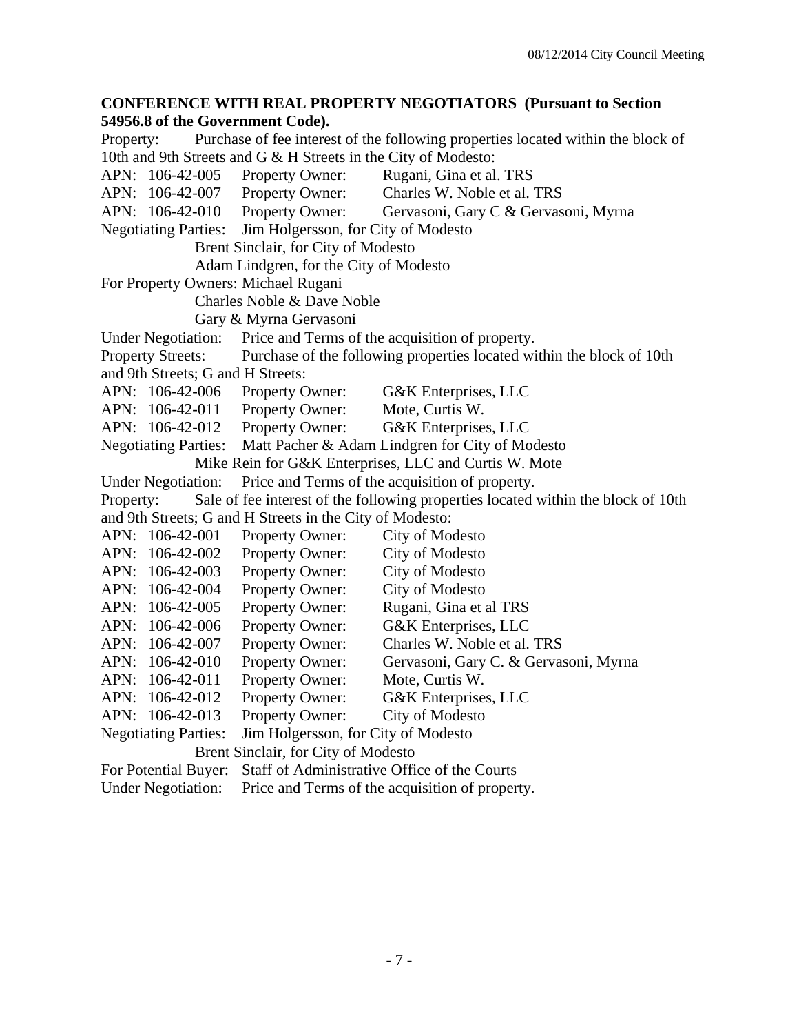**CONFERENCE WITH REAL PROPERTY NEGOTIATORS (Pursuant to Section 54956.8 of the Government Code).**

Property: Purchase of fee interest of the following properties located within the block of 10th and 9th Streets and G & H Streets in the City of Modesto:

APN: 106-42-005 Property Owner: Rugani, Gina et al. TRS
APN: 106-42-007 Property Owner: Charles W. Noble et al. TRS
APN: 106-42-010 Property Owner: Gervasoni, Gary C & Gervasoni, Myrna

Negotiating Parties: Jim Holgersson, for City of Modesto
Brent Sinclair, for City of Modesto
Adam Lindgren, for the City of Modesto

For Property Owners: Michael Rugani
Charles Noble & Dave Noble
Gary & Myrna Gervasoni

Under Negotiation: Price and Terms of the acquisition of property.

Property Streets: Purchase of the following properties located within the block of 10th and 9th Streets; G and H Streets:

APN: 106-42-006 Property Owner: G&K Enterprises, LLC
APN: 106-42-011 Property Owner: Mote, Curtis W.
APN: 106-42-012 Property Owner: G&K Enterprises, LLC

Negotiating Parties: Matt Pacher & Adam Lindgren for City of Modesto
Mike Rein for G&K Enterprises, LLC and Curtis W. Mote

Under Negotiation: Price and Terms of the acquisition of property.

Property: Sale of fee interest of the following properties located within the block of 10th and 9th Streets; G and H Streets in the City of Modesto:

APN: 106-42-001 Property Owner: City of Modesto
APN: 106-42-002 Property Owner: City of Modesto
APN: 106-42-003 Property Owner: City of Modesto
APN: 106-42-004 Property Owner: City of Modesto
APN: 106-42-005 Property Owner: Rugani, Gina et al TRS
APN: 106-42-006 Property Owner: G&K Enterprises, LLC
APN: 106-42-007 Property Owner: Charles W. Noble et al. TRS
APN: 106-42-010 Property Owner: Gervasoni, Gary C. & Gervasoni, Myrna
APN: 106-42-011 Property Owner: Mote, Curtis W.
APN: 106-42-012 Property Owner: G&K Enterprises, LLC
APN: 106-42-013 Property Owner: City of Modesto

Negotiating Parties: Jim Holgersson, for City of Modesto
Brent Sinclair, for City of Modesto

For Potential Buyer: Staff of Administrative Office of the Courts

Under Negotiation: Price and Terms of the acquisition of property.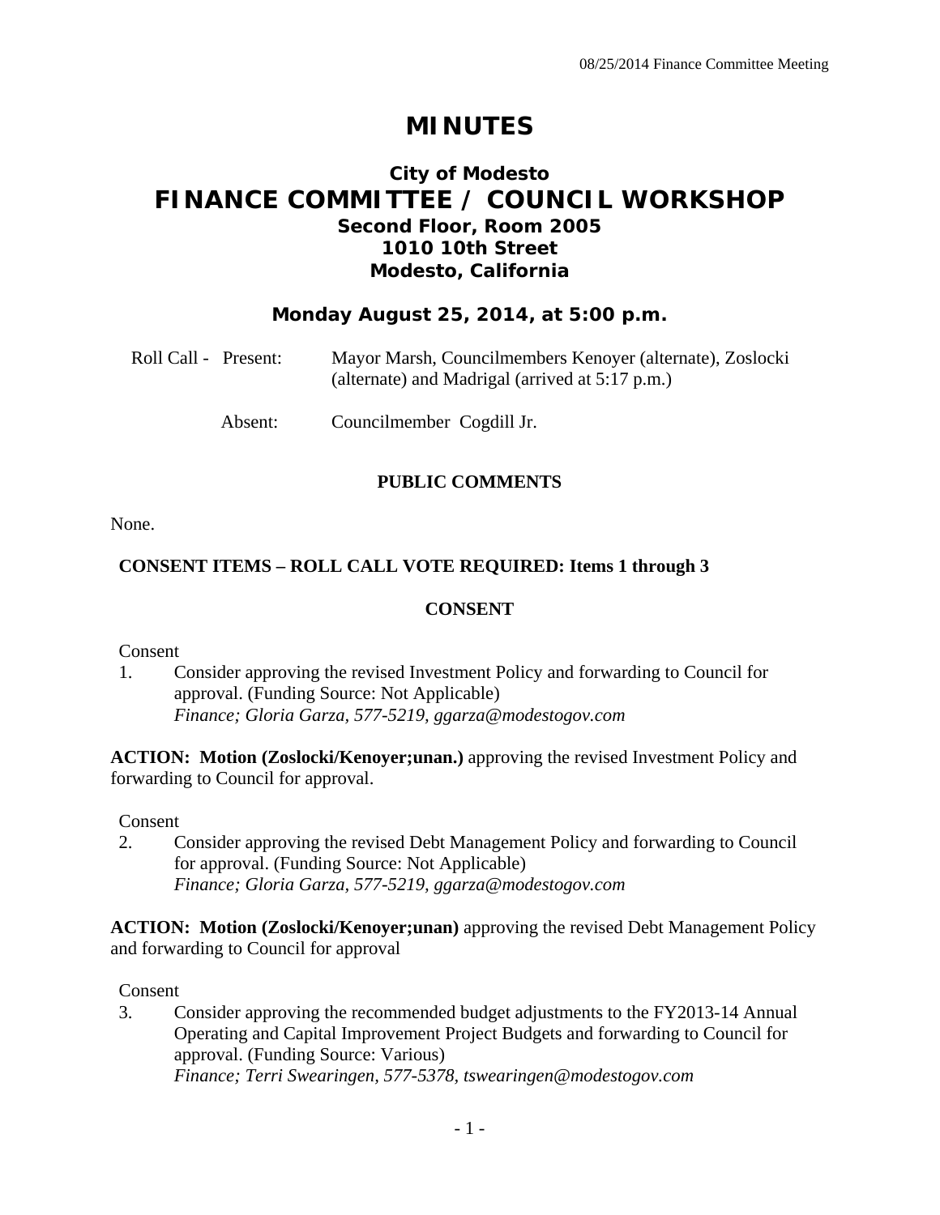# MINUTES

## City of Modesto
# FINANCE COMMITTEE / COUNCIL WORKSHOP
### Second Floor, Room 2005
### 1010 10th Street
### Modesto, California

**Monday August 25, 2014, at 5:00 p.m.**

Roll Call - Present: Mayor Marsh, Councilmembers Kenoyer (alternate), Zoslocki (alternate) and Madrigal (arrived at 5:17 p.m.)

Absent: Councilmember Cogdill Jr.

**PUBLIC COMMENTS**

None.

**CONSENT ITEMS – ROLL CALL VOTE REQUIRED: Items 1 through 3**

**CONSENT**

Consent

1. Consider approving the revised Investment Policy and forwarding to Council for approval. (Funding Source: Not Applicable)
   *Finance; Gloria Garza, 577-5219, ggarza@modestogov.com*

**ACTION: Motion (Zoslocki/Kenoyer;unan.)** approving the revised Investment Policy and forwarding to Council for approval.

Consent

2. Consider approving the revised Debt Management Policy and forwarding to Council for approval. (Funding Source: Not Applicable)
   *Finance; Gloria Garza, 577-5219, ggarza@modestogov.com*

**ACTION: Motion (Zoslocki/Kenoyer;unan)** approving the revised Debt Management Policy and forwarding to Council for approval

Consent

3. Consider approving the recommended budget adjustments to the FY2013-14 Annual Operating and Capital Improvement Project Budgets and forwarding to Council for approval. (Funding Source: Various)
   *Finance; Terri Swearingen, 577-5378, tswearingen@modestogov.com*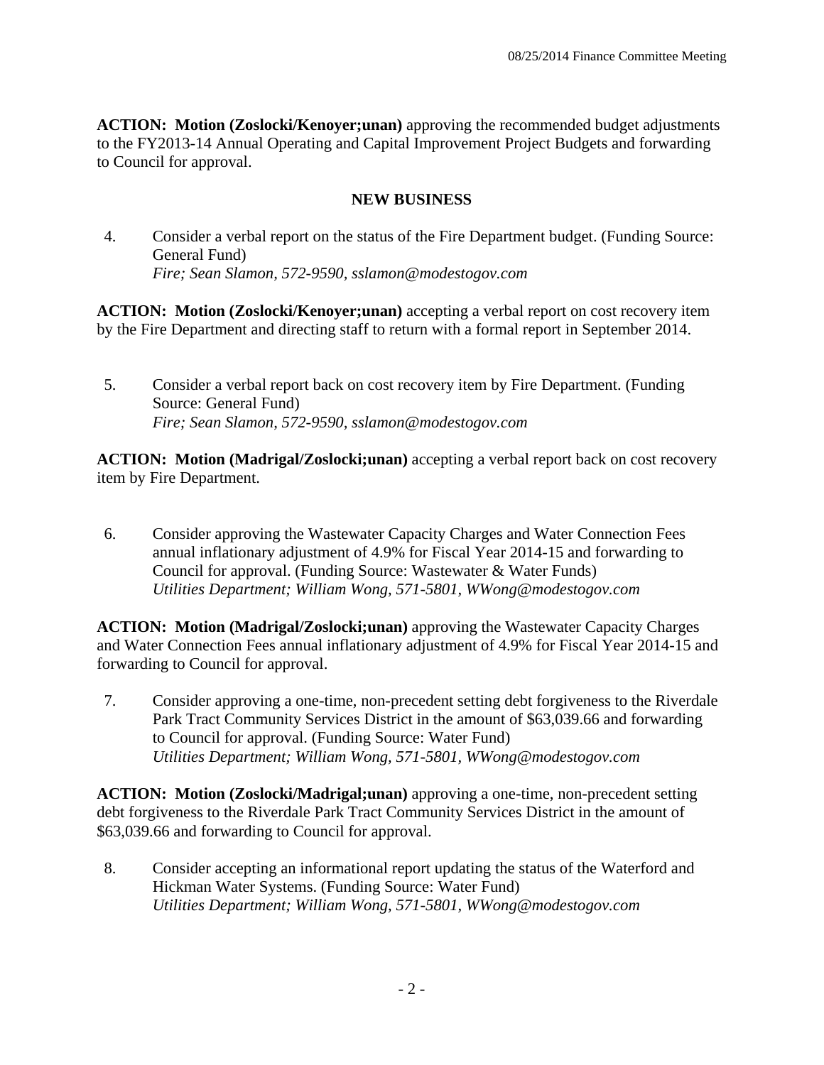**ACTION: Motion (Zoslocki/Kenoyer;unan)** approving the recommended budget adjustments to the FY2013-14 Annual Operating and Capital Improvement Project Budgets and forwarding to Council for approval.

## NEW BUSINESS

4. Consider a verbal report on the status of the Fire Department budget. (Funding Source: General Fund)
   *Fire; Sean Slamon, 572-9590, sslamon@modestogov.com*

**ACTION: Motion (Zoslocki/Kenoyer;unan)** accepting a verbal report on cost recovery item by the Fire Department and directing staff to return with a formal report in September 2014.

5. Consider a verbal report back on cost recovery item by Fire Department. (Funding Source: General Fund)
   *Fire; Sean Slamon, 572-9590, sslamon@modestogov.com*

**ACTION: Motion (Madrigal/Zoslocki;unan)** accepting a verbal report back on cost recovery item by Fire Department.

6. Consider approving the Wastewater Capacity Charges and Water Connection Fees annual inflationary adjustment of 4.9% for Fiscal Year 2014-15 and forwarding to Council for approval. (Funding Source: Wastewater & Water Funds)
   *Utilities Department; William Wong, 571-5801, WWong@modestogov.com*

**ACTION: Motion (Madrigal/Zoslocki;unan)** approving the Wastewater Capacity Charges and Water Connection Fees annual inflationary adjustment of 4.9% for Fiscal Year 2014-15 and forwarding to Council for approval.

7. Consider approving a one-time, non-precedent setting debt forgiveness to the Riverdale Park Tract Community Services District in the amount of $63,039.66 and forwarding to Council for approval. (Funding Source: Water Fund)
   *Utilities Department; William Wong, 571-5801, WWong@modestogov.com*

**ACTION: Motion (Zoslocki/Madrigal;unan)** approving a one-time, non-precedent setting debt forgiveness to the Riverdale Park Tract Community Services District in the amount of $63,039.66 and forwarding to Council for approval.

8. Consider accepting an informational report updating the status of the Waterford and Hickman Water Systems. (Funding Source: Water Fund)
   *Utilities Department; William Wong, 571-5801, WWong@modestogov.com*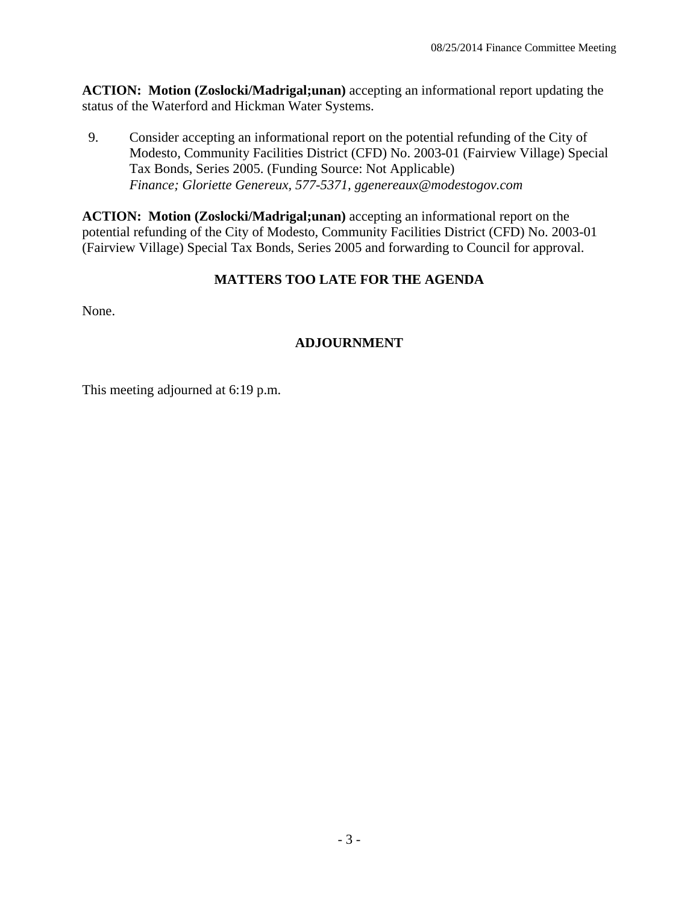**ACTION: Motion (Zoslocki/Madrigal;unan)** accepting an informational report updating the status of the Waterford and Hickman Water Systems.

9. Consider accepting an informational report on the potential refunding of the City of Modesto, Community Facilities District (CFD) No. 2003-01 (Fairview Village) Special Tax Bonds, Series 2005. (Funding Source: Not Applicable)
   *Finance; Gloriette Genereux, 577-5371, ggenereaux@modestogov.com*

**ACTION: Motion (Zoslocki/Madrigal;unan)** accepting an informational report on the potential refunding of the City of Modesto, Community Facilities District (CFD) No. 2003-01 (Fairview Village) Special Tax Bonds, Series 2005 and forwarding to Council for approval.

## MATTERS TOO LATE FOR THE AGENDA

None.

## ADJOURNMENT

This meeting adjourned at 6:19 p.m.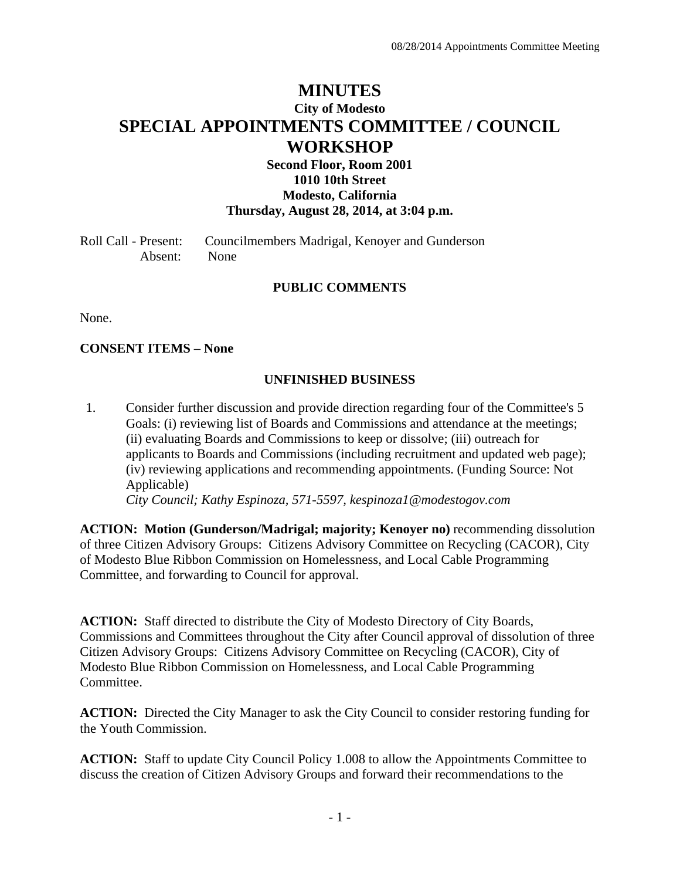# MINUTES

**City of Modesto**

# SPECIAL APPOINTMENTS COMMITTEE / COUNCIL WORKSHOP

**Second Floor, Room 2001**
**1010 10th Street**
**Modesto, California**
**Thursday, August 28, 2014, at 3:04 p.m.**

Roll Call - Present: Councilmembers Madrigal, Kenoyer and Gunderson
Absent: None

## PUBLIC COMMENTS

None.

**CONSENT ITEMS – None**

## UNFINISHED BUSINESS

1. Consider further discussion and provide direction regarding four of the Committee's 5 Goals: (i) reviewing list of Boards and Commissions and attendance at the meetings; (ii) evaluating Boards and Commissions to keep or dissolve; (iii) outreach for applicants to Boards and Commissions (including recruitment and updated web page); (iv) reviewing applications and recommending appointments. (Funding Source: Not Applicable)
*City Council; Kathy Espinoza, 571-5597, kespinoza1@modestogov.com*

**ACTION: Motion (Gunderson/Madrigal; majority; Kenoyer no)** recommending dissolution of three Citizen Advisory Groups: Citizens Advisory Committee on Recycling (CACOR), City of Modesto Blue Ribbon Commission on Homelessness, and Local Cable Programming Committee, and forwarding to Council for approval.

**ACTION:** Staff directed to distribute the City of Modesto Directory of City Boards, Commissions and Committees throughout the City after Council approval of dissolution of three Citizen Advisory Groups: Citizens Advisory Committee on Recycling (CACOR), City of Modesto Blue Ribbon Commission on Homelessness, and Local Cable Programming Committee.

**ACTION:** Directed the City Manager to ask the City Council to consider restoring funding for the Youth Commission.

**ACTION:** Staff to update City Council Policy 1.008 to allow the Appointments Committee to discuss the creation of Citizen Advisory Groups and forward their recommendations to the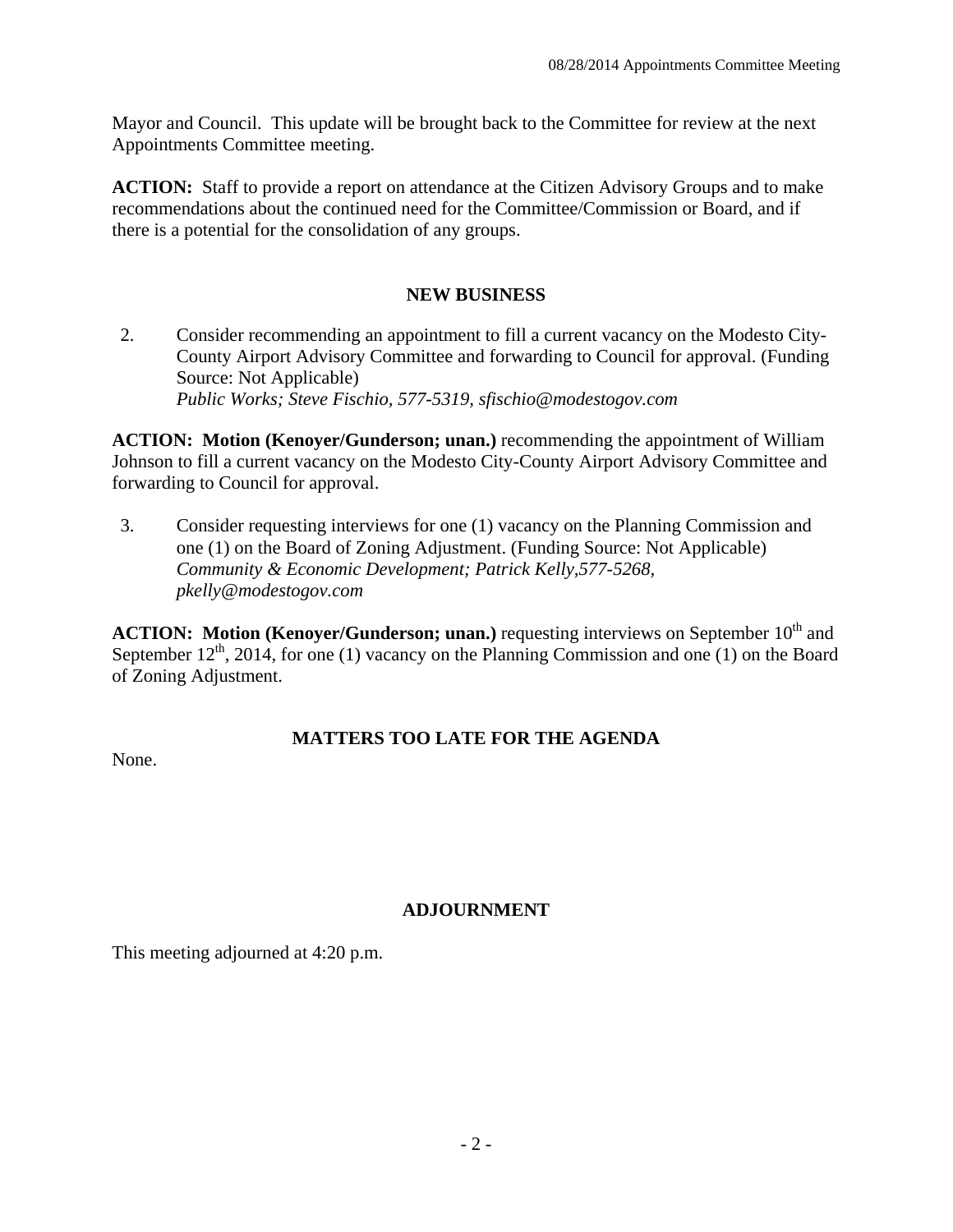Mayor and Council. This update will be brought back to the Committee for review at the next Appointments Committee meeting.

**ACTION:** Staff to provide a report on attendance at the Citizen Advisory Groups and to make recommendations about the continued need for the Committee/Commission or Board, and if there is a potential for the consolidation of any groups.

## NEW BUSINESS

2. Consider recommending an appointment to fill a current vacancy on the Modesto City-County Airport Advisory Committee and forwarding to Council for approval. (Funding Source: Not Applicable)
   *Public Works; Steve Fischio, 577-5319, sfischio@modestogov.com*

**ACTION: Motion (Kenoyer/Gunderson; unan.)** recommending the appointment of William Johnson to fill a current vacancy on the Modesto City-County Airport Advisory Committee and forwarding to Council for approval.

3. Consider requesting interviews for one (1) vacancy on the Planning Commission and one (1) on the Board of Zoning Adjustment. (Funding Source: Not Applicable)
   *Community & Economic Development; Patrick Kelly,577-5268, pkelly@modestogov.com*

**ACTION: Motion (Kenoyer/Gunderson; unan.)** requesting interviews on September 10th and September 12th, 2014, for one (1) vacancy on the Planning Commission and one (1) on the Board of Zoning Adjustment.

## MATTERS TOO LATE FOR THE AGENDA

None.

## ADJOURNMENT

This meeting adjourned at 4:20 p.m.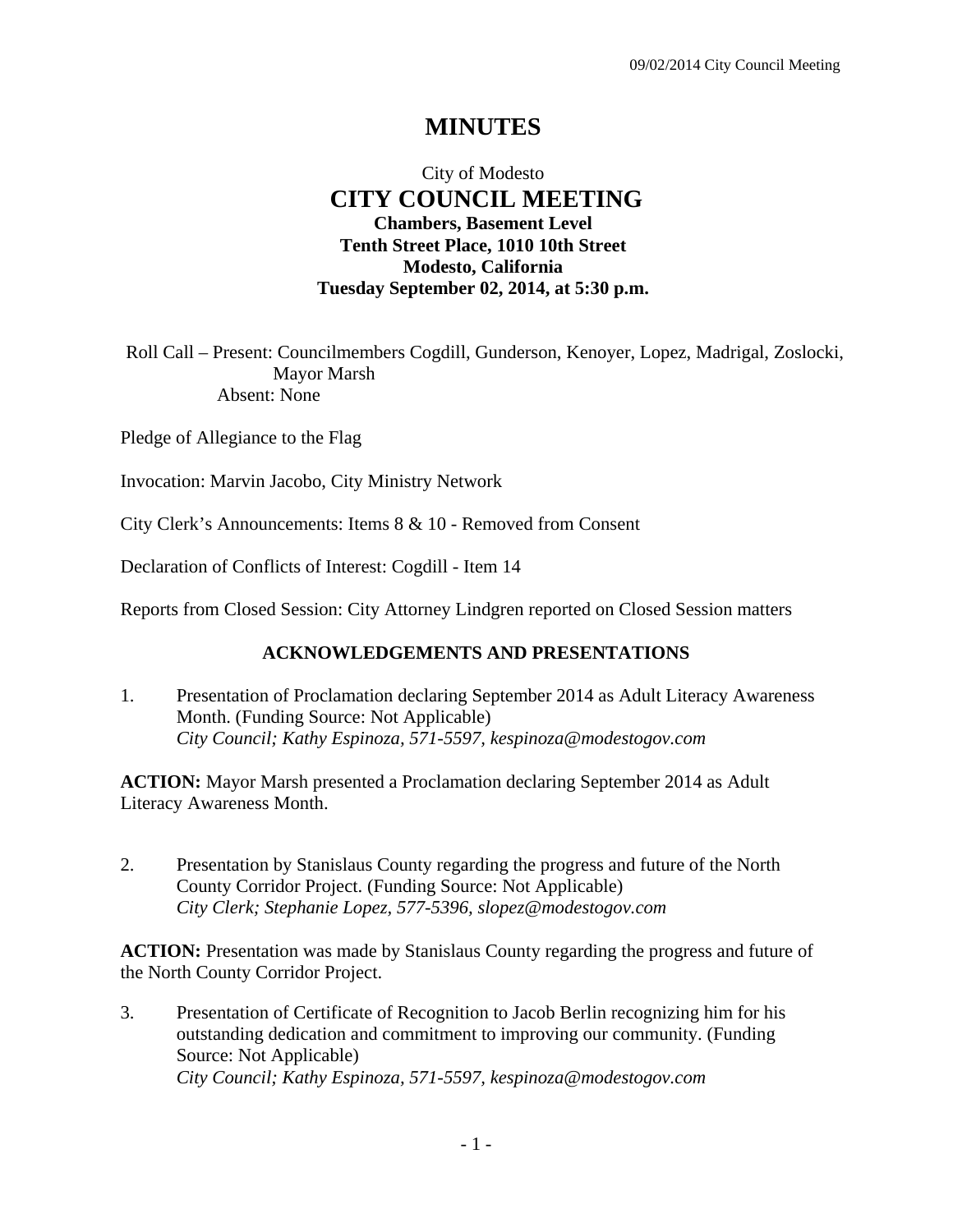# MINUTES

City of Modesto
## CITY COUNCIL MEETING
**Chambers, Basement Level**
**Tenth Street Place, 1010 10th Street**
**Modesto, California**
**Tuesday September 02, 2014, at 5:30 p.m.**

Roll Call – Present: Councilmembers Cogdill, Gunderson, Kenoyer, Lopez, Madrigal, Zoslocki, Mayor Marsh
Absent: None

Pledge of Allegiance to the Flag

Invocation: Marvin Jacobo, City Ministry Network

City Clerk's Announcements: Items 8 & 10 - Removed from Consent

Declaration of Conflicts of Interest: Cogdill - Item 14

Reports from Closed Session: City Attorney Lindgren reported on Closed Session matters

### ACKNOWLEDGEMENTS AND PRESENTATIONS

1. Presentation of Proclamation declaring September 2014 as Adult Literacy Awareness Month. (Funding Source: Not Applicable)
*City Council; Kathy Espinoza, 571-5597, kespinoza@modestogov.com*

**ACTION:** Mayor Marsh presented a Proclamation declaring September 2014 as Adult Literacy Awareness Month.

2. Presentation by Stanislaus County regarding the progress and future of the North County Corridor Project. (Funding Source: Not Applicable)
*City Clerk; Stephanie Lopez, 577-5396, slopez@modestogov.com*

**ACTION:** Presentation was made by Stanislaus County regarding the progress and future of the North County Corridor Project.

3. Presentation of Certificate of Recognition to Jacob Berlin recognizing him for his outstanding dedication and commitment to improving our community. (Funding Source: Not Applicable)
*City Council; Kathy Espinoza, 571-5597, kespinoza@modestogov.com*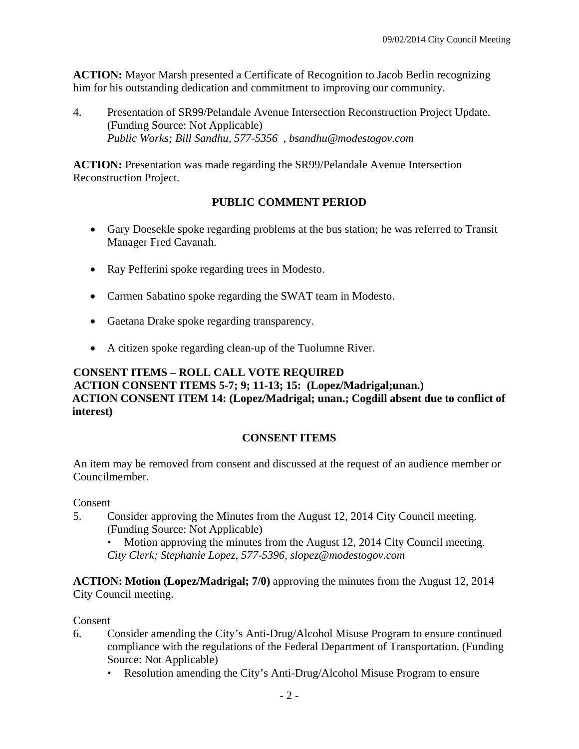**ACTION:** Mayor Marsh presented a Certificate of Recognition to Jacob Berlin recognizing him for his outstanding dedication and commitment to improving our community.

4. Presentation of SR99/Pelandale Avenue Intersection Reconstruction Project Update. (Funding Source: Not Applicable)
   *Public Works; Bill Sandhu, 577-5356 , bsandhu@modestogov.com*

**ACTION:** Presentation was made regarding the SR99/Pelandale Avenue Intersection Reconstruction Project.

## PUBLIC COMMENT PERIOD

- Gary Doesekle spoke regarding problems at the bus station; he was referred to Transit Manager Fred Cavanah.
- Ray Pefferini spoke regarding trees in Modesto.
- Carmen Sabatino spoke regarding the SWAT team in Modesto.
- Gaetana Drake spoke regarding transparency.
- A citizen spoke regarding clean-up of the Tuolumne River.

**CONSENT ITEMS – ROLL CALL VOTE REQUIRED**
**ACTION CONSENT ITEMS 5-7; 9; 11-13; 15: (Lopez/Madrigal;unan.)**
**ACTION CONSENT ITEM 14: (Lopez/Madrigal; unan.; Cogdill absent due to conflict of interest)**

## CONSENT ITEMS

An item may be removed from consent and discussed at the request of an audience member or Councilmember.

Consent

5. Consider approving the Minutes from the August 12, 2014 City Council meeting. (Funding Source: Not Applicable)
   - Motion approving the minutes from the August 12, 2014 City Council meeting.

   *City Clerk; Stephanie Lopez, 577-5396, slopez@modestogov.com*

**ACTION: Motion (Lopez/Madrigal; 7/0)** approving the minutes from the August 12, 2014 City Council meeting.

Consent

6. Consider amending the City's Anti-Drug/Alcohol Misuse Program to ensure continued compliance with the regulations of the Federal Department of Transportation. (Funding Source: Not Applicable)
   - Resolution amending the City's Anti-Drug/Alcohol Misuse Program to ensure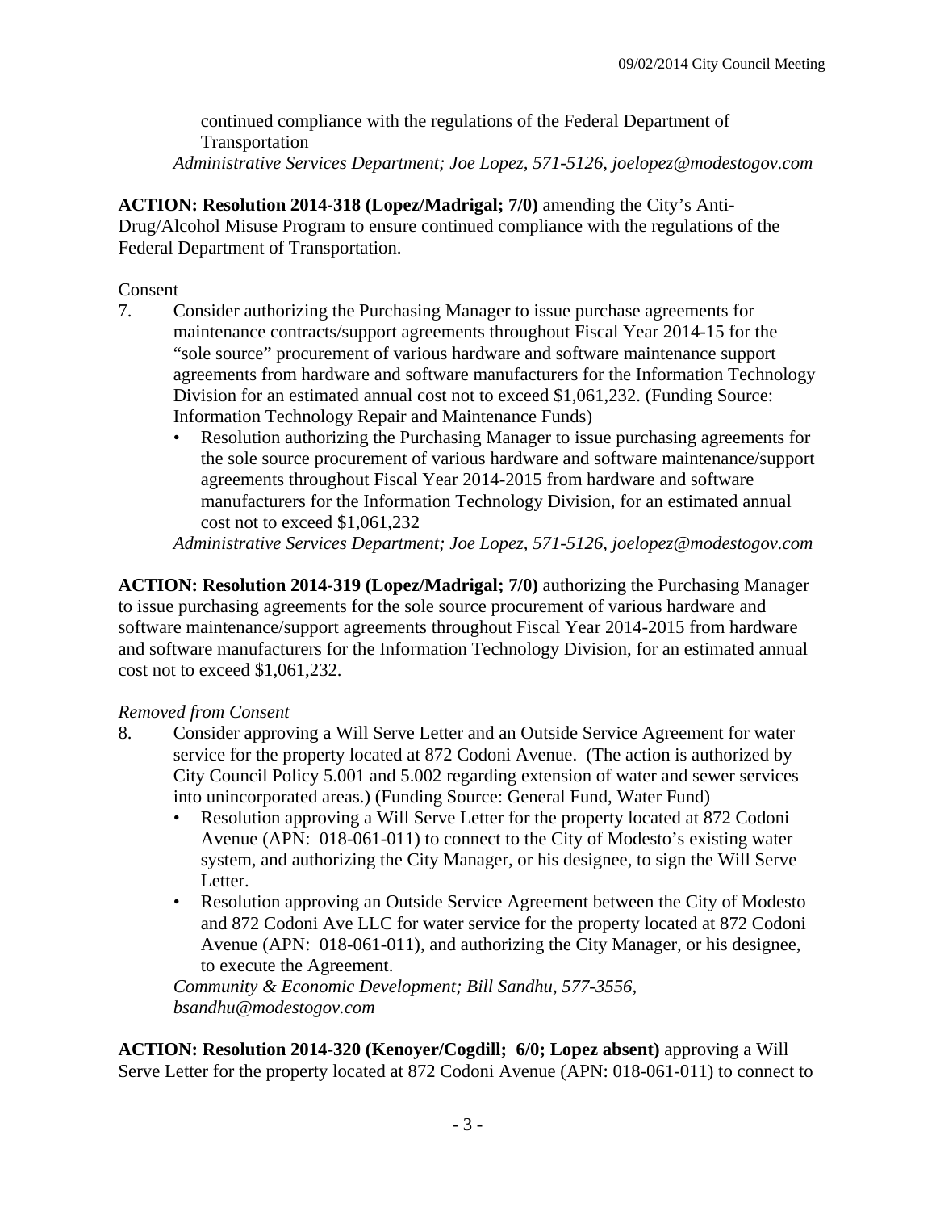continued compliance with the regulations of the Federal Department of Transportation
*Administrative Services Department; Joe Lopez, 571-5126, joelopez@modestogov.com*

**ACTION: Resolution 2014-318 (Lopez/Madrigal; 7/0)** amending the City's Anti-Drug/Alcohol Misuse Program to ensure continued compliance with the regulations of the Federal Department of Transportation.

Consent

7. Consider authorizing the Purchasing Manager to issue purchase agreements for maintenance contracts/support agreements throughout Fiscal Year 2014-15 for the "sole source" procurement of various hardware and software maintenance support agreements from hardware and software manufacturers for the Information Technology Division for an estimated annual cost not to exceed $1,061,232. (Funding Source: Information Technology Repair and Maintenance Funds)
   - Resolution authorizing the Purchasing Manager to issue purchasing agreements for the sole source procurement of various hardware and software maintenance/support agreements throughout Fiscal Year 2014-2015 from hardware and software manufacturers for the Information Technology Division, for an estimated annual cost not to exceed $1,061,232

   *Administrative Services Department; Joe Lopez, 571-5126, joelopez@modestogov.com*

**ACTION: Resolution 2014-319 (Lopez/Madrigal; 7/0)** authorizing the Purchasing Manager to issue purchasing agreements for the sole source procurement of various hardware and software maintenance/support agreements throughout Fiscal Year 2014-2015 from hardware and software manufacturers for the Information Technology Division, for an estimated annual cost not to exceed $1,061,232.

*Removed from Consent*

8. Consider approving a Will Serve Letter and an Outside Service Agreement for water service for the property located at 872 Codoni Avenue. (The action is authorized by City Council Policy 5.001 and 5.002 regarding extension of water and sewer services into unincorporated areas.) (Funding Source: General Fund, Water Fund)
   - Resolution approving a Will Serve Letter for the property located at 872 Codoni Avenue (APN: 018-061-011) to connect to the City of Modesto's existing water system, and authorizing the City Manager, or his designee, to sign the Will Serve Letter.
   - Resolution approving an Outside Service Agreement between the City of Modesto and 872 Codoni Ave LLC for water service for the property located at 872 Codoni Avenue (APN: 018-061-011), and authorizing the City Manager, or his designee, to execute the Agreement.

   *Community & Economic Development; Bill Sandhu, 577-3556, bsandhu@modestogov.com*

**ACTION: Resolution 2014-320 (Kenoyer/Cogdill; 6/0; Lopez absent)** approving a Will Serve Letter for the property located at 872 Codoni Avenue (APN: 018-061-011) to connect to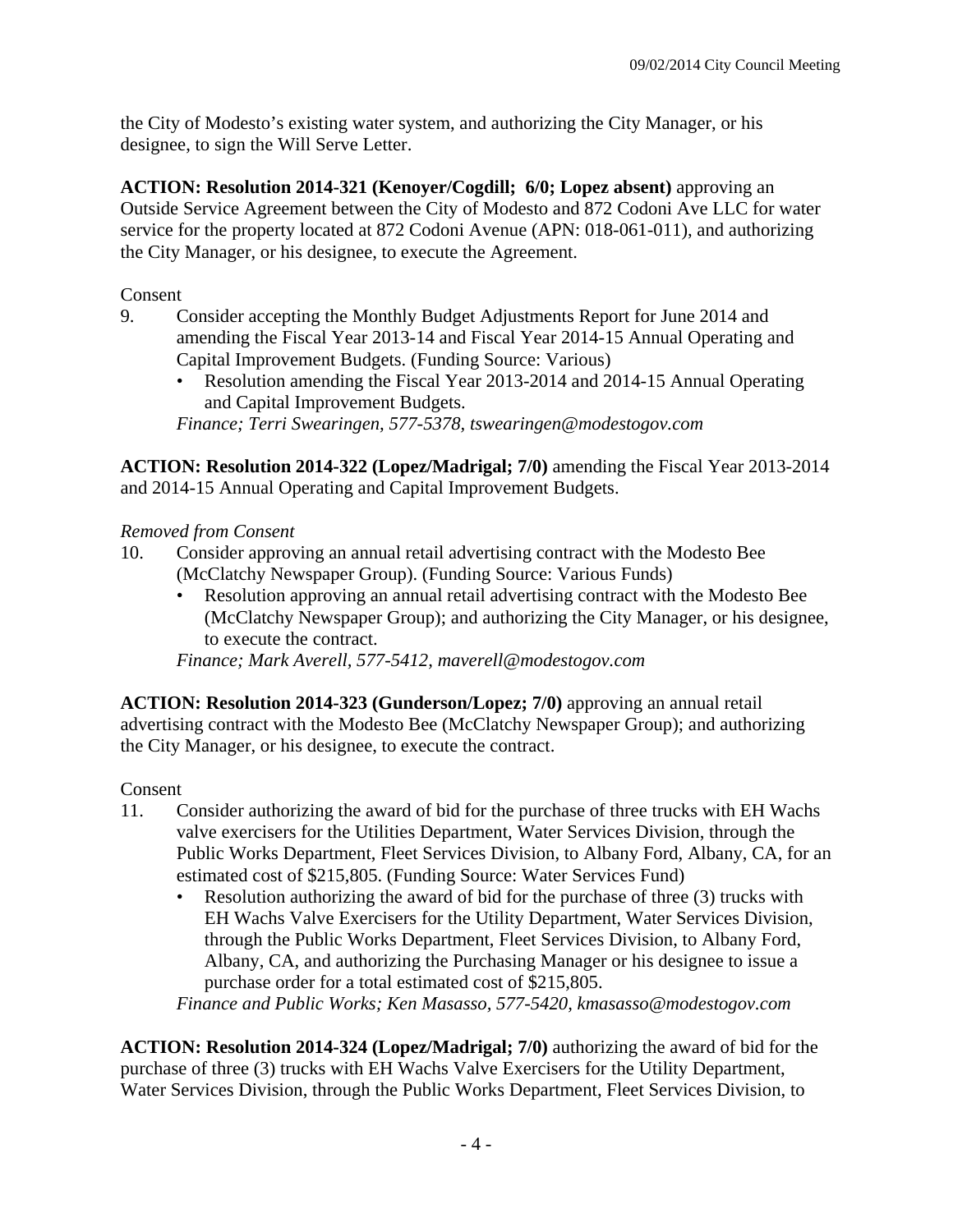the City of Modesto's existing water system, and authorizing the City Manager, or his designee, to sign the Will Serve Letter.

**ACTION: Resolution 2014-321 (Kenoyer/Cogdill; 6/0; Lopez absent)** approving an Outside Service Agreement between the City of Modesto and 872 Codoni Ave LLC for water service for the property located at 872 Codoni Avenue (APN: 018-061-011), and authorizing the City Manager, or his designee, to execute the Agreement.

Consent

9. Consider accepting the Monthly Budget Adjustments Report for June 2014 and amending the Fiscal Year 2013-14 and Fiscal Year 2014-15 Annual Operating and Capital Improvement Budgets. (Funding Source: Various)
   - Resolution amending the Fiscal Year 2013-2014 and 2014-15 Annual Operating and Capital Improvement Budgets.

   *Finance; Terri Swearingen, 577-5378, tswearingen@modestogov.com*

**ACTION: Resolution 2014-322 (Lopez/Madrigal; 7/0)** amending the Fiscal Year 2013-2014 and 2014-15 Annual Operating and Capital Improvement Budgets.

*Removed from Consent*

10. Consider approving an annual retail advertising contract with the Modesto Bee (McClatchy Newspaper Group). (Funding Source: Various Funds)
    - Resolution approving an annual retail advertising contract with the Modesto Bee (McClatchy Newspaper Group); and authorizing the City Manager, or his designee, to execute the contract.

    *Finance; Mark Averell, 577-5412, maverell@modestogov.com*

**ACTION: Resolution 2014-323 (Gunderson/Lopez; 7/0)** approving an annual retail advertising contract with the Modesto Bee (McClatchy Newspaper Group); and authorizing the City Manager, or his designee, to execute the contract.

Consent

11. Consider authorizing the award of bid for the purchase of three trucks with EH Wachs valve exercisers for the Utilities Department, Water Services Division, through the Public Works Department, Fleet Services Division, to Albany Ford, Albany, CA, for an estimated cost of $215,805. (Funding Source: Water Services Fund)
    - Resolution authorizing the award of bid for the purchase of three (3) trucks with EH Wachs Valve Exercisers for the Utility Department, Water Services Division, through the Public Works Department, Fleet Services Division, to Albany Ford, Albany, CA, and authorizing the Purchasing Manager or his designee to issue a purchase order for a total estimated cost of $215,805.

    *Finance and Public Works; Ken Masasso, 577-5420, kmasasso@modestogov.com*

**ACTION: Resolution 2014-324 (Lopez/Madrigal; 7/0)** authorizing the award of bid for the purchase of three (3) trucks with EH Wachs Valve Exercisers for the Utility Department, Water Services Division, through the Public Works Department, Fleet Services Division, to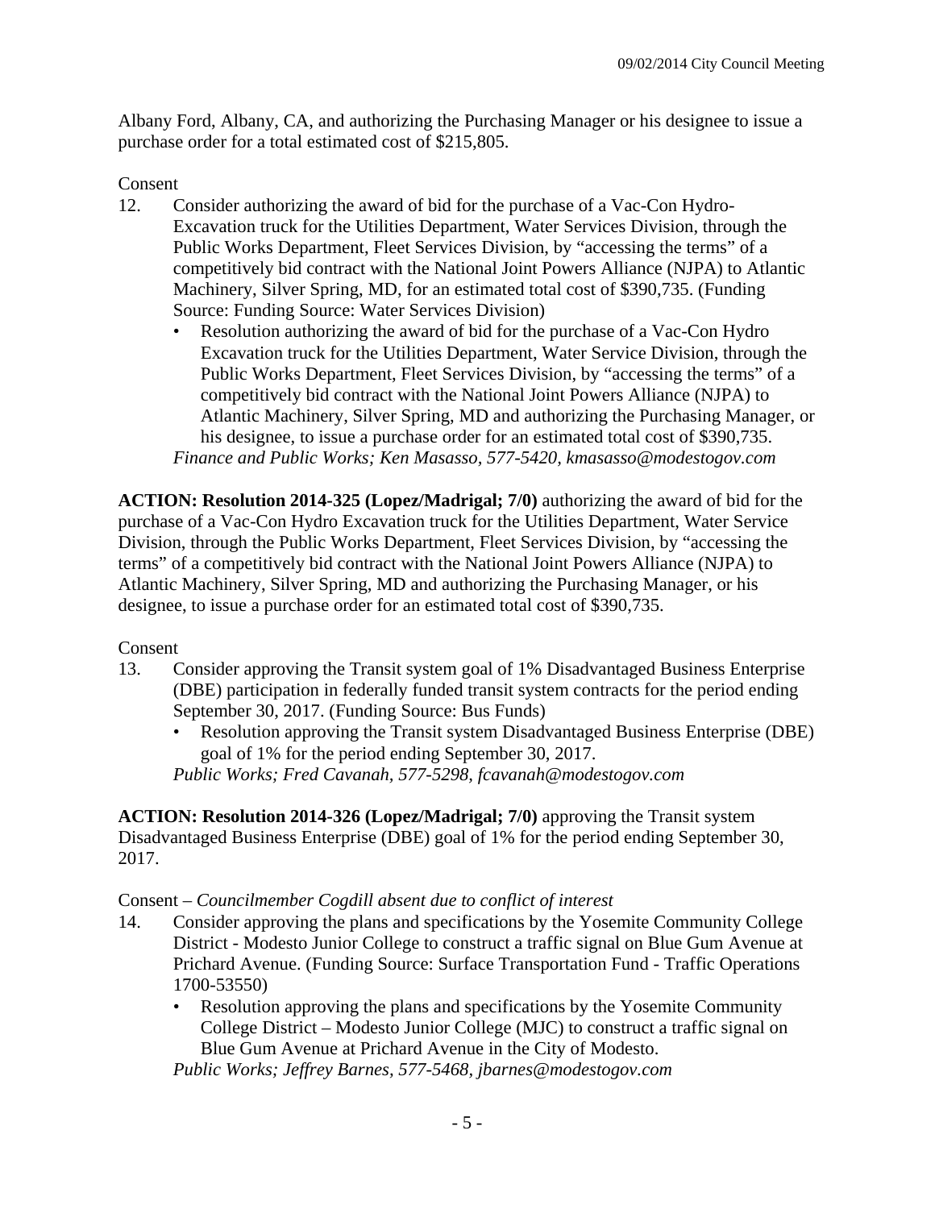Albany Ford, Albany, CA, and authorizing the Purchasing Manager or his designee to issue a purchase order for a total estimated cost of $215,805.

Consent

12. Consider authorizing the award of bid for the purchase of a Vac-Con Hydro-Excavation truck for the Utilities Department, Water Services Division, through the Public Works Department, Fleet Services Division, by "accessing the terms" of a competitively bid contract with the National Joint Powers Alliance (NJPA) to Atlantic Machinery, Silver Spring, MD, for an estimated total cost of $390,735. (Funding Source: Funding Source: Water Services Division)
    - Resolution authorizing the award of bid for the purchase of a Vac-Con Hydro Excavation truck for the Utilities Department, Water Service Division, through the Public Works Department, Fleet Services Division, by "accessing the terms" of a competitively bid contract with the National Joint Powers Alliance (NJPA) to Atlantic Machinery, Silver Spring, MD and authorizing the Purchasing Manager, or his designee, to issue a purchase order for an estimated total cost of $390,735.

    *Finance and Public Works; Ken Masasso, 577-5420, kmasasso@modestogov.com*

**ACTION: Resolution 2014-325 (Lopez/Madrigal; 7/0)** authorizing the award of bid for the purchase of a Vac-Con Hydro Excavation truck for the Utilities Department, Water Service Division, through the Public Works Department, Fleet Services Division, by "accessing the terms" of a competitively bid contract with the National Joint Powers Alliance (NJPA) to Atlantic Machinery, Silver Spring, MD and authorizing the Purchasing Manager, or his designee, to issue a purchase order for an estimated total cost of $390,735.

Consent

13. Consider approving the Transit system goal of 1% Disadvantaged Business Enterprise (DBE) participation in federally funded transit system contracts for the period ending September 30, 2017. (Funding Source: Bus Funds)
    - Resolution approving the Transit system Disadvantaged Business Enterprise (DBE) goal of 1% for the period ending September 30, 2017.

    *Public Works; Fred Cavanah, 577-5298, fcavanah@modestogov.com*

**ACTION: Resolution 2014-326 (Lopez/Madrigal; 7/0)** approving the Transit system Disadvantaged Business Enterprise (DBE) goal of 1% for the period ending September 30, 2017.

Consent – *Councilmember Cogdill absent due to conflict of interest*

14. Consider approving the plans and specifications by the Yosemite Community College District - Modesto Junior College to construct a traffic signal on Blue Gum Avenue at Prichard Avenue. (Funding Source: Surface Transportation Fund - Traffic Operations 1700-53550)
    - Resolution approving the plans and specifications by the Yosemite Community College District – Modesto Junior College (MJC) to construct a traffic signal on Blue Gum Avenue at Prichard Avenue in the City of Modesto.

    *Public Works; Jeffrey Barnes, 577-5468, jbarnes@modestogov.com*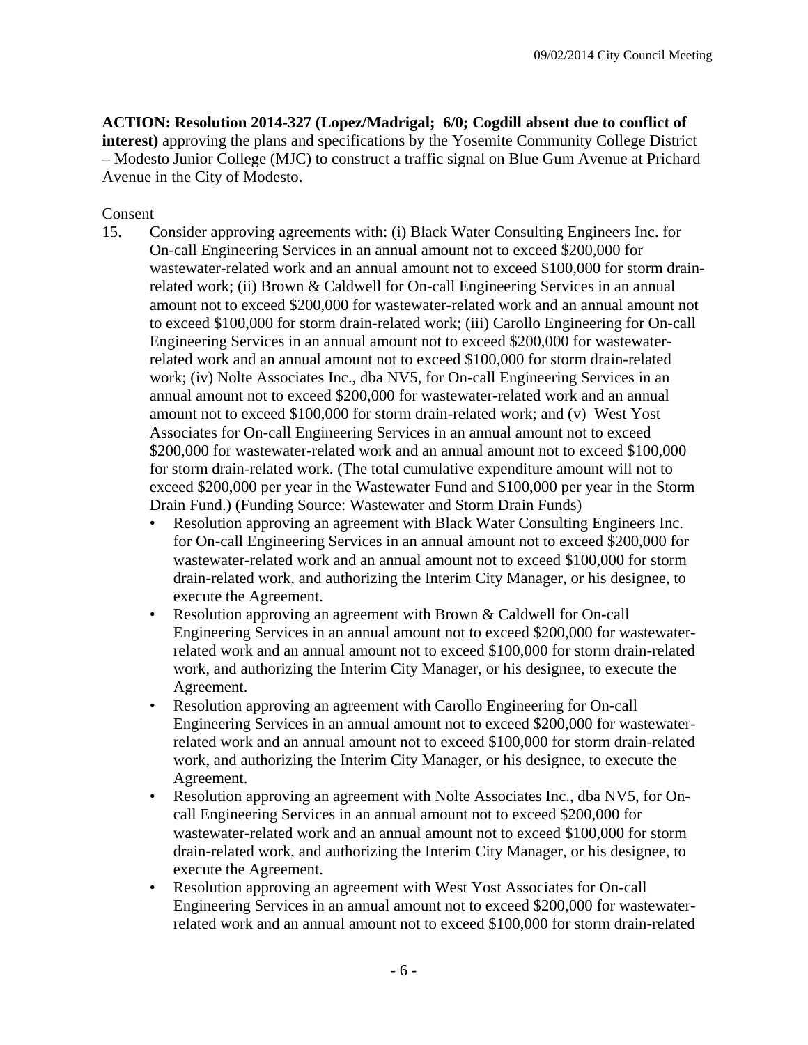**ACTION: Resolution 2014-327 (Lopez/Madrigal; 6/0; Cogdill absent due to conflict of interest)** approving the plans and specifications by the Yosemite Community College District – Modesto Junior College (MJC) to construct a traffic signal on Blue Gum Avenue at Prichard Avenue in the City of Modesto.

Consent

15. Consider approving agreements with: (i) Black Water Consulting Engineers Inc. for On-call Engineering Services in an annual amount not to exceed $200,000 for wastewater-related work and an annual amount not to exceed $100,000 for storm drain-related work; (ii) Brown & Caldwell for On-call Engineering Services in an annual amount not to exceed $200,000 for wastewater-related work and an annual amount not to exceed $100,000 for storm drain-related work; (iii) Carollo Engineering for On-call Engineering Services in an annual amount not to exceed $200,000 for wastewater-related work and an annual amount not to exceed $100,000 for storm drain-related work; (iv) Nolte Associates Inc., dba NV5, for On-call Engineering Services in an annual amount not to exceed $200,000 for wastewater-related work and an annual amount not to exceed $100,000 for storm drain-related work; and (v) West Yost Associates for On-call Engineering Services in an annual amount not to exceed $200,000 for wastewater-related work and an annual amount not to exceed $100,000 for storm drain-related work. (The total cumulative expenditure amount will not to exceed $200,000 per year in the Wastewater Fund and $100,000 per year in the Storm Drain Fund.) (Funding Source: Wastewater and Storm Drain Funds)
    - Resolution approving an agreement with Black Water Consulting Engineers Inc. for On-call Engineering Services in an annual amount not to exceed $200,000 for wastewater-related work and an annual amount not to exceed $100,000 for storm drain-related work, and authorizing the Interim City Manager, or his designee, to execute the Agreement.
    - Resolution approving an agreement with Brown & Caldwell for On-call Engineering Services in an annual amount not to exceed $200,000 for wastewater-related work and an annual amount not to exceed $100,000 for storm drain-related work, and authorizing the Interim City Manager, or his designee, to execute the Agreement.
    - Resolution approving an agreement with Carollo Engineering for On-call Engineering Services in an annual amount not to exceed $200,000 for wastewater-related work and an annual amount not to exceed $100,000 for storm drain-related work, and authorizing the Interim City Manager, or his designee, to execute the Agreement.
    - Resolution approving an agreement with Nolte Associates Inc., dba NV5, for On-call Engineering Services in an annual amount not to exceed $200,000 for wastewater-related work and an annual amount not to exceed $100,000 for storm drain-related work, and authorizing the Interim City Manager, or his designee, to execute the Agreement.
    - Resolution approving an agreement with West Yost Associates for On-call Engineering Services in an annual amount not to exceed $200,000 for wastewater-related work and an annual amount not to exceed $100,000 for storm drain-related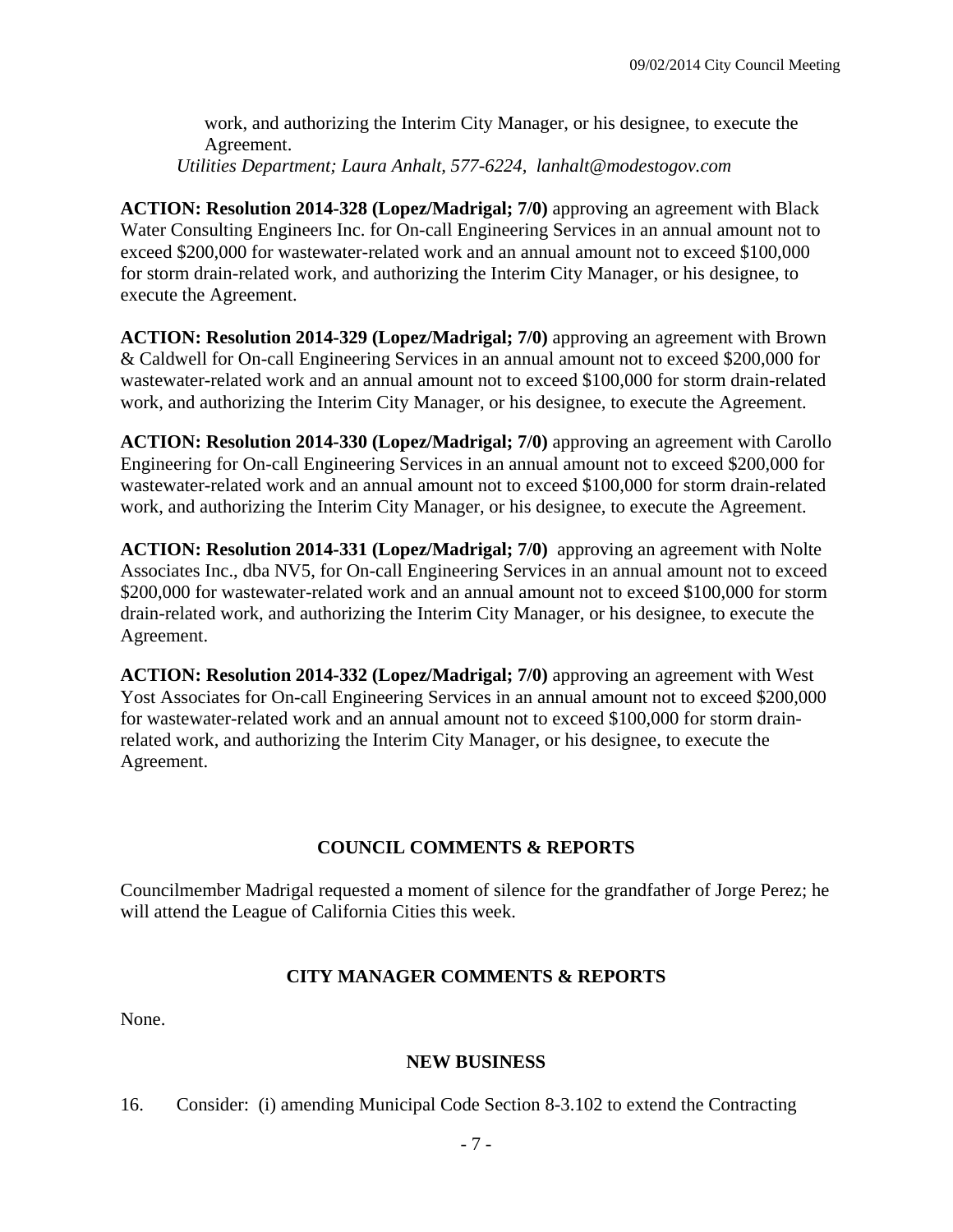work, and authorizing the Interim City Manager, or his designee, to execute the Agreement.

*Utilities Department; Laura Anhalt, 577-6224, lanhalt@modestogov.com*

**ACTION: Resolution 2014-328 (Lopez/Madrigal; 7/0)** approving an agreement with Black Water Consulting Engineers Inc. for On-call Engineering Services in an annual amount not to exceed $200,000 for wastewater-related work and an annual amount not to exceed $100,000 for storm drain-related work, and authorizing the Interim City Manager, or his designee, to execute the Agreement.

**ACTION: Resolution 2014-329 (Lopez/Madrigal; 7/0)** approving an agreement with Brown & Caldwell for On-call Engineering Services in an annual amount not to exceed $200,000 for wastewater-related work and an annual amount not to exceed $100,000 for storm drain-related work, and authorizing the Interim City Manager, or his designee, to execute the Agreement.

**ACTION: Resolution 2014-330 (Lopez/Madrigal; 7/0)** approving an agreement with Carollo Engineering for On-call Engineering Services in an annual amount not to exceed $200,000 for wastewater-related work and an annual amount not to exceed $100,000 for storm drain-related work, and authorizing the Interim City Manager, or his designee, to execute the Agreement.

**ACTION: Resolution 2014-331 (Lopez/Madrigal; 7/0)** approving an agreement with Nolte Associates Inc., dba NV5, for On-call Engineering Services in an annual amount not to exceed $200,000 for wastewater-related work and an annual amount not to exceed $100,000 for storm drain-related work, and authorizing the Interim City Manager, or his designee, to execute the Agreement.

**ACTION: Resolution 2014-332 (Lopez/Madrigal; 7/0)** approving an agreement with West Yost Associates for On-call Engineering Services in an annual amount not to exceed $200,000 for wastewater-related work and an annual amount not to exceed $100,000 for storm drain-related work, and authorizing the Interim City Manager, or his designee, to execute the Agreement.

## COUNCIL COMMENTS & REPORTS

Councilmember Madrigal requested a moment of silence for the grandfather of Jorge Perez; he will attend the League of California Cities this week.

## CITY MANAGER COMMENTS & REPORTS

None.

## NEW BUSINESS

16. Consider: (i) amending Municipal Code Section 8-3.102 to extend the Contracting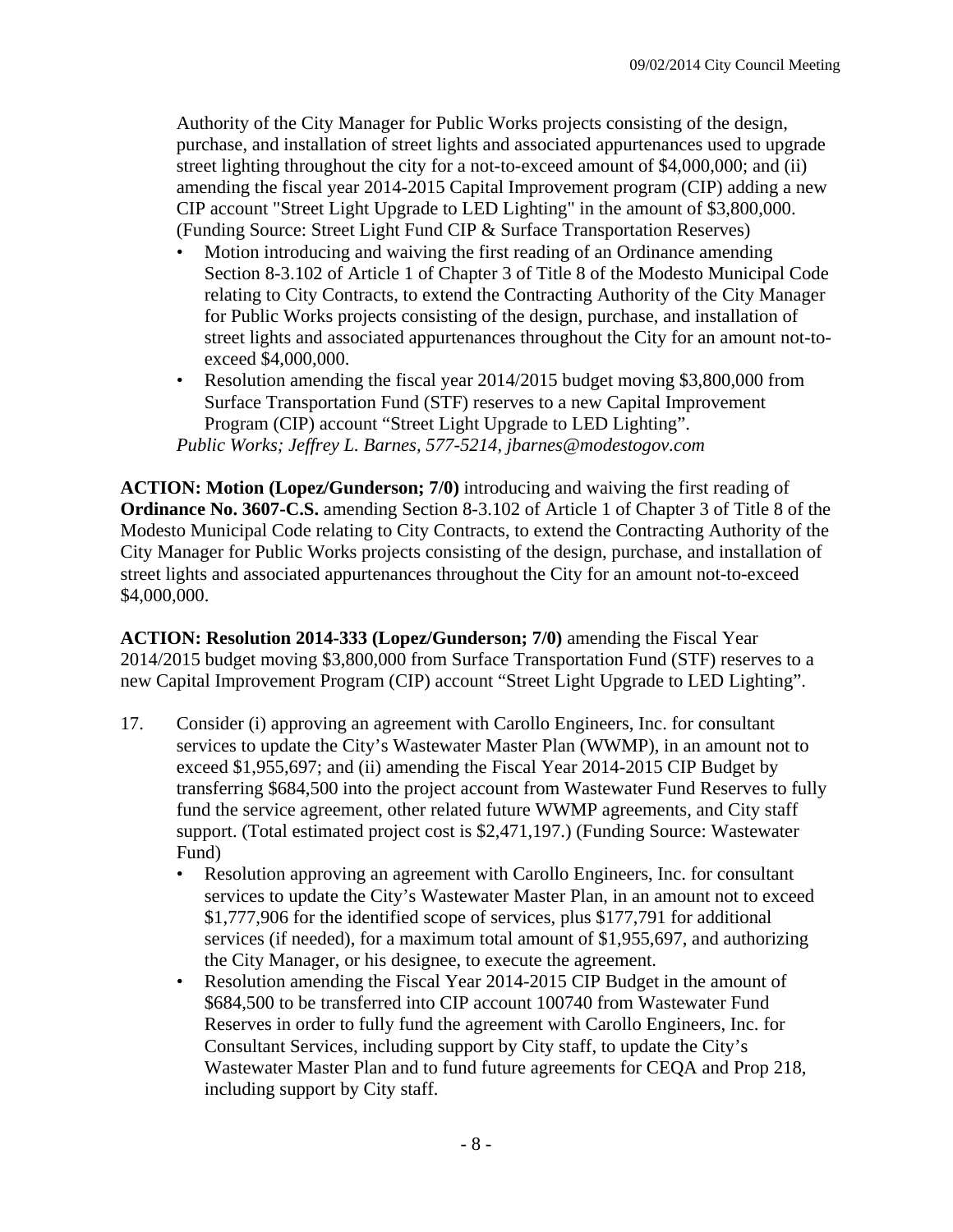Authority of the City Manager for Public Works projects consisting of the design, purchase, and installation of street lights and associated appurtenances used to upgrade street lighting throughout the city for a not-to-exceed amount of $4,000,000; and (ii) amending the fiscal year 2014-2015 Capital Improvement program (CIP) adding a new CIP account "Street Light Upgrade to LED Lighting" in the amount of $3,800,000. (Funding Source: Street Light Fund CIP & Surface Transportation Reserves)

- Motion introducing and waiving the first reading of an Ordinance amending Section 8-3.102 of Article 1 of Chapter 3 of Title 8 of the Modesto Municipal Code relating to City Contracts, to extend the Contracting Authority of the City Manager for Public Works projects consisting of the design, purchase, and installation of street lights and associated appurtenances throughout the City for an amount not-to-exceed $4,000,000.
- Resolution amending the fiscal year 2014/2015 budget moving $3,800,000 from Surface Transportation Fund (STF) reserves to a new Capital Improvement Program (CIP) account "Street Light Upgrade to LED Lighting".

*Public Works; Jeffrey L. Barnes, 577-5214, jbarnes@modestogov.com*

**ACTION: Motion (Lopez/Gunderson; 7/0)** introducing and waiving the first reading of **Ordinance No. 3607-C.S.** amending Section 8-3.102 of Article 1 of Chapter 3 of Title 8 of the Modesto Municipal Code relating to City Contracts, to extend the Contracting Authority of the City Manager for Public Works projects consisting of the design, purchase, and installation of street lights and associated appurtenances throughout the City for an amount not-to-exceed $4,000,000.

**ACTION: Resolution 2014-333 (Lopez/Gunderson; 7/0)** amending the Fiscal Year 2014/2015 budget moving $3,800,000 from Surface Transportation Fund (STF) reserves to a new Capital Improvement Program (CIP) account "Street Light Upgrade to LED Lighting".

17. Consider (i) approving an agreement with Carollo Engineers, Inc. for consultant services to update the City's Wastewater Master Plan (WWMP), in an amount not to exceed $1,955,697; and (ii) amending the Fiscal Year 2014-2015 CIP Budget by transferring $684,500 into the project account from Wastewater Fund Reserves to fully fund the service agreement, other related future WWMP agreements, and City staff support. (Total estimated project cost is $2,471,197.) (Funding Source: Wastewater Fund)
    - Resolution approving an agreement with Carollo Engineers, Inc. for consultant services to update the City's Wastewater Master Plan, in an amount not to exceed $1,777,906 for the identified scope of services, plus $177,791 for additional services (if needed), for a maximum total amount of $1,955,697, and authorizing the City Manager, or his designee, to execute the agreement.
    - Resolution amending the Fiscal Year 2014-2015 CIP Budget in the amount of $684,500 to be transferred into CIP account 100740 from Wastewater Fund Reserves in order to fully fund the agreement with Carollo Engineers, Inc. for Consultant Services, including support by City staff, to update the City's Wastewater Master Plan and to fund future agreements for CEQA and Prop 218, including support by City staff.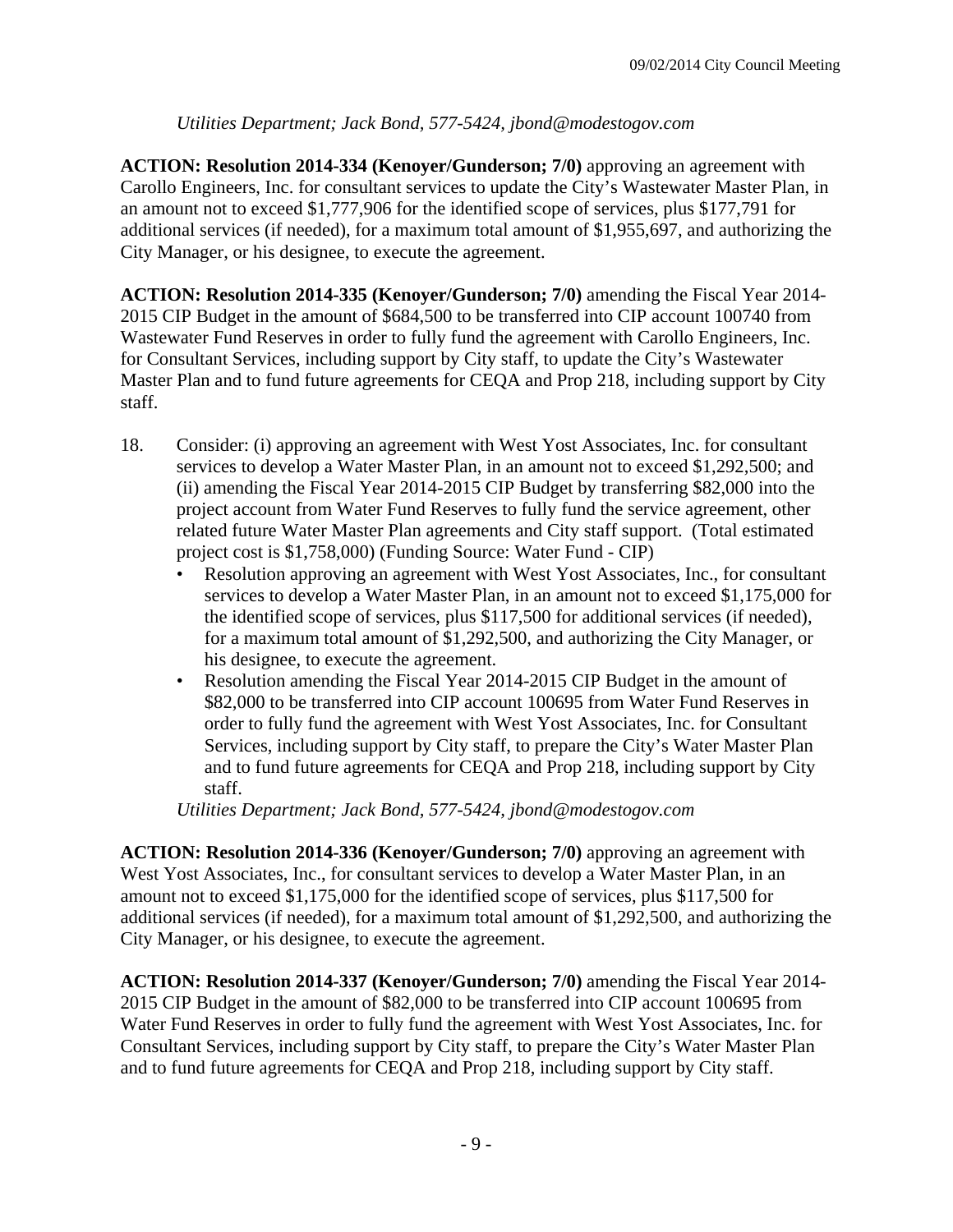*Utilities Department; Jack Bond, 577-5424, jbond@modestogov.com*

**ACTION: Resolution 2014-334 (Kenoyer/Gunderson; 7/0)** approving an agreement with Carollo Engineers, Inc. for consultant services to update the City's Wastewater Master Plan, in an amount not to exceed $1,777,906 for the identified scope of services, plus $177,791 for additional services (if needed), for a maximum total amount of $1,955,697, and authorizing the City Manager, or his designee, to execute the agreement.

**ACTION: Resolution 2014-335 (Kenoyer/Gunderson; 7/0)** amending the Fiscal Year 2014-2015 CIP Budget in the amount of $684,500 to be transferred into CIP account 100740 from Wastewater Fund Reserves in order to fully fund the agreement with Carollo Engineers, Inc. for Consultant Services, including support by City staff, to update the City's Wastewater Master Plan and to fund future agreements for CEQA and Prop 218, including support by City staff.

18. Consider: (i) approving an agreement with West Yost Associates, Inc. for consultant services to develop a Water Master Plan, in an amount not to exceed $1,292,500; and (ii) amending the Fiscal Year 2014-2015 CIP Budget by transferring $82,000 into the project account from Water Fund Reserves to fully fund the service agreement, other related future Water Master Plan agreements and City staff support. (Total estimated project cost is $1,758,000) (Funding Source: Water Fund - CIP)
    - Resolution approving an agreement with West Yost Associates, Inc., for consultant services to develop a Water Master Plan, in an amount not to exceed $1,175,000 for the identified scope of services, plus $117,500 for additional services (if needed), for a maximum total amount of $1,292,500, and authorizing the City Manager, or his designee, to execute the agreement.
    - Resolution amending the Fiscal Year 2014-2015 CIP Budget in the amount of $82,000 to be transferred into CIP account 100695 from Water Fund Reserves in order to fully fund the agreement with West Yost Associates, Inc. for Consultant Services, including support by City staff, to prepare the City's Water Master Plan and to fund future agreements for CEQA and Prop 218, including support by City staff.

    *Utilities Department; Jack Bond, 577-5424, jbond@modestogov.com*

**ACTION: Resolution 2014-336 (Kenoyer/Gunderson; 7/0)** approving an agreement with West Yost Associates, Inc., for consultant services to develop a Water Master Plan, in an amount not to exceed $1,175,000 for the identified scope of services, plus $117,500 for additional services (if needed), for a maximum total amount of $1,292,500, and authorizing the City Manager, or his designee, to execute the agreement.

**ACTION: Resolution 2014-337 (Kenoyer/Gunderson; 7/0)** amending the Fiscal Year 2014-2015 CIP Budget in the amount of $82,000 to be transferred into CIP account 100695 from Water Fund Reserves in order to fully fund the agreement with West Yost Associates, Inc. for Consultant Services, including support by City staff, to prepare the City's Water Master Plan and to fund future agreements for CEQA and Prop 218, including support by City staff.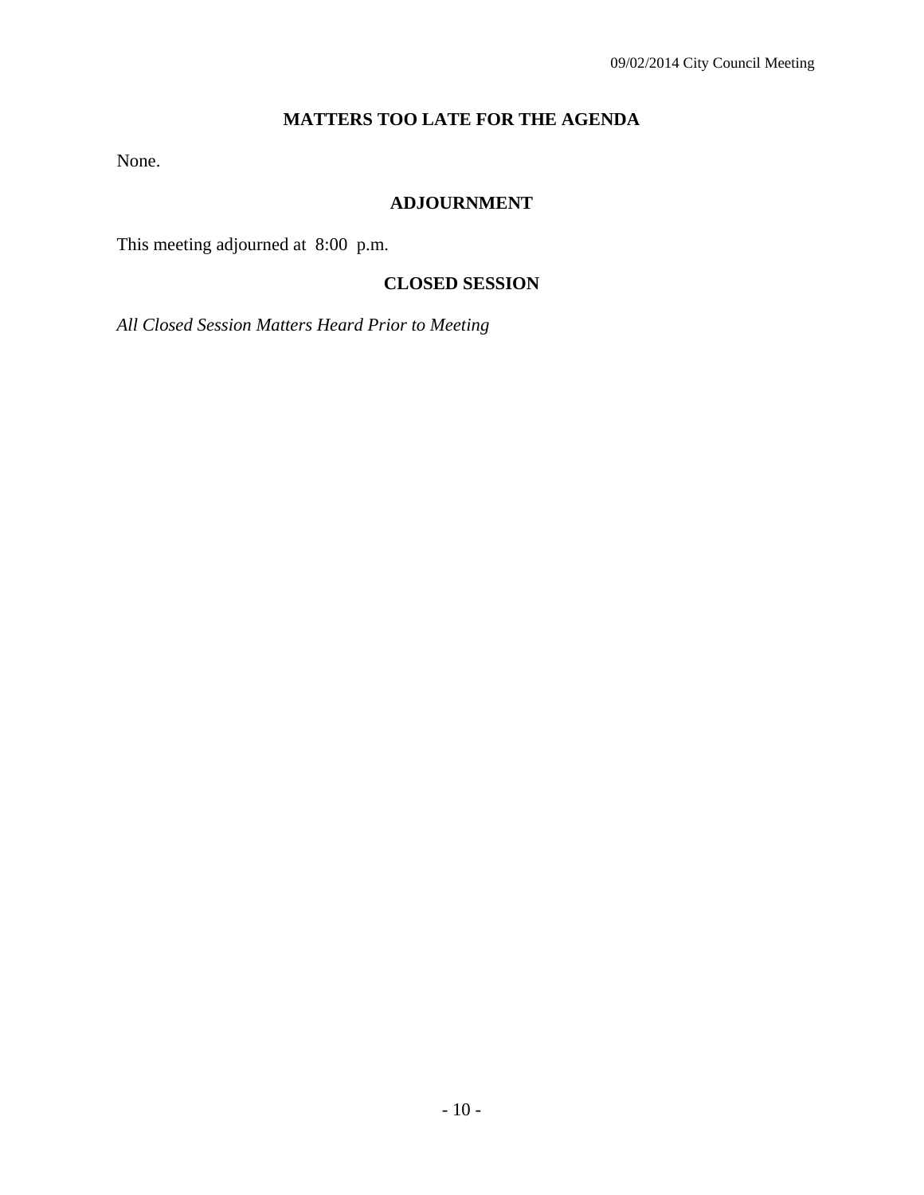## MATTERS TOO LATE FOR THE AGENDA

None.

## ADJOURNMENT

This meeting adjourned at 8:00 p.m.

## CLOSED SESSION

*All Closed Session Matters Heard Prior to Meeting*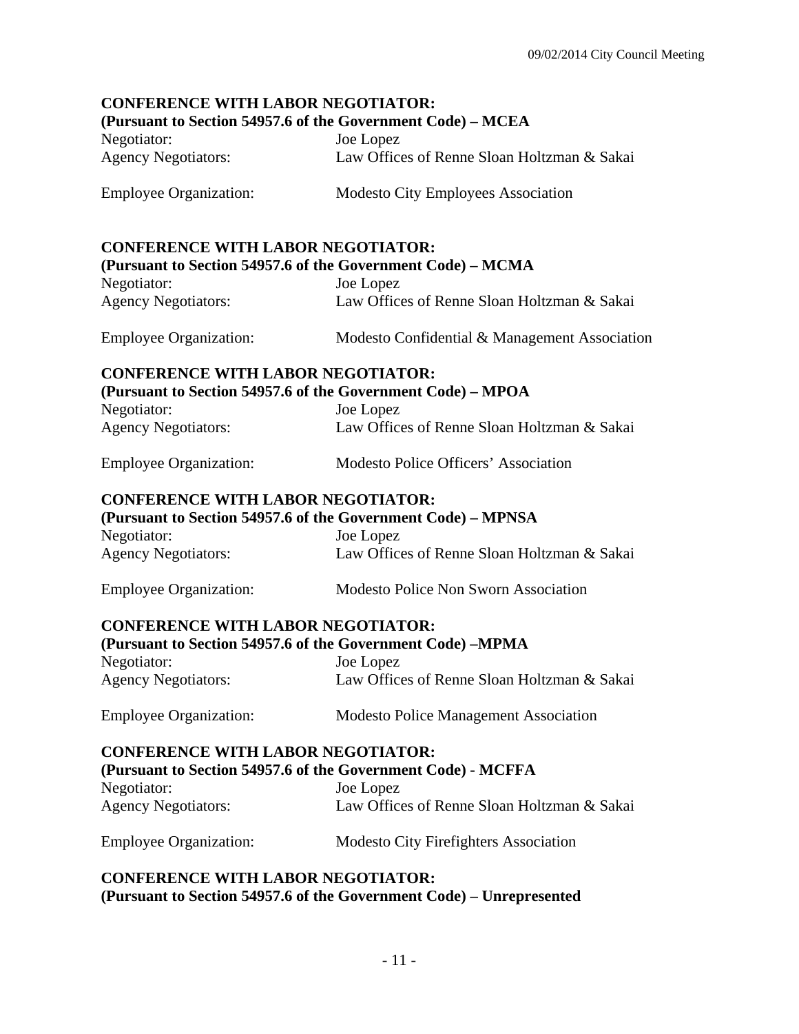**CONFERENCE WITH LABOR NEGOTIATOR:**
**(Pursuant to Section 54957.6 of the Government Code) – MCEA**

Negotiator: Joe Lopez
Agency Negotiators: Law Offices of Renne Sloan Holtzman & Sakai

Employee Organization: Modesto City Employees Association

**CONFERENCE WITH LABOR NEGOTIATOR:**
**(Pursuant to Section 54957.6 of the Government Code) – MCMA**

Negotiator: Joe Lopez
Agency Negotiators: Law Offices of Renne Sloan Holtzman & Sakai

Employee Organization: Modesto Confidential & Management Association

**CONFERENCE WITH LABOR NEGOTIATOR:**
**(Pursuant to Section 54957.6 of the Government Code) – MPOA**

Negotiator: Joe Lopez
Agency Negotiators: Law Offices of Renne Sloan Holtzman & Sakai

Employee Organization: Modesto Police Officers' Association

**CONFERENCE WITH LABOR NEGOTIATOR:**
**(Pursuant to Section 54957.6 of the Government Code) – MPNSA**

Negotiator: Joe Lopez
Agency Negotiators: Law Offices of Renne Sloan Holtzman & Sakai

Employee Organization: Modesto Police Non Sworn Association

**CONFERENCE WITH LABOR NEGOTIATOR:**
**(Pursuant to Section 54957.6 of the Government Code) –MPMA**

Negotiator: Joe Lopez
Agency Negotiators: Law Offices of Renne Sloan Holtzman & Sakai

Employee Organization: Modesto Police Management Association

**CONFERENCE WITH LABOR NEGOTIATOR:**
**(Pursuant to Section 54957.6 of the Government Code) - MCFFA**

Negotiator: Joe Lopez
Agency Negotiators: Law Offices of Renne Sloan Holtzman & Sakai

Employee Organization: Modesto City Firefighters Association

**CONFERENCE WITH LABOR NEGOTIATOR:**
**(Pursuant to Section 54957.6 of the Government Code) – Unrepresented**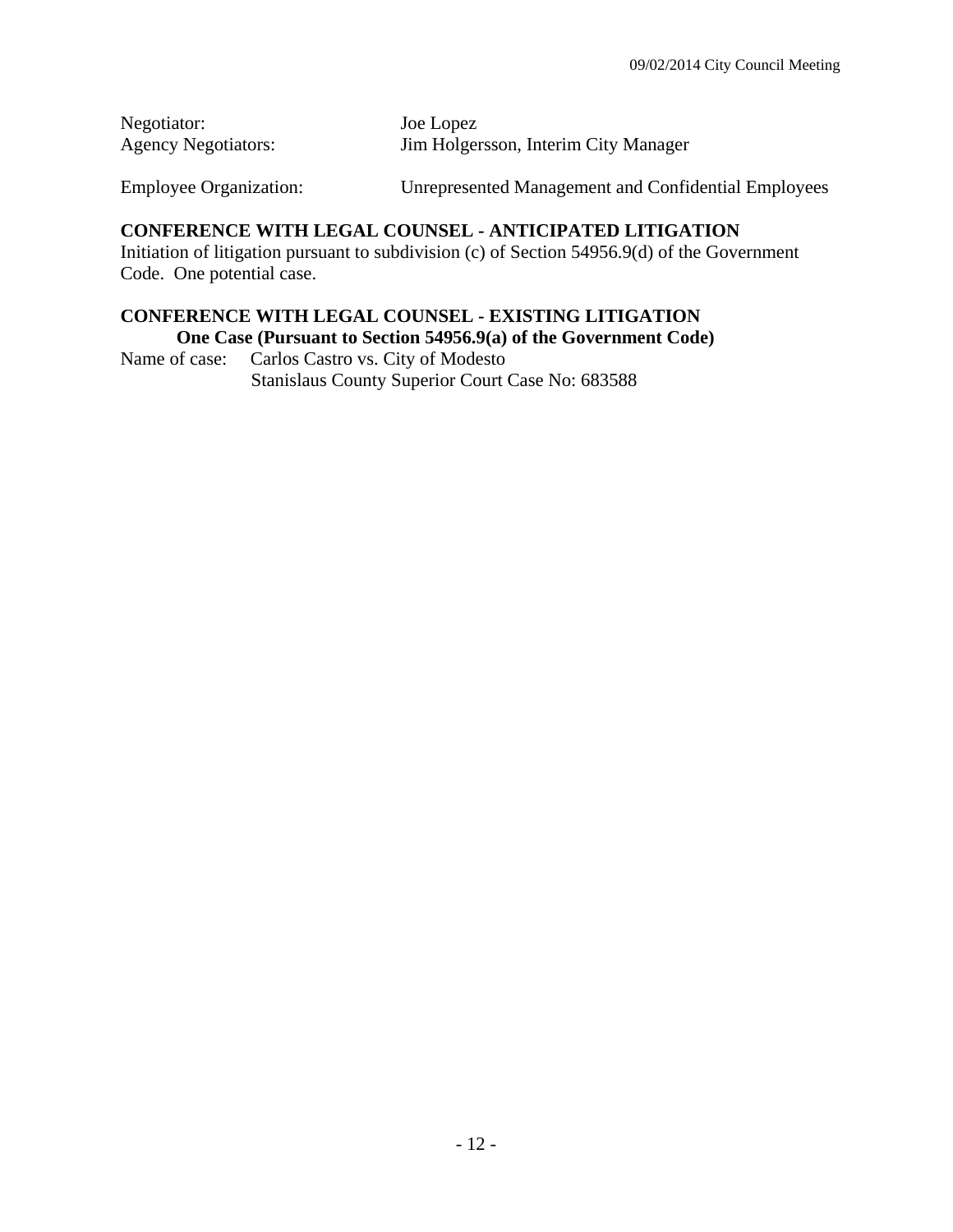Negotiator: Joe Lopez
Agency Negotiators: Jim Holgersson, Interim City Manager

Employee Organization: Unrepresented Management and Confidential Employees

**CONFERENCE WITH LEGAL COUNSEL - ANTICIPATED LITIGATION**
Initiation of litigation pursuant to subdivision (c) of Section 54956.9(d) of the Government Code. One potential case.

**CONFERENCE WITH LEGAL COUNSEL - EXISTING LITIGATION**
**One Case (Pursuant to Section 54956.9(a) of the Government Code)**
Name of case: Carlos Castro vs. City of Modesto
Stanislaus County Superior Court Case No: 683588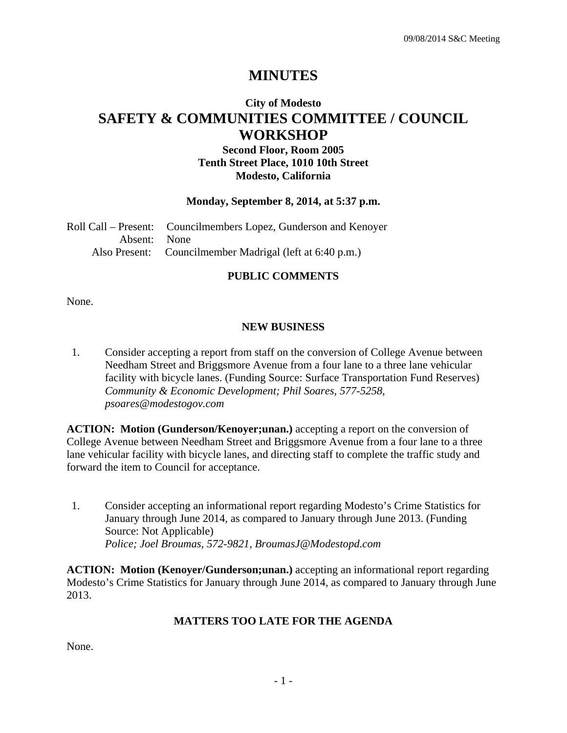# MINUTES

## City of Modesto

# SAFETY & COMMUNITIES COMMITTEE / COUNCIL WORKSHOP

**Second Floor, Room 2005**
**Tenth Street Place, 1010 10th Street**
**Modesto, California**

**Monday, September 8, 2014, at 5:37 p.m.**

Roll Call – Present: Councilmembers Lopez, Gunderson and Kenoyer
Absent: None
Also Present: Councilmember Madrigal (left at 6:40 p.m.)

### PUBLIC COMMENTS

None.

### NEW BUSINESS

1. Consider accepting a report from staff on the conversion of College Avenue between Needham Street and Briggsmore Avenue from a four lane to a three lane vehicular facility with bicycle lanes. (Funding Source: Surface Transportation Fund Reserves)
   *Community & Economic Development; Phil Soares, 577-5258, psoares@modestogov.com*

**ACTION: Motion (Gunderson/Kenoyer;unan.)** accepting a report on the conversion of College Avenue between Needham Street and Briggsmore Avenue from a four lane to a three lane vehicular facility with bicycle lanes, and directing staff to complete the traffic study and forward the item to Council for acceptance.

1. Consider accepting an informational report regarding Modesto's Crime Statistics for January through June 2014, as compared to January through June 2013. (Funding Source: Not Applicable)
   *Police; Joel Broumas, 572-9821, BroumasJ@Modestopd.com*

**ACTION: Motion (Kenoyer/Gunderson;unan.)** accepting an informational report regarding Modesto's Crime Statistics for January through June 2014, as compared to January through June 2013.

### MATTERS TOO LATE FOR THE AGENDA

None.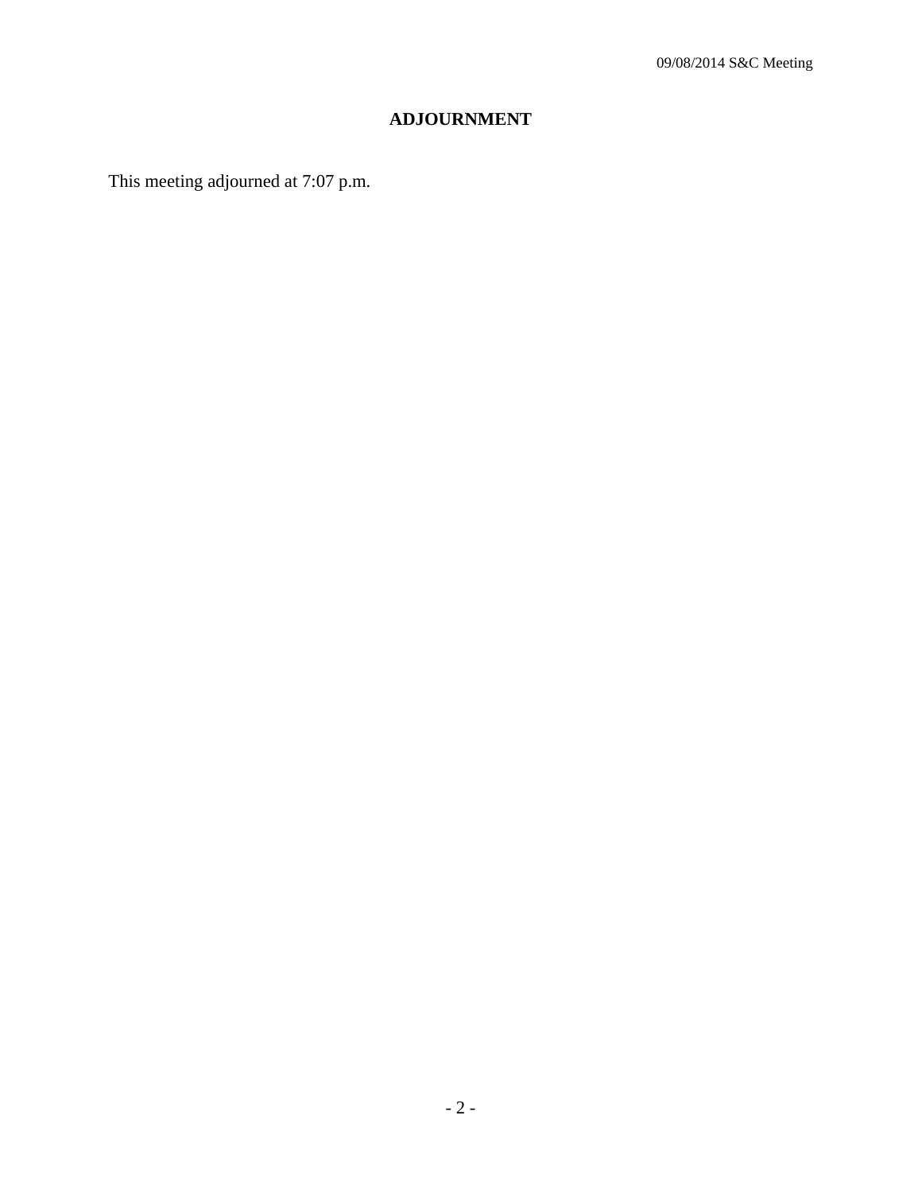## ADJOURNMENT

This meeting adjourned at 7:07 p.m.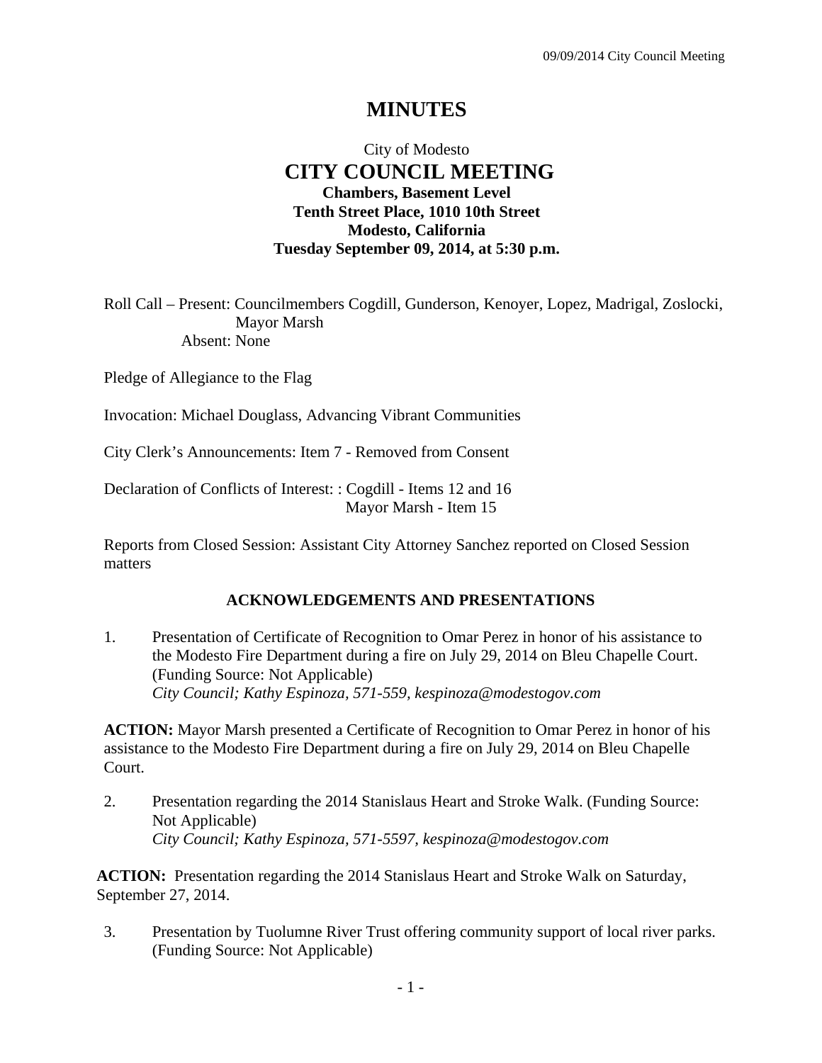# MINUTES

City of Modesto
## CITY COUNCIL MEETING
**Chambers, Basement Level**
**Tenth Street Place, 1010 10th Street**
**Modesto, California**
**Tuesday September 09, 2014, at 5:30 p.m.**

Roll Call – Present: Councilmembers Cogdill, Gunderson, Kenoyer, Lopez, Madrigal, Zoslocki, Mayor Marsh
Absent: None

Pledge of Allegiance to the Flag

Invocation: Michael Douglass, Advancing Vibrant Communities

City Clerk's Announcements: Item 7 - Removed from Consent

Declaration of Conflicts of Interest: : Cogdill - Items 12 and 16
Mayor Marsh - Item 15

Reports from Closed Session: Assistant City Attorney Sanchez reported on Closed Session matters

### ACKNOWLEDGEMENTS AND PRESENTATIONS

1. Presentation of Certificate of Recognition to Omar Perez in honor of his assistance to the Modesto Fire Department during a fire on July 29, 2014 on Bleu Chapelle Court. (Funding Source: Not Applicable)
*City Council; Kathy Espinoza, 571-559, kespinoza@modestogov.com*

**ACTION:** Mayor Marsh presented a Certificate of Recognition to Omar Perez in honor of his assistance to the Modesto Fire Department during a fire on July 29, 2014 on Bleu Chapelle Court.

2. Presentation regarding the 2014 Stanislaus Heart and Stroke Walk. (Funding Source: Not Applicable)
*City Council; Kathy Espinoza, 571-5597, kespinoza@modestogov.com*

**ACTION:** Presentation regarding the 2014 Stanislaus Heart and Stroke Walk on Saturday, September 27, 2014.

3. Presentation by Tuolumne River Trust offering community support of local river parks. (Funding Source: Not Applicable)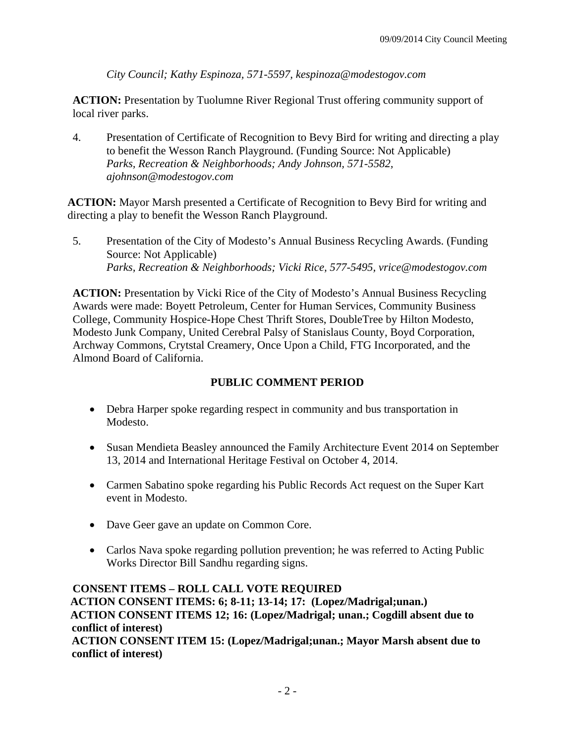*City Council; Kathy Espinoza, 571-5597, kespinoza@modestogov.com*

**ACTION:** Presentation by Tuolumne River Regional Trust offering community support of local river parks.

4. Presentation of Certificate of Recognition to Bevy Bird for writing and directing a play to benefit the Wesson Ranch Playground. (Funding Source: Not Applicable)
   *Parks, Recreation & Neighborhoods; Andy Johnson, 571-5582, ajohnson@modestogov.com*

**ACTION:** Mayor Marsh presented a Certificate of Recognition to Bevy Bird for writing and directing a play to benefit the Wesson Ranch Playground.

5. Presentation of the City of Modesto's Annual Business Recycling Awards. (Funding Source: Not Applicable)
   *Parks, Recreation & Neighborhoods; Vicki Rice, 577-5495, vrice@modestogov.com*

**ACTION:** Presentation by Vicki Rice of the City of Modesto's Annual Business Recycling Awards were made: Boyett Petroleum, Center for Human Services, Community Business College, Community Hospice-Hope Chest Thrift Stores, DoubleTree by Hilton Modesto, Modesto Junk Company, United Cerebral Palsy of Stanislaus County, Boyd Corporation, Archway Commons, Crytstal Creamery, Once Upon a Child, FTG Incorporated, and the Almond Board of California.

## PUBLIC COMMENT PERIOD

- Debra Harper spoke regarding respect in community and bus transportation in Modesto.
- Susan Mendieta Beasley announced the Family Architecture Event 2014 on September 13, 2014 and International Heritage Festival on October 4, 2014.
- Carmen Sabatino spoke regarding his Public Records Act request on the Super Kart event in Modesto.
- Dave Geer gave an update on Common Core.
- Carlos Nava spoke regarding pollution prevention; he was referred to Acting Public Works Director Bill Sandhu regarding signs.

**CONSENT ITEMS – ROLL CALL VOTE REQUIRED**
**ACTION CONSENT ITEMS: 6; 8-11; 13-14; 17: (Lopez/Madrigal;unan.)**
**ACTION CONSENT ITEMS 12; 16: (Lopez/Madrigal; unan.; Cogdill absent due to conflict of interest)**
**ACTION CONSENT ITEM 15: (Lopez/Madrigal;unan.; Mayor Marsh absent due to conflict of interest)**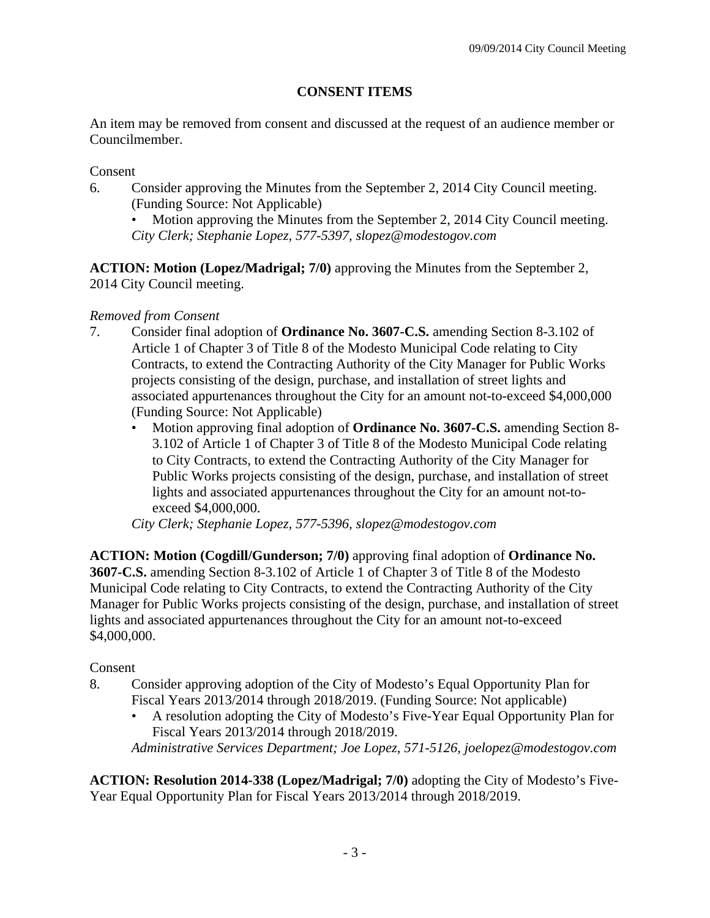## CONSENT ITEMS

An item may be removed from consent and discussed at the request of an audience member or Councilmember.

Consent

6. Consider approving the Minutes from the September 2, 2014 City Council meeting. (Funding Source: Not Applicable)
   - Motion approving the Minutes from the September 2, 2014 City Council meeting.

   *City Clerk; Stephanie Lopez, 577-5397, slopez@modestogov.com*

**ACTION: Motion (Lopez/Madrigal; 7/0)** approving the Minutes from the September 2, 2014 City Council meeting.

*Removed from Consent*

7. Consider final adoption of **Ordinance No. 3607-C.S.** amending Section 8-3.102 of Article 1 of Chapter 3 of Title 8 of the Modesto Municipal Code relating to City Contracts, to extend the Contracting Authority of the City Manager for Public Works projects consisting of the design, purchase, and installation of street lights and associated appurtenances throughout the City for an amount not-to-exceed $4,000,000 (Funding Source: Not Applicable)
   - Motion approving final adoption of **Ordinance No. 3607-C.S.** amending Section 8-3.102 of Article 1 of Chapter 3 of Title 8 of the Modesto Municipal Code relating to City Contracts, to extend the Contracting Authority of the City Manager for Public Works projects consisting of the design, purchase, and installation of street lights and associated appurtenances throughout the City for an amount not-to-exceed $4,000,000.

   *City Clerk; Stephanie Lopez, 577-5396, slopez@modestogov.com*

**ACTION: Motion (Cogdill/Gunderson; 7/0)** approving final adoption of **Ordinance No. 3607-C.S.** amending Section 8-3.102 of Article 1 of Chapter 3 of Title 8 of the Modesto Municipal Code relating to City Contracts, to extend the Contracting Authority of the City Manager for Public Works projects consisting of the design, purchase, and installation of street lights and associated appurtenances throughout the City for an amount not-to-exceed $4,000,000.

Consent

8. Consider approving adoption of the City of Modesto's Equal Opportunity Plan for Fiscal Years 2013/2014 through 2018/2019. (Funding Source: Not applicable)
   - A resolution adopting the City of Modesto's Five-Year Equal Opportunity Plan for Fiscal Years 2013/2014 through 2018/2019.

   *Administrative Services Department; Joe Lopez, 571-5126, joelopez@modestogov.com*

**ACTION: Resolution 2014-338 (Lopez/Madrigal; 7/0)** adopting the City of Modesto's Five-Year Equal Opportunity Plan for Fiscal Years 2013/2014 through 2018/2019.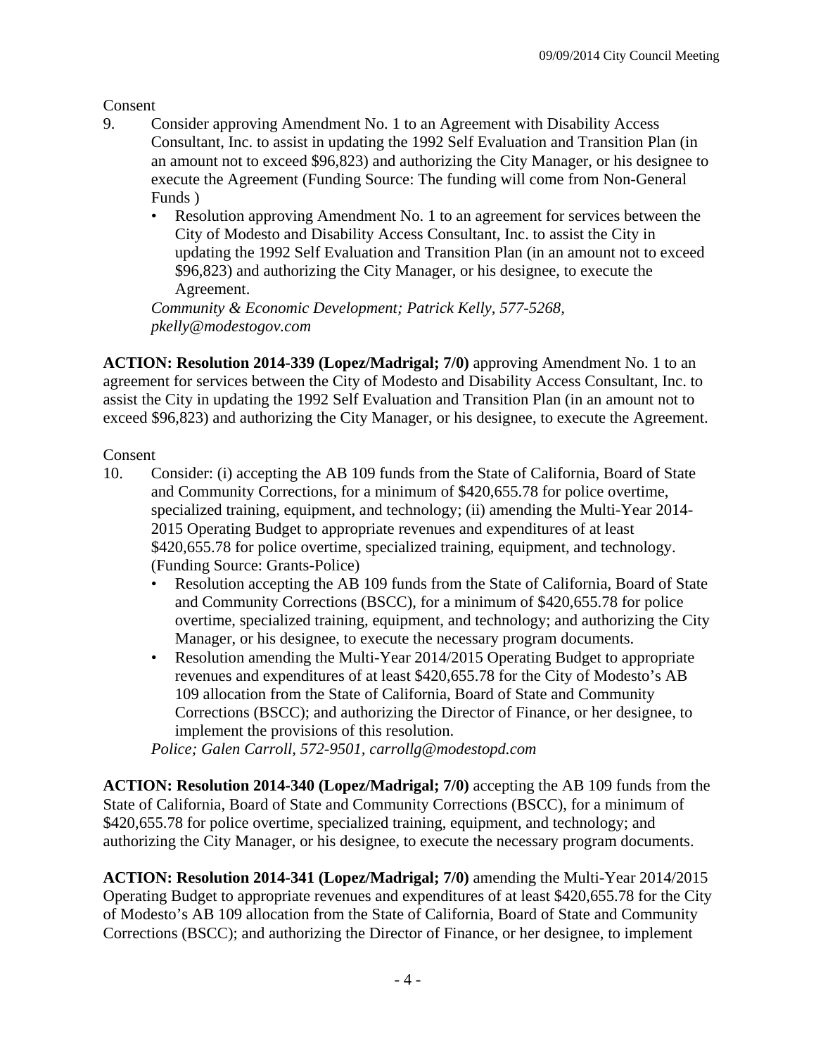Consent

9. Consider approving Amendment No. 1 to an Agreement with Disability Access Consultant, Inc. to assist in updating the 1992 Self Evaluation and Transition Plan (in an amount not to exceed $96,823) and authorizing the City Manager, or his designee to execute the Agreement (Funding Source: The funding will come from Non-General Funds )
   - Resolution approving Amendment No. 1 to an agreement for services between the City of Modesto and Disability Access Consultant, Inc. to assist the City in updating the 1992 Self Evaluation and Transition Plan (in an amount not to exceed $96,823) and authorizing the City Manager, or his designee, to execute the Agreement.

   *Community & Economic Development; Patrick Kelly, 577-5268, pkelly@modestogov.com*

**ACTION: Resolution 2014-339 (Lopez/Madrigal; 7/0)** approving Amendment No. 1 to an agreement for services between the City of Modesto and Disability Access Consultant, Inc. to assist the City in updating the 1992 Self Evaluation and Transition Plan (in an amount not to exceed $96,823) and authorizing the City Manager, or his designee, to execute the Agreement.

Consent

10. Consider: (i) accepting the AB 109 funds from the State of California, Board of State and Community Corrections, for a minimum of $420,655.78 for police overtime, specialized training, equipment, and technology; (ii) amending the Multi-Year 2014-2015 Operating Budget to appropriate revenues and expenditures of at least $420,655.78 for police overtime, specialized training, equipment, and technology. (Funding Source: Grants-Police)
    - Resolution accepting the AB 109 funds from the State of California, Board of State and Community Corrections (BSCC), for a minimum of $420,655.78 for police overtime, specialized training, equipment, and technology; and authorizing the City Manager, or his designee, to execute the necessary program documents.
    - Resolution amending the Multi-Year 2014/2015 Operating Budget to appropriate revenues and expenditures of at least $420,655.78 for the City of Modesto's AB 109 allocation from the State of California, Board of State and Community Corrections (BSCC); and authorizing the Director of Finance, or her designee, to implement the provisions of this resolution.

    *Police; Galen Carroll, 572-9501, carrollg@modestopd.com*

**ACTION: Resolution 2014-340 (Lopez/Madrigal; 7/0)** accepting the AB 109 funds from the State of California, Board of State and Community Corrections (BSCC), for a minimum of $420,655.78 for police overtime, specialized training, equipment, and technology; and authorizing the City Manager, or his designee, to execute the necessary program documents.

**ACTION: Resolution 2014-341 (Lopez/Madrigal; 7/0)** amending the Multi-Year 2014/2015 Operating Budget to appropriate revenues and expenditures of at least $420,655.78 for the City of Modesto's AB 109 allocation from the State of California, Board of State and Community Corrections (BSCC); and authorizing the Director of Finance, or her designee, to implement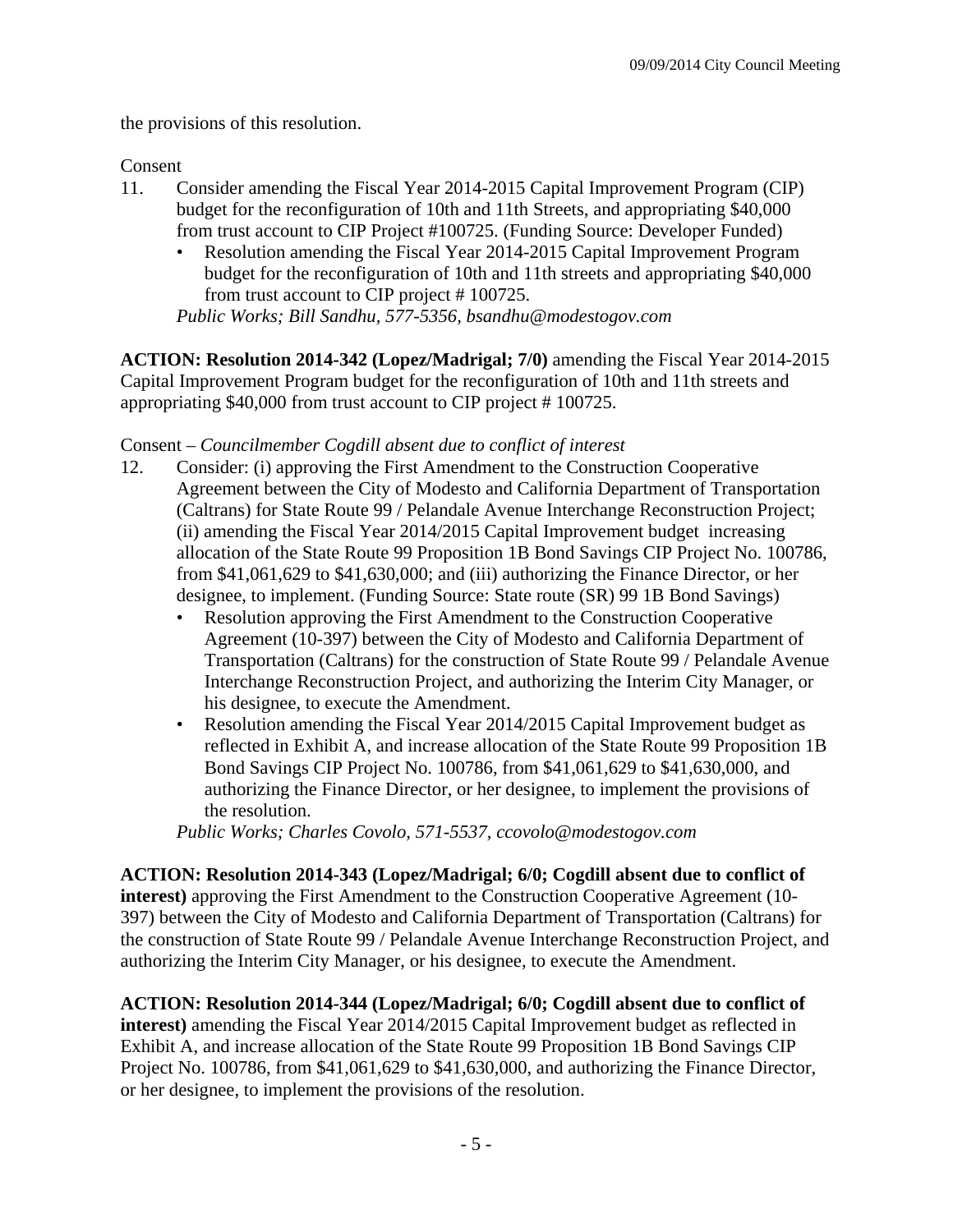the provisions of this resolution.

Consent

11. Consider amending the Fiscal Year 2014-2015 Capital Improvement Program (CIP) budget for the reconfiguration of 10th and 11th Streets, and appropriating $40,000 from trust account to CIP Project #100725. (Funding Source: Developer Funded)
    - Resolution amending the Fiscal Year 2014-2015 Capital Improvement Program budget for the reconfiguration of 10th and 11th streets and appropriating $40,000 from trust account to CIP project # 100725.

    *Public Works; Bill Sandhu, 577-5356, bsandhu@modestogov.com*

**ACTION: Resolution 2014-342 (Lopez/Madrigal; 7/0)** amending the Fiscal Year 2014-2015 Capital Improvement Program budget for the reconfiguration of 10th and 11th streets and appropriating $40,000 from trust account to CIP project # 100725.

Consent – *Councilmember Cogdill absent due to conflict of interest*

12. Consider: (i) approving the First Amendment to the Construction Cooperative Agreement between the City of Modesto and California Department of Transportation (Caltrans) for State Route 99 / Pelandale Avenue Interchange Reconstruction Project; (ii) amending the Fiscal Year 2014/2015 Capital Improvement budget increasing allocation of the State Route 99 Proposition 1B Bond Savings CIP Project No. 100786, from $41,061,629 to $41,630,000; and (iii) authorizing the Finance Director, or her designee, to implement. (Funding Source: State route (SR) 99 1B Bond Savings)
    - Resolution approving the First Amendment to the Construction Cooperative Agreement (10-397) between the City of Modesto and California Department of Transportation (Caltrans) for the construction of State Route 99 / Pelandale Avenue Interchange Reconstruction Project, and authorizing the Interim City Manager, or his designee, to execute the Amendment.
    - Resolution amending the Fiscal Year 2014/2015 Capital Improvement budget as reflected in Exhibit A, and increase allocation of the State Route 99 Proposition 1B Bond Savings CIP Project No. 100786, from $41,061,629 to $41,630,000, and authorizing the Finance Director, or her designee, to implement the provisions of the resolution.

    *Public Works; Charles Covolo, 571-5537, ccovolo@modestogov.com*

**ACTION: Resolution 2014-343 (Lopez/Madrigal; 6/0; Cogdill absent due to conflict of interest)** approving the First Amendment to the Construction Cooperative Agreement (10-397) between the City of Modesto and California Department of Transportation (Caltrans) for the construction of State Route 99 / Pelandale Avenue Interchange Reconstruction Project, and authorizing the Interim City Manager, or his designee, to execute the Amendment.

**ACTION: Resolution 2014-344 (Lopez/Madrigal; 6/0; Cogdill absent due to conflict of interest)** amending the Fiscal Year 2014/2015 Capital Improvement budget as reflected in Exhibit A, and increase allocation of the State Route 99 Proposition 1B Bond Savings CIP Project No. 100786, from $41,061,629 to $41,630,000, and authorizing the Finance Director, or her designee, to implement the provisions of the resolution.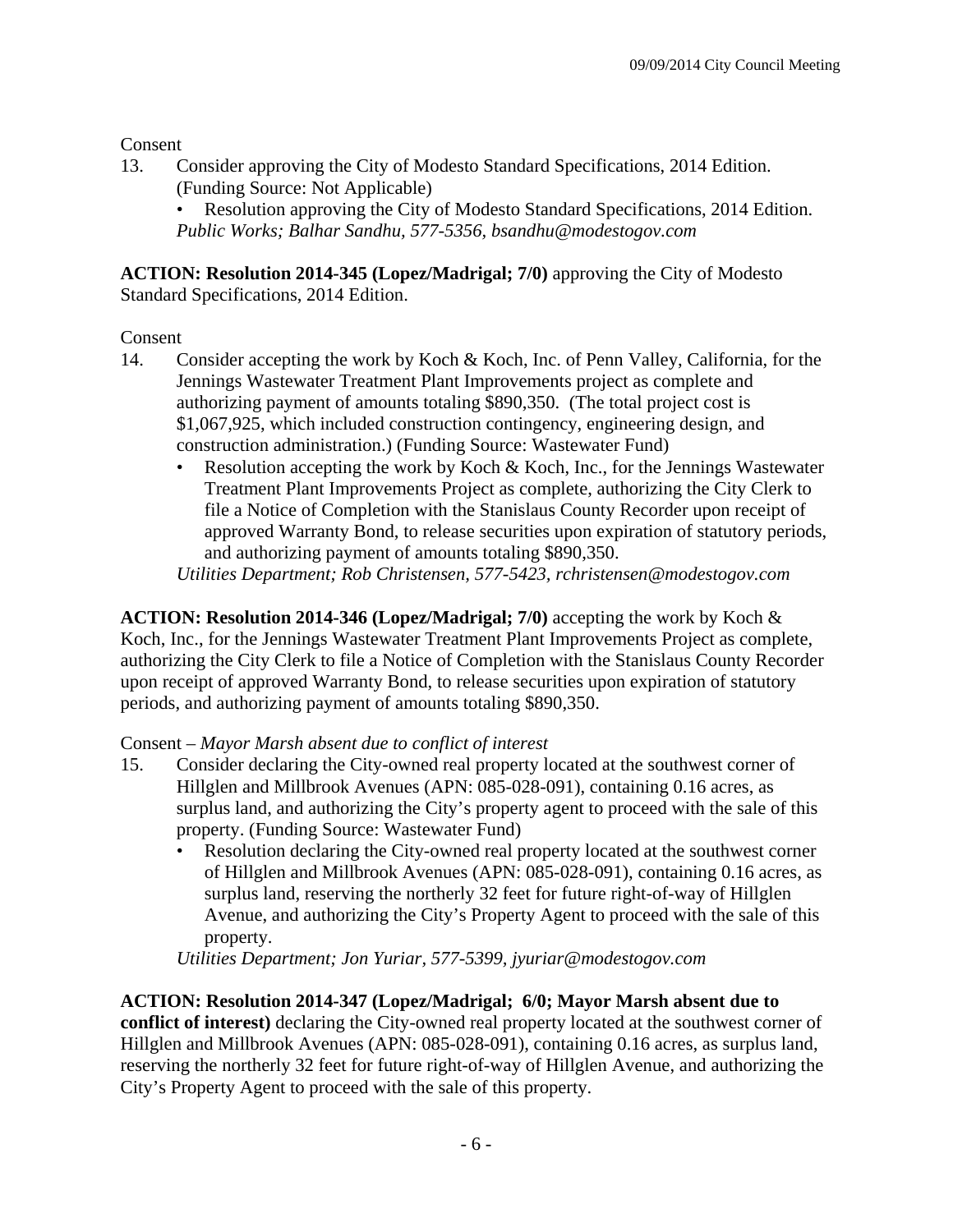Consent

13. Consider approving the City of Modesto Standard Specifications, 2014 Edition. (Funding Source: Not Applicable)
    - Resolution approving the City of Modesto Standard Specifications, 2014 Edition.

    *Public Works; Balhar Sandhu, 577-5356, bsandhu@modestogov.com*

**ACTION: Resolution 2014-345 (Lopez/Madrigal; 7/0)** approving the City of Modesto Standard Specifications, 2014 Edition.

Consent

14. Consider accepting the work by Koch & Koch, Inc. of Penn Valley, California, for the Jennings Wastewater Treatment Plant Improvements project as complete and authorizing payment of amounts totaling $890,350. (The total project cost is $1,067,925, which included construction contingency, engineering design, and construction administration.) (Funding Source: Wastewater Fund)
    - Resolution accepting the work by Koch & Koch, Inc., for the Jennings Wastewater Treatment Plant Improvements Project as complete, authorizing the City Clerk to file a Notice of Completion with the Stanislaus County Recorder upon receipt of approved Warranty Bond, to release securities upon expiration of statutory periods, and authorizing payment of amounts totaling $890,350.

    *Utilities Department; Rob Christensen, 577-5423, rchristensen@modestogov.com*

**ACTION: Resolution 2014-346 (Lopez/Madrigal; 7/0)** accepting the work by Koch & Koch, Inc., for the Jennings Wastewater Treatment Plant Improvements Project as complete, authorizing the City Clerk to file a Notice of Completion with the Stanislaus County Recorder upon receipt of approved Warranty Bond, to release securities upon expiration of statutory periods, and authorizing payment of amounts totaling $890,350.

Consent – *Mayor Marsh absent due to conflict of interest*

15. Consider declaring the City-owned real property located at the southwest corner of Hillglen and Millbrook Avenues (APN: 085-028-091), containing 0.16 acres, as surplus land, and authorizing the City's property agent to proceed with the sale of this property. (Funding Source: Wastewater Fund)
    - Resolution declaring the City-owned real property located at the southwest corner of Hillglen and Millbrook Avenues (APN: 085-028-091), containing 0.16 acres, as surplus land, reserving the northerly 32 feet for future right-of-way of Hillglen Avenue, and authorizing the City's Property Agent to proceed with the sale of this property.

    *Utilities Department; Jon Yuriar, 577-5399, jyuriar@modestogov.com*

**ACTION: Resolution 2014-347 (Lopez/Madrigal; 6/0; Mayor Marsh absent due to conflict of interest)** declaring the City-owned real property located at the southwest corner of Hillglen and Millbrook Avenues (APN: 085-028-091), containing 0.16 acres, as surplus land, reserving the northerly 32 feet for future right-of-way of Hillglen Avenue, and authorizing the City's Property Agent to proceed with the sale of this property.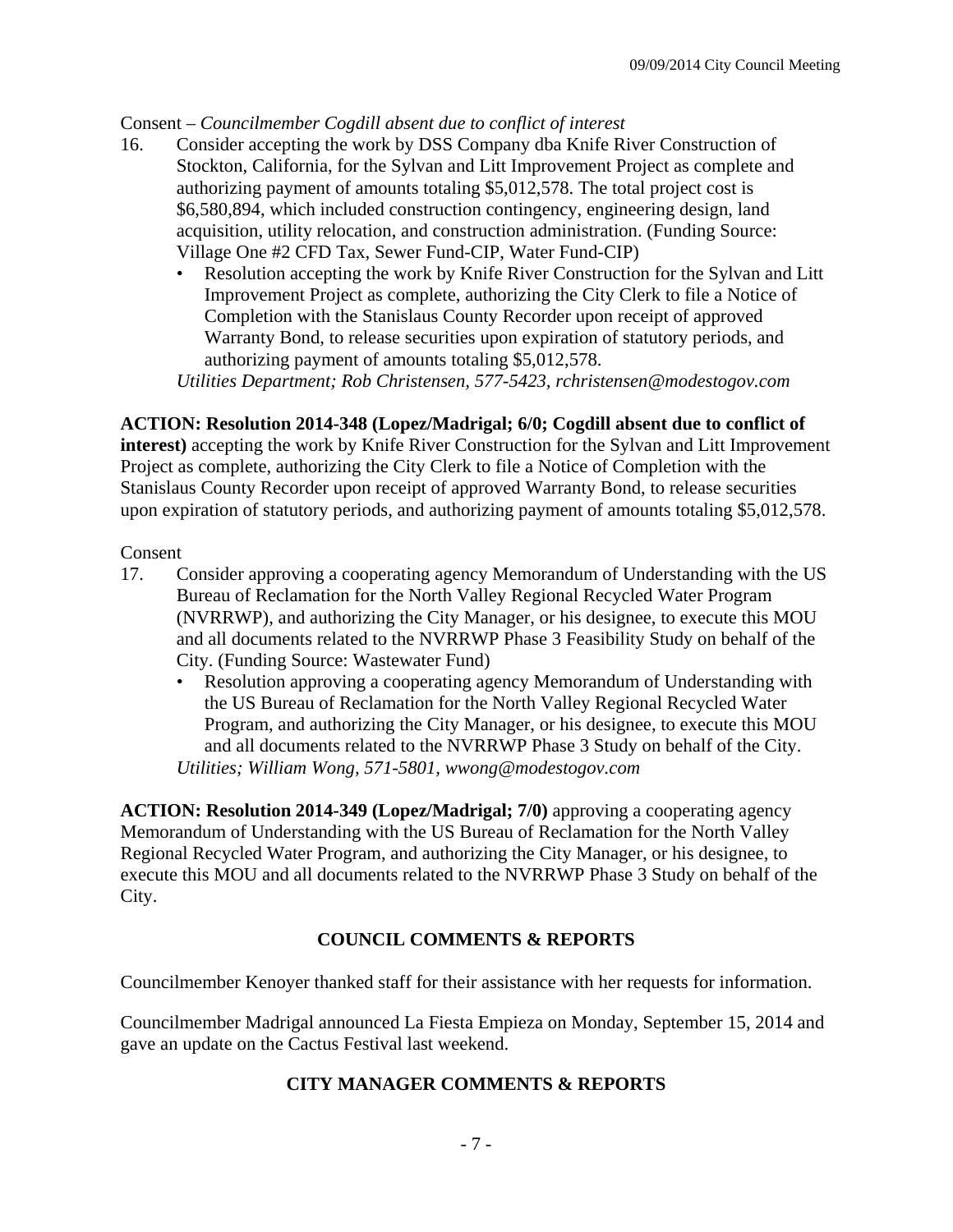Consent – *Councilmember Cogdill absent due to conflict of interest*

16. Consider accepting the work by DSS Company dba Knife River Construction of Stockton, California, for the Sylvan and Litt Improvement Project as complete and authorizing payment of amounts totaling $5,012,578. The total project cost is $6,580,894, which included construction contingency, engineering design, land acquisition, utility relocation, and construction administration. (Funding Source: Village One #2 CFD Tax, Sewer Fund-CIP, Water Fund-CIP)
    - Resolution accepting the work by Knife River Construction for the Sylvan and Litt Improvement Project as complete, authorizing the City Clerk to file a Notice of Completion with the Stanislaus County Recorder upon receipt of approved Warranty Bond, to release securities upon expiration of statutory periods, and authorizing payment of amounts totaling $5,012,578.

    *Utilities Department; Rob Christensen, 577-5423, rchristensen@modestogov.com*

**ACTION: Resolution 2014-348 (Lopez/Madrigal; 6/0; Cogdill absent due to conflict of interest)** accepting the work by Knife River Construction for the Sylvan and Litt Improvement Project as complete, authorizing the City Clerk to file a Notice of Completion with the Stanislaus County Recorder upon receipt of approved Warranty Bond, to release securities upon expiration of statutory periods, and authorizing payment of amounts totaling $5,012,578.

Consent

17. Consider approving a cooperating agency Memorandum of Understanding with the US Bureau of Reclamation for the North Valley Regional Recycled Water Program (NVRRWP), and authorizing the City Manager, or his designee, to execute this MOU and all documents related to the NVRRWP Phase 3 Feasibility Study on behalf of the City. (Funding Source: Wastewater Fund)
    - Resolution approving a cooperating agency Memorandum of Understanding with the US Bureau of Reclamation for the North Valley Regional Recycled Water Program, and authorizing the City Manager, or his designee, to execute this MOU and all documents related to the NVRRWP Phase 3 Study on behalf of the City.

    *Utilities; William Wong, 571-5801, wwong@modestogov.com*

**ACTION: Resolution 2014-349 (Lopez/Madrigal; 7/0)** approving a cooperating agency Memorandum of Understanding with the US Bureau of Reclamation for the North Valley Regional Recycled Water Program, and authorizing the City Manager, or his designee, to execute this MOU and all documents related to the NVRRWP Phase 3 Study on behalf of the City.

## COUNCIL COMMENTS & REPORTS

Councilmember Kenoyer thanked staff for their assistance with her requests for information.

Councilmember Madrigal announced La Fiesta Empieza on Monday, September 15, 2014 and gave an update on the Cactus Festival last weekend.

## CITY MANAGER COMMENTS & REPORTS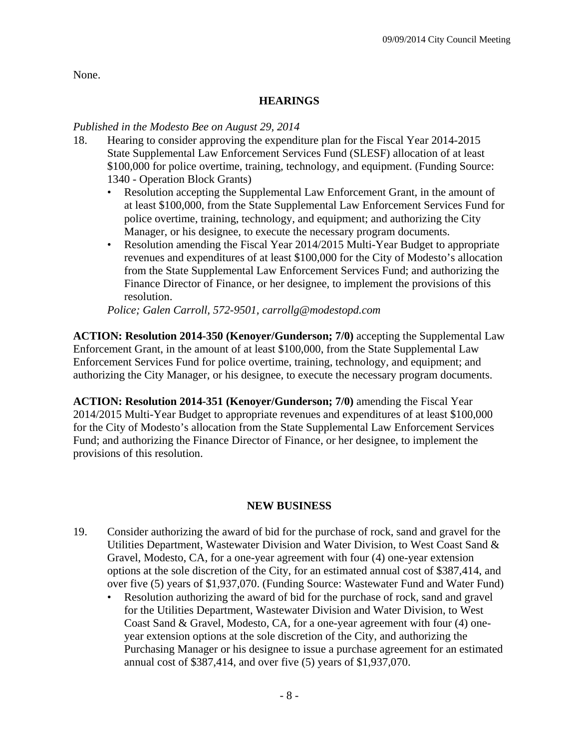None.

## HEARINGS

*Published in the Modesto Bee on August 29, 2014*

18. Hearing to consider approving the expenditure plan for the Fiscal Year 2014-2015 State Supplemental Law Enforcement Services Fund (SLESF) allocation of at least \$100,000 for police overtime, training, technology, and equipment. (Funding Source: 1340 - Operation Block Grants)
    - Resolution accepting the Supplemental Law Enforcement Grant, in the amount of at least \$100,000, from the State Supplemental Law Enforcement Services Fund for police overtime, training, technology, and equipment; and authorizing the City Manager, or his designee, to execute the necessary program documents.
    - Resolution amending the Fiscal Year 2014/2015 Multi-Year Budget to appropriate revenues and expenditures of at least \$100,000 for the City of Modesto's allocation from the State Supplemental Law Enforcement Services Fund; and authorizing the Finance Director of Finance, or her designee, to implement the provisions of this resolution.

    *Police; Galen Carroll, 572-9501, carrollg@modestopd.com*

**ACTION: Resolution 2014-350 (Kenoyer/Gunderson; 7/0)** accepting the Supplemental Law Enforcement Grant, in the amount of at least \$100,000, from the State Supplemental Law Enforcement Services Fund for police overtime, training, technology, and equipment; and authorizing the City Manager, or his designee, to execute the necessary program documents.

**ACTION: Resolution 2014-351 (Kenoyer/Gunderson; 7/0)** amending the Fiscal Year 2014/2015 Multi-Year Budget to appropriate revenues and expenditures of at least \$100,000 for the City of Modesto's allocation from the State Supplemental Law Enforcement Services Fund; and authorizing the Finance Director of Finance, or her designee, to implement the provisions of this resolution.

## NEW BUSINESS

19. Consider authorizing the award of bid for the purchase of rock, sand and gravel for the Utilities Department, Wastewater Division and Water Division, to West Coast Sand & Gravel, Modesto, CA, for a one-year agreement with four (4) one-year extension options at the sole discretion of the City, for an estimated annual cost of \$387,414, and over five (5) years of \$1,937,070. (Funding Source: Wastewater Fund and Water Fund)
    - Resolution authorizing the award of bid for the purchase of rock, sand and gravel for the Utilities Department, Wastewater Division and Water Division, to West Coast Sand & Gravel, Modesto, CA, for a one-year agreement with four (4) one-year extension options at the sole discretion of the City, and authorizing the Purchasing Manager or his designee to issue a purchase agreement for an estimated annual cost of \$387,414, and over five (5) years of \$1,937,070.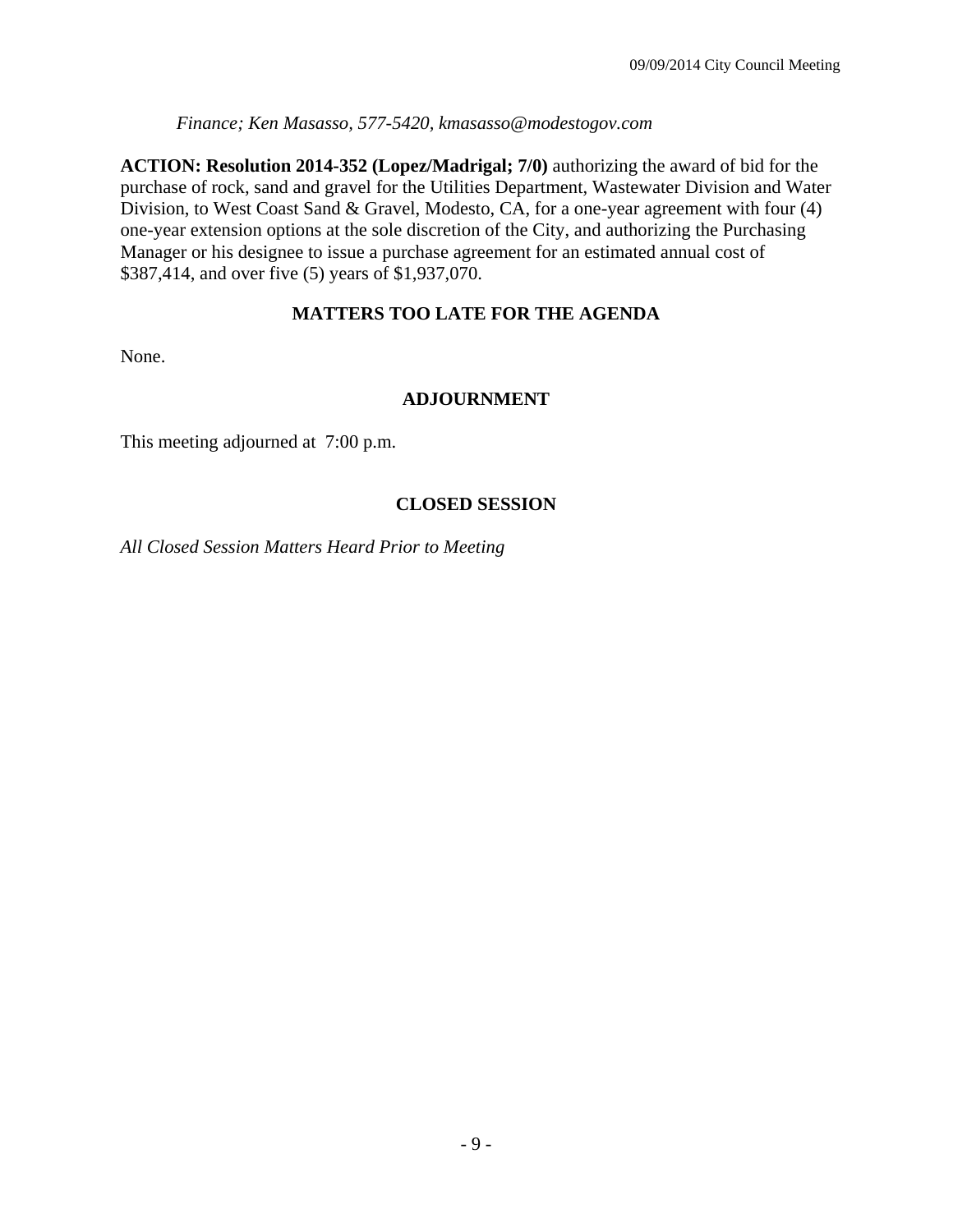*Finance; Ken Masasso, 577-5420, kmasasso@modestogov.com*

**ACTION: Resolution 2014-352 (Lopez/Madrigal; 7/0)** authorizing the award of bid for the purchase of rock, sand and gravel for the Utilities Department, Wastewater Division and Water Division, to West Coast Sand & Gravel, Modesto, CA, for a one-year agreement with four (4) one-year extension options at the sole discretion of the City, and authorizing the Purchasing Manager or his designee to issue a purchase agreement for an estimated annual cost of $387,414, and over five (5) years of $1,937,070.

## MATTERS TOO LATE FOR THE AGENDA

None.

## ADJOURNMENT

This meeting adjourned at 7:00 p.m.

## CLOSED SESSION

*All Closed Session Matters Heard Prior to Meeting*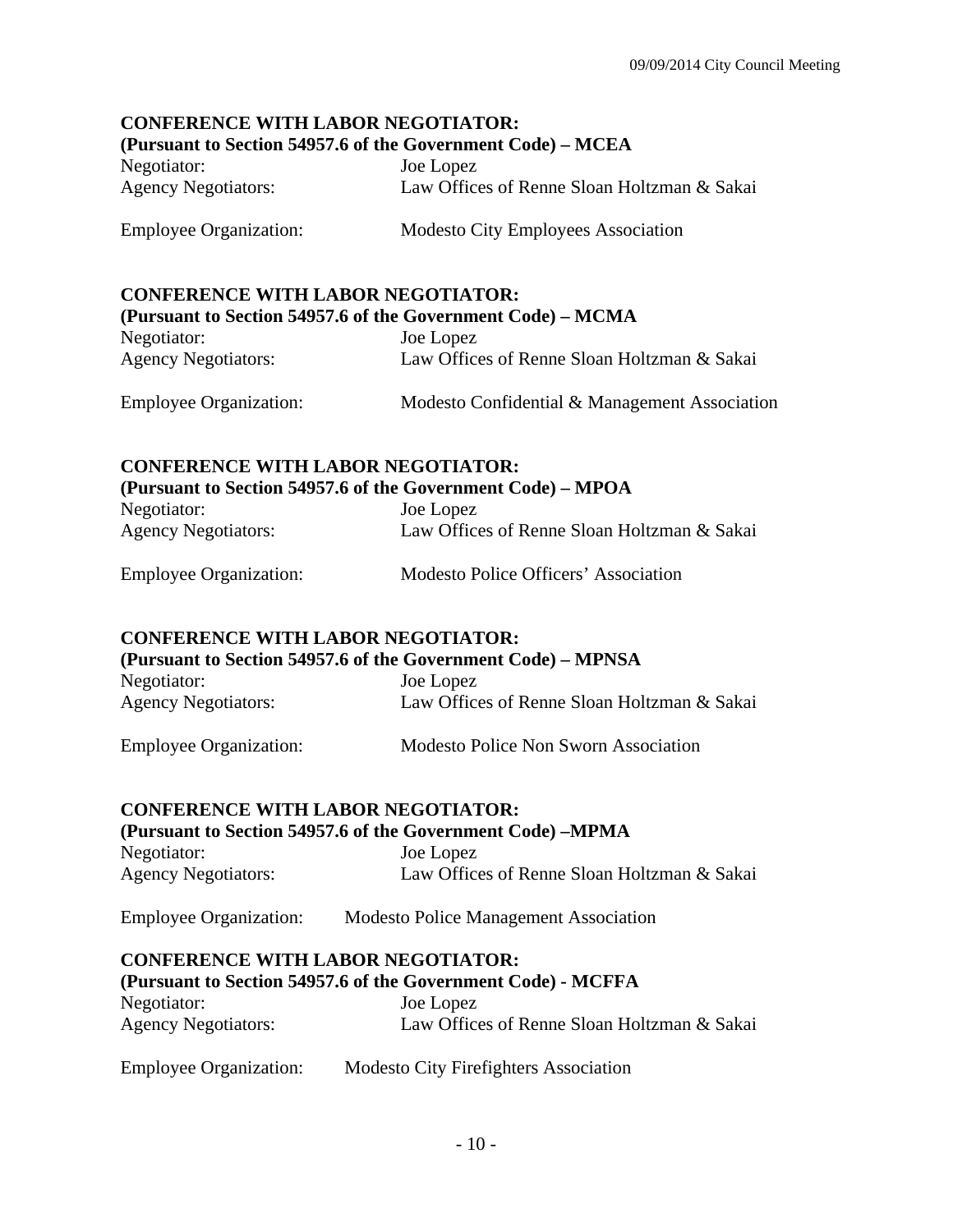**CONFERENCE WITH LABOR NEGOTIATOR:**
**(Pursuant to Section 54957.6 of the Government Code) – MCEA**

Negotiator: Joe Lopez
Agency Negotiators: Law Offices of Renne Sloan Holtzman & Sakai

Employee Organization: Modesto City Employees Association

**CONFERENCE WITH LABOR NEGOTIATOR:**
**(Pursuant to Section 54957.6 of the Government Code) – MCMA**

Negotiator: Joe Lopez
Agency Negotiators: Law Offices of Renne Sloan Holtzman & Sakai

Employee Organization: Modesto Confidential & Management Association

**CONFERENCE WITH LABOR NEGOTIATOR:**
**(Pursuant to Section 54957.6 of the Government Code) – MPOA**

Negotiator: Joe Lopez
Agency Negotiators: Law Offices of Renne Sloan Holtzman & Sakai

Employee Organization: Modesto Police Officers' Association

**CONFERENCE WITH LABOR NEGOTIATOR:**
**(Pursuant to Section 54957.6 of the Government Code) – MPNSA**

Negotiator: Joe Lopez
Agency Negotiators: Law Offices of Renne Sloan Holtzman & Sakai

Employee Organization: Modesto Police Non Sworn Association

**CONFERENCE WITH LABOR NEGOTIATOR:**
**(Pursuant to Section 54957.6 of the Government Code) –MPMA**

Negotiator: Joe Lopez
Agency Negotiators: Law Offices of Renne Sloan Holtzman & Sakai

Employee Organization: Modesto Police Management Association

**CONFERENCE WITH LABOR NEGOTIATOR:**
**(Pursuant to Section 54957.6 of the Government Code) - MCFFA**

Negotiator: Joe Lopez
Agency Negotiators: Law Offices of Renne Sloan Holtzman & Sakai

Employee Organization: Modesto City Firefighters Association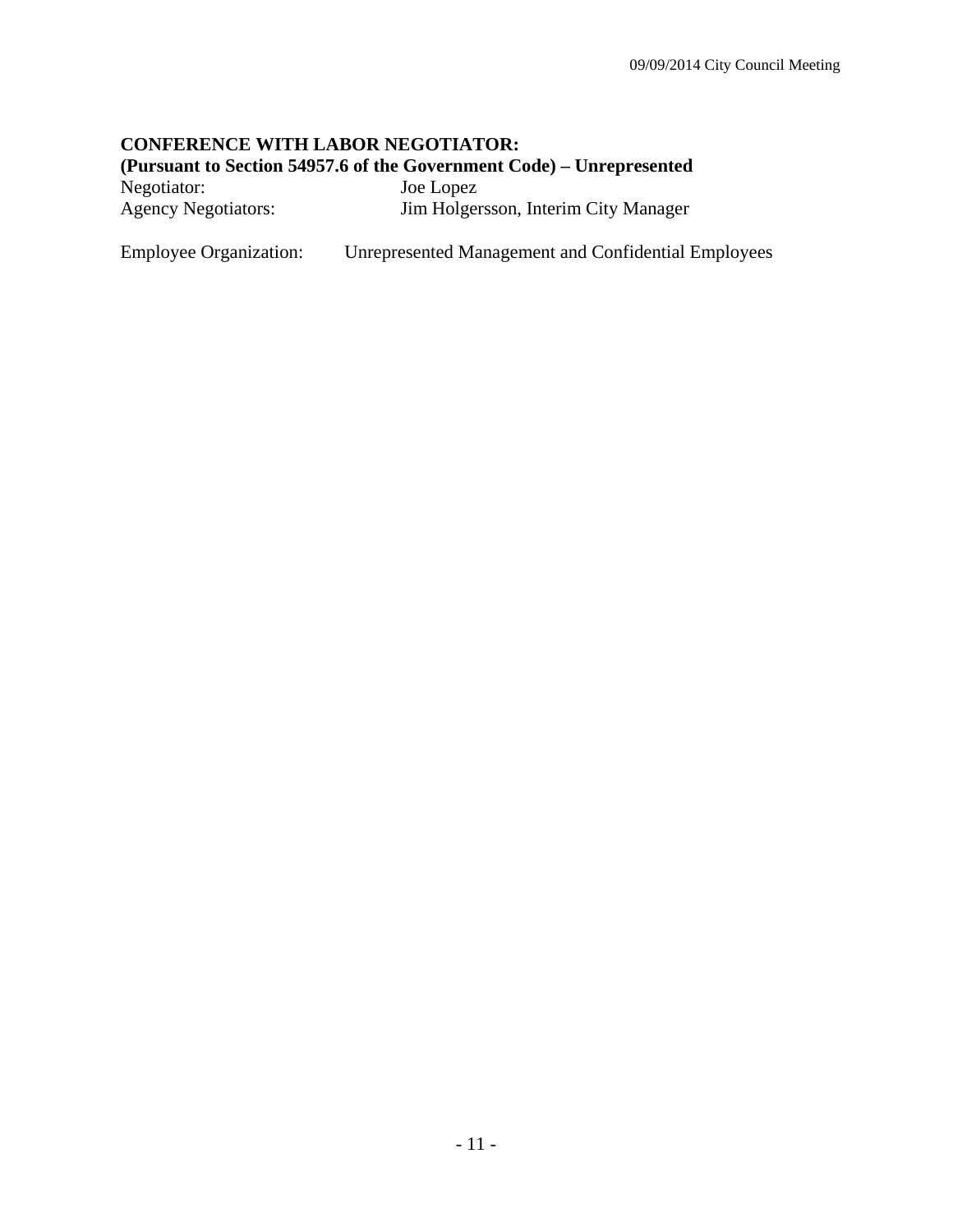**CONFERENCE WITH LABOR NEGOTIATOR:**
**(Pursuant to Section 54957.6 of the Government Code) – Unrepresented**

Negotiator: Joe Lopez
Agency Negotiators: Jim Holgersson, Interim City Manager

Employee Organization: Unrepresented Management and Confidential Employees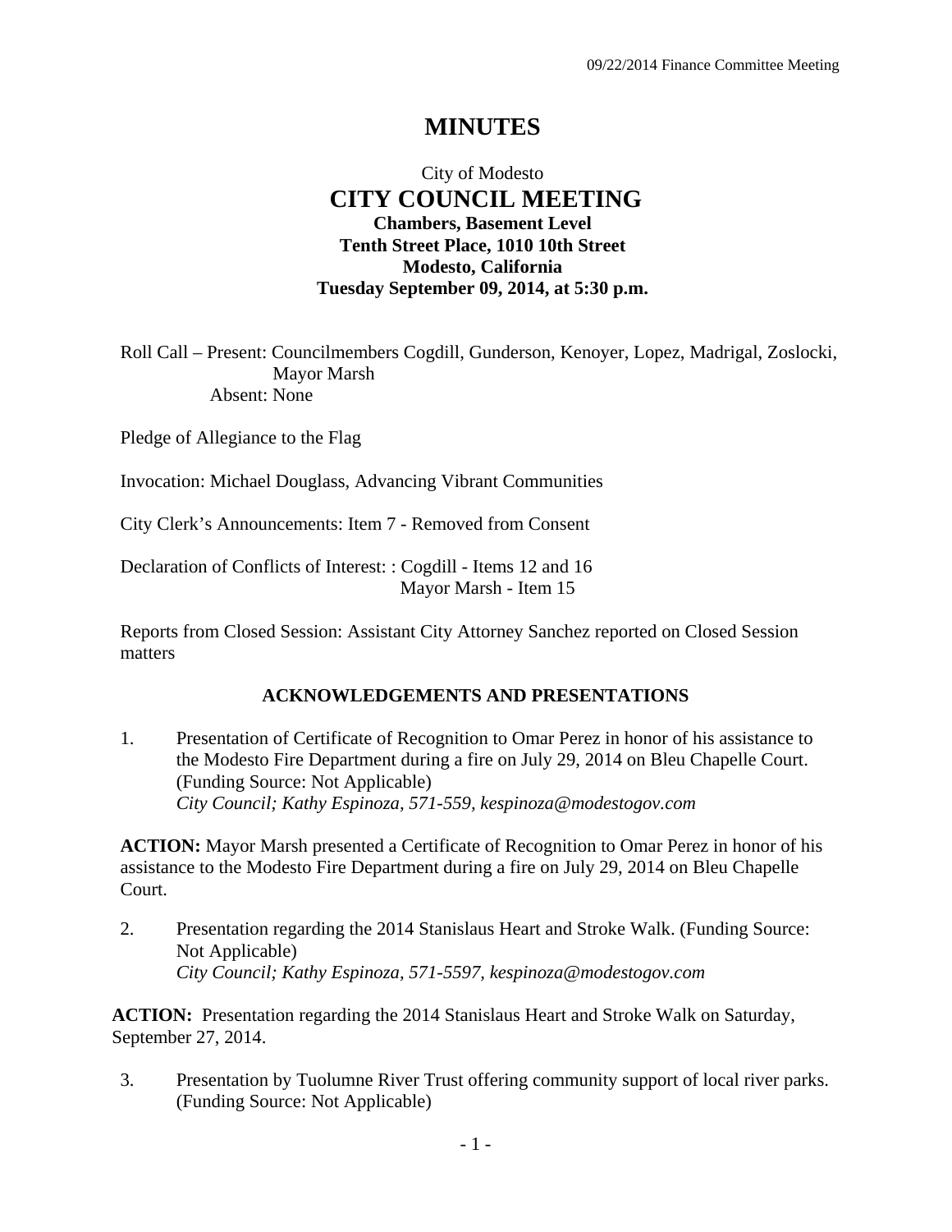# MINUTES

City of Modesto

## CITY COUNCIL MEETING

**Chambers, Basement Level**
**Tenth Street Place, 1010 10th Street**
**Modesto, California**
**Tuesday September 09, 2014, at 5:30 p.m.**

Roll Call – Present: Councilmembers Cogdill, Gunderson, Kenoyer, Lopez, Madrigal, Zoslocki, Mayor Marsh
Absent: None

Pledge of Allegiance to the Flag

Invocation: Michael Douglass, Advancing Vibrant Communities

City Clerk's Announcements: Item 7 - Removed from Consent

Declaration of Conflicts of Interest: : Cogdill - Items 12 and 16
Mayor Marsh - Item 15

Reports from Closed Session: Assistant City Attorney Sanchez reported on Closed Session matters

### ACKNOWLEDGEMENTS AND PRESENTATIONS

1. Presentation of Certificate of Recognition to Omar Perez in honor of his assistance to the Modesto Fire Department during a fire on July 29, 2014 on Bleu Chapelle Court. (Funding Source: Not Applicable)
   *City Council; Kathy Espinoza, 571-559, kespinoza@modestogov.com*

**ACTION:** Mayor Marsh presented a Certificate of Recognition to Omar Perez in honor of his assistance to the Modesto Fire Department during a fire on July 29, 2014 on Bleu Chapelle Court.

2. Presentation regarding the 2014 Stanislaus Heart and Stroke Walk. (Funding Source: Not Applicable)
   *City Council; Kathy Espinoza, 571-5597, kespinoza@modestogov.com*

**ACTION:** Presentation regarding the 2014 Stanislaus Heart and Stroke Walk on Saturday, September 27, 2014.

3. Presentation by Tuolumne River Trust offering community support of local river parks. (Funding Source: Not Applicable)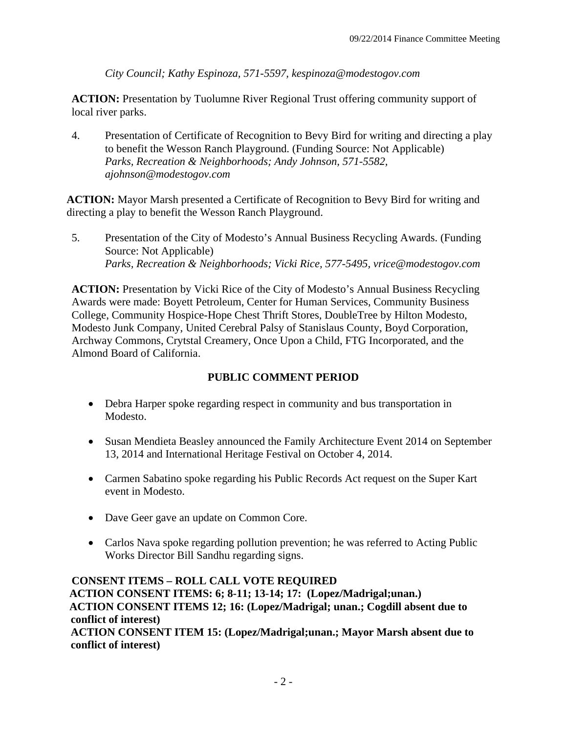*City Council; Kathy Espinoza, 571-5597, kespinoza@modestogov.com*

**ACTION:** Presentation by Tuolumne River Regional Trust offering community support of local river parks.

4. Presentation of Certificate of Recognition to Bevy Bird for writing and directing a play to benefit the Wesson Ranch Playground. (Funding Source: Not Applicable)
   *Parks, Recreation & Neighborhoods; Andy Johnson, 571-5582, ajohnson@modestogov.com*

**ACTION:** Mayor Marsh presented a Certificate of Recognition to Bevy Bird for writing and directing a play to benefit the Wesson Ranch Playground.

5. Presentation of the City of Modesto's Annual Business Recycling Awards. (Funding Source: Not Applicable)
   *Parks, Recreation & Neighborhoods; Vicki Rice, 577-5495, vrice@modestogov.com*

**ACTION:** Presentation by Vicki Rice of the City of Modesto's Annual Business Recycling Awards were made: Boyett Petroleum, Center for Human Services, Community Business College, Community Hospice-Hope Chest Thrift Stores, DoubleTree by Hilton Modesto, Modesto Junk Company, United Cerebral Palsy of Stanislaus County, Boyd Corporation, Archway Commons, Crytstal Creamery, Once Upon a Child, FTG Incorporated, and the Almond Board of California.

## PUBLIC COMMENT PERIOD

- Debra Harper spoke regarding respect in community and bus transportation in Modesto.
- Susan Mendieta Beasley announced the Family Architecture Event 2014 on September 13, 2014 and International Heritage Festival on October 4, 2014.
- Carmen Sabatino spoke regarding his Public Records Act request on the Super Kart event in Modesto.
- Dave Geer gave an update on Common Core.
- Carlos Nava spoke regarding pollution prevention; he was referred to Acting Public Works Director Bill Sandhu regarding signs.

**CONSENT ITEMS – ROLL CALL VOTE REQUIRED**
**ACTION CONSENT ITEMS: 6; 8-11; 13-14; 17: (Lopez/Madrigal;unan.)**
**ACTION CONSENT ITEMS 12; 16: (Lopez/Madrigal; unan.; Cogdill absent due to conflict of interest)**
**ACTION CONSENT ITEM 15: (Lopez/Madrigal;unan.; Mayor Marsh absent due to conflict of interest)**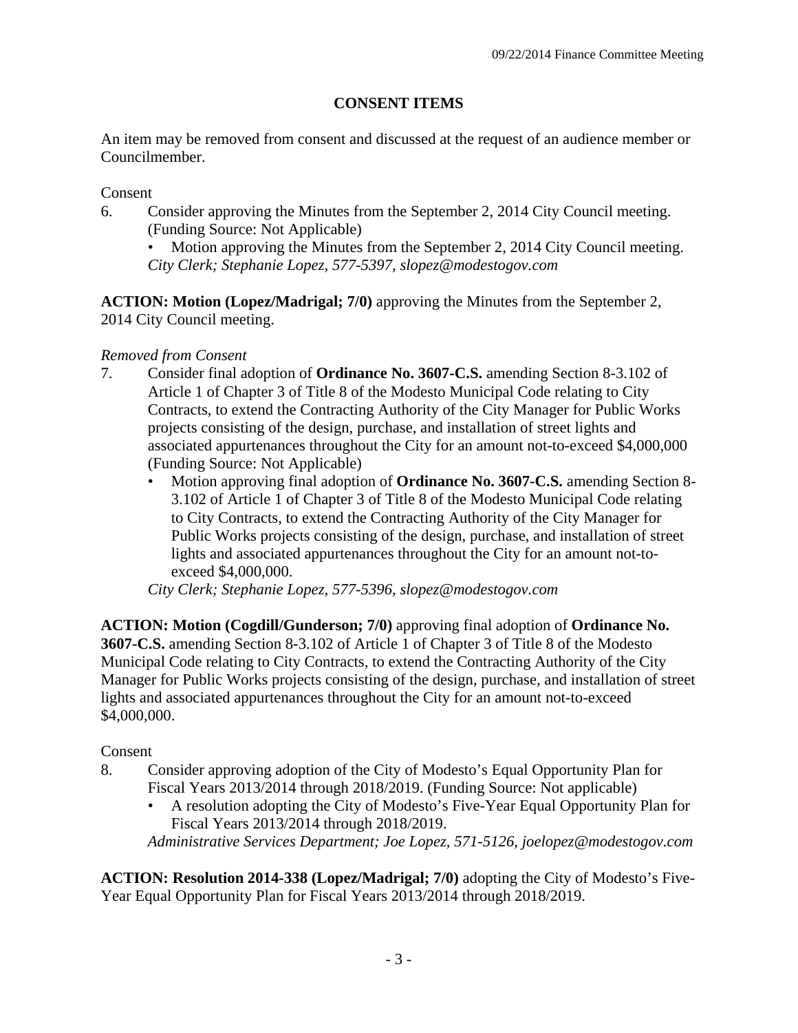## CONSENT ITEMS

An item may be removed from consent and discussed at the request of an audience member or Councilmember.

Consent

6. Consider approving the Minutes from the September 2, 2014 City Council meeting. (Funding Source: Not Applicable)
   - Motion approving the Minutes from the September 2, 2014 City Council meeting.

   *City Clerk; Stephanie Lopez, 577-5397, slopez@modestogov.com*

**ACTION: Motion (Lopez/Madrigal; 7/0)** approving the Minutes from the September 2, 2014 City Council meeting.

*Removed from Consent*

7. Consider final adoption of **Ordinance No. 3607-C.S.** amending Section 8-3.102 of Article 1 of Chapter 3 of Title 8 of the Modesto Municipal Code relating to City Contracts, to extend the Contracting Authority of the City Manager for Public Works projects consisting of the design, purchase, and installation of street lights and associated appurtenances throughout the City for an amount not-to-exceed $4,000,000 (Funding Source: Not Applicable)
   - Motion approving final adoption of **Ordinance No. 3607-C.S.** amending Section 8-3.102 of Article 1 of Chapter 3 of Title 8 of the Modesto Municipal Code relating to City Contracts, to extend the Contracting Authority of the City Manager for Public Works projects consisting of the design, purchase, and installation of street lights and associated appurtenances throughout the City for an amount not-to-exceed $4,000,000.

   *City Clerk; Stephanie Lopez, 577-5396, slopez@modestogov.com*

**ACTION: Motion (Cogdill/Gunderson; 7/0)** approving final adoption of **Ordinance No. 3607-C.S.** amending Section 8-3.102 of Article 1 of Chapter 3 of Title 8 of the Modesto Municipal Code relating to City Contracts, to extend the Contracting Authority of the City Manager for Public Works projects consisting of the design, purchase, and installation of street lights and associated appurtenances throughout the City for an amount not-to-exceed $4,000,000.

Consent

8. Consider approving adoption of the City of Modesto's Equal Opportunity Plan for Fiscal Years 2013/2014 through 2018/2019. (Funding Source: Not applicable)
   - A resolution adopting the City of Modesto's Five-Year Equal Opportunity Plan for Fiscal Years 2013/2014 through 2018/2019.

   *Administrative Services Department; Joe Lopez, 571-5126, joelopez@modestogov.com*

**ACTION: Resolution 2014-338 (Lopez/Madrigal; 7/0)** adopting the City of Modesto's Five-Year Equal Opportunity Plan for Fiscal Years 2013/2014 through 2018/2019.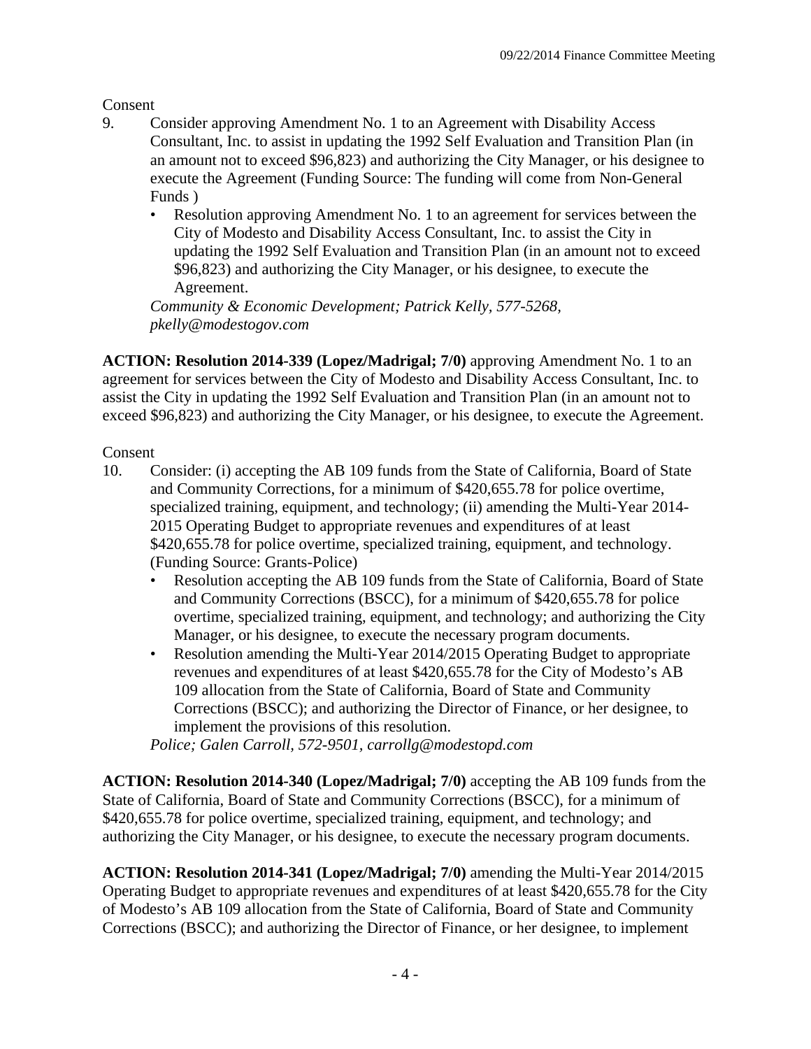Consent

9. Consider approving Amendment No. 1 to an Agreement with Disability Access Consultant, Inc. to assist in updating the 1992 Self Evaluation and Transition Plan (in an amount not to exceed $96,823) and authorizing the City Manager, or his designee to execute the Agreement (Funding Source: The funding will come from Non-General Funds )
   - Resolution approving Amendment No. 1 to an agreement for services between the City of Modesto and Disability Access Consultant, Inc. to assist the City in updating the 1992 Self Evaluation and Transition Plan (in an amount not to exceed $96,823) and authorizing the City Manager, or his designee, to execute the Agreement.

   *Community & Economic Development; Patrick Kelly, 577-5268, pkelly@modestogov.com*

**ACTION: Resolution 2014-339 (Lopez/Madrigal; 7/0)** approving Amendment No. 1 to an agreement for services between the City of Modesto and Disability Access Consultant, Inc. to assist the City in updating the 1992 Self Evaluation and Transition Plan (in an amount not to exceed $96,823) and authorizing the City Manager, or his designee, to execute the Agreement.

Consent

10. Consider: (i) accepting the AB 109 funds from the State of California, Board of State and Community Corrections, for a minimum of $420,655.78 for police overtime, specialized training, equipment, and technology; (ii) amending the Multi-Year 2014-2015 Operating Budget to appropriate revenues and expenditures of at least $420,655.78 for police overtime, specialized training, equipment, and technology. (Funding Source: Grants-Police)
    - Resolution accepting the AB 109 funds from the State of California, Board of State and Community Corrections (BSCC), for a minimum of $420,655.78 for police overtime, specialized training, equipment, and technology; and authorizing the City Manager, or his designee, to execute the necessary program documents.
    - Resolution amending the Multi-Year 2014/2015 Operating Budget to appropriate revenues and expenditures of at least $420,655.78 for the City of Modesto's AB 109 allocation from the State of California, Board of State and Community Corrections (BSCC); and authorizing the Director of Finance, or her designee, to implement the provisions of this resolution.

    *Police; Galen Carroll, 572-9501, carrollg@modestopd.com*

**ACTION: Resolution 2014-340 (Lopez/Madrigal; 7/0)** accepting the AB 109 funds from the State of California, Board of State and Community Corrections (BSCC), for a minimum of $420,655.78 for police overtime, specialized training, equipment, and technology; and authorizing the City Manager, or his designee, to execute the necessary program documents.

**ACTION: Resolution 2014-341 (Lopez/Madrigal; 7/0)** amending the Multi-Year 2014/2015 Operating Budget to appropriate revenues and expenditures of at least $420,655.78 for the City of Modesto's AB 109 allocation from the State of California, Board of State and Community Corrections (BSCC); and authorizing the Director of Finance, or her designee, to implement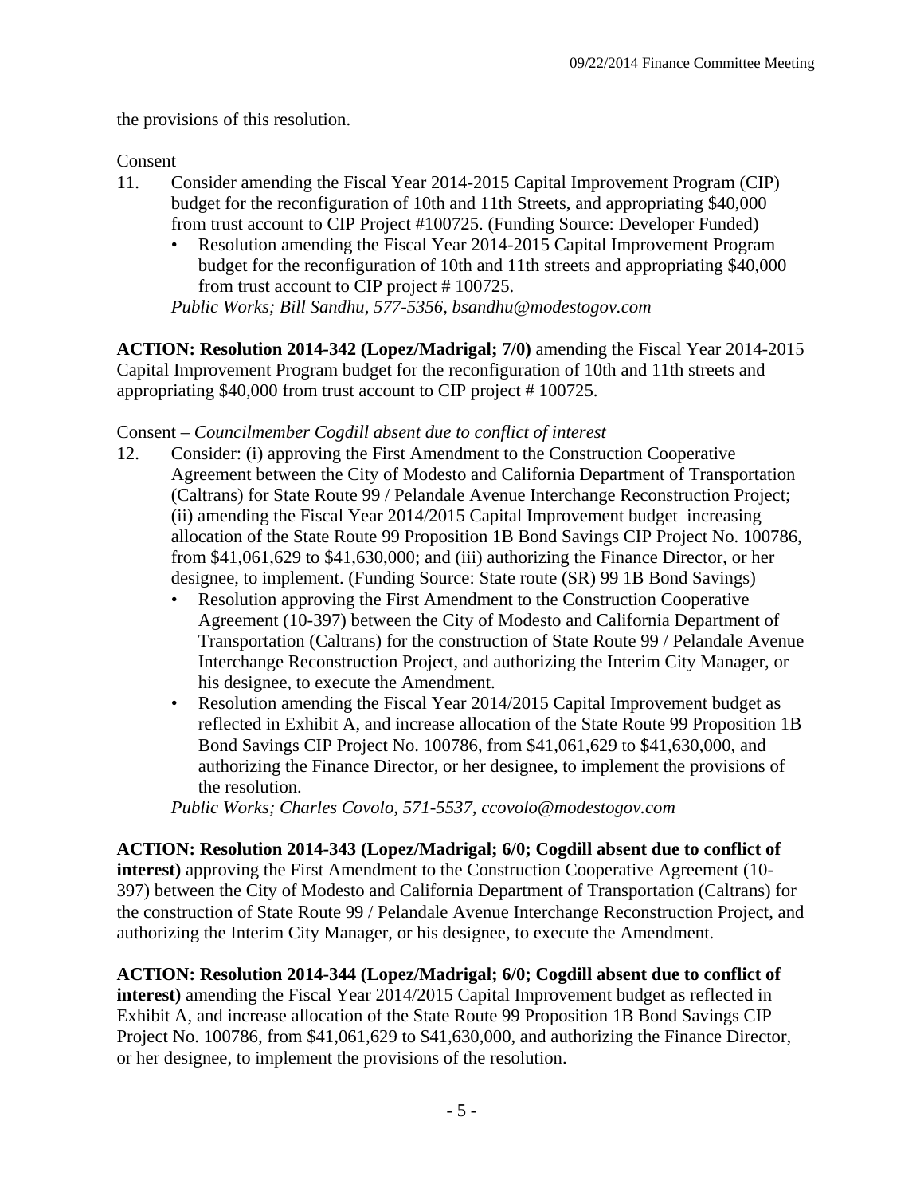the provisions of this resolution.

Consent

11. Consider amending the Fiscal Year 2014-2015 Capital Improvement Program (CIP) budget for the reconfiguration of 10th and 11th Streets, and appropriating $40,000 from trust account to CIP Project #100725. (Funding Source: Developer Funded)
    - Resolution amending the Fiscal Year 2014-2015 Capital Improvement Program budget for the reconfiguration of 10th and 11th streets and appropriating $40,000 from trust account to CIP project # 100725.

    *Public Works; Bill Sandhu, 577-5356, bsandhu@modestogov.com*

**ACTION: Resolution 2014-342 (Lopez/Madrigal; 7/0)** amending the Fiscal Year 2014-2015 Capital Improvement Program budget for the reconfiguration of 10th and 11th streets and appropriating $40,000 from trust account to CIP project # 100725.

Consent – *Councilmember Cogdill absent due to conflict of interest*

12. Consider: (i) approving the First Amendment to the Construction Cooperative Agreement between the City of Modesto and California Department of Transportation (Caltrans) for State Route 99 / Pelandale Avenue Interchange Reconstruction Project; (ii) amending the Fiscal Year 2014/2015 Capital Improvement budget increasing allocation of the State Route 99 Proposition 1B Bond Savings CIP Project No. 100786, from $41,061,629 to $41,630,000; and (iii) authorizing the Finance Director, or her designee, to implement. (Funding Source: State route (SR) 99 1B Bond Savings)
    - Resolution approving the First Amendment to the Construction Cooperative Agreement (10-397) between the City of Modesto and California Department of Transportation (Caltrans) for the construction of State Route 99 / Pelandale Avenue Interchange Reconstruction Project, and authorizing the Interim City Manager, or his designee, to execute the Amendment.
    - Resolution amending the Fiscal Year 2014/2015 Capital Improvement budget as reflected in Exhibit A, and increase allocation of the State Route 99 Proposition 1B Bond Savings CIP Project No. 100786, from $41,061,629 to $41,630,000, and authorizing the Finance Director, or her designee, to implement the provisions of the resolution.

    *Public Works; Charles Covolo, 571-5537, ccovolo@modestogov.com*

**ACTION: Resolution 2014-343 (Lopez/Madrigal; 6/0; Cogdill absent due to conflict of interest)** approving the First Amendment to the Construction Cooperative Agreement (10-397) between the City of Modesto and California Department of Transportation (Caltrans) for the construction of State Route 99 / Pelandale Avenue Interchange Reconstruction Project, and authorizing the Interim City Manager, or his designee, to execute the Amendment.

**ACTION: Resolution 2014-344 (Lopez/Madrigal; 6/0; Cogdill absent due to conflict of interest)** amending the Fiscal Year 2014/2015 Capital Improvement budget as reflected in Exhibit A, and increase allocation of the State Route 99 Proposition 1B Bond Savings CIP Project No. 100786, from $41,061,629 to $41,630,000, and authorizing the Finance Director, or her designee, to implement the provisions of the resolution.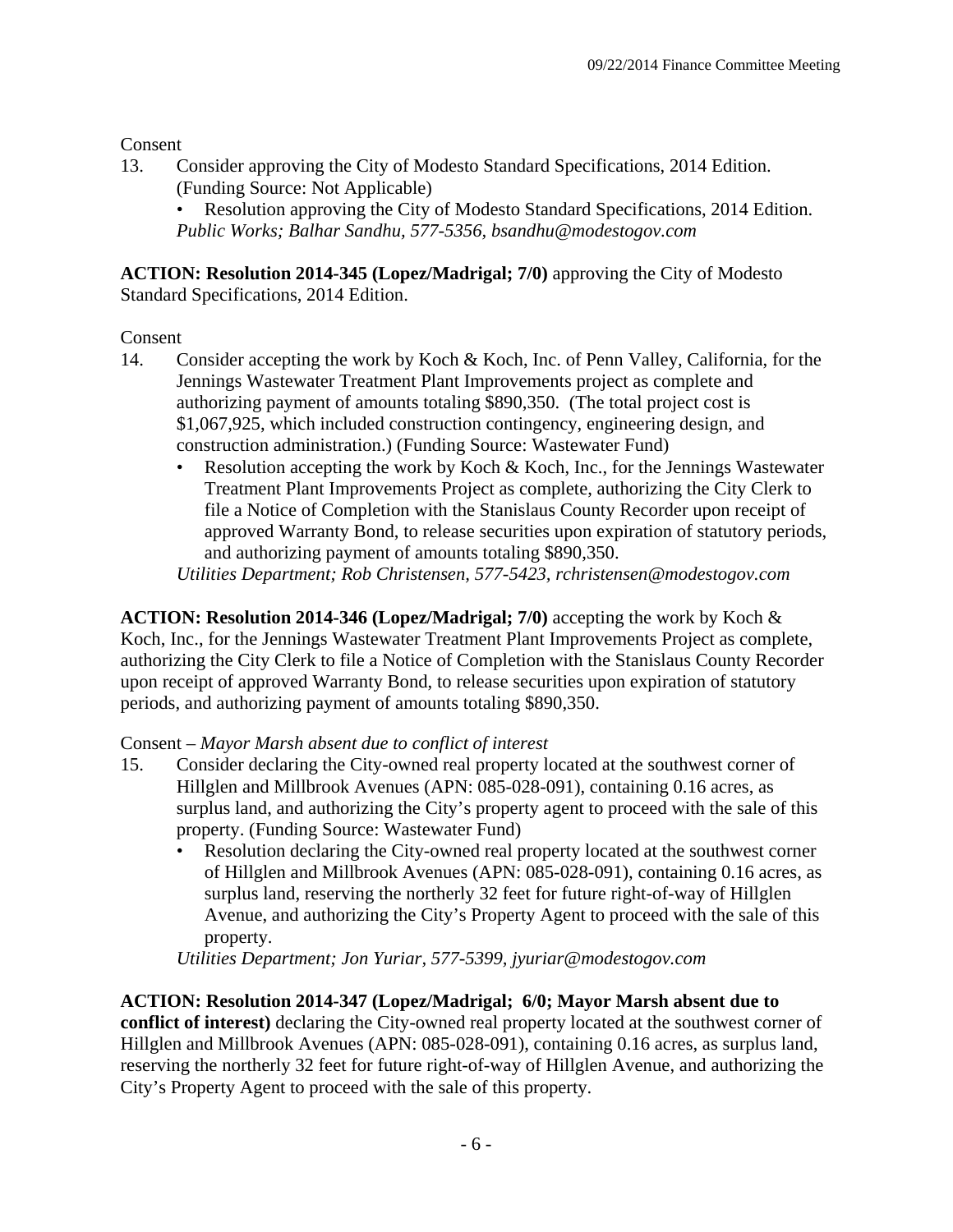Consent

13. Consider approving the City of Modesto Standard Specifications, 2014 Edition. (Funding Source: Not Applicable)
    - Resolution approving the City of Modesto Standard Specifications, 2014 Edition.

    *Public Works; Balhar Sandhu, 577-5356, bsandhu@modestogov.com*

**ACTION: Resolution 2014-345 (Lopez/Madrigal; 7/0)** approving the City of Modesto Standard Specifications, 2014 Edition.

Consent

14. Consider accepting the work by Koch & Koch, Inc. of Penn Valley, California, for the Jennings Wastewater Treatment Plant Improvements project as complete and authorizing payment of amounts totaling $890,350. (The total project cost is $1,067,925, which included construction contingency, engineering design, and construction administration.) (Funding Source: Wastewater Fund)
    - Resolution accepting the work by Koch & Koch, Inc., for the Jennings Wastewater Treatment Plant Improvements Project as complete, authorizing the City Clerk to file a Notice of Completion with the Stanislaus County Recorder upon receipt of approved Warranty Bond, to release securities upon expiration of statutory periods, and authorizing payment of amounts totaling $890,350.

    *Utilities Department; Rob Christensen, 577-5423, rchristensen@modestogov.com*

**ACTION: Resolution 2014-346 (Lopez/Madrigal; 7/0)** accepting the work by Koch & Koch, Inc., for the Jennings Wastewater Treatment Plant Improvements Project as complete, authorizing the City Clerk to file a Notice of Completion with the Stanislaus County Recorder upon receipt of approved Warranty Bond, to release securities upon expiration of statutory periods, and authorizing payment of amounts totaling $890,350.

Consent – *Mayor Marsh absent due to conflict of interest*

15. Consider declaring the City-owned real property located at the southwest corner of Hillglen and Millbrook Avenues (APN: 085-028-091), containing 0.16 acres, as surplus land, and authorizing the City's property agent to proceed with the sale of this property. (Funding Source: Wastewater Fund)
    - Resolution declaring the City-owned real property located at the southwest corner of Hillglen and Millbrook Avenues (APN: 085-028-091), containing 0.16 acres, as surplus land, reserving the northerly 32 feet for future right-of-way of Hillglen Avenue, and authorizing the City's Property Agent to proceed with the sale of this property.

    *Utilities Department; Jon Yuriar, 577-5399, jyuriar@modestogov.com*

**ACTION: Resolution 2014-347 (Lopez/Madrigal; 6/0; Mayor Marsh absent due to conflict of interest)** declaring the City-owned real property located at the southwest corner of Hillglen and Millbrook Avenues (APN: 085-028-091), containing 0.16 acres, as surplus land, reserving the northerly 32 feet for future right-of-way of Hillglen Avenue, and authorizing the City's Property Agent to proceed with the sale of this property.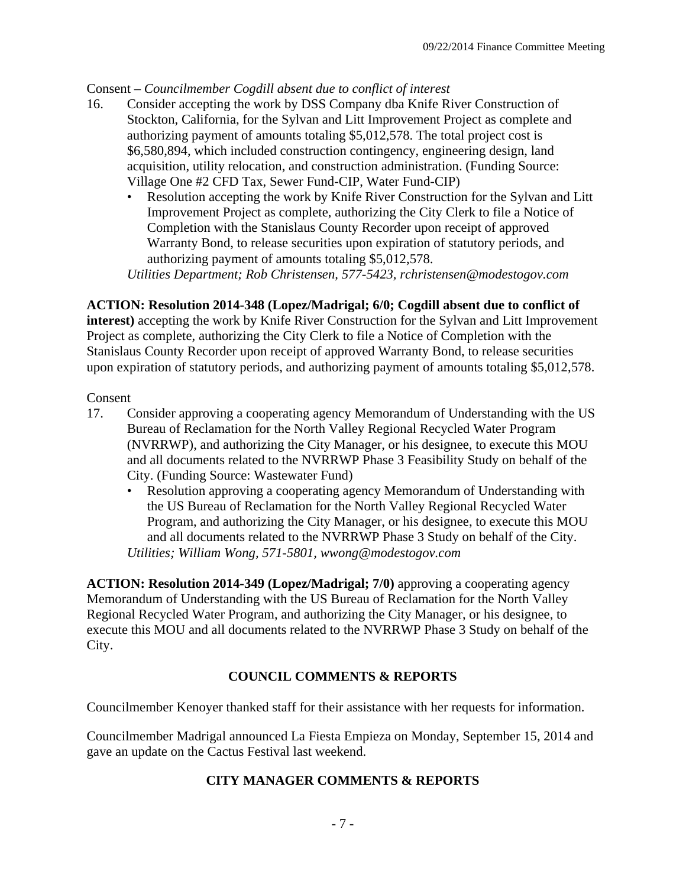Consent – *Councilmember Cogdill absent due to conflict of interest*

16. Consider accepting the work by DSS Company dba Knife River Construction of Stockton, California, for the Sylvan and Litt Improvement Project as complete and authorizing payment of amounts totaling $5,012,578. The total project cost is $6,580,894, which included construction contingency, engineering design, land acquisition, utility relocation, and construction administration. (Funding Source: Village One #2 CFD Tax, Sewer Fund-CIP, Water Fund-CIP)
    - Resolution accepting the work by Knife River Construction for the Sylvan and Litt Improvement Project as complete, authorizing the City Clerk to file a Notice of Completion with the Stanislaus County Recorder upon receipt of approved Warranty Bond, to release securities upon expiration of statutory periods, and authorizing payment of amounts totaling $5,012,578.

    *Utilities Department; Rob Christensen, 577-5423, rchristensen@modestogov.com*

**ACTION: Resolution 2014-348 (Lopez/Madrigal; 6/0; Cogdill absent due to conflict of interest)** accepting the work by Knife River Construction for the Sylvan and Litt Improvement Project as complete, authorizing the City Clerk to file a Notice of Completion with the Stanislaus County Recorder upon receipt of approved Warranty Bond, to release securities upon expiration of statutory periods, and authorizing payment of amounts totaling $5,012,578.

Consent

17. Consider approving a cooperating agency Memorandum of Understanding with the US Bureau of Reclamation for the North Valley Regional Recycled Water Program (NVRRWP), and authorizing the City Manager, or his designee, to execute this MOU and all documents related to the NVRRWP Phase 3 Feasibility Study on behalf of the City. (Funding Source: Wastewater Fund)
    - Resolution approving a cooperating agency Memorandum of Understanding with the US Bureau of Reclamation for the North Valley Regional Recycled Water Program, and authorizing the City Manager, or his designee, to execute this MOU and all documents related to the NVRRWP Phase 3 Study on behalf of the City.

    *Utilities; William Wong, 571-5801, wwong@modestogov.com*

**ACTION: Resolution 2014-349 (Lopez/Madrigal; 7/0)** approving a cooperating agency Memorandum of Understanding with the US Bureau of Reclamation for the North Valley Regional Recycled Water Program, and authorizing the City Manager, or his designee, to execute this MOU and all documents related to the NVRRWP Phase 3 Study on behalf of the City.

## COUNCIL COMMENTS & REPORTS

Councilmember Kenoyer thanked staff for their assistance with her requests for information.

Councilmember Madrigal announced La Fiesta Empieza on Monday, September 15, 2014 and gave an update on the Cactus Festival last weekend.

## CITY MANAGER COMMENTS & REPORTS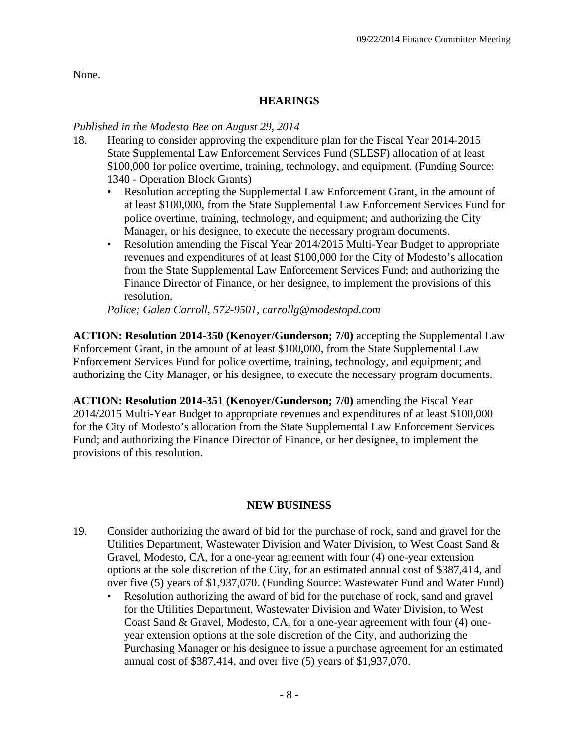None.

## HEARINGS

*Published in the Modesto Bee on August 29, 2014*

18. Hearing to consider approving the expenditure plan for the Fiscal Year 2014-2015 State Supplemental Law Enforcement Services Fund (SLESF) allocation of at least $100,000 for police overtime, training, technology, and equipment. (Funding Source: 1340 - Operation Block Grants)
    - Resolution accepting the Supplemental Law Enforcement Grant, in the amount of at least $100,000, from the State Supplemental Law Enforcement Services Fund for police overtime, training, technology, and equipment; and authorizing the City Manager, or his designee, to execute the necessary program documents.
    - Resolution amending the Fiscal Year 2014/2015 Multi-Year Budget to appropriate revenues and expenditures of at least $100,000 for the City of Modesto's allocation from the State Supplemental Law Enforcement Services Fund; and authorizing the Finance Director of Finance, or her designee, to implement the provisions of this resolution.

    *Police; Galen Carroll, 572-9501, carrollg@modestopd.com*

**ACTION: Resolution 2014-350 (Kenoyer/Gunderson; 7/0)** accepting the Supplemental Law Enforcement Grant, in the amount of at least $100,000, from the State Supplemental Law Enforcement Services Fund for police overtime, training, technology, and equipment; and authorizing the City Manager, or his designee, to execute the necessary program documents.

**ACTION: Resolution 2014-351 (Kenoyer/Gunderson; 7/0)** amending the Fiscal Year 2014/2015 Multi-Year Budget to appropriate revenues and expenditures of at least $100,000 for the City of Modesto's allocation from the State Supplemental Law Enforcement Services Fund; and authorizing the Finance Director of Finance, or her designee, to implement the provisions of this resolution.

## NEW BUSINESS

19. Consider authorizing the award of bid for the purchase of rock, sand and gravel for the Utilities Department, Wastewater Division and Water Division, to West Coast Sand & Gravel, Modesto, CA, for a one-year agreement with four (4) one-year extension options at the sole discretion of the City, for an estimated annual cost of $387,414, and over five (5) years of $1,937,070. (Funding Source: Wastewater Fund and Water Fund)
    - Resolution authorizing the award of bid for the purchase of rock, sand and gravel for the Utilities Department, Wastewater Division and Water Division, to West Coast Sand & Gravel, Modesto, CA, for a one-year agreement with four (4) one-year extension options at the sole discretion of the City, and authorizing the Purchasing Manager or his designee to issue a purchase agreement for an estimated annual cost of $387,414, and over five (5) years of $1,937,070.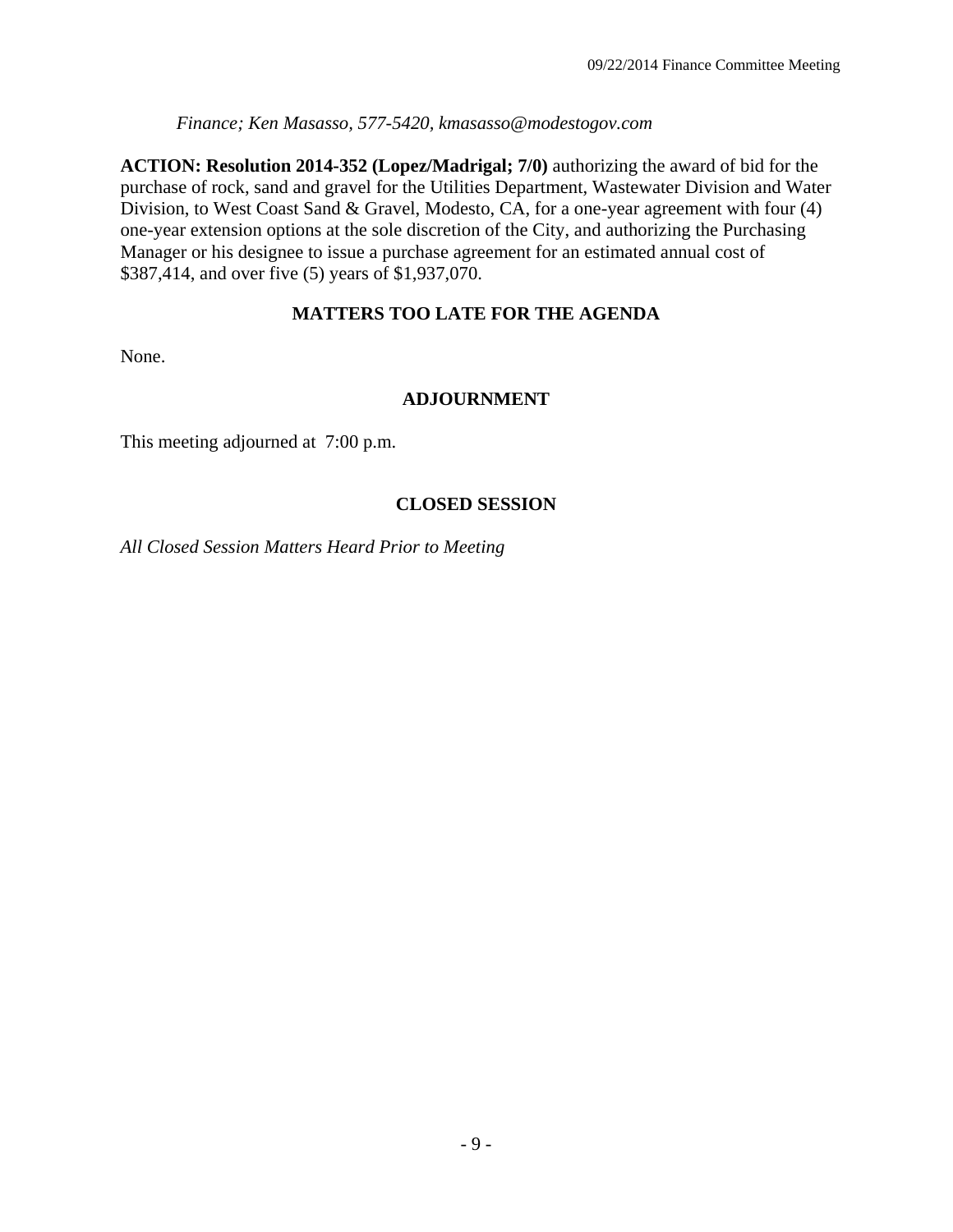*Finance; Ken Masasso, 577-5420, kmasasso@modestogov.com*

**ACTION: Resolution 2014-352 (Lopez/Madrigal; 7/0)** authorizing the award of bid for the purchase of rock, sand and gravel for the Utilities Department, Wastewater Division and Water Division, to West Coast Sand & Gravel, Modesto, CA, for a one-year agreement with four (4) one-year extension options at the sole discretion of the City, and authorizing the Purchasing Manager or his designee to issue a purchase agreement for an estimated annual cost of $387,414, and over five (5) years of $1,937,070.

## MATTERS TOO LATE FOR THE AGENDA

None.

## ADJOURNMENT

This meeting adjourned at 7:00 p.m.

## CLOSED SESSION

*All Closed Session Matters Heard Prior to Meeting*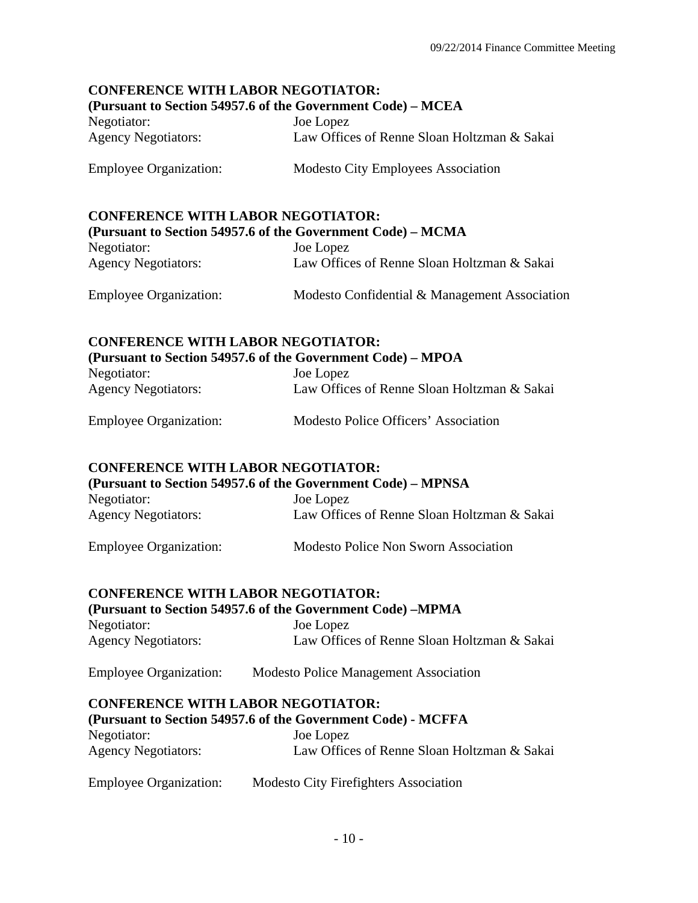**CONFERENCE WITH LABOR NEGOTIATOR:**
**(Pursuant to Section 54957.6 of the Government Code) – MCEA**

Negotiator: Joe Lopez
Agency Negotiators: Law Offices of Renne Sloan Holtzman & Sakai

Employee Organization: Modesto City Employees Association

**CONFERENCE WITH LABOR NEGOTIATOR:**
**(Pursuant to Section 54957.6 of the Government Code) – MCMA**

Negotiator: Joe Lopez
Agency Negotiators: Law Offices of Renne Sloan Holtzman & Sakai

Employee Organization: Modesto Confidential & Management Association

**CONFERENCE WITH LABOR NEGOTIATOR:**
**(Pursuant to Section 54957.6 of the Government Code) – MPOA**

Negotiator: Joe Lopez
Agency Negotiators: Law Offices of Renne Sloan Holtzman & Sakai

Employee Organization: Modesto Police Officers' Association

**CONFERENCE WITH LABOR NEGOTIATOR:**
**(Pursuant to Section 54957.6 of the Government Code) – MPNSA**

Negotiator: Joe Lopez
Agency Negotiators: Law Offices of Renne Sloan Holtzman & Sakai

Employee Organization: Modesto Police Non Sworn Association

**CONFERENCE WITH LABOR NEGOTIATOR:**
**(Pursuant to Section 54957.6 of the Government Code) –MPMA**

Negotiator: Joe Lopez
Agency Negotiators: Law Offices of Renne Sloan Holtzman & Sakai

Employee Organization: Modesto Police Management Association

**CONFERENCE WITH LABOR NEGOTIATOR:**
**(Pursuant to Section 54957.6 of the Government Code) - MCFFA**

Negotiator: Joe Lopez
Agency Negotiators: Law Offices of Renne Sloan Holtzman & Sakai

Employee Organization: Modesto City Firefighters Association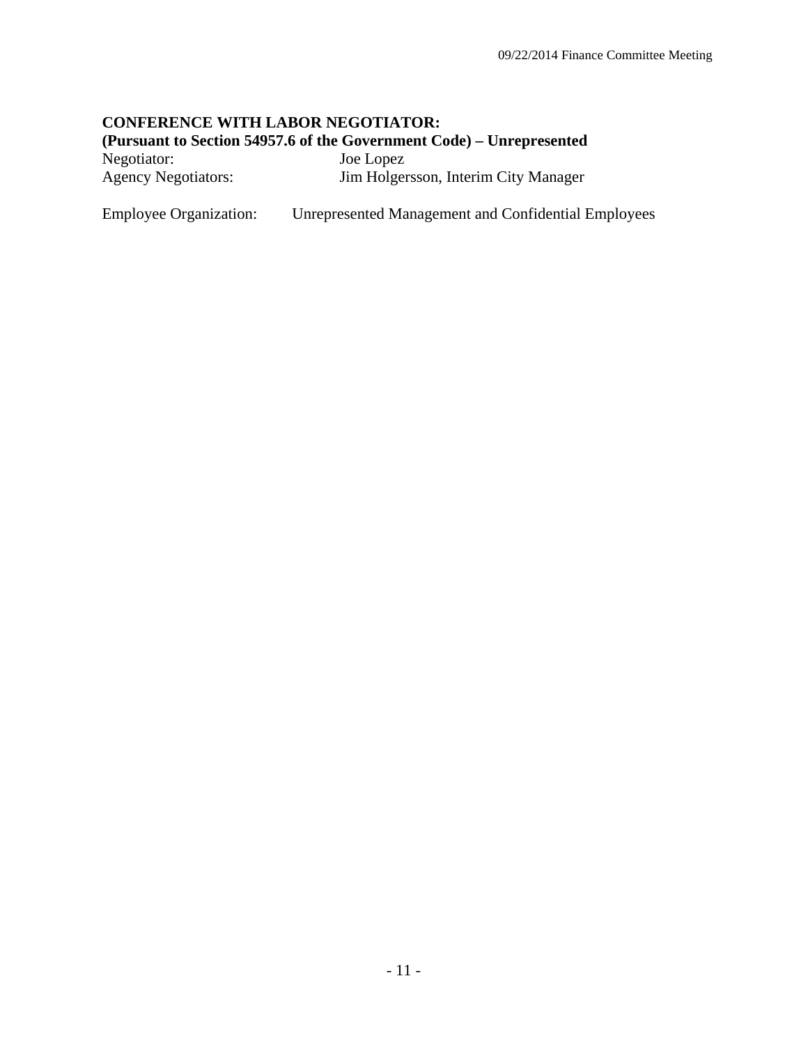**CONFERENCE WITH LABOR NEGOTIATOR:**
**(Pursuant to Section 54957.6 of the Government Code) – Unrepresented**

Negotiator: Joe Lopez
Agency Negotiators: Jim Holgersson, Interim City Manager

Employee Organization: Unrepresented Management and Confidential Employees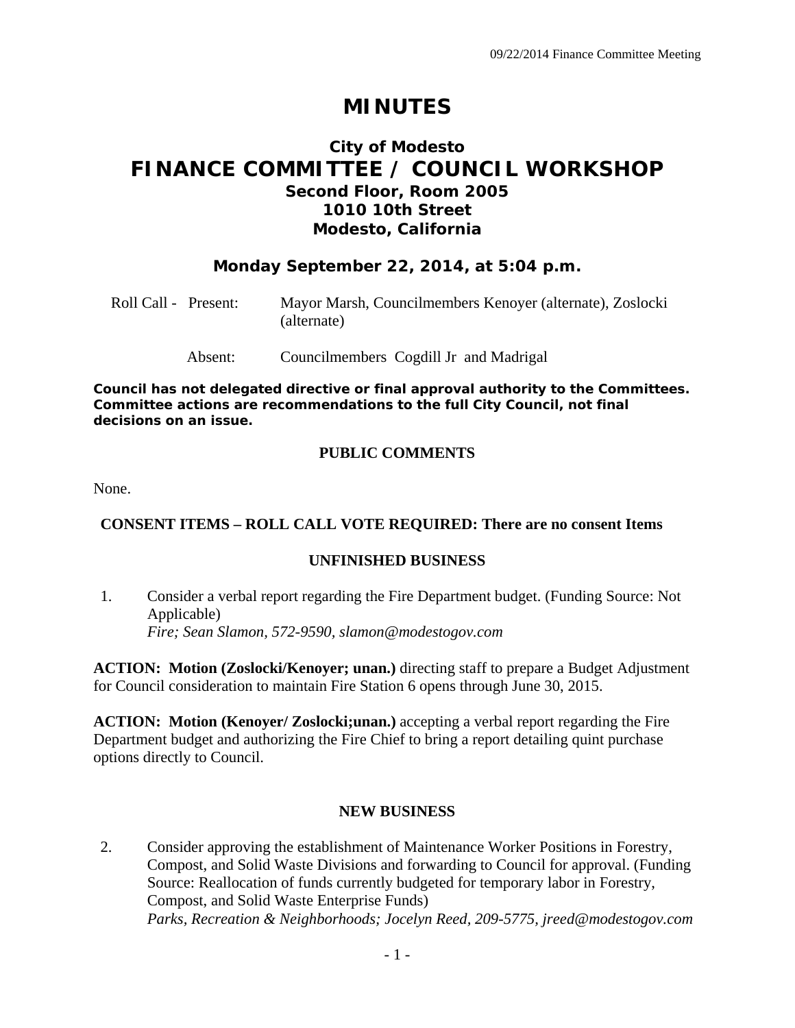# MINUTES

## City of Modesto
# FINANCE COMMITTEE / COUNCIL WORKSHOP
### Second Floor, Room 2005
### 1010 10th Street
### Modesto, California

### Monday September 22, 2014, at 5:04 p.m.

Roll Call - Present: Mayor Marsh, Councilmembers Kenoyer (alternate), Zoslocki (alternate)

Absent: Councilmembers Cogdill Jr and Madrigal

**Council has not delegated directive or final approval authority to the Committees. Committee actions are recommendations to the full City Council, not final decisions on an issue.**

**PUBLIC COMMENTS**

None.

**CONSENT ITEMS – ROLL CALL VOTE REQUIRED: There are no consent Items**

**UNFINISHED BUSINESS**

1. Consider a verbal report regarding the Fire Department budget. (Funding Source: Not Applicable)
   *Fire; Sean Slamon, 572-9590, slamon@modestogov.com*

**ACTION: Motion (Zoslocki/Kenoyer; unan.)** directing staff to prepare a Budget Adjustment for Council consideration to maintain Fire Station 6 opens through June 30, 2015.

**ACTION: Motion (Kenoyer/ Zoslocki;unan.)** accepting a verbal report regarding the Fire Department budget and authorizing the Fire Chief to bring a report detailing quint purchase options directly to Council.

**NEW BUSINESS**

2. Consider approving the establishment of Maintenance Worker Positions in Forestry, Compost, and Solid Waste Divisions and forwarding to Council for approval. (Funding Source: Reallocation of funds currently budgeted for temporary labor in Forestry, Compost, and Solid Waste Enterprise Funds)
   *Parks, Recreation & Neighborhoods; Jocelyn Reed, 209-5775, jreed@modestogov.com*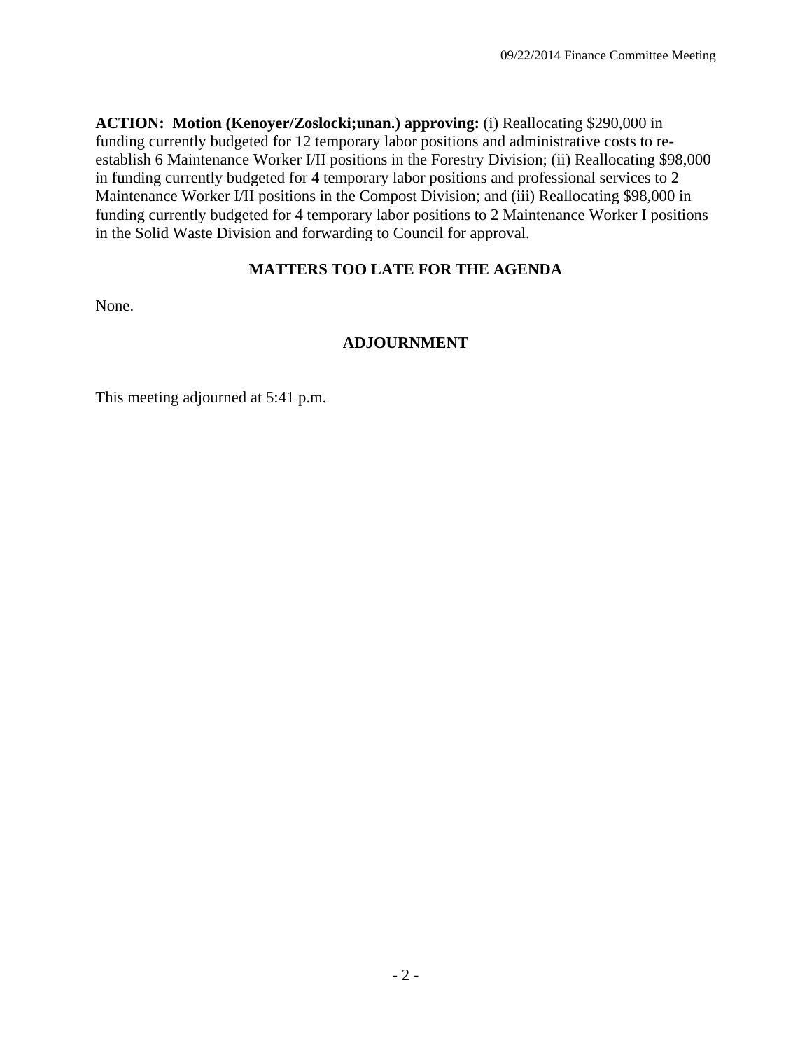**ACTION: Motion (Kenoyer/Zoslocki;unan.) approving:** (i) Reallocating $290,000 in funding currently budgeted for 12 temporary labor positions and administrative costs to re-establish 6 Maintenance Worker I/II positions in the Forestry Division; (ii) Reallocating $98,000 in funding currently budgeted for 4 temporary labor positions and professional services to 2 Maintenance Worker I/II positions in the Compost Division; and (iii) Reallocating $98,000 in funding currently budgeted for 4 temporary labor positions to 2 Maintenance Worker I positions in the Solid Waste Division and forwarding to Council for approval.

## MATTERS TOO LATE FOR THE AGENDA

None.

## ADJOURNMENT

This meeting adjourned at 5:41 p.m.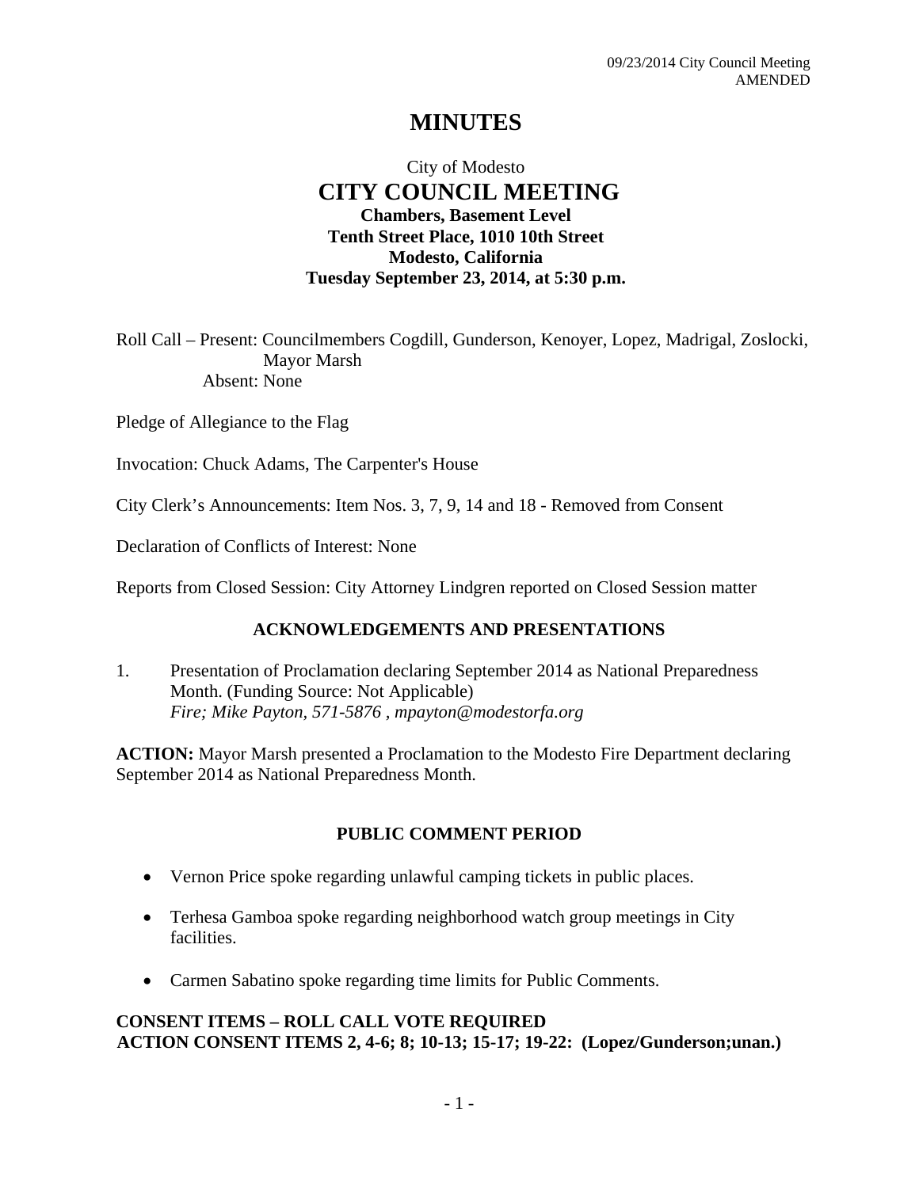# MINUTES

City of Modesto

## CITY COUNCIL MEETING

**Chambers, Basement Level**
**Tenth Street Place, 1010 10th Street**
**Modesto, California**
**Tuesday September 23, 2014, at 5:30 p.m.**

Roll Call – Present: Councilmembers Cogdill, Gunderson, Kenoyer, Lopez, Madrigal, Zoslocki, Mayor Marsh
Absent: None

Pledge of Allegiance to the Flag

Invocation: Chuck Adams, The Carpenter's House

City Clerk's Announcements: Item Nos. 3, 7, 9, 14 and 18 - Removed from Consent

Declaration of Conflicts of Interest: None

Reports from Closed Session: City Attorney Lindgren reported on Closed Session matter

### ACKNOWLEDGEMENTS AND PRESENTATIONS

1. Presentation of Proclamation declaring September 2014 as National Preparedness Month. (Funding Source: Not Applicable)
*Fire; Mike Payton, 571-5876 , mpayton@modestorfa.org*

**ACTION:** Mayor Marsh presented a Proclamation to the Modesto Fire Department declaring September 2014 as National Preparedness Month.

### PUBLIC COMMENT PERIOD

- Vernon Price spoke regarding unlawful camping tickets in public places.
- Terhesa Gamboa spoke regarding neighborhood watch group meetings in City facilities.
- Carmen Sabatino spoke regarding time limits for Public Comments.

**CONSENT ITEMS – ROLL CALL VOTE REQUIRED**
**ACTION CONSENT ITEMS 2, 4-6; 8; 10-13; 15-17; 19-22: (Lopez/Gunderson;unan.)**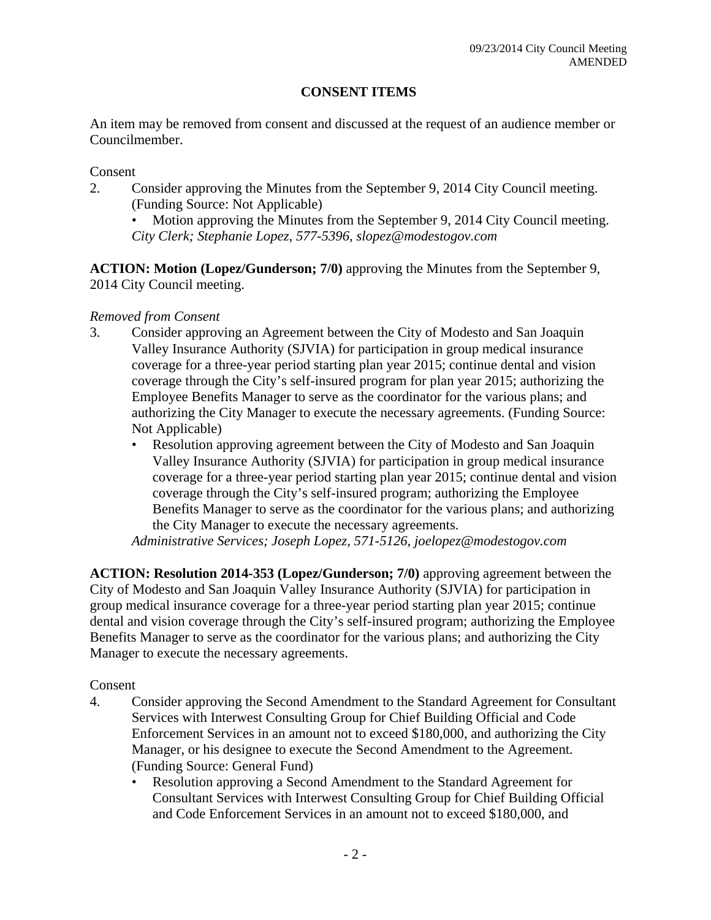## CONSENT ITEMS

An item may be removed from consent and discussed at the request of an audience member or Councilmember.

Consent

2. Consider approving the Minutes from the September 9, 2014 City Council meeting. (Funding Source: Not Applicable)
   - Motion approving the Minutes from the September 9, 2014 City Council meeting.

   *City Clerk; Stephanie Lopez, 577-5396, slopez@modestogov.com*

**ACTION: Motion (Lopez/Gunderson; 7/0)** approving the Minutes from the September 9, 2014 City Council meeting.

*Removed from Consent*

3. Consider approving an Agreement between the City of Modesto and San Joaquin Valley Insurance Authority (SJVIA) for participation in group medical insurance coverage for a three-year period starting plan year 2015; continue dental and vision coverage through the City's self-insured program for plan year 2015; authorizing the Employee Benefits Manager to serve as the coordinator for the various plans; and authorizing the City Manager to execute the necessary agreements. (Funding Source: Not Applicable)
   - Resolution approving agreement between the City of Modesto and San Joaquin Valley Insurance Authority (SJVIA) for participation in group medical insurance coverage for a three-year period starting plan year 2015; continue dental and vision coverage through the City's self-insured program; authorizing the Employee Benefits Manager to serve as the coordinator for the various plans; and authorizing the City Manager to execute the necessary agreements.

   *Administrative Services; Joseph Lopez, 571-5126, joelopez@modestogov.com*

**ACTION: Resolution 2014-353 (Lopez/Gunderson; 7/0)** approving agreement between the City of Modesto and San Joaquin Valley Insurance Authority (SJVIA) for participation in group medical insurance coverage for a three-year period starting plan year 2015; continue dental and vision coverage through the City's self-insured program; authorizing the Employee Benefits Manager to serve as the coordinator for the various plans; and authorizing the City Manager to execute the necessary agreements.

Consent

4. Consider approving the Second Amendment to the Standard Agreement for Consultant Services with Interwest Consulting Group for Chief Building Official and Code Enforcement Services in an amount not to exceed $180,000, and authorizing the City Manager, or his designee to execute the Second Amendment to the Agreement. (Funding Source: General Fund)
   - Resolution approving a Second Amendment to the Standard Agreement for Consultant Services with Interwest Consulting Group for Chief Building Official and Code Enforcement Services in an amount not to exceed $180,000, and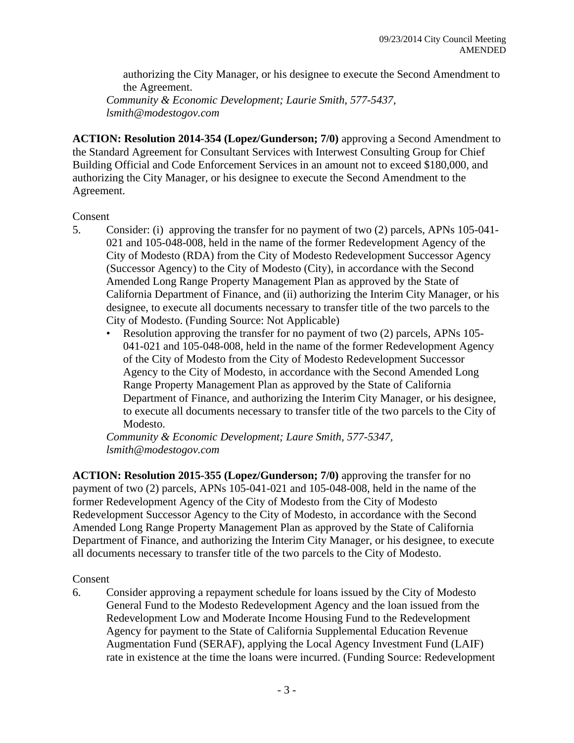authorizing the City Manager, or his designee to execute the Second Amendment to the Agreement.

*Community & Economic Development; Laurie Smith, 577-5437, lsmith@modestogov.com*

**ACTION: Resolution 2014-354 (Lopez/Gunderson; 7/0)** approving a Second Amendment to the Standard Agreement for Consultant Services with Interwest Consulting Group for Chief Building Official and Code Enforcement Services in an amount not to exceed $180,000, and authorizing the City Manager, or his designee to execute the Second Amendment to the Agreement.

Consent

5. Consider: (i) approving the transfer for no payment of two (2) parcels, APNs 105-041-021 and 105-048-008, held in the name of the former Redevelopment Agency of the City of Modesto (RDA) from the City of Modesto Redevelopment Successor Agency (Successor Agency) to the City of Modesto (City), in accordance with the Second Amended Long Range Property Management Plan as approved by the State of California Department of Finance, and (ii) authorizing the Interim City Manager, or his designee, to execute all documents necessary to transfer title of the two parcels to the City of Modesto. (Funding Source: Not Applicable)
   - Resolution approving the transfer for no payment of two (2) parcels, APNs 105-041-021 and 105-048-008, held in the name of the former Redevelopment Agency of the City of Modesto from the City of Modesto Redevelopment Successor Agency to the City of Modesto, in accordance with the Second Amended Long Range Property Management Plan as approved by the State of California Department of Finance, and authorizing the Interim City Manager, or his designee, to execute all documents necessary to transfer title of the two parcels to the City of Modesto.

   *Community & Economic Development; Laure Smith, 577-5347, lsmith@modestogov.com*

**ACTION: Resolution 2015-355 (Lopez/Gunderson; 7/0)** approving the transfer for no payment of two (2) parcels, APNs 105-041-021 and 105-048-008, held in the name of the former Redevelopment Agency of the City of Modesto from the City of Modesto Redevelopment Successor Agency to the City of Modesto, in accordance with the Second Amended Long Range Property Management Plan as approved by the State of California Department of Finance, and authorizing the Interim City Manager, or his designee, to execute all documents necessary to transfer title of the two parcels to the City of Modesto.

Consent

6. Consider approving a repayment schedule for loans issued by the City of Modesto General Fund to the Modesto Redevelopment Agency and the loan issued from the Redevelopment Low and Moderate Income Housing Fund to the Redevelopment Agency for payment to the State of California Supplemental Education Revenue Augmentation Fund (SERAF), applying the Local Agency Investment Fund (LAIF) rate in existence at the time the loans were incurred. (Funding Source: Redevelopment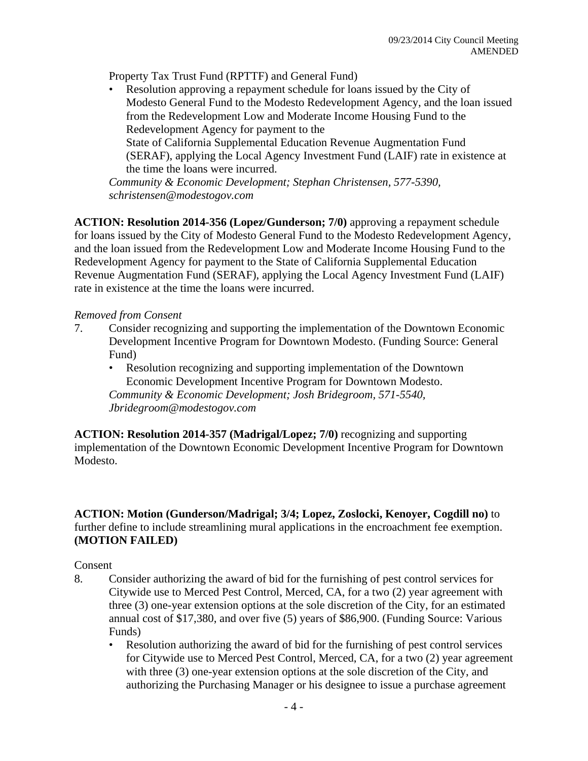Property Tax Trust Fund (RPTTF) and General Fund)

- Resolution approving a repayment schedule for loans issued by the City of Modesto General Fund to the Modesto Redevelopment Agency, and the loan issued from the Redevelopment Low and Moderate Income Housing Fund to the Redevelopment Agency for payment to the
  State of California Supplemental Education Revenue Augmentation Fund (SERAF), applying the Local Agency Investment Fund (LAIF) rate in existence at the time the loans were incurred.

*Community & Economic Development; Stephan Christensen, 577-5390, schristensen@modestogov.com*

**ACTION: Resolution 2014-356 (Lopez/Gunderson; 7/0)** approving a repayment schedule for loans issued by the City of Modesto General Fund to the Modesto Redevelopment Agency, and the loan issued from the Redevelopment Low and Moderate Income Housing Fund to the Redevelopment Agency for payment to the State of California Supplemental Education Revenue Augmentation Fund (SERAF), applying the Local Agency Investment Fund (LAIF) rate in existence at the time the loans were incurred.

*Removed from Consent*

7. Consider recognizing and supporting the implementation of the Downtown Economic Development Incentive Program for Downtown Modesto. (Funding Source: General Fund)
   - Resolution recognizing and supporting implementation of the Downtown Economic Development Incentive Program for Downtown Modesto.

   *Community & Economic Development; Josh Bridegroom, 571-5540, Jbridegroom@modestogov.com*

**ACTION: Resolution 2014-357 (Madrigal/Lopez; 7/0)** recognizing and supporting implementation of the Downtown Economic Development Incentive Program for Downtown Modesto.

**ACTION: Motion (Gunderson/Madrigal; 3/4; Lopez, Zoslocki, Kenoyer, Cogdill no)** to further define to include streamlining mural applications in the encroachment fee exemption. **(MOTION FAILED)**

Consent

8. Consider authorizing the award of bid for the furnishing of pest control services for Citywide use to Merced Pest Control, Merced, CA, for a two (2) year agreement with three (3) one-year extension options at the sole discretion of the City, for an estimated annual cost of $17,380, and over five (5) years of $86,900. (Funding Source: Various Funds)
   - Resolution authorizing the award of bid for the furnishing of pest control services for Citywide use to Merced Pest Control, Merced, CA, for a two (2) year agreement with three (3) one-year extension options at the sole discretion of the City, and authorizing the Purchasing Manager or his designee to issue a purchase agreement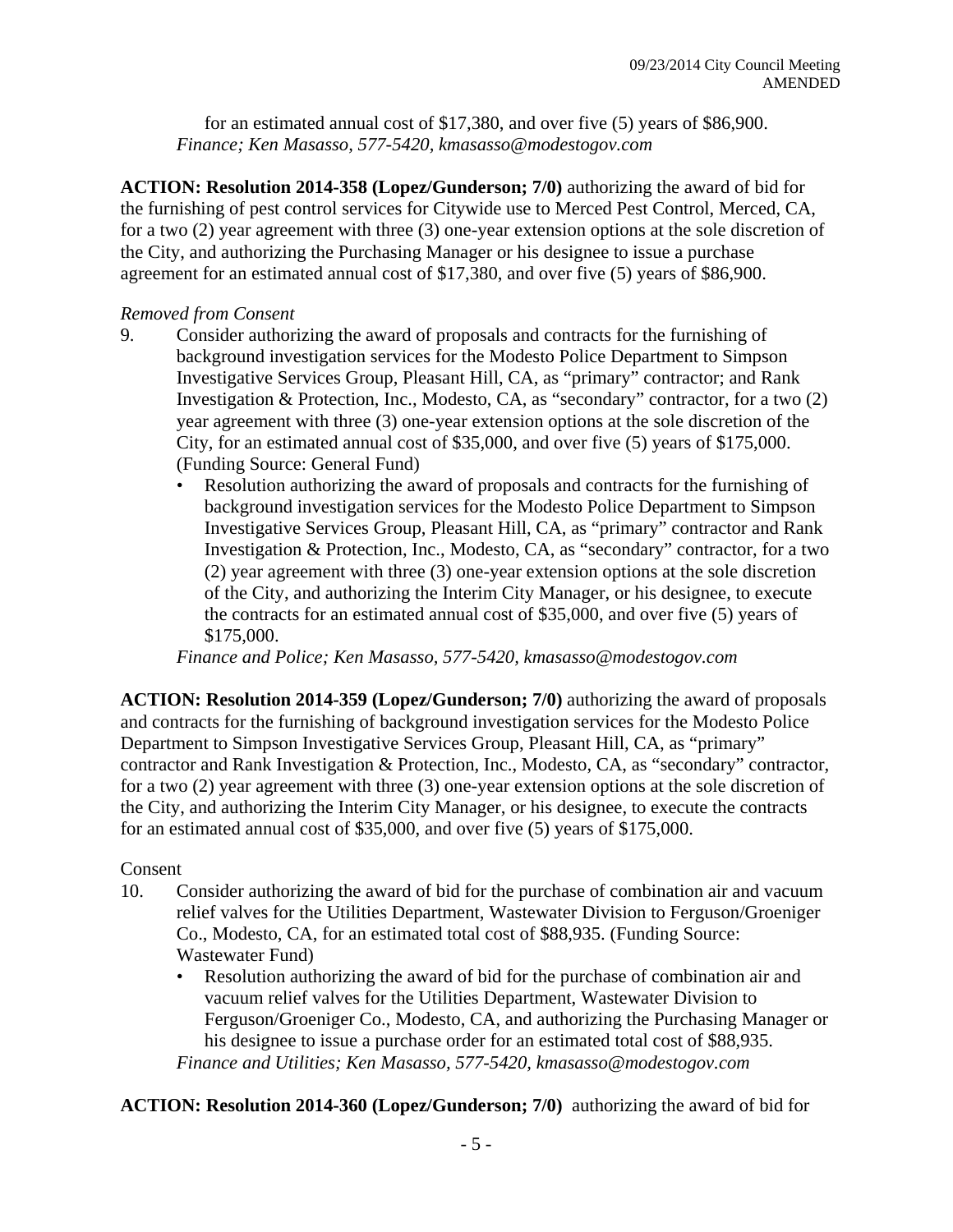for an estimated annual cost of $17,380, and over five (5) years of $86,900.
*Finance; Ken Masasso, 577-5420, kmasasso@modestogov.com*

**ACTION: Resolution 2014-358 (Lopez/Gunderson; 7/0)** authorizing the award of bid for the furnishing of pest control services for Citywide use to Merced Pest Control, Merced, CA, for a two (2) year agreement with three (3) one-year extension options at the sole discretion of the City, and authorizing the Purchasing Manager or his designee to issue a purchase agreement for an estimated annual cost of $17,380, and over five (5) years of $86,900.

*Removed from Consent*

9. Consider authorizing the award of proposals and contracts for the furnishing of background investigation services for the Modesto Police Department to Simpson Investigative Services Group, Pleasant Hill, CA, as "primary" contractor; and Rank Investigation & Protection, Inc., Modesto, CA, as "secondary" contractor, for a two (2) year agreement with three (3) one-year extension options at the sole discretion of the City, for an estimated annual cost of $35,000, and over five (5) years of $175,000. (Funding Source: General Fund)
   - Resolution authorizing the award of proposals and contracts for the furnishing of background investigation services for the Modesto Police Department to Simpson Investigative Services Group, Pleasant Hill, CA, as "primary" contractor and Rank Investigation & Protection, Inc., Modesto, CA, as "secondary" contractor, for a two (2) year agreement with three (3) one-year extension options at the sole discretion of the City, and authorizing the Interim City Manager, or his designee, to execute the contracts for an estimated annual cost of $35,000, and over five (5) years of $175,000.

   *Finance and Police; Ken Masasso, 577-5420, kmasasso@modestogov.com*

**ACTION: Resolution 2014-359 (Lopez/Gunderson; 7/0)** authorizing the award of proposals and contracts for the furnishing of background investigation services for the Modesto Police Department to Simpson Investigative Services Group, Pleasant Hill, CA, as "primary" contractor and Rank Investigation & Protection, Inc., Modesto, CA, as "secondary" contractor, for a two (2) year agreement with three (3) one-year extension options at the sole discretion of the City, and authorizing the Interim City Manager, or his designee, to execute the contracts for an estimated annual cost of $35,000, and over five (5) years of $175,000.

Consent

10. Consider authorizing the award of bid for the purchase of combination air and vacuum relief valves for the Utilities Department, Wastewater Division to Ferguson/Groeniger Co., Modesto, CA, for an estimated total cost of $88,935. (Funding Source: Wastewater Fund)
   - Resolution authorizing the award of bid for the purchase of combination air and vacuum relief valves for the Utilities Department, Wastewater Division to Ferguson/Groeniger Co., Modesto, CA, and authorizing the Purchasing Manager or his designee to issue a purchase order for an estimated total cost of $88,935.

   *Finance and Utilities; Ken Masasso, 577-5420, kmasasso@modestogov.com*

**ACTION: Resolution 2014-360 (Lopez/Gunderson; 7/0)** authorizing the award of bid for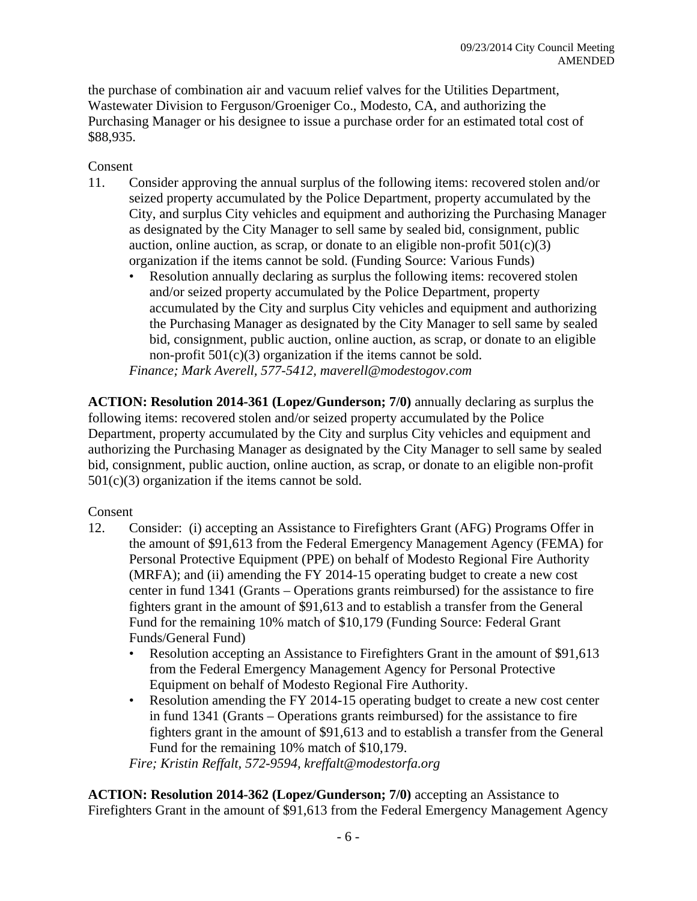the purchase of combination air and vacuum relief valves for the Utilities Department, Wastewater Division to Ferguson/Groeniger Co., Modesto, CA, and authorizing the Purchasing Manager or his designee to issue a purchase order for an estimated total cost of $88,935.

Consent

11. Consider approving the annual surplus of the following items: recovered stolen and/or seized property accumulated by the Police Department, property accumulated by the City, and surplus City vehicles and equipment and authorizing the Purchasing Manager as designated by the City Manager to sell same by sealed bid, consignment, public auction, online auction, as scrap, or donate to an eligible non-profit 501(c)(3) organization if the items cannot be sold. (Funding Source: Various Funds)
    - Resolution annually declaring as surplus the following items: recovered stolen and/or seized property accumulated by the Police Department, property accumulated by the City and surplus City vehicles and equipment and authorizing the Purchasing Manager as designated by the City Manager to sell same by sealed bid, consignment, public auction, online auction, as scrap, or donate to an eligible non-profit 501(c)(3) organization if the items cannot be sold.

    *Finance; Mark Averell, 577-5412, maverell@modestogov.com*

**ACTION: Resolution 2014-361 (Lopez/Gunderson; 7/0)** annually declaring as surplus the following items: recovered stolen and/or seized property accumulated by the Police Department, property accumulated by the City and surplus City vehicles and equipment and authorizing the Purchasing Manager as designated by the City Manager to sell same by sealed bid, consignment, public auction, online auction, as scrap, or donate to an eligible non-profit 501(c)(3) organization if the items cannot be sold.

Consent

12. Consider: (i) accepting an Assistance to Firefighters Grant (AFG) Programs Offer in the amount of $91,613 from the Federal Emergency Management Agency (FEMA) for Personal Protective Equipment (PPE) on behalf of Modesto Regional Fire Authority (MRFA); and (ii) amending the FY 2014-15 operating budget to create a new cost center in fund 1341 (Grants – Operations grants reimbursed) for the assistance to fire fighters grant in the amount of $91,613 and to establish a transfer from the General Fund for the remaining 10% match of $10,179 (Funding Source: Federal Grant Funds/General Fund)
    - Resolution accepting an Assistance to Firefighters Grant in the amount of $91,613 from the Federal Emergency Management Agency for Personal Protective Equipment on behalf of Modesto Regional Fire Authority.
    - Resolution amending the FY 2014-15 operating budget to create a new cost center in fund 1341 (Grants – Operations grants reimbursed) for the assistance to fire fighters grant in the amount of $91,613 and to establish a transfer from the General Fund for the remaining 10% match of $10,179.

    *Fire; Kristin Reffalt, 572-9594, kreffalt@modestorfa.org*

**ACTION: Resolution 2014-362 (Lopez/Gunderson; 7/0)** accepting an Assistance to Firefighters Grant in the amount of $91,613 from the Federal Emergency Management Agency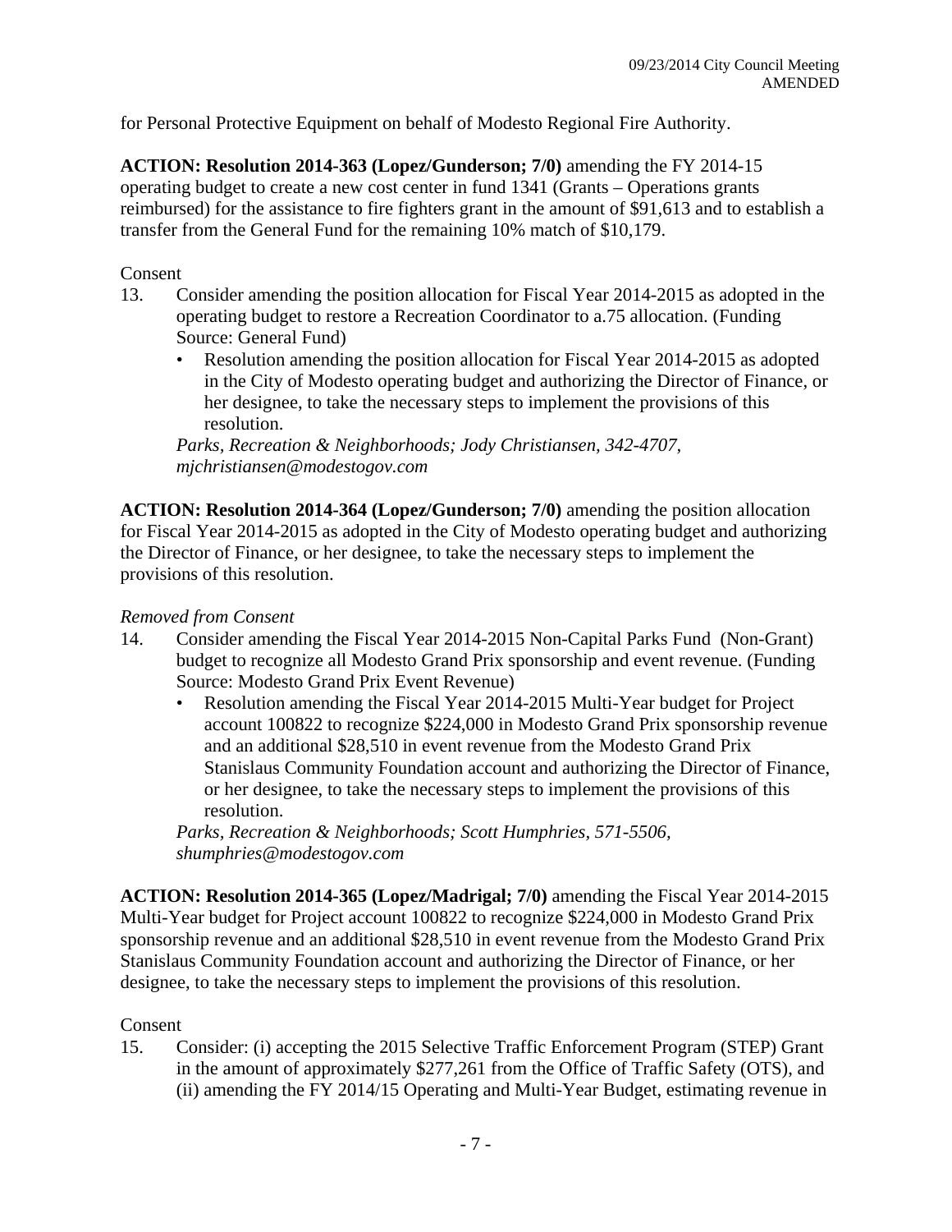for Personal Protective Equipment on behalf of Modesto Regional Fire Authority.

**ACTION: Resolution 2014-363 (Lopez/Gunderson; 7/0)** amending the FY 2014-15 operating budget to create a new cost center in fund 1341 (Grants – Operations grants reimbursed) for the assistance to fire fighters grant in the amount of $91,613 and to establish a transfer from the General Fund for the remaining 10% match of $10,179.

Consent

13. Consider amending the position allocation for Fiscal Year 2014-2015 as adopted in the operating budget to restore a Recreation Coordinator to a.75 allocation. (Funding Source: General Fund)
    - Resolution amending the position allocation for Fiscal Year 2014-2015 as adopted in the City of Modesto operating budget and authorizing the Director of Finance, or her designee, to take the necessary steps to implement the provisions of this resolution.

    *Parks, Recreation & Neighborhoods; Jody Christiansen, 342-4707, mjchristiansen@modestogov.com*

**ACTION: Resolution 2014-364 (Lopez/Gunderson; 7/0)** amending the position allocation for Fiscal Year 2014-2015 as adopted in the City of Modesto operating budget and authorizing the Director of Finance, or her designee, to take the necessary steps to implement the provisions of this resolution.

*Removed from Consent*

14. Consider amending the Fiscal Year 2014-2015 Non-Capital Parks Fund (Non-Grant) budget to recognize all Modesto Grand Prix sponsorship and event revenue. (Funding Source: Modesto Grand Prix Event Revenue)
    - Resolution amending the Fiscal Year 2014-2015 Multi-Year budget for Project account 100822 to recognize $224,000 in Modesto Grand Prix sponsorship revenue and an additional $28,510 in event revenue from the Modesto Grand Prix Stanislaus Community Foundation account and authorizing the Director of Finance, or her designee, to take the necessary steps to implement the provisions of this resolution.

    *Parks, Recreation & Neighborhoods; Scott Humphries, 571-5506, shumphries@modestogov.com*

**ACTION: Resolution 2014-365 (Lopez/Madrigal; 7/0)** amending the Fiscal Year 2014-2015 Multi-Year budget for Project account 100822 to recognize $224,000 in Modesto Grand Prix sponsorship revenue and an additional $28,510 in event revenue from the Modesto Grand Prix Stanislaus Community Foundation account and authorizing the Director of Finance, or her designee, to take the necessary steps to implement the provisions of this resolution.

Consent

15. Consider: (i) accepting the 2015 Selective Traffic Enforcement Program (STEP) Grant in the amount of approximately $277,261 from the Office of Traffic Safety (OTS), and (ii) amending the FY 2014/15 Operating and Multi-Year Budget, estimating revenue in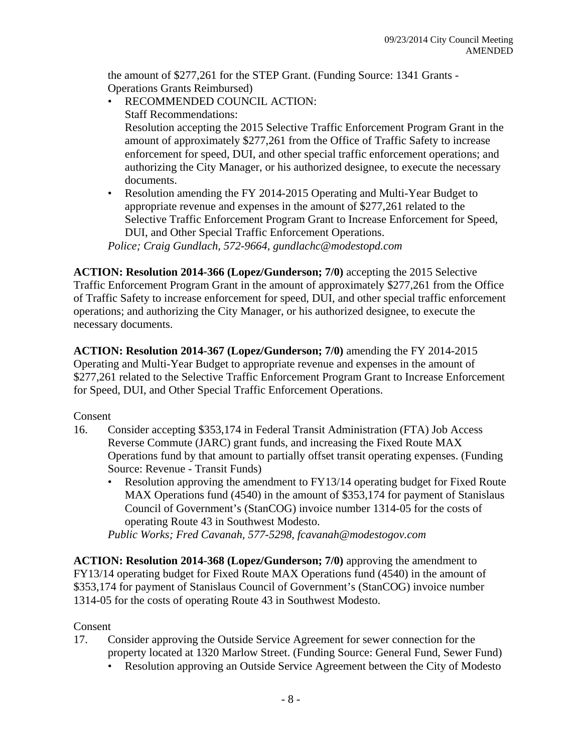the amount of $277,261 for the STEP Grant. (Funding Source: 1341 Grants - Operations Grants Reimbursed)

- RECOMMENDED COUNCIL ACTION:
  Staff Recommendations:
  Resolution accepting the 2015 Selective Traffic Enforcement Program Grant in the amount of approximately $277,261 from the Office of Traffic Safety to increase enforcement for speed, DUI, and other special traffic enforcement operations; and authorizing the City Manager, or his authorized designee, to execute the necessary documents.
- Resolution amending the FY 2014-2015 Operating and Multi-Year Budget to appropriate revenue and expenses in the amount of $277,261 related to the Selective Traffic Enforcement Program Grant to Increase Enforcement for Speed, DUI, and Other Special Traffic Enforcement Operations.

*Police; Craig Gundlach, 572-9664, gundlachc@modestopd.com*

**ACTION: Resolution 2014-366 (Lopez/Gunderson; 7/0)** accepting the 2015 Selective Traffic Enforcement Program Grant in the amount of approximately $277,261 from the Office of Traffic Safety to increase enforcement for speed, DUI, and other special traffic enforcement operations; and authorizing the City Manager, or his authorized designee, to execute the necessary documents.

**ACTION: Resolution 2014-367 (Lopez/Gunderson; 7/0)** amending the FY 2014-2015 Operating and Multi-Year Budget to appropriate revenue and expenses in the amount of $277,261 related to the Selective Traffic Enforcement Program Grant to Increase Enforcement for Speed, DUI, and Other Special Traffic Enforcement Operations.

Consent

16. Consider accepting $353,174 in Federal Transit Administration (FTA) Job Access Reverse Commute (JARC) grant funds, and increasing the Fixed Route MAX Operations fund by that amount to partially offset transit operating expenses. (Funding Source: Revenue - Transit Funds)
    - Resolution approving the amendment to FY13/14 operating budget for Fixed Route MAX Operations fund (4540) in the amount of $353,174 for payment of Stanislaus Council of Government's (StanCOG) invoice number 1314-05 for the costs of operating Route 43 in Southwest Modesto.

    *Public Works; Fred Cavanah, 577-5298, fcavanah@modestogov.com*

**ACTION: Resolution 2014-368 (Lopez/Gunderson; 7/0)** approving the amendment to FY13/14 operating budget for Fixed Route MAX Operations fund (4540) in the amount of $353,174 for payment of Stanislaus Council of Government's (StanCOG) invoice number 1314-05 for the costs of operating Route 43 in Southwest Modesto.

Consent

17. Consider approving the Outside Service Agreement for sewer connection for the property located at 1320 Marlow Street. (Funding Source: General Fund, Sewer Fund)
    - Resolution approving an Outside Service Agreement between the City of Modesto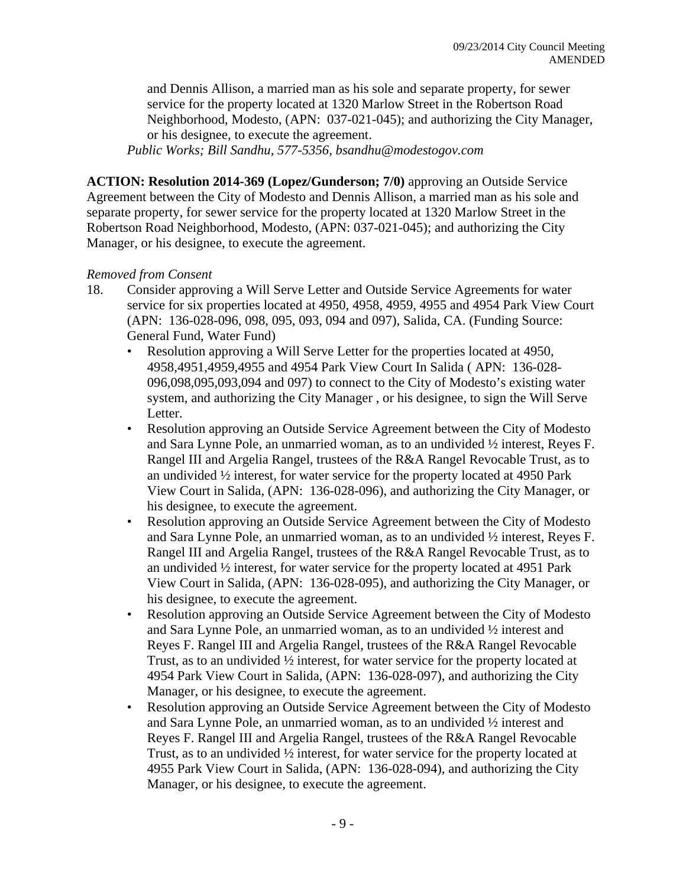and Dennis Allison, a married man as his sole and separate property, for sewer service for the property located at 1320 Marlow Street in the Robertson Road Neighborhood, Modesto, (APN: 037-021-045); and authorizing the City Manager, or his designee, to execute the agreement.
*Public Works; Bill Sandhu, 577-5356, bsandhu@modestogov.com*

**ACTION: Resolution 2014-369 (Lopez/Gunderson; 7/0)** approving an Outside Service Agreement between the City of Modesto and Dennis Allison, a married man as his sole and separate property, for sewer service for the property located at 1320 Marlow Street in the Robertson Road Neighborhood, Modesto, (APN: 037-021-045); and authorizing the City Manager, or his designee, to execute the agreement.

*Removed from Consent*

18. Consider approving a Will Serve Letter and Outside Service Agreements for water service for six properties located at 4950, 4958, 4959, 4955 and 4954 Park View Court (APN: 136-028-096, 098, 095, 093, 094 and 097), Salida, CA. (Funding Source: General Fund, Water Fund)
    - Resolution approving a Will Serve Letter for the properties located at 4950, 4958,4951,4959,4955 and 4954 Park View Court In Salida ( APN: 136-028-096,098,095,093,094 and 097) to connect to the City of Modesto's existing water system, and authorizing the City Manager , or his designee, to sign the Will Serve Letter.
    - Resolution approving an Outside Service Agreement between the City of Modesto and Sara Lynne Pole, an unmarried woman, as to an undivided ½ interest, Reyes F. Rangel III and Argelia Rangel, trustees of the R&A Rangel Revocable Trust, as to an undivided ½ interest, for water service for the property located at 4950 Park View Court in Salida, (APN: 136-028-096), and authorizing the City Manager, or his designee, to execute the agreement.
    - Resolution approving an Outside Service Agreement between the City of Modesto and Sara Lynne Pole, an unmarried woman, as to an undivided ½ interest, Reyes F. Rangel III and Argelia Rangel, trustees of the R&A Rangel Revocable Trust, as to an undivided ½ interest, for water service for the property located at 4951 Park View Court in Salida, (APN: 136-028-095), and authorizing the City Manager, or his designee, to execute the agreement.
    - Resolution approving an Outside Service Agreement between the City of Modesto and Sara Lynne Pole, an unmarried woman, as to an undivided ½ interest and Reyes F. Rangel III and Argelia Rangel, trustees of the R&A Rangel Revocable Trust, as to an undivided ½ interest, for water service for the property located at 4954 Park View Court in Salida, (APN: 136-028-097), and authorizing the City Manager, or his designee, to execute the agreement.
    - Resolution approving an Outside Service Agreement between the City of Modesto and Sara Lynne Pole, an unmarried woman, as to an undivided ½ interest and Reyes F. Rangel III and Argelia Rangel, trustees of the R&A Rangel Revocable Trust, as to an undivided ½ interest, for water service for the property located at 4955 Park View Court in Salida, (APN: 136-028-094), and authorizing the City Manager, or his designee, to execute the agreement.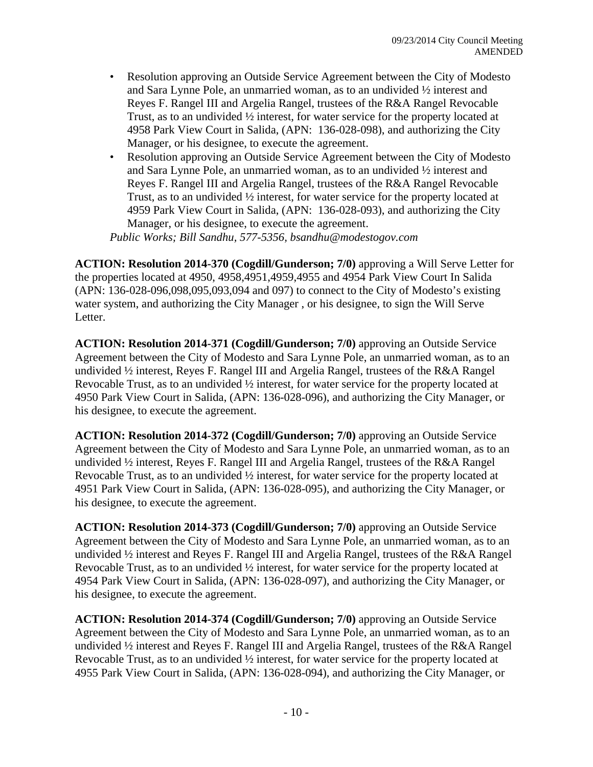- Resolution approving an Outside Service Agreement between the City of Modesto and Sara Lynne Pole, an unmarried woman, as to an undivided ½ interest and Reyes F. Rangel III and Argelia Rangel, trustees of the R&A Rangel Revocable Trust, as to an undivided ½ interest, for water service for the property located at 4958 Park View Court in Salida, (APN: 136-028-098), and authorizing the City Manager, or his designee, to execute the agreement.
- Resolution approving an Outside Service Agreement between the City of Modesto and Sara Lynne Pole, an unmarried woman, as to an undivided ½ interest and Reyes F. Rangel III and Argelia Rangel, trustees of the R&A Rangel Revocable Trust, as to an undivided ½ interest, for water service for the property located at 4959 Park View Court in Salida, (APN: 136-028-093), and authorizing the City Manager, or his designee, to execute the agreement.

*Public Works; Bill Sandhu, 577-5356, bsandhu@modestogov.com*

**ACTION: Resolution 2014-370 (Cogdill/Gunderson; 7/0)** approving a Will Serve Letter for the properties located at 4950, 4958,4951,4959,4955 and 4954 Park View Court In Salida (APN: 136-028-096,098,095,093,094 and 097) to connect to the City of Modesto's existing water system, and authorizing the City Manager , or his designee, to sign the Will Serve Letter.

**ACTION: Resolution 2014-371 (Cogdill/Gunderson; 7/0)** approving an Outside Service Agreement between the City of Modesto and Sara Lynne Pole, an unmarried woman, as to an undivided ½ interest, Reyes F. Rangel III and Argelia Rangel, trustees of the R&A Rangel Revocable Trust, as to an undivided ½ interest, for water service for the property located at 4950 Park View Court in Salida, (APN: 136-028-096), and authorizing the City Manager, or his designee, to execute the agreement.

**ACTION: Resolution 2014-372 (Cogdill/Gunderson; 7/0)** approving an Outside Service Agreement between the City of Modesto and Sara Lynne Pole, an unmarried woman, as to an undivided ½ interest, Reyes F. Rangel III and Argelia Rangel, trustees of the R&A Rangel Revocable Trust, as to an undivided ½ interest, for water service for the property located at 4951 Park View Court in Salida, (APN: 136-028-095), and authorizing the City Manager, or his designee, to execute the agreement.

**ACTION: Resolution 2014-373 (Cogdill/Gunderson; 7/0)** approving an Outside Service Agreement between the City of Modesto and Sara Lynne Pole, an unmarried woman, as to an undivided ½ interest and Reyes F. Rangel III and Argelia Rangel, trustees of the R&A Rangel Revocable Trust, as to an undivided ½ interest, for water service for the property located at 4954 Park View Court in Salida, (APN: 136-028-097), and authorizing the City Manager, or his designee, to execute the agreement.

**ACTION: Resolution 2014-374 (Cogdill/Gunderson; 7/0)** approving an Outside Service Agreement between the City of Modesto and Sara Lynne Pole, an unmarried woman, as to an undivided ½ interest and Reyes F. Rangel III and Argelia Rangel, trustees of the R&A Rangel Revocable Trust, as to an undivided ½ interest, for water service for the property located at 4955 Park View Court in Salida, (APN: 136-028-094), and authorizing the City Manager, or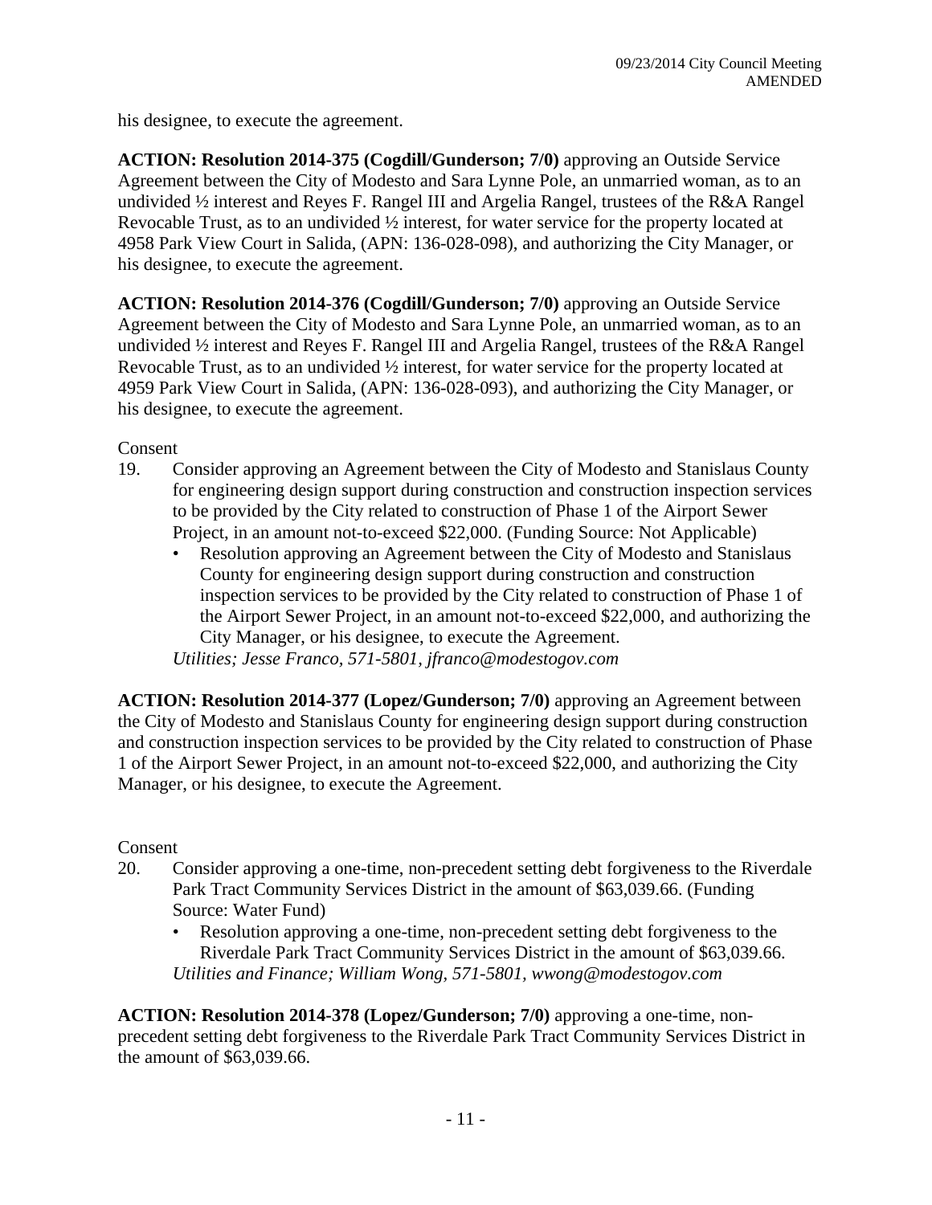his designee, to execute the agreement.

**ACTION: Resolution 2014-375 (Cogdill/Gunderson; 7/0)** approving an Outside Service Agreement between the City of Modesto and Sara Lynne Pole, an unmarried woman, as to an undivided ½ interest and Reyes F. Rangel III and Argelia Rangel, trustees of the R&A Rangel Revocable Trust, as to an undivided ½ interest, for water service for the property located at 4958 Park View Court in Salida, (APN: 136-028-098), and authorizing the City Manager, or his designee, to execute the agreement.

**ACTION: Resolution 2014-376 (Cogdill/Gunderson; 7/0)** approving an Outside Service Agreement between the City of Modesto and Sara Lynne Pole, an unmarried woman, as to an undivided ½ interest and Reyes F. Rangel III and Argelia Rangel, trustees of the R&A Rangel Revocable Trust, as to an undivided ½ interest, for water service for the property located at 4959 Park View Court in Salida, (APN: 136-028-093), and authorizing the City Manager, or his designee, to execute the agreement.

Consent

19. Consider approving an Agreement between the City of Modesto and Stanislaus County for engineering design support during construction and construction inspection services to be provided by the City related to construction of Phase 1 of the Airport Sewer Project, in an amount not-to-exceed $22,000. (Funding Source: Not Applicable)
    - Resolution approving an Agreement between the City of Modesto and Stanislaus County for engineering design support during construction and construction inspection services to be provided by the City related to construction of Phase 1 of the Airport Sewer Project, in an amount not-to-exceed $22,000, and authorizing the City Manager, or his designee, to execute the Agreement.

    *Utilities; Jesse Franco, 571-5801, jfranco@modestogov.com*

**ACTION: Resolution 2014-377 (Lopez/Gunderson; 7/0)** approving an Agreement between the City of Modesto and Stanislaus County for engineering design support during construction and construction inspection services to be provided by the City related to construction of Phase 1 of the Airport Sewer Project, in an amount not-to-exceed $22,000, and authorizing the City Manager, or his designee, to execute the Agreement.

Consent

20. Consider approving a one-time, non-precedent setting debt forgiveness to the Riverdale Park Tract Community Services District in the amount of $63,039.66. (Funding Source: Water Fund)
    - Resolution approving a one-time, non-precedent setting debt forgiveness to the Riverdale Park Tract Community Services District in the amount of $63,039.66.

    *Utilities and Finance; William Wong, 571-5801, wwong@modestogov.com*

**ACTION: Resolution 2014-378 (Lopez/Gunderson; 7/0)** approving a one-time, non-precedent setting debt forgiveness to the Riverdale Park Tract Community Services District in the amount of $63,039.66.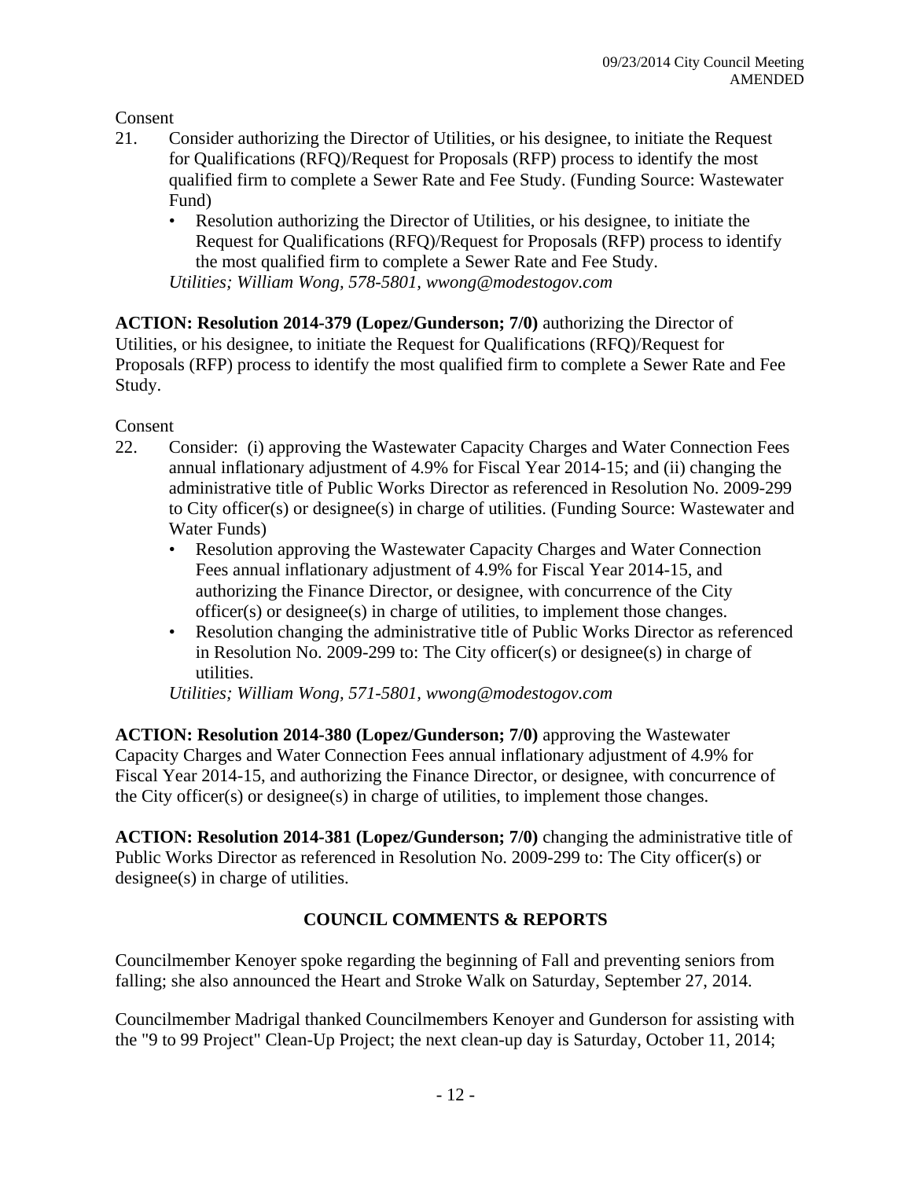Consent

21. Consider authorizing the Director of Utilities, or his designee, to initiate the Request for Qualifications (RFQ)/Request for Proposals (RFP) process to identify the most qualified firm to complete a Sewer Rate and Fee Study. (Funding Source: Wastewater Fund)
    - Resolution authorizing the Director of Utilities, or his designee, to initiate the Request for Qualifications (RFQ)/Request for Proposals (RFP) process to identify the most qualified firm to complete a Sewer Rate and Fee Study.

    *Utilities; William Wong, 578-5801, wwong@modestogov.com*

**ACTION: Resolution 2014-379 (Lopez/Gunderson; 7/0)** authorizing the Director of Utilities, or his designee, to initiate the Request for Qualifications (RFQ)/Request for Proposals (RFP) process to identify the most qualified firm to complete a Sewer Rate and Fee Study.

Consent

22. Consider: (i) approving the Wastewater Capacity Charges and Water Connection Fees annual inflationary adjustment of 4.9% for Fiscal Year 2014-15; and (ii) changing the administrative title of Public Works Director as referenced in Resolution No. 2009-299 to City officer(s) or designee(s) in charge of utilities. (Funding Source: Wastewater and Water Funds)
    - Resolution approving the Wastewater Capacity Charges and Water Connection Fees annual inflationary adjustment of 4.9% for Fiscal Year 2014-15, and authorizing the Finance Director, or designee, with concurrence of the City officer(s) or designee(s) in charge of utilities, to implement those changes.
    - Resolution changing the administrative title of Public Works Director as referenced in Resolution No. 2009-299 to: The City officer(s) or designee(s) in charge of utilities.

    *Utilities; William Wong, 571-5801, wwong@modestogov.com*

**ACTION: Resolution 2014-380 (Lopez/Gunderson; 7/0)** approving the Wastewater Capacity Charges and Water Connection Fees annual inflationary adjustment of 4.9% for Fiscal Year 2014-15, and authorizing the Finance Director, or designee, with concurrence of the City officer(s) or designee(s) in charge of utilities, to implement those changes.

**ACTION: Resolution 2014-381 (Lopez/Gunderson; 7/0)** changing the administrative title of Public Works Director as referenced in Resolution No. 2009-299 to: The City officer(s) or designee(s) in charge of utilities.

## COUNCIL COMMENTS & REPORTS

Councilmember Kenoyer spoke regarding the beginning of Fall and preventing seniors from falling; she also announced the Heart and Stroke Walk on Saturday, September 27, 2014.

Councilmember Madrigal thanked Councilmembers Kenoyer and Gunderson for assisting with the "9 to 99 Project" Clean-Up Project; the next clean-up day is Saturday, October 11, 2014;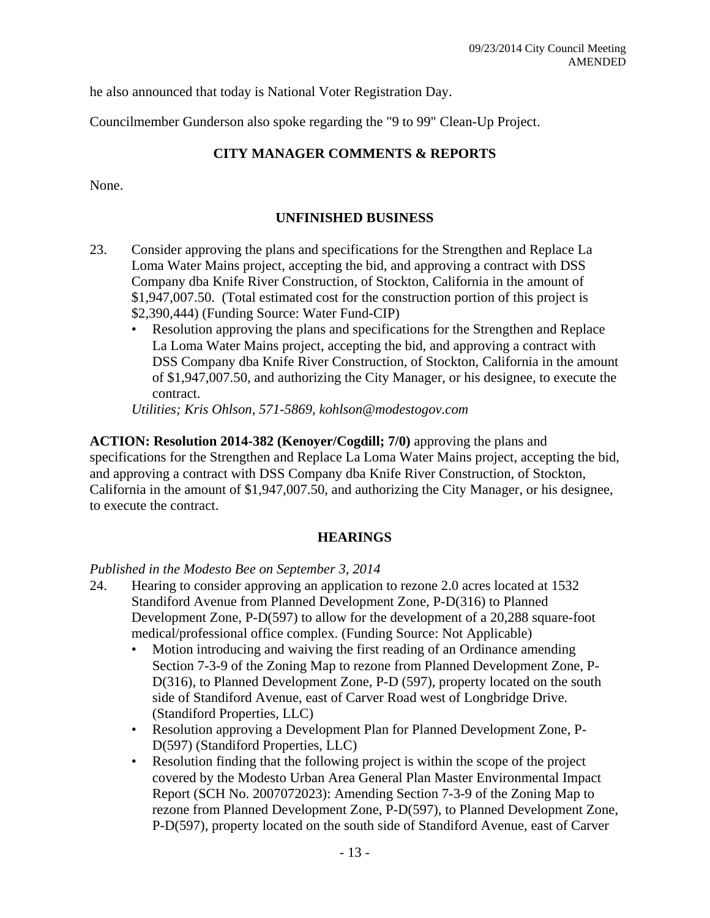he also announced that today is National Voter Registration Day.

Councilmember Gunderson also spoke regarding the "9 to 99" Clean-Up Project.

## CITY MANAGER COMMENTS & REPORTS

None.

## UNFINISHED BUSINESS

23. Consider approving the plans and specifications for the Strengthen and Replace La Loma Water Mains project, accepting the bid, and approving a contract with DSS Company dba Knife River Construction, of Stockton, California in the amount of $1,947,007.50. (Total estimated cost for the construction portion of this project is $2,390,444) (Funding Source: Water Fund-CIP)
    - Resolution approving the plans and specifications for the Strengthen and Replace La Loma Water Mains project, accepting the bid, and approving a contract with DSS Company dba Knife River Construction, of Stockton, California in the amount of $1,947,007.50, and authorizing the City Manager, or his designee, to execute the contract.

    *Utilities; Kris Ohlson, 571-5869, kohlson@modestogov.com*

**ACTION: Resolution 2014-382 (Kenoyer/Cogdill; 7/0)** approving the plans and specifications for the Strengthen and Replace La Loma Water Mains project, accepting the bid, and approving a contract with DSS Company dba Knife River Construction, of Stockton, California in the amount of $1,947,007.50, and authorizing the City Manager, or his designee, to execute the contract.

## HEARINGS

*Published in the Modesto Bee on September 3, 2014*

24. Hearing to consider approving an application to rezone 2.0 acres located at 1532 Standiford Avenue from Planned Development Zone, P-D(316) to Planned Development Zone, P-D(597) to allow for the development of a 20,288 square-foot medical/professional office complex. (Funding Source: Not Applicable)
    - Motion introducing and waiving the first reading of an Ordinance amending Section 7-3-9 of the Zoning Map to rezone from Planned Development Zone, P-D(316), to Planned Development Zone, P-D (597), property located on the south side of Standiford Avenue, east of Carver Road west of Longbridge Drive. (Standiford Properties, LLC)
    - Resolution approving a Development Plan for Planned Development Zone, P-D(597) (Standiford Properties, LLC)
    - Resolution finding that the following project is within the scope of the project covered by the Modesto Urban Area General Plan Master Environmental Impact Report (SCH No. 2007072023): Amending Section 7-3-9 of the Zoning Map to rezone from Planned Development Zone, P-D(597), to Planned Development Zone, P-D(597), property located on the south side of Standiford Avenue, east of Carver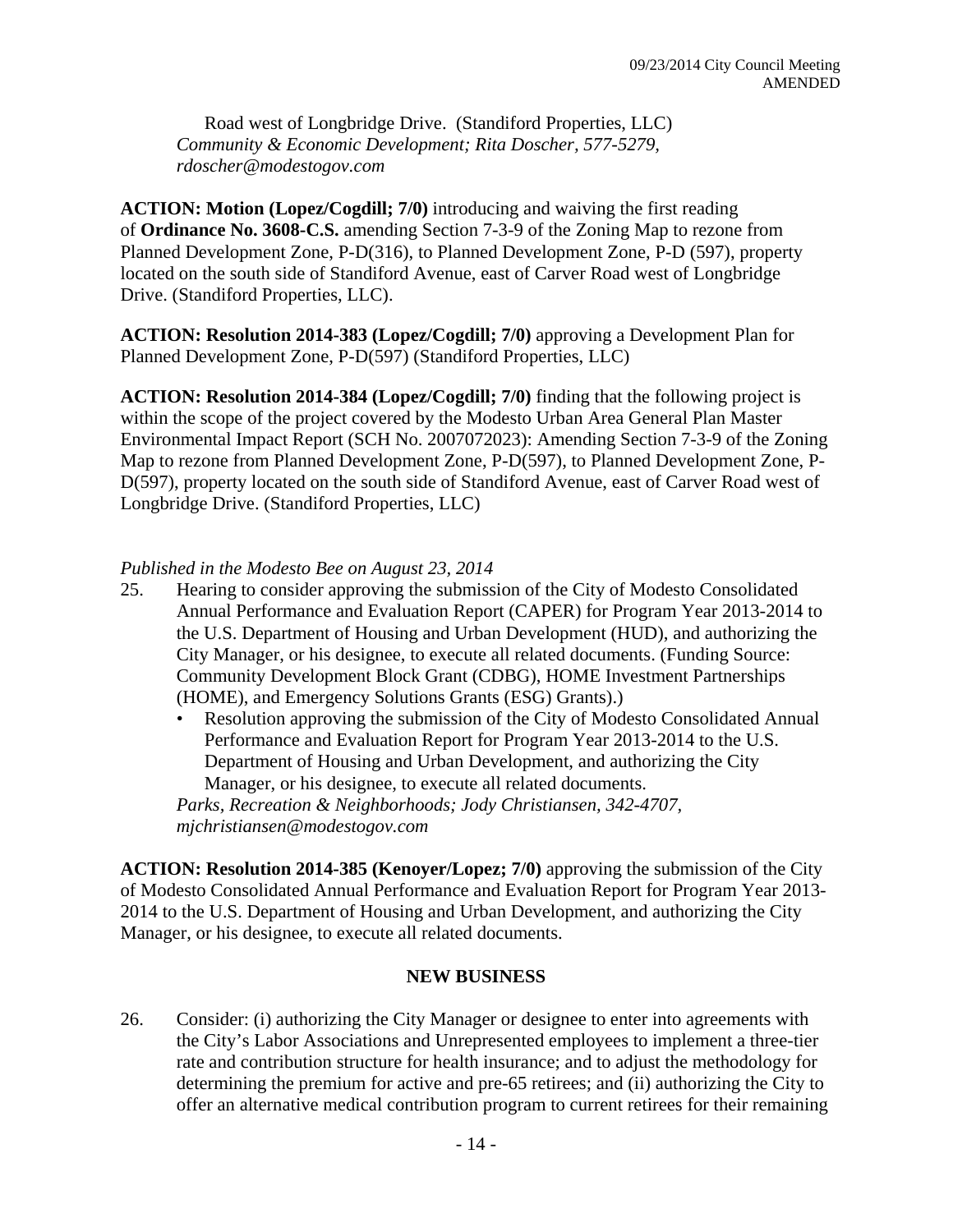Road west of Longbridge Drive. (Standiford Properties, LLC)
*Community & Economic Development; Rita Doscher, 577-5279, rdoscher@modestogov.com*

**ACTION: Motion (Lopez/Cogdill; 7/0)** introducing and waiving the first reading of **Ordinance No. 3608-C.S.** amending Section 7-3-9 of the Zoning Map to rezone from Planned Development Zone, P-D(316), to Planned Development Zone, P-D (597), property located on the south side of Standiford Avenue, east of Carver Road west of Longbridge Drive. (Standiford Properties, LLC).

**ACTION: Resolution 2014-383 (Lopez/Cogdill; 7/0)** approving a Development Plan for Planned Development Zone, P-D(597) (Standiford Properties, LLC)

**ACTION: Resolution 2014-384 (Lopez/Cogdill; 7/0)** finding that the following project is within the scope of the project covered by the Modesto Urban Area General Plan Master Environmental Impact Report (SCH No. 2007072023): Amending Section 7-3-9 of the Zoning Map to rezone from Planned Development Zone, P-D(597), to Planned Development Zone, P-D(597), property located on the south side of Standiford Avenue, east of Carver Road west of Longbridge Drive. (Standiford Properties, LLC)

*Published in the Modesto Bee on August 23, 2014*

25. Hearing to consider approving the submission of the City of Modesto Consolidated Annual Performance and Evaluation Report (CAPER) for Program Year 2013-2014 to the U.S. Department of Housing and Urban Development (HUD), and authorizing the City Manager, or his designee, to execute all related documents. (Funding Source: Community Development Block Grant (CDBG), HOME Investment Partnerships (HOME), and Emergency Solutions Grants (ESG) Grants).)
    - Resolution approving the submission of the City of Modesto Consolidated Annual Performance and Evaluation Report for Program Year 2013-2014 to the U.S. Department of Housing and Urban Development, and authorizing the City Manager, or his designee, to execute all related documents.

    *Parks, Recreation & Neighborhoods; Jody Christiansen, 342-4707, mjchristiansen@modestogov.com*

**ACTION: Resolution 2014-385 (Kenoyer/Lopez; 7/0)** approving the submission of the City of Modesto Consolidated Annual Performance and Evaluation Report for Program Year 2013-2014 to the U.S. Department of Housing and Urban Development, and authorizing the City Manager, or his designee, to execute all related documents.

## NEW BUSINESS

26. Consider: (i) authorizing the City Manager or designee to enter into agreements with the City's Labor Associations and Unrepresented employees to implement a three-tier rate and contribution structure for health insurance; and to adjust the methodology for determining the premium for active and pre-65 retirees; and (ii) authorizing the City to offer an alternative medical contribution program to current retirees for their remaining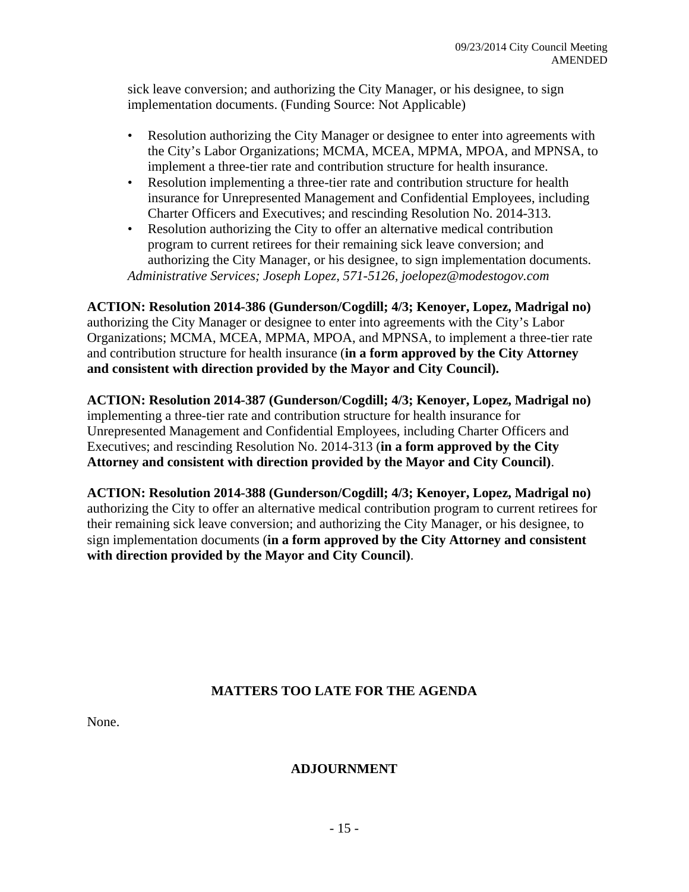sick leave conversion; and authorizing the City Manager, or his designee, to sign implementation documents. (Funding Source: Not Applicable)

- Resolution authorizing the City Manager or designee to enter into agreements with the City's Labor Organizations; MCMA, MCEA, MPMA, MPOA, and MPNSA, to implement a three-tier rate and contribution structure for health insurance.
- Resolution implementing a three-tier rate and contribution structure for health insurance for Unrepresented Management and Confidential Employees, including Charter Officers and Executives; and rescinding Resolution No. 2014-313.
- Resolution authorizing the City to offer an alternative medical contribution program to current retirees for their remaining sick leave conversion; and authorizing the City Manager, or his designee, to sign implementation documents.

*Administrative Services; Joseph Lopez, 571-5126, joelopez@modestogov.com*

**ACTION: Resolution 2014-386 (Gunderson/Cogdill; 4/3; Kenoyer, Lopez, Madrigal no)** authorizing the City Manager or designee to enter into agreements with the City's Labor Organizations; MCMA, MCEA, MPMA, MPOA, and MPNSA, to implement a three-tier rate and contribution structure for health insurance (**in a form approved by the City Attorney and consistent with direction provided by the Mayor and City Council).**

**ACTION: Resolution 2014-387 (Gunderson/Cogdill; 4/3; Kenoyer, Lopez, Madrigal no)** implementing a three-tier rate and contribution structure for health insurance for Unrepresented Management and Confidential Employees, including Charter Officers and Executives; and rescinding Resolution No. 2014-313 (**in a form approved by the City Attorney and consistent with direction provided by the Mayor and City Council)**.

**ACTION: Resolution 2014-388 (Gunderson/Cogdill; 4/3; Kenoyer, Lopez, Madrigal no)** authorizing the City to offer an alternative medical contribution program to current retirees for their remaining sick leave conversion; and authorizing the City Manager, or his designee, to sign implementation documents (**in a form approved by the City Attorney and consistent with direction provided by the Mayor and City Council)**.

## MATTERS TOO LATE FOR THE AGENDA

None.

## ADJOURNMENT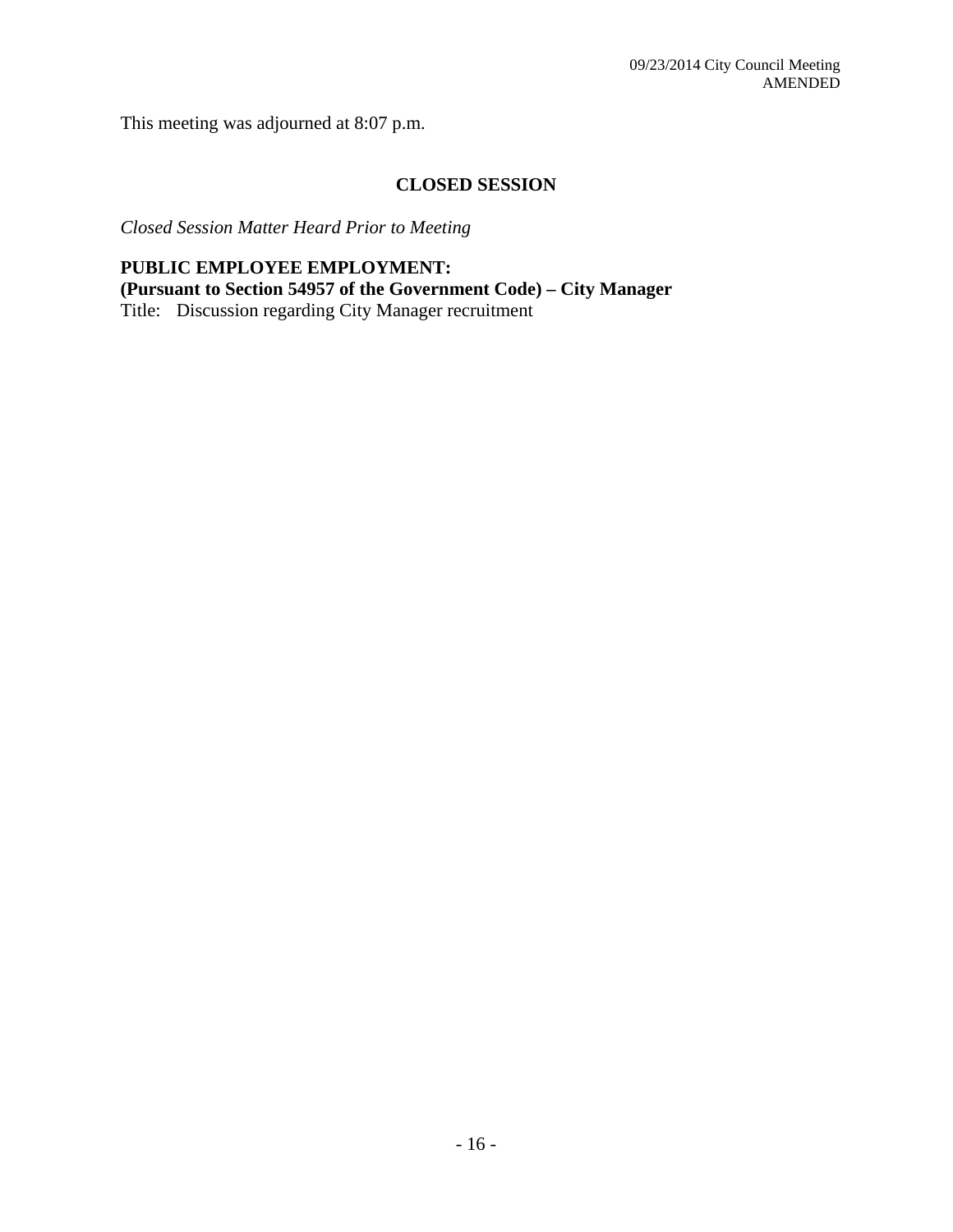This meeting was adjourned at 8:07 p.m.

## CLOSED SESSION

*Closed Session Matter Heard Prior to Meeting*

**PUBLIC EMPLOYEE EMPLOYMENT:**
**(Pursuant to Section 54957 of the Government Code) – City Manager**
Title: Discussion regarding City Manager recruitment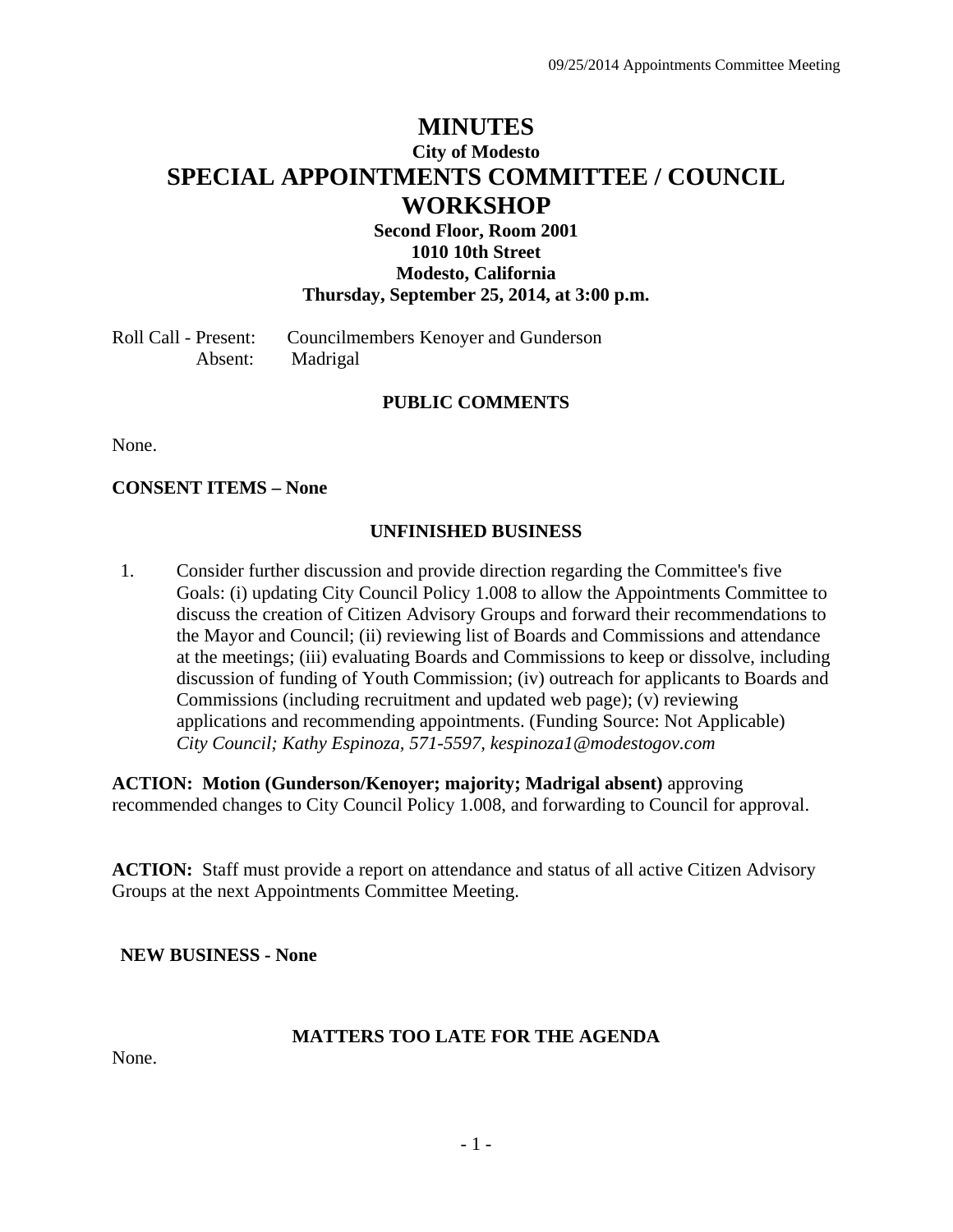# MINUTES

## City of Modesto

# SPECIAL APPOINTMENTS COMMITTEE / COUNCIL WORKSHOP

**Second Floor, Room 2001**
**1010 10th Street**
**Modesto, California**
**Thursday, September 25, 2014, at 3:00 p.m.**

Roll Call - Present: Councilmembers Kenoyer and Gunderson
Absent: Madrigal

### PUBLIC COMMENTS

None.

**CONSENT ITEMS – None**

### UNFINISHED BUSINESS

1. Consider further discussion and provide direction regarding the Committee's five Goals: (i) updating City Council Policy 1.008 to allow the Appointments Committee to discuss the creation of Citizen Advisory Groups and forward their recommendations to the Mayor and Council; (ii) reviewing list of Boards and Commissions and attendance at the meetings; (iii) evaluating Boards and Commissions to keep or dissolve, including discussion of funding of Youth Commission; (iv) outreach for applicants to Boards and Commissions (including recruitment and updated web page); (v) reviewing applications and recommending appointments. (Funding Source: Not Applicable) *City Council; Kathy Espinoza, 571-5597, kespinoza1@modestogov.com*

**ACTION: Motion (Gunderson/Kenoyer; majority; Madrigal absent)** approving recommended changes to City Council Policy 1.008, and forwarding to Council for approval.

**ACTION:** Staff must provide a report on attendance and status of all active Citizen Advisory Groups at the next Appointments Committee Meeting.

**NEW BUSINESS - None**

### MATTERS TOO LATE FOR THE AGENDA

None.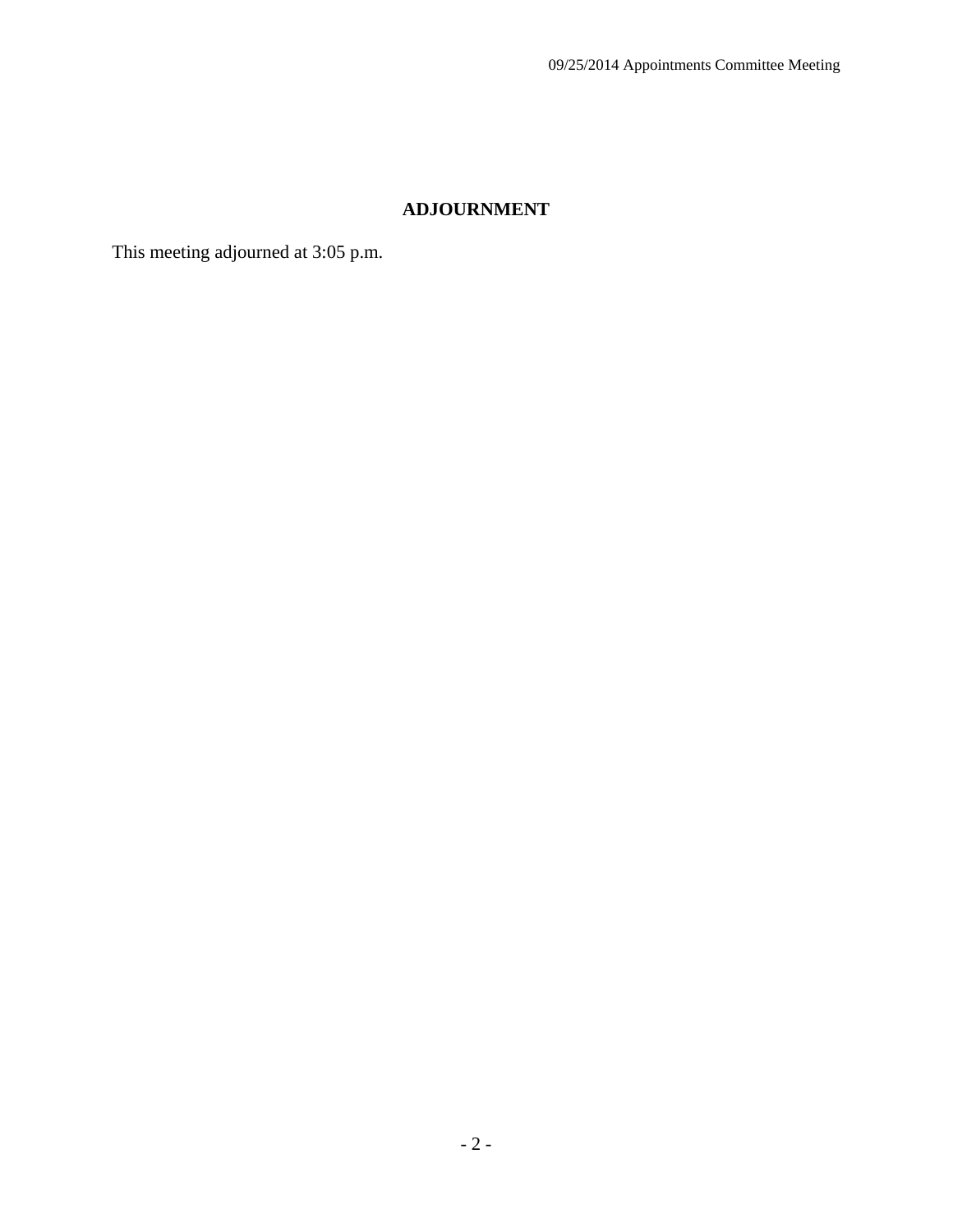## ADJOURNMENT

This meeting adjourned at 3:05 p.m.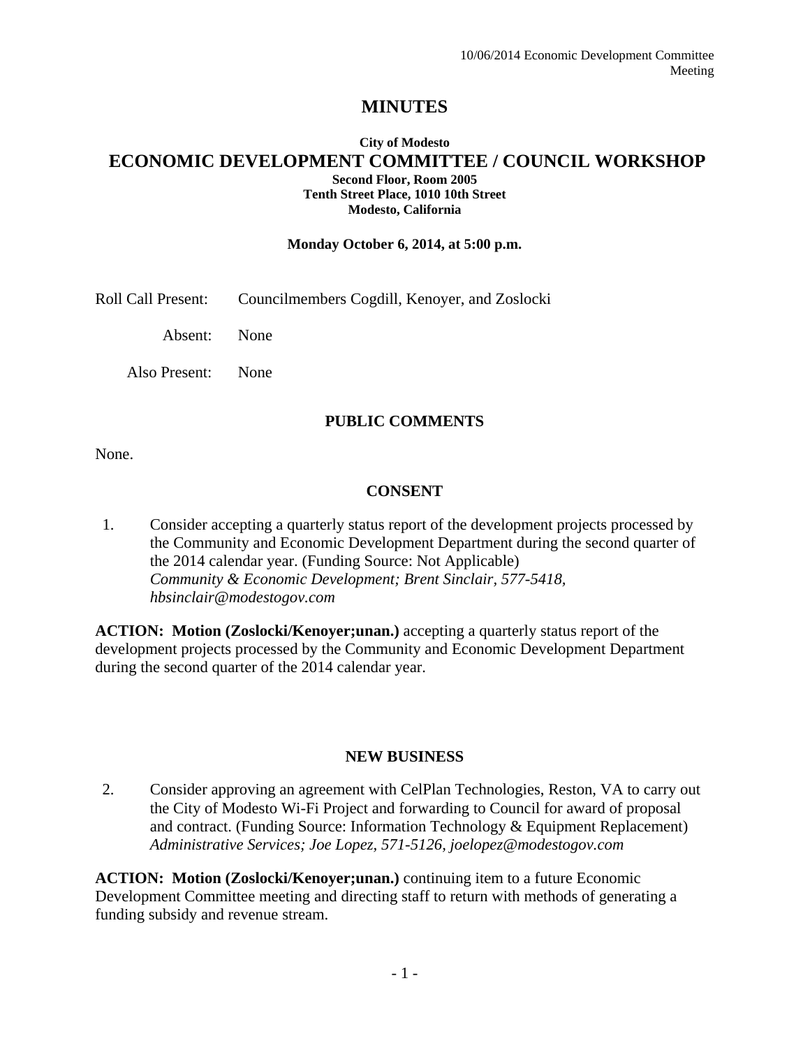# MINUTES

**City of Modesto**

## ECONOMIC DEVELOPMENT COMMITTEE / COUNCIL WORKSHOP

**Second Floor, Room 2005**
**Tenth Street Place, 1010 10th Street**
**Modesto, California**

**Monday October 6, 2014, at 5:00 p.m.**

Roll Call Present: Councilmembers Cogdill, Kenoyer, and Zoslocki

Absent: None

Also Present: None

### PUBLIC COMMENTS

None.

### CONSENT

1. Consider accepting a quarterly status report of the development projects processed by the Community and Economic Development Department during the second quarter of the 2014 calendar year. (Funding Source: Not Applicable)
*Community & Economic Development; Brent Sinclair, 577-5418, hbsinclair@modestogov.com*

**ACTION: Motion (Zoslocki/Kenoyer;unan.)** accepting a quarterly status report of the development projects processed by the Community and Economic Development Department during the second quarter of the 2014 calendar year.

### NEW BUSINESS

2. Consider approving an agreement with CelPlan Technologies, Reston, VA to carry out the City of Modesto Wi-Fi Project and forwarding to Council for award of proposal and contract. (Funding Source: Information Technology & Equipment Replacement)
*Administrative Services; Joe Lopez, 571-5126, joelopez@modestogov.com*

**ACTION: Motion (Zoslocki/Kenoyer;unan.)** continuing item to a future Economic Development Committee meeting and directing staff to return with methods of generating a funding subsidy and revenue stream.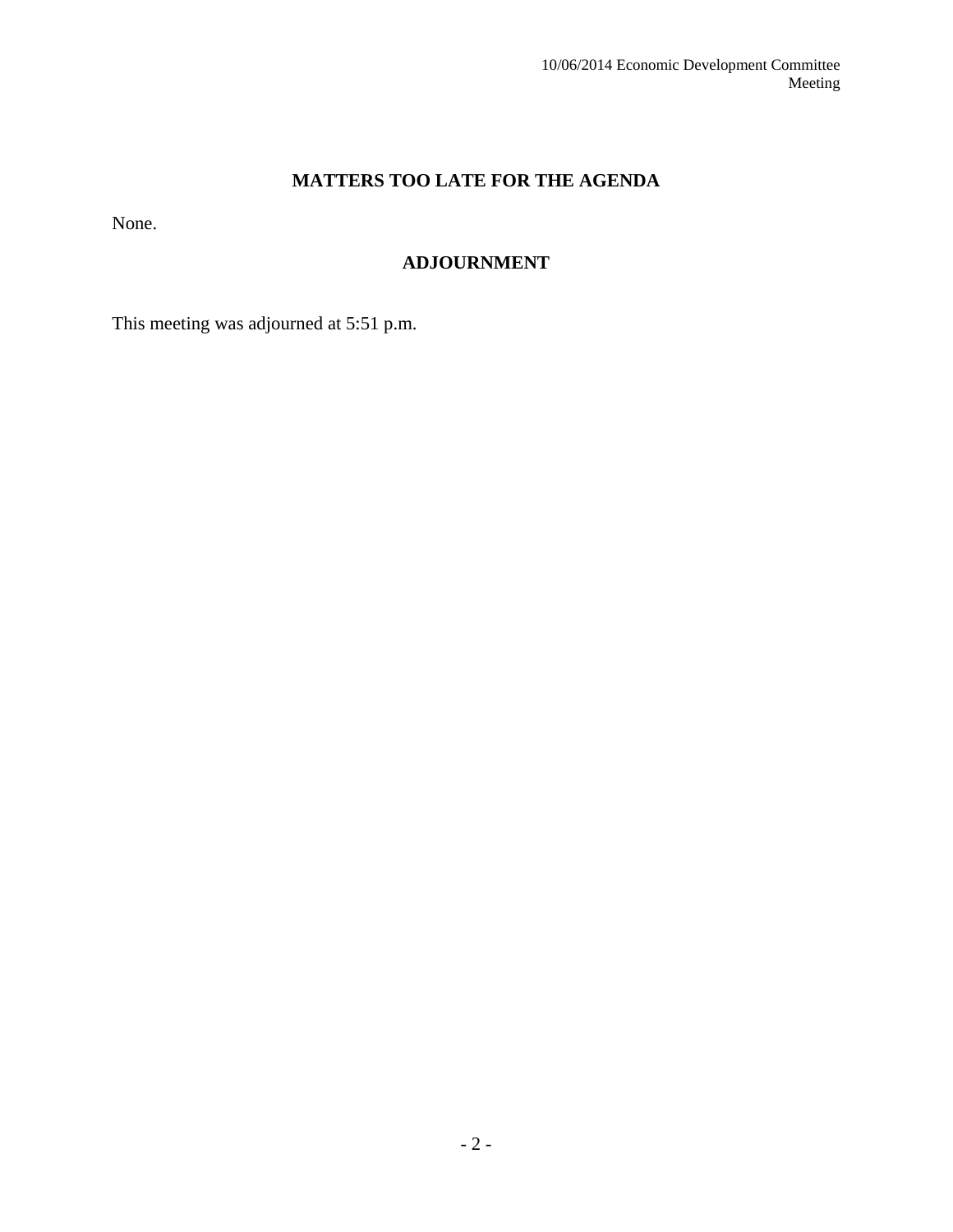## MATTERS TOO LATE FOR THE AGENDA

None.

## ADJOURNMENT

This meeting was adjourned at 5:51 p.m.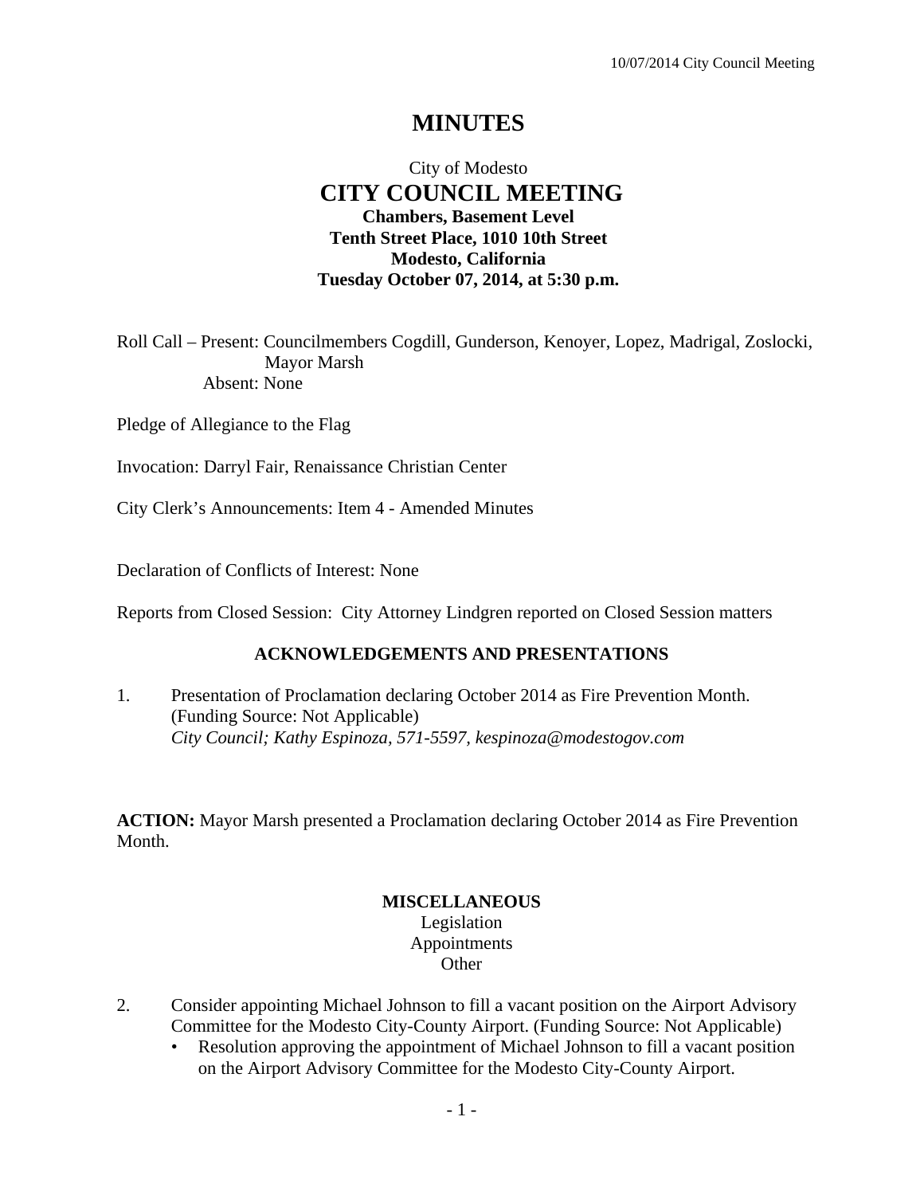# MINUTES

City of Modesto

## CITY COUNCIL MEETING

**Chambers, Basement Level**
**Tenth Street Place, 1010 10th Street**
**Modesto, California**
**Tuesday October 07, 2014, at 5:30 p.m.**

Roll Call – Present: Councilmembers Cogdill, Gunderson, Kenoyer, Lopez, Madrigal, Zoslocki, Mayor Marsh
Absent: None

Pledge of Allegiance to the Flag

Invocation: Darryl Fair, Renaissance Christian Center

City Clerk's Announcements: Item 4 - Amended Minutes

Declaration of Conflicts of Interest: None

Reports from Closed Session: City Attorney Lindgren reported on Closed Session matters

### ACKNOWLEDGEMENTS AND PRESENTATIONS

1. Presentation of Proclamation declaring October 2014 as Fire Prevention Month. (Funding Source: Not Applicable)
   *City Council; Kathy Espinoza, 571-5597, kespinoza@modestogov.com*

**ACTION:** Mayor Marsh presented a Proclamation declaring October 2014 as Fire Prevention Month.

### MISCELLANEOUS

Legislation
Appointments
Other

2. Consider appointing Michael Johnson to fill a vacant position on the Airport Advisory Committee for the Modesto City-County Airport. (Funding Source: Not Applicable)
   - Resolution approving the appointment of Michael Johnson to fill a vacant position on the Airport Advisory Committee for the Modesto City-County Airport.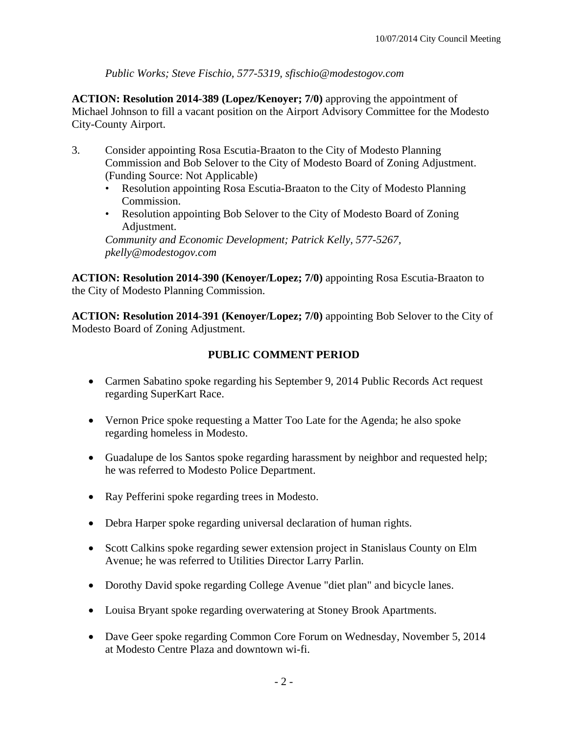*Public Works; Steve Fischio, 577-5319, sfischio@modestogov.com*

**ACTION: Resolution 2014-389 (Lopez/Kenoyer; 7/0)** approving the appointment of Michael Johnson to fill a vacant position on the Airport Advisory Committee for the Modesto City-County Airport.

3. Consider appointing Rosa Escutia-Braaton to the City of Modesto Planning Commission and Bob Selover to the City of Modesto Board of Zoning Adjustment. (Funding Source: Not Applicable)
   - Resolution appointing Rosa Escutia-Braaton to the City of Modesto Planning Commission.
   - Resolution appointing Bob Selover to the City of Modesto Board of Zoning Adjustment.

   *Community and Economic Development; Patrick Kelly, 577-5267, pkelly@modestogov.com*

**ACTION: Resolution 2014-390 (Kenoyer/Lopez; 7/0)** appointing Rosa Escutia-Braaton to the City of Modesto Planning Commission.

**ACTION: Resolution 2014-391 (Kenoyer/Lopez; 7/0)** appointing Bob Selover to the City of Modesto Board of Zoning Adjustment.

## PUBLIC COMMENT PERIOD

- Carmen Sabatino spoke regarding his September 9, 2014 Public Records Act request regarding SuperKart Race.
- Vernon Price spoke requesting a Matter Too Late for the Agenda; he also spoke regarding homeless in Modesto.
- Guadalupe de los Santos spoke regarding harassment by neighbor and requested help; he was referred to Modesto Police Department.
- Ray Pefferini spoke regarding trees in Modesto.
- Debra Harper spoke regarding universal declaration of human rights.
- Scott Calkins spoke regarding sewer extension project in Stanislaus County on Elm Avenue; he was referred to Utilities Director Larry Parlin.
- Dorothy David spoke regarding College Avenue "diet plan" and bicycle lanes.
- Louisa Bryant spoke regarding overwatering at Stoney Brook Apartments.
- Dave Geer spoke regarding Common Core Forum on Wednesday, November 5, 2014 at Modesto Centre Plaza and downtown wi-fi.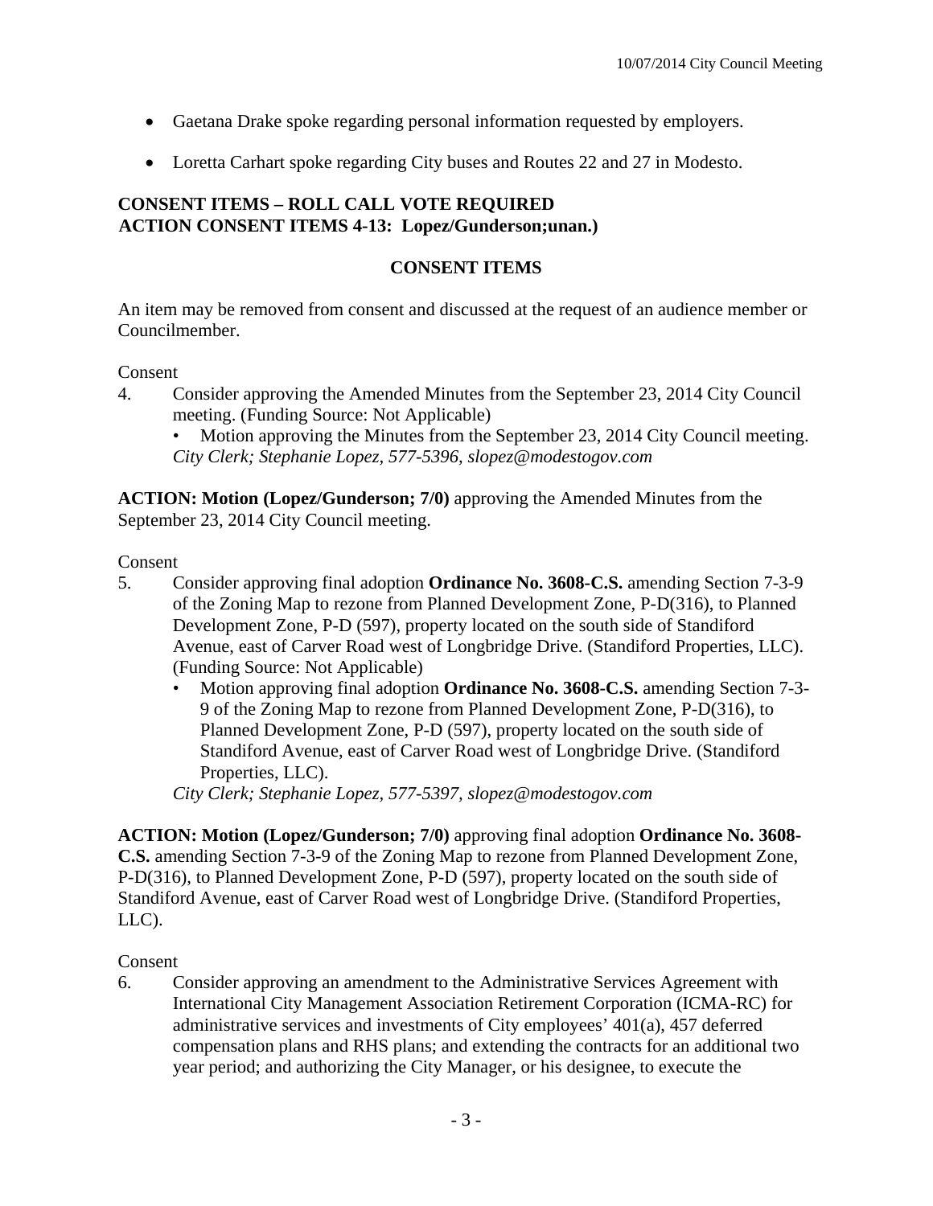- Gaetana Drake spoke regarding personal information requested by employers.

- Loretta Carhart spoke regarding City buses and Routes 22 and 27 in Modesto.

**CONSENT ITEMS – ROLL CALL VOTE REQUIRED**
**ACTION CONSENT ITEMS 4-13: Lopez/Gunderson;unan.)**

**CONSENT ITEMS**

An item may be removed from consent and discussed at the request of an audience member or Councilmember.

Consent

4. Consider approving the Amended Minutes from the September 23, 2014 City Council meeting. (Funding Source: Not Applicable)
   - Motion approving the Minutes from the September 23, 2014 City Council meeting.

   *City Clerk; Stephanie Lopez, 577-5396, slopez@modestogov.com*

**ACTION: Motion (Lopez/Gunderson; 7/0)** approving the Amended Minutes from the September 23, 2014 City Council meeting.

Consent

5. Consider approving final adoption **Ordinance No. 3608-C.S.** amending Section 7-3-9 of the Zoning Map to rezone from Planned Development Zone, P-D(316), to Planned Development Zone, P-D (597), property located on the south side of Standiford Avenue, east of Carver Road west of Longbridge Drive. (Standiford Properties, LLC). (Funding Source: Not Applicable)
   - Motion approving final adoption **Ordinance No. 3608-C.S.** amending Section 7-3-9 of the Zoning Map to rezone from Planned Development Zone, P-D(316), to Planned Development Zone, P-D (597), property located on the south side of Standiford Avenue, east of Carver Road west of Longbridge Drive. (Standiford Properties, LLC).

   *City Clerk; Stephanie Lopez, 577-5397, slopez@modestogov.com*

**ACTION: Motion (Lopez/Gunderson; 7/0)** approving final adoption **Ordinance No. 3608-C.S.** amending Section 7-3-9 of the Zoning Map to rezone from Planned Development Zone, P-D(316), to Planned Development Zone, P-D (597), property located on the south side of Standiford Avenue, east of Carver Road west of Longbridge Drive. (Standiford Properties, LLC).

Consent

6. Consider approving an amendment to the Administrative Services Agreement with International City Management Association Retirement Corporation (ICMA-RC) for administrative services and investments of City employees' 401(a), 457 deferred compensation plans and RHS plans; and extending the contracts for an additional two year period; and authorizing the City Manager, or his designee, to execute the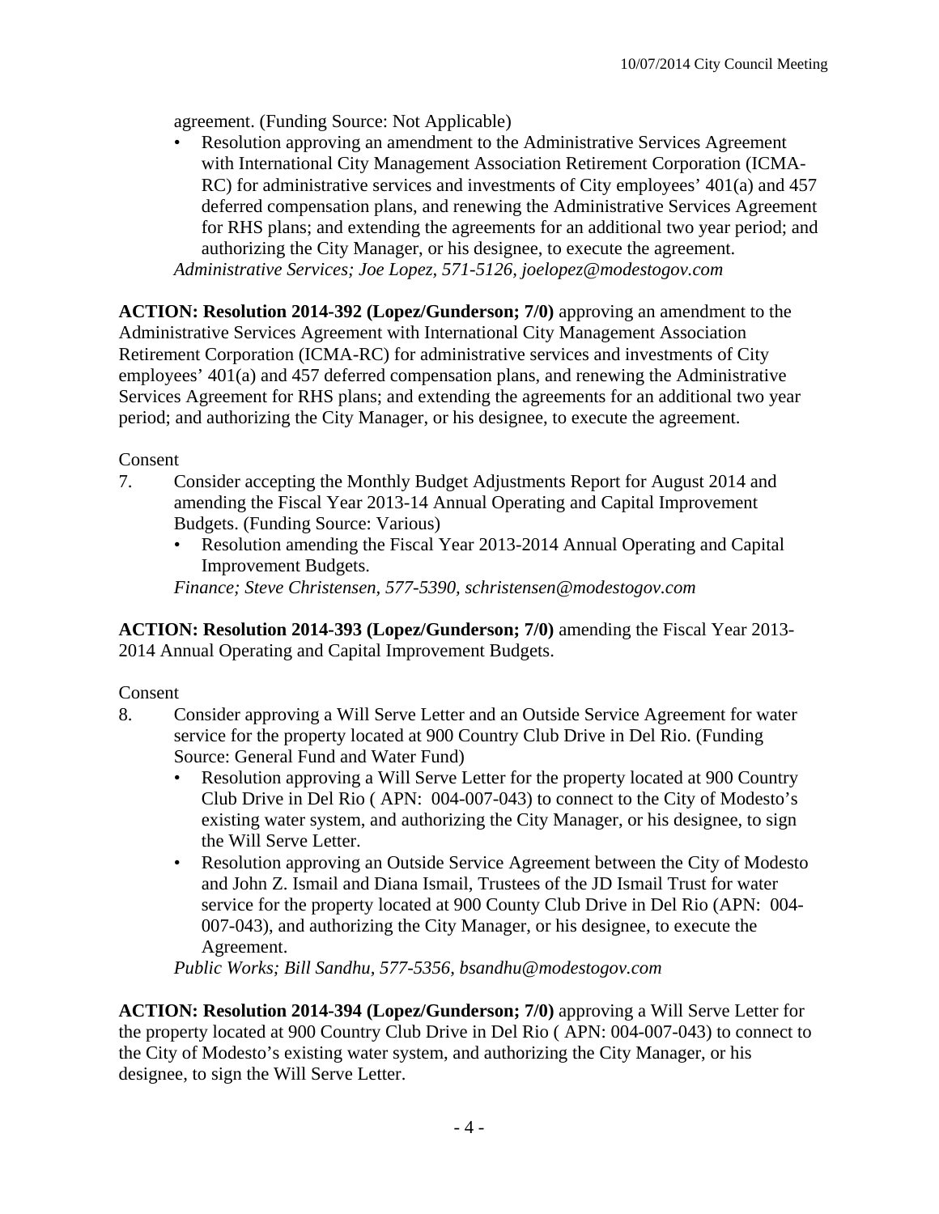agreement. (Funding Source: Not Applicable)

- Resolution approving an amendment to the Administrative Services Agreement with International City Management Association Retirement Corporation (ICMA-RC) for administrative services and investments of City employees' 401(a) and 457 deferred compensation plans, and renewing the Administrative Services Agreement for RHS plans; and extending the agreements for an additional two year period; and authorizing the City Manager, or his designee, to execute the agreement.

*Administrative Services; Joe Lopez, 571-5126, joelopez@modestogov.com*

**ACTION: Resolution 2014-392 (Lopez/Gunderson; 7/0)** approving an amendment to the Administrative Services Agreement with International City Management Association Retirement Corporation (ICMA-RC) for administrative services and investments of City employees' 401(a) and 457 deferred compensation plans, and renewing the Administrative Services Agreement for RHS plans; and extending the agreements for an additional two year period; and authorizing the City Manager, or his designee, to execute the agreement.

Consent

7. Consider accepting the Monthly Budget Adjustments Report for August 2014 and amending the Fiscal Year 2013-14 Annual Operating and Capital Improvement Budgets. (Funding Source: Various)
   - Resolution amending the Fiscal Year 2013-2014 Annual Operating and Capital Improvement Budgets.

   *Finance; Steve Christensen, 577-5390, schristensen@modestogov.com*

**ACTION: Resolution 2014-393 (Lopez/Gunderson; 7/0)** amending the Fiscal Year 2013-2014 Annual Operating and Capital Improvement Budgets.

Consent

8. Consider approving a Will Serve Letter and an Outside Service Agreement for water service for the property located at 900 Country Club Drive in Del Rio. (Funding Source: General Fund and Water Fund)
   - Resolution approving a Will Serve Letter for the property located at 900 Country Club Drive in Del Rio ( APN: 004-007-043) to connect to the City of Modesto's existing water system, and authorizing the City Manager, or his designee, to sign the Will Serve Letter.
   - Resolution approving an Outside Service Agreement between the City of Modesto and John Z. Ismail and Diana Ismail, Trustees of the JD Ismail Trust for water service for the property located at 900 County Club Drive in Del Rio (APN: 004-007-043), and authorizing the City Manager, or his designee, to execute the Agreement.

   *Public Works; Bill Sandhu, 577-5356, bsandhu@modestogov.com*

**ACTION: Resolution 2014-394 (Lopez/Gunderson; 7/0)** approving a Will Serve Letter for the property located at 900 Country Club Drive in Del Rio ( APN: 004-007-043) to connect to the City of Modesto's existing water system, and authorizing the City Manager, or his designee, to sign the Will Serve Letter.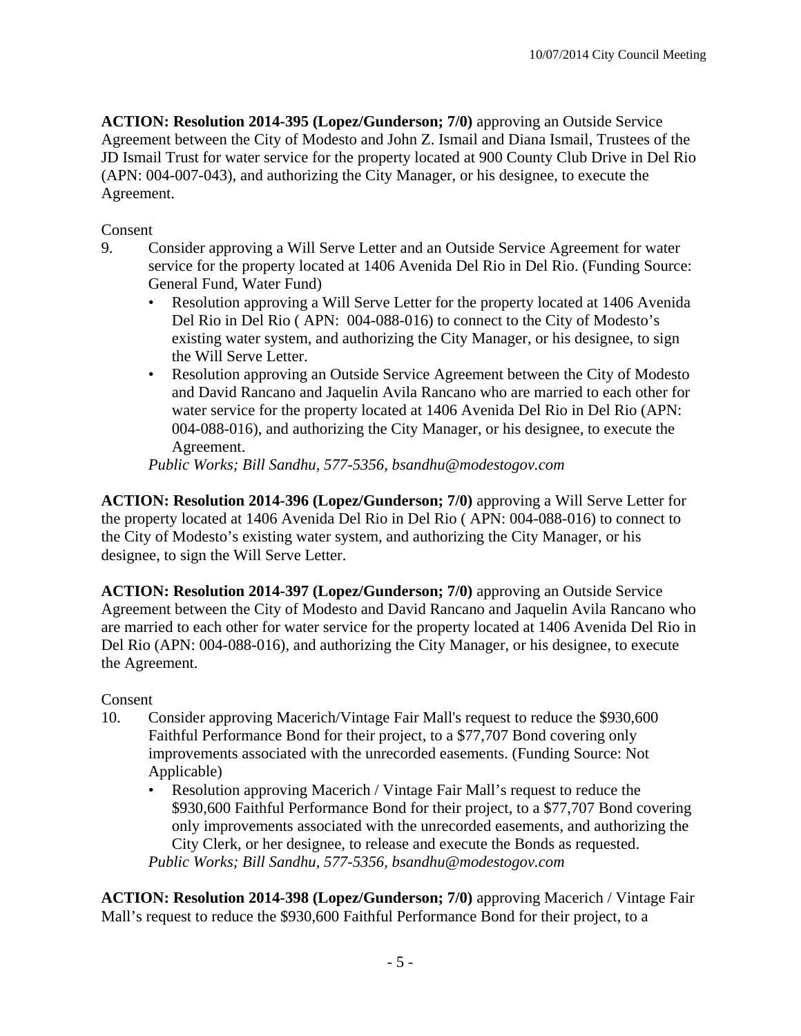**ACTION: Resolution 2014-395 (Lopez/Gunderson; 7/0)** approving an Outside Service Agreement between the City of Modesto and John Z. Ismail and Diana Ismail, Trustees of the JD Ismail Trust for water service for the property located at 900 County Club Drive in Del Rio (APN: 004-007-043), and authorizing the City Manager, or his designee, to execute the Agreement.

Consent

9. Consider approving a Will Serve Letter and an Outside Service Agreement for water service for the property located at 1406 Avenida Del Rio in Del Rio. (Funding Source: General Fund, Water Fund)
   - Resolution approving a Will Serve Letter for the property located at 1406 Avenida Del Rio in Del Rio ( APN: 004-088-016) to connect to the City of Modesto's existing water system, and authorizing the City Manager, or his designee, to sign the Will Serve Letter.
   - Resolution approving an Outside Service Agreement between the City of Modesto and David Rancano and Jaquelin Avila Rancano who are married to each other for water service for the property located at 1406 Avenida Del Rio in Del Rio (APN: 004-088-016), and authorizing the City Manager, or his designee, to execute the Agreement.

   *Public Works; Bill Sandhu, 577-5356, bsandhu@modestogov.com*

**ACTION: Resolution 2014-396 (Lopez/Gunderson; 7/0)** approving a Will Serve Letter for the property located at 1406 Avenida Del Rio in Del Rio ( APN: 004-088-016) to connect to the City of Modesto's existing water system, and authorizing the City Manager, or his designee, to sign the Will Serve Letter.

**ACTION: Resolution 2014-397 (Lopez/Gunderson; 7/0)** approving an Outside Service Agreement between the City of Modesto and David Rancano and Jaquelin Avila Rancano who are married to each other for water service for the property located at 1406 Avenida Del Rio in Del Rio (APN: 004-088-016), and authorizing the City Manager, or his designee, to execute the Agreement.

Consent

10. Consider approving Macerich/Vintage Fair Mall's request to reduce the $930,600 Faithful Performance Bond for their project, to a $77,707 Bond covering only improvements associated with the unrecorded easements. (Funding Source: Not Applicable)
    - Resolution approving Macerich / Vintage Fair Mall's request to reduce the $930,600 Faithful Performance Bond for their project, to a $77,707 Bond covering only improvements associated with the unrecorded easements, and authorizing the City Clerk, or her designee, to release and execute the Bonds as requested.

    *Public Works; Bill Sandhu, 577-5356, bsandhu@modestogov.com*

**ACTION: Resolution 2014-398 (Lopez/Gunderson; 7/0)** approving Macerich / Vintage Fair Mall's request to reduce the $930,600 Faithful Performance Bond for their project, to a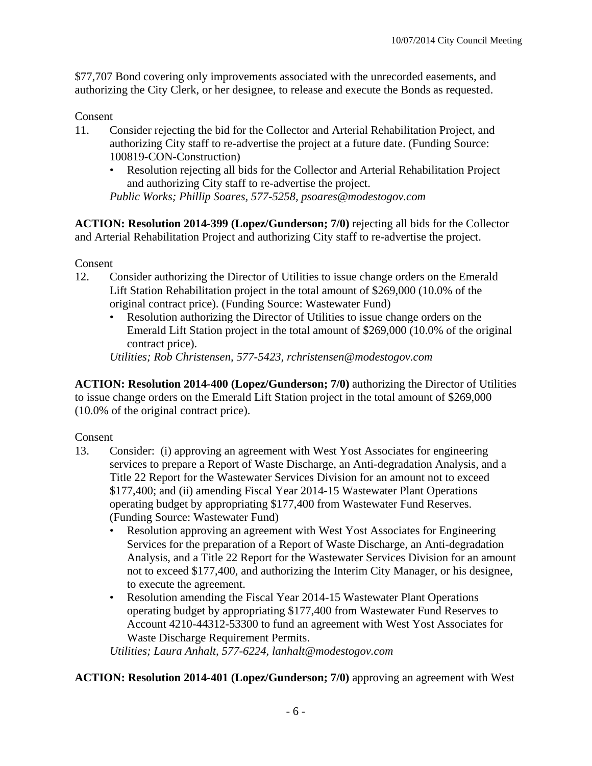$77,707 Bond covering only improvements associated with the unrecorded easements, and authorizing the City Clerk, or her designee, to release and execute the Bonds as requested.

Consent

11. Consider rejecting the bid for the Collector and Arterial Rehabilitation Project, and authorizing City staff to re-advertise the project at a future date. (Funding Source: 100819-CON-Construction)
    - Resolution rejecting all bids for the Collector and Arterial Rehabilitation Project and authorizing City staff to re-advertise the project.

    *Public Works; Phillip Soares, 577-5258, psoares@modestogov.com*

**ACTION: Resolution 2014-399 (Lopez/Gunderson; 7/0)** rejecting all bids for the Collector and Arterial Rehabilitation Project and authorizing City staff to re-advertise the project.

Consent

12. Consider authorizing the Director of Utilities to issue change orders on the Emerald Lift Station Rehabilitation project in the total amount of $269,000 (10.0% of the original contract price). (Funding Source: Wastewater Fund)
    - Resolution authorizing the Director of Utilities to issue change orders on the Emerald Lift Station project in the total amount of $269,000 (10.0% of the original contract price).

    *Utilities; Rob Christensen, 577-5423, rchristensen@modestogov.com*

**ACTION: Resolution 2014-400 (Lopez/Gunderson; 7/0)** authorizing the Director of Utilities to issue change orders on the Emerald Lift Station project in the total amount of $269,000 (10.0% of the original contract price).

Consent

13. Consider: (i) approving an agreement with West Yost Associates for engineering services to prepare a Report of Waste Discharge, an Anti-degradation Analysis, and a Title 22 Report for the Wastewater Services Division for an amount not to exceed $177,400; and (ii) amending Fiscal Year 2014-15 Wastewater Plant Operations operating budget by appropriating $177,400 from Wastewater Fund Reserves. (Funding Source: Wastewater Fund)
    - Resolution approving an agreement with West Yost Associates for Engineering Services for the preparation of a Report of Waste Discharge, an Anti-degradation Analysis, and a Title 22 Report for the Wastewater Services Division for an amount not to exceed $177,400, and authorizing the Interim City Manager, or his designee, to execute the agreement.
    - Resolution amending the Fiscal Year 2014-15 Wastewater Plant Operations operating budget by appropriating $177,400 from Wastewater Fund Reserves to Account 4210-44312-53300 to fund an agreement with West Yost Associates for Waste Discharge Requirement Permits.

    *Utilities; Laura Anhalt, 577-6224, lanhalt@modestogov.com*

**ACTION: Resolution 2014-401 (Lopez/Gunderson; 7/0)** approving an agreement with West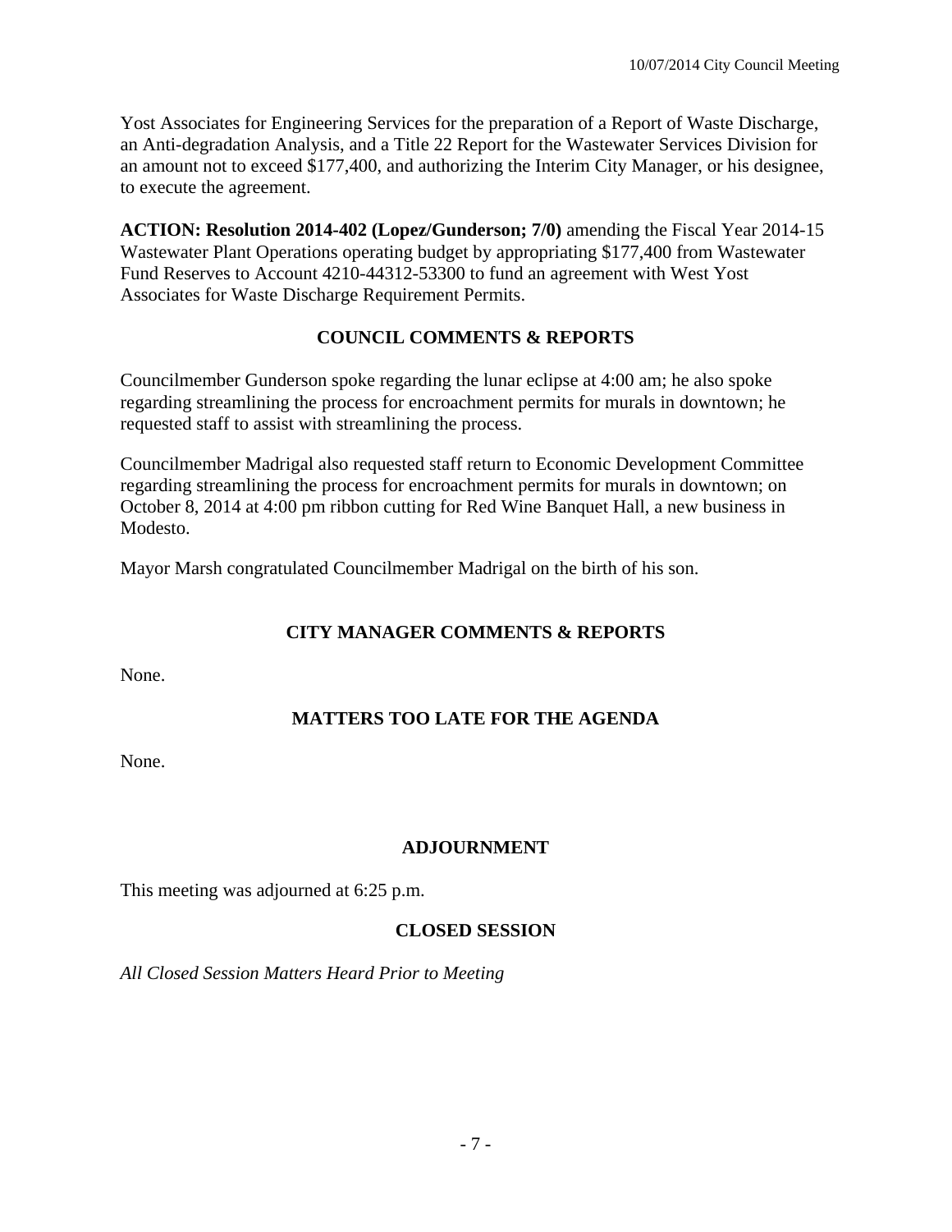Yost Associates for Engineering Services for the preparation of a Report of Waste Discharge, an Anti-degradation Analysis, and a Title 22 Report for the Wastewater Services Division for an amount not to exceed $177,400, and authorizing the Interim City Manager, or his designee, to execute the agreement.

**ACTION: Resolution 2014-402 (Lopez/Gunderson; 7/0)** amending the Fiscal Year 2014-15 Wastewater Plant Operations operating budget by appropriating $177,400 from Wastewater Fund Reserves to Account 4210-44312-53300 to fund an agreement with West Yost Associates for Waste Discharge Requirement Permits.

## COUNCIL COMMENTS & REPORTS

Councilmember Gunderson spoke regarding the lunar eclipse at 4:00 am; he also spoke regarding streamlining the process for encroachment permits for murals in downtown; he requested staff to assist with streamlining the process.

Councilmember Madrigal also requested staff return to Economic Development Committee regarding streamlining the process for encroachment permits for murals in downtown; on October 8, 2014 at 4:00 pm ribbon cutting for Red Wine Banquet Hall, a new business in Modesto.

Mayor Marsh congratulated Councilmember Madrigal on the birth of his son.

## CITY MANAGER COMMENTS & REPORTS

None.

## MATTERS TOO LATE FOR THE AGENDA

None.

## ADJOURNMENT

This meeting was adjourned at 6:25 p.m.

## CLOSED SESSION

*All Closed Session Matters Heard Prior to Meeting*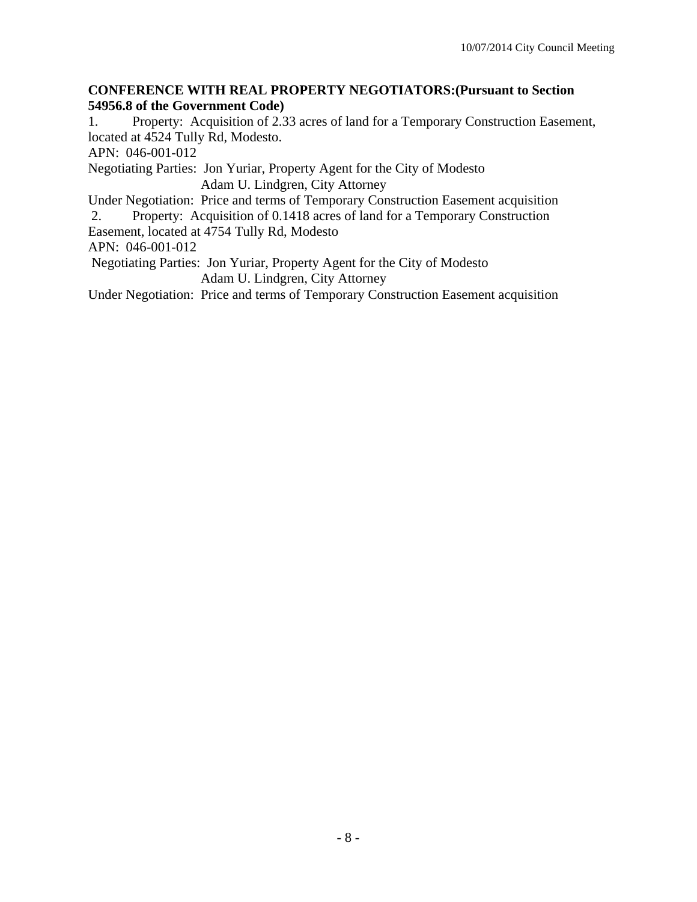**CONFERENCE WITH REAL PROPERTY NEGOTIATORS:(Pursuant to Section 54956.8 of the Government Code)**

1. Property: Acquisition of 2.33 acres of land for a Temporary Construction Easement, located at 4524 Tully Rd, Modesto.

APN: 046-001-012

Negotiating Parties: Jon Yuriar, Property Agent for the City of Modesto
Adam U. Lindgren, City Attorney

Under Negotiation: Price and terms of Temporary Construction Easement acquisition

2. Property: Acquisition of 0.1418 acres of land for a Temporary Construction Easement, located at 4754 Tully Rd, Modesto

APN: 046-001-012

Negotiating Parties: Jon Yuriar, Property Agent for the City of Modesto
Adam U. Lindgren, City Attorney

Under Negotiation: Price and terms of Temporary Construction Easement acquisition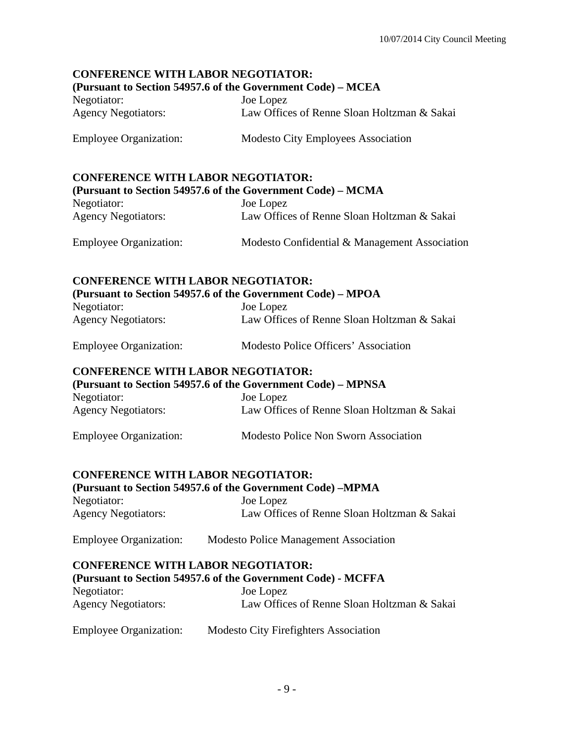**CONFERENCE WITH LABOR NEGOTIATOR:**
**(Pursuant to Section 54957.6 of the Government Code) – MCEA**

Negotiator: Joe Lopez
Agency Negotiators: Law Offices of Renne Sloan Holtzman & Sakai

Employee Organization: Modesto City Employees Association

**CONFERENCE WITH LABOR NEGOTIATOR:**
**(Pursuant to Section 54957.6 of the Government Code) – MCMA**

Negotiator: Joe Lopez
Agency Negotiators: Law Offices of Renne Sloan Holtzman & Sakai

Employee Organization: Modesto Confidential & Management Association

**CONFERENCE WITH LABOR NEGOTIATOR:**
**(Pursuant to Section 54957.6 of the Government Code) – MPOA**

Negotiator: Joe Lopez
Agency Negotiators: Law Offices of Renne Sloan Holtzman & Sakai

Employee Organization: Modesto Police Officers' Association

**CONFERENCE WITH LABOR NEGOTIATOR:**
**(Pursuant to Section 54957.6 of the Government Code) – MPNSA**

Negotiator: Joe Lopez
Agency Negotiators: Law Offices of Renne Sloan Holtzman & Sakai

Employee Organization: Modesto Police Non Sworn Association

**CONFERENCE WITH LABOR NEGOTIATOR:**
**(Pursuant to Section 54957.6 of the Government Code) –MPMA**

Negotiator: Joe Lopez
Agency Negotiators: Law Offices of Renne Sloan Holtzman & Sakai

Employee Organization: Modesto Police Management Association

**CONFERENCE WITH LABOR NEGOTIATOR:**
**(Pursuant to Section 54957.6 of the Government Code) - MCFFA**

Negotiator: Joe Lopez
Agency Negotiators: Law Offices of Renne Sloan Holtzman & Sakai

Employee Organization: Modesto City Firefighters Association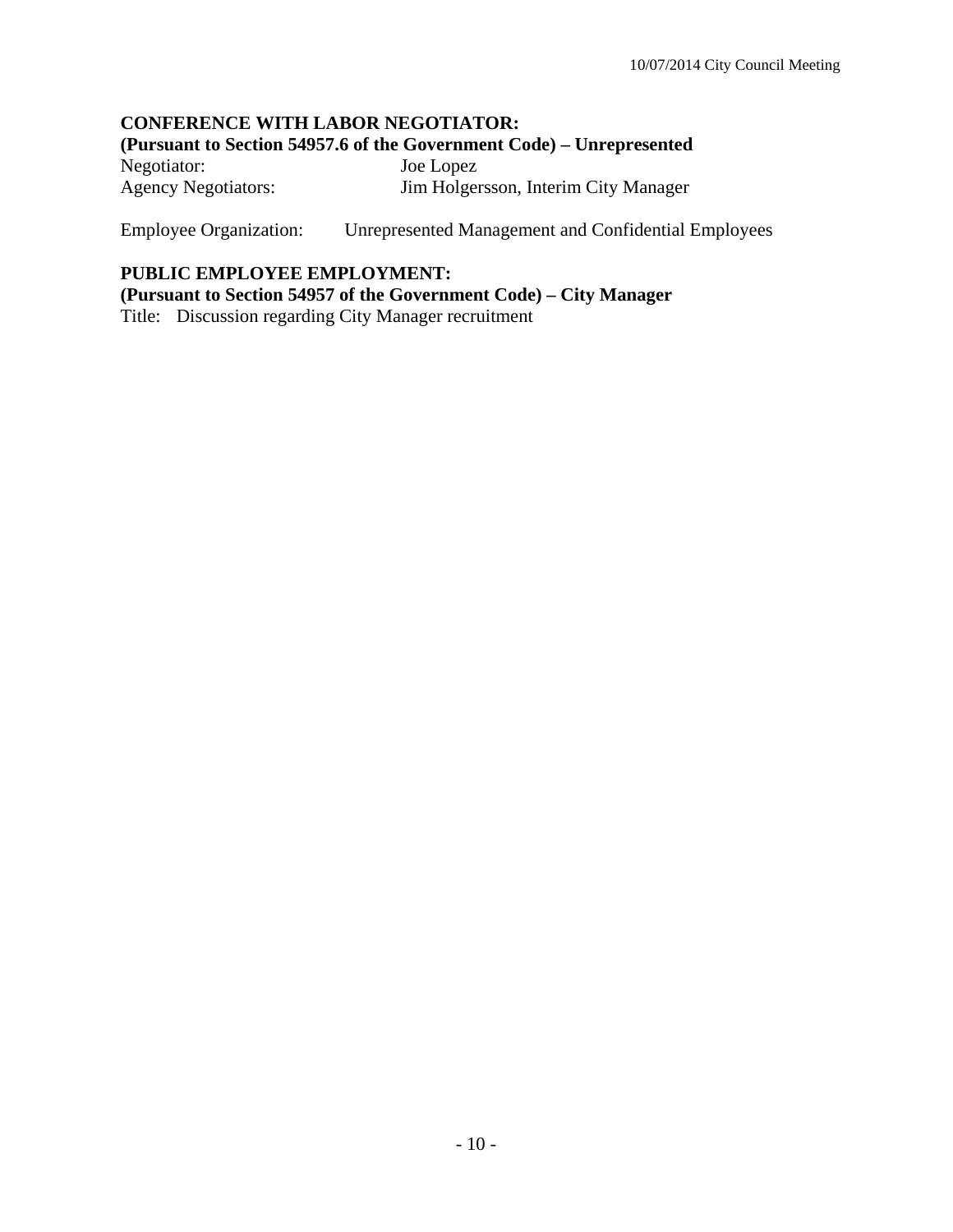**CONFERENCE WITH LABOR NEGOTIATOR:**
**(Pursuant to Section 54957.6 of the Government Code) – Unrepresented**

Negotiator: Joe Lopez
Agency Negotiators: Jim Holgersson, Interim City Manager

Employee Organization: Unrepresented Management and Confidential Employees

**PUBLIC EMPLOYEE EMPLOYMENT:**
**(Pursuant to Section 54957 of the Government Code) – City Manager**

Title: Discussion regarding City Manager recruitment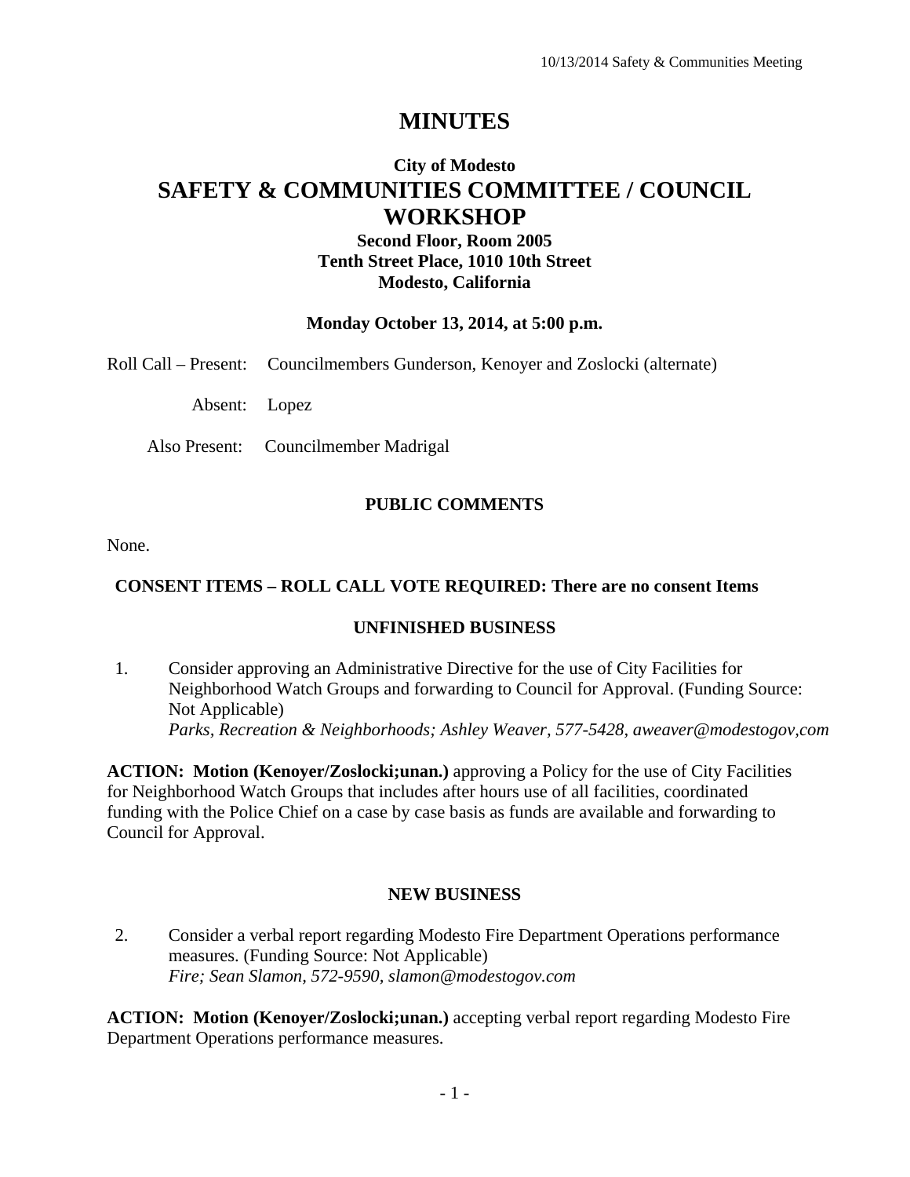# MINUTES

## City of Modesto
# SAFETY & COMMUNITIES COMMITTEE / COUNCIL WORKSHOP

### Second Floor, Room 2005
### Tenth Street Place, 1010 10th Street
### Modesto, California

**Monday October 13, 2014, at 5:00 p.m.**

Roll Call – Present: Councilmembers Gunderson, Kenoyer and Zoslocki (alternate)

Absent: Lopez

Also Present: Councilmember Madrigal

### PUBLIC COMMENTS

None.

### CONSENT ITEMS – ROLL CALL VOTE REQUIRED: There are no consent Items

### UNFINISHED BUSINESS

1. Consider approving an Administrative Directive for the use of City Facilities for Neighborhood Watch Groups and forwarding to Council for Approval. (Funding Source: Not Applicable)
   *Parks, Recreation & Neighborhoods; Ashley Weaver, 577-5428, aweaver@modestogov,com*

**ACTION: Motion (Kenoyer/Zoslocki;unan.)** approving a Policy for the use of City Facilities for Neighborhood Watch Groups that includes after hours use of all facilities, coordinated funding with the Police Chief on a case by case basis as funds are available and forwarding to Council for Approval.

### NEW BUSINESS

2. Consider a verbal report regarding Modesto Fire Department Operations performance measures. (Funding Source: Not Applicable)
   *Fire; Sean Slamon, 572-9590, slamon@modestogov.com*

**ACTION: Motion (Kenoyer/Zoslocki;unan.)** accepting verbal report regarding Modesto Fire Department Operations performance measures.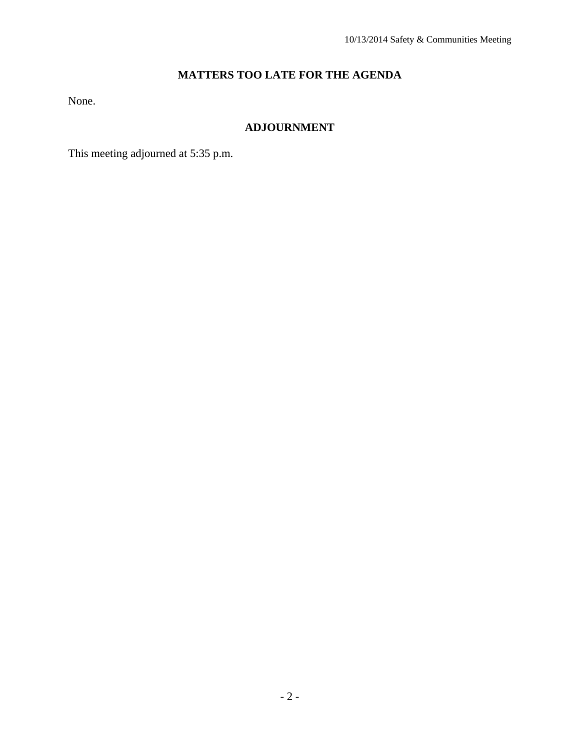## MATTERS TOO LATE FOR THE AGENDA

None.

## ADJOURNMENT

This meeting adjourned at 5:35 p.m.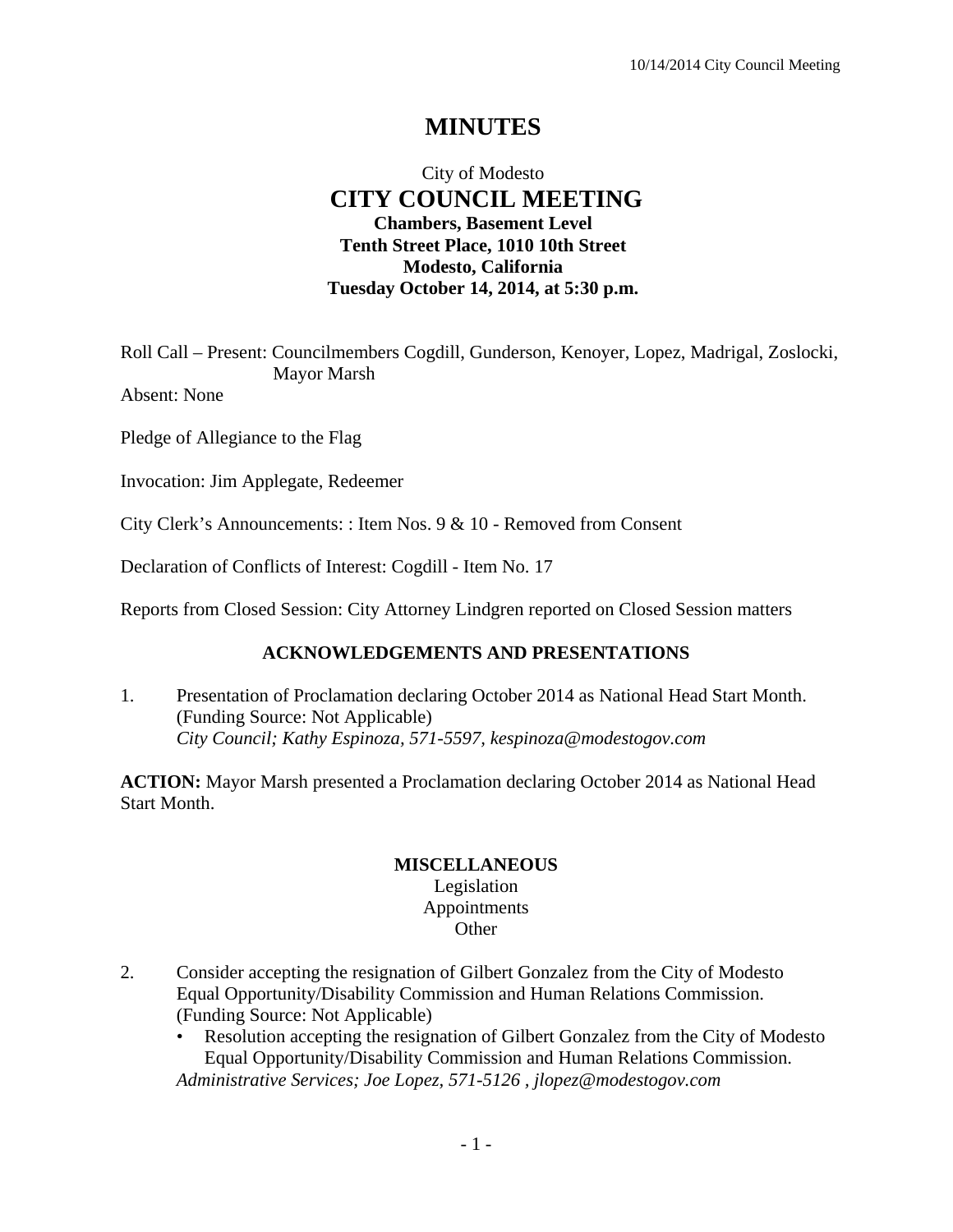# MINUTES

City of Modesto
## CITY COUNCIL MEETING
**Chambers, Basement Level**
**Tenth Street Place, 1010 10th Street**
**Modesto, California**
**Tuesday October 14, 2014, at 5:30 p.m.**

Roll Call – Present: Councilmembers Cogdill, Gunderson, Kenoyer, Lopez, Madrigal, Zoslocki, Mayor Marsh

Absent: None

Pledge of Allegiance to the Flag

Invocation: Jim Applegate, Redeemer

City Clerk's Announcements: : Item Nos. 9 & 10 - Removed from Consent

Declaration of Conflicts of Interest: Cogdill - Item No. 17

Reports from Closed Session: City Attorney Lindgren reported on Closed Session matters

### ACKNOWLEDGEMENTS AND PRESENTATIONS

1. Presentation of Proclamation declaring October 2014 as National Head Start Month. (Funding Source: Not Applicable)
   *City Council; Kathy Espinoza, 571-5597, kespinoza@modestogov.com*

**ACTION:** Mayor Marsh presented a Proclamation declaring October 2014 as National Head Start Month.

### MISCELLANEOUS
Legislation
Appointments
Other

2. Consider accepting the resignation of Gilbert Gonzalez from the City of Modesto Equal Opportunity/Disability Commission and Human Relations Commission. (Funding Source: Not Applicable)
   - Resolution accepting the resignation of Gilbert Gonzalez from the City of Modesto Equal Opportunity/Disability Commission and Human Relations Commission.

   *Administrative Services; Joe Lopez, 571-5126 , jlopez@modestogov.com*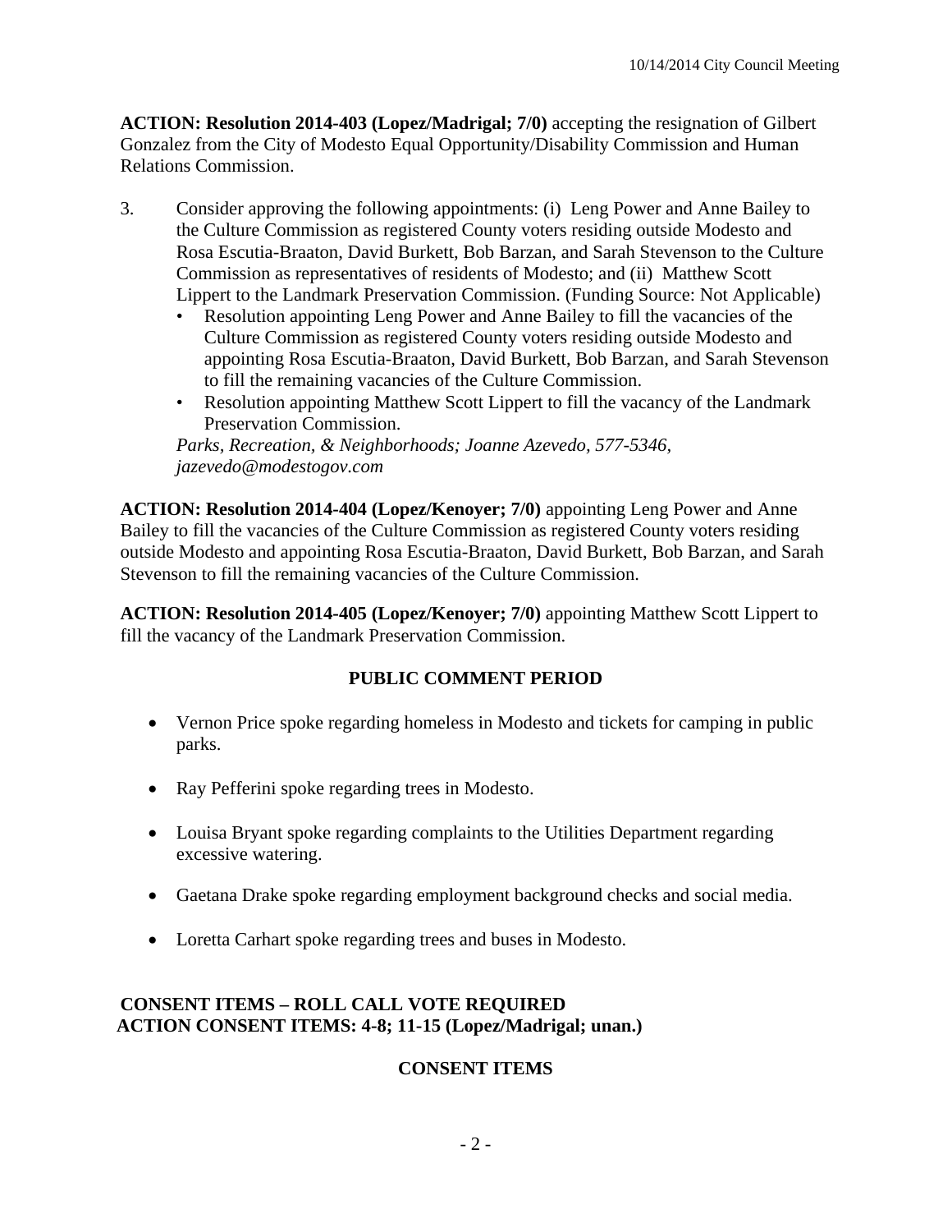**ACTION: Resolution 2014-403 (Lopez/Madrigal; 7/0)** accepting the resignation of Gilbert Gonzalez from the City of Modesto Equal Opportunity/Disability Commission and Human Relations Commission.

3. Consider approving the following appointments: (i) Leng Power and Anne Bailey to the Culture Commission as registered County voters residing outside Modesto and Rosa Escutia-Braaton, David Burkett, Bob Barzan, and Sarah Stevenson to the Culture Commission as representatives of residents of Modesto; and (ii) Matthew Scott Lippert to the Landmark Preservation Commission. (Funding Source: Not Applicable)
   - Resolution appointing Leng Power and Anne Bailey to fill the vacancies of the Culture Commission as registered County voters residing outside Modesto and appointing Rosa Escutia-Braaton, David Burkett, Bob Barzan, and Sarah Stevenson to fill the remaining vacancies of the Culture Commission.
   - Resolution appointing Matthew Scott Lippert to fill the vacancy of the Landmark Preservation Commission.

   *Parks, Recreation, & Neighborhoods; Joanne Azevedo, 577-5346, jazevedo@modestogov.com*

**ACTION: Resolution 2014-404 (Lopez/Kenoyer; 7/0)** appointing Leng Power and Anne Bailey to fill the vacancies of the Culture Commission as registered County voters residing outside Modesto and appointing Rosa Escutia-Braaton, David Burkett, Bob Barzan, and Sarah Stevenson to fill the remaining vacancies of the Culture Commission.

**ACTION: Resolution 2014-405 (Lopez/Kenoyer; 7/0)** appointing Matthew Scott Lippert to fill the vacancy of the Landmark Preservation Commission.

## PUBLIC COMMENT PERIOD

- Vernon Price spoke regarding homeless in Modesto and tickets for camping in public parks.
- Ray Pefferini spoke regarding trees in Modesto.
- Louisa Bryant spoke regarding complaints to the Utilities Department regarding excessive watering.
- Gaetana Drake spoke regarding employment background checks and social media.
- Loretta Carhart spoke regarding trees and buses in Modesto.

**CONSENT ITEMS – ROLL CALL VOTE REQUIRED**
**ACTION CONSENT ITEMS: 4-8; 11-15 (Lopez/Madrigal; unan.)**

## CONSENT ITEMS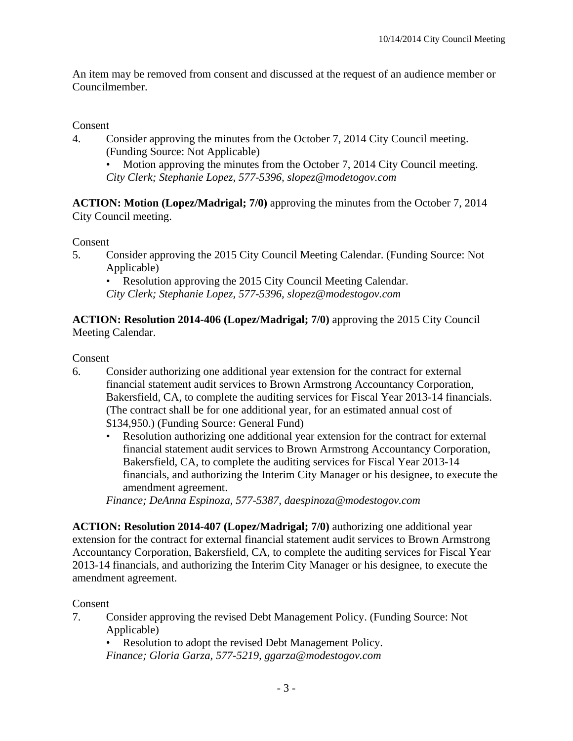An item may be removed from consent and discussed at the request of an audience member or Councilmember.

Consent

4. Consider approving the minutes from the October 7, 2014 City Council meeting. (Funding Source: Not Applicable)
   - Motion approving the minutes from the October 7, 2014 City Council meeting.

   *City Clerk; Stephanie Lopez, 577-5396, slopez@modetogov.com*

**ACTION: Motion (Lopez/Madrigal; 7/0)** approving the minutes from the October 7, 2014 City Council meeting.

Consent

5. Consider approving the 2015 City Council Meeting Calendar. (Funding Source: Not Applicable)
   - Resolution approving the 2015 City Council Meeting Calendar.

   *City Clerk; Stephanie Lopez, 577-5396, slopez@modestogov.com*

**ACTION: Resolution 2014-406 (Lopez/Madrigal; 7/0)** approving the 2015 City Council Meeting Calendar.

Consent

6. Consider authorizing one additional year extension for the contract for external financial statement audit services to Brown Armstrong Accountancy Corporation, Bakersfield, CA, to complete the auditing services for Fiscal Year 2013-14 financials. (The contract shall be for one additional year, for an estimated annual cost of $134,950.) (Funding Source: General Fund)
   - Resolution authorizing one additional year extension for the contract for external financial statement audit services to Brown Armstrong Accountancy Corporation, Bakersfield, CA, to complete the auditing services for Fiscal Year 2013-14 financials, and authorizing the Interim City Manager or his designee, to execute the amendment agreement.

   *Finance; DeAnna Espinoza, 577-5387, daespinoza@modestogov.com*

**ACTION: Resolution 2014-407 (Lopez/Madrigal; 7/0)** authorizing one additional year extension for the contract for external financial statement audit services to Brown Armstrong Accountancy Corporation, Bakersfield, CA, to complete the auditing services for Fiscal Year 2013-14 financials, and authorizing the Interim City Manager or his designee, to execute the amendment agreement.

Consent

7. Consider approving the revised Debt Management Policy. (Funding Source: Not Applicable)
   - Resolution to adopt the revised Debt Management Policy.

   *Finance; Gloria Garza, 577-5219, ggarza@modestogov.com*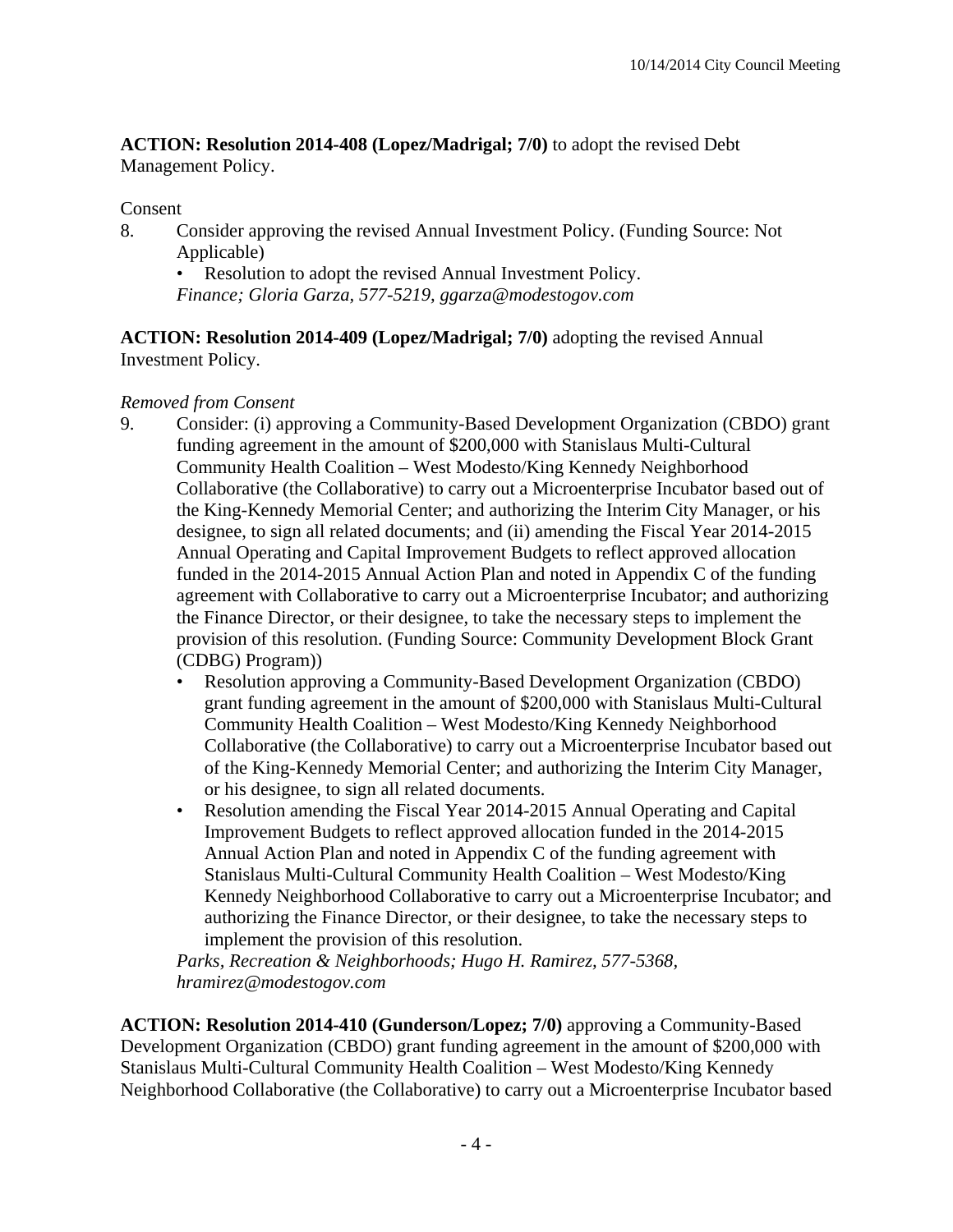**ACTION: Resolution 2014-408 (Lopez/Madrigal; 7/0)** to adopt the revised Debt Management Policy.

Consent

8. Consider approving the revised Annual Investment Policy. (Funding Source: Not Applicable)
   - Resolution to adopt the revised Annual Investment Policy.

   *Finance; Gloria Garza, 577-5219, ggarza@modestogov.com*

**ACTION: Resolution 2014-409 (Lopez/Madrigal; 7/0)** adopting the revised Annual Investment Policy.

*Removed from Consent*

9. Consider: (i) approving a Community-Based Development Organization (CBDO) grant funding agreement in the amount of $200,000 with Stanislaus Multi-Cultural Community Health Coalition – West Modesto/King Kennedy Neighborhood Collaborative (the Collaborative) to carry out a Microenterprise Incubator based out of the King-Kennedy Memorial Center; and authorizing the Interim City Manager, or his designee, to sign all related documents; and (ii) amending the Fiscal Year 2014-2015 Annual Operating and Capital Improvement Budgets to reflect approved allocation funded in the 2014-2015 Annual Action Plan and noted in Appendix C of the funding agreement with Collaborative to carry out a Microenterprise Incubator; and authorizing the Finance Director, or their designee, to take the necessary steps to implement the provision of this resolution. (Funding Source: Community Development Block Grant (CDBG) Program))
   - Resolution approving a Community-Based Development Organization (CBDO) grant funding agreement in the amount of $200,000 with Stanislaus Multi-Cultural Community Health Coalition – West Modesto/King Kennedy Neighborhood Collaborative (the Collaborative) to carry out a Microenterprise Incubator based out of the King-Kennedy Memorial Center; and authorizing the Interim City Manager, or his designee, to sign all related documents.
   - Resolution amending the Fiscal Year 2014-2015 Annual Operating and Capital Improvement Budgets to reflect approved allocation funded in the 2014-2015 Annual Action Plan and noted in Appendix C of the funding agreement with Stanislaus Multi-Cultural Community Health Coalition – West Modesto/King Kennedy Neighborhood Collaborative to carry out a Microenterprise Incubator; and authorizing the Finance Director, or their designee, to take the necessary steps to implement the provision of this resolution.

   *Parks, Recreation & Neighborhoods; Hugo H. Ramirez, 577-5368, hramirez@modestogov.com*

**ACTION: Resolution 2014-410 (Gunderson/Lopez; 7/0)** approving a Community-Based Development Organization (CBDO) grant funding agreement in the amount of $200,000 with Stanislaus Multi-Cultural Community Health Coalition – West Modesto/King Kennedy Neighborhood Collaborative (the Collaborative) to carry out a Microenterprise Incubator based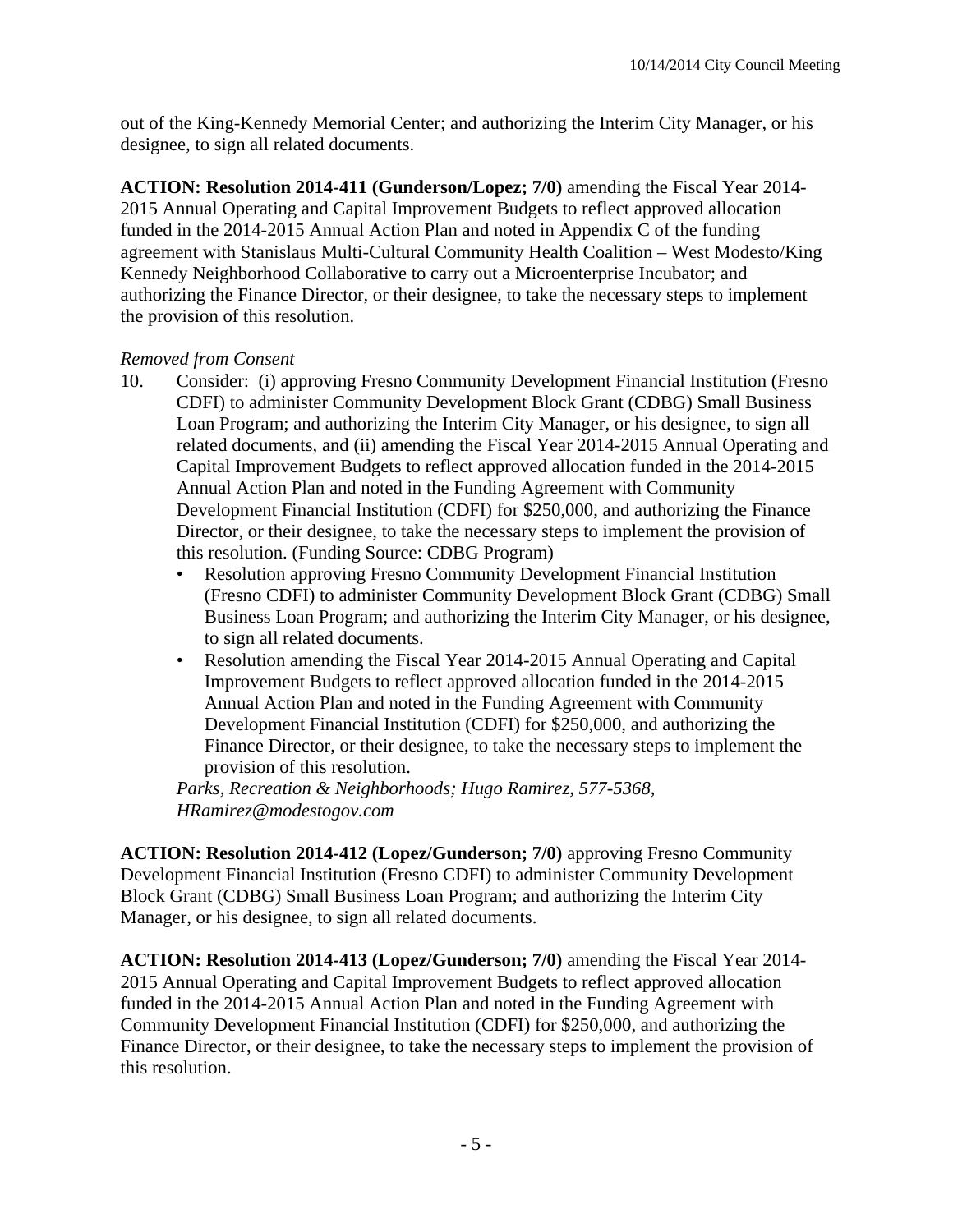out of the King-Kennedy Memorial Center; and authorizing the Interim City Manager, or his designee, to sign all related documents.

**ACTION: Resolution 2014-411 (Gunderson/Lopez; 7/0)** amending the Fiscal Year 2014-2015 Annual Operating and Capital Improvement Budgets to reflect approved allocation funded in the 2014-2015 Annual Action Plan and noted in Appendix C of the funding agreement with Stanislaus Multi-Cultural Community Health Coalition – West Modesto/King Kennedy Neighborhood Collaborative to carry out a Microenterprise Incubator; and authorizing the Finance Director, or their designee, to take the necessary steps to implement the provision of this resolution.

*Removed from Consent*

10. Consider: (i) approving Fresno Community Development Financial Institution (Fresno CDFI) to administer Community Development Block Grant (CDBG) Small Business Loan Program; and authorizing the Interim City Manager, or his designee, to sign all related documents, and (ii) amending the Fiscal Year 2014-2015 Annual Operating and Capital Improvement Budgets to reflect approved allocation funded in the 2014-2015 Annual Action Plan and noted in the Funding Agreement with Community Development Financial Institution (CDFI) for $250,000, and authorizing the Finance Director, or their designee, to take the necessary steps to implement the provision of this resolution. (Funding Source: CDBG Program)
    - Resolution approving Fresno Community Development Financial Institution (Fresno CDFI) to administer Community Development Block Grant (CDBG) Small Business Loan Program; and authorizing the Interim City Manager, or his designee, to sign all related documents.
    - Resolution amending the Fiscal Year 2014-2015 Annual Operating and Capital Improvement Budgets to reflect approved allocation funded in the 2014-2015 Annual Action Plan and noted in the Funding Agreement with Community Development Financial Institution (CDFI) for $250,000, and authorizing the Finance Director, or their designee, to take the necessary steps to implement the provision of this resolution.

    *Parks, Recreation & Neighborhoods; Hugo Ramirez, 577-5368, HRamirez@modestogov.com*

**ACTION: Resolution 2014-412 (Lopez/Gunderson; 7/0)** approving Fresno Community Development Financial Institution (Fresno CDFI) to administer Community Development Block Grant (CDBG) Small Business Loan Program; and authorizing the Interim City Manager, or his designee, to sign all related documents.

**ACTION: Resolution 2014-413 (Lopez/Gunderson; 7/0)** amending the Fiscal Year 2014-2015 Annual Operating and Capital Improvement Budgets to reflect approved allocation funded in the 2014-2015 Annual Action Plan and noted in the Funding Agreement with Community Development Financial Institution (CDFI) for $250,000, and authorizing the Finance Director, or their designee, to take the necessary steps to implement the provision of this resolution.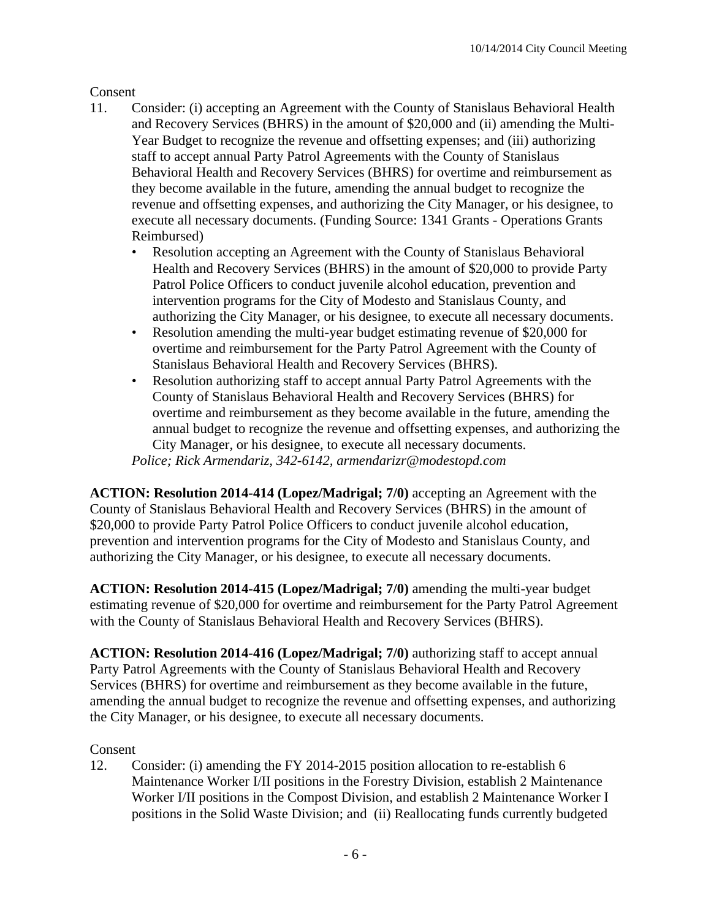Consent

11. Consider: (i) accepting an Agreement with the County of Stanislaus Behavioral Health and Recovery Services (BHRS) in the amount of $20,000 and (ii) amending the Multi-Year Budget to recognize the revenue and offsetting expenses; and (iii) authorizing staff to accept annual Party Patrol Agreements with the County of Stanislaus Behavioral Health and Recovery Services (BHRS) for overtime and reimbursement as they become available in the future, amending the annual budget to recognize the revenue and offsetting expenses, and authorizing the City Manager, or his designee, to execute all necessary documents. (Funding Source: 1341 Grants - Operations Grants Reimbursed)
    - Resolution accepting an Agreement with the County of Stanislaus Behavioral Health and Recovery Services (BHRS) in the amount of $20,000 to provide Party Patrol Police Officers to conduct juvenile alcohol education, prevention and intervention programs for the City of Modesto and Stanislaus County, and authorizing the City Manager, or his designee, to execute all necessary documents.
    - Resolution amending the multi-year budget estimating revenue of $20,000 for overtime and reimbursement for the Party Patrol Agreement with the County of Stanislaus Behavioral Health and Recovery Services (BHRS).
    - Resolution authorizing staff to accept annual Party Patrol Agreements with the County of Stanislaus Behavioral Health and Recovery Services (BHRS) for overtime and reimbursement as they become available in the future, amending the annual budget to recognize the revenue and offsetting expenses, and authorizing the City Manager, or his designee, to execute all necessary documents.

    *Police; Rick Armendariz, 342-6142, armendarizr@modestopd.com*

**ACTION: Resolution 2014-414 (Lopez/Madrigal; 7/0)** accepting an Agreement with the County of Stanislaus Behavioral Health and Recovery Services (BHRS) in the amount of $20,000 to provide Party Patrol Police Officers to conduct juvenile alcohol education, prevention and intervention programs for the City of Modesto and Stanislaus County, and authorizing the City Manager, or his designee, to execute all necessary documents.

**ACTION: Resolution 2014-415 (Lopez/Madrigal; 7/0)** amending the multi-year budget estimating revenue of $20,000 for overtime and reimbursement for the Party Patrol Agreement with the County of Stanislaus Behavioral Health and Recovery Services (BHRS).

**ACTION: Resolution 2014-416 (Lopez/Madrigal; 7/0)** authorizing staff to accept annual Party Patrol Agreements with the County of Stanislaus Behavioral Health and Recovery Services (BHRS) for overtime and reimbursement as they become available in the future, amending the annual budget to recognize the revenue and offsetting expenses, and authorizing the City Manager, or his designee, to execute all necessary documents.

Consent

12. Consider: (i) amending the FY 2014-2015 position allocation to re-establish 6 Maintenance Worker I/II positions in the Forestry Division, establish 2 Maintenance Worker I/II positions in the Compost Division, and establish 2 Maintenance Worker I positions in the Solid Waste Division; and (ii) Reallocating funds currently budgeted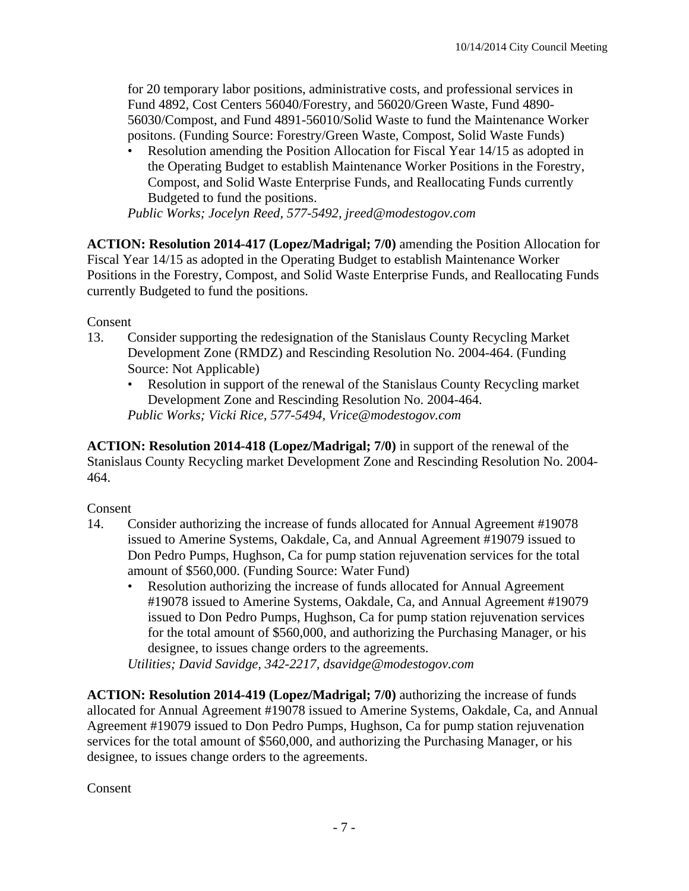for 20 temporary labor positions, administrative costs, and professional services in Fund 4892, Cost Centers 56040/Forestry, and 56020/Green Waste, Fund 4890-56030/Compost, and Fund 4891-56010/Solid Waste to fund the Maintenance Worker positons. (Funding Source: Forestry/Green Waste, Compost, Solid Waste Funds)

- Resolution amending the Position Allocation for Fiscal Year 14/15 as adopted in the Operating Budget to establish Maintenance Worker Positions in the Forestry, Compost, and Solid Waste Enterprise Funds, and Reallocating Funds currently Budgeted to fund the positions.

*Public Works; Jocelyn Reed, 577-5492, jreed@modestogov.com*

**ACTION: Resolution 2014-417 (Lopez/Madrigal; 7/0)** amending the Position Allocation for Fiscal Year 14/15 as adopted in the Operating Budget to establish Maintenance Worker Positions in the Forestry, Compost, and Solid Waste Enterprise Funds, and Reallocating Funds currently Budgeted to fund the positions.

Consent

13. Consider supporting the redesignation of the Stanislaus County Recycling Market Development Zone (RMDZ) and Rescinding Resolution No. 2004-464. (Funding Source: Not Applicable)
    - Resolution in support of the renewal of the Stanislaus County Recycling market Development Zone and Rescinding Resolution No. 2004-464.

    *Public Works; Vicki Rice, 577-5494, Vrice@modestogov.com*

**ACTION: Resolution 2014-418 (Lopez/Madrigal; 7/0)** in support of the renewal of the Stanislaus County Recycling market Development Zone and Rescinding Resolution No. 2004-464.

Consent

14. Consider authorizing the increase of funds allocated for Annual Agreement #19078 issued to Amerine Systems, Oakdale, Ca, and Annual Agreement #19079 issued to Don Pedro Pumps, Hughson, Ca for pump station rejuvenation services for the total amount of $560,000. (Funding Source: Water Fund)
    - Resolution authorizing the increase of funds allocated for Annual Agreement #19078 issued to Amerine Systems, Oakdale, Ca, and Annual Agreement #19079 issued to Don Pedro Pumps, Hughson, Ca for pump station rejuvenation services for the total amount of $560,000, and authorizing the Purchasing Manager, or his designee, to issues change orders to the agreements.

    *Utilities; David Savidge, 342-2217, dsavidge@modestogov.com*

**ACTION: Resolution 2014-419 (Lopez/Madrigal; 7/0)** authorizing the increase of funds allocated for Annual Agreement #19078 issued to Amerine Systems, Oakdale, Ca, and Annual Agreement #19079 issued to Don Pedro Pumps, Hughson, Ca for pump station rejuvenation services for the total amount of $560,000, and authorizing the Purchasing Manager, or his designee, to issues change orders to the agreements.

Consent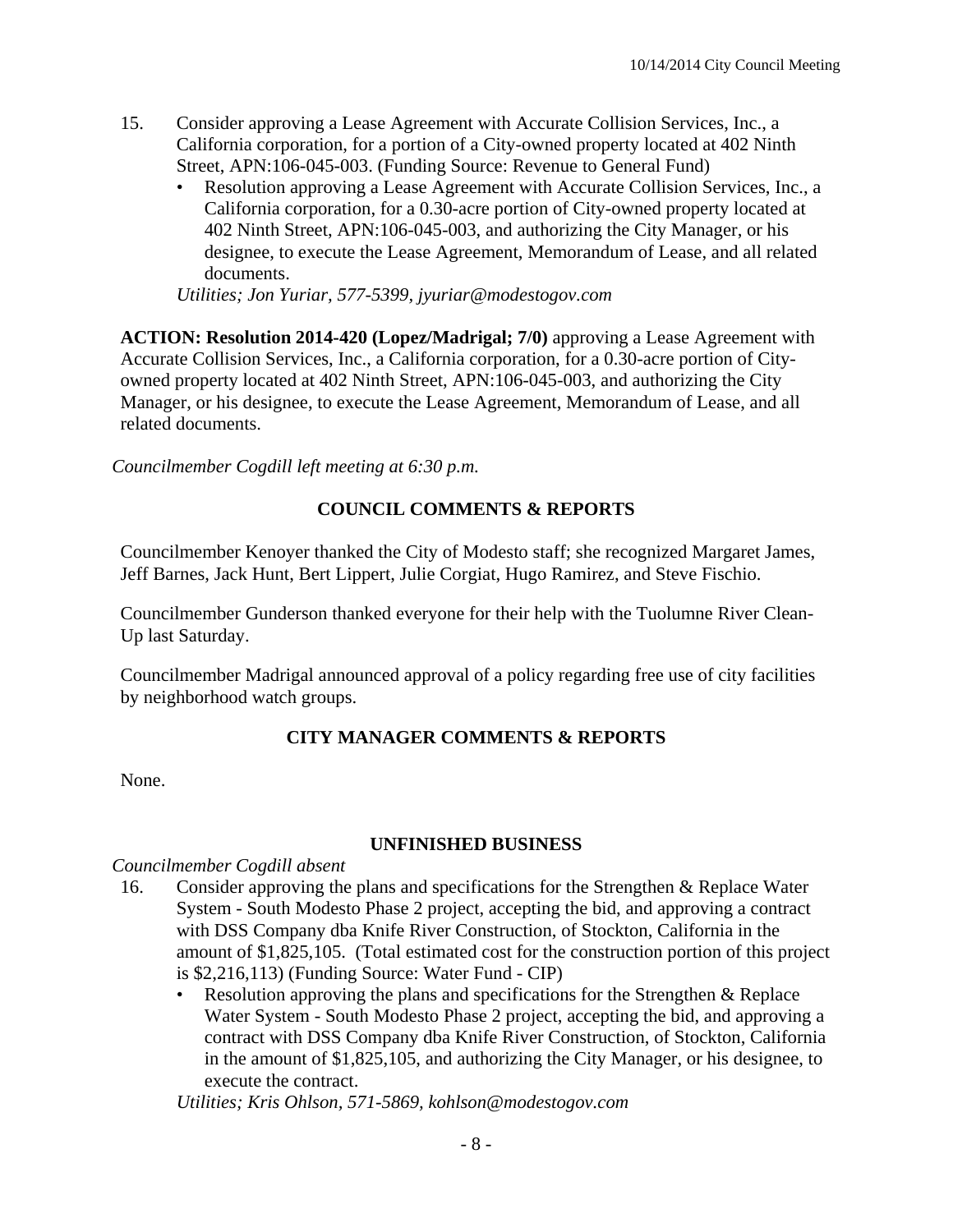15. Consider approving a Lease Agreement with Accurate Collision Services, Inc., a California corporation, for a portion of a City-owned property located at 402 Ninth Street, APN:106-045-003. (Funding Source: Revenue to General Fund)
    - Resolution approving a Lease Agreement with Accurate Collision Services, Inc., a California corporation, for a 0.30-acre portion of City-owned property located at 402 Ninth Street, APN:106-045-003, and authorizing the City Manager, or his designee, to execute the Lease Agreement, Memorandum of Lease, and all related documents.

    *Utilities; Jon Yuriar, 577-5399, jyuriar@modestogov.com*

**ACTION: Resolution 2014-420 (Lopez/Madrigal; 7/0)** approving a Lease Agreement with Accurate Collision Services, Inc., a California corporation, for a 0.30-acre portion of City-owned property located at 402 Ninth Street, APN:106-045-003, and authorizing the City Manager, or his designee, to execute the Lease Agreement, Memorandum of Lease, and all related documents.

*Councilmember Cogdill left meeting at 6:30 p.m.*

## COUNCIL COMMENTS & REPORTS

Councilmember Kenoyer thanked the City of Modesto staff; she recognized Margaret James, Jeff Barnes, Jack Hunt, Bert Lippert, Julie Corgiat, Hugo Ramirez, and Steve Fischio.

Councilmember Gunderson thanked everyone for their help with the Tuolumne River Clean-Up last Saturday.

Councilmember Madrigal announced approval of a policy regarding free use of city facilities by neighborhood watch groups.

## CITY MANAGER COMMENTS & REPORTS

None.

## UNFINISHED BUSINESS

*Councilmember Cogdill absent*

16. Consider approving the plans and specifications for the Strengthen & Replace Water System - South Modesto Phase 2 project, accepting the bid, and approving a contract with DSS Company dba Knife River Construction, of Stockton, California in the amount of $1,825,105. (Total estimated cost for the construction portion of this project is $2,216,113) (Funding Source: Water Fund - CIP)
    - Resolution approving the plans and specifications for the Strengthen & Replace Water System - South Modesto Phase 2 project, accepting the bid, and approving a contract with DSS Company dba Knife River Construction, of Stockton, California in the amount of $1,825,105, and authorizing the City Manager, or his designee, to execute the contract.

    *Utilities; Kris Ohlson, 571-5869, kohlson@modestogov.com*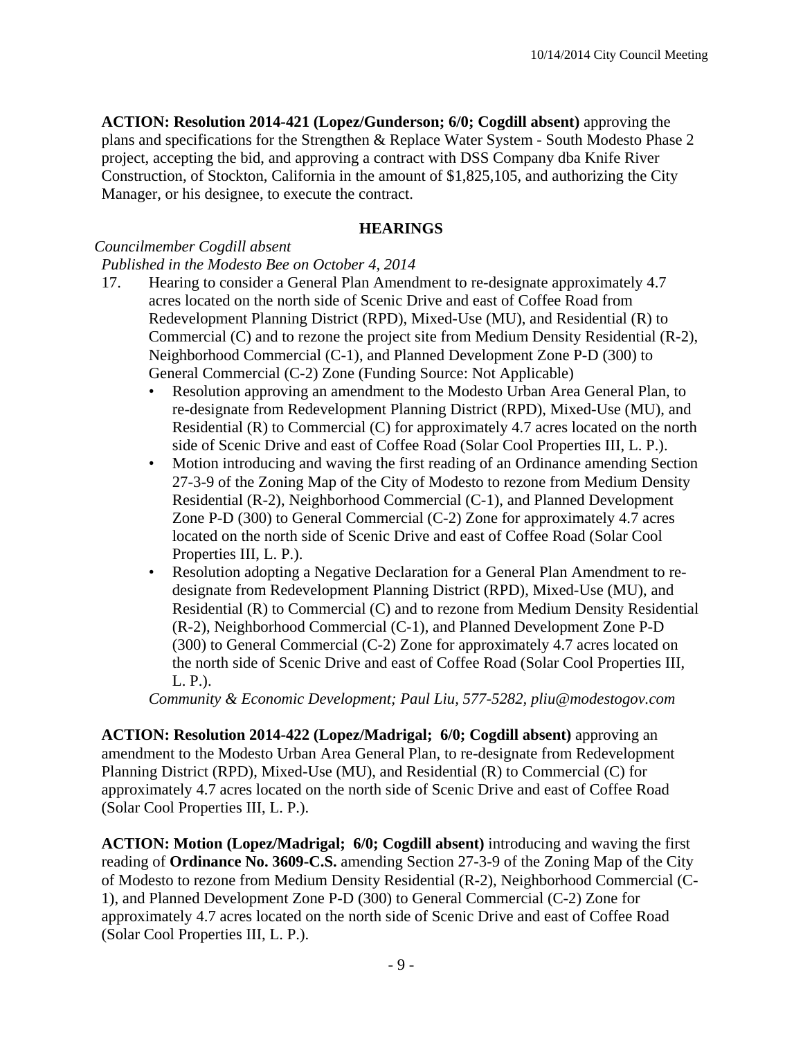**ACTION: Resolution 2014-421 (Lopez/Gunderson; 6/0; Cogdill absent)** approving the plans and specifications for the Strengthen & Replace Water System - South Modesto Phase 2 project, accepting the bid, and approving a contract with DSS Company dba Knife River Construction, of Stockton, California in the amount of $1,825,105, and authorizing the City Manager, or his designee, to execute the contract.

## HEARINGS

*Councilmember Cogdill absent*

*Published in the Modesto Bee on October 4, 2014*

17. Hearing to consider a General Plan Amendment to re-designate approximately 4.7 acres located on the north side of Scenic Drive and east of Coffee Road from Redevelopment Planning District (RPD), Mixed-Use (MU), and Residential (R) to Commercial (C) and to rezone the project site from Medium Density Residential (R-2), Neighborhood Commercial (C-1), and Planned Development Zone P-D (300) to General Commercial (C-2) Zone (Funding Source: Not Applicable)
    - Resolution approving an amendment to the Modesto Urban Area General Plan, to re-designate from Redevelopment Planning District (RPD), Mixed-Use (MU), and Residential (R) to Commercial (C) for approximately 4.7 acres located on the north side of Scenic Drive and east of Coffee Road (Solar Cool Properties III, L. P.).
    - Motion introducing and waving the first reading of an Ordinance amending Section 27-3-9 of the Zoning Map of the City of Modesto to rezone from Medium Density Residential (R-2), Neighborhood Commercial (C-1), and Planned Development Zone P-D (300) to General Commercial (C-2) Zone for approximately 4.7 acres located on the north side of Scenic Drive and east of Coffee Road (Solar Cool Properties III, L. P.).
    - Resolution adopting a Negative Declaration for a General Plan Amendment to re-designate from Redevelopment Planning District (RPD), Mixed-Use (MU), and Residential (R) to Commercial (C) and to rezone from Medium Density Residential (R-2), Neighborhood Commercial (C-1), and Planned Development Zone P-D (300) to General Commercial (C-2) Zone for approximately 4.7 acres located on the north side of Scenic Drive and east of Coffee Road (Solar Cool Properties III, L. P.).

    *Community & Economic Development; Paul Liu, 577-5282, pliu@modestogov.com*

**ACTION: Resolution 2014-422 (Lopez/Madrigal; 6/0; Cogdill absent)** approving an amendment to the Modesto Urban Area General Plan, to re-designate from Redevelopment Planning District (RPD), Mixed-Use (MU), and Residential (R) to Commercial (C) for approximately 4.7 acres located on the north side of Scenic Drive and east of Coffee Road (Solar Cool Properties III, L. P.).

**ACTION: Motion (Lopez/Madrigal; 6/0; Cogdill absent)** introducing and waving the first reading of **Ordinance No. 3609-C.S.** amending Section 27-3-9 of the Zoning Map of the City of Modesto to rezone from Medium Density Residential (R-2), Neighborhood Commercial (C-1), and Planned Development Zone P-D (300) to General Commercial (C-2) Zone for approximately 4.7 acres located on the north side of Scenic Drive and east of Coffee Road (Solar Cool Properties III, L. P.).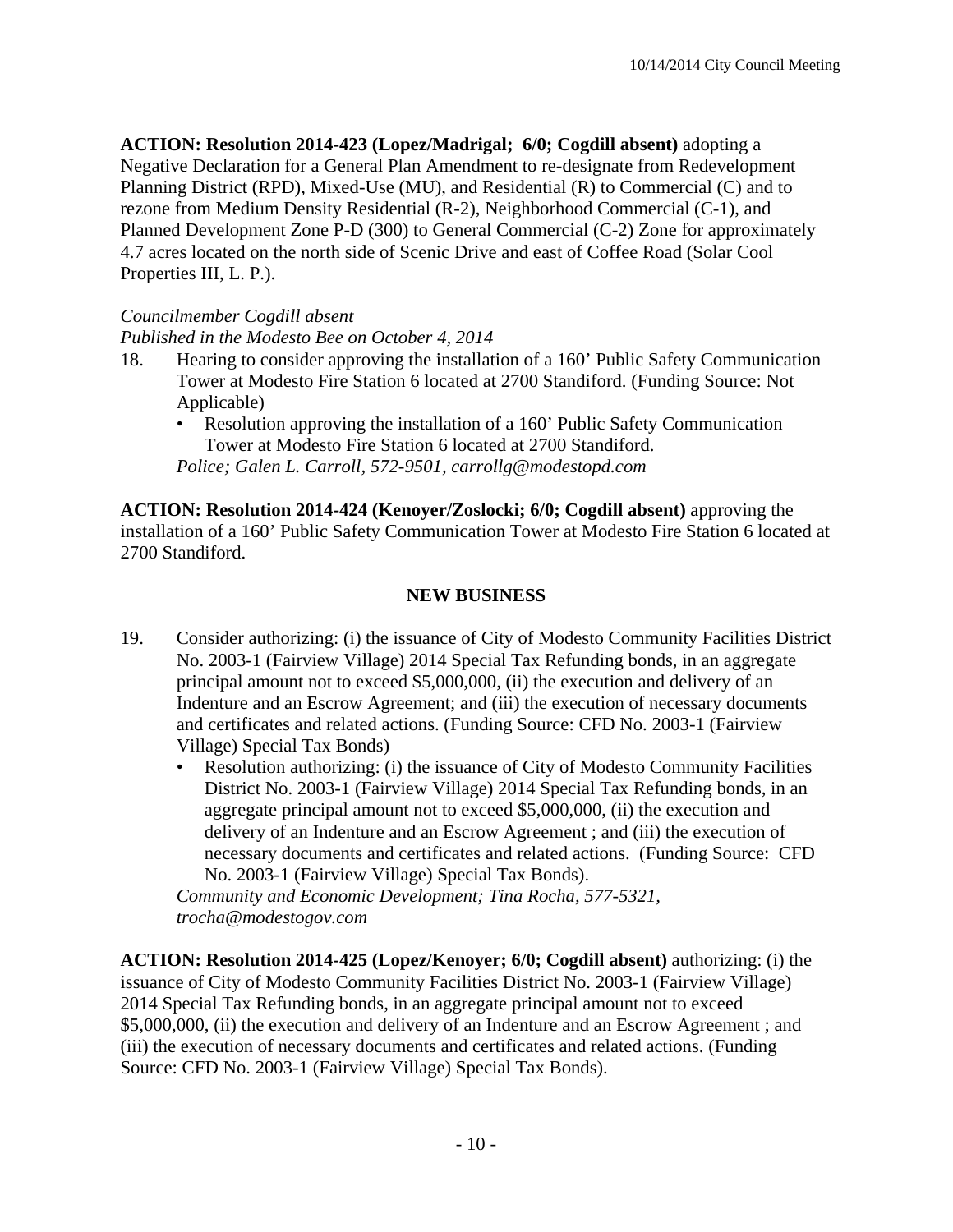**ACTION: Resolution 2014-423 (Lopez/Madrigal; 6/0; Cogdill absent)** adopting a Negative Declaration for a General Plan Amendment to re-designate from Redevelopment Planning District (RPD), Mixed-Use (MU), and Residential (R) to Commercial (C) and to rezone from Medium Density Residential (R-2), Neighborhood Commercial (C-1), and Planned Development Zone P-D (300) to General Commercial (C-2) Zone for approximately 4.7 acres located on the north side of Scenic Drive and east of Coffee Road (Solar Cool Properties III, L. P.).

*Councilmember Cogdill absent*
*Published in the Modesto Bee on October 4, 2014*

18. Hearing to consider approving the installation of a 160' Public Safety Communication Tower at Modesto Fire Station 6 located at 2700 Standiford. (Funding Source: Not Applicable)
    - Resolution approving the installation of a 160' Public Safety Communication Tower at Modesto Fire Station 6 located at 2700 Standiford.

    *Police; Galen L. Carroll, 572-9501, carrollg@modestopd.com*

**ACTION: Resolution 2014-424 (Kenoyer/Zoslocki; 6/0; Cogdill absent)** approving the installation of a 160' Public Safety Communication Tower at Modesto Fire Station 6 located at 2700 Standiford.

## NEW BUSINESS

19. Consider authorizing: (i) the issuance of City of Modesto Community Facilities District No. 2003-1 (Fairview Village) 2014 Special Tax Refunding bonds, in an aggregate principal amount not to exceed $5,000,000, (ii) the execution and delivery of an Indenture and an Escrow Agreement; and (iii) the execution of necessary documents and certificates and related actions. (Funding Source: CFD No. 2003-1 (Fairview Village) Special Tax Bonds)
    - Resolution authorizing: (i) the issuance of City of Modesto Community Facilities District No. 2003-1 (Fairview Village) 2014 Special Tax Refunding bonds, in an aggregate principal amount not to exceed $5,000,000, (ii) the execution and delivery of an Indenture and an Escrow Agreement ; and (iii) the execution of necessary documents and certificates and related actions. (Funding Source: CFD No. 2003-1 (Fairview Village) Special Tax Bonds).

    *Community and Economic Development; Tina Rocha, 577-5321, trocha@modestogov.com*

**ACTION: Resolution 2014-425 (Lopez/Kenoyer; 6/0; Cogdill absent)** authorizing: (i) the issuance of City of Modesto Community Facilities District No. 2003-1 (Fairview Village) 2014 Special Tax Refunding bonds, in an aggregate principal amount not to exceed $5,000,000, (ii) the execution and delivery of an Indenture and an Escrow Agreement ; and (iii) the execution of necessary documents and certificates and related actions. (Funding Source: CFD No. 2003-1 (Fairview Village) Special Tax Bonds).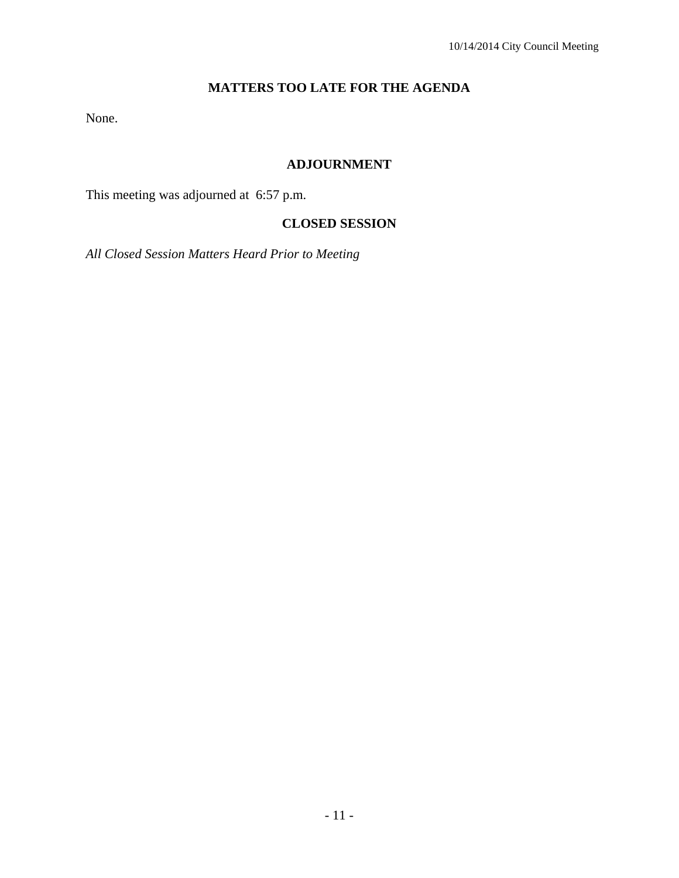## MATTERS TOO LATE FOR THE AGENDA

None.

## ADJOURNMENT

This meeting was adjourned at 6:57 p.m.

## CLOSED SESSION

*All Closed Session Matters Heard Prior to Meeting*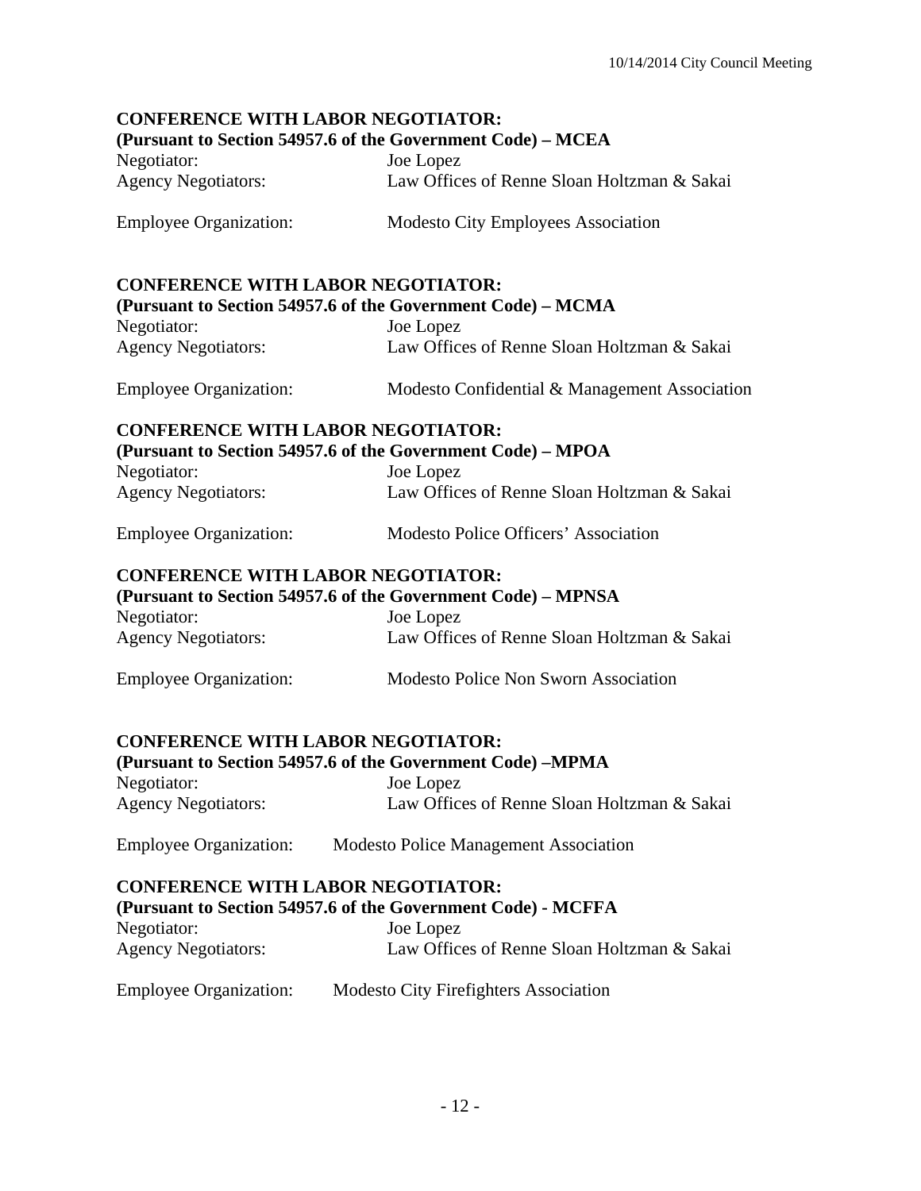**CONFERENCE WITH LABOR NEGOTIATOR:**
**(Pursuant to Section 54957.6 of the Government Code) – MCEA**

Negotiator: Joe Lopez
Agency Negotiators: Law Offices of Renne Sloan Holtzman & Sakai

Employee Organization: Modesto City Employees Association

**CONFERENCE WITH LABOR NEGOTIATOR:**
**(Pursuant to Section 54957.6 of the Government Code) – MCMA**

Negotiator: Joe Lopez
Agency Negotiators: Law Offices of Renne Sloan Holtzman & Sakai

Employee Organization: Modesto Confidential & Management Association

**CONFERENCE WITH LABOR NEGOTIATOR:**
**(Pursuant to Section 54957.6 of the Government Code) – MPOA**

Negotiator: Joe Lopez
Agency Negotiators: Law Offices of Renne Sloan Holtzman & Sakai

Employee Organization: Modesto Police Officers' Association

**CONFERENCE WITH LABOR NEGOTIATOR:**
**(Pursuant to Section 54957.6 of the Government Code) – MPNSA**

Negotiator: Joe Lopez
Agency Negotiators: Law Offices of Renne Sloan Holtzman & Sakai

Employee Organization: Modesto Police Non Sworn Association

**CONFERENCE WITH LABOR NEGOTIATOR:**
**(Pursuant to Section 54957.6 of the Government Code) –MPMA**

Negotiator: Joe Lopez
Agency Negotiators: Law Offices of Renne Sloan Holtzman & Sakai

Employee Organization: Modesto Police Management Association

**CONFERENCE WITH LABOR NEGOTIATOR:**
**(Pursuant to Section 54957.6 of the Government Code) - MCFFA**

Negotiator: Joe Lopez
Agency Negotiators: Law Offices of Renne Sloan Holtzman & Sakai

Employee Organization: Modesto City Firefighters Association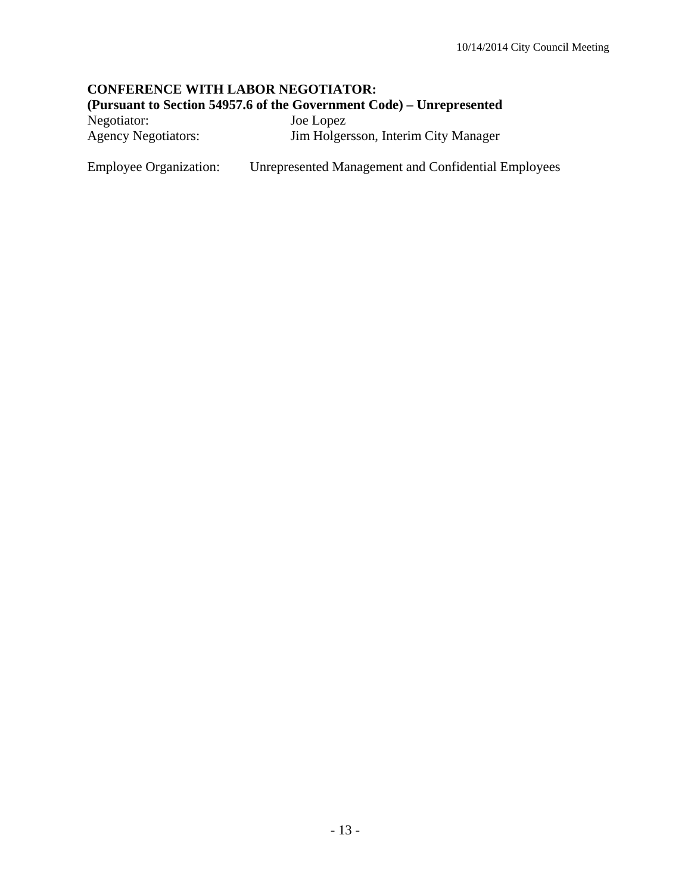**CONFERENCE WITH LABOR NEGOTIATOR:**
**(Pursuant to Section 54957.6 of the Government Code) – Unrepresented**

Negotiator: Joe Lopez
Agency Negotiators: Jim Holgersson, Interim City Manager

Employee Organization: Unrepresented Management and Confidential Employees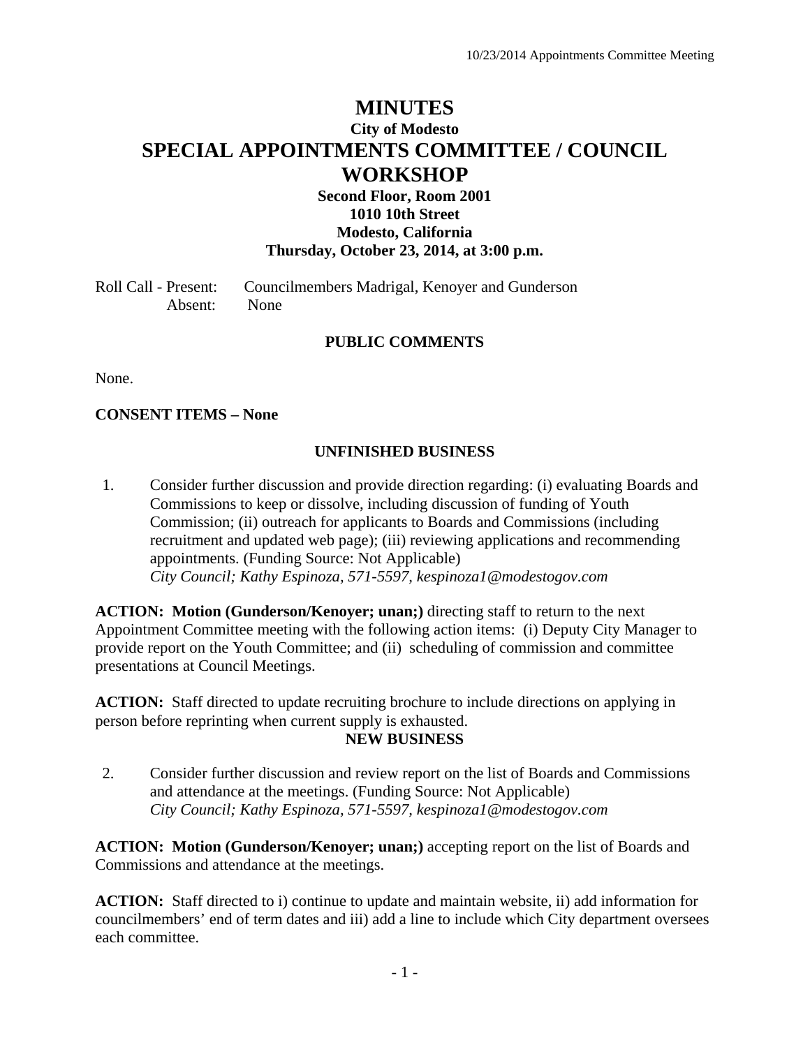# MINUTES

## City of Modesto

# SPECIAL APPOINTMENTS COMMITTEE / COUNCIL WORKSHOP

**Second Floor, Room 2001**
**1010 10th Street**
**Modesto, California**
**Thursday, October 23, 2014, at 3:00 p.m.**

Roll Call - Present: Councilmembers Madrigal, Kenoyer and Gunderson
Absent: None

### PUBLIC COMMENTS

None.

**CONSENT ITEMS – None**

### UNFINISHED BUSINESS

1. Consider further discussion and provide direction regarding: (i) evaluating Boards and Commissions to keep or dissolve, including discussion of funding of Youth Commission; (ii) outreach for applicants to Boards and Commissions (including recruitment and updated web page); (iii) reviewing applications and recommending appointments. (Funding Source: Not Applicable)
*City Council; Kathy Espinoza, 571-5597, kespinoza1@modestogov.com*

**ACTION: Motion (Gunderson/Kenoyer; unan;)** directing staff to return to the next Appointment Committee meeting with the following action items: (i) Deputy City Manager to provide report on the Youth Committee; and (ii) scheduling of commission and committee presentations at Council Meetings.

**ACTION:** Staff directed to update recruiting brochure to include directions on applying in person before reprinting when current supply is exhausted.

### NEW BUSINESS

2. Consider further discussion and review report on the list of Boards and Commissions and attendance at the meetings. (Funding Source: Not Applicable)
*City Council; Kathy Espinoza, 571-5597, kespinoza1@modestogov.com*

**ACTION: Motion (Gunderson/Kenoyer; unan;)** accepting report on the list of Boards and Commissions and attendance at the meetings.

**ACTION:** Staff directed to i) continue to update and maintain website, ii) add information for councilmembers' end of term dates and iii) add a line to include which City department oversees each committee.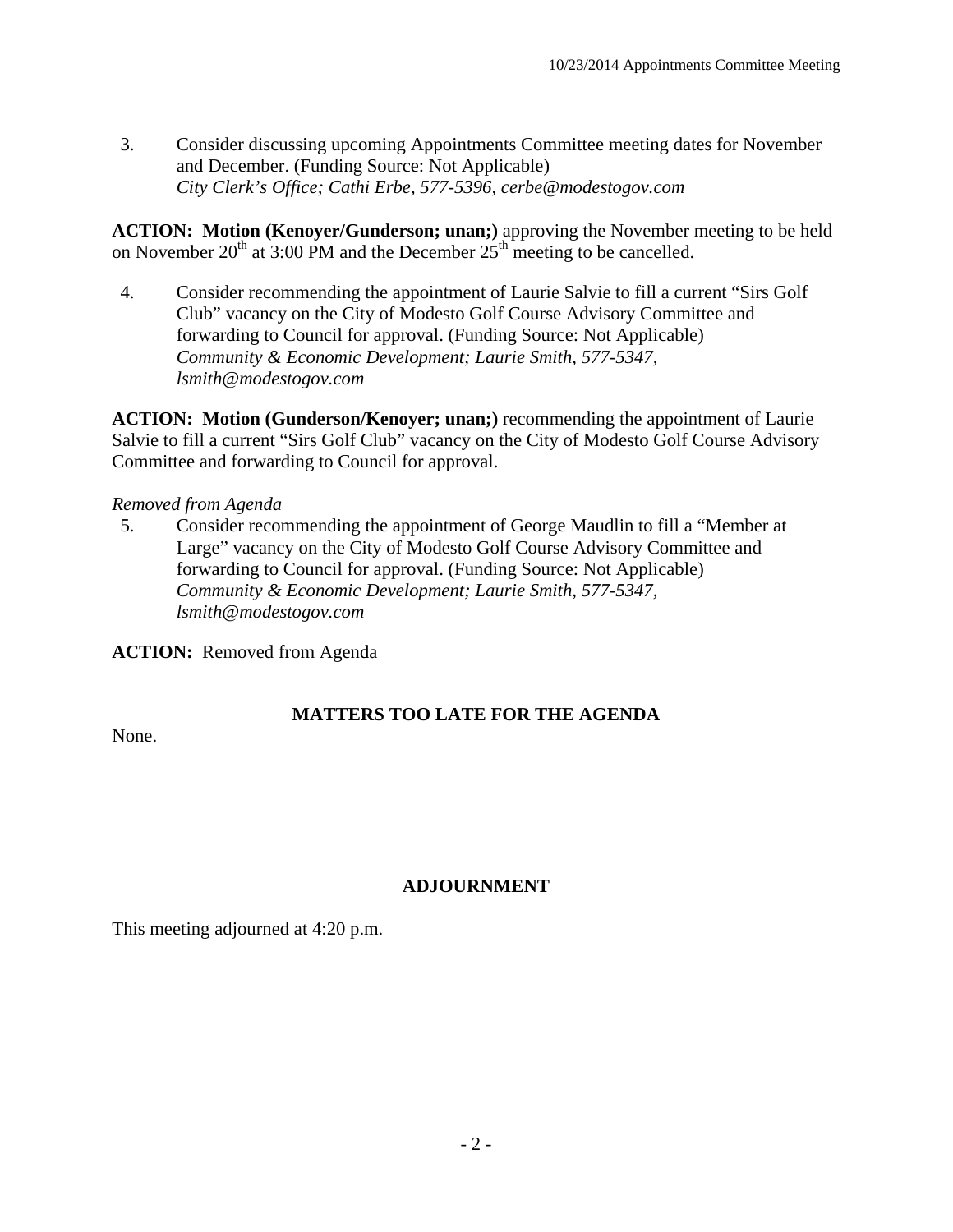3. Consider discussing upcoming Appointments Committee meeting dates for November and December. (Funding Source: Not Applicable)
   *City Clerk's Office; Cathi Erbe, 577-5396, cerbe@modestogov.com*

**ACTION: Motion (Kenoyer/Gunderson; unan;)** approving the November meeting to be held on November 20th at 3:00 PM and the December 25th meeting to be cancelled.

4. Consider recommending the appointment of Laurie Salvie to fill a current "Sirs Golf Club" vacancy on the City of Modesto Golf Course Advisory Committee and forwarding to Council for approval. (Funding Source: Not Applicable)
   *Community & Economic Development; Laurie Smith, 577-5347, lsmith@modestogov.com*

**ACTION: Motion (Gunderson/Kenoyer; unan;)** recommending the appointment of Laurie Salvie to fill a current "Sirs Golf Club" vacancy on the City of Modesto Golf Course Advisory Committee and forwarding to Council for approval.

*Removed from Agenda*

5. Consider recommending the appointment of George Maudlin to fill a "Member at Large" vacancy on the City of Modesto Golf Course Advisory Committee and forwarding to Council for approval. (Funding Source: Not Applicable)
   *Community & Economic Development; Laurie Smith, 577-5347, lsmith@modestogov.com*

**ACTION:** Removed from Agenda

## MATTERS TOO LATE FOR THE AGENDA

None.

## ADJOURNMENT

This meeting adjourned at 4:20 p.m.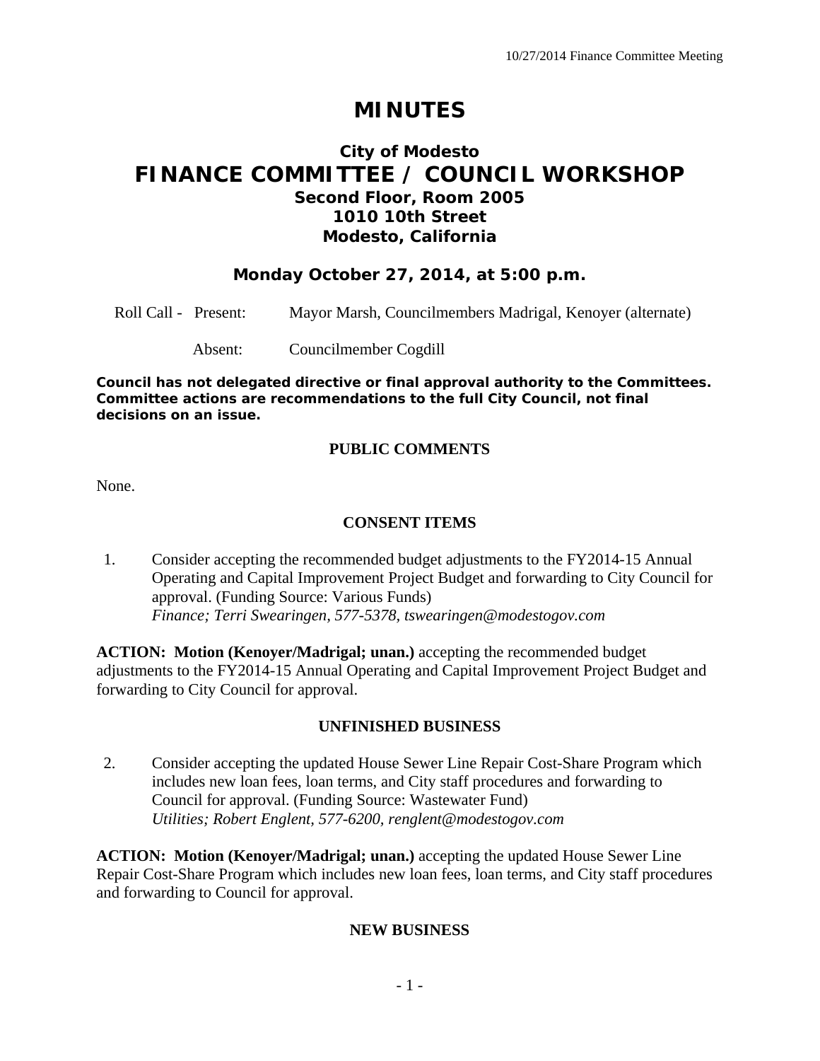# MINUTES

## City of Modesto
## FINANCE COMMITTEE / COUNCIL WORKSHOP
### Second Floor, Room 2005
### 1010 10th Street
### Modesto, California

### Monday October 27, 2014, at 5:00 p.m.

Roll Call - Present: Mayor Marsh, Councilmembers Madrigal, Kenoyer (alternate)

Absent: Councilmember Cogdill

**Council has not delegated directive or final approval authority to the Committees. Committee actions are recommendations to the full City Council, not final decisions on an issue.**

**PUBLIC COMMENTS**

None.

**CONSENT ITEMS**

1. Consider accepting the recommended budget adjustments to the FY2014-15 Annual Operating and Capital Improvement Project Budget and forwarding to City Council for approval. (Funding Source: Various Funds)
*Finance; Terri Swearingen, 577-5378, tswearingen@modestogov.com*

**ACTION: Motion (Kenoyer/Madrigal; unan.)** accepting the recommended budget adjustments to the FY2014-15 Annual Operating and Capital Improvement Project Budget and forwarding to City Council for approval.

**UNFINISHED BUSINESS**

2. Consider accepting the updated House Sewer Line Repair Cost-Share Program which includes new loan fees, loan terms, and City staff procedures and forwarding to Council for approval. (Funding Source: Wastewater Fund)
*Utilities; Robert Englent, 577-6200, renglent@modestogov.com*

**ACTION: Motion (Kenoyer/Madrigal; unan.)** accepting the updated House Sewer Line Repair Cost-Share Program which includes new loan fees, loan terms, and City staff procedures and forwarding to Council for approval.

**NEW BUSINESS**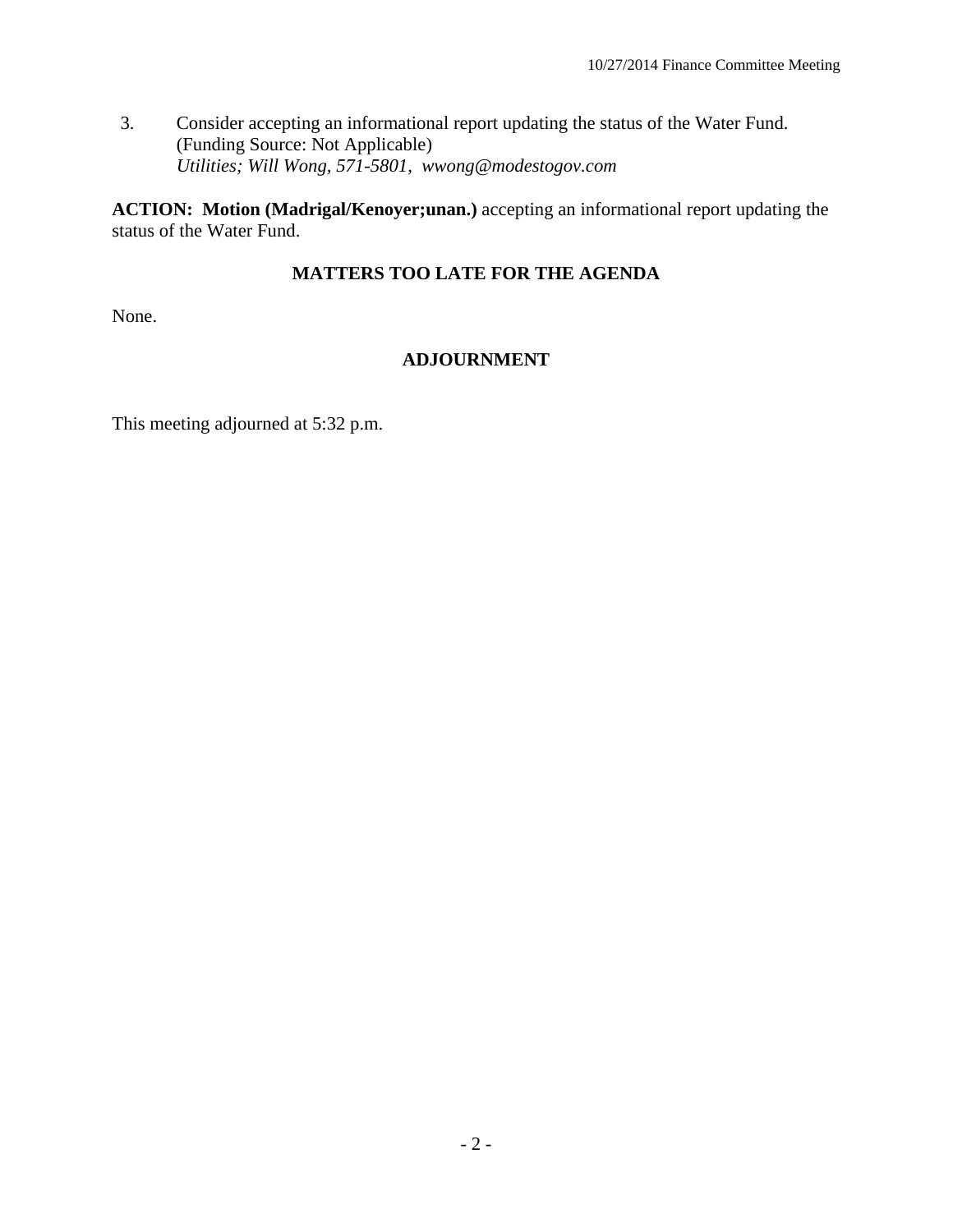3. Consider accepting an informational report updating the status of the Water Fund. (Funding Source: Not Applicable)
   *Utilities; Will Wong, 571-5801, wwong@modestogov.com*

**ACTION: Motion (Madrigal/Kenoyer;unan.)** accepting an informational report updating the status of the Water Fund.

## MATTERS TOO LATE FOR THE AGENDA

None.

## ADJOURNMENT

This meeting adjourned at 5:32 p.m.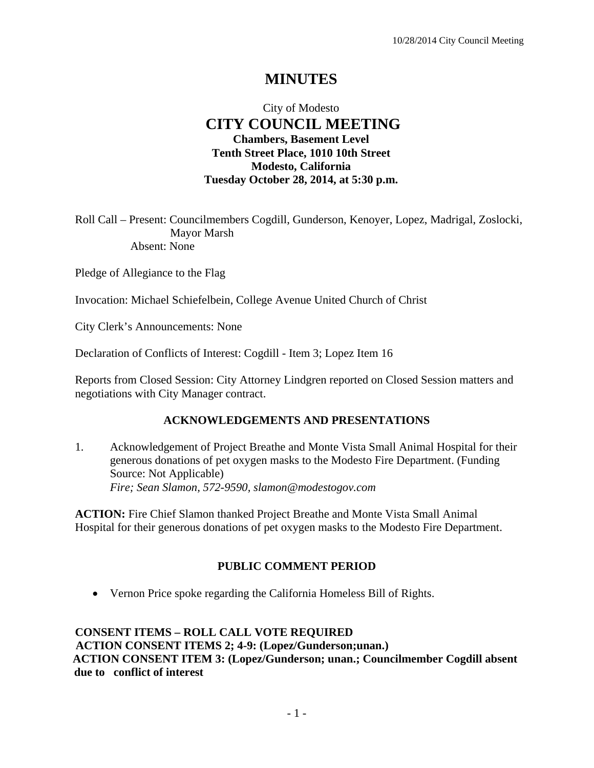# MINUTES

City of Modesto

## CITY COUNCIL MEETING

**Chambers, Basement Level**
**Tenth Street Place, 1010 10th Street**
**Modesto, California**
**Tuesday October 28, 2014, at 5:30 p.m.**

Roll Call – Present: Councilmembers Cogdill, Gunderson, Kenoyer, Lopez, Madrigal, Zoslocki, Mayor Marsh
Absent: None

Pledge of Allegiance to the Flag

Invocation: Michael Schiefelbein, College Avenue United Church of Christ

City Clerk's Announcements: None

Declaration of Conflicts of Interest: Cogdill - Item 3; Lopez Item 16

Reports from Closed Session: City Attorney Lindgren reported on Closed Session matters and negotiations with City Manager contract.

### ACKNOWLEDGEMENTS AND PRESENTATIONS

1. Acknowledgement of Project Breathe and Monte Vista Small Animal Hospital for their generous donations of pet oxygen masks to the Modesto Fire Department. (Funding Source: Not Applicable)
   *Fire; Sean Slamon, 572-9590, slamon@modestogov.com*

**ACTION:** Fire Chief Slamon thanked Project Breathe and Monte Vista Small Animal Hospital for their generous donations of pet oxygen masks to the Modesto Fire Department.

### PUBLIC COMMENT PERIOD

- Vernon Price spoke regarding the California Homeless Bill of Rights.

**CONSENT ITEMS – ROLL CALL VOTE REQUIRED**
**ACTION CONSENT ITEMS 2; 4-9: (Lopez/Gunderson;unan.)**
**ACTION CONSENT ITEM 3: (Lopez/Gunderson; unan.; Councilmember Cogdill absent due to conflict of interest**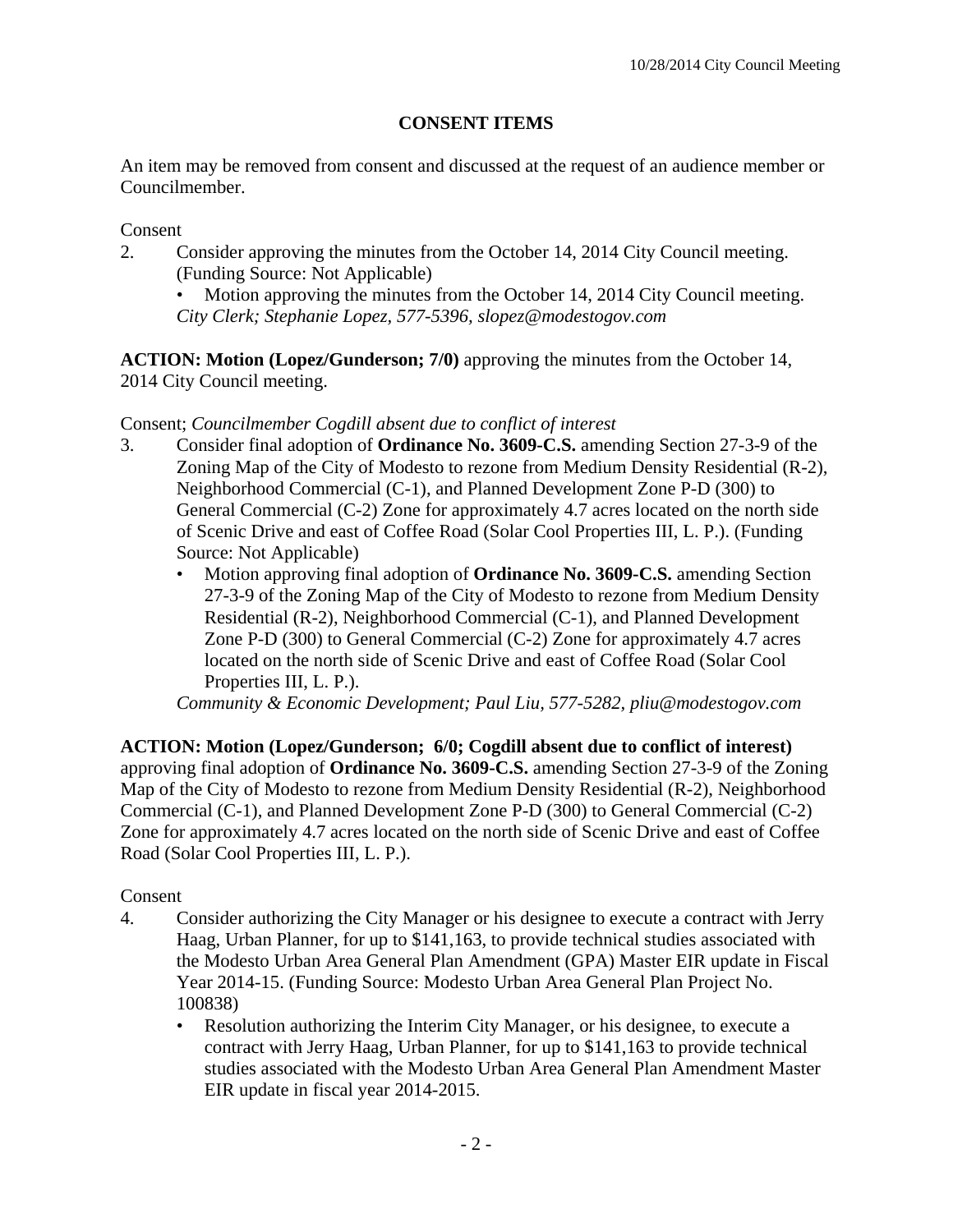## CONSENT ITEMS

An item may be removed from consent and discussed at the request of an audience member or Councilmember.

Consent

2. Consider approving the minutes from the October 14, 2014 City Council meeting. (Funding Source: Not Applicable)
   - Motion approving the minutes from the October 14, 2014 City Council meeting.

   *City Clerk; Stephanie Lopez, 577-5396, slopez@modestogov.com*

**ACTION: Motion (Lopez/Gunderson; 7/0)** approving the minutes from the October 14, 2014 City Council meeting.

Consent; *Councilmember Cogdill absent due to conflict of interest*

3. Consider final adoption of **Ordinance No. 3609-C.S.** amending Section 27-3-9 of the Zoning Map of the City of Modesto to rezone from Medium Density Residential (R-2), Neighborhood Commercial (C-1), and Planned Development Zone P-D (300) to General Commercial (C-2) Zone for approximately 4.7 acres located on the north side of Scenic Drive and east of Coffee Road (Solar Cool Properties III, L. P.). (Funding Source: Not Applicable)
   - Motion approving final adoption of **Ordinance No. 3609-C.S.** amending Section 27-3-9 of the Zoning Map of the City of Modesto to rezone from Medium Density Residential (R-2), Neighborhood Commercial (C-1), and Planned Development Zone P-D (300) to General Commercial (C-2) Zone for approximately 4.7 acres located on the north side of Scenic Drive and east of Coffee Road (Solar Cool Properties III, L. P.).

   *Community & Economic Development; Paul Liu, 577-5282, pliu@modestogov.com*

**ACTION: Motion (Lopez/Gunderson; 6/0; Cogdill absent due to conflict of interest)** approving final adoption of **Ordinance No. 3609-C.S.** amending Section 27-3-9 of the Zoning Map of the City of Modesto to rezone from Medium Density Residential (R-2), Neighborhood Commercial (C-1), and Planned Development Zone P-D (300) to General Commercial (C-2) Zone for approximately 4.7 acres located on the north side of Scenic Drive and east of Coffee Road (Solar Cool Properties III, L. P.).

Consent

4. Consider authorizing the City Manager or his designee to execute a contract with Jerry Haag, Urban Planner, for up to $141,163, to provide technical studies associated with the Modesto Urban Area General Plan Amendment (GPA) Master EIR update in Fiscal Year 2014-15. (Funding Source: Modesto Urban Area General Plan Project No. 100838)
   - Resolution authorizing the Interim City Manager, or his designee, to execute a contract with Jerry Haag, Urban Planner, for up to $141,163 to provide technical studies associated with the Modesto Urban Area General Plan Amendment Master EIR update in fiscal year 2014-2015.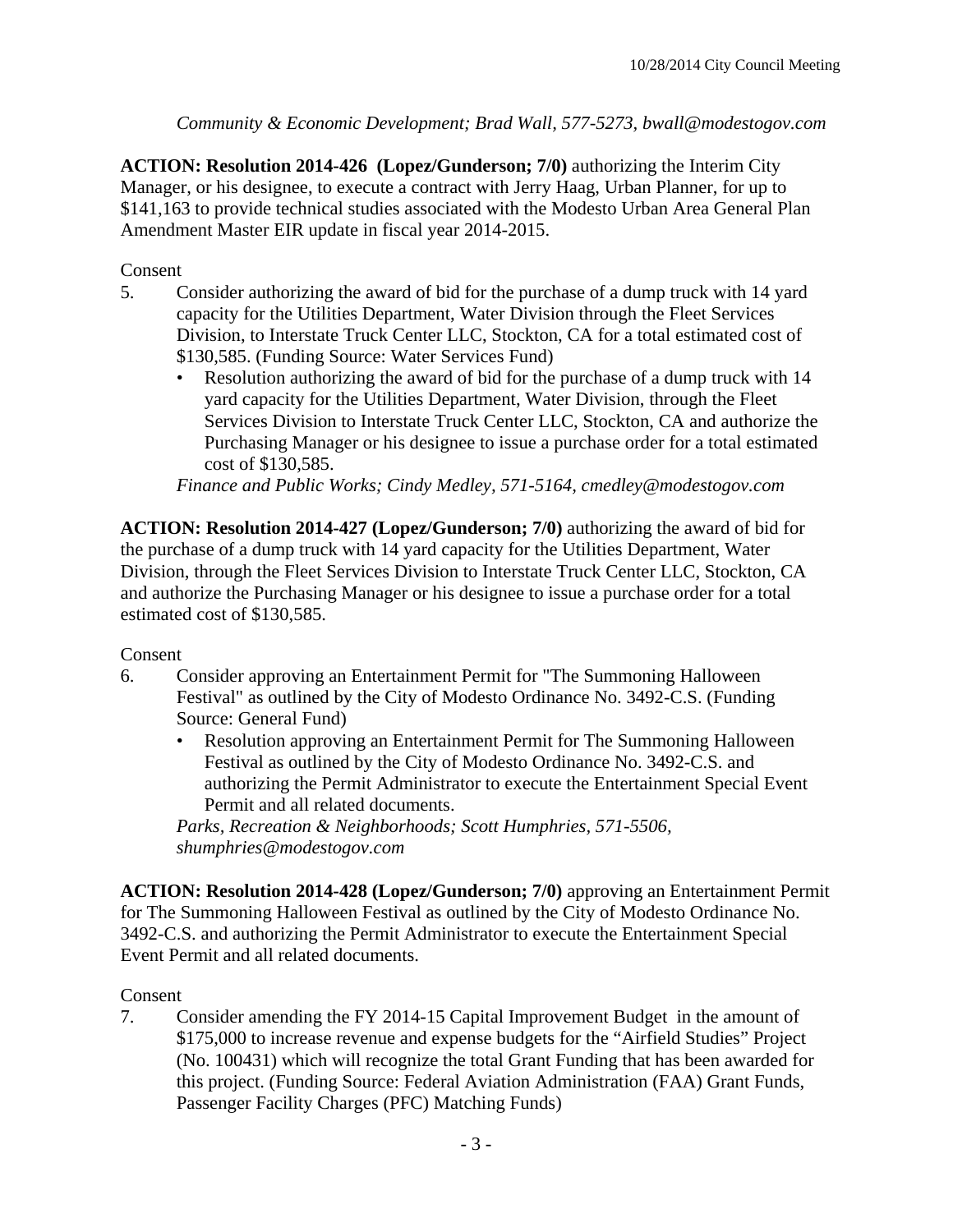*Community & Economic Development; Brad Wall, 577-5273, bwall@modestogov.com*

**ACTION: Resolution 2014-426 (Lopez/Gunderson; 7/0)** authorizing the Interim City Manager, or his designee, to execute a contract with Jerry Haag, Urban Planner, for up to $141,163 to provide technical studies associated with the Modesto Urban Area General Plan Amendment Master EIR update in fiscal year 2014-2015.

Consent

5. Consider authorizing the award of bid for the purchase of a dump truck with 14 yard capacity for the Utilities Department, Water Division through the Fleet Services Division, to Interstate Truck Center LLC, Stockton, CA for a total estimated cost of $130,585. (Funding Source: Water Services Fund)
   - Resolution authorizing the award of bid for the purchase of a dump truck with 14 yard capacity for the Utilities Department, Water Division, through the Fleet Services Division to Interstate Truck Center LLC, Stockton, CA and authorize the Purchasing Manager or his designee to issue a purchase order for a total estimated cost of $130,585.

   *Finance and Public Works; Cindy Medley, 571-5164, cmedley@modestogov.com*

**ACTION: Resolution 2014-427 (Lopez/Gunderson; 7/0)** authorizing the award of bid for the purchase of a dump truck with 14 yard capacity for the Utilities Department, Water Division, through the Fleet Services Division to Interstate Truck Center LLC, Stockton, CA and authorize the Purchasing Manager or his designee to issue a purchase order for a total estimated cost of $130,585.

Consent

6. Consider approving an Entertainment Permit for "The Summoning Halloween Festival" as outlined by the City of Modesto Ordinance No. 3492-C.S. (Funding Source: General Fund)
   - Resolution approving an Entertainment Permit for The Summoning Halloween Festival as outlined by the City of Modesto Ordinance No. 3492-C.S. and authorizing the Permit Administrator to execute the Entertainment Special Event Permit and all related documents.

   *Parks, Recreation & Neighborhoods; Scott Humphries, 571-5506, shumphries@modestogov.com*

**ACTION: Resolution 2014-428 (Lopez/Gunderson; 7/0)** approving an Entertainment Permit for The Summoning Halloween Festival as outlined by the City of Modesto Ordinance No. 3492-C.S. and authorizing the Permit Administrator to execute the Entertainment Special Event Permit and all related documents.

Consent

7. Consider amending the FY 2014-15 Capital Improvement Budget in the amount of $175,000 to increase revenue and expense budgets for the "Airfield Studies" Project (No. 100431) which will recognize the total Grant Funding that has been awarded for this project. (Funding Source: Federal Aviation Administration (FAA) Grant Funds, Passenger Facility Charges (PFC) Matching Funds)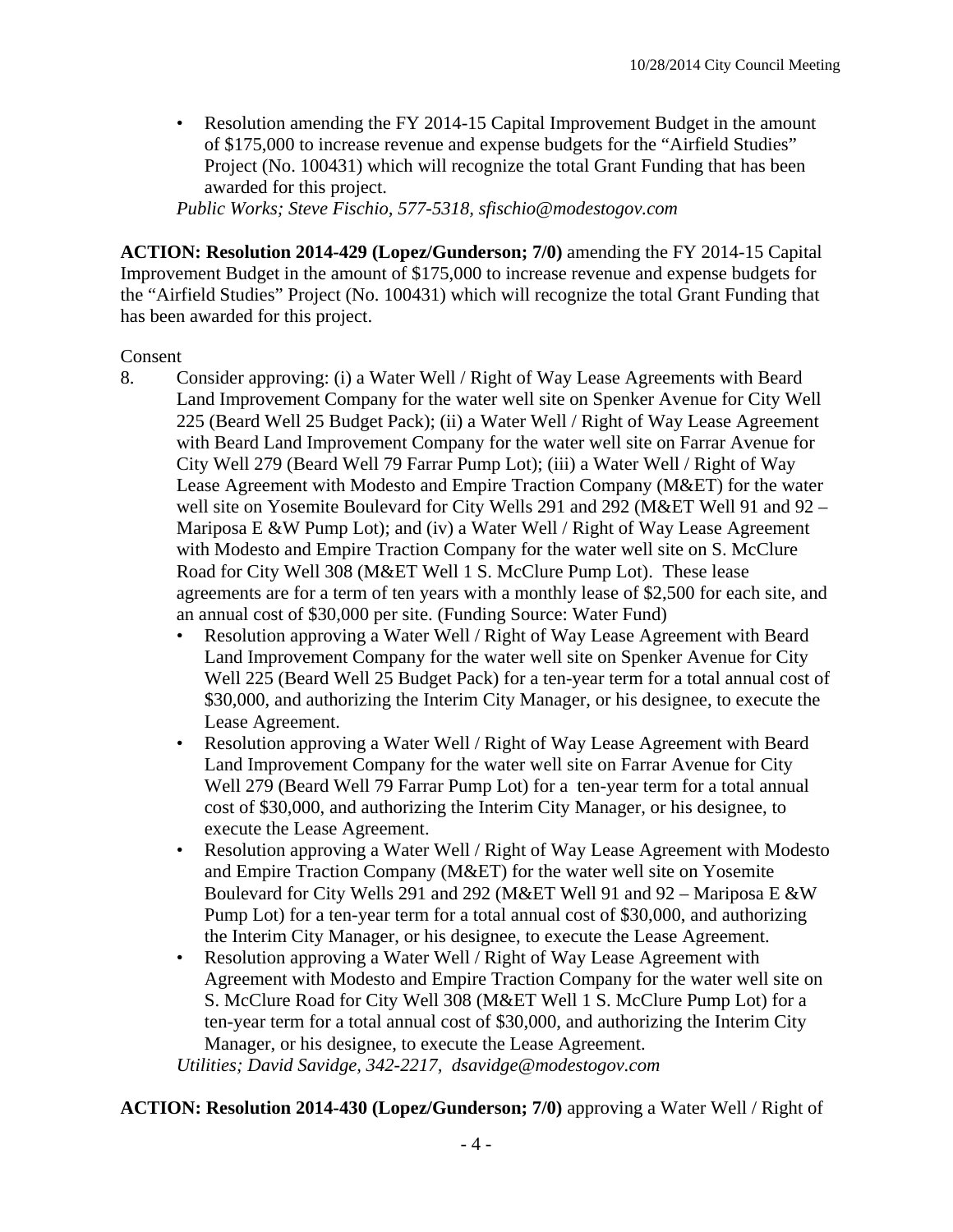- Resolution amending the FY 2014-15 Capital Improvement Budget in the amount of $175,000 to increase revenue and expense budgets for the "Airfield Studies" Project (No. 100431) which will recognize the total Grant Funding that has been awarded for this project.

  *Public Works; Steve Fischio, 577-5318, sfischio@modestogov.com*

**ACTION: Resolution 2014-429 (Lopez/Gunderson; 7/0)** amending the FY 2014-15 Capital Improvement Budget in the amount of $175,000 to increase revenue and expense budgets for the "Airfield Studies" Project (No. 100431) which will recognize the total Grant Funding that has been awarded for this project.

Consent

8. Consider approving: (i) a Water Well / Right of Way Lease Agreements with Beard Land Improvement Company for the water well site on Spenker Avenue for City Well 225 (Beard Well 25 Budget Pack); (ii) a Water Well / Right of Way Lease Agreement with Beard Land Improvement Company for the water well site on Farrar Avenue for City Well 279 (Beard Well 79 Farrar Pump Lot); (iii) a Water Well / Right of Way Lease Agreement with Modesto and Empire Traction Company (M&ET) for the water well site on Yosemite Boulevard for City Wells 291 and 292 (M&ET Well 91 and 92 – Mariposa E &W Pump Lot); and (iv) a Water Well / Right of Way Lease Agreement with Modesto and Empire Traction Company for the water well site on S. McClure Road for City Well 308 (M&ET Well 1 S. McClure Pump Lot). These lease agreements are for a term of ten years with a monthly lease of $2,500 for each site, and an annual cost of $30,000 per site. (Funding Source: Water Fund)
   - Resolution approving a Water Well / Right of Way Lease Agreement with Beard Land Improvement Company for the water well site on Spenker Avenue for City Well 225 (Beard Well 25 Budget Pack) for a ten-year term for a total annual cost of $30,000, and authorizing the Interim City Manager, or his designee, to execute the Lease Agreement.
   - Resolution approving a Water Well / Right of Way Lease Agreement with Beard Land Improvement Company for the water well site on Farrar Avenue for City Well 279 (Beard Well 79 Farrar Pump Lot) for a ten-year term for a total annual cost of $30,000, and authorizing the Interim City Manager, or his designee, to execute the Lease Agreement.
   - Resolution approving a Water Well / Right of Way Lease Agreement with Modesto and Empire Traction Company (M&ET) for the water well site on Yosemite Boulevard for City Wells 291 and 292 (M&ET Well 91 and 92 – Mariposa E &W Pump Lot) for a ten-year term for a total annual cost of $30,000, and authorizing the Interim City Manager, or his designee, to execute the Lease Agreement.
   - Resolution approving a Water Well / Right of Way Lease Agreement with Agreement with Modesto and Empire Traction Company for the water well site on S. McClure Road for City Well 308 (M&ET Well 1 S. McClure Pump Lot) for a ten-year term for a total annual cost of $30,000, and authorizing the Interim City Manager, or his designee, to execute the Lease Agreement.

   *Utilities; David Savidge, 342-2217, dsavidge@modestogov.com*

**ACTION: Resolution 2014-430 (Lopez/Gunderson; 7/0)** approving a Water Well / Right of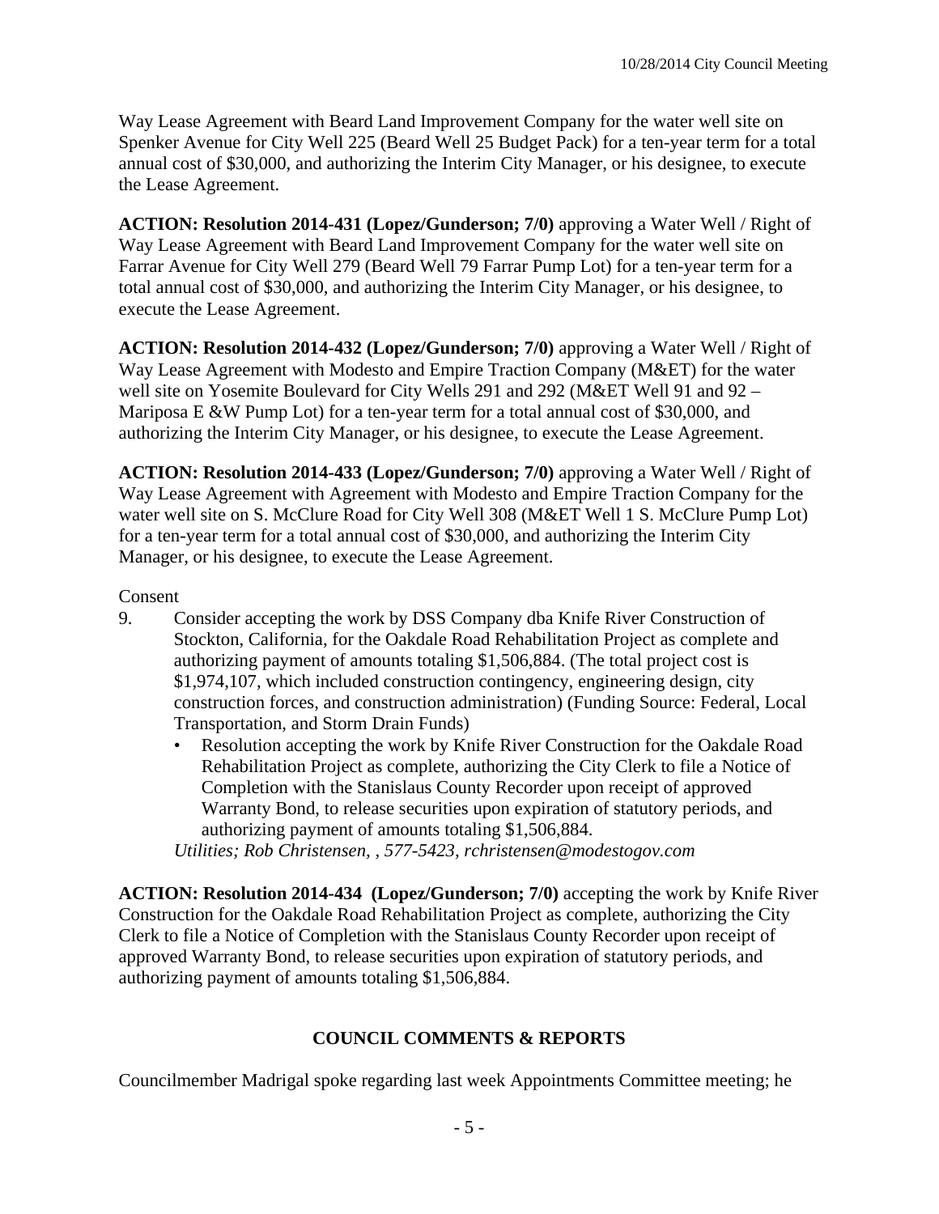Way Lease Agreement with Beard Land Improvement Company for the water well site on Spenker Avenue for City Well 225 (Beard Well 25 Budget Pack) for a ten-year term for a total annual cost of $30,000, and authorizing the Interim City Manager, or his designee, to execute the Lease Agreement.

**ACTION: Resolution 2014-431 (Lopez/Gunderson; 7/0)** approving a Water Well / Right of Way Lease Agreement with Beard Land Improvement Company for the water well site on Farrar Avenue for City Well 279 (Beard Well 79 Farrar Pump Lot) for a ten-year term for a total annual cost of $30,000, and authorizing the Interim City Manager, or his designee, to execute the Lease Agreement.

**ACTION: Resolution 2014-432 (Lopez/Gunderson; 7/0)** approving a Water Well / Right of Way Lease Agreement with Modesto and Empire Traction Company (M&ET) for the water well site on Yosemite Boulevard for City Wells 291 and 292 (M&ET Well 91 and 92 – Mariposa E &W Pump Lot) for a ten-year term for a total annual cost of $30,000, and authorizing the Interim City Manager, or his designee, to execute the Lease Agreement.

**ACTION: Resolution 2014-433 (Lopez/Gunderson; 7/0)** approving a Water Well / Right of Way Lease Agreement with Agreement with Modesto and Empire Traction Company for the water well site on S. McClure Road for City Well 308 (M&ET Well 1 S. McClure Pump Lot) for a ten-year term for a total annual cost of $30,000, and authorizing the Interim City Manager, or his designee, to execute the Lease Agreement.

Consent

9. Consider accepting the work by DSS Company dba Knife River Construction of Stockton, California, for the Oakdale Road Rehabilitation Project as complete and authorizing payment of amounts totaling $1,506,884. (The total project cost is $1,974,107, which included construction contingency, engineering design, city construction forces, and construction administration) (Funding Source: Federal, Local Transportation, and Storm Drain Funds)
   - Resolution accepting the work by Knife River Construction for the Oakdale Road Rehabilitation Project as complete, authorizing the City Clerk to file a Notice of Completion with the Stanislaus County Recorder upon receipt of approved Warranty Bond, to release securities upon expiration of statutory periods, and authorizing payment of amounts totaling $1,506,884.

   *Utilities; Rob Christensen, , 577-5423, rchristensen@modestogov.com*

**ACTION: Resolution 2014-434 (Lopez/Gunderson; 7/0)** accepting the work by Knife River Construction for the Oakdale Road Rehabilitation Project as complete, authorizing the City Clerk to file a Notice of Completion with the Stanislaus County Recorder upon receipt of approved Warranty Bond, to release securities upon expiration of statutory periods, and authorizing payment of amounts totaling $1,506,884.

## COUNCIL COMMENTS & REPORTS

Councilmember Madrigal spoke regarding last week Appointments Committee meeting; he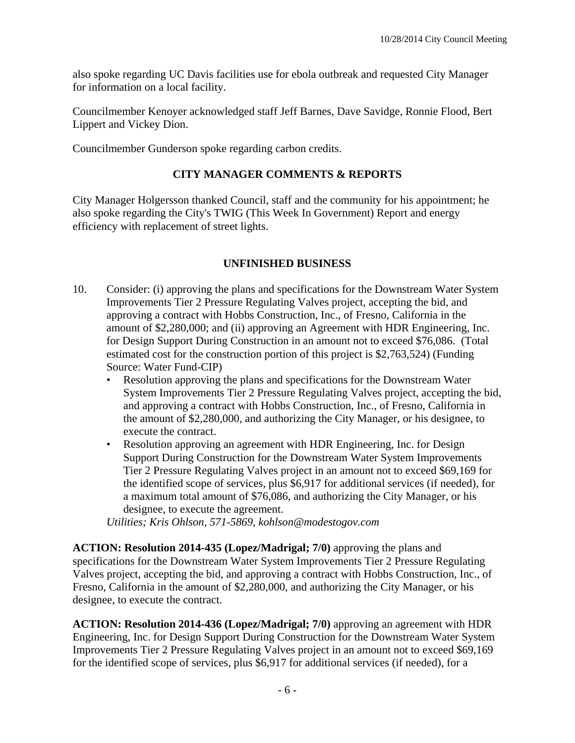also spoke regarding UC Davis facilities use for ebola outbreak and requested City Manager for information on a local facility.

Councilmember Kenoyer acknowledged staff Jeff Barnes, Dave Savidge, Ronnie Flood, Bert Lippert and Vickey Dion.

Councilmember Gunderson spoke regarding carbon credits.

## CITY MANAGER COMMENTS & REPORTS

City Manager Holgersson thanked Council, staff and the community for his appointment; he also spoke regarding the City's TWIG (This Week In Government) Report and energy efficiency with replacement of street lights.

## UNFINISHED BUSINESS

10. Consider: (i) approving the plans and specifications for the Downstream Water System Improvements Tier 2 Pressure Regulating Valves project, accepting the bid, and approving a contract with Hobbs Construction, Inc., of Fresno, California in the amount of $2,280,000; and (ii) approving an Agreement with HDR Engineering, Inc. for Design Support During Construction in an amount not to exceed $76,086. (Total estimated cost for the construction portion of this project is $2,763,524) (Funding Source: Water Fund-CIP)
    - Resolution approving the plans and specifications for the Downstream Water System Improvements Tier 2 Pressure Regulating Valves project, accepting the bid, and approving a contract with Hobbs Construction, Inc., of Fresno, California in the amount of $2,280,000, and authorizing the City Manager, or his designee, to execute the contract.
    - Resolution approving an agreement with HDR Engineering, Inc. for Design Support During Construction for the Downstream Water System Improvements Tier 2 Pressure Regulating Valves project in an amount not to exceed $69,169 for the identified scope of services, plus $6,917 for additional services (if needed), for a maximum total amount of $76,086, and authorizing the City Manager, or his designee, to execute the agreement.

    *Utilities; Kris Ohlson, 571-5869, kohlson@modestogov.com*

**ACTION: Resolution 2014-435 (Lopez/Madrigal; 7/0)** approving the plans and specifications for the Downstream Water System Improvements Tier 2 Pressure Regulating Valves project, accepting the bid, and approving a contract with Hobbs Construction, Inc., of Fresno, California in the amount of $2,280,000, and authorizing the City Manager, or his designee, to execute the contract.

**ACTION: Resolution 2014-436 (Lopez/Madrigal; 7/0)** approving an agreement with HDR Engineering, Inc. for Design Support During Construction for the Downstream Water System Improvements Tier 2 Pressure Regulating Valves project in an amount not to exceed $69,169 for the identified scope of services, plus $6,917 for additional services (if needed), for a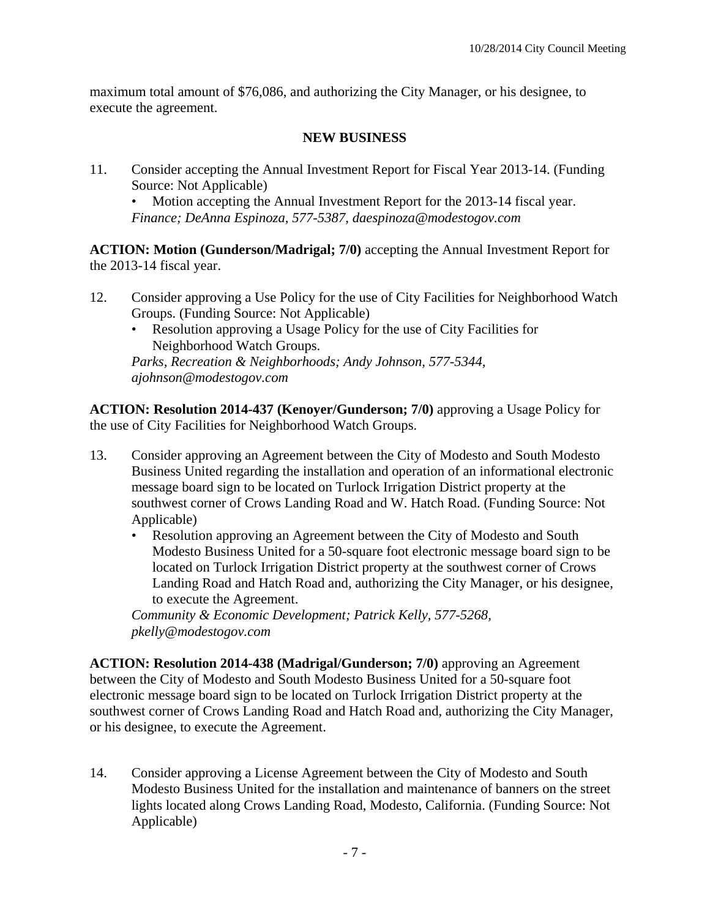maximum total amount of $76,086, and authorizing the City Manager, or his designee, to execute the agreement.

## NEW BUSINESS

11. Consider accepting the Annual Investment Report for Fiscal Year 2013-14. (Funding Source: Not Applicable)
    - Motion accepting the Annual Investment Report for the 2013-14 fiscal year.

    *Finance; DeAnna Espinoza, 577-5387, daespinoza@modestogov.com*

**ACTION: Motion (Gunderson/Madrigal; 7/0)** accepting the Annual Investment Report for the 2013-14 fiscal year.

12. Consider approving a Use Policy for the use of City Facilities for Neighborhood Watch Groups. (Funding Source: Not Applicable)
    - Resolution approving a Usage Policy for the use of City Facilities for Neighborhood Watch Groups.

    *Parks, Recreation & Neighborhoods; Andy Johnson, 577-5344, ajohnson@modestogov.com*

**ACTION: Resolution 2014-437 (Kenoyer/Gunderson; 7/0)** approving a Usage Policy for the use of City Facilities for Neighborhood Watch Groups.

13. Consider approving an Agreement between the City of Modesto and South Modesto Business United regarding the installation and operation of an informational electronic message board sign to be located on Turlock Irrigation District property at the southwest corner of Crows Landing Road and W. Hatch Road. (Funding Source: Not Applicable)
    - Resolution approving an Agreement between the City of Modesto and South Modesto Business United for a 50-square foot electronic message board sign to be located on Turlock Irrigation District property at the southwest corner of Crows Landing Road and Hatch Road and, authorizing the City Manager, or his designee, to execute the Agreement.

    *Community & Economic Development; Patrick Kelly, 577-5268, pkelly@modestogov.com*

**ACTION: Resolution 2014-438 (Madrigal/Gunderson; 7/0)** approving an Agreement between the City of Modesto and South Modesto Business United for a 50-square foot electronic message board sign to be located on Turlock Irrigation District property at the southwest corner of Crows Landing Road and Hatch Road and, authorizing the City Manager, or his designee, to execute the Agreement.

14. Consider approving a License Agreement between the City of Modesto and South Modesto Business United for the installation and maintenance of banners on the street lights located along Crows Landing Road, Modesto, California. (Funding Source: Not Applicable)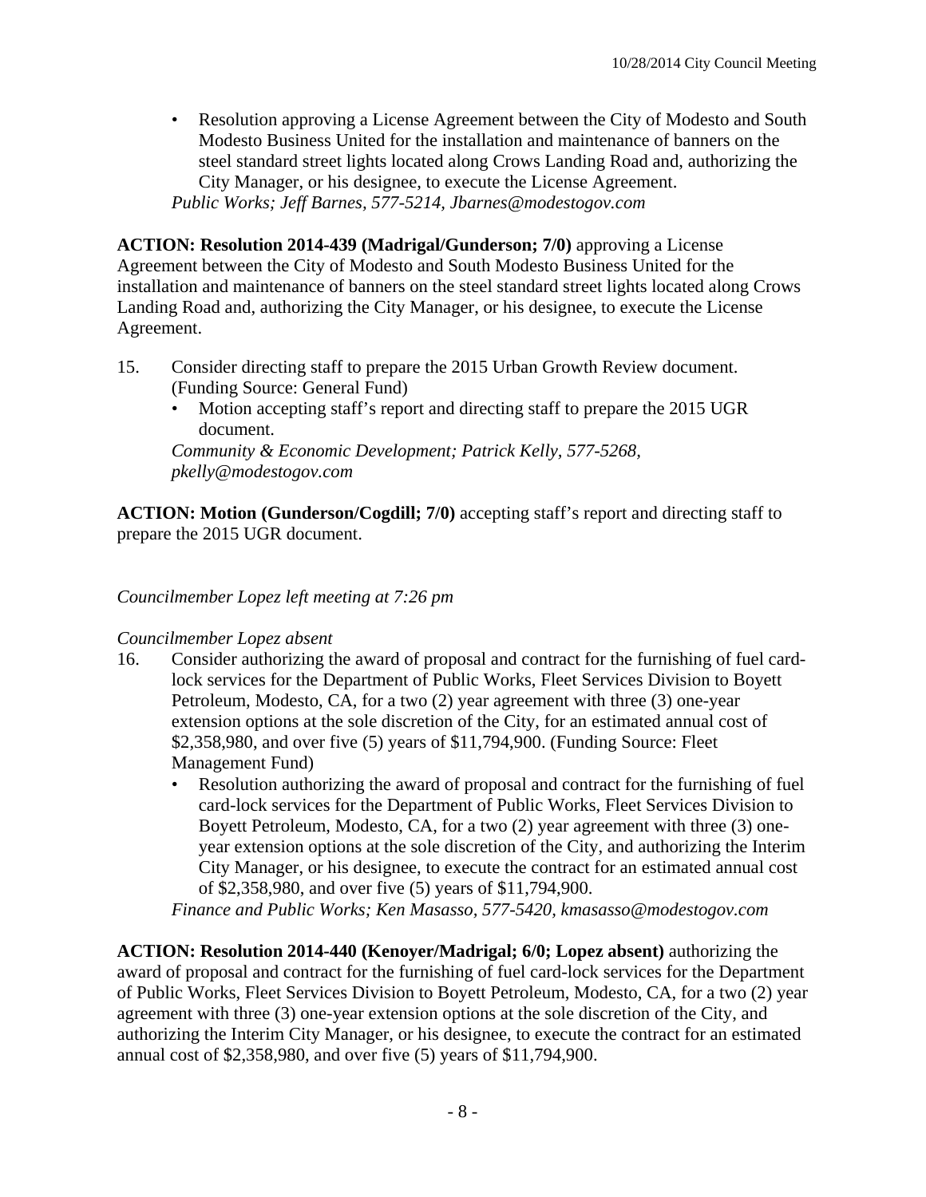- Resolution approving a License Agreement between the City of Modesto and South Modesto Business United for the installation and maintenance of banners on the steel standard street lights located along Crows Landing Road and, authorizing the City Manager, or his designee, to execute the License Agreement.

  *Public Works; Jeff Barnes, 577-5214, Jbarnes@modestogov.com*

**ACTION: Resolution 2014-439 (Madrigal/Gunderson; 7/0)** approving a License Agreement between the City of Modesto and South Modesto Business United for the installation and maintenance of banners on the steel standard street lights located along Crows Landing Road and, authorizing the City Manager, or his designee, to execute the License Agreement.

15. Consider directing staff to prepare the 2015 Urban Growth Review document. (Funding Source: General Fund)
    - Motion accepting staff's report and directing staff to prepare the 2015 UGR document.

    *Community & Economic Development; Patrick Kelly, 577-5268, pkelly@modestogov.com*

**ACTION: Motion (Gunderson/Cogdill; 7/0)** accepting staff's report and directing staff to prepare the 2015 UGR document.

*Councilmember Lopez left meeting at 7:26 pm*

*Councilmember Lopez absent*

16. Consider authorizing the award of proposal and contract for the furnishing of fuel card-lock services for the Department of Public Works, Fleet Services Division to Boyett Petroleum, Modesto, CA, for a two (2) year agreement with three (3) one-year extension options at the sole discretion of the City, for an estimated annual cost of $2,358,980, and over five (5) years of $11,794,900. (Funding Source: Fleet Management Fund)
    - Resolution authorizing the award of proposal and contract for the furnishing of fuel card-lock services for the Department of Public Works, Fleet Services Division to Boyett Petroleum, Modesto, CA, for a two (2) year agreement with three (3) one-year extension options at the sole discretion of the City, and authorizing the Interim City Manager, or his designee, to execute the contract for an estimated annual cost of $2,358,980, and over five (5) years of $11,794,900.

    *Finance and Public Works; Ken Masasso, 577-5420, kmasasso@modestogov.com*

**ACTION: Resolution 2014-440 (Kenoyer/Madrigal; 6/0; Lopez absent)** authorizing the award of proposal and contract for the furnishing of fuel card-lock services for the Department of Public Works, Fleet Services Division to Boyett Petroleum, Modesto, CA, for a two (2) year agreement with three (3) one-year extension options at the sole discretion of the City, and authorizing the Interim City Manager, or his designee, to execute the contract for an estimated annual cost of $2,358,980, and over five (5) years of $11,794,900.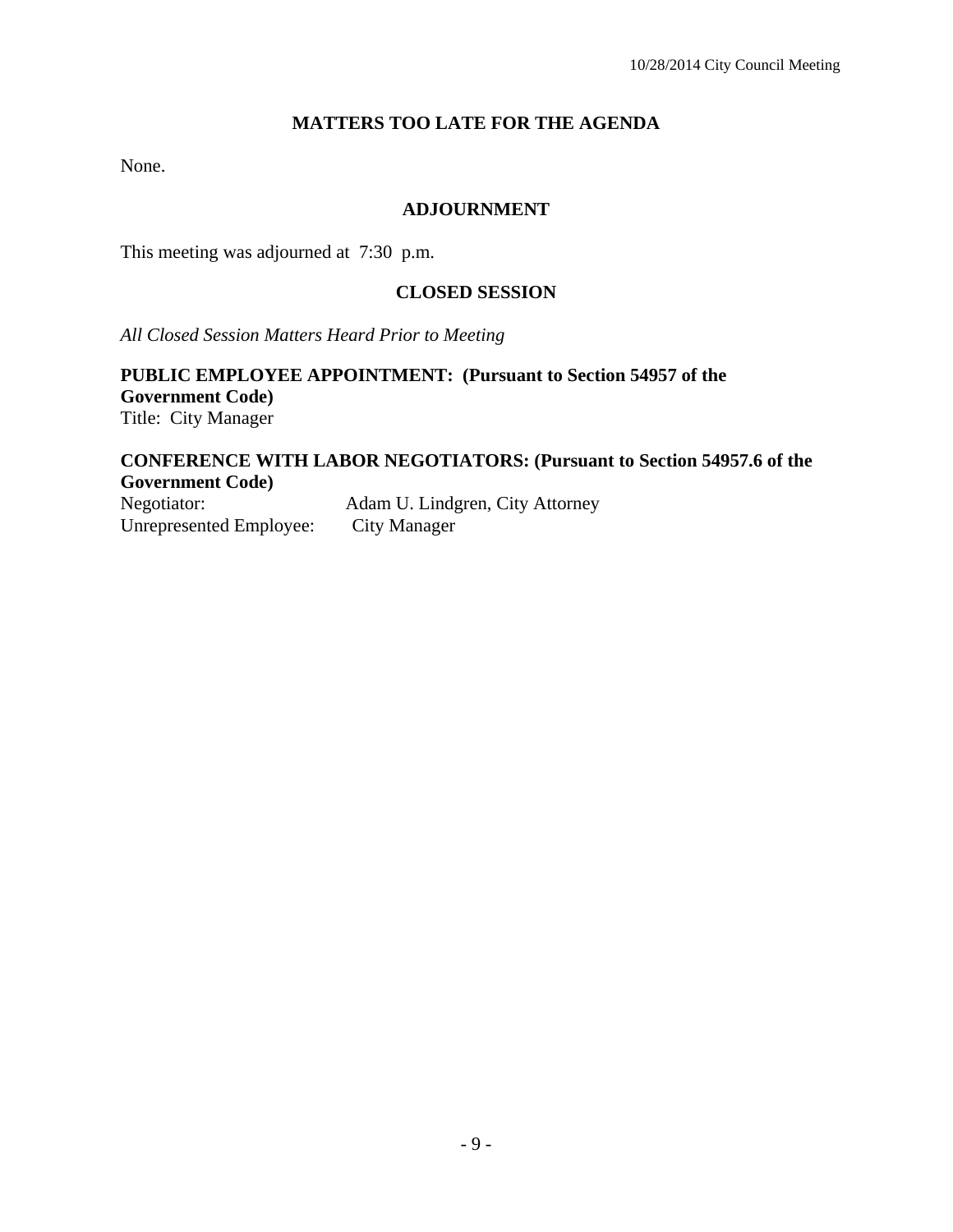## MATTERS TOO LATE FOR THE AGENDA

None.

## ADJOURNMENT

This meeting was adjourned at 7:30 p.m.

## CLOSED SESSION

*All Closed Session Matters Heard Prior to Meeting*

**PUBLIC EMPLOYEE APPOINTMENT: (Pursuant to Section 54957 of the Government Code)**
Title: City Manager

**CONFERENCE WITH LABOR NEGOTIATORS: (Pursuant to Section 54957.6 of the Government Code)**
Negotiator: Adam U. Lindgren, City Attorney
Unrepresented Employee: City Manager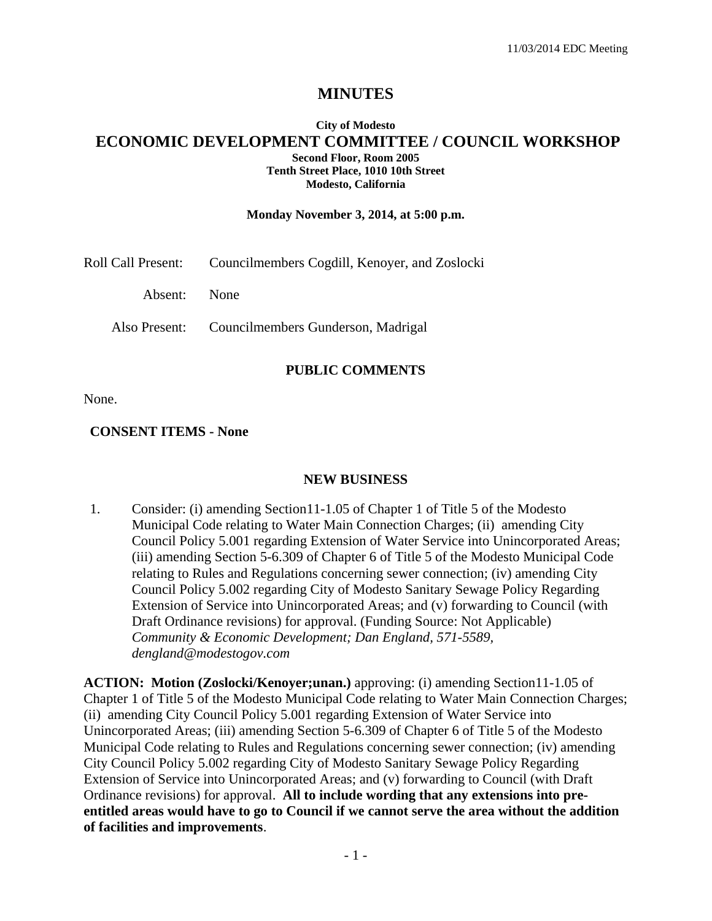# MINUTES

**City of Modesto**

## ECONOMIC DEVELOPMENT COMMITTEE / COUNCIL WORKSHOP

**Second Floor, Room 2005**
**Tenth Street Place, 1010 10th Street**
**Modesto, California**

**Monday November 3, 2014, at 5:00 p.m.**

Roll Call Present: Councilmembers Cogdill, Kenoyer, and Zoslocki

Absent: None

Also Present: Councilmembers Gunderson, Madrigal

### PUBLIC COMMENTS

None.

**CONSENT ITEMS - None**

### NEW BUSINESS

1. Consider: (i) amending Section11-1.05 of Chapter 1 of Title 5 of the Modesto Municipal Code relating to Water Main Connection Charges; (ii) amending City Council Policy 5.001 regarding Extension of Water Service into Unincorporated Areas; (iii) amending Section 5-6.309 of Chapter 6 of Title 5 of the Modesto Municipal Code relating to Rules and Regulations concerning sewer connection; (iv) amending City Council Policy 5.002 regarding City of Modesto Sanitary Sewage Policy Regarding Extension of Service into Unincorporated Areas; and (v) forwarding to Council (with Draft Ordinance revisions) for approval. (Funding Source: Not Applicable) *Community & Economic Development; Dan England, 571-5589, dengland@modestogov.com*

**ACTION: Motion (Zoslocki/Kenoyer;unan.)** approving: (i) amending Section11-1.05 of Chapter 1 of Title 5 of the Modesto Municipal Code relating to Water Main Connection Charges; (ii) amending City Council Policy 5.001 regarding Extension of Water Service into Unincorporated Areas; (iii) amending Section 5-6.309 of Chapter 6 of Title 5 of the Modesto Municipal Code relating to Rules and Regulations concerning sewer connection; (iv) amending City Council Policy 5.002 regarding City of Modesto Sanitary Sewage Policy Regarding Extension of Service into Unincorporated Areas; and (v) forwarding to Council (with Draft Ordinance revisions) for approval. **All to include wording that any extensions into pre-entitled areas would have to go to Council if we cannot serve the area without the addition of facilities and improvements**.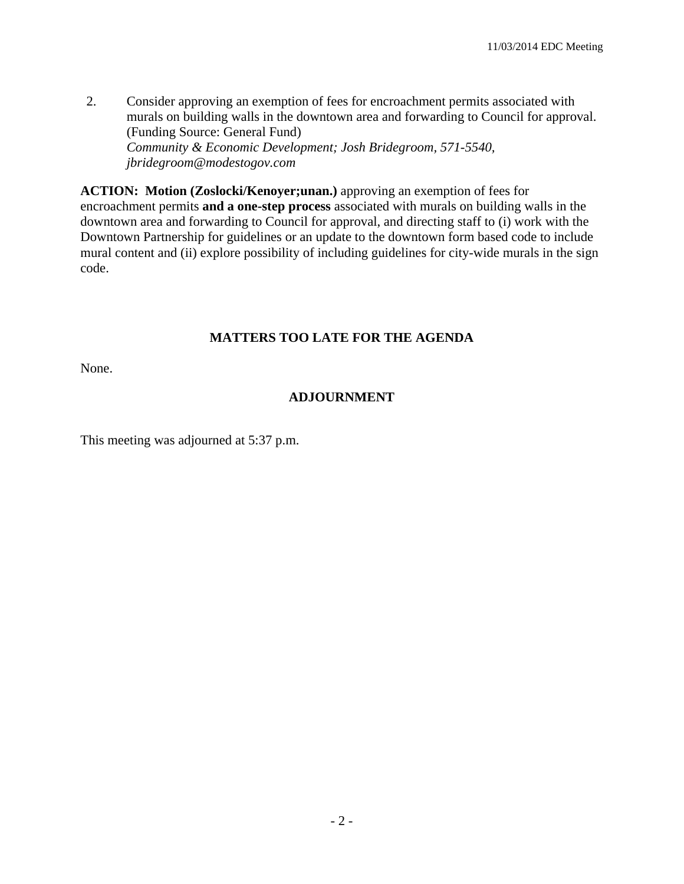2. Consider approving an exemption of fees for encroachment permits associated with murals on building walls in the downtown area and forwarding to Council for approval. (Funding Source: General Fund)
   *Community & Economic Development; Josh Bridegroom, 571-5540, jbridegroom@modestogov.com*

**ACTION: Motion (Zoslocki/Kenoyer;unan.)** approving an exemption of fees for encroachment permits **and a one-step process** associated with murals on building walls in the downtown area and forwarding to Council for approval, and directing staff to (i) work with the Downtown Partnership for guidelines or an update to the downtown form based code to include mural content and (ii) explore possibility of including guidelines for city-wide murals in the sign code.

## MATTERS TOO LATE FOR THE AGENDA

None.

## ADJOURNMENT

This meeting was adjourned at 5:37 p.m.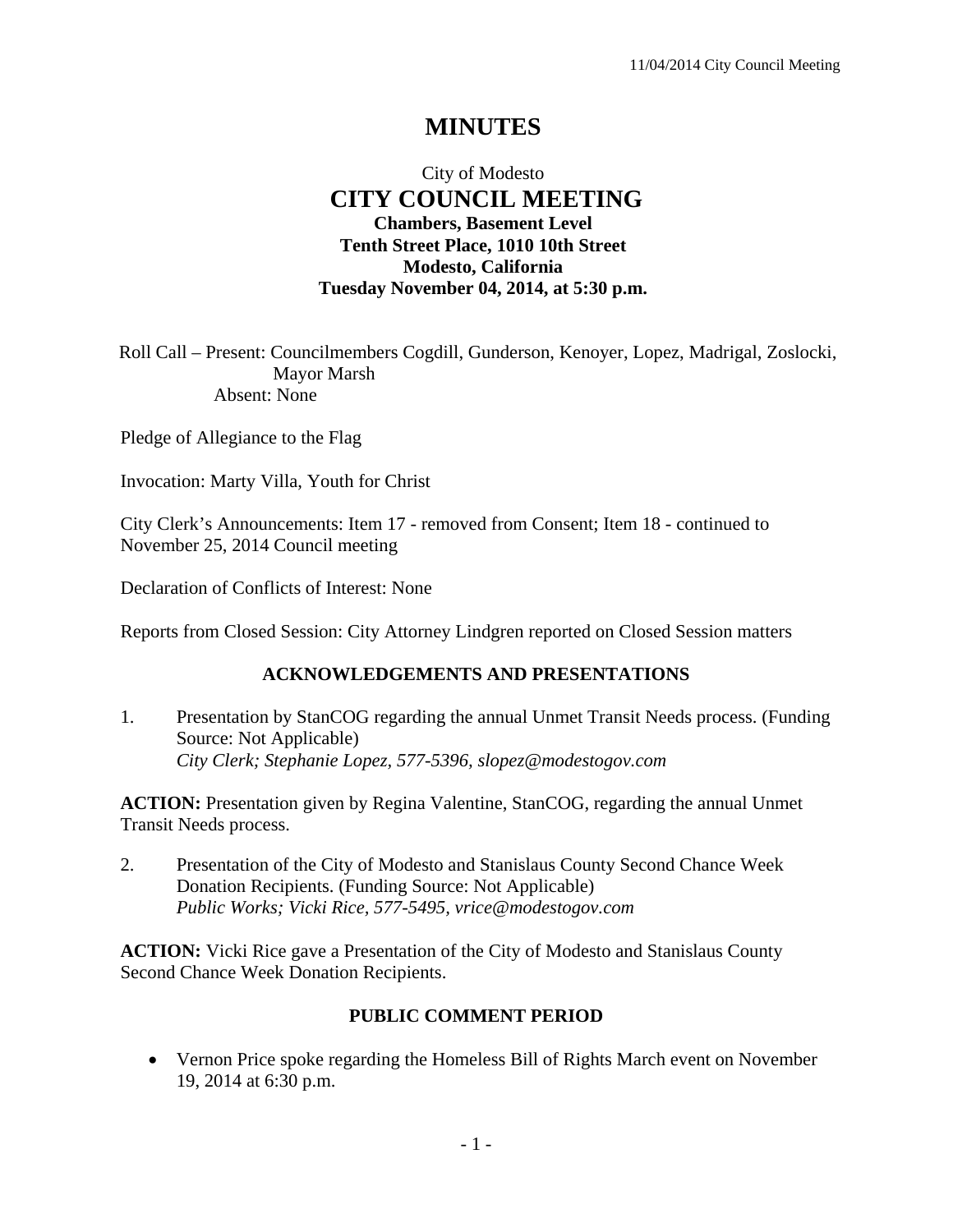# MINUTES

City of Modesto

## CITY COUNCIL MEETING

**Chambers, Basement Level**
**Tenth Street Place, 1010 10th Street**
**Modesto, California**
**Tuesday November 04, 2014, at 5:30 p.m.**

Roll Call – Present: Councilmembers Cogdill, Gunderson, Kenoyer, Lopez, Madrigal, Zoslocki, Mayor Marsh
Absent: None

Pledge of Allegiance to the Flag

Invocation: Marty Villa, Youth for Christ

City Clerk's Announcements: Item 17 - removed from Consent; Item 18 - continued to November 25, 2014 Council meeting

Declaration of Conflicts of Interest: None

Reports from Closed Session: City Attorney Lindgren reported on Closed Session matters

### ACKNOWLEDGEMENTS AND PRESENTATIONS

1. Presentation by StanCOG regarding the annual Unmet Transit Needs process. (Funding Source: Not Applicable)
   *City Clerk; Stephanie Lopez, 577-5396, slopez@modestogov.com*

**ACTION:** Presentation given by Regina Valentine, StanCOG, regarding the annual Unmet Transit Needs process.

2. Presentation of the City of Modesto and Stanislaus County Second Chance Week Donation Recipients. (Funding Source: Not Applicable)
   *Public Works; Vicki Rice, 577-5495, vrice@modestogov.com*

**ACTION:** Vicki Rice gave a Presentation of the City of Modesto and Stanislaus County Second Chance Week Donation Recipients.

### PUBLIC COMMENT PERIOD

- Vernon Price spoke regarding the Homeless Bill of Rights March event on November 19, 2014 at 6:30 p.m.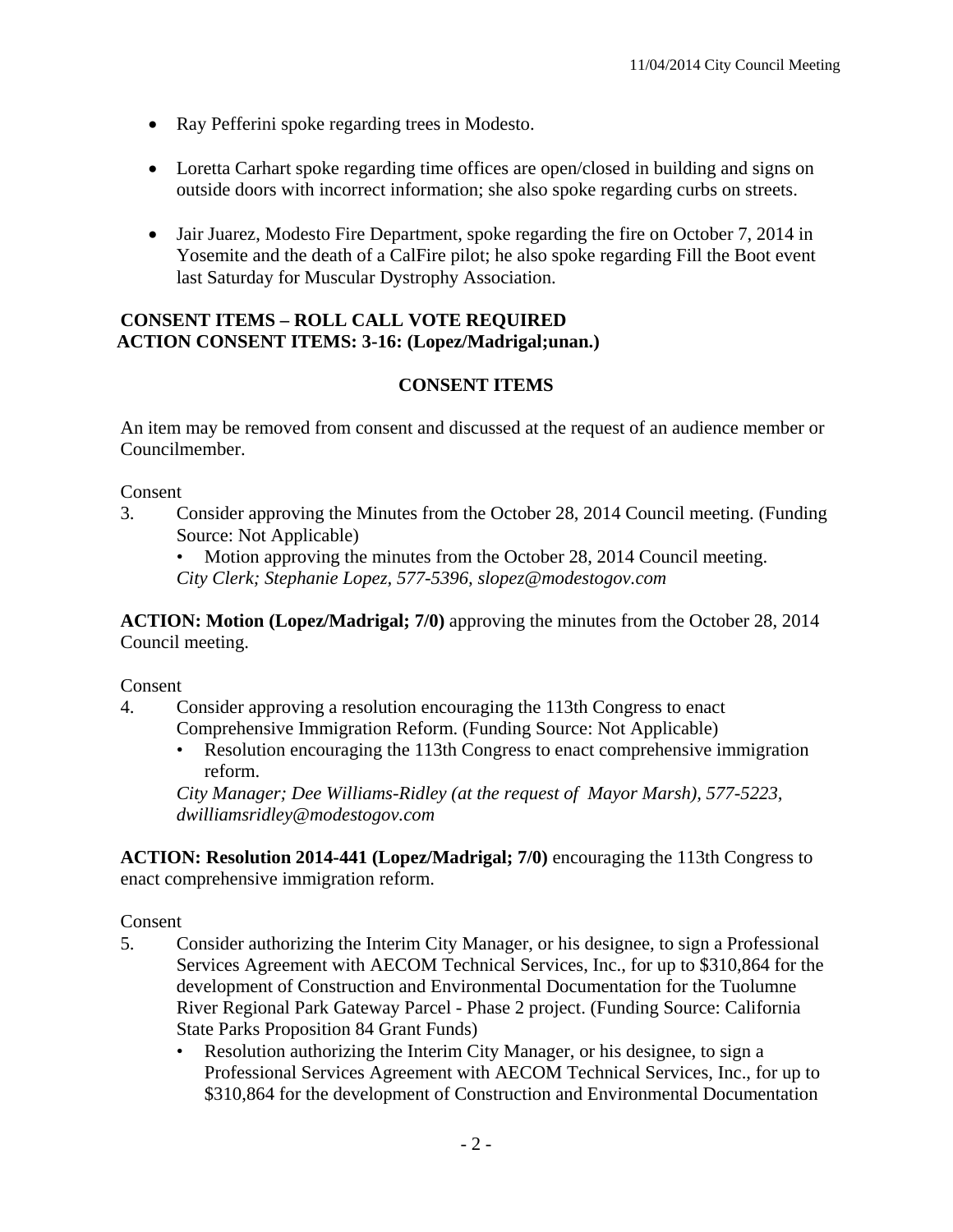- Ray Pefferini spoke regarding trees in Modesto.

- Loretta Carhart spoke regarding time offices are open/closed in building and signs on outside doors with incorrect information; she also spoke regarding curbs on streets.

- Jair Juarez, Modesto Fire Department, spoke regarding the fire on October 7, 2014 in Yosemite and the death of a CalFire pilot; he also spoke regarding Fill the Boot event last Saturday for Muscular Dystrophy Association.

**CONSENT ITEMS – ROLL CALL VOTE REQUIRED**
**ACTION CONSENT ITEMS: 3-16: (Lopez/Madrigal;unan.)**

**CONSENT ITEMS**

An item may be removed from consent and discussed at the request of an audience member or Councilmember.

Consent

3. Consider approving the Minutes from the October 28, 2014 Council meeting. (Funding Source: Not Applicable)
   - Motion approving the minutes from the October 28, 2014 Council meeting.

   *City Clerk; Stephanie Lopez, 577-5396, slopez@modestogov.com*

**ACTION: Motion (Lopez/Madrigal; 7/0)** approving the minutes from the October 28, 2014 Council meeting.

Consent

4. Consider approving a resolution encouraging the 113th Congress to enact Comprehensive Immigration Reform. (Funding Source: Not Applicable)
   - Resolution encouraging the 113th Congress to enact comprehensive immigration reform.

   *City Manager; Dee Williams-Ridley (at the request of Mayor Marsh), 577-5223, dwilliamsridley@modestogov.com*

**ACTION: Resolution 2014-441 (Lopez/Madrigal; 7/0)** encouraging the 113th Congress to enact comprehensive immigration reform.

Consent

5. Consider authorizing the Interim City Manager, or his designee, to sign a Professional Services Agreement with AECOM Technical Services, Inc., for up to $310,864 for the development of Construction and Environmental Documentation for the Tuolumne River Regional Park Gateway Parcel - Phase 2 project. (Funding Source: California State Parks Proposition 84 Grant Funds)
   - Resolution authorizing the Interim City Manager, or his designee, to sign a Professional Services Agreement with AECOM Technical Services, Inc., for up to $310,864 for the development of Construction and Environmental Documentation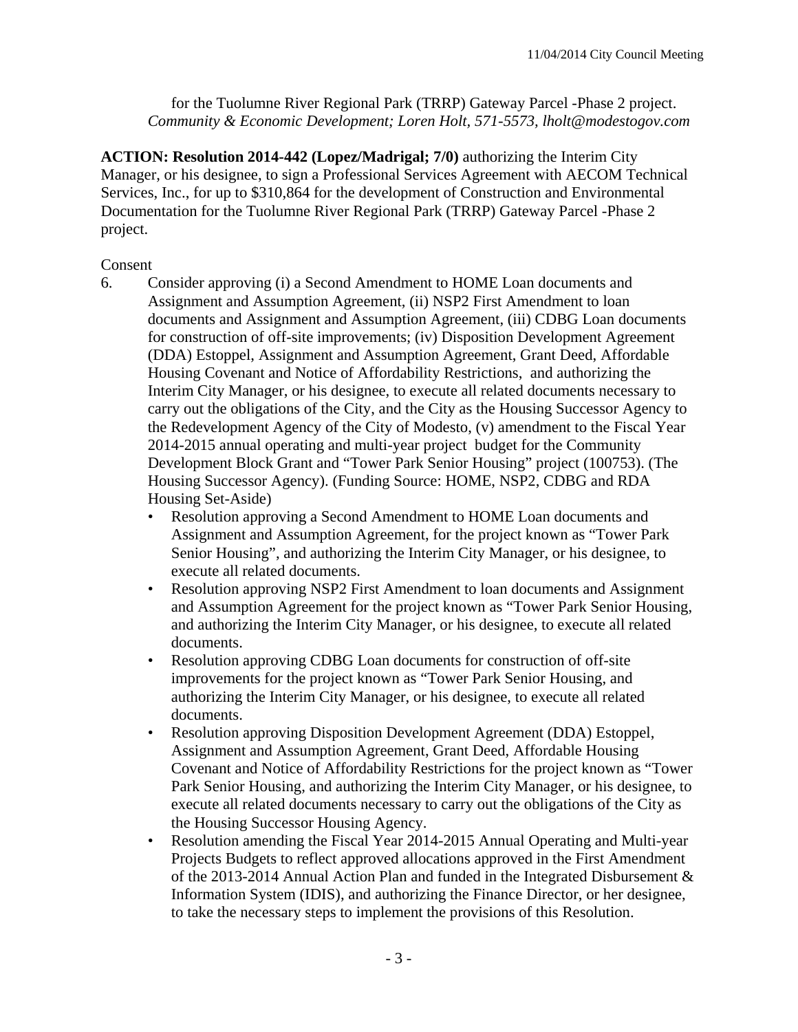for the Tuolumne River Regional Park (TRRP) Gateway Parcel -Phase 2 project.
*Community & Economic Development; Loren Holt, 571-5573, lholt@modestogov.com*

**ACTION: Resolution 2014-442 (Lopez/Madrigal; 7/0)** authorizing the Interim City Manager, or his designee, to sign a Professional Services Agreement with AECOM Technical Services, Inc., for up to $310,864 for the development of Construction and Environmental Documentation for the Tuolumne River Regional Park (TRRP) Gateway Parcel -Phase 2 project.

Consent

6. Consider approving (i) a Second Amendment to HOME Loan documents and Assignment and Assumption Agreement, (ii) NSP2 First Amendment to loan documents and Assignment and Assumption Agreement, (iii) CDBG Loan documents for construction of off-site improvements; (iv) Disposition Development Agreement (DDA) Estoppel, Assignment and Assumption Agreement, Grant Deed, Affordable Housing Covenant and Notice of Affordability Restrictions, and authorizing the Interim City Manager, or his designee, to execute all related documents necessary to carry out the obligations of the City, and the City as the Housing Successor Agency to the Redevelopment Agency of the City of Modesto, (v) amendment to the Fiscal Year 2014-2015 annual operating and multi-year project budget for the Community Development Block Grant and "Tower Park Senior Housing" project (100753). (The Housing Successor Agency). (Funding Source: HOME, NSP2, CDBG and RDA Housing Set-Aside)
   - Resolution approving a Second Amendment to HOME Loan documents and Assignment and Assumption Agreement, for the project known as "Tower Park Senior Housing", and authorizing the Interim City Manager, or his designee, to execute all related documents.
   - Resolution approving NSP2 First Amendment to loan documents and Assignment and Assumption Agreement for the project known as "Tower Park Senior Housing, and authorizing the Interim City Manager, or his designee, to execute all related documents.
   - Resolution approving CDBG Loan documents for construction of off-site improvements for the project known as "Tower Park Senior Housing, and authorizing the Interim City Manager, or his designee, to execute all related documents.
   - Resolution approving Disposition Development Agreement (DDA) Estoppel, Assignment and Assumption Agreement, Grant Deed, Affordable Housing Covenant and Notice of Affordability Restrictions for the project known as "Tower Park Senior Housing, and authorizing the Interim City Manager, or his designee, to execute all related documents necessary to carry out the obligations of the City as the Housing Successor Housing Agency.
   - Resolution amending the Fiscal Year 2014-2015 Annual Operating and Multi-year Projects Budgets to reflect approved allocations approved in the First Amendment of the 2013-2014 Annual Action Plan and funded in the Integrated Disbursement & Information System (IDIS), and authorizing the Finance Director, or her designee, to take the necessary steps to implement the provisions of this Resolution.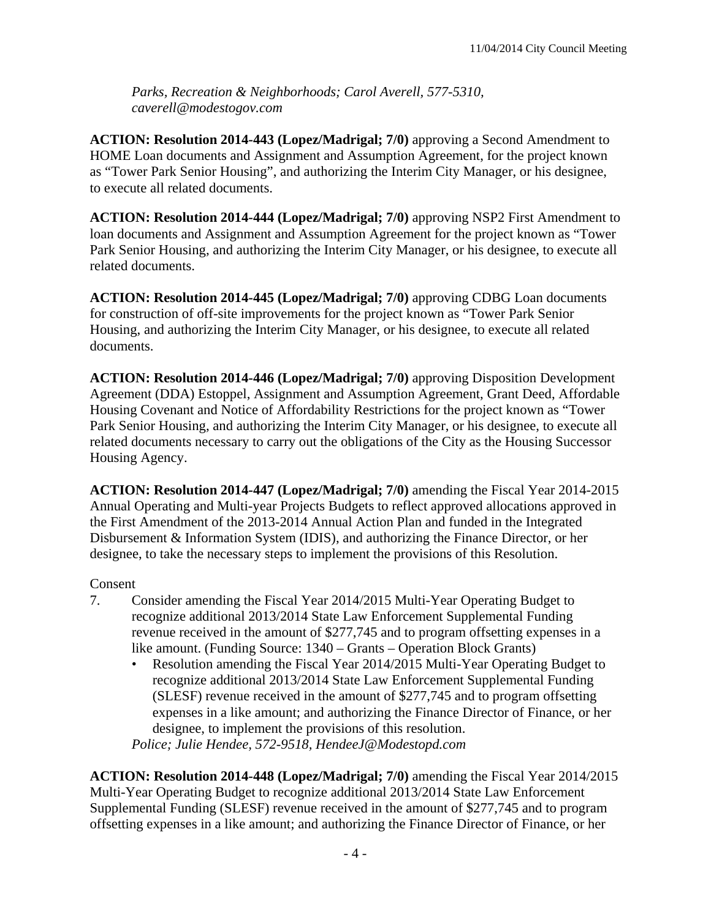*Parks, Recreation & Neighborhoods; Carol Averell, 577-5310, caverell@modestogov.com*

**ACTION: Resolution 2014-443 (Lopez/Madrigal; 7/0)** approving a Second Amendment to HOME Loan documents and Assignment and Assumption Agreement, for the project known as "Tower Park Senior Housing", and authorizing the Interim City Manager, or his designee, to execute all related documents.

**ACTION: Resolution 2014-444 (Lopez/Madrigal; 7/0)** approving NSP2 First Amendment to loan documents and Assignment and Assumption Agreement for the project known as "Tower Park Senior Housing, and authorizing the Interim City Manager, or his designee, to execute all related documents.

**ACTION: Resolution 2014-445 (Lopez/Madrigal; 7/0)** approving CDBG Loan documents for construction of off-site improvements for the project known as "Tower Park Senior Housing, and authorizing the Interim City Manager, or his designee, to execute all related documents.

**ACTION: Resolution 2014-446 (Lopez/Madrigal; 7/0)** approving Disposition Development Agreement (DDA) Estoppel, Assignment and Assumption Agreement, Grant Deed, Affordable Housing Covenant and Notice of Affordability Restrictions for the project known as "Tower Park Senior Housing, and authorizing the Interim City Manager, or his designee, to execute all related documents necessary to carry out the obligations of the City as the Housing Successor Housing Agency.

**ACTION: Resolution 2014-447 (Lopez/Madrigal; 7/0)** amending the Fiscal Year 2014-2015 Annual Operating and Multi-year Projects Budgets to reflect approved allocations approved in the First Amendment of the 2013-2014 Annual Action Plan and funded in the Integrated Disbursement & Information System (IDIS), and authorizing the Finance Director, or her designee, to take the necessary steps to implement the provisions of this Resolution.

Consent

7. Consider amending the Fiscal Year 2014/2015 Multi-Year Operating Budget to recognize additional 2013/2014 State Law Enforcement Supplemental Funding revenue received in the amount of $277,745 and to program offsetting expenses in a like amount. (Funding Source: 1340 – Grants – Operation Block Grants)
   - Resolution amending the Fiscal Year 2014/2015 Multi-Year Operating Budget to recognize additional 2013/2014 State Law Enforcement Supplemental Funding (SLESF) revenue received in the amount of $277,745 and to program offsetting expenses in a like amount; and authorizing the Finance Director of Finance, or her designee, to implement the provisions of this resolution.

   *Police; Julie Hendee, 572-9518, HendeeJ@Modestopd.com*

**ACTION: Resolution 2014-448 (Lopez/Madrigal; 7/0)** amending the Fiscal Year 2014/2015 Multi-Year Operating Budget to recognize additional 2013/2014 State Law Enforcement Supplemental Funding (SLESF) revenue received in the amount of $277,745 and to program offsetting expenses in a like amount; and authorizing the Finance Director of Finance, or her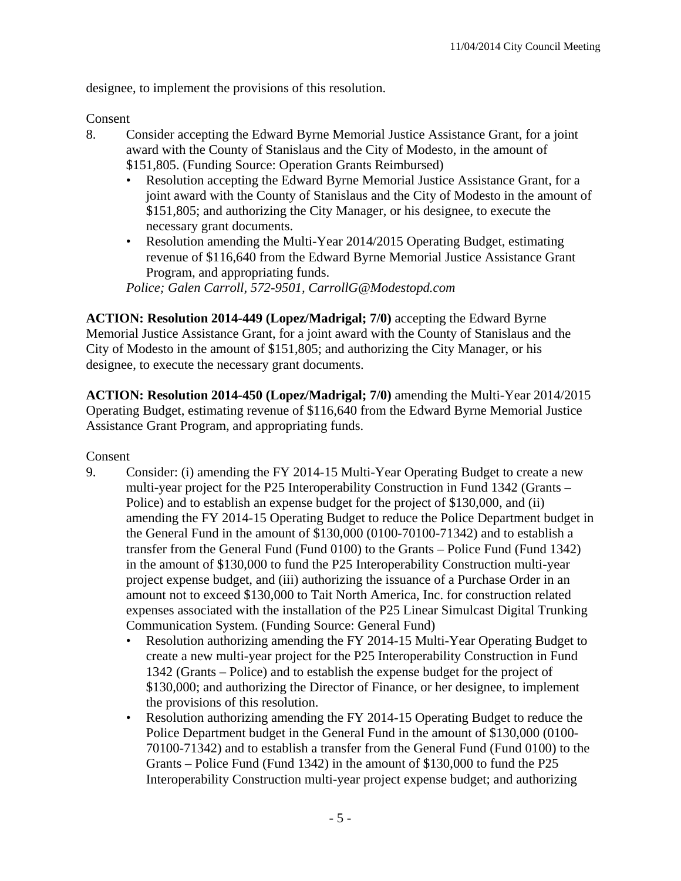designee, to implement the provisions of this resolution.

Consent

8. Consider accepting the Edward Byrne Memorial Justice Assistance Grant, for a joint award with the County of Stanislaus and the City of Modesto, in the amount of $151,805. (Funding Source: Operation Grants Reimbursed)
   - Resolution accepting the Edward Byrne Memorial Justice Assistance Grant, for a joint award with the County of Stanislaus and the City of Modesto in the amount of $151,805; and authorizing the City Manager, or his designee, to execute the necessary grant documents.
   - Resolution amending the Multi-Year 2014/2015 Operating Budget, estimating revenue of $116,640 from the Edward Byrne Memorial Justice Assistance Grant Program, and appropriating funds.

   *Police; Galen Carroll, 572-9501, CarrollG@Modestopd.com*

**ACTION: Resolution 2014-449 (Lopez/Madrigal; 7/0)** accepting the Edward Byrne Memorial Justice Assistance Grant, for a joint award with the County of Stanislaus and the City of Modesto in the amount of $151,805; and authorizing the City Manager, or his designee, to execute the necessary grant documents.

**ACTION: Resolution 2014-450 (Lopez/Madrigal; 7/0)** amending the Multi-Year 2014/2015 Operating Budget, estimating revenue of $116,640 from the Edward Byrne Memorial Justice Assistance Grant Program, and appropriating funds.

Consent

9. Consider: (i) amending the FY 2014-15 Multi-Year Operating Budget to create a new multi-year project for the P25 Interoperability Construction in Fund 1342 (Grants – Police) and to establish an expense budget for the project of $130,000, and (ii) amending the FY 2014-15 Operating Budget to reduce the Police Department budget in the General Fund in the amount of $130,000 (0100-70100-71342) and to establish a transfer from the General Fund (Fund 0100) to the Grants – Police Fund (Fund 1342) in the amount of $130,000 to fund the P25 Interoperability Construction multi-year project expense budget, and (iii) authorizing the issuance of a Purchase Order in an amount not to exceed $130,000 to Tait North America, Inc. for construction related expenses associated with the installation of the P25 Linear Simulcast Digital Trunking Communication System. (Funding Source: General Fund)
   - Resolution authorizing amending the FY 2014-15 Multi-Year Operating Budget to create a new multi-year project for the P25 Interoperability Construction in Fund 1342 (Grants – Police) and to establish the expense budget for the project of $130,000; and authorizing the Director of Finance, or her designee, to implement the provisions of this resolution.
   - Resolution authorizing amending the FY 2014-15 Operating Budget to reduce the Police Department budget in the General Fund in the amount of $130,000 (0100-70100-71342) and to establish a transfer from the General Fund (Fund 0100) to the Grants – Police Fund (Fund 1342) in the amount of $130,000 to fund the P25 Interoperability Construction multi-year project expense budget; and authorizing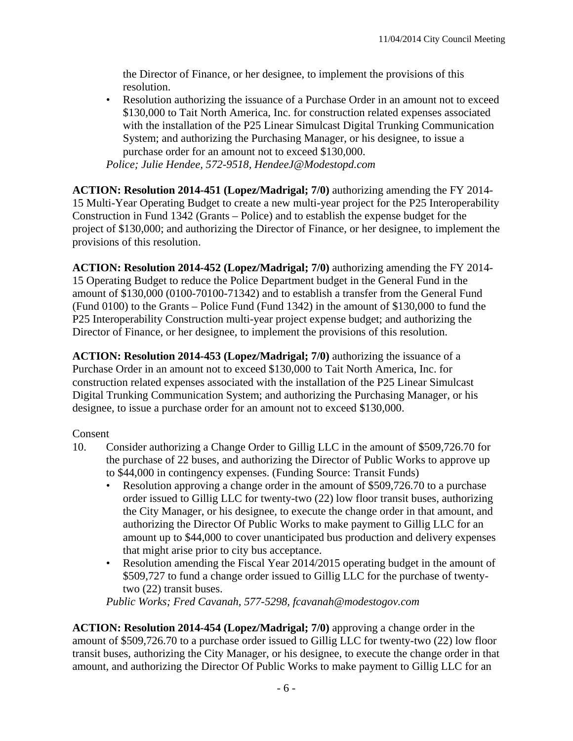the Director of Finance, or her designee, to implement the provisions of this resolution.

- Resolution authorizing the issuance of a Purchase Order in an amount not to exceed $130,000 to Tait North America, Inc. for construction related expenses associated with the installation of the P25 Linear Simulcast Digital Trunking Communication System; and authorizing the Purchasing Manager, or his designee, to issue a purchase order for an amount not to exceed $130,000.

*Police; Julie Hendee, 572-9518, HendeeJ@Modestopd.com*

**ACTION: Resolution 2014-451 (Lopez/Madrigal; 7/0)** authorizing amending the FY 2014-15 Multi-Year Operating Budget to create a new multi-year project for the P25 Interoperability Construction in Fund 1342 (Grants – Police) and to establish the expense budget for the project of $130,000; and authorizing the Director of Finance, or her designee, to implement the provisions of this resolution.

**ACTION: Resolution 2014-452 (Lopez/Madrigal; 7/0)** authorizing amending the FY 2014-15 Operating Budget to reduce the Police Department budget in the General Fund in the amount of $130,000 (0100-70100-71342) and to establish a transfer from the General Fund (Fund 0100) to the Grants – Police Fund (Fund 1342) in the amount of $130,000 to fund the P25 Interoperability Construction multi-year project expense budget; and authorizing the Director of Finance, or her designee, to implement the provisions of this resolution.

**ACTION: Resolution 2014-453 (Lopez/Madrigal; 7/0)** authorizing the issuance of a Purchase Order in an amount not to exceed $130,000 to Tait North America, Inc. for construction related expenses associated with the installation of the P25 Linear Simulcast Digital Trunking Communication System; and authorizing the Purchasing Manager, or his designee, to issue a purchase order for an amount not to exceed $130,000.

Consent

10. Consider authorizing a Change Order to Gillig LLC in the amount of $509,726.70 for the purchase of 22 buses, and authorizing the Director of Public Works to approve up to $44,000 in contingency expenses. (Funding Source: Transit Funds)
    - Resolution approving a change order in the amount of $509,726.70 to a purchase order issued to Gillig LLC for twenty-two (22) low floor transit buses, authorizing the City Manager, or his designee, to execute the change order in that amount, and authorizing the Director Of Public Works to make payment to Gillig LLC for an amount up to $44,000 to cover unanticipated bus production and delivery expenses that might arise prior to city bus acceptance.
    - Resolution amending the Fiscal Year 2014/2015 operating budget in the amount of $509,727 to fund a change order issued to Gillig LLC for the purchase of twenty-two (22) transit buses.

    *Public Works; Fred Cavanah, 577-5298, fcavanah@modestogov.com*

**ACTION: Resolution 2014-454 (Lopez/Madrigal; 7/0)** approving a change order in the amount of $509,726.70 to a purchase order issued to Gillig LLC for twenty-two (22) low floor transit buses, authorizing the City Manager, or his designee, to execute the change order in that amount, and authorizing the Director Of Public Works to make payment to Gillig LLC for an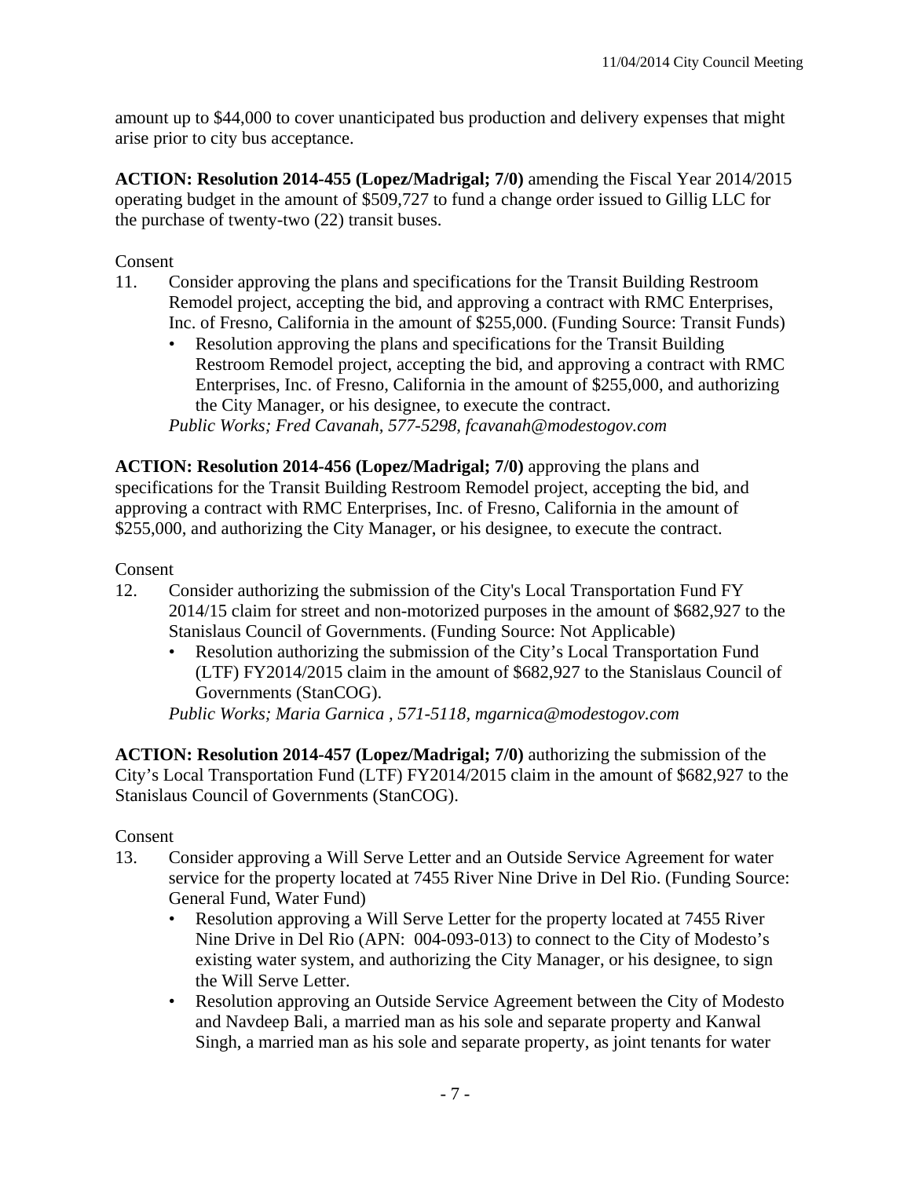amount up to $44,000 to cover unanticipated bus production and delivery expenses that might arise prior to city bus acceptance.

**ACTION: Resolution 2014-455 (Lopez/Madrigal; 7/0)** amending the Fiscal Year 2014/2015 operating budget in the amount of $509,727 to fund a change order issued to Gillig LLC for the purchase of twenty-two (22) transit buses.

Consent

11. Consider approving the plans and specifications for the Transit Building Restroom Remodel project, accepting the bid, and approving a contract with RMC Enterprises, Inc. of Fresno, California in the amount of $255,000. (Funding Source: Transit Funds)
    - Resolution approving the plans and specifications for the Transit Building Restroom Remodel project, accepting the bid, and approving a contract with RMC Enterprises, Inc. of Fresno, California in the amount of $255,000, and authorizing the City Manager, or his designee, to execute the contract.

    *Public Works; Fred Cavanah, 577-5298, fcavanah@modestogov.com*

**ACTION: Resolution 2014-456 (Lopez/Madrigal; 7/0)** approving the plans and specifications for the Transit Building Restroom Remodel project, accepting the bid, and approving a contract with RMC Enterprises, Inc. of Fresno, California in the amount of $255,000, and authorizing the City Manager, or his designee, to execute the contract.

Consent

12. Consider authorizing the submission of the City's Local Transportation Fund FY 2014/15 claim for street and non-motorized purposes in the amount of $682,927 to the Stanislaus Council of Governments. (Funding Source: Not Applicable)
    - Resolution authorizing the submission of the City's Local Transportation Fund (LTF) FY2014/2015 claim in the amount of $682,927 to the Stanislaus Council of Governments (StanCOG).

    *Public Works; Maria Garnica , 571-5118, mgarnica@modestogov.com*

**ACTION: Resolution 2014-457 (Lopez/Madrigal; 7/0)** authorizing the submission of the City's Local Transportation Fund (LTF) FY2014/2015 claim in the amount of $682,927 to the Stanislaus Council of Governments (StanCOG).

Consent

13. Consider approving a Will Serve Letter and an Outside Service Agreement for water service for the property located at 7455 River Nine Drive in Del Rio. (Funding Source: General Fund, Water Fund)
    - Resolution approving a Will Serve Letter for the property located at 7455 River Nine Drive in Del Rio (APN: 004-093-013) to connect to the City of Modesto's existing water system, and authorizing the City Manager, or his designee, to sign the Will Serve Letter.
    - Resolution approving an Outside Service Agreement between the City of Modesto and Navdeep Bali, a married man as his sole and separate property and Kanwal Singh, a married man as his sole and separate property, as joint tenants for water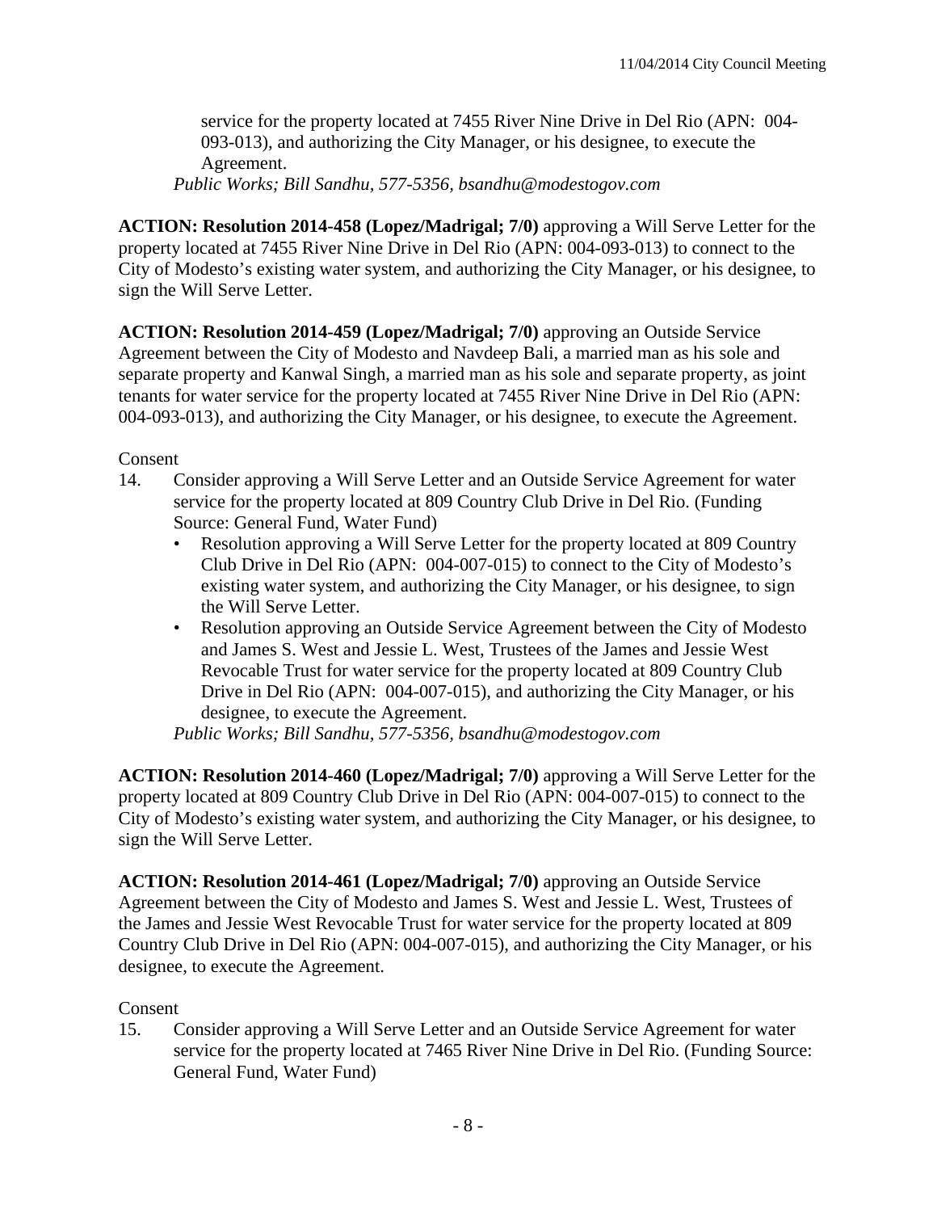service for the property located at 7455 River Nine Drive in Del Rio (APN: 004-093-013), and authorizing the City Manager, or his designee, to execute the Agreement.

*Public Works; Bill Sandhu, 577-5356, bsandhu@modestogov.com*

**ACTION: Resolution 2014-458 (Lopez/Madrigal; 7/0)** approving a Will Serve Letter for the property located at 7455 River Nine Drive in Del Rio (APN: 004-093-013) to connect to the City of Modesto's existing water system, and authorizing the City Manager, or his designee, to sign the Will Serve Letter.

**ACTION: Resolution 2014-459 (Lopez/Madrigal; 7/0)** approving an Outside Service Agreement between the City of Modesto and Navdeep Bali, a married man as his sole and separate property and Kanwal Singh, a married man as his sole and separate property, as joint tenants for water service for the property located at 7455 River Nine Drive in Del Rio (APN: 004-093-013), and authorizing the City Manager, or his designee, to execute the Agreement.

Consent

14. Consider approving a Will Serve Letter and an Outside Service Agreement for water service for the property located at 809 Country Club Drive in Del Rio. (Funding Source: General Fund, Water Fund)
    - Resolution approving a Will Serve Letter for the property located at 809 Country Club Drive in Del Rio (APN: 004-007-015) to connect to the City of Modesto's existing water system, and authorizing the City Manager, or his designee, to sign the Will Serve Letter.
    - Resolution approving an Outside Service Agreement between the City of Modesto and James S. West and Jessie L. West, Trustees of the James and Jessie West Revocable Trust for water service for the property located at 809 Country Club Drive in Del Rio (APN: 004-007-015), and authorizing the City Manager, or his designee, to execute the Agreement.

    *Public Works; Bill Sandhu, 577-5356, bsandhu@modestogov.com*

**ACTION: Resolution 2014-460 (Lopez/Madrigal; 7/0)** approving a Will Serve Letter for the property located at 809 Country Club Drive in Del Rio (APN: 004-007-015) to connect to the City of Modesto's existing water system, and authorizing the City Manager, or his designee, to sign the Will Serve Letter.

**ACTION: Resolution 2014-461 (Lopez/Madrigal; 7/0)** approving an Outside Service Agreement between the City of Modesto and James S. West and Jessie L. West, Trustees of the James and Jessie West Revocable Trust for water service for the property located at 809 Country Club Drive in Del Rio (APN: 004-007-015), and authorizing the City Manager, or his designee, to execute the Agreement.

Consent

15. Consider approving a Will Serve Letter and an Outside Service Agreement for water service for the property located at 7465 River Nine Drive in Del Rio. (Funding Source: General Fund, Water Fund)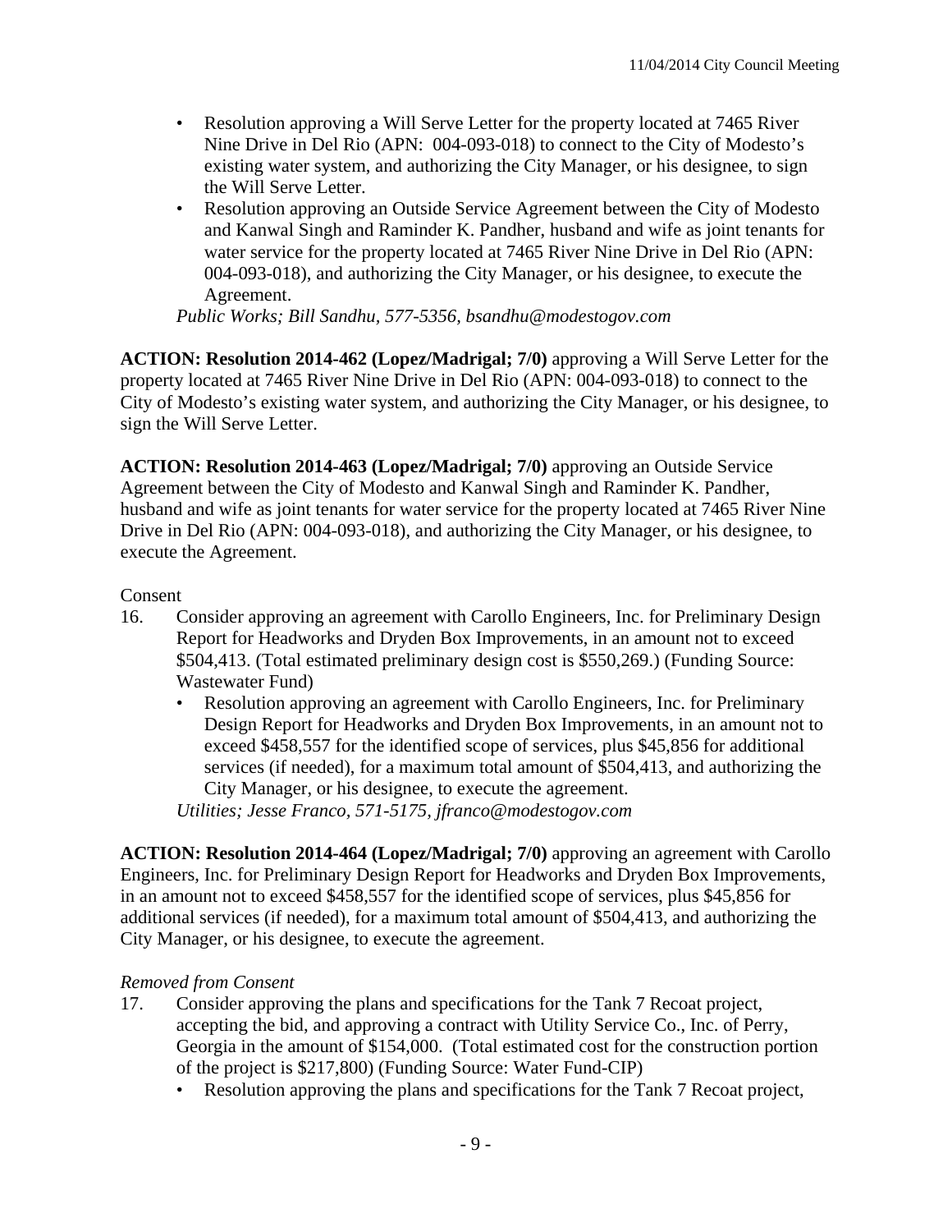- Resolution approving a Will Serve Letter for the property located at 7465 River Nine Drive in Del Rio (APN: 004-093-018) to connect to the City of Modesto's existing water system, and authorizing the City Manager, or his designee, to sign the Will Serve Letter.
- Resolution approving an Outside Service Agreement between the City of Modesto and Kanwal Singh and Raminder K. Pandher, husband and wife as joint tenants for water service for the property located at 7465 River Nine Drive in Del Rio (APN: 004-093-018), and authorizing the City Manager, or his designee, to execute the Agreement.

*Public Works; Bill Sandhu, 577-5356, bsandhu@modestogov.com*

**ACTION: Resolution 2014-462 (Lopez/Madrigal; 7/0)** approving a Will Serve Letter for the property located at 7465 River Nine Drive in Del Rio (APN: 004-093-018) to connect to the City of Modesto's existing water system, and authorizing the City Manager, or his designee, to sign the Will Serve Letter.

**ACTION: Resolution 2014-463 (Lopez/Madrigal; 7/0)** approving an Outside Service Agreement between the City of Modesto and Kanwal Singh and Raminder K. Pandher, husband and wife as joint tenants for water service for the property located at 7465 River Nine Drive in Del Rio (APN: 004-093-018), and authorizing the City Manager, or his designee, to execute the Agreement.

Consent

16. Consider approving an agreement with Carollo Engineers, Inc. for Preliminary Design Report for Headworks and Dryden Box Improvements, in an amount not to exceed $504,413. (Total estimated preliminary design cost is $550,269.) (Funding Source: Wastewater Fund)
    - Resolution approving an agreement with Carollo Engineers, Inc. for Preliminary Design Report for Headworks and Dryden Box Improvements, in an amount not to exceed $458,557 for the identified scope of services, plus $45,856 for additional services (if needed), for a maximum total amount of $504,413, and authorizing the City Manager, or his designee, to execute the agreement.

    *Utilities; Jesse Franco, 571-5175, jfranco@modestogov.com*

**ACTION: Resolution 2014-464 (Lopez/Madrigal; 7/0)** approving an agreement with Carollo Engineers, Inc. for Preliminary Design Report for Headworks and Dryden Box Improvements, in an amount not to exceed $458,557 for the identified scope of services, plus $45,856 for additional services (if needed), for a maximum total amount of $504,413, and authorizing the City Manager, or his designee, to execute the agreement.

*Removed from Consent*

17. Consider approving the plans and specifications for the Tank 7 Recoat project, accepting the bid, and approving a contract with Utility Service Co., Inc. of Perry, Georgia in the amount of $154,000. (Total estimated cost for the construction portion of the project is $217,800) (Funding Source: Water Fund-CIP)
    - Resolution approving the plans and specifications for the Tank 7 Recoat project,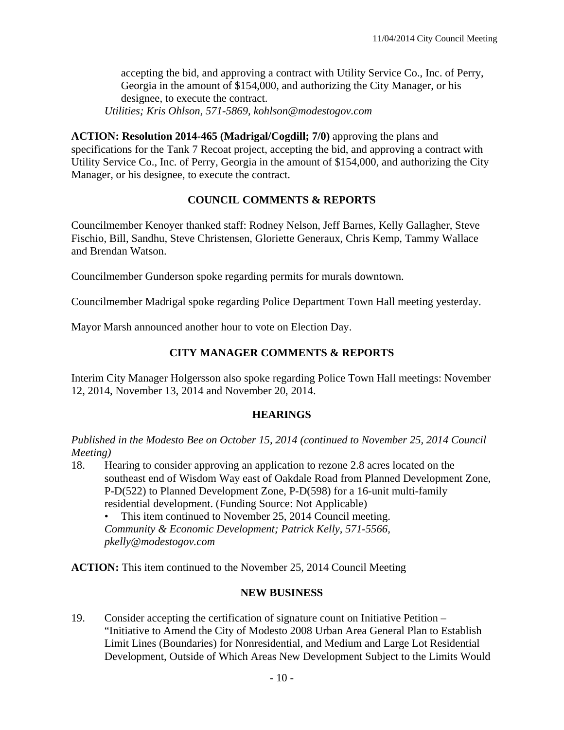accepting the bid, and approving a contract with Utility Service Co., Inc. of Perry, Georgia in the amount of $154,000, and authorizing the City Manager, or his designee, to execute the contract.
*Utilities; Kris Ohlson, 571-5869, kohlson@modestogov.com*

**ACTION: Resolution 2014-465 (Madrigal/Cogdill; 7/0)** approving the plans and specifications for the Tank 7 Recoat project, accepting the bid, and approving a contract with Utility Service Co., Inc. of Perry, Georgia in the amount of $154,000, and authorizing the City Manager, or his designee, to execute the contract.

## COUNCIL COMMENTS & REPORTS

Councilmember Kenoyer thanked staff: Rodney Nelson, Jeff Barnes, Kelly Gallagher, Steve Fischio, Bill, Sandhu, Steve Christensen, Gloriette Generaux, Chris Kemp, Tammy Wallace and Brendan Watson.

Councilmember Gunderson spoke regarding permits for murals downtown.

Councilmember Madrigal spoke regarding Police Department Town Hall meeting yesterday.

Mayor Marsh announced another hour to vote on Election Day.

## CITY MANAGER COMMENTS & REPORTS

Interim City Manager Holgersson also spoke regarding Police Town Hall meetings: November 12, 2014, November 13, 2014 and November 20, 2014.

## HEARINGS

*Published in the Modesto Bee on October 15, 2014 (continued to November 25, 2014 Council Meeting)*

18. Hearing to consider approving an application to rezone 2.8 acres located on the southeast end of Wisdom Way east of Oakdale Road from Planned Development Zone, P-D(522) to Planned Development Zone, P-D(598) for a 16-unit multi-family residential development. (Funding Source: Not Applicable)
    - This item continued to November 25, 2014 Council meeting.

    *Community & Economic Development; Patrick Kelly, 571-5566, pkelly@modestogov.com*

**ACTION:** This item continued to the November 25, 2014 Council Meeting

## NEW BUSINESS

19. Consider accepting the certification of signature count on Initiative Petition – "Initiative to Amend the City of Modesto 2008 Urban Area General Plan to Establish Limit Lines (Boundaries) for Nonresidential, and Medium and Large Lot Residential Development, Outside of Which Areas New Development Subject to the Limits Would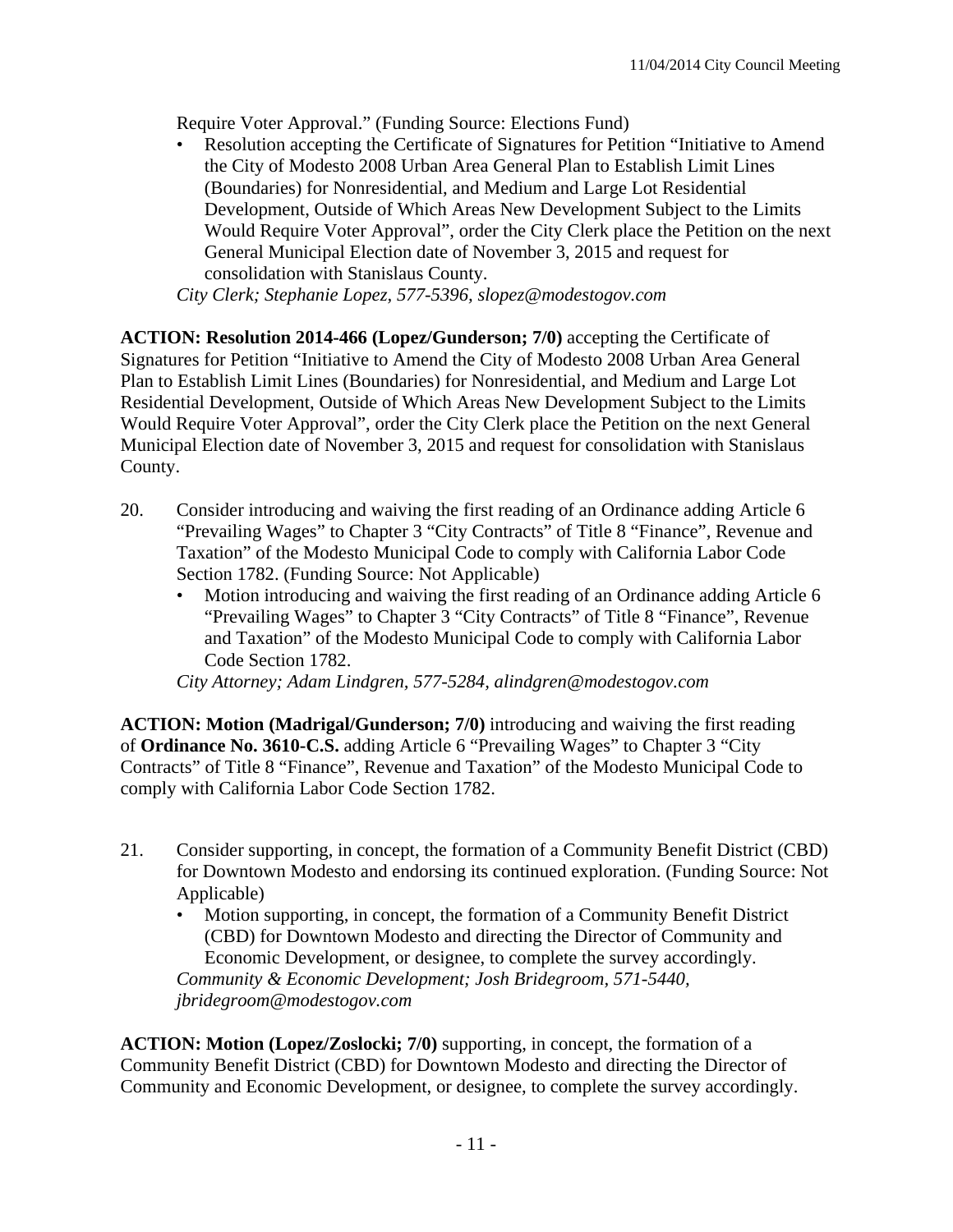Require Voter Approval." (Funding Source: Elections Fund)

- Resolution accepting the Certificate of Signatures for Petition "Initiative to Amend the City of Modesto 2008 Urban Area General Plan to Establish Limit Lines (Boundaries) for Nonresidential, and Medium and Large Lot Residential Development, Outside of Which Areas New Development Subject to the Limits Would Require Voter Approval", order the City Clerk place the Petition on the next General Municipal Election date of November 3, 2015 and request for consolidation with Stanislaus County.

*City Clerk; Stephanie Lopez, 577-5396, slopez@modestogov.com*

**ACTION: Resolution 2014-466 (Lopez/Gunderson; 7/0)** accepting the Certificate of Signatures for Petition "Initiative to Amend the City of Modesto 2008 Urban Area General Plan to Establish Limit Lines (Boundaries) for Nonresidential, and Medium and Large Lot Residential Development, Outside of Which Areas New Development Subject to the Limits Would Require Voter Approval", order the City Clerk place the Petition on the next General Municipal Election date of November 3, 2015 and request for consolidation with Stanislaus County.

20. Consider introducing and waiving the first reading of an Ordinance adding Article 6 "Prevailing Wages" to Chapter 3 "City Contracts" of Title 8 "Finance", Revenue and Taxation" of the Modesto Municipal Code to comply with California Labor Code Section 1782. (Funding Source: Not Applicable)
    - Motion introducing and waiving the first reading of an Ordinance adding Article 6 "Prevailing Wages" to Chapter 3 "City Contracts" of Title 8 "Finance", Revenue and Taxation" of the Modesto Municipal Code to comply with California Labor Code Section 1782.

    *City Attorney; Adam Lindgren, 577-5284, alindgren@modestogov.com*

**ACTION: Motion (Madrigal/Gunderson; 7/0)** introducing and waiving the first reading of **Ordinance No. 3610-C.S.** adding Article 6 "Prevailing Wages" to Chapter 3 "City Contracts" of Title 8 "Finance", Revenue and Taxation" of the Modesto Municipal Code to comply with California Labor Code Section 1782.

21. Consider supporting, in concept, the formation of a Community Benefit District (CBD) for Downtown Modesto and endorsing its continued exploration. (Funding Source: Not Applicable)
    - Motion supporting, in concept, the formation of a Community Benefit District (CBD) for Downtown Modesto and directing the Director of Community and Economic Development, or designee, to complete the survey accordingly.

    *Community & Economic Development; Josh Bridegroom, 571-5440, jbridegroom@modestogov.com*

**ACTION: Motion (Lopez/Zoslocki; 7/0)** supporting, in concept, the formation of a Community Benefit District (CBD) for Downtown Modesto and directing the Director of Community and Economic Development, or designee, to complete the survey accordingly.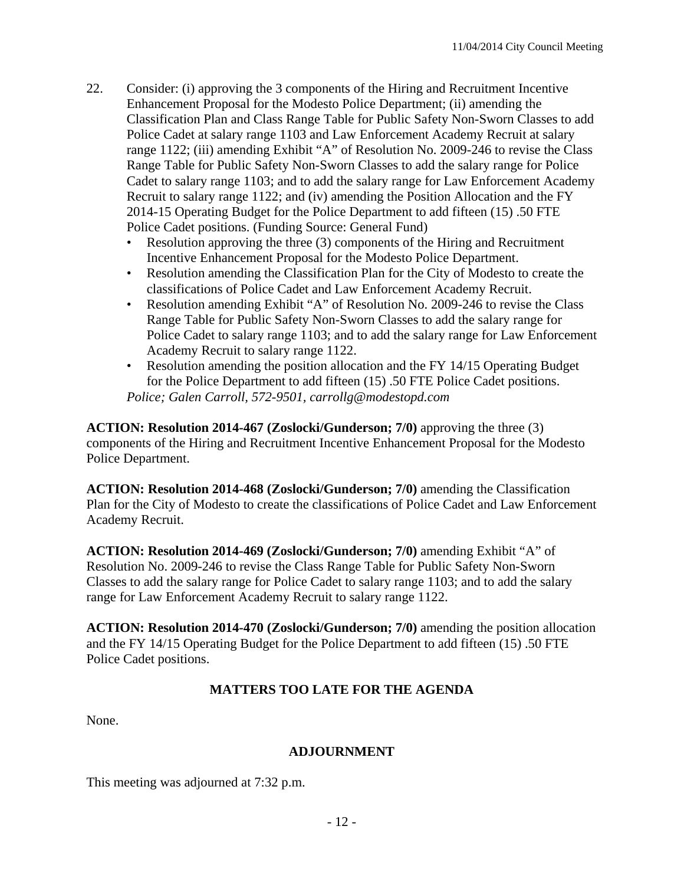22. Consider: (i) approving the 3 components of the Hiring and Recruitment Incentive Enhancement Proposal for the Modesto Police Department; (ii) amending the Classification Plan and Class Range Table for Public Safety Non-Sworn Classes to add Police Cadet at salary range 1103 and Law Enforcement Academy Recruit at salary range 1122; (iii) amending Exhibit "A" of Resolution No. 2009-246 to revise the Class Range Table for Public Safety Non-Sworn Classes to add the salary range for Police Cadet to salary range 1103; and to add the salary range for Law Enforcement Academy Recruit to salary range 1122; and (iv) amending the Position Allocation and the FY 2014-15 Operating Budget for the Police Department to add fifteen (15) .50 FTE Police Cadet positions. (Funding Source: General Fund)
    - Resolution approving the three (3) components of the Hiring and Recruitment Incentive Enhancement Proposal for the Modesto Police Department.
    - Resolution amending the Classification Plan for the City of Modesto to create the classifications of Police Cadet and Law Enforcement Academy Recruit.
    - Resolution amending Exhibit "A" of Resolution No. 2009-246 to revise the Class Range Table for Public Safety Non-Sworn Classes to add the salary range for Police Cadet to salary range 1103; and to add the salary range for Law Enforcement Academy Recruit to salary range 1122.
    - Resolution amending the position allocation and the FY 14/15 Operating Budget for the Police Department to add fifteen (15) .50 FTE Police Cadet positions.

    *Police; Galen Carroll, 572-9501, carrollg@modestopd.com*

**ACTION: Resolution 2014-467 (Zoslocki/Gunderson; 7/0)** approving the three (3) components of the Hiring and Recruitment Incentive Enhancement Proposal for the Modesto Police Department.

**ACTION: Resolution 2014-468 (Zoslocki/Gunderson; 7/0)** amending the Classification Plan for the City of Modesto to create the classifications of Police Cadet and Law Enforcement Academy Recruit.

**ACTION: Resolution 2014-469 (Zoslocki/Gunderson; 7/0)** amending Exhibit "A" of Resolution No. 2009-246 to revise the Class Range Table for Public Safety Non-Sworn Classes to add the salary range for Police Cadet to salary range 1103; and to add the salary range for Law Enforcement Academy Recruit to salary range 1122.

**ACTION: Resolution 2014-470 (Zoslocki/Gunderson; 7/0)** amending the position allocation and the FY 14/15 Operating Budget for the Police Department to add fifteen (15) .50 FTE Police Cadet positions.

## MATTERS TOO LATE FOR THE AGENDA

None.

## ADJOURNMENT

This meeting was adjourned at 7:32 p.m.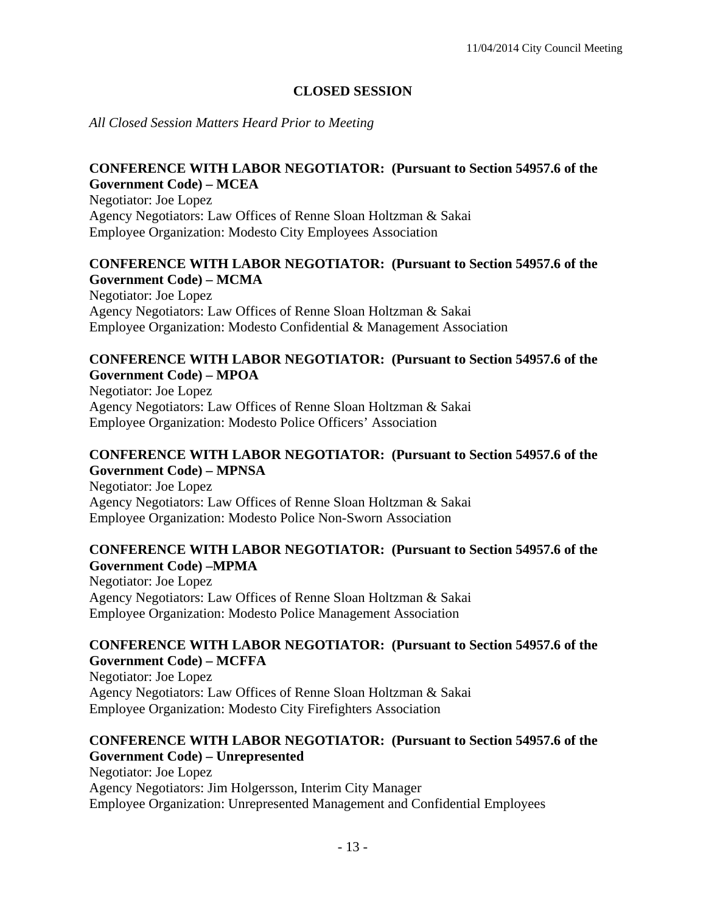## CLOSED SESSION

*All Closed Session Matters Heard Prior to Meeting*

**CONFERENCE WITH LABOR NEGOTIATOR: (Pursuant to Section 54957.6 of the Government Code) – MCEA**

Negotiator: Joe Lopez
Agency Negotiators: Law Offices of Renne Sloan Holtzman & Sakai
Employee Organization: Modesto City Employees Association

**CONFERENCE WITH LABOR NEGOTIATOR: (Pursuant to Section 54957.6 of the Government Code) – MCMA**

Negotiator: Joe Lopez
Agency Negotiators: Law Offices of Renne Sloan Holtzman & Sakai
Employee Organization: Modesto Confidential & Management Association

**CONFERENCE WITH LABOR NEGOTIATOR: (Pursuant to Section 54957.6 of the Government Code) – MPOA**

Negotiator: Joe Lopez
Agency Negotiators: Law Offices of Renne Sloan Holtzman & Sakai
Employee Organization: Modesto Police Officers' Association

**CONFERENCE WITH LABOR NEGOTIATOR: (Pursuant to Section 54957.6 of the Government Code) – MPNSA**

Negotiator: Joe Lopez
Agency Negotiators: Law Offices of Renne Sloan Holtzman & Sakai
Employee Organization: Modesto Police Non-Sworn Association

**CONFERENCE WITH LABOR NEGOTIATOR: (Pursuant to Section 54957.6 of the Government Code) –MPMA**

Negotiator: Joe Lopez
Agency Negotiators: Law Offices of Renne Sloan Holtzman & Sakai
Employee Organization: Modesto Police Management Association

**CONFERENCE WITH LABOR NEGOTIATOR: (Pursuant to Section 54957.6 of the Government Code) – MCFFA**

Negotiator: Joe Lopez
Agency Negotiators: Law Offices of Renne Sloan Holtzman & Sakai
Employee Organization: Modesto City Firefighters Association

**CONFERENCE WITH LABOR NEGOTIATOR: (Pursuant to Section 54957.6 of the Government Code) – Unrepresented**

Negotiator: Joe Lopez
Agency Negotiators: Jim Holgersson, Interim City Manager
Employee Organization: Unrepresented Management and Confidential Employees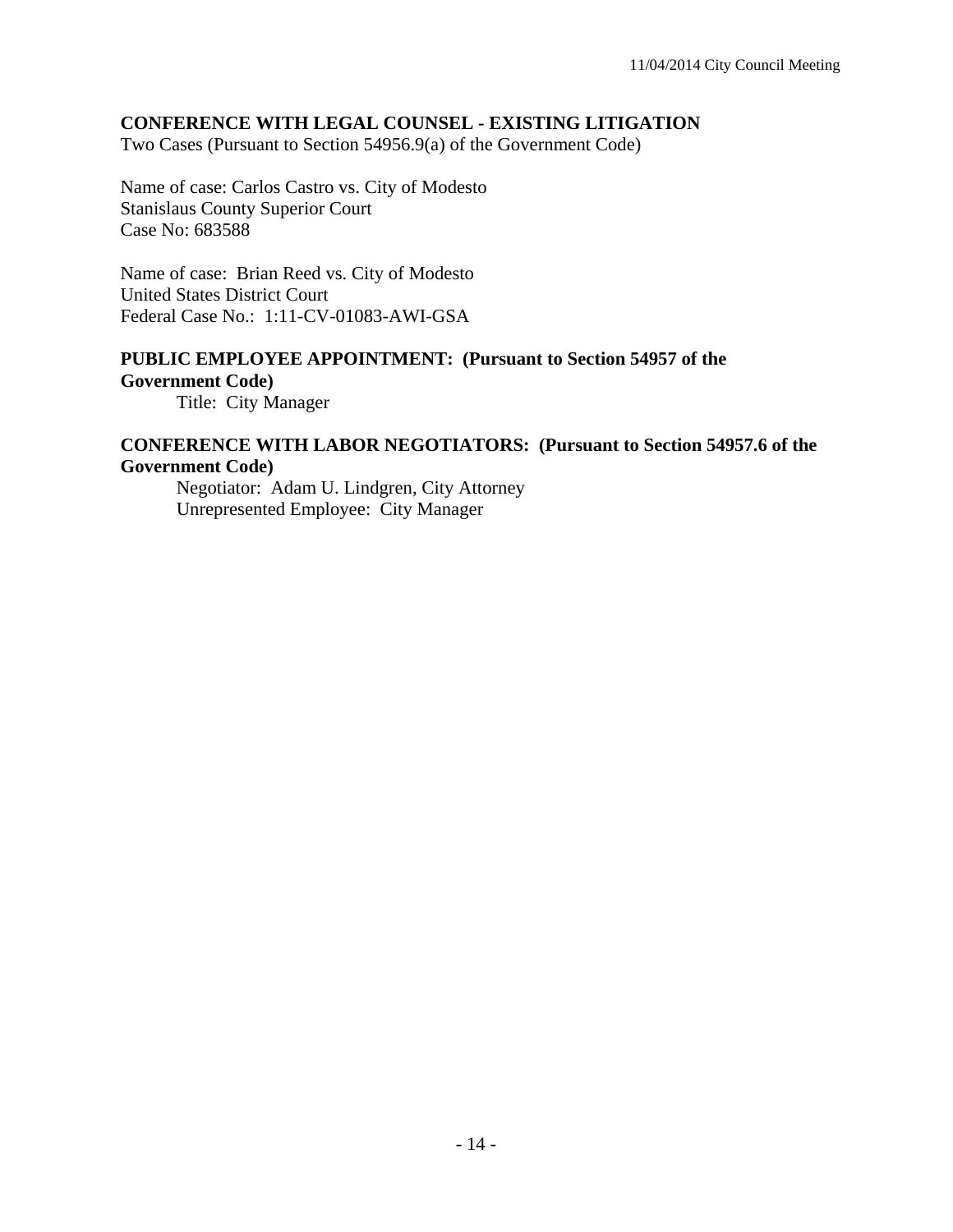**CONFERENCE WITH LEGAL COUNSEL - EXISTING LITIGATION**
Two Cases (Pursuant to Section 54956.9(a) of the Government Code)

Name of case: Carlos Castro vs. City of Modesto
Stanislaus County Superior Court
Case No: 683588

Name of case: Brian Reed vs. City of Modesto
United States District Court
Federal Case No.: 1:11-CV-01083-AWI-GSA

**PUBLIC EMPLOYEE APPOINTMENT: (Pursuant to Section 54957 of the Government Code)**

Title: City Manager

**CONFERENCE WITH LABOR NEGOTIATORS: (Pursuant to Section 54957.6 of the Government Code)**

Negotiator: Adam U. Lindgren, City Attorney
Unrepresented Employee: City Manager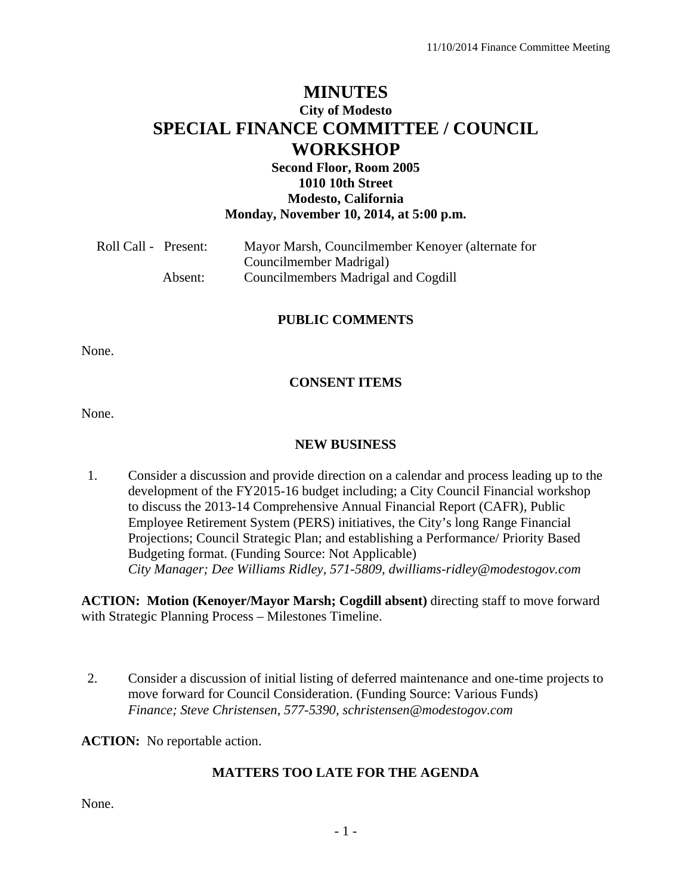# MINUTES

## City of Modesto

# SPECIAL FINANCE COMMITTEE / COUNCIL WORKSHOP

**Second Floor, Room 2005**
**1010 10th Street**
**Modesto, California**
**Monday, November 10, 2014, at 5:00 p.m.**

Roll Call - Present: Mayor Marsh, Councilmember Kenoyer (alternate for Councilmember Madrigal)
Absent: Councilmembers Madrigal and Cogdill

### PUBLIC COMMENTS

None.

### CONSENT ITEMS

None.

### NEW BUSINESS

1. Consider a discussion and provide direction on a calendar and process leading up to the development of the FY2015-16 budget including; a City Council Financial workshop to discuss the 2013-14 Comprehensive Annual Financial Report (CAFR), Public Employee Retirement System (PERS) initiatives, the City's long Range Financial Projections; Council Strategic Plan; and establishing a Performance/ Priority Based Budgeting format. (Funding Source: Not Applicable)
*City Manager; Dee Williams Ridley, 571-5809, dwilliams-ridley@modestogov.com*

**ACTION: Motion (Kenoyer/Mayor Marsh; Cogdill absent)** directing staff to move forward with Strategic Planning Process – Milestones Timeline.

2. Consider a discussion of initial listing of deferred maintenance and one-time projects to move forward for Council Consideration. (Funding Source: Various Funds)
*Finance; Steve Christensen, 577-5390, schristensen@modestogov.com*

**ACTION:** No reportable action.

### MATTERS TOO LATE FOR THE AGENDA

None.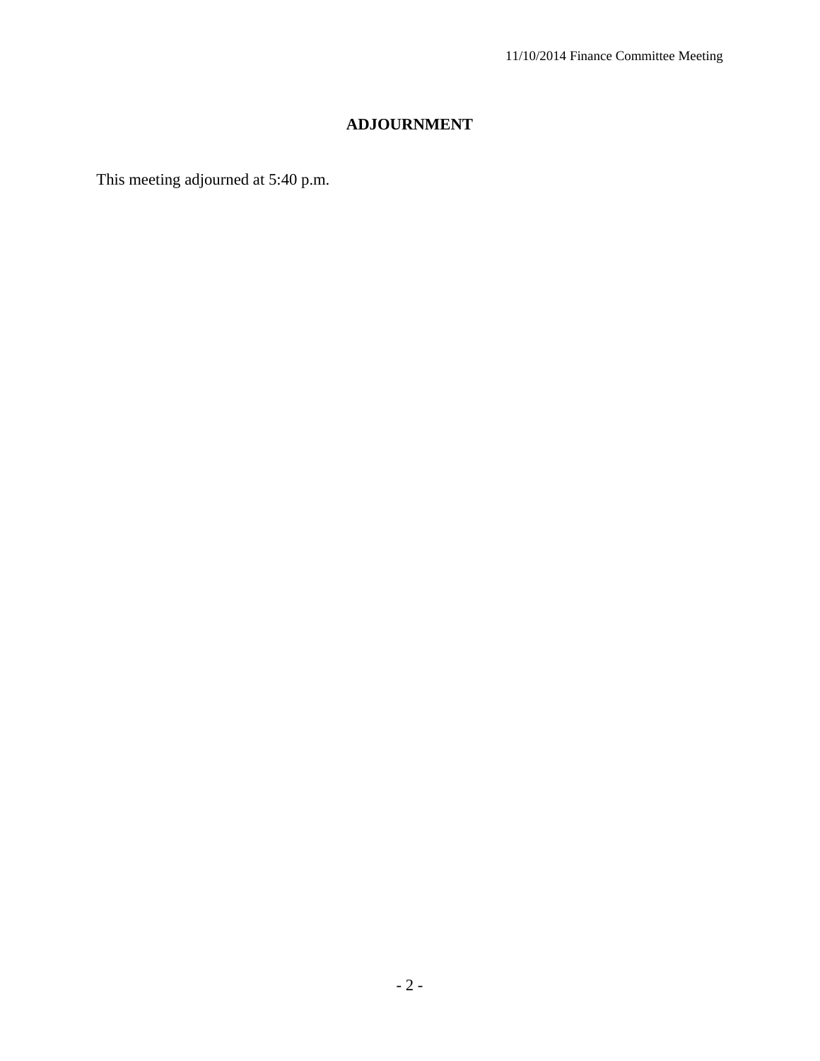## ADJOURNMENT

This meeting adjourned at 5:40 p.m.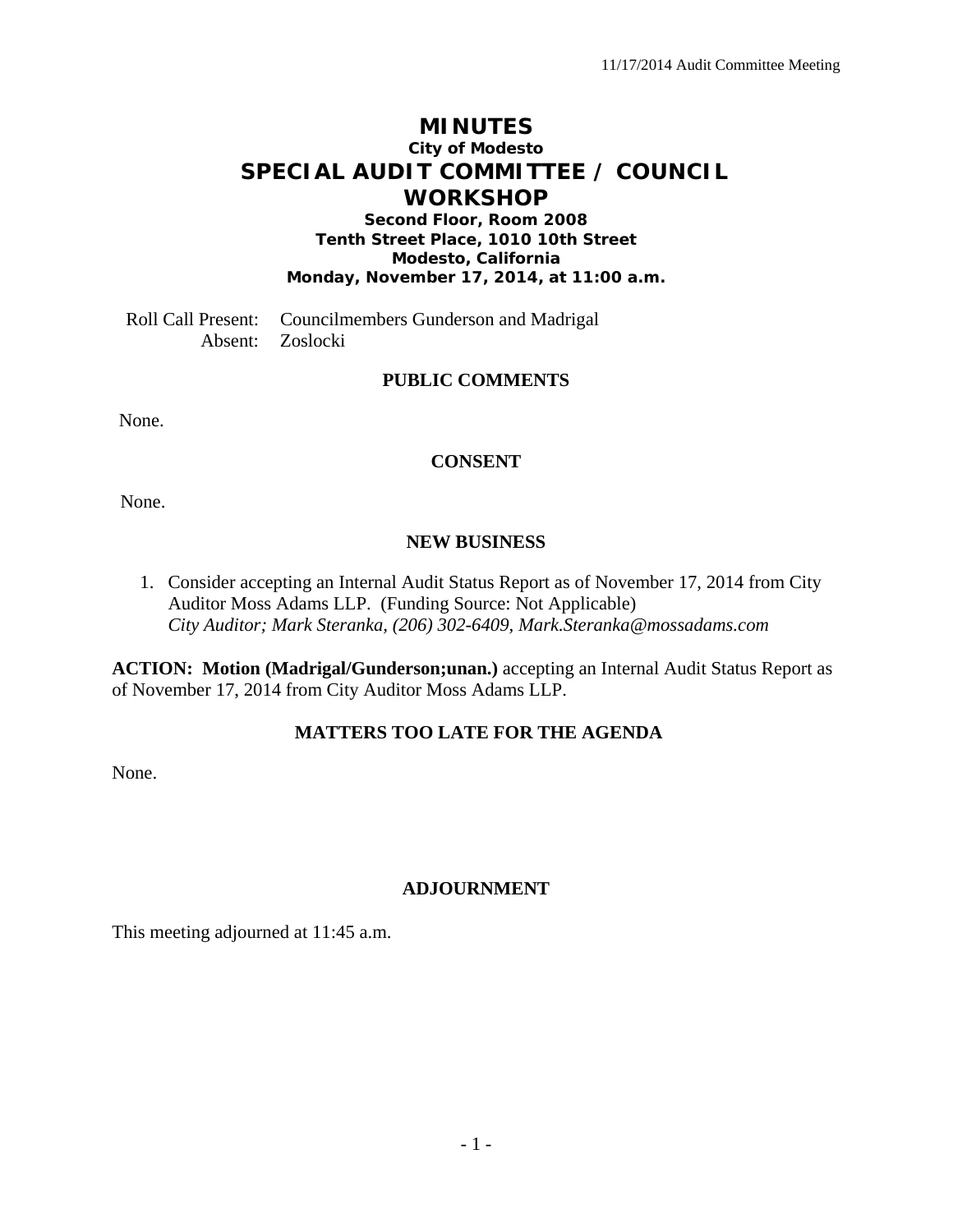# MINUTES

**City of Modesto**

# SPECIAL AUDIT COMMITTEE / COUNCIL WORKSHOP

**Second Floor, Room 2008**
**Tenth Street Place, 1010 10th Street**
**Modesto, California**
**Monday, November 17, 2014, at 11:00 a.m.**

Roll Call Present: Councilmembers Gunderson and Madrigal
Absent: Zoslocki

## PUBLIC COMMENTS

None.

## CONSENT

None.

## NEW BUSINESS

1. Consider accepting an Internal Audit Status Report as of November 17, 2014 from City Auditor Moss Adams LLP. (Funding Source: Not Applicable)
   *City Auditor; Mark Steranka, (206) 302-6409, Mark.Steranka@mossadams.com*

**ACTION: Motion (Madrigal/Gunderson;unan.)** accepting an Internal Audit Status Report as of November 17, 2014 from City Auditor Moss Adams LLP.

## MATTERS TOO LATE FOR THE AGENDA

None.

## ADJOURNMENT

This meeting adjourned at 11:45 a.m.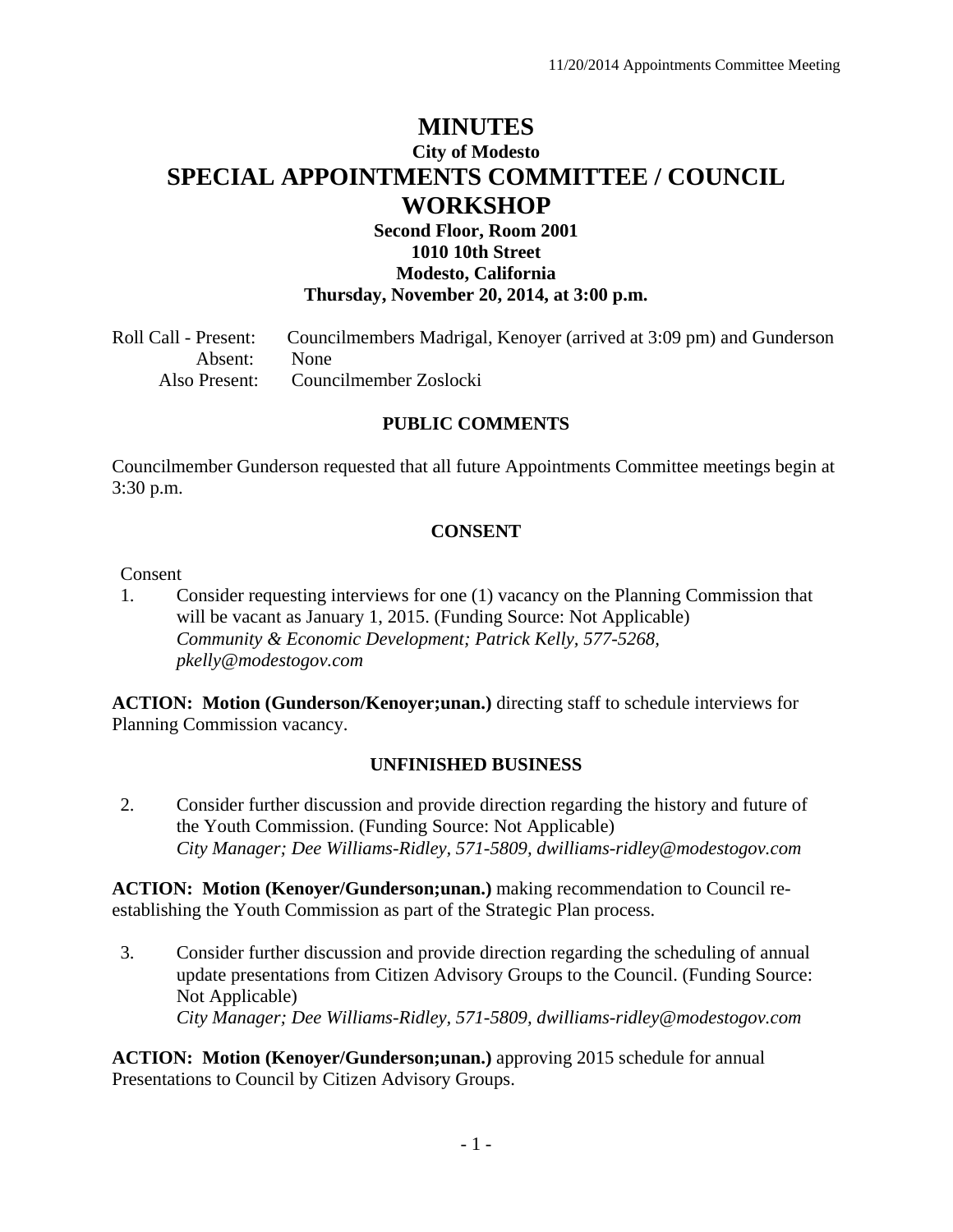# MINUTES

## City of Modesto

# SPECIAL APPOINTMENTS COMMITTEE / COUNCIL WORKSHOP

**Second Floor, Room 2001**
**1010 10th Street**
**Modesto, California**
**Thursday, November 20, 2014, at 3:00 p.m.**

Roll Call - Present: Councilmembers Madrigal, Kenoyer (arrived at 3:09 pm) and Gunderson
Absent: None
Also Present: Councilmember Zoslocki

### PUBLIC COMMENTS

Councilmember Gunderson requested that all future Appointments Committee meetings begin at 3:30 p.m.

### CONSENT

Consent

1. Consider requesting interviews for one (1) vacancy on the Planning Commission that will be vacant as January 1, 2015. (Funding Source: Not Applicable)
   *Community & Economic Development; Patrick Kelly, 577-5268, pkelly@modestogov.com*

**ACTION: Motion (Gunderson/Kenoyer;unan.)** directing staff to schedule interviews for Planning Commission vacancy.

### UNFINISHED BUSINESS

2. Consider further discussion and provide direction regarding the history and future of the Youth Commission. (Funding Source: Not Applicable)
   *City Manager; Dee Williams-Ridley, 571-5809, dwilliams-ridley@modestogov.com*

**ACTION: Motion (Kenoyer/Gunderson;unan.)** making recommendation to Council re-establishing the Youth Commission as part of the Strategic Plan process.

3. Consider further discussion and provide direction regarding the scheduling of annual update presentations from Citizen Advisory Groups to the Council. (Funding Source: Not Applicable)
   *City Manager; Dee Williams-Ridley, 571-5809, dwilliams-ridley@modestogov.com*

**ACTION: Motion (Kenoyer/Gunderson;unan.)** approving 2015 schedule for annual Presentations to Council by Citizen Advisory Groups.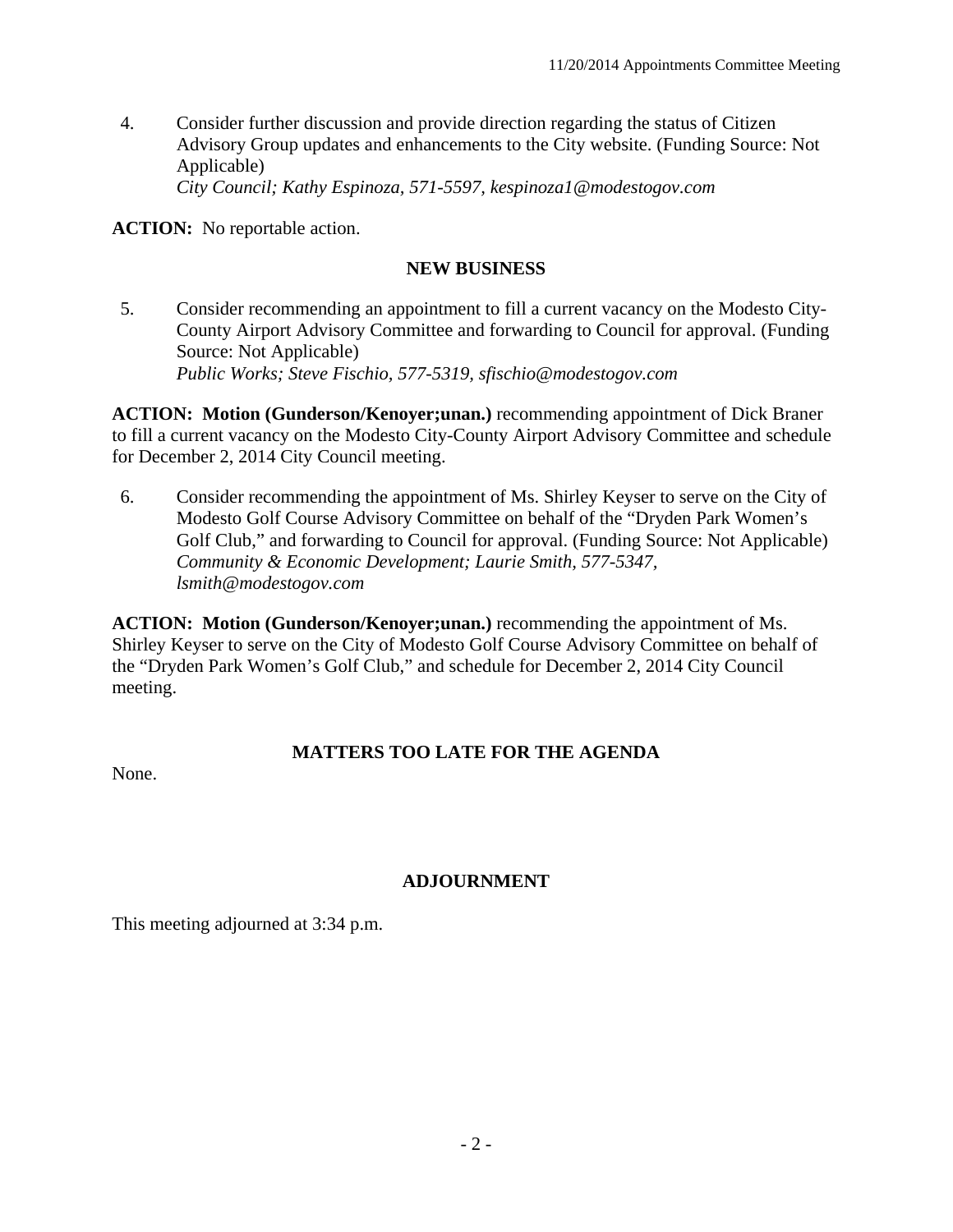4. Consider further discussion and provide direction regarding the status of Citizen Advisory Group updates and enhancements to the City website. (Funding Source: Not Applicable)
   *City Council; Kathy Espinoza, 571-5597, kespinoza1@modestogov.com*

**ACTION:** No reportable action.

## NEW BUSINESS

5. Consider recommending an appointment to fill a current vacancy on the Modesto City-County Airport Advisory Committee and forwarding to Council for approval. (Funding Source: Not Applicable)
   *Public Works; Steve Fischio, 577-5319, sfischio@modestogov.com*

**ACTION: Motion (Gunderson/Kenoyer;unan.)** recommending appointment of Dick Braner to fill a current vacancy on the Modesto City-County Airport Advisory Committee and schedule for December 2, 2014 City Council meeting.

6. Consider recommending the appointment of Ms. Shirley Keyser to serve on the City of Modesto Golf Course Advisory Committee on behalf of the "Dryden Park Women's Golf Club," and forwarding to Council for approval. (Funding Source: Not Applicable)
   *Community & Economic Development; Laurie Smith, 577-5347, lsmith@modestogov.com*

**ACTION: Motion (Gunderson/Kenoyer;unan.)** recommending the appointment of Ms. Shirley Keyser to serve on the City of Modesto Golf Course Advisory Committee on behalf of the "Dryden Park Women's Golf Club," and schedule for December 2, 2014 City Council meeting.

## MATTERS TOO LATE FOR THE AGENDA

None.

## ADJOURNMENT

This meeting adjourned at 3:34 p.m.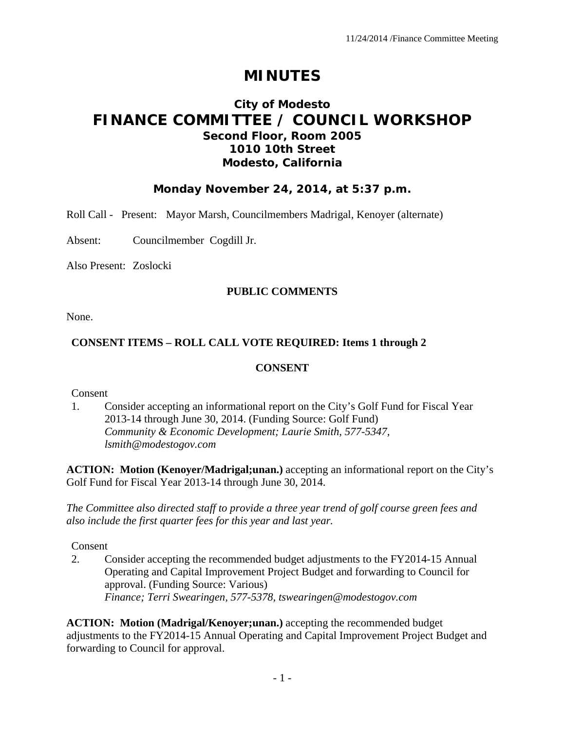# MINUTES

## City of Modesto
# FINANCE COMMITTEE / COUNCIL WORKSHOP
### Second Floor, Room 2005
### 1010 10th Street
### Modesto, California

**Monday November 24, 2014, at 5:37 p.m.**

Roll Call - Present: Mayor Marsh, Councilmembers Madrigal, Kenoyer (alternate)

Absent: Councilmember Cogdill Jr.

Also Present: Zoslocki

**PUBLIC COMMENTS**

None.

**CONSENT ITEMS – ROLL CALL VOTE REQUIRED: Items 1 through 2**

**CONSENT**

Consent

1. Consider accepting an informational report on the City's Golf Fund for Fiscal Year 2013-14 through June 30, 2014. (Funding Source: Golf Fund)
   *Community & Economic Development; Laurie Smith, 577-5347, lsmith@modestogov.com*

**ACTION: Motion (Kenoyer/Madrigal;unan.)** accepting an informational report on the City's Golf Fund for Fiscal Year 2013-14 through June 30, 2014.

*The Committee also directed staff to provide a three year trend of golf course green fees and also include the first quarter fees for this year and last year.*

Consent

2. Consider accepting the recommended budget adjustments to the FY2014-15 Annual Operating and Capital Improvement Project Budget and forwarding to Council for approval. (Funding Source: Various)
   *Finance; Terri Swearingen, 577-5378, tswearingen@modestogov.com*

**ACTION: Motion (Madrigal/Kenoyer;unan.)** accepting the recommended budget adjustments to the FY2014-15 Annual Operating and Capital Improvement Project Budget and forwarding to Council for approval.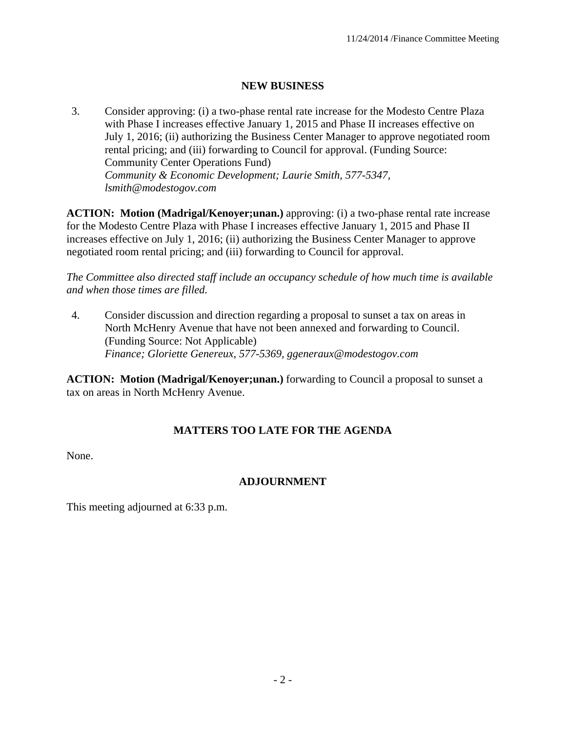## NEW BUSINESS

3. Consider approving: (i) a two-phase rental rate increase for the Modesto Centre Plaza with Phase I increases effective January 1, 2015 and Phase II increases effective on July 1, 2016; (ii) authorizing the Business Center Manager to approve negotiated room rental pricing; and (iii) forwarding to Council for approval. (Funding Source: Community Center Operations Fund)
   *Community & Economic Development; Laurie Smith, 577-5347, lsmith@modestogov.com*

**ACTION: Motion (Madrigal/Kenoyer;unan.)** approving: (i) a two-phase rental rate increase for the Modesto Centre Plaza with Phase I increases effective January 1, 2015 and Phase II increases effective on July 1, 2016; (ii) authorizing the Business Center Manager to approve negotiated room rental pricing; and (iii) forwarding to Council for approval.

*The Committee also directed staff include an occupancy schedule of how much time is available and when those times are filled.*

4. Consider discussion and direction regarding a proposal to sunset a tax on areas in North McHenry Avenue that have not been annexed and forwarding to Council. (Funding Source: Not Applicable)
   *Finance; Gloriette Genereux, 577-5369, ggeneraux@modestogov.com*

**ACTION: Motion (Madrigal/Kenoyer;unan.)** forwarding to Council a proposal to sunset a tax on areas in North McHenry Avenue.

## MATTERS TOO LATE FOR THE AGENDA

None.

## ADJOURNMENT

This meeting adjourned at 6:33 p.m.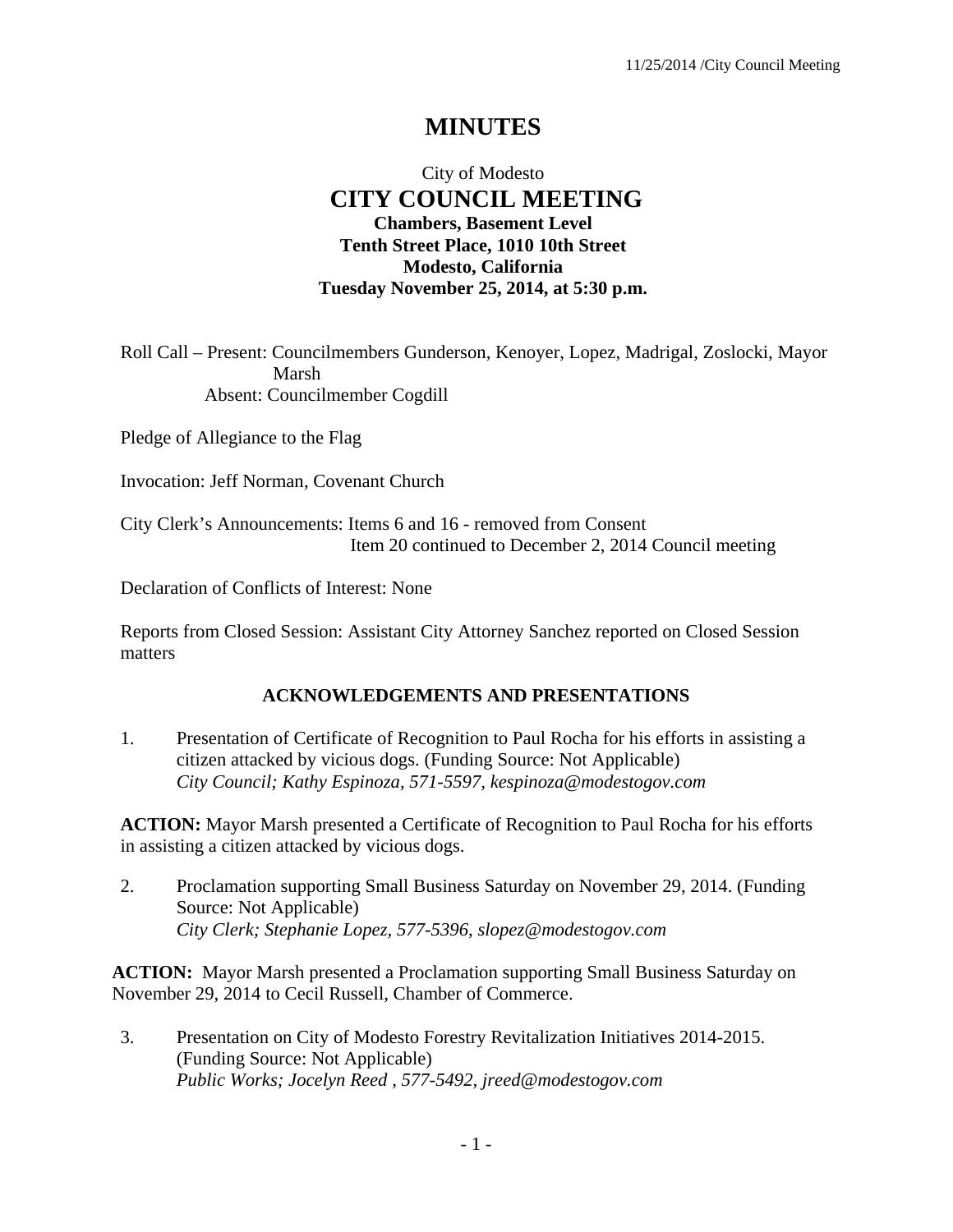# MINUTES

City of Modesto

## CITY COUNCIL MEETING

**Chambers, Basement Level**
**Tenth Street Place, 1010 10th Street**
**Modesto, California**
**Tuesday November 25, 2014, at 5:30 p.m.**

Roll Call – Present: Councilmembers Gunderson, Kenoyer, Lopez, Madrigal, Zoslocki, Mayor Marsh
Absent: Councilmember Cogdill

Pledge of Allegiance to the Flag

Invocation: Jeff Norman, Covenant Church

City Clerk's Announcements: Items 6 and 16 - removed from Consent
Item 20 continued to December 2, 2014 Council meeting

Declaration of Conflicts of Interest: None

Reports from Closed Session: Assistant City Attorney Sanchez reported on Closed Session matters

### ACKNOWLEDGEMENTS AND PRESENTATIONS

1. Presentation of Certificate of Recognition to Paul Rocha for his efforts in assisting a citizen attacked by vicious dogs. (Funding Source: Not Applicable)
*City Council; Kathy Espinoza, 571-5597, kespinoza@modestogov.com*

**ACTION:** Mayor Marsh presented a Certificate of Recognition to Paul Rocha for his efforts in assisting a citizen attacked by vicious dogs.

2. Proclamation supporting Small Business Saturday on November 29, 2014. (Funding Source: Not Applicable)
*City Clerk; Stephanie Lopez, 577-5396, slopez@modestogov.com*

**ACTION:** Mayor Marsh presented a Proclamation supporting Small Business Saturday on November 29, 2014 to Cecil Russell, Chamber of Commerce.

3. Presentation on City of Modesto Forestry Revitalization Initiatives 2014-2015. (Funding Source: Not Applicable)
*Public Works; Jocelyn Reed , 577-5492, jreed@modestogov.com*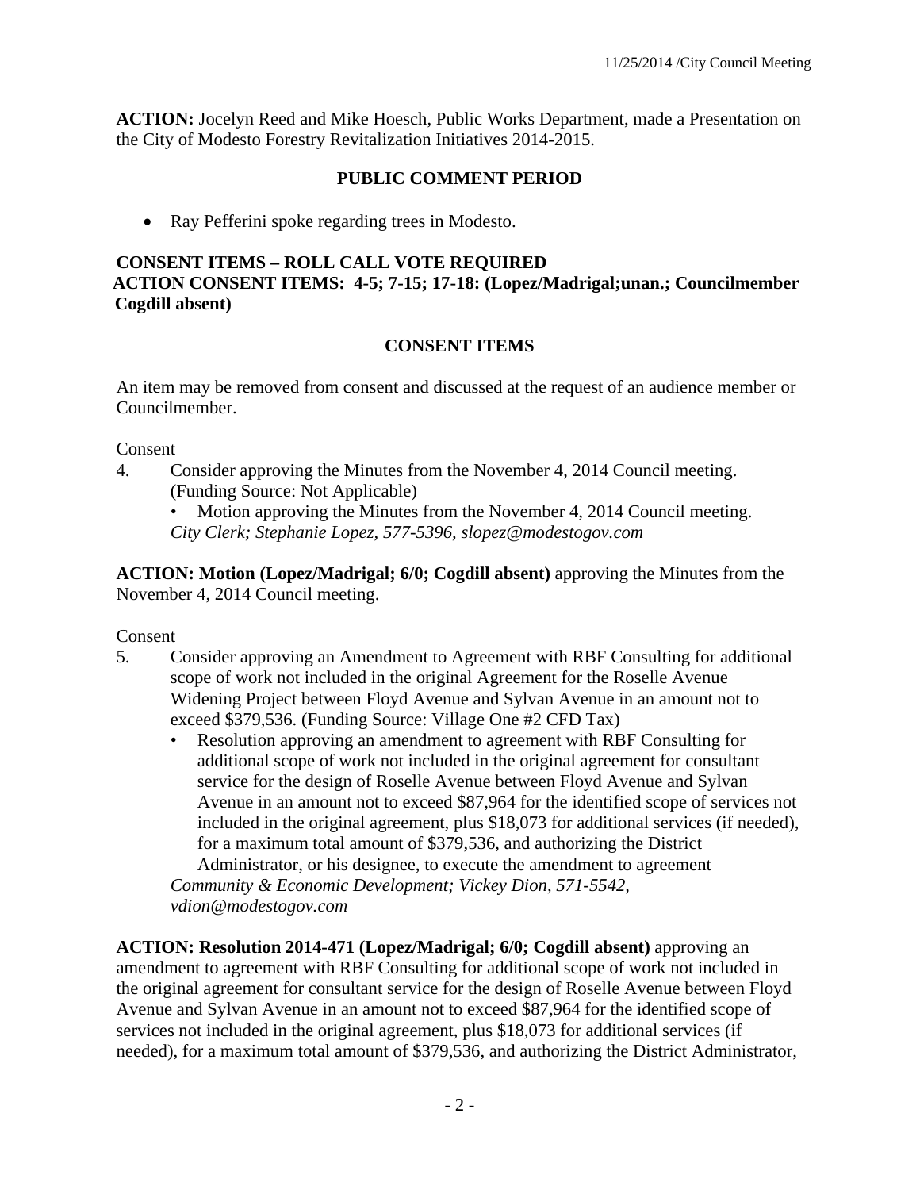**ACTION:** Jocelyn Reed and Mike Hoesch, Public Works Department, made a Presentation on the City of Modesto Forestry Revitalization Initiatives 2014-2015.

## PUBLIC COMMENT PERIOD

- Ray Pefferini spoke regarding trees in Modesto.

**CONSENT ITEMS – ROLL CALL VOTE REQUIRED**
**ACTION CONSENT ITEMS: 4-5; 7-15; 17-18: (Lopez/Madrigal;unan.; Councilmember Cogdill absent)**

## CONSENT ITEMS

An item may be removed from consent and discussed at the request of an audience member or Councilmember.

Consent

4. Consider approving the Minutes from the November 4, 2014 Council meeting. (Funding Source: Not Applicable)
   - Motion approving the Minutes from the November 4, 2014 Council meeting.

   *City Clerk; Stephanie Lopez, 577-5396, slopez@modestogov.com*

**ACTION: Motion (Lopez/Madrigal; 6/0; Cogdill absent)** approving the Minutes from the November 4, 2014 Council meeting.

Consent

5. Consider approving an Amendment to Agreement with RBF Consulting for additional scope of work not included in the original Agreement for the Roselle Avenue Widening Project between Floyd Avenue and Sylvan Avenue in an amount not to exceed $379,536. (Funding Source: Village One #2 CFD Tax)
   - Resolution approving an amendment to agreement with RBF Consulting for additional scope of work not included in the original agreement for consultant service for the design of Roselle Avenue between Floyd Avenue and Sylvan Avenue in an amount not to exceed $87,964 for the identified scope of services not included in the original agreement, plus $18,073 for additional services (if needed), for a maximum total amount of $379,536, and authorizing the District Administrator, or his designee, to execute the amendment to agreement

   *Community & Economic Development; Vickey Dion, 571-5542, vdion@modestogov.com*

**ACTION: Resolution 2014-471 (Lopez/Madrigal; 6/0; Cogdill absent)** approving an amendment to agreement with RBF Consulting for additional scope of work not included in the original agreement for consultant service for the design of Roselle Avenue between Floyd Avenue and Sylvan Avenue in an amount not to exceed $87,964 for the identified scope of services not included in the original agreement, plus $18,073 for additional services (if needed), for a maximum total amount of $379,536, and authorizing the District Administrator,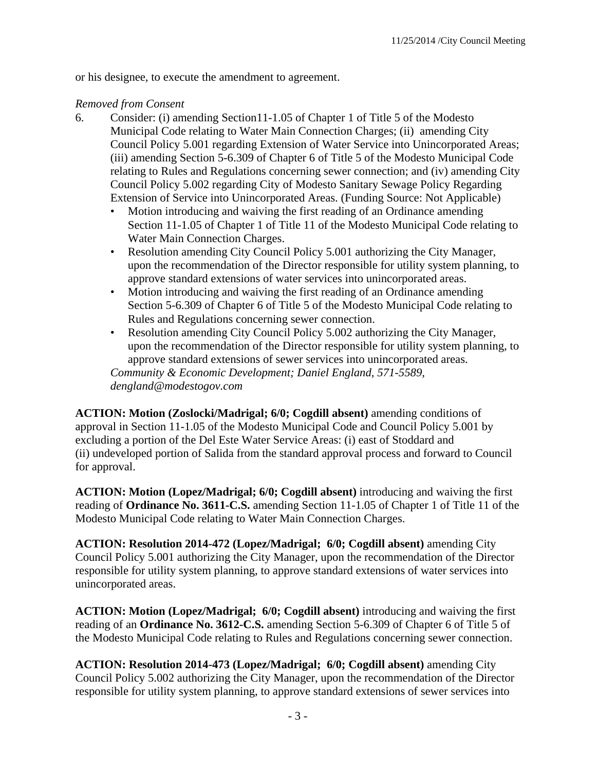or his designee, to execute the amendment to agreement.

*Removed from Consent*

6. Consider: (i) amending Section11-1.05 of Chapter 1 of Title 5 of the Modesto Municipal Code relating to Water Main Connection Charges; (ii) amending City Council Policy 5.001 regarding Extension of Water Service into Unincorporated Areas; (iii) amending Section 5-6.309 of Chapter 6 of Title 5 of the Modesto Municipal Code relating to Rules and Regulations concerning sewer connection; and (iv) amending City Council Policy 5.002 regarding City of Modesto Sanitary Sewage Policy Regarding Extension of Service into Unincorporated Areas. (Funding Source: Not Applicable)
   - Motion introducing and waiving the first reading of an Ordinance amending Section 11-1.05 of Chapter 1 of Title 11 of the Modesto Municipal Code relating to Water Main Connection Charges.
   - Resolution amending City Council Policy 5.001 authorizing the City Manager, upon the recommendation of the Director responsible for utility system planning, to approve standard extensions of water services into unincorporated areas.
   - Motion introducing and waiving the first reading of an Ordinance amending Section 5-6.309 of Chapter 6 of Title 5 of the Modesto Municipal Code relating to Rules and Regulations concerning sewer connection.
   - Resolution amending City Council Policy 5.002 authorizing the City Manager, upon the recommendation of the Director responsible for utility system planning, to approve standard extensions of sewer services into unincorporated areas.

   *Community & Economic Development; Daniel England, 571-5589, dengland@modestogov.com*

**ACTION: Motion (Zoslocki/Madrigal; 6/0; Cogdill absent)** amending conditions of approval in Section 11-1.05 of the Modesto Municipal Code and Council Policy 5.001 by excluding a portion of the Del Este Water Service Areas: (i) east of Stoddard and (ii) undeveloped portion of Salida from the standard approval process and forward to Council for approval.

**ACTION: Motion (Lopez/Madrigal; 6/0; Cogdill absent)** introducing and waiving the first reading of **Ordinance No. 3611-C.S.** amending Section 11-1.05 of Chapter 1 of Title 11 of the Modesto Municipal Code relating to Water Main Connection Charges.

**ACTION: Resolution 2014-472 (Lopez/Madrigal; 6/0; Cogdill absent)** amending City Council Policy 5.001 authorizing the City Manager, upon the recommendation of the Director responsible for utility system planning, to approve standard extensions of water services into unincorporated areas.

**ACTION: Motion (Lopez/Madrigal; 6/0; Cogdill absent)** introducing and waiving the first reading of an **Ordinance No. 3612-C.S.** amending Section 5-6.309 of Chapter 6 of Title 5 of the Modesto Municipal Code relating to Rules and Regulations concerning sewer connection.

**ACTION: Resolution 2014-473 (Lopez/Madrigal; 6/0; Cogdill absent)** amending City Council Policy 5.002 authorizing the City Manager, upon the recommendation of the Director responsible for utility system planning, to approve standard extensions of sewer services into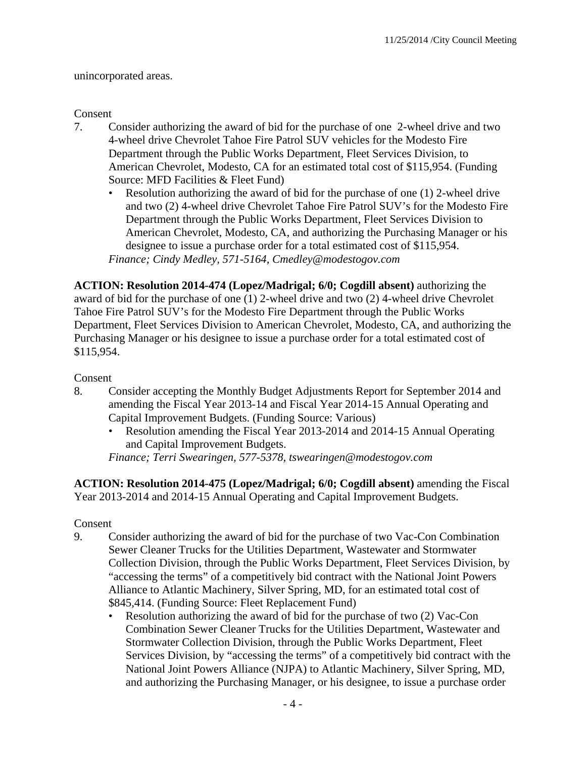unincorporated areas.

Consent

7. Consider authorizing the award of bid for the purchase of one 2-wheel drive and two 4-wheel drive Chevrolet Tahoe Fire Patrol SUV vehicles for the Modesto Fire Department through the Public Works Department, Fleet Services Division, to American Chevrolet, Modesto, CA for an estimated total cost of $115,954. (Funding Source: MFD Facilities & Fleet Fund)
   - Resolution authorizing the award of bid for the purchase of one (1) 2-wheel drive and two (2) 4-wheel drive Chevrolet Tahoe Fire Patrol SUV's for the Modesto Fire Department through the Public Works Department, Fleet Services Division to American Chevrolet, Modesto, CA, and authorizing the Purchasing Manager or his designee to issue a purchase order for a total estimated cost of $115,954.

   *Finance; Cindy Medley, 571-5164, Cmedley@modestogov.com*

**ACTION: Resolution 2014-474 (Lopez/Madrigal; 6/0; Cogdill absent)** authorizing the award of bid for the purchase of one (1) 2-wheel drive and two (2) 4-wheel drive Chevrolet Tahoe Fire Patrol SUV's for the Modesto Fire Department through the Public Works Department, Fleet Services Division to American Chevrolet, Modesto, CA, and authorizing the Purchasing Manager or his designee to issue a purchase order for a total estimated cost of $115,954.

Consent

8. Consider accepting the Monthly Budget Adjustments Report for September 2014 and amending the Fiscal Year 2013-14 and Fiscal Year 2014-15 Annual Operating and Capital Improvement Budgets. (Funding Source: Various)
   - Resolution amending the Fiscal Year 2013-2014 and 2014-15 Annual Operating and Capital Improvement Budgets.

   *Finance; Terri Swearingen, 577-5378, tswearingen@modestogov.com*

**ACTION: Resolution 2014-475 (Lopez/Madrigal; 6/0; Cogdill absent)** amending the Fiscal Year 2013-2014 and 2014-15 Annual Operating and Capital Improvement Budgets.

Consent

9. Consider authorizing the award of bid for the purchase of two Vac-Con Combination Sewer Cleaner Trucks for the Utilities Department, Wastewater and Stormwater Collection Division, through the Public Works Department, Fleet Services Division, by "accessing the terms" of a competitively bid contract with the National Joint Powers Alliance to Atlantic Machinery, Silver Spring, MD, for an estimated total cost of $845,414. (Funding Source: Fleet Replacement Fund)
   - Resolution authorizing the award of bid for the purchase of two (2) Vac-Con Combination Sewer Cleaner Trucks for the Utilities Department, Wastewater and Stormwater Collection Division, through the Public Works Department, Fleet Services Division, by "accessing the terms" of a competitively bid contract with the National Joint Powers Alliance (NJPA) to Atlantic Machinery, Silver Spring, MD, and authorizing the Purchasing Manager, or his designee, to issue a purchase order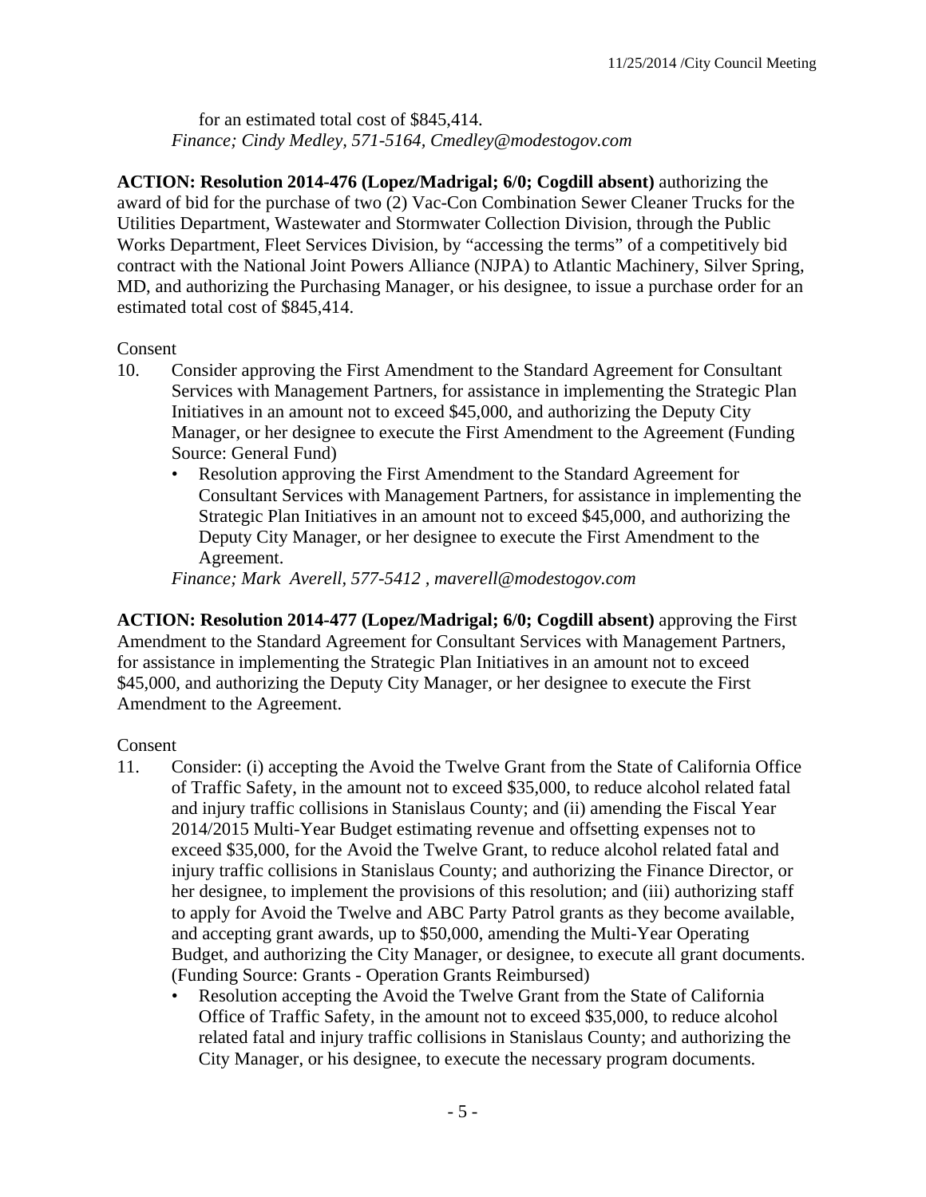for an estimated total cost of $845,414.
*Finance; Cindy Medley, 571-5164, Cmedley@modestogov.com*

**ACTION: Resolution 2014-476 (Lopez/Madrigal; 6/0; Cogdill absent)** authorizing the award of bid for the purchase of two (2) Vac-Con Combination Sewer Cleaner Trucks for the Utilities Department, Wastewater and Stormwater Collection Division, through the Public Works Department, Fleet Services Division, by "accessing the terms" of a competitively bid contract with the National Joint Powers Alliance (NJPA) to Atlantic Machinery, Silver Spring, MD, and authorizing the Purchasing Manager, or his designee, to issue a purchase order for an estimated total cost of $845,414.

Consent

10. Consider approving the First Amendment to the Standard Agreement for Consultant Services with Management Partners, for assistance in implementing the Strategic Plan Initiatives in an amount not to exceed $45,000, and authorizing the Deputy City Manager, or her designee to execute the First Amendment to the Agreement (Funding Source: General Fund)
    - Resolution approving the First Amendment to the Standard Agreement for Consultant Services with Management Partners, for assistance in implementing the Strategic Plan Initiatives in an amount not to exceed $45,000, and authorizing the Deputy City Manager, or her designee to execute the First Amendment to the Agreement.

    *Finance; Mark Averell, 577-5412 , maverell@modestogov.com*

**ACTION: Resolution 2014-477 (Lopez/Madrigal; 6/0; Cogdill absent)** approving the First Amendment to the Standard Agreement for Consultant Services with Management Partners, for assistance in implementing the Strategic Plan Initiatives in an amount not to exceed $45,000, and authorizing the Deputy City Manager, or her designee to execute the First Amendment to the Agreement.

Consent

11. Consider: (i) accepting the Avoid the Twelve Grant from the State of California Office of Traffic Safety, in the amount not to exceed $35,000, to reduce alcohol related fatal and injury traffic collisions in Stanislaus County; and (ii) amending the Fiscal Year 2014/2015 Multi-Year Budget estimating revenue and offsetting expenses not to exceed $35,000, for the Avoid the Twelve Grant, to reduce alcohol related fatal and injury traffic collisions in Stanislaus County; and authorizing the Finance Director, or her designee, to implement the provisions of this resolution; and (iii) authorizing staff to apply for Avoid the Twelve and ABC Party Patrol grants as they become available, and accepting grant awards, up to $50,000, amending the Multi-Year Operating Budget, and authorizing the City Manager, or designee, to execute all grant documents. (Funding Source: Grants - Operation Grants Reimbursed)
    - Resolution accepting the Avoid the Twelve Grant from the State of California Office of Traffic Safety, in the amount not to exceed $35,000, to reduce alcohol related fatal and injury traffic collisions in Stanislaus County; and authorizing the City Manager, or his designee, to execute the necessary program documents.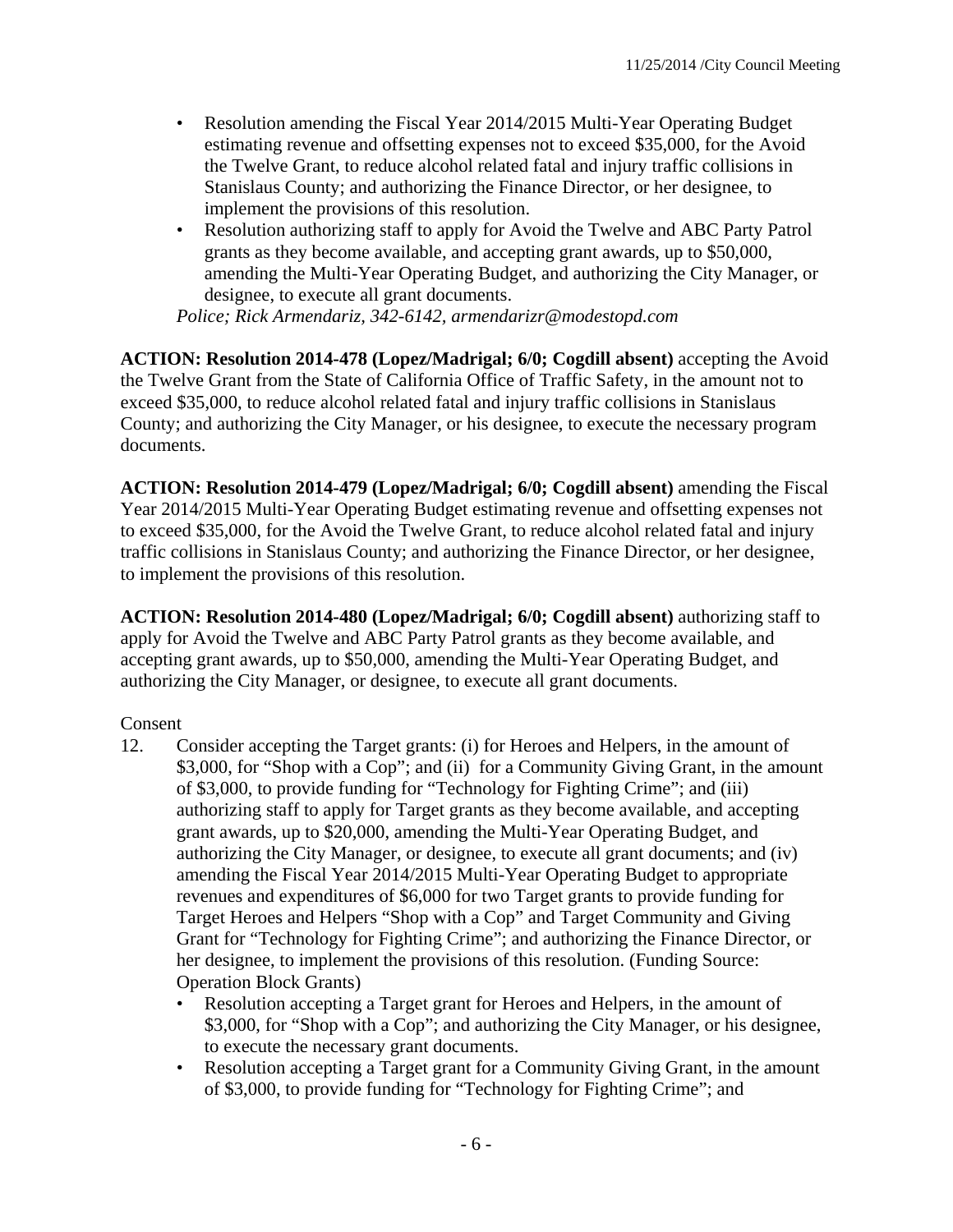- Resolution amending the Fiscal Year 2014/2015 Multi-Year Operating Budget estimating revenue and offsetting expenses not to exceed $35,000, for the Avoid the Twelve Grant, to reduce alcohol related fatal and injury traffic collisions in Stanislaus County; and authorizing the Finance Director, or her designee, to implement the provisions of this resolution.
- Resolution authorizing staff to apply for Avoid the Twelve and ABC Party Patrol grants as they become available, and accepting grant awards, up to $50,000, amending the Multi-Year Operating Budget, and authorizing the City Manager, or designee, to execute all grant documents.

*Police; Rick Armendariz, 342-6142, armendarizr@modestopd.com*

**ACTION: Resolution 2014-478 (Lopez/Madrigal; 6/0; Cogdill absent)** accepting the Avoid the Twelve Grant from the State of California Office of Traffic Safety, in the amount not to exceed $35,000, to reduce alcohol related fatal and injury traffic collisions in Stanislaus County; and authorizing the City Manager, or his designee, to execute the necessary program documents.

**ACTION: Resolution 2014-479 (Lopez/Madrigal; 6/0; Cogdill absent)** amending the Fiscal Year 2014/2015 Multi-Year Operating Budget estimating revenue and offsetting expenses not to exceed $35,000, for the Avoid the Twelve Grant, to reduce alcohol related fatal and injury traffic collisions in Stanislaus County; and authorizing the Finance Director, or her designee, to implement the provisions of this resolution.

**ACTION: Resolution 2014-480 (Lopez/Madrigal; 6/0; Cogdill absent)** authorizing staff to apply for Avoid the Twelve and ABC Party Patrol grants as they become available, and accepting grant awards, up to $50,000, amending the Multi-Year Operating Budget, and authorizing the City Manager, or designee, to execute all grant documents.

Consent

12. Consider accepting the Target grants: (i) for Heroes and Helpers, in the amount of $3,000, for "Shop with a Cop"; and (ii) for a Community Giving Grant, in the amount of $3,000, to provide funding for "Technology for Fighting Crime"; and (iii) authorizing staff to apply for Target grants as they become available, and accepting grant awards, up to $20,000, amending the Multi-Year Operating Budget, and authorizing the City Manager, or designee, to execute all grant documents; and (iv) amending the Fiscal Year 2014/2015 Multi-Year Operating Budget to appropriate revenues and expenditures of $6,000 for two Target grants to provide funding for Target Heroes and Helpers "Shop with a Cop" and Target Community and Giving Grant for "Technology for Fighting Crime"; and authorizing the Finance Director, or her designee, to implement the provisions of this resolution. (Funding Source: Operation Block Grants)
    - Resolution accepting a Target grant for Heroes and Helpers, in the amount of $3,000, for "Shop with a Cop"; and authorizing the City Manager, or his designee, to execute the necessary grant documents.
    - Resolution accepting a Target grant for a Community Giving Grant, in the amount of $3,000, to provide funding for "Technology for Fighting Crime"; and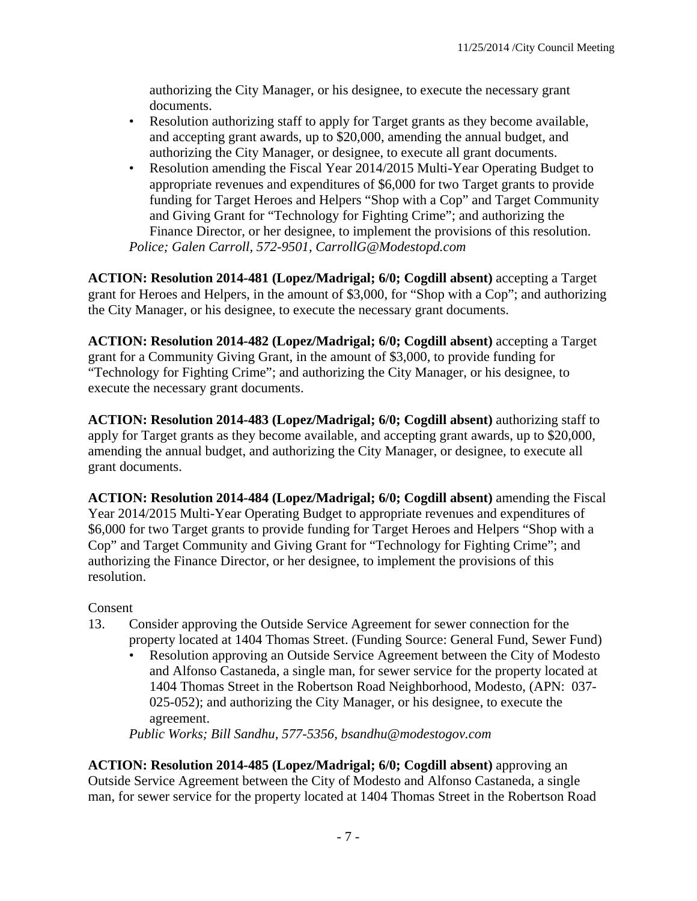authorizing the City Manager, or his designee, to execute the necessary grant documents.

- Resolution authorizing staff to apply for Target grants as they become available, and accepting grant awards, up to $20,000, amending the annual budget, and authorizing the City Manager, or designee, to execute all grant documents.
- Resolution amending the Fiscal Year 2014/2015 Multi-Year Operating Budget to appropriate revenues and expenditures of $6,000 for two Target grants to provide funding for Target Heroes and Helpers “Shop with a Cop” and Target Community and Giving Grant for “Technology for Fighting Crime”; and authorizing the Finance Director, or her designee, to implement the provisions of this resolution.

*Police; Galen Carroll, 572-9501, CarrollG@Modestopd.com*

**ACTION: Resolution 2014-481 (Lopez/Madrigal; 6/0; Cogdill absent)** accepting a Target grant for Heroes and Helpers, in the amount of $3,000, for “Shop with a Cop”; and authorizing the City Manager, or his designee, to execute the necessary grant documents.

**ACTION: Resolution 2014-482 (Lopez/Madrigal; 6/0; Cogdill absent)** accepting a Target grant for a Community Giving Grant, in the amount of $3,000, to provide funding for “Technology for Fighting Crime”; and authorizing the City Manager, or his designee, to execute the necessary grant documents.

**ACTION: Resolution 2014-483 (Lopez/Madrigal; 6/0; Cogdill absent)** authorizing staff to apply for Target grants as they become available, and accepting grant awards, up to $20,000, amending the annual budget, and authorizing the City Manager, or designee, to execute all grant documents.

**ACTION: Resolution 2014-484 (Lopez/Madrigal; 6/0; Cogdill absent)** amending the Fiscal Year 2014/2015 Multi-Year Operating Budget to appropriate revenues and expenditures of $6,000 for two Target grants to provide funding for Target Heroes and Helpers “Shop with a Cop” and Target Community and Giving Grant for “Technology for Fighting Crime”; and authorizing the Finance Director, or her designee, to implement the provisions of this resolution.

Consent

13. Consider approving the Outside Service Agreement for sewer connection for the property located at 1404 Thomas Street. (Funding Source: General Fund, Sewer Fund)
    - Resolution approving an Outside Service Agreement between the City of Modesto and Alfonso Castaneda, a single man, for sewer service for the property located at 1404 Thomas Street in the Robertson Road Neighborhood, Modesto, (APN: 037-025-052); and authorizing the City Manager, or his designee, to execute the agreement.

    *Public Works; Bill Sandhu, 577-5356, bsandhu@modestogov.com*

**ACTION: Resolution 2014-485 (Lopez/Madrigal; 6/0; Cogdill absent)** approving an Outside Service Agreement between the City of Modesto and Alfonso Castaneda, a single man, for sewer service for the property located at 1404 Thomas Street in the Robertson Road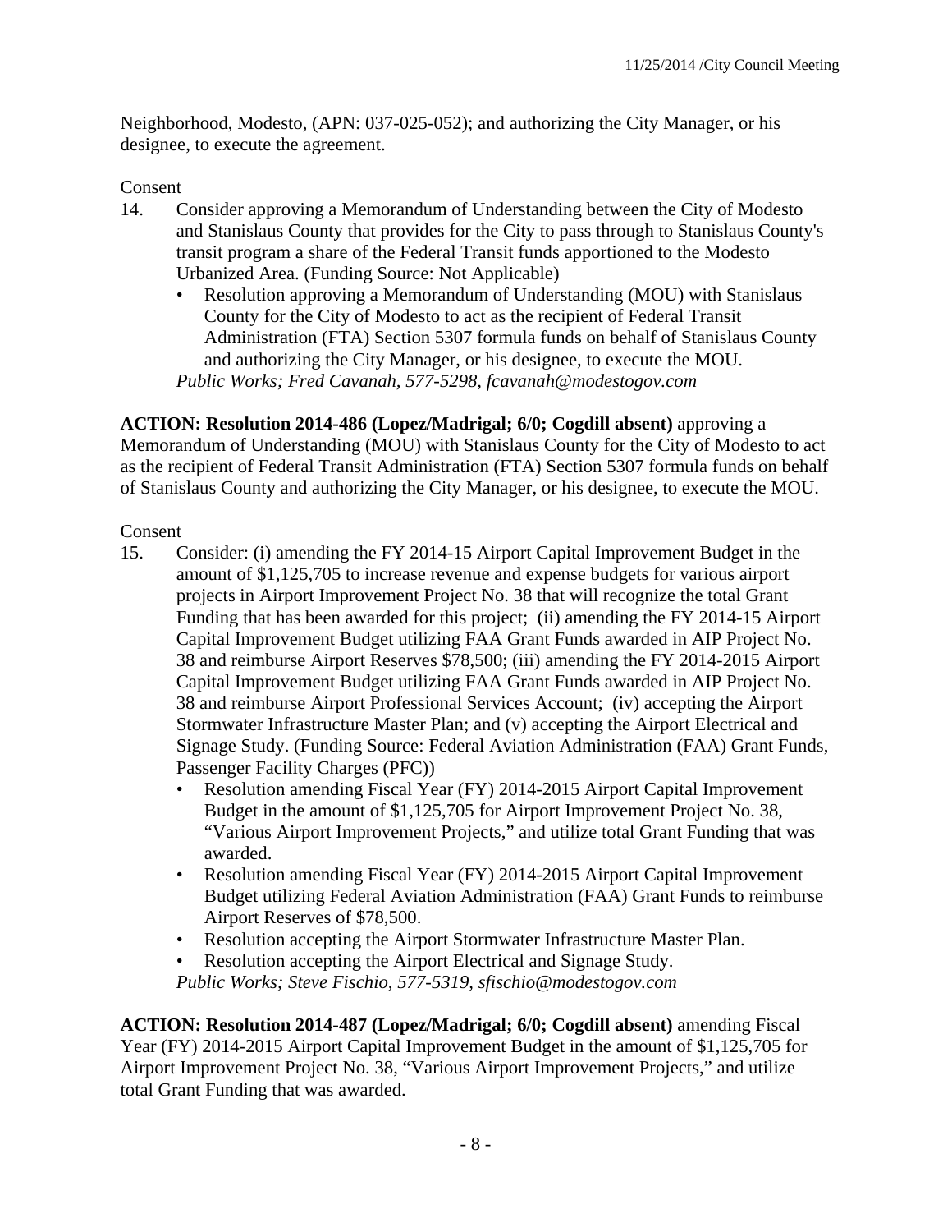Neighborhood, Modesto, (APN: 037-025-052); and authorizing the City Manager, or his designee, to execute the agreement.

Consent

14. Consider approving a Memorandum of Understanding between the City of Modesto and Stanislaus County that provides for the City to pass through to Stanislaus County's transit program a share of the Federal Transit funds apportioned to the Modesto Urbanized Area. (Funding Source: Not Applicable)
    - Resolution approving a Memorandum of Understanding (MOU) with Stanislaus County for the City of Modesto to act as the recipient of Federal Transit Administration (FTA) Section 5307 formula funds on behalf of Stanislaus County and authorizing the City Manager, or his designee, to execute the MOU.

    *Public Works; Fred Cavanah, 577-5298, fcavanah@modestogov.com*

**ACTION: Resolution 2014-486 (Lopez/Madrigal; 6/0; Cogdill absent)** approving a Memorandum of Understanding (MOU) with Stanislaus County for the City of Modesto to act as the recipient of Federal Transit Administration (FTA) Section 5307 formula funds on behalf of Stanislaus County and authorizing the City Manager, or his designee, to execute the MOU.

Consent

15. Consider: (i) amending the FY 2014-15 Airport Capital Improvement Budget in the amount of $1,125,705 to increase revenue and expense budgets for various airport projects in Airport Improvement Project No. 38 that will recognize the total Grant Funding that has been awarded for this project; (ii) amending the FY 2014-15 Airport Capital Improvement Budget utilizing FAA Grant Funds awarded in AIP Project No. 38 and reimburse Airport Reserves $78,500; (iii) amending the FY 2014-2015 Airport Capital Improvement Budget utilizing FAA Grant Funds awarded in AIP Project No. 38 and reimburse Airport Professional Services Account; (iv) accepting the Airport Stormwater Infrastructure Master Plan; and (v) accepting the Airport Electrical and Signage Study. (Funding Source: Federal Aviation Administration (FAA) Grant Funds, Passenger Facility Charges (PFC))
    - Resolution amending Fiscal Year (FY) 2014-2015 Airport Capital Improvement Budget in the amount of $1,125,705 for Airport Improvement Project No. 38, "Various Airport Improvement Projects," and utilize total Grant Funding that was awarded.
    - Resolution amending Fiscal Year (FY) 2014-2015 Airport Capital Improvement Budget utilizing Federal Aviation Administration (FAA) Grant Funds to reimburse Airport Reserves of $78,500.
    - Resolution accepting the Airport Stormwater Infrastructure Master Plan.
    - Resolution accepting the Airport Electrical and Signage Study.

    *Public Works; Steve Fischio, 577-5319, sfischio@modestogov.com*

**ACTION: Resolution 2014-487 (Lopez/Madrigal; 6/0; Cogdill absent)** amending Fiscal Year (FY) 2014-2015 Airport Capital Improvement Budget in the amount of $1,125,705 for Airport Improvement Project No. 38, "Various Airport Improvement Projects," and utilize total Grant Funding that was awarded.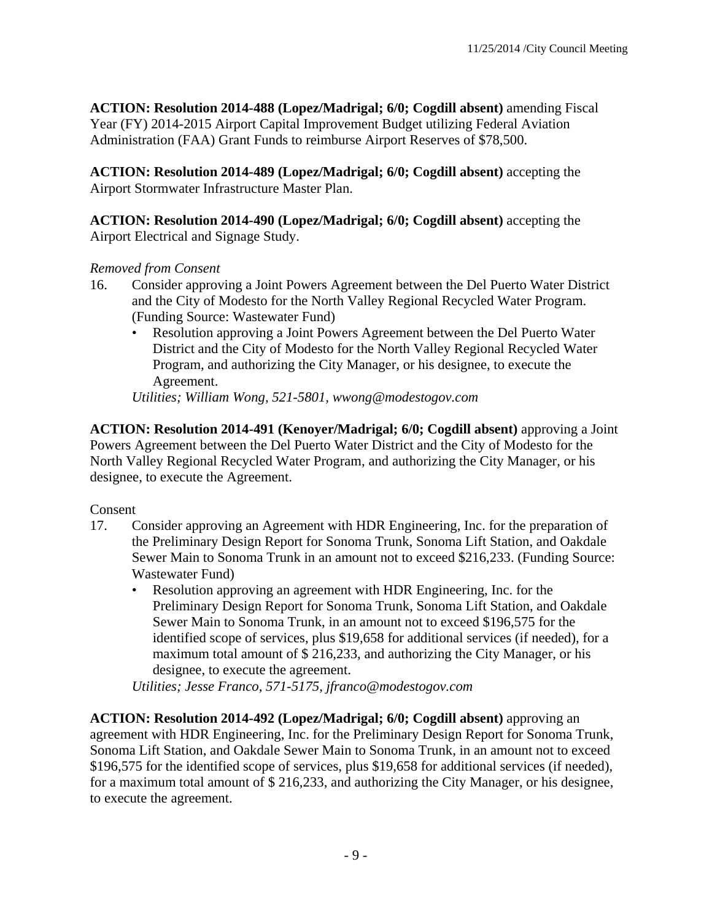**ACTION: Resolution 2014-488 (Lopez/Madrigal; 6/0; Cogdill absent)** amending Fiscal Year (FY) 2014-2015 Airport Capital Improvement Budget utilizing Federal Aviation Administration (FAA) Grant Funds to reimburse Airport Reserves of $78,500.

**ACTION: Resolution 2014-489 (Lopez/Madrigal; 6/0; Cogdill absent)** accepting the Airport Stormwater Infrastructure Master Plan.

**ACTION: Resolution 2014-490 (Lopez/Madrigal; 6/0; Cogdill absent)** accepting the Airport Electrical and Signage Study.

*Removed from Consent*

16. Consider approving a Joint Powers Agreement between the Del Puerto Water District and the City of Modesto for the North Valley Regional Recycled Water Program. (Funding Source: Wastewater Fund)
    - Resolution approving a Joint Powers Agreement between the Del Puerto Water District and the City of Modesto for the North Valley Regional Recycled Water Program, and authorizing the City Manager, or his designee, to execute the Agreement.

    *Utilities; William Wong, 521-5801, wwong@modestogov.com*

**ACTION: Resolution 2014-491 (Kenoyer/Madrigal; 6/0; Cogdill absent)** approving a Joint Powers Agreement between the Del Puerto Water District and the City of Modesto for the North Valley Regional Recycled Water Program, and authorizing the City Manager, or his designee, to execute the Agreement.

Consent

17. Consider approving an Agreement with HDR Engineering, Inc. for the preparation of the Preliminary Design Report for Sonoma Trunk, Sonoma Lift Station, and Oakdale Sewer Main to Sonoma Trunk in an amount not to exceed $216,233. (Funding Source: Wastewater Fund)
    - Resolution approving an agreement with HDR Engineering, Inc. for the Preliminary Design Report for Sonoma Trunk, Sonoma Lift Station, and Oakdale Sewer Main to Sonoma Trunk, in an amount not to exceed $196,575 for the identified scope of services, plus $19,658 for additional services (if needed), for a maximum total amount of $ 216,233, and authorizing the City Manager, or his designee, to execute the agreement.

    *Utilities; Jesse Franco, 571-5175, jfranco@modestogov.com*

**ACTION: Resolution 2014-492 (Lopez/Madrigal; 6/0; Cogdill absent)** approving an agreement with HDR Engineering, Inc. for the Preliminary Design Report for Sonoma Trunk, Sonoma Lift Station, and Oakdale Sewer Main to Sonoma Trunk, in an amount not to exceed $196,575 for the identified scope of services, plus $19,658 for additional services (if needed), for a maximum total amount of $ 216,233, and authorizing the City Manager, or his designee, to execute the agreement.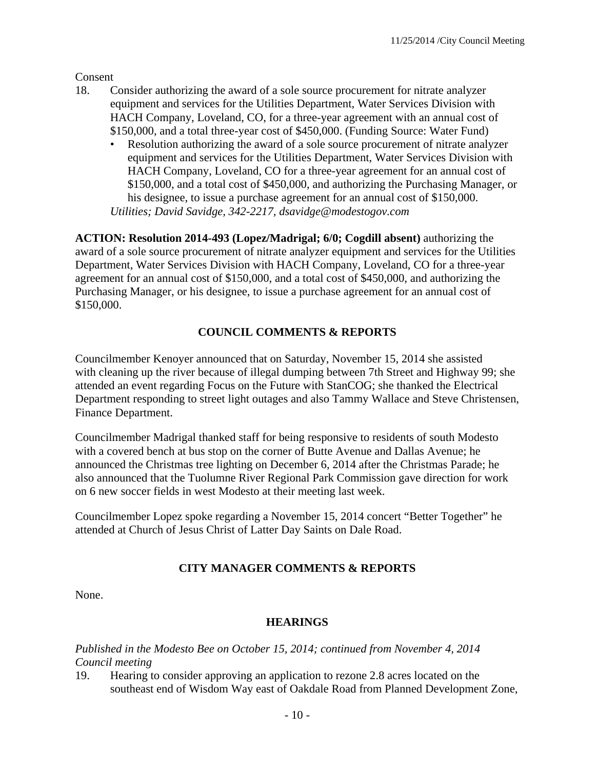Consent

18. Consider authorizing the award of a sole source procurement for nitrate analyzer equipment and services for the Utilities Department, Water Services Division with HACH Company, Loveland, CO, for a three-year agreement with an annual cost of $150,000, and a total three-year cost of $450,000. (Funding Source: Water Fund)
    - Resolution authorizing the award of a sole source procurement of nitrate analyzer equipment and services for the Utilities Department, Water Services Division with HACH Company, Loveland, CO for a three-year agreement for an annual cost of $150,000, and a total cost of $450,000, and authorizing the Purchasing Manager, or his designee, to issue a purchase agreement for an annual cost of $150,000.

    *Utilities; David Savidge, 342-2217, dsavidge@modestogov.com*

**ACTION: Resolution 2014-493 (Lopez/Madrigal; 6/0; Cogdill absent)** authorizing the award of a sole source procurement of nitrate analyzer equipment and services for the Utilities Department, Water Services Division with HACH Company, Loveland, CO for a three-year agreement for an annual cost of $150,000, and a total cost of $450,000, and authorizing the Purchasing Manager, or his designee, to issue a purchase agreement for an annual cost of $150,000.

## COUNCIL COMMENTS & REPORTS

Councilmember Kenoyer announced that on Saturday, November 15, 2014 she assisted with cleaning up the river because of illegal dumping between 7th Street and Highway 99; she attended an event regarding Focus on the Future with StanCOG; she thanked the Electrical Department responding to street light outages and also Tammy Wallace and Steve Christensen, Finance Department.

Councilmember Madrigal thanked staff for being responsive to residents of south Modesto with a covered bench at bus stop on the corner of Butte Avenue and Dallas Avenue; he announced the Christmas tree lighting on December 6, 2014 after the Christmas Parade; he also announced that the Tuolumne River Regional Park Commission gave direction for work on 6 new soccer fields in west Modesto at their meeting last week.

Councilmember Lopez spoke regarding a November 15, 2014 concert "Better Together" he attended at Church of Jesus Christ of Latter Day Saints on Dale Road.

## CITY MANAGER COMMENTS & REPORTS

None.

## HEARINGS

*Published in the Modesto Bee on October 15, 2014; continued from November 4, 2014 Council meeting*

19. Hearing to consider approving an application to rezone 2.8 acres located on the southeast end of Wisdom Way east of Oakdale Road from Planned Development Zone,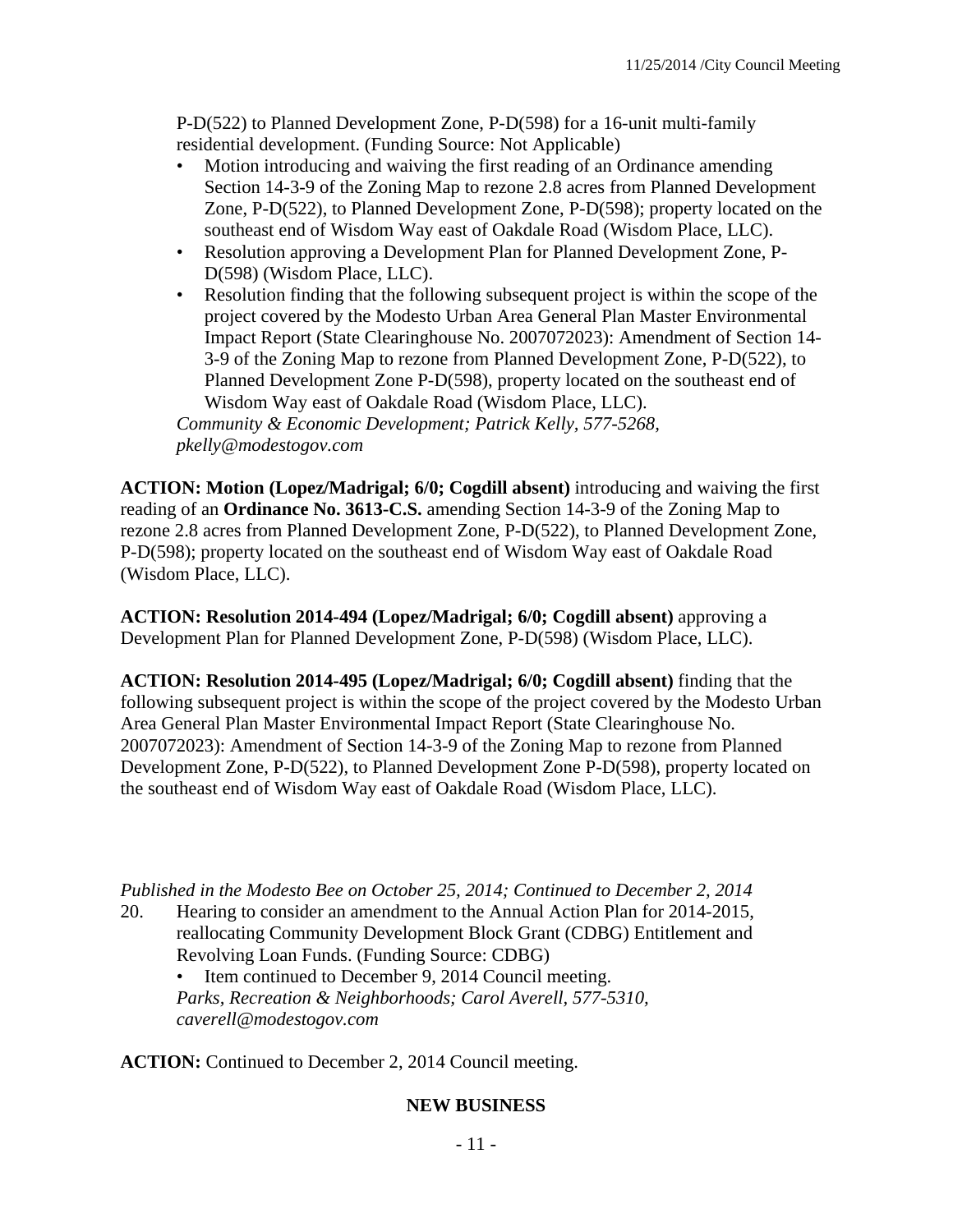P-D(522) to Planned Development Zone, P-D(598) for a 16-unit multi-family residential development. (Funding Source: Not Applicable)

- Motion introducing and waiving the first reading of an Ordinance amending Section 14-3-9 of the Zoning Map to rezone 2.8 acres from Planned Development Zone, P-D(522), to Planned Development Zone, P-D(598); property located on the southeast end of Wisdom Way east of Oakdale Road (Wisdom Place, LLC).
- Resolution approving a Development Plan for Planned Development Zone, P-D(598) (Wisdom Place, LLC).
- Resolution finding that the following subsequent project is within the scope of the project covered by the Modesto Urban Area General Plan Master Environmental Impact Report (State Clearinghouse No. 2007072023): Amendment of Section 14-3-9 of the Zoning Map to rezone from Planned Development Zone, P-D(522), to Planned Development Zone P-D(598), property located on the southeast end of Wisdom Way east of Oakdale Road (Wisdom Place, LLC).

*Community & Economic Development; Patrick Kelly, 577-5268, pkelly@modestogov.com*

**ACTION: Motion (Lopez/Madrigal; 6/0; Cogdill absent)** introducing and waiving the first reading of an **Ordinance No. 3613-C.S.** amending Section 14-3-9 of the Zoning Map to rezone 2.8 acres from Planned Development Zone, P-D(522), to Planned Development Zone, P-D(598); property located on the southeast end of Wisdom Way east of Oakdale Road (Wisdom Place, LLC).

**ACTION: Resolution 2014-494 (Lopez/Madrigal; 6/0; Cogdill absent)** approving a Development Plan for Planned Development Zone, P-D(598) (Wisdom Place, LLC).

**ACTION: Resolution 2014-495 (Lopez/Madrigal; 6/0; Cogdill absent)** finding that the following subsequent project is within the scope of the project covered by the Modesto Urban Area General Plan Master Environmental Impact Report (State Clearinghouse No. 2007072023): Amendment of Section 14-3-9 of the Zoning Map to rezone from Planned Development Zone, P-D(522), to Planned Development Zone P-D(598), property located on the southeast end of Wisdom Way east of Oakdale Road (Wisdom Place, LLC).

*Published in the Modesto Bee on October 25, 2014; Continued to December 2, 2014*

20. Hearing to consider an amendment to the Annual Action Plan for 2014-2015, reallocating Community Development Block Grant (CDBG) Entitlement and Revolving Loan Funds. (Funding Source: CDBG)

    - Item continued to December 9, 2014 Council meeting.

    *Parks, Recreation & Neighborhoods; Carol Averell, 577-5310, caverell@modestogov.com*

**ACTION:** Continued to December 2, 2014 Council meeting.

## NEW BUSINESS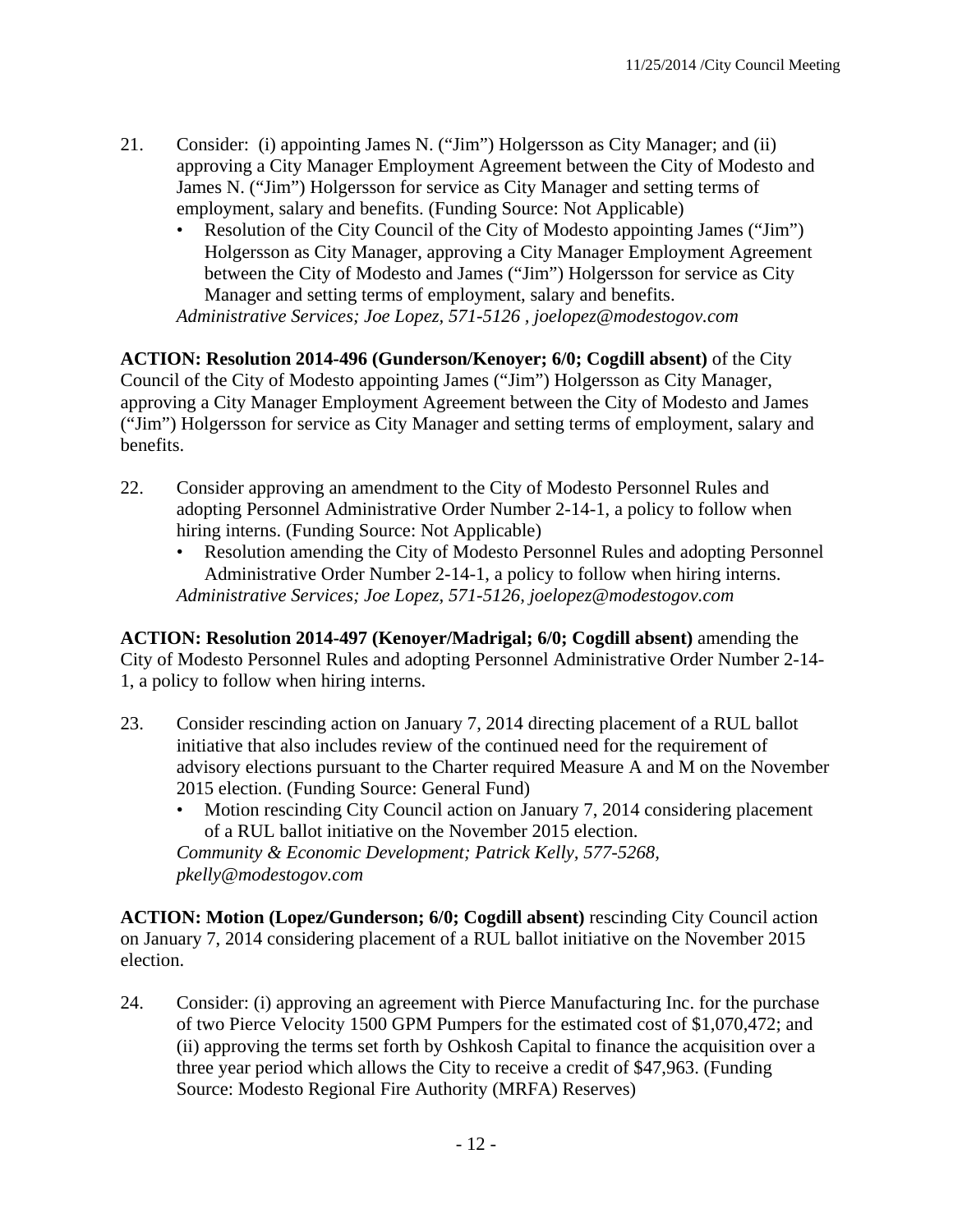21. Consider: (i) appointing James N. ("Jim") Holgersson as City Manager; and (ii) approving a City Manager Employment Agreement between the City of Modesto and James N. ("Jim") Holgersson for service as City Manager and setting terms of employment, salary and benefits. (Funding Source: Not Applicable)
    - Resolution of the City Council of the City of Modesto appointing James ("Jim") Holgersson as City Manager, approving a City Manager Employment Agreement between the City of Modesto and James ("Jim") Holgersson for service as City Manager and setting terms of employment, salary and benefits.

    *Administrative Services; Joe Lopez, 571-5126 , joelopez@modestogov.com*

**ACTION: Resolution 2014-496 (Gunderson/Kenoyer; 6/0; Cogdill absent)** of the City Council of the City of Modesto appointing James ("Jim") Holgersson as City Manager, approving a City Manager Employment Agreement between the City of Modesto and James ("Jim") Holgersson for service as City Manager and setting terms of employment, salary and benefits.

22. Consider approving an amendment to the City of Modesto Personnel Rules and adopting Personnel Administrative Order Number 2-14-1, a policy to follow when hiring interns. (Funding Source: Not Applicable)
    - Resolution amending the City of Modesto Personnel Rules and adopting Personnel Administrative Order Number 2-14-1, a policy to follow when hiring interns.

    *Administrative Services; Joe Lopez, 571-5126, joelopez@modestogov.com*

**ACTION: Resolution 2014-497 (Kenoyer/Madrigal; 6/0; Cogdill absent)** amending the City of Modesto Personnel Rules and adopting Personnel Administrative Order Number 2-14-1, a policy to follow when hiring interns.

23. Consider rescinding action on January 7, 2014 directing placement of a RUL ballot initiative that also includes review of the continued need for the requirement of advisory elections pursuant to the Charter required Measure A and M on the November 2015 election. (Funding Source: General Fund)
    - Motion rescinding City Council action on January 7, 2014 considering placement of a RUL ballot initiative on the November 2015 election.

    *Community & Economic Development; Patrick Kelly, 577-5268, pkelly@modestogov.com*

**ACTION: Motion (Lopez/Gunderson; 6/0; Cogdill absent)** rescinding City Council action on January 7, 2014 considering placement of a RUL ballot initiative on the November 2015 election.

24. Consider: (i) approving an agreement with Pierce Manufacturing Inc. for the purchase of two Pierce Velocity 1500 GPM Pumpers for the estimated cost of $1,070,472; and (ii) approving the terms set forth by Oshkosh Capital to finance the acquisition over a three year period which allows the City to receive a credit of $47,963. (Funding Source: Modesto Regional Fire Authority (MRFA) Reserves)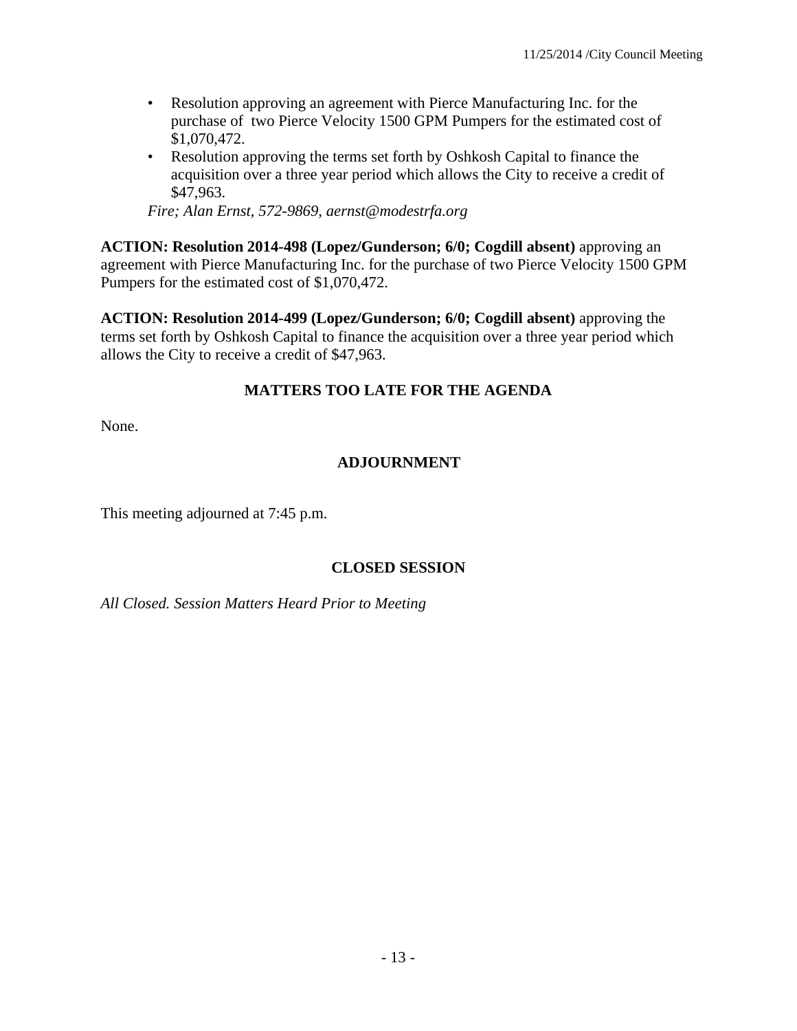- Resolution approving an agreement with Pierce Manufacturing Inc. for the purchase of two Pierce Velocity 1500 GPM Pumpers for the estimated cost of $1,070,472.
- Resolution approving the terms set forth by Oshkosh Capital to finance the acquisition over a three year period which allows the City to receive a credit of $47,963.

*Fire; Alan Ernst, 572-9869, aernst@modestrfa.org*

**ACTION: Resolution 2014-498 (Lopez/Gunderson; 6/0; Cogdill absent)** approving an agreement with Pierce Manufacturing Inc. for the purchase of two Pierce Velocity 1500 GPM Pumpers for the estimated cost of $1,070,472.

**ACTION: Resolution 2014-499 (Lopez/Gunderson; 6/0; Cogdill absent)** approving the terms set forth by Oshkosh Capital to finance the acquisition over a three year period which allows the City to receive a credit of $47,963.

## MATTERS TOO LATE FOR THE AGENDA

None.

## ADJOURNMENT

This meeting adjourned at 7:45 p.m.

## CLOSED SESSION

*All Closed. Session Matters Heard Prior to Meeting*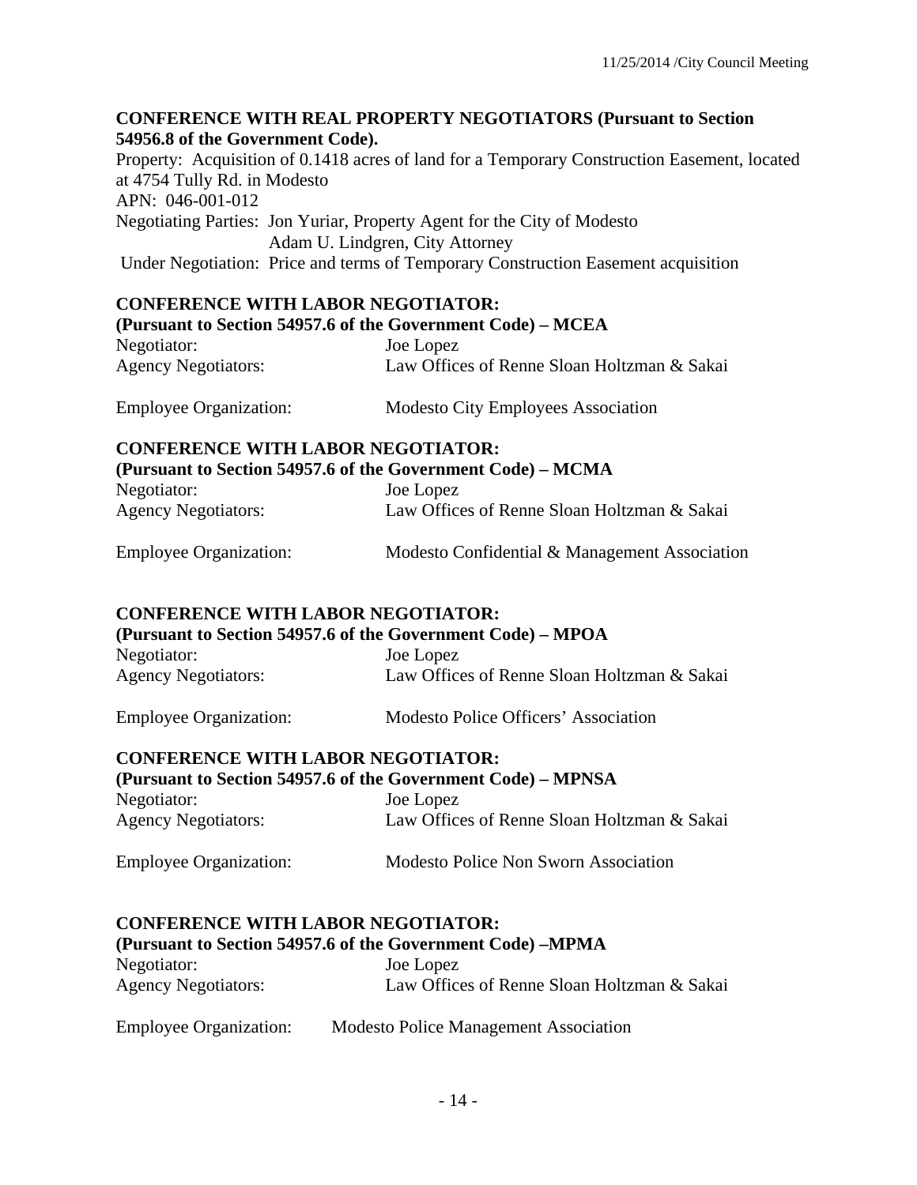**CONFERENCE WITH REAL PROPERTY NEGOTIATORS (Pursuant to Section 54956.8 of the Government Code).**

Property: Acquisition of 0.1418 acres of land for a Temporary Construction Easement, located at 4754 Tully Rd. in Modesto

APN: 046-001-012

Negotiating Parties: Jon Yuriar, Property Agent for the City of Modesto
Adam U. Lindgren, City Attorney

Under Negotiation: Price and terms of Temporary Construction Easement acquisition

**CONFERENCE WITH LABOR NEGOTIATOR:**
**(Pursuant to Section 54957.6 of the Government Code) – MCEA**

Negotiator: Joe Lopez
Agency Negotiators: Law Offices of Renne Sloan Holtzman & Sakai

Employee Organization: Modesto City Employees Association

**CONFERENCE WITH LABOR NEGOTIATOR:**
**(Pursuant to Section 54957.6 of the Government Code) – MCMA**

Negotiator: Joe Lopez
Agency Negotiators: Law Offices of Renne Sloan Holtzman & Sakai

Employee Organization: Modesto Confidential & Management Association

**CONFERENCE WITH LABOR NEGOTIATOR:**
**(Pursuant to Section 54957.6 of the Government Code) – MPOA**

Negotiator: Joe Lopez
Agency Negotiators: Law Offices of Renne Sloan Holtzman & Sakai

Employee Organization: Modesto Police Officers' Association

**CONFERENCE WITH LABOR NEGOTIATOR:**
**(Pursuant to Section 54957.6 of the Government Code) – MPNSA**

Negotiator: Joe Lopez
Agency Negotiators: Law Offices of Renne Sloan Holtzman & Sakai

Employee Organization: Modesto Police Non Sworn Association

**CONFERENCE WITH LABOR NEGOTIATOR:**
**(Pursuant to Section 54957.6 of the Government Code) –MPMA**

Negotiator: Joe Lopez
Agency Negotiators: Law Offices of Renne Sloan Holtzman & Sakai

Employee Organization: Modesto Police Management Association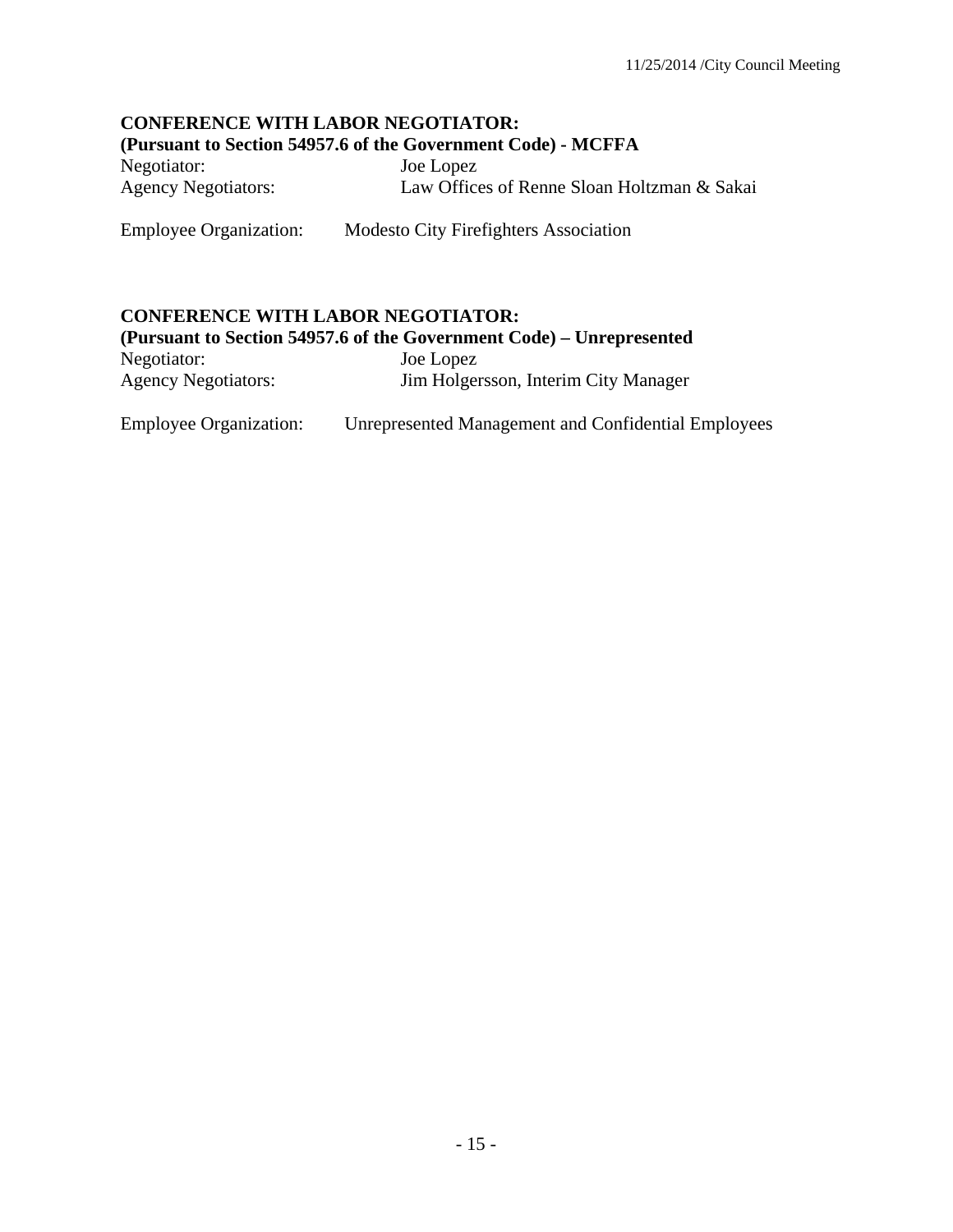**CONFERENCE WITH LABOR NEGOTIATOR:**
**(Pursuant to Section 54957.6 of the Government Code) - MCFFA**

Negotiator: Joe Lopez
Agency Negotiators: Law Offices of Renne Sloan Holtzman & Sakai

Employee Organization: Modesto City Firefighters Association

**CONFERENCE WITH LABOR NEGOTIATOR:**
**(Pursuant to Section 54957.6 of the Government Code) – Unrepresented**

Negotiator: Joe Lopez
Agency Negotiators: Jim Holgersson, Interim City Manager

Employee Organization: Unrepresented Management and Confidential Employees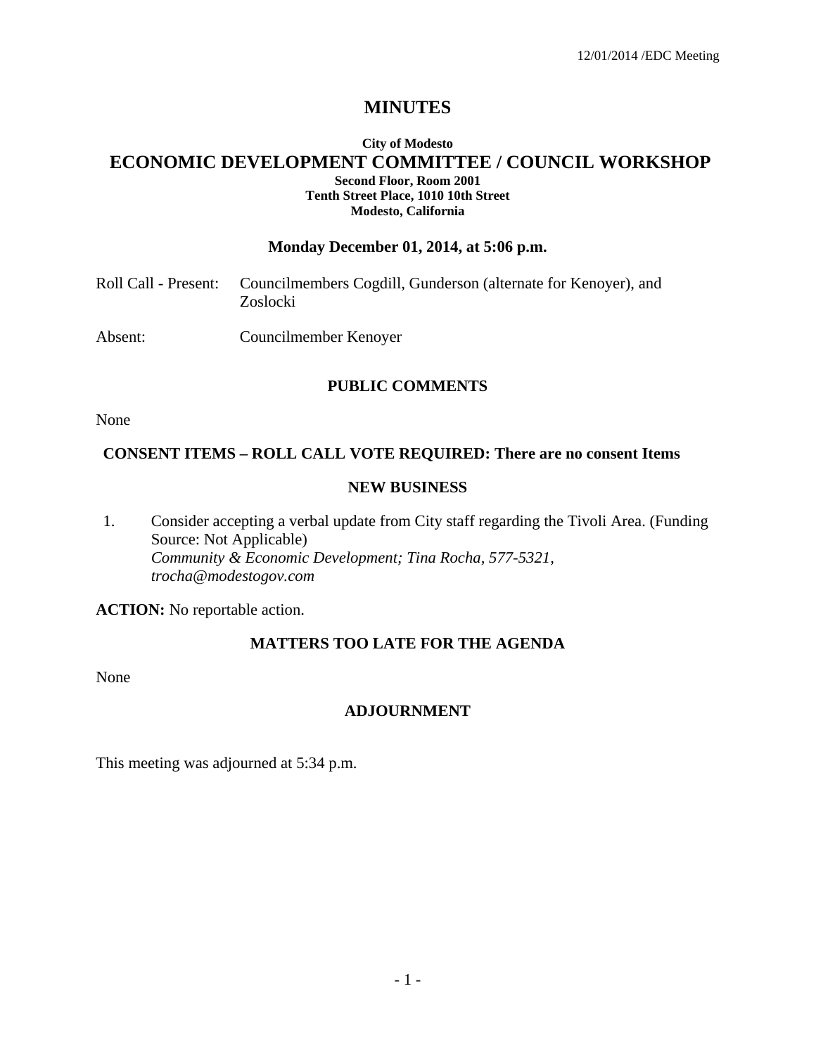# MINUTES

**City of Modesto**

## ECONOMIC DEVELOPMENT COMMITTEE / COUNCIL WORKSHOP

**Second Floor, Room 2001**
**Tenth Street Place, 1010 10th Street**
**Modesto, California**

**Monday December 01, 2014, at 5:06 p.m.**

Roll Call - Present: Councilmembers Cogdill, Gunderson (alternate for Kenoyer), and Zoslocki

Absent: Councilmember Kenoyer

### PUBLIC COMMENTS

None

### CONSENT ITEMS – ROLL CALL VOTE REQUIRED: There are no consent Items

### NEW BUSINESS

1. Consider accepting a verbal update from City staff regarding the Tivoli Area. (Funding Source: Not Applicable)
   *Community & Economic Development; Tina Rocha, 577-5321, trocha@modestogov.com*

**ACTION:** No reportable action.

### MATTERS TOO LATE FOR THE AGENDA

None

### ADJOURNMENT

This meeting was adjourned at 5:34 p.m.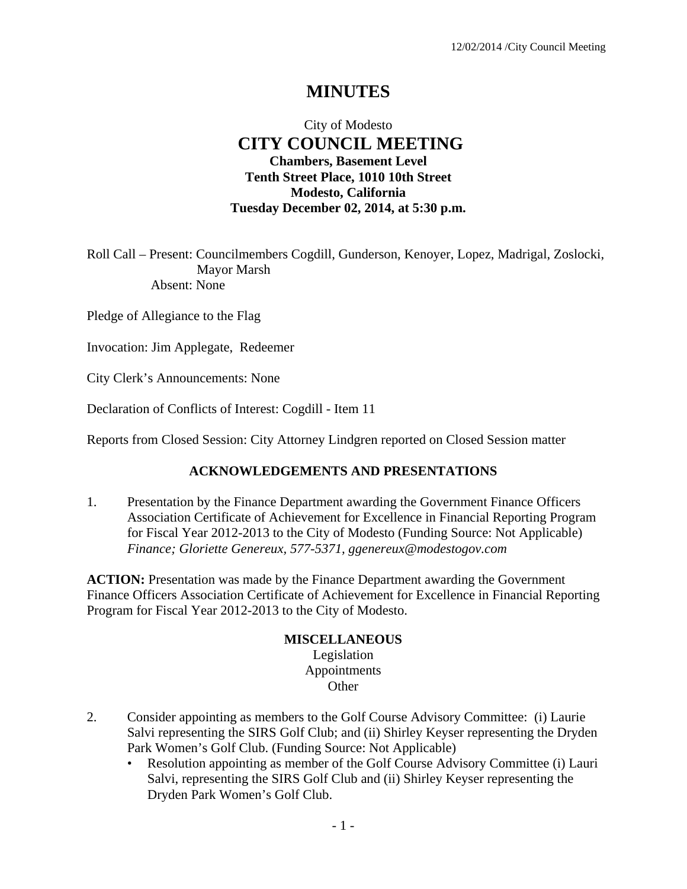# MINUTES

City of Modesto
## CITY COUNCIL MEETING
**Chambers, Basement Level**
**Tenth Street Place, 1010 10th Street**
**Modesto, California**
**Tuesday December 02, 2014, at 5:30 p.m.**

Roll Call – Present: Councilmembers Cogdill, Gunderson, Kenoyer, Lopez, Madrigal, Zoslocki, Mayor Marsh
Absent: None

Pledge of Allegiance to the Flag

Invocation: Jim Applegate, Redeemer

City Clerk's Announcements: None

Declaration of Conflicts of Interest: Cogdill - Item 11

Reports from Closed Session: City Attorney Lindgren reported on Closed Session matter

### ACKNOWLEDGEMENTS AND PRESENTATIONS

1. Presentation by the Finance Department awarding the Government Finance Officers Association Certificate of Achievement for Excellence in Financial Reporting Program for Fiscal Year 2012-2013 to the City of Modesto (Funding Source: Not Applicable)
*Finance; Gloriette Genereux, 577-5371, ggenereux@modestogov.com*

**ACTION:** Presentation was made by the Finance Department awarding the Government Finance Officers Association Certificate of Achievement for Excellence in Financial Reporting Program for Fiscal Year 2012-2013 to the City of Modesto.

### MISCELLANEOUS
Legislation
Appointments
Other

2. Consider appointing as members to the Golf Course Advisory Committee: (i) Laurie Salvi representing the SIRS Golf Club; and (ii) Shirley Keyser representing the Dryden Park Women's Golf Club. (Funding Source: Not Applicable)
   - Resolution appointing as member of the Golf Course Advisory Committee (i) Lauri Salvi, representing the SIRS Golf Club and (ii) Shirley Keyser representing the Dryden Park Women's Golf Club.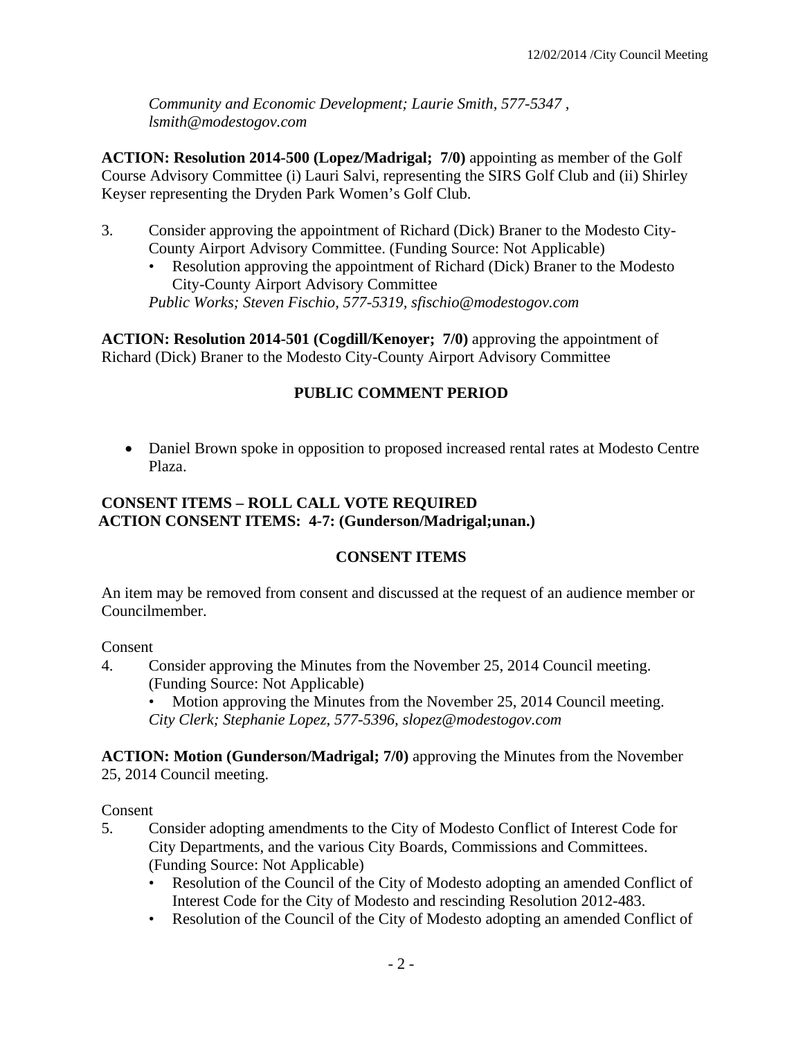*Community and Economic Development; Laurie Smith, 577-5347 , lsmith@modestogov.com*

**ACTION: Resolution 2014-500 (Lopez/Madrigal; 7/0)** appointing as member of the Golf Course Advisory Committee (i) Lauri Salvi, representing the SIRS Golf Club and (ii) Shirley Keyser representing the Dryden Park Women's Golf Club.

3. Consider approving the appointment of Richard (Dick) Braner to the Modesto City-County Airport Advisory Committee. (Funding Source: Not Applicable)
   - Resolution approving the appointment of Richard (Dick) Braner to the Modesto City-County Airport Advisory Committee

   *Public Works; Steven Fischio, 577-5319, sfischio@modestogov.com*

**ACTION: Resolution 2014-501 (Cogdill/Kenoyer; 7/0)** approving the appointment of Richard (Dick) Braner to the Modesto City-County Airport Advisory Committee

## PUBLIC COMMENT PERIOD

- Daniel Brown spoke in opposition to proposed increased rental rates at Modesto Centre Plaza.

**CONSENT ITEMS – ROLL CALL VOTE REQUIRED**
**ACTION CONSENT ITEMS: 4-7: (Gunderson/Madrigal;unan.)**

## CONSENT ITEMS

An item may be removed from consent and discussed at the request of an audience member or Councilmember.

Consent

4. Consider approving the Minutes from the November 25, 2014 Council meeting. (Funding Source: Not Applicable)
   - Motion approving the Minutes from the November 25, 2014 Council meeting.

   *City Clerk; Stephanie Lopez, 577-5396, slopez@modestogov.com*

**ACTION: Motion (Gunderson/Madrigal; 7/0)** approving the Minutes from the November 25, 2014 Council meeting.

Consent

5. Consider adopting amendments to the City of Modesto Conflict of Interest Code for City Departments, and the various City Boards, Commissions and Committees. (Funding Source: Not Applicable)
   - Resolution of the Council of the City of Modesto adopting an amended Conflict of Interest Code for the City of Modesto and rescinding Resolution 2012-483.
   - Resolution of the Council of the City of Modesto adopting an amended Conflict of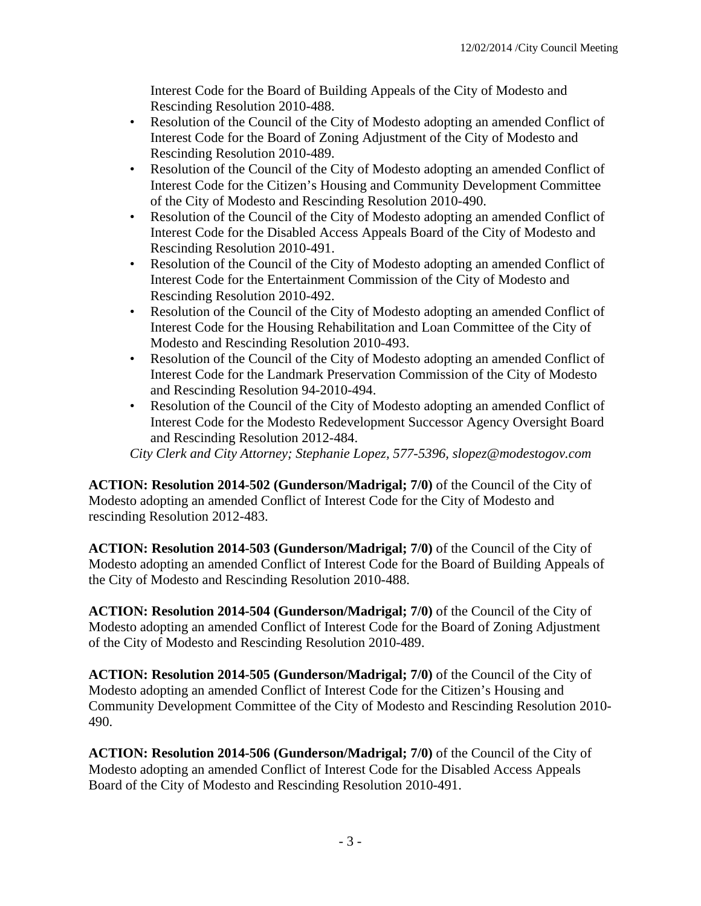Interest Code for the Board of Building Appeals of the City of Modesto and Rescinding Resolution 2010-488.

- Resolution of the Council of the City of Modesto adopting an amended Conflict of Interest Code for the Board of Zoning Adjustment of the City of Modesto and Rescinding Resolution 2010-489.
- Resolution of the Council of the City of Modesto adopting an amended Conflict of Interest Code for the Citizen's Housing and Community Development Committee of the City of Modesto and Rescinding Resolution 2010-490.
- Resolution of the Council of the City of Modesto adopting an amended Conflict of Interest Code for the Disabled Access Appeals Board of the City of Modesto and Rescinding Resolution 2010-491.
- Resolution of the Council of the City of Modesto adopting an amended Conflict of Interest Code for the Entertainment Commission of the City of Modesto and Rescinding Resolution 2010-492.
- Resolution of the Council of the City of Modesto adopting an amended Conflict of Interest Code for the Housing Rehabilitation and Loan Committee of the City of Modesto and Rescinding Resolution 2010-493.
- Resolution of the Council of the City of Modesto adopting an amended Conflict of Interest Code for the Landmark Preservation Commission of the City of Modesto and Rescinding Resolution 94-2010-494.
- Resolution of the Council of the City of Modesto adopting an amended Conflict of Interest Code for the Modesto Redevelopment Successor Agency Oversight Board and Rescinding Resolution 2012-484.

*City Clerk and City Attorney; Stephanie Lopez, 577-5396, slopez@modestogov.com*

**ACTION: Resolution 2014-502 (Gunderson/Madrigal; 7/0)** of the Council of the City of Modesto adopting an amended Conflict of Interest Code for the City of Modesto and rescinding Resolution 2012-483.

**ACTION: Resolution 2014-503 (Gunderson/Madrigal; 7/0)** of the Council of the City of Modesto adopting an amended Conflict of Interest Code for the Board of Building Appeals of the City of Modesto and Rescinding Resolution 2010-488.

**ACTION: Resolution 2014-504 (Gunderson/Madrigal; 7/0)** of the Council of the City of Modesto adopting an amended Conflict of Interest Code for the Board of Zoning Adjustment of the City of Modesto and Rescinding Resolution 2010-489.

**ACTION: Resolution 2014-505 (Gunderson/Madrigal; 7/0)** of the Council of the City of Modesto adopting an amended Conflict of Interest Code for the Citizen's Housing and Community Development Committee of the City of Modesto and Rescinding Resolution 2010-490.

**ACTION: Resolution 2014-506 (Gunderson/Madrigal; 7/0)** of the Council of the City of Modesto adopting an amended Conflict of Interest Code for the Disabled Access Appeals Board of the City of Modesto and Rescinding Resolution 2010-491.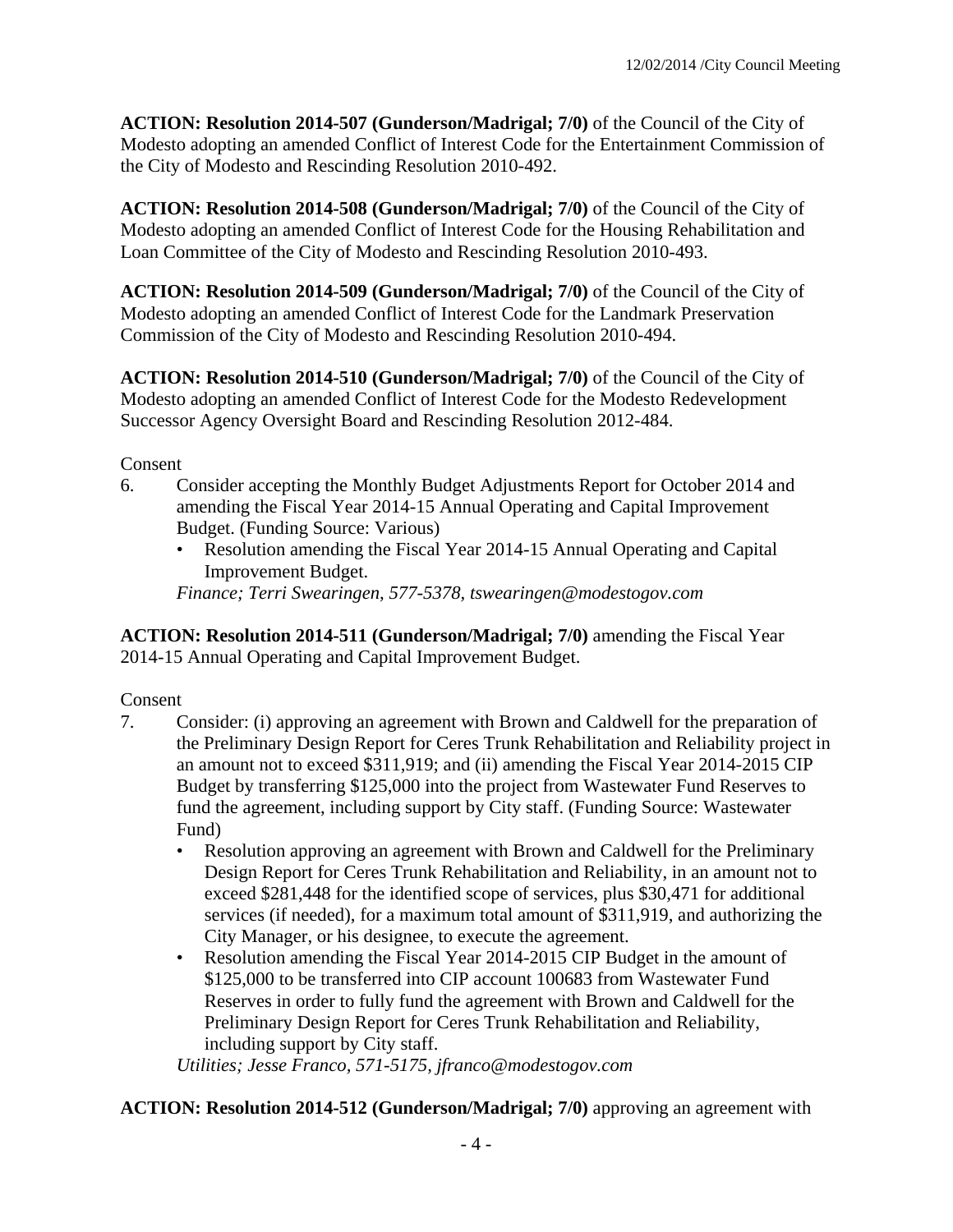**ACTION: Resolution 2014-507 (Gunderson/Madrigal; 7/0)** of the Council of the City of Modesto adopting an amended Conflict of Interest Code for the Entertainment Commission of the City of Modesto and Rescinding Resolution 2010-492.

**ACTION: Resolution 2014-508 (Gunderson/Madrigal; 7/0)** of the Council of the City of Modesto adopting an amended Conflict of Interest Code for the Housing Rehabilitation and Loan Committee of the City of Modesto and Rescinding Resolution 2010-493.

**ACTION: Resolution 2014-509 (Gunderson/Madrigal; 7/0)** of the Council of the City of Modesto adopting an amended Conflict of Interest Code for the Landmark Preservation Commission of the City of Modesto and Rescinding Resolution 2010-494.

**ACTION: Resolution 2014-510 (Gunderson/Madrigal; 7/0)** of the Council of the City of Modesto adopting an amended Conflict of Interest Code for the Modesto Redevelopment Successor Agency Oversight Board and Rescinding Resolution 2012-484.

Consent

6. Consider accepting the Monthly Budget Adjustments Report for October 2014 and amending the Fiscal Year 2014-15 Annual Operating and Capital Improvement Budget. (Funding Source: Various)
   - Resolution amending the Fiscal Year 2014-15 Annual Operating and Capital Improvement Budget.

   *Finance; Terri Swearingen, 577-5378, tswearingen@modestogov.com*

**ACTION: Resolution 2014-511 (Gunderson/Madrigal; 7/0)** amending the Fiscal Year 2014-15 Annual Operating and Capital Improvement Budget.

Consent

7. Consider: (i) approving an agreement with Brown and Caldwell for the preparation of the Preliminary Design Report for Ceres Trunk Rehabilitation and Reliability project in an amount not to exceed $311,919; and (ii) amending the Fiscal Year 2014-2015 CIP Budget by transferring $125,000 into the project from Wastewater Fund Reserves to fund the agreement, including support by City staff. (Funding Source: Wastewater Fund)
   - Resolution approving an agreement with Brown and Caldwell for the Preliminary Design Report for Ceres Trunk Rehabilitation and Reliability, in an amount not to exceed $281,448 for the identified scope of services, plus $30,471 for additional services (if needed), for a maximum total amount of $311,919, and authorizing the City Manager, or his designee, to execute the agreement.
   - Resolution amending the Fiscal Year 2014-2015 CIP Budget in the amount of $125,000 to be transferred into CIP account 100683 from Wastewater Fund Reserves in order to fully fund the agreement with Brown and Caldwell for the Preliminary Design Report for Ceres Trunk Rehabilitation and Reliability, including support by City staff.

   *Utilities; Jesse Franco, 571-5175, jfranco@modestogov.com*

**ACTION: Resolution 2014-512 (Gunderson/Madrigal; 7/0)** approving an agreement with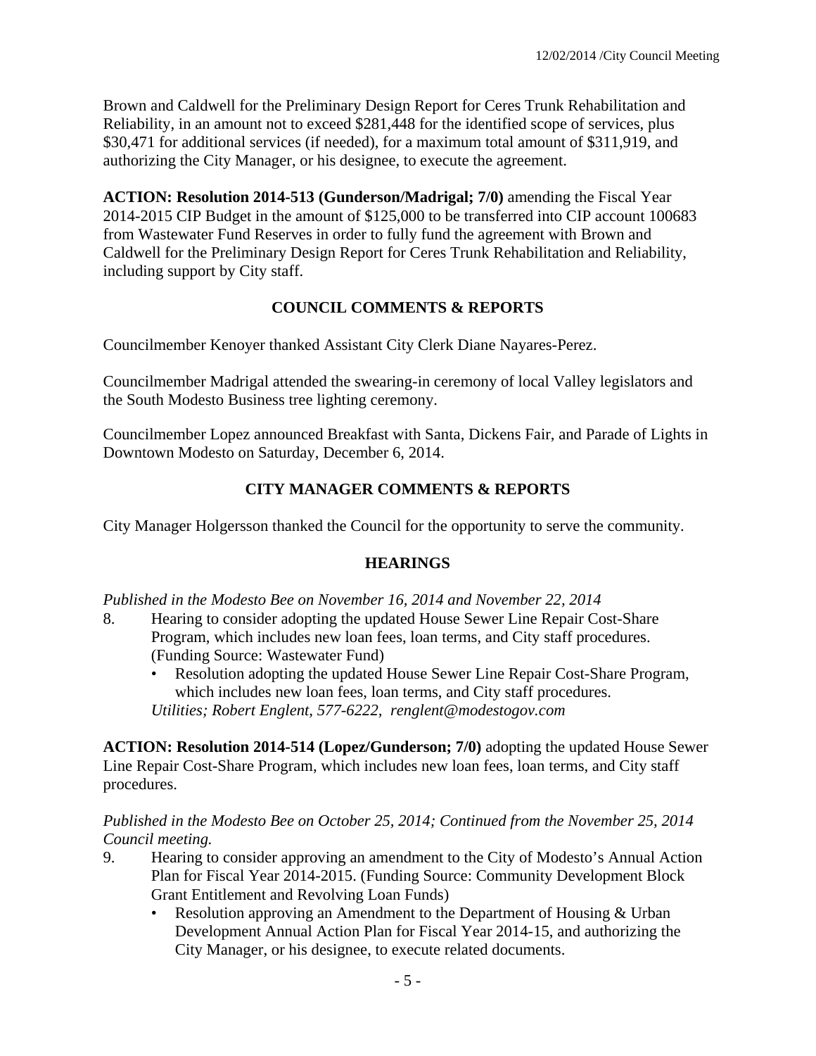Brown and Caldwell for the Preliminary Design Report for Ceres Trunk Rehabilitation and Reliability, in an amount not to exceed $281,448 for the identified scope of services, plus $30,471 for additional services (if needed), for a maximum total amount of $311,919, and authorizing the City Manager, or his designee, to execute the agreement.

**ACTION: Resolution 2014-513 (Gunderson/Madrigal; 7/0)** amending the Fiscal Year 2014-2015 CIP Budget in the amount of $125,000 to be transferred into CIP account 100683 from Wastewater Fund Reserves in order to fully fund the agreement with Brown and Caldwell for the Preliminary Design Report for Ceres Trunk Rehabilitation and Reliability, including support by City staff.

## COUNCIL COMMENTS & REPORTS

Councilmember Kenoyer thanked Assistant City Clerk Diane Nayares-Perez.

Councilmember Madrigal attended the swearing-in ceremony of local Valley legislators and the South Modesto Business tree lighting ceremony.

Councilmember Lopez announced Breakfast with Santa, Dickens Fair, and Parade of Lights in Downtown Modesto on Saturday, December 6, 2014.

## CITY MANAGER COMMENTS & REPORTS

City Manager Holgersson thanked the Council for the opportunity to serve the community.

## HEARINGS

*Published in the Modesto Bee on November 16, 2014 and November 22, 2014*

8. Hearing to consider adopting the updated House Sewer Line Repair Cost-Share Program, which includes new loan fees, loan terms, and City staff procedures. (Funding Source: Wastewater Fund)
   - Resolution adopting the updated House Sewer Line Repair Cost-Share Program, which includes new loan fees, loan terms, and City staff procedures.

   *Utilities; Robert Englent, 577-6222, renglent@modestogov.com*

**ACTION: Resolution 2014-514 (Lopez/Gunderson; 7/0)** adopting the updated House Sewer Line Repair Cost-Share Program, which includes new loan fees, loan terms, and City staff procedures.

*Published in the Modesto Bee on October 25, 2014; Continued from the November 25, 2014 Council meeting.*

9. Hearing to consider approving an amendment to the City of Modesto's Annual Action Plan for Fiscal Year 2014-2015. (Funding Source: Community Development Block Grant Entitlement and Revolving Loan Funds)
   - Resolution approving an Amendment to the Department of Housing & Urban Development Annual Action Plan for Fiscal Year 2014-15, and authorizing the City Manager, or his designee, to execute related documents.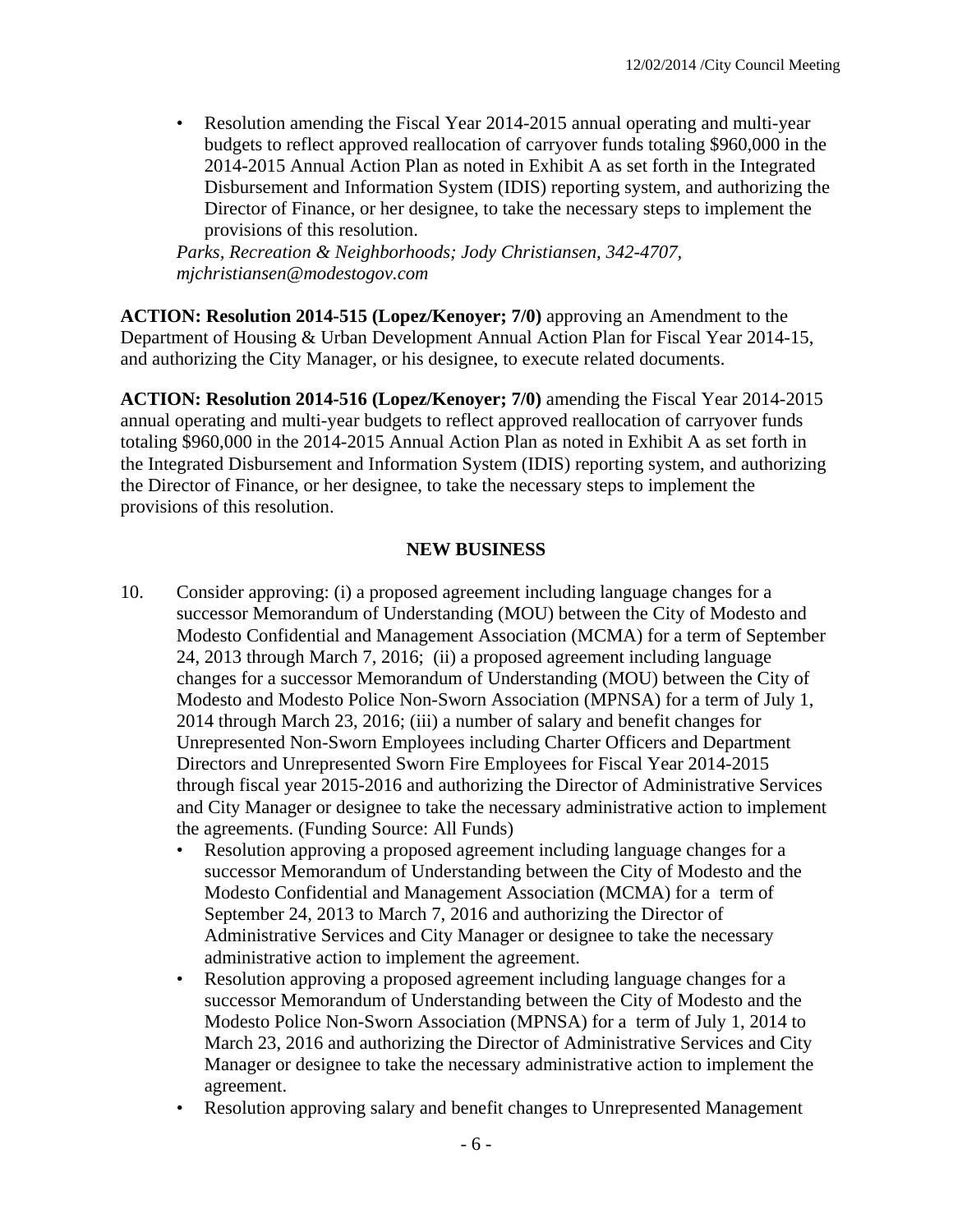- Resolution amending the Fiscal Year 2014-2015 annual operating and multi-year budgets to reflect approved reallocation of carryover funds totaling $960,000 in the 2014-2015 Annual Action Plan as noted in Exhibit A as set forth in the Integrated Disbursement and Information System (IDIS) reporting system, and authorizing the Director of Finance, or her designee, to take the necessary steps to implement the provisions of this resolution.

*Parks, Recreation & Neighborhoods; Jody Christiansen, 342-4707, mjchristiansen@modestogov.com*

**ACTION: Resolution 2014-515 (Lopez/Kenoyer; 7/0)** approving an Amendment to the Department of Housing & Urban Development Annual Action Plan for Fiscal Year 2014-15, and authorizing the City Manager, or his designee, to execute related documents.

**ACTION: Resolution 2014-516 (Lopez/Kenoyer; 7/0)** amending the Fiscal Year 2014-2015 annual operating and multi-year budgets to reflect approved reallocation of carryover funds totaling $960,000 in the 2014-2015 Annual Action Plan as noted in Exhibit A as set forth in the Integrated Disbursement and Information System (IDIS) reporting system, and authorizing the Director of Finance, or her designee, to take the necessary steps to implement the provisions of this resolution.

**NEW BUSINESS**

10. Consider approving: (i) a proposed agreement including language changes for a successor Memorandum of Understanding (MOU) between the City of Modesto and Modesto Confidential and Management Association (MCMA) for a term of September 24, 2013 through March 7, 2016; (ii) a proposed agreement including language changes for a successor Memorandum of Understanding (MOU) between the City of Modesto and Modesto Police Non-Sworn Association (MPNSA) for a term of July 1, 2014 through March 23, 2016; (iii) a number of salary and benefit changes for Unrepresented Non-Sworn Employees including Charter Officers and Department Directors and Unrepresented Sworn Fire Employees for Fiscal Year 2014-2015 through fiscal year 2015-2016 and authorizing the Director of Administrative Services and City Manager or designee to take the necessary administrative action to implement the agreements. (Funding Source: All Funds)
    - Resolution approving a proposed agreement including language changes for a successor Memorandum of Understanding between the City of Modesto and the Modesto Confidential and Management Association (MCMA) for a term of September 24, 2013 to March 7, 2016 and authorizing the Director of Administrative Services and City Manager or designee to take the necessary administrative action to implement the agreement.
    - Resolution approving a proposed agreement including language changes for a successor Memorandum of Understanding between the City of Modesto and the Modesto Police Non-Sworn Association (MPNSA) for a term of July 1, 2014 to March 23, 2016 and authorizing the Director of Administrative Services and City Manager or designee to take the necessary administrative action to implement the agreement.
    - Resolution approving salary and benefit changes to Unrepresented Management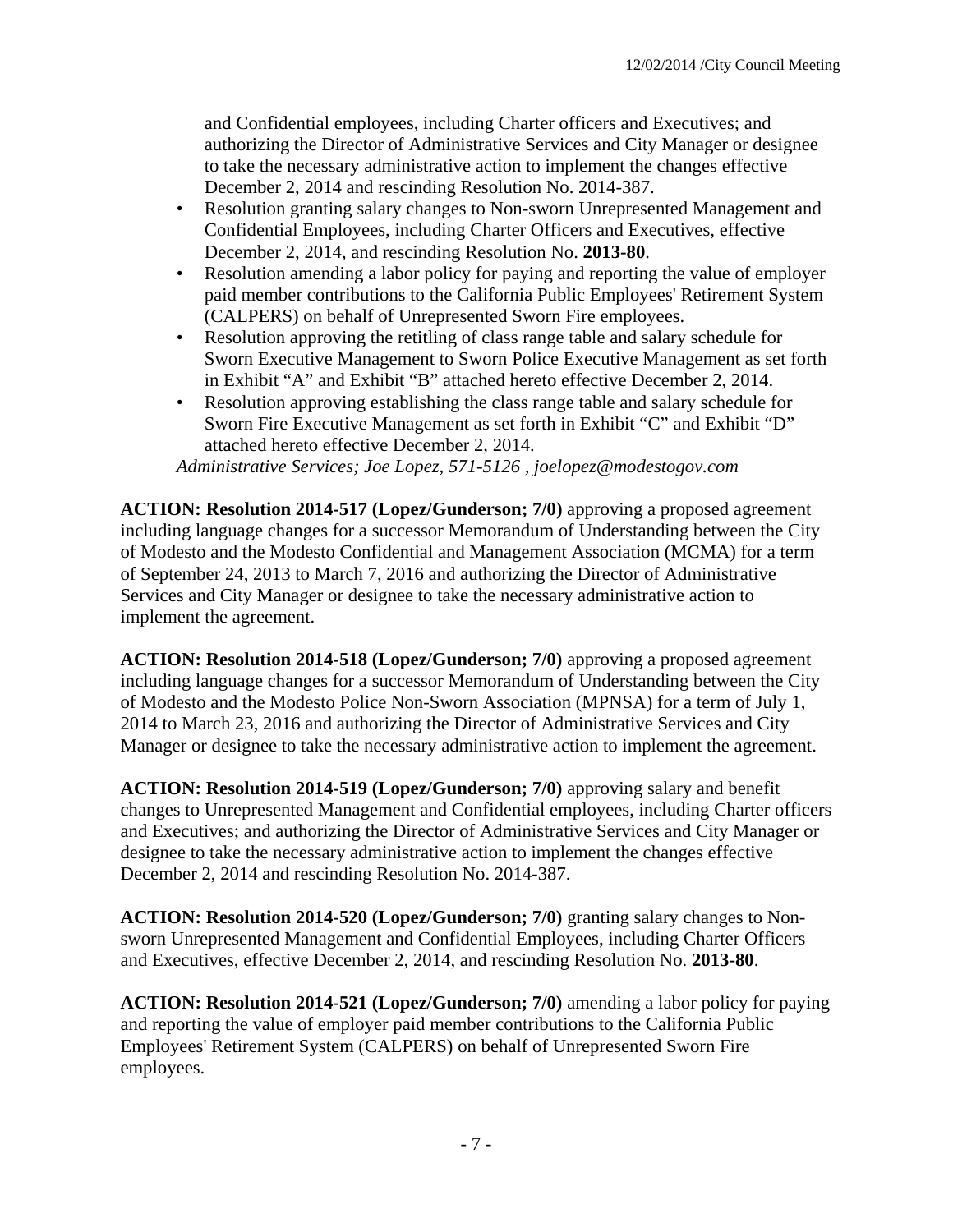and Confidential employees, including Charter officers and Executives; and authorizing the Director of Administrative Services and City Manager or designee to take the necessary administrative action to implement the changes effective December 2, 2014 and rescinding Resolution No. 2014-387.

- Resolution granting salary changes to Non-sworn Unrepresented Management and Confidential Employees, including Charter Officers and Executives, effective December 2, 2014, and rescinding Resolution No. **2013-80**.
- Resolution amending a labor policy for paying and reporting the value of employer paid member contributions to the California Public Employees' Retirement System (CALPERS) on behalf of Unrepresented Sworn Fire employees.
- Resolution approving the retitling of class range table and salary schedule for Sworn Executive Management to Sworn Police Executive Management as set forth in Exhibit "A" and Exhibit "B" attached hereto effective December 2, 2014.
- Resolution approving establishing the class range table and salary schedule for Sworn Fire Executive Management as set forth in Exhibit "C" and Exhibit "D" attached hereto effective December 2, 2014.

*Administrative Services; Joe Lopez, 571-5126 , joelopez@modestogov.com*

**ACTION: Resolution 2014-517 (Lopez/Gunderson; 7/0)** approving a proposed agreement including language changes for a successor Memorandum of Understanding between the City of Modesto and the Modesto Confidential and Management Association (MCMA) for a term of September 24, 2013 to March 7, 2016 and authorizing the Director of Administrative Services and City Manager or designee to take the necessary administrative action to implement the agreement.

**ACTION: Resolution 2014-518 (Lopez/Gunderson; 7/0)** approving a proposed agreement including language changes for a successor Memorandum of Understanding between the City of Modesto and the Modesto Police Non-Sworn Association (MPNSA) for a term of July 1, 2014 to March 23, 2016 and authorizing the Director of Administrative Services and City Manager or designee to take the necessary administrative action to implement the agreement.

**ACTION: Resolution 2014-519 (Lopez/Gunderson; 7/0)** approving salary and benefit changes to Unrepresented Management and Confidential employees, including Charter officers and Executives; and authorizing the Director of Administrative Services and City Manager or designee to take the necessary administrative action to implement the changes effective December 2, 2014 and rescinding Resolution No. 2014-387.

**ACTION: Resolution 2014-520 (Lopez/Gunderson; 7/0)** granting salary changes to Non-sworn Unrepresented Management and Confidential Employees, including Charter Officers and Executives, effective December 2, 2014, and rescinding Resolution No. **2013-80**.

**ACTION: Resolution 2014-521 (Lopez/Gunderson; 7/0)** amending a labor policy for paying and reporting the value of employer paid member contributions to the California Public Employees' Retirement System (CALPERS) on behalf of Unrepresented Sworn Fire employees.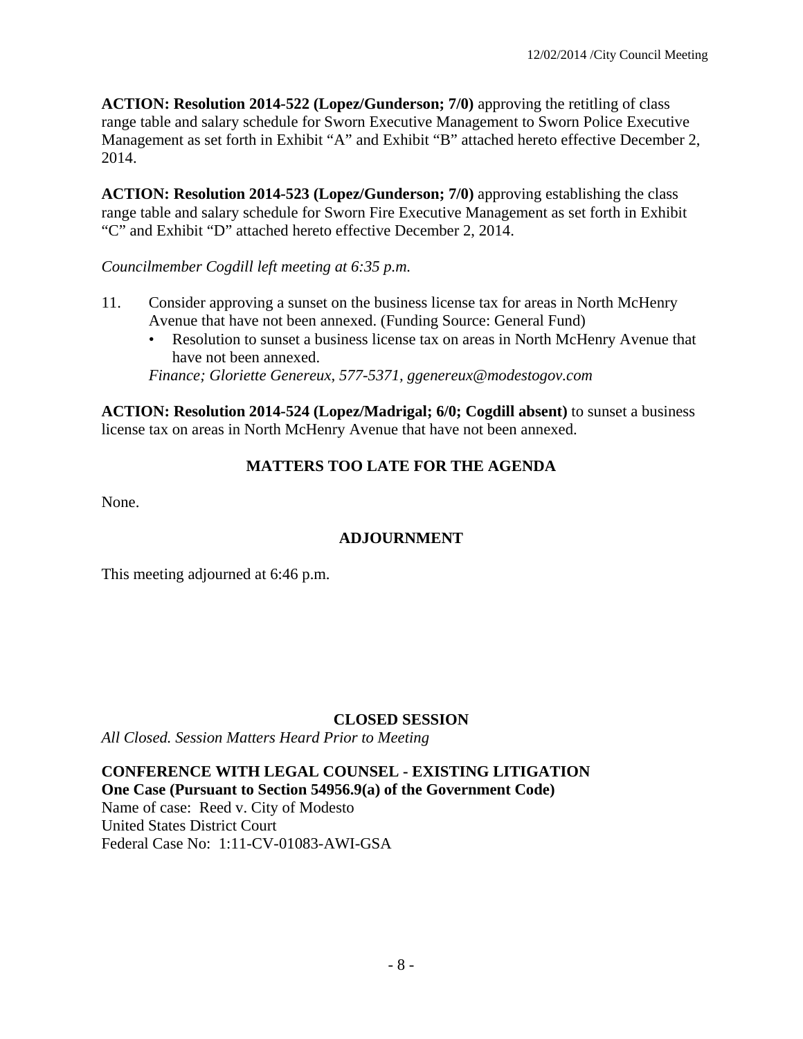**ACTION: Resolution 2014-522 (Lopez/Gunderson; 7/0)** approving the retitling of class range table and salary schedule for Sworn Executive Management to Sworn Police Executive Management as set forth in Exhibit "A" and Exhibit "B" attached hereto effective December 2, 2014.

**ACTION: Resolution 2014-523 (Lopez/Gunderson; 7/0)** approving establishing the class range table and salary schedule for Sworn Fire Executive Management as set forth in Exhibit "C" and Exhibit "D" attached hereto effective December 2, 2014.

*Councilmember Cogdill left meeting at 6:35 p.m.*

11. Consider approving a sunset on the business license tax for areas in North McHenry Avenue that have not been annexed. (Funding Source: General Fund)
    - Resolution to sunset a business license tax on areas in North McHenry Avenue that have not been annexed.

    *Finance; Gloriette Genereux, 577-5371, ggenereux@modestogov.com*

**ACTION: Resolution 2014-524 (Lopez/Madrigal; 6/0; Cogdill absent)** to sunset a business license tax on areas in North McHenry Avenue that have not been annexed.

## MATTERS TOO LATE FOR THE AGENDA

None.

## ADJOURNMENT

This meeting adjourned at 6:46 p.m.

## CLOSED SESSION

*All Closed. Session Matters Heard Prior to Meeting*

**CONFERENCE WITH LEGAL COUNSEL - EXISTING LITIGATION**
**One Case (Pursuant to Section 54956.9(a) of the Government Code)**
Name of case: Reed v. City of Modesto
United States District Court
Federal Case No: 1:11-CV-01083-AWI-GSA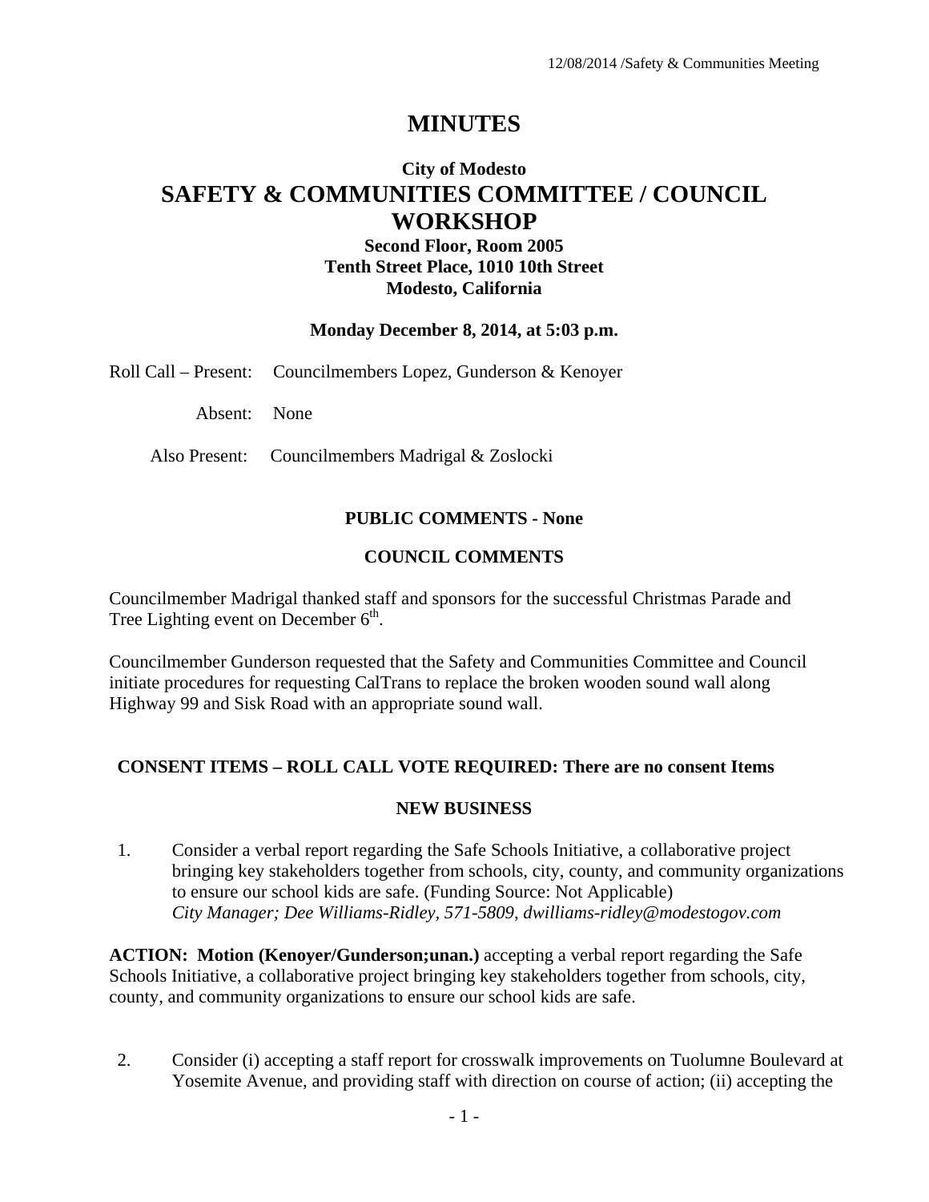# MINUTES

## City of Modesto

## SAFETY & COMMUNITIES COMMITTEE / COUNCIL WORKSHOP

**Second Floor, Room 2005**
**Tenth Street Place, 1010 10th Street**
**Modesto, California**

**Monday December 8, 2014, at 5:03 p.m.**

Roll Call – Present: Councilmembers Lopez, Gunderson & Kenoyer

Absent: None

Also Present: Councilmembers Madrigal & Zoslocki

### PUBLIC COMMENTS - None

### COUNCIL COMMENTS

Councilmember Madrigal thanked staff and sponsors for the successful Christmas Parade and Tree Lighting event on December 6th.

Councilmember Gunderson requested that the Safety and Communities Committee and Council initiate procedures for requesting CalTrans to replace the broken wooden sound wall along Highway 99 and Sisk Road with an appropriate sound wall.

### CONSENT ITEMS – ROLL CALL VOTE REQUIRED: There are no consent Items

### NEW BUSINESS

1. Consider a verbal report regarding the Safe Schools Initiative, a collaborative project bringing key stakeholders together from schools, city, county, and community organizations to ensure our school kids are safe. (Funding Source: Not Applicable)
*City Manager; Dee Williams-Ridley, 571-5809, dwilliams-ridley@modestogov.com*

**ACTION: Motion (Kenoyer/Gunderson;unan.)** accepting a verbal report regarding the Safe Schools Initiative, a collaborative project bringing key stakeholders together from schools, city, county, and community organizations to ensure our school kids are safe.

2. Consider (i) accepting a staff report for crosswalk improvements on Tuolumne Boulevard at Yosemite Avenue, and providing staff with direction on course of action; (ii) accepting the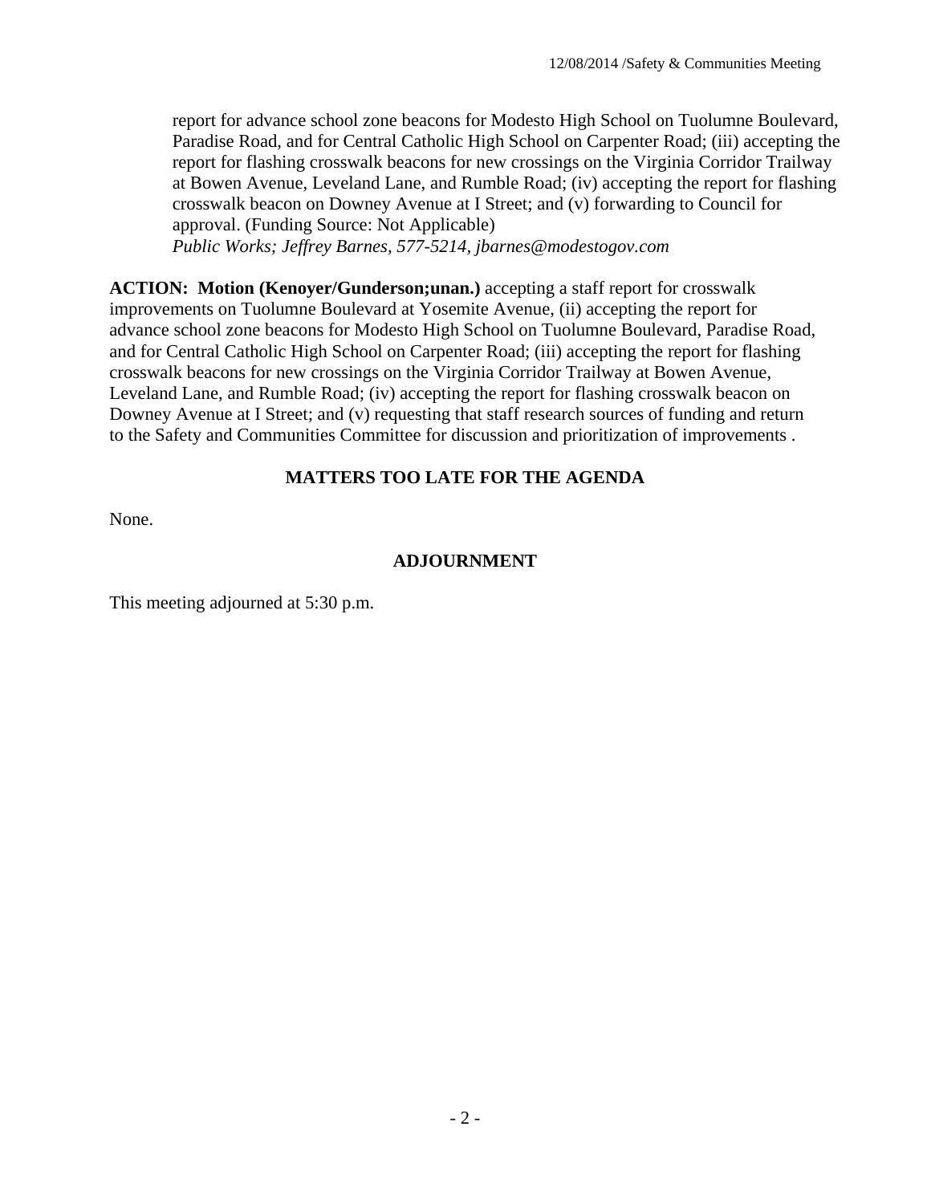report for advance school zone beacons for Modesto High School on Tuolumne Boulevard, Paradise Road, and for Central Catholic High School on Carpenter Road; (iii) accepting the report for flashing crosswalk beacons for new crossings on the Virginia Corridor Trailway at Bowen Avenue, Leveland Lane, and Rumble Road; (iv) accepting the report for flashing crosswalk beacon on Downey Avenue at I Street; and (v) forwarding to Council for approval. (Funding Source: Not Applicable)
*Public Works; Jeffrey Barnes, 577-5214, jbarnes@modestogov.com*

**ACTION: Motion (Kenoyer/Gunderson;unan.)** accepting a staff report for crosswalk improvements on Tuolumne Boulevard at Yosemite Avenue, (ii) accepting the report for advance school zone beacons for Modesto High School on Tuolumne Boulevard, Paradise Road, and for Central Catholic High School on Carpenter Road; (iii) accepting the report for flashing crosswalk beacons for new crossings on the Virginia Corridor Trailway at Bowen Avenue, Leveland Lane, and Rumble Road; (iv) accepting the report for flashing crosswalk beacon on Downey Avenue at I Street; and (v) requesting that staff research sources of funding and return to the Safety and Communities Committee for discussion and prioritization of improvements .

## MATTERS TOO LATE FOR THE AGENDA

None.

## ADJOURNMENT

This meeting adjourned at 5:30 p.m.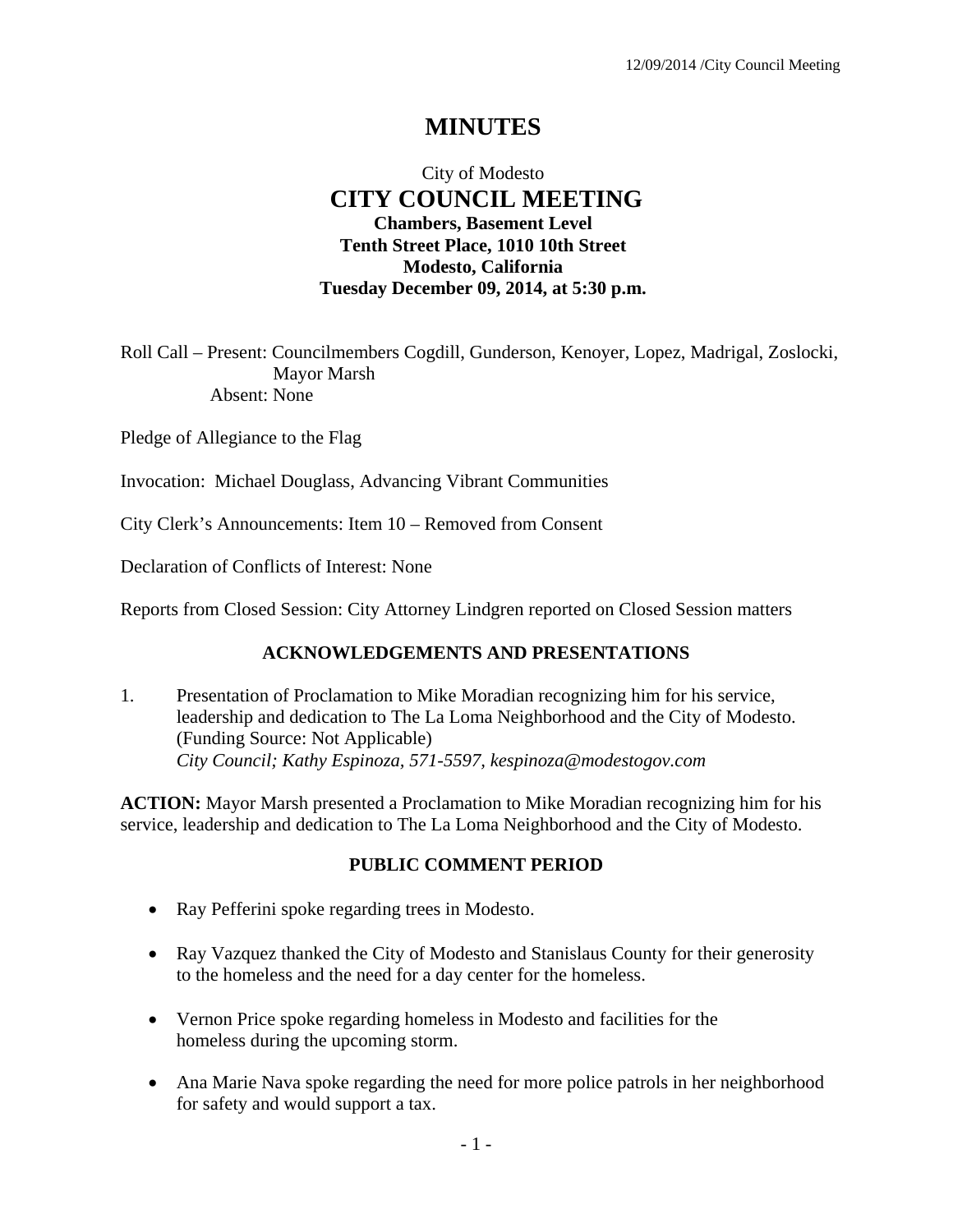# MINUTES

City of Modesto

## CITY COUNCIL MEETING

**Chambers, Basement Level**
**Tenth Street Place, 1010 10th Street**
**Modesto, California**
**Tuesday December 09, 2014, at 5:30 p.m.**

Roll Call – Present: Councilmembers Cogdill, Gunderson, Kenoyer, Lopez, Madrigal, Zoslocki, Mayor Marsh
Absent: None

Pledge of Allegiance to the Flag

Invocation: Michael Douglass, Advancing Vibrant Communities

City Clerk's Announcements: Item 10 – Removed from Consent

Declaration of Conflicts of Interest: None

Reports from Closed Session: City Attorney Lindgren reported on Closed Session matters

### ACKNOWLEDGEMENTS AND PRESENTATIONS

1. Presentation of Proclamation to Mike Moradian recognizing him for his service, leadership and dedication to The La Loma Neighborhood and the City of Modesto. (Funding Source: Not Applicable)
*City Council; Kathy Espinoza, 571-5597, kespinoza@modestogov.com*

**ACTION:** Mayor Marsh presented a Proclamation to Mike Moradian recognizing him for his service, leadership and dedication to The La Loma Neighborhood and the City of Modesto.

### PUBLIC COMMENT PERIOD

- Ray Pefferini spoke regarding trees in Modesto.
- Ray Vazquez thanked the City of Modesto and Stanislaus County for their generosity to the homeless and the need for a day center for the homeless.
- Vernon Price spoke regarding homeless in Modesto and facilities for the homeless during the upcoming storm.
- Ana Marie Nava spoke regarding the need for more police patrols in her neighborhood for safety and would support a tax.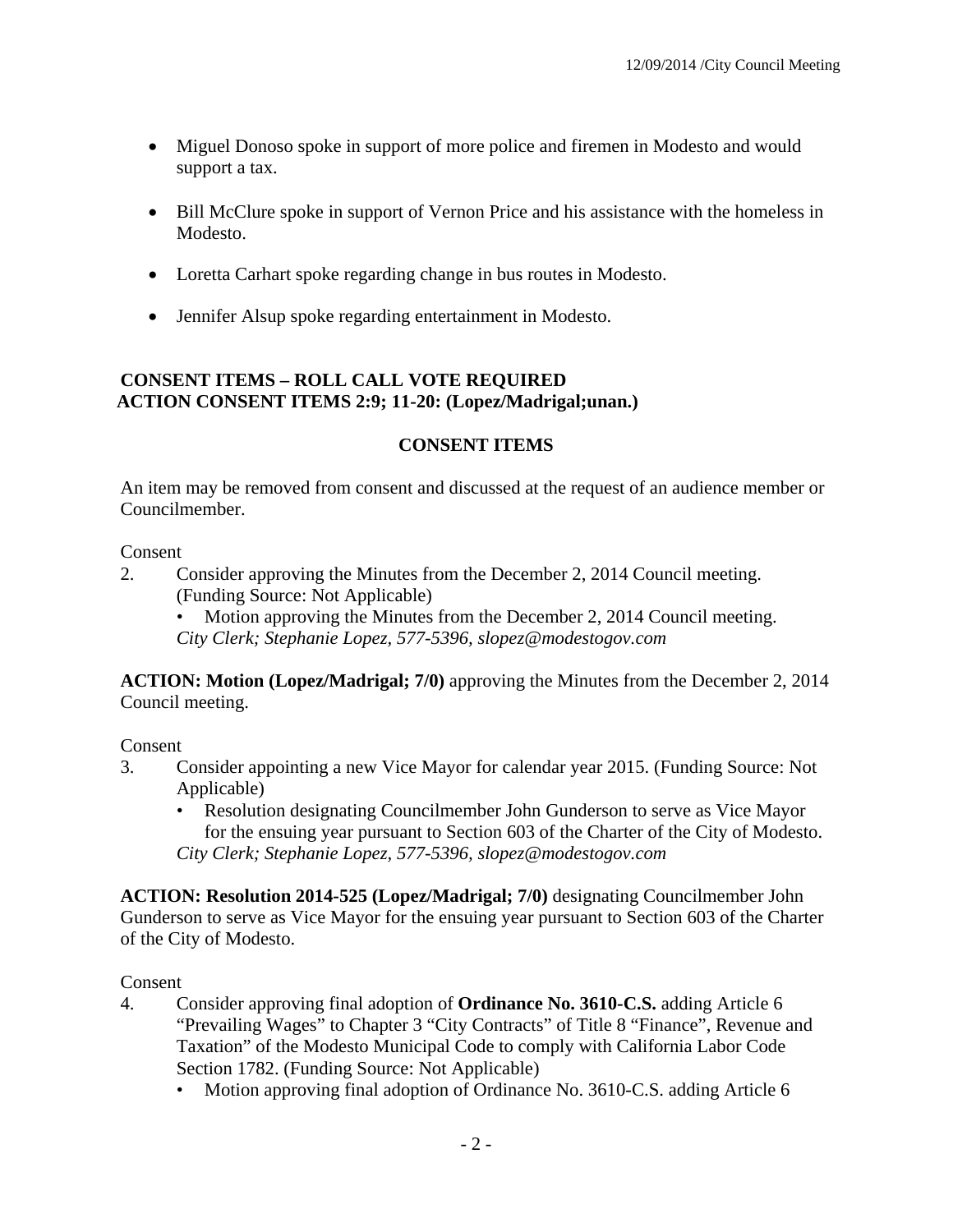- Miguel Donoso spoke in support of more police and firemen in Modesto and would support a tax.

- Bill McClure spoke in support of Vernon Price and his assistance with the homeless in Modesto.

- Loretta Carhart spoke regarding change in bus routes in Modesto.

- Jennifer Alsup spoke regarding entertainment in Modesto.

**CONSENT ITEMS – ROLL CALL VOTE REQUIRED**
**ACTION CONSENT ITEMS 2:9; 11-20: (Lopez/Madrigal;unan.)**

**CONSENT ITEMS**

An item may be removed from consent and discussed at the request of an audience member or Councilmember.

Consent

2. Consider approving the Minutes from the December 2, 2014 Council meeting. (Funding Source: Not Applicable)
   - Motion approving the Minutes from the December 2, 2014 Council meeting.

   *City Clerk; Stephanie Lopez, 577-5396, slopez@modestogov.com*

**ACTION: Motion (Lopez/Madrigal; 7/0)** approving the Minutes from the December 2, 2014 Council meeting.

Consent

3. Consider appointing a new Vice Mayor for calendar year 2015. (Funding Source: Not Applicable)
   - Resolution designating Councilmember John Gunderson to serve as Vice Mayor for the ensuing year pursuant to Section 603 of the Charter of the City of Modesto.

   *City Clerk; Stephanie Lopez, 577-5396, slopez@modestogov.com*

**ACTION: Resolution 2014-525 (Lopez/Madrigal; 7/0)** designating Councilmember John Gunderson to serve as Vice Mayor for the ensuing year pursuant to Section 603 of the Charter of the City of Modesto.

Consent

4. Consider approving final adoption of **Ordinance No. 3610-C.S.** adding Article 6 "Prevailing Wages" to Chapter 3 "City Contracts" of Title 8 "Finance", Revenue and Taxation" of the Modesto Municipal Code to comply with California Labor Code Section 1782. (Funding Source: Not Applicable)
   - Motion approving final adoption of Ordinance No. 3610-C.S. adding Article 6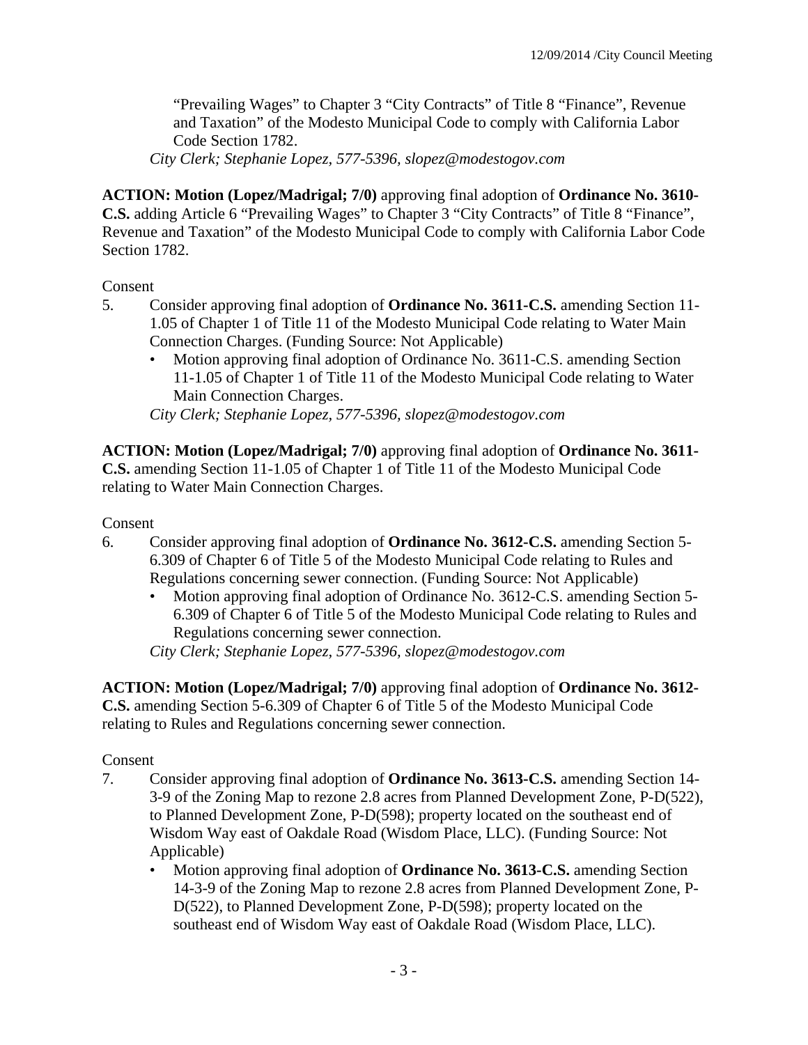"Prevailing Wages" to Chapter 3 "City Contracts" of Title 8 "Finance", Revenue and Taxation" of the Modesto Municipal Code to comply with California Labor Code Section 1782.

*City Clerk; Stephanie Lopez, 577-5396, slopez@modestogov.com*

**ACTION: Motion (Lopez/Madrigal; 7/0)** approving final adoption of **Ordinance No. 3610-C.S.** adding Article 6 "Prevailing Wages" to Chapter 3 "City Contracts" of Title 8 "Finance", Revenue and Taxation" of the Modesto Municipal Code to comply with California Labor Code Section 1782.

Consent

5. Consider approving final adoption of **Ordinance No. 3611-C.S.** amending Section 11-1.05 of Chapter 1 of Title 11 of the Modesto Municipal Code relating to Water Main Connection Charges. (Funding Source: Not Applicable)
   - Motion approving final adoption of Ordinance No. 3611-C.S. amending Section 11-1.05 of Chapter 1 of Title 11 of the Modesto Municipal Code relating to Water Main Connection Charges.

   *City Clerk; Stephanie Lopez, 577-5396, slopez@modestogov.com*

**ACTION: Motion (Lopez/Madrigal; 7/0)** approving final adoption of **Ordinance No. 3611-C.S.** amending Section 11-1.05 of Chapter 1 of Title 11 of the Modesto Municipal Code relating to Water Main Connection Charges.

Consent

6. Consider approving final adoption of **Ordinance No. 3612-C.S.** amending Section 5-6.309 of Chapter 6 of Title 5 of the Modesto Municipal Code relating to Rules and Regulations concerning sewer connection. (Funding Source: Not Applicable)
   - Motion approving final adoption of Ordinance No. 3612-C.S. amending Section 5-6.309 of Chapter 6 of Title 5 of the Modesto Municipal Code relating to Rules and Regulations concerning sewer connection.

   *City Clerk; Stephanie Lopez, 577-5396, slopez@modestogov.com*

**ACTION: Motion (Lopez/Madrigal; 7/0)** approving final adoption of **Ordinance No. 3612-C.S.** amending Section 5-6.309 of Chapter 6 of Title 5 of the Modesto Municipal Code relating to Rules and Regulations concerning sewer connection.

Consent

7. Consider approving final adoption of **Ordinance No. 3613-C.S.** amending Section 14-3-9 of the Zoning Map to rezone 2.8 acres from Planned Development Zone, P-D(522), to Planned Development Zone, P-D(598); property located on the southeast end of Wisdom Way east of Oakdale Road (Wisdom Place, LLC). (Funding Source: Not Applicable)
   - Motion approving final adoption of **Ordinance No. 3613-C.S.** amending Section 14-3-9 of the Zoning Map to rezone 2.8 acres from Planned Development Zone, P-D(522), to Planned Development Zone, P-D(598); property located on the southeast end of Wisdom Way east of Oakdale Road (Wisdom Place, LLC).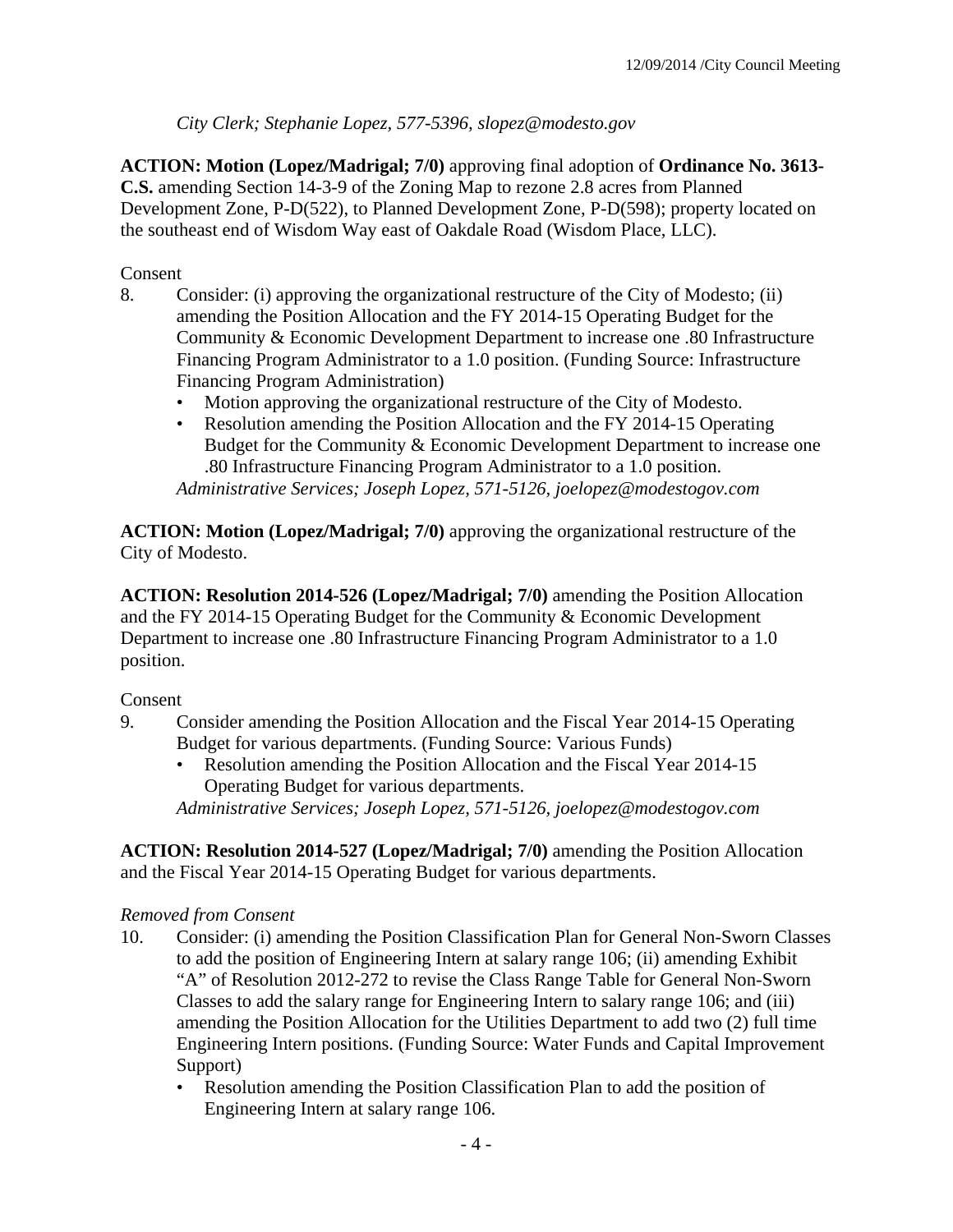*City Clerk; Stephanie Lopez, 577-5396, slopez@modesto.gov*

**ACTION: Motion (Lopez/Madrigal; 7/0)** approving final adoption of **Ordinance No. 3613-C.S.** amending Section 14-3-9 of the Zoning Map to rezone 2.8 acres from Planned Development Zone, P-D(522), to Planned Development Zone, P-D(598); property located on the southeast end of Wisdom Way east of Oakdale Road (Wisdom Place, LLC).

Consent

8. Consider: (i) approving the organizational restructure of the City of Modesto; (ii) amending the Position Allocation and the FY 2014-15 Operating Budget for the Community & Economic Development Department to increase one .80 Infrastructure Financing Program Administrator to a 1.0 position. (Funding Source: Infrastructure Financing Program Administration)
   - Motion approving the organizational restructure of the City of Modesto.
   - Resolution amending the Position Allocation and the FY 2014-15 Operating Budget for the Community & Economic Development Department to increase one .80 Infrastructure Financing Program Administrator to a 1.0 position.

   *Administrative Services; Joseph Lopez, 571-5126, joelopez@modestogov.com*

**ACTION: Motion (Lopez/Madrigal; 7/0)** approving the organizational restructure of the City of Modesto.

**ACTION: Resolution 2014-526 (Lopez/Madrigal; 7/0)** amending the Position Allocation and the FY 2014-15 Operating Budget for the Community & Economic Development Department to increase one .80 Infrastructure Financing Program Administrator to a 1.0 position.

Consent

9. Consider amending the Position Allocation and the Fiscal Year 2014-15 Operating Budget for various departments. (Funding Source: Various Funds)
   - Resolution amending the Position Allocation and the Fiscal Year 2014-15 Operating Budget for various departments.

   *Administrative Services; Joseph Lopez, 571-5126, joelopez@modestogov.com*

**ACTION: Resolution 2014-527 (Lopez/Madrigal; 7/0)** amending the Position Allocation and the Fiscal Year 2014-15 Operating Budget for various departments.

*Removed from Consent*

10. Consider: (i) amending the Position Classification Plan for General Non-Sworn Classes to add the position of Engineering Intern at salary range 106; (ii) amending Exhibit "A" of Resolution 2012-272 to revise the Class Range Table for General Non-Sworn Classes to add the salary range for Engineering Intern to salary range 106; and (iii) amending the Position Allocation for the Utilities Department to add two (2) full time Engineering Intern positions. (Funding Source: Water Funds and Capital Improvement Support)
    - Resolution amending the Position Classification Plan to add the position of Engineering Intern at salary range 106.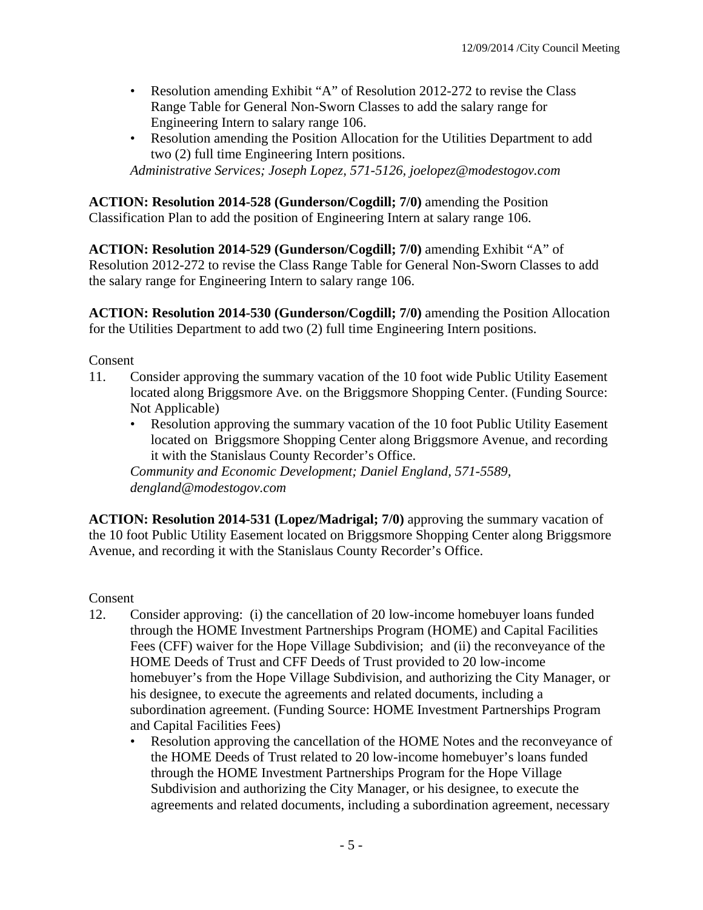- Resolution amending Exhibit "A" of Resolution 2012-272 to revise the Class Range Table for General Non-Sworn Classes to add the salary range for Engineering Intern to salary range 106.
- Resolution amending the Position Allocation for the Utilities Department to add two (2) full time Engineering Intern positions.

*Administrative Services; Joseph Lopez, 571-5126, joelopez@modestogov.com*

**ACTION: Resolution 2014-528 (Gunderson/Cogdill; 7/0)** amending the Position Classification Plan to add the position of Engineering Intern at salary range 106.

**ACTION: Resolution 2014-529 (Gunderson/Cogdill; 7/0)** amending Exhibit "A" of Resolution 2012-272 to revise the Class Range Table for General Non-Sworn Classes to add the salary range for Engineering Intern to salary range 106.

**ACTION: Resolution 2014-530 (Gunderson/Cogdill; 7/0)** amending the Position Allocation for the Utilities Department to add two (2) full time Engineering Intern positions.

Consent

11. Consider approving the summary vacation of the 10 foot wide Public Utility Easement located along Briggsmore Ave. on the Briggsmore Shopping Center. (Funding Source: Not Applicable)
    - Resolution approving the summary vacation of the 10 foot Public Utility Easement located on Briggsmore Shopping Center along Briggsmore Avenue, and recording it with the Stanislaus County Recorder's Office.

    *Community and Economic Development; Daniel England, 571-5589, dengland@modestogov.com*

**ACTION: Resolution 2014-531 (Lopez/Madrigal; 7/0)** approving the summary vacation of the 10 foot Public Utility Easement located on Briggsmore Shopping Center along Briggsmore Avenue, and recording it with the Stanislaus County Recorder's Office.

Consent

12. Consider approving: (i) the cancellation of 20 low-income homebuyer loans funded through the HOME Investment Partnerships Program (HOME) and Capital Facilities Fees (CFF) waiver for the Hope Village Subdivision; and (ii) the reconveyance of the HOME Deeds of Trust and CFF Deeds of Trust provided to 20 low-income homebuyer's from the Hope Village Subdivision, and authorizing the City Manager, or his designee, to execute the agreements and related documents, including a subordination agreement. (Funding Source: HOME Investment Partnerships Program and Capital Facilities Fees)
    - Resolution approving the cancellation of the HOME Notes and the reconveyance of the HOME Deeds of Trust related to 20 low-income homebuyer's loans funded through the HOME Investment Partnerships Program for the Hope Village Subdivision and authorizing the City Manager, or his designee, to execute the agreements and related documents, including a subordination agreement, necessary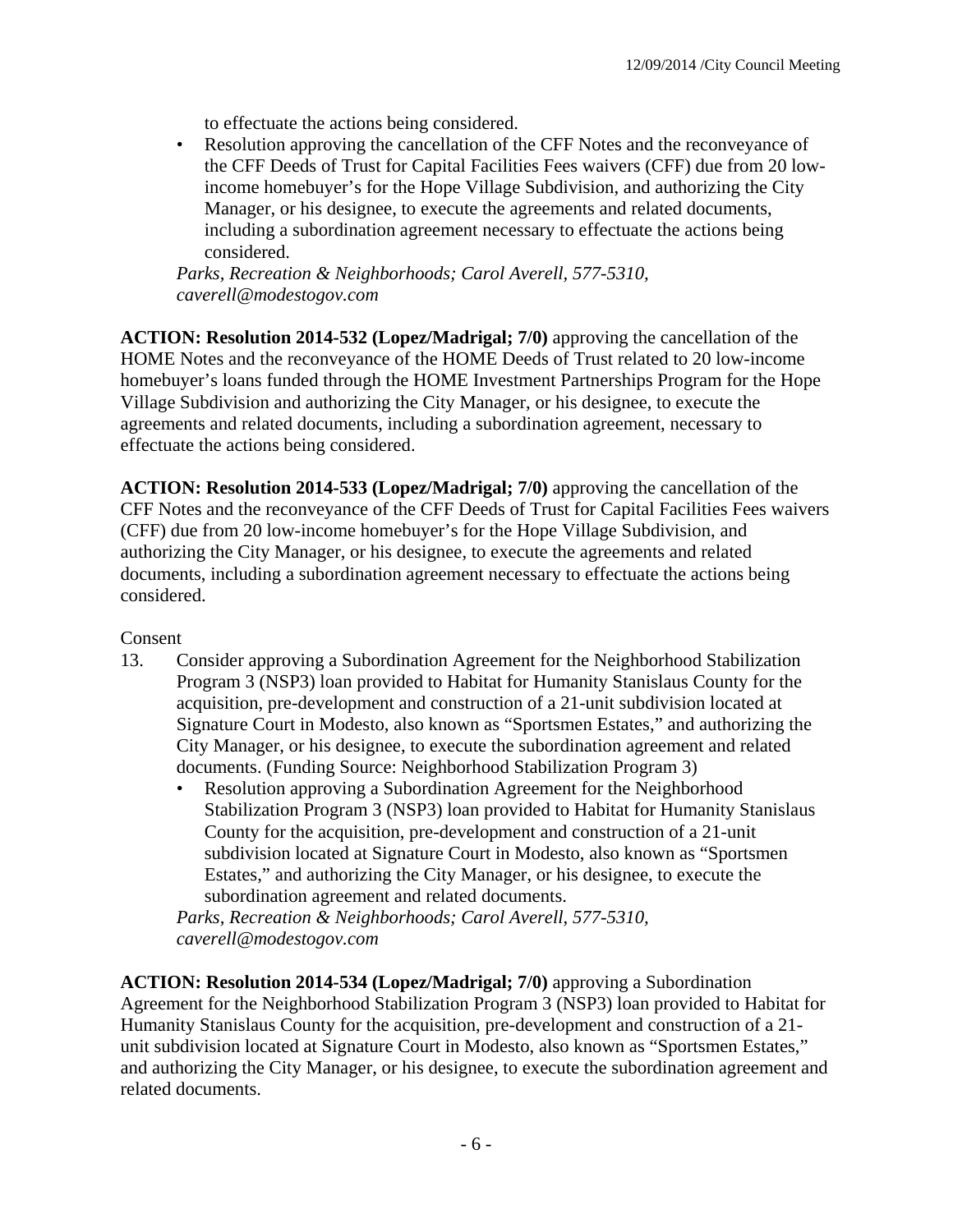to effectuate the actions being considered.

- Resolution approving the cancellation of the CFF Notes and the reconveyance of the CFF Deeds of Trust for Capital Facilities Fees waivers (CFF) due from 20 low-income homebuyer's for the Hope Village Subdivision, and authorizing the City Manager, or his designee, to execute the agreements and related documents, including a subordination agreement necessary to effectuate the actions being considered.

*Parks, Recreation & Neighborhoods; Carol Averell, 577-5310, caverell@modestogov.com*

**ACTION: Resolution 2014-532 (Lopez/Madrigal; 7/0)** approving the cancellation of the HOME Notes and the reconveyance of the HOME Deeds of Trust related to 20 low-income homebuyer's loans funded through the HOME Investment Partnerships Program for the Hope Village Subdivision and authorizing the City Manager, or his designee, to execute the agreements and related documents, including a subordination agreement, necessary to effectuate the actions being considered.

**ACTION: Resolution 2014-533 (Lopez/Madrigal; 7/0)** approving the cancellation of the CFF Notes and the reconveyance of the CFF Deeds of Trust for Capital Facilities Fees waivers (CFF) due from 20 low-income homebuyer's for the Hope Village Subdivision, and authorizing the City Manager, or his designee, to execute the agreements and related documents, including a subordination agreement necessary to effectuate the actions being considered.

Consent

13. Consider approving a Subordination Agreement for the Neighborhood Stabilization Program 3 (NSP3) loan provided to Habitat for Humanity Stanislaus County for the acquisition, pre-development and construction of a 21-unit subdivision located at Signature Court in Modesto, also known as "Sportsmen Estates," and authorizing the City Manager, or his designee, to execute the subordination agreement and related documents. (Funding Source: Neighborhood Stabilization Program 3)
    - Resolution approving a Subordination Agreement for the Neighborhood Stabilization Program 3 (NSP3) loan provided to Habitat for Humanity Stanislaus County for the acquisition, pre-development and construction of a 21-unit subdivision located at Signature Court in Modesto, also known as "Sportsmen Estates," and authorizing the City Manager, or his designee, to execute the subordination agreement and related documents.

    *Parks, Recreation & Neighborhoods; Carol Averell, 577-5310, caverell@modestogov.com*

**ACTION: Resolution 2014-534 (Lopez/Madrigal; 7/0)** approving a Subordination Agreement for the Neighborhood Stabilization Program 3 (NSP3) loan provided to Habitat for Humanity Stanislaus County for the acquisition, pre-development and construction of a 21-unit subdivision located at Signature Court in Modesto, also known as "Sportsmen Estates," and authorizing the City Manager, or his designee, to execute the subordination agreement and related documents.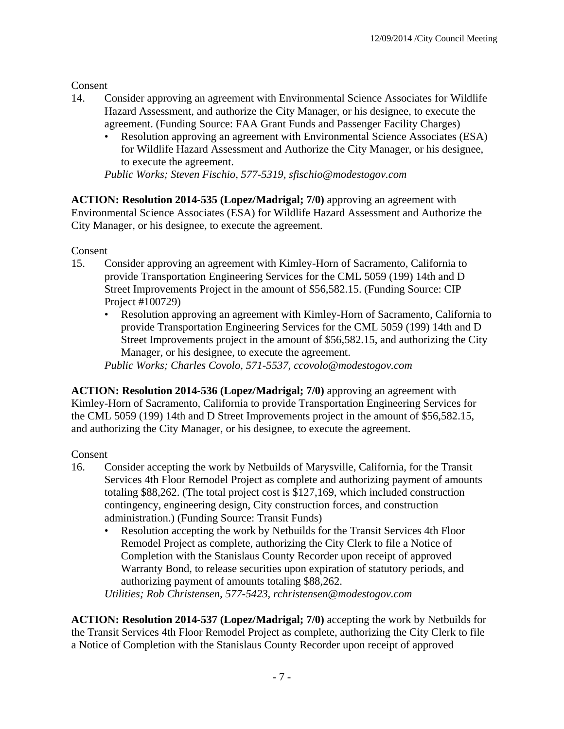Consent

14. Consider approving an agreement with Environmental Science Associates for Wildlife Hazard Assessment, and authorize the City Manager, or his designee, to execute the agreement. (Funding Source: FAA Grant Funds and Passenger Facility Charges)
    - Resolution approving an agreement with Environmental Science Associates (ESA) for Wildlife Hazard Assessment and Authorize the City Manager, or his designee, to execute the agreement.

    *Public Works; Steven Fischio, 577-5319, sfischio@modestogov.com*

**ACTION: Resolution 2014-535 (Lopez/Madrigal; 7/0)** approving an agreement with Environmental Science Associates (ESA) for Wildlife Hazard Assessment and Authorize the City Manager, or his designee, to execute the agreement.

Consent

15. Consider approving an agreement with Kimley-Horn of Sacramento, California to provide Transportation Engineering Services for the CML 5059 (199) 14th and D Street Improvements Project in the amount of $56,582.15. (Funding Source: CIP Project #100729)
    - Resolution approving an agreement with Kimley-Horn of Sacramento, California to provide Transportation Engineering Services for the CML 5059 (199) 14th and D Street Improvements project in the amount of $56,582.15, and authorizing the City Manager, or his designee, to execute the agreement.

    *Public Works; Charles Covolo, 571-5537, ccovolo@modestogov.com*

**ACTION: Resolution 2014-536 (Lopez/Madrigal; 7/0)** approving an agreement with Kimley-Horn of Sacramento, California to provide Transportation Engineering Services for the CML 5059 (199) 14th and D Street Improvements project in the amount of $56,582.15, and authorizing the City Manager, or his designee, to execute the agreement.

Consent

16. Consider accepting the work by Netbuilds of Marysville, California, for the Transit Services 4th Floor Remodel Project as complete and authorizing payment of amounts totaling $88,262. (The total project cost is $127,169, which included construction contingency, engineering design, City construction forces, and construction administration.) (Funding Source: Transit Funds)
    - Resolution accepting the work by Netbuilds for the Transit Services 4th Floor Remodel Project as complete, authorizing the City Clerk to file a Notice of Completion with the Stanislaus County Recorder upon receipt of approved Warranty Bond, to release securities upon expiration of statutory periods, and authorizing payment of amounts totaling $88,262.

    *Utilities; Rob Christensen, 577-5423, rchristensen@modestogov.com*

**ACTION: Resolution 2014-537 (Lopez/Madrigal; 7/0)** accepting the work by Netbuilds for the Transit Services 4th Floor Remodel Project as complete, authorizing the City Clerk to file a Notice of Completion with the Stanislaus County Recorder upon receipt of approved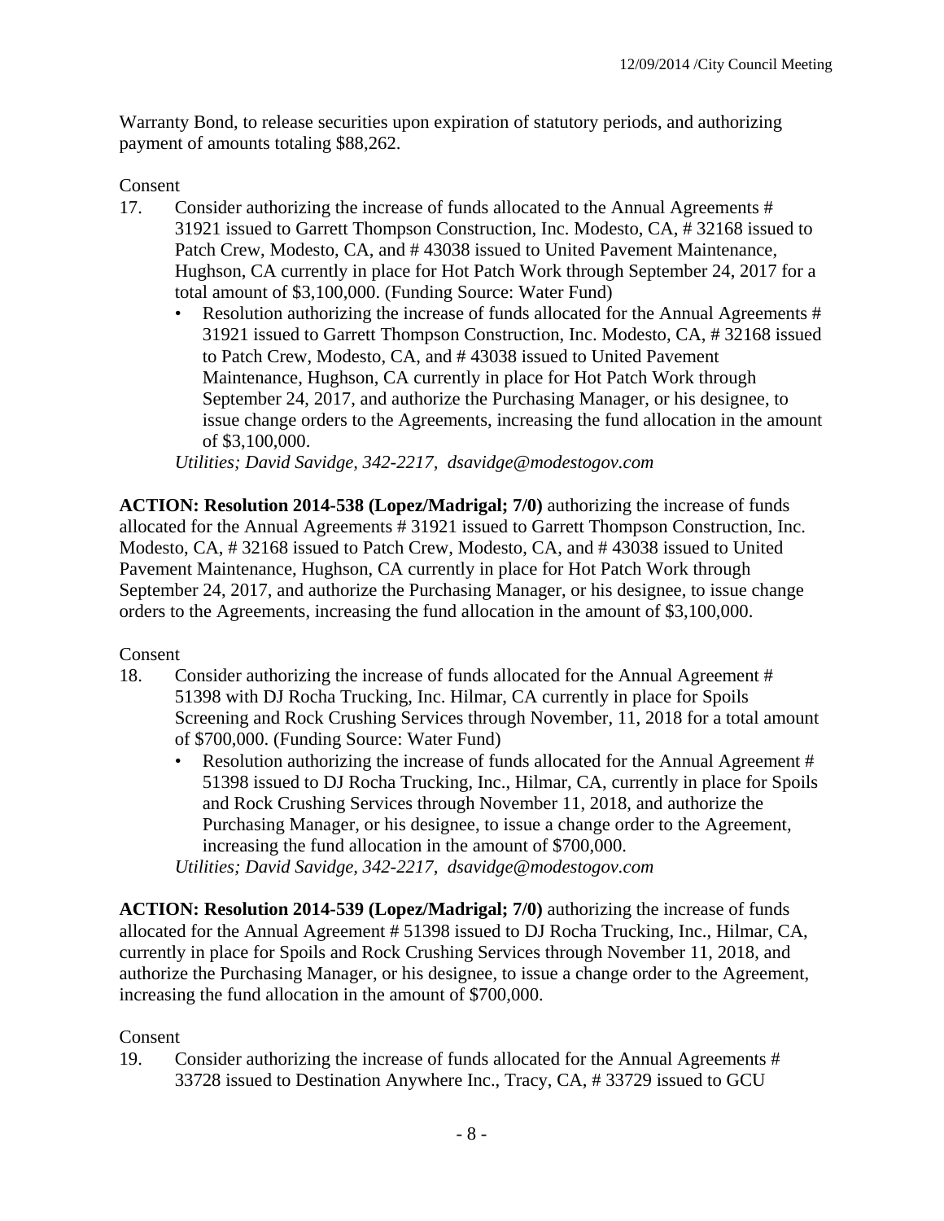Warranty Bond, to release securities upon expiration of statutory periods, and authorizing payment of amounts totaling $88,262.

Consent

17. Consider authorizing the increase of funds allocated to the Annual Agreements # 31921 issued to Garrett Thompson Construction, Inc. Modesto, CA, # 32168 issued to Patch Crew, Modesto, CA, and # 43038 issued to United Pavement Maintenance, Hughson, CA currently in place for Hot Patch Work through September 24, 2017 for a total amount of $3,100,000. (Funding Source: Water Fund)
    - Resolution authorizing the increase of funds allocated for the Annual Agreements # 31921 issued to Garrett Thompson Construction, Inc. Modesto, CA, # 32168 issued to Patch Crew, Modesto, CA, and # 43038 issued to United Pavement Maintenance, Hughson, CA currently in place for Hot Patch Work through September 24, 2017, and authorize the Purchasing Manager, or his designee, to issue change orders to the Agreements, increasing the fund allocation in the amount of $3,100,000.

    *Utilities; David Savidge, 342-2217, dsavidge@modestogov.com*

**ACTION: Resolution 2014-538 (Lopez/Madrigal; 7/0)** authorizing the increase of funds allocated for the Annual Agreements # 31921 issued to Garrett Thompson Construction, Inc. Modesto, CA, # 32168 issued to Patch Crew, Modesto, CA, and # 43038 issued to United Pavement Maintenance, Hughson, CA currently in place for Hot Patch Work through September 24, 2017, and authorize the Purchasing Manager, or his designee, to issue change orders to the Agreements, increasing the fund allocation in the amount of $3,100,000.

Consent

18. Consider authorizing the increase of funds allocated for the Annual Agreement # 51398 with DJ Rocha Trucking, Inc. Hilmar, CA currently in place for Spoils Screening and Rock Crushing Services through November, 11, 2018 for a total amount of $700,000. (Funding Source: Water Fund)
    - Resolution authorizing the increase of funds allocated for the Annual Agreement # 51398 issued to DJ Rocha Trucking, Inc., Hilmar, CA, currently in place for Spoils and Rock Crushing Services through November 11, 2018, and authorize the Purchasing Manager, or his designee, to issue a change order to the Agreement, increasing the fund allocation in the amount of $700,000.

    *Utilities; David Savidge, 342-2217, dsavidge@modestogov.com*

**ACTION: Resolution 2014-539 (Lopez/Madrigal; 7/0)** authorizing the increase of funds allocated for the Annual Agreement # 51398 issued to DJ Rocha Trucking, Inc., Hilmar, CA, currently in place for Spoils and Rock Crushing Services through November 11, 2018, and authorize the Purchasing Manager, or his designee, to issue a change order to the Agreement, increasing the fund allocation in the amount of $700,000.

Consent

19. Consider authorizing the increase of funds allocated for the Annual Agreements # 33728 issued to Destination Anywhere Inc., Tracy, CA, # 33729 issued to GCU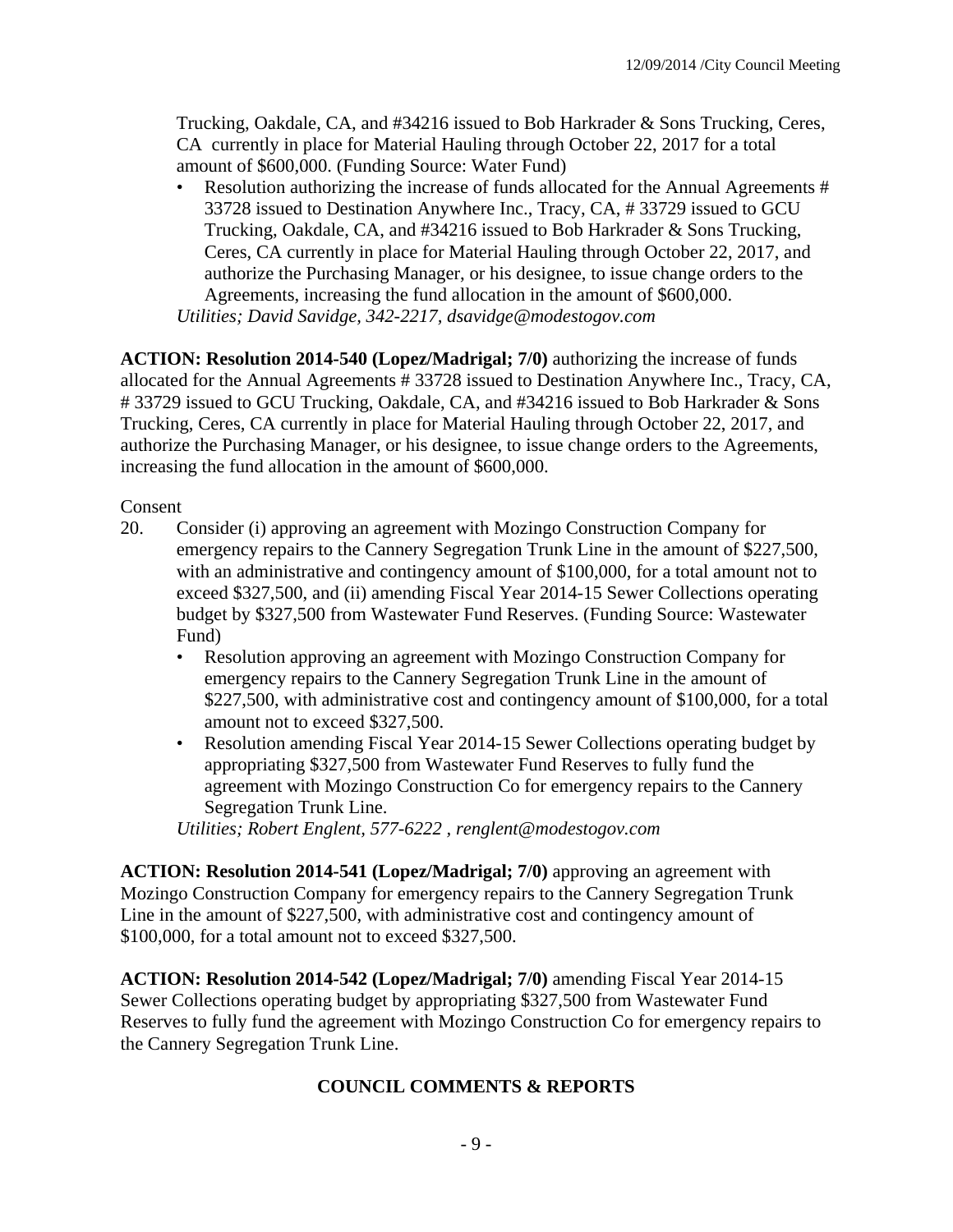Trucking, Oakdale, CA, and #34216 issued to Bob Harkrader & Sons Trucking, Ceres, CA currently in place for Material Hauling through October 22, 2017 for a total amount of $600,000. (Funding Source: Water Fund)

- Resolution authorizing the increase of funds allocated for the Annual Agreements # 33728 issued to Destination Anywhere Inc., Tracy, CA, # 33729 issued to GCU Trucking, Oakdale, CA, and #34216 issued to Bob Harkrader & Sons Trucking, Ceres, CA currently in place for Material Hauling through October 22, 2017, and authorize the Purchasing Manager, or his designee, to issue change orders to the Agreements, increasing the fund allocation in the amount of $600,000.

*Utilities; David Savidge, 342-2217, dsavidge@modestogov.com*

**ACTION: Resolution 2014-540 (Lopez/Madrigal; 7/0)** authorizing the increase of funds allocated for the Annual Agreements # 33728 issued to Destination Anywhere Inc., Tracy, CA, # 33729 issued to GCU Trucking, Oakdale, CA, and #34216 issued to Bob Harkrader & Sons Trucking, Ceres, CA currently in place for Material Hauling through October 22, 2017, and authorize the Purchasing Manager, or his designee, to issue change orders to the Agreements, increasing the fund allocation in the amount of $600,000.

Consent

20. Consider (i) approving an agreement with Mozingo Construction Company for emergency repairs to the Cannery Segregation Trunk Line in the amount of $227,500, with an administrative and contingency amount of $100,000, for a total amount not to exceed $327,500, and (ii) amending Fiscal Year 2014-15 Sewer Collections operating budget by $327,500 from Wastewater Fund Reserves. (Funding Source: Wastewater Fund)
    - Resolution approving an agreement with Mozingo Construction Company for emergency repairs to the Cannery Segregation Trunk Line in the amount of $227,500, with administrative cost and contingency amount of $100,000, for a total amount not to exceed $327,500.
    - Resolution amending Fiscal Year 2014-15 Sewer Collections operating budget by appropriating $327,500 from Wastewater Fund Reserves to fully fund the agreement with Mozingo Construction Co for emergency repairs to the Cannery Segregation Trunk Line.

    *Utilities; Robert Englent, 577-6222 , renglent@modestogov.com*

**ACTION: Resolution 2014-541 (Lopez/Madrigal; 7/0)** approving an agreement with Mozingo Construction Company for emergency repairs to the Cannery Segregation Trunk Line in the amount of $227,500, with administrative cost and contingency amount of $100,000, for a total amount not to exceed $327,500.

**ACTION: Resolution 2014-542 (Lopez/Madrigal; 7/0)** amending Fiscal Year 2014-15 Sewer Collections operating budget by appropriating $327,500 from Wastewater Fund Reserves to fully fund the agreement with Mozingo Construction Co for emergency repairs to the Cannery Segregation Trunk Line.

## COUNCIL COMMENTS & REPORTS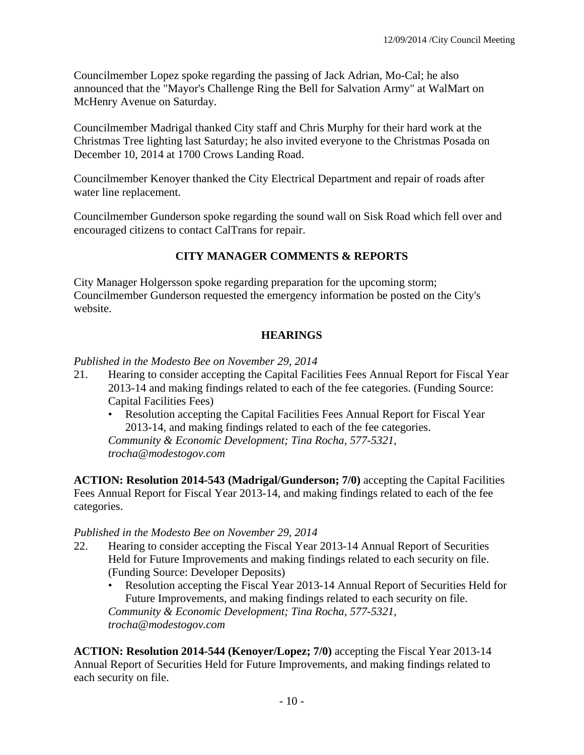Councilmember Lopez spoke regarding the passing of Jack Adrian, Mo-Cal; he also announced that the "Mayor's Challenge Ring the Bell for Salvation Army" at WalMart on McHenry Avenue on Saturday.

Councilmember Madrigal thanked City staff and Chris Murphy for their hard work at the Christmas Tree lighting last Saturday; he also invited everyone to the Christmas Posada on December 10, 2014 at 1700 Crows Landing Road.

Councilmember Kenoyer thanked the City Electrical Department and repair of roads after water line replacement.

Councilmember Gunderson spoke regarding the sound wall on Sisk Road which fell over and encouraged citizens to contact CalTrans for repair.

## CITY MANAGER COMMENTS & REPORTS

City Manager Holgersson spoke regarding preparation for the upcoming storm; Councilmember Gunderson requested the emergency information be posted on the City's website.

## HEARINGS

*Published in the Modesto Bee on November 29, 2014*

21. Hearing to consider accepting the Capital Facilities Fees Annual Report for Fiscal Year 2013-14 and making findings related to each of the fee categories. (Funding Source: Capital Facilities Fees)
    - Resolution accepting the Capital Facilities Fees Annual Report for Fiscal Year 2013-14, and making findings related to each of the fee categories.

    *Community & Economic Development; Tina Rocha, 577-5321, trocha@modestogov.com*

**ACTION: Resolution 2014-543 (Madrigal/Gunderson; 7/0)** accepting the Capital Facilities Fees Annual Report for Fiscal Year 2013-14, and making findings related to each of the fee categories.

*Published in the Modesto Bee on November 29, 2014*

22. Hearing to consider accepting the Fiscal Year 2013-14 Annual Report of Securities Held for Future Improvements and making findings related to each security on file. (Funding Source: Developer Deposits)
    - Resolution accepting the Fiscal Year 2013-14 Annual Report of Securities Held for Future Improvements, and making findings related to each security on file.

    *Community & Economic Development; Tina Rocha, 577-5321, trocha@modestogov.com*

**ACTION: Resolution 2014-544 (Kenoyer/Lopez; 7/0)** accepting the Fiscal Year 2013-14 Annual Report of Securities Held for Future Improvements, and making findings related to each security on file.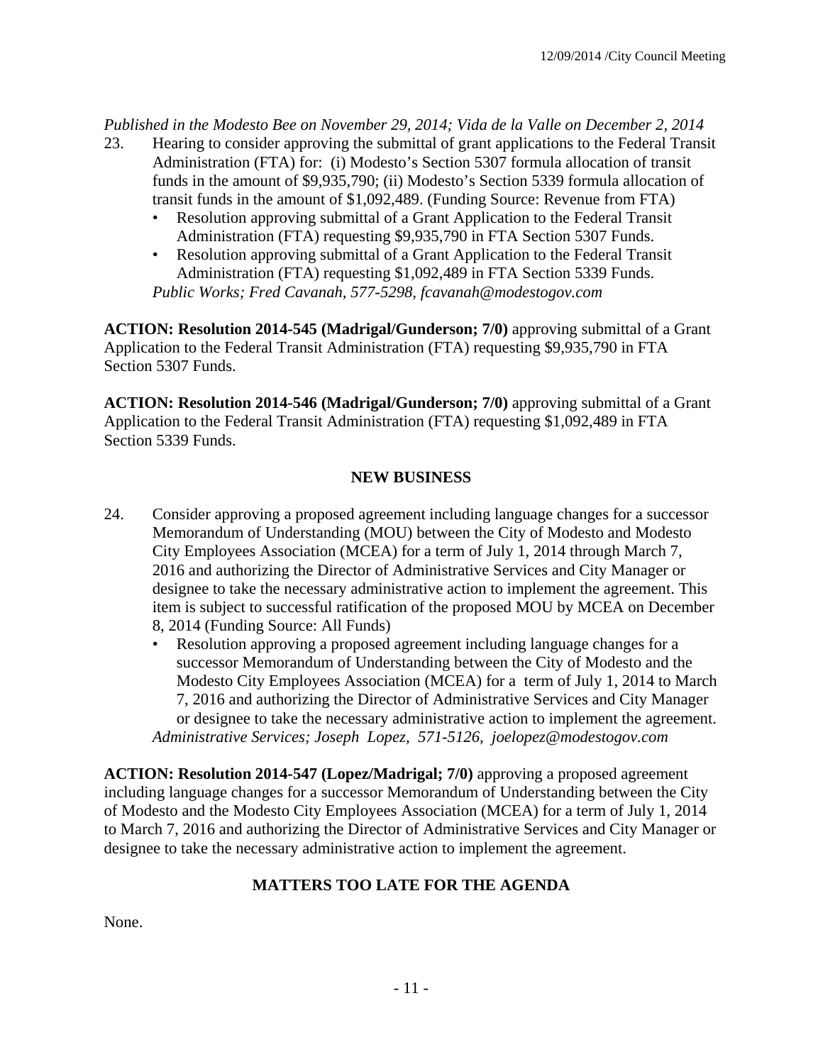*Published in the Modesto Bee on November 29, 2014; Vida de la Valle on December 2, 2014*

23. Hearing to consider approving the submittal of grant applications to the Federal Transit Administration (FTA) for: (i) Modesto's Section 5307 formula allocation of transit funds in the amount of $9,935,790; (ii) Modesto's Section 5339 formula allocation of transit funds in the amount of $1,092,489. (Funding Source: Revenue from FTA)
    - Resolution approving submittal of a Grant Application to the Federal Transit Administration (FTA) requesting $9,935,790 in FTA Section 5307 Funds.
    - Resolution approving submittal of a Grant Application to the Federal Transit Administration (FTA) requesting $1,092,489 in FTA Section 5339 Funds.

    *Public Works; Fred Cavanah, 577-5298, fcavanah@modestogov.com*

**ACTION: Resolution 2014-545 (Madrigal/Gunderson; 7/0)** approving submittal of a Grant Application to the Federal Transit Administration (FTA) requesting $9,935,790 in FTA Section 5307 Funds.

**ACTION: Resolution 2014-546 (Madrigal/Gunderson; 7/0)** approving submittal of a Grant Application to the Federal Transit Administration (FTA) requesting $1,092,489 in FTA Section 5339 Funds.

## NEW BUSINESS

24. Consider approving a proposed agreement including language changes for a successor Memorandum of Understanding (MOU) between the City of Modesto and Modesto City Employees Association (MCEA) for a term of July 1, 2014 through March 7, 2016 and authorizing the Director of Administrative Services and City Manager or designee to take the necessary administrative action to implement the agreement. This item is subject to successful ratification of the proposed MOU by MCEA on December 8, 2014 (Funding Source: All Funds)
    - Resolution approving a proposed agreement including language changes for a successor Memorandum of Understanding between the City of Modesto and the Modesto City Employees Association (MCEA) for a term of July 1, 2014 to March 7, 2016 and authorizing the Director of Administrative Services and City Manager or designee to take the necessary administrative action to implement the agreement.

    *Administrative Services; Joseph Lopez, 571-5126, joelopez@modestogov.com*

**ACTION: Resolution 2014-547 (Lopez/Madrigal; 7/0)** approving a proposed agreement including language changes for a successor Memorandum of Understanding between the City of Modesto and the Modesto City Employees Association (MCEA) for a term of July 1, 2014 to March 7, 2016 and authorizing the Director of Administrative Services and City Manager or designee to take the necessary administrative action to implement the agreement.

## MATTERS TOO LATE FOR THE AGENDA

None.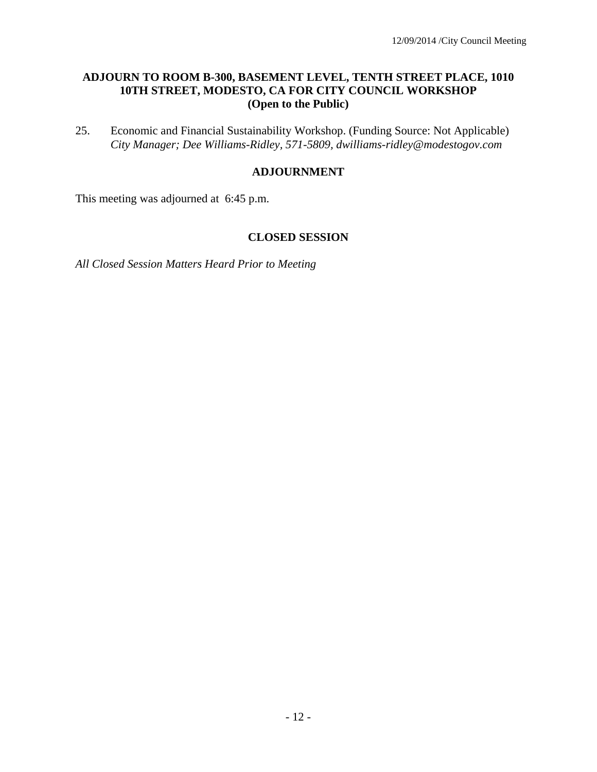**ADJOURN TO ROOM B-300, BASEMENT LEVEL, TENTH STREET PLACE, 1010 10TH STREET, MODESTO, CA FOR CITY COUNCIL WORKSHOP (Open to the Public)**

25. Economic and Financial Sustainability Workshop. (Funding Source: Not Applicable)
    *City Manager; Dee Williams-Ridley, 571-5809, dwilliams-ridley@modestogov.com*

## ADJOURNMENT

This meeting was adjourned at 6:45 p.m.

## CLOSED SESSION

*All Closed Session Matters Heard Prior to Meeting*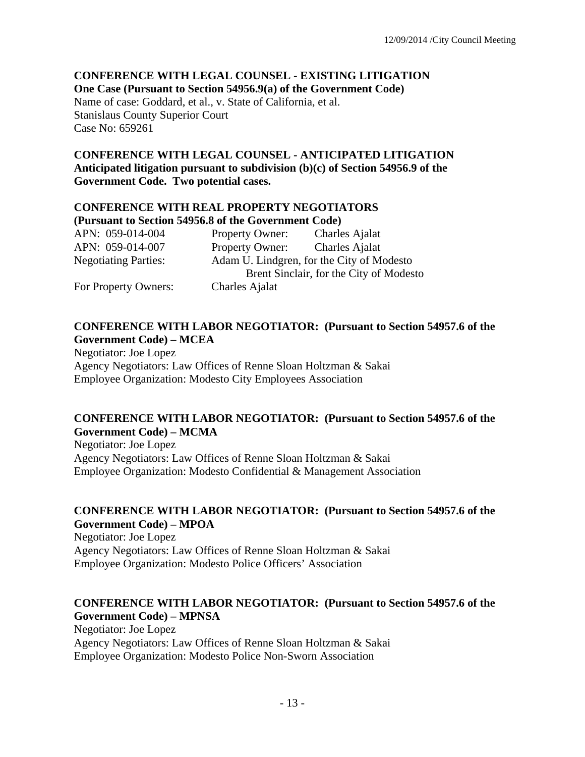**CONFERENCE WITH LEGAL COUNSEL - EXISTING LITIGATION**
**One Case (Pursuant to Section 54956.9(a) of the Government Code)**
Name of case: Goddard, et al., v. State of California, et al.
Stanislaus County Superior Court
Case No: 659261

**CONFERENCE WITH LEGAL COUNSEL - ANTICIPATED LITIGATION**
**Anticipated litigation pursuant to subdivision (b)(c) of Section 54956.9 of the Government Code. Two potential cases.**

**CONFERENCE WITH REAL PROPERTY NEGOTIATORS**
**(Pursuant to Section 54956.8 of the Government Code)**

APN: 059-014-004 Property Owner: Charles Ajalat
APN: 059-014-007 Property Owner: Charles Ajalat
Negotiating Parties: Adam U. Lindgren, for the City of Modesto
Brent Sinclair, for the City of Modesto
For Property Owners: Charles Ajalat

**CONFERENCE WITH LABOR NEGOTIATOR: (Pursuant to Section 54957.6 of the Government Code) – MCEA**
Negotiator: Joe Lopez
Agency Negotiators: Law Offices of Renne Sloan Holtzman & Sakai
Employee Organization: Modesto City Employees Association

**CONFERENCE WITH LABOR NEGOTIATOR: (Pursuant to Section 54957.6 of the Government Code) – MCMA**
Negotiator: Joe Lopez
Agency Negotiators: Law Offices of Renne Sloan Holtzman & Sakai
Employee Organization: Modesto Confidential & Management Association

**CONFERENCE WITH LABOR NEGOTIATOR: (Pursuant to Section 54957.6 of the Government Code) – MPOA**
Negotiator: Joe Lopez
Agency Negotiators: Law Offices of Renne Sloan Holtzman & Sakai
Employee Organization: Modesto Police Officers' Association

**CONFERENCE WITH LABOR NEGOTIATOR: (Pursuant to Section 54957.6 of the Government Code) – MPNSA**
Negotiator: Joe Lopez
Agency Negotiators: Law Offices of Renne Sloan Holtzman & Sakai
Employee Organization: Modesto Police Non-Sworn Association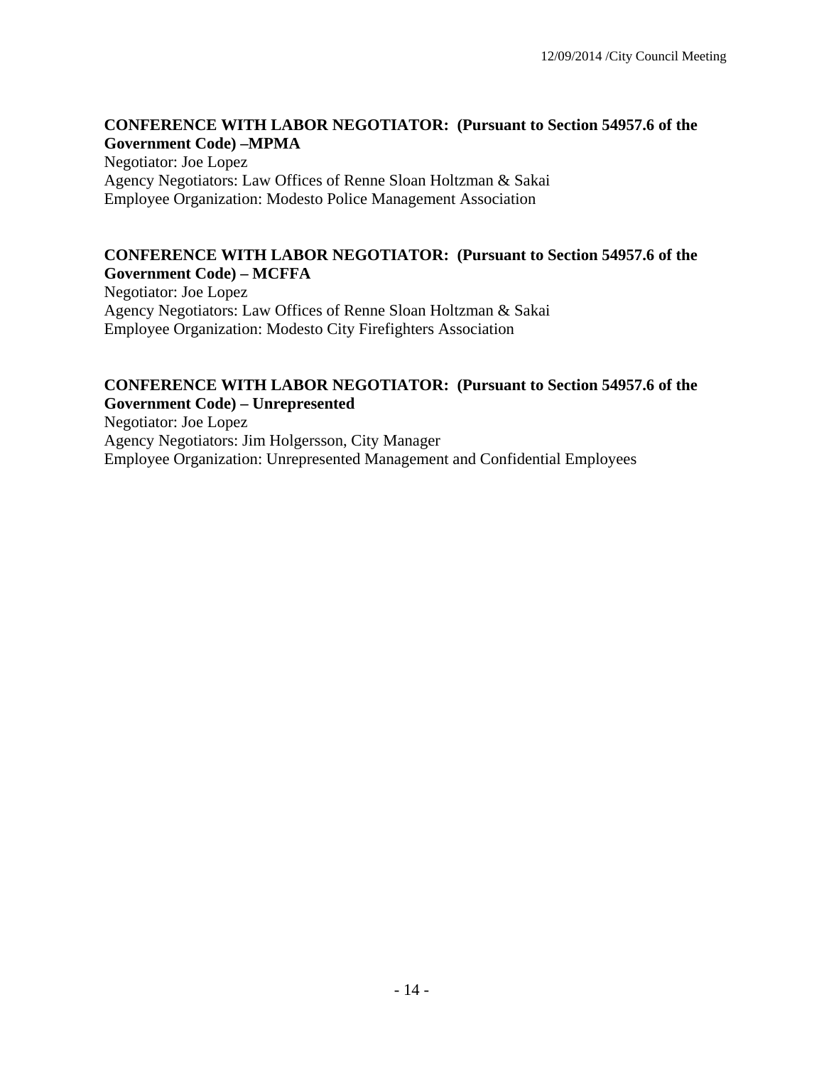**CONFERENCE WITH LABOR NEGOTIATOR: (Pursuant to Section 54957.6 of the Government Code) –MPMA**

Negotiator: Joe Lopez
Agency Negotiators: Law Offices of Renne Sloan Holtzman & Sakai
Employee Organization: Modesto Police Management Association

**CONFERENCE WITH LABOR NEGOTIATOR: (Pursuant to Section 54957.6 of the Government Code) – MCFFA**

Negotiator: Joe Lopez
Agency Negotiators: Law Offices of Renne Sloan Holtzman & Sakai
Employee Organization: Modesto City Firefighters Association

**CONFERENCE WITH LABOR NEGOTIATOR: (Pursuant to Section 54957.6 of the Government Code) – Unrepresented**

Negotiator: Joe Lopez
Agency Negotiators: Jim Holgersson, City Manager
Employee Organization: Unrepresented Management and Confidential Employees